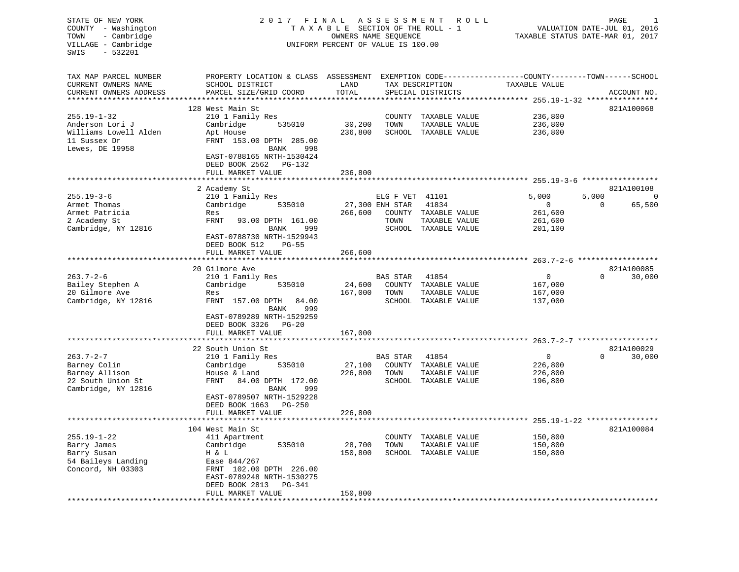STATE OF NEW YORK
COUNTY - Washington
TOWN - Cambridge
VILLAGE - Cambridge
SWIS - 532201

2 0 1 7 F I N A L A S S E S S M E N T R O L L
T A X A B L E SECTION OF THE ROLL - 1
OWNERS NAME SEQUENCE
UNIFORM PERCENT OF VALUE IS 100.00

VALUATION DATE-JUL 01, 2016
TAXABLE STATUS DATE-MAR 01, 2017

| TAX MAP PARCEL NUMBER / CURRENT OWNERS NAME / CURRENT OWNERS ADDRESS | PROPERTY LOCATION & CLASS / SCHOOL DISTRICT / PARCEL SIZE/GRID COORD | ASSESSMENT LAND / TOTAL | EXEMPTION CODE / TAX DESCRIPTION / SPECIAL DISTRICTS | COUNTY TAXABLE VALUE | TOWN | SCHOOL | ACCOUNT NO. |
|---|---|---|---|---|---|---|---|
| 255.19-1-32 | 128 West Main St | | | | | | 821A100068 |
| Anderson Lori J | 210 1 Family Res | | COUNTY TAXABLE VALUE | 236,800 | | | |
| Williams Lowell Alden | Cambridge 535010 | 30,200 | TOWN TAXABLE VALUE | 236,800 | | | |
| 11 Sussex Dr | Apt House | 236,800 | SCHOOL TAXABLE VALUE | 236,800 | | | |
| Lewes, DE 19958 | FRNT 153.00 DPTH 285.00 | | | | | | |
| | BANK 998 | | | | | | |
| | EAST-0788165 NRTH-1530424 | | | | | | |
| | DEED BOOK 2562 PG-132 | | | | | | |
| | FULL MARKET VALUE | 236,800 | | | | | |
| 255.19-3-6 | 2 Academy St | | | | | | 821A100108 |
| Armet Thomas | 210 1 Family Res | | ELG F VET 41101 | 5,000 | 5,000 | 0 | |
| Armet Patricia | Cambridge 535010 | 27,300 | ENH STAR 41834 | 0 | 0 | 65,500 | |
| 2 Academy St | Res | 266,600 | COUNTY TAXABLE VALUE | 261,600 | | | |
| Cambridge, NY 12816 | FRNT 93.00 DPTH 161.00 | | TOWN TAXABLE VALUE | 261,600 | | | |
| | BANK 999 | | SCHOOL TAXABLE VALUE | 201,100 | | | |
| | EAST-0788730 NRTH-1529943 | | | | | | |
| | DEED BOOK 512 PG-55 | | | | | | |
| | FULL MARKET VALUE | 266,600 | | | | | |
| 263.7-2-6 | 20 Gilmore Ave | | | | | | 821A100085 |
| Bailey Stephen A | 210 1 Family Res | | BAS STAR 41854 | 0 | 0 | 30,000 | |
| 20 Gilmore Ave | Cambridge 535010 | 24,600 | COUNTY TAXABLE VALUE | 167,000 | | | |
| Cambridge, NY 12816 | Res | 167,000 | TOWN TAXABLE VALUE | 167,000 | | | |
| | FRNT 157.00 DPTH 84.00 | | SCHOOL TAXABLE VALUE | 137,000 | | | |
| | BANK 999 | | | | | | |
| | EAST-0789289 NRTH-1529259 | | | | | | |
| | DEED BOOK 3326 PG-20 | | | | | | |
| | FULL MARKET VALUE | 167,000 | | | | | |
| 263.7-2-7 | 22 South Union St | | | | | | 821A100029 |
| Barney Colin | 210 1 Family Res | | BAS STAR 41854 | 0 | 0 | 30,000 | |
| Barney Allison | Cambridge 535010 | 27,100 | COUNTY TAXABLE VALUE | 226,800 | | | |
| 22 South Union St | House & Land | 226,800 | TOWN TAXABLE VALUE | 226,800 | | | |
| Cambridge, NY 12816 | FRNT 84.00 DPTH 172.00 | | SCHOOL TAXABLE VALUE | 196,800 | | | |
| | BANK 999 | | | | | | |
| | EAST-0789507 NRTH-1529228 | | | | | | |
| | DEED BOOK 1663 PG-250 | | | | | | |
| | FULL MARKET VALUE | 226,800 | | | | | |
| 255.19-1-22 | 104 West Main St | | | | | | 821A100084 |
| Barry James | 411 Apartment | | COUNTY TAXABLE VALUE | 150,800 | | | |
| Barry Susan | Cambridge 535010 | 28,700 | TOWN TAXABLE VALUE | 150,800 | | | |
| 54 Baileys Landing | H & L | 150,800 | SCHOOL TAXABLE VALUE | 150,800 | | | |
| Concord, NH 03303 | Ease 844/267 | | | | | | |
| | FRNT 102.00 DPTH 226.00 | | | | | | |
| | EAST-0789248 NRTH-1530275 | | | | | | |
| | DEED BOOK 2813 PG-341 | | | | | | |
| | FULL MARKET VALUE | 150,800 | | | | | |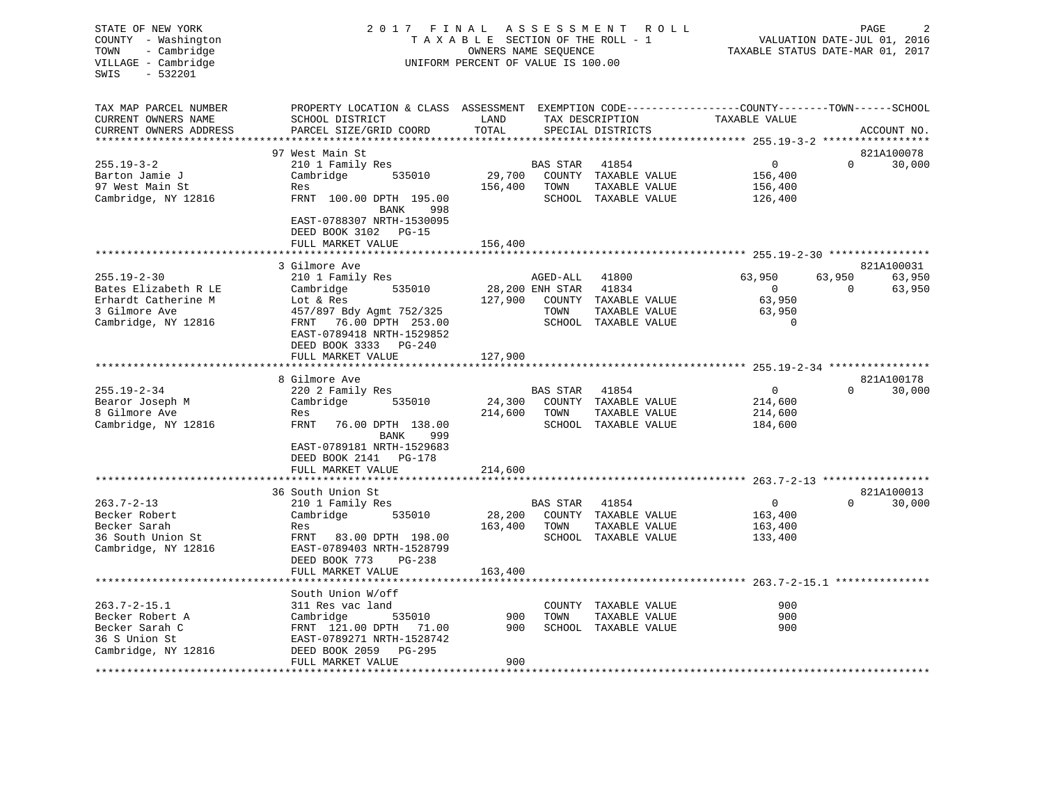STATE OF NEW YORK
COUNTY - Washington
TOWN - Cambridge
VILLAGE - Cambridge
SWIS - 532201

# 2017 FINAL ASSESSMENT ROLL

TAXABLE SECTION OF THE ROLL - 1
OWNERS NAME SEQUENCE
UNIFORM PERCENT OF VALUE IS 100.00

VALUATION DATE-JUL 01, 2016
TAXABLE STATUS DATE-MAR 01, 2017

| TAX MAP PARCEL NUMBER / CURRENT OWNERS NAME / CURRENT OWNERS ADDRESS | PROPERTY LOCATION & CLASS / SCHOOL DISTRICT / PARCEL SIZE/GRID COORD | ASSESSMENT LAND / TOTAL | EXEMPTION CODE / TAX DESCRIPTION / SPECIAL DISTRICTS | COUNTY TAXABLE VALUE | TOWN | SCHOOL / ACCOUNT NO. |
|---|---|---|---|---|---|---|
| | 97 West Main St | | | | | 821A100078 |
| 255.19-3-2 | 210 1 Family Res | | BAS STAR 41854 | 0 | 0 | 30,000 |
| Barton Jamie J | Cambridge 535010 | 29,700 | COUNTY TAXABLE VALUE | 156,400 | | |
| 97 West Main St | Res | 156,400 | TOWN TAXABLE VALUE | 156,400 | | |
| Cambridge, NY 12816 | FRNT 100.00 DPTH 195.00 | | SCHOOL TAXABLE VALUE | 126,400 | | |
| | BANK 998 | | | | | |
| | EAST-0788307 NRTH-1530095 | | | | | |
| | DEED BOOK 3102 PG-15 | | | | | |
| | FULL MARKET VALUE | 156,400 | | | | |
| | 3 Gilmore Ave | | | | | 821A100031 |
| 255.19-2-30 | 210 1 Family Res | | AGED-ALL 41800 | 63,950 | 63,950 | 63,950 |
| Bates Elizabeth R LE | Cambridge 535010 | 28,200 | ENH STAR 41834 | 0 | 0 | 63,950 |
| Erhardt Catherine M | Lot & Res | 127,900 | COUNTY TAXABLE VALUE | 63,950 | | |
| 3 Gilmore Ave | 457/897 Bdy Agmt 752/325 | | TOWN TAXABLE VALUE | 63,950 | | |
| Cambridge, NY 12816 | FRNT 76.00 DPTH 253.00 | | SCHOOL TAXABLE VALUE | 0 | | |
| | EAST-0789418 NRTH-1529852 | | | | | |
| | DEED BOOK 3333 PG-240 | | | | | |
| | FULL MARKET VALUE | 127,900 | | | | |
| | 8 Gilmore Ave | | | | | 821A100178 |
| 255.19-2-34 | 220 2 Family Res | | BAS STAR 41854 | 0 | 0 | 30,000 |
| Bearor Joseph M | Cambridge 535010 | 24,300 | COUNTY TAXABLE VALUE | 214,600 | | |
| 8 Gilmore Ave | Res | 214,600 | TOWN TAXABLE VALUE | 214,600 | | |
| Cambridge, NY 12816 | FRNT 76.00 DPTH 138.00 | | SCHOOL TAXABLE VALUE | 184,600 | | |
| | BANK 999 | | | | | |
| | EAST-0789181 NRTH-1529683 | | | | | |
| | DEED BOOK 2141 PG-178 | | | | | |
| | FULL MARKET VALUE | 214,600 | | | | |
| | 36 South Union St | | | | | 821A100013 |
| 263.7-2-13 | 210 1 Family Res | | BAS STAR 41854 | 0 | 0 | 30,000 |
| Becker Robert | Cambridge 535010 | 28,200 | COUNTY TAXABLE VALUE | 163,400 | | |
| Becker Sarah | Res | 163,400 | TOWN TAXABLE VALUE | 163,400 | | |
| 36 South Union St | FRNT 83.00 DPTH 198.00 | | SCHOOL TAXABLE VALUE | 133,400 | | |
| Cambridge, NY 12816 | EAST-0789403 NRTH-1528799 | | | | | |
| | DEED BOOK 773 PG-238 | | | | | |
| | FULL MARKET VALUE | 163,400 | | | | |
| | South Union W/off | | | | | |
| 263.7-2-15.1 | 311 Res vac land | | COUNTY TAXABLE VALUE | 900 | | |
| Becker Robert A | Cambridge 535010 | 900 | TOWN TAXABLE VALUE | 900 | | |
| Becker Sarah C | FRNT 121.00 DPTH 71.00 | 900 | SCHOOL TAXABLE VALUE | 900 | | |
| 36 S Union St | EAST-0789271 NRTH-1528742 | | | | | |
| Cambridge, NY 12816 | DEED BOOK 2059 PG-295 | | | | | |
| | FULL MARKET VALUE | 900 | | | | |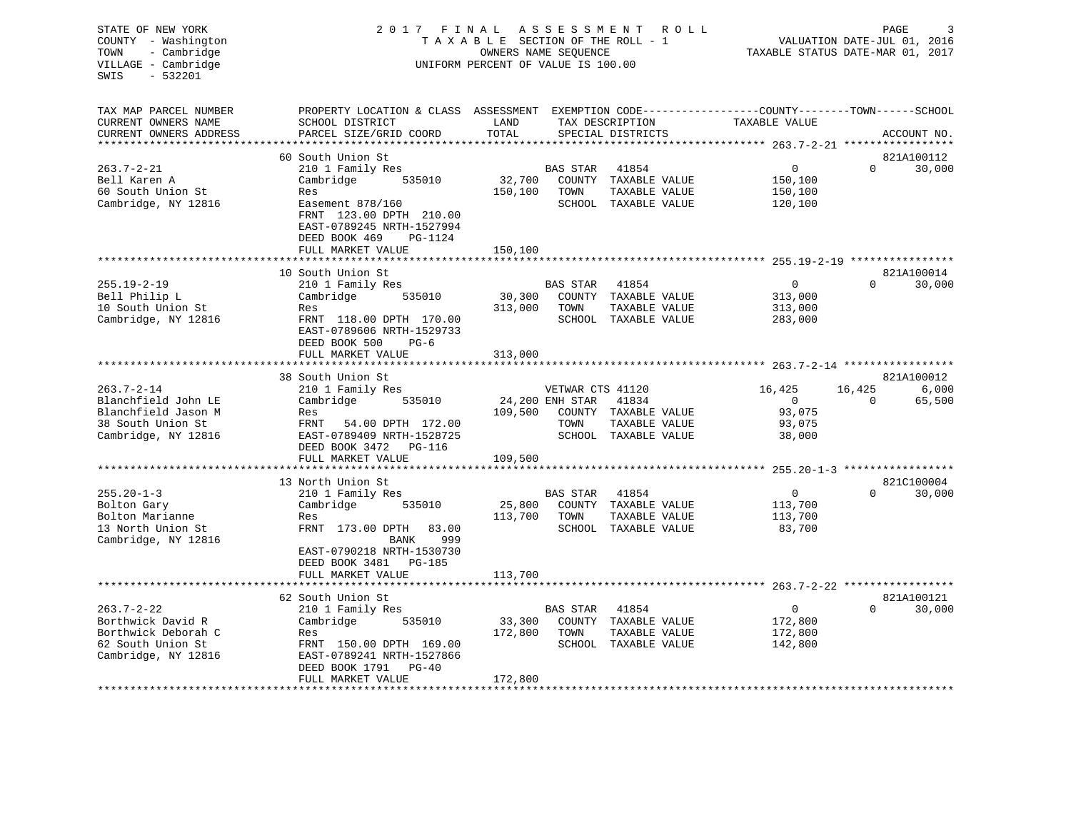STATE OF NEW YORK
COUNTY - Washington
TOWN - Cambridge
VILLAGE - Cambridge
SWIS - 532201

2017 FINAL ASSESSMENT ROLL
TAXABLE SECTION OF THE ROLL - 1
OWNERS NAME SEQUENCE
UNIFORM PERCENT OF VALUE IS 100.00

VALUATION DATE-JUL 01, 2016
TAXABLE STATUS DATE-MAR 01, 2017

| TAX MAP PARCEL NUMBER / CURRENT OWNERS NAME / CURRENT OWNERS ADDRESS | PROPERTY LOCATION & CLASS / SCHOOL DISTRICT / PARCEL SIZE/GRID COORD | ASSESSMENT LAND / TOTAL | EXEMPTION CODE / TAX DESCRIPTION / SPECIAL DISTRICTS | COUNTY TAXABLE VALUE | TOWN | SCHOOL / ACCOUNT NO. |
|---|---|---|---|---|---|---|
| | 60 South Union St | | | | | 821A100112 |
| 263.7-2-21 | 210 1 Family Res | | BAS STAR 41854 | 0 | 0 | 30,000 |
| Bell Karen A | Cambridge 535010 | 32,700 | COUNTY TAXABLE VALUE | 150,100 | | |
| 60 South Union St | Res | 150,100 | TOWN TAXABLE VALUE | 150,100 | | |
| Cambridge, NY 12816 | Easement 878/160 | | SCHOOL TAXABLE VALUE | 120,100 | | |
| | FRNT 123.00 DPTH 210.00 | | | | | |
| | EAST-0789245 NRTH-1527994 | | | | | |
| | DEED BOOK 469 PG-1124 | | | | | |
| | FULL MARKET VALUE | 150,100 | | | | |
| | 10 South Union St | | | | | 821A100014 |
| 255.19-2-19 | 210 1 Family Res | | BAS STAR 41854 | 0 | 0 | 30,000 |
| Bell Philip L | Cambridge 535010 | 30,300 | COUNTY TAXABLE VALUE | 313,000 | | |
| 10 South Union St | Res | 313,000 | TOWN TAXABLE VALUE | 313,000 | | |
| Cambridge, NY 12816 | FRNT 118.00 DPTH 170.00 | | SCHOOL TAXABLE VALUE | 283,000 | | |
| | EAST-0789606 NRTH-1529733 | | | | | |
| | DEED BOOK 500 PG-6 | | | | | |
| | FULL MARKET VALUE | 313,000 | | | | |
| | 38 South Union St | | | | | 821A100012 |
| 263.7-2-14 | 210 1 Family Res | | VETWAR CTS 41120 | 16,425 | 16,425 | 6,000 |
| Blanchfield John LE | Cambridge 535010 | 24,200 | ENH STAR 41834 | 0 | 0 | 65,500 |
| Blanchfield Jason M | Res | 109,500 | COUNTY TAXABLE VALUE | 93,075 | | |
| 38 South Union St | FRNT 54.00 DPTH 172.00 | | TOWN TAXABLE VALUE | 93,075 | | |
| Cambridge, NY 12816 | EAST-0789409 NRTH-1528725 | | SCHOOL TAXABLE VALUE | 38,000 | | |
| | DEED BOOK 3472 PG-116 | | | | | |
| | FULL MARKET VALUE | 109,500 | | | | |
| | 13 North Union St | | | | | 821C100004 |
| 255.20-1-3 | 210 1 Family Res | | BAS STAR 41854 | 0 | 0 | 30,000 |
| Bolton Gary | Cambridge 535010 | 25,800 | COUNTY TAXABLE VALUE | 113,700 | | |
| Bolton Marianne | Res | 113,700 | TOWN TAXABLE VALUE | 113,700 | | |
| 13 North Union St | FRNT 173.00 DPTH 83.00 | | SCHOOL TAXABLE VALUE | 83,700 | | |
| Cambridge, NY 12816 | BANK 999 | | | | | |
| | EAST-0790218 NRTH-1530730 | | | | | |
| | DEED BOOK 3481 PG-185 | | | | | |
| | FULL MARKET VALUE | 113,700 | | | | |
| | 62 South Union St | | | | | 821A100121 |
| 263.7-2-22 | 210 1 Family Res | | BAS STAR 41854 | 0 | 0 | 30,000 |
| Borthwick David R | Cambridge 535010 | 33,300 | COUNTY TAXABLE VALUE | 172,800 | | |
| Borthwick Deborah C | Res | 172,800 | TOWN TAXABLE VALUE | 172,800 | | |
| 62 South Union St | FRNT 150.00 DPTH 169.00 | | SCHOOL TAXABLE VALUE | 142,800 | | |
| Cambridge, NY 12816 | EAST-0789241 NRTH-1527866 | | | | | |
| | DEED BOOK 1791 PG-40 | | | | | |
| | FULL MARKET VALUE | 172,800 | | | | |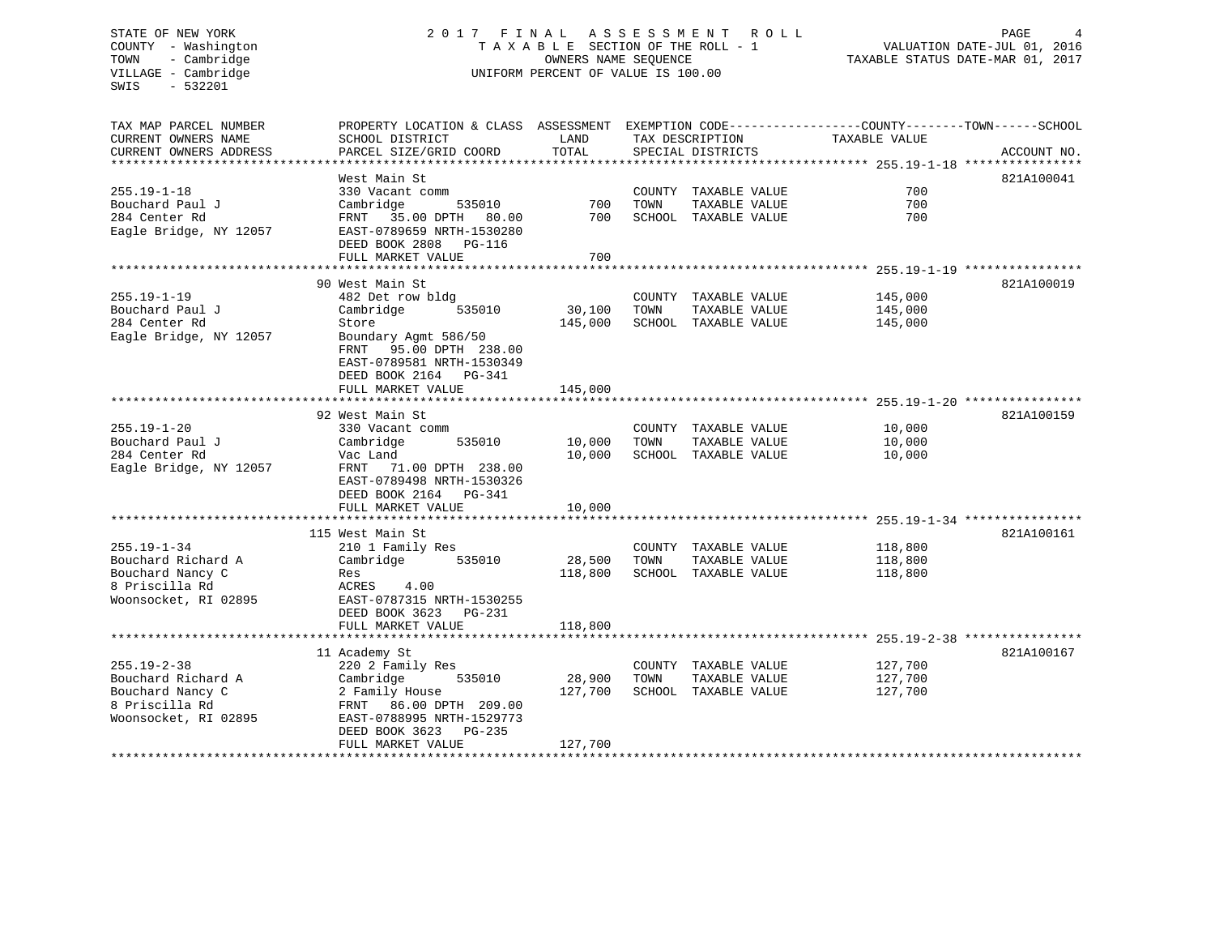STATE OF NEW YORK
COUNTY - Washington
TOWN - Cambridge
VILLAGE - Cambridge
SWIS - 532201

# 2017 FINAL ASSESSMENT ROLL

TAXABLE SECTION OF THE ROLL - 1
OWNERS NAME SEQUENCE
UNIFORM PERCENT OF VALUE IS 100.00

VALUATION DATE-JUL 01, 2016
TAXABLE STATUS DATE-MAR 01, 2017

| TAX MAP PARCEL NUMBER / CURRENT OWNERS NAME / CURRENT OWNERS ADDRESS | PROPERTY LOCATION & CLASS / SCHOOL DISTRICT / PARCEL SIZE/GRID COORD | ASSESSMENT LAND | TOTAL | EXEMPTION CODE / TAX DESCRIPTION / SPECIAL DISTRICTS | TAXABLE VALUE (COUNTY / TOWN / SCHOOL) | ACCOUNT NO. |
|---|---|---|---|---|---|---|
| 255.19-1-18 | West Main St | | | | | 821A100041 |
| 255.19-1-18 | 330 Vacant comm | | | COUNTY TAXABLE VALUE | 700 | |
| Bouchard Paul J | Cambridge 535010 | 700 | | TOWN TAXABLE VALUE | 700 | |
| 284 Center Rd | FRNT 35.00 DPTH 80.00 | | 700 | SCHOOL TAXABLE VALUE | 700 | |
| Eagle Bridge, NY 12057 | EAST-0789659 NRTH-1530280 | | | | | |
| | DEED BOOK 2808 PG-116 | | | | | |
| | FULL MARKET VALUE | | 700 | | | |
| 255.19-1-19 | 90 West Main St | | | | | 821A100019 |
| 255.19-1-19 | 482 Det row bldg | | | COUNTY TAXABLE VALUE | 145,000 | |
| Bouchard Paul J | Cambridge 535010 | 30,100 | | TOWN TAXABLE VALUE | 145,000 | |
| 284 Center Rd | Store | | 145,000 | SCHOOL TAXABLE VALUE | 145,000 | |
| Eagle Bridge, NY 12057 | Boundary Agmt 586/50 | | | | | |
| | FRNT 95.00 DPTH 238.00 | | | | | |
| | EAST-0789581 NRTH-1530349 | | | | | |
| | DEED BOOK 2164 PG-341 | | | | | |
| | FULL MARKET VALUE | | 145,000 | | | |
| 255.19-1-20 | 92 West Main St | | | | | 821A100159 |
| 255.19-1-20 | 330 Vacant comm | | | COUNTY TAXABLE VALUE | 10,000 | |
| Bouchard Paul J | Cambridge 535010 | 10,000 | | TOWN TAXABLE VALUE | 10,000 | |
| 284 Center Rd | Vac Land | | 10,000 | SCHOOL TAXABLE VALUE | 10,000 | |
| Eagle Bridge, NY 12057 | FRNT 71.00 DPTH 238.00 | | | | | |
| | EAST-0789498 NRTH-1530326 | | | | | |
| | DEED BOOK 2164 PG-341 | | | | | |
| | FULL MARKET VALUE | | 10,000 | | | |
| 255.19-1-34 | 115 West Main St | | | | | 821A100161 |
| 255.19-1-34 | 210 1 Family Res | | | COUNTY TAXABLE VALUE | 118,800 | |
| Bouchard Richard A | Cambridge 535010 | 28,500 | | TOWN TAXABLE VALUE | 118,800 | |
| Bouchard Nancy C | Res | | 118,800 | SCHOOL TAXABLE VALUE | 118,800 | |
| 8 Priscilla Rd | ACRES 4.00 | | | | | |
| Woonsocket, RI 02895 | EAST-0787315 NRTH-1530255 | | | | | |
| | DEED BOOK 3623 PG-231 | | | | | |
| | FULL MARKET VALUE | | 118,800 | | | |
| 255.19-2-38 | 11 Academy St | | | | | 821A100167 |
| 255.19-2-38 | 220 2 Family Res | | | COUNTY TAXABLE VALUE | 127,700 | |
| Bouchard Richard A | Cambridge 535010 | 28,900 | | TOWN TAXABLE VALUE | 127,700 | |
| Bouchard Nancy C | 2 Family House | | 127,700 | SCHOOL TAXABLE VALUE | 127,700 | |
| 8 Priscilla Rd | FRNT 86.00 DPTH 209.00 | | | | | |
| Woonsocket, RI 02895 | EAST-0788995 NRTH-1529773 | | | | | |
| | DEED BOOK 3623 PG-235 | | | | | |
| | FULL MARKET VALUE | | 127,700 | | | |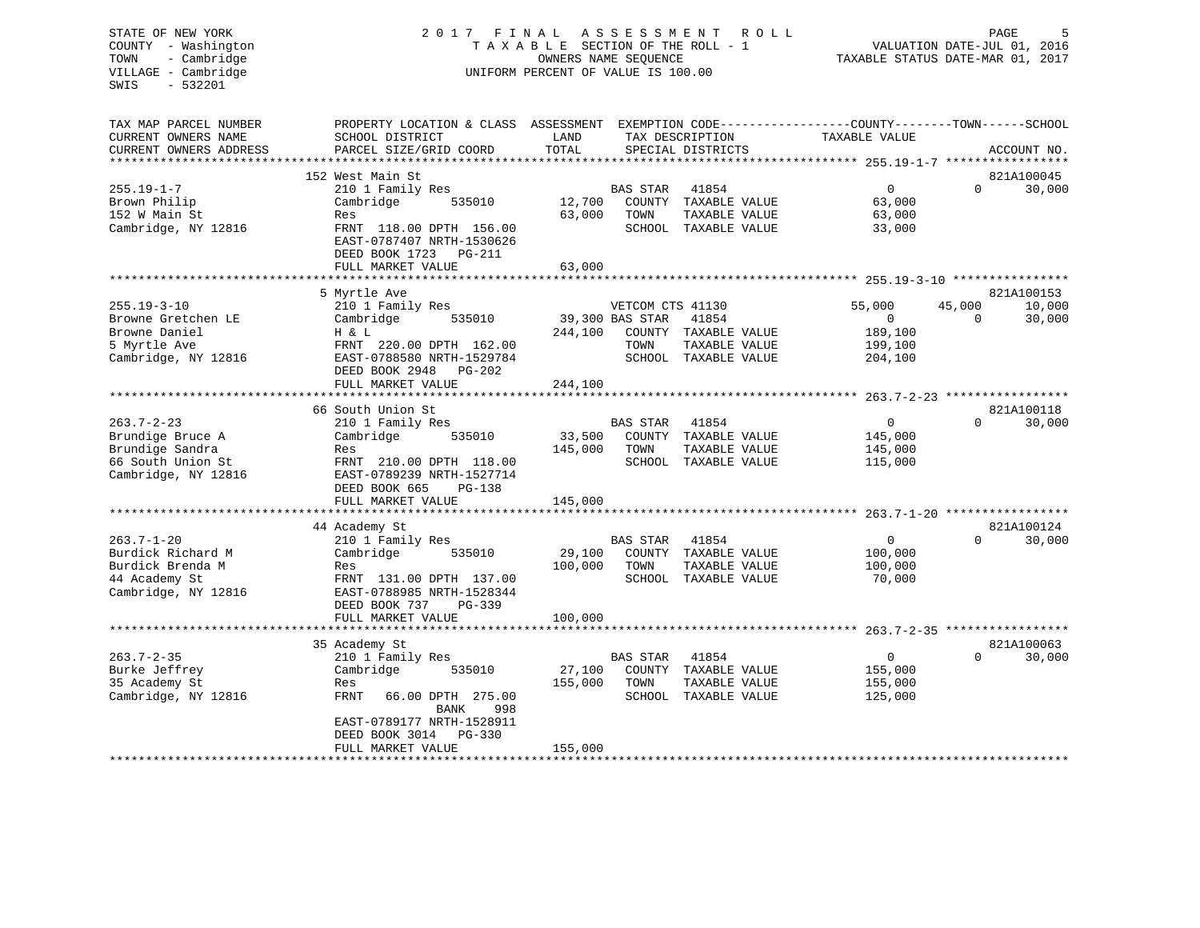STATE OF NEW YORK
COUNTY - Washington
TOWN - Cambridge
VILLAGE - Cambridge
SWIS - 532201

2017 FINAL ASSESSMENT ROLL
TAXABLE SECTION OF THE ROLL - 1
OWNERS NAME SEQUENCE
UNIFORM PERCENT OF VALUE IS 100.00

VALUATION DATE-JUL 01, 2016
TAXABLE STATUS DATE-MAR 01, 2017

```
TAX MAP PARCEL NUMBER          PROPERTY LOCATION & CLASS  ASSESSMENT  EXEMPTION CODE------------------COUNTY--------TOWN------SCHOOL
CURRENT OWNERS NAME            SCHOOL DISTRICT               LAND      TAX DESCRIPTION            TAXABLE VALUE
CURRENT OWNERS ADDRESS         PARCEL SIZE/GRID COORD        TOTAL     SPECIAL DISTRICTS                                    ACCOUNT NO.
******************************************************************************************************* 255.19-1-7 *****************
                               152 West Main St                                                                        821A100045
255.19-1-7                     210 1 Family Res                  BAS STAR   41854                 0             0      30,000
Brown Philip                   Cambridge        535010     12,700   COUNTY  TAXABLE VALUE          63,000
152 W Main St                  Res                         63,000   TOWN    TAXABLE VALUE          63,000
Cambridge, NY 12816            FRNT 118.00 DPTH 156.00              SCHOOL  TAXABLE VALUE          33,000
                               EAST-0787407 NRTH-1530626
                               DEED BOOK 1723   PG-211
                               FULL MARKET VALUE           63,000
******************************************************************************************************* 255.19-3-10 ****************
                               5 Myrtle Ave                                                                            821A100153
255.19-3-10                    210 1 Family Res                  VETCOM CTS 41130             55,000        45,000      10,000
Browne Gretchen LE             Cambridge        535010     39,300 BAS STAR   41854                 0             0      30,000
Browne Daniel                  H & L                      244,100   COUNTY  TAXABLE VALUE         189,100
5 Myrtle Ave                   FRNT 220.00 DPTH 162.00              TOWN    TAXABLE VALUE         199,100
Cambridge, NY 12816            EAST-0788580 NRTH-1529784            SCHOOL  TAXABLE VALUE         204,100
                               DEED BOOK 2948   PG-202
                               FULL MARKET VALUE          244,100
******************************************************************************************************* 263.7-2-23 *****************
                               66 South Union St                                                                       821A100118
263.7-2-23                     210 1 Family Res                  BAS STAR   41854                 0             0      30,000
Brundige Bruce A               Cambridge        535010     33,500   COUNTY  TAXABLE VALUE         145,000
Brundige Sandra                Res                        145,000   TOWN    TAXABLE VALUE         145,000
66 South Union St              FRNT 210.00 DPTH 118.00              SCHOOL  TAXABLE VALUE         115,000
Cambridge, NY 12816            EAST-0789239 NRTH-1527714
                               DEED BOOK 665    PG-138
                               FULL MARKET VALUE          145,000
******************************************************************************************************* 263.7-1-20 *****************
                               44 Academy St                                                                           821A100124
263.7-1-20                     210 1 Family Res                  BAS STAR   41854                 0             0      30,000
Burdick Richard M              Cambridge        535010     29,100   COUNTY  TAXABLE VALUE         100,000
Burdick Brenda M               Res                        100,000   TOWN    TAXABLE VALUE         100,000
44 Academy St                  FRNT 131.00 DPTH 137.00              SCHOOL  TAXABLE VALUE          70,000
Cambridge, NY 12816            EAST-0788985 NRTH-1528344
                               DEED BOOK 737    PG-339
                               FULL MARKET VALUE          100,000
******************************************************************************************************* 263.7-2-35 *****************
                               35 Academy St                                                                           821A100063
263.7-2-35                     210 1 Family Res                  BAS STAR   41854                 0             0      30,000
Burke Jeffrey                  Cambridge        535010     27,100   COUNTY  TAXABLE VALUE         155,000
35 Academy St                  Res                        155,000   TOWN    TAXABLE VALUE         155,000
Cambridge, NY 12816            FRNT  66.00 DPTH 275.00              SCHOOL  TAXABLE VALUE         125,000
                                         BANK     998
                               EAST-0789177 NRTH-1528911
                               DEED BOOK 3014   PG-330
                               FULL MARKET VALUE          155,000
************************************************************************************************************************************
```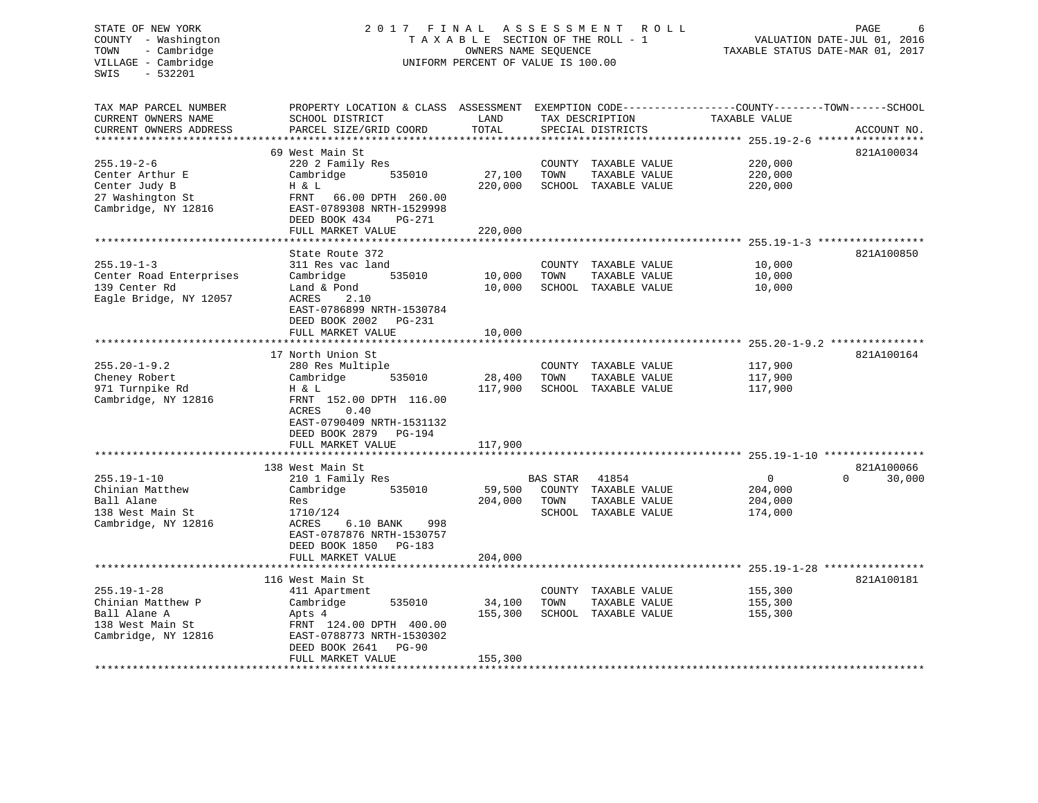STATE OF NEW YORK
COUNTY - Washington
TOWN - Cambridge
VILLAGE - Cambridge
SWIS - 532201

2017 FINAL ASSESSMENT ROLL
TAXABLE SECTION OF THE ROLL - 1
OWNERS NAME SEQUENCE
UNIFORM PERCENT OF VALUE IS 100.00

VALUATION DATE-JUL 01, 2016
TAXABLE STATUS DATE-MAR 01, 2017

| TAX MAP PARCEL NUMBER / CURRENT OWNERS NAME / CURRENT OWNERS ADDRESS | PROPERTY LOCATION & CLASS / SCHOOL DISTRICT / PARCEL SIZE/GRID COORD | ASSESSMENT LAND | TOTAL | EXEMPTION CODE / TAX DESCRIPTION / SPECIAL DISTRICTS | COUNTY TAXABLE VALUE | TOWN | SCHOOL | ACCOUNT NO. |
|---|---|---|---|---|---|---|---|---|
| **255.19-2-6** | 69 West Main St | | | | | | | 821A100034 |
| 255.19-2-6 | 220 2 Family Res | | | COUNTY TAXABLE VALUE | 220,000 | | | |
| Center Arthur E | Cambridge 535010 | 27,100 | | TOWN TAXABLE VALUE | 220,000 | | | |
| Center Judy B | H & L | | 220,000 | SCHOOL TAXABLE VALUE | 220,000 | | | |
| 27 Washington St | FRNT 66.00 DPTH 260.00 | | | | | | | |
| Cambridge, NY 12816 | EAST-0789308 NRTH-1529998 | | | | | | | |
| | DEED BOOK 434 PG-271 | | | | | | | |
| | FULL MARKET VALUE | | 220,000 | | | | | |
| **255.19-1-3** | State Route 372 | | | | | | | 821A100850 |
| 255.19-1-3 | 311 Res vac land | | | COUNTY TAXABLE VALUE | 10,000 | | | |
| Center Road Enterprises | Cambridge 535010 | 10,000 | | TOWN TAXABLE VALUE | 10,000 | | | |
| 139 Center Rd | Land & Pond | | 10,000 | SCHOOL TAXABLE VALUE | 10,000 | | | |
| Eagle Bridge, NY 12057 | ACRES 2.10 | | | | | | | |
| | EAST-0786899 NRTH-1530784 | | | | | | | |
| | DEED BOOK 2002 PG-231 | | | | | | | |
| | FULL MARKET VALUE | | 10,000 | | | | | |
| **255.20-1-9.2** | 17 North Union St | | | | | | | 821A100164 |
| 255.20-1-9.2 | 280 Res Multiple | | | COUNTY TAXABLE VALUE | 117,900 | | | |
| Cheney Robert | Cambridge 535010 | 28,400 | | TOWN TAXABLE VALUE | 117,900 | | | |
| 971 Turnpike Rd | H & L | | 117,900 | SCHOOL TAXABLE VALUE | 117,900 | | | |
| Cambridge, NY 12816 | FRNT 152.00 DPTH 116.00 | | | | | | | |
| | ACRES 0.40 | | | | | | | |
| | EAST-0790409 NRTH-1531132 | | | | | | | |
| | DEED BOOK 2879 PG-194 | | | | | | | |
| | FULL MARKET VALUE | | 117,900 | | | | | |
| **255.19-1-10** | 138 West Main St | | | | | | | 821A100066 |
| 255.19-1-10 | 210 1 Family Res | | | BAS STAR 41854 | 0 | 0 | 30,000 | |
| Chinian Matthew | Cambridge 535010 | 59,500 | | COUNTY TAXABLE VALUE | 204,000 | | | |
| Ball Alane | Res | | 204,000 | TOWN TAXABLE VALUE | 204,000 | | | |
| 138 West Main St | 1710/124 | | | SCHOOL TAXABLE VALUE | 174,000 | | | |
| Cambridge, NY 12816 | ACRES 6.10 BANK 998 | | | | | | | |
| | EAST-0787876 NRTH-1530757 | | | | | | | |
| | DEED BOOK 1850 PG-183 | | | | | | | |
| | FULL MARKET VALUE | | 204,000 | | | | | |
| **255.19-1-28** | 116 West Main St | | | | | | | 821A100181 |
| 255.19-1-28 | 411 Apartment | | | COUNTY TAXABLE VALUE | 155,300 | | | |
| Chinian Matthew P | Cambridge 535010 | 34,100 | | TOWN TAXABLE VALUE | 155,300 | | | |
| Ball Alane A | Apts 4 | | 155,300 | SCHOOL TAXABLE VALUE | 155,300 | | | |
| 138 West Main St | FRNT 124.00 DPTH 400.00 | | | | | | | |
| Cambridge, NY 12816 | EAST-0788773 NRTH-1530302 | | | | | | | |
| | DEED BOOK 2641 PG-90 | | | | | | | |
| | FULL MARKET VALUE | | 155,300 | | | | | |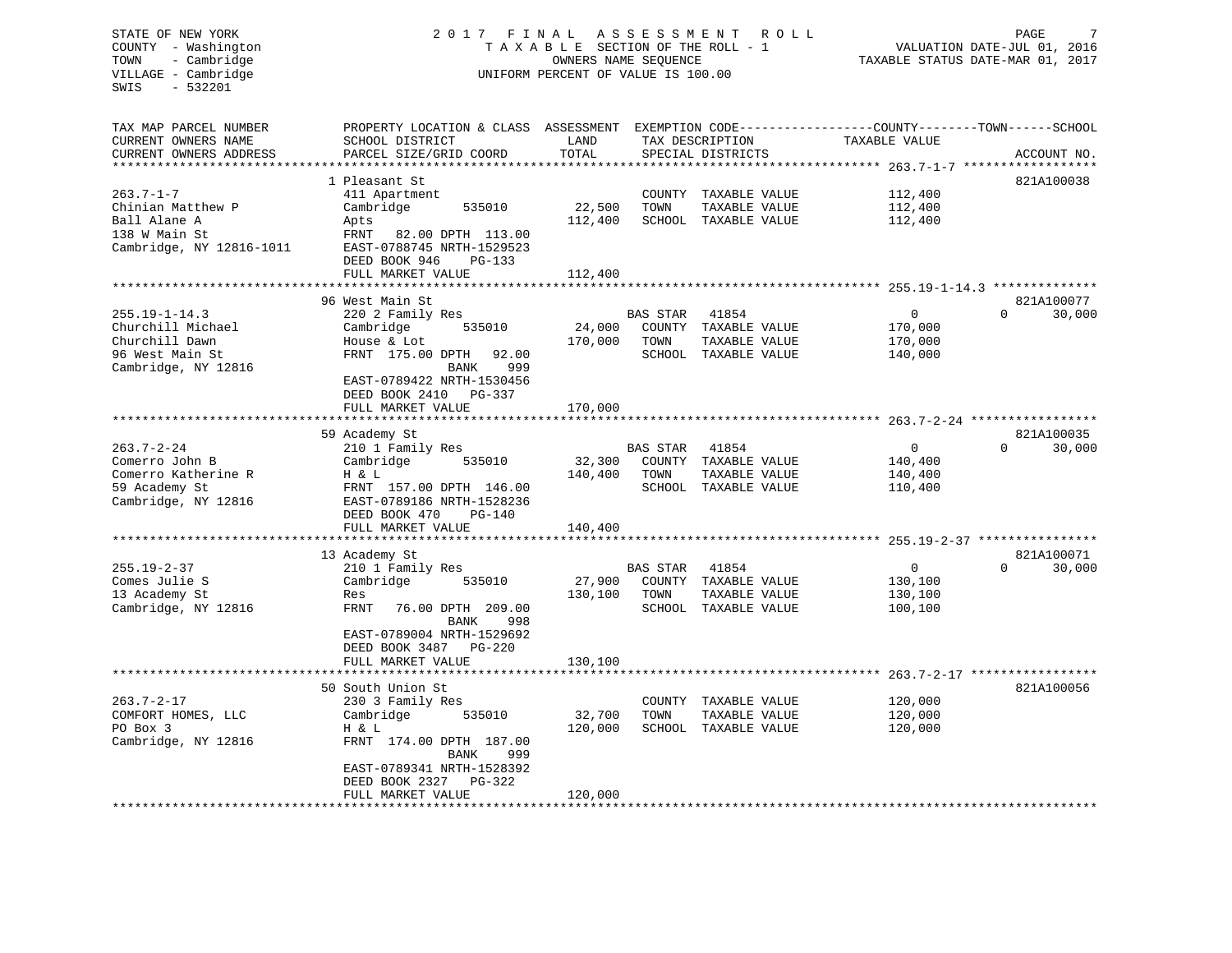STATE OF NEW YORK
COUNTY - Washington
TOWN - Cambridge
VILLAGE - Cambridge
SWIS - 532201

2017 FINAL ASSESSMENT ROLL
TAXABLE SECTION OF THE ROLL - 1
OWNERS NAME SEQUENCE
UNIFORM PERCENT OF VALUE IS 100.00

VALUATION DATE-JUL 01, 2016
TAXABLE STATUS DATE-MAR 01, 2017

| TAX MAP PARCEL NUMBER / CURRENT OWNERS NAME / CURRENT OWNERS ADDRESS | PROPERTY LOCATION & CLASS / SCHOOL DISTRICT / PARCEL SIZE/GRID COORD | ASSESSMENT LAND / TOTAL | EXEMPTION CODE / TAX DESCRIPTION / SPECIAL DISTRICTS | COUNTY / TAXABLE VALUE | TOWN | SCHOOL | ACCOUNT NO. |
|---|---|---|---|---|---|---|---|
| 263.7-1-7 | 1 Pleasant St | | | | | | 821A100038 |
| 263.7-1-7 | 411 Apartment | | COUNTY TAXABLE VALUE | 112,400 | | | |
| Chinian Matthew P | Cambridge 535010 | 22,500 | TOWN TAXABLE VALUE | 112,400 | | | |
| Ball Alane A | Apts | 112,400 | SCHOOL TAXABLE VALUE | 112,400 | | | |
| 138 W Main St | FRNT 82.00 DPTH 113.00 | | | | | | |
| Cambridge, NY 12816-1011 | EAST-0788745 NRTH-1529523 | | | | | | |
| | DEED BOOK 946 PG-133 | | | | | | |
| | FULL MARKET VALUE | 112,400 | | | | | |
| 255.19-1-14.3 | 96 West Main St | | | | | | 821A100077 |
| 255.19-1-14.3 | 220 2 Family Res | | BAS STAR 41854 | 0 | 0 | 30,000 | |
| Churchill Michael | Cambridge 535010 | 24,000 | COUNTY TAXABLE VALUE | 170,000 | | | |
| Churchill Dawn | House & Lot | 170,000 | TOWN TAXABLE VALUE | 170,000 | | | |
| 96 West Main St | FRNT 175.00 DPTH 92.00 | | SCHOOL TAXABLE VALUE | 140,000 | | | |
| Cambridge, NY 12816 | BANK 999 | | | | | | |
| | EAST-0789422 NRTH-1530456 | | | | | | |
| | DEED BOOK 2410 PG-337 | | | | | | |
| | FULL MARKET VALUE | 170,000 | | | | | |
| 263.7-2-24 | 59 Academy St | | | | | | 821A100035 |
| 263.7-2-24 | 210 1 Family Res | | BAS STAR 41854 | 0 | 0 | 30,000 | |
| Comerro John B | Cambridge 535010 | 32,300 | COUNTY TAXABLE VALUE | 140,400 | | | |
| Comerro Katherine R | H & L | 140,400 | TOWN TAXABLE VALUE | 140,400 | | | |
| 59 Academy St | FRNT 157.00 DPTH 146.00 | | SCHOOL TAXABLE VALUE | 110,400 | | | |
| Cambridge, NY 12816 | EAST-0789186 NRTH-1528236 | | | | | | |
| | DEED BOOK 470 PG-140 | | | | | | |
| | FULL MARKET VALUE | 140,400 | | | | | |
| 255.19-2-37 | 13 Academy St | | | | | | 821A100071 |
| 255.19-2-37 | 210 1 Family Res | | BAS STAR 41854 | 0 | 0 | 30,000 | |
| Comes Julie S | Cambridge 535010 | 27,900 | COUNTY TAXABLE VALUE | 130,100 | | | |
| 13 Academy St | Res | 130,100 | TOWN TAXABLE VALUE | 130,100 | | | |
| Cambridge, NY 12816 | FRNT 76.00 DPTH 209.00 | | SCHOOL TAXABLE VALUE | 100,100 | | | |
| | BANK 998 | | | | | | |
| | EAST-0789004 NRTH-1529692 | | | | | | |
| | DEED BOOK 3487 PG-220 | | | | | | |
| | FULL MARKET VALUE | 130,100 | | | | | |
| 263.7-2-17 | 50 South Union St | | | | | | 821A100056 |
| 263.7-2-17 | 230 3 Family Res | | COUNTY TAXABLE VALUE | 120,000 | | | |
| COMFORT HOMES, LLC | Cambridge 535010 | 32,700 | TOWN TAXABLE VALUE | 120,000 | | | |
| PO Box 3 | H & L | 120,000 | SCHOOL TAXABLE VALUE | 120,000 | | | |
| Cambridge, NY 12816 | FRNT 174.00 DPTH 187.00 | | | | | | |
| | BANK 999 | | | | | | |
| | EAST-0789341 NRTH-1528392 | | | | | | |
| | DEED BOOK 2327 PG-322 | | | | | | |
| | FULL MARKET VALUE | 120,000 | | | | | |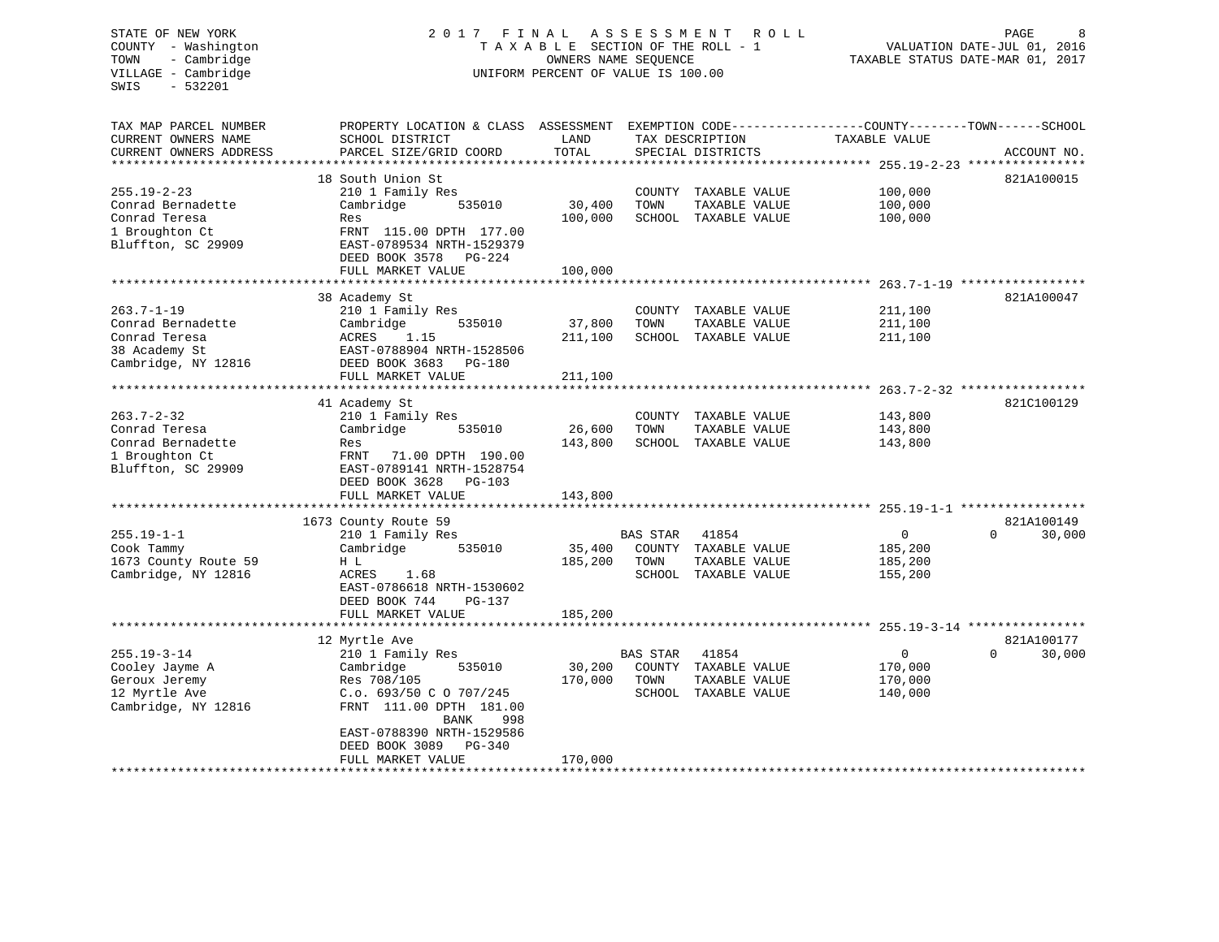STATE OF NEW YORK
COUNTY - Washington
TOWN - Cambridge
VILLAGE - Cambridge
SWIS - 532201

2017 FINAL ASSESSMENT ROLL
TAXABLE SECTION OF THE ROLL - 1
OWNERS NAME SEQUENCE
UNIFORM PERCENT OF VALUE IS 100.00

VALUATION DATE-JUL 01, 2016
TAXABLE STATUS DATE-MAR 01, 2017

| TAX MAP PARCEL NUMBER / CURRENT OWNERS NAME / CURRENT OWNERS ADDRESS | PROPERTY LOCATION & CLASS / SCHOOL DISTRICT / PARCEL SIZE/GRID COORD | ASSESSMENT LAND | TOTAL | EXEMPTION CODE / TAX DESCRIPTION / SPECIAL DISTRICTS | COUNTY / TOWN TAXABLE VALUE | SCHOOL | ACCOUNT NO. |
|---|---|---|---|---|---|---|---|
| **255.19-2-23** | 18 South Union St | | | | | | 821A100015 |
| Conrad Bernadette | 210 1 Family Res | | | COUNTY TAXABLE VALUE | 100,000 | | |
| Conrad Teresa | Cambridge 535010 | 30,400 | | TOWN TAXABLE VALUE | 100,000 | | |
| 1 Broughton Ct | Res | | 100,000 | SCHOOL TAXABLE VALUE | 100,000 | | |
| Bluffton, SC 29909 | FRNT 115.00 DPTH 177.00 | | | | | | |
| | EAST-0789534 NRTH-1529379 | | | | | | |
| | DEED BOOK 3578 PG-224 | | | | | | |
| | FULL MARKET VALUE | | 100,000 | | | | |
| **263.7-1-19** | 38 Academy St | | | | | | 821A100047 |
| Conrad Bernadette | 210 1 Family Res | | | COUNTY TAXABLE VALUE | 211,100 | | |
| Conrad Teresa | Cambridge 535010 | 37,800 | | TOWN TAXABLE VALUE | 211,100 | | |
| 38 Academy St | ACRES 1.15 | | 211,100 | SCHOOL TAXABLE VALUE | 211,100 | | |
| Cambridge, NY 12816 | EAST-0788904 NRTH-1528506 | | | | | | |
| | DEED BOOK 3683 PG-180 | | | | | | |
| | FULL MARKET VALUE | | 211,100 | | | | |
| **263.7-2-32** | 41 Academy St | | | | | | 821C100129 |
| Conrad Teresa | 210 1 Family Res | | | COUNTY TAXABLE VALUE | 143,800 | | |
| Conrad Bernadette | Cambridge 535010 | 26,600 | | TOWN TAXABLE VALUE | 143,800 | | |
| 1 Broughton Ct | Res | | 143,800 | SCHOOL TAXABLE VALUE | 143,800 | | |
| Bluffton, SC 29909 | FRNT 71.00 DPTH 190.00 | | | | | | |
| | EAST-0789141 NRTH-1528754 | | | | | | |
| | DEED BOOK 3628 PG-103 | | | | | | |
| | FULL MARKET VALUE | | 143,800 | | | | |
| **255.19-1-1** | 1673 County Route 59 | | | | | | 821A100149 |
| Cook Tammy | 210 1 Family Res | | | BAS STAR 41854 | 0 | 0 | 30,000 |
| 1673 County Route 59 | Cambridge 535010 | 35,400 | | COUNTY TAXABLE VALUE | 185,200 | | |
| Cambridge, NY 12816 | H L | | 185,200 | TOWN TAXABLE VALUE | 185,200 | | |
| | ACRES 1.68 | | | SCHOOL TAXABLE VALUE | 155,200 | | |
| | EAST-0786618 NRTH-1530602 | | | | | | |
| | DEED BOOK 744 PG-137 | | | | | | |
| | FULL MARKET VALUE | | 185,200 | | | | |
| **255.19-3-14** | 12 Myrtle Ave | | | | | | 821A100177 |
| Cooley Jayme A | 210 1 Family Res | | | BAS STAR 41854 | 0 | 0 | 30,000 |
| Geroux Jeremy | Cambridge 535010 | 30,200 | | COUNTY TAXABLE VALUE | 170,000 | | |
| 12 Myrtle Ave | Res 708/105 | | 170,000 | TOWN TAXABLE VALUE | 170,000 | | |
| Cambridge, NY 12816 | C.o. 693/50 C O 707/245 | | | SCHOOL TAXABLE VALUE | 140,000 | | |
| | FRNT 111.00 DPTH 181.00 | | | | | | |
| | BANK 998 | | | | | | |
| | EAST-0788390 NRTH-1529586 | | | | | | |
| | DEED BOOK 3089 PG-340 | | | | | | |
| | FULL MARKET VALUE | | 170,000 | | | | |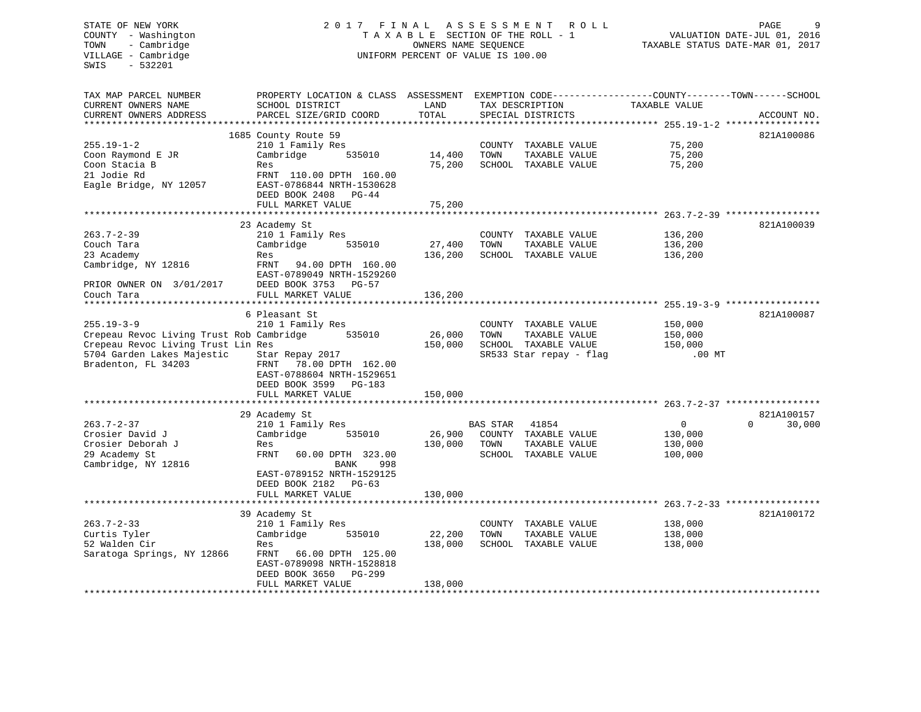STATE OF NEW YORK
COUNTY - Washington
TOWN - Cambridge
VILLAGE - Cambridge
SWIS - 532201

2 0 1 7 F I N A L A S S E S S M E N T R O L L
T A X A B L E SECTION OF THE ROLL - 1
OWNERS NAME SEQUENCE
UNIFORM PERCENT OF VALUE IS 100.00

VALUATION DATE-JUL 01, 2016
TAXABLE STATUS DATE-MAR 01, 2017

| TAX MAP PARCEL NUMBER / CURRENT OWNERS NAME / CURRENT OWNERS ADDRESS | PROPERTY LOCATION & CLASS / SCHOOL DISTRICT / PARCEL SIZE/GRID COORD | ASSESSMENT LAND | TOTAL | EXEMPTION CODE / TAX DESCRIPTION / SPECIAL DISTRICTS | COUNTY TAXABLE VALUE | TOWN | SCHOOL | ACCOUNT NO. |
|---|---|---|---|---|---|---|---|---|
| **255.19-1-2** | 1685 County Route 59 | | | | | | | 821A100086 |
| 255.19-1-2 | 210 1 Family Res | | | COUNTY TAXABLE VALUE | 75,200 | | | |
| Coon Raymond E JR | Cambridge 535010 | 14,400 | | TOWN TAXABLE VALUE | 75,200 | | | |
| Coon Stacia B | Res | | 75,200 | SCHOOL TAXABLE VALUE | 75,200 | | | |
| 21 Jodie Rd | FRNT 110.00 DPTH 160.00 | | | | | | | |
| Eagle Bridge, NY 12057 | EAST-0786844 NRTH-1530628 | | | | | | | |
| | DEED BOOK 2408 PG-44 | | | | | | | |
| | FULL MARKET VALUE | | 75,200 | | | | | |
| **263.7-2-39** | 23 Academy St | | | | | | | 821A100039 |
| 263.7-2-39 | 210 1 Family Res | | | COUNTY TAXABLE VALUE | 136,200 | | | |
| Couch Tara | Cambridge 535010 | 27,400 | | TOWN TAXABLE VALUE | 136,200 | | | |
| 23 Academy | Res | | 136,200 | SCHOOL TAXABLE VALUE | 136,200 | | | |
| Cambridge, NY 12816 | FRNT 94.00 DPTH 160.00 | | | | | | | |
| | EAST-0789049 NRTH-1529260 | | | | | | | |
| PRIOR OWNER ON 3/01/2017 | DEED BOOK 3753 PG-57 | | | | | | | |
| Couch Tara | FULL MARKET VALUE | | 136,200 | | | | | |
| **255.19-3-9** | 6 Pleasant St | | | | | | | 821A100087 |
| 255.19-3-9 | 210 1 Family Res | | | COUNTY TAXABLE VALUE | 150,000 | | | |
| Crepeau Revoc Living Trust Rob | Cambridge 535010 | 26,000 | | TOWN TAXABLE VALUE | 150,000 | | | |
| Crepeau Revoc Living Trust Lin | Res | | 150,000 | SCHOOL TAXABLE VALUE | 150,000 | | | |
| 5704 Garden Lakes Majestic | Star Repay 2017 | | | SR533 Star repay - flag | .00 MT | | | |
| Bradenton, FL 34203 | FRNT 78.00 DPTH 162.00 | | | | | | | |
| | EAST-0788604 NRTH-1529651 | | | | | | | |
| | DEED BOOK 3599 PG-183 | | | | | | | |
| | FULL MARKET VALUE | | 150,000 | | | | | |
| **263.7-2-37** | 29 Academy St | | | | | | | 821A100157 |
| 263.7-2-37 | 210 1 Family Res | | | BAS STAR 41854 | 0 | 0 | 30,000 | |
| Crosier David J | Cambridge 535010 | 26,900 | | COUNTY TAXABLE VALUE | 130,000 | | | |
| Crosier Deborah J | Res | | 130,000 | TOWN TAXABLE VALUE | 130,000 | | | |
| 29 Academy St | FRNT 60.00 DPTH 323.00 | | | SCHOOL TAXABLE VALUE | 100,000 | | | |
| Cambridge, NY 12816 | BANK 998 | | | | | | | |
| | EAST-0789152 NRTH-1529125 | | | | | | | |
| | DEED BOOK 2182 PG-63 | | | | | | | |
| | FULL MARKET VALUE | | 130,000 | | | | | |
| **263.7-2-33** | 39 Academy St | | | | | | | 821A100172 |
| 263.7-2-33 | 210 1 Family Res | | | COUNTY TAXABLE VALUE | 138,000 | | | |
| Curtis Tyler | Cambridge 535010 | 22,200 | | TOWN TAXABLE VALUE | 138,000 | | | |
| 52 Walden Cir | Res | | 138,000 | SCHOOL TAXABLE VALUE | 138,000 | | | |
| Saratoga Springs, NY 12866 | FRNT 66.00 DPTH 125.00 | | | | | | | |
| | EAST-0789098 NRTH-1528818 | | | | | | | |
| | DEED BOOK 3650 PG-299 | | | | | | | |
| | FULL MARKET VALUE | | 138,000 | | | | | |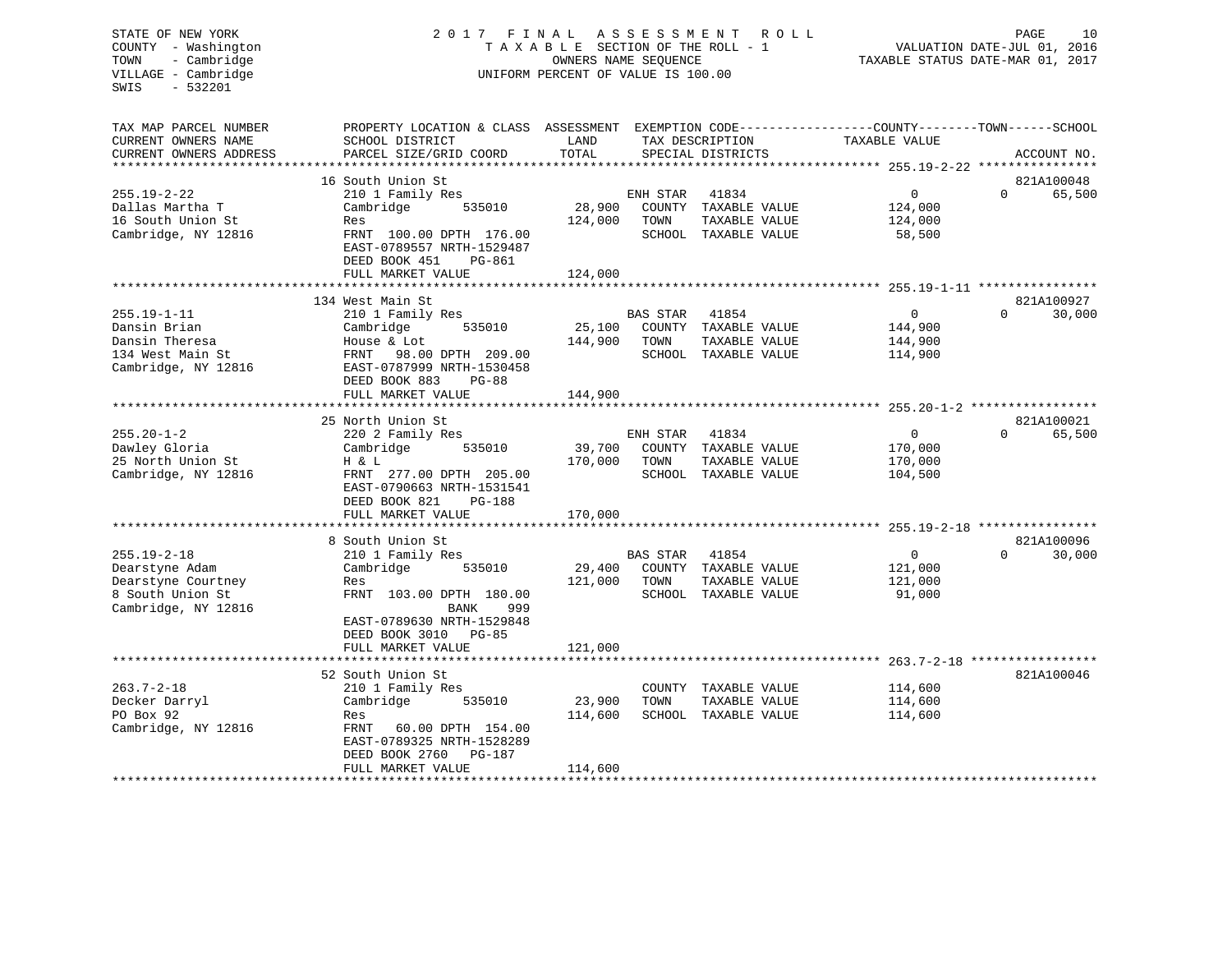STATE OF NEW YORK
COUNTY - Washington
TOWN - Cambridge
VILLAGE - Cambridge
SWIS - 532201

2 0 1 7 F I N A L A S S E S S M E N T R O L L
T A X A B L E SECTION OF THE ROLL - 1
OWNERS NAME SEQUENCE
UNIFORM PERCENT OF VALUE IS 100.00

VALUATION DATE-JUL 01, 2016
TAXABLE STATUS DATE-MAR 01, 2017

| TAX MAP PARCEL NUMBER / CURRENT OWNERS NAME / CURRENT OWNERS ADDRESS | PROPERTY LOCATION & CLASS / SCHOOL DISTRICT / PARCEL SIZE/GRID COORD | ASSESSMENT LAND | TOTAL | EXEMPTION CODE / TAX DESCRIPTION / SPECIAL DISTRICTS | COUNTY TAXABLE VALUE | TOWN | SCHOOL | ACCOUNT NO. |
|---|---|---|---|---|---|---|---|---|
| **255.19-2-22** | 16 South Union St | | | | | | | 821A100048 |
| 255.19-2-22 | 210 1 Family Res | | | ENH STAR 41834 | 0 | 0 | 65,500 | |
| Dallas Martha T | Cambridge 535010 | 28,900 | | COUNTY TAXABLE VALUE | 124,000 | | | |
| 16 South Union St | Res | | 124,000 | TOWN TAXABLE VALUE | 124,000 | | | |
| Cambridge, NY 12816 | FRNT 100.00 DPTH 176.00 | | | SCHOOL TAXABLE VALUE | 58,500 | | | |
| | EAST-0789557 NRTH-1529487 | | | | | | | |
| | DEED BOOK 451 PG-861 | | | | | | | |
| | FULL MARKET VALUE | | 124,000 | | | | | |
| **255.19-1-11** | 134 West Main St | | | | | | | 821A100927 |
| 255.19-1-11 | 210 1 Family Res | | | BAS STAR 41854 | 0 | 0 | 30,000 | |
| Dansin Brian | Cambridge 535010 | 25,100 | | COUNTY TAXABLE VALUE | 144,900 | | | |
| Dansin Theresa | House & Lot | | 144,900 | TOWN TAXABLE VALUE | 144,900 | | | |
| 134 West Main St | FRNT 98.00 DPTH 209.00 | | | SCHOOL TAXABLE VALUE | 114,900 | | | |
| Cambridge, NY 12816 | EAST-0787999 NRTH-1530458 | | | | | | | |
| | DEED BOOK 883 PG-88 | | | | | | | |
| | FULL MARKET VALUE | | 144,900 | | | | | |
| **255.20-1-2** | 25 North Union St | | | | | | | 821A100021 |
| 255.20-1-2 | 220 2 Family Res | | | ENH STAR 41834 | 0 | 0 | 65,500 | |
| Dawley Gloria | Cambridge 535010 | 39,700 | | COUNTY TAXABLE VALUE | 170,000 | | | |
| 25 North Union St | H & L | | 170,000 | TOWN TAXABLE VALUE | 170,000 | | | |
| Cambridge, NY 12816 | FRNT 277.00 DPTH 205.00 | | | SCHOOL TAXABLE VALUE | 104,500 | | | |
| | EAST-0790663 NRTH-1531541 | | | | | | | |
| | DEED BOOK 821 PG-188 | | | | | | | |
| | FULL MARKET VALUE | | 170,000 | | | | | |
| **255.19-2-18** | 8 South Union St | | | | | | | 821A100096 |
| 255.19-2-18 | 210 1 Family Res | | | BAS STAR 41854 | 0 | 0 | 30,000 | |
| Dearstyne Adam | Cambridge 535010 | 29,400 | | COUNTY TAXABLE VALUE | 121,000 | | | |
| Dearstyne Courtney | Res | | 121,000 | TOWN TAXABLE VALUE | 121,000 | | | |
| 8 South Union St | FRNT 103.00 DPTH 180.00 | | | SCHOOL TAXABLE VALUE | 91,000 | | | |
| Cambridge, NY 12816 | BANK 999 | | | | | | | |
| | EAST-0789630 NRTH-1529848 | | | | | | | |
| | DEED BOOK 3010 PG-85 | | | | | | | |
| | FULL MARKET VALUE | | 121,000 | | | | | |
| **263.7-2-18** | 52 South Union St | | | | | | | 821A100046 |
| 263.7-2-18 | 210 1 Family Res | | | COUNTY TAXABLE VALUE | 114,600 | | | |
| Decker Darryl | Cambridge 535010 | 23,900 | | TOWN TAXABLE VALUE | 114,600 | | | |
| PO Box 92 | Res | | 114,600 | SCHOOL TAXABLE VALUE | 114,600 | | | |
| Cambridge, NY 12816 | FRNT 60.00 DPTH 154.00 | | | | | | | |
| | EAST-0789325 NRTH-1528289 | | | | | | | |
| | DEED BOOK 2760 PG-187 | | | | | | | |
| | FULL MARKET VALUE | | 114,600 | | | | | |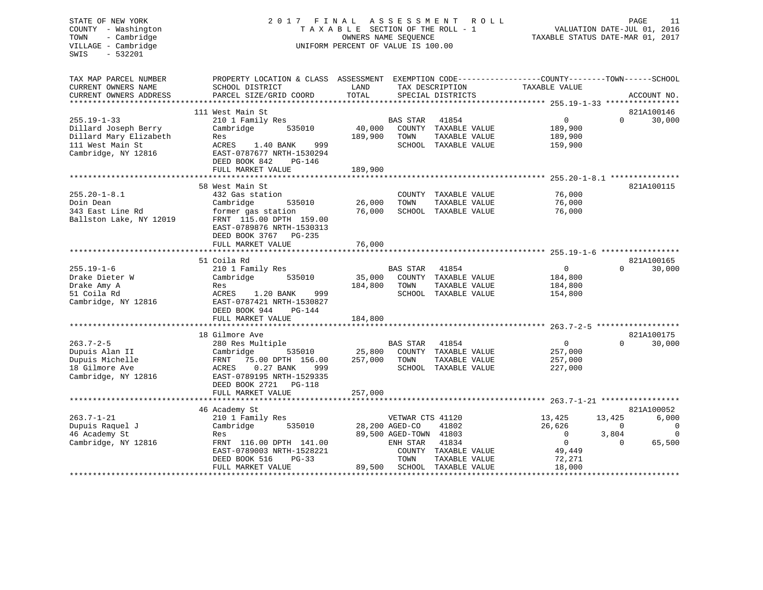STATE OF NEW YORK
COUNTY - Washington
TOWN - Cambridge
VILLAGE - Cambridge
SWIS - 532201

2 0 1 7 F I N A L A S S E S S M E N T R O L L
T A X A B L E SECTION OF THE ROLL - 1
OWNERS NAME SEQUENCE
UNIFORM PERCENT OF VALUE IS 100.00

VALUATION DATE-JUL 01, 2016
TAXABLE STATUS DATE-MAR 01, 2017

```
TAX MAP PARCEL NUMBER          PROPERTY LOCATION & CLASS  ASSESSMENT  EXEMPTION CODE-----------------COUNTY--------TOWN------SCHOOL
CURRENT OWNERS NAME            SCHOOL DISTRICT               LAND      TAX DESCRIPTION              TAXABLE VALUE
CURRENT OWNERS ADDRESS         PARCEL SIZE/GRID COORD        TOTAL     SPECIAL DISTRICTS                                    ACCOUNT NO.
******************************************************************************************************* 255.19-1-33 ****************
                               111 West Main St                                                                          821A100146
255.19-1-33                    210 1 Family Res                        BAS STAR   41854                    0            0     30,000
Dillard Joseph Berry           Cambridge        535010       40,000    COUNTY  TAXABLE VALUE         189,900
Dillard Mary Elizabeth         Res                          189,900    TOWN    TAXABLE VALUE         189,900
111 West Main St               ACRES     1.40 BANK     999             SCHOOL  TAXABLE VALUE         159,900
Cambridge, NY 12816            EAST-0787677 NRTH-1530294
                               DEED BOOK 842    PG-146
                               FULL MARKET VALUE            189,900
******************************************************************************************************* 255.20-1-8.1 ***************
                               58 West Main St                                                                           821A100115
255.20-1-8.1                   432 Gas station                         COUNTY  TAXABLE VALUE          76,000
Doin Dean                      Cambridge        535010       26,000    TOWN    TAXABLE VALUE          76,000
343 East Line Rd               former gas station            76,000    SCHOOL  TAXABLE VALUE          76,000
Ballston Lake, NY 12019        FRNT  115.00 DPTH  159.00
                               EAST-0789876 NRTH-1530313
                               DEED BOOK 3767   PG-235
                               FULL MARKET VALUE             76,000
******************************************************************************************************* 255.19-1-6 *****************
                               51 Coila Rd                                                                               821A100165
255.19-1-6                     210 1 Family Res                        BAS STAR   41854                    0            0     30,000
Drake Dieter W                 Cambridge        535010       35,000    COUNTY  TAXABLE VALUE         184,800
Drake Amy A                    Res                          184,800    TOWN    TAXABLE VALUE         184,800
51 Coila Rd                    ACRES     1.20 BANK     999             SCHOOL  TAXABLE VALUE         154,800
Cambridge, NY 12816            EAST-0787421 NRTH-1530827
                               DEED BOOK 944    PG-144
                               FULL MARKET VALUE            184,800
******************************************************************************************************* 263.7-2-5 ******************
                               18 Gilmore Ave                                                                            821A100175
263.7-2-5                      280 Res Multiple                        BAS STAR   41854                    0            0     30,000
Dupuis Alan II                 Cambridge        535010       25,800    COUNTY  TAXABLE VALUE         257,000
Dupuis Michelle                FRNT   75.00 DPTH  156.00    257,000    TOWN    TAXABLE VALUE         257,000
18 Gilmore Ave                 ACRES     0.27 BANK     999             SCHOOL  TAXABLE VALUE         227,000
Cambridge, NY 12816            EAST-0789195 NRTH-1529335
                               DEED BOOK 2721   PG-118
                               FULL MARKET VALUE            257,000
******************************************************************************************************* 263.7-1-21 *****************
                               46 Academy St                                                                             821A100052
263.7-1-21                     210 1 Family Res                        VETWAR CTS 41120               13,425       13,425      6,000
Dupuis Raquel J                Cambridge        535010       28,200 AGED-CO     41802               26,626            0          0
46 Academy St                  Res                           89,500 AGED-TOWN  41803                    0        3,804          0
Cambridge, NY 12816            FRNT  116.00 DPTH  141.00               ENH STAR   41834                    0            0     65,500
                               EAST-0789003 NRTH-1528221               COUNTY  TAXABLE VALUE          49,449
                               DEED BOOK 516    PG-33                  TOWN    TAXABLE VALUE          72,271
                               FULL MARKET VALUE             89,500    SCHOOL  TAXABLE VALUE          18,000
************************************************************************************************************************************
```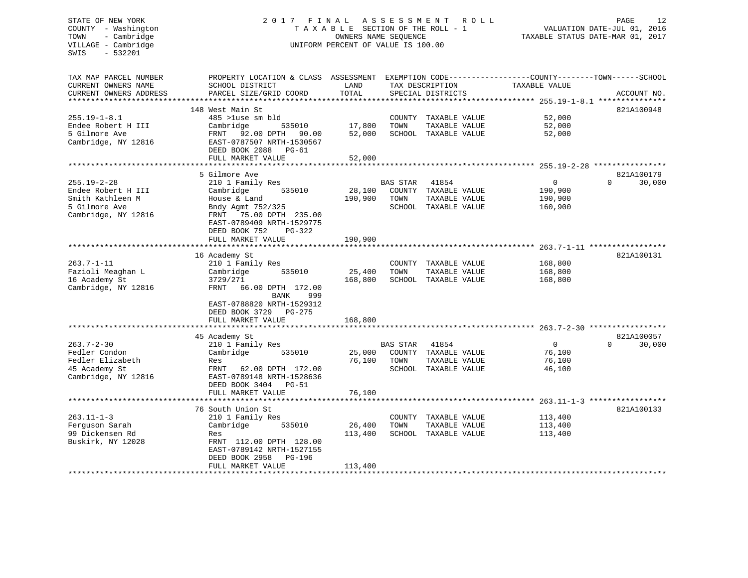STATE OF NEW YORK
COUNTY - Washington
TOWN - Cambridge
VILLAGE - Cambridge
SWIS - 532201

2 0 1 7 F I N A L A S S E S S M E N T R O L L
T A X A B L E SECTION OF THE ROLL - 1
OWNERS NAME SEQUENCE
UNIFORM PERCENT OF VALUE IS 100.00

VALUATION DATE-JUL 01, 2016
TAXABLE STATUS DATE-MAR 01, 2017

| TAX MAP PARCEL NUMBER / CURRENT OWNERS NAME / CURRENT OWNERS ADDRESS | PROPERTY LOCATION & CLASS / SCHOOL DISTRICT / PARCEL SIZE/GRID COORD | ASSESSMENT LAND | TOTAL | EXEMPTION CODE / TAX DESCRIPTION / SPECIAL DISTRICTS | COUNTY / TOWN / SCHOOL TAXABLE VALUE | ACCOUNT NO. |
|---|---|---|---|---|---|---|
| 255.19-1-8.1 | 148 West Main St | | | | | 821A100948 |
| Endee Robert H III | 485 >1use sm bld | | | COUNTY TAXABLE VALUE | 52,000 | |
| 5 Gilmore Ave | Cambridge 535010 | 17,800 | | TOWN TAXABLE VALUE | 52,000 | |
| Cambridge, NY 12816 | FRNT 92.00 DPTH 90.00 | | 52,000 | SCHOOL TAXABLE VALUE | 52,000 | |
| | EAST-0787507 NRTH-1530567 | | | | | |
| | DEED BOOK 2088 PG-61 | | | | | |
| | FULL MARKET VALUE | | 52,000 | | | |
| 255.19-2-28 | 5 Gilmore Ave | | | | | 821A100179 |
| Endee Robert H III | 210 1 Family Res | | | BAS STAR 41854 | 0 / 0 / 30,000 | |
| Smith Kathleen M | Cambridge 535010 | 28,100 | | COUNTY TAXABLE VALUE | 190,900 | |
| 5 Gilmore Ave | House & Land | | 190,900 | TOWN TAXABLE VALUE | 190,900 | |
| Cambridge, NY 12816 | Bndy Agmt 752/325 | | | SCHOOL TAXABLE VALUE | 160,900 | |
| | FRNT 75.00 DPTH 235.00 | | | | | |
| | EAST-0789409 NRTH-1529775 | | | | | |
| | DEED BOOK 752 PG-322 | | | | | |
| | FULL MARKET VALUE | | 190,900 | | | |
| 263.7-1-11 | 16 Academy St | | | | | 821A100131 |
| Fazioli Meaghan L | 210 1 Family Res | | | COUNTY TAXABLE VALUE | 168,800 | |
| 16 Academy St | Cambridge 535010 | 25,400 | | TOWN TAXABLE VALUE | 168,800 | |
| Cambridge, NY 12816 | 3729/271 | | 168,800 | SCHOOL TAXABLE VALUE | 168,800 | |
| | FRNT 66.00 DPTH 172.00 | | | | | |
| | BANK 999 | | | | | |
| | EAST-0788820 NRTH-1529312 | | | | | |
| | DEED BOOK 3729 PG-275 | | | | | |
| | FULL MARKET VALUE | | 168,800 | | | |
| 263.7-2-30 | 45 Academy St | | | | | 821A100057 |
| Fedler Condon | 210 1 Family Res | | | BAS STAR 41854 | 0 / 0 / 30,000 | |
| Fedler Elizabeth | Cambridge 535010 | 25,000 | | COUNTY TAXABLE VALUE | 76,100 | |
| 45 Academy St | Res | | 76,100 | TOWN TAXABLE VALUE | 76,100 | |
| Cambridge, NY 12816 | FRNT 62.00 DPTH 172.00 | | | SCHOOL TAXABLE VALUE | 46,100 | |
| | EAST-0789148 NRTH-1528636 | | | | | |
| | DEED BOOK 3404 PG-51 | | | | | |
| | FULL MARKET VALUE | | 76,100 | | | |
| 263.11-1-3 | 76 South Union St | | | | | 821A100133 |
| Ferguson Sarah | 210 1 Family Res | | | COUNTY TAXABLE VALUE | 113,400 | |
| 99 Dickensen Rd | Cambridge 535010 | 26,400 | | TOWN TAXABLE VALUE | 113,400 | |
| Buskirk, NY 12028 | Res | | 113,400 | SCHOOL TAXABLE VALUE | 113,400 | |
| | FRNT 112.00 DPTH 128.00 | | | | | |
| | EAST-0789142 NRTH-1527155 | | | | | |
| | DEED BOOK 2958 PG-196 | | | | | |
| | FULL MARKET VALUE | | 113,400 | | | |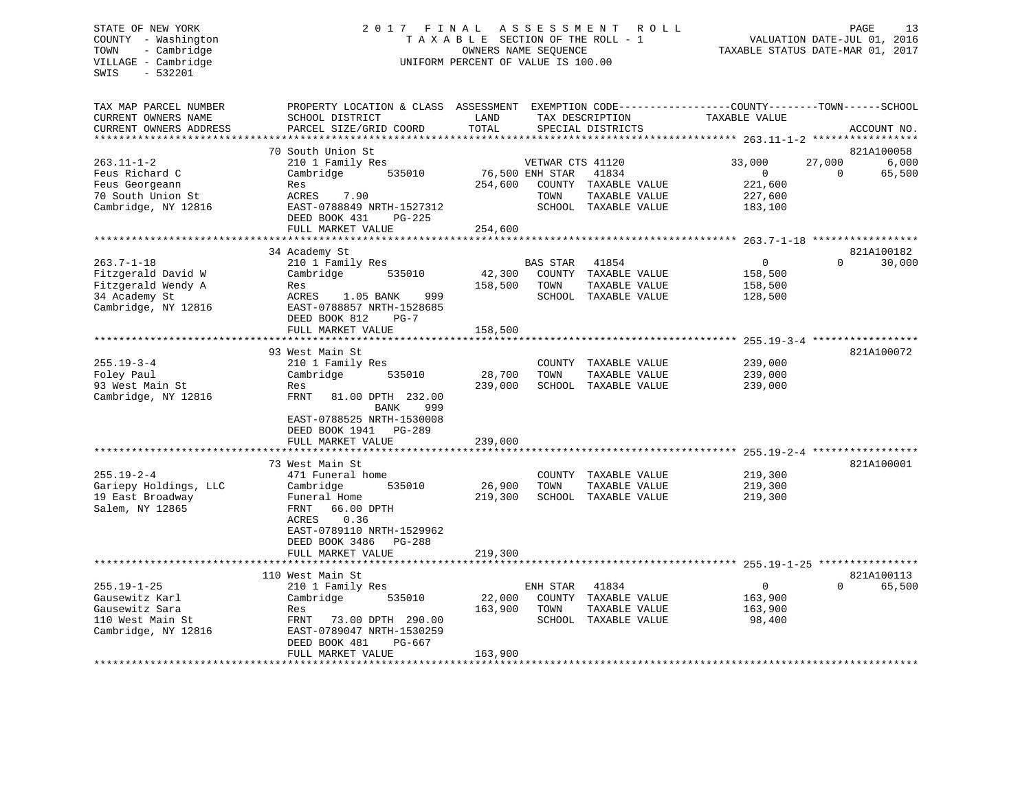STATE OF NEW YORK
COUNTY - Washington
TOWN - Cambridge
VILLAGE - Cambridge
SWIS - 532201

# 2017 FINAL ASSESSMENT ROLL

TAXABLE SECTION OF THE ROLL - 1
OWNERS NAME SEQUENCE
UNIFORM PERCENT OF VALUE IS 100.00

VALUATION DATE-JUL 01, 2016
TAXABLE STATUS DATE-MAR 01, 2017

| TAX MAP PARCEL NUMBER / CURRENT OWNERS NAME / CURRENT OWNERS ADDRESS | PROPERTY LOCATION & CLASS / SCHOOL DISTRICT / PARCEL SIZE/GRID COORD | ASSESSMENT LAND | TOTAL | EXEMPTION CODE / TAX DESCRIPTION / SPECIAL DISTRICTS | COUNTY TAXABLE VALUE | TOWN | SCHOOL | ACCOUNT NO. |
|---|---|---|---|---|---|---|---|---|
| 263.11-1-2 | 70 South Union St | | | | | | | 821A100058 |
| Feus Richard C | 210 1 Family Res | | | VETWAR CTS 41120 | 33,000 | 27,000 | 6,000 | |
| Feus Georgeann | Cambridge 535010 | 76,500 | | ENH STAR 41834 | 0 | 0 | 65,500 | |
| 70 South Union St | Res | | 254,600 | COUNTY TAXABLE VALUE | 221,600 | | | |
| Cambridge, NY 12816 | ACRES 7.90 | | | TOWN TAXABLE VALUE | 227,600 | | | |
| | EAST-0788849 NRTH-1527312 | | | SCHOOL TAXABLE VALUE | 183,100 | | | |
| | DEED BOOK 431 PG-225 | | | | | | | |
| | FULL MARKET VALUE | | 254,600 | | | | | |
| 263.7-1-18 | 34 Academy St | | | | | | | 821A100182 |
| Fitzgerald David W | 210 1 Family Res | | | BAS STAR 41854 | 0 | 0 | 30,000 | |
| Fitzgerald Wendy A | Cambridge 535010 | 42,300 | | COUNTY TAXABLE VALUE | 158,500 | | | |
| 34 Academy St | Res | | 158,500 | TOWN TAXABLE VALUE | 158,500 | | | |
| Cambridge, NY 12816 | ACRES 1.05 BANK 999 | | | SCHOOL TAXABLE VALUE | 128,500 | | | |
| | EAST-0788857 NRTH-1528685 | | | | | | | |
| | DEED BOOK 812 PG-7 | | | | | | | |
| | FULL MARKET VALUE | | 158,500 | | | | | |
| 255.19-3-4 | 93 West Main St | | | | | | | 821A100072 |
| Foley Paul | 210 1 Family Res | | | COUNTY TAXABLE VALUE | 239,000 | | | |
| 93 West Main St | Cambridge 535010 | 28,700 | | TOWN TAXABLE VALUE | 239,000 | | | |
| Cambridge, NY 12816 | Res | | 239,000 | SCHOOL TAXABLE VALUE | 239,000 | | | |
| | FRNT 81.00 DPTH 232.00 BANK 999 | | | | | | | |
| | EAST-0788525 NRTH-1530008 | | | | | | | |
| | DEED BOOK 1941 PG-289 | | | | | | | |
| | FULL MARKET VALUE | | 239,000 | | | | | |
| 255.19-2-4 | 73 West Main St | | | | | | | 821A100001 |
| Gariepy Holdings, LLC | 471 Funeral home | | | COUNTY TAXABLE VALUE | 219,300 | | | |
| 19 East Broadway | Cambridge 535010 | 26,900 | | TOWN TAXABLE VALUE | 219,300 | | | |
| Salem, NY 12865 | Funeral Home | | 219,300 | SCHOOL TAXABLE VALUE | 219,300 | | | |
| | FRNT 66.00 DPTH | | | | | | | |
| | ACRES 0.36 | | | | | | | |
| | EAST-0789110 NRTH-1529962 | | | | | | | |
| | DEED BOOK 3486 PG-288 | | | | | | | |
| | FULL MARKET VALUE | | 219,300 | | | | | |
| 255.19-1-25 | 110 West Main St | | | | | | | 821A100113 |
| Gausewitz Karl | 210 1 Family Res | | | ENH STAR 41834 | 0 | 0 | 65,500 | |
| Gausewitz Sara | Cambridge 535010 | 22,000 | | COUNTY TAXABLE VALUE | 163,900 | | | |
| 110 West Main St | Res | | 163,900 | TOWN TAXABLE VALUE | 163,900 | | | |
| Cambridge, NY 12816 | FRNT 73.00 DPTH 290.00 | | | SCHOOL TAXABLE VALUE | 98,400 | | | |
| | EAST-0789047 NRTH-1530259 | | | | | | | |
| | DEED BOOK 481 PG-667 | | | | | | | |
| | FULL MARKET VALUE | | 163,900 | | | | | |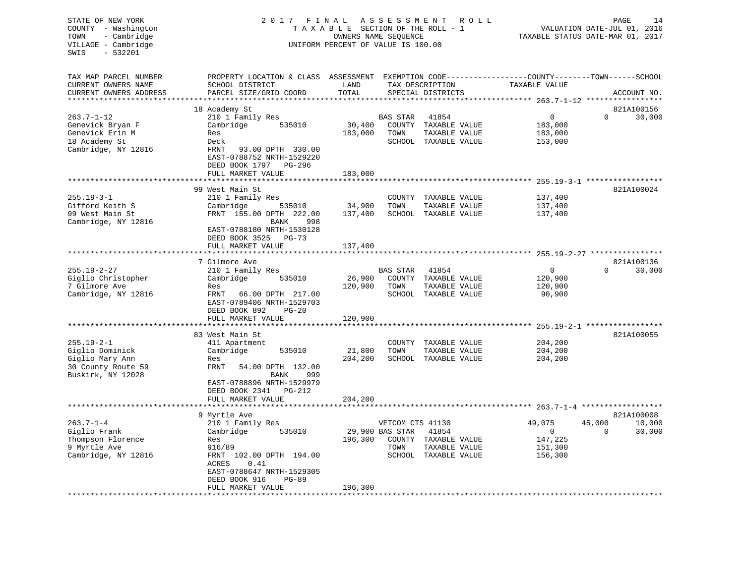STATE OF NEW YORK
COUNTY - Washington
TOWN - Cambridge
VILLAGE - Cambridge
SWIS - 532201

# 2017 FINAL ASSESSMENT ROLL

TAXABLE SECTION OF THE ROLL - 1
OWNERS NAME SEQUENCE
UNIFORM PERCENT OF VALUE IS 100.00

VALUATION DATE-JUL 01, 2016
TAXABLE STATUS DATE-MAR 01, 2017

| TAX MAP PARCEL NUMBER / CURRENT OWNERS NAME / CURRENT OWNERS ADDRESS | PROPERTY LOCATION & CLASS / SCHOOL DISTRICT / PARCEL SIZE/GRID COORD | ASSESSMENT LAND | TOTAL | EXEMPTION CODE / TAX DESCRIPTION / SPECIAL DISTRICTS | COUNTY TAXABLE VALUE | TOWN | SCHOOL | ACCOUNT NO. |
|---|---|---|---|---|---|---|---|---|
| 263.7-1-12 | 18 Academy St | | | | | | | 821A100156 |
| Genevick Bryan F | 210 1 Family Res | | | BAS STAR 41854 | 0 | 0 | 30,000 | |
| Genevick Erin M | Cambridge 535010 | 30,400 | | COUNTY TAXABLE VALUE | 183,000 | | | |
| 18 Academy St | Res | | 183,000 | TOWN TAXABLE VALUE | 183,000 | | | |
| Cambridge, NY 12816 | Deck | | | SCHOOL TAXABLE VALUE | 153,000 | | | |
| | FRNT 93.00 DPTH 330.00 | | | | | | | |
| | EAST-0788752 NRTH-1529220 | | | | | | | |
| | DEED BOOK 1797 PG-296 | | | | | | | |
| | FULL MARKET VALUE | | 183,000 | | | | | |
| 255.19-3-1 | 99 West Main St | | | | | | | 821A100024 |
| Gifford Keith S | 210 1 Family Res | | | COUNTY TAXABLE VALUE | 137,400 | | | |
| 99 West Main St | Cambridge 535010 | 34,900 | | TOWN TAXABLE VALUE | 137,400 | | | |
| Cambridge, NY 12816 | FRNT 155.00 DPTH 222.00 | | 137,400 | SCHOOL TAXABLE VALUE | 137,400 | | | |
| | BANK 998 | | | | | | | |
| | EAST-0788180 NRTH-1530128 | | | | | | | |
| | DEED BOOK 3525 PG-73 | | | | | | | |
| | FULL MARKET VALUE | | 137,400 | | | | | |
| 255.19-2-27 | 7 Gilmore Ave | | | | | | | 821A100136 |
| Giglio Christopher | 210 1 Family Res | | | BAS STAR 41854 | 0 | 0 | 30,000 | |
| 7 Gilmore Ave | Cambridge 535010 | 26,900 | | COUNTY TAXABLE VALUE | 120,900 | | | |
| Cambridge, NY 12816 | Res | | 120,900 | TOWN TAXABLE VALUE | 120,900 | | | |
| | FRNT 66.00 DPTH 217.00 | | | SCHOOL TAXABLE VALUE | 90,900 | | | |
| | EAST-0789406 NRTH-1529703 | | | | | | | |
| | DEED BOOK 892 PG-20 | | | | | | | |
| | FULL MARKET VALUE | | 120,900 | | | | | |
| 255.19-2-1 | 83 West Main St | | | | | | | 821A100055 |
| Giglio Dominick | 411 Apartment | | | COUNTY TAXABLE VALUE | 204,200 | | | |
| Giglio Mary Ann | Cambridge 535010 | 21,800 | | TOWN TAXABLE VALUE | 204,200 | | | |
| 30 County Route 59 | Res | | 204,200 | SCHOOL TAXABLE VALUE | 204,200 | | | |
| Buskirk, NY 12028 | FRNT 54.00 DPTH 132.00 | | | | | | | |
| | BANK 999 | | | | | | | |
| | EAST-0788896 NRTH-1529979 | | | | | | | |
| | DEED BOOK 2341 PG-212 | | | | | | | |
| | FULL MARKET VALUE | | 204,200 | | | | | |
| 263.7-1-4 | 9 Myrtle Ave | | | | | | | 821A100008 |
| Giglio Frank | 210 1 Family Res | | | VETCOM CTS 41130 | 49,075 | 45,000 | 10,000 | |
| Thompson Florence | Cambridge 535010 | 29,900 | | BAS STAR 41854 | 0 | 0 | 30,000 | |
| 9 Myrtle Ave | Res | | 196,300 | COUNTY TAXABLE VALUE | 147,225 | | | |
| Cambridge, NY 12816 | 916/89 | | | TOWN TAXABLE VALUE | 151,300 | | | |
| | FRNT 102.00 DPTH 194.00 | | | SCHOOL TAXABLE VALUE | 156,300 | | | |
| | ACRES 0.41 | | | | | | | |
| | EAST-0788647 NRTH-1529305 | | | | | | | |
| | DEED BOOK 916 PG-89 | | | | | | | |
| | FULL MARKET VALUE | | 196,300 | | | | | |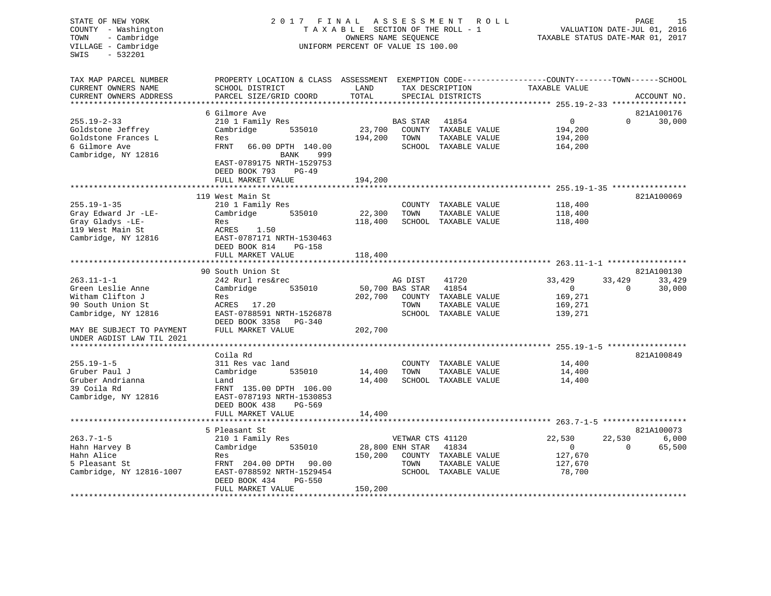STATE OF NEW YORK
COUNTY - Washington
TOWN - Cambridge
VILLAGE - Cambridge
SWIS - 532201

2017 FINAL ASSESSMENT ROLL
TAXABLE SECTION OF THE ROLL - 1
OWNERS NAME SEQUENCE
UNIFORM PERCENT OF VALUE IS 100.00

VALUATION DATE-JUL 01, 2016
TAXABLE STATUS DATE-MAR 01, 2017

```
TAX MAP PARCEL NUMBER          PROPERTY LOCATION & CLASS  ASSESSMENT  EXEMPTION CODE------------------COUNTY--------TOWN------SCHOOL
CURRENT OWNERS NAME            SCHOOL DISTRICT               LAND      TAX DESCRIPTION            TAXABLE VALUE
CURRENT OWNERS ADDRESS         PARCEL SIZE/GRID COORD        TOTAL     SPECIAL DISTRICTS                                    ACCOUNT NO.
******************************************************************************************************* 255.19-2-33 ****************
                               6 Gilmore Ave                                                                                821A100176
255.19-2-33                    210 1 Family Res                     BAS STAR   41854                  0             0        30,000
Goldstone Jeffrey              Cambridge         535010       23,700   COUNTY  TAXABLE VALUE           194,200
Goldstone Frances L            Res                           194,200   TOWN    TAXABLE VALUE           194,200
6 Gilmore Ave                  FRNT   66.00 DPTH 140.00                SCHOOL  TAXABLE VALUE           164,200
Cambridge, NY 12816                      BANK     999
                               EAST-0789175 NRTH-1529753
                               DEED BOOK 793    PG-49
                               FULL MARKET VALUE             194,200
******************************************************************************************************* 255.19-1-35 ****************
                               119 West Main St                                                                             821A100069
255.19-1-35                    210 1 Family Res                        COUNTY  TAXABLE VALUE           118,400
Gray Edward Jr -LE-            Cambridge         535010       22,300   TOWN    TAXABLE VALUE           118,400
Gray Gladys -LE-               Res                           118,400   SCHOOL  TAXABLE VALUE           118,400
119 West Main St               ACRES    1.50
Cambridge, NY 12816            EAST-0787171 NRTH-1530463
                               DEED BOOK 814    PG-158
                               FULL MARKET VALUE             118,400
******************************************************************************************************* 263.11-1-1 *****************
                               90 South Union St                                                                            821A100130
263.11-1-1                     242 Rurl res&rec                     AG DIST    41720             33,429        33,429        33,429
Green Leslie Anne              Cambridge         535010       50,700 BAS STAR   41854                  0             0        30,000
Witham Clifton J               Res                           202,700   COUNTY  TAXABLE VALUE           169,271
90 South Union St              ACRES   17.20                           TOWN    TAXABLE VALUE           169,271
Cambridge, NY 12816            EAST-0788591 NRTH-1526878               SCHOOL  TAXABLE VALUE           139,271
                               DEED BOOK 3358   PG-340
MAY BE SUBJECT TO PAYMENT      FULL MARKET VALUE             202,700
UNDER AGDIST LAW TIL 2021
******************************************************************************************************* 255.19-1-5 *****************
                               Coila Rd                                                                                     821A100849
255.19-1-5                     311 Res vac land                        COUNTY  TAXABLE VALUE            14,400
Gruber Paul J                  Cambridge         535010       14,400   TOWN    TAXABLE VALUE            14,400
Gruber Andrianna               Land                           14,400   SCHOOL  TAXABLE VALUE            14,400
39 Coila Rd                    FRNT  135.00 DPTH 106.00
Cambridge, NY 12816            EAST-0787193 NRTH-1530853
                               DEED BOOK 438    PG-569
                               FULL MARKET VALUE              14,400
******************************************************************************************************* 263.7-1-5 ******************
                               5 Pleasant St                                                                                821A100073
263.7-1-5                      210 1 Family Res                     VETWAR CTS 41120             22,530        22,530         6,000
Hahn Harvey B                  Cambridge         535010       28,800 ENH STAR   41834                  0             0        65,500
Hahn Alice                     Res                           150,200   COUNTY  TAXABLE VALUE           127,670
5 Pleasant St                  FRNT  204.00 DPTH  90.00                TOWN    TAXABLE VALUE           127,670
Cambridge, NY 12816-1007       EAST-0788592 NRTH-1529454               SCHOOL  TAXABLE VALUE            78,700
                               DEED BOOK 434    PG-550
                               FULL MARKET VALUE             150,200
************************************************************************************************************************************
```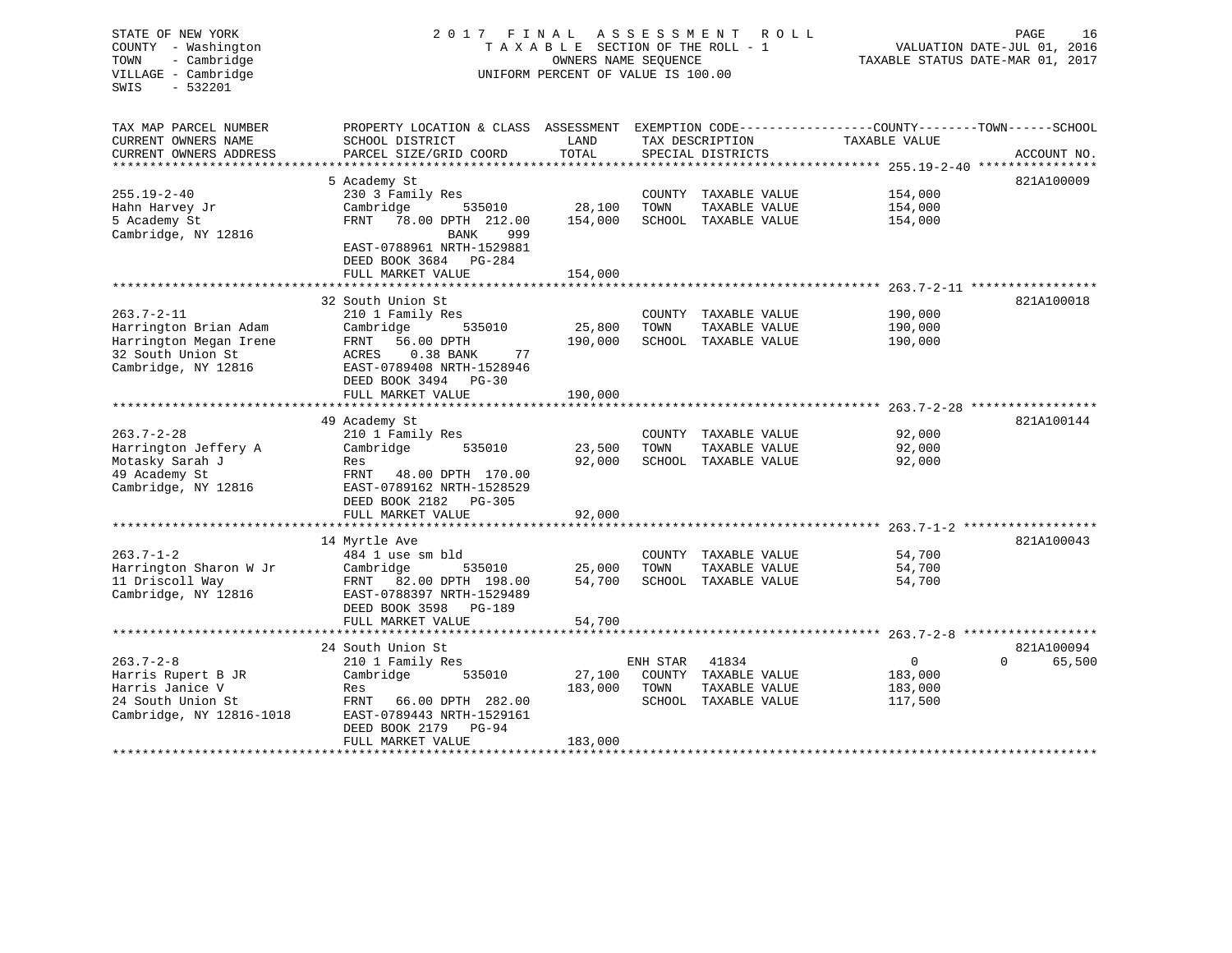STATE OF NEW YORK
COUNTY - Washington
TOWN - Cambridge
VILLAGE - Cambridge
SWIS - 532201

# 2017 FINAL ASSESSMENT ROLL

TAXABLE SECTION OF THE ROLL - 1
OWNERS NAME SEQUENCE
UNIFORM PERCENT OF VALUE IS 100.00

VALUATION DATE-JUL 01, 2016
TAXABLE STATUS DATE-MAR 01, 2017

| TAX MAP PARCEL NUMBER / CURRENT OWNERS NAME / CURRENT OWNERS ADDRESS | PROPERTY LOCATION & CLASS / SCHOOL DISTRICT / PARCEL SIZE/GRID COORD | ASSESSMENT LAND | TOTAL | EXEMPTION CODE / TAX DESCRIPTION / SPECIAL DISTRICTS | COUNTY TAXABLE VALUE | TOWN | SCHOOL | ACCOUNT NO. |
|---|---|---|---|---|---|---|---|---|
| 255.19-2-40 | 5 Academy St | | | | | | | 821A100009 |
| Hahn Harvey Jr | 230 3 Family Res | | | COUNTY TAXABLE VALUE | 154,000 | | | |
| 5 Academy St | Cambridge 535010 | 28,100 | | TOWN TAXABLE VALUE | 154,000 | | | |
| Cambridge, NY 12816 | FRNT 78.00 DPTH 212.00 | | 154,000 | SCHOOL TAXABLE VALUE | 154,000 | | | |
| | BANK 999 | | | | | | | |
| | EAST-0788961 NRTH-1529881 | | | | | | | |
| | DEED BOOK 3684 PG-284 | | | | | | | |
| | FULL MARKET VALUE | | 154,000 | | | | | |
| 263.7-2-11 | 32 South Union St | | | | | | | 821A100018 |
| Harrington Brian Adam | 210 1 Family Res | | | COUNTY TAXABLE VALUE | 190,000 | | | |
| Harrington Megan Irene | Cambridge 535010 | 25,800 | | TOWN TAXABLE VALUE | 190,000 | | | |
| 32 South Union St | FRNT 56.00 DPTH | | 190,000 | SCHOOL TAXABLE VALUE | 190,000 | | | |
| Cambridge, NY 12816 | ACRES 0.38 BANK 77 | | | | | | | |
| | EAST-0789408 NRTH-1528946 | | | | | | | |
| | DEED BOOK 3494 PG-30 | | | | | | | |
| | FULL MARKET VALUE | | 190,000 | | | | | |
| 263.7-2-28 | 49 Academy St | | | | | | | 821A100144 |
| Harrington Jeffery A | 210 1 Family Res | | | COUNTY TAXABLE VALUE | 92,000 | | | |
| Motasky Sarah J | Cambridge 535010 | 23,500 | | TOWN TAXABLE VALUE | 92,000 | | | |
| 49 Academy St | Res | | 92,000 | SCHOOL TAXABLE VALUE | 92,000 | | | |
| Cambridge, NY 12816 | FRNT 48.00 DPTH 170.00 | | | | | | | |
| | EAST-0789162 NRTH-1528529 | | | | | | | |
| | DEED BOOK 2182 PG-305 | | | | | | | |
| | FULL MARKET VALUE | | 92,000 | | | | | |
| 263.7-1-2 | 14 Myrtle Ave | | | | | | | 821A100043 |
| Harrington Sharon W Jr | 484 1 use sm bld | | | COUNTY TAXABLE VALUE | 54,700 | | | |
| 11 Driscoll Way | Cambridge 535010 | 25,000 | | TOWN TAXABLE VALUE | 54,700 | | | |
| Cambridge, NY 12816 | FRNT 82.00 DPTH 198.00 | | 54,700 | SCHOOL TAXABLE VALUE | 54,700 | | | |
| | EAST-0788397 NRTH-1529489 | | | | | | | |
| | DEED BOOK 3598 PG-189 | | | | | | | |
| | FULL MARKET VALUE | | 54,700 | | | | | |
| 263.7-2-8 | 24 South Union St | | | | | | | 821A100094 |
| Harris Rupert B JR | 210 1 Family Res | | | ENH STAR 41834 | 0 | 0 | 65,500 | |
| Harris Janice V | Cambridge 535010 | 27,100 | | COUNTY TAXABLE VALUE | 183,000 | | | |
| 24 South Union St | Res | | 183,000 | TOWN TAXABLE VALUE | 183,000 | | | |
| Cambridge, NY 12816-1018 | FRNT 66.00 DPTH 282.00 | | | SCHOOL TAXABLE VALUE | 117,500 | | | |
| | EAST-0789443 NRTH-1529161 | | | | | | | |
| | DEED BOOK 2179 PG-94 | | | | | | | |
| | FULL MARKET VALUE | | 183,000 | | | | | |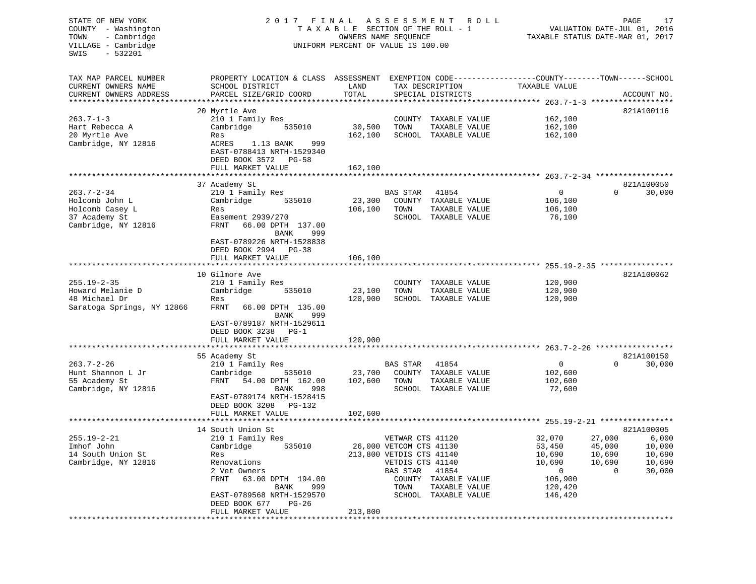STATE OF NEW YORK
COUNTY - Washington
TOWN - Cambridge
VILLAGE - Cambridge
SWIS - 532201

2017 FINAL ASSESSMENT ROLL
TAXABLE SECTION OF THE ROLL - 1
OWNERS NAME SEQUENCE
UNIFORM PERCENT OF VALUE IS 100.00

VALUATION DATE-JUL 01, 2016
TAXABLE STATUS DATE-MAR 01, 2017

```
TAX MAP PARCEL NUMBER          PROPERTY LOCATION & CLASS  ASSESSMENT  EXEMPTION CODE------------------COUNTY--------TOWN------SCHOOL
CURRENT OWNERS NAME            SCHOOL DISTRICT               LAND      TAX DESCRIPTION            TAXABLE VALUE
CURRENT OWNERS ADDRESS         PARCEL SIZE/GRID COORD        TOTAL     SPECIAL DISTRICTS                                       ACCOUNT NO.
******************************************************************************************************* 263.7-1-3 ******************
                               20 Myrtle Ave                                                                               821A100116
263.7-1-3                      210 1 Family Res                        COUNTY  TAXABLE VALUE             162,100
Hart Rebecca A                 Cambridge        535010       30,500    TOWN    TAXABLE VALUE             162,100
20 Myrtle Ave                  Res                          162,100    SCHOOL  TAXABLE VALUE             162,100
Cambridge, NY 12816            ACRES     1.13 BANK     999
                               EAST-0788413 NRTH-1529340
                               DEED BOOK 3572   PG-58
                               FULL MARKET VALUE            162,100
******************************************************************************************************* 263.7-2-34 *****************
                               37 Academy St                                                                               821A100050
263.7-2-34                     210 1 Family Res                        BAS STAR   41854                    0             0     30,000
Holcomb John L                 Cambridge        535010       23,300    COUNTY  TAXABLE VALUE             106,100
Holcomb Casey L                Res                          106,100    TOWN    TAXABLE VALUE             106,100
37 Academy St                  Easement 2939/270                       SCHOOL  TAXABLE VALUE              76,100
Cambridge, NY 12816            FRNT    66.00 DPTH 137.00
                                             BANK     999
                               EAST-0789226 NRTH-1528838
                               DEED BOOK 2994   PG-38
                               FULL MARKET VALUE            106,100
******************************************************************************************************* 255.19-2-35 ****************
                               10 Gilmore Ave                                                                              821A100062
255.19-2-35                    210 1 Family Res                        COUNTY  TAXABLE VALUE             120,900
Howard Melanie D               Cambridge        535010       23,100    TOWN    TAXABLE VALUE             120,900
48 Michael Dr                  Res                          120,900    SCHOOL  TAXABLE VALUE             120,900
Saratoga Springs, NY 12866     FRNT    66.00 DPTH 135.00
                                             BANK     999
                               EAST-0789187 NRTH-1529611
                               DEED BOOK 3238   PG-1
                               FULL MARKET VALUE            120,900
******************************************************************************************************* 263.7-2-26 *****************
                               55 Academy St                                                                               821A100150
263.7-2-26                     210 1 Family Res                        BAS STAR   41854                    0             0     30,000
Hunt Shannon L Jr              Cambridge        535010       23,700    COUNTY  TAXABLE VALUE             102,600
55 Academy St                  FRNT    54.00 DPTH 162.00    102,600    TOWN    TAXABLE VALUE             102,600
Cambridge, NY 12816                          BANK     998              SCHOOL  TAXABLE VALUE              72,600
                               EAST-0789174 NRTH-1528415
                               DEED BOOK 3208   PG-132
                               FULL MARKET VALUE            102,600
******************************************************************************************************* 255.19-2-21 ****************
                               14 South Union St                                                                           821A100005
255.19-2-21                    210 1 Family Res                        VETWAR CTS 41120               32,070        27,000      6,000
Imhof John                     Cambridge        535010       26,000    VETCOM CTS 41130               53,450        45,000     10,000
14 South Union St              Res                          213,800    VETDIS CTS 41140               10,690        10,690     10,690
Cambridge, NY 12816            Renovations                             VETDIS CTS 41140               10,690        10,690     10,690
                               2 Vet Owners                            BAS STAR   41854                    0             0     30,000
                               FRNT    63.00 DPTH 194.00               COUNTY  TAXABLE VALUE             106,900
                                             BANK     999              TOWN    TAXABLE VALUE             120,420
                               EAST-0789568 NRTH-1529570               SCHOOL  TAXABLE VALUE             146,420
                               DEED BOOK 677    PG-26
                               FULL MARKET VALUE            213,800
************************************************************************************************************************************
```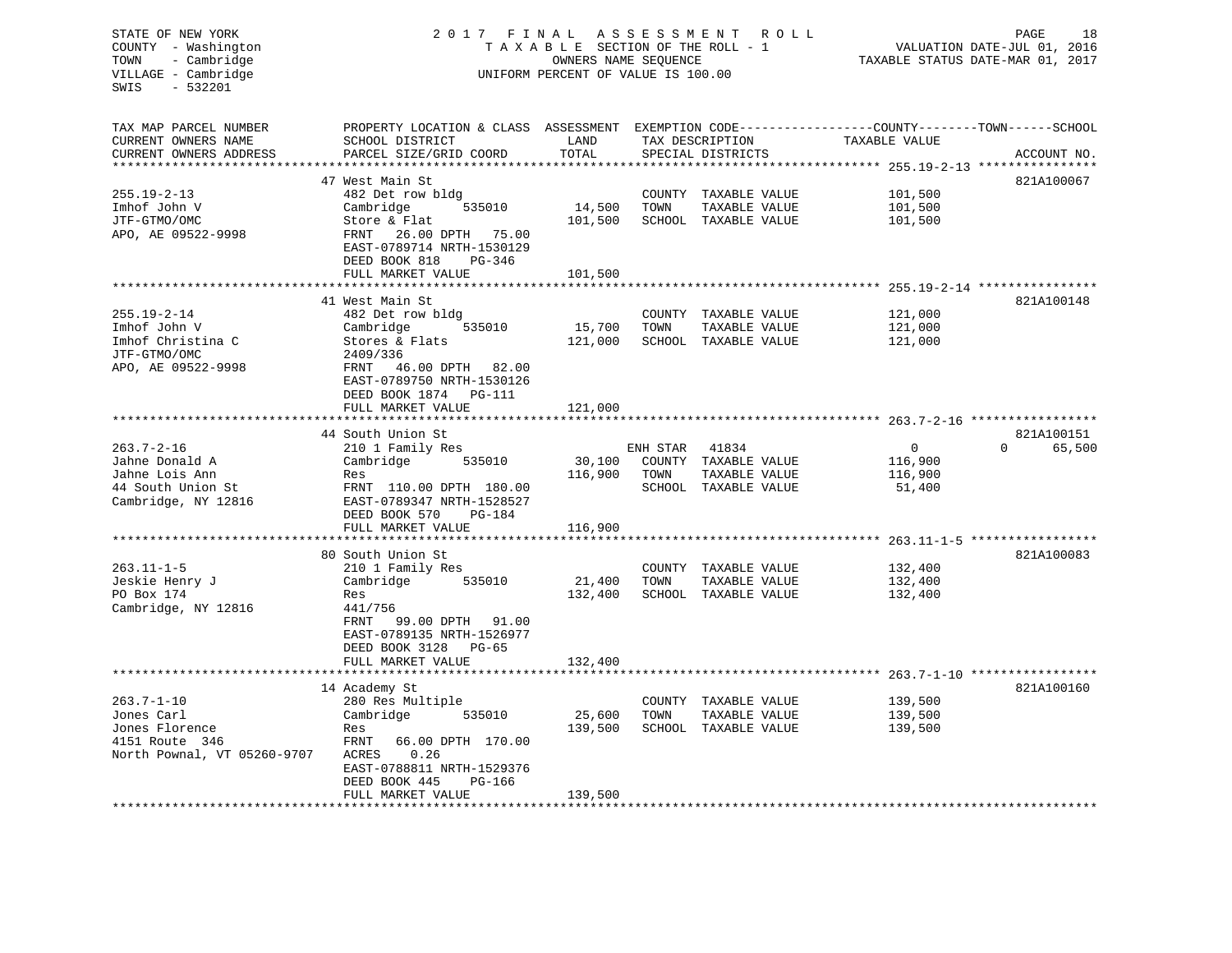STATE OF NEW YORK
COUNTY - Washington
TOWN - Cambridge
VILLAGE - Cambridge
SWIS - 532201

2 0 1 7 F I N A L A S S E S S M E N T R O L L
T A X A B L E SECTION OF THE ROLL - 1
OWNERS NAME SEQUENCE
UNIFORM PERCENT OF VALUE IS 100.00

VALUATION DATE-JUL 01, 2016
TAXABLE STATUS DATE-MAR 01, 2017

| TAX MAP PARCEL NUMBER / CURRENT OWNERS NAME / CURRENT OWNERS ADDRESS | PROPERTY LOCATION & CLASS / SCHOOL DISTRICT / PARCEL SIZE/GRID COORD | ASSESSMENT LAND | TOTAL | EXEMPTION CODE / TAX DESCRIPTION / SPECIAL DISTRICTS | COUNTY/TOWN TAXABLE VALUE | SCHOOL | ACCOUNT NO. |
|---|---|---|---|---|---|---|---|
| 255.19-2-13 | 47 West Main St | | | | | | 821A100067 |
| | 482 Det row bldg | | | COUNTY TAXABLE VALUE | 101,500 | | |
| Imhof John V | Cambridge 535010 | 14,500 | | TOWN TAXABLE VALUE | 101,500 | | |
| JTF-GTMO/OMC | Store & Flat | | 101,500 | SCHOOL TAXABLE VALUE | 101,500 | | |
| APO, AE 09522-9998 | FRNT 26.00 DPTH 75.00 | | | | | | |
| | EAST-0789714 NRTH-1530129 | | | | | | |
| | DEED BOOK 818 PG-346 | | | | | | |
| | FULL MARKET VALUE | | 101,500 | | | | |
| 255.19-2-14 | 41 West Main St | | | | | | 821A100148 |
| | 482 Det row bldg | | | COUNTY TAXABLE VALUE | 121,000 | | |
| Imhof John V | Cambridge 535010 | 15,700 | | TOWN TAXABLE VALUE | 121,000 | | |
| Imhof Christina C | Stores & Flats | | 121,000 | SCHOOL TAXABLE VALUE | 121,000 | | |
| JTF-GTMO/OMC | 2409/336 | | | | | | |
| APO, AE 09522-9998 | FRNT 46.00 DPTH 82.00 | | | | | | |
| | EAST-0789750 NRTH-1530126 | | | | | | |
| | DEED BOOK 1874 PG-111 | | | | | | |
| | FULL MARKET VALUE | | 121,000 | | | | |
| 263.7-2-16 | 44 South Union St | | | | | | 821A100151 |
| | 210 1 Family Res | | | ENH STAR 41834 | 0 | 0 | 65,500 |
| Jahne Donald A | Cambridge 535010 | 30,100 | | COUNTY TAXABLE VALUE | 116,900 | | |
| Jahne Lois Ann | Res | | 116,900 | TOWN TAXABLE VALUE | 116,900 | | |
| 44 South Union St | FRNT 110.00 DPTH 180.00 | | | SCHOOL TAXABLE VALUE | 51,400 | | |
| Cambridge, NY 12816 | EAST-0789347 NRTH-1528527 | | | | | | |
| | DEED BOOK 570 PG-184 | | | | | | |
| | FULL MARKET VALUE | | 116,900 | | | | |
| 263.11-1-5 | 80 South Union St | | | | | | 821A100083 |
| | 210 1 Family Res | | | COUNTY TAXABLE VALUE | 132,400 | | |
| Jeskie Henry J | Cambridge 535010 | 21,400 | | TOWN TAXABLE VALUE | 132,400 | | |
| PO Box 174 | Res | | 132,400 | SCHOOL TAXABLE VALUE | 132,400 | | |
| Cambridge, NY 12816 | 441/756 | | | | | | |
| | FRNT 99.00 DPTH 91.00 | | | | | | |
| | EAST-0789135 NRTH-1526977 | | | | | | |
| | DEED BOOK 3128 PG-65 | | | | | | |
| | FULL MARKET VALUE | | 132,400 | | | | |
| 263.7-1-10 | 14 Academy St | | | | | | 821A100160 |
| | 280 Res Multiple | | | COUNTY TAXABLE VALUE | 139,500 | | |
| Jones Carl | Cambridge 535010 | 25,600 | | TOWN TAXABLE VALUE | 139,500 | | |
| Jones Florence | Res | | 139,500 | SCHOOL TAXABLE VALUE | 139,500 | | |
| 4151 Route 346 | FRNT 66.00 DPTH 170.00 | | | | | | |
| North Pownal, VT 05260-9707 | ACRES 0.26 | | | | | | |
| | EAST-0788811 NRTH-1529376 | | | | | | |
| | DEED BOOK 445 PG-166 | | | | | | |
| | FULL MARKET VALUE | | 139,500 | | | | |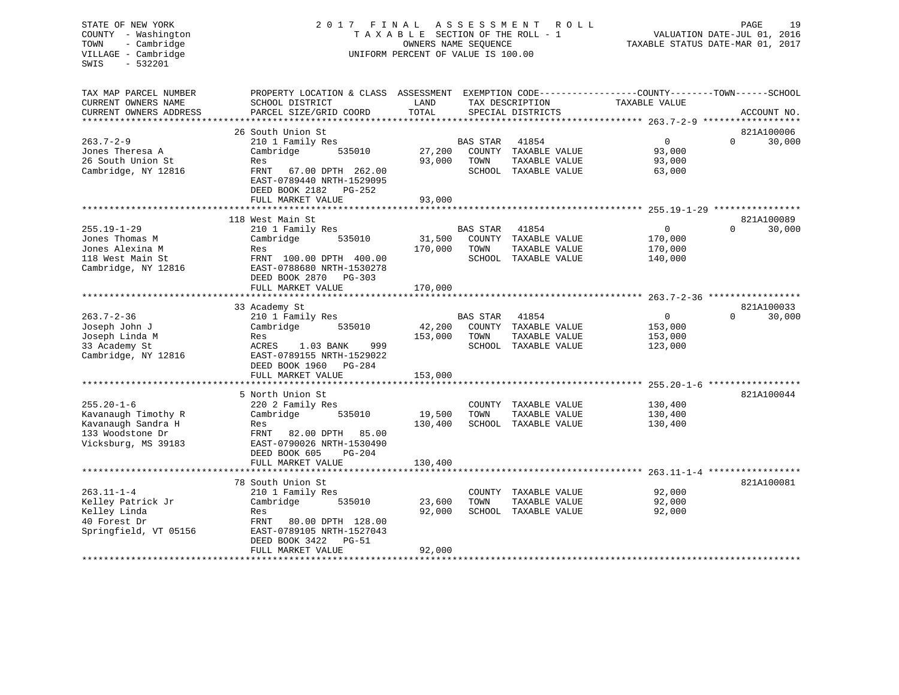STATE OF NEW YORK
COUNTY - Washington
TOWN - Cambridge
VILLAGE - Cambridge
SWIS - 532201

2017 FINAL ASSESSMENT ROLL
TAXABLE SECTION OF THE ROLL - 1
OWNERS NAME SEQUENCE
UNIFORM PERCENT OF VALUE IS 100.00

VALUATION DATE-JUL 01, 2016
TAXABLE STATUS DATE-MAR 01, 2017

| TAX MAP PARCEL NUMBER / CURRENT OWNERS NAME / CURRENT OWNERS ADDRESS | PROPERTY LOCATION & CLASS / SCHOOL DISTRICT / PARCEL SIZE/GRID COORD | ASSESSMENT LAND / TOTAL | EXEMPTION CODE / TAX DESCRIPTION / SPECIAL DISTRICTS | COUNTY / TOWN / SCHOOL TAXABLE VALUE | ACCOUNT NO. |
|---|---|---|---|---|---|
| 263.7-2-9 | 26 South Union St | | | | 821A100006 |
| Jones Theresa A | 210 1 Family Res | | BAS STAR 41854 | 0 0 30,000 | |
| 26 South Union St | Cambridge 535010 | 27,200 | COUNTY TAXABLE VALUE | 93,000 | |
| Cambridge, NY 12816 | Res | 93,000 | TOWN TAXABLE VALUE | 93,000 | |
| | FRNT 67.00 DPTH 262.00 | | SCHOOL TAXABLE VALUE | 63,000 | |
| | EAST-0789440 NRTH-1529095 | | | | |
| | DEED BOOK 2182 PG-252 | | | | |
| | FULL MARKET VALUE | 93,000 | | | |
| 255.19-1-29 | 118 West Main St | | | | 821A100089 |
| Jones Thomas M | 210 1 Family Res | | BAS STAR 41854 | 0 0 30,000 | |
| Jones Alexina M | Cambridge 535010 | 31,500 | COUNTY TAXABLE VALUE | 170,000 | |
| 118 West Main St | Res | 170,000 | TOWN TAXABLE VALUE | 170,000 | |
| Cambridge, NY 12816 | FRNT 100.00 DPTH 400.00 | | SCHOOL TAXABLE VALUE | 140,000 | |
| | EAST-0788680 NRTH-1530278 | | | | |
| | DEED BOOK 2870 PG-303 | | | | |
| | FULL MARKET VALUE | 170,000 | | | |
| 263.7-2-36 | 33 Academy St | | | | 821A100033 |
| Joseph John J | 210 1 Family Res | | BAS STAR 41854 | 0 0 30,000 | |
| Joseph Linda M | Cambridge 535010 | 42,200 | COUNTY TAXABLE VALUE | 153,000 | |
| 33 Academy St | Res | 153,000 | TOWN TAXABLE VALUE | 153,000 | |
| Cambridge, NY 12816 | ACRES 1.03 BANK 999 | | SCHOOL TAXABLE VALUE | 123,000 | |
| | EAST-0789155 NRTH-1529022 | | | | |
| | DEED BOOK 1960 PG-284 | | | | |
| | FULL MARKET VALUE | 153,000 | | | |
| 255.20-1-6 | 5 North Union St | | | | 821A100044 |
| Kavanaugh Timothy R | 220 2 Family Res | | COUNTY TAXABLE VALUE | 130,400 | |
| Kavanaugh Sandra H | Cambridge 535010 | 19,500 | TOWN TAXABLE VALUE | 130,400 | |
| 133 Woodstone Dr | Res | 130,400 | SCHOOL TAXABLE VALUE | 130,400 | |
| Vicksburg, MS 39183 | FRNT 82.00 DPTH 85.00 | | | | |
| | EAST-0790026 NRTH-1530490 | | | | |
| | DEED BOOK 605 PG-204 | | | | |
| | FULL MARKET VALUE | 130,400 | | | |
| 263.11-1-4 | 78 South Union St | | | | 821A100081 |
| Kelley Patrick Jr | 210 1 Family Res | | COUNTY TAXABLE VALUE | 92,000 | |
| Kelley Linda | Cambridge 535010 | 23,600 | TOWN TAXABLE VALUE | 92,000 | |
| 40 Forest Dr | Res | 92,000 | SCHOOL TAXABLE VALUE | 92,000 | |
| Springfield, VT 05156 | FRNT 80.00 DPTH 128.00 | | | | |
| | EAST-0789105 NRTH-1527043 | | | | |
| | DEED BOOK 3422 PG-51 | | | | |
| | FULL MARKET VALUE | 92,000 | | | |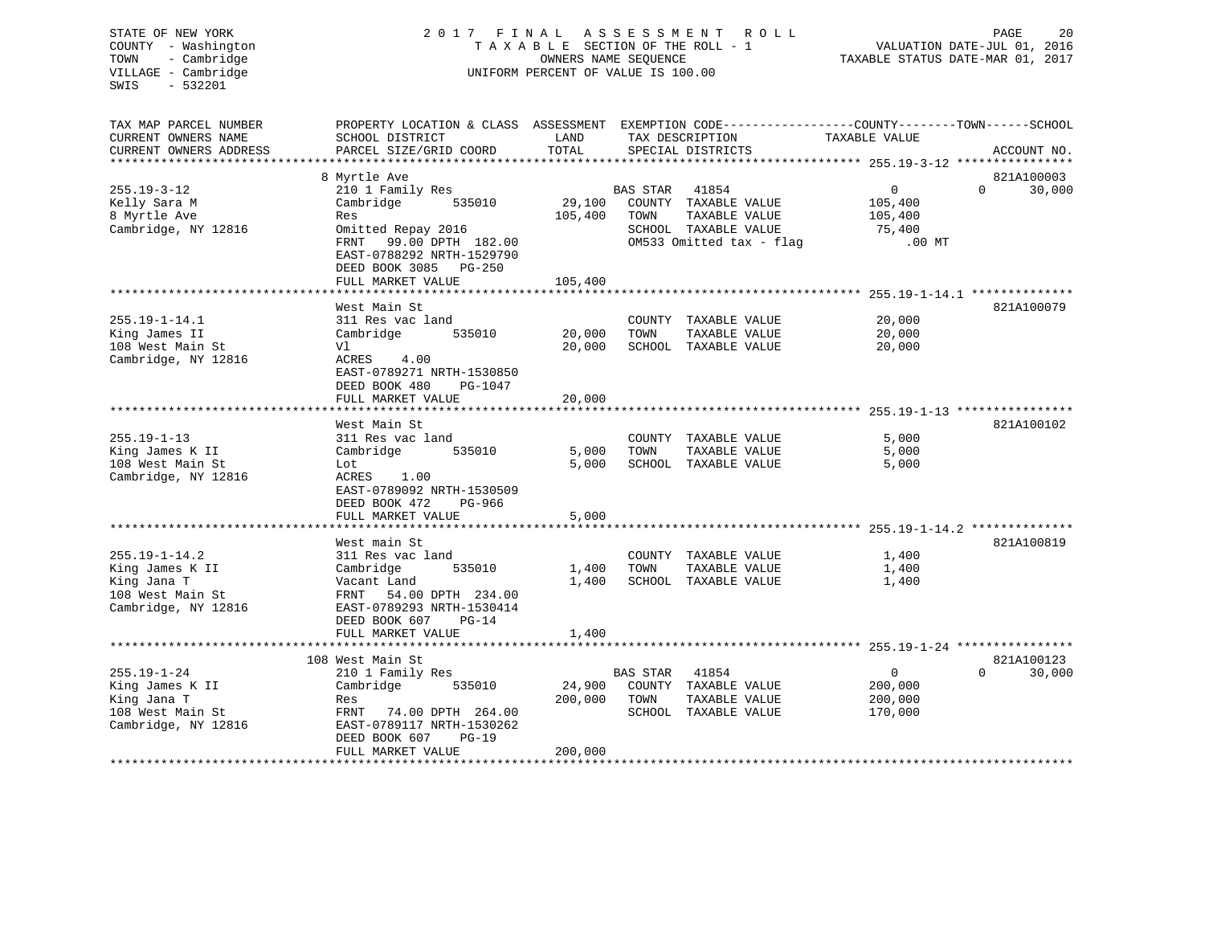STATE OF NEW YORK
COUNTY - Washington
TOWN - Cambridge
VILLAGE - Cambridge
SWIS - 532201

2017 FINAL ASSESSMENT ROLL
TAXABLE SECTION OF THE ROLL - 1
OWNERS NAME SEQUENCE
UNIFORM PERCENT OF VALUE IS 100.00

VALUATION DATE-JUL 01, 2016
TAXABLE STATUS DATE-MAR 01, 2017

| TAX MAP PARCEL NUMBER / CURRENT OWNERS NAME / CURRENT OWNERS ADDRESS | PROPERTY LOCATION & CLASS / SCHOOL DISTRICT / PARCEL SIZE/GRID COORD | ASSESSMENT LAND | TOTAL | EXEMPTION CODE / TAX DESCRIPTION / SPECIAL DISTRICTS | COUNTY / TOWN / SCHOOL TAXABLE VALUE | ACCOUNT NO. |
|---|---|---|---|---|---|---|
| | 8 Myrtle Ave | | | | | 821A100003 |
| 255.19-3-12 | 210 1 Family Res | | | BAS STAR 41854 | 0 0 30,000 | |
| Kelly Sara M | Cambridge 535010 | 29,100 | | COUNTY TAXABLE VALUE | 105,400 | |
| 8 Myrtle Ave | Res | | 105,400 | TOWN TAXABLE VALUE | 105,400 | |
| Cambridge, NY 12816 | Omitted Repay 2016 | | | SCHOOL TAXABLE VALUE | 75,400 | |
| | FRNT 99.00 DPTH 182.00 | | | OM533 Omitted tax - flag | .00 MT | |
| | EAST-0788292 NRTH-1529790 | | | | | |
| | DEED BOOK 3085 PG-250 | | | | | |
| | FULL MARKET VALUE | | 105,400 | | | |
| | West Main St | | | | | 821A100079 |
| 255.19-1-14.1 | 311 Res vac land | | | COUNTY TAXABLE VALUE | 20,000 | |
| King James II | Cambridge 535010 | 20,000 | | TOWN TAXABLE VALUE | 20,000 | |
| 108 West Main St | Vl | | 20,000 | SCHOOL TAXABLE VALUE | 20,000 | |
| Cambridge, NY 12816 | ACRES 4.00 | | | | | |
| | EAST-0789271 NRTH-1530850 | | | | | |
| | DEED BOOK 480 PG-1047 | | | | | |
| | FULL MARKET VALUE | | 20,000 | | | |
| | West Main St | | | | | 821A100102 |
| 255.19-1-13 | 311 Res vac land | | | COUNTY TAXABLE VALUE | 5,000 | |
| King James K II | Cambridge 535010 | 5,000 | | TOWN TAXABLE VALUE | 5,000 | |
| 108 West Main St | Lot | | 5,000 | SCHOOL TAXABLE VALUE | 5,000 | |
| Cambridge, NY 12816 | ACRES 1.00 | | | | | |
| | EAST-0789092 NRTH-1530509 | | | | | |
| | DEED BOOK 472 PG-966 | | | | | |
| | FULL MARKET VALUE | | 5,000 | | | |
| | West main St | | | | | 821A100819 |
| 255.19-1-14.2 | 311 Res vac land | | | COUNTY TAXABLE VALUE | 1,400 | |
| King James K II | Cambridge 535010 | 1,400 | | TOWN TAXABLE VALUE | 1,400 | |
| King Jana T | Vacant Land | | 1,400 | SCHOOL TAXABLE VALUE | 1,400 | |
| 108 West Main St | FRNT 54.00 DPTH 234.00 | | | | | |
| Cambridge, NY 12816 | EAST-0789293 NRTH-1530414 | | | | | |
| | DEED BOOK 607 PG-14 | | | | | |
| | FULL MARKET VALUE | | 1,400 | | | |
| | 108 West Main St | | | | | 821A100123 |
| 255.19-1-24 | 210 1 Family Res | | | BAS STAR 41854 | 0 0 30,000 | |
| King James K II | Cambridge 535010 | 24,900 | | COUNTY TAXABLE VALUE | 200,000 | |
| King Jana T | Res | | 200,000 | TOWN TAXABLE VALUE | 200,000 | |
| 108 West Main St | FRNT 74.00 DPTH 264.00 | | | SCHOOL TAXABLE VALUE | 170,000 | |
| Cambridge, NY 12816 | EAST-0789117 NRTH-1530262 | | | | | |
| | DEED BOOK 607 PG-19 | | | | | |
| | FULL MARKET VALUE | | 200,000 | | | |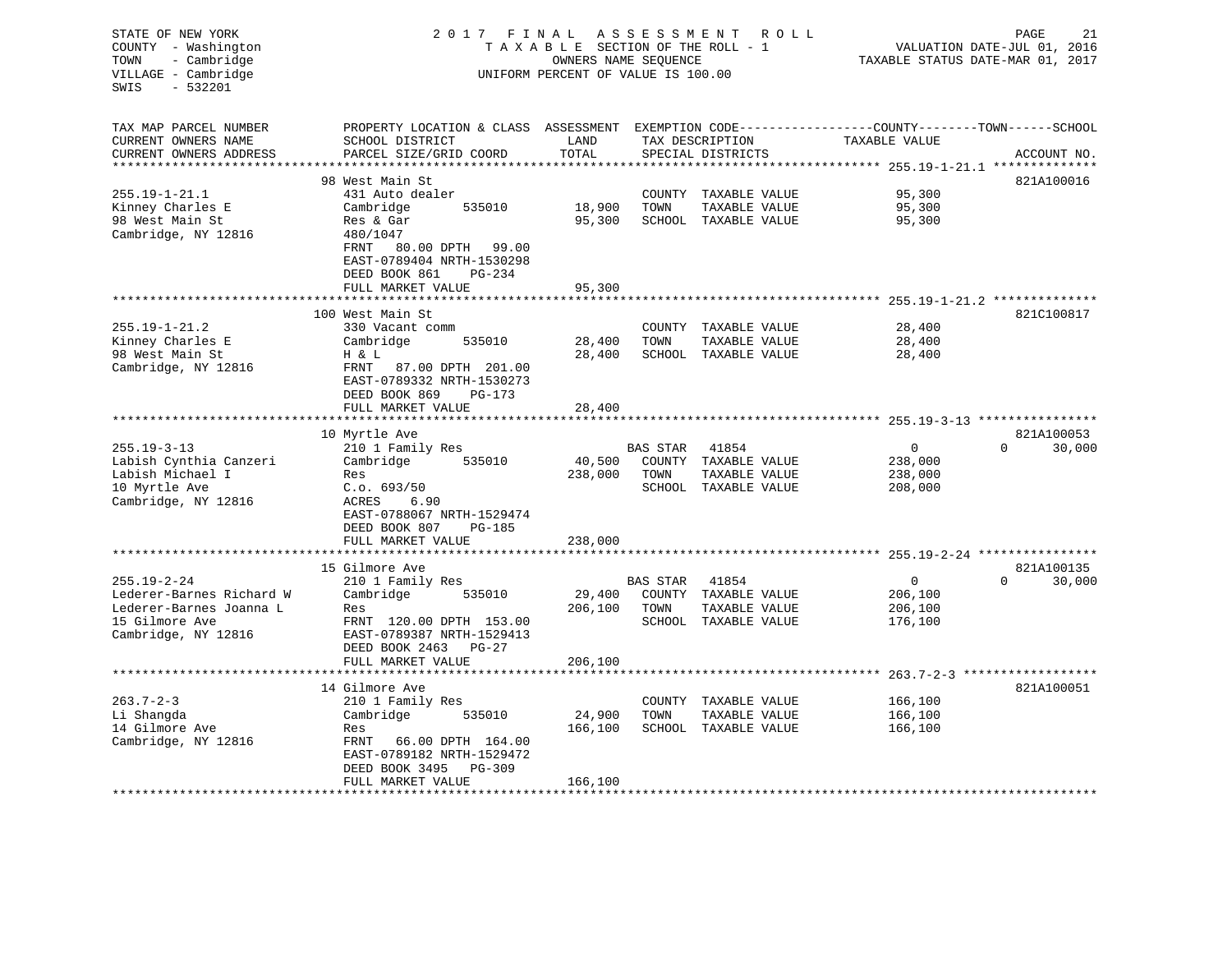STATE OF NEW YORK
COUNTY - Washington
TOWN - Cambridge
VILLAGE - Cambridge
SWIS - 532201

# 2017 FINAL ASSESSMENT ROLL

TAXABLE SECTION OF THE ROLL - 1
OWNERS NAME SEQUENCE
UNIFORM PERCENT OF VALUE IS 100.00

VALUATION DATE-JUL 01, 2016
TAXABLE STATUS DATE-MAR 01, 2017

| TAX MAP PARCEL NUMBER / CURRENT OWNERS NAME / CURRENT OWNERS ADDRESS | PROPERTY LOCATION & CLASS / SCHOOL DISTRICT / PARCEL SIZE/GRID COORD | ASSESSMENT LAND | TOTAL | EXEMPTION CODE / TAX DESCRIPTION / SPECIAL DISTRICTS | COUNTY TAXABLE VALUE | TOWN | SCHOOL | ACCOUNT NO. |
|---|---|---|---|---|---|---|---|---|
| **255.19-1-21.1** | 98 West Main St | | | | | | | 821A100016 |
| 255.19-1-21.1 | 431 Auto dealer | | | COUNTY TAXABLE VALUE | 95,300 | | | |
| Kinney Charles E | Cambridge 535010 | 18,900 | | TOWN TAXABLE VALUE | 95,300 | | | |
| 98 West Main St | Res & Gar | | 95,300 | SCHOOL TAXABLE VALUE | 95,300 | | | |
| Cambridge, NY 12816 | 480/1047 | | | | | | | |
| | FRNT 80.00 DPTH 99.00 | | | | | | | |
| | EAST-0789404 NRTH-1530298 | | | | | | | |
| | DEED BOOK 861 PG-234 | | | | | | | |
| | FULL MARKET VALUE | | 95,300 | | | | | |
| **255.19-1-21.2** | 100 West Main St | | | | | | | 821C100817 |
| 255.19-1-21.2 | 330 Vacant comm | | | COUNTY TAXABLE VALUE | 28,400 | | | |
| Kinney Charles E | Cambridge 535010 | 28,400 | | TOWN TAXABLE VALUE | 28,400 | | | |
| 98 West Main St | H & L | | 28,400 | SCHOOL TAXABLE VALUE | 28,400 | | | |
| Cambridge, NY 12816 | FRNT 87.00 DPTH 201.00 | | | | | | | |
| | EAST-0789332 NRTH-1530273 | | | | | | | |
| | DEED BOOK 869 PG-173 | | | | | | | |
| | FULL MARKET VALUE | | 28,400 | | | | | |
| **255.19-3-13** | 10 Myrtle Ave | | | | | | | 821A100053 |
| 255.19-3-13 | 210 1 Family Res | | | BAS STAR 41854 | 0 | 0 | 30,000 | |
| Labish Cynthia Canzeri | Cambridge 535010 | 40,500 | | COUNTY TAXABLE VALUE | 238,000 | | | |
| Labish Michael I | Res | | 238,000 | TOWN TAXABLE VALUE | 238,000 | | | |
| 10 Myrtle Ave | C.o. 693/50 | | | SCHOOL TAXABLE VALUE | 208,000 | | | |
| Cambridge, NY 12816 | ACRES 6.90 | | | | | | | |
| | EAST-0788067 NRTH-1529474 | | | | | | | |
| | DEED BOOK 807 PG-185 | | | | | | | |
| | FULL MARKET VALUE | | 238,000 | | | | | |
| **255.19-2-24** | 15 Gilmore Ave | | | | | | | 821A100135 |
| 255.19-2-24 | 210 1 Family Res | | | BAS STAR 41854 | 0 | 0 | 30,000 | |
| Lederer-Barnes Richard W | Cambridge 535010 | 29,400 | | COUNTY TAXABLE VALUE | 206,100 | | | |
| Lederer-Barnes Joanna L | Res | | 206,100 | TOWN TAXABLE VALUE | 206,100 | | | |
| 15 Gilmore Ave | FRNT 120.00 DPTH 153.00 | | | SCHOOL TAXABLE VALUE | 176,100 | | | |
| Cambridge, NY 12816 | EAST-0789387 NRTH-1529413 | | | | | | | |
| | DEED BOOK 2463 PG-27 | | | | | | | |
| | FULL MARKET VALUE | | 206,100 | | | | | |
| **263.7-2-3** | 14 Gilmore Ave | | | | | | | 821A100051 |
| 263.7-2-3 | 210 1 Family Res | | | COUNTY TAXABLE VALUE | 166,100 | | | |
| Li Shangda | Cambridge 535010 | 24,900 | | TOWN TAXABLE VALUE | 166,100 | | | |
| 14 Gilmore Ave | Res | | 166,100 | SCHOOL TAXABLE VALUE | 166,100 | | | |
| Cambridge, NY 12816 | FRNT 66.00 DPTH 164.00 | | | | | | | |
| | EAST-0789182 NRTH-1529472 | | | | | | | |
| | DEED BOOK 3495 PG-309 | | | | | | | |
| | FULL MARKET VALUE | | 166,100 | | | | | |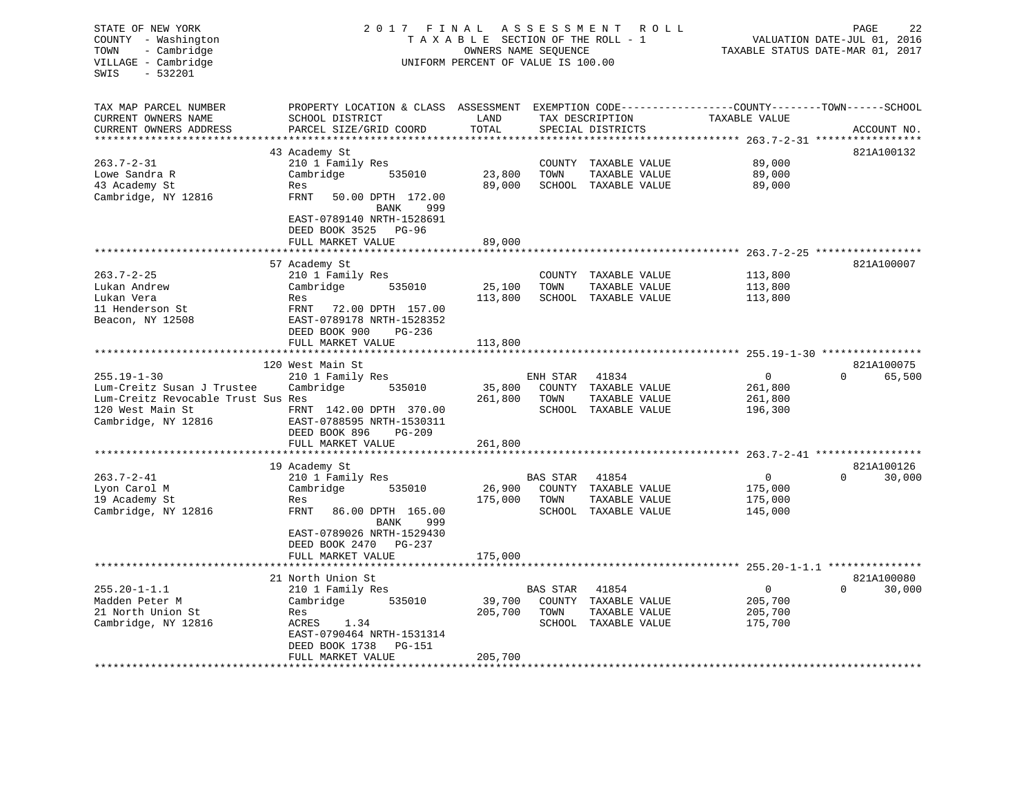STATE OF NEW YORK
COUNTY - Washington
TOWN - Cambridge
VILLAGE - Cambridge
SWIS - 532201

2017 FINAL ASSESSMENT ROLL
TAXABLE SECTION OF THE ROLL - 1
OWNERS NAME SEQUENCE
UNIFORM PERCENT OF VALUE IS 100.00

VALUATION DATE-JUL 01, 2016
TAXABLE STATUS DATE-MAR 01, 2017

```
TAX MAP PARCEL NUMBER          PROPERTY LOCATION & CLASS  ASSESSMENT  EXEMPTION CODE-----------------COUNTY--------TOWN------SCHOOL
CURRENT OWNERS NAME            SCHOOL DISTRICT               LAND      TAX DESCRIPTION           TAXABLE VALUE
CURRENT OWNERS ADDRESS         PARCEL SIZE/GRID COORD        TOTAL     SPECIAL DISTRICTS                                  ACCOUNT NO.
******************************************************************************************************* 263.7-2-31 *****************
                               43 Academy St                                                                              821A100132
263.7-2-31                     210 1 Family Res                       COUNTY  TAXABLE VALUE          89,000
Lowe Sandra R                  Cambridge       535010        23,800   TOWN    TAXABLE VALUE          89,000
43 Academy St                  Res                           89,000   SCHOOL  TAXABLE VALUE          89,000
Cambridge, NY 12816            FRNT   50.00 DPTH 172.00
                                      BANK     999
                               EAST-0789140 NRTH-1528691
                               DEED BOOK 3525   PG-96
                               FULL MARKET VALUE             89,000
******************************************************************************************************* 263.7-2-25 *****************
                               57 Academy St                                                                              821A100007
263.7-2-25                     210 1 Family Res                       COUNTY  TAXABLE VALUE         113,800
Lukan Andrew                   Cambridge       535010        25,100   TOWN    TAXABLE VALUE         113,800
Lukan Vera                     Res                          113,800   SCHOOL  TAXABLE VALUE         113,800
11 Henderson St                FRNT   72.00 DPTH 157.00
Beacon, NY 12508               EAST-0789178 NRTH-1528352
                               DEED BOOK 900    PG-236
                               FULL MARKET VALUE            113,800
******************************************************************************************************* 255.19-1-30 ****************
                               120 West Main St                                                                           821A100075
255.19-1-30                    210 1 Family Res                       ENH STAR  41834                0             0      65,500
Lum-Creitz Susan J Trustee     Cambridge       535010        35,800   COUNTY  TAXABLE VALUE         261,800
Lum-Creitz Revocable Trust Sus Res                          261,800   TOWN    TAXABLE VALUE         261,800
120 West Main St               FRNT  142.00 DPTH 370.00               SCHOOL  TAXABLE VALUE         196,300
Cambridge, NY 12816            EAST-0788595 NRTH-1530311
                               DEED BOOK 896    PG-209
                               FULL MARKET VALUE            261,800
******************************************************************************************************* 263.7-2-41 *****************
                               19 Academy St                                                                              821A100126
263.7-2-41                     210 1 Family Res                       BAS STAR  41854                0             0      30,000
Lyon Carol M                   Cambridge       535010        26,900   COUNTY  TAXABLE VALUE         175,000
19 Academy St                  Res                          175,000   TOWN    TAXABLE VALUE         175,000
Cambridge, NY 12816            FRNT   86.00 DPTH 165.00               SCHOOL  TAXABLE VALUE         145,000
                                      BANK     999
                               EAST-0789026 NRTH-1529430
                               DEED BOOK 2470   PG-237
                               FULL MARKET VALUE            175,000
******************************************************************************************************* 255.20-1-1.1 ***************
                               21 North Union St                                                                          821A100080
255.20-1-1.1                   210 1 Family Res                       BAS STAR  41854                0             0      30,000
Madden Peter M                 Cambridge       535010        39,700   COUNTY  TAXABLE VALUE         205,700
21 North Union St              Res                          205,700   TOWN    TAXABLE VALUE         205,700
Cambridge, NY 12816            ACRES    1.34                          SCHOOL  TAXABLE VALUE         175,700
                               EAST-0790464 NRTH-1531314
                               DEED BOOK 1738   PG-151
                               FULL MARKET VALUE            205,700
************************************************************************************************************************************
```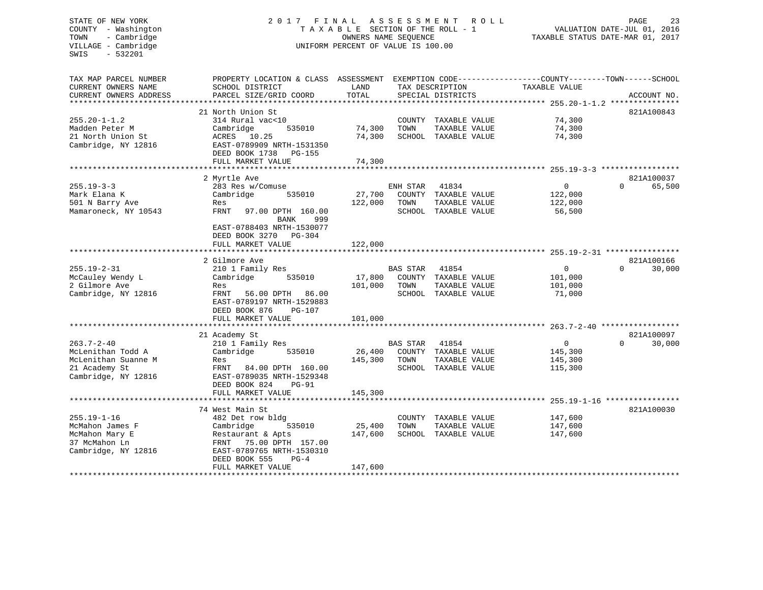STATE OF NEW YORK
COUNTY - Washington
TOWN - Cambridge
VILLAGE - Cambridge
SWIS - 532201

2017 FINAL ASSESSMENT ROLL
TAXABLE SECTION OF THE ROLL - 1
OWNERS NAME SEQUENCE
UNIFORM PERCENT OF VALUE IS 100.00

VALUATION DATE-JUL 01, 2016
TAXABLE STATUS DATE-MAR 01, 2017

| TAX MAP PARCEL NUMBER / CURRENT OWNERS NAME / CURRENT OWNERS ADDRESS | PROPERTY LOCATION & CLASS / SCHOOL DISTRICT / PARCEL SIZE/GRID COORD | ASSESSMENT LAND | TOTAL | EXEMPTION CODE / TAX DESCRIPTION / SPECIAL DISTRICTS | | COUNTY / TAXABLE VALUE | TOWN | SCHOOL | ACCOUNT NO. |
|---|---|---|---|---|---|---|---|---|---|
| 255.20-1-1.2 | 21 North Union St | | | | | | | | 821A100843 |
| 255.20-1-1.2 | 314 Rural vac<10 | | | COUNTY | TAXABLE VALUE | 74,300 | | | |
| Madden Peter M | Cambridge 535010 | 74,300 | | TOWN | TAXABLE VALUE | 74,300 | | | |
| 21 North Union St | ACRES 10.25 | | 74,300 | SCHOOL | TAXABLE VALUE | 74,300 | | | |
| Cambridge, NY 12816 | EAST-0789909 NRTH-1531350 | | | | | | | | |
| | DEED BOOK 1738 PG-155 | | | | | | | | |
| | FULL MARKET VALUE | | 74,300 | | | | | | |
| 255.19-3-3 | 2 Myrtle Ave | | | | | | | | 821A100037 |
| 255.19-3-3 | 283 Res w/Comuse | | | ENH STAR | 41834 | 0 | | 0 | 65,500 |
| Mark Elana K | Cambridge 535010 | 27,700 | | COUNTY | TAXABLE VALUE | 122,000 | | | |
| 501 N Barry Ave | Res | | 122,000 | TOWN | TAXABLE VALUE | 122,000 | | | |
| Mamaroneck, NY 10543 | FRNT 97.00 DPTH 160.00 | | | SCHOOL | TAXABLE VALUE | 56,500 | | | |
| | BANK 999 | | | | | | | | |
| | EAST-0788403 NRTH-1530077 | | | | | | | | |
| | DEED BOOK 3270 PG-304 | | | | | | | | |
| | FULL MARKET VALUE | | 122,000 | | | | | | |
| 255.19-2-31 | 2 Gilmore Ave | | | | | | | | 821A100166 |
| 255.19-2-31 | 210 1 Family Res | | | BAS STAR | 41854 | 0 | | 0 | 30,000 |
| McCauley Wendy L | Cambridge 535010 | 17,800 | | COUNTY | TAXABLE VALUE | 101,000 | | | |
| 2 Gilmore Ave | Res | | 101,000 | TOWN | TAXABLE VALUE | 101,000 | | | |
| Cambridge, NY 12816 | FRNT 56.00 DPTH 86.00 | | | SCHOOL | TAXABLE VALUE | 71,000 | | | |
| | EAST-0789197 NRTH-1529883 | | | | | | | | |
| | DEED BOOK 876 PG-107 | | | | | | | | |
| | FULL MARKET VALUE | | 101,000 | | | | | | |
| 263.7-2-40 | 21 Academy St | | | | | | | | 821A100097 |
| 263.7-2-40 | 210 1 Family Res | | | BAS STAR | 41854 | 0 | | 0 | 30,000 |
| McLenithan Todd A | Cambridge 535010 | 26,400 | | COUNTY | TAXABLE VALUE | 145,300 | | | |
| McLenithan Suanne M | Res | | 145,300 | TOWN | TAXABLE VALUE | 145,300 | | | |
| 21 Academy St | FRNT 84.00 DPTH 160.00 | | | SCHOOL | TAXABLE VALUE | 115,300 | | | |
| Cambridge, NY 12816 | EAST-0789035 NRTH-1529348 | | | | | | | | |
| | DEED BOOK 824 PG-91 | | | | | | | | |
| | FULL MARKET VALUE | | 145,300 | | | | | | |
| 255.19-1-16 | 74 West Main St | | | | | | | | 821A100030 |
| 255.19-1-16 | 482 Det row bldg | | | COUNTY | TAXABLE VALUE | 147,600 | | | |
| McMahon James F | Cambridge 535010 | 25,400 | | TOWN | TAXABLE VALUE | 147,600 | | | |
| McMahon Mary E | Restaurant & Apts | | 147,600 | SCHOOL | TAXABLE VALUE | 147,600 | | | |
| 37 McMahon Ln | FRNT 75.00 DPTH 157.00 | | | | | | | | |
| Cambridge, NY 12816 | EAST-0789765 NRTH-1530310 | | | | | | | | |
| | DEED BOOK 555 PG-4 | | | | | | | | |
| | FULL MARKET VALUE | | 147,600 | | | | | | |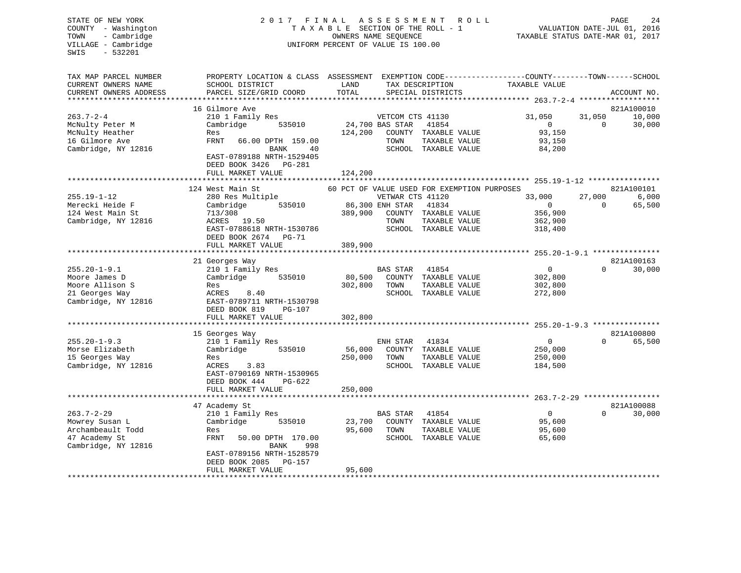STATE OF NEW YORK
COUNTY - Washington
TOWN - Cambridge
VILLAGE - Cambridge
SWIS - 532201

# 2017 FINAL ASSESSMENT ROLL
TAXABLE SECTION OF THE ROLL - 1
OWNERS NAME SEQUENCE
UNIFORM PERCENT OF VALUE IS 100.00

VALUATION DATE-JUL 01, 2016
TAXABLE STATUS DATE-MAR 01, 2017

| TAX MAP PARCEL NUMBER / CURRENT OWNERS NAME / CURRENT OWNERS ADDRESS | PROPERTY LOCATION & CLASS / SCHOOL DISTRICT / PARCEL SIZE/GRID COORD | ASSESSMENT LAND | ASSESSMENT TOTAL | EXEMPTION CODE / TAX DESCRIPTION / SPECIAL DISTRICTS | COUNTY TAXABLE VALUE | TOWN | SCHOOL | ACCOUNT NO. |
|---|---|---|---|---|---|---|---|---|
| 263.7-2-4 | 16 Gilmore Ave | | | | | | | 821A100010 |
| McNulty Peter M | 210 1 Family Res | | | VETCOM CTS 41130 | 31,050 | 31,050 | 10,000 | |
| McNulty Heather | Cambridge 535010 | 24,700 | | BAS STAR 41854 | 0 | 0 | 30,000 | |
| 16 Gilmore Ave | Res | | 124,200 | COUNTY TAXABLE VALUE | 93,150 | | | |
| Cambridge, NY 12816 | FRNT 66.00 DPTH 159.00 | | | TOWN TAXABLE VALUE | 93,150 | | | |
| | BANK 40 | | | SCHOOL TAXABLE VALUE | 84,200 | | | |
| | EAST-0789188 NRTH-1529405 | | | | | | | |
| | DEED BOOK 3426 PG-281 | | | | | | | |
| | FULL MARKET VALUE | | 124,200 | | | | | |
| 255.19-1-12 | 124 West Main St | | | 60 PCT OF VALUE USED FOR EXEMPTION PURPOSES | | | | 821A100101 |
| Merecki Heide F | 280 Res Multiple | | | VETWAR CTS 41120 | 33,000 | 27,000 | 6,000 | |
| 124 West Main St | Cambridge 535010 | 86,300 | | ENH STAR 41834 | 0 | 0 | 65,500 | |
| Cambridge, NY 12816 | 713/308 | | 389,900 | COUNTY TAXABLE VALUE | 356,900 | | | |
| | ACRES 19.50 | | | TOWN TAXABLE VALUE | 362,900 | | | |
| | EAST-0788618 NRTH-1530786 | | | SCHOOL TAXABLE VALUE | 318,400 | | | |
| | DEED BOOK 2674 PG-71 | | | | | | | |
| | FULL MARKET VALUE | | 389,900 | | | | | |
| 255.20-1-9.1 | 21 Georges Way | | | | | | | 821A100163 |
| Moore James D | 210 1 Family Res | | | BAS STAR 41854 | 0 | 0 | 30,000 | |
| Moore Allison S | Cambridge 535010 | 80,500 | | COUNTY TAXABLE VALUE | 302,800 | | | |
| 21 Georges Way | Res | | 302,800 | TOWN TAXABLE VALUE | 302,800 | | | |
| Cambridge, NY 12816 | ACRES 8.40 | | | SCHOOL TAXABLE VALUE | 272,800 | | | |
| | EAST-0789711 NRTH-1530798 | | | | | | | |
| | DEED BOOK 819 PG-107 | | | | | | | |
| | FULL MARKET VALUE | | 302,800 | | | | | |
| 255.20-1-9.3 | 15 Georges Way | | | | | | | 821A100800 |
| Morse Elizabeth | 210 1 Family Res | | | ENH STAR 41834 | 0 | 0 | 65,500 | |
| 15 Georges Way | Cambridge 535010 | 56,000 | | COUNTY TAXABLE VALUE | 250,000 | | | |
| Cambridge, NY 12816 | Res | | 250,000 | TOWN TAXABLE VALUE | 250,000 | | | |
| | ACRES 3.83 | | | SCHOOL TAXABLE VALUE | 184,500 | | | |
| | EAST-0790169 NRTH-1530965 | | | | | | | |
| | DEED BOOK 444 PG-622 | | | | | | | |
| | FULL MARKET VALUE | | 250,000 | | | | | |
| 263.7-2-29 | 47 Academy St | | | | | | | 821A100088 |
| Mowrey Susan L | 210 1 Family Res | | | BAS STAR 41854 | 0 | 0 | 30,000 | |
| Archambeault Todd | Cambridge 535010 | 23,700 | | COUNTY TAXABLE VALUE | 95,600 | | | |
| 47 Academy St | Res | | 95,600 | TOWN TAXABLE VALUE | 95,600 | | | |
| Cambridge, NY 12816 | FRNT 50.00 DPTH 170.00 | | | SCHOOL TAXABLE VALUE | 65,600 | | | |
| | BANK 998 | | | | | | | |
| | EAST-0789156 NRTH-1528579 | | | | | | | |
| | DEED BOOK 2085 PG-157 | | | | | | | |
| | FULL MARKET VALUE | | 95,600 | | | | | |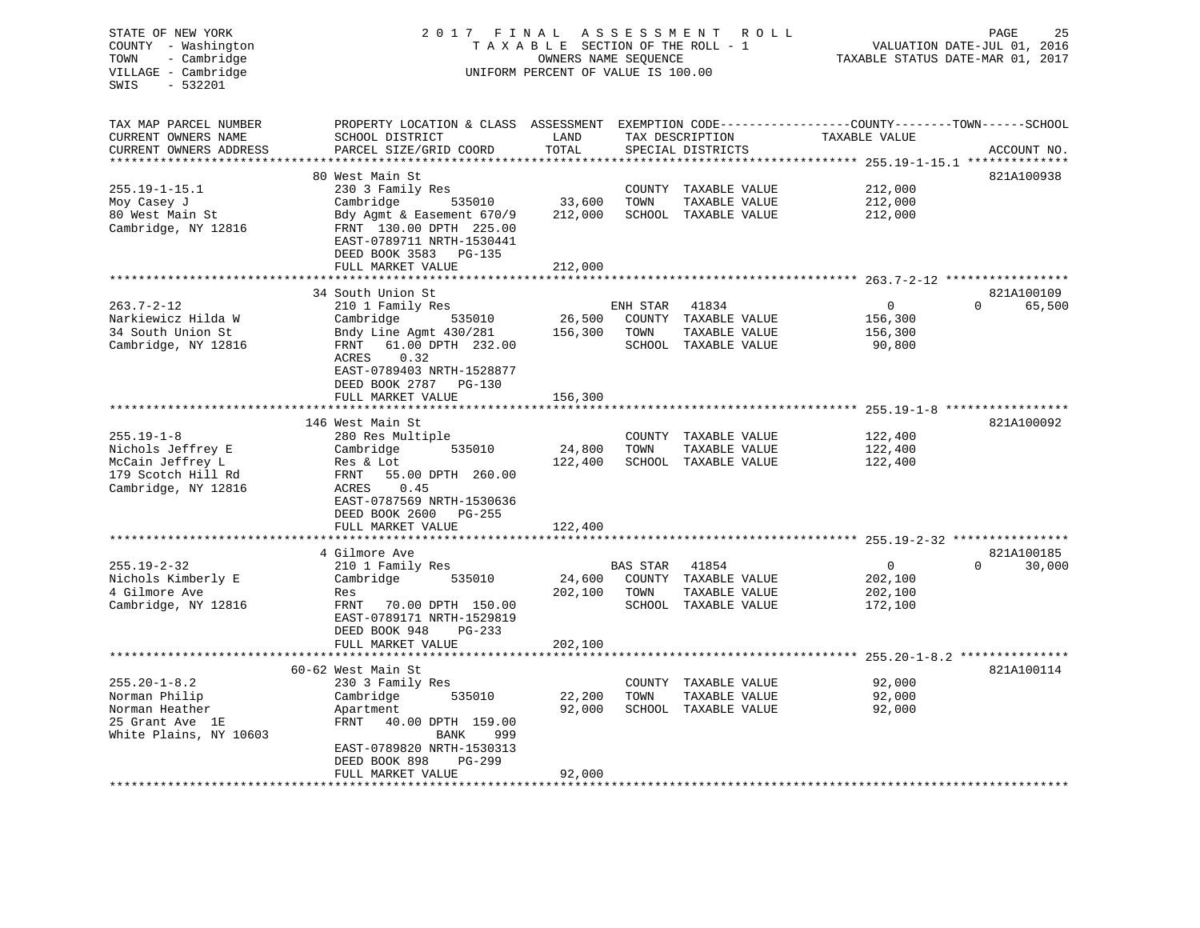STATE OF NEW YORK
COUNTY - Washington
TOWN - Cambridge
VILLAGE - Cambridge
SWIS - 532201

2017 FINAL ASSESSMENT ROLL
TAXABLE SECTION OF THE ROLL - 1
OWNERS NAME SEQUENCE
UNIFORM PERCENT OF VALUE IS 100.00

VALUATION DATE-JUL 01, 2016
TAXABLE STATUS DATE-MAR 01, 2017

| TAX MAP PARCEL NUMBER / CURRENT OWNERS NAME / CURRENT OWNERS ADDRESS | PROPERTY LOCATION & CLASS / SCHOOL DISTRICT / PARCEL SIZE/GRID COORD | ASSESSMENT LAND / TOTAL | EXEMPTION CODE / TAX DESCRIPTION / SPECIAL DISTRICTS | COUNTY / TOWN / SCHOOL TAXABLE VALUE | ACCOUNT NO. |
|---|---|---|---|---|---|
| 255.19-1-15.1 | 80 West Main St | | | | 821A100938 |
| Moy Casey J | 230 3 Family Res | | COUNTY TAXABLE VALUE | 212,000 | |
| 80 West Main St | Cambridge 535010 | 33,600 | TOWN TAXABLE VALUE | 212,000 | |
| Cambridge, NY 12816 | Bdy Agmt & Easement 670/9 | 212,000 | SCHOOL TAXABLE VALUE | 212,000 | |
| | FRNT 130.00 DPTH 225.00 | | | | |
| | EAST-0789711 NRTH-1530441 | | | | |
| | DEED BOOK 3583 PG-135 | | | | |
| | FULL MARKET VALUE | 212,000 | | | |
| 263.7-2-12 | 34 South Union St | | | | 821A100109 |
| Narkiewicz Hilda W | 210 1 Family Res | | ENH STAR 41834 | 0 / 0 / 65,500 | |
| 34 South Union St | Cambridge 535010 | 26,500 | COUNTY TAXABLE VALUE | 156,300 | |
| Cambridge, NY 12816 | Bndy Line Agmt 430/281 | 156,300 | TOWN TAXABLE VALUE | 156,300 | |
| | FRNT 61.00 DPTH 232.00 | | SCHOOL TAXABLE VALUE | 90,800 | |
| | ACRES 0.32 | | | | |
| | EAST-0789403 NRTH-1528877 | | | | |
| | DEED BOOK 2787 PG-130 | | | | |
| | FULL MARKET VALUE | 156,300 | | | |
| 255.19-1-8 | 146 West Main St | | | | 821A100092 |
| Nichols Jeffrey E | 280 Res Multiple | | COUNTY TAXABLE VALUE | 122,400 | |
| McCain Jeffrey L | Cambridge 535010 | 24,800 | TOWN TAXABLE VALUE | 122,400 | |
| 179 Scotch Hill Rd | Res & Lot | 122,400 | SCHOOL TAXABLE VALUE | 122,400 | |
| Cambridge, NY 12816 | FRNT 55.00 DPTH 260.00 | | | | |
| | ACRES 0.45 | | | | |
| | EAST-0787569 NRTH-1530636 | | | | |
| | DEED BOOK 2600 PG-255 | | | | |
| | FULL MARKET VALUE | 122,400 | | | |
| 255.19-2-32 | 4 Gilmore Ave | | | | 821A100185 |
| Nichols Kimberly E | 210 1 Family Res | | BAS STAR 41854 | 0 / 0 / 30,000 | |
| 4 Gilmore Ave | Cambridge 535010 | 24,600 | COUNTY TAXABLE VALUE | 202,100 | |
| Cambridge, NY 12816 | Res | 202,100 | TOWN TAXABLE VALUE | 202,100 | |
| | FRNT 70.00 DPTH 150.00 | | SCHOOL TAXABLE VALUE | 172,100 | |
| | EAST-0789171 NRTH-1529819 | | | | |
| | DEED BOOK 948 PG-233 | | | | |
| | FULL MARKET VALUE | 202,100 | | | |
| 255.20-1-8.2 | 60-62 West Main St | | | | 821A100114 |
| Norman Philip | 230 3 Family Res | | COUNTY TAXABLE VALUE | 92,000 | |
| Norman Heather | Cambridge 535010 | 22,200 | TOWN TAXABLE VALUE | 92,000 | |
| 25 Grant Ave 1E | Apartment | 92,000 | SCHOOL TAXABLE VALUE | 92,000 | |
| White Plains, NY 10603 | FRNT 40.00 DPTH 159.00 | | | | |
| | BANK 999 | | | | |
| | EAST-0789820 NRTH-1530313 | | | | |
| | DEED BOOK 898 PG-299 | | | | |
| | FULL MARKET VALUE | 92,000 | | | |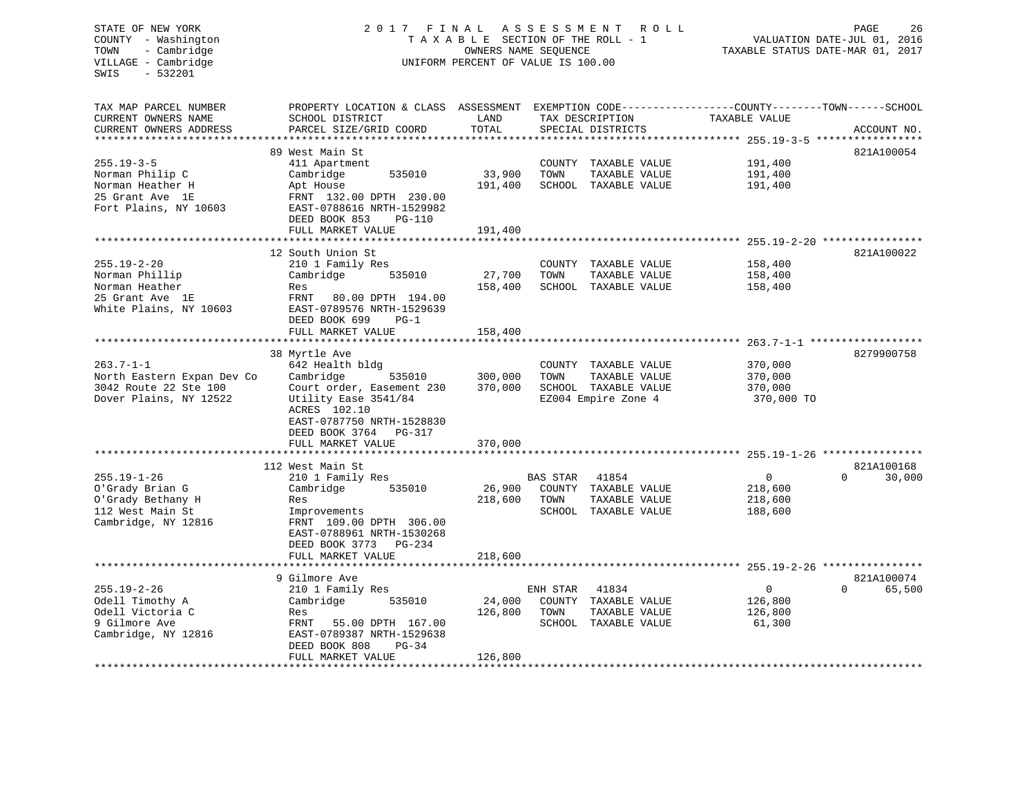STATE OF NEW YORK
COUNTY - Washington
TOWN - Cambridge
VILLAGE - Cambridge
SWIS - 532201

2 0 1 7 F I N A L A S S E S S M E N T R O L L
T A X A B L E SECTION OF THE ROLL - 1
OWNERS NAME SEQUENCE
UNIFORM PERCENT OF VALUE IS 100.00

VALUATION DATE-JUL 01, 2016
TAXABLE STATUS DATE-MAR 01, 2017

| TAX MAP PARCEL NUMBER / CURRENT OWNERS NAME / CURRENT OWNERS ADDRESS | PROPERTY LOCATION & CLASS / SCHOOL DISTRICT / PARCEL SIZE/GRID COORD | ASSESSMENT LAND | TOTAL | EXEMPTION CODE / TAX DESCRIPTION / SPECIAL DISTRICTS | COUNTY TAXABLE VALUE | TOWN | SCHOOL | ACCOUNT NO. |
|---|---|---|---|---|---|---|---|---|
| 255.19-3-5 | 89 West Main St | | | | | | | 821A100054 |
| Norman Philip C | 411 Apartment | | | COUNTY TAXABLE VALUE | 191,400 | | | |
| Norman Heather H | Cambridge 535010 | 33,900 | | TOWN TAXABLE VALUE | 191,400 | | | |
| 25 Grant Ave 1E | Apt House | | 191,400 | SCHOOL TAXABLE VALUE | 191,400 | | | |
| Fort Plains, NY 10603 | FRNT 132.00 DPTH 230.00 | | | | | | | |
| | EAST-0788616 NRTH-1529982 | | | | | | | |
| | DEED BOOK 853 PG-110 | | | | | | | |
| | FULL MARKET VALUE | | 191,400 | | | | | |
| 255.19-2-20 | 12 South Union St | | | | | | | 821A100022 |
| Norman Phillip | 210 1 Family Res | | | COUNTY TAXABLE VALUE | 158,400 | | | |
| Norman Heather | Cambridge 535010 | 27,700 | | TOWN TAXABLE VALUE | 158,400 | | | |
| 25 Grant Ave 1E | Res | | 158,400 | SCHOOL TAXABLE VALUE | 158,400 | | | |
| White Plains, NY 10603 | FRNT 80.00 DPTH 194.00 | | | | | | | |
| | EAST-0789576 NRTH-1529639 | | | | | | | |
| | DEED BOOK 699 PG-1 | | | | | | | |
| | FULL MARKET VALUE | | 158,400 | | | | | |
| 263.7-1-1 | 38 Myrtle Ave | | | | | | | 8279900758 |
| North Eastern Expan Dev Co | 642 Health bldg | | | COUNTY TAXABLE VALUE | 370,000 | | | |
| 3042 Route 22 Ste 100 | Cambridge 535010 | 300,000 | | TOWN TAXABLE VALUE | 370,000 | | | |
| Dover Plains, NY 12522 | Court order, Easement 230 | | 370,000 | SCHOOL TAXABLE VALUE | 370,000 | | | |
| | Utility Ease 3541/84 | | | EZ004 Empire Zone 4 | 370,000 TO | | | |
| | ACRES 102.10 | | | | | | | |
| | EAST-0787750 NRTH-1528830 | | | | | | | |
| | DEED BOOK 3764 PG-317 | | | | | | | |
| | FULL MARKET VALUE | | 370,000 | | | | | |
| 255.19-1-26 | 112 West Main St | | | | | | | 821A100168 |
| O'Grady Brian G | 210 1 Family Res | | | BAS STAR 41854 | 0 | 0 | 30,000 | |
| O'Grady Bethany H | Cambridge 535010 | 26,900 | | COUNTY TAXABLE VALUE | 218,600 | | | |
| 112 West Main St | Res | | 218,600 | TOWN TAXABLE VALUE | 218,600 | | | |
| Cambridge, NY 12816 | Improvements | | | SCHOOL TAXABLE VALUE | 188,600 | | | |
| | FRNT 109.00 DPTH 306.00 | | | | | | | |
| | EAST-0788961 NRTH-1530268 | | | | | | | |
| | DEED BOOK 3773 PG-234 | | | | | | | |
| | FULL MARKET VALUE | | 218,600 | | | | | |
| 255.19-2-26 | 9 Gilmore Ave | | | | | | | 821A100074 |
| Odell Timothy A | 210 1 Family Res | | | ENH STAR 41834 | 0 | 0 | 65,500 | |
| Odell Victoria C | Cambridge 535010 | 24,000 | | COUNTY TAXABLE VALUE | 126,800 | | | |
| 9 Gilmore Ave | Res | | 126,800 | TOWN TAXABLE VALUE | 126,800 | | | |
| Cambridge, NY 12816 | FRNT 55.00 DPTH 167.00 | | | SCHOOL TAXABLE VALUE | 61,300 | | | |
| | EAST-0789387 NRTH-1529638 | | | | | | | |
| | DEED BOOK 808 PG-34 | | | | | | | |
| | FULL MARKET VALUE | | 126,800 | | | | | |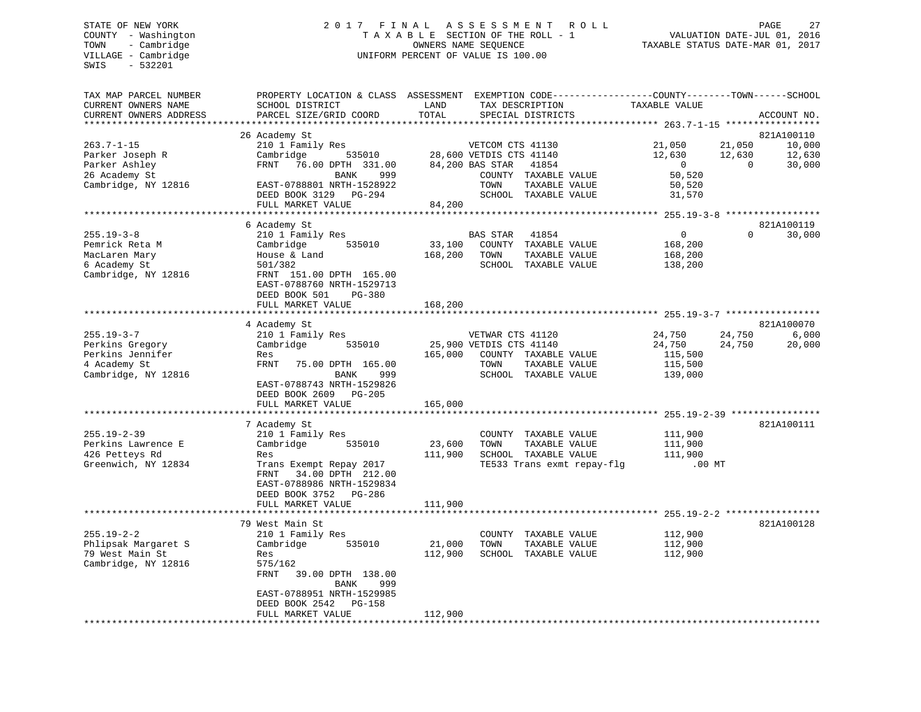STATE OF NEW YORK
COUNTY - Washington
TOWN - Cambridge
VILLAGE - Cambridge
SWIS - 532201

2017 FINAL ASSESSMENT ROLL
TAXABLE SECTION OF THE ROLL - 1
OWNERS NAME SEQUENCE
UNIFORM PERCENT OF VALUE IS 100.00

VALUATION DATE-JUL 01, 2016
TAXABLE STATUS DATE-MAR 01, 2017

| TAX MAP PARCEL NUMBER / CURRENT OWNERS NAME / CURRENT OWNERS ADDRESS | PROPERTY LOCATION & CLASS / SCHOOL DISTRICT / PARCEL SIZE/GRID COORD | ASSESSMENT LAND | TOTAL | EXEMPTION CODE / TAX DESCRIPTION / SPECIAL DISTRICTS | COUNTY TAXABLE VALUE | TOWN | SCHOOL | ACCOUNT NO. |
|---|---|---|---|---|---|---|---|---|
| | 26 Academy St | | | | | | | 821A100110 |
| 263.7-1-15 | 210 1 Family Res | | | VETCOM CTS 41130 | 21,050 | 21,050 | 10,000 | |
| Parker Joseph R | Cambridge 535010 | 28,600 | | VETDIS CTS 41140 | 12,630 | 12,630 | 12,630 | |
| Parker Ashley | FRNT 76.00 DPTH 331.00 | | 84,200 | BAS STAR 41854 | 0 | 0 | 30,000 | |
| 26 Academy St | BANK 999 | | | COUNTY TAXABLE VALUE | 50,520 | | | |
| Cambridge, NY 12816 | EAST-0788801 NRTH-1528922 | | | TOWN TAXABLE VALUE | 50,520 | | | |
| | DEED BOOK 3129 PG-294 | | | SCHOOL TAXABLE VALUE | 31,570 | | | |
| | FULL MARKET VALUE | | 84,200 | | | | | |
| | 6 Academy St | | | | | | | 821A100119 |
| 255.19-3-8 | 210 1 Family Res | | | BAS STAR 41854 | 0 | 0 | 30,000 | |
| Pemrick Reta M | Cambridge 535010 | 33,100 | | COUNTY TAXABLE VALUE | 168,200 | | | |
| MacLaren Mary | House & Land | | 168,200 | TOWN TAXABLE VALUE | 168,200 | | | |
| 6 Academy St | 501/382 | | | SCHOOL TAXABLE VALUE | 138,200 | | | |
| Cambridge, NY 12816 | FRNT 151.00 DPTH 165.00 | | | | | | | |
| | EAST-0788760 NRTH-1529713 | | | | | | | |
| | DEED BOOK 501 PG-380 | | | | | | | |
| | FULL MARKET VALUE | | 168,200 | | | | | |
| | 4 Academy St | | | | | | | 821A100070 |
| 255.19-3-7 | 210 1 Family Res | | | VETWAR CTS 41120 | 24,750 | 24,750 | 6,000 | |
| Perkins Gregory | Cambridge 535010 | 25,900 | | VETDIS CTS 41140 | 24,750 | 24,750 | 20,000 | |
| Perkins Jennifer | Res | | 165,000 | COUNTY TAXABLE VALUE | 115,500 | | | |
| 4 Academy St | FRNT 75.00 DPTH 165.00 | | | TOWN TAXABLE VALUE | 115,500 | | | |
| Cambridge, NY 12816 | BANK 999 | | | SCHOOL TAXABLE VALUE | 139,000 | | | |
| | EAST-0788743 NRTH-1529826 | | | | | | | |
| | DEED BOOK 2609 PG-205 | | | | | | | |
| | FULL MARKET VALUE | | 165,000 | | | | | |
| | 7 Academy St | | | | | | | 821A100111 |
| 255.19-2-39 | 210 1 Family Res | | | COUNTY TAXABLE VALUE | 111,900 | | | |
| Perkins Lawrence E | Cambridge 535010 | 23,600 | | TOWN TAXABLE VALUE | 111,900 | | | |
| 426 Petteys Rd | Res | | 111,900 | SCHOOL TAXABLE VALUE | 111,900 | | | |
| Greenwich, NY 12834 | Trans Exempt Repay 2017 | | | TE533 Trans exmt repay-flg | .00 MT | | | |
| | FRNT 34.00 DPTH 212.00 | | | | | | | |
| | EAST-0788986 NRTH-1529834 | | | | | | | |
| | DEED BOOK 3752 PG-286 | | | | | | | |
| | FULL MARKET VALUE | | 111,900 | | | | | |
| | 79 West Main St | | | | | | | 821A100128 |
| 255.19-2-2 | 210 1 Family Res | | | COUNTY TAXABLE VALUE | 112,900 | | | |
| Phlipsak Margaret S | Cambridge 535010 | 21,000 | | TOWN TAXABLE VALUE | 112,900 | | | |
| 79 West Main St | Res | | 112,900 | SCHOOL TAXABLE VALUE | 112,900 | | | |
| Cambridge, NY 12816 | 575/162 | | | | | | | |
| | FRNT 39.00 DPTH 138.00 | | | | | | | |
| | BANK 999 | | | | | | | |
| | EAST-0788951 NRTH-1529985 | | | | | | | |
| | DEED BOOK 2542 PG-158 | | | | | | | |
| | FULL MARKET VALUE | | 112,900 | | | | | |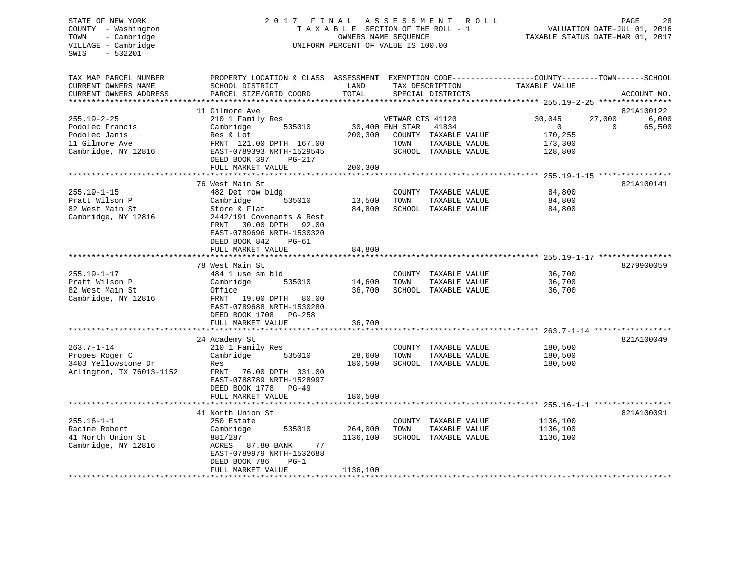STATE OF NEW YORK
COUNTY - Washington
TOWN - Cambridge
VILLAGE - Cambridge
SWIS - 532201

2 0 1 7 F I N A L A S S E S S M E N T R O L L
T A X A B L E SECTION OF THE ROLL - 1
OWNERS NAME SEQUENCE
UNIFORM PERCENT OF VALUE IS 100.00

VALUATION DATE-JUL 01, 2016
TAXABLE STATUS DATE-MAR 01, 2017

```
TAX MAP PARCEL NUMBER          PROPERTY LOCATION & CLASS  ASSESSMENT  EXEMPTION CODE------------------COUNTY--------TOWN------SCHOOL
CURRENT OWNERS NAME            SCHOOL DISTRICT              LAND       TAX DESCRIPTION              TAXABLE VALUE
CURRENT OWNERS ADDRESS         PARCEL SIZE/GRID COORD       TOTAL      SPECIAL DISTRICTS                                       ACCOUNT NO.
******************************************************************************************************* 255.19-2-25 ****************
                               11 Gilmore Ave                                                                                 821A100122
255.19-2-25                    210 1 Family Res                    VETWAR CTS 41120               30,045      27,000      6,000
Podolec Francis                Cambridge        535010      30,400 ENH STAR   41834                    0           0     65,500
Podolec Janis                  Res & Lot                   200,300    COUNTY  TAXABLE VALUE          170,255
11 Gilmore Ave                 FRNT 121.00 DPTH 167.00                TOWN    TAXABLE VALUE          173,300
Cambridge, NY 12816            EAST-0789393 NRTH-1529545              SCHOOL  TAXABLE VALUE          128,800
                               DEED BOOK 397    PG-217
                               FULL MARKET VALUE           200,300
******************************************************************************************************* 255.19-1-15 ****************
                               76 West Main St                                                                                821A100141
255.19-1-15                    482 Det row bldg                       COUNTY  TAXABLE VALUE           84,800
Pratt Wilson P                 Cambridge        535010      13,500    TOWN    TAXABLE VALUE           84,800
82 West Main St                Store & Flat                 84,800    SCHOOL  TAXABLE VALUE           84,800
Cambridge, NY 12816            2442/191 Covenants & Rest
                               FRNT  30.00 DPTH  92.00
                               EAST-0789696 NRTH-1530320
                               DEED BOOK 842    PG-61
                               FULL MARKET VALUE            84,800
******************************************************************************************************* 255.19-1-17 ****************
                               78 West Main St                                                                                8279900059
255.19-1-17                    484 1 use sm bld                       COUNTY  TAXABLE VALUE           36,700
Pratt Wilson P                 Cambridge        535010      14,600    TOWN    TAXABLE VALUE           36,700
82 West Main St                Office                       36,700    SCHOOL  TAXABLE VALUE           36,700
Cambridge, NY 12816            FRNT  19.00 DPTH  80.00
                               EAST-0789688 NRTH-1530280
                               DEED BOOK 1708   PG-258
                               FULL MARKET VALUE            36,700
******************************************************************************************************* 263.7-1-14 *****************
                               24 Academy St                                                                                  821A100049
263.7-1-14                     210 1 Family Res                       COUNTY  TAXABLE VALUE          180,500
Propes Roger C                 Cambridge        535010      28,600    TOWN    TAXABLE VALUE          180,500
3403 Yellowstone Dr            Res                         180,500    SCHOOL  TAXABLE VALUE          180,500
Arlington, TX 76013-1152       FRNT  76.00 DPTH 331.00
                               EAST-0788789 NRTH-1528997
                               DEED BOOK 1778   PG-49
                               FULL MARKET VALUE           180,500
******************************************************************************************************* 255.16-1-1 *****************
                               41 North Union St                                                                              821A100091
255.16-1-1                     250 Estate                             COUNTY  TAXABLE VALUE         1136,100
Racine Robert                  Cambridge        535010     264,000    TOWN    TAXABLE VALUE         1136,100
41 North Union St              881/287                    1136,100    SCHOOL  TAXABLE VALUE         1136,100
Cambridge, NY 12816            ACRES  87.80 BANK     77
                               EAST-0789979 NRTH-1532688
                               DEED BOOK 786    PG-1
                               FULL MARKET VALUE          1136,100
************************************************************************************************************************************
```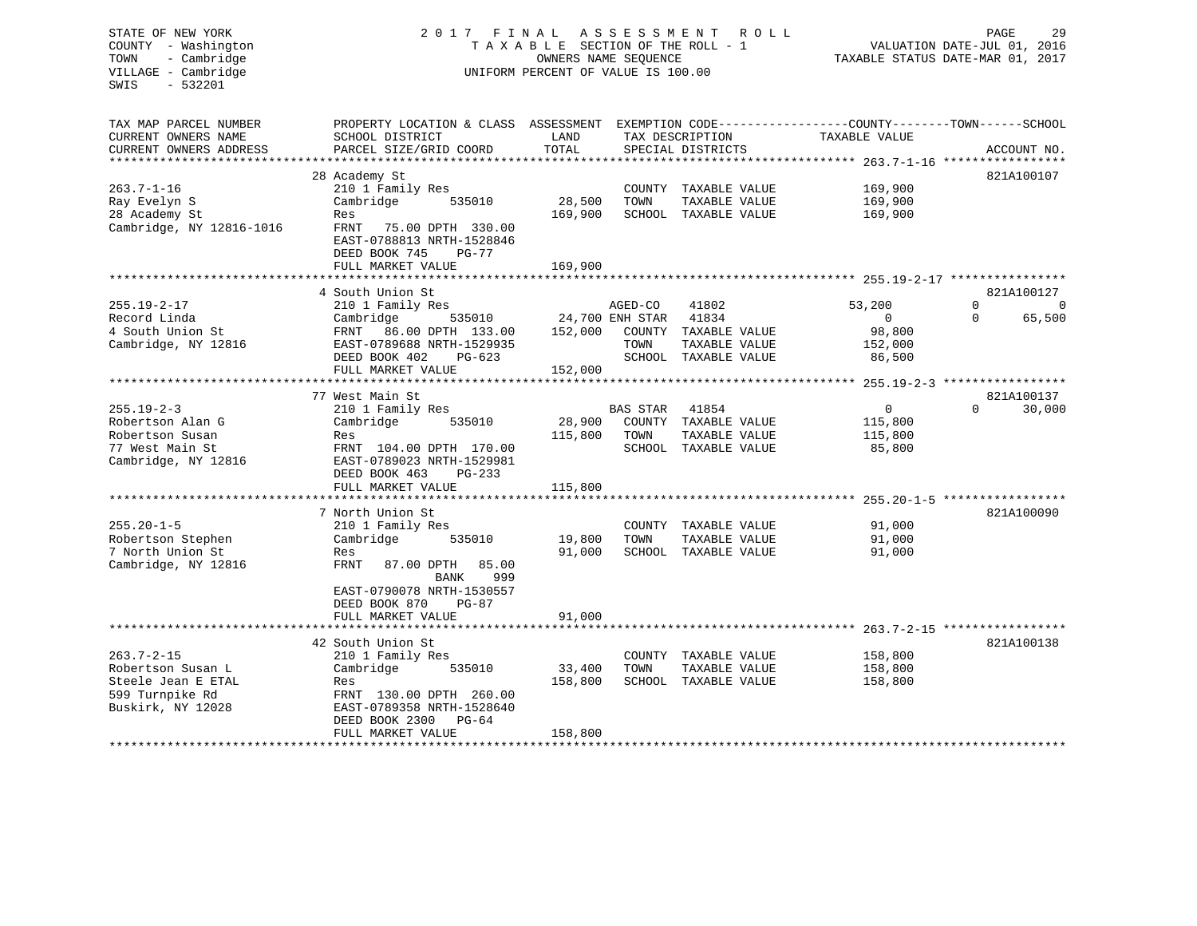STATE OF NEW YORK
COUNTY - Washington
TOWN - Cambridge
VILLAGE - Cambridge
SWIS - 532201

2017 FINAL ASSESSMENT ROLL
TAXABLE SECTION OF THE ROLL - 1
OWNERS NAME SEQUENCE
UNIFORM PERCENT OF VALUE IS 100.00

VALUATION DATE-JUL 01, 2016
TAXABLE STATUS DATE-MAR 01, 2017

| TAX MAP PARCEL NUMBER / CURRENT OWNERS NAME / CURRENT OWNERS ADDRESS | PROPERTY LOCATION & CLASS / SCHOOL DISTRICT / PARCEL SIZE/GRID COORD | ASSESSMENT LAND | TOTAL | EXEMPTION CODE / TAX DESCRIPTION / SPECIAL DISTRICTS | COUNTY TAXABLE VALUE | TOWN | SCHOOL | ACCOUNT NO. |
|---|---|---|---|---|---|---|---|---|
| 263.7-1-16 | 28 Academy St | | | | | | | 821A100107 |
| 263.7-1-16 | 210 1 Family Res | | | COUNTY TAXABLE VALUE | 169,900 | | | |
| Ray Evelyn S | Cambridge 535010 | 28,500 | | TOWN TAXABLE VALUE | 169,900 | | | |
| 28 Academy St | Res | | 169,900 | SCHOOL TAXABLE VALUE | 169,900 | | | |
| Cambridge, NY 12816-1016 | FRNT 75.00 DPTH 330.00 | | | | | | | |
| | EAST-0788813 NRTH-1528846 | | | | | | | |
| | DEED BOOK 745 PG-77 | | | | | | | |
| | FULL MARKET VALUE | | 169,900 | | | | | |
| 255.19-2-17 | 4 South Union St | | | | | | | 821A100127 |
| 255.19-2-17 | 210 1 Family Res | | | AGED-CO 41802 | 53,200 | 0 | 0 | |
| Record Linda | Cambridge 535010 | 24,700 | | ENH STAR 41834 | 0 | 0 | 65,500 | |
| 4 South Union St | FRNT 86.00 DPTH 133.00 | | 152,000 | COUNTY TAXABLE VALUE | 98,800 | | | |
| Cambridge, NY 12816 | EAST-0789688 NRTH-1529935 | | | TOWN TAXABLE VALUE | 152,000 | | | |
| | DEED BOOK 402 PG-623 | | | SCHOOL TAXABLE VALUE | 86,500 | | | |
| | FULL MARKET VALUE | | 152,000 | | | | | |
| 255.19-2-3 | 77 West Main St | | | | | | | 821A100137 |
| 255.19-2-3 | 210 1 Family Res | | | BAS STAR 41854 | 0 | 0 | 30,000 | |
| Robertson Alan G | Cambridge 535010 | 28,900 | | COUNTY TAXABLE VALUE | 115,800 | | | |
| Robertson Susan | Res | | 115,800 | TOWN TAXABLE VALUE | 115,800 | | | |
| 77 West Main St | FRNT 104.00 DPTH 170.00 | | | SCHOOL TAXABLE VALUE | 85,800 | | | |
| Cambridge, NY 12816 | EAST-0789023 NRTH-1529981 | | | | | | | |
| | DEED BOOK 463 PG-233 | | | | | | | |
| | FULL MARKET VALUE | | 115,800 | | | | | |
| 255.20-1-5 | 7 North Union St | | | | | | | 821A100090 |
| 255.20-1-5 | 210 1 Family Res | | | COUNTY TAXABLE VALUE | 91,000 | | | |
| Robertson Stephen | Cambridge 535010 | 19,800 | | TOWN TAXABLE VALUE | 91,000 | | | |
| 7 North Union St | Res | | 91,000 | SCHOOL TAXABLE VALUE | 91,000 | | | |
| Cambridge, NY 12816 | FRNT 87.00 DPTH 85.00 | | | | | | | |
| | BANK 999 | | | | | | | |
| | EAST-0790078 NRTH-1530557 | | | | | | | |
| | DEED BOOK 870 PG-87 | | | | | | | |
| | FULL MARKET VALUE | | 91,000 | | | | | |
| 263.7-2-15 | 42 South Union St | | | | | | | 821A100138 |
| 263.7-2-15 | 210 1 Family Res | | | COUNTY TAXABLE VALUE | 158,800 | | | |
| Robertson Susan L | Cambridge 535010 | 33,400 | | TOWN TAXABLE VALUE | 158,800 | | | |
| Steele Jean E ETAL | Res | | 158,800 | SCHOOL TAXABLE VALUE | 158,800 | | | |
| 599 Turnpike Rd | FRNT 130.00 DPTH 260.00 | | | | | | | |
| Buskirk, NY 12028 | EAST-0789358 NRTH-1528640 | | | | | | | |
| | DEED BOOK 2300 PG-64 | | | | | | | |
| | FULL MARKET VALUE | | 158,800 | | | | | |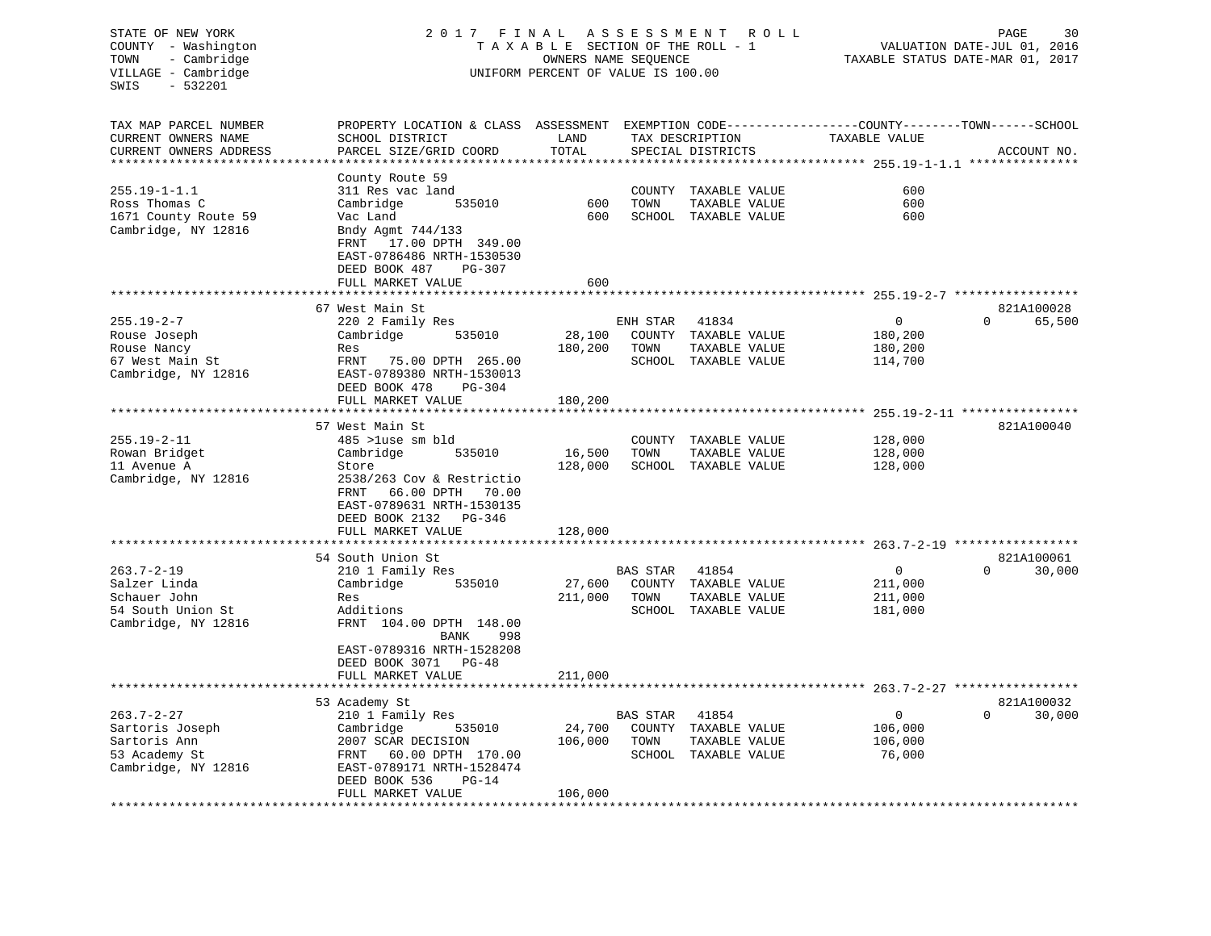STATE OF NEW YORK
COUNTY - Washington
TOWN - Cambridge
VILLAGE - Cambridge
SWIS - 532201

2 0 1 7 F I N A L A S S E S S M E N T R O L L
T A X A B L E SECTION OF THE ROLL - 1
OWNERS NAME SEQUENCE
UNIFORM PERCENT OF VALUE IS 100.00

VALUATION DATE-JUL 01, 2016
TAXABLE STATUS DATE-MAR 01, 2017

| TAX MAP PARCEL NUMBER / CURRENT OWNERS NAME / CURRENT OWNERS ADDRESS | PROPERTY LOCATION & CLASS / SCHOOL DISTRICT / PARCEL SIZE/GRID COORD | ASSESSMENT LAND / TOTAL | EXEMPTION CODE / TAX DESCRIPTION / SPECIAL DISTRICTS | COUNTY / TOWN / SCHOOL TAXABLE VALUE | ACCOUNT NO. |
|---|---|---|---|---|---|
| **255.19-1-1.1** | County Route 59 | | | | |
| 255.19-1-1.1 | 311 Res vac land | | COUNTY TAXABLE VALUE | 600 | |
| Ross Thomas C | Cambridge 535010 | 600 | TOWN TAXABLE VALUE | 600 | |
| 1671 County Route 59 | Vac Land | 600 | SCHOOL TAXABLE VALUE | 600 | |
| Cambridge, NY 12816 | Bndy Agmt 744/133 | | | | |
| | FRNT 17.00 DPTH 349.00 | | | | |
| | EAST-0786486 NRTH-1530530 | | | | |
| | DEED BOOK 487 PG-307 | | | | |
| | FULL MARKET VALUE | 600 | | | |
| **255.19-2-7** | 67 West Main St | | | | 821A100028 |
| 255.19-2-7 | 220 2 Family Res | | ENH STAR 41834 | 0 0 65,500 | |
| Rouse Joseph | Cambridge 535010 | 28,100 | COUNTY TAXABLE VALUE | 180,200 | |
| Rouse Nancy | Res | 180,200 | TOWN TAXABLE VALUE | 180,200 | |
| 67 West Main St | FRNT 75.00 DPTH 265.00 | | SCHOOL TAXABLE VALUE | 114,700 | |
| Cambridge, NY 12816 | EAST-0789380 NRTH-1530013 | | | | |
| | DEED BOOK 478 PG-304 | | | | |
| | FULL MARKET VALUE | 180,200 | | | |
| **255.19-2-11** | 57 West Main St | | | | 821A100040 |
| 255.19-2-11 | 485 >1use sm bld | | COUNTY TAXABLE VALUE | 128,000 | |
| Rowan Bridget | Cambridge 535010 | 16,500 | TOWN TAXABLE VALUE | 128,000 | |
| 11 Avenue A | Store | 128,000 | SCHOOL TAXABLE VALUE | 128,000 | |
| Cambridge, NY 12816 | 2538/263 Cov & Restrictio | | | | |
| | FRNT 66.00 DPTH 70.00 | | | | |
| | EAST-0789631 NRTH-1530135 | | | | |
| | DEED BOOK 2132 PG-346 | | | | |
| | FULL MARKET VALUE | 128,000 | | | |
| **263.7-2-19** | 54 South Union St | | | | 821A100061 |
| 263.7-2-19 | 210 1 Family Res | | BAS STAR 41854 | 0 0 30,000 | |
| Salzer Linda | Cambridge 535010 | 27,600 | COUNTY TAXABLE VALUE | 211,000 | |
| Schauer John | Res | 211,000 | TOWN TAXABLE VALUE | 211,000 | |
| 54 South Union St | Additions | | SCHOOL TAXABLE VALUE | 181,000 | |
| Cambridge, NY 12816 | FRNT 104.00 DPTH 148.00 | | | | |
| | BANK 998 | | | | |
| | EAST-0789316 NRTH-1528208 | | | | |
| | DEED BOOK 3071 PG-48 | | | | |
| | FULL MARKET VALUE | 211,000 | | | |
| **263.7-2-27** | 53 Academy St | | | | 821A100032 |
| 263.7-2-27 | 210 1 Family Res | | BAS STAR 41854 | 0 0 30,000 | |
| Sartoris Joseph | Cambridge 535010 | 24,700 | COUNTY TAXABLE VALUE | 106,000 | |
| Sartoris Ann | 2007 SCAR DECISION | 106,000 | TOWN TAXABLE VALUE | 106,000 | |
| 53 Academy St | FRNT 60.00 DPTH 170.00 | | SCHOOL TAXABLE VALUE | 76,000 | |
| Cambridge, NY 12816 | EAST-0789171 NRTH-1528474 | | | | |
| | DEED BOOK 536 PG-14 | | | | |
| | FULL MARKET VALUE | 106,000 | | | |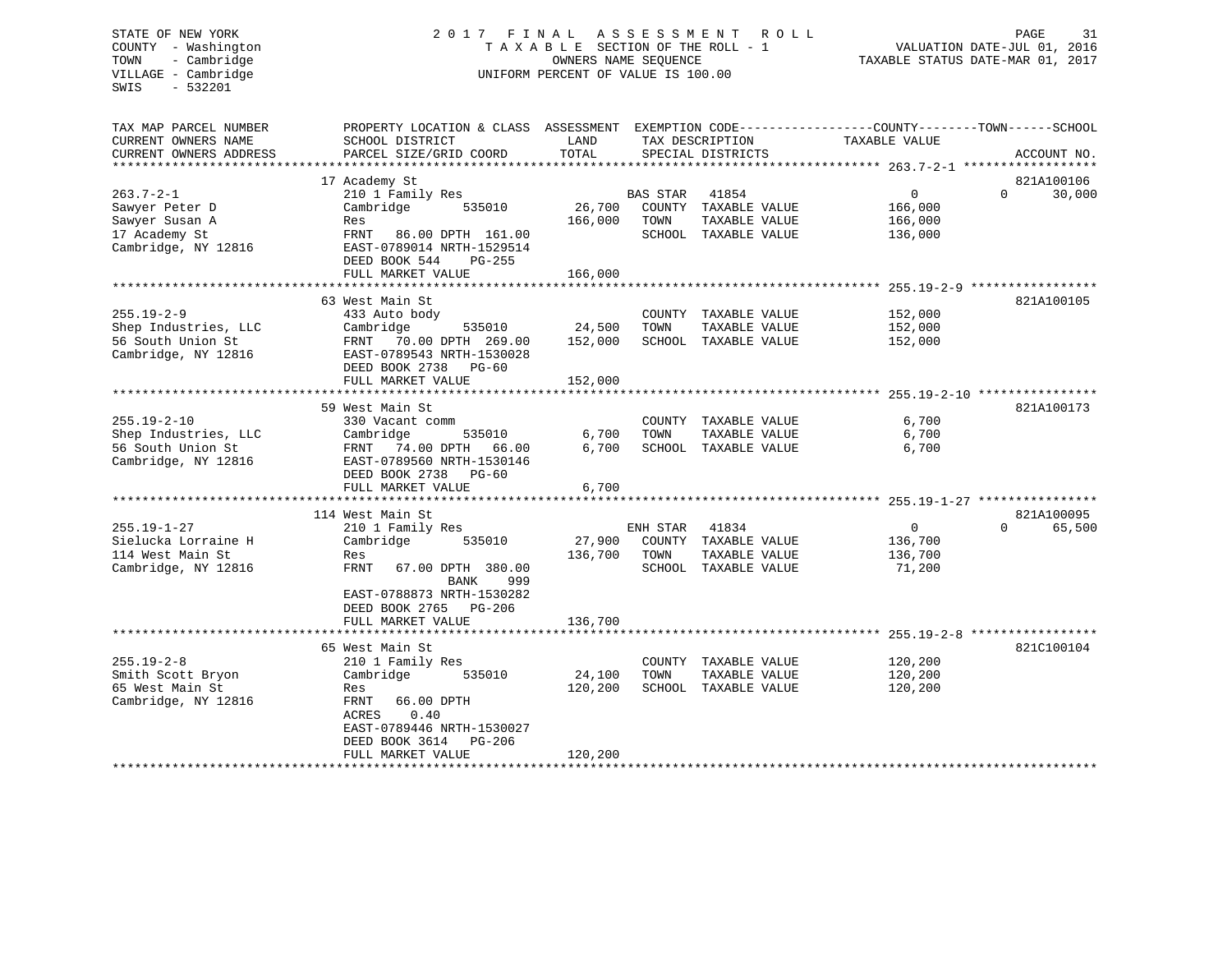STATE OF NEW YORK
COUNTY - Washington
TOWN - Cambridge
VILLAGE - Cambridge
SWIS - 532201

2017 FINAL ASSESSMENT ROLL
TAXABLE SECTION OF THE ROLL - 1
OWNERS NAME SEQUENCE
UNIFORM PERCENT OF VALUE IS 100.00

VALUATION DATE-JUL 01, 2016
TAXABLE STATUS DATE-MAR 01, 2017

| TAX MAP PARCEL NUMBER / CURRENT OWNERS NAME / CURRENT OWNERS ADDRESS | PROPERTY LOCATION & CLASS / SCHOOL DISTRICT / PARCEL SIZE/GRID COORD | ASSESSMENT LAND | TOTAL | EXEMPTION CODE / TAX DESCRIPTION / SPECIAL DISTRICTS | COUNTY TAXABLE VALUE | TOWN | SCHOOL | ACCOUNT NO. |
|---|---|---|---|---|---|---|---|---|
| 263.7-2-1 | 17 Academy St | | | | | | | 821A100106 |
| 263.7-2-1 | 210 1 Family Res | | | BAS STAR 41854 | 0 | 0 | 30,000 | |
| Sawyer Peter D | Cambridge 535010 | 26,700 | | COUNTY TAXABLE VALUE | 166,000 | | | |
| Sawyer Susan A | Res | | 166,000 | TOWN TAXABLE VALUE | 166,000 | | | |
| 17 Academy St | FRNT 86.00 DPTH 161.00 | | | SCHOOL TAXABLE VALUE | 136,000 | | | |
| Cambridge, NY 12816 | EAST-0789014 NRTH-1529514 | | | | | | | |
| | DEED BOOK 544 PG-255 | | | | | | | |
| | FULL MARKET VALUE | | 166,000 | | | | | |
| 255.19-2-9 | 63 West Main St | | | | | | | 821A100105 |
| 255.19-2-9 | 433 Auto body | | | COUNTY TAXABLE VALUE | 152,000 | | | |
| Shep Industries, LLC | Cambridge 535010 | 24,500 | | TOWN TAXABLE VALUE | 152,000 | | | |
| 56 South Union St | FRNT 70.00 DPTH 269.00 | | 152,000 | SCHOOL TAXABLE VALUE | 152,000 | | | |
| Cambridge, NY 12816 | EAST-0789543 NRTH-1530028 | | | | | | | |
| | DEED BOOK 2738 PG-60 | | | | | | | |
| | FULL MARKET VALUE | | 152,000 | | | | | |
| 255.19-2-10 | 59 West Main St | | | | | | | 821A100173 |
| 255.19-2-10 | 330 Vacant comm | | | COUNTY TAXABLE VALUE | 6,700 | | | |
| Shep Industries, LLC | Cambridge 535010 | 6,700 | | TOWN TAXABLE VALUE | 6,700 | | | |
| 56 South Union St | FRNT 74.00 DPTH 66.00 | | 6,700 | SCHOOL TAXABLE VALUE | 6,700 | | | |
| Cambridge, NY 12816 | EAST-0789560 NRTH-1530146 | | | | | | | |
| | DEED BOOK 2738 PG-60 | | | | | | | |
| | FULL MARKET VALUE | | 6,700 | | | | | |
| 255.19-1-27 | 114 West Main St | | | | | | | 821A100095 |
| 255.19-1-27 | 210 1 Family Res | | | ENH STAR 41834 | 0 | 0 | 65,500 | |
| Sielucka Lorraine H | Cambridge 535010 | 27,900 | | COUNTY TAXABLE VALUE | 136,700 | | | |
| 114 West Main St | Res | | 136,700 | TOWN TAXABLE VALUE | 136,700 | | | |
| Cambridge, NY 12816 | FRNT 67.00 DPTH 380.00 | | | SCHOOL TAXABLE VALUE | 71,200 | | | |
| | BANK 999 | | | | | | | |
| | EAST-0788873 NRTH-1530282 | | | | | | | |
| | DEED BOOK 2765 PG-206 | | | | | | | |
| | FULL MARKET VALUE | | 136,700 | | | | | |
| 255.19-2-8 | 65 West Main St | | | | | | | 821C100104 |
| 255.19-2-8 | 210 1 Family Res | | | COUNTY TAXABLE VALUE | 120,200 | | | |
| Smith Scott Bryon | Cambridge 535010 | 24,100 | | TOWN TAXABLE VALUE | 120,200 | | | |
| 65 West Main St | Res | | 120,200 | SCHOOL TAXABLE VALUE | 120,200 | | | |
| Cambridge, NY 12816 | FRNT 66.00 DPTH | | | | | | | |
| | ACRES 0.40 | | | | | | | |
| | EAST-0789446 NRTH-1530027 | | | | | | | |
| | DEED BOOK 3614 PG-206 | | | | | | | |
| | FULL MARKET VALUE | | 120,200 | | | | | |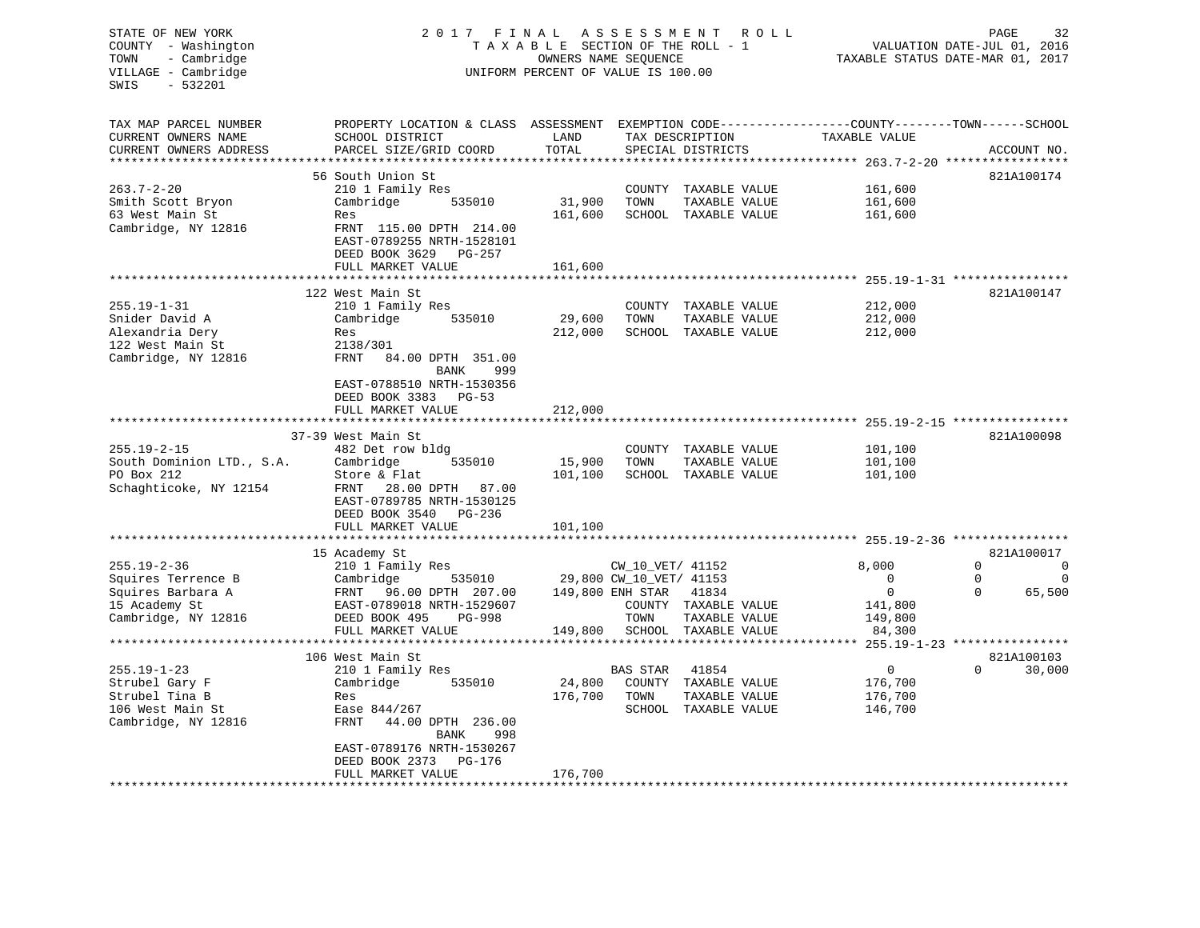STATE OF NEW YORK
COUNTY - Washington
TOWN - Cambridge
VILLAGE - Cambridge
SWIS - 532201

2017 FINAL ASSESSMENT ROLL
TAXABLE SECTION OF THE ROLL - 1
OWNERS NAME SEQUENCE
UNIFORM PERCENT OF VALUE IS 100.00

VALUATION DATE-JUL 01, 2016
TAXABLE STATUS DATE-MAR 01, 2017

```
TAX MAP PARCEL NUMBER          PROPERTY LOCATION & CLASS  ASSESSMENT  EXEMPTION CODE------------------COUNTY--------TOWN------SCHOOL
CURRENT OWNERS NAME            SCHOOL DISTRICT              LAND      TAX DESCRIPTION            TAXABLE VALUE
CURRENT OWNERS ADDRESS         PARCEL SIZE/GRID COORD       TOTAL     SPECIAL DISTRICTS                                    ACCOUNT NO.
******************************************************************************************************* 263.7-2-20 *****************
                               56 South Union St                                                                        821A100174
263.7-2-20                     210 1 Family Res                        COUNTY  TAXABLE VALUE           161,600
Smith Scott Bryon              Cambridge        535010      31,900     TOWN    TAXABLE VALUE           161,600
63 West Main St                Res                         161,600     SCHOOL  TAXABLE VALUE           161,600
Cambridge, NY 12816            FRNT 115.00 DPTH 214.00
                               EAST-0789255 NRTH-1528101
                               DEED BOOK 3629   PG-257
                               FULL MARKET VALUE           161,600
******************************************************************************************************* 255.19-1-31 ****************
                               122 West Main St                                                                         821A100147
255.19-1-31                    210 1 Family Res                        COUNTY  TAXABLE VALUE           212,000
Snider David A                 Cambridge        535010      29,600     TOWN    TAXABLE VALUE           212,000
Alexandria Dery                Res                         212,000     SCHOOL  TAXABLE VALUE           212,000
122 West Main St               2138/301
Cambridge, NY 12816            FRNT  84.00 DPTH 351.00
                                         BANK     999
                               EAST-0788510 NRTH-1530356
                               DEED BOOK 3383   PG-53
                               FULL MARKET VALUE           212,000
******************************************************************************************************* 255.19-2-15 ****************
                               37-39 West Main St                                                                       821A100098
255.19-2-15                    482 Det row bldg                        COUNTY  TAXABLE VALUE           101,100
South Dominion LTD., S.A.      Cambridge        535010      15,900     TOWN    TAXABLE VALUE           101,100
PO Box 212                     Store & Flat                101,100     SCHOOL  TAXABLE VALUE           101,100
Schaghticoke, NY 12154         FRNT  28.00 DPTH  87.00
                               EAST-0789785 NRTH-1530125
                               DEED BOOK 3540   PG-236
                               FULL MARKET VALUE           101,100
******************************************************************************************************* 255.19-2-36 ****************
                               15 Academy St                                                                            821A100017
255.19-2-36                    210 1 Family Res                        CW_10_VET/ 41152              8,000          0            0
Squires Terrence B             Cambridge        535010      29,800 CW_10_VET/ 41153                  0          0            0
Squires Barbara A              FRNT  96.00 DPTH 207.00     149,800 ENH STAR   41834                  0          0       65,500
15 Academy St                  EAST-0789018 NRTH-1529607               COUNTY  TAXABLE VALUE           141,800
Cambridge, NY 12816            DEED BOOK 495    PG-998                 TOWN    TAXABLE VALUE           149,800
                               FULL MARKET VALUE           149,800     SCHOOL  TAXABLE VALUE            84,300
******************************************************************************************************* 255.19-1-23 ****************
                               106 West Main St                                                                         821A100103
255.19-1-23                    210 1 Family Res                        BAS STAR   41854                  0          0       30,000
Strubel Gary F                 Cambridge        535010      24,800     COUNTY  TAXABLE VALUE           176,700
Strubel Tina B                 Res                         176,700     TOWN    TAXABLE VALUE           176,700
106 West Main St               Ease 844/267                            SCHOOL  TAXABLE VALUE           146,700
Cambridge, NY 12816            FRNT  44.00 DPTH 236.00
                                         BANK     998
                               EAST-0789176 NRTH-1530267
                               DEED BOOK 2373   PG-176
                               FULL MARKET VALUE           176,700
************************************************************************************************************************************
```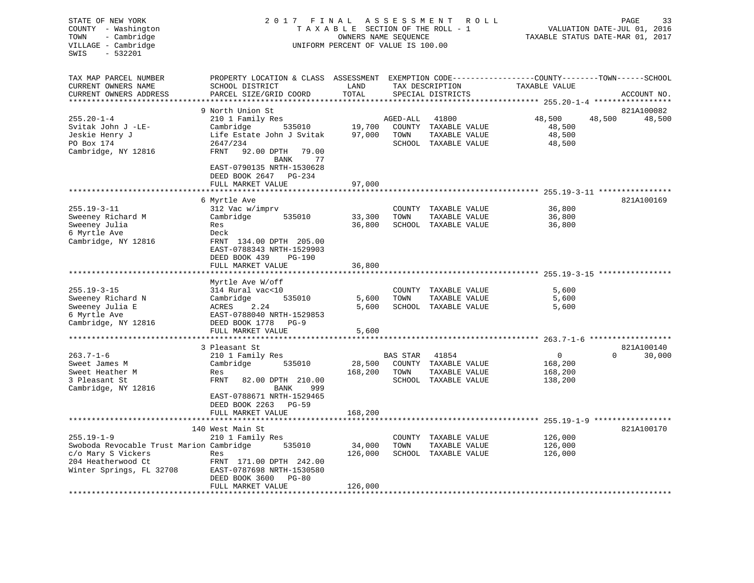STATE OF NEW YORK — 2017 FINAL ASSESSMENT ROLL
COUNTY - Washington — TAXABLE SECTION OF THE ROLL - 1 — VALUATION DATE-JUL 01, 2016
TOWN - Cambridge — OWNERS NAME SEQUENCE — TAXABLE STATUS DATE-MAR 01, 2017
VILLAGE - Cambridge — UNIFORM PERCENT OF VALUE IS 100.00
SWIS - 532201

| TAX MAP PARCEL NUMBER / CURRENT OWNERS NAME / CURRENT OWNERS ADDRESS | PROPERTY LOCATION & CLASS / SCHOOL DISTRICT / PARCEL SIZE/GRID COORD | ASSESSMENT LAND | TOTAL | EXEMPTION CODE / TAX DESCRIPTION / SPECIAL DISTRICTS | COUNTY TAXABLE VALUE | TOWN | SCHOOL | ACCOUNT NO. |
|---|---|---|---|---|---|---|---|---|
| **255.20-1-4** | 9 North Union St | | | | | | | 821A100082 |
| Svitak John J -LE- | 210 1 Family Res | | | AGED-ALL 41800 | 48,500 | 48,500 | 48,500 | |
| Jeskie Henry J | Cambridge 535010 | 19,700 | | COUNTY TAXABLE VALUE | 48,500 | | | |
| PO Box 174 | Life Estate John J Svitak | | 97,000 | TOWN TAXABLE VALUE | 48,500 | | | |
| Cambridge, NY 12816 | 2647/234 | | | SCHOOL TAXABLE VALUE | 48,500 | | | |
| | FRNT 92.00 DPTH 79.00 BANK 77 | | | | | | | |
| | EAST-0790135 NRTH-1530628 | | | | | | | |
| | DEED BOOK 2647 PG-234 | | | | | | | |
| | FULL MARKET VALUE | | 97,000 | | | | | |
| **255.19-3-11** | 6 Myrtle Ave | | | | | | | 821A100169 |
| Sweeney Richard M | 312 Vac w/imprv | | | COUNTY TAXABLE VALUE | 36,800 | | | |
| Sweeney Julia | Cambridge 535010 | 33,300 | | TOWN TAXABLE VALUE | 36,800 | | | |
| 6 Myrtle Ave | Res | | 36,800 | SCHOOL TAXABLE VALUE | 36,800 | | | |
| Cambridge, NY 12816 | Deck | | | | | | | |
| | FRNT 134.00 DPTH 205.00 | | | | | | | |
| | EAST-0788343 NRTH-1529903 | | | | | | | |
| | DEED BOOK 439 PG-190 | | | | | | | |
| | FULL MARKET VALUE | | 36,800 | | | | | |
| **255.19-3-15** | Myrtle Ave W/off | | | | | | | |
| Sweeney Richard N | 314 Rural vac<10 | | | COUNTY TAXABLE VALUE | 5,600 | | | |
| Sweeney Julia E | Cambridge 535010 | 5,600 | | TOWN TAXABLE VALUE | 5,600 | | | |
| 6 Myrtle Ave | ACRES 2.24 | | 5,600 | SCHOOL TAXABLE VALUE | 5,600 | | | |
| Cambridge, NY 12816 | EAST-0788040 NRTH-1529853 | | | | | | | |
| | DEED BOOK 1778 PG-9 | | | | | | | |
| | FULL MARKET VALUE | | 5,600 | | | | | |
| **263.7-1-6** | 3 Pleasant St | | | | | | | 821A100140 |
| Sweet James M | 210 1 Family Res | | | BAS STAR 41854 | 0 | 0 | 30,000 | |
| Sweet Heather M | Cambridge 535010 | 28,500 | | COUNTY TAXABLE VALUE | 168,200 | | | |
| 3 Pleasant St | Res | | 168,200 | TOWN TAXABLE VALUE | 168,200 | | | |
| Cambridge, NY 12816 | FRNT 82.00 DPTH 210.00 BANK 999 | | | SCHOOL TAXABLE VALUE | 138,200 | | | |
| | EAST-0788671 NRTH-1529465 | | | | | | | |
| | DEED BOOK 2263 PG-59 | | | | | | | |
| | FULL MARKET VALUE | | 168,200 | | | | | |
| **255.19-1-9** | 140 West Main St | | | | | | | 821A100170 |
| Swoboda Revocable Trust Marion | 210 1 Family Res | | | COUNTY TAXABLE VALUE | 126,000 | | | |
| c/o Mary S Vickers | Cambridge 535010 | 34,000 | | TOWN TAXABLE VALUE | 126,000 | | | |
| 204 Heatherwood Ct | Res | | 126,000 | SCHOOL TAXABLE VALUE | 126,000 | | | |
| Winter Springs, FL 32708 | FRNT 171.00 DPTH 242.00 | | | | | | | |
| | EAST-0787698 NRTH-1530580 | | | | | | | |
| | DEED BOOK 3600 PG-80 | | | | | | | |
| | FULL MARKET VALUE | | 126,000 | | | | | |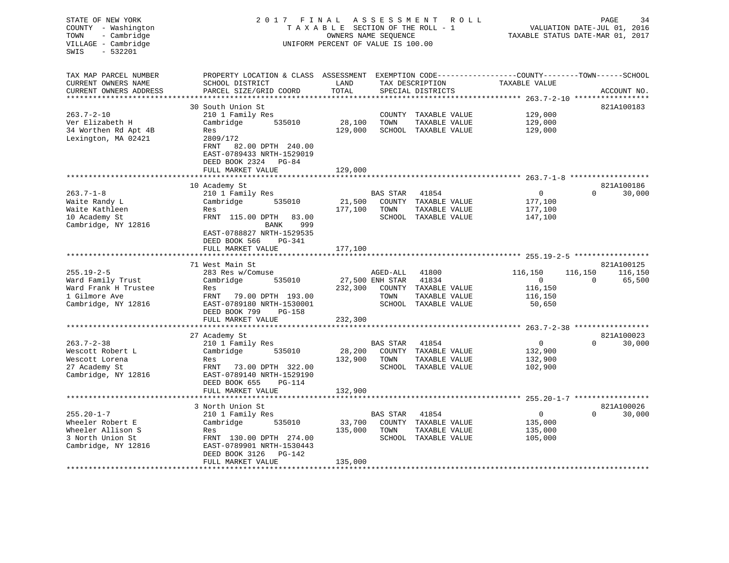STATE OF NEW YORK
COUNTY - Washington
TOWN - Cambridge
VILLAGE - Cambridge
SWIS - 532201

2 0 1 7 F I N A L A S S E S S M E N T R O L L
T A X A B L E SECTION OF THE ROLL - 1
OWNERS NAME SEQUENCE
UNIFORM PERCENT OF VALUE IS 100.00

VALUATION DATE-JUL 01, 2016
TAXABLE STATUS DATE-MAR 01, 2017

| TAX MAP PARCEL NUMBER / CURRENT OWNERS NAME / CURRENT OWNERS ADDRESS | PROPERTY LOCATION & CLASS / SCHOOL DISTRICT / PARCEL SIZE/GRID COORD | ASSESSMENT LAND / TOTAL | EXEMPTION CODE / TAX DESCRIPTION / SPECIAL DISTRICTS | COUNTY TAXABLE VALUE | TOWN | SCHOOL | ACCOUNT NO. |
|---|---|---|---|---|---|---|---|
| **263.7-2-10** | 30 South Union St | | | | | | 821A100183 |
| Ver Elizabeth H | 210 1 Family Res | | COUNTY TAXABLE VALUE | 129,000 | | | |
| 34 Worthen Rd Apt 4B | Cambridge 535010 | 28,100 | TOWN TAXABLE VALUE | 129,000 | | | |
| Lexington, MA 02421 | Res | 129,000 | SCHOOL TAXABLE VALUE | 129,000 | | | |
| | 2809/172 | | | | | | |
| | FRNT 82.00 DPTH 240.00 | | | | | | |
| | EAST-0789433 NRTH-1529019 | | | | | | |
| | DEED BOOK 2324 PG-84 | | | | | | |
| | FULL MARKET VALUE | 129,000 | | | | | |
| **263.7-1-8** | 10 Academy St | | | | | | 821A100186 |
| Waite Randy L | 210 1 Family Res | | BAS STAR 41854 | 0 | 0 | 30,000 | |
| Waite Kathleen | Cambridge 535010 | 21,500 | COUNTY TAXABLE VALUE | 177,100 | | | |
| 10 Academy St | Res | 177,100 | TOWN TAXABLE VALUE | 177,100 | | | |
| Cambridge, NY 12816 | FRNT 115.00 DPTH 83.00 | | SCHOOL TAXABLE VALUE | 147,100 | | | |
| | BANK 999 | | | | | | |
| | EAST-0788827 NRTH-1529535 | | | | | | |
| | DEED BOOK 566 PG-341 | | | | | | |
| | FULL MARKET VALUE | 177,100 | | | | | |
| **255.19-2-5** | 71 West Main St | | | | | | 821A100125 |
| Ward Family Trust | 283 Res w/Comuse | | AGED-ALL 41800 | 116,150 | 116,150 | 116,150 | |
| Ward Frank H Trustee | Cambridge 535010 | 27,500 | ENH STAR 41834 | 0 | 0 | 65,500 | |
| 1 Gilmore Ave | Res | 232,300 | COUNTY TAXABLE VALUE | 116,150 | | | |
| Cambridge, NY 12816 | FRNT 79.00 DPTH 193.00 | | TOWN TAXABLE VALUE | 116,150 | | | |
| | EAST-0789180 NRTH-1530001 | | SCHOOL TAXABLE VALUE | 50,650 | | | |
| | DEED BOOK 799 PG-158 | | | | | | |
| | FULL MARKET VALUE | 232,300 | | | | | |
| **263.7-2-38** | 27 Academy St | | | | | | 821A100023 |
| Wescott Robert L | 210 1 Family Res | | BAS STAR 41854 | 0 | 0 | 30,000 | |
| Wescott Lorena | Cambridge 535010 | 28,200 | COUNTY TAXABLE VALUE | 132,900 | | | |
| 27 Academy St | Res | 132,900 | TOWN TAXABLE VALUE | 132,900 | | | |
| Cambridge, NY 12816 | FRNT 73.00 DPTH 322.00 | | SCHOOL TAXABLE VALUE | 102,900 | | | |
| | EAST-0789140 NRTH-1529190 | | | | | | |
| | DEED BOOK 655 PG-114 | | | | | | |
| | FULL MARKET VALUE | 132,900 | | | | | |
| **255.20-1-7** | 3 North Union St | | | | | | 821A100026 |
| Wheeler Robert E | 210 1 Family Res | | BAS STAR 41854 | 0 | 0 | 30,000 | |
| Wheeler Allison S | Cambridge 535010 | 33,700 | COUNTY TAXABLE VALUE | 135,000 | | | |
| 3 North Union St | Res | 135,000 | TOWN TAXABLE VALUE | 135,000 | | | |
| Cambridge, NY 12816 | FRNT 130.00 DPTH 274.00 | | SCHOOL TAXABLE VALUE | 105,000 | | | |
| | EAST-0789901 NRTH-1530443 | | | | | | |
| | DEED BOOK 3126 PG-142 | | | | | | |
| | FULL MARKET VALUE | 135,000 | | | | | |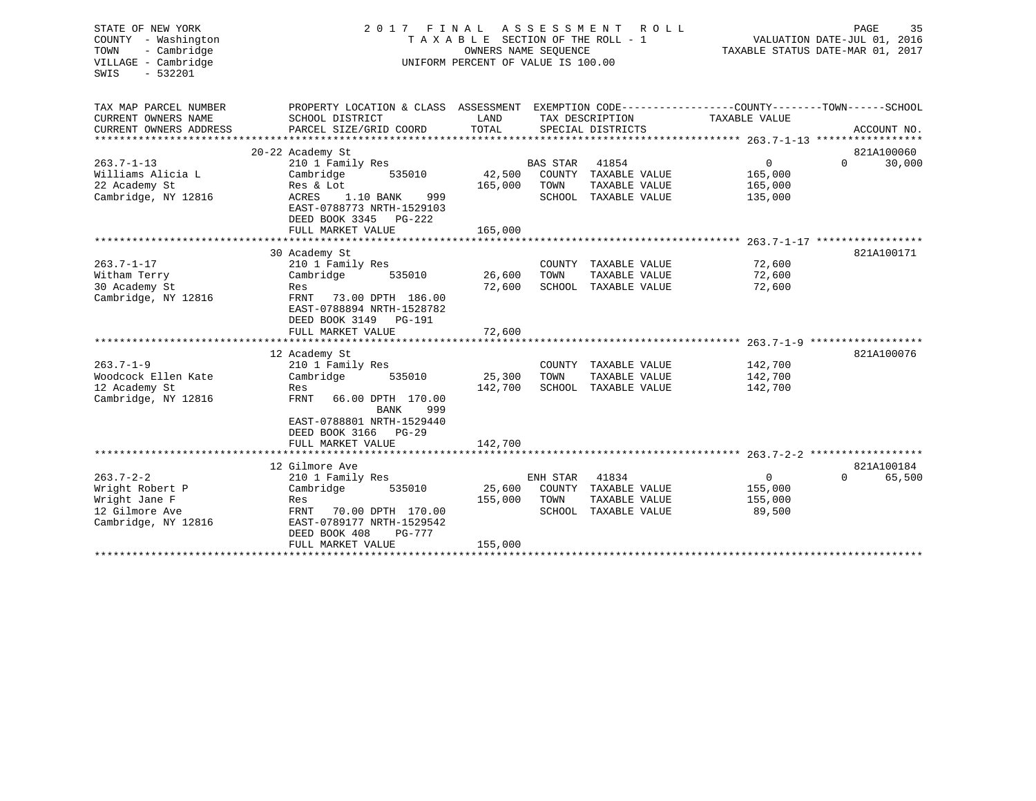STATE OF NEW YORK
COUNTY - Washington
TOWN - Cambridge
VILLAGE - Cambridge
SWIS - 532201

# 2017 FINAL ASSESSMENT ROLL

TAXABLE SECTION OF THE ROLL - 1
OWNERS NAME SEQUENCE
UNIFORM PERCENT OF VALUE IS 100.00

VALUATION DATE-JUL 01, 2016
TAXABLE STATUS DATE-MAR 01, 2017

| TAX MAP PARCEL NUMBER / CURRENT OWNERS NAME / CURRENT OWNERS ADDRESS | PROPERTY LOCATION & CLASS / SCHOOL DISTRICT / PARCEL SIZE/GRID COORD | ASSESSMENT LAND | TOTAL | EXEMPTION CODE / TAX DESCRIPTION / SPECIAL DISTRICTS | COUNTY / TOWN TAXABLE VALUE | SCHOOL | ACCOUNT NO. |
|---|---|---|---|---|---|---|---|
| 263.7-1-13 | 20-22 Academy St | | | | | | 821A100060 |
| | 210 1 Family Res | | | BAS STAR 41854 | 0 | 0 30,000 | |
| Williams Alicia L | Cambridge 535010 | 42,500 | | COUNTY TAXABLE VALUE | 165,000 | | |
| 22 Academy St | Res & Lot | | 165,000 | TOWN TAXABLE VALUE | 165,000 | | |
| Cambridge, NY 12816 | ACRES 1.10 BANK 999 | | | SCHOOL TAXABLE VALUE | 135,000 | | |
| | EAST-0788773 NRTH-1529103 | | | | | | |
| | DEED BOOK 3345 PG-222 | | | | | | |
| | FULL MARKET VALUE | | 165,000 | | | | |
| 263.7-1-17 | 30 Academy St | | | | | | 821A100171 |
| | 210 1 Family Res | | | COUNTY TAXABLE VALUE | 72,600 | | |
| Witham Terry | Cambridge 535010 | 26,600 | | TOWN TAXABLE VALUE | 72,600 | | |
| 30 Academy St | Res | | 72,600 | SCHOOL TAXABLE VALUE | 72,600 | | |
| Cambridge, NY 12816 | FRNT 73.00 DPTH 186.00 | | | | | | |
| | EAST-0788894 NRTH-1528782 | | | | | | |
| | DEED BOOK 3149 PG-191 | | | | | | |
| | FULL MARKET VALUE | | 72,600 | | | | |
| 263.7-1-9 | 12 Academy St | | | | | | 821A100076 |
| | 210 1 Family Res | | | COUNTY TAXABLE VALUE | 142,700 | | |
| Woodcock Ellen Kate | Cambridge 535010 | 25,300 | | TOWN TAXABLE VALUE | 142,700 | | |
| 12 Academy St | Res | | 142,700 | SCHOOL TAXABLE VALUE | 142,700 | | |
| Cambridge, NY 12816 | FRNT 66.00 DPTH 170.00 | | | | | | |
| | BANK 999 | | | | | | |
| | EAST-0788801 NRTH-1529440 | | | | | | |
| | DEED BOOK 3166 PG-29 | | | | | | |
| | FULL MARKET VALUE | | 142,700 | | | | |
| 263.7-2-2 | 12 Gilmore Ave | | | | | | 821A100184 |
| | 210 1 Family Res | | | ENH STAR 41834 | 0 | 0 65,500 | |
| Wright Robert P | Cambridge 535010 | 25,600 | | COUNTY TAXABLE VALUE | 155,000 | | |
| Wright Jane F | Res | | 155,000 | TOWN TAXABLE VALUE | 155,000 | | |
| 12 Gilmore Ave | FRNT 70.00 DPTH 170.00 | | | SCHOOL TAXABLE VALUE | 89,500 | | |
| Cambridge, NY 12816 | EAST-0789177 NRTH-1529542 | | | | | | |
| | DEED BOOK 408 PG-777 | | | | | | |
| | FULL MARKET VALUE | | 155,000 | | | | |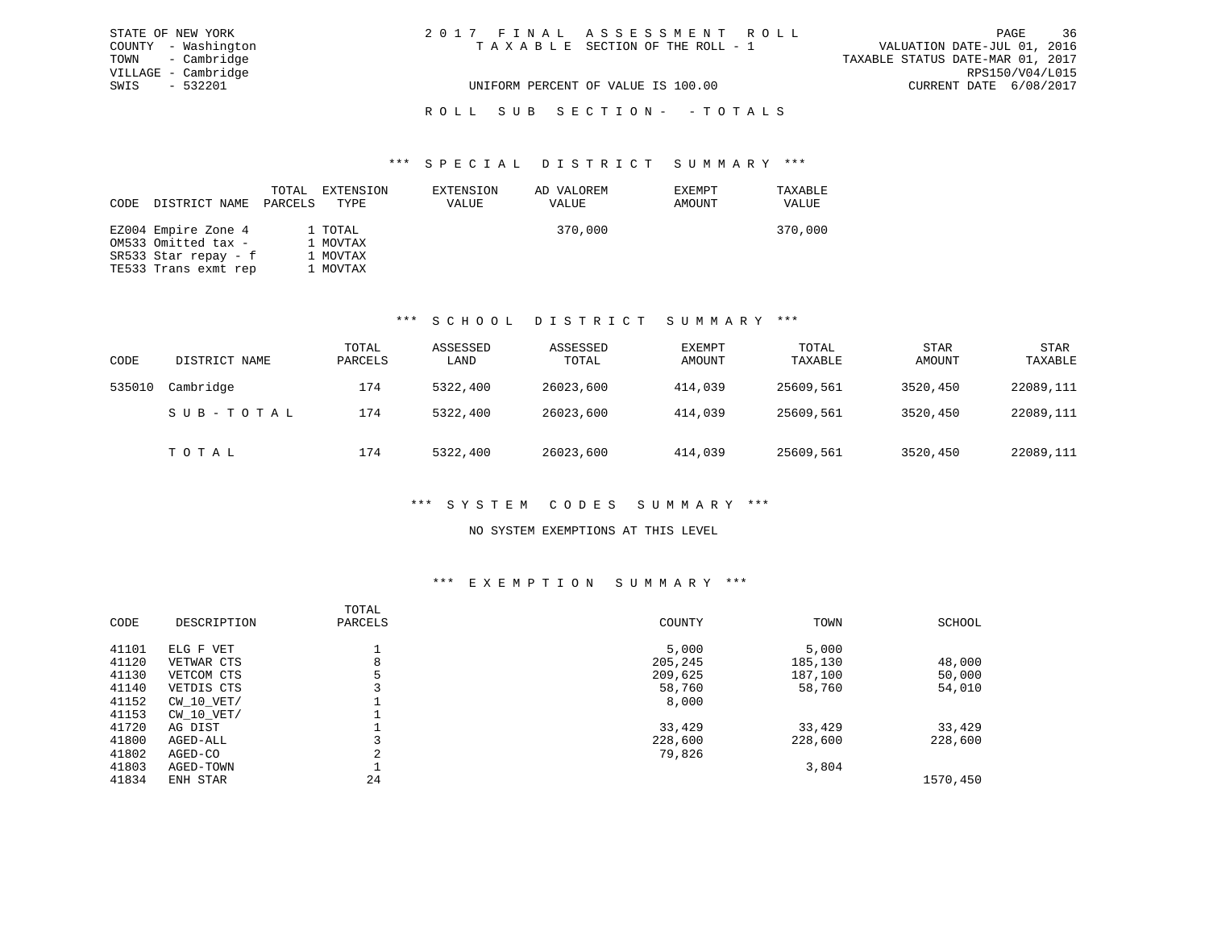STATE OF NEW YORK
COUNTY - Washington
TOWN - Cambridge
VILLAGE - Cambridge
SWIS - 532201

2017 FINAL ASSESSMENT ROLL
TAXABLE SECTION OF THE ROLL - 1
UNIFORM PERCENT OF VALUE IS 100.00

VALUATION DATE-JUL 01, 2016
TAXABLE STATUS DATE-MAR 01, 2017
RPS150/V04/L015
CURRENT DATE 6/08/2017

## ROLL SUB SECTION- -TOTALS

### *** SPECIAL DISTRICT SUMMARY ***

| CODE | DISTRICT NAME | TOTAL PARCELS | EXTENSION TYPE | EXTENSION VALUE | AD VALOREM VALUE | EXEMPT AMOUNT | TAXABLE VALUE |
|---|---|---|---|---|---|---|---|
| EZ004 | Empire Zone 4 | 1 | TOTAL | | 370,000 | | 370,000 |
| OM533 | Omitted tax - | 1 | MOVTAX | | | | |
| SR533 | Star repay - f | 1 | MOVTAX | | | | |
| TE533 | Trans exmt rep | 1 | MOVTAX | | | | |

### *** SCHOOL DISTRICT SUMMARY ***

| CODE | DISTRICT NAME | TOTAL PARCELS | ASSESSED LAND | ASSESSED TOTAL | EXEMPT AMOUNT | TOTAL TAXABLE | STAR AMOUNT | STAR TAXABLE |
|---|---|---|---|---|---|---|---|---|
| 535010 | Cambridge | 174 | 5322,400 | 26023,600 | 414,039 | 25609,561 | 3520,450 | 22089,111 |
| | SUB-TOTAL | 174 | 5322,400 | 26023,600 | 414,039 | 25609,561 | 3520,450 | 22089,111 |
| | TOTAL | 174 | 5322,400 | 26023,600 | 414,039 | 25609,561 | 3520,450 | 22089,111 |

### *** SYSTEM CODES SUMMARY ***

NO SYSTEM EXEMPTIONS AT THIS LEVEL

### *** EXEMPTION SUMMARY ***

| CODE | DESCRIPTION | TOTAL PARCELS | COUNTY | TOWN | SCHOOL |
|---|---|---|---|---|---|
| 41101 | ELG F VET | 1 | 5,000 | 5,000 | |
| 41120 | VETWAR CTS | 8 | 205,245 | 185,130 | 48,000 |
| 41130 | VETCOM CTS | 5 | 209,625 | 187,100 | 50,000 |
| 41140 | VETDIS CTS | 3 | 58,760 | 58,760 | 54,010 |
| 41152 | CW_10_VET/ | 1 | 8,000 | | |
| 41153 | CW_10_VET/ | 1 | | | |
| 41720 | AG DIST | 1 | 33,429 | 33,429 | 33,429 |
| 41800 | AGED-ALL | 3 | 228,600 | 228,600 | 228,600 |
| 41802 | AGED-CO | 2 | 79,826 | | |
| 41803 | AGED-TOWN | 1 | | 3,804 | |
| 41834 | ENH STAR | 24 | | | 1570,450 |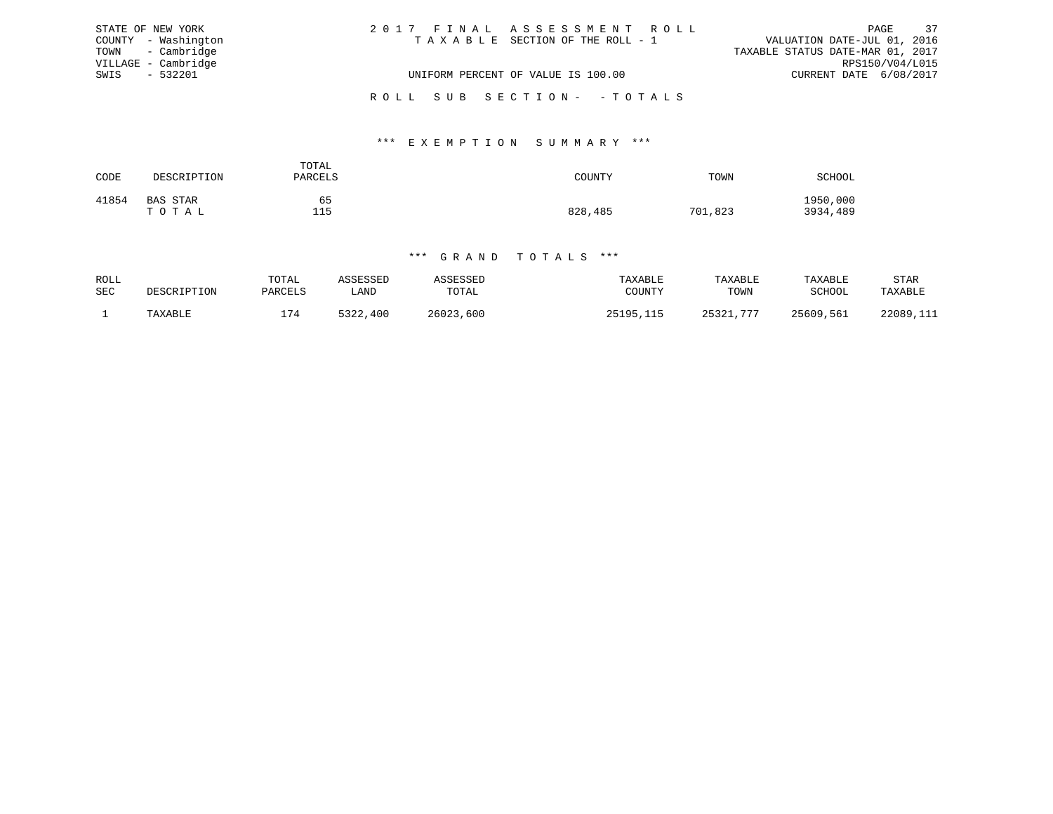STATE OF NEW YORK
COUNTY - Washington
TOWN - Cambridge
VILLAGE - Cambridge
SWIS - 532201

2 0 1 7 F I N A L A S S E S S M E N T R O L L
T A X A B L E SECTION OF THE ROLL - 1

UNIFORM PERCENT OF VALUE IS 100.00

VALUATION DATE-JUL 01, 2016
TAXABLE STATUS DATE-MAR 01, 2017
RPS150/V04/L015
CURRENT DATE 6/08/2017

R O L L S U B S E C T I O N - - T O T A L S

### *** E X E M P T I O N S U M M A R Y ***

| CODE | DESCRIPTION | TOTAL PARCELS | COUNTY | TOWN | SCHOOL |
|---|---|---|---|---|---|
| 41854 | BAS STAR | 65 | | | 1950,000 |
| | T O T A L | 115 | 828,485 | 701,823 | 3934,489 |

### *** G R A N D T O T A L S ***

| ROLL SEC | DESCRIPTION | TOTAL PARCELS | ASSESSED LAND | ASSESSED TOTAL | TAXABLE COUNTY | TAXABLE TOWN | TAXABLE SCHOOL | STAR TAXABLE |
|---|---|---|---|---|---|---|---|---|
| 1 | TAXABLE | 174 | 5322,400 | 26023,600 | 25195,115 | 25321,777 | 25609,561 | 22089,111 |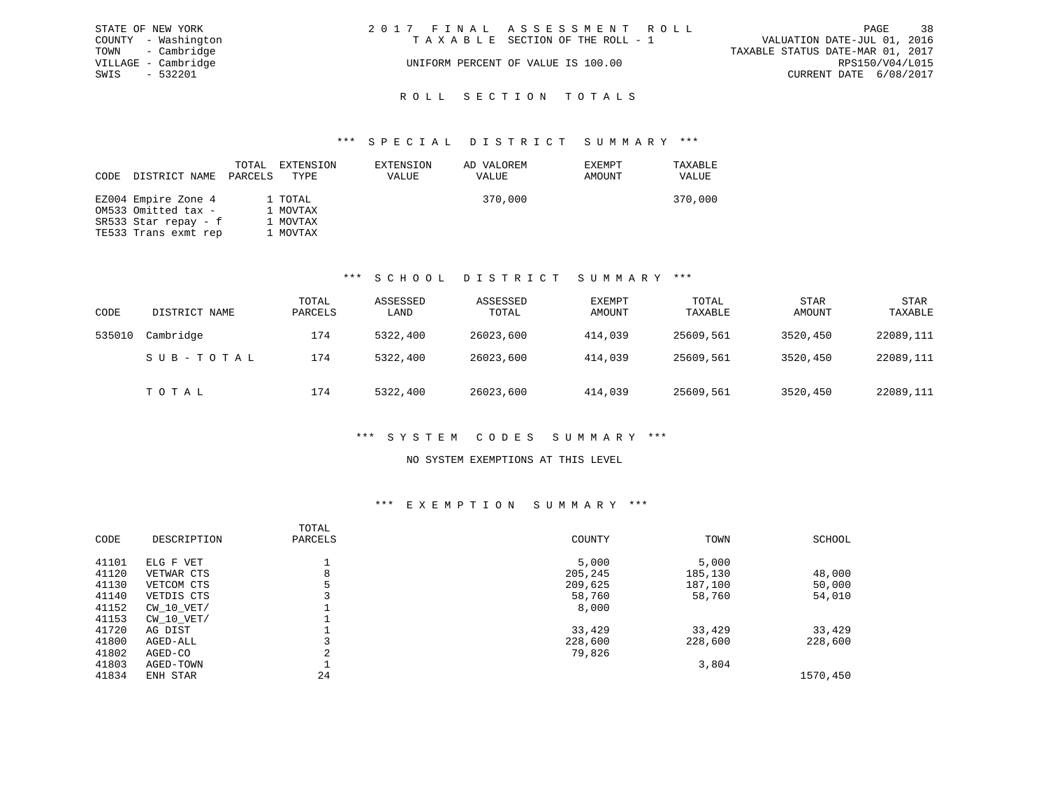STATE OF NEW YORK
COUNTY - Washington
TOWN - Cambridge
VILLAGE - Cambridge
SWIS - 532201

# 2017 FINAL ASSESSMENT ROLL

TAXABLE SECTION OF THE ROLL - 1

UNIFORM PERCENT OF VALUE IS 100.00

VALUATION DATE-JUL 01, 2016
TAXABLE STATUS DATE-MAR 01, 2017
RPS150/V04/L015
CURRENT DATE 6/08/2017

## ROLL SECTION TOTALS

### *** SPECIAL DISTRICT SUMMARY ***

| CODE | DISTRICT NAME | TOTAL PARCELS | EXTENSION TYPE | EXTENSION VALUE | AD VALOREM VALUE | EXEMPT AMOUNT | TAXABLE VALUE |
|---|---|---|---|---|---|---|---|
| EZ004 | Empire Zone 4 | 1 | TOTAL | | 370,000 | | 370,000 |
| OM533 | Omitted tax - | 1 | MOVTAX | | | | |
| SR533 | Star repay - f | 1 | MOVTAX | | | | |
| TE533 | Trans exmt rep | 1 | MOVTAX | | | | |

### *** SCHOOL DISTRICT SUMMARY ***

| CODE | DISTRICT NAME | TOTAL PARCELS | ASSESSED LAND | ASSESSED TOTAL | EXEMPT AMOUNT | TOTAL TAXABLE | STAR AMOUNT | STAR TAXABLE |
|---|---|---|---|---|---|---|---|---|
| 535010 | Cambridge | 174 | 5322,400 | 26023,600 | 414,039 | 25609,561 | 3520,450 | 22089,111 |
| | SUB-TOTAL | 174 | 5322,400 | 26023,600 | 414,039 | 25609,561 | 3520,450 | 22089,111 |
| | TOTAL | 174 | 5322,400 | 26023,600 | 414,039 | 25609,561 | 3520,450 | 22089,111 |

### *** SYSTEM CODES SUMMARY ***

NO SYSTEM EXEMPTIONS AT THIS LEVEL

### *** EXEMPTION SUMMARY ***

| CODE | DESCRIPTION | TOTAL PARCELS | COUNTY | TOWN | SCHOOL |
|---|---|---|---|---|---|
| 41101 | ELG F VET | 1 | 5,000 | 5,000 | |
| 41120 | VETWAR CTS | 8 | 205,245 | 185,130 | 48,000 |
| 41130 | VETCOM CTS | 5 | 209,625 | 187,100 | 50,000 |
| 41140 | VETDIS CTS | 3 | 58,760 | 58,760 | 54,010 |
| 41152 | CW_10_VET/ | 1 | 8,000 | | |
| 41153 | CW_10_VET/ | 1 | | | |
| 41720 | AG DIST | 1 | 33,429 | 33,429 | 33,429 |
| 41800 | AGED-ALL | 3 | 228,600 | 228,600 | 228,600 |
| 41802 | AGED-CO | 2 | 79,826 | | |
| 41803 | AGED-TOWN | 1 | | 3,804 | |
| 41834 | ENH STAR | 24 | | | 1570,450 |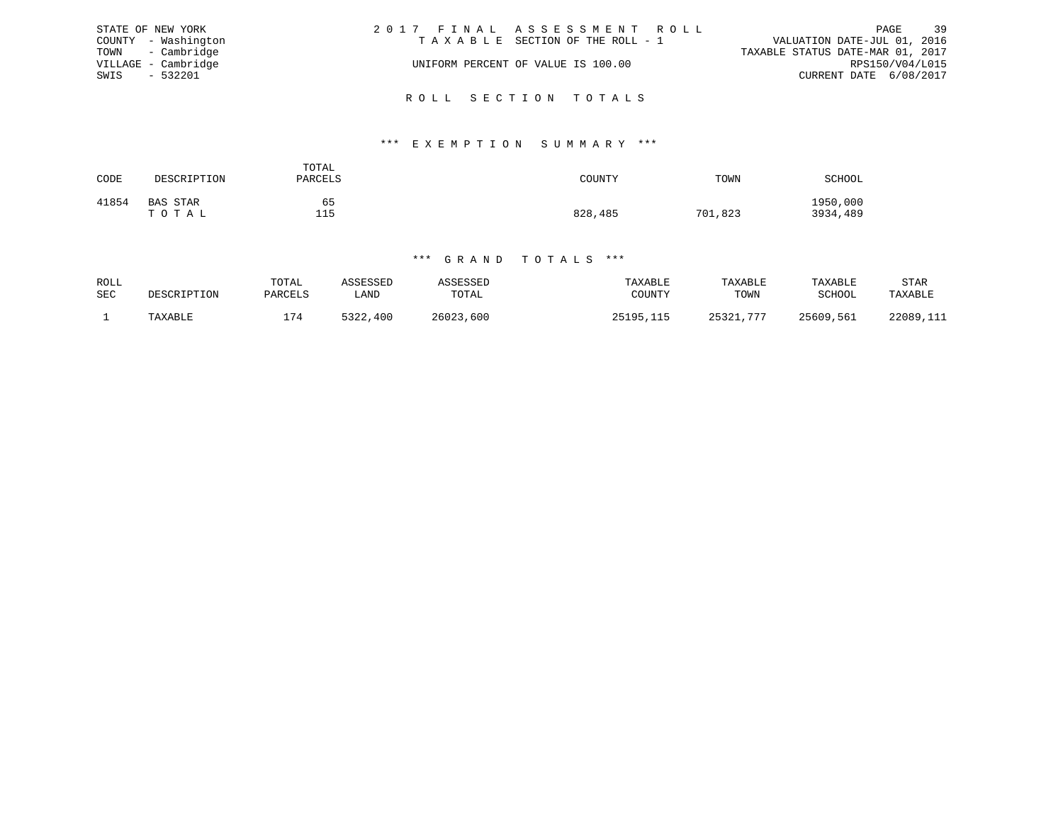STATE OF NEW YORK
COUNTY - Washington
TOWN - Cambridge
VILLAGE - Cambridge
SWIS - 532201

2017 FINAL ASSESSMENT ROLL
TAXABLE SECTION OF THE ROLL - 1
UNIFORM PERCENT OF VALUE IS 100.00

VALUATION DATE-JUL 01, 2016
TAXABLE STATUS DATE-MAR 01, 2017
RPS150/V04/L015
CURRENT DATE 6/08/2017

## ROLL SECTION TOTALS

### *** EXEMPTION SUMMARY ***

| CODE | DESCRIPTION | TOTAL PARCELS | COUNTY | TOWN | SCHOOL |
|---|---|---|---|---|---|
| 41854 | BAS STAR | 65 | | | 1950,000 |
| | T O T A L | 115 | 828,485 | 701,823 | 3934,489 |

### *** GRAND TOTALS ***

| ROLL SEC | DESCRIPTION | TOTAL PARCELS | ASSESSED LAND | ASSESSED TOTAL | TAXABLE COUNTY | TAXABLE TOWN | TAXABLE SCHOOL | STAR TAXABLE |
|---|---|---|---|---|---|---|---|---|
| 1 | TAXABLE | 174 | 5322,400 | 26023,600 | 25195,115 | 25321,777 | 25609,561 | 22089,111 |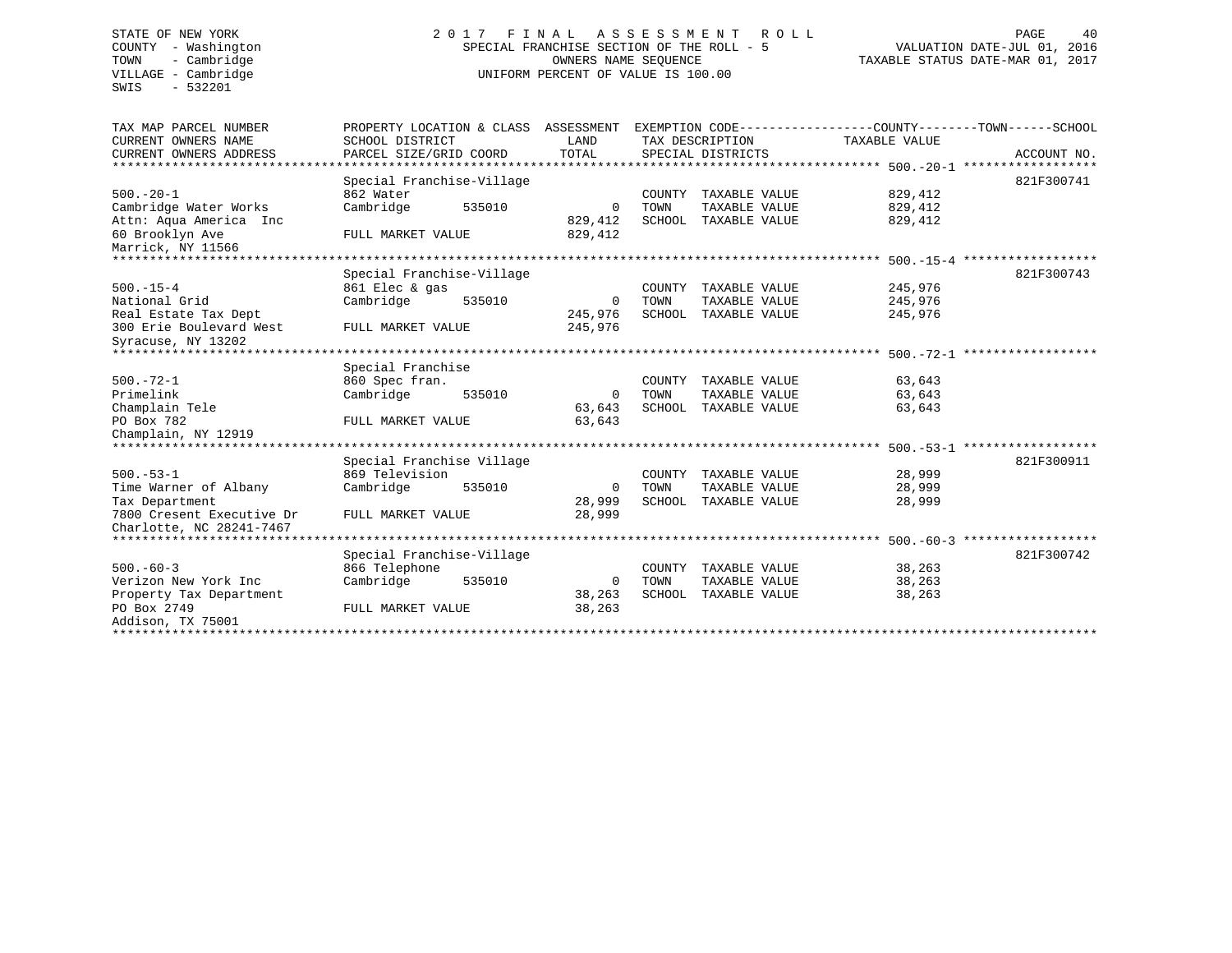STATE OF NEW YORK
COUNTY - Washington
TOWN - Cambridge
VILLAGE - Cambridge
SWIS - 532201

2 0 1 7 F I N A L A S S E S S M E N T R O L L
SPECIAL FRANCHISE SECTION OF THE ROLL - 5
OWNERS NAME SEQUENCE
UNIFORM PERCENT OF VALUE IS 100.00

VALUATION DATE-JUL 01, 2016
TAXABLE STATUS DATE-MAR 01, 2017

| TAX MAP PARCEL NUMBER / CURRENT OWNERS NAME / CURRENT OWNERS ADDRESS | PROPERTY LOCATION & CLASS / SCHOOL DISTRICT / PARCEL SIZE/GRID COORD | ASSESSMENT LAND / TOTAL | EXEMPTION CODE / TAX DESCRIPTION / SPECIAL DISTRICTS | COUNTY--------TOWN------SCHOOL TAXABLE VALUE | ACCOUNT NO. |
|---|---|---|---|---|---|
| 500.-20-1 | Special Franchise-Village | | | | 821F300741 |
| 500.-20-1 | 862 Water | | COUNTY TAXABLE VALUE | 829,412 | |
| Cambridge Water Works | Cambridge 535010 | 0 | TOWN TAXABLE VALUE | 829,412 | |
| Attn: Aqua America Inc | | 829,412 | SCHOOL TAXABLE VALUE | 829,412 | |
| 60 Brooklyn Ave | FULL MARKET VALUE | 829,412 | | | |
| Marrick, NY 11566 | | | | | |
| 500.-15-4 | Special Franchise-Village | | | | 821F300743 |
| 500.-15-4 | 861 Elec & gas | | COUNTY TAXABLE VALUE | 245,976 | |
| National Grid | Cambridge 535010 | 0 | TOWN TAXABLE VALUE | 245,976 | |
| Real Estate Tax Dept | | 245,976 | SCHOOL TAXABLE VALUE | 245,976 | |
| 300 Erie Boulevard West | FULL MARKET VALUE | 245,976 | | | |
| Syracuse, NY 13202 | | | | | |
| 500.-72-1 | Special Franchise | | | | |
| 500.-72-1 | 860 Spec fran. | | COUNTY TAXABLE VALUE | 63,643 | |
| Primelink | Cambridge 535010 | 0 | TOWN TAXABLE VALUE | 63,643 | |
| Champlain Tele | | 63,643 | SCHOOL TAXABLE VALUE | 63,643 | |
| PO Box 782 | FULL MARKET VALUE | 63,643 | | | |
| Champlain, NY 12919 | | | | | |
| 500.-53-1 | Special Franchise Village | | | | 821F300911 |
| 500.-53-1 | 869 Television | | COUNTY TAXABLE VALUE | 28,999 | |
| Time Warner of Albany | Cambridge 535010 | 0 | TOWN TAXABLE VALUE | 28,999 | |
| Tax Department | | 28,999 | SCHOOL TAXABLE VALUE | 28,999 | |
| 7800 Cresent Executive Dr | FULL MARKET VALUE | 28,999 | | | |
| Charlotte, NC 28241-7467 | | | | | |
| 500.-60-3 | Special Franchise-Village | | | | 821F300742 |
| 500.-60-3 | 866 Telephone | | COUNTY TAXABLE VALUE | 38,263 | |
| Verizon New York Inc | Cambridge 535010 | 0 | TOWN TAXABLE VALUE | 38,263 | |
| Property Tax Department | | 38,263 | SCHOOL TAXABLE VALUE | 38,263 | |
| PO Box 2749 | FULL MARKET VALUE | 38,263 | | | |
| Addison, TX 75001 | | | | | |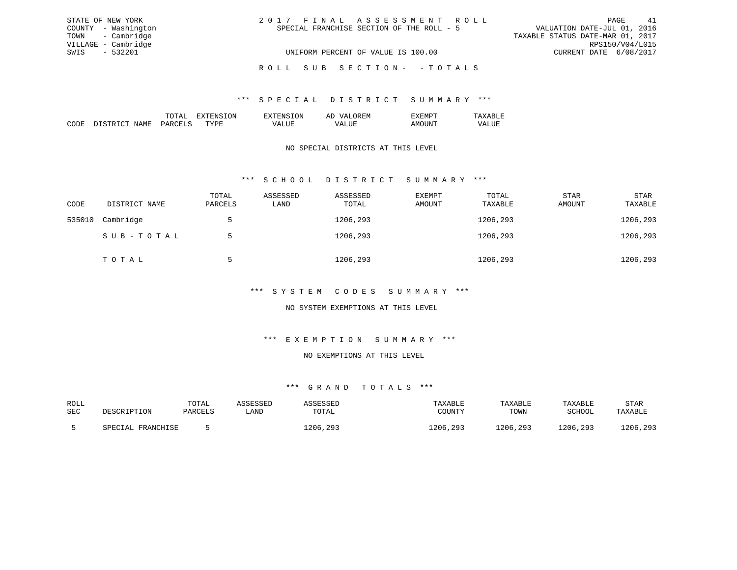STATE OF NEW YORK
COUNTY - Washington
TOWN - Cambridge
VILLAGE - Cambridge
SWIS - 532201

2017 FINAL ASSESSMENT ROLL
SPECIAL FRANCHISE SECTION OF THE ROLL - 5
UNIFORM PERCENT OF VALUE IS 100.00

VALUATION DATE-JUL 01, 2016
TAXABLE STATUS DATE-MAR 01, 2017
RPS150/V04/L015
CURRENT DATE 6/08/2017

ROLL SUB SECTION- - TOTALS

### *** SPECIAL DISTRICT SUMMARY ***

| CODE | DISTRICT NAME | TOTAL PARCELS | EXTENSION TYPE | EXTENSION VALUE | AD VALOREM VALUE | EXEMPT AMOUNT | TAXABLE VALUE |
|---|---|---|---|---|---|---|---|

NO SPECIAL DISTRICTS AT THIS LEVEL

### *** SCHOOL DISTRICT SUMMARY ***

| CODE | DISTRICT NAME | TOTAL PARCELS | ASSESSED LAND | ASSESSED TOTAL | EXEMPT AMOUNT | TOTAL TAXABLE | STAR AMOUNT | STAR TAXABLE |
|---|---|---|---|---|---|---|---|---|
| 535010 | Cambridge | 5 | | 1206,293 | | 1206,293 | | 1206,293 |
| | SUB-TOTAL | 5 | | 1206,293 | | 1206,293 | | 1206,293 |
| | TOTAL | 5 | | 1206,293 | | 1206,293 | | 1206,293 |

### *** SYSTEM CODES SUMMARY ***

NO SYSTEM EXEMPTIONS AT THIS LEVEL

### *** EXEMPTION SUMMARY ***

NO EXEMPTIONS AT THIS LEVEL

### *** GRAND TOTALS ***

| ROLL SEC | DESCRIPTION | TOTAL PARCELS | ASSESSED LAND | ASSESSED TOTAL | TAXABLE COUNTY | TAXABLE TOWN | TAXABLE SCHOOL | STAR TAXABLE |
|---|---|---|---|---|---|---|---|---|
| 5 | SPECIAL FRANCHISE | 5 | | 1206,293 | 1206,293 | 1206,293 | 1206,293 | 1206,293 |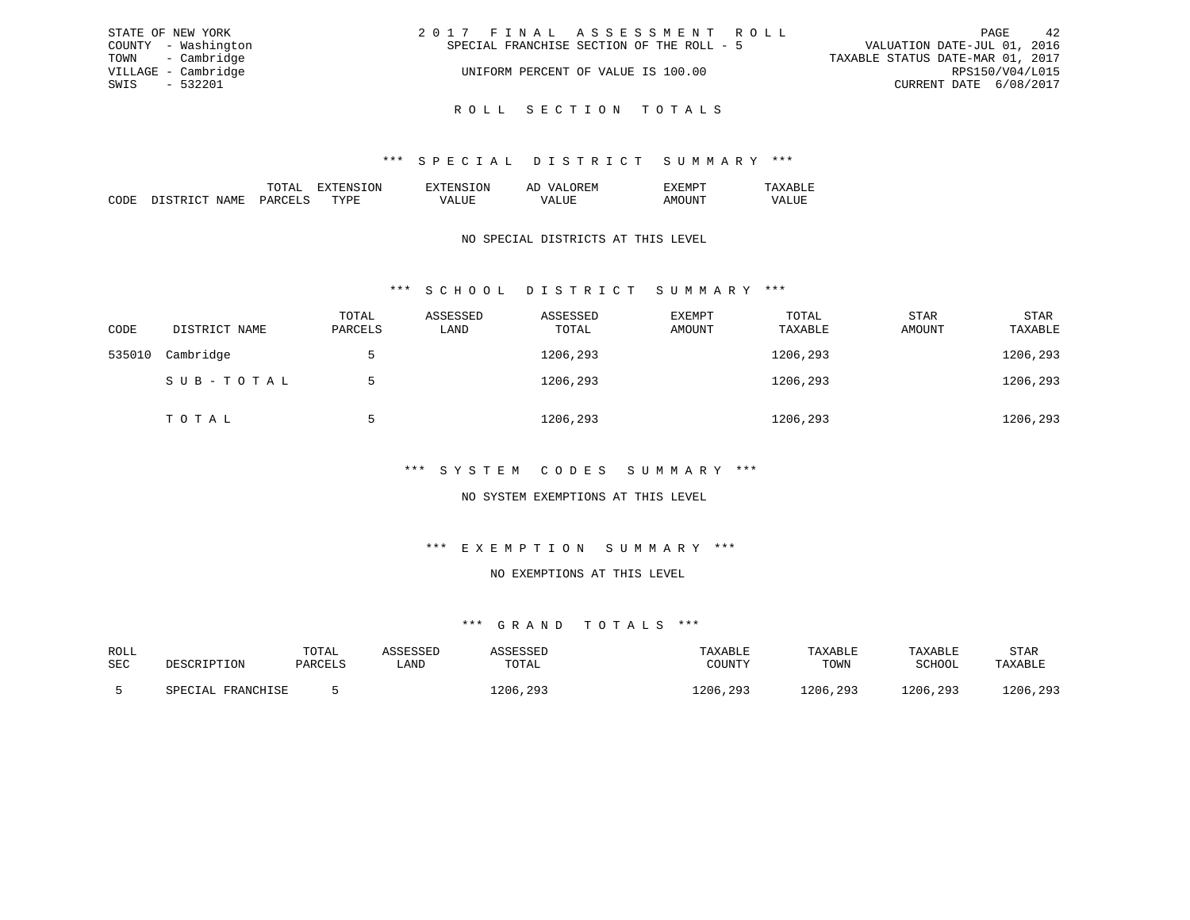STATE OF NEW YORK
COUNTY - Washington
TOWN - Cambridge
VILLAGE - Cambridge
SWIS - 532201

# 2017 FINAL ASSESSMENT ROLL

SPECIAL FRANCHISE SECTION OF THE ROLL - 5

UNIFORM PERCENT OF VALUE IS 100.00

VALUATION DATE-JUL 01, 2016
TAXABLE STATUS DATE-MAR 01, 2017
RPS150/V04/L015
CURRENT DATE 6/08/2017

## ROLL SECTION TOTALS

### *** SPECIAL DISTRICT SUMMARY ***

| CODE | DISTRICT NAME | TOTAL PARCELS | EXTENSION TYPE | EXTENSION VALUE | AD VALOREM VALUE | EXEMPT AMOUNT | TAXABLE VALUE |
|---|---|---|---|---|---|---|---|

NO SPECIAL DISTRICTS AT THIS LEVEL

### *** SCHOOL DISTRICT SUMMARY ***

| CODE | DISTRICT NAME | TOTAL PARCELS | ASSESSED LAND | ASSESSED TOTAL | EXEMPT AMOUNT | TOTAL TAXABLE | STAR AMOUNT | STAR TAXABLE |
|---|---|---|---|---|---|---|---|---|
| 535010 | Cambridge | 5 | | 1206,293 | | 1206,293 | | 1206,293 |
| | SUB-TOTAL | 5 | | 1206,293 | | 1206,293 | | 1206,293 |
| | TOTAL | 5 | | 1206,293 | | 1206,293 | | 1206,293 |

### *** SYSTEM CODES SUMMARY ***

NO SYSTEM EXEMPTIONS AT THIS LEVEL

### *** EXEMPTION SUMMARY ***

NO EXEMPTIONS AT THIS LEVEL

### *** GRAND TOTALS ***

| ROLL SEC | DESCRIPTION | TOTAL PARCELS | ASSESSED LAND | ASSESSED TOTAL | TAXABLE COUNTY | TAXABLE TOWN | TAXABLE SCHOOL | STAR TAXABLE |
|---|---|---|---|---|---|---|---|---|
| 5 | SPECIAL FRANCHISE | 5 | | 1206,293 | 1206,293 | 1206,293 | 1206,293 | 1206,293 |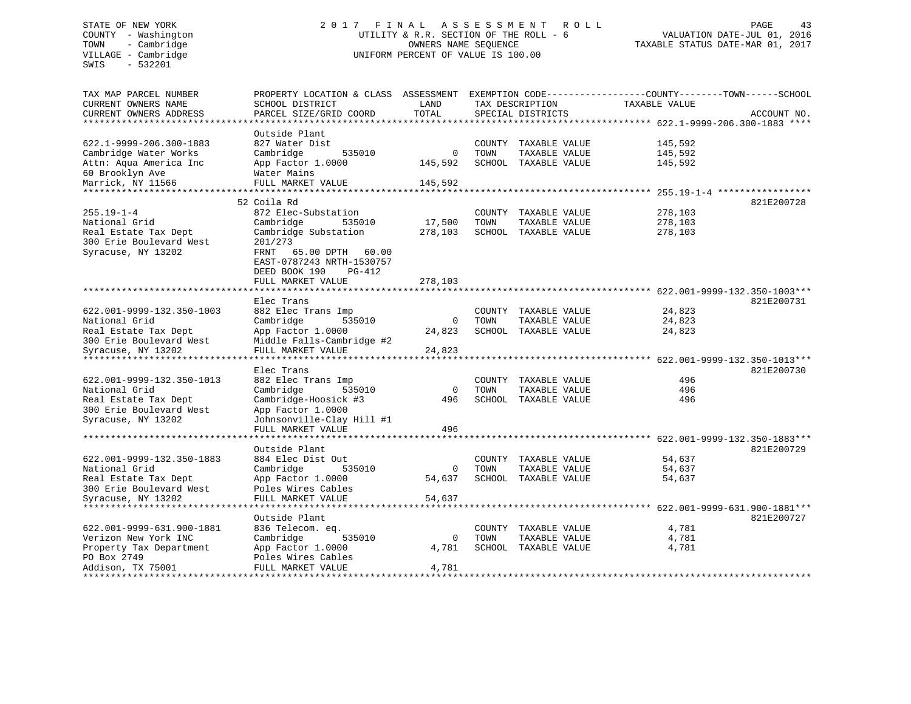STATE OF NEW YORK
COUNTY - Washington
TOWN - Cambridge
VILLAGE - Cambridge
SWIS - 532201

# 2017 FINAL ASSESSMENT ROLL

UTILITY & R.R. SECTION OF THE ROLL - 6
OWNERS NAME SEQUENCE
UNIFORM PERCENT OF VALUE IS 100.00

VALUATION DATE-JUL 01, 2016
TAXABLE STATUS DATE-MAR 01, 2017

| TAX MAP PARCEL NUMBER / CURRENT OWNERS NAME / CURRENT OWNERS ADDRESS | PROPERTY LOCATION & CLASS / SCHOOL DISTRICT / PARCEL SIZE/GRID COORD | ASSESSMENT LAND | TOTAL | EXEMPTION CODE / TAX DESCRIPTION / SPECIAL DISTRICTS | TAXABLE VALUE (COUNTY / TOWN / SCHOOL) | ACCOUNT NO. |
|---|---|---|---|---|---|---|
| **622.1-9999-206.300-1883** | Outside Plant | | | | | |
| 622.1-9999-206.300-1883 | 827 Water Dist | | | COUNTY TAXABLE VALUE | 145,592 | |
| Cambridge Water Works | Cambridge 535010 | 0 | | TOWN TAXABLE VALUE | 145,592 | |
| Attn: Aqua America Inc | App Factor 1.0000 | | 145,592 | SCHOOL TAXABLE VALUE | 145,592 | |
| 60 Brooklyn Ave | Water Mains | | | | | |
| Marrick, NY 11566 | FULL MARKET VALUE | | 145,592 | | | |
| **255.19-1-4** | 52 Coila Rd | | | | | 821E200728 |
| 255.19-1-4 | 872 Elec-Substation | | | COUNTY TAXABLE VALUE | 278,103 | |
| National Grid | Cambridge 535010 | 17,500 | | TOWN TAXABLE VALUE | 278,103 | |
| Real Estate Tax Dept | Cambridge Substation | | 278,103 | SCHOOL TAXABLE VALUE | 278,103 | |
| 300 Erie Boulevard West | 201/273 | | | | | |
| Syracuse, NY 13202 | FRNT 65.00 DPTH 60.00 | | | | | |
| | EAST-0787243 NRTH-1530757 | | | | | |
| | DEED BOOK 190 PG-412 | | | | | |
| | FULL MARKET VALUE | | 278,103 | | | |
| **622.001-9999-132.350-1003** | Elec Trans | | | | | 821E200731 |
| 622.001-9999-132.350-1003 | 882 Elec Trans Imp | | | COUNTY TAXABLE VALUE | 24,823 | |
| National Grid | Cambridge 535010 | 0 | | TOWN TAXABLE VALUE | 24,823 | |
| Real Estate Tax Dept | App Factor 1.0000 | | 24,823 | SCHOOL TAXABLE VALUE | 24,823 | |
| 300 Erie Boulevard West | Middle Falls-Cambridge #2 | | | | | |
| Syracuse, NY 13202 | FULL MARKET VALUE | | 24,823 | | | |
| **622.001-9999-132.350-1013** | Elec Trans | | | | | 821E200730 |
| 622.001-9999-132.350-1013 | 882 Elec Trans Imp | | | COUNTY TAXABLE VALUE | 496 | |
| National Grid | Cambridge 535010 | 0 | | TOWN TAXABLE VALUE | 496 | |
| Real Estate Tax Dept | Cambridge-Hoosick #3 | | 496 | SCHOOL TAXABLE VALUE | 496 | |
| 300 Erie Boulevard West | App Factor 1.0000 | | | | | |
| Syracuse, NY 13202 | Johnsonville-Clay Hill #1 | | | | | |
| | FULL MARKET VALUE | | 496 | | | |
| **622.001-9999-132.350-1883** | Outside Plant | | | | | 821E200729 |
| 622.001-9999-132.350-1883 | 884 Elec Dist Out | | | COUNTY TAXABLE VALUE | 54,637 | |
| National Grid | Cambridge 535010 | 0 | | TOWN TAXABLE VALUE | 54,637 | |
| Real Estate Tax Dept | App Factor 1.0000 | | 54,637 | SCHOOL TAXABLE VALUE | 54,637 | |
| 300 Erie Boulevard West | Poles Wires Cables | | | | | |
| Syracuse, NY 13202 | FULL MARKET VALUE | | 54,637 | | | |
| **622.001-9999-631.900-1881** | Outside Plant | | | | | 821E200727 |
| 622.001-9999-631.900-1881 | 836 Telecom. eq. | | | COUNTY TAXABLE VALUE | 4,781 | |
| Verizon New York INC | Cambridge 535010 | 0 | | TOWN TAXABLE VALUE | 4,781 | |
| Property Tax Department | App Factor 1.0000 | | 4,781 | SCHOOL TAXABLE VALUE | 4,781 | |
| PO Box 2749 | Poles Wires Cables | | | | | |
| Addison, TX 75001 | FULL MARKET VALUE | | 4,781 | | | |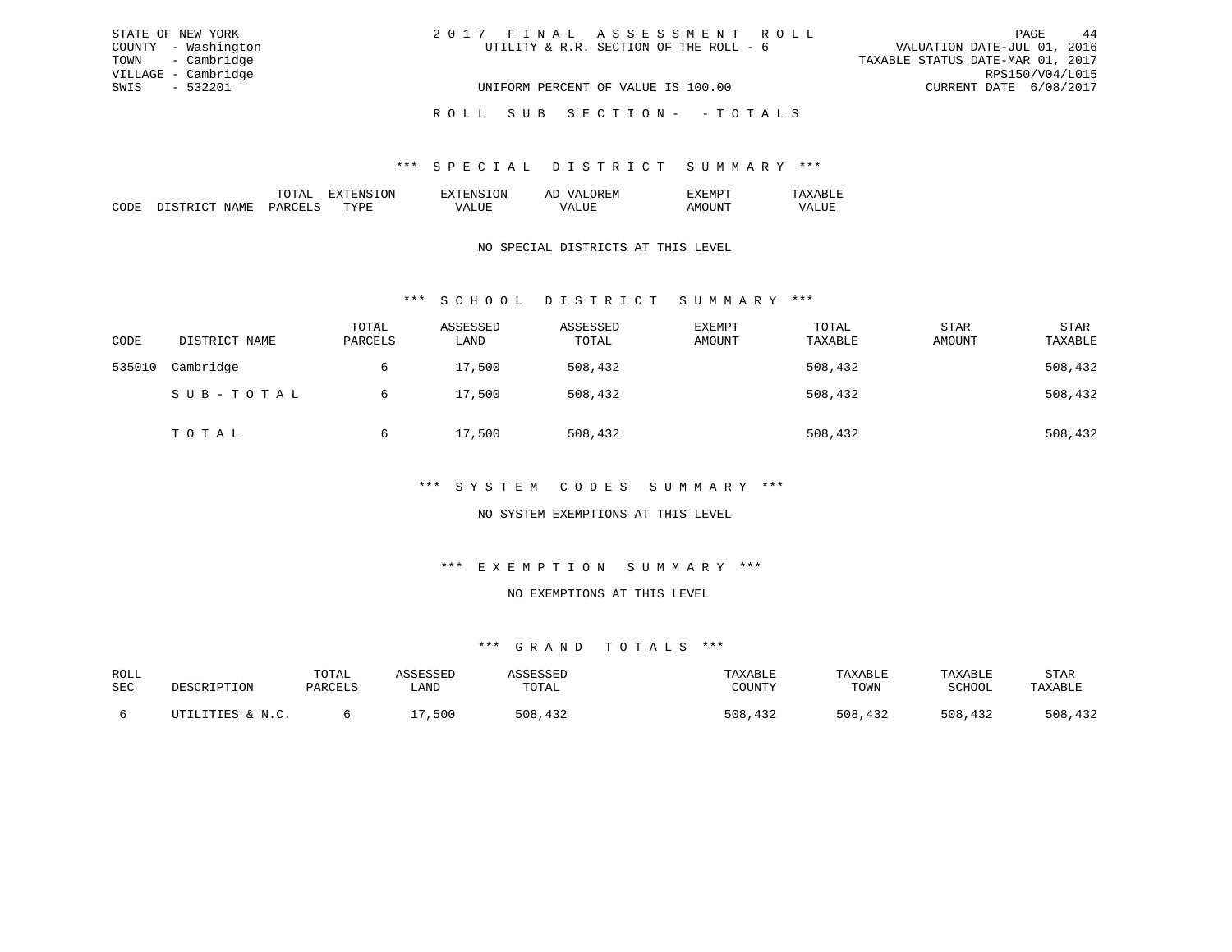STATE OF NEW YORK
COUNTY - Washington
TOWN - Cambridge
VILLAGE - Cambridge
SWIS - 532201

2017 FINAL ASSESSMENT ROLL
UTILITY & R.R. SECTION OF THE ROLL - 6
UNIFORM PERCENT OF VALUE IS 100.00

VALUATION DATE-JUL 01, 2016
TAXABLE STATUS DATE-MAR 01, 2017
RPS150/V04/L015
CURRENT DATE 6/08/2017

ROLL SUB SECTION- - TOTALS

### *** SPECIAL DISTRICT SUMMARY ***

| CODE | DISTRICT NAME | TOTAL PARCELS | EXTENSION TYPE | EXTENSION VALUE | AD VALOREM VALUE | EXEMPT AMOUNT | TAXABLE VALUE |
|---|---|---|---|---|---|---|---|

NO SPECIAL DISTRICTS AT THIS LEVEL

### *** SCHOOL DISTRICT SUMMARY ***

| CODE | DISTRICT NAME | TOTAL PARCELS | ASSESSED LAND | ASSESSED TOTAL | EXEMPT AMOUNT | TOTAL TAXABLE | STAR AMOUNT | STAR TAXABLE |
|---|---|---|---|---|---|---|---|---|
| 535010 | Cambridge | 6 | 17,500 | 508,432 | | 508,432 | | 508,432 |
| | SUB-TOTAL | 6 | 17,500 | 508,432 | | 508,432 | | 508,432 |
| | TOTAL | 6 | 17,500 | 508,432 | | 508,432 | | 508,432 |

### *** SYSTEM CODES SUMMARY ***

NO SYSTEM EXEMPTIONS AT THIS LEVEL

### *** EXEMPTION SUMMARY ***

NO EXEMPTIONS AT THIS LEVEL

### *** GRAND TOTALS ***

| ROLL SEC | DESCRIPTION | TOTAL PARCELS | ASSESSED LAND | ASSESSED TOTAL | TAXABLE COUNTY | TAXABLE TOWN | TAXABLE SCHOOL | STAR TAXABLE |
|---|---|---|---|---|---|---|---|---|
| 6 | UTILITIES & N.C. | 6 | 17,500 | 508,432 | 508,432 | 508,432 | 508,432 | 508,432 |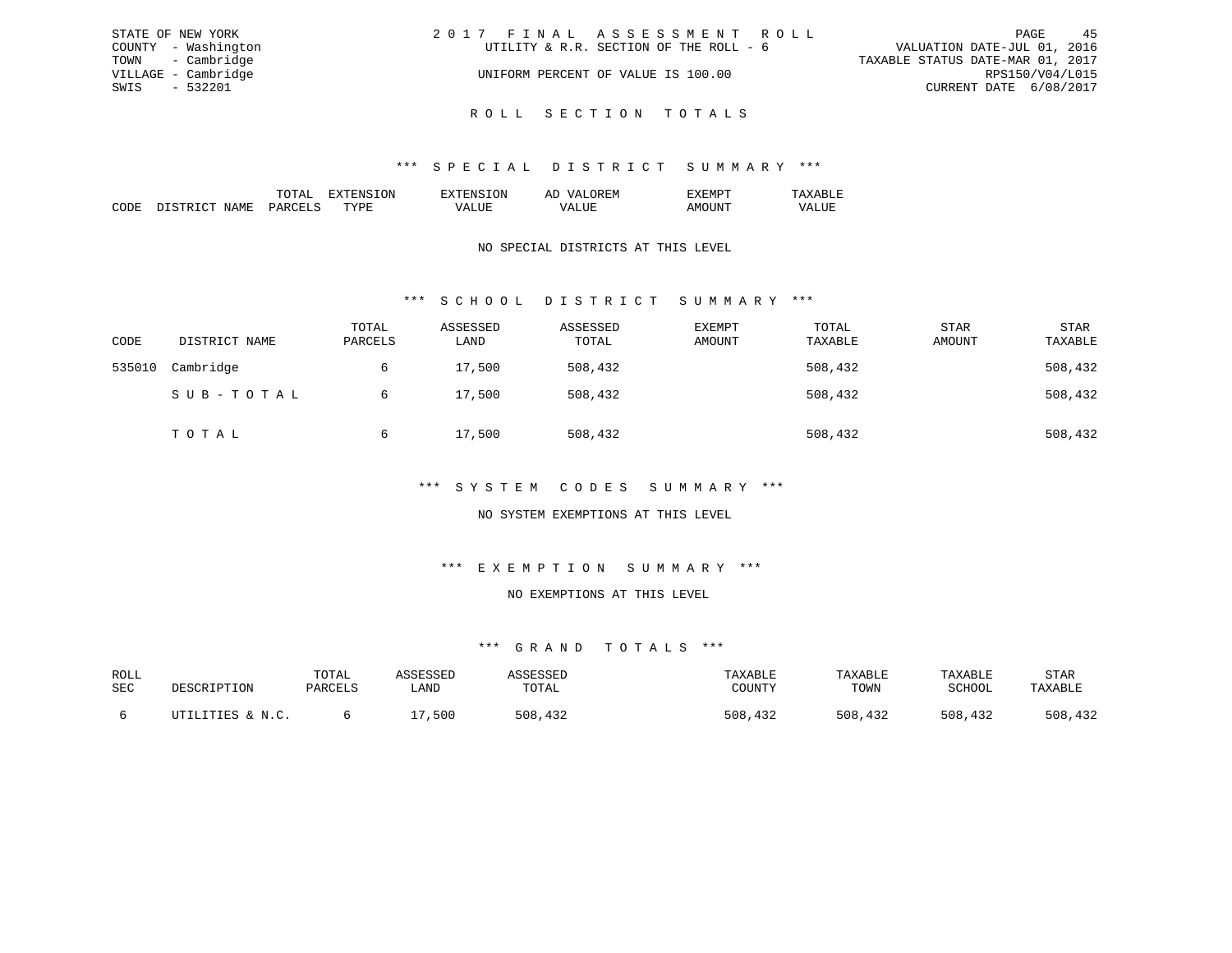STATE OF NEW YORK
COUNTY - Washington
TOWN - Cambridge
VILLAGE - Cambridge
SWIS - 532201

2 0 1 7 F I N A L A S S E S S M E N T R O L L
UTILITY & R.R. SECTION OF THE ROLL - 6
UNIFORM PERCENT OF VALUE IS 100.00

VALUATION DATE-JUL 01, 2016
TAXABLE STATUS DATE-MAR 01, 2017
RPS150/V04/L015
CURRENT DATE 6/08/2017

## R O L L S E C T I O N T O T A L S

### *** S P E C I A L D I S T R I C T S U M M A R Y ***

| CODE | DISTRICT NAME | TOTAL PARCELS | EXTENSION TYPE | EXTENSION VALUE | AD VALOREM VALUE | EXEMPT AMOUNT | TAXABLE VALUE |
|---|---|---|---|---|---|---|---|

NO SPECIAL DISTRICTS AT THIS LEVEL

### *** S C H O O L D I S T R I C T S U M M A R Y ***

| CODE | DISTRICT NAME | TOTAL PARCELS | ASSESSED LAND | ASSESSED TOTAL | EXEMPT AMOUNT | TOTAL TAXABLE | STAR AMOUNT | STAR TAXABLE |
|---|---|---|---|---|---|---|---|---|
| 535010 | Cambridge | 6 | 17,500 | 508,432 | | 508,432 | | 508,432 |
| | S U B - T O T A L | 6 | 17,500 | 508,432 | | 508,432 | | 508,432 |
| | T O T A L | 6 | 17,500 | 508,432 | | 508,432 | | 508,432 |

### *** S Y S T E M C O D E S S U M M A R Y ***

NO SYSTEM EXEMPTIONS AT THIS LEVEL

### *** E X E M P T I O N S U M M A R Y ***

NO EXEMPTIONS AT THIS LEVEL

### *** G R A N D T O T A L S ***

| ROLL SEC | DESCRIPTION | TOTAL PARCELS | ASSESSED LAND | ASSESSED TOTAL | TAXABLE COUNTY | TAXABLE TOWN | TAXABLE SCHOOL | STAR TAXABLE |
|---|---|---|---|---|---|---|---|---|
| 6 | UTILITIES & N.C. | 6 | 17,500 | 508,432 | 508,432 | 508,432 | 508,432 | 508,432 |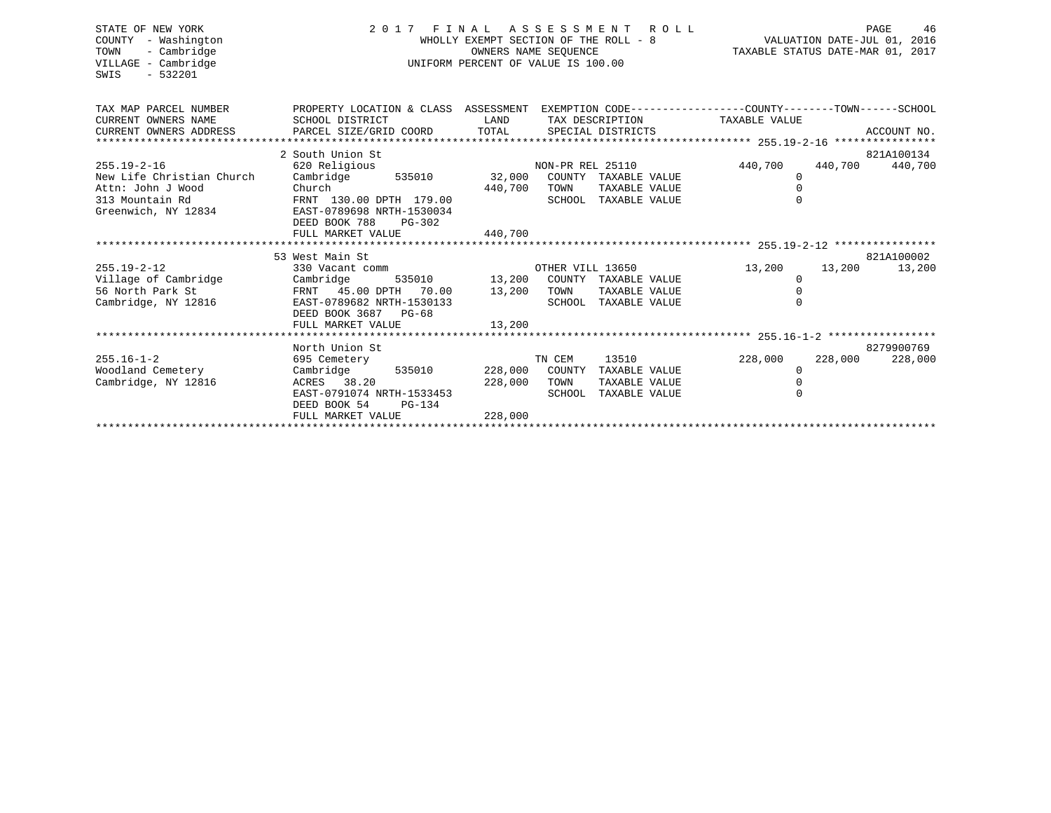STATE OF NEW YORK
COUNTY - Washington
TOWN - Cambridge
VILLAGE - Cambridge
SWIS - 532201

# 2017 FINAL ASSESSMENT ROLL

WHOLLY EXEMPT SECTION OF THE ROLL - 8
OWNERS NAME SEQUENCE
UNIFORM PERCENT OF VALUE IS 100.00

VALUATION DATE-JUL 01, 2016
TAXABLE STATUS DATE-MAR 01, 2017

| TAX MAP PARCEL NUMBER / CURRENT OWNERS NAME / CURRENT OWNERS ADDRESS | PROPERTY LOCATION & CLASS / SCHOOL DISTRICT / PARCEL SIZE/GRID COORD | ASSESSMENT LAND | TOTAL | EXEMPTION CODE / TAX DESCRIPTION / SPECIAL DISTRICTS | COUNTY TAXABLE VALUE | TOWN | SCHOOL | ACCOUNT NO. |
|---|---|---|---|---|---|---|---|---|
| **255.19-2-16** | 2 South Union St | | | | | | | 821A100134 |
| 255.19-2-16 | 620 Religious | | | NON-PR REL 25110 | 440,700 | 440,700 | 440,700 | |
| New Life Christian Church | Cambridge 535010 | 32,000 | | COUNTY TAXABLE VALUE | 0 | | | |
| Attn: John J Wood | Church | | 440,700 | TOWN TAXABLE VALUE | 0 | | | |
| 313 Mountain Rd | FRNT 130.00 DPTH 179.00 | | | SCHOOL TAXABLE VALUE | 0 | | | |
| Greenwich, NY 12834 | EAST-0789698 NRTH-1530034 | | | | | | | |
| | DEED BOOK 788 PG-302 | | | | | | | |
| | FULL MARKET VALUE | | 440,700 | | | | | |
| **255.19-2-12** | 53 West Main St | | | | | | | 821A100002 |
| 255.19-2-12 | 330 Vacant comm | | | OTHER VILL 13650 | 13,200 | 13,200 | 13,200 | |
| Village of Cambridge | Cambridge 535010 | 13,200 | | COUNTY TAXABLE VALUE | 0 | | | |
| 56 North Park St | FRNT 45.00 DPTH 70.00 | | 13,200 | TOWN TAXABLE VALUE | 0 | | | |
| Cambridge, NY 12816 | EAST-0789682 NRTH-1530133 | | | SCHOOL TAXABLE VALUE | 0 | | | |
| | DEED BOOK 3687 PG-68 | | | | | | | |
| | FULL MARKET VALUE | | 13,200 | | | | | |
| **255.16-1-2** | North Union St | | | | | | | 8279900769 |
| 255.16-1-2 | 695 Cemetery | | | TN CEM 13510 | 228,000 | 228,000 | 228,000 | |
| Woodland Cemetery | Cambridge 535010 | 228,000 | | COUNTY TAXABLE VALUE | 0 | | | |
| Cambridge, NY 12816 | ACRES 38.20 | | 228,000 | TOWN TAXABLE VALUE | 0 | | | |
| | EAST-0791074 NRTH-1533453 | | | SCHOOL TAXABLE VALUE | 0 | | | |
| | DEED BOOK 54 PG-134 | | | | | | | |
| | FULL MARKET VALUE | | 228,000 | | | | | |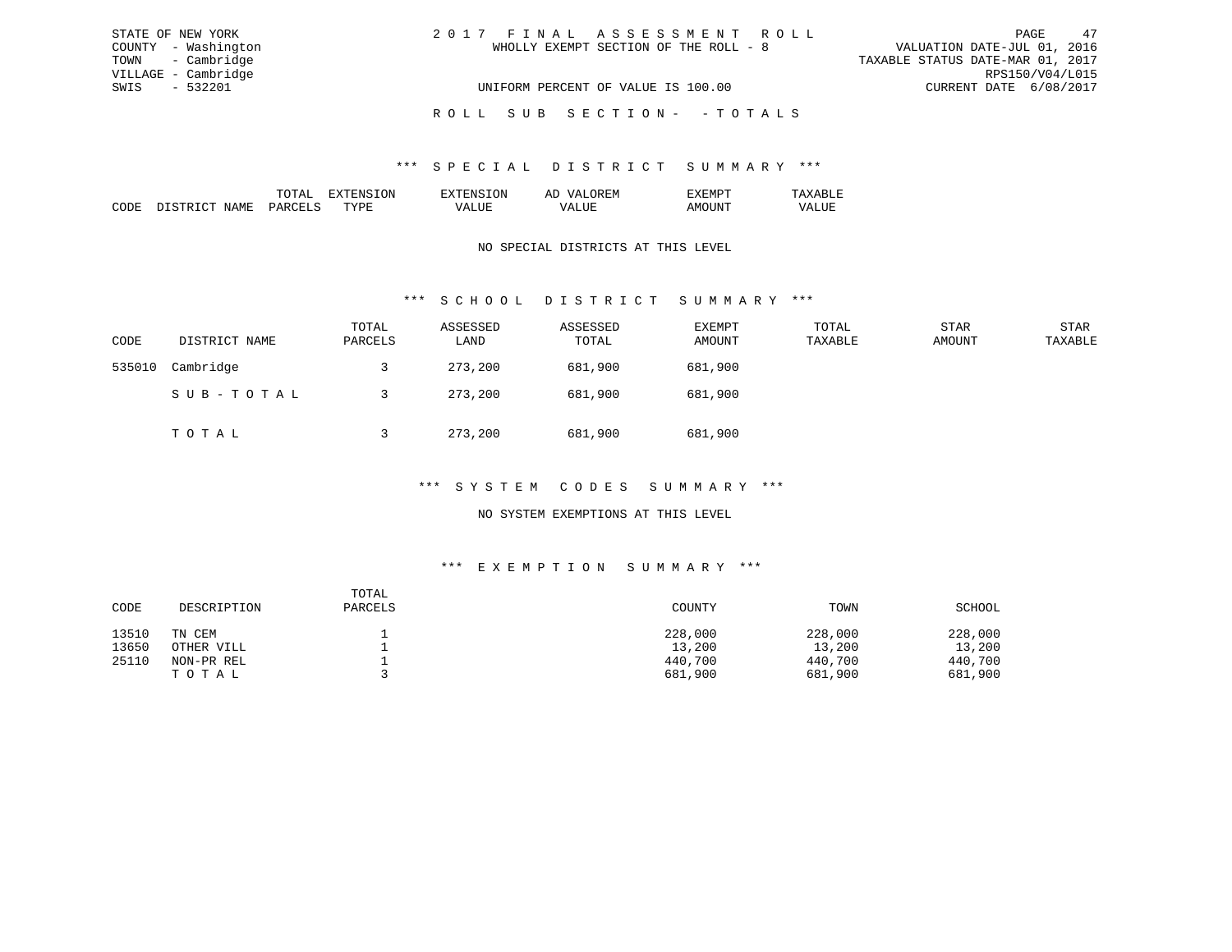STATE OF NEW YORK
COUNTY - Washington
TOWN - Cambridge
VILLAGE - Cambridge
SWIS - 532201

# 2017 FINAL ASSESSMENT ROLL

WHOLLY EXEMPT SECTION OF THE ROLL - 8

UNIFORM PERCENT OF VALUE IS 100.00

VALUATION DATE-JUL 01, 2016
TAXABLE STATUS DATE-MAR 01, 2017
RPS150/V04/L015
CURRENT DATE 6/08/2017

## ROLL SUB SECTION- - TOTALS

### *** SPECIAL DISTRICT SUMMARY ***

| CODE | DISTRICT NAME | TOTAL PARCELS | EXTENSION TYPE | EXTENSION VALUE | AD VALOREM VALUE | EXEMPT AMOUNT | TAXABLE VALUE |
|---|---|---|---|---|---|---|---|

NO SPECIAL DISTRICTS AT THIS LEVEL

### *** SCHOOL DISTRICT SUMMARY ***

| CODE | DISTRICT NAME | TOTAL PARCELS | ASSESSED LAND | ASSESSED TOTAL | EXEMPT AMOUNT | TOTAL TAXABLE | STAR AMOUNT | STAR TAXABLE |
|---|---|---|---|---|---|---|---|---|
| 535010 | Cambridge | 3 | 273,200 | 681,900 | 681,900 | | | |
| | S U B - T O T A L | 3 | 273,200 | 681,900 | 681,900 | | | |
| | T O T A L | 3 | 273,200 | 681,900 | 681,900 | | | |

### *** SYSTEM CODES SUMMARY ***

NO SYSTEM EXEMPTIONS AT THIS LEVEL

### *** EXEMPTION SUMMARY ***

| CODE | DESCRIPTION | TOTAL PARCELS | COUNTY | TOWN | SCHOOL |
|---|---|---|---|---|---|
| 13510 | TN CEM | 1 | 228,000 | 228,000 | 228,000 |
| 13650 | OTHER VILL | 1 | 13,200 | 13,200 | 13,200 |
| 25110 | NON-PR REL | 1 | 440,700 | 440,700 | 440,700 |
| | T O T A L | 3 | 681,900 | 681,900 | 681,900 |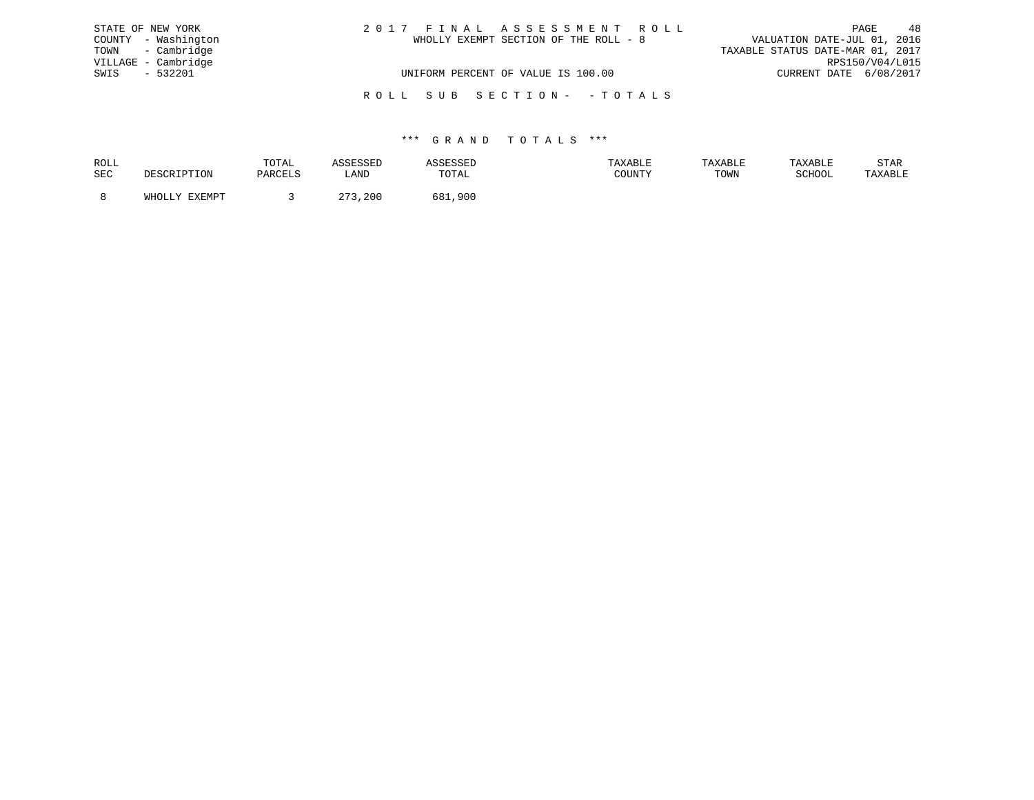STATE OF NEW YORK
COUNTY - Washington
TOWN - Cambridge
VILLAGE - Cambridge
SWIS - 532201

2 0 1 7 F I N A L A S S E S S M E N T R O L L
WHOLLY EXEMPT SECTION OF THE ROLL - 8

VALUATION DATE-JUL 01, 2016
TAXABLE STATUS DATE-MAR 01, 2017
RPS150/V04/L015
CURRENT DATE 6/08/2017

UNIFORM PERCENT OF VALUE IS 100.00

R O L L S U B S E C T I O N - - T O T A L S

*** G R A N D T O T A L S ***

| ROLL SEC | DESCRIPTION | TOTAL PARCELS | ASSESSED LAND | ASSESSED TOTAL | TAXABLE COUNTY | TAXABLE TOWN | TAXABLE SCHOOL | STAR TAXABLE |
|---|---|---|---|---|---|---|---|---|
| 8 | WHOLLY EXEMPT | 3 | 273,200 | 681,900 | | | | |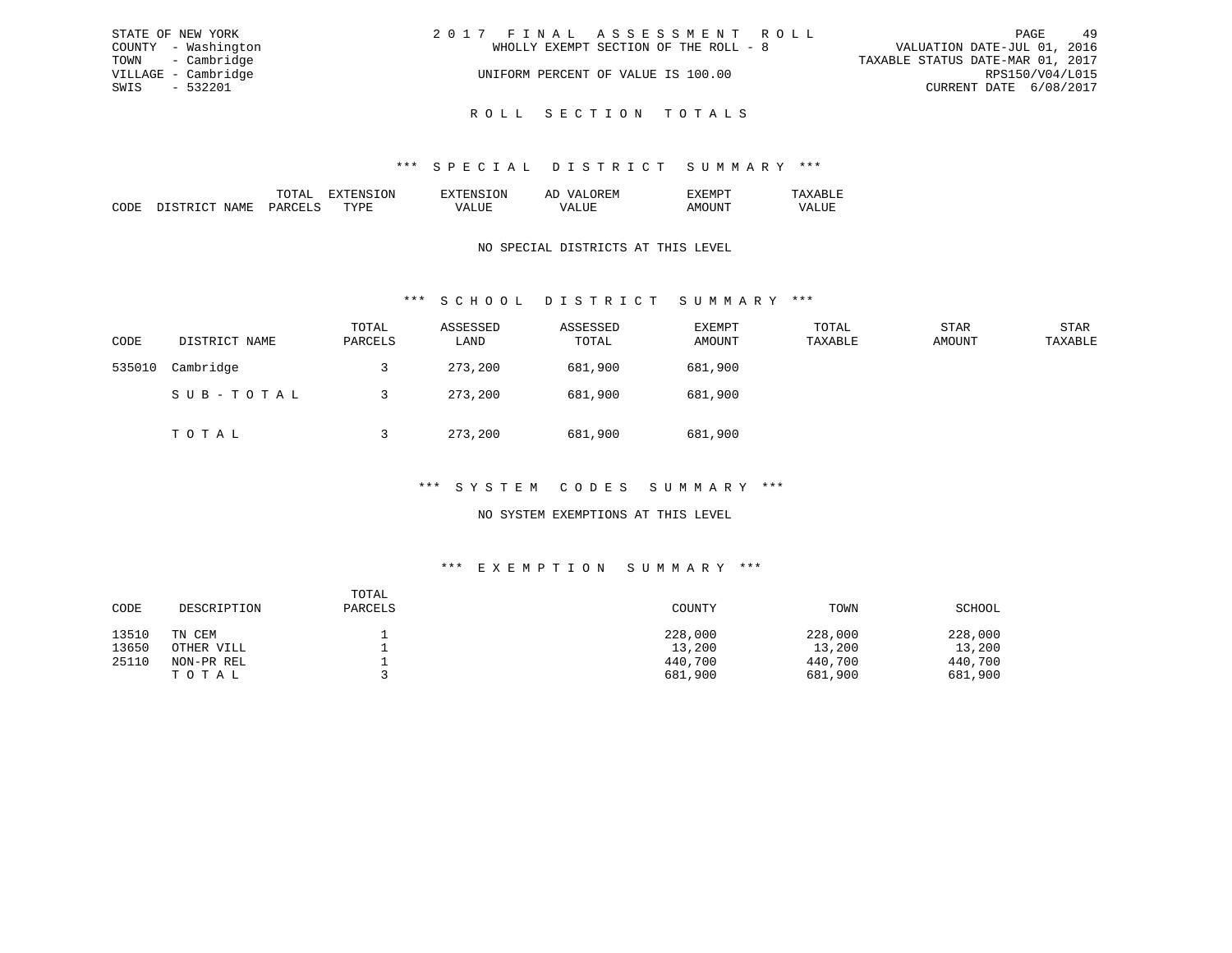STATE OF NEW YORK
COUNTY - Washington
TOWN - Cambridge
VILLAGE - Cambridge
SWIS - 532201

# 2017 FINAL ASSESSMENT ROLL

WHOLLY EXEMPT SECTION OF THE ROLL - 8

UNIFORM PERCENT OF VALUE IS 100.00

VALUATION DATE-JUL 01, 2016
TAXABLE STATUS DATE-MAR 01, 2017
RPS150/V04/L015
CURRENT DATE 6/08/2017

## ROLL SECTION TOTALS

### *** SPECIAL DISTRICT SUMMARY ***

| CODE | DISTRICT NAME | TOTAL PARCELS | EXTENSION TYPE | EXTENSION VALUE | AD VALOREM VALUE | EXEMPT AMOUNT | TAXABLE VALUE |
|---|---|---|---|---|---|---|---|

NO SPECIAL DISTRICTS AT THIS LEVEL

### *** SCHOOL DISTRICT SUMMARY ***

| CODE | DISTRICT NAME | TOTAL PARCELS | ASSESSED LAND | ASSESSED TOTAL | EXEMPT AMOUNT | TOTAL TAXABLE | STAR AMOUNT | STAR TAXABLE |
|---|---|---|---|---|---|---|---|---|
| 535010 | Cambridge | 3 | 273,200 | 681,900 | 681,900 | | | |
| | SUB-TOTAL | 3 | 273,200 | 681,900 | 681,900 | | | |
| | TOTAL | 3 | 273,200 | 681,900 | 681,900 | | | |

### *** SYSTEM CODES SUMMARY ***

NO SYSTEM EXEMPTIONS AT THIS LEVEL

### *** EXEMPTION SUMMARY ***

| CODE | DESCRIPTION | TOTAL PARCELS | COUNTY | TOWN | SCHOOL |
|---|---|---|---|---|---|
| 13510 | TN CEM | 1 | 228,000 | 228,000 | 228,000 |
| 13650 | OTHER VILL | 1 | 13,200 | 13,200 | 13,200 |
| 25110 | NON-PR REL | 1 | 440,700 | 440,700 | 440,700 |
| | TOTAL | 3 | 681,900 | 681,900 | 681,900 |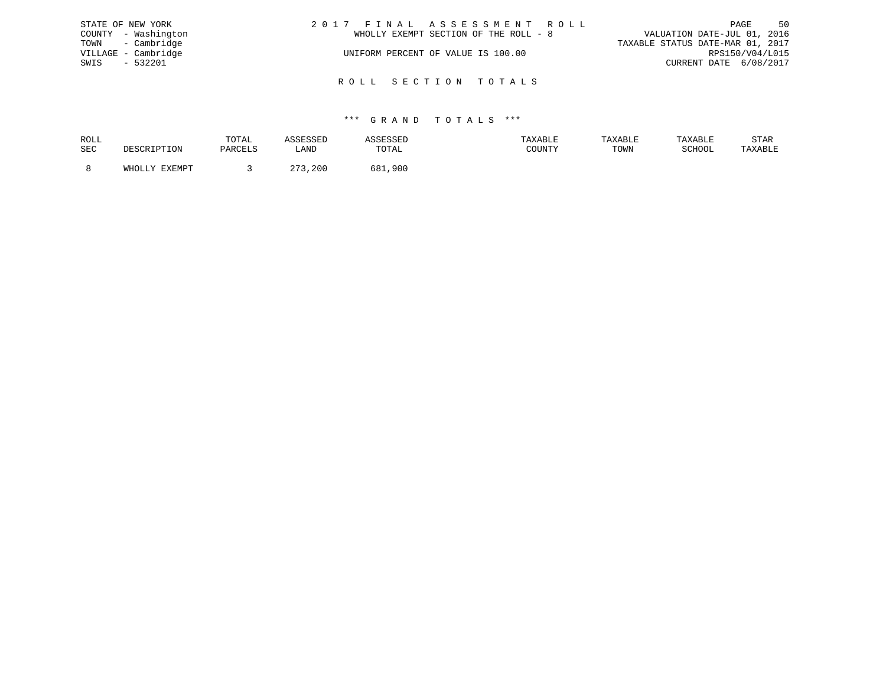STATE OF NEW YORK
COUNTY - Washington
TOWN - Cambridge
VILLAGE - Cambridge
SWIS - 532201

2 0 1 7 F I N A L A S S E S S M E N T R O L L
WHOLLY EXEMPT SECTION OF THE ROLL - 8
UNIFORM PERCENT OF VALUE IS 100.00

VALUATION DATE-JUL 01, 2016
TAXABLE STATUS DATE-MAR 01, 2017
RPS150/V04/L015
CURRENT DATE 6/08/2017

## R O L L S E C T I O N T O T A L S

### \*\*\* G R A N D T O T A L S \*\*\*

| ROLL SEC | DESCRIPTION | TOTAL PARCELS | ASSESSED LAND | ASSESSED TOTAL | TAXABLE COUNTY | TAXABLE TOWN | TAXABLE SCHOOL | STAR TAXABLE |
|---|---|---|---|---|---|---|---|---|
| 8 | WHOLLY EXEMPT | 3 | 273,200 | 681,900 | | | | |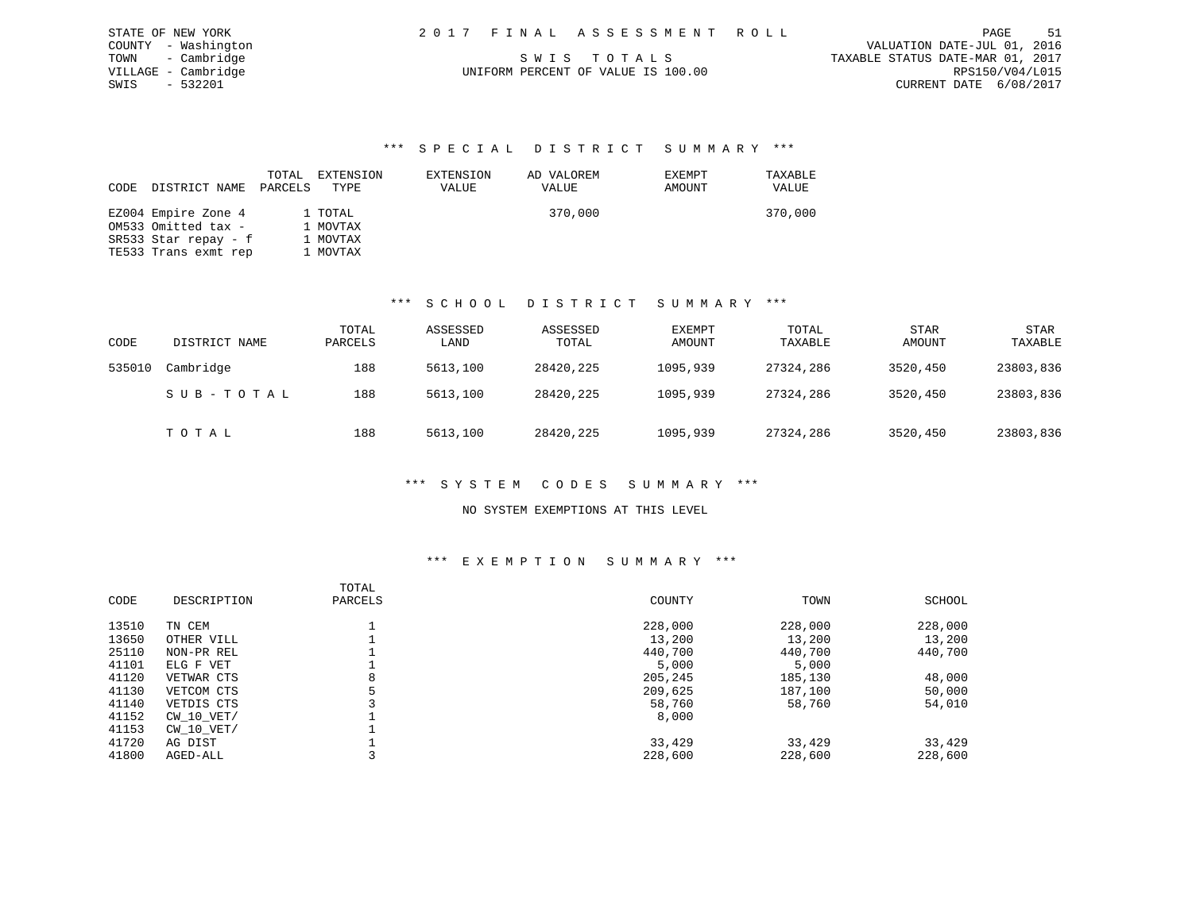STATE OF NEW YORK
COUNTY - Washington
TOWN - Cambridge
VILLAGE - Cambridge
SWIS - 532201

2 0 1 7 F I N A L A S S E S S M E N T R O L L

S W I S T O T A L S

UNIFORM PERCENT OF VALUE IS 100.00

VALUATION DATE-JUL 01, 2016
TAXABLE STATUS DATE-MAR 01, 2017
RPS150/V04/L015
CURRENT DATE 6/08/2017

### *** S P E C I A L D I S T R I C T S U M M A R Y ***

| CODE | DISTRICT NAME | TOTAL PARCELS | EXTENSION TYPE | EXTENSION VALUE | AD VALOREM VALUE | EXEMPT AMOUNT | TAXABLE VALUE |
|---|---|---|---|---|---|---|---|
| EZ004 | Empire Zone 4 | 1 | TOTAL | | 370,000 | | 370,000 |
| OM533 | Omitted tax - | 1 | MOVTAX | | | | |
| SR533 | Star repay - f | 1 | MOVTAX | | | | |
| TE533 | Trans exmt rep | 1 | MOVTAX | | | | |

### *** S C H O O L D I S T R I C T S U M M A R Y ***

| CODE | DISTRICT NAME | TOTAL PARCELS | ASSESSED LAND | ASSESSED TOTAL | EXEMPT AMOUNT | TOTAL TAXABLE | STAR AMOUNT | STAR TAXABLE |
|---|---|---|---|---|---|---|---|---|
| 535010 | Cambridge | 188 | 5613,100 | 28420,225 | 1095,939 | 27324,286 | 3520,450 | 23803,836 |
| | S U B - T O T A L | 188 | 5613,100 | 28420,225 | 1095,939 | 27324,286 | 3520,450 | 23803,836 |
| | T O T A L | 188 | 5613,100 | 28420,225 | 1095,939 | 27324,286 | 3520,450 | 23803,836 |

### *** S Y S T E M C O D E S S U M M A R Y ***

NO SYSTEM EXEMPTIONS AT THIS LEVEL

### *** E X E M P T I O N S U M M A R Y ***

| CODE | DESCRIPTION | TOTAL PARCELS | COUNTY | TOWN | SCHOOL |
|---|---|---|---|---|---|
| 13510 | TN CEM | 1 | 228,000 | 228,000 | 228,000 |
| 13650 | OTHER VILL | 1 | 13,200 | 13,200 | 13,200 |
| 25110 | NON-PR REL | 1 | 440,700 | 440,700 | 440,700 |
| 41101 | ELG F VET | 1 | 5,000 | 5,000 | |
| 41120 | VETWAR CTS | 8 | 205,245 | 185,130 | 48,000 |
| 41130 | VETCOM CTS | 5 | 209,625 | 187,100 | 50,000 |
| 41140 | VETDIS CTS | 3 | 58,760 | 58,760 | 54,010 |
| 41152 | CW_10_VET/ | 1 | 8,000 | | |
| 41153 | CW_10_VET/ | 1 | | | |
| 41720 | AG DIST | 1 | 33,429 | 33,429 | 33,429 |
| 41800 | AGED-ALL | 3 | 228,600 | 228,600 | 228,600 |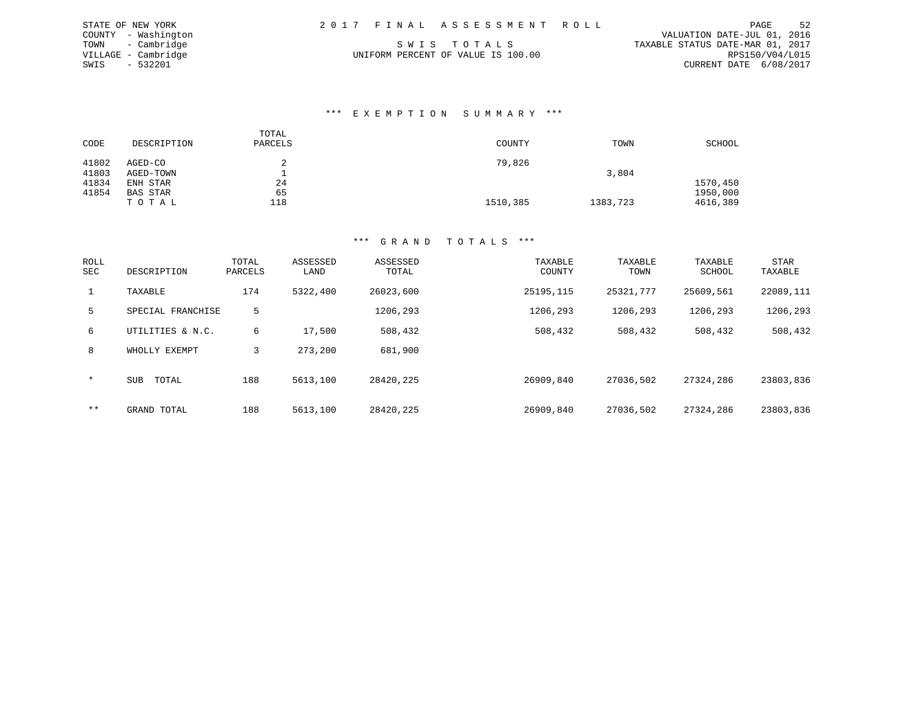STATE OF NEW YORK
COUNTY - Washington
TOWN - Cambridge
VILLAGE - Cambridge
SWIS - 532201

2 0 1 7 F I N A L A S S E S S M E N T R O L L

S W I S T O T A L S

UNIFORM PERCENT OF VALUE IS 100.00

VALUATION DATE-JUL 01, 2016
TAXABLE STATUS DATE-MAR 01, 2017
RPS150/V04/L015
CURRENT DATE 6/08/2017

### *** E X E M P T I O N S U M M A R Y ***

| CODE | DESCRIPTION | TOTAL PARCELS | COUNTY | TOWN | SCHOOL |
|---|---|---|---|---|---|
| 41802 | AGED-CO | 2 | 79,826 | | |
| 41803 | AGED-TOWN | 1 | | 3,804 | |
| 41834 | ENH STAR | 24 | | | 1570,450 |
| 41854 | BAS STAR | 65 | | | 1950,000 |
| | T O T A L | 118 | 1510,385 | 1383,723 | 4616,389 |

### *** G R A N D T O T A L S ***

| ROLL SEC | DESCRIPTION | TOTAL PARCELS | ASSESSED LAND | ASSESSED TOTAL | TAXABLE COUNTY | TAXABLE TOWN | TAXABLE SCHOOL | STAR TAXABLE |
|---|---|---|---|---|---|---|---|---|
| 1 | TAXABLE | 174 | 5322,400 | 26023,600 | 25195,115 | 25321,777 | 25609,561 | 22089,111 |
| 5 | SPECIAL FRANCHISE | 5 | | 1206,293 | 1206,293 | 1206,293 | 1206,293 | 1206,293 |
| 6 | UTILITIES & N.C. | 6 | 17,500 | 508,432 | 508,432 | 508,432 | 508,432 | 508,432 |
| 8 | WHOLLY EXEMPT | 3 | 273,200 | 681,900 | | | | |
| * | SUB TOTAL | 188 | 5613,100 | 28420,225 | 26909,840 | 27036,502 | 27324,286 | 23803,836 |
| ** | GRAND TOTAL | 188 | 5613,100 | 28420,225 | 26909,840 | 27036,502 | 27324,286 | 23803,836 |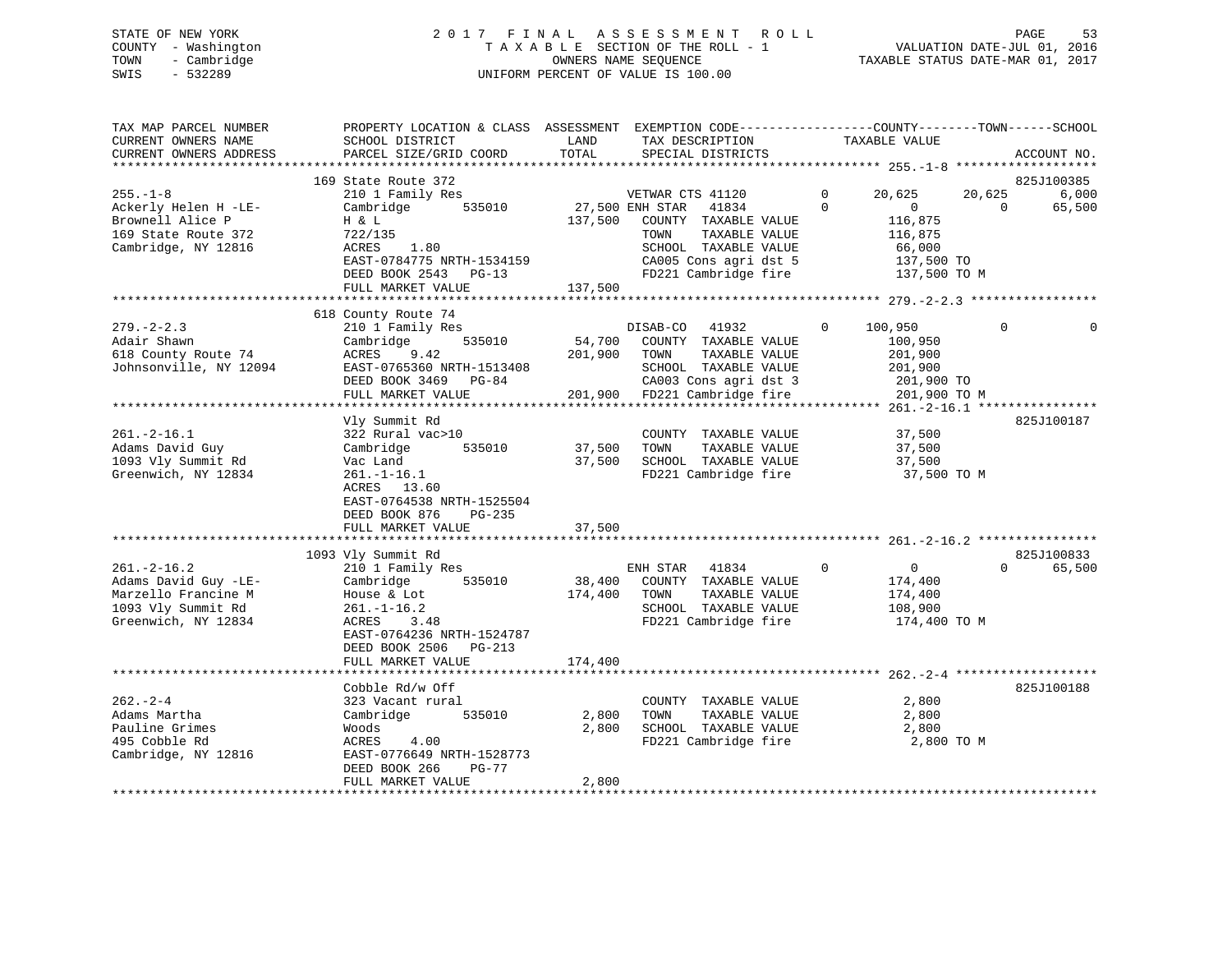STATE OF NEW YORK
COUNTY - Washington
TOWN - Cambridge
SWIS - 532289

# 2017 FINAL ASSESSMENT ROLL
TAXABLE SECTION OF THE ROLL - 1
OWNERS NAME SEQUENCE
UNIFORM PERCENT OF VALUE IS 100.00

VALUATION DATE-JUL 01, 2016
TAXABLE STATUS DATE-MAR 01, 2017

```
TAX MAP PARCEL NUMBER          PROPERTY LOCATION & CLASS  ASSESSMENT  EXEMPTION CODE------------------COUNTY--------TOWN------SCHOOL
CURRENT OWNERS NAME            SCHOOL DISTRICT               LAND      TAX DESCRIPTION            TAXABLE VALUE
CURRENT OWNERS ADDRESS         PARCEL SIZE/GRID COORD        TOTAL     SPECIAL DISTRICTS                                      ACCOUNT NO.
******************************************************************************************************* 255.-1-8 *******************
                               169 State Route 372                                                                         825J100385
255.-1-8                       210 1 Family Res                     VETWAR CTS 41120        0      20,625      20,625        6,000
Ackerly Helen H -LE-           Cambridge        535010        27,500 ENH STAR   41834         0           0           0       65,500
Brownell Alice P               H & L                         137,500   COUNTY  TAXABLE VALUE          116,875
169 State Route 372            722/135                                 TOWN    TAXABLE VALUE          116,875
Cambridge, NY 12816            ACRES    1.80                           SCHOOL  TAXABLE VALUE           66,000
                               EAST-0784775 NRTH-1534159               CA005 Cons agri dst 5          137,500 TO
                               DEED BOOK 2543   PG-13                  FD221 Cambridge fire           137,500 TO M
                               FULL MARKET VALUE             137,500
******************************************************************************************************* 279.-2-2.3 *****************
                               618 County Route 74
279.-2-2.3                     210 1 Family Res                     DISAB-CO   41932        0     100,950           0            0
Adair Shawn                    Cambridge        535010        54,700   COUNTY  TAXABLE VALUE          100,950
618 County Route 74            ACRES    9.42                 201,900   TOWN    TAXABLE VALUE          201,900
Johnsonville, NY 12094         EAST-0765360 NRTH-1513408               SCHOOL  TAXABLE VALUE          201,900
                               DEED BOOK 3469   PG-84                  CA003 Cons agri dst 3          201,900 TO
                               FULL MARKET VALUE             201,900   FD221 Cambridge fire           201,900 TO M
******************************************************************************************************* 261.-2-16.1 ****************
                               Vly Summit Rd                                                                               825J100187
261.-2-16.1                    322 Rural vac>10                        COUNTY  TAXABLE VALUE           37,500
Adams David Guy                Cambridge        535010        37,500   TOWN    TAXABLE VALUE           37,500
1093 Vly Summit Rd             Vac Land                       37,500   SCHOOL  TAXABLE VALUE           37,500
Greenwich, NY 12834            261.-1-16.1                             FD221 Cambridge fire            37,500 TO M
                               ACRES   13.60
                               EAST-0764538 NRTH-1525504
                               DEED BOOK 876    PG-235
                               FULL MARKET VALUE              37,500
******************************************************************************************************* 261.-2-16.2 ****************
                               1093 Vly Summit Rd                                                                          825J100833
261.-2-16.2                    210 1 Family Res                     ENH STAR   41834        0           0           0       65,500
Adams David Guy -LE-           Cambridge        535010        38,400   COUNTY  TAXABLE VALUE          174,400
Marzello Francine M            House & Lot                   174,400   TOWN    TAXABLE VALUE          174,400
1093 Vly Summit Rd             261.-1-16.2                             SCHOOL  TAXABLE VALUE          108,900
Greenwich, NY 12834            ACRES    3.48                           FD221 Cambridge fire           174,400 TO M
                               EAST-0764236 NRTH-1524787
                               DEED BOOK 2506   PG-213
                               FULL MARKET VALUE             174,400
******************************************************************************************************* 262.-2-4 *******************
                               Cobble Rd/w Off                                                                             825J100188
262.-2-4                       323 Vacant rural                        COUNTY  TAXABLE VALUE            2,800
Adams Martha                   Cambridge        535010         2,800   TOWN    TAXABLE VALUE            2,800
Pauline Grimes                 Woods                           2,800   SCHOOL  TAXABLE VALUE            2,800
495 Cobble Rd                  ACRES    4.00                           FD221 Cambridge fire             2,800 TO M
Cambridge, NY 12816            EAST-0776649 NRTH-1528773
                               DEED BOOK 266    PG-77
                               FULL MARKET VALUE               2,800
************************************************************************************************************************************
```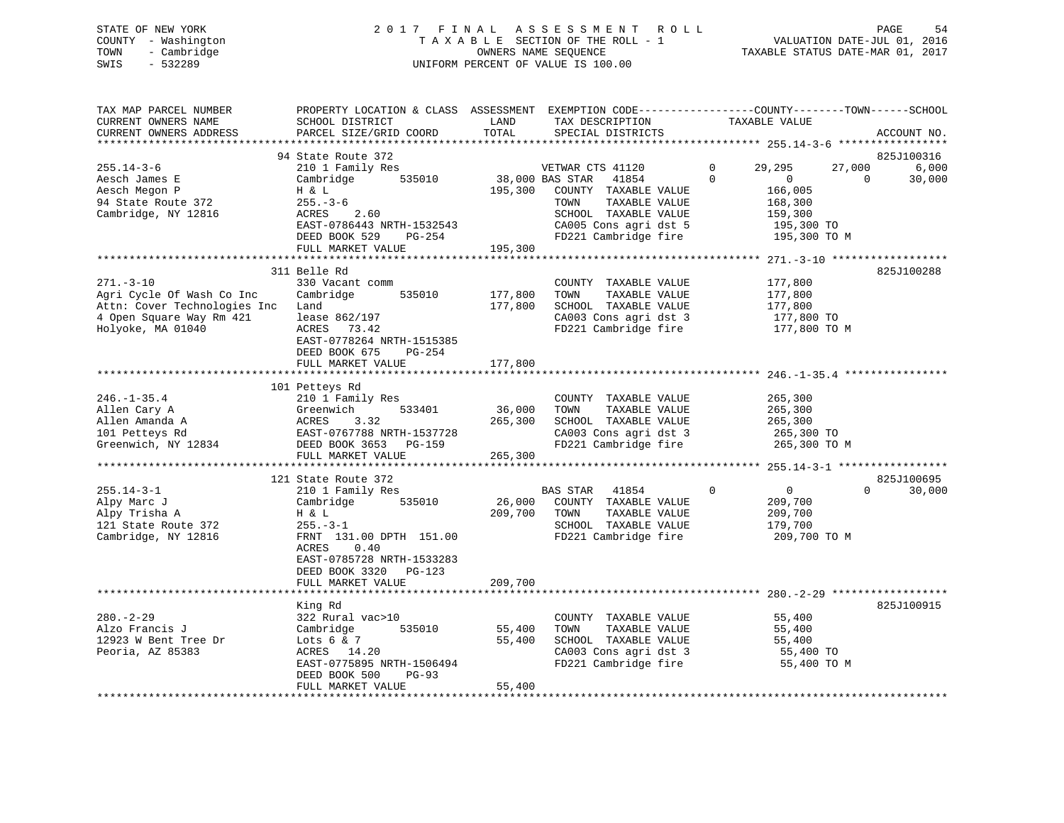STATE OF NEW YORK
COUNTY - Washington
TOWN - Cambridge
SWIS - 532289

2 0 1 7 F I N A L A S S E S S M E N T R O L L
T A X A B L E SECTION OF THE ROLL - 1
OWNERS NAME SEQUENCE
UNIFORM PERCENT OF VALUE IS 100.00

VALUATION DATE-JUL 01, 2016
TAXABLE STATUS DATE-MAR 01, 2017

```
TAX MAP PARCEL NUMBER          PROPERTY LOCATION & CLASS  ASSESSMENT  EXEMPTION CODE------------------COUNTY--------TOWN------SCHOOL
CURRENT OWNERS NAME            SCHOOL DISTRICT               LAND      TAX DESCRIPTION            TAXABLE VALUE
CURRENT OWNERS ADDRESS         PARCEL SIZE/GRID COORD        TOTAL     SPECIAL DISTRICTS                                      ACCOUNT NO.
************************************************************************************************ 255.14-3-6 *****************
                               94 State Route 372                                                                              825J100316
255.14-3-6                     210 1 Family Res                  VETWAR CTS 41120        0      29,295      27,000        6,000
Aesch James E                  Cambridge        535010     38,000 BAS STAR   41854        0           0           0       30,000
Aesch Megon P                  H & L                      195,300   COUNTY  TAXABLE VALUE          166,005
94 State Route 372             255.-3-6                             TOWN    TAXABLE VALUE          168,300
Cambridge, NY 12816            ACRES     2.60                       SCHOOL  TAXABLE VALUE          159,300
                               EAST-0786443 NRTH-1532543            CA005 Cons agri dst 5           195,300 TO
                               DEED BOOK 529     PG-254             FD221 Cambridge fire            195,300 TO M
                               FULL MARKET VALUE          195,300
************************************************************************************************ 271.-3-10 ******************
                               311 Belle Rd                                                                                    825J100288
271.-3-10                      330 Vacant comm                      COUNTY  TAXABLE VALUE          177,800
Agri Cycle Of Wash Co Inc      Cambridge        535010    177,800   TOWN    TAXABLE VALUE          177,800
Attn: Cover Technologies Inc   Land                       177,800   SCHOOL  TAXABLE VALUE          177,800
4 Open Square Way Rm 421       lease 862/197                        CA003 Cons agri dst 3           177,800 TO
Holyoke, MA 01040              ACRES    73.42                       FD221 Cambridge fire            177,800 TO M
                               EAST-0778264 NRTH-1515385
                               DEED BOOK 675     PG-254
                               FULL MARKET VALUE          177,800
************************************************************************************************ 246.-1-35.4 ****************
                               101 Petteys Rd
246.-1-35.4                    210 1 Family Res                     COUNTY  TAXABLE VALUE          265,300
Allen Cary A                   Greenwich        533401     36,000   TOWN    TAXABLE VALUE          265,300
Allen Amanda A                 ACRES     3.32             265,300   SCHOOL  TAXABLE VALUE          265,300
101 Petteys Rd                 EAST-0767788 NRTH-1537728            CA003 Cons agri dst 3           265,300 TO
Greenwich, NY 12834            DEED BOOK 3653    PG-159             FD221 Cambridge fire            265,300 TO M
                               FULL MARKET VALUE          265,300
************************************************************************************************ 255.14-3-1 *****************
                               121 State Route 372                                                                             825J100695
255.14-3-1                     210 1 Family Res                  BAS STAR   41854        0           0           0       30,000
Alpy Marc J                    Cambridge        535010     26,000   COUNTY  TAXABLE VALUE          209,700
Alpy Trisha A                  H & L                      209,700   TOWN    TAXABLE VALUE          209,700
121 State Route 372            255.-3-1                             SCHOOL  TAXABLE VALUE          179,700
Cambridge, NY 12816            FRNT 131.00 DPTH 151.00              FD221 Cambridge fire            209,700 TO M
                               ACRES     0.40
                               EAST-0785728 NRTH-1533283
                               DEED BOOK 3320    PG-123
                               FULL MARKET VALUE          209,700
************************************************************************************************ 280.-2-29 ******************
                               King Rd                                                                                         825J100915
280.-2-29                      322 Rural vac>10                     COUNTY  TAXABLE VALUE           55,400
Alzo Francis J                 Cambridge        535010     55,400   TOWN    TAXABLE VALUE           55,400
12923 W Bent Tree Dr           Lots 6 & 7                  55,400   SCHOOL  TAXABLE VALUE           55,400
Peoria, AZ 85383               ACRES    14.20                       CA003 Cons agri dst 3            55,400 TO
                               EAST-0775895 NRTH-1506494            FD221 Cambridge fire             55,400 TO M
                               DEED BOOK 500     PG-93
                               FULL MARKET VALUE           55,400
******************************************************************************************************************************
```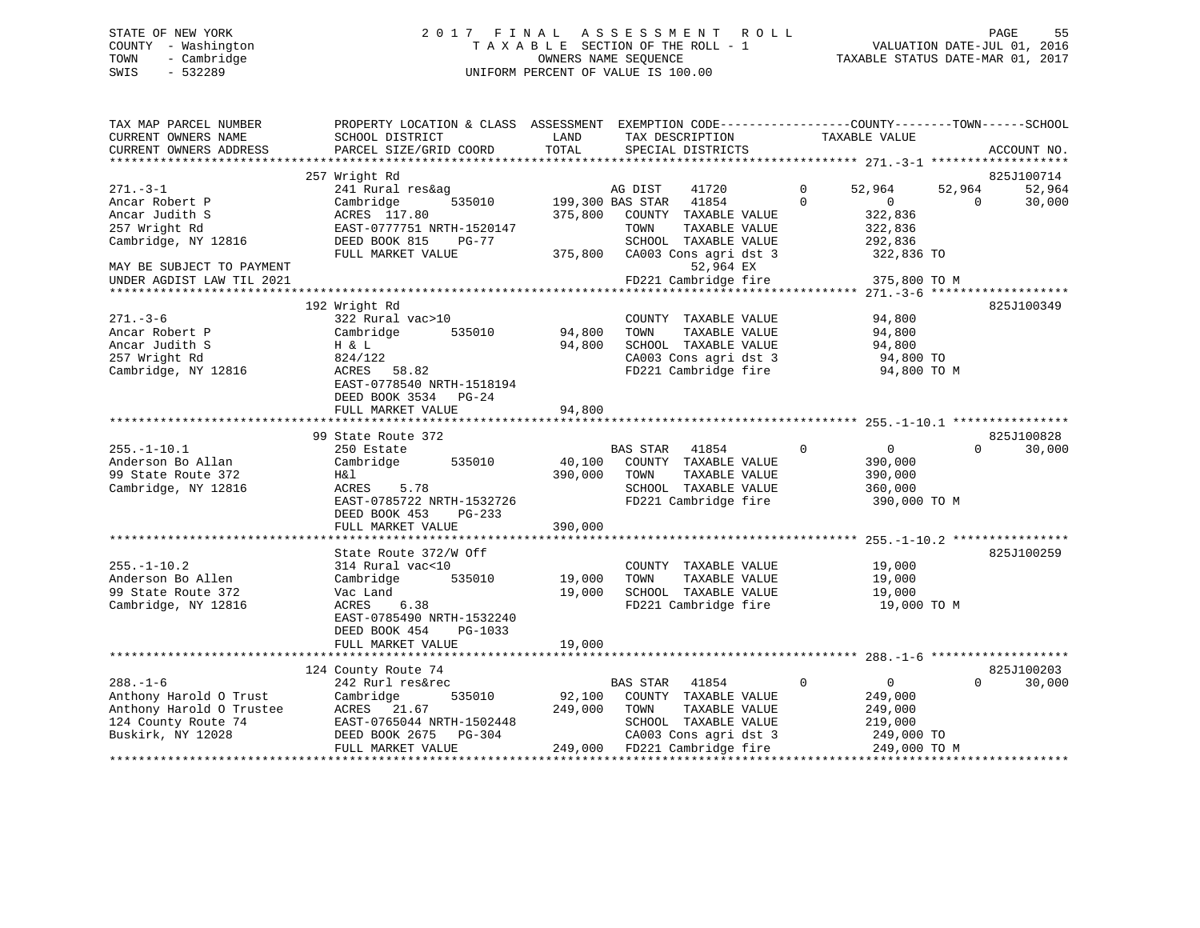STATE OF NEW YORK | 2017 FINAL ASSESSMENT ROLL | VALUATION DATE-JUL 01, 2016
COUNTY - Washington | TAXABLE SECTION OF THE ROLL - 1 | TAXABLE STATUS DATE-MAR 01, 2017
TOWN - Cambridge | OWNERS NAME SEQUENCE
SWIS - 532289 | UNIFORM PERCENT OF VALUE IS 100.00

```
TAX MAP PARCEL NUMBER          PROPERTY LOCATION & CLASS  ASSESSMENT  EXEMPTION CODE------------------COUNTY--------TOWN------SCHOOL
CURRENT OWNERS NAME            SCHOOL DISTRICT              LAND      TAX DESCRIPTION              TAXABLE VALUE
CURRENT OWNERS ADDRESS         PARCEL SIZE/GRID COORD       TOTAL     SPECIAL DISTRICTS                                  ACCOUNT NO.
******************************************************************************************************* 271.-3-1 ******************
                               257 Wright Rd                                                                           825J100714
271.-3-1                       241 Rural res&ag                      AG DIST     41720        0       52,964      52,964      52,964
Ancar Robert P                 Cambridge        535010      199,300 BAS STAR    41854        0            0           0      30,000
Ancar Judith S                 ACRES  117.80                375,800   COUNTY  TAXABLE VALUE          322,836
257 Wright Rd                  EAST-0777751 NRTH-1520147              TOWN    TAXABLE VALUE          322,836
Cambridge, NY 12816            DEED BOOK 815    PG-77                 SCHOOL  TAXABLE VALUE          292,836
                               FULL MARKET VALUE            375,800   CA003 Cons agri dst 3          322,836 TO
MAY BE SUBJECT TO PAYMENT                                                   52,964 EX
UNDER AGDIST LAW TIL 2021                                             FD221 Cambridge fire           375,800 TO M
******************************************************************************************************* 271.-3-6 ******************
                               192 Wright Rd                                                                           825J100349
271.-3-6                       322 Rural vac>10                       COUNTY  TAXABLE VALUE           94,800
Ancar Robert P                 Cambridge        535010       94,800   TOWN    TAXABLE VALUE           94,800
Ancar Judith S                 H & L                         94,800   SCHOOL  TAXABLE VALUE           94,800
257 Wright Rd                  824/122                                CA003 Cons agri dst 3           94,800 TO
Cambridge, NY 12816            ACRES   58.82                          FD221 Cambridge fire            94,800 TO M
                               EAST-0778540 NRTH-1518194
                               DEED BOOK 3534   PG-24
                               FULL MARKET VALUE             94,800
******************************************************************************************************* 255.-1-10.1 ***************
                               99 State Route 372                                                                      825J100828
255.-1-10.1                    250 Estate                            BAS STAR    41854        0            0           0      30,000
Anderson Bo Allan              Cambridge        535010       40,100   COUNTY  TAXABLE VALUE          390,000
99 State Route 372             H&l                          390,000   TOWN    TAXABLE VALUE          390,000
Cambridge, NY 12816            ACRES    5.78                          SCHOOL  TAXABLE VALUE          360,000
                               EAST-0785722 NRTH-1532726              FD221 Cambridge fire           390,000 TO M
                               DEED BOOK 453    PG-233
                               FULL MARKET VALUE            390,000
******************************************************************************************************* 255.-1-10.2 ***************
                               State Route 372/W Off                                                                   825J100259
255.-1-10.2                    314 Rural vac<10                       COUNTY  TAXABLE VALUE           19,000
Anderson Bo Allen              Cambridge        535010       19,000   TOWN    TAXABLE VALUE           19,000
99 State Route 372             Vac Land                      19,000   SCHOOL  TAXABLE VALUE           19,000
Cambridge, NY 12816            ACRES    6.38                          FD221 Cambridge fire            19,000 TO M
                               EAST-0785490 NRTH-1532240
                               DEED BOOK 454    PG-1033
                               FULL MARKET VALUE             19,000
******************************************************************************************************* 288.-1-6 ******************
                               124 County Route 74                                                                     825J100203
288.-1-6                       242 Rurl res&rec                      BAS STAR    41854        0            0           0      30,000
Anthony Harold O Trust         Cambridge        535010       92,100   COUNTY  TAXABLE VALUE          249,000
Anthony Harold O Trustee       ACRES   21.67                249,000   TOWN    TAXABLE VALUE          249,000
124 County Route 74            EAST-0765044 NRTH-1502448              SCHOOL  TAXABLE VALUE          219,000
Buskirk, NY 12028              DEED BOOK 2675   PG-304                CA003 Cons agri dst 3          249,000 TO
                               FULL MARKET VALUE            249,000   FD221 Cambridge fire           249,000 TO M
************************************************************************************************************************************
```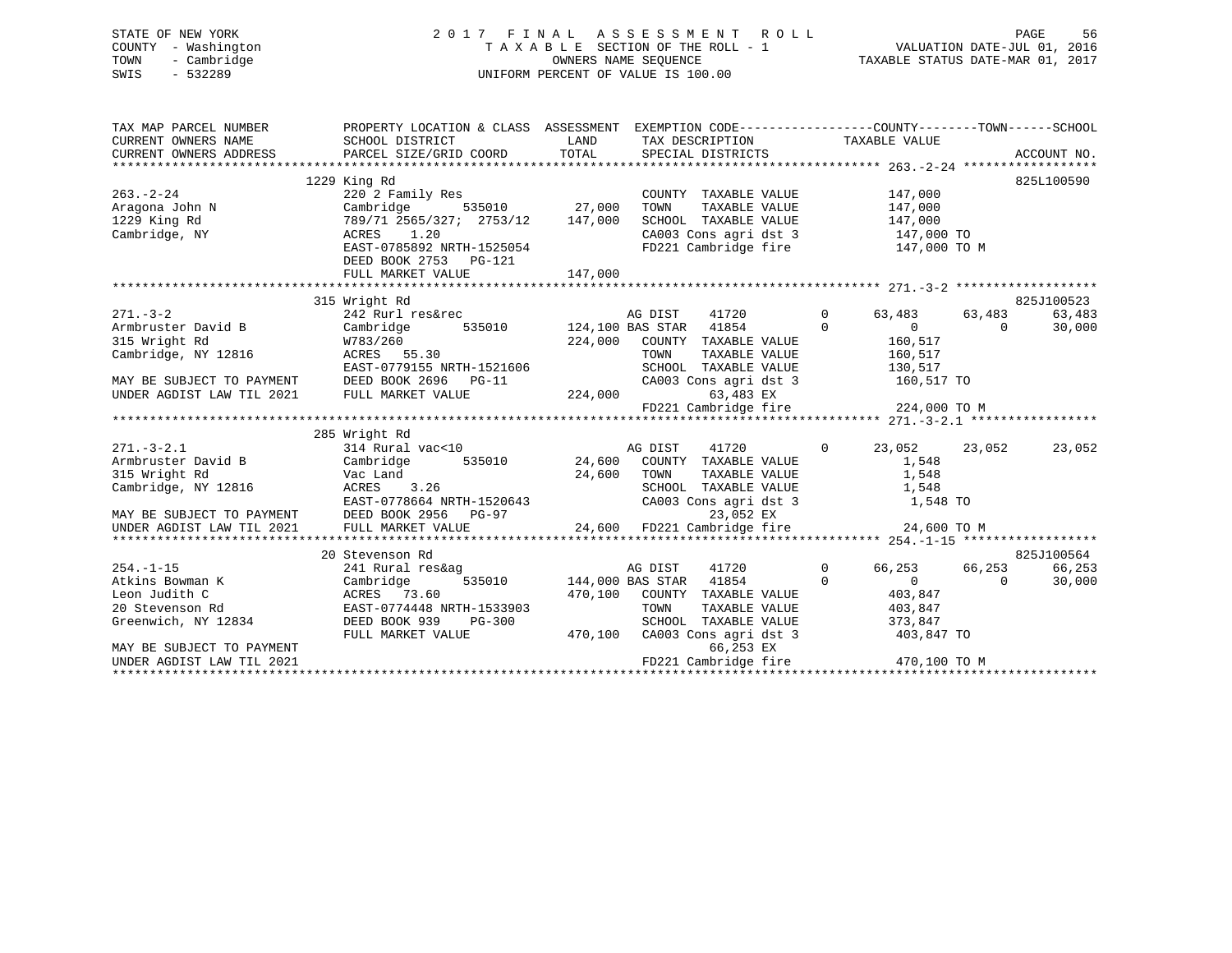STATE OF NEW YORK | 2017 FINAL ASSESSMENT ROLL | VALUATION DATE-JUL 01, 2016
COUNTY - Washington | TAXABLE SECTION OF THE ROLL - 1 | TAXABLE STATUS DATE-MAR 01, 2017
TOWN - Cambridge | OWNERS NAME SEQUENCE
SWIS - 532289 | UNIFORM PERCENT OF VALUE IS 100.00

```
TAX MAP PARCEL NUMBER          PROPERTY LOCATION & CLASS  ASSESSMENT  EXEMPTION CODE------------------COUNTY--------TOWN------SCHOOL
CURRENT OWNERS NAME            SCHOOL DISTRICT               LAND      TAX DESCRIPTION            TAXABLE VALUE
CURRENT OWNERS ADDRESS         PARCEL SIZE/GRID COORD        TOTAL     SPECIAL DISTRICTS                                     ACCOUNT NO.
******************************************************************************************************* 263.-2-24 ******************
                               1229 King Rd                                                                                825L100590
263.-2-24                      220 2 Family Res                        COUNTY  TAXABLE VALUE            147,000
Aragona John N                 Cambridge      535010        27,000     TOWN    TAXABLE VALUE            147,000
1229 King Rd                   789/71 2565/327;  2753/12    147,000    SCHOOL  TAXABLE VALUE            147,000
Cambridge, NY                  ACRES    1.20                           CA003 Cons agri dst 3             147,000 TO
                               EAST-0785892 NRTH-1525054               FD221 Cambridge fire              147,000 TO M
                               DEED BOOK 2753   PG-121
                               FULL MARKET VALUE            147,000
******************************************************************************************************* 271.-3-2 *******************
                               315 Wright Rd                                                                               825J100523
271.-3-2                       242 Rurl res&rec                        AG DIST     41720         0      63,483     63,483     63,483
Armbruster David B             Cambridge      535010       124,100 BAS STAR   41854         0           0          0     30,000
315 Wright Rd                  W783/260                    224,000     COUNTY  TAXABLE VALUE            160,517
Cambridge, NY 12816            ACRES   55.30                           TOWN    TAXABLE VALUE            160,517
                               EAST-0779155 NRTH-1521606               SCHOOL  TAXABLE VALUE            130,517
MAY BE SUBJECT TO PAYMENT      DEED BOOK 2696   PG-11                  CA003 Cons agri dst 3             160,517 TO
UNDER AGDIST LAW TIL 2021      FULL MARKET VALUE            224,000              63,483 EX
                                                                       FD221 Cambridge fire              224,000 TO M
******************************************************************************************************* 271.-3-2.1 *****************
                               285 Wright Rd
271.-3-2.1                     314 Rural vac<10                        AG DIST     41720         0      23,052     23,052     23,052
Armbruster David B             Cambridge      535010        24,600     COUNTY  TAXABLE VALUE              1,548
315 Wright Rd                  Vac Land                     24,600     TOWN    TAXABLE VALUE              1,548
Cambridge, NY 12816            ACRES    3.26                           SCHOOL  TAXABLE VALUE              1,548
                               EAST-0778664 NRTH-1520643               CA003 Cons agri dst 3               1,548 TO
MAY BE SUBJECT TO PAYMENT      DEED BOOK 2956   PG-97                            23,052 EX
UNDER AGDIST LAW TIL 2021      FULL MARKET VALUE             24,600    FD221 Cambridge fire               24,600 TO M
******************************************************************************************************* 254.-1-15 ******************
                               20 Stevenson Rd                                                                             825J100564
254.-1-15                      241 Rural res&ag                        AG DIST     41720         0      66,253     66,253     66,253
Atkins Bowman K                Cambridge      535010       144,000 BAS STAR   41854         0           0          0     30,000
Leon Judith C                  ACRES   73.60               470,100     COUNTY  TAXABLE VALUE            403,847
20 Stevenson Rd                EAST-0774448 NRTH-1533903               TOWN    TAXABLE VALUE            403,847
Greenwich, NY 12834            DEED BOOK 939    PG-300                 SCHOOL  TAXABLE VALUE            373,847
                               FULL MARKET VALUE            470,100    CA003 Cons agri dst 3             403,847 TO
MAY BE SUBJECT TO PAYMENT                                                        66,253 EX
UNDER AGDIST LAW TIL 2021                                              FD221 Cambridge fire              470,100 TO M
************************************************************************************************************************************
```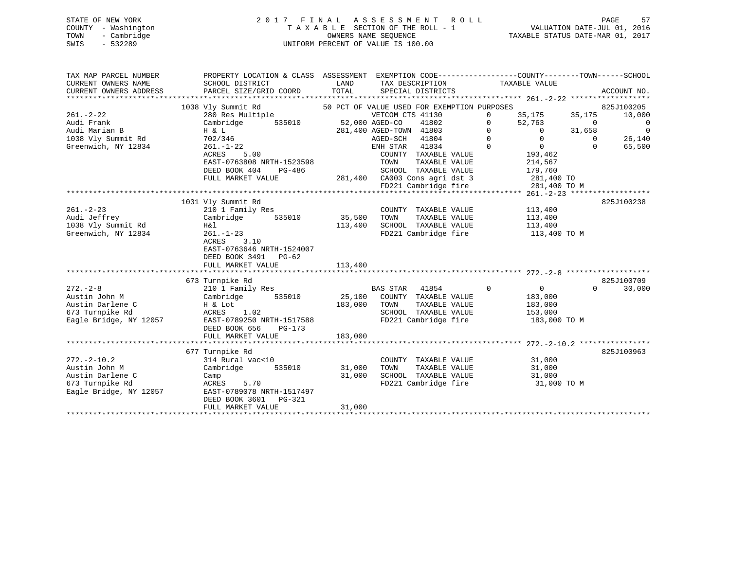STATE OF NEW YORK
COUNTY - Washington
TOWN - Cambridge
SWIS - 532289

2 0 1 7 F I N A L A S S E S S M E N T R O L L
T A X A B L E SECTION OF THE ROLL - 1
OWNERS NAME SEQUENCE
UNIFORM PERCENT OF VALUE IS 100.00

VALUATION DATE-JUL 01, 2016
TAXABLE STATUS DATE-MAR 01, 2017

```
TAX MAP PARCEL NUMBER     PROPERTY LOCATION & CLASS  ASSESSMENT  EXEMPTION CODE-----------------COUNTY--------TOWN------SCHOOL
CURRENT OWNERS NAME       SCHOOL DISTRICT               LAND      TAX DESCRIPTION            TAXABLE VALUE
CURRENT OWNERS ADDRESS    PARCEL SIZE/GRID COORD        TOTAL     SPECIAL DISTRICTS                                    ACCOUNT NO.
******************************************************************************************* 261.-2-22 ******************
         1038 Vly Summit Rd              50 PCT OF VALUE USED FOR EXEMPTION PURPOSES                          825J100205
261.-2-22                 280 Res Multiple                 VETCOM CTS 41130        0     35,175     35,175     10,000
Audi Frank                Cambridge       535010     52,000 AGED-CO     41802      0     52,763          0          0
Audi Marian B             H & L                     281,400 AGED-TOWN  41803       0          0     31,658          0
1038 Vly Summit Rd        702/346                          AGED-SCH    41804       0          0          0     26,140
Greenwich, NY 12834       261.-1-22                        ENH STAR    41834       0          0          0     65,500
                          ACRES     5.00                     COUNTY  TAXABLE VALUE           193,462
                          EAST-0763808 NRTH-1523598          TOWN    TAXABLE VALUE           214,567
                          DEED BOOK 404     PG-486           SCHOOL  TAXABLE VALUE           179,760
                          FULL MARKET VALUE           281,400   CA003 Cons agri dst 3           281,400 TO
                                                             FD221 Cambridge fire            281,400 TO M
******************************************************************************************* 261.-2-23 ******************
         1031 Vly Summit Rd                                                                             825J100238
261.-2-23                 210 1 Family Res                  COUNTY  TAXABLE VALUE           113,400
Audi Jeffrey              Cambridge       535010     35,500   TOWN    TAXABLE VALUE           113,400
1038 Vly Summit Rd        H&l                       113,400   SCHOOL  TAXABLE VALUE           113,400
Greenwich, NY 12834       261.-1-23                         FD221 Cambridge fire            113,400 TO M
                          ACRES     3.10
                          EAST-0763646 NRTH-1524007
                          DEED BOOK 3491    PG-62
                          FULL MARKET VALUE           113,400
******************************************************************************************* 272.-2-8 *******************
         673 Turnpike Rd                                                                                825J100709
272.-2-8                  210 1 Family Res                 BAS STAR    41854       0          0          0     30,000
Austin John M             Cambridge       535010     25,100   COUNTY  TAXABLE VALUE           183,000
Austin Darlene C          H & Lot                   183,000   TOWN    TAXABLE VALUE           183,000
673 Turnpike Rd           ACRES     1.02                     SCHOOL  TAXABLE VALUE           153,000
Eagle Bridge, NY 12057    EAST-0789250 NRTH-1517588          FD221 Cambridge fire            183,000 TO M
                          DEED BOOK 656     PG-173
                          FULL MARKET VALUE           183,000
******************************************************************************************* 272.-2-10.2 ****************
         677 Turnpike Rd                                                                                825J100963
272.-2-10.2               314 Rural vac<10                  COUNTY  TAXABLE VALUE            31,000
Austin John M             Cambridge       535010     31,000   TOWN    TAXABLE VALUE            31,000
Austin Darlene C          Camp                       31,000   SCHOOL  TAXABLE VALUE            31,000
673 Turnpike Rd           ACRES     5.70                     FD221 Cambridge fire             31,000 TO M
Eagle Bridge, NY 12057    EAST-0789078 NRTH-1517497
                          DEED BOOK 3601    PG-321
                          FULL MARKET VALUE            31,000
************************************************************************************************************************
```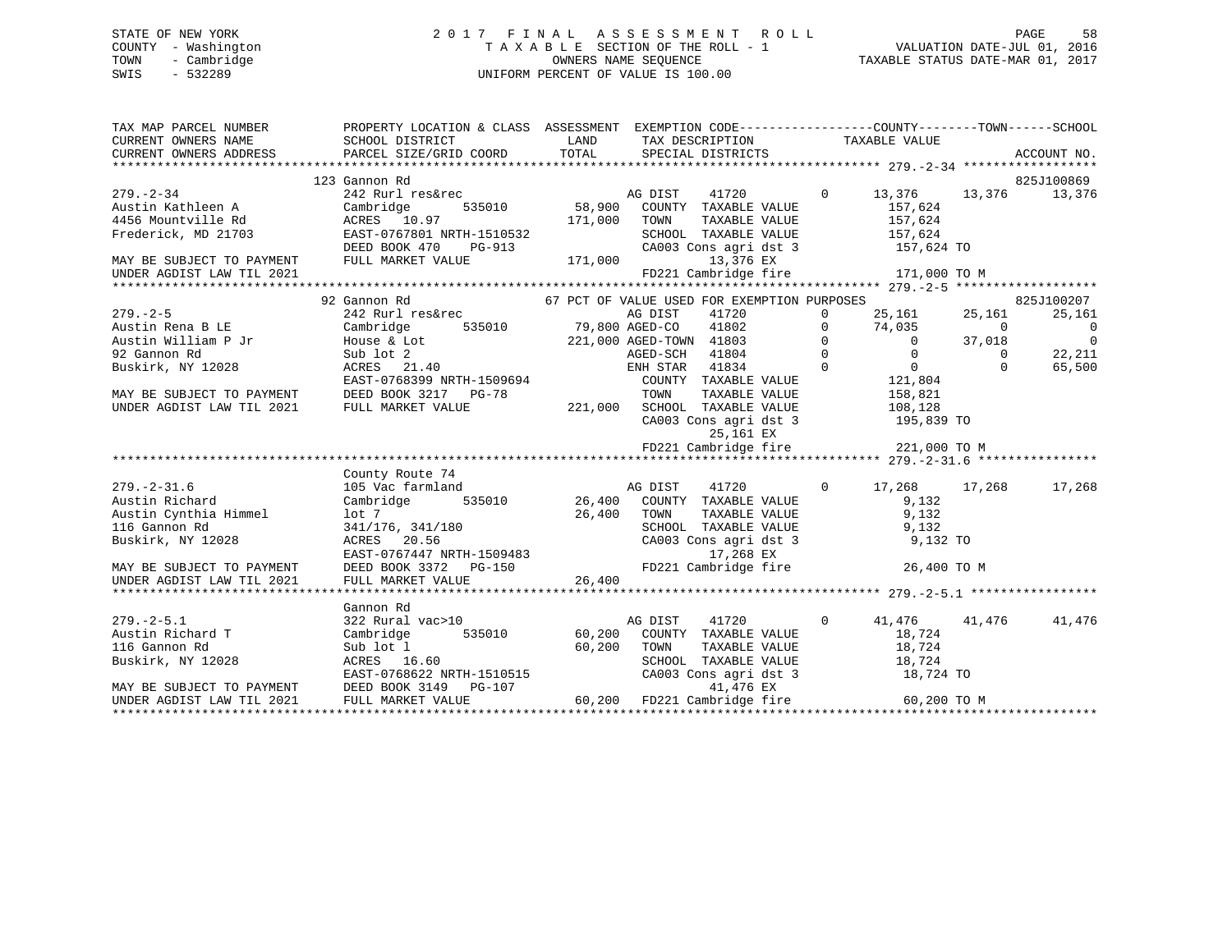STATE OF NEW YORK
COUNTY - Washington
TOWN - Cambridge
SWIS - 532289

2017 FINAL ASSESSMENT ROLL
TAXABLE SECTION OF THE ROLL - 1
OWNERS NAME SEQUENCE
UNIFORM PERCENT OF VALUE IS 100.00

VALUATION DATE-JUL 01, 2016
TAXABLE STATUS DATE-MAR 01, 2017

```
TAX MAP PARCEL NUMBER          PROPERTY LOCATION & CLASS  ASSESSMENT  EXEMPTION CODE------------------COUNTY--------TOWN------SCHOOL
CURRENT OWNERS NAME            SCHOOL DISTRICT               LAND      TAX DESCRIPTION              TAXABLE VALUE
CURRENT OWNERS ADDRESS         PARCEL SIZE/GRID COORD        TOTAL     SPECIAL DISTRICTS                                          ACCOUNT NO.
******************************************************************************************************* 279.-2-34 ******************
                               123 Gannon Rd                                                                                    825J100869
279.-2-34                      242 Rurl res&rec                        AG DIST     41720          0      13,376      13,376      13,376
Austin Kathleen A              Cambridge        535010       58,900    COUNTY  TAXABLE VALUE            157,624
4456 Mountville Rd             ACRES  10.97                 171,000    TOWN    TAXABLE VALUE            157,624
Frederick, MD 21703            EAST-0767801 NRTH-1510532               SCHOOL  TAXABLE VALUE            157,624
                               DEED BOOK 470    PG-913                 CA003 Cons agri dst 3             157,624 TO
MAY BE SUBJECT TO PAYMENT      FULL MARKET VALUE            171,000         13,376 EX
UNDER AGDIST LAW TIL 2021                                              FD221 Cambridge fire              171,000 TO M
******************************************************************************************************* 279.-2-5 *******************
                               92 Gannon Rd                   67 PCT OF VALUE USED FOR EXEMPTION PURPOSES                       825J100207
279.-2-5                       242 Rurl res&rec                        AG DIST     41720          0      25,161      25,161      25,161
Austin Rena B LE               Cambridge        535010       79,800 AGED-CO     41802          0      74,035           0           0
Austin William P Jr            House & Lot                  221,000 AGED-TOWN  41803          0           0      37,018           0
92 Gannon Rd                   Sub lot 2                               AGED-SCH    41804          0           0           0      22,211
Buskirk, NY 12028              ACRES  21.40                            ENH STAR    41834          0           0           0      65,500
                               EAST-0768399 NRTH-1509694               COUNTY  TAXABLE VALUE            121,804
MAY BE SUBJECT TO PAYMENT      DEED BOOK 3217   PG-78                  TOWN    TAXABLE VALUE            158,821
UNDER AGDIST LAW TIL 2021      FULL MARKET VALUE            221,000    SCHOOL  TAXABLE VALUE            108,128
                                                                       CA003 Cons agri dst 3             195,839 TO
                                                                            25,161 EX
                                                                       FD221 Cambridge fire              221,000 TO M
******************************************************************************************************* 279.-2-31.6 ****************
                               County Route 74
279.-2-31.6                    105 Vac farmland                        AG DIST     41720          0      17,268      17,268      17,268
Austin Richard                 Cambridge        535010       26,400    COUNTY  TAXABLE VALUE              9,132
Austin Cynthia Himmel          lot 7                         26,400    TOWN    TAXABLE VALUE              9,132
116 Gannon Rd                  341/176, 341/180                        SCHOOL  TAXABLE VALUE              9,132
Buskirk, NY 12028              ACRES  20.56                            CA003 Cons agri dst 3               9,132 TO
                               EAST-0767447 NRTH-1509483                    17,268 EX
MAY BE SUBJECT TO PAYMENT      DEED BOOK 3372   PG-150                 FD221 Cambridge fire               26,400 TO M
UNDER AGDIST LAW TIL 2021      FULL MARKET VALUE             26,400
******************************************************************************************************* 279.-2-5.1 *****************
                               Gannon Rd
279.-2-5.1                     322 Rural vac>10                        AG DIST     41720          0      41,476      41,476      41,476
Austin Richard T               Cambridge        535010       60,200    COUNTY  TAXABLE VALUE             18,724
116 Gannon Rd                  Sub lot 1                     60,200    TOWN    TAXABLE VALUE             18,724
Buskirk, NY 12028              ACRES  16.60                            SCHOOL  TAXABLE VALUE             18,724
                               EAST-0768622 NRTH-1510515               CA003 Cons agri dst 3              18,724 TO
MAY BE SUBJECT TO PAYMENT      DEED BOOK 3149   PG-107                      41,476 EX
UNDER AGDIST LAW TIL 2021      FULL MARKET VALUE             60,200    FD221 Cambridge fire               60,200 TO M
************************************************************************************************************************************
```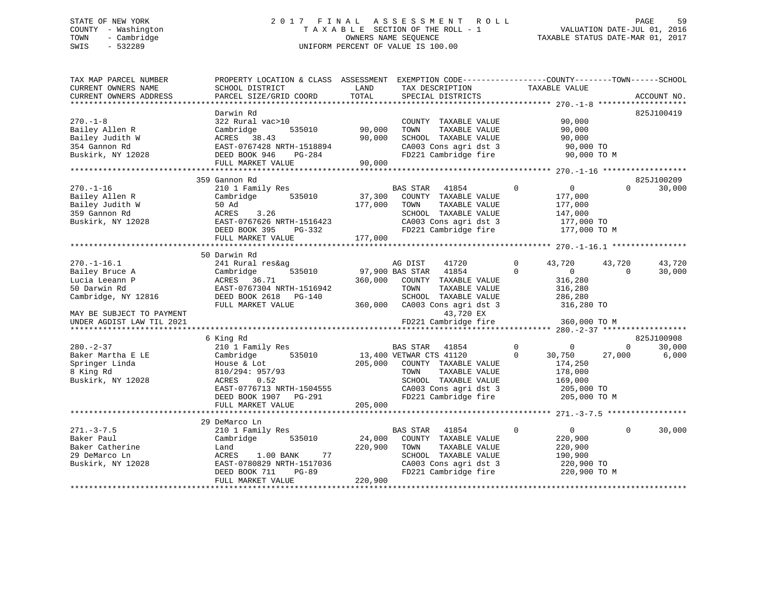STATE OF NEW YORK
COUNTY - Washington
TOWN - Cambridge
SWIS - 532289

2 0 1 7 F I N A L A S S E S S M E N T R O L L
T A X A B L E SECTION OF THE ROLL - 1
OWNERS NAME SEQUENCE
UNIFORM PERCENT OF VALUE IS 100.00

VALUATION DATE-JUL 01, 2016
TAXABLE STATUS DATE-MAR 01, 2017

```
TAX MAP PARCEL NUMBER          PROPERTY LOCATION & CLASS  ASSESSMENT  EXEMPTION CODE------------------COUNTY--------TOWN------SCHOOL
CURRENT OWNERS NAME            SCHOOL DISTRICT               LAND      TAX DESCRIPTION            TAXABLE VALUE
CURRENT OWNERS ADDRESS         PARCEL SIZE/GRID COORD        TOTAL     SPECIAL DISTRICTS                                    ACCOUNT NO.
******************************************************************************************************* 270.-1-8 *******************
                               Darwin Rd                                                                                 825J100419
270.-1-8                       322 Rural vac>10                        COUNTY  TAXABLE VALUE           90,000
Bailey Allen R                 Cambridge       535010        90,000    TOWN    TAXABLE VALUE           90,000
Bailey Judith W                ACRES   38.43                 90,000    SCHOOL  TAXABLE VALUE           90,000
354 Gannon Rd                  EAST-0767428 NRTH-1518894               CA003 Cons agri dst 3            90,000 TO
Buskirk, NY 12028              DEED BOOK 946    PG-284                 FD221 Cambridge fire             90,000 TO M
                               FULL MARKET VALUE             90,000
******************************************************************************************************* 270.-1-16 ******************
                           359 Gannon Rd                                                                                 825J100209
270.-1-16                      210 1 Family Res                        BAS STAR   41854        0           0            0     30,000
Bailey Allen R                 Cambridge       535010        37,300    COUNTY  TAXABLE VALUE          177,000
Bailey Judith W                50 Ad                        177,000    TOWN    TAXABLE VALUE          177,000
359 Gannon Rd                  ACRES    3.26                           SCHOOL  TAXABLE VALUE          147,000
Buskirk, NY 12028              EAST-0767626 NRTH-1516423               CA003 Cons agri dst 3           177,000 TO
                               DEED BOOK 395    PG-332                 FD221 Cambridge fire            177,000 TO M
                               FULL MARKET VALUE            177,000
******************************************************************************************************* 270.-1-16.1 ****************
                            50 Darwin Rd
270.-1-16.1                    241 Rural res&ag                        AG DIST    41720        0      43,720       43,720     43,720
Bailey Bruce A                 Cambridge       535010        97,900 BAS STAR   41854        0           0            0     30,000
Lucia Leeann P                 ACRES   36.71                360,000    COUNTY  TAXABLE VALUE          316,280
50 Darwin Rd                   EAST-0767304 NRTH-1516942               TOWN    TAXABLE VALUE          316,280
Cambridge, NY 12816            DEED BOOK 2618   PG-140                 SCHOOL  TAXABLE VALUE          286,280
                               FULL MARKET VALUE            360,000    CA003 Cons agri dst 3           316,280 TO
MAY BE SUBJECT TO PAYMENT                                                    43,720 EX
UNDER AGDIST LAW TIL 2021                                              FD221 Cambridge fire            360,000 TO M
******************************************************************************************************* 280.-2-37 ******************
                             6 King Rd                                                                                   825J100908
280.-2-37                      210 1 Family Res                        BAS STAR   41854        0           0            0     30,000
Baker Martha E LE              Cambridge       535010        13,400 VETWAR CTS 41120        0      30,750       27,000      6,000
Springer Linda                 House & Lot                  205,000    COUNTY  TAXABLE VALUE          174,250
8 King Rd                      810/294: 957/93                         TOWN    TAXABLE VALUE          178,000
Buskirk, NY 12028              ACRES    0.52                           SCHOOL  TAXABLE VALUE          169,000
                               EAST-0776713 NRTH-1504555               CA003 Cons agri dst 3           205,000 TO
                               DEED BOOK 1907   PG-291                 FD221 Cambridge fire            205,000 TO M
                               FULL MARKET VALUE            205,000
******************************************************************************************************* 271.-3-7.5 *****************
                            29 DeMarco Ln
271.-3-7.5                     210 1 Family Res                        BAS STAR   41854        0           0            0     30,000
Baker Paul                     Cambridge       535010        24,000    COUNTY  TAXABLE VALUE          220,900
Baker Catherine                Land                         220,900    TOWN    TAXABLE VALUE          220,900
29 DeMarco Ln                  ACRES    1.00 BANK     77               SCHOOL  TAXABLE VALUE          190,900
Buskirk, NY 12028              EAST-0780829 NRTH-1517036               CA003 Cons agri dst 3           220,900 TO
                               DEED BOOK 711    PG-89                  FD221 Cambridge fire            220,900 TO M
                               FULL MARKET VALUE            220,900
************************************************************************************************************************************
```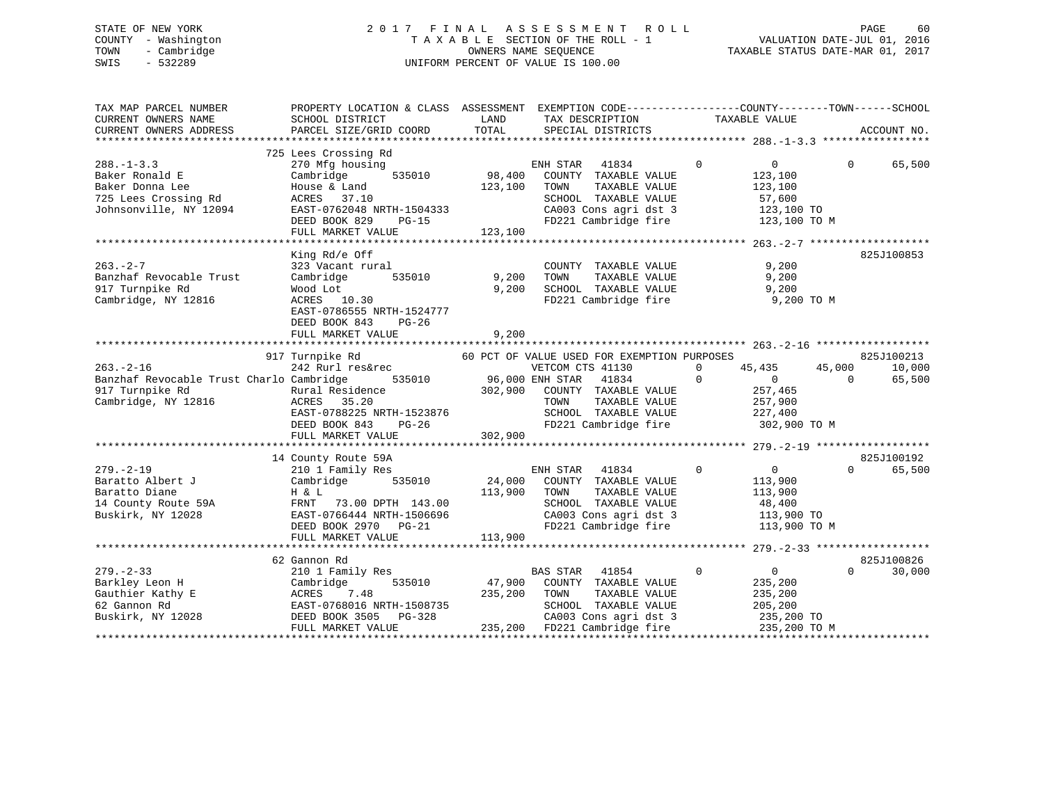STATE OF NEW YORK
COUNTY - Washington
TOWN - Cambridge
SWIS - 532289

2 0 1 7 F I N A L A S S E S S M E N T R O L L
T A X A B L E SECTION OF THE ROLL - 1
OWNERS NAME SEQUENCE
UNIFORM PERCENT OF VALUE IS 100.00

VALUATION DATE-JUL 01, 2016
TAXABLE STATUS DATE-MAR 01, 2017

```
TAX MAP PARCEL NUMBER          PROPERTY LOCATION & CLASS  ASSESSMENT  EXEMPTION CODE------------------COUNTY--------TOWN------SCHOOL
CURRENT OWNERS NAME            SCHOOL DISTRICT               LAND      TAX DESCRIPTION             TAXABLE VALUE
CURRENT OWNERS ADDRESS         PARCEL SIZE/GRID COORD       TOTAL      SPECIAL DISTRICTS                                    ACCOUNT NO.
******************************************************************************************************* 288.-1-3.3 *****************
                               725 Lees Crossing Rd
288.-1-3.3                     270 Mfg housing                          ENH STAR   41834         0           0           0     65,500
Baker Ronald E                 Cambridge      535010        98,400      COUNTY  TAXABLE VALUE              123,100
Baker Donna Lee                House & Land                123,100      TOWN    TAXABLE VALUE              123,100
725 Lees Crossing Rd           ACRES   37.10                            SCHOOL  TAXABLE VALUE               57,600
Johnsonville, NY 12094         EAST-0762048 NRTH-1504333                CA003 Cons agri dst 3              123,100 TO
                               DEED BOOK 829     PG-15                  FD221 Cambridge fire               123,100 TO M
                               FULL MARKET VALUE           123,100
******************************************************************************************************* 263.-2-7 *******************
                               King Rd/e Off                                                                           825J100853
263.-2-7                       323 Vacant rural                         COUNTY  TAXABLE VALUE                9,200
Banzhaf Revocable Trust        Cambridge      535010         9,200      TOWN    TAXABLE VALUE                9,200
917 Turnpike Rd                Wood Lot                      9,200      SCHOOL  TAXABLE VALUE                9,200
Cambridge, NY 12816            ACRES   10.30                            FD221 Cambridge fire                 9,200 TO M
                               EAST-0786555 NRTH-1524777
                               DEED BOOK 843     PG-26
                               FULL MARKET VALUE             9,200
******************************************************************************************************* 263.-2-16 ******************
                               917 Turnpike Rd               60 PCT OF VALUE USED FOR EXEMPTION PURPOSES                       825J100213
263.-2-16                      242 Rurl res&rec                         VETCOM CTS 41130         0      45,435      45,000     10,000
Banzhaf Revocable Trust Charlo Cambridge      535010        96,000 ENH STAR   41834          0           0           0     65,500
917 Turnpike Rd                Rural Residence             302,900      COUNTY  TAXABLE VALUE              257,465
Cambridge, NY 12816            ACRES   35.20                            TOWN    TAXABLE VALUE              257,900
                               EAST-0788225 NRTH-1523876                SCHOOL  TAXABLE VALUE              227,400
                               DEED BOOK 843     PG-26                  FD221 Cambridge fire               302,900 TO M
                               FULL MARKET VALUE           302,900
******************************************************************************************************* 279.-2-19 ******************
                               14 County Route 59A                                                                     825J100192
279.-2-19                      210 1 Family Res                         ENH STAR   41834         0           0           0     65,500
Baratto Albert J               Cambridge      535010        24,000      COUNTY  TAXABLE VALUE              113,900
Baratto Diane                  H & L                       113,900      TOWN    TAXABLE VALUE              113,900
14 County Route 59A            FRNT   73.00 DPTH 143.00                 SCHOOL  TAXABLE VALUE               48,400
Buskirk, NY 12028              EAST-0766444 NRTH-1506696                CA003 Cons agri dst 3              113,900 TO
                               DEED BOOK 2970    PG-21                  FD221 Cambridge fire               113,900 TO M
                               FULL MARKET VALUE           113,900
******************************************************************************************************* 279.-2-33 ******************
                               62 Gannon Rd                                                                            825J100826
279.-2-33                      210 1 Family Res                         BAS STAR   41854         0           0           0     30,000
Barkley Leon H                 Cambridge      535010        47,900      COUNTY  TAXABLE VALUE              235,200
Gauthier Kathy E               ACRES    7.48               235,200      TOWN    TAXABLE VALUE              235,200
62 Gannon Rd                   EAST-0768016 NRTH-1508735                SCHOOL  TAXABLE VALUE              205,200
Buskirk, NY 12028              DEED BOOK 3505    PG-328                 CA003 Cons agri dst 3              235,200 TO
                               FULL MARKET VALUE           235,200      FD221 Cambridge fire               235,200 TO M
************************************************************************************************************************************
```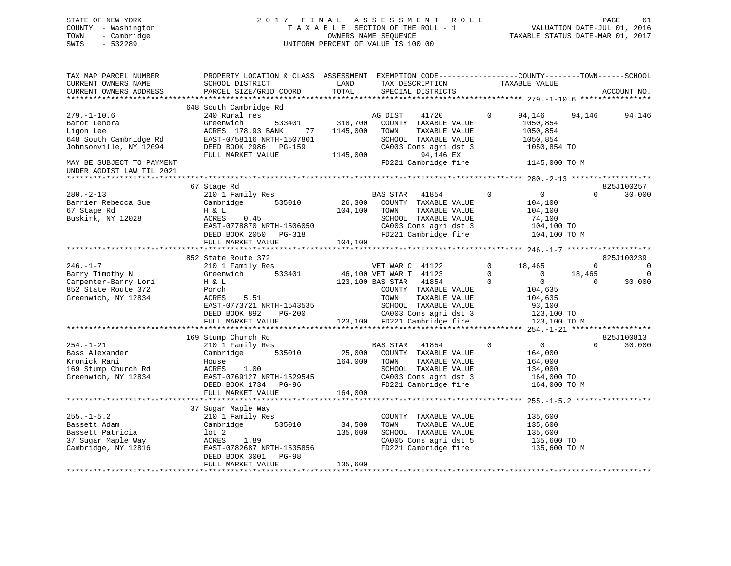STATE OF NEW YORK
COUNTY - Washington
TOWN - Cambridge
SWIS - 532289

2 0 1 7 F I N A L A S S E S S M E N T R O L L
T A X A B L E SECTION OF THE ROLL - 1
OWNERS NAME SEQUENCE
UNIFORM PERCENT OF VALUE IS 100.00

VALUATION DATE-JUL 01, 2016
TAXABLE STATUS DATE-MAR 01, 2017

```
TAX MAP PARCEL NUMBER          PROPERTY LOCATION & CLASS  ASSESSMENT  EXEMPTION CODE------------------COUNTY--------TOWN------SCHOOL
CURRENT OWNERS NAME            SCHOOL DISTRICT              LAND       TAX DESCRIPTION             TAXABLE VALUE
CURRENT OWNERS ADDRESS         PARCEL SIZE/GRID COORD       TOTAL      SPECIAL DISTRICTS                                      ACCOUNT NO.
****************************************************************************************************** 279.-1-10.6 ****************
                               648 South Cambridge Rd
279.-1-10.6                    240 Rural res                           AG DIST    41720           0       94,146     94,146     94,146
Barot Lenora                   Greenwich        533401      318,700    COUNTY  TAXABLE VALUE           1050,854
Ligon Lee                      ACRES 178.93 BANK    77     1145,000    TOWN    TAXABLE VALUE           1050,854
648 South Cambridge Rd         EAST-0758116 NRTH-1507801               SCHOOL  TAXABLE VALUE           1050,854
Johnsonville, NY 12094         DEED BOOK 2986   PG-159                 CA003 Cons agri dst 3            1050,854 TO
                               FULL MARKET VALUE           1145,000              94,146 EX
MAY BE SUBJECT TO PAYMENT                                              FD221 Cambridge fire             1145,000 TO M
UNDER AGDIST LAW TIL 2021
****************************************************************************************************** 280.-2-13 ******************
                               67 Stage Rd                                                                              825J100257
280.-2-13                      210 1 Family Res                        BAS STAR   41854           0            0          0     30,000
Barrier Rebecca Sue            Cambridge        535010       26,300    COUNTY  TAXABLE VALUE            104,100
67 Stage Rd                    H & L                        104,100    TOWN    TAXABLE VALUE            104,100
Buskirk, NY 12028              ACRES    0.45                           SCHOOL  TAXABLE VALUE             74,100
                               EAST-0778870 NRTH-1506050               CA003 Cons agri dst 3             104,100 TO
                               DEED BOOK 2050   PG-318                 FD221 Cambridge fire              104,100 TO M
                               FULL MARKET VALUE            104,100
****************************************************************************************************** 246.-1-7 *******************
                               852 State Route 372                                                                      825J100239
246.-1-7                       210 1 Family Res                        VET WAR C  41122           0       18,465          0          0
Barry Timothy N                Greenwich        533401       46,100    VET WAR T  41123           0            0     18,465          0
Carpenter-Barry Lori           H & L                        123,100    BAS STAR   41854           0            0          0     30,000
852 State Route 372            Porch                                   COUNTY  TAXABLE VALUE            104,635
Greenwich, NY 12834            ACRES    5.51                           TOWN    TAXABLE VALUE            104,635
                               EAST-0773721 NRTH-1543535               SCHOOL  TAXABLE VALUE             93,100
                               DEED BOOK 892    PG-200                 CA003 Cons agri dst 3             123,100 TO
                               FULL MARKET VALUE            123,100    FD221 Cambridge fire              123,100 TO M
****************************************************************************************************** 254.-1-21 ******************
                               169 Stump Church Rd                                                                      825J100813
254.-1-21                      210 1 Family Res                        BAS STAR   41854           0            0          0     30,000
Bass Alexander                 Cambridge        535010       25,000    COUNTY  TAXABLE VALUE            164,000
Kronick Rani                   House                        164,000    TOWN    TAXABLE VALUE            164,000
169 Stump Church Rd            ACRES    1.00                           SCHOOL  TAXABLE VALUE            134,000
Greenwich, NY 12834            EAST-0769127 NRTH-1529545               CA003 Cons agri dst 3             164,000 TO
                               DEED BOOK 1734   PG-96                  FD221 Cambridge fire              164,000 TO M
                               FULL MARKET VALUE            164,000
****************************************************************************************************** 255.-1-5.2 *****************
                               37 Sugar Maple Way
255.-1-5.2                     210 1 Family Res                        COUNTY  TAXABLE VALUE            135,600
Bassett Adam                   Cambridge        535010       34,500    TOWN    TAXABLE VALUE            135,600
Bassett Patricia               lot 2                        135,600    SCHOOL  TAXABLE VALUE            135,600
37 Sugar Maple Way             ACRES    1.89                           CA005 Cons agri dst 5             135,600 TO
Cambridge, NY 12816            EAST-0782687 NRTH-1535856               FD221 Cambridge fire              135,600 TO M
                               DEED BOOK 3001   PG-98
                               FULL MARKET VALUE            135,600
************************************************************************************************************************************
```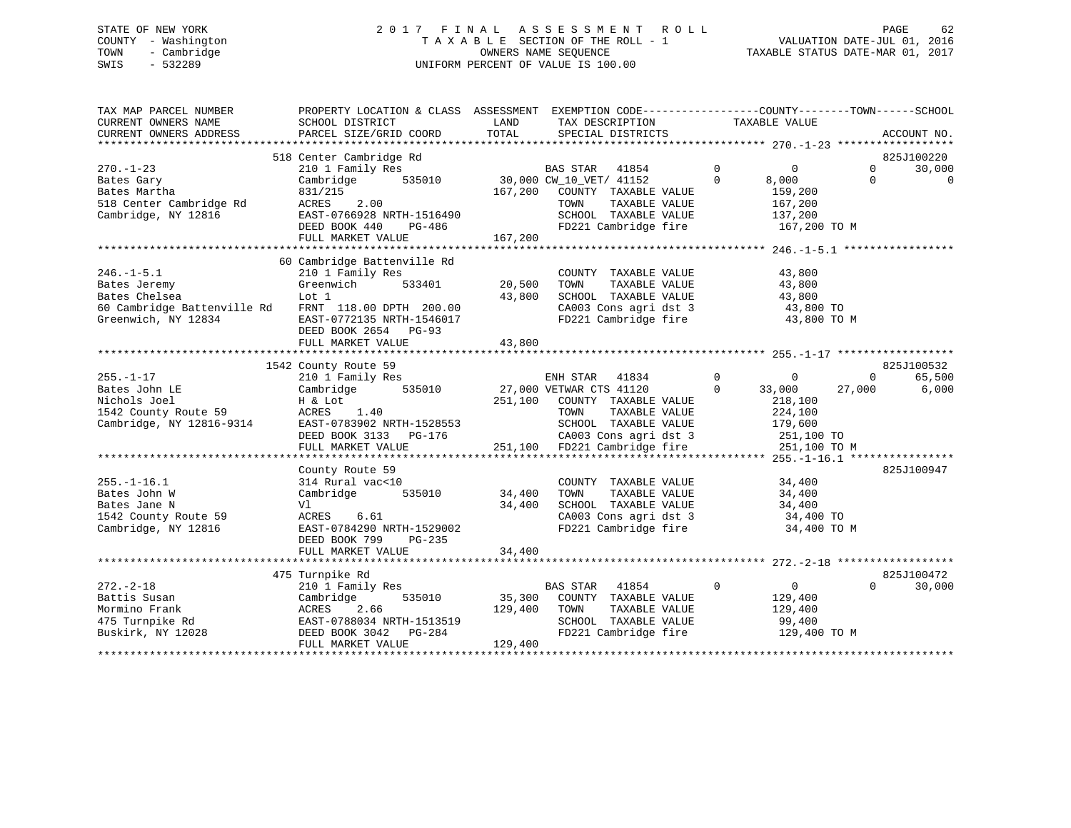STATE OF NEW YORK — COUNTY - Washington — TOWN - Cambridge — SWIS - 532289

2 0 1 7 F I N A L A S S E S S M E N T R O L L
T A X A B L E SECTION OF THE ROLL - 1
OWNERS NAME SEQUENCE
UNIFORM PERCENT OF VALUE IS 100.00

VALUATION DATE-JUL 01, 2016
TAXABLE STATUS DATE-MAR 01, 2017

```
TAX MAP PARCEL NUMBER          PROPERTY LOCATION & CLASS  ASSESSMENT  EXEMPTION CODE------------------COUNTY--------TOWN------SCHOOL
CURRENT OWNERS NAME            SCHOOL DISTRICT            LAND        TAX DESCRIPTION            TAXABLE VALUE
CURRENT OWNERS ADDRESS         PARCEL SIZE/GRID COORD     TOTAL       SPECIAL DISTRICTS                                    ACCOUNT NO.
******************************************************************************************************* 270.-1-23 ******************
                               518 Center Cambridge Rd                                                                     825J100220
270.-1-23                      210 1 Family Res                       BAS STAR   41854         0          0          0      30,000
Bates Gary                     Cambridge      535010       30,000 CW_10_VET/ 41152         0      8,000          0           0
Bates Martha                   831/215                    167,200    COUNTY  TAXABLE VALUE          159,200
518 Center Cambridge Rd        ACRES    2.00                         TOWN    TAXABLE VALUE          167,200
Cambridge, NY 12816            EAST-0766928 NRTH-1516490             SCHOOL  TAXABLE VALUE          137,200
                               DEED BOOK 440    PG-486               FD221 Cambridge fire            167,200 TO M
                               FULL MARKET VALUE          167,200
******************************************************************************************************* 246.-1-5.1 *****************
                               60 Cambridge Battenville Rd
246.-1-5.1                     210 1 Family Res                      COUNTY  TAXABLE VALUE           43,800
Bates Jeremy                   Greenwich      533401       20,500    TOWN    TAXABLE VALUE           43,800
Bates Chelsea                  Lot 1                       43,800    SCHOOL  TAXABLE VALUE           43,800
60 Cambridge Battenville Rd    FRNT 118.00 DPTH 200.00               CA003 Cons agri dst 3            43,800 TO
Greenwich, NY 12834            EAST-0772135 NRTH-1546017             FD221 Cambridge fire             43,800 TO M
                               DEED BOOK 2654   PG-93
                               FULL MARKET VALUE           43,800
******************************************************************************************************* 255.-1-17 ******************
                               1542 County Route 59                                                                        825J100532
255.-1-17                      210 1 Family Res                      ENH STAR   41834         0          0          0      65,500
Bates John LE                  Cambridge      535010       27,000 VETWAR CTS 41120         0     33,000     27,000       6,000
Nichols Joel                   H & Lot                    251,100    COUNTY  TAXABLE VALUE          218,100
1542 County Route 59           ACRES    1.40                         TOWN    TAXABLE VALUE          224,100
Cambridge, NY 12816-9314       EAST-0783902 NRTH-1528553             SCHOOL  TAXABLE VALUE          179,600
                               DEED BOOK 3133   PG-176               CA003 Cons agri dst 3           251,100 TO
                               FULL MARKET VALUE          251,100    FD221 Cambridge fire            251,100 TO M
******************************************************************************************************* 255.-1-16.1 ****************
                               County Route 59                                                                             825J100947
255.-1-16.1                    314 Rural vac<10                      COUNTY  TAXABLE VALUE           34,400
Bates John W                   Cambridge      535010       34,400    TOWN    TAXABLE VALUE           34,400
Bates Jane N                   Vl                          34,400    SCHOOL  TAXABLE VALUE           34,400
1542 County Route 59           ACRES    6.61                         CA003 Cons agri dst 3            34,400 TO
Cambridge, NY 12816            EAST-0784290 NRTH-1529002             FD221 Cambridge fire             34,400 TO M
                               DEED BOOK 799    PG-235
                               FULL MARKET VALUE           34,400
******************************************************************************************************* 272.-2-18 ******************
                               475 Turnpike Rd                                                                             825J100472
272.-2-18                      210 1 Family Res                      BAS STAR   41854         0          0          0      30,000
Battis Susan                   Cambridge      535010       35,300    COUNTY  TAXABLE VALUE          129,400
Mormino Frank                  ACRES    2.66              129,400    TOWN    TAXABLE VALUE          129,400
475 Turnpike Rd                EAST-0788034 NRTH-1513519             SCHOOL  TAXABLE VALUE           99,400
Buskirk, NY 12028              DEED BOOK 3042   PG-284               FD221 Cambridge fire            129,400 TO M
                               FULL MARKET VALUE          129,400
************************************************************************************************************************************
```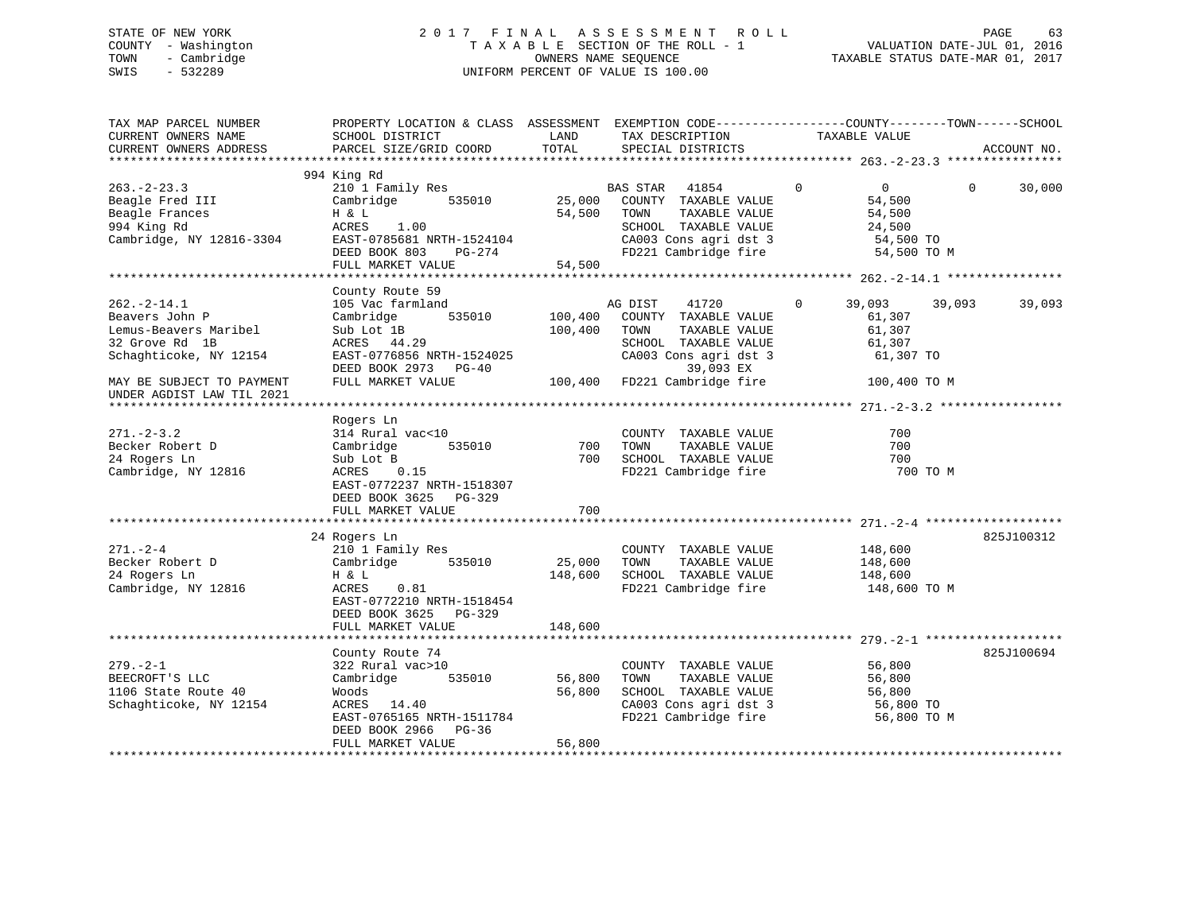STATE OF NEW YORK
COUNTY - Washington
TOWN - Cambridge
SWIS - 532289

2 0 1 7 F I N A L A S S E S S M E N T R O L L
T A X A B L E SECTION OF THE ROLL - 1
OWNERS NAME SEQUENCE
UNIFORM PERCENT OF VALUE IS 100.00

VALUATION DATE-JUL 01, 2016
TAXABLE STATUS DATE-MAR 01, 2017

```
TAX MAP PARCEL NUMBER          PROPERTY LOCATION & CLASS  ASSESSMENT  EXEMPTION CODE------------------COUNTY--------TOWN------SCHOOL
CURRENT OWNERS NAME            SCHOOL DISTRICT             LAND       TAX DESCRIPTION               TAXABLE VALUE
CURRENT OWNERS ADDRESS         PARCEL SIZE/GRID COORD      TOTAL      SPECIAL DISTRICTS                                        ACCOUNT NO.
******************************************************************************************************* 263.-2-23.3 ****************
                               994 King Rd
263.-2-23.3                    210 1 Family Res                      BAS STAR   41854        0           0           0        30,000
Beagle Fred III                Cambridge       535010      25,000    COUNTY  TAXABLE VALUE           54,500
Beagle Frances                 H & L                       54,500    TOWN    TAXABLE VALUE           54,500
994 King Rd                    ACRES    1.00                         SCHOOL  TAXABLE VALUE           24,500
Cambridge, NY 12816-3304       EAST-0785681 NRTH-1524104             CA003 Cons agri dst 3            54,500 TO
                               DEED BOOK 803    PG-274               FD221 Cambridge fire             54,500 TO M
                               FULL MARKET VALUE           54,500
******************************************************************************************************* 262.-2-14.1 ****************
                               County Route 59
262.-2-14.1                    105 Vac farmland                      AG DIST    41720        0      39,093      39,093        39,093
Beavers John P                 Cambridge       535010     100,400    COUNTY  TAXABLE VALUE           61,307
Lemus-Beavers Maribel          Sub Lot 1B                 100,400    TOWN    TAXABLE VALUE           61,307
32 Grove Rd  1B                ACRES   44.29                         SCHOOL  TAXABLE VALUE           61,307
Schaghticoke, NY 12154         EAST-0776856 NRTH-1524025             CA003 Cons agri dst 3            61,307 TO
                               DEED BOOK 2973   PG-40                          39,093 EX
MAY BE SUBJECT TO PAYMENT      FULL MARKET VALUE          100,400    FD221 Cambridge fire            100,400 TO M
UNDER AGDIST LAW TIL 2021
******************************************************************************************************* 271.-2-3.2 *****************
                               Rogers Ln
271.-2-3.2                     314 Rural vac<10                      COUNTY  TAXABLE VALUE              700
Becker Robert D                Cambridge       535010         700    TOWN    TAXABLE VALUE              700
24 Rogers Ln                   Sub Lot B                      700    SCHOOL  TAXABLE VALUE              700
Cambridge, NY 12816            ACRES    0.15                         FD221 Cambridge fire                700 TO M
                               EAST-0772237 NRTH-1518307
                               DEED BOOK 3625   PG-329
                               FULL MARKET VALUE              700
******************************************************************************************************* 271.-2-4 *******************
                               24 Rogers Ln                                                                             825J100312
271.-2-4                       210 1 Family Res                      COUNTY  TAXABLE VALUE          148,600
Becker Robert D                Cambridge       535010      25,000    TOWN    TAXABLE VALUE          148,600
24 Rogers Ln                   H & L                      148,600    SCHOOL  TAXABLE VALUE          148,600
Cambridge, NY 12816            ACRES    0.81                         FD221 Cambridge fire            148,600 TO M
                               EAST-0772210 NRTH-1518454
                               DEED BOOK 3625   PG-329
                               FULL MARKET VALUE          148,600
******************************************************************************************************* 279.-2-1 *******************
                               County Route 74                                                                          825J100694
279.-2-1                       322 Rural vac>10                      COUNTY  TAXABLE VALUE           56,800
BEECROFT'S LLC                 Cambridge       535010      56,800    TOWN    TAXABLE VALUE           56,800
1106 State Route 40            Woods                       56,800    SCHOOL  TAXABLE VALUE           56,800
Schaghticoke, NY 12154         ACRES   14.40                         CA003 Cons agri dst 3            56,800 TO
                               EAST-0765165 NRTH-1511784             FD221 Cambridge fire             56,800 TO M
                               DEED BOOK 2966   PG-36
                               FULL MARKET VALUE           56,800
************************************************************************************************************************************
```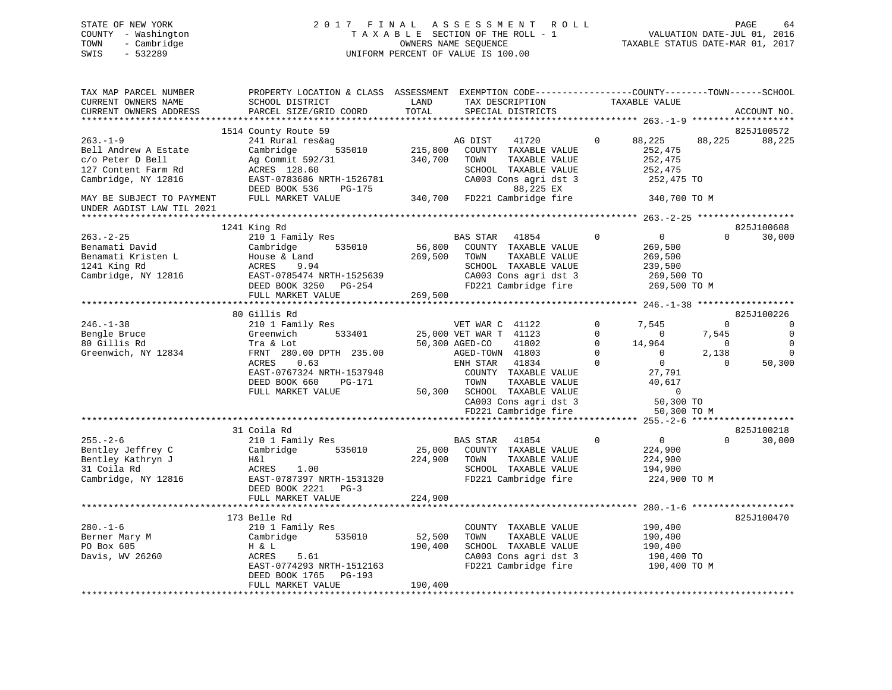STATE OF NEW YORK
COUNTY - Washington
TOWN - Cambridge
SWIS - 532289

2017 FINAL ASSESSMENT ROLL
TAXABLE SECTION OF THE ROLL - 1
OWNERS NAME SEQUENCE
UNIFORM PERCENT OF VALUE IS 100.00

VALUATION DATE-JUL 01, 2016
TAXABLE STATUS DATE-MAR 01, 2017

| TAX MAP PARCEL NUMBER / CURRENT OWNERS NAME / CURRENT OWNERS ADDRESS | PROPERTY LOCATION & CLASS / SCHOOL DISTRICT / PARCEL SIZE/GRID COORD | ASSESSMENT LAND | TOTAL | EXEMPTION CODE / TAX DESCRIPTION / SPECIAL DISTRICTS | | COUNTY TAXABLE VALUE | TOWN | SCHOOL | ACCOUNT NO. |
|---|---|---|---|---|---|---|---|---|---|
| 263.-1-9 | 1514 County Route 59 | | | | | | | | 825J100572 |
| Bell Andrew A Estate | 241 Rural res&ag | | | AG DIST 41720 | 0 | 88,225 | 88,225 | 88,225 | |
| c/o Peter D Bell | Cambridge 535010 | 215,800 | | COUNTY TAXABLE VALUE | | 252,475 | | | |
| 127 Content Farm Rd | Ag Commit 592/31 | | 340,700 | TOWN TAXABLE VALUE | | 252,475 | | | |
| Cambridge, NY 12816 | ACRES 128.60 | | | SCHOOL TAXABLE VALUE | | 252,475 | | | |
| | EAST-0783686 NRTH-1526781 | | | CA003 Cons agri dst 3 | | 252,475 TO | | | |
| | DEED BOOK 536 PG-175 | | | 88,225 EX | | | | | |
| MAY BE SUBJECT TO PAYMENT UNDER AGDIST LAW TIL 2021 | FULL MARKET VALUE | | 340,700 | FD221 Cambridge fire | | 340,700 TO M | | | |
| 263.-2-25 | 1241 King Rd | | | | | | | | 825J100608 |
| Benamati David | 210 1 Family Res | | | BAS STAR 41854 | 0 | 0 | 0 | 30,000 | |
| Benamati Kristen L | Cambridge 535010 | 56,800 | | COUNTY TAXABLE VALUE | | 269,500 | | | |
| 1241 King Rd | House & Land | | 269,500 | TOWN TAXABLE VALUE | | 269,500 | | | |
| Cambridge, NY 12816 | ACRES 9.94 | | | SCHOOL TAXABLE VALUE | | 239,500 | | | |
| | EAST-0785474 NRTH-1525639 | | | CA003 Cons agri dst 3 | | 269,500 TO | | | |
| | DEED BOOK 3250 PG-254 | | | FD221 Cambridge fire | | 269,500 TO M | | | |
| | FULL MARKET VALUE | | 269,500 | | | | | | |
| 246.-1-38 | 80 Gillis Rd | | | | | | | | 825J100226 |
| Bengle Bruce | 210 1 Family Res | | | VET WAR C 41122 | 0 | 7,545 | 0 | 0 | |
| 80 Gillis Rd | Greenwich 533401 | 25,000 | | VET WAR T 41123 | 0 | 0 | 7,545 | 0 | |
| Greenwich, NY 12834 | Tra & Lot | | 50,300 | AGED-CO 41802 | 0 | 14,964 | 0 | 0 | |
| | FRNT 280.00 DPTH 235.00 | | | AGED-TOWN 41803 | 0 | 0 | 2,138 | 0 | |
| | ACRES 0.63 | | | ENH STAR 41834 | 0 | 0 | 0 | 50,300 | |
| | EAST-0767324 NRTH-1537948 | | | COUNTY TAXABLE VALUE | | 27,791 | | | |
| | DEED BOOK 660 PG-171 | | | TOWN TAXABLE VALUE | | 40,617 | | | |
| | FULL MARKET VALUE | | 50,300 | SCHOOL TAXABLE VALUE | | 0 | | | |
| | | | | CA003 Cons agri dst 3 | | 50,300 TO | | | |
| | | | | FD221 Cambridge fire | | 50,300 TO M | | | |
| 255.-2-6 | 31 Coila Rd | | | | | | | | 825J100218 |
| Bentley Jeffrey C | 210 1 Family Res | | | BAS STAR 41854 | 0 | 0 | 0 | 30,000 | |
| Bentley Kathryn J | Cambridge 535010 | 25,000 | | COUNTY TAXABLE VALUE | | 224,900 | | | |
| 31 Coila Rd | H&l | | 224,900 | TOWN TAXABLE VALUE | | 224,900 | | | |
| Cambridge, NY 12816 | ACRES 1.00 | | | SCHOOL TAXABLE VALUE | | 194,900 | | | |
| | EAST-0787397 NRTH-1531320 | | | FD221 Cambridge fire | | 224,900 TO M | | | |
| | DEED BOOK 2221 PG-3 | | | | | | | | |
| | FULL MARKET VALUE | | 224,900 | | | | | | |
| 280.-1-6 | 173 Belle Rd | | | | | | | | 825J100470 |
| Berner Mary M | 210 1 Family Res | | | COUNTY TAXABLE VALUE | | 190,400 | | | |
| PO Box 605 | Cambridge 535010 | 52,500 | | TOWN TAXABLE VALUE | | 190,400 | | | |
| Davis, WV 26260 | H & L | | 190,400 | SCHOOL TAXABLE VALUE | | 190,400 | | | |
| | ACRES 5.61 | | | CA003 Cons agri dst 3 | | 190,400 TO | | | |
| | EAST-0774293 NRTH-1512163 | | | FD221 Cambridge fire | | 190,400 TO M | | | |
| | DEED BOOK 1765 PG-193 | | | | | | | | |
| | FULL MARKET VALUE | | 190,400 | | | | | | |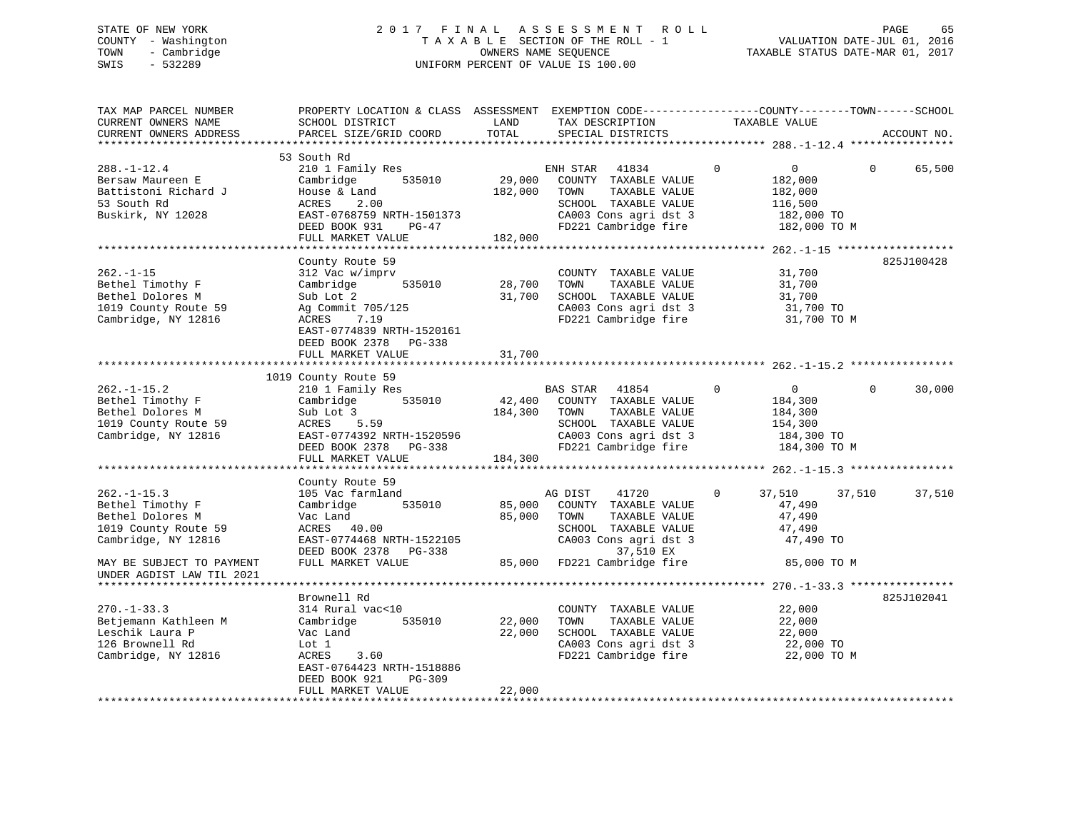STATE OF NEW YORK · COUNTY - Washington · TOWN - Cambridge · SWIS - 532289

# 2017 FINAL ASSESSMENT ROLL

TAXABLE SECTION OF THE ROLL - 1
OWNERS NAME SEQUENCE
UNIFORM PERCENT OF VALUE IS 100.00

VALUATION DATE-JUL 01, 2016
TAXABLE STATUS DATE-MAR 01, 2017

| TAX MAP PARCEL NUMBER / CURRENT OWNERS NAME / CURRENT OWNERS ADDRESS | PROPERTY LOCATION & CLASS / SCHOOL DISTRICT / PARCEL SIZE/GRID COORD | ASSESSMENT LAND | TOTAL | EXEMPTION CODE / TAX DESCRIPTION / SPECIAL DISTRICTS | COUNTY | TOWN | SCHOOL / TAXABLE VALUE | ACCOUNT NO. |
|---|---|---|---|---|---|---|---|---|
| **288.-1-12.4** | 53 South Rd | | | | | | | |
| | 210 1 Family Res | | | ENH STAR 41834 | 0 | 0 | 0 / 65,500 | |
| Bersaw Maureen E | Cambridge 535010 | 29,000 | | COUNTY TAXABLE VALUE | 182,000 | | | |
| Battistoni Richard J | House & Land | | 182,000 | TOWN TAXABLE VALUE | | 182,000 | | |
| 53 South Rd | ACRES 2.00 | | | SCHOOL TAXABLE VALUE | | | 116,500 | |
| Buskirk, NY 12028 | EAST-0768759 NRTH-1501373 | | | CA003 Cons agri dst 3 | 182,000 TO | | | |
| | DEED BOOK 931 PG-47 | | | FD221 Cambridge fire | 182,000 TO M | | | |
| | FULL MARKET VALUE | | 182,000 | | | | | |
| **262.-1-15** | County Route 59 | | | | | | | 825J100428 |
| | 312 Vac w/imprv | | | COUNTY TAXABLE VALUE | 31,700 | | | |
| Bethel Timothy F | Cambridge 535010 | 28,700 | | TOWN TAXABLE VALUE | | 31,700 | | |
| Bethel Dolores M | Sub Lot 2 | | 31,700 | SCHOOL TAXABLE VALUE | | | 31,700 | |
| 1019 County Route 59 | Ag Commit 705/125 | | | CA003 Cons agri dst 3 | 31,700 TO | | | |
| Cambridge, NY 12816 | ACRES 7.19 | | | FD221 Cambridge fire | 31,700 TO M | | | |
| | EAST-0774839 NRTH-1520161 | | | | | | | |
| | DEED BOOK 2378 PG-338 | | | | | | | |
| | FULL MARKET VALUE | | 31,700 | | | | | |
| **262.-1-15.2** | 1019 County Route 59 | | | | | | | |
| | 210 1 Family Res | | | BAS STAR 41854 | 0 | 0 | 0 / 30,000 | |
| Bethel Timothy F | Cambridge 535010 | 42,400 | | COUNTY TAXABLE VALUE | 184,300 | | | |
| Bethel Dolores M | Sub Lot 3 | | 184,300 | TOWN TAXABLE VALUE | | 184,300 | | |
| 1019 County Route 59 | ACRES 5.59 | | | SCHOOL TAXABLE VALUE | | | 154,300 | |
| Cambridge, NY 12816 | EAST-0774392 NRTH-1520596 | | | CA003 Cons agri dst 3 | 184,300 TO | | | |
| | DEED BOOK 2378 PG-338 | | | FD221 Cambridge fire | 184,300 TO M | | | |
| | FULL MARKET VALUE | | 184,300 | | | | | |
| **262.-1-15.3** | County Route 59 | | | | | | | |
| | 105 Vac farmland | | | AG DIST 41720 | 0 / 37,510 | 37,510 | 37,510 | |
| Bethel Timothy F | Cambridge 535010 | 85,000 | | COUNTY TAXABLE VALUE | 47,490 | | | |
| Bethel Dolores M | Vac Land | | 85,000 | TOWN TAXABLE VALUE | | 47,490 | | |
| 1019 County Route 59 | ACRES 40.00 | | | SCHOOL TAXABLE VALUE | | | 47,490 | |
| Cambridge, NY 12816 | EAST-0774468 NRTH-1522105 | | | CA003 Cons agri dst 3 | 47,490 TO | | | |
| | DEED BOOK 2378 PG-338 | | | 37,510 EX | | | | |
| MAY BE SUBJECT TO PAYMENT UNDER AGDIST LAW TIL 2021 | FULL MARKET VALUE | | 85,000 | FD221 Cambridge fire | 85,000 TO M | | | |
| **270.-1-33.3** | Brownell Rd | | | | | | | 825J102041 |
| | 314 Rural vac<10 | | | COUNTY TAXABLE VALUE | 22,000 | | | |
| Betjemann Kathleen M | Cambridge 535010 | 22,000 | | TOWN TAXABLE VALUE | | 22,000 | | |
| Leschik Laura P | Vac Land | | 22,000 | SCHOOL TAXABLE VALUE | | | 22,000 | |
| 126 Brownell Rd | Lot 1 | | | CA003 Cons agri dst 3 | 22,000 TO | | | |
| Cambridge, NY 12816 | ACRES 3.60 | | | FD221 Cambridge fire | 22,000 TO M | | | |
| | EAST-0764423 NRTH-1518886 | | | | | | | |
| | DEED BOOK 921 PG-309 | | | | | | | |
| | FULL MARKET VALUE | | 22,000 | | | | | |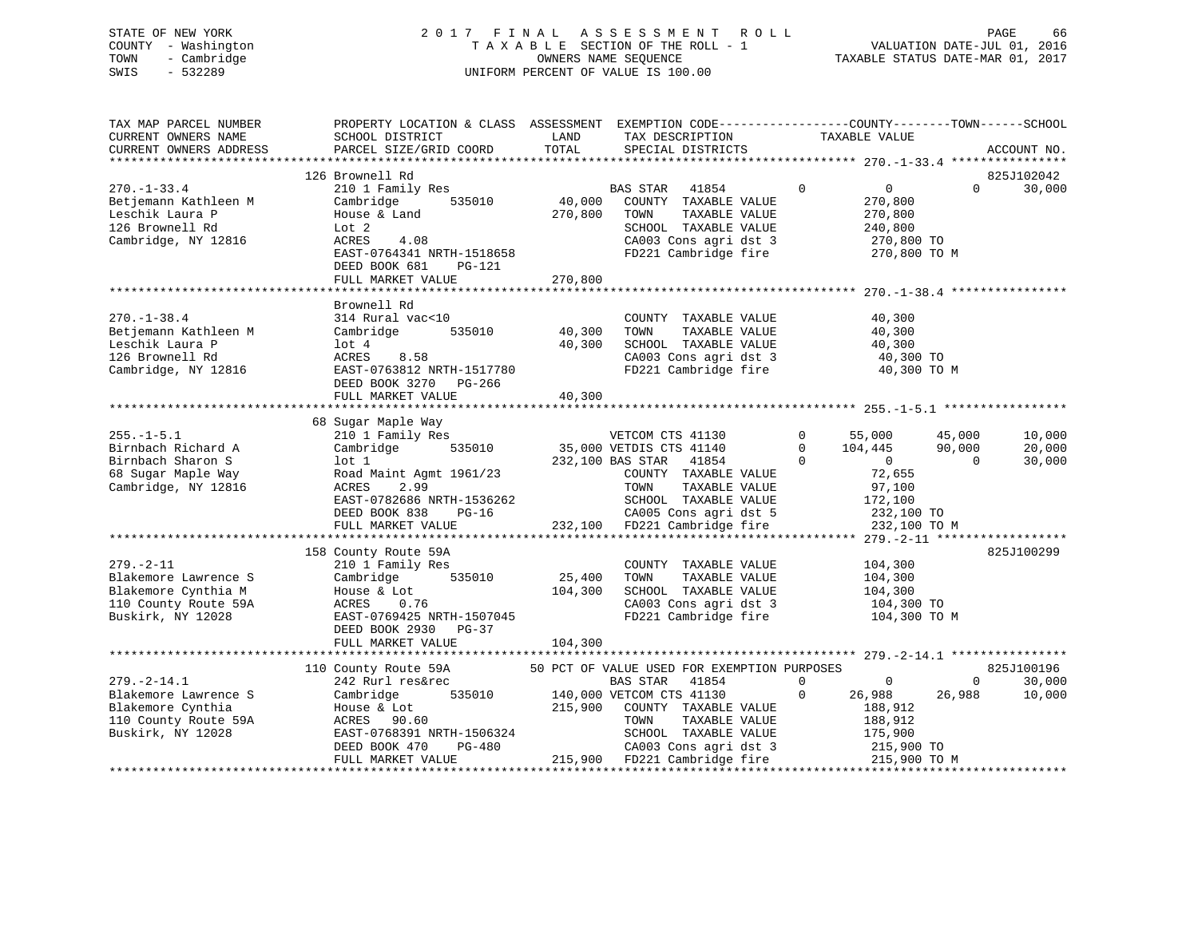STATE OF NEW YORK | COUNTY - Washington | TOWN - Cambridge | SWIS - 532289

# 2017 FINAL ASSESSMENT ROLL

TAXABLE SECTION OF THE ROLL - 1
OWNERS NAME SEQUENCE
UNIFORM PERCENT OF VALUE IS 100.00

VALUATION DATE-JUL 01, 2016
TAXABLE STATUS DATE-MAR 01, 2017

| TAX MAP PARCEL NUMBER / CURRENT OWNERS NAME / CURRENT OWNERS ADDRESS | PROPERTY LOCATION & CLASS / SCHOOL DISTRICT / PARCEL SIZE/GRID COORD | ASSESSMENT LAND | TOTAL | EXEMPTION CODE / TAX DESCRIPTION / SPECIAL DISTRICTS | COUNTY TAXABLE VALUE | TOWN | SCHOOL | ACCOUNT NO. |
|---|---|---|---|---|---|---|---|---|
| **270.-1-33.4** | 126 Brownell Rd | | | | | | | 825J102042 |
| Betjemann Kathleen M | 210 1 Family Res | | | BAS STAR 41854 | 0 | 0 | 30,000 | |
| Leschik Laura P | Cambridge 535010 | 40,000 | | COUNTY TAXABLE VALUE | 270,800 | | | |
| 126 Brownell Rd | House & Land | | 270,800 | TOWN TAXABLE VALUE | 270,800 | | | |
| Cambridge, NY 12816 | Lot 2 | | | SCHOOL TAXABLE VALUE | 240,800 | | | |
| | ACRES 4.08 | | | CA003 Cons agri dst 3 | 270,800 TO | | | |
| | EAST-0764341 NRTH-1518658 | | | FD221 Cambridge fire | 270,800 TO M | | | |
| | DEED BOOK 681 PG-121 | | | | | | | |
| | FULL MARKET VALUE | | 270,800 | | | | | |
| **270.-1-38.4** | Brownell Rd | | | | | | | |
| Betjemann Kathleen M | 314 Rural vac<10 | | | COUNTY TAXABLE VALUE | 40,300 | | | |
| Leschik Laura P | Cambridge 535010 | 40,300 | | TOWN TAXABLE VALUE | 40,300 | | | |
| 126 Brownell Rd | lot 4 | | 40,300 | SCHOOL TAXABLE VALUE | 40,300 | | | |
| Cambridge, NY 12816 | ACRES 8.58 | | | CA003 Cons agri dst 3 | 40,300 TO | | | |
| | EAST-0763812 NRTH-1517780 | | | FD221 Cambridge fire | 40,300 TO M | | | |
| | DEED BOOK 3270 PG-266 | | | | | | | |
| | FULL MARKET VALUE | | 40,300 | | | | | |
| **255.-1-5.1** | 68 Sugar Maple Way | | | | | | | |
| Birnbach Richard A | 210 1 Family Res | | | VETCOM CTS 41130 0 | 55,000 | 45,000 | 10,000 | |
| Birnbach Sharon S | Cambridge 535010 | 35,000 | | VETDIS CTS 41140 0 | 104,445 | 90,000 | 20,000 | |
| 68 Sugar Maple Way | lot 1 | | 232,100 | BAS STAR 41854 0 | 0 | 0 | 30,000 | |
| Cambridge, NY 12816 | Road Maint Agmt 1961/23 | | | COUNTY TAXABLE VALUE | 72,655 | | | |
| | ACRES 2.99 | | | TOWN TAXABLE VALUE | 97,100 | | | |
| | EAST-0782686 NRTH-1536262 | | | SCHOOL TAXABLE VALUE | 172,100 | | | |
| | DEED BOOK 838 PG-16 | | | CA005 Cons agri dst 5 | 232,100 TO | | | |
| | FULL MARKET VALUE | | 232,100 | FD221 Cambridge fire | 232,100 TO M | | | |
| **279.-2-11** | 158 County Route 59A | | | | | | | 825J100299 |
| Blakemore Lawrence S | 210 1 Family Res | | | COUNTY TAXABLE VALUE | 104,300 | | | |
| Blakemore Cynthia M | Cambridge 535010 | 25,400 | | TOWN TAXABLE VALUE | 104,300 | | | |
| 110 County Route 59A | House & Lot | | 104,300 | SCHOOL TAXABLE VALUE | 104,300 | | | |
| Buskirk, NY 12028 | ACRES 0.76 | | | CA003 Cons agri dst 3 | 104,300 TO | | | |
| | EAST-0769425 NRTH-1507045 | | | FD221 Cambridge fire | 104,300 TO M | | | |
| | DEED BOOK 2930 PG-37 | | | | | | | |
| | FULL MARKET VALUE | | 104,300 | | | | | |
| **279.-2-14.1** | 110 County Route 59A | | | 50 PCT OF VALUE USED FOR EXEMPTION PURPOSES | | | | 825J100196 |
| Blakemore Lawrence S | 242 Rurl res&rec | | | BAS STAR 41854 0 | 0 | 0 | 30,000 | |
| Blakemore Cynthia | Cambridge 535010 | 140,000 | | VETCOM CTS 41130 0 | 26,988 | 26,988 | 10,000 | |
| 110 County Route 59A | House & Lot | | 215,900 | COUNTY TAXABLE VALUE | 188,912 | | | |
| Buskirk, NY 12028 | ACRES 90.60 | | | TOWN TAXABLE VALUE | 188,912 | | | |
| | EAST-0768391 NRTH-1506324 | | | SCHOOL TAXABLE VALUE | 175,900 | | | |
| | DEED BOOK 470 PG-480 | | | CA003 Cons agri dst 3 | 215,900 TO | | | |
| | FULL MARKET VALUE | | 215,900 | FD221 Cambridge fire | 215,900 TO M | | | |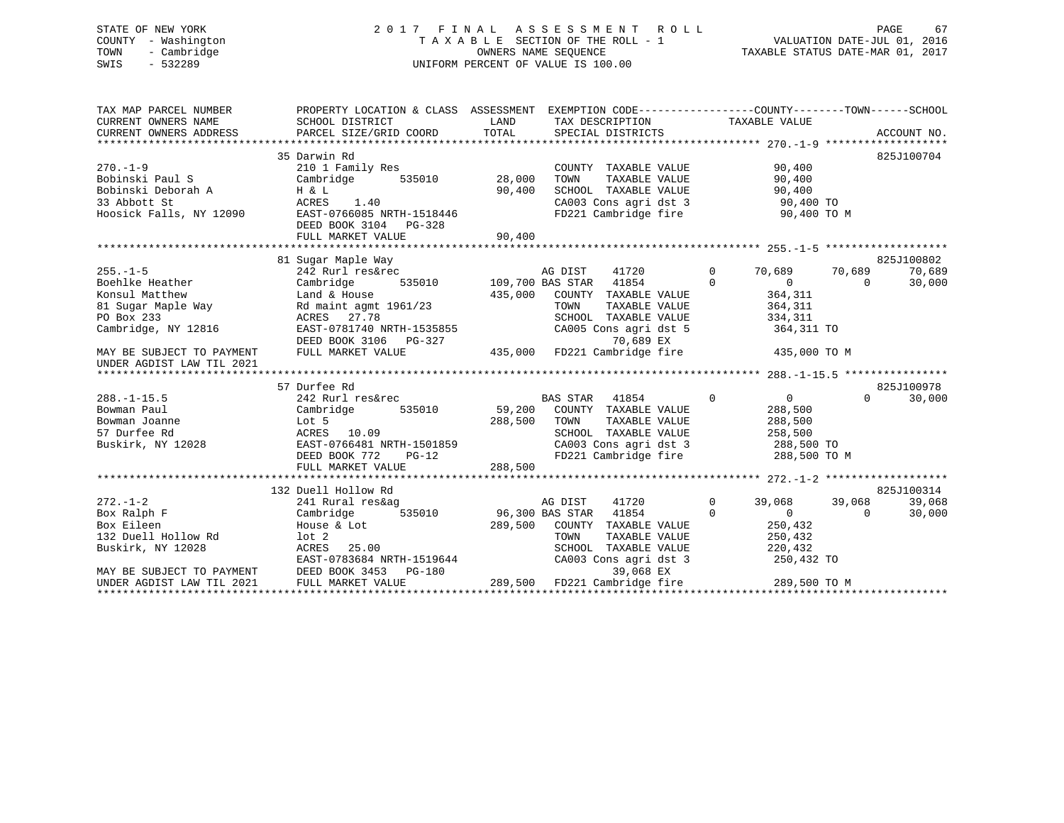STATE OF NEW YORK
COUNTY - Washington
TOWN - Cambridge
SWIS - 532289

2 0 1 7 F I N A L A S S E S S M E N T R O L L
T A X A B L E SECTION OF THE ROLL - 1
OWNERS NAME SEQUENCE
UNIFORM PERCENT OF VALUE IS 100.00

VALUATION DATE-JUL 01, 2016
TAXABLE STATUS DATE-MAR 01, 2017

```
TAX MAP PARCEL NUMBER          PROPERTY LOCATION & CLASS  ASSESSMENT  EXEMPTION CODE------------------COUNTY--------TOWN------SCHOOL
CURRENT OWNERS NAME            SCHOOL DISTRICT             LAND        TAX DESCRIPTION             TAXABLE VALUE
CURRENT OWNERS ADDRESS         PARCEL SIZE/GRID COORD      TOTAL       SPECIAL DISTRICTS                                       ACCOUNT NO.
******************************************************************************************************* 270.-1-9 *******************
                               35 Darwin Rd                                                                                825J100704
270.-1-9                       210 1 Family Res                       COUNTY  TAXABLE VALUE            90,400
Bobinski Paul S                Cambridge       535010       28,000    TOWN    TAXABLE VALUE            90,400
Bobinski Deborah A             H & L                        90,400    SCHOOL  TAXABLE VALUE            90,400
33 Abbott St                   ACRES    1.40                          CA003 Cons agri dst 3             90,400 TO
Hoosick Falls, NY 12090        EAST-0766085 NRTH-1518446              FD221 Cambridge fire              90,400 TO M
                               DEED BOOK 3104   PG-328
                               FULL MARKET VALUE            90,400
******************************************************************************************************* 255.-1-5 *******************
                               81 Sugar Maple Way                                                                          825J100802
255.-1-5                       242 Rurl res&rec                       AG DIST    41720          0     70,689      70,689      70,689
Boehlke Heather                Cambridge       535010      109,700 BAS STAR  41854          0          0           0      30,000
Konsul Matthew                 Land & House                435,000    COUNTY  TAXABLE VALUE           364,311
81 Sugar Maple Way             Rd maint agmt 1961/23                  TOWN    TAXABLE VALUE           364,311
PO Box 233                     ACRES   27.78                          SCHOOL  TAXABLE VALUE           334,311
Cambridge, NY 12816            EAST-0781740 NRTH-1535855              CA005 Cons agri dst 5            364,311 TO
                               DEED BOOK 3106   PG-327                          70,689 EX
MAY BE SUBJECT TO PAYMENT      FULL MARKET VALUE           435,000    FD221 Cambridge fire             435,000 TO M
UNDER AGDIST LAW TIL 2021
******************************************************************************************************* 288.-1-15.5 ****************
                               57 Durfee Rd                                                                                825J100978
288.-1-15.5                    242 Rurl res&rec                       BAS STAR  41854          0          0           0      30,000
Bowman Paul                    Cambridge       535010       59,200    COUNTY  TAXABLE VALUE           288,500
Bowman Joanne                  Lot 5                       288,500    TOWN    TAXABLE VALUE           288,500
57 Durfee Rd                   ACRES   10.09                          SCHOOL  TAXABLE VALUE           258,500
Buskirk, NY 12028              EAST-0766481 NRTH-1501859              CA003 Cons agri dst 3            288,500 TO
                               DEED BOOK 772    PG-12                 FD221 Cambridge fire             288,500 TO M
                               FULL MARKET VALUE           288,500
******************************************************************************************************* 272.-1-2 *******************
                               132 Duell Hollow Rd                                                                         825J100314
272.-1-2                       241 Rural res&ag                       AG DIST    41720          0     39,068      39,068      39,068
Box Ralph F                    Cambridge       535010       96,300 BAS STAR  41854          0          0           0      30,000
Box Eileen                     House & Lot                 289,500    COUNTY  TAXABLE VALUE           250,432
132 Duell Hollow Rd            lot 2                                  TOWN    TAXABLE VALUE           250,432
Buskirk, NY 12028              ACRES   25.00                          SCHOOL  TAXABLE VALUE           220,432
                               EAST-0783684 NRTH-1519644              CA003 Cons agri dst 3            250,432 TO
MAY BE SUBJECT TO PAYMENT      DEED BOOK 3453   PG-180                          39,068 EX
UNDER AGDIST LAW TIL 2021      FULL MARKET VALUE           289,500    FD221 Cambridge fire             289,500 TO M
************************************************************************************************************************************
```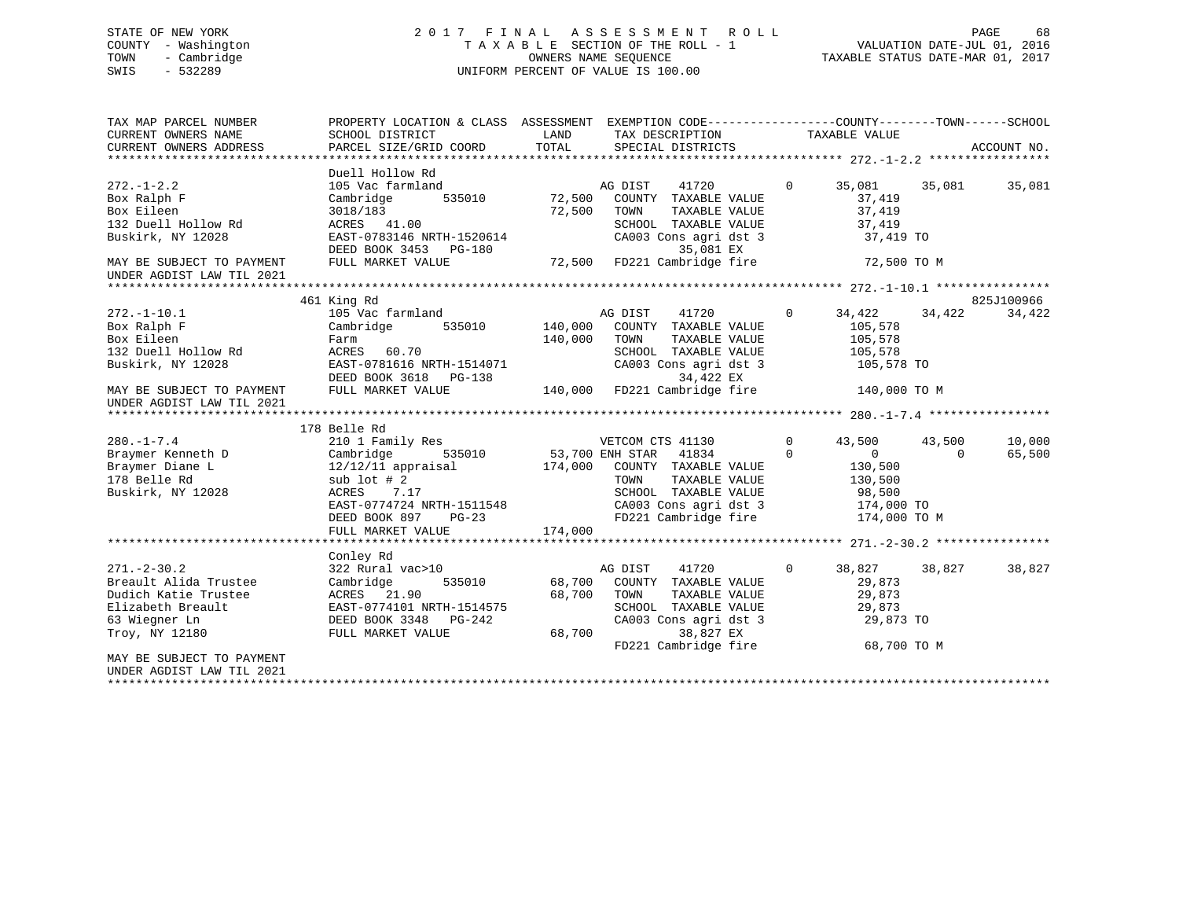STATE OF NEW YORK
COUNTY - Washington
TOWN - Cambridge
SWIS - 532289

2 0 1 7 F I N A L A S S E S S M E N T R O L L
T A X A B L E SECTION OF THE ROLL - 1
OWNERS NAME SEQUENCE
UNIFORM PERCENT OF VALUE IS 100.00

VALUATION DATE-JUL 01, 2016
TAXABLE STATUS DATE-MAR 01, 2017

```
TAX MAP PARCEL NUMBER         PROPERTY LOCATION & CLASS  ASSESSMENT  EXEMPTION CODE------------------COUNTY--------TOWN------SCHOOL
CURRENT OWNERS NAME           SCHOOL DISTRICT              LAND      TAX DESCRIPTION             TAXABLE VALUE
CURRENT OWNERS ADDRESS        PARCEL SIZE/GRID COORD       TOTAL     SPECIAL DISTRICTS                                        ACCOUNT NO.
******************************************************************************************************* 272.-1-2.2 *****************
                              Duell Hollow Rd
272.-1-2.2                    105 Vac farmland                      AG DIST    41720          0     35,081     35,081     35,081
Box Ralph F                   Cambridge         535010      72,500   COUNTY  TAXABLE VALUE           37,419
Box Eileen                    3018/183                      72,500   TOWN    TAXABLE VALUE           37,419
132 Duell Hollow Rd           ACRES   41.00                          SCHOOL  TAXABLE VALUE           37,419
Buskirk, NY 12028             EAST-0783146 NRTH-1520614              CA003 Cons agri dst 3            37,419 TO
                              DEED BOOK 3453   PG-180                          35,081 EX
MAY BE SUBJECT TO PAYMENT     FULL MARKET VALUE             72,500   FD221 Cambridge fire             72,500 TO M
UNDER AGDIST LAW TIL 2021
******************************************************************************************************* 272.-1-10.1 ****************
                              461 King Rd                                                                            825J100966
272.-1-10.1                   105 Vac farmland                      AG DIST    41720          0     34,422     34,422     34,422
Box Ralph F                   Cambridge         535010     140,000   COUNTY  TAXABLE VALUE          105,578
Box Eileen                    Farm                         140,000   TOWN    TAXABLE VALUE          105,578
132 Duell Hollow Rd           ACRES   60.70                          SCHOOL  TAXABLE VALUE          105,578
Buskirk, NY 12028             EAST-0781616 NRTH-1514071              CA003 Cons agri dst 3           105,578 TO
                              DEED BOOK 3618   PG-138                          34,422 EX
MAY BE SUBJECT TO PAYMENT     FULL MARKET VALUE            140,000   FD221 Cambridge fire            140,000 TO M
UNDER AGDIST LAW TIL 2021
******************************************************************************************************* 280.-1-7.4 *****************
                              178 Belle Rd
280.-1-7.4                    210 1 Family Res                      VETCOM CTS 41130          0     43,500     43,500     10,000
Braymer Kenneth D             Cambridge         535010      53,700 ENH STAR   41834           0          0          0     65,500
Braymer Diane L               12/12/11 appraisal           174,000   COUNTY  TAXABLE VALUE          130,500
178 Belle Rd                  sub lot # 2                            TOWN    TAXABLE VALUE          130,500
Buskirk, NY 12028             ACRES    7.17                          SCHOOL  TAXABLE VALUE           98,500
                              EAST-0774724 NRTH-1511548              CA003 Cons agri dst 3           174,000 TO
                              DEED BOOK 897    PG-23                 FD221 Cambridge fire            174,000 TO M
                              FULL MARKET VALUE            174,000
******************************************************************************************************* 271.-2-30.2 ****************
                              Conley Rd
271.-2-30.2                   322 Rural vac>10                      AG DIST    41720          0     38,827     38,827     38,827
Breault Alida Trustee         Cambridge         535010      68,700   COUNTY  TAXABLE VALUE           29,873
Dudich Katie Trustee          ACRES   21.90                 68,700   TOWN    TAXABLE VALUE           29,873
Elizabeth Breault             EAST-0774101 NRTH-1514575              SCHOOL  TAXABLE VALUE           29,873
63 Wiegner Ln                 DEED BOOK 3348   PG-242                CA003 Cons agri dst 3            29,873 TO
Troy, NY 12180                FULL MARKET VALUE             68,700             38,827 EX
                                                                     FD221 Cambridge fire             68,700 TO M
MAY BE SUBJECT TO PAYMENT
UNDER AGDIST LAW TIL 2021
************************************************************************************************************************************
```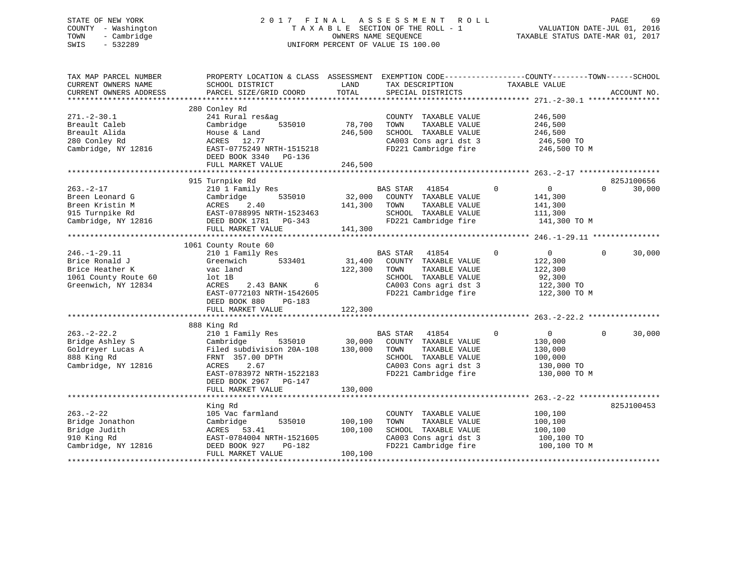STATE OF NEW YORK
COUNTY - Washington
TOWN - Cambridge
SWIS - 532289

2 0 1 7 F I N A L A S S E S S M E N T R O L L
T A X A B L E SECTION OF THE ROLL - 1
OWNERS NAME SEQUENCE
UNIFORM PERCENT OF VALUE IS 100.00

VALUATION DATE-JUL 01, 2016
TAXABLE STATUS DATE-MAR 01, 2017

```
TAX MAP PARCEL NUMBER          PROPERTY LOCATION & CLASS  ASSESSMENT  EXEMPTION CODE------------------COUNTY--------TOWN------SCHOOL
CURRENT OWNERS NAME            SCHOOL DISTRICT              LAND      TAX DESCRIPTION           TAXABLE VALUE
CURRENT OWNERS ADDRESS         PARCEL SIZE/GRID COORD       TOTAL     SPECIAL DISTRICTS                                 ACCOUNT NO.
******************************************************************************************************* 271.-2-30.1 ****************
                               280 Conley Rd
271.-2-30.1                    241 Rural res&ag                       COUNTY  TAXABLE VALUE            246,500
Breault Caleb                  Cambridge      535010       78,700     TOWN    TAXABLE VALUE            246,500
Breault Alida                  House & Land               246,500     SCHOOL  TAXABLE VALUE            246,500
280 Conley Rd                  ACRES  12.77                           CA003 Cons agri dst 3            246,500 TO
Cambridge, NY 12816            EAST-0775249 NRTH-1515218              FD221 Cambridge fire             246,500 TO M
                               DEED BOOK 3340   PG-136
                               FULL MARKET VALUE          246,500
******************************************************************************************************* 263.-2-17 ******************
                               915 Turnpike Rd                                                                      825J100656
263.-2-17                      210 1 Family Res                       BAS STAR   41854        0            0            0     30,000
Breen Leonard G                Cambridge      535010       32,000     COUNTY  TAXABLE VALUE            141,300
Breen Kristin M                ACRES   2.40               141,300     TOWN    TAXABLE VALUE            141,300
915 Turnpike Rd                EAST-0788995 NRTH-1523463              SCHOOL  TAXABLE VALUE            111,300
Cambridge, NY 12816            DEED BOOK 1781   PG-343                FD221 Cambridge fire             141,300 TO M
                               FULL MARKET VALUE          141,300
******************************************************************************************************* 246.-1-29.11 ***************
                               1061 County Route 60
246.-1-29.11                   210 1 Family Res                       BAS STAR   41854        0            0            0     30,000
Brice Ronald J                 Greenwich      533401       31,400     COUNTY  TAXABLE VALUE            122,300
Brice Heather K                vac land                   122,300     TOWN    TAXABLE VALUE            122,300
1061 County Route 60           lot 1B                                 SCHOOL  TAXABLE VALUE             92,300
Greenwich, NY 12834            ACRES    2.43 BANK     6               CA003 Cons agri dst 3            122,300 TO
                               EAST-0772103 NRTH-1542605              FD221 Cambridge fire             122,300 TO M
                               DEED BOOK 880    PG-183
                               FULL MARKET VALUE          122,300
******************************************************************************************************* 263.-2-22.2 ****************
                               888 King Rd
263.-2-22.2                    210 1 Family Res                       BAS STAR   41854        0            0            0     30,000
Bridge Ashley S                Cambridge      535010       30,000     COUNTY  TAXABLE VALUE            130,000
Goldreyer Lucas A              Filed subdivision 20A-108  130,000     TOWN    TAXABLE VALUE            130,000
888 King Rd                    FRNT 357.00 DPTH                       SCHOOL  TAXABLE VALUE            100,000
Cambridge, NY 12816            ACRES    2.67                          CA003 Cons agri dst 3            130,000 TO
                               EAST-0783972 NRTH-1522183              FD221 Cambridge fire             130,000 TO M
                               DEED BOOK 2967   PG-147
                               FULL MARKET VALUE          130,000
******************************************************************************************************* 263.-2-22 ******************
                               King Rd                                                                              825J100453
263.-2-22                      105 Vac farmland                       COUNTY  TAXABLE VALUE            100,100
Bridge Jonathon                Cambridge      535010      100,100     TOWN    TAXABLE VALUE            100,100
Bridge Judith                  ACRES  53.41               100,100     SCHOOL  TAXABLE VALUE            100,100
910 King Rd                    EAST-0784004 NRTH-1521605              CA003 Cons agri dst 3            100,100 TO
Cambridge, NY 12816            DEED BOOK 927    PG-182                FD221 Cambridge fire             100,100 TO M
                               FULL MARKET VALUE          100,100
************************************************************************************************************************************
```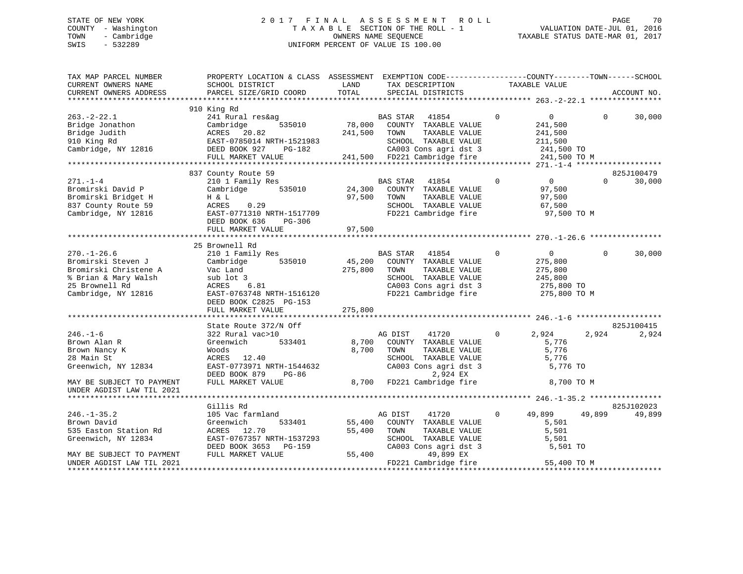STATE OF NEW YORK
COUNTY - Washington
TOWN - Cambridge
SWIS - 532289

2017 FINAL ASSESSMENT ROLL
TAXABLE SECTION OF THE ROLL - 1
OWNERS NAME SEQUENCE
UNIFORM PERCENT OF VALUE IS 100.00

VALUATION DATE-JUL 01, 2016
TAXABLE STATUS DATE-MAR 01, 2017

```
TAX MAP PARCEL NUMBER          PROPERTY LOCATION & CLASS  ASSESSMENT  EXEMPTION CODE------------------COUNTY--------TOWN------SCHOOL
CURRENT OWNERS NAME            SCHOOL DISTRICT              LAND      TAX DESCRIPTION            TAXABLE VALUE
CURRENT OWNERS ADDRESS         PARCEL SIZE/GRID COORD      TOTAL      SPECIAL DISTRICTS                                      ACCOUNT NO.
******************************************************************************************************* 263.-2-22.1 ****************
                               910 King Rd
263.-2-22.1                    241 Rural res&ag                       BAS STAR   41854         0           0           0      30,000
Bridge Jonathon                Cambridge       535010       78,000    COUNTY  TAXABLE VALUE             241,500
Bridge Judith                  ACRES   20.82               241,500    TOWN    TAXABLE VALUE             241,500
910 King Rd                    EAST-0785014 NRTH-1521983              SCHOOL  TAXABLE VALUE             211,500
Cambridge, NY 12816            DEED BOOK 927     PG-182               CA003 Cons agri dst 3             241,500 TO
                               FULL MARKET VALUE           241,500    FD221 Cambridge fire              241,500 TO M
******************************************************************************************************* 271.-1-4 *******************
                               837 County Route 59                                                                    825J100479
271.-1-4                       210 1 Family Res                       BAS STAR   41854         0           0           0      30,000
Bromirski David P              Cambridge       535010       24,300    COUNTY  TAXABLE VALUE              97,500
Bromirski Bridget H            H & L                        97,500    TOWN    TAXABLE VALUE              97,500
837 County Route 59            ACRES    0.29                          SCHOOL  TAXABLE VALUE              67,500
Cambridge, NY 12816            EAST-0771310 NRTH-1517709              FD221 Cambridge fire               97,500 TO M
                               DEED BOOK 636     PG-306
                               FULL MARKET VALUE            97,500
******************************************************************************************************* 270.-1-26.6 ****************
                               25 Brownell Rd
270.-1-26.6                    210 1 Family Res                       BAS STAR   41854         0           0           0      30,000
Bromirski Steven J             Cambridge       535010       45,200    COUNTY  TAXABLE VALUE             275,800
Bromirski Christene A          Vac Land                    275,800    TOWN    TAXABLE VALUE             275,800
% Brian & Mary Walsh           sub lot 3                              SCHOOL  TAXABLE VALUE             245,800
25 Brownell Rd                 ACRES    6.81                          CA003 Cons agri dst 3             275,800 TO
Cambridge, NY 12816            EAST-0763748 NRTH-1516120              FD221 Cambridge fire              275,800 TO M
                               DEED BOOK C2825 PG-153
                               FULL MARKET VALUE           275,800
******************************************************************************************************* 246.-1-6 *******************
                               State Route 372/N Off                                                                  825J100415
246.-1-6                       322 Rural vac>10                       AG DIST    41720         0       2,924       2,924       2,924
Brown Alan R                   Greenwich       533401        8,700    COUNTY  TAXABLE VALUE               5,776
Brown Nancy K                  Woods                         8,700    TOWN    TAXABLE VALUE               5,776
28 Main St                     ACRES   12.40                          SCHOOL  TAXABLE VALUE               5,776
Greenwich, NY 12834            EAST-0773971 NRTH-1544632              CA003 Cons agri dst 3               5,776 TO
                               DEED BOOK 879     PG-86                         2,924 EX
MAY BE SUBJECT TO PAYMENT      FULL MARKET VALUE             8,700    FD221 Cambridge fire                8,700 TO M
UNDER AGDIST LAW TIL 2021
******************************************************************************************************* 246.-1-35.2 ****************
                               Gillis Rd                                                                              825J102023
246.-1-35.2                    105 Vac farmland                       AG DIST    41720         0      49,899      49,899      49,899
Brown David                    Greenwich       533401       55,400    COUNTY  TAXABLE VALUE               5,501
535 Easton Station Rd          ACRES   12.70                55,400    TOWN    TAXABLE VALUE               5,501
Greenwich, NY 12834            EAST-0767357 NRTH-1537293              SCHOOL  TAXABLE VALUE               5,501
                               DEED BOOK 3653    PG-159               CA003 Cons agri dst 3               5,501 TO
MAY BE SUBJECT TO PAYMENT      FULL MARKET VALUE            55,400             49,899 EX
UNDER AGDIST LAW TIL 2021                                             FD221 Cambridge fire               55,400 TO M
************************************************************************************************************************************
```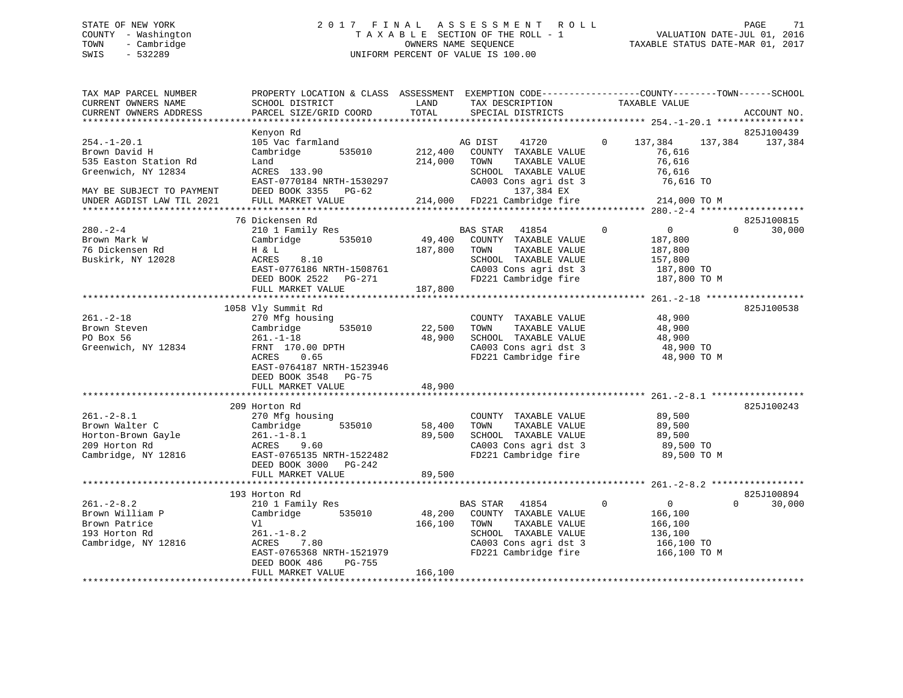STATE OF NEW YORK
COUNTY - Washington
TOWN - Cambridge
SWIS - 532289

2 0 1 7 F I N A L A S S E S S M E N T R O L L
T A X A B L E SECTION OF THE ROLL - 1
OWNERS NAME SEQUENCE
UNIFORM PERCENT OF VALUE IS 100.00

VALUATION DATE-JUL 01, 2016
TAXABLE STATUS DATE-MAR 01, 2017

```
TAX MAP PARCEL NUMBER          PROPERTY LOCATION & CLASS  ASSESSMENT  EXEMPTION CODE-----------------COUNTY--------TOWN------SCHOOL
CURRENT OWNERS NAME            SCHOOL DISTRICT            LAND        TAX DESCRIPTION             TAXABLE VALUE
CURRENT OWNERS ADDRESS         PARCEL SIZE/GRID COORD     TOTAL       SPECIAL DISTRICTS                                     ACCOUNT NO.
******************************************************************************************************* 254.-1-20.1 ****************
                               Kenyon Rd                                                                                825J100439
254.-1-20.1                    105 Vac farmland                       AG DIST    41720        0    137,384   137,384    137,384
Brown David H                  Cambridge       535010      212,400    COUNTY  TAXABLE VALUE           76,616
535 Easton Station Rd          Land                        214,000    TOWN    TAXABLE VALUE           76,616
Greenwich, NY 12834            ACRES 133.90                           SCHOOL  TAXABLE VALUE           76,616
                               EAST-0770184 NRTH-1530297              CA003 Cons agri dst 3            76,616 TO
MAY BE SUBJECT TO PAYMENT      DEED BOOK 3355   PG-62                       137,384 EX
UNDER AGDIST LAW TIL 2021      FULL MARKET VALUE           214,000    FD221 Cambridge fire            214,000 TO M
******************************************************************************************************* 280.-2-4 *******************
                               76 Dickensen Rd                                                                          825J100815
280.-2-4                       210 1 Family Res                       BAS STAR   41854        0          0          0     30,000
Brown Mark W                   Cambridge       535010       49,400    COUNTY  TAXABLE VALUE          187,800
76 Dickensen Rd                H & L                       187,800    TOWN    TAXABLE VALUE          187,800
Buskirk, NY 12028              ACRES    8.10                          SCHOOL  TAXABLE VALUE          157,800
                               EAST-0776186 NRTH-1508761              CA003 Cons agri dst 3           187,800 TO
                               DEED BOOK 2522   PG-271                FD221 Cambridge fire            187,800 TO M
                               FULL MARKET VALUE           187,800
******************************************************************************************************* 261.-2-18 ******************
                               1058 Vly Summit Rd                                                                       825J100538
261.-2-18                      270 Mfg housing                        COUNTY  TAXABLE VALUE           48,900
Brown Steven                   Cambridge       535010       22,500    TOWN    TAXABLE VALUE           48,900
PO Box 56                      261.-1-18                    48,900    SCHOOL  TAXABLE VALUE           48,900
Greenwich, NY 12834            FRNT 170.00 DPTH                       CA003 Cons agri dst 3            48,900 TO
                               ACRES    0.65                          FD221 Cambridge fire             48,900 TO M
                               EAST-0764187 NRTH-1523946
                               DEED BOOK 3548   PG-75
                               FULL MARKET VALUE            48,900
******************************************************************************************************* 261.-2-8.1 *****************
                               209 Horton Rd                                                                            825J100243
261.-2-8.1                     270 Mfg housing                        COUNTY  TAXABLE VALUE           89,500
Brown Walter C                 Cambridge       535010       58,400    TOWN    TAXABLE VALUE           89,500
Horton-Brown Gayle             261.-1-8.1                   89,500    SCHOOL  TAXABLE VALUE           89,500
209 Horton Rd                  ACRES    9.60                          CA003 Cons agri dst 3            89,500 TO
Cambridge, NY 12816            EAST-0765135 NRTH-1522482              FD221 Cambridge fire             89,500 TO M
                               DEED BOOK 3000   PG-242
                               FULL MARKET VALUE            89,500
******************************************************************************************************* 261.-2-8.2 *****************
                               193 Horton Rd                                                                            825J100894
261.-2-8.2                     210 1 Family Res                       BAS STAR   41854        0          0          0     30,000
Brown William P                Cambridge       535010       48,200    COUNTY  TAXABLE VALUE          166,100
Brown Patrice                  Vl                          166,100    TOWN    TAXABLE VALUE          166,100
193 Horton Rd                  261.-1-8.2                             SCHOOL  TAXABLE VALUE          136,100
Cambridge, NY 12816            ACRES    7.80                          CA003 Cons agri dst 3           166,100 TO
                               EAST-0765368 NRTH-1521979              FD221 Cambridge fire            166,100 TO M
                               DEED BOOK 486    PG-755
                               FULL MARKET VALUE           166,100
************************************************************************************************************************************
```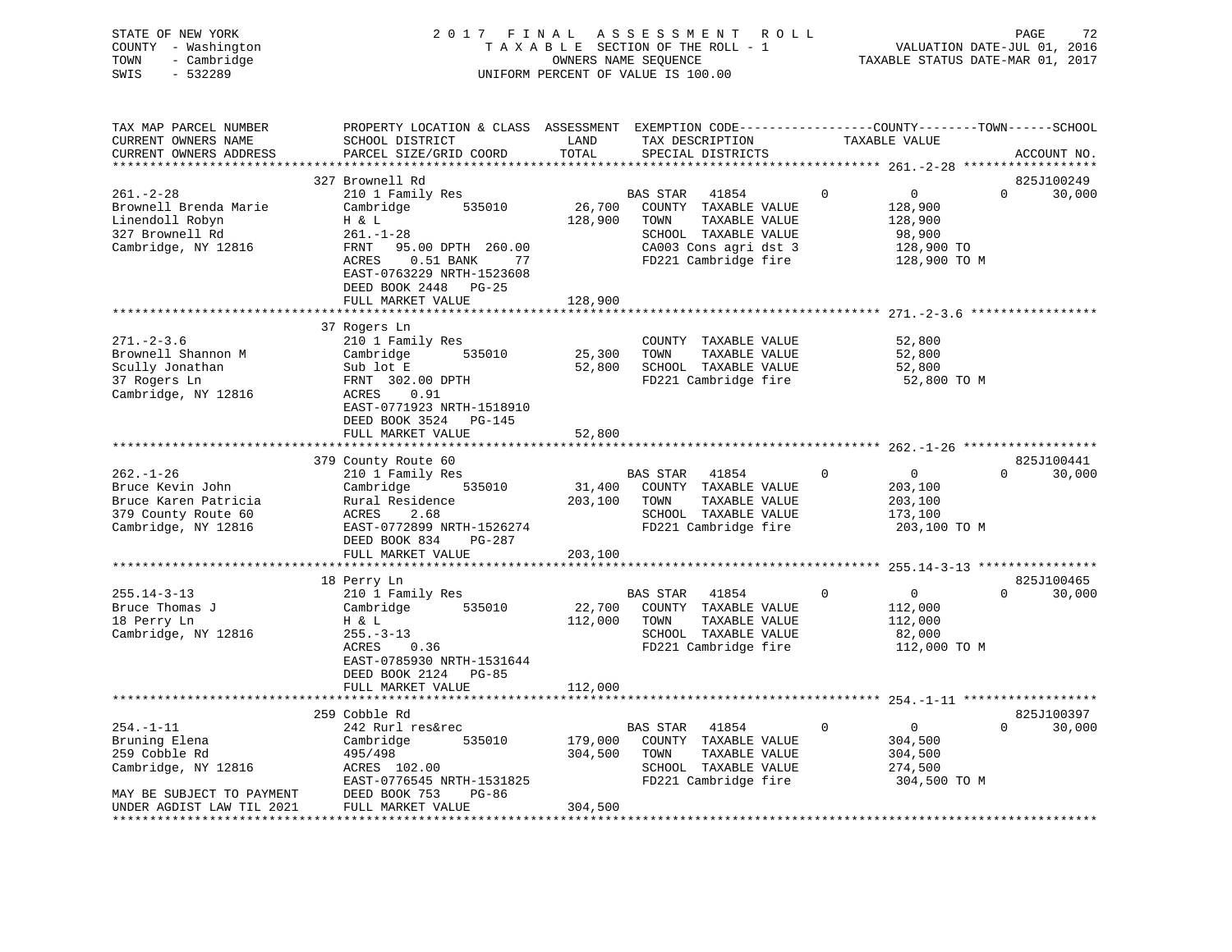STATE OF NEW YORK
COUNTY - Washington
TOWN - Cambridge
SWIS - 532289

2 0 1 7 F I N A L A S S E S S M E N T R O L L
T A X A B L E SECTION OF THE ROLL - 1
OWNERS NAME SEQUENCE
UNIFORM PERCENT OF VALUE IS 100.00

VALUATION DATE-JUL 01, 2016
TAXABLE STATUS DATE-MAR 01, 2017

```
TAX MAP PARCEL NUMBER          PROPERTY LOCATION & CLASS  ASSESSMENT  EXEMPTION CODE------------------COUNTY--------TOWN------SCHOOL
CURRENT OWNERS NAME            SCHOOL DISTRICT               LAND      TAX DESCRIPTION            TAXABLE VALUE
CURRENT OWNERS ADDRESS         PARCEL SIZE/GRID COORD        TOTAL     SPECIAL DISTRICTS                                      ACCOUNT NO.
******************************************************************************************************* 261.-2-28 ******************
                               327 Brownell Rd                                                                            825J100249
261.-2-28                      210 1 Family Res                        BAS STAR   41854          0            0          0     30,000
Brownell Brenda Marie          Cambridge        535010       26,700    COUNTY  TAXABLE VALUE              128,900
Linendoll Robyn                H & L                        128,900    TOWN    TAXABLE VALUE              128,900
327 Brownell Rd                261.-1-28                               SCHOOL  TAXABLE VALUE               98,900
Cambridge, NY 12816            FRNT   95.00 DPTH 260.00                CA003 Cons agri dst 3              128,900 TO
                               ACRES    0.51 BANK     77               FD221 Cambridge fire               128,900 TO M
                               EAST-0763229 NRTH-1523608
                               DEED BOOK 2448   PG-25
                               FULL MARKET VALUE            128,900
******************************************************************************************************* 271.-2-3.6 *****************
                               37 Rogers Ln
271.-2-3.6                     210 1 Family Res                        COUNTY  TAXABLE VALUE               52,800
Brownell Shannon M             Cambridge        535010       25,300    TOWN    TAXABLE VALUE               52,800
Scully Jonathan                Sub lot E                     52,800    SCHOOL  TAXABLE VALUE               52,800
37 Rogers Ln                   FRNT 302.00 DPTH                        FD221 Cambridge fire                52,800 TO M
Cambridge, NY 12816            ACRES    0.91
                               EAST-0771923 NRTH-1518910
                               DEED BOOK 3524   PG-145
                               FULL MARKET VALUE             52,800
******************************************************************************************************* 262.-1-26 ******************
                               379 County Route 60                                                                        825J100441
262.-1-26                      210 1 Family Res                        BAS STAR   41854          0            0          0     30,000
Bruce Kevin John               Cambridge        535010       31,400    COUNTY  TAXABLE VALUE              203,100
Bruce Karen Patricia           Rural Residence              203,100    TOWN    TAXABLE VALUE              203,100
379 County Route 60            ACRES    2.68                           SCHOOL  TAXABLE VALUE              173,100
Cambridge, NY 12816            EAST-0772899 NRTH-1526274               FD221 Cambridge fire               203,100 TO M
                               DEED BOOK 834    PG-287
                               FULL MARKET VALUE            203,100
******************************************************************************************************* 255.14-3-13 ****************
                               18 Perry Ln                                                                                825J100465
255.14-3-13                    210 1 Family Res                        BAS STAR   41854          0            0          0     30,000
Bruce Thomas J                 Cambridge        535010       22,700    COUNTY  TAXABLE VALUE              112,000
18 Perry Ln                    H & L                        112,000    TOWN    TAXABLE VALUE              112,000
Cambridge, NY 12816            255.-3-13                               SCHOOL  TAXABLE VALUE               82,000
                               ACRES    0.36                           FD221 Cambridge fire               112,000 TO M
                               EAST-0785930 NRTH-1531644
                               DEED BOOK 2124   PG-85
                               FULL MARKET VALUE            112,000
******************************************************************************************************* 254.-1-11 ******************
                               259 Cobble Rd                                                                              825J100397
254.-1-11                      242 Rurl res&rec                        BAS STAR   41854          0            0          0     30,000
Bruning Elena                  Cambridge        535010      179,000    COUNTY  TAXABLE VALUE              304,500
259 Cobble Rd                  495/498                      304,500    TOWN    TAXABLE VALUE              304,500
Cambridge, NY 12816            ACRES  102.00                           SCHOOL  TAXABLE VALUE              274,500
                               EAST-0776545 NRTH-1531825               FD221 Cambridge fire               304,500 TO M
MAY BE SUBJECT TO PAYMENT      DEED BOOK 753    PG-86
UNDER AGDIST LAW TIL 2021      FULL MARKET VALUE            304,500
************************************************************************************************************************************
```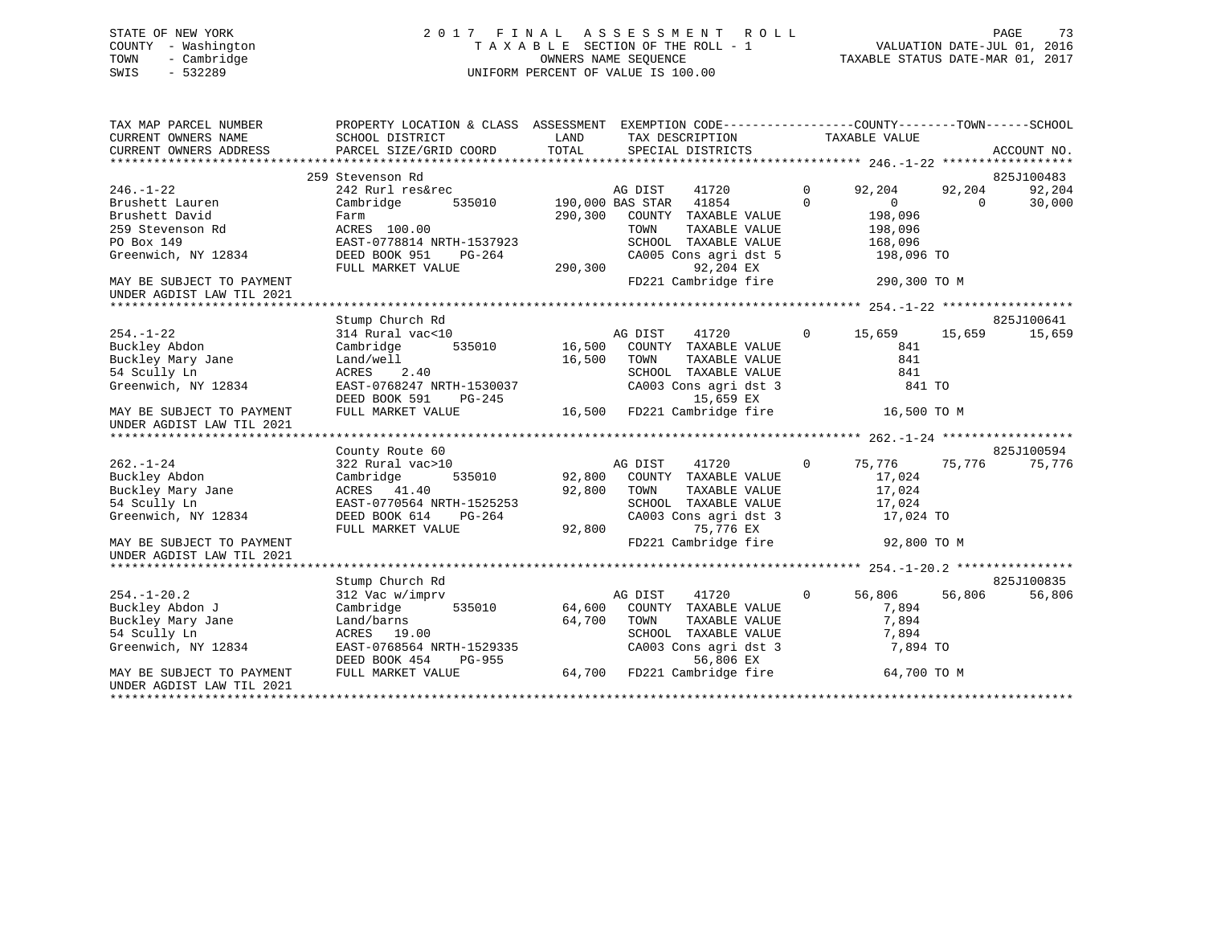STATE OF NEW YORK
COUNTY - Washington
TOWN - Cambridge
SWIS - 532289

2017 FINAL ASSESSMENT ROLL
TAXABLE SECTION OF THE ROLL - 1
OWNERS NAME SEQUENCE
UNIFORM PERCENT OF VALUE IS 100.00

VALUATION DATE-JUL 01, 2016
TAXABLE STATUS DATE-MAR 01, 2017

```
TAX MAP PARCEL NUMBER          PROPERTY LOCATION & CLASS  ASSESSMENT  EXEMPTION CODE-----------------COUNTY--------TOWN------SCHOOL
CURRENT OWNERS NAME            SCHOOL DISTRICT               LAND      TAX DESCRIPTION            TAXABLE VALUE
CURRENT OWNERS ADDRESS         PARCEL SIZE/GRID COORD        TOTAL     SPECIAL DISTRICTS                                      ACCOUNT NO.
******************************************************************************************************* 246.-1-22 ******************
                               259 Stevenson Rd                                                                              825J100483
246.-1-22                      242 Rurl res&rec                         AG DIST    41720         0      92,204     92,204     92,204
Brushett Lauren                Cambridge        535010      190,000 BAS STAR   41854         0           0          0     30,000
Brushett David                 Farm                          290,300   COUNTY  TAXABLE VALUE            198,096
259 Stevenson Rd               ACRES 100.00                            TOWN    TAXABLE VALUE            198,096
PO Box 149                     EAST-0778814 NRTH-1537923               SCHOOL  TAXABLE VALUE            168,096
Greenwich, NY 12834            DEED BOOK 951    PG-264                 CA005 Cons agri dst 5             198,096 TO
                               FULL MARKET VALUE             290,300        92,204 EX
MAY BE SUBJECT TO PAYMENT                                              FD221 Cambridge fire             290,300 TO M
UNDER AGDIST LAW TIL 2021
******************************************************************************************************* 254.-1-22 ******************
                               Stump Church Rd                                                                               825J100641
254.-1-22                      314 Rural vac<10                         AG DIST    41720         0      15,659     15,659     15,659
Buckley Abdon                  Cambridge        535010       16,500    COUNTY  TAXABLE VALUE                841
Buckley Mary Jane              Land/well                      16,500    TOWN    TAXABLE VALUE                841
54 Scully Ln                   ACRES    2.40                           SCHOOL  TAXABLE VALUE                841
Greenwich, NY 12834            EAST-0768247 NRTH-1530037               CA003 Cons agri dst 3                 841 TO
                               DEED BOOK 591    PG-245                      15,659 EX
MAY BE SUBJECT TO PAYMENT      FULL MARKET VALUE              16,500   FD221 Cambridge fire              16,500 TO M
UNDER AGDIST LAW TIL 2021
******************************************************************************************************* 262.-1-24 ******************
                               County Route 60                                                                               825J100594
262.-1-24                      322 Rural vac>10                         AG DIST    41720         0      75,776     75,776     75,776
Buckley Abdon                  Cambridge        535010       92,800    COUNTY  TAXABLE VALUE             17,024
Buckley Mary Jane              ACRES   41.40                  92,800    TOWN    TAXABLE VALUE             17,024
54 Scully Ln                   EAST-0770564 NRTH-1525253               SCHOOL  TAXABLE VALUE             17,024
Greenwich, NY 12834            DEED BOOK 614    PG-264                 CA003 Cons agri dst 3              17,024 TO
                               FULL MARKET VALUE              92,800        75,776 EX
MAY BE SUBJECT TO PAYMENT                                              FD221 Cambridge fire              92,800 TO M
UNDER AGDIST LAW TIL 2021
******************************************************************************************************* 254.-1-20.2 ****************
                               Stump Church Rd                                                                               825J100835
254.-1-20.2                    312 Vac w/imprv                          AG DIST    41720         0      56,806     56,806     56,806
Buckley Abdon J                Cambridge        535010       64,600    COUNTY  TAXABLE VALUE              7,894
Buckley Mary Jane              Land/barns                     64,700    TOWN    TAXABLE VALUE              7,894
54 Scully Ln                   ACRES   19.00                           SCHOOL  TAXABLE VALUE              7,894
Greenwich, NY 12834            EAST-0768564 NRTH-1529335               CA003 Cons agri dst 3               7,894 TO
                               DEED BOOK 454    PG-955                      56,806 EX
MAY BE SUBJECT TO PAYMENT      FULL MARKET VALUE              64,700   FD221 Cambridge fire              64,700 TO M
UNDER AGDIST LAW TIL 2021
************************************************************************************************************************************
```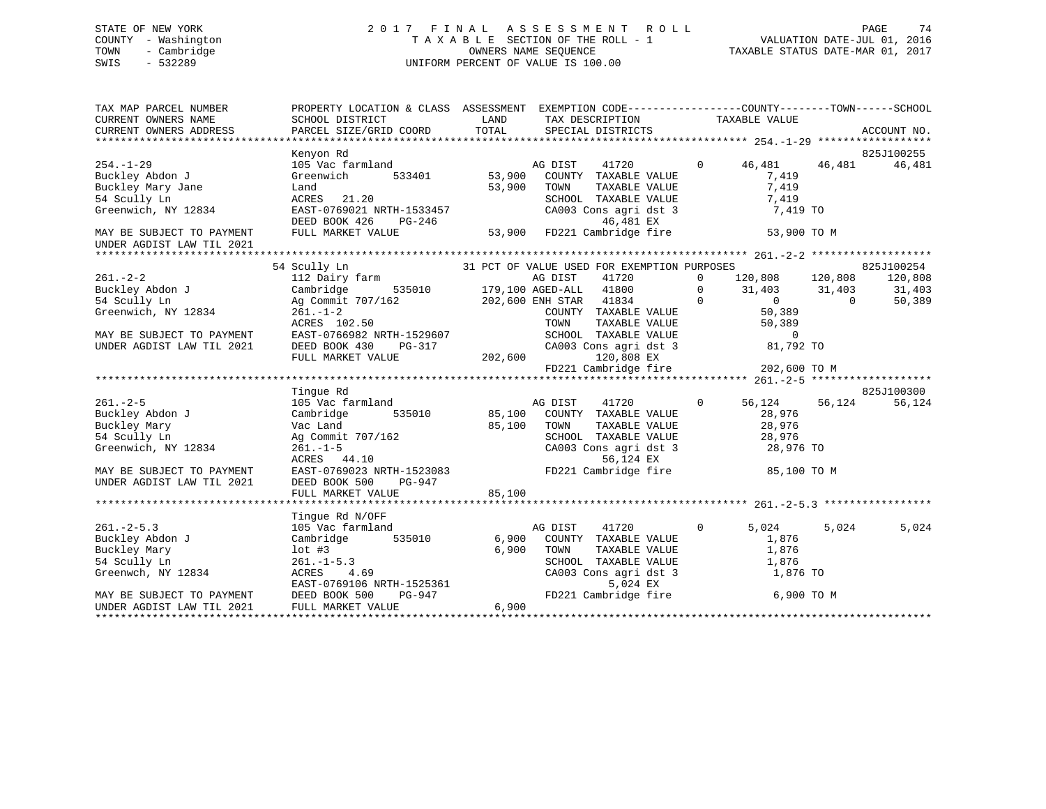STATE OF NEW YORK
COUNTY - Washington
TOWN - Cambridge
SWIS - 532289

2017 FINAL ASSESSMENT ROLL
TAXABLE SECTION OF THE ROLL - 1
OWNERS NAME SEQUENCE
UNIFORM PERCENT OF VALUE IS 100.00

VALUATION DATE-JUL 01, 2016
TAXABLE STATUS DATE-MAR 01, 2017

```
TAX MAP PARCEL NUMBER        PROPERTY LOCATION & CLASS  ASSESSMENT  EXEMPTION CODE-----------------COUNTY--------TOWN------SCHOOL
CURRENT OWNERS NAME          SCHOOL DISTRICT            LAND        TAX DESCRIPTION              TAXABLE VALUE
CURRENT OWNERS ADDRESS       PARCEL SIZE/GRID COORD     TOTAL       SPECIAL DISTRICTS                                      ACCOUNT NO.
********************************************************************************************** 254.-1-29 *****************
                             Kenyon Rd                                                                                  825J100255
254.-1-29                    105 Vac farmland                   AG DIST    41720         0      46,481     46,481     46,481
Buckley Abdon J              Greenwich      533401     53,900   COUNTY  TAXABLE VALUE            7,419
Buckley Mary Jane            Land                      53,900   TOWN    TAXABLE VALUE            7,419
54 Scully Ln                 ACRES   21.20                       SCHOOL  TAXABLE VALUE            7,419
Greenwich, NY 12834          EAST-0769021 NRTH-1533457           CA003 Cons agri dst 3           7,419 TO
                             DEED BOOK 426    PG-246                      46,481 EX
MAY BE SUBJECT TO PAYMENT    FULL MARKET VALUE          53,900   FD221 Cambridge fire           53,900 TO M
UNDER AGDIST LAW TIL 2021
********************************************************************************************** 261.-2-2 ******************
                             54 Scully Ln                 31 PCT OF VALUE USED FOR EXEMPTION PURPOSES                  825J100254
261.-2-2                     112 Dairy farm                     AG DIST    41720         0     120,808    120,808    120,808
Buckley Abdon J              Cambridge      535010    179,100 AGED-ALL   41800         0      31,403     31,403     31,403
54 Scully Ln                 Ag Commit 707/162        202,600 ENH STAR   41834         0           0          0     50,389
Greenwich, NY 12834          261.-1-2                            COUNTY  TAXABLE VALUE           50,389
                             ACRES  102.50                       TOWN    TAXABLE VALUE           50,389
MAY BE SUBJECT TO PAYMENT    EAST-0766982 NRTH-1529607           SCHOOL  TAXABLE VALUE                0
UNDER AGDIST LAW TIL 2021    DEED BOOK 430    PG-317             CA003 Cons agri dst 3          81,792 TO
                             FULL MARKET VALUE         202,600           120,808 EX
                                                                 FD221 Cambridge fire          202,600 TO M
********************************************************************************************** 261.-2-5 ******************
                             Tingue Rd                                                                                  825J100300
261.-2-5                     105 Vac farmland                   AG DIST    41720         0      56,124     56,124     56,124
Buckley Abdon J              Cambridge      535010     85,100   COUNTY  TAXABLE VALUE           28,976
Buckley Mary                 Vac Land                  85,100   TOWN    TAXABLE VALUE           28,976
54 Scully Ln                 Ag Commit 707/162                   SCHOOL  TAXABLE VALUE           28,976
Greenwich, NY 12834          261.-1-5                            CA003 Cons agri dst 3          28,976 TO
                             ACRES   44.10                                56,124 EX
MAY BE SUBJECT TO PAYMENT    EAST-0769023 NRTH-1523083           FD221 Cambridge fire           85,100 TO M
UNDER AGDIST LAW TIL 2021    DEED BOOK 500    PG-947
                             FULL MARKET VALUE          85,100
********************************************************************************************** 261.-2-5.3 ****************
                             Tingue Rd N/OFF
261.-2-5.3                   105 Vac farmland                   AG DIST    41720         0       5,024      5,024      5,024
Buckley Abdon J              Cambridge      535010      6,900   COUNTY  TAXABLE VALUE            1,876
Buckley Mary                 lot #3                     6,900   TOWN    TAXABLE VALUE            1,876
54 Scully Ln                 261.-1-5.3                          SCHOOL  TAXABLE VALUE            1,876
Greenwch, NY 12834           ACRES    4.69                       CA003 Cons agri dst 3           1,876 TO
                             EAST-0769106 NRTH-1525361                     5,024 EX
MAY BE SUBJECT TO PAYMENT    DEED BOOK 500    PG-947             FD221 Cambridge fire            6,900 TO M
UNDER AGDIST LAW TIL 2021    FULL MARKET VALUE           6,900
****************************************************************************************************************************
```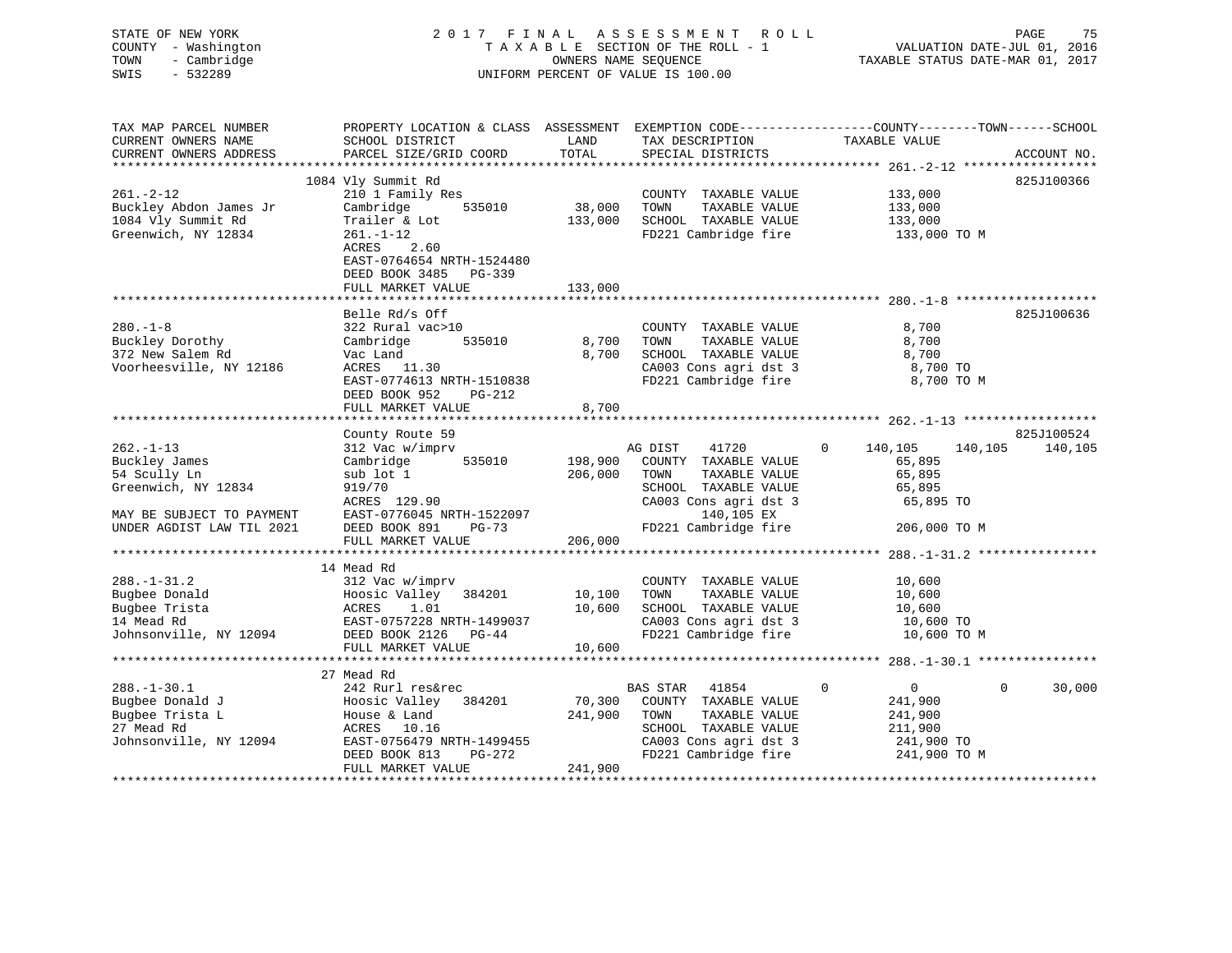STATE OF NEW YORK
COUNTY - Washington
TOWN - Cambridge
SWIS - 532289

# 2017 FINAL ASSESSMENT ROLL

TAXABLE SECTION OF THE ROLL - 1
OWNERS NAME SEQUENCE
UNIFORM PERCENT OF VALUE IS 100.00

VALUATION DATE-JUL 01, 2016
TAXABLE STATUS DATE-MAR 01, 2017

```
TAX MAP PARCEL NUMBER          PROPERTY LOCATION & CLASS  ASSESSMENT  EXEMPTION CODE------------------COUNTY--------TOWN------SCHOOL
CURRENT OWNERS NAME            SCHOOL DISTRICT               LAND       TAX DESCRIPTION              TAXABLE VALUE
CURRENT OWNERS ADDRESS         PARCEL SIZE/GRID COORD        TOTAL      SPECIAL DISTRICTS                                       ACCOUNT NO.
******************************************************************************************************* 261.-2-12 ******************
                             1084 Vly Summit Rd                                                                            825J100366
261.-2-12                      210 1 Family Res                         COUNTY  TAXABLE VALUE            133,000
Buckley Abdon James Jr         Cambridge       535010        38,000     TOWN    TAXABLE VALUE            133,000
1084 Vly Summit Rd             Trailer & Lot                133,000     SCHOOL  TAXABLE VALUE            133,000
Greenwich, NY 12834            261.-1-12                                FD221 Cambridge fire              133,000 TO M
                               ACRES     2.60
                               EAST-0764654 NRTH-1524480
                               DEED BOOK 3485   PG-339
                               FULL MARKET VALUE            133,000
******************************************************************************************************* 280.-1-8 *******************
                               Belle Rd/s Off                                                                              825J100636
280.-1-8                       322 Rural vac>10                         COUNTY  TAXABLE VALUE              8,700
Buckley Dorothy                Cambridge       535010         8,700     TOWN    TAXABLE VALUE              8,700
372 New Salem Rd               Vac Land                       8,700     SCHOOL  TAXABLE VALUE              8,700
Voorheesville, NY 12186        ACRES    11.30                           CA003 Cons agri dst 3                8,700 TO
                               EAST-0774613 NRTH-1510838                FD221 Cambridge fire                 8,700 TO M
                               DEED BOOK 952    PG-212
                               FULL MARKET VALUE              8,700
******************************************************************************************************* 262.-1-13 ******************
                               County Route 59                                                                             825J100524
262.-1-13                      312 Vac w/imprv                          AG DIST     41720         0      140,105     140,105     140,105
Buckley James                  Cambridge       535010       198,900     COUNTY  TAXABLE VALUE             65,895
54 Scully Ln                   sub lot 1                    206,000     TOWN    TAXABLE VALUE             65,895
Greenwich, NY 12834            919/70                                   SCHOOL  TAXABLE VALUE             65,895
                               ACRES   129.90                           CA003 Cons agri dst 3               65,895 TO
MAY BE SUBJECT TO PAYMENT      EAST-0776045 NRTH-1522097                       140,105 EX
UNDER AGDIST LAW TIL 2021      DEED BOOK 891    PG-73                   FD221 Cambridge fire              206,000 TO M
                               FULL MARKET VALUE            206,000
******************************************************************************************************* 288.-1-31.2 ****************
                             14 Mead Rd
288.-1-31.2                    312 Vac w/imprv                          COUNTY  TAXABLE VALUE             10,600
Bugbee Donald                  Hoosic Valley   384201        10,100     TOWN    TAXABLE VALUE             10,600
Bugbee Trista                  ACRES     1.01                10,600     SCHOOL  TAXABLE VALUE             10,600
14 Mead Rd                     EAST-0757228 NRTH-1499037                CA003 Cons agri dst 3               10,600 TO
Johnsonville, NY 12094         DEED BOOK 2126   PG-44                   FD221 Cambridge fire                10,600 TO M
                               FULL MARKET VALUE             10,600
******************************************************************************************************* 288.-1-30.1 ****************
                             27 Mead Rd
288.-1-30.1                    242 Rurl res&rec                         BAS STAR    41854         0            0           0      30,000
Bugbee Donald J                Hoosic Valley   384201        70,300     COUNTY  TAXABLE VALUE            241,900
Bugbee Trista L                House & Land                 241,900     TOWN    TAXABLE VALUE            241,900
27 Mead Rd                     ACRES    10.16                           SCHOOL  TAXABLE VALUE            211,900
Johnsonville, NY 12094         EAST-0756479 NRTH-1499455                CA003 Cons agri dst 3              241,900 TO
                               DEED BOOK 813    PG-272                  FD221 Cambridge fire               241,900 TO M
                               FULL MARKET VALUE            241,900
************************************************************************************************************************************
```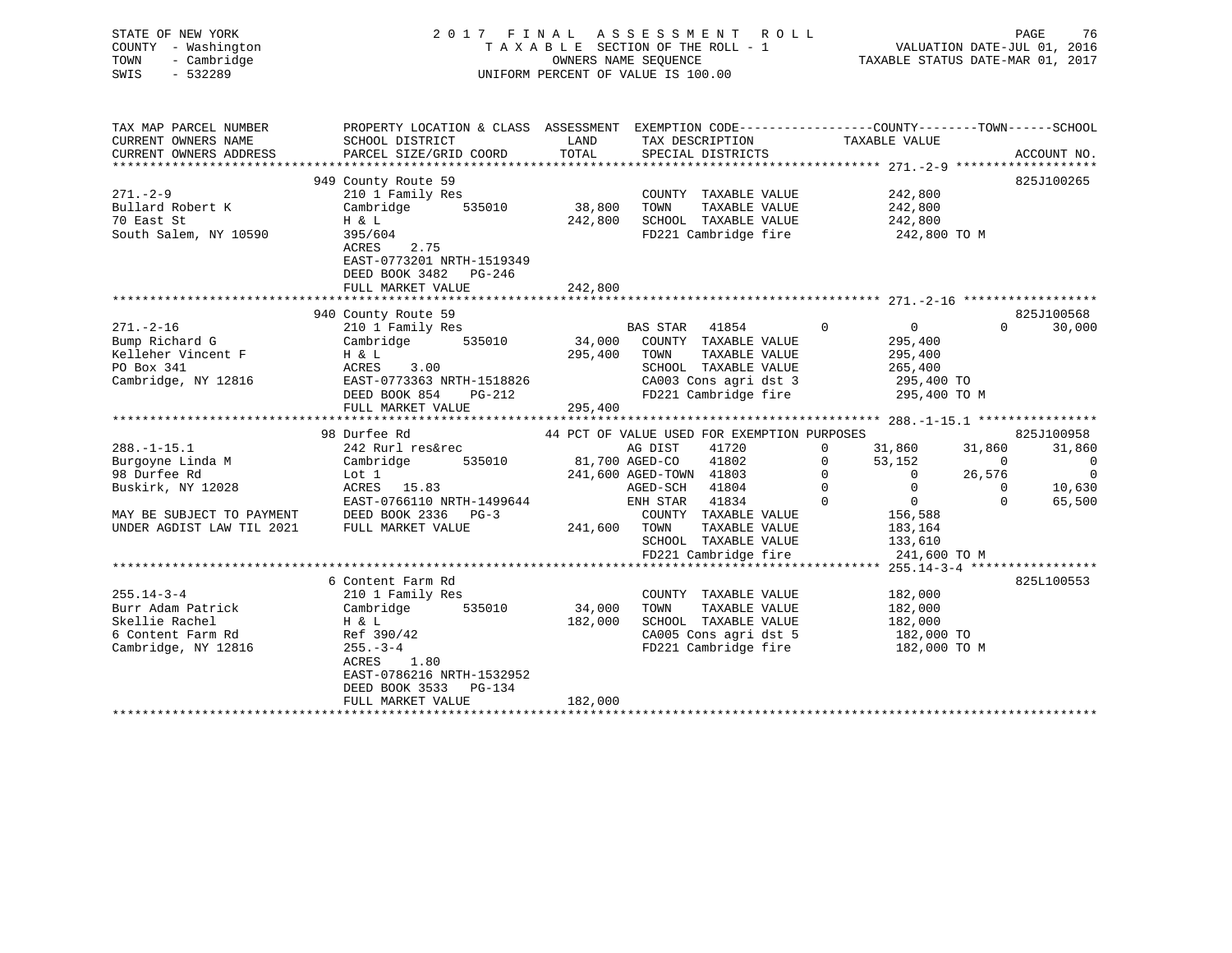STATE OF NEW YORK                    2 0 1 7   F I N A L   A S S E S S M E N T   R O L L
COUNTY - Washington                  T A X A B L E SECTION OF THE ROLL - 1                VALUATION DATE-JUL 01, 2016
TOWN - Cambridge                     OWNERS NAME SEQUENCE                                  TAXABLE STATUS DATE-MAR 01, 2017
SWIS - 532289                        UNIFORM PERCENT OF VALUE IS 100.00

```
TAX MAP PARCEL NUMBER          PROPERTY LOCATION & CLASS  ASSESSMENT  EXEMPTION CODE------------------COUNTY--------TOWN------SCHOOL
CURRENT OWNERS NAME            SCHOOL DISTRICT              LAND      TAX DESCRIPTION              TAXABLE VALUE
CURRENT OWNERS ADDRESS         PARCEL SIZE/GRID COORD       TOTAL     SPECIAL DISTRICTS                                  ACCOUNT NO.
******************************************************************************************************* 271.-2-9 *******************
                    949 County Route 59                                                                                825J100265
271.-2-9                       210 1 Family Res                       COUNTY  TAXABLE VALUE              242,800
Bullard Robert K               Cambridge        535010      38,800    TOWN    TAXABLE VALUE              242,800
70 East St                     H & L                       242,800    SCHOOL  TAXABLE VALUE              242,800
South Salem, NY 10590          395/604                                FD221 Cambridge fire               242,800 TO M
                               ACRES    2.75
                               EAST-0773201 NRTH-1519349
                               DEED BOOK 3482   PG-246
                               FULL MARKET VALUE           242,800
******************************************************************************************************* 271.-2-16 ******************
                    940 County Route 59                                                                                825J100568
271.-2-16                      210 1 Family Res                   BAS STAR   41854         0          0            0      30,000
Bump Richard G                 Cambridge        535010      34,000    COUNTY  TAXABLE VALUE              295,400
Kelleher Vincent F             H & L                       295,400    TOWN    TAXABLE VALUE              295,400
PO Box 341                     ACRES    3.00                          SCHOOL  TAXABLE VALUE              265,400
Cambridge, NY 12816            EAST-0773363 NRTH-1518826              CA003 Cons agri dst 3              295,400 TO
                               DEED BOOK 854    PG-212                FD221 Cambridge fire               295,400 TO M
                               FULL MARKET VALUE           295,400
******************************************************************************************************* 288.-1-15.1 ****************
                    98 Durfee Rd                       44 PCT OF VALUE USED FOR EXEMPTION PURPOSES                      825J100958
288.-1-15.1                    242 Rurl res&rec                   AG DIST    41720         0     31,860       31,860      31,860
Burgoyne Linda M               Cambridge        535010      81,700 AGED-CO   41802         0     53,152            0           0
98 Durfee Rd                   Lot 1                       241,600 AGED-TOWN 41803         0          0       26,576           0
Buskirk, NY 12028              ACRES   15.83                      AGED-SCH   41804         0          0            0      10,630
                               EAST-0766110 NRTH-1499644          ENH STAR   41834         0          0            0      65,500
MAY BE SUBJECT TO PAYMENT      DEED BOOK 2336   PG-3                  COUNTY  TAXABLE VALUE              156,588
UNDER AGDIST LAW TIL 2021      FULL MARKET VALUE           241,600    TOWN    TAXABLE VALUE              183,164
                                                                      SCHOOL  TAXABLE VALUE              133,610
                                                                      FD221 Cambridge fire               241,600 TO M
******************************************************************************************************* 255.14-3-4 *****************
                    6 Content Farm Rd                                                                                  825L100553
255.14-3-4                     210 1 Family Res                       COUNTY  TAXABLE VALUE              182,000
Burr Adam Patrick              Cambridge        535010      34,000    TOWN    TAXABLE VALUE              182,000
Skellie Rachel                 H & L                       182,000    SCHOOL  TAXABLE VALUE              182,000
6 Content Farm Rd              Ref 390/42                             CA005 Cons agri dst 5              182,000 TO
Cambridge, NY 12816            255.-3-4                               FD221 Cambridge fire               182,000 TO M
                               ACRES    1.80
                               EAST-0786216 NRTH-1532952
                               DEED BOOK 3533   PG-134
                               FULL MARKET VALUE           182,000
************************************************************************************************************************************
```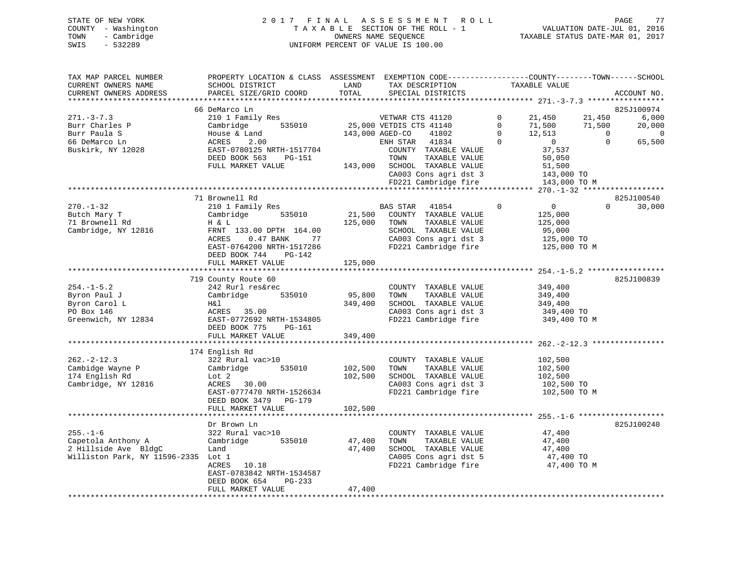STATE OF NEW YORK
COUNTY - Washington
TOWN - Cambridge
SWIS - 532289

2017 FINAL ASSESSMENT ROLL
TAXABLE SECTION OF THE ROLL - 1
OWNERS NAME SEQUENCE
UNIFORM PERCENT OF VALUE IS 100.00

VALUATION DATE-JUL 01, 2016
TAXABLE STATUS DATE-MAR 01, 2017

```
TAX MAP PARCEL NUMBER          PROPERTY LOCATION & CLASS  ASSESSMENT  EXEMPTION CODE-----------------COUNTY--------TOWN------SCHOOL
CURRENT OWNERS NAME            SCHOOL DISTRICT               LAND      TAX DESCRIPTION            TAXABLE VALUE
CURRENT OWNERS ADDRESS         PARCEL SIZE/GRID COORD        TOTAL     SPECIAL DISTRICTS                                   ACCOUNT NO.
************************************************************************************************ 271.-3-7.3 *****************
                               66 DeMarco Ln                                                                          825J100974
271.-3-7.3                     210 1 Family Res                       VETWAR CTS 41120       0      21,450     21,450      6,000
Burr Charles P                 Cambridge        535010      25,000 VETDIS CTS 41140       0      71,500     71,500     20,000
Burr Paula S                   House & Land                143,000 AGED-CO    41802       0      12,513          0          0
66 DeMarco Ln                  ACRES     2.00                      ENH STAR   41834       0           0          0     65,500
Buskirk, NY 12028              EAST-0780125 NRTH-1517704           COUNTY  TAXABLE VALUE          37,537
                               DEED BOOK 563    PG-151             TOWN    TAXABLE VALUE          50,050
                               FULL MARKET VALUE           143,000  SCHOOL  TAXABLE VALUE          51,500
                                                                   CA003 Cons agri dst 3          143,000 TO
                                                                   FD221 Cambridge fire           143,000 TO M
************************************************************************************************ 270.-1-32 ******************
                               71 Brownell Rd                                                                         825J100540
270.-1-32                      210 1 Family Res                       BAS STAR   41854       0           0          0     30,000
Butch Mary T                   Cambridge        535010      21,500   COUNTY  TAXABLE VALUE         125,000
71 Brownell Rd                 H & L                       125,000   TOWN    TAXABLE VALUE         125,000
Cambridge, NY 12816            FRNT 133.00 DPTH 164.00               SCHOOL  TAXABLE VALUE          95,000
                               ACRES     0.47 BANK     77            CA003 Cons agri dst 3          125,000 TO
                               EAST-0764200 NRTH-1517286             FD221 Cambridge fire           125,000 TO M
                               DEED BOOK 744    PG-142
                               FULL MARKET VALUE           125,000
************************************************************************************************ 254.-1-5.2 *****************
                               719 County Route 60                                                                    825J100839
254.-1-5.2                     242 Rurl res&rec                       COUNTY  TAXABLE VALUE         349,400
Byron Paul J                   Cambridge        535010      95,800   TOWN    TAXABLE VALUE         349,400
Byron Carol L                  H&l                         349,400   SCHOOL  TAXABLE VALUE         349,400
PO Box 146                     ACRES    35.00                        CA003 Cons agri dst 3          349,400 TO
Greenwich, NY 12834            EAST-0772692 NRTH-1534805             FD221 Cambridge fire           349,400 TO M
                               DEED BOOK 775    PG-161
                               FULL MARKET VALUE           349,400
************************************************************************************************ 262.-2-12.3 ****************
                               174 English Rd
262.-2-12.3                    322 Rural vac>10                       COUNTY  TAXABLE VALUE         102,500
Cambidge Wayne P               Cambridge        535010     102,500   TOWN    TAXABLE VALUE         102,500
174 English Rd                 Lot 2                       102,500   SCHOOL  TAXABLE VALUE         102,500
Cambridge, NY 12816            ACRES    30.00                        CA003 Cons agri dst 3          102,500 TO
                               EAST-0777470 NRTH-1526634             FD221 Cambridge fire           102,500 TO M
                               DEED BOOK 3479   PG-179
                               FULL MARKET VALUE           102,500
************************************************************************************************ 255.-1-6 *******************
                               Dr Brown Ln                                                                            825J100240
255.-1-6                       322 Rural vac>10                       COUNTY  TAXABLE VALUE          47,400
Capetola Anthony A             Cambridge        535010      47,400   TOWN    TAXABLE VALUE          47,400
2 Hillside Ave  BldgC          Land                         47,400   SCHOOL  TAXABLE VALUE          47,400
Williston Park, NY 11596-2335  Lot 1                                 CA005 Cons agri dst 5           47,400 TO
                               ACRES    10.18                        FD221 Cambridge fire            47,400 TO M
                               EAST-0783842 NRTH-1534587
                               DEED BOOK 654    PG-233
                               FULL MARKET VALUE            47,400
******************************************************************************************************************************
```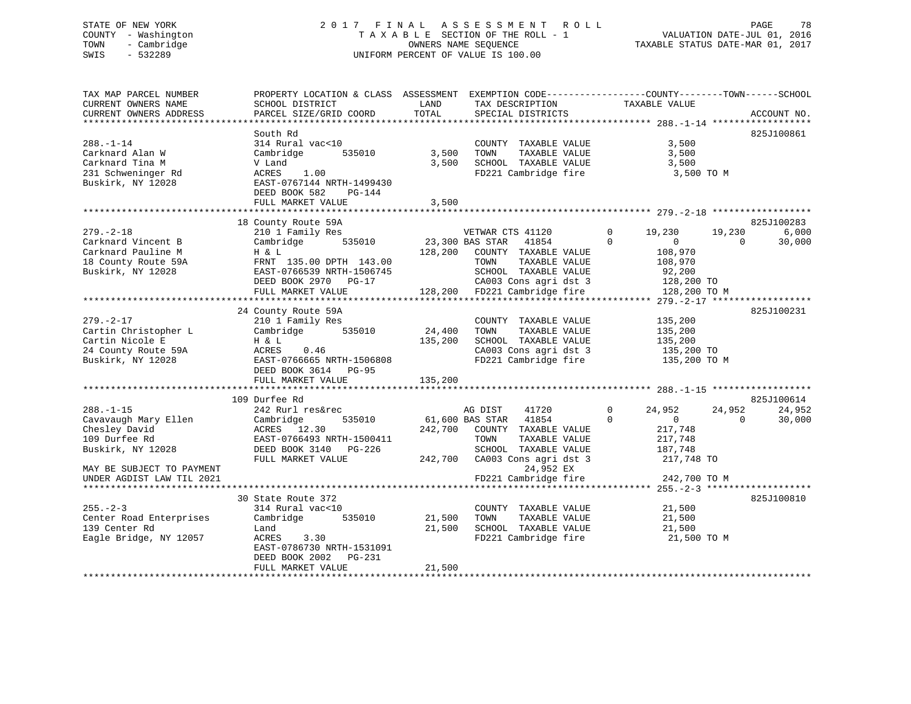STATE OF NEW YORK
COUNTY - Washington
TOWN - Cambridge
SWIS - 532289

2017 FINAL ASSESSMENT ROLL
TAXABLE SECTION OF THE ROLL - 1
OWNERS NAME SEQUENCE
UNIFORM PERCENT OF VALUE IS 100.00

VALUATION DATE-JUL 01, 2016
TAXABLE STATUS DATE-MAR 01, 2017

```
TAX MAP PARCEL NUMBER          PROPERTY LOCATION & CLASS  ASSESSMENT  EXEMPTION CODE-----------------COUNTY--------TOWN------SCHOOL
CURRENT OWNERS NAME            SCHOOL DISTRICT               LAND      TAX DESCRIPTION             TAXABLE VALUE
CURRENT OWNERS ADDRESS         PARCEL SIZE/GRID COORD        TOTAL     SPECIAL DISTRICTS                                        ACCOUNT NO.
******************************************************************************************************* 288.-1-14 ******************
                               South Rd                                                                                     825J100861
288.-1-14                      314 Rural vac<10                        COUNTY  TAXABLE VALUE            3,500
Carknard Alan W                Cambridge      535010        3,500      TOWN    TAXABLE VALUE            3,500
Carknard Tina M                V Land                       3,500      SCHOOL  TAXABLE VALUE            3,500
231 Schweninger Rd             ACRES    1.00                           FD221 Cambridge fire              3,500 TO M
Buskirk, NY 12028              EAST-0767144 NRTH-1499430
                               DEED BOOK 582    PG-144
                               FULL MARKET VALUE            3,500
******************************************************************************************************* 279.-2-18 ******************
                               18 County Route 59A                                                                          825J100283
279.-2-18                      210 1 Family Res                    VETWAR CTS 41120         0       19,230      19,230        6,000
Carknard Vincent B             Cambridge      535010       23,300 BAS STAR   41854          0            0           0       30,000
Carknard Pauline M             H & L                      128,200   COUNTY  TAXABLE VALUE          108,970
18 County Route 59A            FRNT  135.00 DPTH  143.00            TOWN    TAXABLE VALUE          108,970
Buskirk, NY 12028              EAST-0766539 NRTH-1506745            SCHOOL  TAXABLE VALUE           92,200
                               DEED BOOK 2970   PG-17               CA003 Cons agri dst 3          128,200 TO
                               FULL MARKET VALUE          128,200   FD221 Cambridge fire           128,200 TO M
******************************************************************************************************* 279.-2-17 ******************
                               24 County Route 59A                                                                          825J100231
279.-2-17                      210 1 Family Res                        COUNTY  TAXABLE VALUE          135,200
Cartin Christopher L           Cambridge      535010       24,400      TOWN    TAXABLE VALUE          135,200
Cartin Nicole E                H & L                      135,200      SCHOOL  TAXABLE VALUE          135,200
24 County Route 59A            ACRES    0.46                           CA003 Cons agri dst 3          135,200 TO
Buskirk, NY 12028              EAST-0766665 NRTH-1506808               FD221 Cambridge fire           135,200 TO M
                               DEED BOOK 3614   PG-95
                               FULL MARKET VALUE          135,200
******************************************************************************************************* 288.-1-15 ******************
                               109 Durfee Rd                                                                                825J100614
288.-1-15                      242 Rurl res&rec                    AG DIST     41720        0       24,952      24,952       24,952
Cavavaugh Mary Ellen           Cambridge      535010       61,600 BAS STAR   41854          0            0           0       30,000
Chesley David                  ACRES   12.30              242,700   COUNTY  TAXABLE VALUE          217,748
109 Durfee Rd                  EAST-0766493 NRTH-1500411            TOWN    TAXABLE VALUE          217,748
Buskirk, NY 12028              DEED BOOK 3140   PG-226              SCHOOL  TAXABLE VALUE          187,748
                               FULL MARKET VALUE          242,700   CA003 Cons agri dst 3          217,748 TO
MAY BE SUBJECT TO PAYMENT                                                  24,952 EX
UNDER AGDIST LAW TIL 2021                                           FD221 Cambridge fire           242,700 TO M
******************************************************************************************************* 255.-2-3 *******************
                               30 State Route 372                                                                           825J100810
255.-2-3                       314 Rural vac<10                        COUNTY  TAXABLE VALUE           21,500
Center Road Enterprises        Cambridge      535010       21,500      TOWN    TAXABLE VALUE           21,500
139 Center Rd                  Land                        21,500      SCHOOL  TAXABLE VALUE           21,500
Eagle Bridge, NY 12057         ACRES    3.30                           FD221 Cambridge fire            21,500 TO M
                               EAST-0786730 NRTH-1531091
                               DEED BOOK 2002   PG-231
                               FULL MARKET VALUE           21,500
************************************************************************************************************************************
```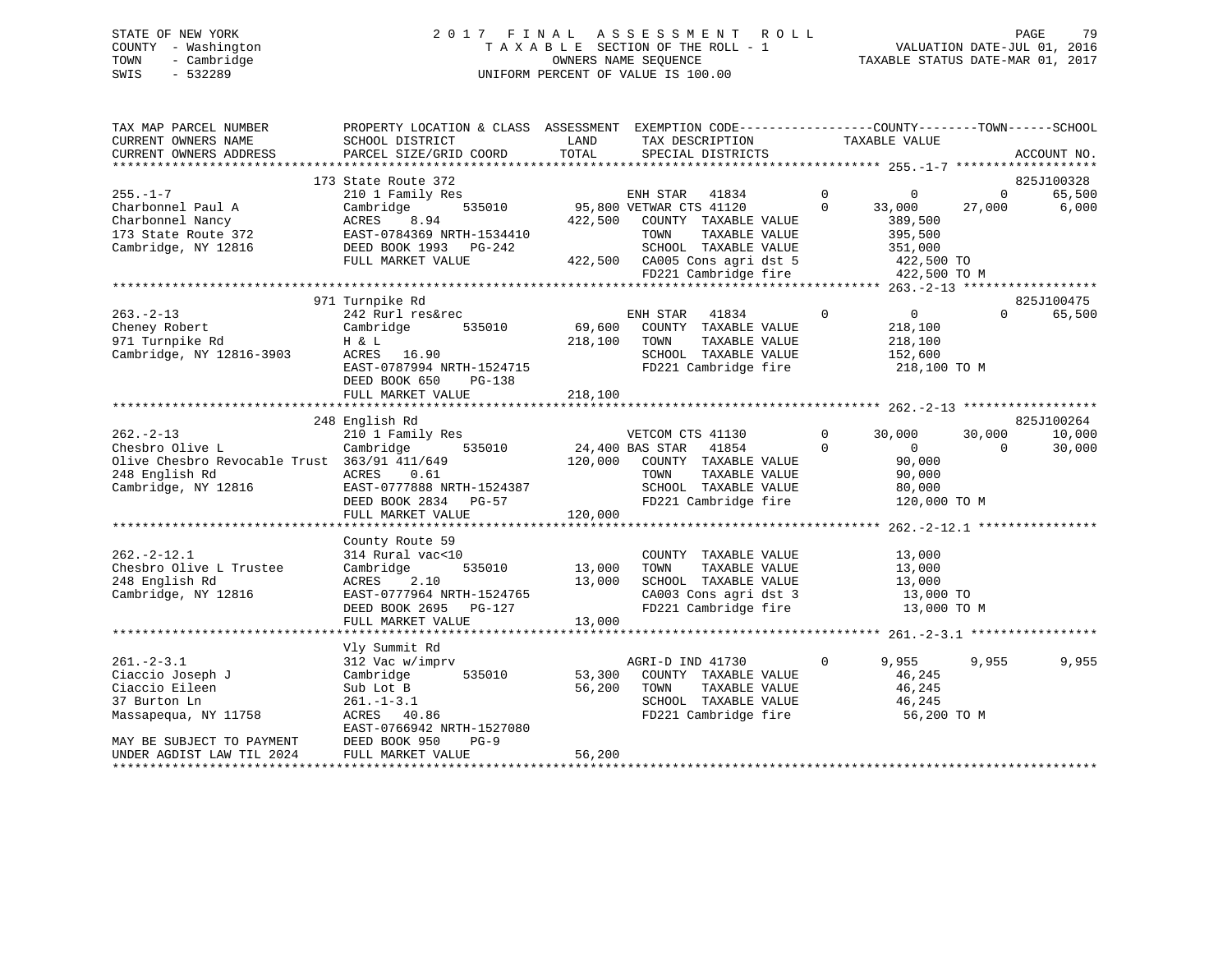STATE OF NEW YORK
COUNTY - Washington
TOWN - Cambridge
SWIS - 532289

# 2017 FINAL ASSESSMENT ROLL
TAXABLE SECTION OF THE ROLL - 1
OWNERS NAME SEQUENCE
UNIFORM PERCENT OF VALUE IS 100.00

VALUATION DATE-JUL 01, 2016
TAXABLE STATUS DATE-MAR 01, 2017

```
TAX MAP PARCEL NUMBER          PROPERTY LOCATION & CLASS  ASSESSMENT  EXEMPTION CODE------------------COUNTY--------TOWN------SCHOOL
CURRENT OWNERS NAME            SCHOOL DISTRICT             LAND       TAX DESCRIPTION            TAXABLE VALUE
CURRENT OWNERS ADDRESS         PARCEL SIZE/GRID COORD      TOTAL      SPECIAL DISTRICTS                                      ACCOUNT NO.
******************************************************************************************************* 255.-1-7 *******************
                               173 State Route 372                                                                         825J100328
255.-1-7                       210 1 Family Res                       ENH STAR   41834          0          0          0      65,500
Charbonnel Paul A              Cambridge       535010     95,800 VETWAR CTS 41120          0     33,000     27,000       6,000
Charbonnel Nancy               ACRES    8.94             422,500   COUNTY  TAXABLE VALUE           389,500
173 State Route 372            EAST-0784369 NRTH-1534410           TOWN    TAXABLE VALUE           395,500
Cambridge, NY 12816            DEED BOOK 1993   PG-242             SCHOOL  TAXABLE VALUE           351,000
                               FULL MARKET VALUE         422,500   CA005 Cons agri dst 5           422,500 TO
                                                                   FD221 Cambridge fire            422,500 TO M
******************************************************************************************************* 263.-2-13 ******************
                               971 Turnpike Rd                                                                             825J100475
263.-2-13                      242 Rurl res&rec                       ENH STAR   41834          0          0          0      65,500
Cheney Robert                  Cambridge       535010     69,600   COUNTY  TAXABLE VALUE           218,100
971 Turnpike Rd                H & L                     218,100   TOWN    TAXABLE VALUE           218,100
Cambridge, NY 12816-3903       ACRES   16.90                       SCHOOL  TAXABLE VALUE           152,600
                               EAST-0787994 NRTH-1524715           FD221 Cambridge fire            218,100 TO M
                               DEED BOOK 650    PG-138
                               FULL MARKET VALUE         218,100
******************************************************************************************************* 262.-2-13 ******************
                               248 English Rd                                                                              825J100264
262.-2-13                      210 1 Family Res                       VETCOM CTS 41130          0     30,000     30,000      10,000
Chesbro Olive L                Cambridge       535010     24,400 BAS STAR   41854          0          0          0      30,000
Olive Chesbro Revocable Trust  363/91 411/649            120,000   COUNTY  TAXABLE VALUE            90,000
248 English Rd                 ACRES    0.61                       TOWN    TAXABLE VALUE            90,000
Cambridge, NY 12816            EAST-0777888 NRTH-1524387           SCHOOL  TAXABLE VALUE            80,000
                               DEED BOOK 2834   PG-57              FD221 Cambridge fire            120,000 TO M
                               FULL MARKET VALUE         120,000
******************************************************************************************************* 262.-2-12.1 ****************
                               County Route 59
262.-2-12.1                    314 Rural vac<10                    COUNTY  TAXABLE VALUE            13,000
Chesbro Olive L Trustee        Cambridge       535010     13,000   TOWN    TAXABLE VALUE            13,000
248 English Rd                 ACRES    2.10              13,000   SCHOOL  TAXABLE VALUE            13,000
Cambridge, NY 12816            EAST-0777964 NRTH-1524765           CA003 Cons agri dst 3            13,000 TO
                               DEED BOOK 2695   PG-127             FD221 Cambridge fire             13,000 TO M
                               FULL MARKET VALUE          13,000
******************************************************************************************************* 261.-2-3.1 *****************
                               Vly Summit Rd
261.-2-3.1                     312 Vac w/imprv                        AGRI-D IND 41730          0      9,955      9,955       9,955
Ciaccio Joseph J               Cambridge       535010     53,300   COUNTY  TAXABLE VALUE            46,245
Ciaccio Eileen                 Sub Lot B                  56,200   TOWN    TAXABLE VALUE            46,245
37 Burton Ln                   261.-1-3.1                          SCHOOL  TAXABLE VALUE            46,245
Massapequa, NY 11758           ACRES   40.86                       FD221 Cambridge fire             56,200 TO M
                               EAST-0766942 NRTH-1527080
MAY BE SUBJECT TO PAYMENT      DEED BOOK 950    PG-9
UNDER AGDIST LAW TIL 2024      FULL MARKET VALUE          56,200
************************************************************************************************************************************
```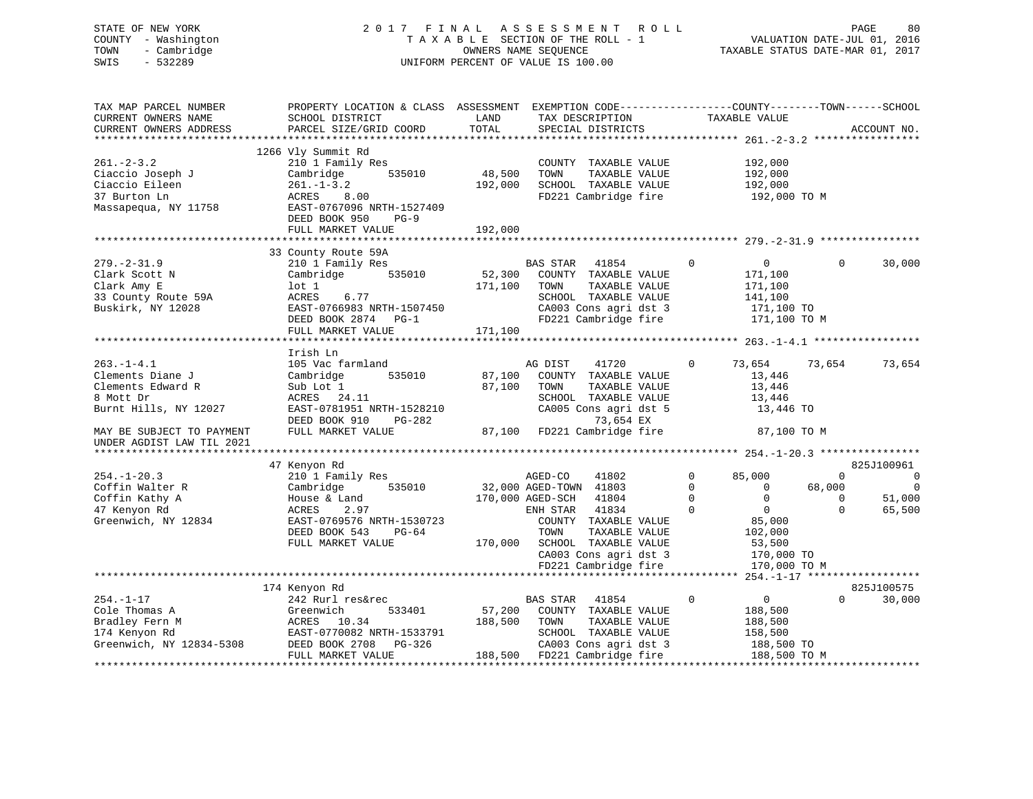STATE OF NEW YORK
COUNTY - Washington
TOWN - Cambridge
SWIS - 532289

# 2017 FINAL ASSESSMENT ROLL

TAXABLE SECTION OF THE ROLL - 1
OWNERS NAME SEQUENCE
UNIFORM PERCENT OF VALUE IS 100.00

VALUATION DATE-JUL 01, 2016
TAXABLE STATUS DATE-MAR 01, 2017

```
TAX MAP PARCEL NUMBER          PROPERTY LOCATION & CLASS  ASSESSMENT  EXEMPTION CODE------------------COUNTY--------TOWN------SCHOOL
CURRENT OWNERS NAME            SCHOOL DISTRICT               LAND     TAX DESCRIPTION            TAXABLE VALUE
CURRENT OWNERS ADDRESS         PARCEL SIZE/GRID COORD        TOTAL    SPECIAL DISTRICTS                                    ACCOUNT NO.
******************************************************************************************************* 261.-2-3.2 *****************
                               1266 Vly Summit Rd
261.-2-3.2                     210 1 Family Res                       COUNTY  TAXABLE VALUE          192,000
Ciaccio Joseph J               Cambridge       535010       48,500    TOWN    TAXABLE VALUE          192,000
Ciaccio Eileen                 261.-1-3.2                  192,000    SCHOOL  TAXABLE VALUE          192,000
37 Burton Ln                   ACRES    8.00                          FD221 Cambridge fire            192,000 TO M
Massapequa, NY 11758           EAST-0767096 NRTH-1527409
                               DEED BOOK 950    PG-9
                               FULL MARKET VALUE           192,000
******************************************************************************************************* 279.-2-31.9 ****************
                               33 County Route 59A
279.-2-31.9                    210 1 Family Res                     BAS STAR   41854         0          0            0       30,000
Clark Scott N                  Cambridge       535010       52,300    COUNTY  TAXABLE VALUE          171,100
Clark Amy E                    lot 1                       171,100    TOWN    TAXABLE VALUE          171,100
33 County Route 59A            ACRES    6.77                          SCHOOL  TAXABLE VALUE          141,100
Buskirk, NY 12028              EAST-0766983 NRTH-1507450              CA003 Cons agri dst 3           171,100 TO
                               DEED BOOK 2874   PG-1                  FD221 Cambridge fire            171,100 TO M
                               FULL MARKET VALUE           171,100
******************************************************************************************************* 263.-1-4.1 *****************
                               Irish Ln
263.-1-4.1                     105 Vac farmland                     AG DIST    41720         0     73,654       73,654       73,654
Clements Diane J               Cambridge       535010       87,100    COUNTY  TAXABLE VALUE           13,446
Clements Edward R              Sub Lot 1                    87,100    TOWN    TAXABLE VALUE           13,446
8 Mott Dr                      ACRES   24.11                          SCHOOL  TAXABLE VALUE           13,446
Burnt Hills, NY 12027          EAST-0781951 NRTH-1528210              CA005 Cons agri dst 5            13,446 TO
                               DEED BOOK 910    PG-282                      73,654 EX
MAY BE SUBJECT TO PAYMENT      FULL MARKET VALUE            87,100    FD221 Cambridge fire             87,100 TO M
UNDER AGDIST LAW TIL 2021
******************************************************************************************************* 254.-1-20.3 ****************
                               47 Kenyon Rd                                                                             825J100961
254.-1-20.3                    210 1 Family Res                     AGED-CO    41802         0     85,000            0            0
Coffin Walter R                Cambridge       535010       32,000 AGED-TOWN  41803         0          0       68,000            0
Coffin Kathy A                 House & Land                170,000 AGED-SCH   41804         0          0            0       51,000
47 Kenyon Rd                   ACRES    2.97                        ENH STAR   41834         0          0            0       65,500
Greenwich, NY 12834            EAST-0769576 NRTH-1530723              COUNTY  TAXABLE VALUE           85,000
                               DEED BOOK 543    PG-64                 TOWN    TAXABLE VALUE          102,000
                               FULL MARKET VALUE           170,000    SCHOOL  TAXABLE VALUE           53,500
                                                                      CA003 Cons agri dst 3           170,000 TO
                                                                      FD221 Cambridge fire            170,000 TO M
******************************************************************************************************* 254.-1-17 ******************
                               174 Kenyon Rd                                                                            825J100575
254.-1-17                      242 Rurl res&rec                     BAS STAR   41854         0          0            0       30,000
Cole Thomas A                  Greenwich       533401       57,200    COUNTY  TAXABLE VALUE          188,500
Bradley Fern M                 ACRES   10.34               188,500    TOWN    TAXABLE VALUE          188,500
174 Kenyon Rd                  EAST-0770082 NRTH-1533791              SCHOOL  TAXABLE VALUE          158,500
Greenwich, NY 12834-5308       DEED BOOK 2708   PG-326                CA003 Cons agri dst 3           188,500 TO
                               FULL MARKET VALUE           188,500    FD221 Cambridge fire            188,500 TO M
************************************************************************************************************************************
```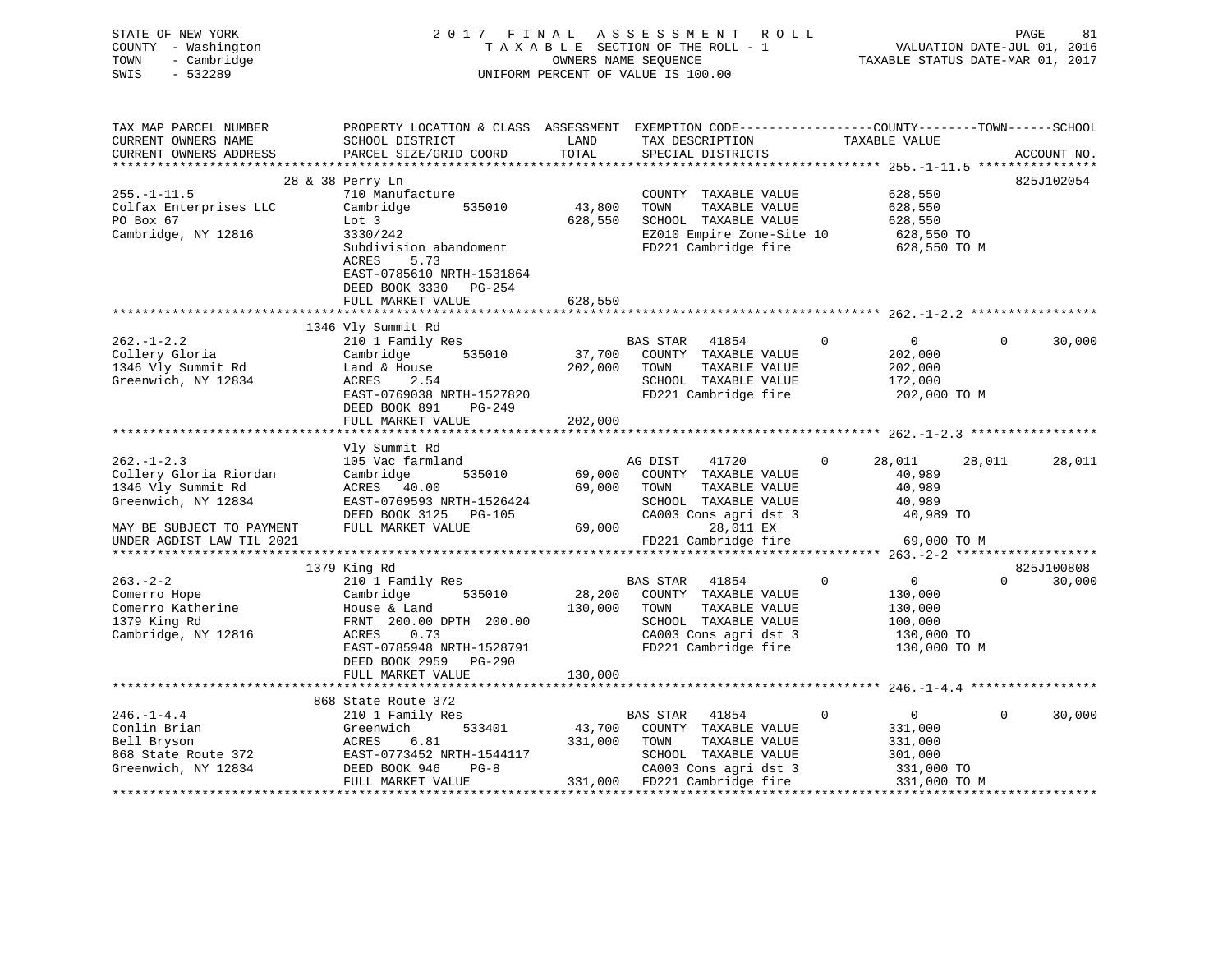STATE OF NEW YORK — 2017 FINAL ASSESSMENT ROLL
COUNTY - Washington — TAXABLE SECTION OF THE ROLL - 1 — VALUATION DATE-JUL 01, 2016
TOWN - Cambridge — OWNERS NAME SEQUENCE — TAXABLE STATUS DATE-MAR 01, 2017
SWIS - 532289 — UNIFORM PERCENT OF VALUE IS 100.00

```
TAX MAP PARCEL NUMBER          PROPERTY LOCATION & CLASS  ASSESSMENT  EXEMPTION CODE------------------COUNTY--------TOWN------SCHOOL
CURRENT OWNERS NAME            SCHOOL DISTRICT               LAND      TAX DESCRIPTION            TAXABLE VALUE
CURRENT OWNERS ADDRESS         PARCEL SIZE/GRID COORD        TOTAL     SPECIAL DISTRICTS                                        ACCOUNT NO.
******************************************************************************************************* 255.-1-11.5 ****************
                        28 & 38 Perry Ln                                                                                     825J102054
255.-1-11.5                    710 Manufacture                         COUNTY  TAXABLE VALUE            628,550
Colfax Enterprises LLC         Cambridge         535010       43,800   TOWN    TAXABLE VALUE            628,550
PO Box 67                      Lot 3                         628,550   SCHOOL  TAXABLE VALUE            628,550
Cambridge, NY 12816            3330/242                                EZ010 Empire Zone-Site 10         628,550 TO
                               Subdivision abandoment                  FD221 Cambridge fire              628,550 TO M
                               ACRES    5.73
                               EAST-0785610 NRTH-1531864
                               DEED BOOK 3330   PG-254
                               FULL MARKET VALUE             628,550
******************************************************************************************************* 262.-1-2.2 *****************
                          1346 Vly Summit Rd
262.-1-2.2                     210 1 Family Res                   BAS STAR   41854         0           0            0       30,000
Collery Gloria                 Cambridge         535010       37,700   COUNTY  TAXABLE VALUE            202,000
1346 Vly Summit Rd             Land & House                  202,000   TOWN    TAXABLE VALUE            202,000
Greenwich, NY 12834            ACRES    2.54                           SCHOOL  TAXABLE VALUE            172,000
                               EAST-0769038 NRTH-1527820               FD221 Cambridge fire              202,000 TO M
                               DEED BOOK 891    PG-249
                               FULL MARKET VALUE             202,000
******************************************************************************************************* 262.-1-2.3 *****************
                               Vly Summit Rd
262.-1-2.3                     105 Vac farmland                   AG DIST    41720         0      28,011       28,011      28,011
Collery Gloria Riordan         Cambridge         535010       69,000   COUNTY  TAXABLE VALUE             40,989
1346 Vly Summit Rd             ACRES   40.00                  69,000   TOWN    TAXABLE VALUE             40,989
Greenwich, NY 12834            EAST-0769593 NRTH-1526424               SCHOOL  TAXABLE VALUE             40,989
                               DEED BOOK 3125   PG-105                 CA003 Cons agri dst 3              40,989 TO
MAY BE SUBJECT TO PAYMENT      FULL MARKET VALUE              69,000        28,011 EX
UNDER AGDIST LAW TIL 2021                                              FD221 Cambridge fire               69,000 TO M
******************************************************************************************************* 263.-2-2 *******************
                          1379 King Rd                                                                                       825J100808
263.-2-2                       210 1 Family Res                   BAS STAR   41854         0           0            0       30,000
Comerro Hope                   Cambridge         535010       28,200   COUNTY  TAXABLE VALUE            130,000
Comerro Katherine              House & Land                  130,000   TOWN    TAXABLE VALUE            130,000
1379 King Rd                   FRNT  200.00 DPTH  200.00               SCHOOL  TAXABLE VALUE            100,000
Cambridge, NY 12816            ACRES    0.73                           CA003 Cons agri dst 3             130,000 TO
                               EAST-0785948 NRTH-1528791               FD221 Cambridge fire              130,000 TO M
                               DEED BOOK 2959   PG-290
                               FULL MARKET VALUE             130,000
******************************************************************************************************* 246.-1-4.4 *****************
                          868 State Route 372
246.-1-4.4                     210 1 Family Res                   BAS STAR   41854         0           0            0       30,000
Conlin Brian                   Greenwich         533401       43,700   COUNTY  TAXABLE VALUE            331,000
Bell Bryson                    ACRES    6.81                 331,000   TOWN    TAXABLE VALUE            331,000
868 State Route 372            EAST-0773452 NRTH-1544117               SCHOOL  TAXABLE VALUE            301,000
Greenwich, NY 12834            DEED BOOK 946    PG-8                   CA003 Cons agri dst 3             331,000 TO
                               FULL MARKET VALUE             331,000   FD221 Cambridge fire              331,000 TO M
************************************************************************************************************************************
```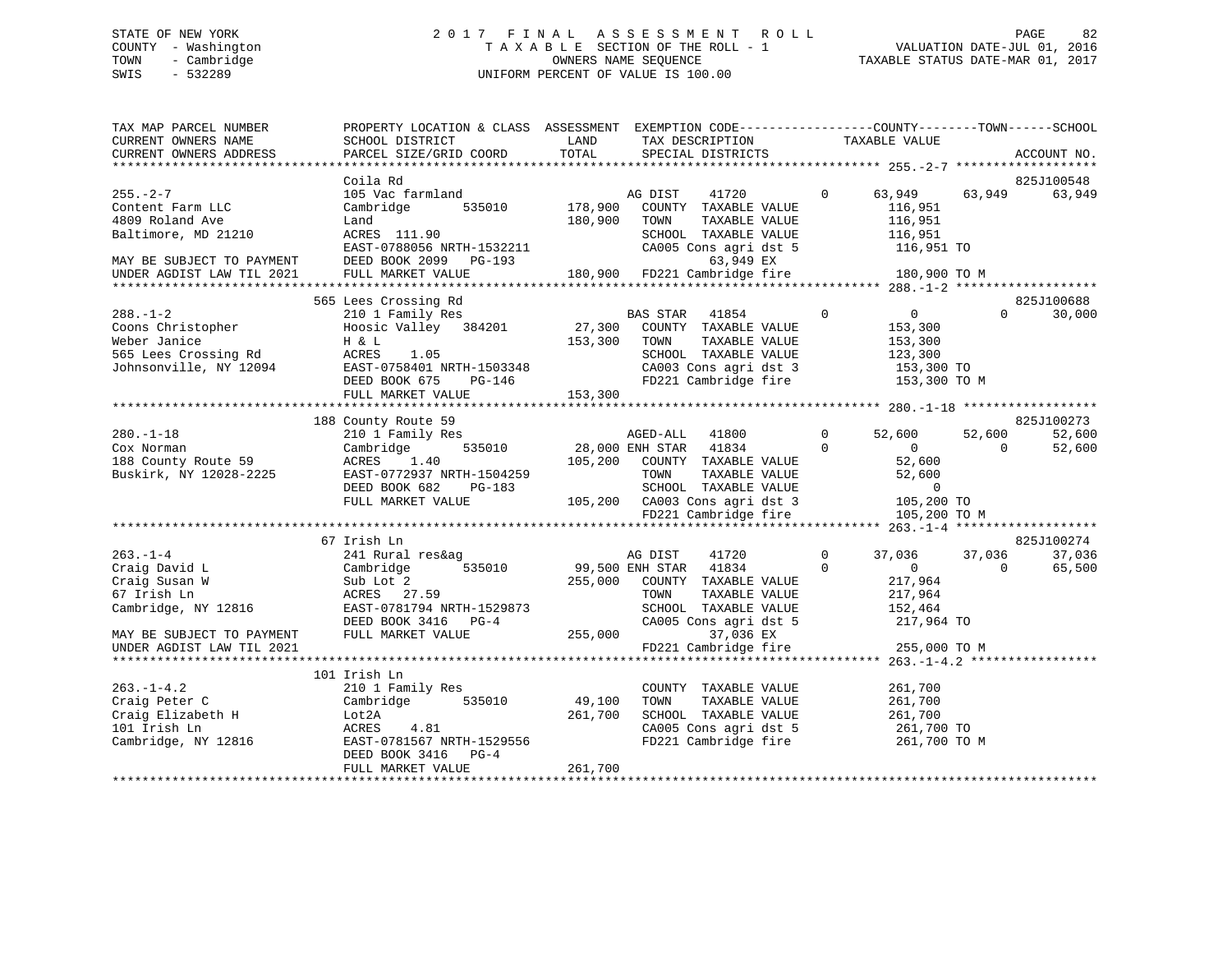STATE OF NEW YORK
COUNTY - Washington
TOWN - Cambridge
SWIS - 532289

2017 FINAL ASSESSMENT ROLL
TAXABLE SECTION OF THE ROLL - 1
OWNERS NAME SEQUENCE
UNIFORM PERCENT OF VALUE IS 100.00

VALUATION DATE-JUL 01, 2016
TAXABLE STATUS DATE-MAR 01, 2017

```
TAX MAP PARCEL NUMBER       PROPERTY LOCATION & CLASS  ASSESSMENT  EXEMPTION CODE-----------------COUNTY--------TOWN------SCHOOL
CURRENT OWNERS NAME         SCHOOL DISTRICT              LAND      TAX DESCRIPTION             TAXABLE VALUE
CURRENT OWNERS ADDRESS      PARCEL SIZE/GRID COORD       TOTAL     SPECIAL DISTRICTS                                      ACCOUNT NO.
******************************************************************************************************* 255.-2-7 *******************
                            Coila Rd                                                                                   825J100548
255.-2-7                    105 Vac farmland                     AG DIST     41720         0       63,949     63,949     63,949
Content Farm LLC            Cambridge       535010     178,900   COUNTY  TAXABLE VALUE            116,951
4809 Roland Ave             Land                       180,900   TOWN    TAXABLE VALUE            116,951
Baltimore, MD 21210         ACRES 111.90                         SCHOOL  TAXABLE VALUE            116,951
                            EAST-0788056 NRTH-1532211            CA005 Cons agri dst 5            116,951 TO
MAY BE SUBJECT TO PAYMENT   DEED BOOK 2099   PG-193                       63,949 EX
UNDER AGDIST LAW TIL 2021   FULL MARKET VALUE          180,900   FD221 Cambridge fire              180,900 TO M
******************************************************************************************************* 288.-1-2 *******************
                            565 Lees Crossing Rd                                                                       825J100688
288.-1-2                    210 1 Family Res                     BAS STAR    41854         0           0          0     30,000
Coons Christopher           Hoosic Valley   384201      27,300   COUNTY  TAXABLE VALUE            153,300
Weber Janice                H & L                      153,300   TOWN    TAXABLE VALUE            153,300
565 Lees Crossing Rd        ACRES    1.05                        SCHOOL  TAXABLE VALUE            123,300
Johnsonville, NY 12094      EAST-0758401 NRTH-1503348            CA003 Cons agri dst 3            153,300 TO
                            DEED BOOK 675    PG-146              FD221 Cambridge fire             153,300 TO M
                            FULL MARKET VALUE          153,300
******************************************************************************************************* 280.-1-18 ******************
                            188 County Route 59                                                                        825J100273
280.-1-18                   210 1 Family Res                     AGED-ALL    41800         0       52,600     52,600     52,600
Cox Norman                  Cambridge       535010      28,000 ENH STAR  41834         0           0          0     52,600
188 County Route 59         ACRES    1.40                  105,200   COUNTY  TAXABLE VALUE             52,600
Buskirk, NY 12028-2225      EAST-0772937 NRTH-1504259            TOWN    TAXABLE VALUE             52,600
                            DEED BOOK 682    PG-183              SCHOOL  TAXABLE VALUE                  0
                            FULL MARKET VALUE          105,200   CA003 Cons agri dst 3            105,200 TO
                                                                 FD221 Cambridge fire             105,200 TO M
******************************************************************************************************* 263.-1-4 *******************
                            67 Irish Ln                                                                                825J100274
263.-1-4                    241 Rural res&ag                     AG DIST     41720         0       37,036     37,036     37,036
Craig David L               Cambridge       535010      99,500 ENH STAR  41834         0           0          0     65,500
Craig Susan W               Sub Lot 2                  255,000   COUNTY  TAXABLE VALUE            217,964
67 Irish Ln                 ACRES   27.59                        TOWN    TAXABLE VALUE            217,964
Cambridge, NY 12816         EAST-0781794 NRTH-1529873            SCHOOL  TAXABLE VALUE            152,464
                            DEED BOOK 3416   PG-4                CA005 Cons agri dst 5            217,964 TO
MAY BE SUBJECT TO PAYMENT   FULL MARKET VALUE          255,000            37,036 EX
UNDER AGDIST LAW TIL 2021                                        FD221 Cambridge fire             255,000 TO M
******************************************************************************************************* 263.-1-4.2 *****************
                            101 Irish Ln
263.-1-4.2                  210 1 Family Res                     COUNTY  TAXABLE VALUE            261,700
Craig Peter C               Cambridge       535010      49,100   TOWN    TAXABLE VALUE            261,700
Craig Elizabeth H           Lot2A                      261,700   SCHOOL  TAXABLE VALUE            261,700
101 Irish Ln                ACRES    4.81                        CA005 Cons agri dst 5            261,700 TO
Cambridge, NY 12816         EAST-0781567 NRTH-1529556            FD221 Cambridge fire             261,700 TO M
                            DEED BOOK 3416   PG-4
                            FULL MARKET VALUE          261,700
************************************************************************************************************************************
```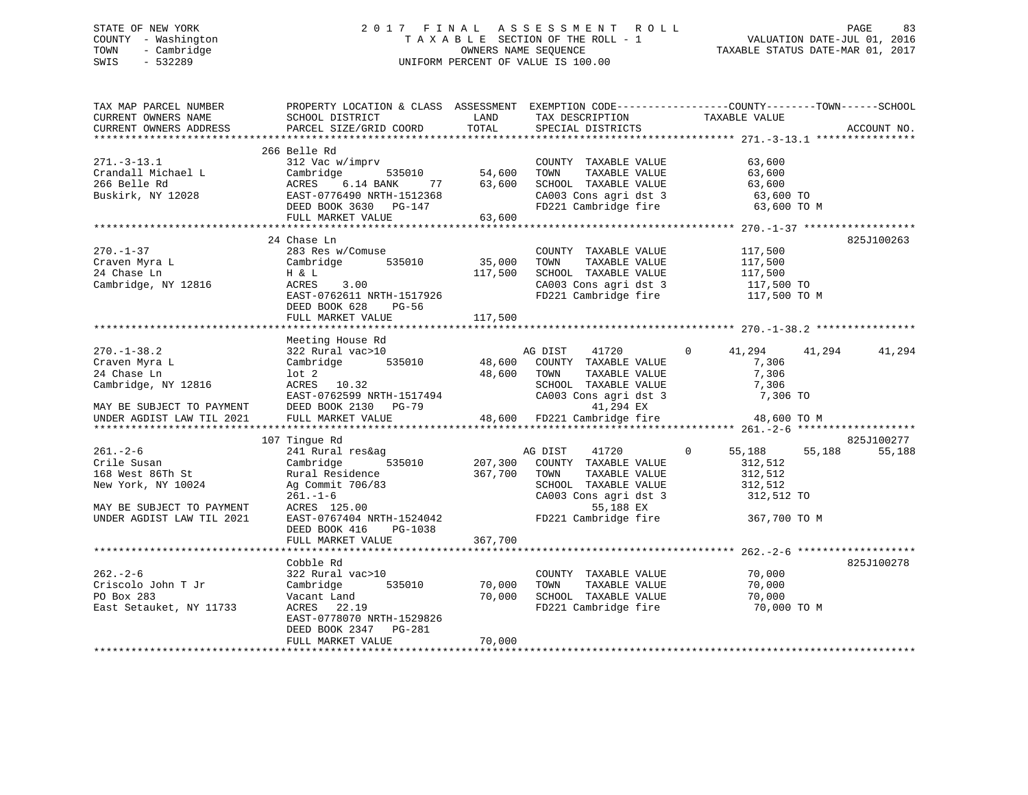STATE OF NEW YORK                    2017 FINAL ASSESSMENT ROLL
COUNTY - Washington                  TAXABLE SECTION OF THE ROLL - 1                VALUATION DATE-JUL 01, 2016
TOWN   - Cambridge                   OWNERS NAME SEQUENCE                           TAXABLE STATUS DATE-MAR 01, 2017
SWIS   - 532289                      UNIFORM PERCENT OF VALUE IS 100.00

```
TAX MAP PARCEL NUMBER          PROPERTY LOCATION & CLASS  ASSESSMENT  EXEMPTION CODE------------------COUNTY--------TOWN------SCHOOL
CURRENT OWNERS NAME            SCHOOL DISTRICT               LAND      TAX DESCRIPTION            TAXABLE VALUE
CURRENT OWNERS ADDRESS         PARCEL SIZE/GRID COORD        TOTAL     SPECIAL DISTRICTS                                    ACCOUNT NO.
******************************************************************************************************* 271.-3-13.1 ****************
                               266 Belle Rd
271.-3-13.1                    312 Vac w/imprv                         COUNTY  TAXABLE VALUE            63,600
Crandall Michael L             Cambridge       535010      54,600      TOWN    TAXABLE VALUE            63,600
266 Belle Rd                   ACRES    6.14 BANK     77   63,600      SCHOOL  TAXABLE VALUE            63,600
Buskirk, NY 12028              EAST-0776490 NRTH-1512368               CA003 Cons agri dst 3             63,600 TO
                               DEED BOOK 3630   PG-147                 FD221 Cambridge fire              63,600 TO M
                               FULL MARKET VALUE           63,600
******************************************************************************************************* 270.-1-37 ******************
                               24 Chase Ln                                                                            825J100263
270.-1-37                      283 Res w/Comuse                        COUNTY  TAXABLE VALUE           117,500
Craven Myra L                  Cambridge       535010      35,000      TOWN    TAXABLE VALUE           117,500
24 Chase Ln                    H & L                      117,500      SCHOOL  TAXABLE VALUE           117,500
Cambridge, NY 12816            ACRES    3.00                           CA003 Cons agri dst 3            117,500 TO
                               EAST-0762611 NRTH-1517926               FD221 Cambridge fire             117,500 TO M
                               DEED BOOK 628    PG-56
                               FULL MARKET VALUE          117,500
******************************************************************************************************* 270.-1-38.2 ****************
                               Meeting House Rd
270.-1-38.2                    322 Rural vac>10                        AG DIST     41720        0      41,294     41,294     41,294
Craven Myra L                  Cambridge       535010      48,600      COUNTY  TAXABLE VALUE             7,306
24 Chase Ln                    lot 2                       48,600      TOWN    TAXABLE VALUE             7,306
Cambridge, NY 12816            ACRES   10.32                           SCHOOL  TAXABLE VALUE             7,306
                               EAST-0762599 NRTH-1517494               CA003 Cons agri dst 3              7,306 TO
MAY BE SUBJECT TO PAYMENT      DEED BOOK 2130   PG-79                         41,294 EX
UNDER AGDIST LAW TIL 2021      FULL MARKET VALUE           48,600      FD221 Cambridge fire              48,600 TO M
******************************************************************************************************* 261.-2-6 *******************
                               107 Tingue Rd                                                                          825J100277
261.-2-6                       241 Rural res&ag                        AG DIST     41720        0      55,188     55,188     55,188
Crile Susan                    Cambridge       535010     207,300      COUNTY  TAXABLE VALUE           312,512
168 West 86Th St               Rural Residence            367,700      TOWN    TAXABLE VALUE           312,512
New York, NY 10024             Ag Commit 706/83                        SCHOOL  TAXABLE VALUE           312,512
                               261.-1-6                                CA003 Cons agri dst 3            312,512 TO
MAY BE SUBJECT TO PAYMENT      ACRES  125.00                                  55,188 EX
UNDER AGDIST LAW TIL 2021      EAST-0767404 NRTH-1524042               FD221 Cambridge fire             367,700 TO M
                               DEED BOOK 416    PG-1038
                               FULL MARKET VALUE          367,700
******************************************************************************************************* 262.-2-6 *******************
                               Cobble Rd                                                                              825J100278
262.-2-6                       322 Rural vac>10                        COUNTY  TAXABLE VALUE            70,000
Criscolo John T Jr             Cambridge       535010      70,000      TOWN    TAXABLE VALUE            70,000
PO Box 283                     Vacant Land                 70,000      SCHOOL  TAXABLE VALUE            70,000
East Setauket, NY 11733        ACRES   22.19                           FD221 Cambridge fire              70,000 TO M
                               EAST-0778070 NRTH-1529826
                               DEED BOOK 2347   PG-281
                               FULL MARKET VALUE           70,000
************************************************************************************************************************************
```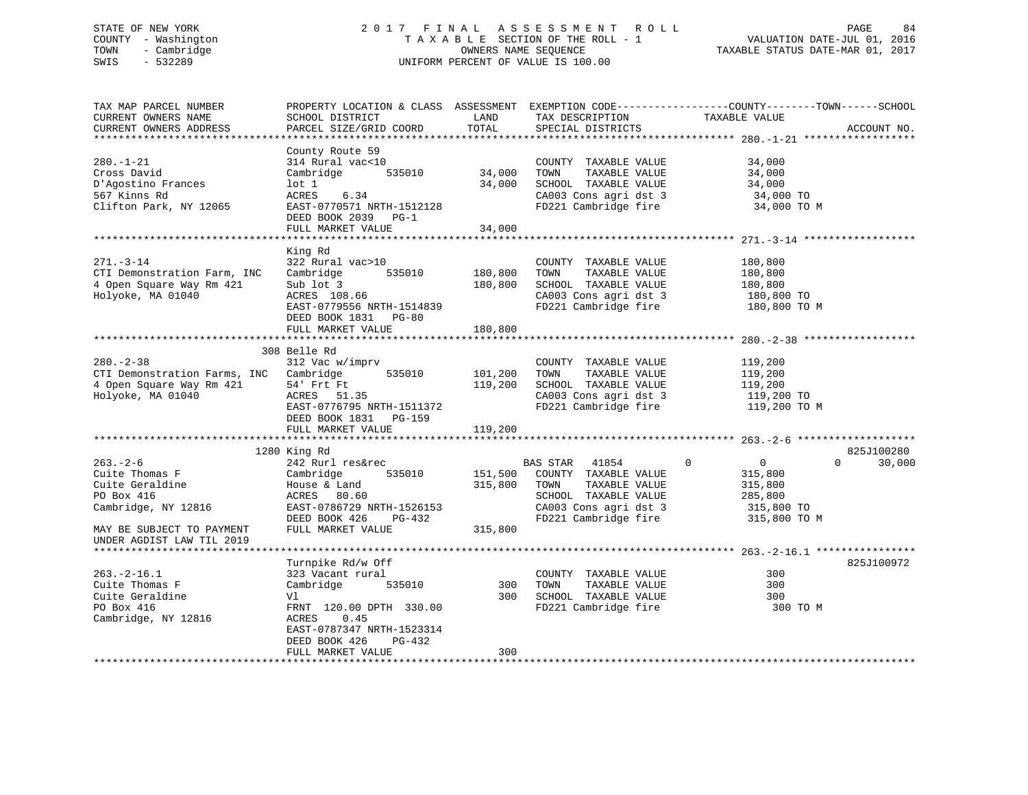STATE OF NEW YORK
COUNTY - Washington
TOWN - Cambridge
SWIS - 532289

2 0 1 7 F I N A L A S S E S S M E N T R O L L
T A X A B L E SECTION OF THE ROLL - 1
OWNERS NAME SEQUENCE
UNIFORM PERCENT OF VALUE IS 100.00

VALUATION DATE-JUL 01, 2016
TAXABLE STATUS DATE-MAR 01, 2017

```
TAX MAP PARCEL NUMBER          PROPERTY LOCATION & CLASS  ASSESSMENT  EXEMPTION CODE------------------COUNTY--------TOWN------SCHOOL
CURRENT OWNERS NAME            SCHOOL DISTRICT               LAND      TAX DESCRIPTION            TAXABLE VALUE
CURRENT OWNERS ADDRESS         PARCEL SIZE/GRID COORD        TOTAL     SPECIAL DISTRICTS                                    ACCOUNT NO.
******************************************************************************************************* 280.-1-21 ******************
                               County Route 59
280.-1-21                      314 Rural vac<10                        COUNTY  TAXABLE VALUE             34,000
Cross David                    Cambridge       535010         34,000   TOWN    TAXABLE VALUE             34,000
D'Agostino Frances             lot 1                          34,000   SCHOOL  TAXABLE VALUE             34,000
567 Kinns Rd                   ACRES    6.34                           CA003 Cons agri dst 3              34,000 TO
Clifton Park, NY 12065         EAST-0770571 NRTH-1512128               FD221 Cambridge fire               34,000 TO M
                               DEED BOOK 2039   PG-1
                               FULL MARKET VALUE              34,000
******************************************************************************************************* 271.-3-14 ******************
                               King Rd
271.-3-14                      322 Rural vac>10                        COUNTY  TAXABLE VALUE            180,800
CTI Demonstration Farm, INC    Cambridge       535010        180,800   TOWN    TAXABLE VALUE            180,800
4 Open Square Way Rm 421       Sub lot 3                     180,800   SCHOOL  TAXABLE VALUE            180,800
Holyoke, MA 01040              ACRES  108.66                           CA003 Cons agri dst 3             180,800 TO
                               EAST-0779556 NRTH-1514839               FD221 Cambridge fire              180,800 TO M
                               DEED BOOK 1831   PG-80
                               FULL MARKET VALUE             180,800
******************************************************************************************************* 280.-2-38 ******************
                           308 Belle Rd
280.-2-38                      312 Vac w/imprv                         COUNTY  TAXABLE VALUE            119,200
CTI Demonstration Farms, INC   Cambridge       535010        101,200   TOWN    TAXABLE VALUE            119,200
4 Open Square Way Rm 421       54' Frt Ft                    119,200   SCHOOL  TAXABLE VALUE            119,200
Holyoke, MA 01040              ACRES   51.35                           CA003 Cons agri dst 3             119,200 TO
                               EAST-0776795 NRTH-1511372               FD221 Cambridge fire              119,200 TO M
                               DEED BOOK 1831   PG-159
                               FULL MARKET VALUE             119,200
******************************************************************************************************* 263.-2-6 *******************
                          1280 King Rd                                                                              825J100280
263.-2-6                       242 Rurl res&rec                        BAS STAR   41854          0          0           0      30,000
Cuite Thomas F                 Cambridge       535010        151,500   COUNTY  TAXABLE VALUE            315,800
Cuite Geraldine                House & Land                  315,800   TOWN    TAXABLE VALUE            315,800
PO Box 416                     ACRES   80.60                           SCHOOL  TAXABLE VALUE            285,800
Cambridge, NY 12816            EAST-0786729 NRTH-1526153               CA003 Cons agri dst 3             315,800 TO
                               DEED BOOK 426    PG-432                 FD221 Cambridge fire              315,800 TO M
MAY BE SUBJECT TO PAYMENT      FULL MARKET VALUE             315,800
UNDER AGDIST LAW TIL 2019
******************************************************************************************************* 263.-2-16.1 ****************
                               Turnpike Rd/w Off                                                                    825J100972
263.-2-16.1                    323 Vacant rural                        COUNTY  TAXABLE VALUE                300
Cuite Thomas F                 Cambridge       535010            300   TOWN    TAXABLE VALUE                300
Cuite Geraldine                Vl                                300   SCHOOL  TAXABLE VALUE                300
PO Box 416                     FRNT 120.00 DPTH 330.00                 FD221 Cambridge fire                  300 TO M
Cambridge, NY 12816            ACRES    0.45
                               EAST-0787347 NRTH-1523314
                               DEED BOOK 426    PG-432
                               FULL MARKET VALUE                 300
************************************************************************************************************************************
```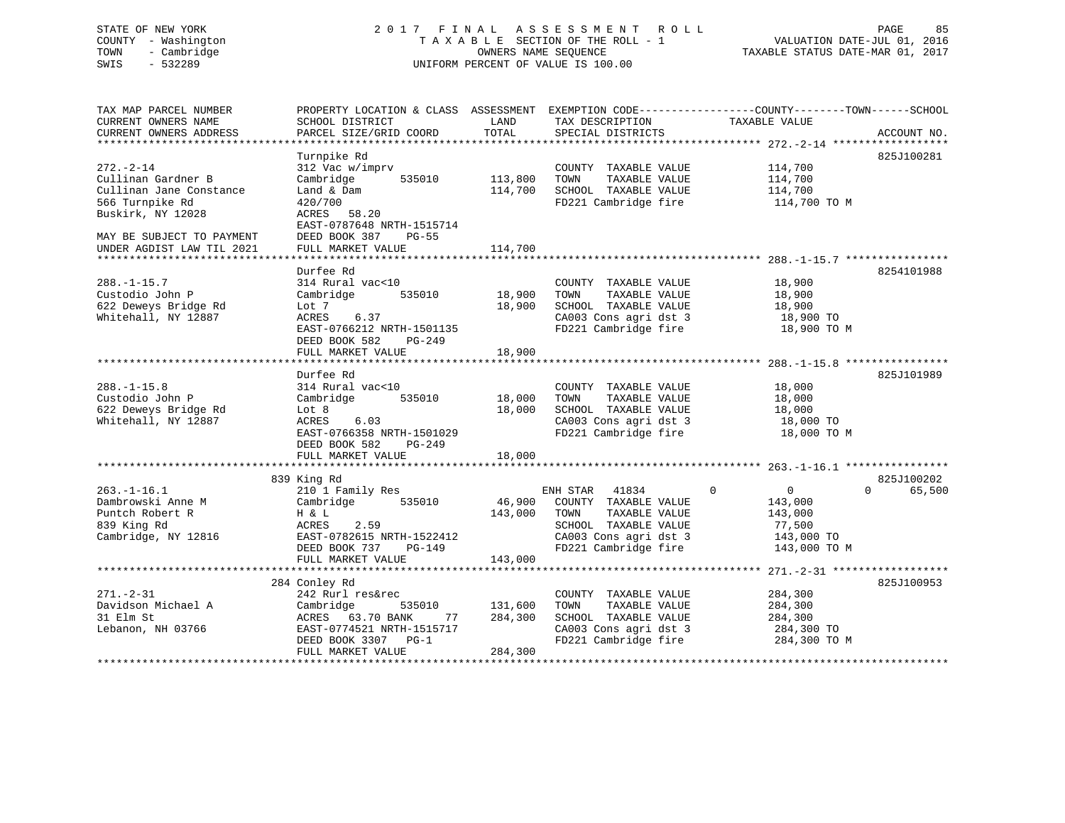STATE OF NEW YORK
COUNTY - Washington
TOWN - Cambridge
SWIS - 532289

2017 FINAL ASSESSMENT ROLL
TAXABLE SECTION OF THE ROLL - 1
OWNERS NAME SEQUENCE
UNIFORM PERCENT OF VALUE IS 100.00

VALUATION DATE-JUL 01, 2016
TAXABLE STATUS DATE-MAR 01, 2017

| TAX MAP PARCEL NUMBER / CURRENT OWNERS NAME / CURRENT OWNERS ADDRESS | PROPERTY LOCATION & CLASS / SCHOOL DISTRICT / PARCEL SIZE/GRID COORD | ASSESSMENT LAND / TOTAL | EXEMPTION CODE / TAX DESCRIPTION / SPECIAL DISTRICTS | COUNTY / TOWN / SCHOOL TAXABLE VALUE | ACCOUNT NO. |
|---|---|---|---|---|---|
| **272.-2-14** | Turnpike Rd | | | | 825J100281 |
| Cullinan Gardner B | 312 Vac w/imprv | | COUNTY TAXABLE VALUE | 114,700 | |
| Cullinan Jane Constance | Cambridge 535010 | 113,800 | TOWN TAXABLE VALUE | 114,700 | |
| 566 Turnpike Rd | Land & Dam | 114,700 | SCHOOL TAXABLE VALUE | 114,700 | |
| Buskirk, NY 12028 | 420/700 | | FD221 Cambridge fire | 114,700 TO M | |
| | ACRES 58.20 | | | | |
| | EAST-0787648 NRTH-1515714 | | | | |
| MAY BE SUBJECT TO PAYMENT | DEED BOOK 387 PG-55 | | | | |
| UNDER AGDIST LAW TIL 2021 | FULL MARKET VALUE | 114,700 | | | |
| **288.-1-15.7** | Durfee Rd | | | | 8254101988 |
| Custodio John P | 314 Rural vac<10 | | COUNTY TAXABLE VALUE | 18,900 | |
| 622 Deweys Bridge Rd | Cambridge 535010 | 18,900 | TOWN TAXABLE VALUE | 18,900 | |
| Whitehall, NY 12887 | Lot 7 | 18,900 | SCHOOL TAXABLE VALUE | 18,900 | |
| | ACRES 6.37 | | CA003 Cons agri dst 3 | 18,900 TO | |
| | EAST-0766212 NRTH-1501135 | | FD221 Cambridge fire | 18,900 TO M | |
| | DEED BOOK 582 PG-249 | | | | |
| | FULL MARKET VALUE | 18,900 | | | |
| **288.-1-15.8** | Durfee Rd | | | | 825J101989 |
| Custodio John P | 314 Rural vac<10 | | COUNTY TAXABLE VALUE | 18,000 | |
| 622 Deweys Bridge Rd | Cambridge 535010 | 18,000 | TOWN TAXABLE VALUE | 18,000 | |
| Whitehall, NY 12887 | Lot 8 | 18,000 | SCHOOL TAXABLE VALUE | 18,000 | |
| | ACRES 6.03 | | CA003 Cons agri dst 3 | 18,000 TO | |
| | EAST-0766358 NRTH-1501029 | | FD221 Cambridge fire | 18,000 TO M | |
| | DEED BOOK 582 PG-249 | | | | |
| | FULL MARKET VALUE | 18,000 | | | |
| **263.-1-16.1** | 839 King Rd | | | | 825J100202 |
| Dambrowski Anne M | 210 1 Family Res | | ENH STAR 41834 | 0 / 0 / 0 / 65,500 | |
| Puntch Robert R | Cambridge 535010 | 46,900 | COUNTY TAXABLE VALUE | 143,000 | |
| 839 King Rd | H & L | 143,000 | TOWN TAXABLE VALUE | 143,000 | |
| Cambridge, NY 12816 | ACRES 2.59 | | SCHOOL TAXABLE VALUE | 77,500 | |
| | EAST-0782615 NRTH-1522412 | | CA003 Cons agri dst 3 | 143,000 TO | |
| | DEED BOOK 737 PG-149 | | FD221 Cambridge fire | 143,000 TO M | |
| | FULL MARKET VALUE | 143,000 | | | |
| **271.-2-31** | 284 Conley Rd | | | | 825J100953 |
| Davidson Michael A | 242 Rurl res&rec | | COUNTY TAXABLE VALUE | 284,300 | |
| 31 Elm St | Cambridge 535010 | 131,600 | TOWN TAXABLE VALUE | 284,300 | |
| Lebanon, NH 03766 | ACRES 63.70 BANK 77 | 284,300 | SCHOOL TAXABLE VALUE | 284,300 | |
| | EAST-0774521 NRTH-1515717 | | CA003 Cons agri dst 3 | 284,300 TO | |
| | DEED BOOK 3307 PG-1 | | FD221 Cambridge fire | 284,300 TO M | |
| | FULL MARKET VALUE | 284,300 | | | |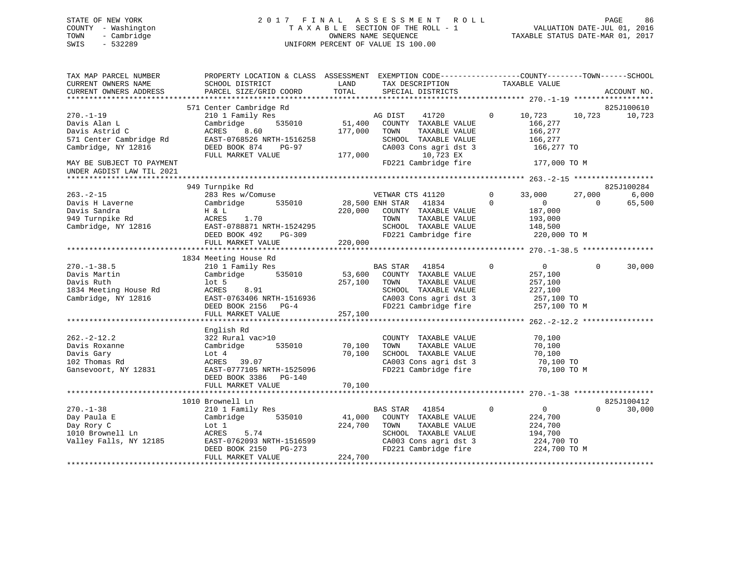STATE OF NEW YORK
COUNTY - Washington
TOWN - Cambridge
SWIS - 532289

2 0 1 7 F I N A L A S S E S S M E N T R O L L
T A X A B L E SECTION OF THE ROLL - 1
OWNERS NAME SEQUENCE
UNIFORM PERCENT OF VALUE IS 100.00

VALUATION DATE-JUL 01, 2016
TAXABLE STATUS DATE-MAR 01, 2017

```
TAX MAP PARCEL NUMBER          PROPERTY LOCATION & CLASS  ASSESSMENT  EXEMPTION CODE------------------COUNTY--------TOWN------SCHOOL
CURRENT OWNERS NAME            SCHOOL DISTRICT              LAND      TAX DESCRIPTION             TAXABLE VALUE
CURRENT OWNERS ADDRESS         PARCEL SIZE/GRID COORD       TOTAL     SPECIAL DISTRICTS                                      ACCOUNT NO.
*********************************************************************************************** 270.-1-19 ******************
                       571 Center Cambridge Rd                                                                           825J100610
270.-1-19                      210 1 Family Res                   AG DIST     41720        0       10,723      10,723      10,723
Davis Alan L                   Cambridge        535010      51,400   COUNTY  TAXABLE VALUE           166,277
Davis Astrid C                 ACRES    8.60               177,000   TOWN    TAXABLE VALUE           166,277
571 Center Cambridge Rd        EAST-0768526 NRTH-1516258             SCHOOL  TAXABLE VALUE           166,277
Cambridge, NY 12816            DEED BOOK 874    PG-97                CA003 Cons agri dst 3            166,277 TO
                               FULL MARKET VALUE           177,000           10,723 EX
MAY BE SUBJECT TO PAYMENT                                            FD221 Cambridge fire             177,000 TO M
UNDER AGDIST LAW TIL 2021
*********************************************************************************************** 263.-2-15 ******************
                       949 Turnpike Rd                                                                                   825J100284
263.-2-15                      283 Res w/Comuse                   VETWAR CTS 41120         0       33,000      27,000       6,000
Davis H Laverne                Cambridge        535010      28,500 ENH STAR    41834        0            0           0      65,500
Davis Sandra                   H & L                       220,000   COUNTY  TAXABLE VALUE           187,000
949 Turnpike Rd                ACRES    1.70                         TOWN    TAXABLE VALUE           193,000
Cambridge, NY 12816            EAST-0788871 NRTH-1524295             SCHOOL  TAXABLE VALUE           148,500
                               DEED BOOK 492    PG-309               FD221 Cambridge fire             220,000 TO M
                               FULL MARKET VALUE           220,000
*********************************************************************************************** 270.-1-38.5 ****************
                      1834 Meeting House Rd
270.-1-38.5                    210 1 Family Res                   BAS STAR    41854        0            0           0      30,000
Davis Martin                   Cambridge        535010      53,600   COUNTY  TAXABLE VALUE           257,100
Davis Ruth                     lot 5                       257,100   TOWN    TAXABLE VALUE           257,100
1834 Meeting House Rd          ACRES    8.91                         SCHOOL  TAXABLE VALUE           227,100
Cambridge, NY 12816            EAST-0763406 NRTH-1516936             CA003 Cons agri dst 3            257,100 TO
                               DEED BOOK 2156   PG-4                 FD221 Cambridge fire             257,100 TO M
                               FULL MARKET VALUE           257,100
*********************************************************************************************** 262.-2-12.2 ****************
                               English Rd
262.-2-12.2                    322 Rural vac>10                      COUNTY  TAXABLE VALUE            70,100
Davis Roxanne                  Cambridge        535010      70,100   TOWN    TAXABLE VALUE            70,100
Davis Gary                     Lot 4                        70,100   SCHOOL  TAXABLE VALUE            70,100
102 Thomas Rd                  ACRES   39.07                         CA003 Cons agri dst 3             70,100 TO
Gansevoort, NY 12831           EAST-0777105 NRTH-1525096             FD221 Cambridge fire              70,100 TO M
                               DEED BOOK 3386   PG-140
                               FULL MARKET VALUE            70,100
*********************************************************************************************** 270.-1-38 ******************
                      1010 Brownell Ln                                                                                   825J100412
270.-1-38                      210 1 Family Res                   BAS STAR    41854        0            0           0      30,000
Day Paula E                    Cambridge        535010      41,000   COUNTY  TAXABLE VALUE           224,700
Day Rory C                     Lot 1                       224,700   TOWN    TAXABLE VALUE           224,700
1010 Brownell Ln               ACRES    5.74                         SCHOOL  TAXABLE VALUE           194,700
Valley Falls, NY 12185         EAST-0762093 NRTH-1516599             CA003 Cons agri dst 3            224,700 TO
                               DEED BOOK 2150   PG-273               FD221 Cambridge fire             224,700 TO M
                               FULL MARKET VALUE           224,700
****************************************************************************************************************************
```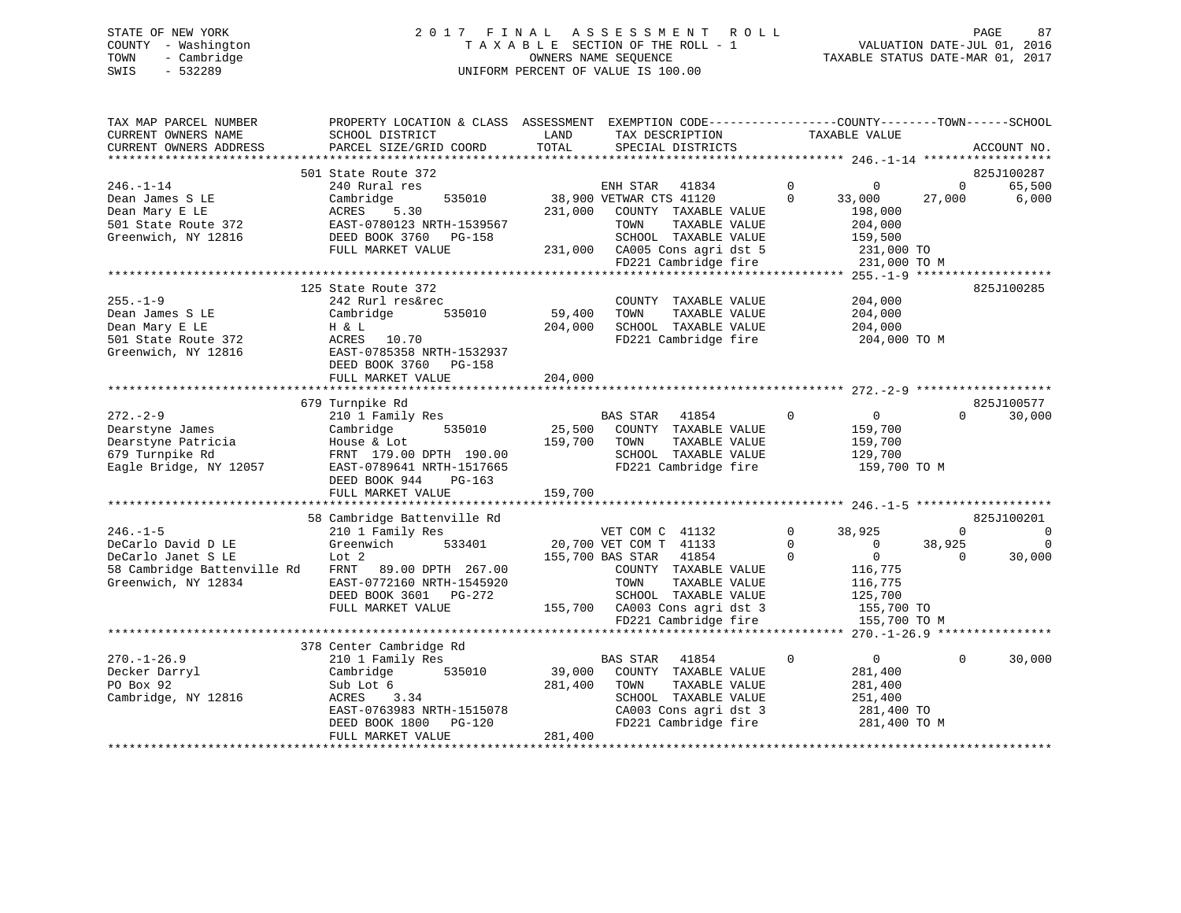STATE OF NEW YORK
COUNTY - Washington
TOWN - Cambridge
SWIS - 532289

2017 FINAL ASSESSMENT ROLL
TAXABLE SECTION OF THE ROLL - 1
OWNERS NAME SEQUENCE
UNIFORM PERCENT OF VALUE IS 100.00

VALUATION DATE-JUL 01, 2016
TAXABLE STATUS DATE-MAR 01, 2017

```
TAX MAP PARCEL NUMBER          PROPERTY LOCATION & CLASS  ASSESSMENT  EXEMPTION CODE------------------COUNTY--------TOWN------SCHOOL
CURRENT OWNERS NAME            SCHOOL DISTRICT              LAND      TAX DESCRIPTION               TAXABLE VALUE
CURRENT OWNERS ADDRESS         PARCEL SIZE/GRID COORD       TOTAL     SPECIAL DISTRICTS                                          ACCOUNT NO.
******************************************************************************************************* 246.-1-14 ******************
                               501 State Route 372                                                                           825J100287
246.-1-14                      240 Rural res                          ENH STAR   41834         0          0          0       65,500
Dean James S LE                Cambridge        535010      38,900 VETWAR CTS 41120          0     33,000     27,000        6,000
Dean Mary E LE                 ACRES    5.30               231,000    COUNTY  TAXABLE VALUE          198,000
501 State Route 372            EAST-0780123 NRTH-1539567              TOWN    TAXABLE VALUE          204,000
Greenwich, NY 12816            DEED BOOK 3760   PG-158                SCHOOL  TAXABLE VALUE          159,500
                               FULL MARKET VALUE           231,000    CA005 Cons agri dst 5           231,000 TO
                                                                      FD221 Cambridge fire            231,000 TO M
******************************************************************************************************* 255.-1-9 *******************
                               125 State Route 372                                                                           825J100285
255.-1-9                       242 Rurl res&rec                       COUNTY  TAXABLE VALUE          204,000
Dean James S LE                Cambridge        535010      59,400    TOWN    TAXABLE VALUE          204,000
Dean Mary E LE                 H & L                       204,000    SCHOOL  TAXABLE VALUE          204,000
501 State Route 372            ACRES   10.70                          FD221 Cambridge fire            204,000 TO M
Greenwich, NY 12816            EAST-0785358 NRTH-1532937
                               DEED BOOK 3760   PG-158
                               FULL MARKET VALUE           204,000
******************************************************************************************************* 272.-2-9 *******************
                               679 Turnpike Rd                                                                               825J100577
272.-2-9                       210 1 Family Res                       BAS STAR   41854         0          0          0       30,000
Dearstyne James                Cambridge        535010      25,500    COUNTY  TAXABLE VALUE          159,700
Dearstyne Patricia             House & Lot                 159,700    TOWN    TAXABLE VALUE          159,700
679 Turnpike Rd                FRNT 179.00 DPTH 190.00                SCHOOL  TAXABLE VALUE          129,700
Eagle Bridge, NY 12057         EAST-0789641 NRTH-1517665              FD221 Cambridge fire            159,700 TO M
                               DEED BOOK 944    PG-163
                               FULL MARKET VALUE           159,700
******************************************************************************************************* 246.-1-5 *******************
                               58 Cambridge Battenville Rd                                                                   825J100201
246.-1-5                       210 1 Family Res                       VET COM C  41132         0     38,925          0            0
DeCarlo David D LE             Greenwich        533401      20,700 VET COM T  41133          0          0     38,925            0
DeCarlo Janet S LE             Lot 2                       155,700 BAS STAR   41854          0          0          0       30,000
58 Cambridge Battenville Rd    FRNT  89.00 DPTH 267.00                COUNTY  TAXABLE VALUE          116,775
Greenwich, NY 12834            EAST-0772160 NRTH-1545920              TOWN    TAXABLE VALUE          116,775
                               DEED BOOK 3601   PG-272                SCHOOL  TAXABLE VALUE          125,700
                               FULL MARKET VALUE           155,700    CA003 Cons agri dst 3           155,700 TO
                                                                      FD221 Cambridge fire            155,700 TO M
******************************************************************************************************* 270.-1-26.9 ****************
                               378 Center Cambridge Rd
270.-1-26.9                    210 1 Family Res                       BAS STAR   41854         0          0          0       30,000
Decker Darryl                  Cambridge        535010      39,000    COUNTY  TAXABLE VALUE          281,400
PO Box 92                      Sub Lot 6                   281,400    TOWN    TAXABLE VALUE          281,400
Cambridge, NY 12816            ACRES    3.34                          SCHOOL  TAXABLE VALUE          251,400
                               EAST-0763983 NRTH-1515078              CA003 Cons agri dst 3           281,400 TO
                               DEED BOOK 1800   PG-120                FD221 Cambridge fire            281,400 TO M
                               FULL MARKET VALUE           281,400
************************************************************************************************************************************
```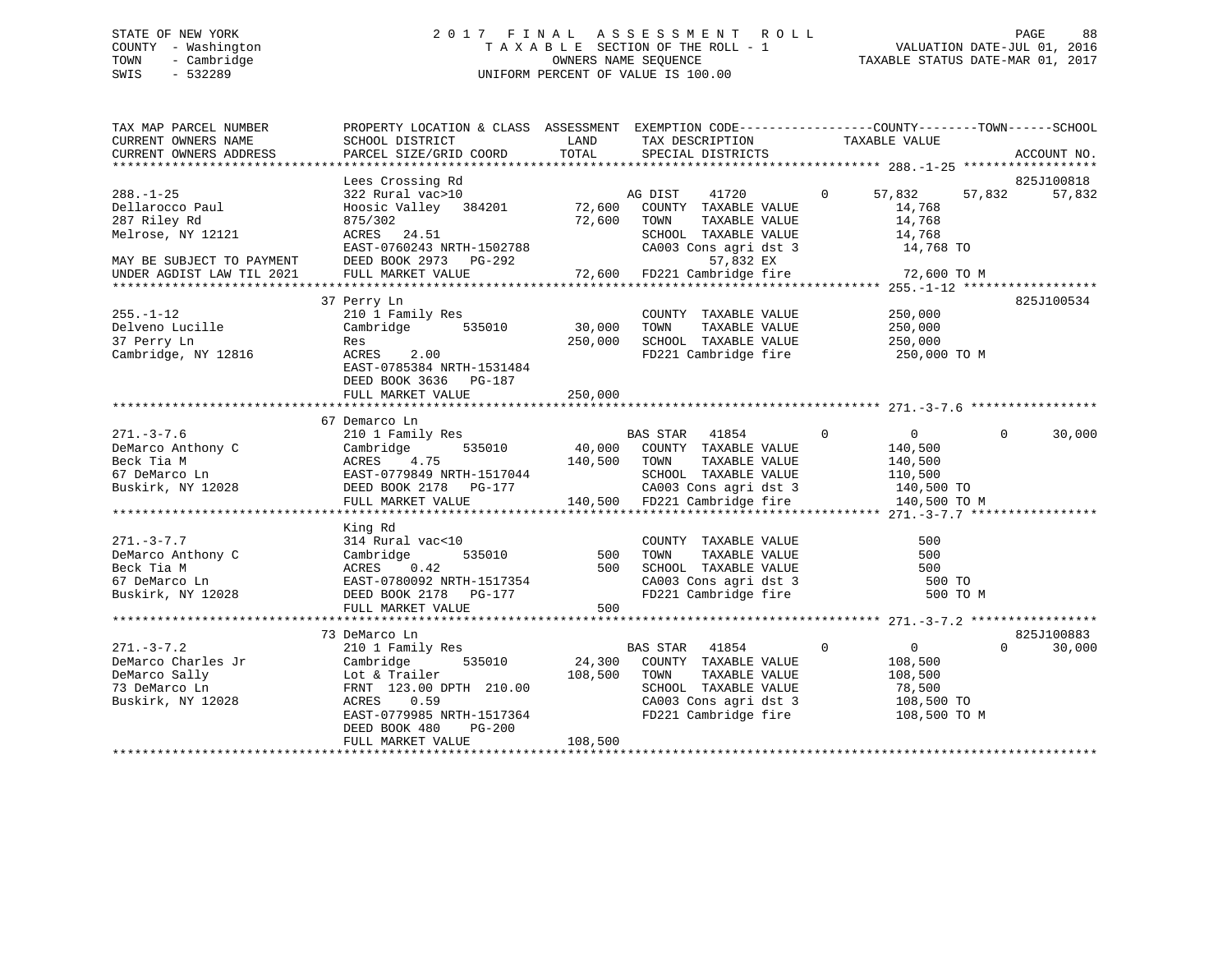STATE OF NEW YORK
COUNTY - Washington
TOWN - Cambridge
SWIS - 532289

2 0 1 7 F I N A L A S S E S S M E N T R O L L
T A X A B L E SECTION OF THE ROLL - 1
OWNERS NAME SEQUENCE
UNIFORM PERCENT OF VALUE IS 100.00

VALUATION DATE-JUL 01, 2016
TAXABLE STATUS DATE-MAR 01, 2017

```
TAX MAP PARCEL NUMBER          PROPERTY LOCATION & CLASS  ASSESSMENT  EXEMPTION CODE------------------COUNTY--------TOWN------SCHOOL
CURRENT OWNERS NAME            SCHOOL DISTRICT               LAND      TAX DESCRIPTION            TAXABLE VALUE
CURRENT OWNERS ADDRESS         PARCEL SIZE/GRID COORD       TOTAL      SPECIAL DISTRICTS                                     ACCOUNT NO.
******************************************************************************************************* 288.-1-25 ******************
                               Lees Crossing Rd                                                                          825J100818
288.-1-25                      322 Rural vac>10                    AG DIST    41720          0     57,832      57,832      57,832
Dellarocco Paul                Hoosic Valley   384201     72,600   COUNTY  TAXABLE VALUE              14,768
287 Riley Rd                   875/302                    72,600   TOWN    TAXABLE VALUE              14,768
Melrose, NY 12121              ACRES   24.51                       SCHOOL  TAXABLE VALUE              14,768
                               EAST-0760243 NRTH-1502788           CA003 Cons agri dst 3              14,768 TO
MAY BE SUBJECT TO PAYMENT      DEED BOOK 2973   PG-292                     57,832 EX
UNDER AGDIST LAW TIL 2021      FULL MARKET VALUE           72,600  FD221 Cambridge fire               72,600 TO M
******************************************************************************************************* 255.-1-12 ******************
                               37 Perry Ln                                                                               825J100534
255.-1-12                      210 1 Family Res                    COUNTY  TAXABLE VALUE             250,000
Delveno Lucille                Cambridge       535010     30,000   TOWN    TAXABLE VALUE             250,000
37 Perry Ln                    Res                       250,000   SCHOOL  TAXABLE VALUE             250,000
Cambridge, NY 12816            ACRES    2.00                       FD221 Cambridge fire              250,000 TO M
                               EAST-0785384 NRTH-1531484
                               DEED BOOK 3636   PG-187
                               FULL MARKET VALUE          250,000
******************************************************************************************************* 271.-3-7.6 *****************
                               67 Demarco Ln
271.-3-7.6                     210 1 Family Res                    BAS STAR   41854          0          0           0      30,000
DeMarco Anthony C              Cambridge       535010     40,000   COUNTY  TAXABLE VALUE             140,500
Beck Tia M                     ACRES    4.75             140,500   TOWN    TAXABLE VALUE             140,500
67 DeMarco Ln                  EAST-0779849 NRTH-1517044           SCHOOL  TAXABLE VALUE             110,500
Buskirk, NY 12028              DEED BOOK 2178   PG-177             CA003 Cons agri dst 3             140,500 TO
                               FULL MARKET VALUE          140,500  FD221 Cambridge fire              140,500 TO M
******************************************************************************************************* 271.-3-7.7 *****************
                               King Rd
271.-3-7.7                     314 Rural vac<10                    COUNTY  TAXABLE VALUE                 500
DeMarco Anthony C              Cambridge       535010        500   TOWN    TAXABLE VALUE                 500
Beck Tia M                     ACRES    0.42                 500   SCHOOL  TAXABLE VALUE                 500
67 DeMarco Ln                  EAST-0780092 NRTH-1517354           CA003 Cons agri dst 3                 500 TO
Buskirk, NY 12028              DEED BOOK 2178   PG-177             FD221 Cambridge fire                  500 TO M
                               FULL MARKET VALUE             500
******************************************************************************************************* 271.-3-7.2 *****************
                               73 DeMarco Ln                                                                             825J100883
271.-3-7.2                     210 1 Family Res                    BAS STAR   41854          0          0           0      30,000
DeMarco Charles Jr             Cambridge       535010     24,300   COUNTY  TAXABLE VALUE             108,500
DeMarco Sally                  Lot & Trailer             108,500   TOWN    TAXABLE VALUE             108,500
73 DeMarco Ln                  FRNT 123.00 DPTH 210.00             SCHOOL  TAXABLE VALUE              78,500
Buskirk, NY 12028              ACRES    0.59                       CA003 Cons agri dst 3             108,500 TO
                               EAST-0779985 NRTH-1517364           FD221 Cambridge fire              108,500 TO M
                               DEED BOOK 480    PG-200
                               FULL MARKET VALUE          108,500
************************************************************************************************************************************
```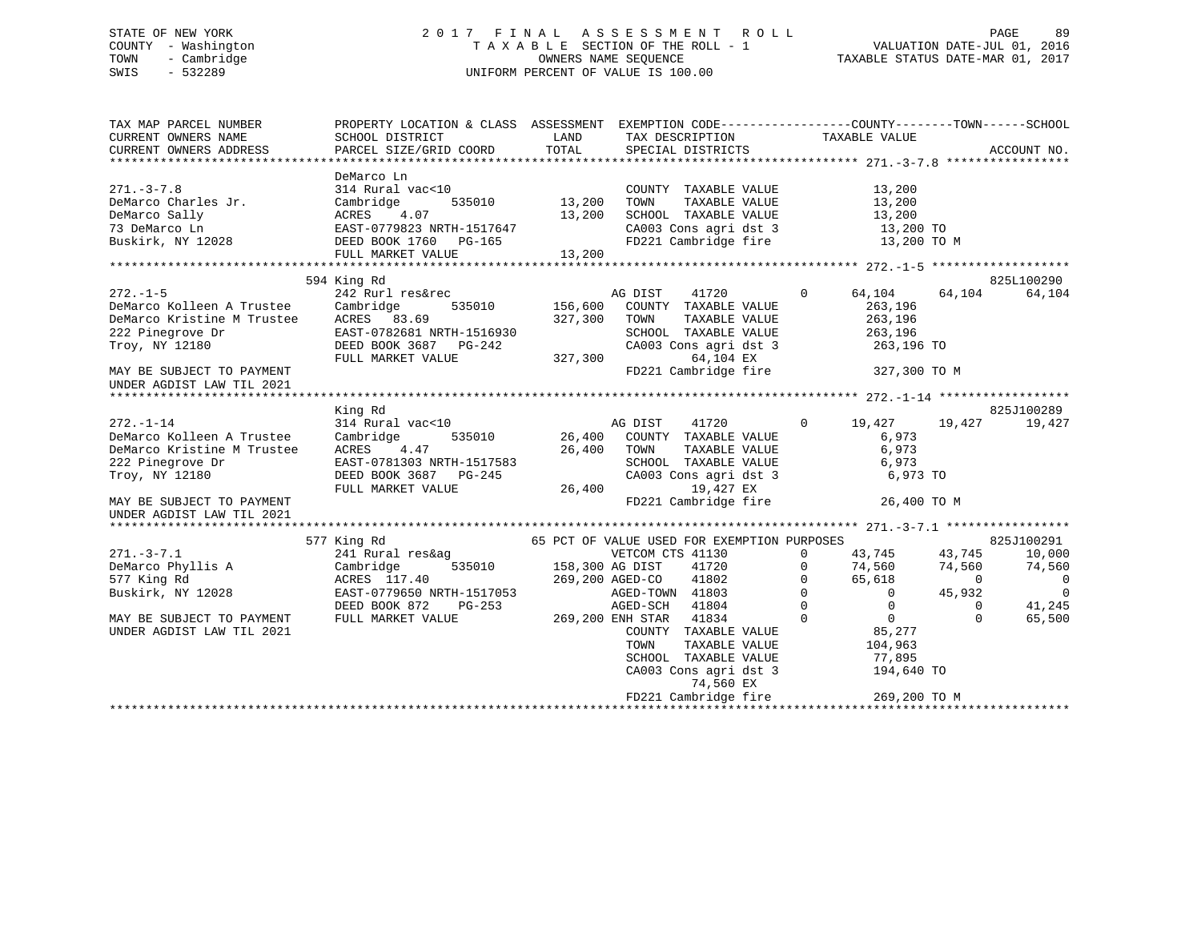STATE OF NEW YORK
COUNTY - Washington
TOWN - Cambridge
SWIS - 532289

2017 FINAL ASSESSMENT ROLL
TAXABLE SECTION OF THE ROLL - 1
OWNERS NAME SEQUENCE
UNIFORM PERCENT OF VALUE IS 100.00

VALUATION DATE-JUL 01, 2016
TAXABLE STATUS DATE-MAR 01, 2017

```
TAX MAP PARCEL NUMBER          PROPERTY LOCATION & CLASS  ASSESSMENT  EXEMPTION CODE------------------COUNTY--------TOWN------SCHOOL
CURRENT OWNERS NAME            SCHOOL DISTRICT               LAND      TAX DESCRIPTION             TAXABLE VALUE
CURRENT OWNERS ADDRESS         PARCEL SIZE/GRID COORD        TOTAL     SPECIAL DISTRICTS                                    ACCOUNT NO.
******************************************************************************************************* 271.-3-7.8 *****************
                               DeMarco Ln
271.-3-7.8                     314 Rural vac<10                        COUNTY  TAXABLE VALUE            13,200
DeMarco Charles Jr.            Cambridge        535010       13,200    TOWN    TAXABLE VALUE            13,200
DeMarco Sally                  ACRES    4.07                 13,200    SCHOOL  TAXABLE VALUE            13,200
73 DeMarco Ln                  EAST-0779823 NRTH-1517647               CA003 Cons agri dst 3             13,200 TO
Buskirk, NY 12028              DEED BOOK 1760   PG-165                 FD221 Cambridge fire              13,200 TO M
                               FULL MARKET VALUE             13,200
******************************************************************************************************* 272.-1-5 *******************
                               594 King Rd                                                                          825L100290
272.-1-5                       242 Rurl res&rec                        AG DIST     41720        0      64,104     64,104     64,104
DeMarco Kolleen A Trustee      Cambridge        535010      156,600    COUNTY  TAXABLE VALUE           263,196
DeMarco Kristine M Trustee     ACRES   83.69                327,300    TOWN    TAXABLE VALUE           263,196
222 Pinegrove Dr               EAST-0782681 NRTH-1516930               SCHOOL  TAXABLE VALUE           263,196
Troy, NY 12180                 DEED BOOK 3687   PG-242                 CA003 Cons agri dst 3            263,196 TO
                               FULL MARKET VALUE            327,300             64,104 EX
MAY BE SUBJECT TO PAYMENT                                              FD221 Cambridge fire             327,300 TO M
UNDER AGDIST LAW TIL 2021
******************************************************************************************************* 272.-1-14 ******************
                               King Rd                                                                              825J100289
272.-1-14                      314 Rural vac<10                        AG DIST     41720        0      19,427     19,427     19,427
DeMarco Kolleen A Trustee      Cambridge        535010       26,400    COUNTY  TAXABLE VALUE             6,973
DeMarco Kristine M Trustee     ACRES    4.47                 26,400    TOWN    TAXABLE VALUE             6,973
222 Pinegrove Dr               EAST-0781303 NRTH-1517583               SCHOOL  TAXABLE VALUE             6,973
Troy, NY 12180                 DEED BOOK 3687   PG-245                 CA003 Cons agri dst 3              6,973 TO
                               FULL MARKET VALUE             26,400             19,427 EX
MAY BE SUBJECT TO PAYMENT                                              FD221 Cambridge fire              26,400 TO M
UNDER AGDIST LAW TIL 2021
******************************************************************************************************* 271.-3-7.1 *****************
                               577 King Rd                 65 PCT OF VALUE USED FOR EXEMPTION PURPOSES                      825J100291
271.-3-7.1                     241 Rural res&ag                        VETCOM CTS 41130         0      43,745     43,745     10,000
DeMarco Phyllis A              Cambridge        535010      158,300 AG DIST     41720         0      74,560     74,560     74,560
577 King Rd                    ACRES  117.40                269,200 AGED-CO     41802         0      65,618          0          0
Buskirk, NY 12028              EAST-0779650 NRTH-1517053               AGED-TOWN  41803         0           0     45,932          0
                               DEED BOOK 872    PG-253                 AGED-SCH   41804         0           0          0     41,245
MAY BE SUBJECT TO PAYMENT      FULL MARKET VALUE            269,200 ENH STAR    41834         0           0          0     65,500
UNDER AGDIST LAW TIL 2021                                              COUNTY  TAXABLE VALUE            85,277
                                                                       TOWN    TAXABLE VALUE           104,963
                                                                       SCHOOL  TAXABLE VALUE            77,895
                                                                       CA003 Cons agri dst 3            194,640 TO
                                                                                74,560 EX
                                                                       FD221 Cambridge fire             269,200 TO M
************************************************************************************************************************************
```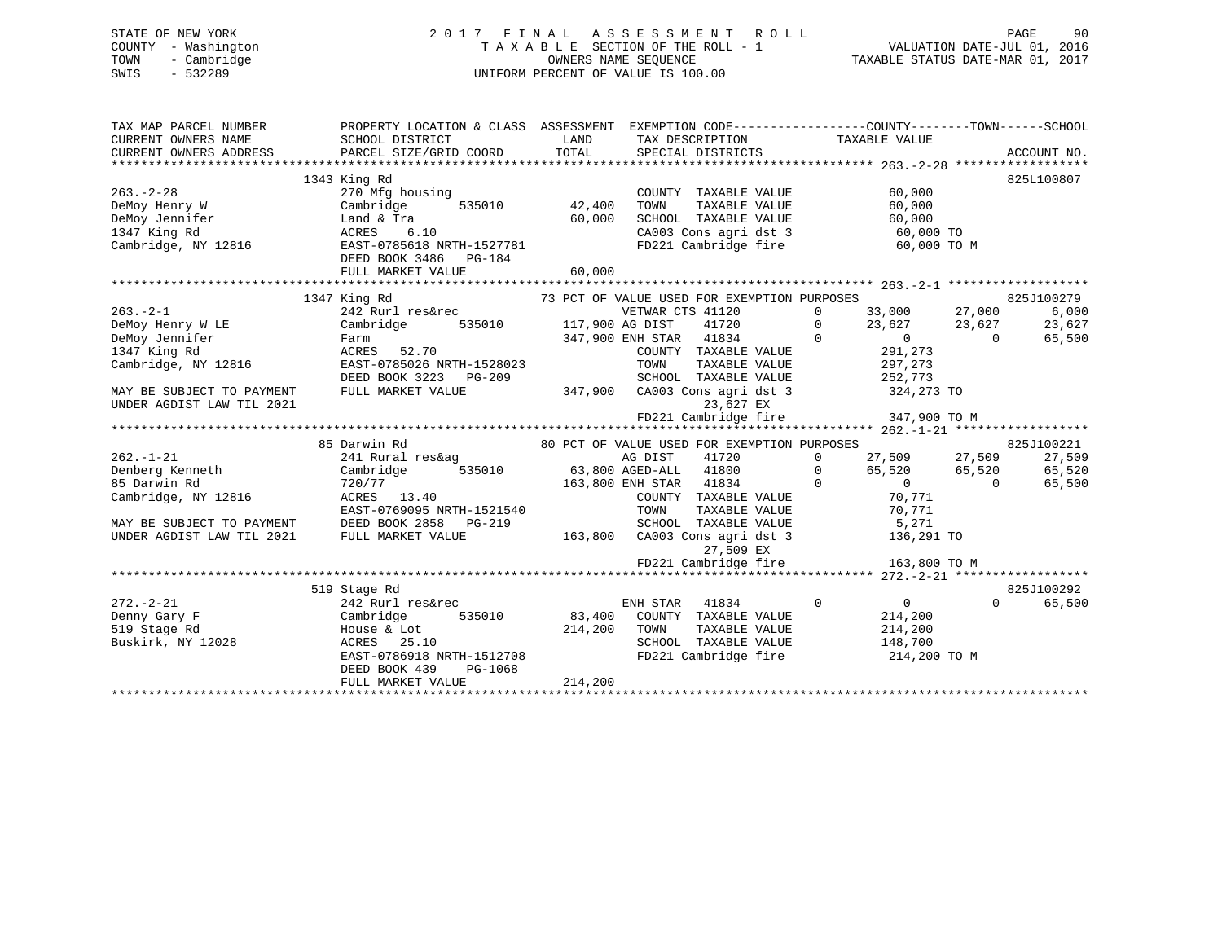STATE OF NEW YORK
COUNTY - Washington
TOWN - Cambridge
SWIS - 532289

2 0 1 7 F I N A L A S S E S S M E N T R O L L
T A X A B L E SECTION OF THE ROLL - 1
OWNERS NAME SEQUENCE
UNIFORM PERCENT OF VALUE IS 100.00

VALUATION DATE-JUL 01, 2016
TAXABLE STATUS DATE-MAR 01, 2017

```
TAX MAP PARCEL NUMBER          PROPERTY LOCATION & CLASS  ASSESSMENT  EXEMPTION CODE------------------COUNTY--------TOWN------SCHOOL
CURRENT OWNERS NAME            SCHOOL DISTRICT               LAND      TAX DESCRIPTION            TAXABLE VALUE
CURRENT OWNERS ADDRESS         PARCEL SIZE/GRID COORD        TOTAL     SPECIAL DISTRICTS                                      ACCOUNT NO.
******************************************************************************************************* 263.-2-28 ******************
                            1343 King Rd                                                                                  825L100807
263.-2-28                    270 Mfg housing                          COUNTY  TAXABLE VALUE            60,000
DeMoy Henry W                Cambridge       535010       42,400      TOWN    TAXABLE VALUE            60,000
DeMoy Jennifer               Land & Tra                   60,000      SCHOOL  TAXABLE VALUE            60,000
1347 King Rd                 ACRES    6.10                            CA003 Cons agri dst 3              60,000 TO
Cambridge, NY 12816          EAST-0785618 NRTH-1527781                FD221 Cambridge fire               60,000 TO M
                             DEED BOOK 3486   PG-184
                             FULL MARKET VALUE            60,000
******************************************************************************************************* 263.-2-1 *******************
                            1347 King Rd                    73 PCT OF VALUE USED FOR EXEMPTION PURPOSES                   825J100279
263.-2-1                     242 Rurl res&rec                    VETWAR CTS 41120       0       33,000      27,000        6,000
DeMoy Henry W LE             Cambridge       535010      117,900 AG DIST    41720       0       23,627      23,627       23,627
DeMoy Jennifer               Farm                        347,900 ENH STAR   41834       0            0           0       65,500
1347 King Rd                 ACRES   52.70                            COUNTY  TAXABLE VALUE           291,273
Cambridge, NY 12816          EAST-0785026 NRTH-1528023                TOWN    TAXABLE VALUE           297,273
                             DEED BOOK 3223   PG-209                  SCHOOL  TAXABLE VALUE           252,773
MAY BE SUBJECT TO PAYMENT    FULL MARKET VALUE           347,900      CA003 Cons agri dst 3             324,273 TO
UNDER AGDIST LAW TIL 2021                                                  23,627 EX
                                                                      FD221 Cambridge fire              347,900 TO M
******************************************************************************************************* 262.-1-21 ******************
                              85 Darwin Rd                  80 PCT OF VALUE USED FOR EXEMPTION PURPOSES                   825J100221
262.-1-21                    241 Rural res&ag                    AG DIST    41720       0       27,509      27,509       27,509
Denberg Kenneth              Cambridge       535010       63,800 AGED-ALL   41800       0       65,520      65,520       65,520
85 Darwin Rd                 720/77                      163,800 ENH STAR   41834       0            0           0       65,500
Cambridge, NY 12816          ACRES   13.40                            COUNTY  TAXABLE VALUE            70,771
                             EAST-0769095 NRTH-1521540                TOWN    TAXABLE VALUE            70,771
MAY BE SUBJECT TO PAYMENT    DEED BOOK 2858   PG-219                  SCHOOL  TAXABLE VALUE             5,271
UNDER AGDIST LAW TIL 2021    FULL MARKET VALUE           163,800      CA003 Cons agri dst 3             136,291 TO
                                                                           27,509 EX
                                                                      FD221 Cambridge fire              163,800 TO M
******************************************************************************************************* 272.-2-21 ******************
                             519 Stage Rd                                                                                 825J100292
272.-2-21                    242 Rurl res&rec                    ENH STAR   41834       0            0           0       65,500
Denny Gary F                 Cambridge       535010       83,400      COUNTY  TAXABLE VALUE           214,200
519 Stage Rd                 House & Lot                 214,200      TOWN    TAXABLE VALUE           214,200
Buskirk, NY 12028            ACRES   25.10                            SCHOOL  TAXABLE VALUE           148,700
                             EAST-0786918 NRTH-1512708                FD221 Cambridge fire              214,200 TO M
                             DEED BOOK 439    PG-1068
                             FULL MARKET VALUE           214,200
************************************************************************************************************************************
```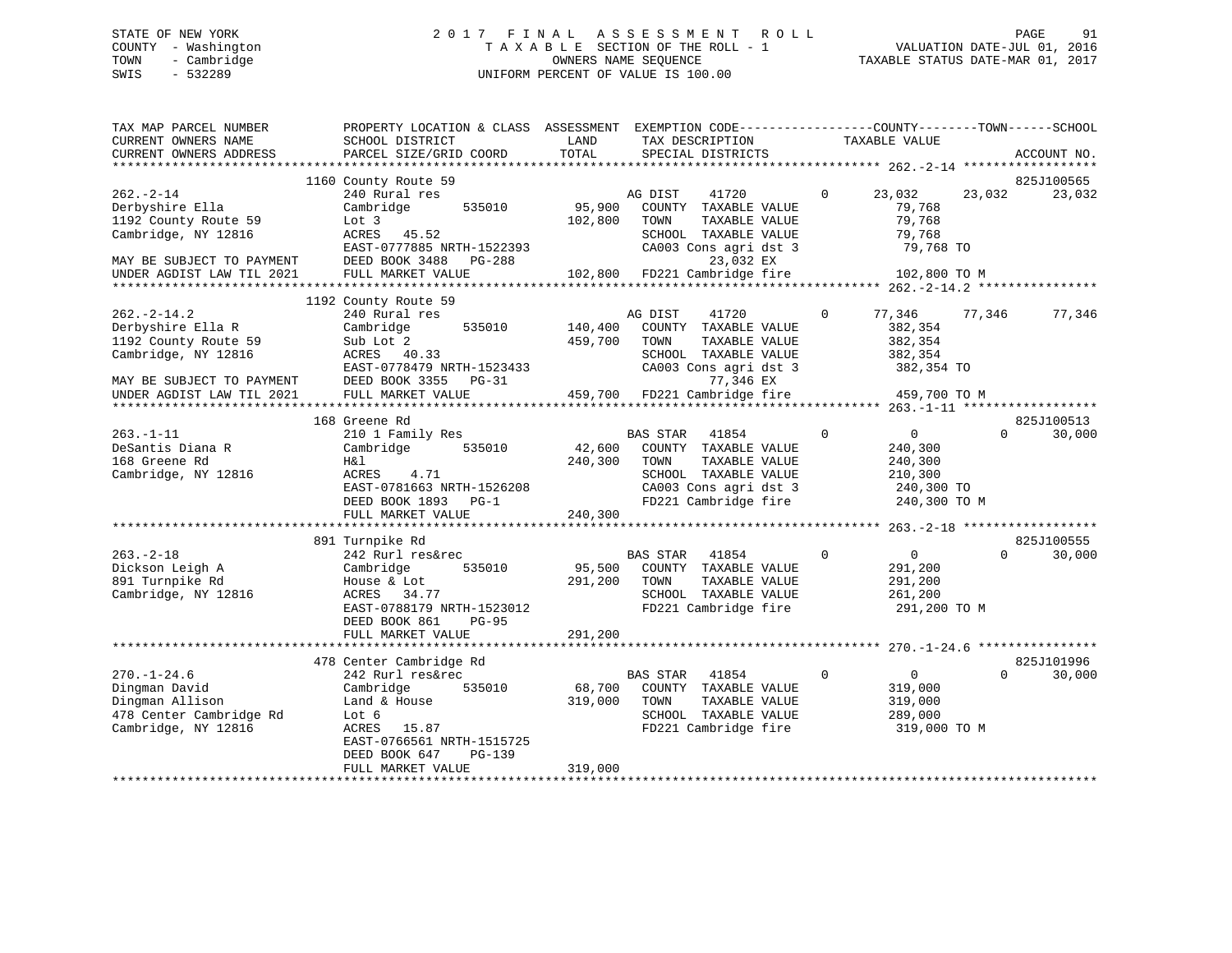STATE OF NEW YORK
COUNTY - Washington
TOWN - Cambridge
SWIS - 532289

2017 FINAL ASSESSMENT ROLL
TAXABLE SECTION OF THE ROLL - 1
OWNERS NAME SEQUENCE
UNIFORM PERCENT OF VALUE IS 100.00

VALUATION DATE-JUL 01, 2016
TAXABLE STATUS DATE-MAR 01, 2017

```
TAX MAP PARCEL NUMBER          PROPERTY LOCATION & CLASS  ASSESSMENT  EXEMPTION CODE-----------------COUNTY--------TOWN------SCHOOL
CURRENT OWNERS NAME            SCHOOL DISTRICT             LAND       TAX DESCRIPTION               TAXABLE VALUE
CURRENT OWNERS ADDRESS         PARCEL SIZE/GRID COORD      TOTAL      SPECIAL DISTRICTS                                   ACCOUNT NO.
******************************************************************************************************* 262.-2-14 ******************
                               1160 County Route 59                                                                     825J100565
262.-2-14                      240 Rural res                          AG DIST     41720        0      23,032     23,032     23,032
Derbyshire Ella                Cambridge       535010      95,900     COUNTY  TAXABLE VALUE             79,768
1192 County Route 59           Lot 3                      102,800     TOWN    TAXABLE VALUE             79,768
Cambridge, NY 12816            ACRES   45.52                          SCHOOL  TAXABLE VALUE             79,768
                               EAST-0777885 NRTH-1522393              CA003 Cons agri dst 3              79,768 TO
MAY BE SUBJECT TO PAYMENT      DEED BOOK 3488   PG-288                        23,032 EX
UNDER AGDIST LAW TIL 2021      FULL MARKET VALUE          102,800     FD221 Cambridge fire              102,800 TO M
******************************************************************************************************* 262.-2-14.2 ****************
                               1192 County Route 59
262.-2-14.2                    240 Rural res                          AG DIST     41720        0      77,346     77,346     77,346
Derbyshire Ella R              Cambridge       535010     140,400     COUNTY  TAXABLE VALUE            382,354
1192 County Route 59           Sub Lot 2                  459,700     TOWN    TAXABLE VALUE            382,354
Cambridge, NY 12816            ACRES   40.33                          SCHOOL  TAXABLE VALUE            382,354
                               EAST-0778479 NRTH-1523433              CA003 Cons agri dst 3             382,354 TO
MAY BE SUBJECT TO PAYMENT      DEED BOOK 3355   PG-31                         77,346 EX
UNDER AGDIST LAW TIL 2021      FULL MARKET VALUE          459,700     FD221 Cambridge fire              459,700 TO M
******************************************************************************************************* 263.-1-11 ******************
                               168 Greene Rd                                                                            825J100513
263.-1-11                      210 1 Family Res                       BAS STAR    41854        0           0          0     30,000
DeSantis Diana R               Cambridge       535010      42,600     COUNTY  TAXABLE VALUE            240,300
168 Greene Rd                  H&l                        240,300     TOWN    TAXABLE VALUE            240,300
Cambridge, NY 12816            ACRES    4.71                          SCHOOL  TAXABLE VALUE            210,300
                               EAST-0781663 NRTH-1526208              CA003 Cons agri dst 3             240,300 TO
                               DEED BOOK 1893   PG-1                  FD221 Cambridge fire              240,300 TO M
                               FULL MARKET VALUE          240,300
******************************************************************************************************* 263.-2-18 ******************
                               891 Turnpike Rd                                                                          825J100555
263.-2-18                      242 Rurl res&rec                       BAS STAR    41854        0           0          0     30,000
Dickson Leigh A                Cambridge       535010      95,500     COUNTY  TAXABLE VALUE            291,200
891 Turnpike Rd                House & Lot                291,200     TOWN    TAXABLE VALUE            291,200
Cambridge, NY 12816            ACRES   34.77                          SCHOOL  TAXABLE VALUE            261,200
                               EAST-0788179 NRTH-1523012              FD221 Cambridge fire              291,200 TO M
                               DEED BOOK 861    PG-95
                               FULL MARKET VALUE          291,200
******************************************************************************************************* 270.-1-24.6 ****************
                               478 Center Cambridge Rd                                                                  825J101996
270.-1-24.6                    242 Rurl res&rec                       BAS STAR    41854        0           0          0     30,000
Dingman David                  Cambridge       535010      68,700     COUNTY  TAXABLE VALUE            319,000
Dingman Allison                Land & House               319,000     TOWN    TAXABLE VALUE            319,000
478 Center Cambridge Rd        Lot 6                                  SCHOOL  TAXABLE VALUE            289,000
Cambridge, NY 12816            ACRES   15.87                          FD221 Cambridge fire              319,000 TO M
                               EAST-0766561 NRTH-1515725
                               DEED BOOK 647    PG-139
                               FULL MARKET VALUE          319,000
************************************************************************************************************************************
```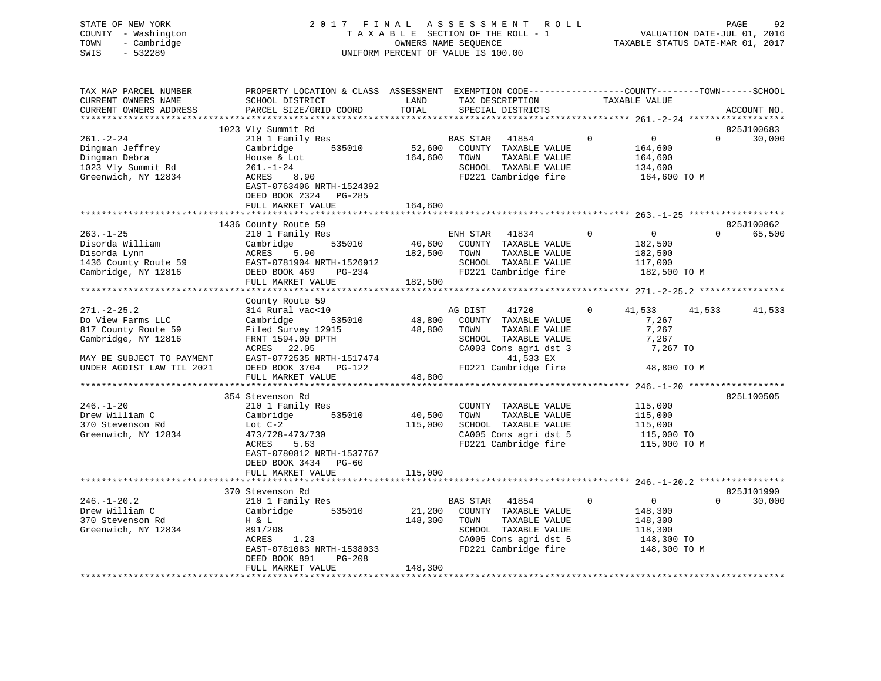STATE OF NEW YORK | COUNTY - Washington | TOWN - Cambridge | SWIS - 532289

# 2017 FINAL ASSESSMENT ROLL

TAXABLE SECTION OF THE ROLL - 1
OWNERS NAME SEQUENCE
UNIFORM PERCENT OF VALUE IS 100.00

VALUATION DATE-JUL 01, 2016
TAXABLE STATUS DATE-MAR 01, 2017

| TAX MAP PARCEL NUMBER / CURRENT OWNERS NAME / CURRENT OWNERS ADDRESS | PROPERTY LOCATION & CLASS / SCHOOL DISTRICT / PARCEL SIZE/GRID COORD | ASSESSMENT LAND | TOTAL | EXEMPTION CODE / TAX DESCRIPTION / SPECIAL DISTRICTS | COUNTY | TOWN | SCHOOL / TAXABLE VALUE | ACCOUNT NO. |
|---|---|---|---|---|---|---|---|---|
| **261.-2-24** | 1023 Vly Summit Rd | | | | | | | 825J100683 |
| Dingman Jeffrey | 210 1 Family Res | | | BAS STAR 41854 | 0 | 0 | 30,000 | |
| Dingman Debra | Cambridge 535010 | 52,600 | | COUNTY TAXABLE VALUE | 164,600 | | | |
| 1023 Vly Summit Rd | House & Lot | | 164,600 | TOWN TAXABLE VALUE | | 164,600 | | |
| Greenwich, NY 12834 | 261.-1-24 | | | SCHOOL TAXABLE VALUE | | | 134,600 | |
| | ACRES 8.90 | | | FD221 Cambridge fire | | | 164,600 TO M | |
| | EAST-0763406 NRTH-1524392 | | | | | | | |
| | DEED BOOK 2324 PG-285 | | | | | | | |
| | FULL MARKET VALUE | | 164,600 | | | | | |
| **263.-1-25** | 1436 County Route 59 | | | | | | | 825J100862 |
| Disorda William | 210 1 Family Res | | | ENH STAR 41834 | 0 | 0 | 65,500 | |
| Disorda Lynn | Cambridge 535010 | 40,600 | | COUNTY TAXABLE VALUE | 182,500 | | | |
| 1436 County Route 59 | ACRES 5.90 | | 182,500 | TOWN TAXABLE VALUE | | 182,500 | | |
| Cambridge, NY 12816 | EAST-0781904 NRTH-1526912 | | | SCHOOL TAXABLE VALUE | | | 117,000 | |
| | DEED BOOK 469 PG-234 | | | FD221 Cambridge fire | | | 182,500 TO M | |
| | FULL MARKET VALUE | | 182,500 | | | | | |
| **271.-2-25.2** | County Route 59 | | | | | | | |
| Do View Farms LLC | 314 Rural vac<10 | | | AG DIST 41720 | 41,533 | 41,533 | 41,533 | |
| 817 County Route 59 | Cambridge 535010 | 48,800 | | COUNTY TAXABLE VALUE | 7,267 | | | |
| Cambridge, NY 12816 | Filed Survey 12915 | | 48,800 | TOWN TAXABLE VALUE | | 7,267 | | |
| | FRNT 1594.00 DPTH | | | SCHOOL TAXABLE VALUE | | | 7,267 | |
| | ACRES 22.05 | | | CA003 Cons agri dst 3 | | | 7,267 TO | |
| MAY BE SUBJECT TO PAYMENT | EAST-0772535 NRTH-1517474 | | | 41,533 EX | | | | |
| UNDER AGDIST LAW TIL 2021 | DEED BOOK 3704 PG-122 | | | FD221 Cambridge fire | | | 48,800 TO M | |
| | FULL MARKET VALUE | | 48,800 | | | | | |
| **246.-1-20** | 354 Stevenson Rd | | | | | | | 825L100505 |
| Drew William C | 210 1 Family Res | | | COUNTY TAXABLE VALUE | 115,000 | | | |
| 370 Stevenson Rd | Cambridge 535010 | 40,500 | | TOWN TAXABLE VALUE | | 115,000 | | |
| Greenwich, NY 12834 | Lot C-2 | | 115,000 | SCHOOL TAXABLE VALUE | | | 115,000 | |
| | 473/728-473/730 | | | CA005 Cons agri dst 5 | | | 115,000 TO | |
| | ACRES 5.63 | | | FD221 Cambridge fire | | | 115,000 TO M | |
| | EAST-0780812 NRTH-1537767 | | | | | | | |
| | DEED BOOK 3434 PG-60 | | | | | | | |
| | FULL MARKET VALUE | | 115,000 | | | | | |
| **246.-1-20.2** | 370 Stevenson Rd | | | | | | | 825J101990 |
| Drew William C | 210 1 Family Res | | | BAS STAR 41854 | 0 | 0 | 30,000 | |
| 370 Stevenson Rd | Cambridge 535010 | 21,200 | | COUNTY TAXABLE VALUE | 148,300 | | | |
| Greenwich, NY 12834 | H & L | | 148,300 | TOWN TAXABLE VALUE | | 148,300 | | |
| | 891/208 | | | SCHOOL TAXABLE VALUE | | | 118,300 | |
| | ACRES 1.23 | | | CA005 Cons agri dst 5 | | | 148,300 TO | |
| | EAST-0781083 NRTH-1538033 | | | FD221 Cambridge fire | | | 148,300 TO M | |
| | DEED BOOK 891 PG-208 | | | | | | | |
| | FULL MARKET VALUE | | 148,300 | | | | | |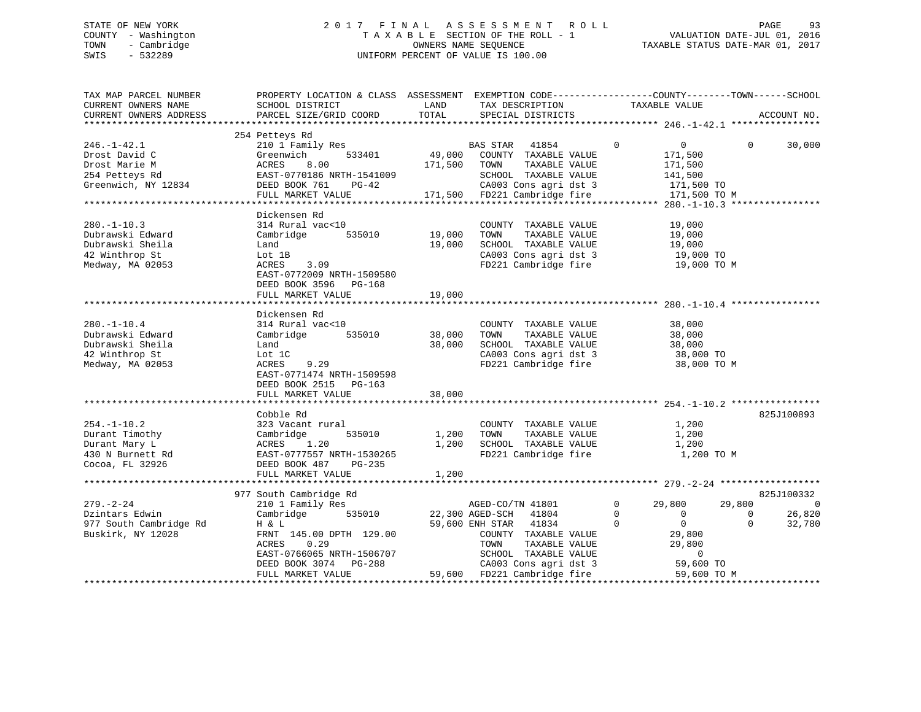STATE OF NEW YORK
COUNTY - Washington
TOWN - Cambridge
SWIS - 532289

# 2017 FINAL ASSESSMENT ROLL
TAXABLE SECTION OF THE ROLL - 1
OWNERS NAME SEQUENCE
UNIFORM PERCENT OF VALUE IS 100.00

VALUATION DATE-JUL 01, 2016
TAXABLE STATUS DATE-MAR 01, 2017

| TAX MAP PARCEL NUMBER / CURRENT OWNERS NAME / CURRENT OWNERS ADDRESS | PROPERTY LOCATION & CLASS / SCHOOL DISTRICT / PARCEL SIZE/GRID COORD | ASSESSMENT LAND / TOTAL | EXEMPTION CODE / TAX DESCRIPTION / SPECIAL DISTRICTS | COUNTY | TOWN | SCHOOL | ACCOUNT NO. |
|---|---|---|---|---|---|---|---|
| **246.-1-42.1** | 254 Petteys Rd | | | | | | |
| 246.-1-42.1 | 210 1 Family Res | | BAS STAR 41854 | 0 | 0 | 30,000 | |
| Drost David C | Greenwich 533401 | 49,000 | COUNTY TAXABLE VALUE | 171,500 | | | |
| Drost Marie M | ACRES 8.00 | 171,500 | TOWN TAXABLE VALUE | | 171,500 | | |
| 254 Petteys Rd | EAST-0770186 NRTH-1541009 | | SCHOOL TAXABLE VALUE | | | 141,500 | |
| Greenwich, NY 12834 | DEED BOOK 761 PG-42 | | CA003 Cons agri dst 3 | 171,500 TO | | | |
| | FULL MARKET VALUE | 171,500 | FD221 Cambridge fire | 171,500 TO M | | | |
| **280.-1-10.3** | Dickensen Rd | | | | | | |
| 280.-1-10.3 | 314 Rural vac<10 | | COUNTY TAXABLE VALUE | 19,000 | | | |
| Dubrawski Edward | Cambridge 535010 | 19,000 | TOWN TAXABLE VALUE | | 19,000 | | |
| Dubrawski Sheila | Land | 19,000 | SCHOOL TAXABLE VALUE | | | 19,000 | |
| 42 Winthrop St | Lot 1B | | CA003 Cons agri dst 3 | 19,000 TO | | | |
| Medway, MA 02053 | ACRES 3.09 | | FD221 Cambridge fire | 19,000 TO M | | | |
| | EAST-0772009 NRTH-1509580 | | | | | | |
| | DEED BOOK 3596 PG-168 | | | | | | |
| | FULL MARKET VALUE | 19,000 | | | | | |
| **280.-1-10.4** | Dickensen Rd | | | | | | |
| 280.-1-10.4 | 314 Rural vac<10 | | COUNTY TAXABLE VALUE | 38,000 | | | |
| Dubrawski Edward | Cambridge 535010 | 38,000 | TOWN TAXABLE VALUE | | 38,000 | | |
| Dubrawski Sheila | Land | 38,000 | SCHOOL TAXABLE VALUE | | | 38,000 | |
| 42 Winthrop St | Lot 1C | | CA003 Cons agri dst 3 | 38,000 TO | | | |
| Medway, MA 02053 | ACRES 9.29 | | FD221 Cambridge fire | 38,000 TO M | | | |
| | EAST-0771474 NRTH-1509598 | | | | | | |
| | DEED BOOK 2515 PG-163 | | | | | | |
| | FULL MARKET VALUE | 38,000 | | | | | |
| **254.-1-10.2** | Cobble Rd | | | | | | 825J100893 |
| 254.-1-10.2 | 323 Vacant rural | | COUNTY TAXABLE VALUE | 1,200 | | | |
| Durant Timothy | Cambridge 535010 | 1,200 | TOWN TAXABLE VALUE | | 1,200 | | |
| Durant Mary L | ACRES 1.20 | 1,200 | SCHOOL TAXABLE VALUE | | | 1,200 | |
| 430 N Burnett Rd | EAST-0777557 NRTH-1530265 | | FD221 Cambridge fire | 1,200 TO M | | | |
| Cocoa, FL 32926 | DEED BOOK 487 PG-235 | | | | | | |
| | FULL MARKET VALUE | 1,200 | | | | | |
| **279.-2-24** | 977 South Cambridge Rd | | | | | | 825J100332 |
| 279.-2-24 | 210 1 Family Res | | AGED-CO/TN 41801 | 29,800 | 29,800 | 0 | |
| Dzintars Edwin | Cambridge 535010 | 22,300 | AGED-SCH 41804 | 0 | 0 | 26,820 | |
| 977 South Cambridge Rd | H & L | 59,600 | ENH STAR 41834 | 0 | 0 | 32,780 | |
| Buskirk, NY 12028 | FRNT 145.00 DPTH 129.00 | | COUNTY TAXABLE VALUE | 29,800 | | | |
| | ACRES 0.29 | | TOWN TAXABLE VALUE | | 29,800 | | |
| | EAST-0766065 NRTH-1506707 | | SCHOOL TAXABLE VALUE | | | 0 | |
| | DEED BOOK 3074 PG-288 | | CA003 Cons agri dst 3 | 59,600 TO | | | |
| | FULL MARKET VALUE | 59,600 | FD221 Cambridge fire | 59,600 TO M | | | |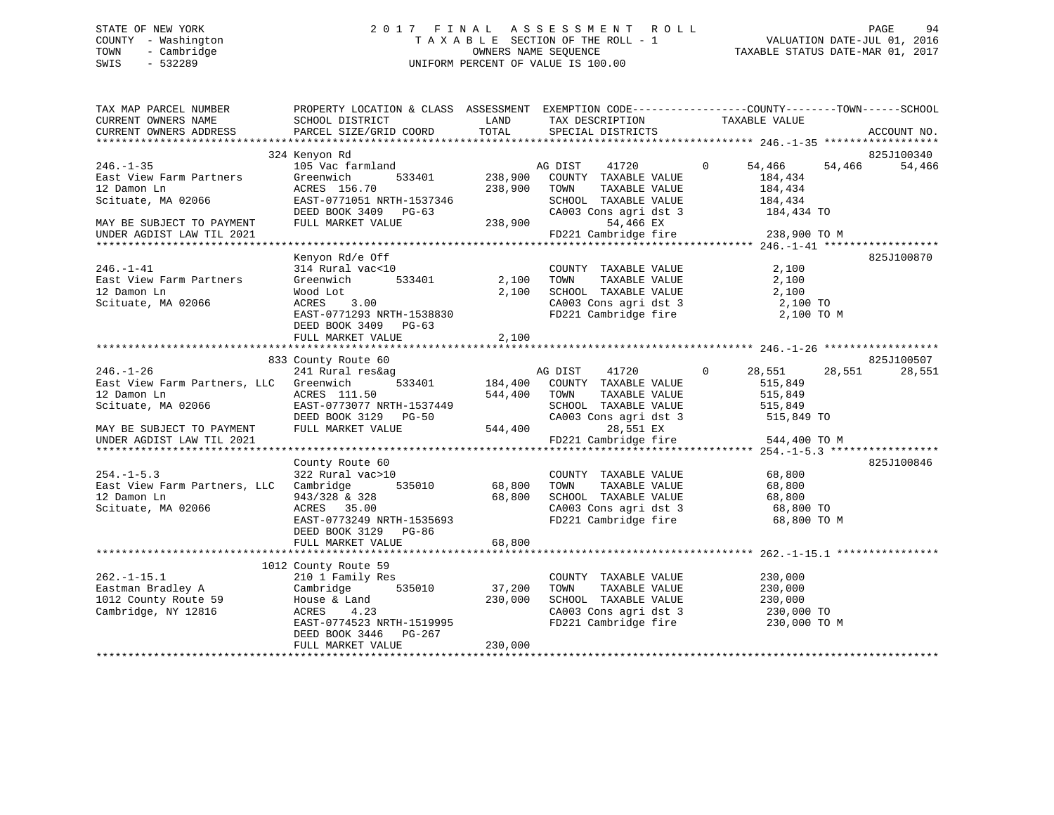STATE OF NEW YORK
COUNTY - Washington
TOWN - Cambridge
SWIS - 532289

2 0 1 7 F I N A L A S S E S S M E N T R O L L
T A X A B L E SECTION OF THE ROLL - 1
OWNERS NAME SEQUENCE
UNIFORM PERCENT OF VALUE IS 100.00

VALUATION DATE-JUL 01, 2016
TAXABLE STATUS DATE-MAR 01, 2017

```
TAX MAP PARCEL NUMBER          PROPERTY LOCATION & CLASS  ASSESSMENT  EXEMPTION CODE------------------COUNTY--------TOWN------SCHOOL
CURRENT OWNERS NAME            SCHOOL DISTRICT               LAND      TAX DESCRIPTION            TAXABLE VALUE
CURRENT OWNERS ADDRESS         PARCEL SIZE/GRID COORD        TOTAL     SPECIAL DISTRICTS                                    ACCOUNT NO.
******************************************************************************************************* 246.-1-35 ******************
                               324 Kenyon Rd                                                                            825J100340
246.-1-35                      105 Vac farmland                        AG DIST    41720        0     54,466     54,466     54,466
East View Farm Partners        Greenwich      533401        238,900    COUNTY  TAXABLE VALUE          184,434
12 Damon Ln                    ACRES  156.70                238,900    TOWN    TAXABLE VALUE          184,434
Scituate, MA 02066             EAST-0771051 NRTH-1537346               SCHOOL  TAXABLE VALUE          184,434
                               DEED BOOK 3409   PG-63                  CA003 Cons agri dst 3           184,434 TO
MAY BE SUBJECT TO PAYMENT      FULL MARKET VALUE            238,900          54,466 EX
UNDER AGDIST LAW TIL 2021                                              FD221 Cambridge fire            238,900 TO M
******************************************************************************************************* 246.-1-41 ******************
                               Kenyon Rd/e Off                                                                          825J100870
246.-1-41                      314 Rural vac<10                        COUNTY  TAXABLE VALUE            2,100
East View Farm Partners        Greenwich      533401          2,100    TOWN    TAXABLE VALUE            2,100
12 Damon Ln                    Wood Lot                       2,100    SCHOOL  TAXABLE VALUE            2,100
Scituate, MA 02066             ACRES    3.00                           CA003 Cons agri dst 3             2,100 TO
                               EAST-0771293 NRTH-1538830               FD221 Cambridge fire              2,100 TO M
                               DEED BOOK 3409   PG-63
                               FULL MARKET VALUE              2,100
******************************************************************************************************* 246.-1-26 ******************
                               833 County Route 60                                                                      825J100507
246.-1-26                      241 Rural res&ag                        AG DIST    41720        0     28,551     28,551     28,551
East View Farm Partners, LLC   Greenwich      533401        184,400    COUNTY  TAXABLE VALUE          515,849
12 Damon Ln                    ACRES  111.50                544,400    TOWN    TAXABLE VALUE          515,849
Scituate, MA 02066             EAST-0773077 NRTH-1537449               SCHOOL  TAXABLE VALUE          515,849
                               DEED BOOK 3129   PG-50                  CA003 Cons agri dst 3           515,849 TO
MAY BE SUBJECT TO PAYMENT      FULL MARKET VALUE            544,400          28,551 EX
UNDER AGDIST LAW TIL 2021                                              FD221 Cambridge fire            544,400 TO M
******************************************************************************************************* 254.-1-5.3 *****************
                               County Route 60                                                                          825J100846
254.-1-5.3                     322 Rural vac>10                        COUNTY  TAXABLE VALUE           68,800
East View Farm Partners, LLC   Cambridge      535010         68,800    TOWN    TAXABLE VALUE           68,800
12 Damon Ln                    943/328 & 328                 68,800    SCHOOL  TAXABLE VALUE           68,800
Scituate, MA 02066             ACRES   35.00                           CA003 Cons agri dst 3            68,800 TO
                               EAST-0773249 NRTH-1535693               FD221 Cambridge fire             68,800 TO M
                               DEED BOOK 3129   PG-86
                               FULL MARKET VALUE             68,800
******************************************************************************************************* 262.-1-15.1 ****************
                               1012 County Route 59
262.-1-15.1                    210 1 Family Res                        COUNTY  TAXABLE VALUE          230,000
Eastman Bradley A              Cambridge      535010         37,200    TOWN    TAXABLE VALUE          230,000
1012 County Route 59           House & Land                 230,000    SCHOOL  TAXABLE VALUE          230,000
Cambridge, NY 12816            ACRES    4.23                           CA003 Cons agri dst 3           230,000 TO
                               EAST-0774523 NRTH-1519995               FD221 Cambridge fire            230,000 TO M
                               DEED BOOK 3446   PG-267
                               FULL MARKET VALUE            230,000
************************************************************************************************************************************
```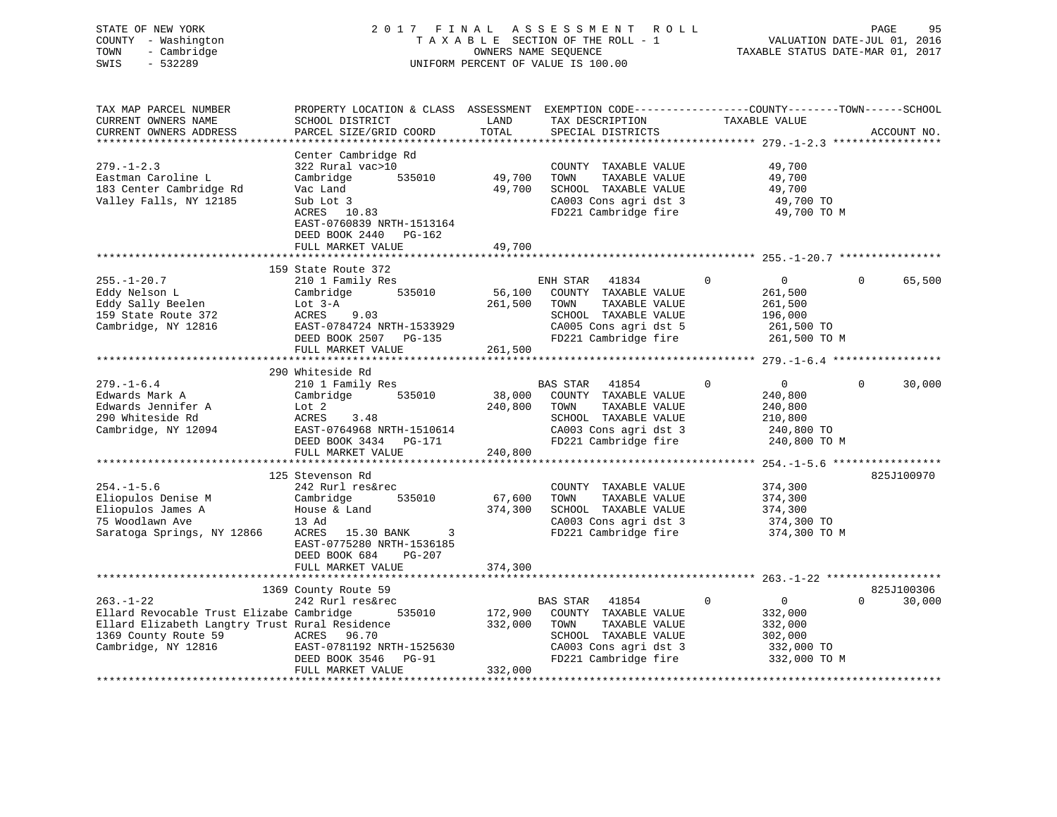STATE OF NEW YORK
COUNTY - Washington
TOWN - Cambridge
SWIS - 532289

# 2017 FINAL ASSESSMENT ROLL
TAXABLE SECTION OF THE ROLL - 1
OWNERS NAME SEQUENCE
UNIFORM PERCENT OF VALUE IS 100.00

VALUATION DATE-JUL 01, 2016
TAXABLE STATUS DATE-MAR 01, 2017

| TAX MAP PARCEL NUMBER / CURRENT OWNERS NAME / CURRENT OWNERS ADDRESS | PROPERTY LOCATION & CLASS / SCHOOL DISTRICT / PARCEL SIZE/GRID COORD | LAND | ASSESSMENT TOTAL | EXEMPTION CODE / TAX DESCRIPTION / SPECIAL DISTRICTS | COUNTY | TOWN | SCHOOL | TAXABLE VALUE | ACCOUNT NO. |
|---|---|---|---|---|---|---|---|---|---|
| 279.-1-2.3 | Center Cambridge Rd | | | | | | | | |
| | 322 Rural vac>10 | | | COUNTY TAXABLE VALUE | | | | 49,700 | |
| Eastman Caroline L | Cambridge 535010 | 49,700 | | TOWN TAXABLE VALUE | | | | 49,700 | |
| 183 Center Cambridge Rd | Vac Land | | 49,700 | SCHOOL TAXABLE VALUE | | | | 49,700 | |
| Valley Falls, NY 12185 | Sub Lot 3 | | | CA003 Cons agri dst 3 | | | | 49,700 TO | |
| | ACRES 10.83 | | | FD221 Cambridge fire | | | | 49,700 TO M | |
| | EAST-0760839 NRTH-1513164 | | | | | | | | |
| | DEED BOOK 2440 PG-162 | | | | | | | | |
| | FULL MARKET VALUE | | 49,700 | | | | | | |
| 255.-1-20.7 | 159 State Route 372 | | | | | | | | |
| | 210 1 Family Res | | | ENH STAR 41834 | 0 | 0 | 0 | 65,500 | |
| Eddy Nelson L | Cambridge 535010 | 56,100 | | COUNTY TAXABLE VALUE | | | | 261,500 | |
| Eddy Sally Beelen | Lot 3-A | | 261,500 | TOWN TAXABLE VALUE | | | | 261,500 | |
| 159 State Route 372 | ACRES 9.03 | | | SCHOOL TAXABLE VALUE | | | | 196,000 | |
| Cambridge, NY 12816 | EAST-0784724 NRTH-1533929 | | | CA005 Cons agri dst 5 | | | | 261,500 TO | |
| | DEED BOOK 2507 PG-135 | | | FD221 Cambridge fire | | | | 261,500 TO M | |
| | FULL MARKET VALUE | | 261,500 | | | | | | |
| 279.-1-6.4 | 290 Whiteside Rd | | | | | | | | |
| | 210 1 Family Res | | | BAS STAR 41854 | 0 | 0 | 0 | 30,000 | |
| Edwards Mark A | Cambridge 535010 | 38,000 | | COUNTY TAXABLE VALUE | | | | 240,800 | |
| Edwards Jennifer A | Lot 2 | | 240,800 | TOWN TAXABLE VALUE | | | | 240,800 | |
| 290 Whiteside Rd | ACRES 3.48 | | | SCHOOL TAXABLE VALUE | | | | 210,800 | |
| Cambridge, NY 12094 | EAST-0764968 NRTH-1510614 | | | CA003 Cons agri dst 3 | | | | 240,800 TO | |
| | DEED BOOK 3434 PG-171 | | | FD221 Cambridge fire | | | | 240,800 TO M | |
| | FULL MARKET VALUE | | 240,800 | | | | | | |
| 254.-1-5.6 | 125 Stevenson Rd | | | | | | | | 825J100970 |
| | 242 Rurl res&rec | | | COUNTY TAXABLE VALUE | | | | 374,300 | |
| Eliopulos Denise M | Cambridge 535010 | 67,600 | | TOWN TAXABLE VALUE | | | | 374,300 | |
| Eliopulos James A | House & Land | | 374,300 | SCHOOL TAXABLE VALUE | | | | 374,300 | |
| 75 Woodlawn Ave | 13 Ad | | | CA003 Cons agri dst 3 | | | | 374,300 TO | |
| Saratoga Springs, NY 12866 | ACRES 15.30 BANK 3 | | | FD221 Cambridge fire | | | | 374,300 TO M | |
| | EAST-0775280 NRTH-1536185 | | | | | | | | |
| | DEED BOOK 684 PG-207 | | | | | | | | |
| | FULL MARKET VALUE | | 374,300 | | | | | | |
| 263.-1-22 | 1369 County Route 59 | | | | | | | | 825J100306 |
| | 242 Rurl res&rec | | | BAS STAR 41854 | 0 | 0 | 0 | 30,000 | |
| Ellard Revocable Trust Elizabe | Cambridge 535010 | 172,900 | | COUNTY TAXABLE VALUE | | | | 332,000 | |
| Ellard Elizabeth Langtry Trust | Rural Residence | | 332,000 | TOWN TAXABLE VALUE | | | | 332,000 | |
| 1369 County Route 59 | ACRES 96.70 | | | SCHOOL TAXABLE VALUE | | | | 302,000 | |
| Cambridge, NY 12816 | EAST-0781192 NRTH-1525630 | | | CA003 Cons agri dst 3 | | | | 332,000 TO | |
| | DEED BOOK 3546 PG-91 | | | FD221 Cambridge fire | | | | 332,000 TO M | |
| | FULL MARKET VALUE | | 332,000 | | | | | | |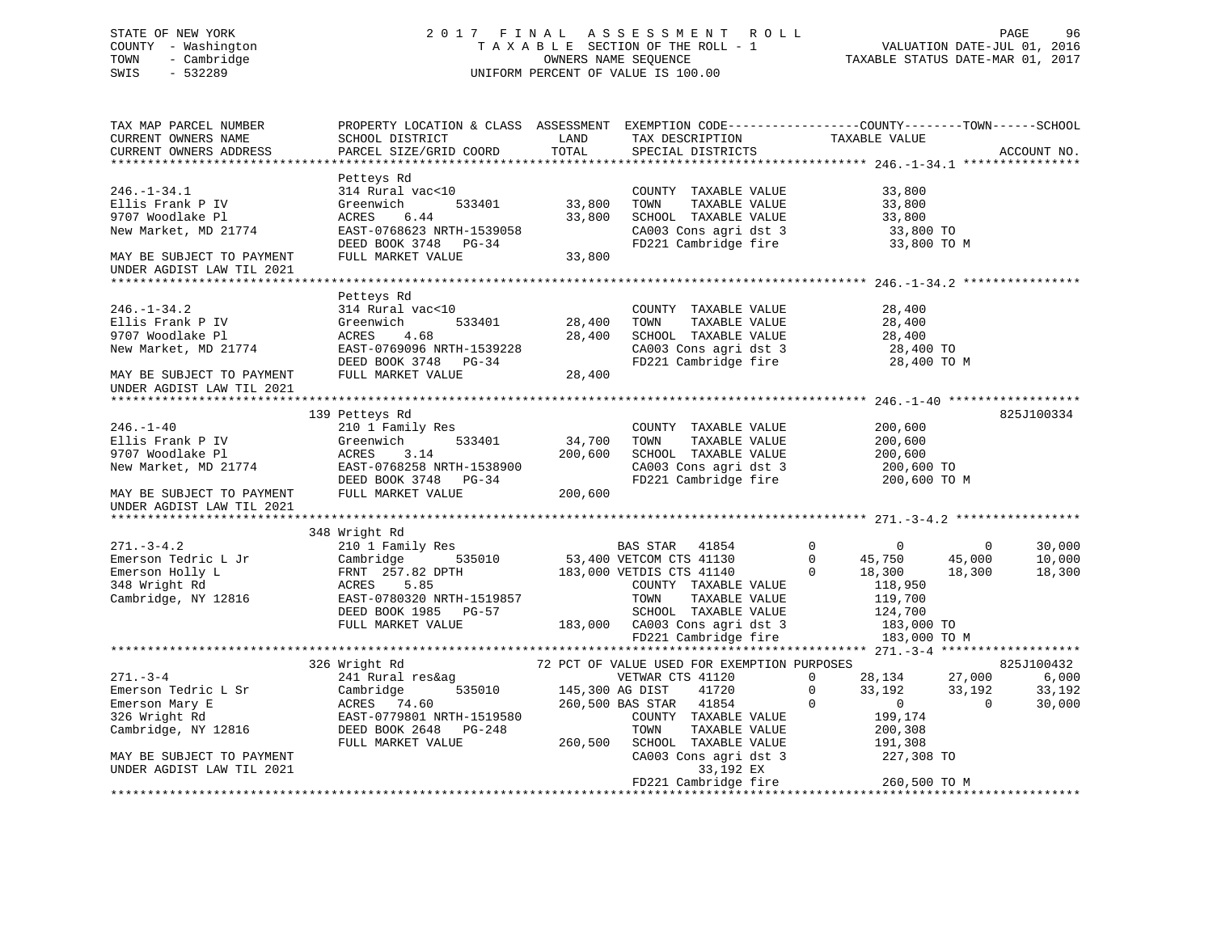STATE OF NEW YORK
COUNTY - Washington
TOWN - Cambridge
SWIS - 532289

2 0 1 7 F I N A L A S S E S S M E N T R O L L
T A X A B L E SECTION OF THE ROLL - 1
OWNERS NAME SEQUENCE
UNIFORM PERCENT OF VALUE IS 100.00

VALUATION DATE-JUL 01, 2016
TAXABLE STATUS DATE-MAR 01, 2017

```
TAX MAP PARCEL NUMBER          PROPERTY LOCATION & CLASS  ASSESSMENT  EXEMPTION CODE------------------COUNTY--------TOWN------SCHOOL
CURRENT OWNERS NAME            SCHOOL DISTRICT               LAND      TAX DESCRIPTION              TAXABLE VALUE
CURRENT OWNERS ADDRESS         PARCEL SIZE/GRID COORD        TOTAL     SPECIAL DISTRICTS                                      ACCOUNT NO.
******************************************************************************************************* 246.-1-34.1 ****************
                               Petteys Rd
246.-1-34.1                    314 Rural vac<10                        COUNTY  TAXABLE VALUE             33,800
Ellis Frank P IV               Greenwich        533401      33,800     TOWN    TAXABLE VALUE             33,800
9707 Woodlake Pl               ACRES    6.44                33,800     SCHOOL  TAXABLE VALUE             33,800
New Market, MD 21774           EAST-0768623 NRTH-1539058               CA003 Cons agri dst 3              33,800 TO
                               DEED BOOK 3748   PG-34                  FD221 Cambridge fire               33,800 TO M
MAY BE SUBJECT TO PAYMENT      FULL MARKET VALUE            33,800
UNDER AGDIST LAW TIL 2021
******************************************************************************************************* 246.-1-34.2 ****************
                               Petteys Rd
246.-1-34.2                    314 Rural vac<10                        COUNTY  TAXABLE VALUE             28,400
Ellis Frank P IV               Greenwich        533401      28,400     TOWN    TAXABLE VALUE             28,400
9707 Woodlake Pl               ACRES    4.68                28,400     SCHOOL  TAXABLE VALUE             28,400
New Market, MD 21774           EAST-0769096 NRTH-1539228               CA003 Cons agri dst 3              28,400 TO
                               DEED BOOK 3748   PG-34                  FD221 Cambridge fire               28,400 TO M
MAY BE SUBJECT TO PAYMENT      FULL MARKET VALUE            28,400
UNDER AGDIST LAW TIL 2021
******************************************************************************************************* 246.-1-40 ******************
                           139 Petteys Rd                                                                                825J100334
246.-1-40                      210 1 Family Res                        COUNTY  TAXABLE VALUE            200,600
Ellis Frank P IV               Greenwich        533401      34,700     TOWN    TAXABLE VALUE            200,600
9707 Woodlake Pl               ACRES    3.14               200,600     SCHOOL  TAXABLE VALUE            200,600
New Market, MD 21774           EAST-0768258 NRTH-1538900               CA003 Cons agri dst 3             200,600 TO
                               DEED BOOK 3748   PG-34                  FD221 Cambridge fire              200,600 TO M
MAY BE SUBJECT TO PAYMENT      FULL MARKET VALUE           200,600
UNDER AGDIST LAW TIL 2021
******************************************************************************************************* 271.-3-4.2 *****************
                           348 Wright Rd
271.-3-4.2                     210 1 Family Res                    BAS STAR   41854          0           0           0      30,000
Emerson Tedric L Jr            Cambridge        535010      53,400 VETCOM CTS 41130          0      45,750      45,000      10,000
Emerson Holly L                FRNT 257.82 DPTH            183,000 VETDIS CTS 41140          0      18,300      18,300      18,300
348 Wright Rd                  ACRES    5.85                       COUNTY  TAXABLE VALUE            118,950
Cambridge, NY 12816            EAST-0780320 NRTH-1519857           TOWN    TAXABLE VALUE            119,700
                               DEED BOOK 1985   PG-57              SCHOOL  TAXABLE VALUE            124,700
                               FULL MARKET VALUE           183,000 CA003 Cons agri dst 3             183,000 TO
                                                                   FD221 Cambridge fire              183,000 TO M
******************************************************************************************************* 271.-3-4 *******************
                           326 Wright Rd                   72 PCT OF VALUE USED FOR EXEMPTION PURPOSES                   825J100432
271.-3-4                       241 Rural res&ag                    VETWAR CTS 41120          0      28,134      27,000       6,000
Emerson Tedric L Sr            Cambridge        535010     145,300 AG DIST    41720          0      33,192      33,192      33,192
Emerson Mary E                 ACRES   74.60               260,500 BAS STAR   41854          0           0           0      30,000
326 Wright Rd                  EAST-0779801 NRTH-1519580           COUNTY  TAXABLE VALUE            199,174
Cambridge, NY 12816            DEED BOOK 2648   PG-248             TOWN    TAXABLE VALUE            200,308
                               FULL MARKET VALUE           260,500 SCHOOL  TAXABLE VALUE            191,308
MAY BE SUBJECT TO PAYMENT                                          CA003 Cons agri dst 3             227,308 TO
UNDER AGDIST LAW TIL 2021                                                  33,192 EX
                                                                   FD221 Cambridge fire              260,500 TO M
************************************************************************************************************************************
```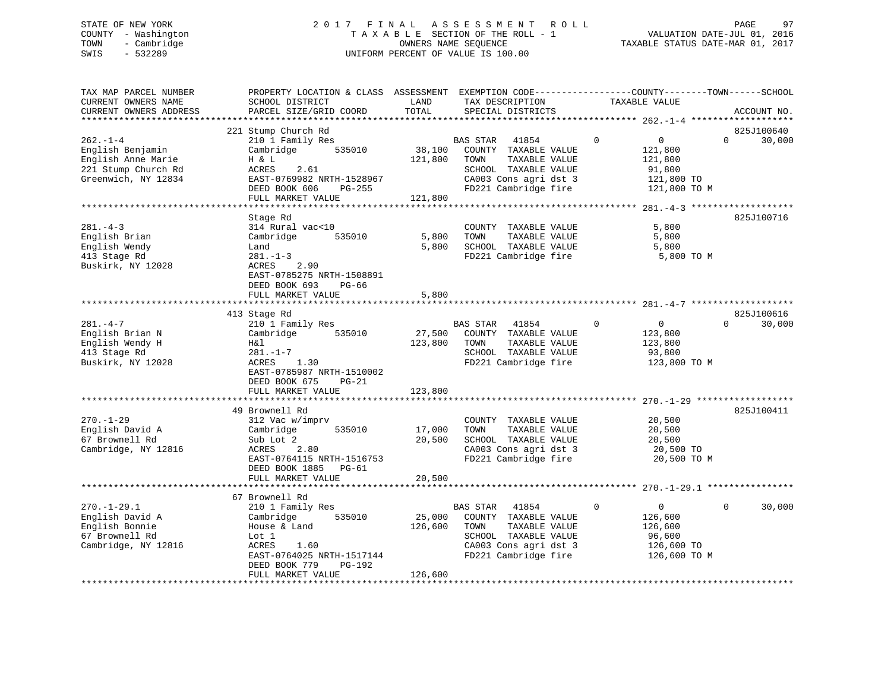STATE OF NEW YORK                    2 0 1 7   F I N A L   A S S E S S M E N T   R O L L
COUNTY - Washington                       T A X A B L E SECTION OF THE ROLL - 1                    VALUATION DATE-JUL 01, 2016
TOWN   - Cambridge                              OWNERS NAME SEQUENCE                        TAXABLE STATUS DATE-MAR 01, 2017
SWIS   - 532289                           UNIFORM PERCENT OF VALUE IS 100.00

```
TAX MAP PARCEL NUMBER          PROPERTY LOCATION & CLASS  ASSESSMENT  EXEMPTION CODE------------------COUNTY--------TOWN------SCHOOL
CURRENT OWNERS NAME            SCHOOL DISTRICT              LAND      TAX DESCRIPTION             TAXABLE VALUE
CURRENT OWNERS ADDRESS         PARCEL SIZE/GRID COORD       TOTAL     SPECIAL DISTRICTS                                  ACCOUNT NO.
******************************************************************************************************* 262.-1-4 ******************
                          221 Stump Church Rd                                                                            825J100640
262.-1-4                  210 1 Family Res                   BAS STAR  41854          0            0            0      30,000
English Benjamin          Cambridge      535010     38,100   COUNTY  TAXABLE VALUE            121,800
English Anne Marie        H & L                    121,800   TOWN    TAXABLE VALUE            121,800
221 Stump Church Rd       ACRES     2.61                     SCHOOL  TAXABLE VALUE             91,800
Greenwich, NY 12834       EAST-0769982 NRTH-1528967          CA003 Cons agri dst 3            121,800 TO
                          DEED BOOK 606     PG-255           FD221 Cambridge fire             121,800 TO M
                          FULL MARKET VALUE        121,800
******************************************************************************************************* 281.-4-3 ******************
                          Stage Rd                                                                                       825J100716
281.-4-3                  314 Rural vac<10                   COUNTY  TAXABLE VALUE              5,800
English Brian             Cambridge      535010      5,800   TOWN    TAXABLE VALUE              5,800
English Wendy             Land                       5,800   SCHOOL  TAXABLE VALUE              5,800
413 Stage Rd              281.-1-3                           FD221 Cambridge fire               5,800 TO M
Buskirk, NY 12028         ACRES     2.90
                          EAST-0785275 NRTH-1508891
                          DEED BOOK 693     PG-66
                          FULL MARKET VALUE          5,800
******************************************************************************************************* 281.-4-7 ******************
                          413 Stage Rd                                                                                   825J100616
281.-4-7                  210 1 Family Res                   BAS STAR  41854          0            0            0      30,000
English Brian N           Cambridge      535010     27,500   COUNTY  TAXABLE VALUE            123,800
English Wendy H           H&l                      123,800   TOWN    TAXABLE VALUE            123,800
413 Stage Rd              281.-1-7                           SCHOOL  TAXABLE VALUE             93,800
Buskirk, NY 12028         ACRES     1.30                     FD221 Cambridge fire             123,800 TO M
                          EAST-0785987 NRTH-1510002
                          DEED BOOK 675     PG-21
                          FULL MARKET VALUE        123,800
******************************************************************************************************* 270.-1-29 *****************
                          49 Brownell Rd                                                                                 825J100411
270.-1-29                 312 Vac w/imprv                    COUNTY  TAXABLE VALUE             20,500
English David A           Cambridge      535010     17,000   TOWN    TAXABLE VALUE             20,500
67 Brownell Rd            Sub Lot 2                 20,500   SCHOOL  TAXABLE VALUE             20,500
Cambridge, NY 12816       ACRES     2.80                     CA003 Cons agri dst 3             20,500 TO
                          EAST-0764115 NRTH-1516753          FD221 Cambridge fire              20,500 TO M
                          DEED BOOK 1885    PG-61
                          FULL MARKET VALUE         20,500
******************************************************************************************************* 270.-1-29.1 ***************
                          67 Brownell Rd
270.-1-29.1               210 1 Family Res                   BAS STAR  41854          0            0            0      30,000
English David A           Cambridge      535010     25,000   COUNTY  TAXABLE VALUE            126,600
English Bonnie            House & Land             126,600   TOWN    TAXABLE VALUE            126,600
67 Brownell Rd            Lot 1                              SCHOOL  TAXABLE VALUE             96,600
Cambridge, NY 12816       ACRES     1.60                     CA003 Cons agri dst 3            126,600 TO
                          EAST-0764025 NRTH-1517144          FD221 Cambridge fire             126,600 TO M
                          DEED BOOK 779     PG-192
                          FULL MARKET VALUE        126,600
************************************************************************************************************************************
```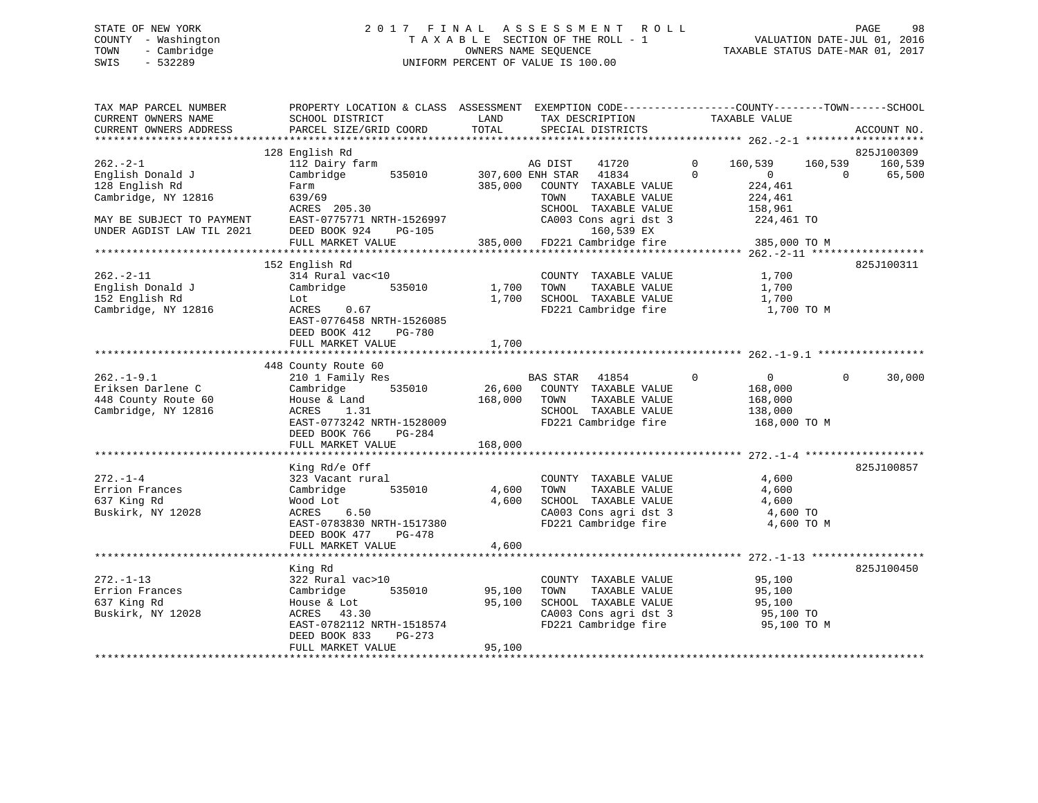STATE OF NEW YORK
COUNTY - Washington
TOWN - Cambridge
SWIS - 532289

2 0 1 7 F I N A L A S S E S S M E N T R O L L
T A X A B L E SECTION OF THE ROLL - 1
OWNERS NAME SEQUENCE
UNIFORM PERCENT OF VALUE IS 100.00

VALUATION DATE-JUL 01, 2016
TAXABLE STATUS DATE-MAR 01, 2017

```
TAX MAP PARCEL NUMBER          PROPERTY LOCATION & CLASS  ASSESSMENT  EXEMPTION CODE------------------COUNTY--------TOWN------SCHOOL
CURRENT OWNERS NAME            SCHOOL DISTRICT               LAND      TAX DESCRIPTION            TAXABLE VALUE
CURRENT OWNERS ADDRESS         PARCEL SIZE/GRID COORD        TOTAL     SPECIAL DISTRICTS                                      ACCOUNT NO.
******************************************************************************************************* 262.-2-1 *******************
                               128 English Rd                                                                               825J100309
262.-2-1                       112 Dairy farm                      AG DIST    41720          0    160,539    160,539    160,539
English Donald J               Cambridge        535010     307,600 ENH STAR   41834          0          0          0     65,500
128 English Rd                 Farm                        385,000   COUNTY  TAXABLE VALUE           224,461
Cambridge, NY 12816            639/69                                TOWN    TAXABLE VALUE           224,461
                               ACRES  205.30                         SCHOOL  TAXABLE VALUE           158,961
MAY BE SUBJECT TO PAYMENT      EAST-0775771 NRTH-1526997             CA003 Cons agri dst 3            224,461 TO
UNDER AGDIST LAW TIL 2021      DEED BOOK 924    PG-105                    160,539 EX
                               FULL MARKET VALUE           385,000   FD221 Cambridge fire             385,000 TO M
******************************************************************************************************* 262.-2-11 ******************
                               152 English Rd                                                                               825J100311
262.-2-11                      314 Rural vac<10                      COUNTY  TAXABLE VALUE             1,700
English Donald J               Cambridge        535010       1,700   TOWN    TAXABLE VALUE             1,700
152 English Rd                 Lot                           1,700   SCHOOL  TAXABLE VALUE             1,700
Cambridge, NY 12816            ACRES    0.67                         FD221 Cambridge fire               1,700 TO M
                               EAST-0776458 NRTH-1526085
                               DEED BOOK 412    PG-780
                               FULL MARKET VALUE             1,700
******************************************************************************************************* 262.-1-9.1 *****************
                               448 County Route 60
262.-1-9.1                     210 1 Family Res                    BAS STAR   41854          0          0          0     30,000
Eriksen Darlene C              Cambridge        535010      26,600   COUNTY  TAXABLE VALUE           168,000
448 County Route 60            House & Land                168,000   TOWN    TAXABLE VALUE           168,000
Cambridge, NY 12816            ACRES    1.31                         SCHOOL  TAXABLE VALUE           138,000
                               EAST-0773242 NRTH-1528009             FD221 Cambridge fire             168,000 TO M
                               DEED BOOK 766    PG-284
                               FULL MARKET VALUE           168,000
******************************************************************************************************* 272.-1-4 *******************
                               King Rd/e Off                                                                                825J100857
272.-1-4                       323 Vacant rural                      COUNTY  TAXABLE VALUE             4,600
Errion Frances                 Cambridge        535010       4,600   TOWN    TAXABLE VALUE             4,600
637 King Rd                    Wood Lot                      4,600   SCHOOL  TAXABLE VALUE             4,600
Buskirk, NY 12028              ACRES    6.50                         CA003 Cons agri dst 3              4,600 TO
                               EAST-0783830 NRTH-1517380             FD221 Cambridge fire               4,600 TO M
                               DEED BOOK 477    PG-478
                               FULL MARKET VALUE             4,600
******************************************************************************************************* 272.-1-13 ******************
                               King Rd                                                                                      825J100450
272.-1-13                      322 Rural vac>10                      COUNTY  TAXABLE VALUE            95,100
Errion Frances                 Cambridge        535010      95,100   TOWN    TAXABLE VALUE            95,100
637 King Rd                    House & Lot                  95,100   SCHOOL  TAXABLE VALUE            95,100
Buskirk, NY 12028              ACRES   43.30                         CA003 Cons agri dst 3             95,100 TO
                               EAST-0782112 NRTH-1518574             FD221 Cambridge fire              95,100 TO M
                               DEED BOOK 833    PG-273
                               FULL MARKET VALUE            95,100
************************************************************************************************************************************
```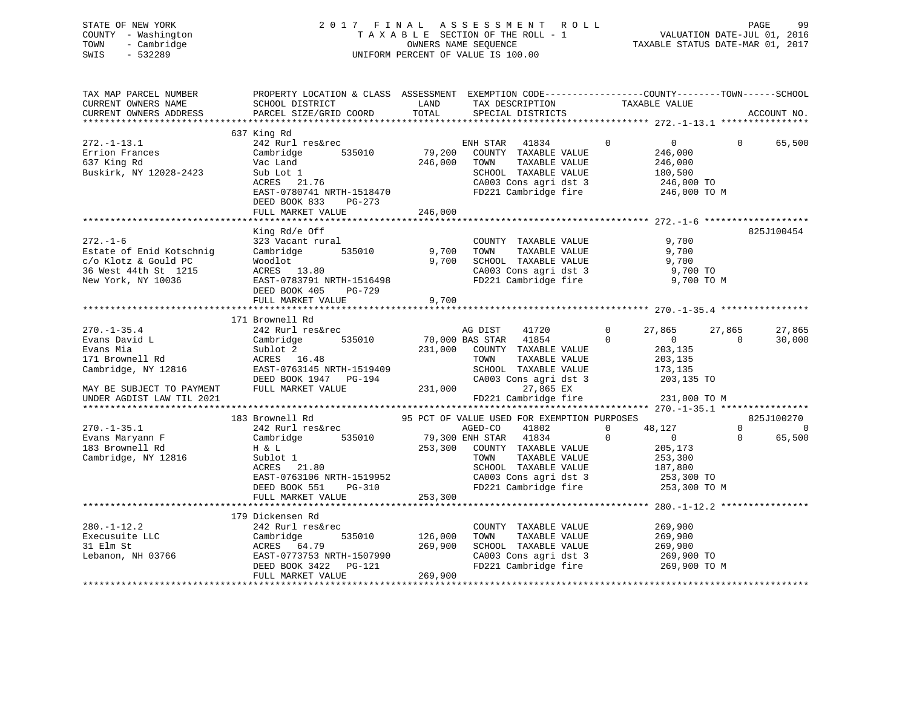STATE OF NEW YORK 2017 FINAL ASSESSMENT ROLL
COUNTY - Washington TAXABLE SECTION OF THE ROLL - 1 VALUATION DATE-JUL 01, 2016
TOWN - Cambridge OWNERS NAME SEQUENCE TAXABLE STATUS DATE-MAR 01, 2017
SWIS - 532289 UNIFORM PERCENT OF VALUE IS 100.00

```
TAX MAP PARCEL NUMBER          PROPERTY LOCATION & CLASS  ASSESSMENT  EXEMPTION CODE------------------COUNTY--------TOWN------SCHOOL
CURRENT OWNERS NAME            SCHOOL DISTRICT              LAND      TAX DESCRIPTION            TAXABLE VALUE
CURRENT OWNERS ADDRESS         PARCEL SIZE/GRID COORD       TOTAL     SPECIAL DISTRICTS                                    ACCOUNT NO.
*********************************************************************************************** 272.-1-13.1 ****************
                               637 King Rd
272.-1-13.1                    242 Rurl res&rec                       ENH STAR    41834        0          0           0      65,500
Errion Frances                 Cambridge        535010      79,200    COUNTY  TAXABLE VALUE           246,000
637 King Rd                    Vac Land                    246,000    TOWN    TAXABLE VALUE           246,000
Buskirk, NY 12028-2423         Sub Lot 1                              SCHOOL  TAXABLE VALUE           180,500
                               ACRES   21.76                          CA003 Cons agri dst 3           246,000 TO
                               EAST-0780741 NRTH-1518470              FD221 Cambridge fire            246,000 TO M
                               DEED BOOK 833    PG-273
                               FULL MARKET VALUE           246,000
*********************************************************************************************** 272.-1-6 *******************
                               King Rd/e Off                                                                      825J100454
272.-1-6                       323 Vacant rural                       COUNTY  TAXABLE VALUE             9,700
Estate of Enid Kotschnig       Cambridge        535010       9,700    TOWN    TAXABLE VALUE             9,700
c/o Klotz & Gould PC           Woodlot                       9,700    SCHOOL  TAXABLE VALUE             9,700
36 West 44th St  1215          ACRES   13.80                          CA003 Cons agri dst 3             9,700 TO
New York, NY 10036             EAST-0783791 NRTH-1516498              FD221 Cambridge fire              9,700 TO M
                               DEED BOOK 405    PG-729
                               FULL MARKET VALUE             9,700
*********************************************************************************************** 270.-1-35.4 ****************
                               171 Brownell Rd
270.-1-35.4                    242 Rurl res&rec                       AG DIST     41720        0     27,865      27,865      27,865
Evans David L                  Cambridge        535010      70,000 BAS STAR   41854        0          0           0      30,000
Evans Mia                      Sublot 2                    231,000    COUNTY  TAXABLE VALUE           203,135
171 Brownell Rd                ACRES   16.48                          TOWN    TAXABLE VALUE           203,135
Cambridge, NY 12816            EAST-0763145 NRTH-1519409              SCHOOL  TAXABLE VALUE           173,135
                               DEED BOOK 1947   PG-194                CA003 Cons agri dst 3           203,135 TO
MAY BE SUBJECT TO PAYMENT      FULL MARKET VALUE           231,000           27,865 EX
UNDER AGDIST LAW TIL 2021                                             FD221 Cambridge fire            231,000 TO M
*********************************************************************************************** 270.-1-35.1 ****************
                               183 Brownell Rd               95 PCT OF VALUE USED FOR EXEMPTION PURPOSES                  825J100270
270.-1-35.1                    242 Rurl res&rec                       AGED-CO     41802        0     48,127           0           0
Evans Maryann F                Cambridge        535010      79,300 ENH STAR   41834        0          0           0      65,500
183 Brownell Rd                H & L                       253,300    COUNTY  TAXABLE VALUE           205,173
Cambridge, NY 12816            Sublot 1                               TOWN    TAXABLE VALUE           253,300
                               ACRES   21.80                          SCHOOL  TAXABLE VALUE           187,800
                               EAST-0763106 NRTH-1519952              CA003 Cons agri dst 3           253,300 TO
                               DEED BOOK 551    PG-310                FD221 Cambridge fire            253,300 TO M
                               FULL MARKET VALUE           253,300
*********************************************************************************************** 280.-1-12.2 ****************
                               179 Dickensen Rd
280.-1-12.2                    242 Rurl res&rec                       COUNTY  TAXABLE VALUE           269,900
Execusuite LLC                 Cambridge        535010     126,000    TOWN    TAXABLE VALUE           269,900
31 Elm St                      ACRES   64.79               269,900    SCHOOL  TAXABLE VALUE           269,900
Lebanon, NH 03766              EAST-0773753 NRTH-1507990              CA003 Cons agri dst 3           269,900 TO
                               DEED BOOK 3422   PG-121                FD221 Cambridge fire            269,900 TO M
                               FULL MARKET VALUE           269,900
****************************************************************************************************************************
```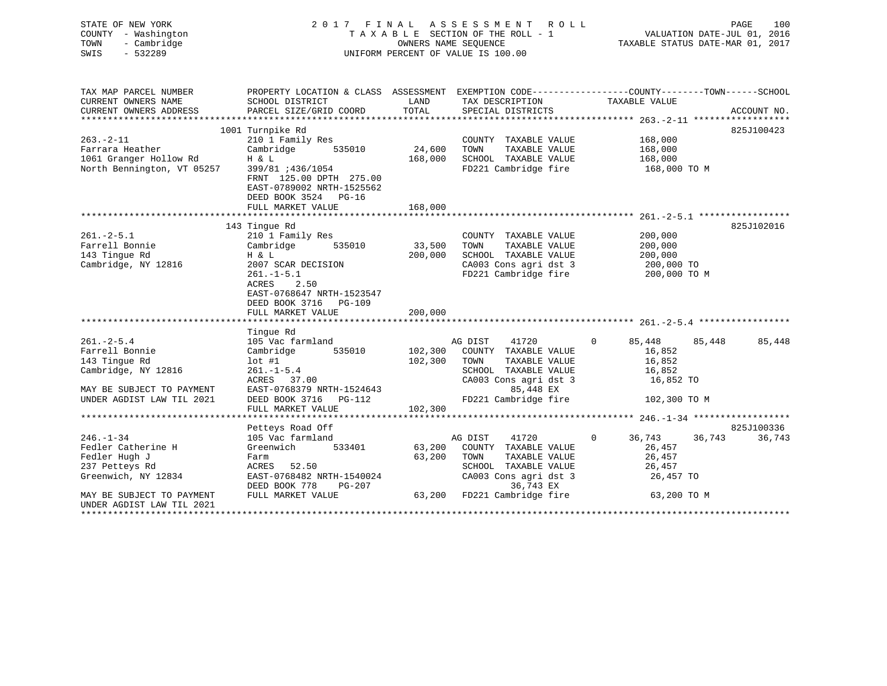STATE OF NEW YORK
COUNTY - Washington
TOWN - Cambridge
SWIS - 532289

# 2017 FINAL ASSESSMENT ROLL

TAXABLE SECTION OF THE ROLL - 1
OWNERS NAME SEQUENCE
UNIFORM PERCENT OF VALUE IS 100.00

VALUATION DATE-JUL 01, 2016
TAXABLE STATUS DATE-MAR 01, 2017

| TAX MAP PARCEL NUMBER / CURRENT OWNERS NAME / CURRENT OWNERS ADDRESS | PROPERTY LOCATION & CLASS / SCHOOL DISTRICT / PARCEL SIZE/GRID COORD | ASSESSMENT LAND / TOTAL | EXEMPTION CODE / TAX DESCRIPTION / SPECIAL DISTRICTS | COUNTY | TOWN | SCHOOL | ACCOUNT NO. |
|---|---|---|---|---|---|---|---|
| **263.-2-11** | 1001 Turnpike Rd | | | | | | 825J100423 |
| 263.-2-11 | 210 1 Family Res | | COUNTY TAXABLE VALUE | 168,000 | | | |
| Farrara Heather | Cambridge 535010 | 24,600 | TOWN TAXABLE VALUE | 168,000 | | | |
| 1061 Granger Hollow Rd | H & L | 168,000 | SCHOOL TAXABLE VALUE | 168,000 | | | |
| North Bennington, VT 05257 | 399/81 ;436/1054 | | FD221 Cambridge fire | 168,000 TO M | | | |
| | FRNT 125.00 DPTH 275.00 | | | | | | |
| | EAST-0789002 NRTH-1525562 | | | | | | |
| | DEED BOOK 3524 PG-16 | | | | | | |
| | FULL MARKET VALUE | 168,000 | | | | | |
| **261.-2-5.1** | 143 Tingue Rd | | | | | | 825J102016 |
| 261.-2-5.1 | 210 1 Family Res | | COUNTY TAXABLE VALUE | 200,000 | | | |
| Farrell Bonnie | Cambridge 535010 | 33,500 | TOWN TAXABLE VALUE | 200,000 | | | |
| 143 Tingue Rd | H & L | 200,000 | SCHOOL TAXABLE VALUE | 200,000 | | | |
| Cambridge, NY 12816 | 2007 SCAR DECISION | | CA003 Cons agri dst 3 | 200,000 TO | | | |
| | 261.-1-5.1 | | FD221 Cambridge fire | 200,000 TO M | | | |
| | ACRES 2.50 | | | | | | |
| | EAST-0768647 NRTH-1523547 | | | | | | |
| | DEED BOOK 3716 PG-109 | | | | | | |
| | FULL MARKET VALUE | 200,000 | | | | | |
| **261.-2-5.4** | Tingue Rd | | | | | | |
| 261.-2-5.4 | 105 Vac farmland | | AG DIST 41720 0 | 85,448 | 85,448 | 85,448 | |
| Farrell Bonnie | Cambridge 535010 | 102,300 | COUNTY TAXABLE VALUE | 16,852 | | | |
| 143 Tingue Rd | lot #1 | 102,300 | TOWN TAXABLE VALUE | 16,852 | | | |
| Cambridge, NY 12816 | 261.-1-5.4 | | SCHOOL TAXABLE VALUE | 16,852 | | | |
| | ACRES 37.00 | | CA003 Cons agri dst 3 | 16,852 TO | | | |
| MAY BE SUBJECT TO PAYMENT | EAST-0768379 NRTH-1524643 | | 85,448 EX | | | | |
| UNDER AGDIST LAW TIL 2021 | DEED BOOK 3716 PG-112 | | FD221 Cambridge fire | 102,300 TO M | | | |
| | FULL MARKET VALUE | 102,300 | | | | | |
| **246.-1-34** | Petteys Road Off | | | | | | 825J100336 |
| 246.-1-34 | 105 Vac farmland | | AG DIST 41720 0 | 36,743 | 36,743 | 36,743 | |
| Fedler Catherine H | Greenwich 533401 | 63,200 | COUNTY TAXABLE VALUE | 26,457 | | | |
| Fedler Hugh J | Farm | 63,200 | TOWN TAXABLE VALUE | 26,457 | | | |
| 237 Petteys Rd | ACRES 52.50 | | SCHOOL TAXABLE VALUE | 26,457 | | | |
| Greenwich, NY 12834 | EAST-0768482 NRTH-1540024 | | CA003 Cons agri dst 3 | 26,457 TO | | | |
| | DEED BOOK 778 PG-207 | | 36,743 EX | | | | |
| MAY BE SUBJECT TO PAYMENT | FULL MARKET VALUE | 63,200 | FD221 Cambridge fire | 63,200 TO M | | | |
| UNDER AGDIST LAW TIL 2021 | | | | | | | |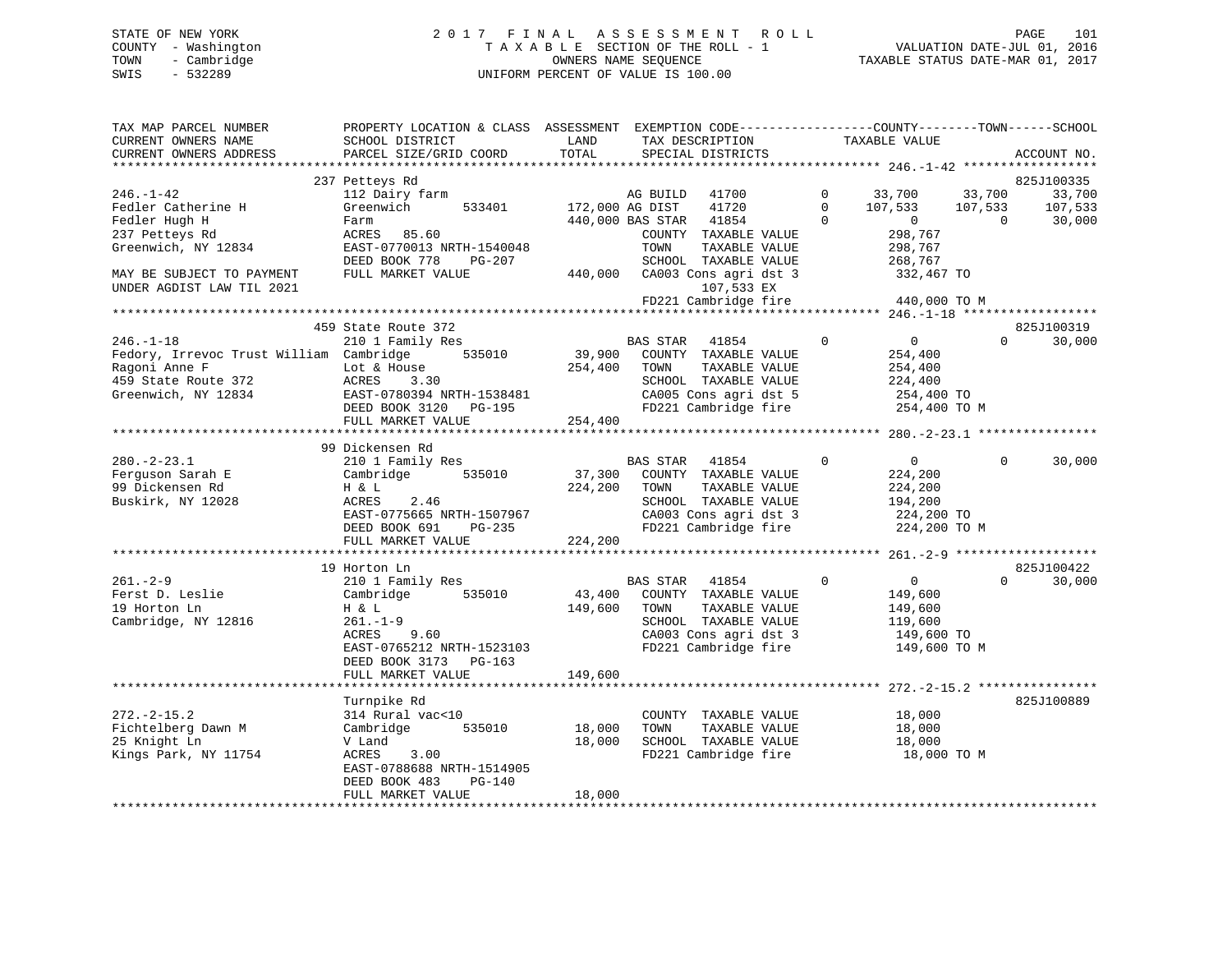STATE OF NEW YORK — 2017 FINAL ASSESSMENT ROLL
COUNTY - Washington — TAXABLE SECTION OF THE ROLL - 1 — VALUATION DATE-JUL 01, 2016
TOWN - Cambridge — OWNERS NAME SEQUENCE — TAXABLE STATUS DATE-MAR 01, 2017
SWIS - 532289 — UNIFORM PERCENT OF VALUE IS 100.00

```
TAX MAP PARCEL NUMBER          PROPERTY LOCATION & CLASS  ASSESSMENT  EXEMPTION CODE-----------------COUNTY--------TOWN------SCHOOL
CURRENT OWNERS NAME            SCHOOL DISTRICT              LAND      TAX DESCRIPTION              TAXABLE VALUE
CURRENT OWNERS ADDRESS         PARCEL SIZE/GRID COORD       TOTAL     SPECIAL DISTRICTS                                    ACCOUNT NO.
*********************************************************************************************** 246.-1-42 ******************
                               237 Petteys Rd                                                                          825J100335
246.-1-42                      112 Dairy farm                         AG BUILD   41700          0     33,700     33,700     33,700
Fedler Catherine H             Greenwich        533401      172,000 AG DIST    41720          0    107,533    107,533    107,533
Fedler Hugh H                  Farm                         440,000 BAS STAR   41854          0          0          0     30,000
237 Petteys Rd                 ACRES   85.60                          COUNTY  TAXABLE VALUE          298,767
Greenwich, NY 12834            EAST-0770013 NRTH-1540048              TOWN    TAXABLE VALUE          298,767
                               DEED BOOK 778    PG-207                SCHOOL  TAXABLE VALUE          268,767
MAY BE SUBJECT TO PAYMENT      FULL MARKET VALUE            440,000   CA003 Cons agri dst 3          332,467 TO
UNDER AGDIST LAW TIL 2021                                                   107,533 EX
                                                                      FD221 Cambridge fire           440,000 TO M
*********************************************************************************************** 246.-1-18 ******************
                               459 State Route 372                                                                     825J100319
246.-1-18                      210 1 Family Res                       BAS STAR   41854          0          0          0     30,000
Fedory, Irrevoc Trust William  Cambridge        535010       39,900   COUNTY  TAXABLE VALUE          254,400
Ragoni Anne F                  Lot & House                  254,400   TOWN    TAXABLE VALUE          254,400
459 State Route 372            ACRES    3.30                          SCHOOL  TAXABLE VALUE          224,400
Greenwich, NY 12834            EAST-0780394 NRTH-1538481              CA005 Cons agri dst 5          254,400 TO
                               DEED BOOK 3120   PG-195                FD221 Cambridge fire           254,400 TO M
                               FULL MARKET VALUE            254,400
*********************************************************************************************** 280.-2-23.1 ****************
                               99 Dickensen Rd
280.-2-23.1                    210 1 Family Res                       BAS STAR   41854          0          0          0     30,000
Ferguson Sarah E               Cambridge        535010       37,300   COUNTY  TAXABLE VALUE          224,200
99 Dickensen Rd                H & L                        224,200   TOWN    TAXABLE VALUE          224,200
Buskirk, NY 12028              ACRES    2.46                          SCHOOL  TAXABLE VALUE          194,200
                               EAST-0775665 NRTH-1507967              CA003 Cons agri dst 3          224,200 TO
                               DEED BOOK 691    PG-235                FD221 Cambridge fire           224,200 TO M
                               FULL MARKET VALUE            224,200
*********************************************************************************************** 261.-2-9 *******************
                               19 Horton Ln                                                                            825J100422
261.-2-9                       210 1 Family Res                       BAS STAR   41854          0          0          0     30,000
Ferst D. Leslie                Cambridge        535010       43,400   COUNTY  TAXABLE VALUE          149,600
19 Horton Ln                   H & L                        149,600   TOWN    TAXABLE VALUE          149,600
Cambridge, NY 12816            261.-1-9                               SCHOOL  TAXABLE VALUE          119,600
                               ACRES    9.60                          CA003 Cons agri dst 3          149,600 TO
                               EAST-0765212 NRTH-1523103              FD221 Cambridge fire           149,600 TO M
                               DEED BOOK 3173   PG-163
                               FULL MARKET VALUE            149,600
*********************************************************************************************** 272.-2-15.2 ****************
                               Turnpike Rd                                                                             825J100889
272.-2-15.2                    314 Rural vac<10                       COUNTY  TAXABLE VALUE           18,000
Fichtelberg Dawn M             Cambridge        535010       18,000   TOWN    TAXABLE VALUE           18,000
25 Knight Ln                   V Land                        18,000   SCHOOL  TAXABLE VALUE           18,000
Kings Park, NY 11754           ACRES    3.00                          FD221 Cambridge fire            18,000 TO M
                               EAST-0788688 NRTH-1514905
                               DEED BOOK 483    PG-140
                               FULL MARKET VALUE             18,000
******************************************************************************************************************************
```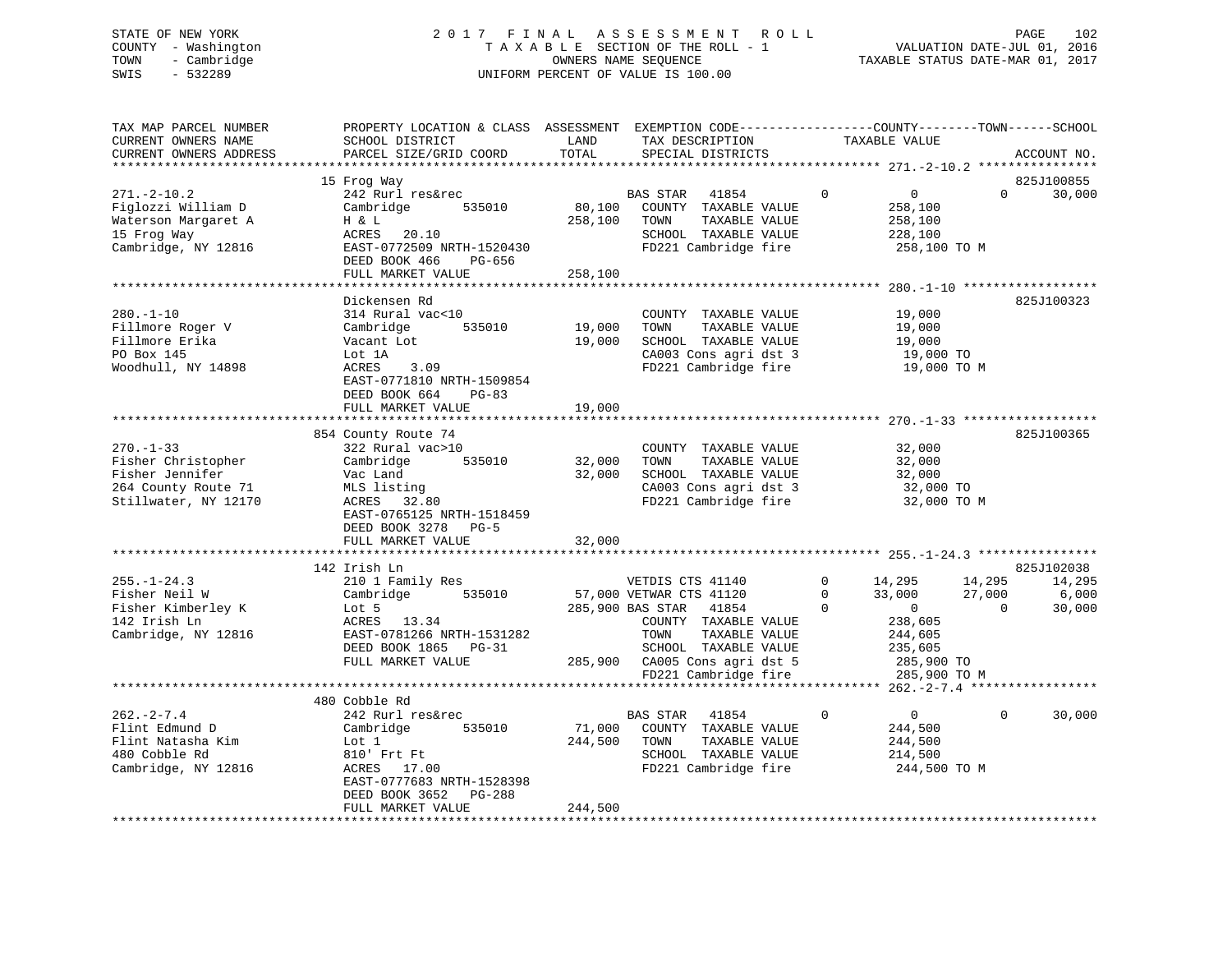STATE OF NEW YORK
COUNTY - Washington
TOWN - Cambridge
SWIS - 532289

2017 FINAL ASSESSMENT ROLL
TAXABLE SECTION OF THE ROLL - 1
OWNERS NAME SEQUENCE
UNIFORM PERCENT OF VALUE IS 100.00

VALUATION DATE-JUL 01, 2016
TAXABLE STATUS DATE-MAR 01, 2017

```
TAX MAP PARCEL NUMBER          PROPERTY LOCATION & CLASS  ASSESSMENT  EXEMPTION CODE-----------------COUNTY--------TOWN------SCHOOL
CURRENT OWNERS NAME            SCHOOL DISTRICT               LAND      TAX DESCRIPTION            TAXABLE VALUE
CURRENT OWNERS ADDRESS         PARCEL SIZE/GRID COORD        TOTAL     SPECIAL DISTRICTS                                      ACCOUNT NO.
******************************************************************************************************* 271.-2-10.2 ****************
                               15 Frog Way                                                                                 825J100855
271.-2-10.2                    242 Rurl res&rec                        BAS STAR   41854         0          0            0       30,000
Figlozzi William D             Cambridge        535010       80,100    COUNTY  TAXABLE VALUE           258,100
Waterson Margaret A            H & L                        258,100    TOWN    TAXABLE VALUE           258,100
15 Frog Way                    ACRES   20.10                           SCHOOL  TAXABLE VALUE           228,100
Cambridge, NY 12816            EAST-0772509 NRTH-1520430               FD221 Cambridge fire             258,100 TO M
                               DEED BOOK 466     PG-656
                               FULL MARKET VALUE            258,100
******************************************************************************************************* 280.-1-10 ******************
                               Dickensen Rd                                                                                825J100323
280.-1-10                      314 Rural vac<10                        COUNTY  TAXABLE VALUE            19,000
Fillmore Roger V               Cambridge        535010       19,000    TOWN    TAXABLE VALUE            19,000
Fillmore Erika                 Vacant Lot                    19,000    SCHOOL  TAXABLE VALUE            19,000
PO Box 145                     Lot 1A                                  CA003 Cons agri dst 3             19,000 TO
Woodhull, NY 14898             ACRES    3.09                           FD221 Cambridge fire              19,000 TO M
                               EAST-0771810 NRTH-1509854
                               DEED BOOK 664     PG-83
                               FULL MARKET VALUE             19,000
******************************************************************************************************* 270.-1-33 ******************
                               854 County Route 74                                                                         825J100365
270.-1-33                      322 Rural vac>10                        COUNTY  TAXABLE VALUE            32,000
Fisher Christopher             Cambridge        535010       32,000    TOWN    TAXABLE VALUE            32,000
Fisher Jennifer                Vac Land                      32,000    SCHOOL  TAXABLE VALUE            32,000
264 County Route 71            MLS listing                             CA003 Cons agri dst 3             32,000 TO
Stillwater, NY 12170           ACRES   32.80                           FD221 Cambridge fire              32,000 TO M
                               EAST-0765125 NRTH-1518459
                               DEED BOOK 3278    PG-5
                               FULL MARKET VALUE             32,000
******************************************************************************************************* 255.-1-24.3 ****************
                               142 Irish Ln                                                                                825J102038
255.-1-24.3                    210 1 Family Res                        VETDIS CTS 41140         0     14,295       14,295       14,295
Fisher Neil W                  Cambridge        535010       57,000 VETWAR CTS 41120         0     33,000       27,000        6,000
Fisher Kimberley K             Lot 5                        285,900 BAS STAR   41854         0          0            0       30,000
142 Irish Ln                   ACRES   13.34                           COUNTY  TAXABLE VALUE           238,605
Cambridge, NY 12816            EAST-0781266 NRTH-1531282               TOWN    TAXABLE VALUE           244,605
                               DEED BOOK 1865    PG-31                 SCHOOL  TAXABLE VALUE           235,605
                               FULL MARKET VALUE            285,900    CA005 Cons agri dst 5            285,900 TO
                                                                       FD221 Cambridge fire             285,900 TO M
******************************************************************************************************* 262.-2-7.4 *****************
                               480 Cobble Rd
262.-2-7.4                     242 Rurl res&rec                        BAS STAR   41854         0          0            0       30,000
Flint Edmund D                 Cambridge        535010       71,000    COUNTY  TAXABLE VALUE           244,500
Flint Natasha Kim              Lot 1                        244,500    TOWN    TAXABLE VALUE           244,500
480 Cobble Rd                  810' Frt Ft                             SCHOOL  TAXABLE VALUE           214,500
Cambridge, NY 12816            ACRES   17.00                           FD221 Cambridge fire             244,500 TO M
                               EAST-0777683 NRTH-1528398
                               DEED BOOK 3652    PG-288
                               FULL MARKET VALUE            244,500
************************************************************************************************************************************
```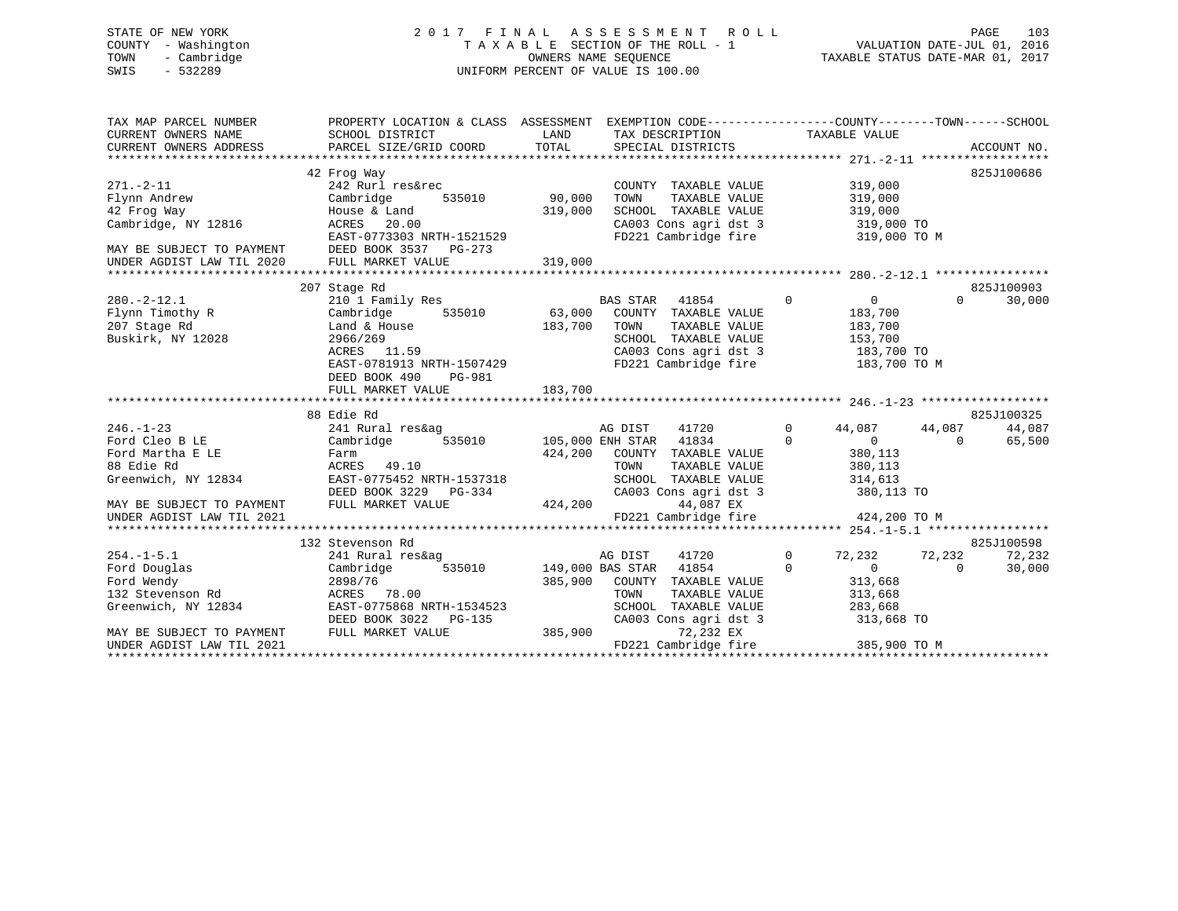STATE OF NEW YORK
COUNTY - Washington
TOWN - Cambridge
SWIS - 532289

2 0 1 7 F I N A L A S S E S S M E N T R O L L
T A X A B L E SECTION OF THE ROLL - 1
OWNERS NAME SEQUENCE
UNIFORM PERCENT OF VALUE IS 100.00

VALUATION DATE-JUL 01, 2016
TAXABLE STATUS DATE-MAR 01, 2017

```
TAX MAP PARCEL NUMBER         PROPERTY LOCATION & CLASS  ASSESSMENT  EXEMPTION CODE------------------COUNTY--------TOWN------SCHOOL
CURRENT OWNERS NAME           SCHOOL DISTRICT               LAND      TAX DESCRIPTION            TAXABLE VALUE
CURRENT OWNERS ADDRESS        PARCEL SIZE/GRID COORD       TOTAL      SPECIAL DISTRICTS                                       ACCOUNT NO.
******************************************************************************************************* 271.-2-11 ******************
                              42 Frog Way                                                                              825J100686
271.-2-11                     242 Rurl res&rec                      COUNTY  TAXABLE VALUE             319,000
Flynn Andrew                  Cambridge        535010      90,000   TOWN    TAXABLE VALUE             319,000
42 Frog Way                   House & Land                319,000   SCHOOL  TAXABLE VALUE             319,000
Cambridge, NY 12816           ACRES   20.00                         CA003 Cons agri dst 3              319,000 TO
                              EAST-0773303 NRTH-1521529             FD221 Cambridge fire               319,000 TO M
MAY BE SUBJECT TO PAYMENT     DEED BOOK 3537   PG-273
UNDER AGDIST LAW TIL 2020     FULL MARKET VALUE           319,000
******************************************************************************************************* 280.-2-12.1 ****************
                              207 Stage Rd                                                                             825J100903
280.-2-12.1                   210 1 Family Res                      BAS STAR   41854         0            0            0     30,000
Flynn Timothy R               Cambridge        535010      63,000   COUNTY  TAXABLE VALUE             183,700
207 Stage Rd                  Land & House                183,700   TOWN    TAXABLE VALUE             183,700
Buskirk, NY 12028             2966/269                              SCHOOL  TAXABLE VALUE             153,700
                              ACRES   11.59                         CA003 Cons agri dst 3              183,700 TO
                              EAST-0781913 NRTH-1507429             FD221 Cambridge fire               183,700 TO M
                              DEED BOOK 490    PG-981
                              FULL MARKET VALUE           183,700
******************************************************************************************************* 246.-1-23 ******************
                              88 Edie Rd                                                                               825J100325
246.-1-23                     241 Rural res&ag                      AG DIST    41720         0       44,087       44,087     44,087
Ford Cleo B LE                Cambridge        535010     105,000 ENH STAR  41834          0            0            0     65,500
Ford Martha E LE              Farm                        424,200   COUNTY  TAXABLE VALUE             380,113
88 Edie Rd                    ACRES   49.10                         TOWN    TAXABLE VALUE             380,113
Greenwich, NY 12834           EAST-0775452 NRTH-1537318             SCHOOL  TAXABLE VALUE             314,613
                              DEED BOOK 3229   PG-334               CA003 Cons agri dst 3              380,113 TO
MAY BE SUBJECT TO PAYMENT     FULL MARKET VALUE           424,200         44,087 EX
UNDER AGDIST LAW TIL 2021                                           FD221 Cambridge fire               424,200 TO M
******************************************************************************************************* 254.-1-5.1 *****************
                              132 Stevenson Rd                                                                         825J100598
254.-1-5.1                    241 Rural res&ag                      AG DIST    41720         0       72,232       72,232     72,232
Ford Douglas                  Cambridge        535010     149,000 BAS STAR  41854          0            0            0     30,000
Ford Wendy                    2898/76                     385,900   COUNTY  TAXABLE VALUE             313,668
132 Stevenson Rd              ACRES   78.00                         TOWN    TAXABLE VALUE             313,668
Greenwich, NY 12834           EAST-0775868 NRTH-1534523             SCHOOL  TAXABLE VALUE             283,668
                              DEED BOOK 3022   PG-135               CA003 Cons agri dst 3              313,668 TO
MAY BE SUBJECT TO PAYMENT     FULL MARKET VALUE           385,900         72,232 EX
UNDER AGDIST LAW TIL 2021                                           FD221 Cambridge fire               385,900 TO M
************************************************************************************************************************************
```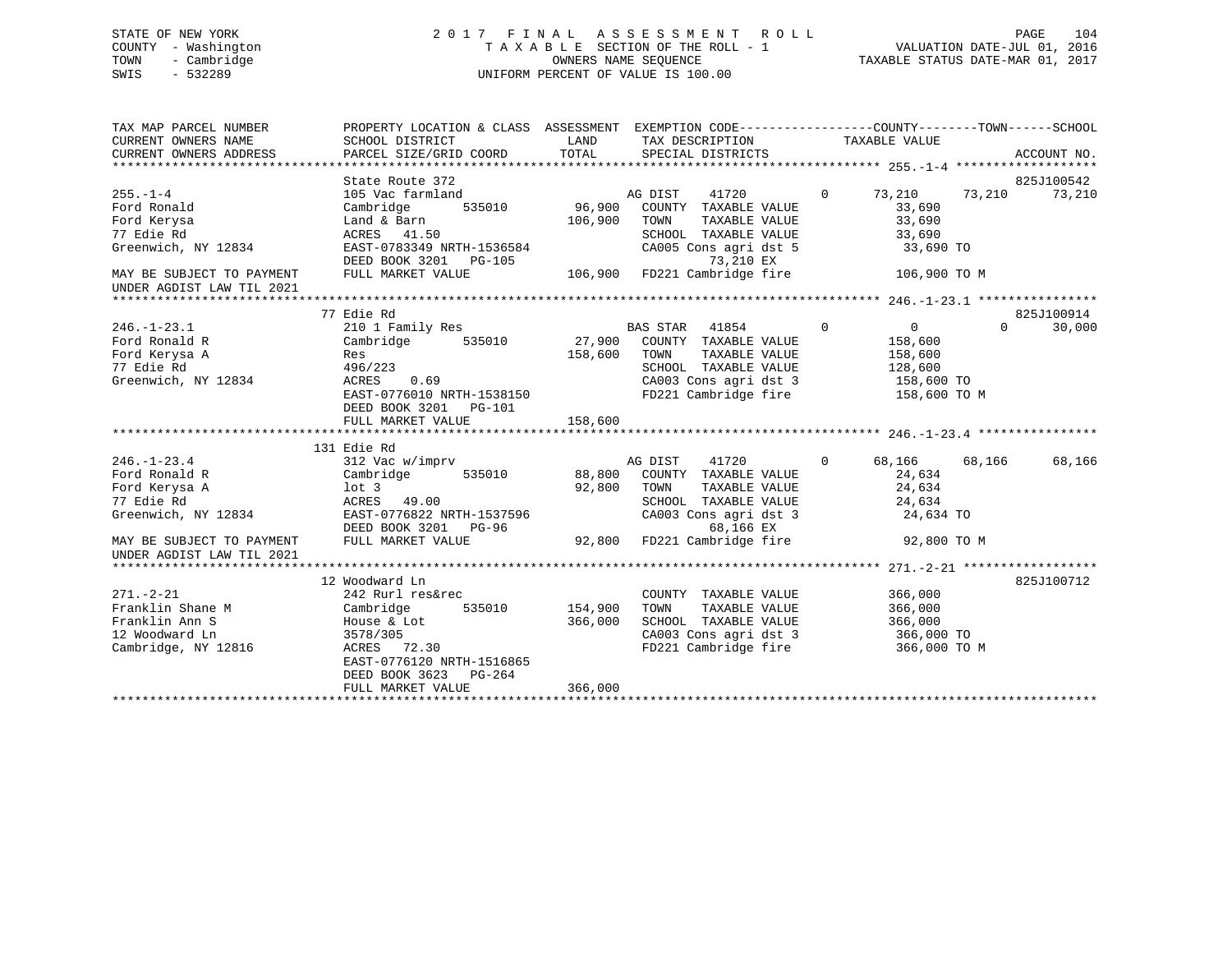STATE OF NEW YORK
COUNTY - Washington
TOWN - Cambridge
SWIS - 532289

2 0 1 7 F I N A L A S S E S S M E N T R O L L
T A X A B L E SECTION OF THE ROLL - 1
OWNERS NAME SEQUENCE
UNIFORM PERCENT OF VALUE IS 100.00

VALUATION DATE-JUL 01, 2016
TAXABLE STATUS DATE-MAR 01, 2017

```
TAX MAP PARCEL NUMBER          PROPERTY LOCATION & CLASS  ASSESSMENT  EXEMPTION CODE------------------COUNTY--------TOWN------SCHOOL
CURRENT OWNERS NAME            SCHOOL DISTRICT               LAND      TAX DESCRIPTION             TAXABLE VALUE
CURRENT OWNERS ADDRESS         PARCEL SIZE/GRID COORD        TOTAL     SPECIAL DISTRICTS                                        ACCOUNT NO.
******************************************************************************************************* 255.-1-4 *******************
                               State Route 372                                                                              825J100542
255.-1-4                       105 Vac farmland                        AG DIST     41720        0      73,210     73,210     73,210
Ford Ronald                    Cambridge       535010       96,900     COUNTY  TAXABLE VALUE            33,690
Ford Kerysa                    Land & Barn                 106,900     TOWN    TAXABLE VALUE            33,690
77 Edie Rd                     ACRES   41.50                           SCHOOL  TAXABLE VALUE            33,690
Greenwich, NY 12834            EAST-0783349 NRTH-1536584               CA005 Cons agri dst 5             33,690 TO
                               DEED BOOK 3201   PG-105                          73,210 EX
MAY BE SUBJECT TO PAYMENT      FULL MARKET VALUE           106,900     FD221 Cambridge fire            106,900 TO M
UNDER AGDIST LAW TIL 2021
******************************************************************************************************* 246.-1-23.1 ****************
                               77 Edie Rd                                                                                   825J100914
246.-1-23.1                    210 1 Family Res                        BAS STAR    41854        0           0          0     30,000
Ford Ronald R                  Cambridge       535010       27,900     COUNTY  TAXABLE VALUE           158,600
Ford Kerysa A                  Res                         158,600     TOWN    TAXABLE VALUE           158,600
77 Edie Rd                     496/223                                 SCHOOL  TAXABLE VALUE           128,600
Greenwich, NY 12834            ACRES    0.69                           CA003 Cons agri dst 3            158,600 TO
                               EAST-0776010 NRTH-1538150               FD221 Cambridge fire             158,600 TO M
                               DEED BOOK 3201   PG-101
                               FULL MARKET VALUE           158,600
******************************************************************************************************* 246.-1-23.4 ****************
                               131 Edie Rd
246.-1-23.4                    312 Vac w/imprv                         AG DIST     41720        0      68,166     68,166     68,166
Ford Ronald R                  Cambridge       535010       88,800     COUNTY  TAXABLE VALUE            24,634
Ford Kerysa A                  lot 3                        92,800     TOWN    TAXABLE VALUE            24,634
77 Edie Rd                     ACRES   49.00                           SCHOOL  TAXABLE VALUE            24,634
Greenwich, NY 12834            EAST-0776822 NRTH-1537596               CA003 Cons agri dst 3             24,634 TO
                               DEED BOOK 3201   PG-96                           68,166 EX
MAY BE SUBJECT TO PAYMENT      FULL MARKET VALUE            92,800     FD221 Cambridge fire             92,800 TO M
UNDER AGDIST LAW TIL 2021
******************************************************************************************************* 271.-2-21 ******************
                               12 Woodward Ln                                                                               825J100712
271.-2-21                      242 Rurl res&rec                        COUNTY  TAXABLE VALUE           366,000
Franklin Shane M               Cambridge       535010      154,900     TOWN    TAXABLE VALUE           366,000
Franklin Ann S                 House & Lot                 366,000     SCHOOL  TAXABLE VALUE           366,000
12 Woodward Ln                 3578/305                                CA003 Cons agri dst 3            366,000 TO
Cambridge, NY 12816            ACRES   72.30                           FD221 Cambridge fire             366,000 TO M
                               EAST-0776120 NRTH-1516865
                               DEED BOOK 3623   PG-264
                               FULL MARKET VALUE           366,000
************************************************************************************************************************************
```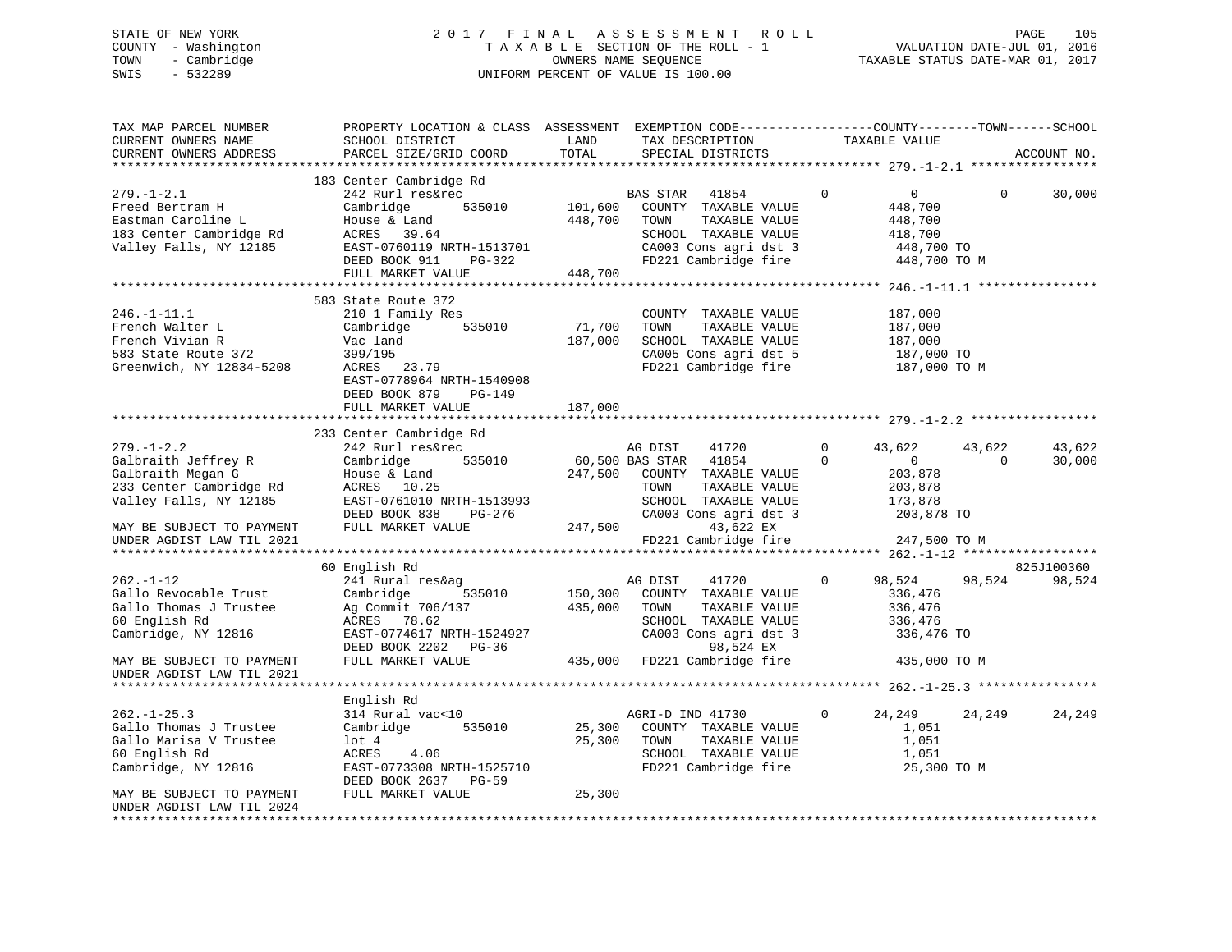STATE OF NEW YORK
COUNTY - Washington
TOWN - Cambridge
SWIS - 532289

2 0 1 7 F I N A L A S S E S S M E N T R O L L
T A X A B L E SECTION OF THE ROLL - 1
OWNERS NAME SEQUENCE
UNIFORM PERCENT OF VALUE IS 100.00

VALUATION DATE-JUL 01, 2016
TAXABLE STATUS DATE-MAR 01, 2017

```
TAX MAP PARCEL NUMBER          PROPERTY LOCATION & CLASS  ASSESSMENT  EXEMPTION CODE-----------------COUNTY--------TOWN------SCHOOL
CURRENT OWNERS NAME            SCHOOL DISTRICT              LAND      TAX DESCRIPTION              TAXABLE VALUE
CURRENT OWNERS ADDRESS         PARCEL SIZE/GRID COORD       TOTAL     SPECIAL DISTRICTS                                        ACCOUNT NO.
******************************************************************************************************* 279.-1-2.1 *****************
                               183 Center Cambridge Rd
279.-1-2.1                     242 Rurl res&rec                       BAS STAR   41854          0          0           0      30,000
Freed Bertram H                Cambridge         535010    101,600    COUNTY  TAXABLE VALUE              448,700
Eastman Caroline L             House & Land                448,700    TOWN    TAXABLE VALUE              448,700
183 Center Cambridge Rd        ACRES   39.64                          SCHOOL  TAXABLE VALUE              418,700
Valley Falls, NY 12185         EAST-0760119 NRTH-1513701              CA003 Cons agri dst 3              448,700 TO
                               DEED BOOK 911     PG-322               FD221 Cambridge fire               448,700 TO M
                               FULL MARKET VALUE           448,700
******************************************************************************************************* 246.-1-11.1 ****************
                               583 State Route 372
246.-1-11.1                    210 1 Family Res                       COUNTY  TAXABLE VALUE              187,000
French Walter L                Cambridge         535010     71,700    TOWN    TAXABLE VALUE              187,000
French Vivian R                Vac land                    187,000    SCHOOL  TAXABLE VALUE              187,000
583 State Route 372            399/195                                CA005 Cons agri dst 5              187,000 TO
Greenwich, NY 12834-5208       ACRES   23.79                          FD221 Cambridge fire               187,000 TO M
                               EAST-0778964 NRTH-1540908
                               DEED BOOK 879     PG-149
                               FULL MARKET VALUE           187,000
******************************************************************************************************* 279.-1-2.2 *****************
                               233 Center Cambridge Rd
279.-1-2.2                     242 Rurl res&rec                       AG DIST    41720          0     43,622      43,622      43,622
Galbraith Jeffrey R            Cambridge         535010     60,500 BAS STAR   41854          0          0           0      30,000
Galbraith Megan G              House & Land                247,500    COUNTY  TAXABLE VALUE              203,878
233 Center Cambridge Rd        ACRES   10.25                          TOWN    TAXABLE VALUE              203,878
Valley Falls, NY 12185         EAST-0761010 NRTH-1513993              SCHOOL  TAXABLE VALUE              173,878
                               DEED BOOK 838     PG-276               CA003 Cons agri dst 3              203,878 TO
MAY BE SUBJECT TO PAYMENT      FULL MARKET VALUE           247,500           43,622 EX
UNDER AGDIST LAW TIL 2021                                             FD221 Cambridge fire               247,500 TO M
******************************************************************************************************* 262.-1-12 ******************
                               60 English Rd                                                                          825J100360
262.-1-12                      241 Rural res&ag                       AG DIST    41720          0     98,524      98,524      98,524
Gallo Revocable Trust          Cambridge         535010    150,300    COUNTY  TAXABLE VALUE              336,476
Gallo Thomas J Trustee         Ag Commit 706/137           435,000    TOWN    TAXABLE VALUE              336,476
60 English Rd                  ACRES   78.62                          SCHOOL  TAXABLE VALUE              336,476
Cambridge, NY 12816            EAST-0774617 NRTH-1524927              CA003 Cons agri dst 3              336,476 TO
                               DEED BOOK 2202    PG-36                       98,524 EX
MAY BE SUBJECT TO PAYMENT      FULL MARKET VALUE           435,000    FD221 Cambridge fire               435,000 TO M
UNDER AGDIST LAW TIL 2021
******************************************************************************************************* 262.-1-25.3 ****************
                               English Rd
262.-1-25.3                    314 Rural vac<10                       AGRI-D IND 41730          0     24,249      24,249      24,249
Gallo Thomas J Trustee         Cambridge         535010     25,300    COUNTY  TAXABLE VALUE                1,051
Gallo Marisa V Trustee         lot 4                        25,300    TOWN    TAXABLE VALUE                1,051
60 English Rd                  ACRES    4.06                          SCHOOL  TAXABLE VALUE                1,051
Cambridge, NY 12816            EAST-0773308 NRTH-1525710              FD221 Cambridge fire                25,300 TO M
                               DEED BOOK 2637    PG-59
MAY BE SUBJECT TO PAYMENT      FULL MARKET VALUE            25,300
UNDER AGDIST LAW TIL 2024
************************************************************************************************************************************
```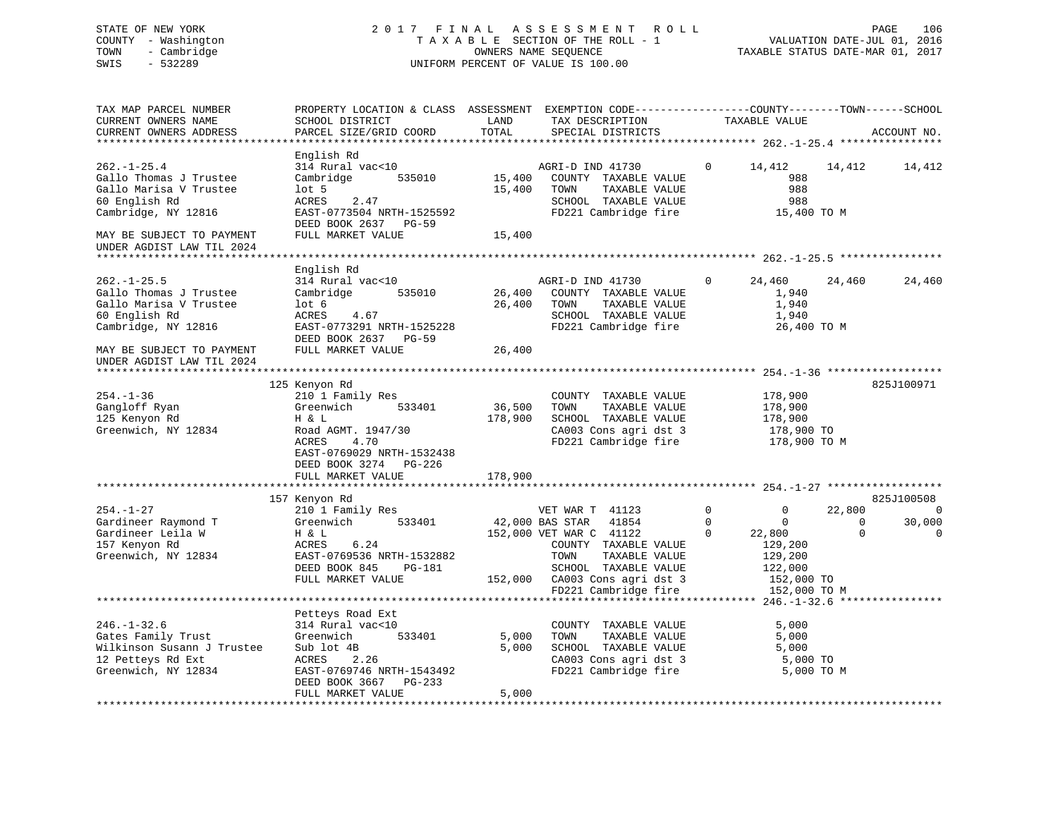STATE OF NEW YORK — COUNTY - Washington — TOWN - Cambridge — SWIS - 532289

2 0 1 7 F I N A L A S S E S S M E N T R O L L
T A X A B L E SECTION OF THE ROLL - 1
OWNERS NAME SEQUENCE
UNIFORM PERCENT OF VALUE IS 100.00

VALUATION DATE-JUL 01, 2016
TAXABLE STATUS DATE-MAR 01, 2017

```
TAX MAP PARCEL NUMBER          PROPERTY LOCATION & CLASS  ASSESSMENT  EXEMPTION CODE------------------COUNTY--------TOWN------SCHOOL
CURRENT OWNERS NAME            SCHOOL DISTRICT               LAND      TAX DESCRIPTION            TAXABLE VALUE
CURRENT OWNERS ADDRESS         PARCEL SIZE/GRID COORD        TOTAL     SPECIAL DISTRICTS                                   ACCOUNT NO.
*********************************************************************************************** 262.-1-25.4 ****************
                               English Rd
262.-1-25.4                    314 Rural vac<10                    AGRI-D IND 41730        0     14,412      14,412      14,412
Gallo Thomas J Trustee         Cambridge        535010       15,400   COUNTY  TAXABLE VALUE            988
Gallo Marisa V Trustee         lot 5                         15,400   TOWN    TAXABLE VALUE            988
60 English Rd                  ACRES     2.47                         SCHOOL  TAXABLE VALUE            988
Cambridge, NY 12816            EAST-0773504 NRTH-1525592              FD221 Cambridge fire          15,400 TO M
                               DEED BOOK 2637   PG-59
MAY BE SUBJECT TO PAYMENT      FULL MARKET VALUE             15,400
UNDER AGDIST LAW TIL 2024
*********************************************************************************************** 262.-1-25.5 ****************
                               English Rd
262.-1-25.5                    314 Rural vac<10                    AGRI-D IND 41730        0     24,460      24,460      24,460
Gallo Thomas J Trustee         Cambridge        535010       26,400   COUNTY  TAXABLE VALUE          1,940
Gallo Marisa V Trustee         lot 6                         26,400   TOWN    TAXABLE VALUE          1,940
60 English Rd                  ACRES     4.67                         SCHOOL  TAXABLE VALUE          1,940
Cambridge, NY 12816            EAST-0773291 NRTH-1525228              FD221 Cambridge fire          26,400 TO M
                               DEED BOOK 2637   PG-59
MAY BE SUBJECT TO PAYMENT      FULL MARKET VALUE             26,400
UNDER AGDIST LAW TIL 2024
*********************************************************************************************** 254.-1-36 ******************
                          125 Kenyon Rd                                                                          825J100971
254.-1-36                      210 1 Family Res                        COUNTY  TAXABLE VALUE        178,900
Gangloff Ryan                  Greenwich        533401       36,500   TOWN    TAXABLE VALUE        178,900
125 Kenyon Rd                  H & L                        178,900   SCHOOL  TAXABLE VALUE        178,900
Greenwich, NY 12834            Road AGMT. 1947/30                     CA003 Cons agri dst 3         178,900 TO
                               ACRES     4.70                         FD221 Cambridge fire          178,900 TO M
                               EAST-0769029 NRTH-1532438
                               DEED BOOK 3274   PG-226
                               FULL MARKET VALUE            178,900
*********************************************************************************************** 254.-1-27 ******************
                          157 Kenyon Rd                                                                          825J100508
254.-1-27                      210 1 Family Res                    VET WAR T  41123        0          0      22,800           0
Gardineer Raymond T            Greenwich        533401       42,000 BAS STAR   41854        0          0           0      30,000
Gardineer Leila W              H & L                        152,000 VET WAR C  41122        0     22,800           0           0
157 Kenyon Rd                  ACRES     6.24                         COUNTY  TAXABLE VALUE        129,200
Greenwich, NY 12834            EAST-0769536 NRTH-1532882              TOWN    TAXABLE VALUE        129,200
                               DEED BOOK 845    PG-181                SCHOOL  TAXABLE VALUE        122,000
                               FULL MARKET VALUE            152,000   CA003 Cons agri dst 3         152,000 TO
                                                                      FD221 Cambridge fire          152,000 TO M
*********************************************************************************************** 246.-1-32.6 ****************
                               Petteys Road Ext
246.-1-32.6                    314 Rural vac<10                        COUNTY  TAXABLE VALUE          5,000
Gates Family Trust             Greenwich        533401        5,000   TOWN    TAXABLE VALUE          5,000
Wilkinson Susann J Trustee     Sub lot 4B                     5,000   SCHOOL  TAXABLE VALUE          5,000
12 Petteys Rd Ext              ACRES     2.26                         CA003 Cons agri dst 3           5,000 TO
Greenwich, NY 12834            EAST-0769746 NRTH-1543492              FD221 Cambridge fire            5,000 TO M
                               DEED BOOK 3667   PG-233
                               FULL MARKET VALUE              5,000
*****************************************************************************************************************************
```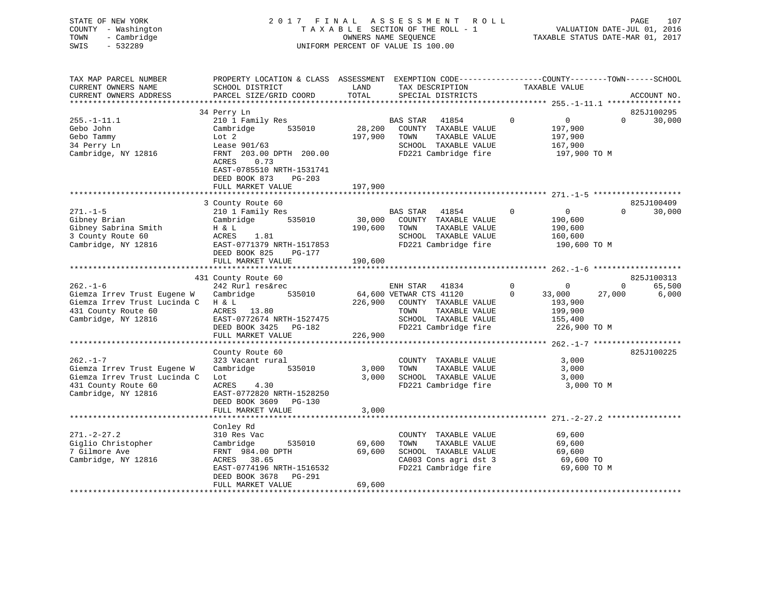STATE OF NEW YORK
COUNTY - Washington
TOWN - Cambridge
SWIS - 532289

2 0 1 7 F I N A L A S S E S S M E N T R O L L
T A X A B L E SECTION OF THE ROLL - 1
OWNERS NAME SEQUENCE
UNIFORM PERCENT OF VALUE IS 100.00

VALUATION DATE-JUL 01, 2016
TAXABLE STATUS DATE-MAR 01, 2017

```
TAX MAP PARCEL NUMBER          PROPERTY LOCATION & CLASS  ASSESSMENT  EXEMPTION CODE------------------COUNTY--------TOWN------SCHOOL
CURRENT OWNERS NAME            SCHOOL DISTRICT             LAND       TAX DESCRIPTION              TAXABLE VALUE
CURRENT OWNERS ADDRESS         PARCEL SIZE/GRID COORD      TOTAL      SPECIAL DISTRICTS                                        ACCOUNT NO.
************************************************************************************************** 255.-1-11.1 ****************
                               34 Perry Ln                                                                                  825J100295
255.-1-11.1                    210 1 Family Res                       BAS STAR   41854         0           0            0       30,000
Gebo John                      Cambridge        535010     28,200     COUNTY  TAXABLE VALUE             197,900
Gebo Tammy                     Lot 2                      197,900     TOWN    TAXABLE VALUE             197,900
34 Perry Ln                    Lease 901/63                           SCHOOL  TAXABLE VALUE             167,900
Cambridge, NY 12816            FRNT 203.00 DPTH 200.00                FD221 Cambridge fire              197,900 TO M
                               ACRES    0.73
                               EAST-0785510 NRTH-1531741
                               DEED BOOK 873    PG-203
                               FULL MARKET VALUE          197,900
************************************************************************************************** 271.-1-5 *******************
                               3 County Route 60                                                                            825J100409
271.-1-5                       210 1 Family Res                       BAS STAR   41854         0           0            0       30,000
Gibney Brian                   Cambridge        535010     30,000     COUNTY  TAXABLE VALUE             190,600
Gibney Sabrina Smith           H & L                      190,600     TOWN    TAXABLE VALUE             190,600
3 County Route 60              ACRES    1.81                          SCHOOL  TAXABLE VALUE             160,600
Cambridge, NY 12816            EAST-0771379 NRTH-1517853              FD221 Cambridge fire              190,600 TO M
                               DEED BOOK 825    PG-177
                               FULL MARKET VALUE          190,600
************************************************************************************************** 262.-1-6 *******************
                               431 County Route 60                                                                          825J100313
262.-1-6                       242 Rurl res&rec                       ENH STAR   41834         0           0            0       65,500
Giemza Irrev Trust Eugene W    Cambridge        535010     64,600 VETWAR CTS 41120         0      33,000       27,000        6,000
Giemza Irrev Trust Lucinda C   H & L                      226,900     COUNTY  TAXABLE VALUE             193,900
431 County Route 60            ACRES   13.80                          TOWN    TAXABLE VALUE             199,900
Cambridge, NY 12816            EAST-0772674 NRTH-1527475              SCHOOL  TAXABLE VALUE             155,400
                               DEED BOOK 3425   PG-182                FD221 Cambridge fire              226,900 TO M
                               FULL MARKET VALUE          226,900
************************************************************************************************** 262.-1-7 *******************
                               County Route 60                                                                              825J100225
262.-1-7                       323 Vacant rural                       COUNTY  TAXABLE VALUE               3,000
Giemza Irrev Trust Eugene W    Cambridge        535010      3,000     TOWN    TAXABLE VALUE               3,000
Giemza Irrev Trust Lucinda C   Lot                          3,000     SCHOOL  TAXABLE VALUE               3,000
431 County Route 60            ACRES    4.30                          FD221 Cambridge fire                3,000 TO M
Cambridge, NY 12816            EAST-0772820 NRTH-1528250
                               DEED BOOK 3609   PG-130
                               FULL MARKET VALUE            3,000
************************************************************************************************** 271.-2-27.2 ****************
                               Conley Rd
271.-2-27.2                    310 Res Vac                            COUNTY  TAXABLE VALUE              69,600
Giglio Christopher             Cambridge        535010     69,600     TOWN    TAXABLE VALUE              69,600
7 Gilmore Ave                  FRNT 984.00 DPTH            69,600     SCHOOL  TAXABLE VALUE              69,600
Cambridge, NY 12816            ACRES   38.65                          CA003 Cons agri dst 3               69,600 TO
                               EAST-0774196 NRTH-1516532              FD221 Cambridge fire                69,600 TO M
                               DEED BOOK 3678   PG-291
                               FULL MARKET VALUE           69,600
********************************************************************************************************************************
```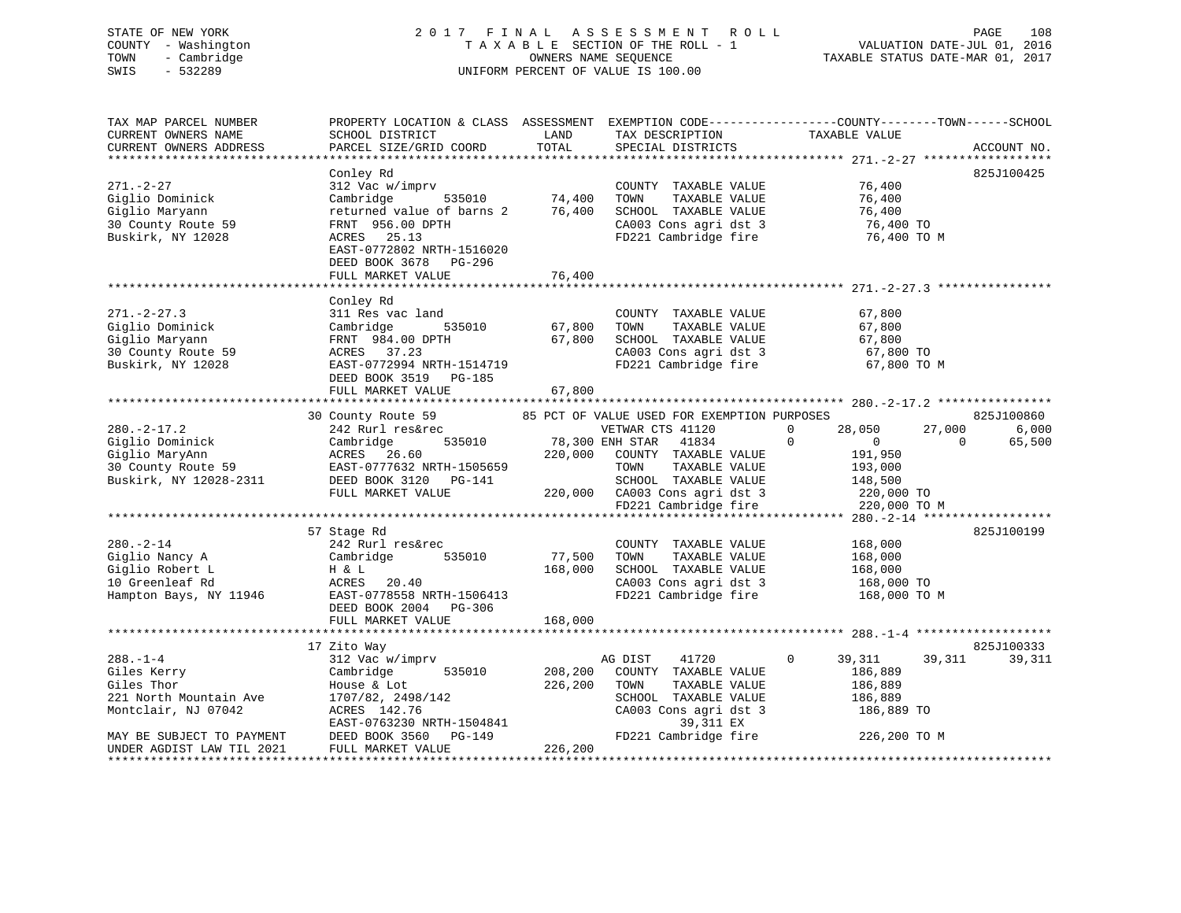STATE OF NEW YORK
COUNTY - Washington
TOWN - Cambridge
SWIS - 532289

2017 FINAL ASSESSMENT ROLL
TAXABLE SECTION OF THE ROLL - 1
OWNERS NAME SEQUENCE
UNIFORM PERCENT OF VALUE IS 100.00

VALUATION DATE-JUL 01, 2016
TAXABLE STATUS DATE-MAR 01, 2017

```
TAX MAP PARCEL NUMBER          PROPERTY LOCATION & CLASS  ASSESSMENT  EXEMPTION CODE------------------COUNTY--------TOWN------SCHOOL
CURRENT OWNERS NAME            SCHOOL DISTRICT               LAND      TAX DESCRIPTION            TAXABLE VALUE
CURRENT OWNERS ADDRESS         PARCEL SIZE/GRID COORD        TOTAL     SPECIAL DISTRICTS                                    ACCOUNT NO.
******************************************************************************************************* 271.-2-27 ******************
                               Conley Rd                                                                                825J100425
271.-2-27                      312 Vac w/imprv                         COUNTY  TAXABLE VALUE            76,400
Giglio Dominick                Cambridge        535010      74,400     TOWN    TAXABLE VALUE            76,400
Giglio Maryann                 returned value of barns 2    76,400     SCHOOL  TAXABLE VALUE            76,400
30 County Route 59             FRNT  956.00 DPTH                       CA003 Cons agri dst 3             76,400 TO
Buskirk, NY 12028              ACRES  25.13                            FD221 Cambridge fire              76,400 TO M
                               EAST-0772802 NRTH-1516020
                               DEED BOOK 3678   PG-296
                               FULL MARKET VALUE            76,400
******************************************************************************************************* 271.-2-27.3 ****************
                               Conley Rd
271.-2-27.3                    311 Res vac land                        COUNTY  TAXABLE VALUE            67,800
Giglio Dominick                Cambridge        535010      67,800     TOWN    TAXABLE VALUE            67,800
Giglio Maryann                 FRNT  984.00 DPTH            67,800     SCHOOL  TAXABLE VALUE            67,800
30 County Route 59             ACRES  37.23                            CA003 Cons agri dst 3             67,800 TO
Buskirk, NY 12028              EAST-0772994 NRTH-1514719               FD221 Cambridge fire              67,800 TO M
                               DEED BOOK 3519   PG-185
                               FULL MARKET VALUE            67,800
******************************************************************************************************* 280.-2-17.2 ****************
                               30 County Route 59           85 PCT OF VALUE USED FOR EXEMPTION PURPOSES                 825J100860
280.-2-17.2                    242 Rurl res&rec                        VETWAR CTS 41120        0       28,050      27,000       6,000
Giglio Dominick                Cambridge        535010      78,300 ENH STAR    41834       0            0           0      65,500
Giglio MaryAnn                 ACRES  26.60                220,000     COUNTY  TAXABLE VALUE           191,950
30 County Route 59             EAST-0777632 NRTH-1505659               TOWN    TAXABLE VALUE           193,000
Buskirk, NY 12028-2311         DEED BOOK 3120   PG-141                 SCHOOL  TAXABLE VALUE           148,500
                               FULL MARKET VALUE           220,000     CA003 Cons agri dst 3            220,000 TO
                                                                       FD221 Cambridge fire             220,000 TO M
******************************************************************************************************* 280.-2-14 ******************
                               57 Stage Rd                                                                              825J100199
280.-2-14                      242 Rurl res&rec                        COUNTY  TAXABLE VALUE           168,000
Giglio Nancy A                 Cambridge        535010      77,500     TOWN    TAXABLE VALUE           168,000
Giglio Robert L                H & L                       168,000     SCHOOL  TAXABLE VALUE           168,000
10 Greenleaf Rd                ACRES  20.40                            CA003 Cons agri dst 3            168,000 TO
Hampton Bays, NY 11946         EAST-0778558 NRTH-1506413               FD221 Cambridge fire             168,000 TO M
                               DEED BOOK 2004   PG-306
                               FULL MARKET VALUE           168,000
******************************************************************************************************* 288.-1-4 *******************
                               17 Zito Way                                                                              825J100333
288.-1-4                       312 Vac w/imprv                         AG DIST     41720       0       39,311      39,311      39,311
Giles Kerry                    Cambridge        535010     208,200     COUNTY  TAXABLE VALUE           186,889
Giles Thor                     House & Lot                 226,200     TOWN    TAXABLE VALUE           186,889
221 North Mountain Ave         1707/82, 2498/142                       SCHOOL  TAXABLE VALUE           186,889
Montclair, NJ 07042            ACRES 142.76                            CA003 Cons agri dst 3            186,889 TO
                               EAST-0763230 NRTH-1504841                        39,311 EX
MAY BE SUBJECT TO PAYMENT      DEED BOOK 3560   PG-149                 FD221 Cambridge fire             226,200 TO M
UNDER AGDIST LAW TIL 2021      FULL MARKET VALUE           226,200
************************************************************************************************************************************
```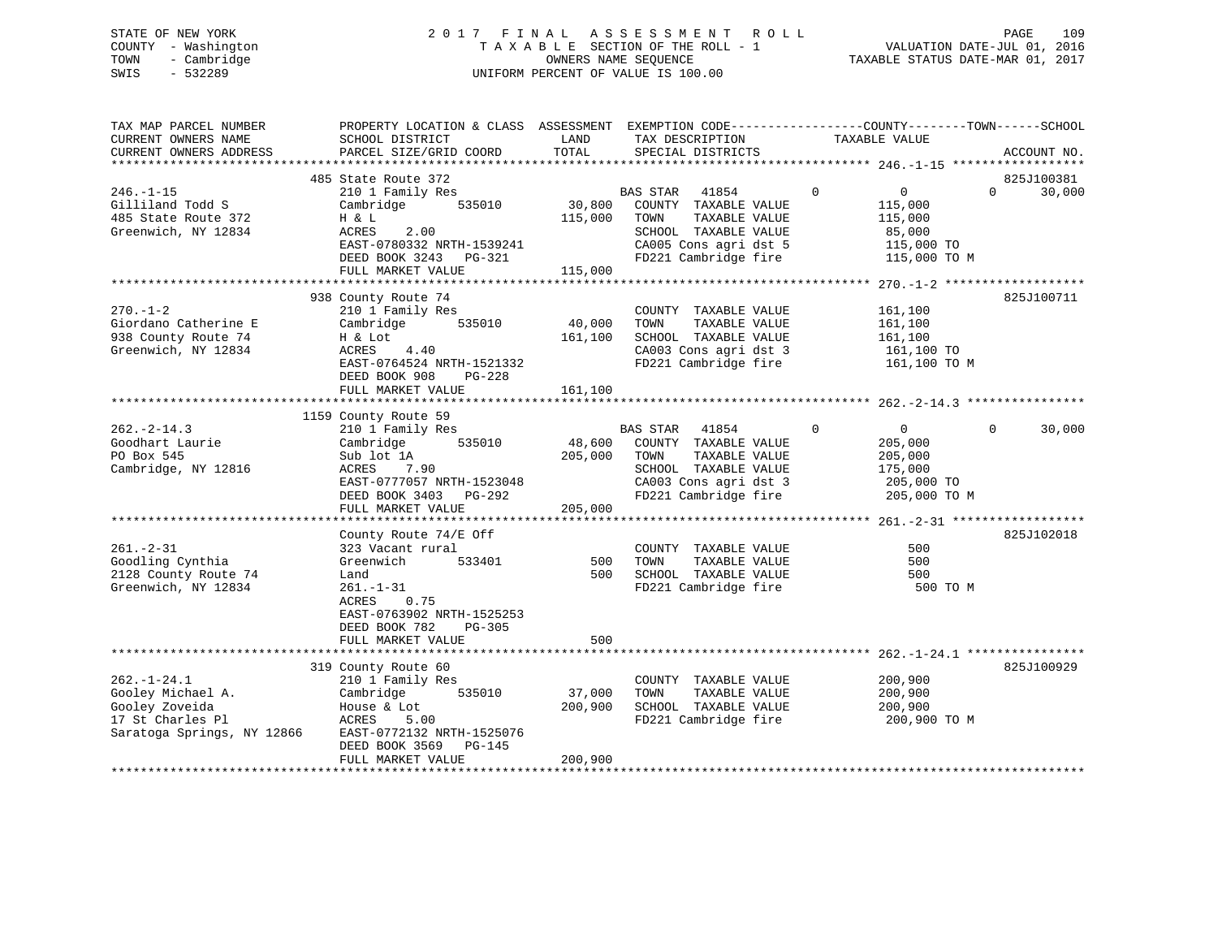STATE OF NEW YORK
COUNTY - Washington
TOWN - Cambridge
SWIS - 532289

2017 FINAL ASSESSMENT ROLL
TAXABLE SECTION OF THE ROLL - 1
OWNERS NAME SEQUENCE
UNIFORM PERCENT OF VALUE IS 100.00

VALUATION DATE-JUL 01, 2016
TAXABLE STATUS DATE-MAR 01, 2017

```
TAX MAP PARCEL NUMBER          PROPERTY LOCATION & CLASS  ASSESSMENT  EXEMPTION CODE-----------------COUNTY--------TOWN------SCHOOL
CURRENT OWNERS NAME            SCHOOL DISTRICT               LAND      TAX DESCRIPTION             TAXABLE VALUE
CURRENT OWNERS ADDRESS         PARCEL SIZE/GRID COORD        TOTAL     SPECIAL DISTRICTS                                    ACCOUNT NO.
******************************************************************************************************* 246.-1-15 ******************
                               485 State Route 372                                                                        825J100381
246.-1-15                      210 1 Family Res                        BAS STAR   41854        0            0          0      30,000
Gilliland Todd S               Cambridge       535010        30,800    COUNTY  TAXABLE VALUE          115,000
485 State Route 372            H & L                        115,000    TOWN    TAXABLE VALUE          115,000
Greenwich, NY 12834            ACRES    2.00                           SCHOOL  TAXABLE VALUE           85,000
                               EAST-0780332 NRTH-1539241               CA005 Cons agri dst 5          115,000 TO
                               DEED BOOK 3243   PG-321                 FD221 Cambridge fire           115,000 TO M
                               FULL MARKET VALUE            115,000
******************************************************************************************************* 270.-1-2 *******************
                               938 County Route 74                                                                        825J100711
270.-1-2                       210 1 Family Res                        COUNTY  TAXABLE VALUE          161,100
Giordano Catherine E           Cambridge       535010        40,000    TOWN    TAXABLE VALUE          161,100
938 County Route 74            H & Lot                      161,100    SCHOOL  TAXABLE VALUE          161,100
Greenwich, NY 12834            ACRES    4.40                           CA003 Cons agri dst 3          161,100 TO
                               EAST-0764524 NRTH-1521332               FD221 Cambridge fire           161,100 TO M
                               DEED BOOK 908    PG-228
                               FULL MARKET VALUE            161,100
******************************************************************************************************* 262.-2-14.3 ****************
                               1159 County Route 59
262.-2-14.3                    210 1 Family Res                        BAS STAR   41854        0            0          0      30,000
Goodhart Laurie                Cambridge       535010        48,600    COUNTY  TAXABLE VALUE          205,000
PO Box 545                     Sub lot 1A                   205,000    TOWN    TAXABLE VALUE          205,000
Cambridge, NY 12816            ACRES    7.90                           SCHOOL  TAXABLE VALUE          175,000
                               EAST-0777057 NRTH-1523048               CA003 Cons agri dst 3          205,000 TO
                               DEED BOOK 3403   PG-292                 FD221 Cambridge fire           205,000 TO M
                               FULL MARKET VALUE            205,000
******************************************************************************************************* 261.-2-31 ******************
                               County Route 74/E Off                                                                      825J102018
261.-2-31                      323 Vacant rural                        COUNTY  TAXABLE VALUE              500
Goodling Cynthia               Greenwich       533401           500    TOWN    TAXABLE VALUE              500
2128 County Route 74           Land                             500    SCHOOL  TAXABLE VALUE              500
Greenwich, NY 12834            261.-1-31                               FD221 Cambridge fire               500 TO M
                               ACRES    0.75
                               EAST-0763902 NRTH-1525253
                               DEED BOOK 782    PG-305
                               FULL MARKET VALUE                500
******************************************************************************************************* 262.-1-24.1 ****************
                               319 County Route 60                                                                        825J100929
262.-1-24.1                    210 1 Family Res                        COUNTY  TAXABLE VALUE          200,900
Gooley Michael A.              Cambridge       535010        37,000    TOWN    TAXABLE VALUE          200,900
Gooley Zoveida                 House & Lot                  200,900    SCHOOL  TAXABLE VALUE          200,900
17 St Charles Pl               ACRES    5.00                           FD221 Cambridge fire           200,900 TO M
Saratoga Springs, NY 12866     EAST-0772132 NRTH-1525076
                               DEED BOOK 3569   PG-145
                               FULL MARKET VALUE            200,900
************************************************************************************************************************************
```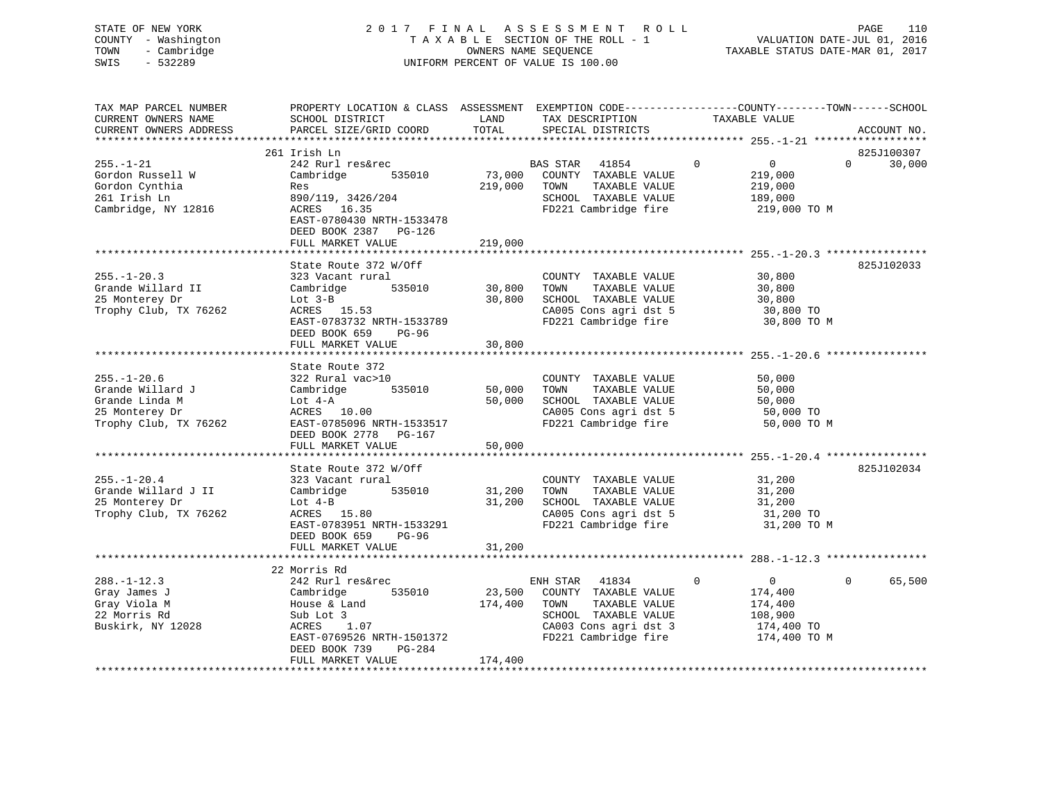STATE OF NEW YORK
COUNTY - Washington
TOWN - Cambridge
SWIS - 532289

2017 FINAL ASSESSMENT ROLL
TAXABLE SECTION OF THE ROLL - 1
OWNERS NAME SEQUENCE
UNIFORM PERCENT OF VALUE IS 100.00

VALUATION DATE-JUL 01, 2016
TAXABLE STATUS DATE-MAR 01, 2017

```
TAX MAP PARCEL NUMBER          PROPERTY LOCATION & CLASS  ASSESSMENT  EXEMPTION CODE------------------COUNTY--------TOWN------SCHOOL
CURRENT OWNERS NAME            SCHOOL DISTRICT               LAND      TAX DESCRIPTION            TAXABLE VALUE
CURRENT OWNERS ADDRESS         PARCEL SIZE/GRID COORD        TOTAL     SPECIAL DISTRICTS                                     ACCOUNT NO.
******************************************************************************************************* 255.-1-21 *****************
                               261 Irish Ln                                                                                825J100307
255.-1-21                      242 Rurl res&rec                    BAS STAR  41854         0            0            0      30,000
Gordon Russell W               Cambridge        535010     73,000   COUNTY  TAXABLE VALUE             219,000
Gordon Cynthia                 Res                        219,000   TOWN    TAXABLE VALUE             219,000
261 Irish Ln                   890/119, 3426/204                    SCHOOL  TAXABLE VALUE             189,000
Cambridge, NY 12816            ACRES  16.35                         FD221 Cambridge fire               219,000 TO M
                               EAST-0780430 NRTH-1533478
                               DEED BOOK 2387   PG-126
                               FULL MARKET VALUE          219,000
******************************************************************************************************* 255.-1-20.3 ***************
                               State Route 372 W/Off                                                                       825J102033
255.-1-20.3                    323 Vacant rural                     COUNTY  TAXABLE VALUE              30,800
Grande Willard II              Cambridge        535010     30,800   TOWN    TAXABLE VALUE              30,800
25 Monterey Dr                 Lot 3-B                     30,800   SCHOOL  TAXABLE VALUE              30,800
Trophy Club, TX 76262          ACRES  15.53                         CA005 Cons agri dst 5               30,800 TO
                               EAST-0783732 NRTH-1533789            FD221 Cambridge fire                30,800 TO M
                               DEED BOOK 659    PG-96
                               FULL MARKET VALUE           30,800
******************************************************************************************************* 255.-1-20.6 ***************
                               State Route 372
255.-1-20.6                    322 Rural vac>10                     COUNTY  TAXABLE VALUE              50,000
Grande Willard J               Cambridge        535010     50,000   TOWN    TAXABLE VALUE              50,000
Grande Linda M                 Lot 4-A                     50,000   SCHOOL  TAXABLE VALUE              50,000
25 Monterey Dr                 ACRES  10.00                         CA005 Cons agri dst 5               50,000 TO
Trophy Club, TX 76262          EAST-0785096 NRTH-1533517            FD221 Cambridge fire                50,000 TO M
                               DEED BOOK 2778   PG-167
                               FULL MARKET VALUE           50,000
******************************************************************************************************* 255.-1-20.4 ***************
                               State Route 372 W/Off                                                                       825J102034
255.-1-20.4                    323 Vacant rural                     COUNTY  TAXABLE VALUE              31,200
Grande Willard J II            Cambridge        535010     31,200   TOWN    TAXABLE VALUE              31,200
25 Monterey Dr                 Lot 4-B                     31,200   SCHOOL  TAXABLE VALUE              31,200
Trophy Club, TX 76262          ACRES  15.80                         CA005 Cons agri dst 5               31,200 TO
                               EAST-0783951 NRTH-1533291            FD221 Cambridge fire                31,200 TO M
                               DEED BOOK 659    PG-96
                               FULL MARKET VALUE           31,200
******************************************************************************************************* 288.-1-12.3 ***************
                               22 Morris Rd
288.-1-12.3                    242 Rurl res&rec                    ENH STAR  41834         0            0            0      65,500
Gray James J                   Cambridge        535010     23,500   COUNTY  TAXABLE VALUE             174,400
Gray Viola M                   House & Land               174,400   TOWN    TAXABLE VALUE             174,400
22 Morris Rd                   Sub Lot 3                            SCHOOL  TAXABLE VALUE             108,900
Buskirk, NY 12028              ACRES   1.07                         CA003 Cons agri dst 3              174,400 TO
                               EAST-0769526 NRTH-1501372            FD221 Cambridge fire               174,400 TO M
                               DEED BOOK 739    PG-284
                               FULL MARKET VALUE          174,400
************************************************************************************************************************************
```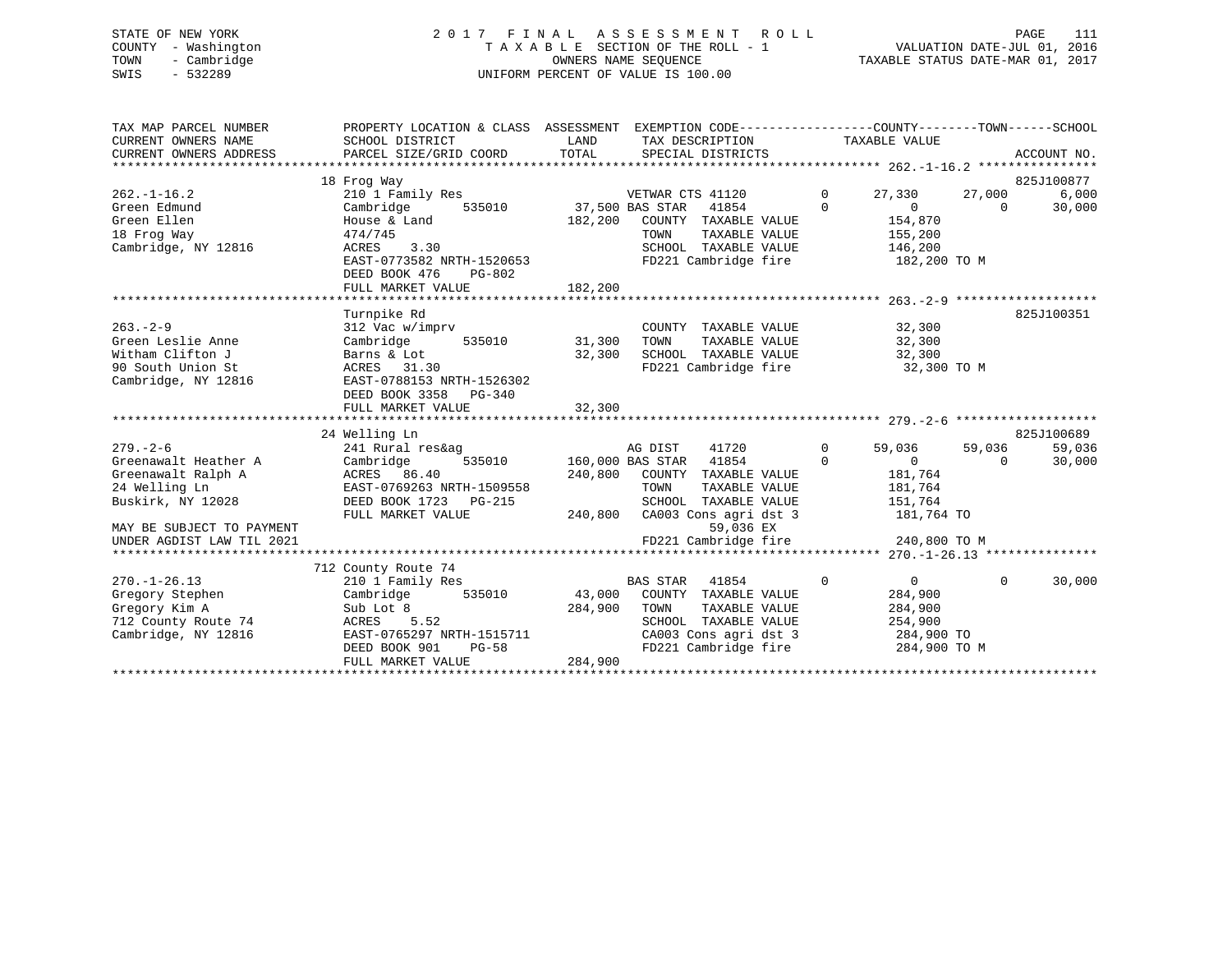STATE OF NEW YORK
COUNTY - Washington
TOWN - Cambridge
SWIS - 532289

# 2017 FINAL ASSESSMENT ROLL

TAXABLE SECTION OF THE ROLL - 1
OWNERS NAME SEQUENCE
UNIFORM PERCENT OF VALUE IS 100.00

VALUATION DATE-JUL 01, 2016
TAXABLE STATUS DATE-MAR 01, 2017

```
TAX MAP PARCEL NUMBER          PROPERTY LOCATION & CLASS  ASSESSMENT  EXEMPTION CODE-----------------COUNTY--------TOWN------SCHOOL
CURRENT OWNERS NAME            SCHOOL DISTRICT               LAND      TAX DESCRIPTION             TAXABLE VALUE
CURRENT OWNERS ADDRESS         PARCEL SIZE/GRID COORD        TOTAL     SPECIAL DISTRICTS                                   ACCOUNT NO.
******************************************************************************************************* 262.-1-16.2 ****************
                               18 Frog Way                                                                                825J100877
262.-1-16.2                    210 1 Family Res                    VETWAR CTS 41120        0      27,330      27,000       6,000
Green Edmund                   Cambridge        535010      37,500 BAS STAR   41854        0           0           0      30,000
Green Ellen                    House & Land                182,200    COUNTY  TAXABLE VALUE          154,870
18 Frog Way                    474/745                                TOWN    TAXABLE VALUE          155,200
Cambridge, NY 12816            ACRES    3.30                          SCHOOL  TAXABLE VALUE          146,200
                               EAST-0773582 NRTH-1520653              FD221 Cambridge fire            182,200 TO M
                               DEED BOOK 476    PG-802
                               FULL MARKET VALUE           182,200
******************************************************************************************************* 263.-2-9 *******************
                               Turnpike Rd                                                                                825J100351
263.-2-9                       312 Vac w/imprv                        COUNTY  TAXABLE VALUE           32,300
Green Leslie Anne              Cambridge        535010      31,300    TOWN    TAXABLE VALUE           32,300
Witham Clifton J               Barns & Lot                  32,300    SCHOOL  TAXABLE VALUE           32,300
90 South Union St              ACRES   31.30                          FD221 Cambridge fire             32,300 TO M
Cambridge, NY 12816            EAST-0788153 NRTH-1526302
                               DEED BOOK 3358   PG-340
                               FULL MARKET VALUE            32,300
******************************************************************************************************* 279.-2-6 *******************
                               24 Welling Ln                                                                              825J100689
279.-2-6                       241 Rural res&ag                    AG DIST    41720        0      59,036      59,036      59,036
Greenawalt Heather A           Cambridge        535010     160,000 BAS STAR   41854        0           0           0      30,000
Greenawalt Ralph A             ACRES   86.40               240,800    COUNTY  TAXABLE VALUE          181,764
24 Welling Ln                  EAST-0769263 NRTH-1509558              TOWN    TAXABLE VALUE          181,764
Buskirk, NY 12028              DEED BOOK 1723   PG-215                SCHOOL  TAXABLE VALUE          151,764
                               FULL MARKET VALUE           240,800    CA003 Cons agri dst 3           181,764 TO
MAY BE SUBJECT TO PAYMENT                                                      59,036 EX
UNDER AGDIST LAW TIL 2021                                             FD221 Cambridge fire            240,800 TO M
******************************************************************************************************* 270.-1-26.13 ***************
                               712 County Route 74
270.-1-26.13                   210 1 Family Res                    BAS STAR   41854        0           0           0      30,000
Gregory Stephen                Cambridge        535010      43,000    COUNTY  TAXABLE VALUE          284,900
Gregory Kim A                  Sub Lot 8                   284,900    TOWN    TAXABLE VALUE          284,900
712 County Route 74            ACRES    5.52                          SCHOOL  TAXABLE VALUE          254,900
Cambridge, NY 12816            EAST-0765297 NRTH-1515711              CA003 Cons agri dst 3           284,900 TO
                               DEED BOOK 901    PG-58                 FD221 Cambridge fire            284,900 TO M
                               FULL MARKET VALUE           284,900
************************************************************************************************************************************
```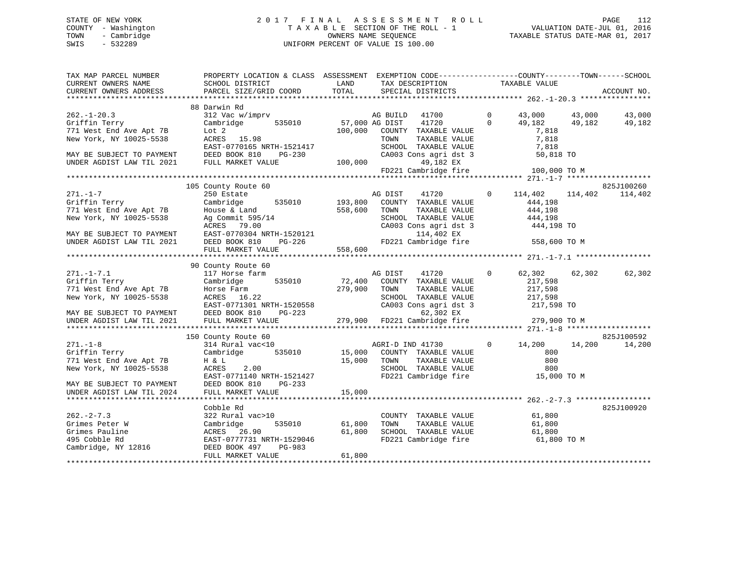STATE OF NEW YORK
COUNTY - Washington
TOWN - Cambridge
SWIS - 532289

# 2017 FINAL ASSESSMENT ROLL

TAXABLE SECTION OF THE ROLL - 1
OWNERS NAME SEQUENCE
UNIFORM PERCENT OF VALUE IS 100.00

VALUATION DATE-JUL 01, 2016
TAXABLE STATUS DATE-MAR 01, 2017

| TAX MAP PARCEL NUMBER / CURRENT OWNERS NAME / CURRENT OWNERS ADDRESS | PROPERTY LOCATION & CLASS / SCHOOL DISTRICT / PARCEL SIZE/GRID COORD | ASSESSMENT LAND | TOTAL | EXEMPTION CODE / TAX DESCRIPTION / SPECIAL DISTRICTS | COUNTY TAXABLE VALUE | TOWN | SCHOOL | ACCOUNT NO. |
|---|---|---|---|---|---|---|---|---|
| 262.-1-20.3 | 88 Darwin Rd | | | | | | | |
| | 312 Vac w/imprv | | | AG BUILD 41700 0 | 43,000 | 43,000 | 43,000 | |
| Griffin Terry | Cambridge 535010 | 57,000 | | AG DIST 41720 0 | 49,182 | 49,182 | 49,182 | |
| 771 West End Ave Apt 7B | Lot 2 | | 100,000 | COUNTY TAXABLE VALUE | 7,818 | | | |
| New York, NY 10025-5538 | ACRES 15.98 | | | TOWN TAXABLE VALUE | 7,818 | | | |
| | EAST-0770165 NRTH-1521417 | | | SCHOOL TAXABLE VALUE | 7,818 | | | |
| MAY BE SUBJECT TO PAYMENT | DEED BOOK 810 PG-230 | | | CA003 Cons agri dst 3 | 50,818 TO | | | |
| UNDER AGDIST LAW TIL 2021 | FULL MARKET VALUE | | 100,000 | 49,182 EX | | | | |
| | | | | FD221 Cambridge fire | 100,000 TO M | | | |
| 271.-1-7 | 105 County Route 60 | | | | | | | 825J100260 |
| | 250 Estate | | | AG DIST 41720 0 | 114,402 | 114,402 | 114,402 | |
| Griffin Terry | Cambridge 535010 | 193,800 | | COUNTY TAXABLE VALUE | 444,198 | | | |
| 771 West End Ave Apt 7B | House & Land | | 558,600 | TOWN TAXABLE VALUE | 444,198 | | | |
| New York, NY 10025-5538 | Ag Commit 595/14 | | | SCHOOL TAXABLE VALUE | 444,198 | | | |
| | ACRES 79.00 | | | CA003 Cons agri dst 3 | 444,198 TO | | | |
| MAY BE SUBJECT TO PAYMENT | EAST-0770304 NRTH-1520121 | | | 114,402 EX | | | | |
| UNDER AGDIST LAW TIL 2021 | DEED BOOK 810 PG-226 | | | FD221 Cambridge fire | 558,600 TO M | | | |
| | FULL MARKET VALUE | | 558,600 | | | | | |
| 271.-1-7.1 | 90 County Route 60 | | | | | | | |
| | 117 Horse farm | | | AG DIST 41720 0 | 62,302 | 62,302 | 62,302 | |
| Griffin Terry | Cambridge 535010 | 72,400 | | COUNTY TAXABLE VALUE | 217,598 | | | |
| 771 West End Ave Apt 7B | Horse Farm | | 279,900 | TOWN TAXABLE VALUE | 217,598 | | | |
| New York, NY 10025-5538 | ACRES 16.22 | | | SCHOOL TAXABLE VALUE | 217,598 | | | |
| | EAST-0771301 NRTH-1520558 | | | CA003 Cons agri dst 3 | 217,598 TO | | | |
| MAY BE SUBJECT TO PAYMENT | DEED BOOK 810 PG-223 | | | 62,302 EX | | | | |
| UNDER AGDIST LAW TIL 2021 | FULL MARKET VALUE | | 279,900 | FD221 Cambridge fire | 279,900 TO M | | | |
| 271.-1-8 | 150 County Route 60 | | | | | | | 825J100592 |
| | 314 Rural vac<10 | | | AGRI-D IND 41730 0 | 14,200 | 14,200 | 14,200 | |
| Griffin Terry | Cambridge 535010 | 15,000 | | COUNTY TAXABLE VALUE | 800 | | | |
| 771 West End Ave Apt 7B | H & L | | 15,000 | TOWN TAXABLE VALUE | 800 | | | |
| New York, NY 10025-5538 | ACRES 2.00 | | | SCHOOL TAXABLE VALUE | 800 | | | |
| | EAST-0771140 NRTH-1521427 | | | FD221 Cambridge fire | 15,000 TO M | | | |
| MAY BE SUBJECT TO PAYMENT | DEED BOOK 810 PG-233 | | | | | | | |
| UNDER AGDIST LAW TIL 2024 | FULL MARKET VALUE | | 15,000 | | | | | |
| 262.-2-7.3 | Cobble Rd | | | | | | | 825J100920 |
| | 322 Rural vac>10 | | | COUNTY TAXABLE VALUE | 61,800 | | | |
| Grimes Peter W | Cambridge 535010 | 61,800 | | TOWN TAXABLE VALUE | 61,800 | | | |
| Grimes Pauline | ACRES 26.90 | | 61,800 | SCHOOL TAXABLE VALUE | 61,800 | | | |
| 495 Cobble Rd | EAST-0777731 NRTH-1529046 | | | FD221 Cambridge fire | 61,800 TO M | | | |
| Cambridge, NY 12816 | DEED BOOK 497 PG-983 | | | | | | | |
| | FULL MARKET VALUE | | 61,800 | | | | | |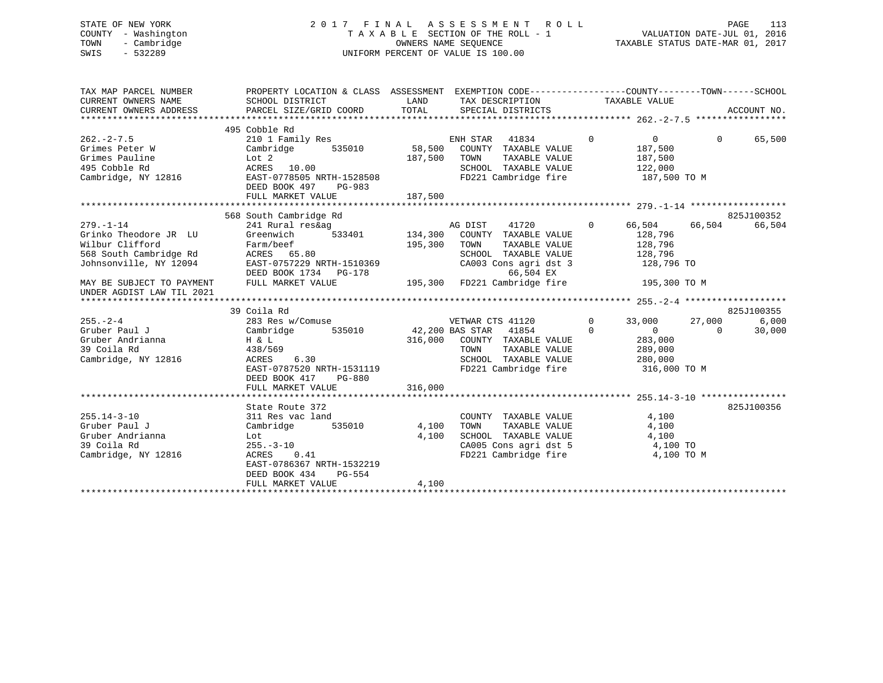STATE OF NEW YORK
COUNTY - Washington
TOWN - Cambridge
SWIS - 532289

2 0 1 7 F I N A L A S S E S S M E N T R O L L
T A X A B L E SECTION OF THE ROLL - 1
OWNERS NAME SEQUENCE
UNIFORM PERCENT OF VALUE IS 100.00

VALUATION DATE-JUL 01, 2016
TAXABLE STATUS DATE-MAR 01, 2017

```
TAX MAP PARCEL NUMBER        PROPERTY LOCATION & CLASS  ASSESSMENT  EXEMPTION CODE------------------COUNTY--------TOWN------SCHOOL
CURRENT OWNERS NAME          SCHOOL DISTRICT              LAND      TAX DESCRIPTION              TAXABLE VALUE
CURRENT OWNERS ADDRESS       PARCEL SIZE/GRID COORD       TOTAL     SPECIAL DISTRICTS                                       ACCOUNT NO.
******************************************************************************************** 262.-2-7.5 *****************
                             495 Cobble Rd
262.-2-7.5                   210 1 Family Res                   ENH STAR   41834        0          0            0        65,500
Grimes Peter W               Cambridge        535010    58,500   COUNTY  TAXABLE VALUE            187,500
Grimes Pauline               Lot 2                     187,500   TOWN    TAXABLE VALUE            187,500
495 Cobble Rd                ACRES   10.00                       SCHOOL  TAXABLE VALUE            122,000
Cambridge, NY 12816          EAST-0778505 NRTH-1528508           FD221 Cambridge fire             187,500 TO M
                             DEED BOOK 497    PG-983
                             FULL MARKET VALUE         187,500
******************************************************************************************** 279.-1-14 ******************
                             568 South Cambridge Rd                                                                 825J100352
279.-1-14                    241 Rural res&ag                   AG DIST    41720        0     66,504       66,504       66,504
Grinko Theodore JR  LU       Greenwich        533401   134,300   COUNTY  TAXABLE VALUE            128,796
Wilbur Clifford              Farm/beef                 195,300   TOWN    TAXABLE VALUE            128,796
568 South Cambridge Rd       ACRES   65.80                       SCHOOL  TAXABLE VALUE            128,796
Johnsonville, NY 12094       EAST-0757229 NRTH-1510369           CA003 Cons agri dst 3            128,796 TO
                             DEED BOOK 1734   PG-178                    66,504 EX
MAY BE SUBJECT TO PAYMENT    FULL MARKET VALUE         195,300   FD221 Cambridge fire             195,300 TO M
UNDER AGDIST LAW TIL 2021
******************************************************************************************** 255.-2-4 *******************
                             39 Coila Rd                                                                            825J100355
255.-2-4                     283 Res w/Comuse                   VETWAR CTS 41120        0     33,000       27,000        6,000
Gruber Paul J                Cambridge        535010    42,200 BAS STAR   41854        0          0            0        30,000
Gruber Andrianna             H & L                     316,000   COUNTY  TAXABLE VALUE            283,000
39 Coila Rd                  438/569                             TOWN    TAXABLE VALUE            289,000
Cambridge, NY 12816          ACRES    6.30                       SCHOOL  TAXABLE VALUE            280,000
                             EAST-0787520 NRTH-1531119           FD221 Cambridge fire             316,000 TO M
                             DEED BOOK 417    PG-880
                             FULL MARKET VALUE         316,000
******************************************************************************************** 255.14-3-10 ****************
                             State Route 372                                                                        825J100356
255.14-3-10                  311 Res vac land                    COUNTY  TAXABLE VALUE              4,100
Gruber Paul J                Cambridge        535010     4,100   TOWN    TAXABLE VALUE              4,100
Gruber Andrianna             Lot                         4,100   SCHOOL  TAXABLE VALUE              4,100
39 Coila Rd                  255.-3-10                           CA005 Cons agri dst 5              4,100 TO
Cambridge, NY 12816          ACRES    0.41                       FD221 Cambridge fire               4,100 TO M
                             EAST-0786367 NRTH-1532219
                             DEED BOOK 434    PG-554
                             FULL MARKET VALUE           4,100
*****************************************************************************************************************************
```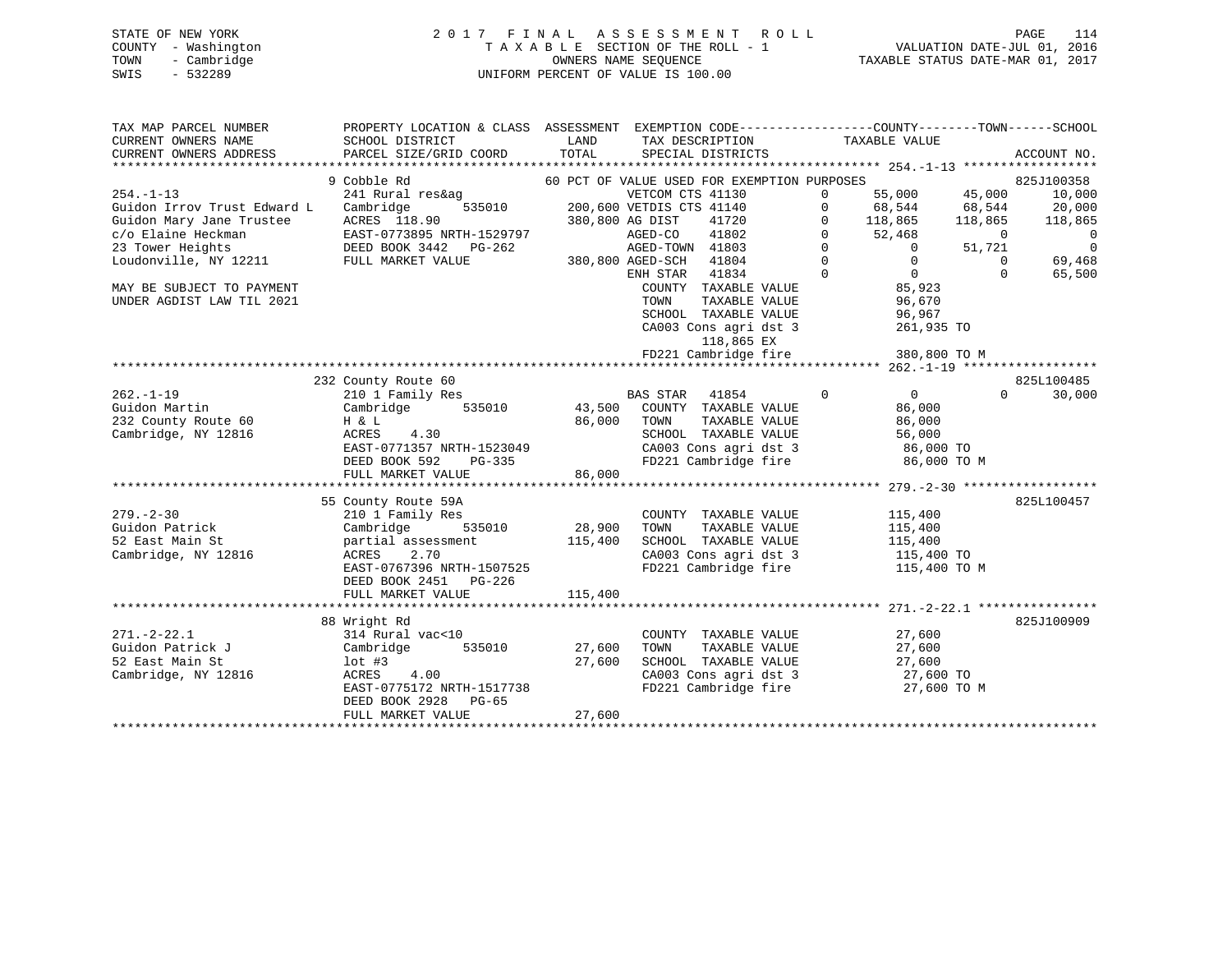STATE OF NEW YORK — 2017 FINAL ASSESSMENT ROLL — TAXABLE SECTION OF THE ROLL - 1 — VALUATION DATE-JUL 01, 2016
COUNTY - Washington — OWNERS NAME SEQUENCE — TAXABLE STATUS DATE-MAR 01, 2017
TOWN - Cambridge — UNIFORM PERCENT OF VALUE IS 100.00
SWIS - 532289

| TAX MAP PARCEL NUMBER / CURRENT OWNERS NAME / CURRENT OWNERS ADDRESS | PROPERTY LOCATION & CLASS / SCHOOL DISTRICT / PARCEL SIZE/GRID COORD | ASSESSMENT LAND / TOTAL | EXEMPTION CODE / TAX DESCRIPTION / SPECIAL DISTRICTS | COUNTY TAXABLE VALUE | TOWN | SCHOOL | ACCOUNT NO. |
|---|---|---|---|---|---|---|---|
| **254.-1-13** | 9 Cobble Rd | | 60 PCT OF VALUE USED FOR EXEMPTION PURPOSES | | | | 825J100358 |
| 254.-1-13 | 241 Rural res&ag | | VETCOM CTS 41130 0 | 55,000 | 45,000 | 10,000 | |
| Guidon Irrov Trust Edward L | Cambridge 535010 | 200,600 | VETDIS CTS 41140 0 | 68,544 | 68,544 | 20,000 | |
| Guidon Mary Jane Trustee | ACRES 118.90 | 380,800 | AG DIST 41720 0 | 118,865 | 118,865 | 118,865 | |
| c/o Elaine Heckman | EAST-0773895 NRTH-1529797 | | AGED-CO 41802 0 | 52,468 | 0 | 0 | |
| 23 Tower Heights | DEED BOOK 3442 PG-262 | | AGED-TOWN 41803 0 | 0 | 51,721 | 0 | |
| Loudonville, NY 12211 | FULL MARKET VALUE | 380,800 | AGED-SCH 41804 0 | 0 | 0 | 69,468 | |
| | | | ENH STAR 41834 0 | 0 | 0 | 65,500 | |
| MAY BE SUBJECT TO PAYMENT | | | COUNTY TAXABLE VALUE | 85,923 | | | |
| UNDER AGDIST LAW TIL 2021 | | | TOWN TAXABLE VALUE | 96,670 | | | |
| | | | SCHOOL TAXABLE VALUE | 96,967 | | | |
| | | | CA003 Cons agri dst 3 | 261,935 TO | | | |
| | | | 118,865 EX | | | | |
| | | | FD221 Cambridge fire | 380,800 TO M | | | |
| **262.-1-19** | 232 County Route 60 | | | | | | 825L100485 |
| 262.-1-19 | 210 1 Family Res | | BAS STAR 41854 0 | 0 | 0 | 30,000 | |
| Guidon Martin | Cambridge 535010 | 43,500 | COUNTY TAXABLE VALUE | 86,000 | | | |
| 232 County Route 60 | H & L | 86,000 | TOWN TAXABLE VALUE | 86,000 | | | |
| Cambridge, NY 12816 | ACRES 4.30 | | SCHOOL TAXABLE VALUE | 56,000 | | | |
| | EAST-0771357 NRTH-1523049 | | CA003 Cons agri dst 3 | 86,000 TO | | | |
| | DEED BOOK 592 PG-335 | | FD221 Cambridge fire | 86,000 TO M | | | |
| | FULL MARKET VALUE | 86,000 | | | | | |
| **279.-2-30** | 55 County Route 59A | | | | | | 825L100457 |
| 279.-2-30 | 210 1 Family Res | | COUNTY TAXABLE VALUE | 115,400 | | | |
| Guidon Patrick | Cambridge 535010 | 28,900 | TOWN TAXABLE VALUE | 115,400 | | | |
| 52 East Main St | partial assessment | 115,400 | SCHOOL TAXABLE VALUE | 115,400 | | | |
| Cambridge, NY 12816 | ACRES 2.70 | | CA003 Cons agri dst 3 | 115,400 TO | | | |
| | EAST-0767396 NRTH-1507525 | | FD221 Cambridge fire | 115,400 TO M | | | |
| | DEED BOOK 2451 PG-226 | | | | | | |
| | FULL MARKET VALUE | 115,400 | | | | | |
| **271.-2-22.1** | 88 Wright Rd | | | | | | 825J100909 |
| 271.-2-22.1 | 314 Rural vac<10 | | COUNTY TAXABLE VALUE | 27,600 | | | |
| Guidon Patrick J | Cambridge 535010 | 27,600 | TOWN TAXABLE VALUE | 27,600 | | | |
| 52 East Main St | lot #3 | 27,600 | SCHOOL TAXABLE VALUE | 27,600 | | | |
| Cambridge, NY 12816 | ACRES 4.00 | | CA003 Cons agri dst 3 | 27,600 TO | | | |
| | EAST-0775172 NRTH-1517738 | | FD221 Cambridge fire | 27,600 TO M | | | |
| | DEED BOOK 2928 PG-65 | | | | | | |
| | FULL MARKET VALUE | 27,600 | | | | | |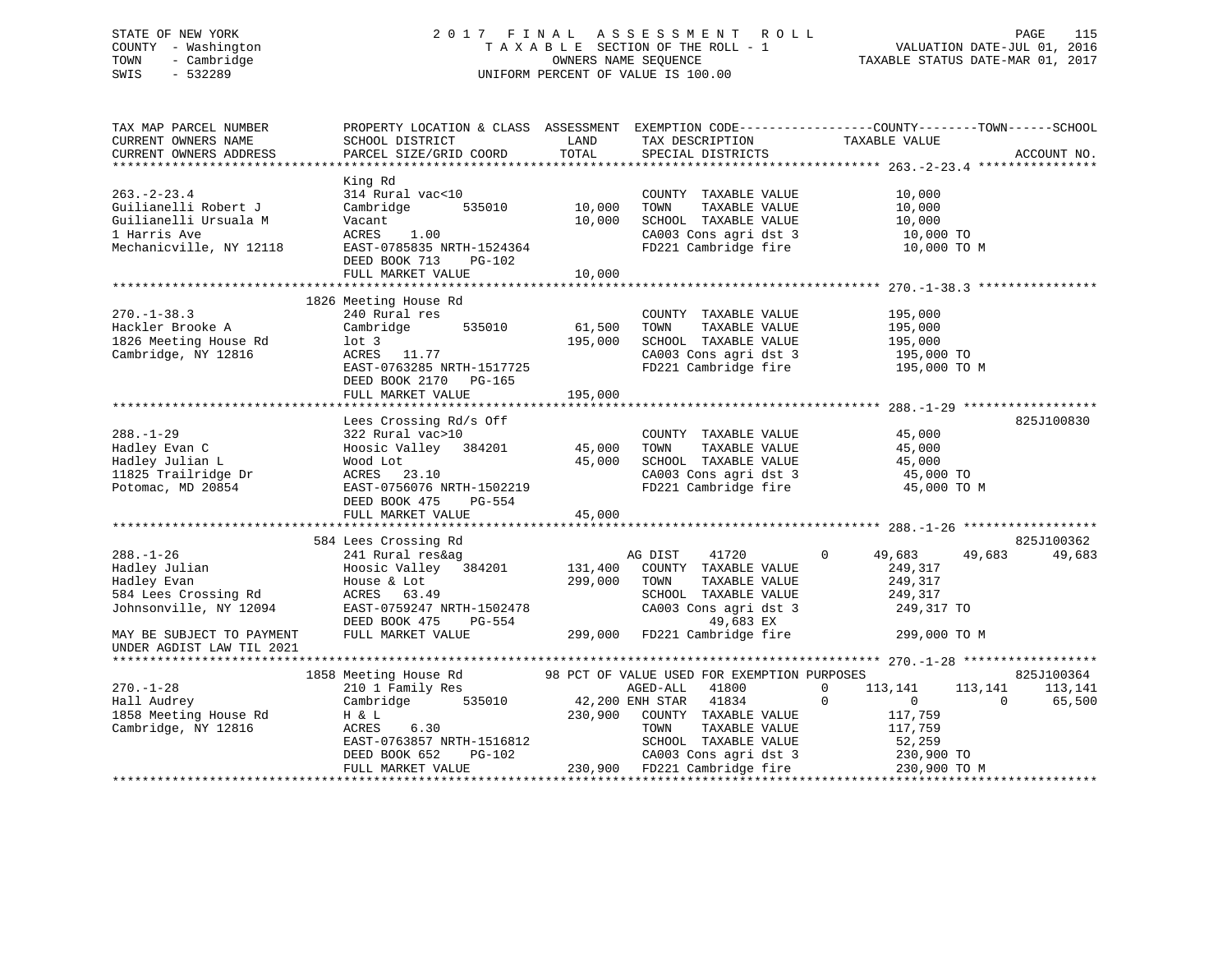STATE OF NEW YORK
COUNTY - Washington
TOWN - Cambridge
SWIS - 532289

2017 FINAL ASSESSMENT ROLL
TAXABLE SECTION OF THE ROLL - 1
OWNERS NAME SEQUENCE
UNIFORM PERCENT OF VALUE IS 100.00

VALUATION DATE-JUL 01, 2016
TAXABLE STATUS DATE-MAR 01, 2017

```
TAX MAP PARCEL NUMBER          PROPERTY LOCATION & CLASS  ASSESSMENT  EXEMPTION CODE------------------COUNTY--------TOWN------SCHOOL
CURRENT OWNERS NAME            SCHOOL DISTRICT               LAND      TAX DESCRIPTION            TAXABLE VALUE
CURRENT OWNERS ADDRESS         PARCEL SIZE/GRID COORD        TOTAL     SPECIAL DISTRICTS                                    ACCOUNT NO.
******************************************************************************************************* 263.-2-23.4 ****************
                               King Rd
263.-2-23.4                    314 Rural vac<10                        COUNTY  TAXABLE VALUE            10,000
Guilianelli Robert J           Cambridge       535010       10,000     TOWN    TAXABLE VALUE            10,000
Guilianelli Ursuala M          Vacant                       10,000     SCHOOL  TAXABLE VALUE            10,000
1 Harris Ave                   ACRES     1.00                          CA003 Cons agri dst 3             10,000 TO
Mechanicville, NY 12118        EAST-0785835 NRTH-1524364               FD221 Cambridge fire              10,000 TO M
                               DEED BOOK 713    PG-102
                               FULL MARKET VALUE            10,000
******************************************************************************************************* 270.-1-38.3 ****************
                               1826 Meeting House Rd
270.-1-38.3                    240 Rural res                           COUNTY  TAXABLE VALUE           195,000
Hackler Brooke A               Cambridge       535010       61,500     TOWN    TAXABLE VALUE           195,000
1826 Meeting House Rd          lot 3                       195,000     SCHOOL  TAXABLE VALUE           195,000
Cambridge, NY 12816            ACRES    11.77                          CA003 Cons agri dst 3            195,000 TO
                               EAST-0763285 NRTH-1517725               FD221 Cambridge fire             195,000 TO M
                               DEED BOOK 2170   PG-165
                               FULL MARKET VALUE           195,000
******************************************************************************************************* 288.-1-29 ******************
                               Lees Crossing Rd/s Off                                                                 825J100830
288.-1-29                      322 Rural vac>10                        COUNTY  TAXABLE VALUE            45,000
Hadley Evan C                  Hoosic Valley   384201       45,000     TOWN    TAXABLE VALUE            45,000
Hadley Julian L                Wood Lot                     45,000     SCHOOL  TAXABLE VALUE            45,000
11825 Trailridge Dr            ACRES    23.10                          CA003 Cons agri dst 3             45,000 TO
Potomac, MD 20854              EAST-0756076 NRTH-1502219               FD221 Cambridge fire              45,000 TO M
                               DEED BOOK 475    PG-554
                               FULL MARKET VALUE            45,000
******************************************************************************************************* 288.-1-26 ******************
                               584 Lees Crossing Rd                                                                   825J100362
288.-1-26                      241 Rural res&ag                        AG DIST    41720         0        49,683     49,683     49,683
Hadley Julian                  Hoosic Valley   384201      131,400     COUNTY  TAXABLE VALUE           249,317
Hadley Evan                    House & Lot                 299,000     TOWN    TAXABLE VALUE           249,317
584 Lees Crossing Rd           ACRES    63.49                          SCHOOL  TAXABLE VALUE           249,317
Johnsonville, NY 12094         EAST-0759247 NRTH-1502478               CA003 Cons agri dst 3            249,317 TO
                               DEED BOOK 475    PG-554                          49,683 EX
MAY BE SUBJECT TO PAYMENT      FULL MARKET VALUE           299,000     FD221 Cambridge fire             299,000 TO M
UNDER AGDIST LAW TIL 2021
******************************************************************************************************* 270.-1-28 ******************
                               1858 Meeting House Rd         98 PCT OF VALUE USED FOR EXEMPTION PURPOSES                      825J100364
270.-1-28                      210 1 Family Res                        AGED-ALL   41800         0       113,141    113,141    113,141
Hall Audrey                    Cambridge       535010       42,200 ENH STAR   41834         0             0          0     65,500
1858 Meeting House Rd          H & L                       230,900     COUNTY  TAXABLE VALUE           117,759
Cambridge, NY 12816            ACRES     6.30                          TOWN    TAXABLE VALUE           117,759
                               EAST-0763857 NRTH-1516812               SCHOOL  TAXABLE VALUE            52,259
                               DEED BOOK 652    PG-102                 CA003 Cons agri dst 3            230,900 TO
                               FULL MARKET VALUE           230,900     FD221 Cambridge fire             230,900 TO M
************************************************************************************************************************************
```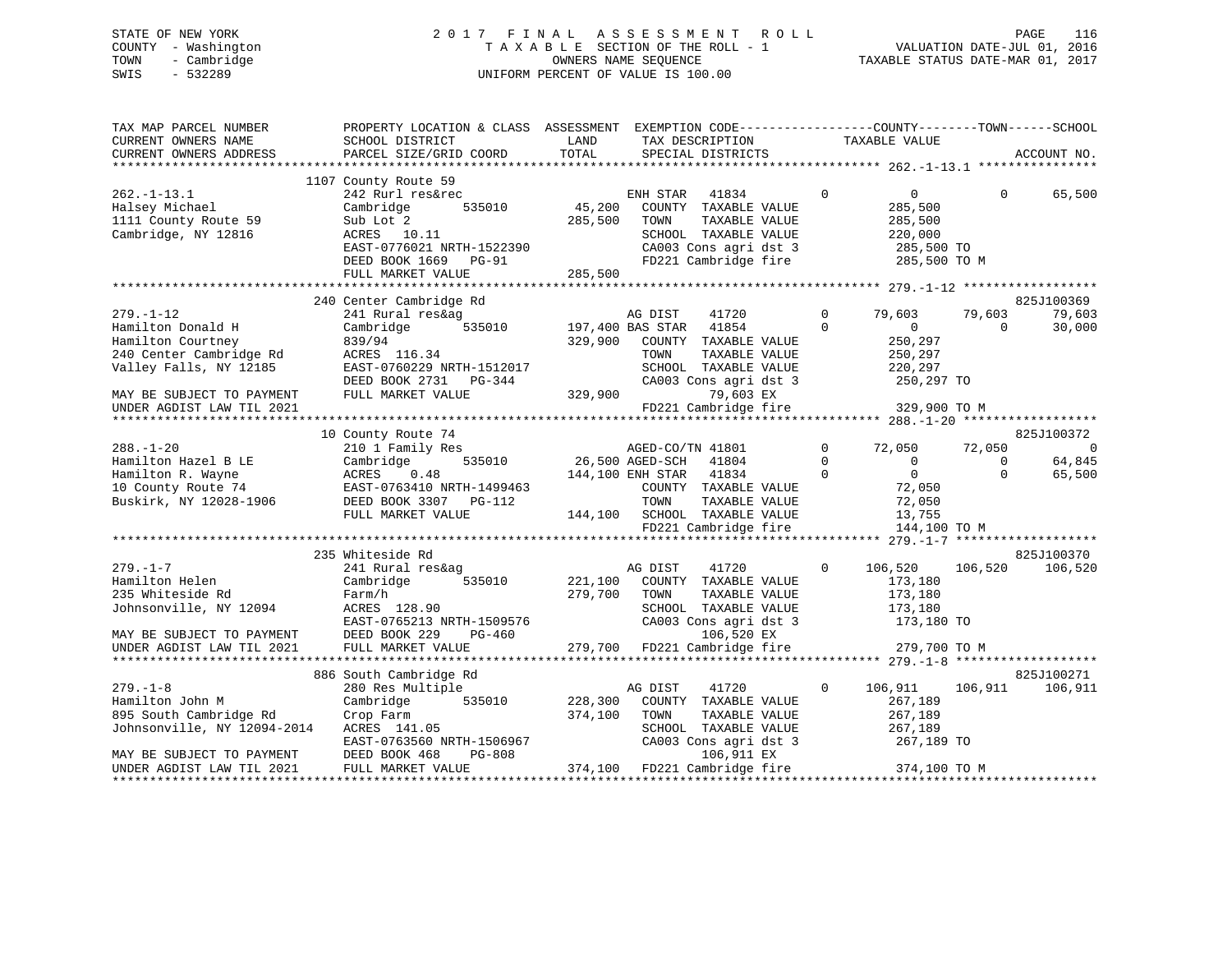STATE OF NEW YORK
COUNTY - Washington
TOWN - Cambridge
SWIS - 532289

2 0 1 7 F I N A L A S S E S S M E N T R O L L
T A X A B L E SECTION OF THE ROLL - 1
OWNERS NAME SEQUENCE
UNIFORM PERCENT OF VALUE IS 100.00

VALUATION DATE-JUL 01, 2016
TAXABLE STATUS DATE-MAR 01, 2017

```
TAX MAP PARCEL NUMBER          PROPERTY LOCATION & CLASS  ASSESSMENT  EXEMPTION CODE------------------COUNTY--------TOWN------SCHOOL
CURRENT OWNERS NAME            SCHOOL DISTRICT             LAND        TAX DESCRIPTION              TAXABLE VALUE
CURRENT OWNERS ADDRESS         PARCEL SIZE/GRID COORD      TOTAL       SPECIAL DISTRICTS                                     ACCOUNT NO.
******************************************************************************************************* 262.-1-13.1 ****************
                               1107 County Route 59
262.-1-13.1                    242 Rurl res&rec                     ENH STAR   41834         0         0            0       65,500
Halsey Michael                 Cambridge        535010       45,200   COUNTY  TAXABLE VALUE          285,500
1111 County Route 59           Sub Lot 2                    285,500   TOWN    TAXABLE VALUE          285,500
Cambridge, NY 12816            ACRES   10.11                          SCHOOL  TAXABLE VALUE          220,000
                               EAST-0776021 NRTH-1522390              CA003 Cons agri dst 3           285,500 TO
                               DEED BOOK 1669   PG-91                 FD221 Cambridge fire            285,500 TO M
                               FULL MARKET VALUE            285,500
******************************************************************************************************* 279.-1-12 ******************
                               240 Center Cambridge Rd                                                               825J100369
279.-1-12                      241 Rural res&ag                     AG DIST    41720         0    79,603       79,603       79,603
Hamilton Donald H              Cambridge        535010      197,400 BAS STAR   41854         0         0            0       30,000
Hamilton Courtney              839/94                       329,900   COUNTY  TAXABLE VALUE          250,297
240 Center Cambridge Rd        ACRES  116.34                          TOWN    TAXABLE VALUE          250,297
Valley Falls, NY 12185         EAST-0760229 NRTH-1512017              SCHOOL  TAXABLE VALUE          220,297
                               DEED BOOK 2731   PG-344                CA003 Cons agri dst 3           250,297 TO
MAY BE SUBJECT TO PAYMENT      FULL MARKET VALUE            329,900          79,603 EX
UNDER AGDIST LAW TIL 2021                                             FD221 Cambridge fire            329,900 TO M
******************************************************************************************************* 288.-1-20 ******************
                               10 County Route 74                                                                    825J100372
288.-1-20                      210 1 Family Res                     AGED-CO/TN 41801         0    72,050       72,050            0
Hamilton Hazel B LE            Cambridge        535010       26,500 AGED-SCH   41804         0         0            0       64,845
Hamilton R. Wayne              ACRES    0.48                144,100 ENH STAR   41834         0         0            0       65,500
10 County Route 74             EAST-0763410 NRTH-1499463              COUNTY  TAXABLE VALUE           72,050
Buskirk, NY 12028-1906         DEED BOOK 3307   PG-112                TOWN    TAXABLE VALUE           72,050
                               FULL MARKET VALUE            144,100   SCHOOL  TAXABLE VALUE           13,755
                                                                      FD221 Cambridge fire            144,100 TO M
******************************************************************************************************* 279.-1-7 *******************
                               235 Whiteside Rd                                                                      825J100370
279.-1-7                       241 Rural res&ag                     AG DIST    41720         0   106,520      106,520      106,520
Hamilton Helen                 Cambridge        535010      221,100   COUNTY  TAXABLE VALUE          173,180
235 Whiteside Rd               Farm/h                       279,700   TOWN    TAXABLE VALUE          173,180
Johnsonville, NY 12094         ACRES  128.90                          SCHOOL  TAXABLE VALUE          173,180
                               EAST-0765213 NRTH-1509576              CA003 Cons agri dst 3           173,180 TO
MAY BE SUBJECT TO PAYMENT      DEED BOOK 229    PG-460                       106,520 EX
UNDER AGDIST LAW TIL 2021      FULL MARKET VALUE            279,700   FD221 Cambridge fire            279,700 TO M
******************************************************************************************************* 279.-1-8 *******************
                               886 South Cambridge Rd                                                                825J100271
279.-1-8                       280 Res Multiple                     AG DIST    41720         0   106,911      106,911      106,911
Hamilton John M                Cambridge        535010      228,300   COUNTY  TAXABLE VALUE          267,189
895 South Cambridge Rd         Crop Farm                    374,100   TOWN    TAXABLE VALUE          267,189
Johnsonville, NY 12094-2014    ACRES  141.05                          SCHOOL  TAXABLE VALUE          267,189
                               EAST-0763560 NRTH-1506967              CA003 Cons agri dst 3           267,189 TO
MAY BE SUBJECT TO PAYMENT      DEED BOOK 468    PG-808                       106,911 EX
UNDER AGDIST LAW TIL 2021      FULL MARKET VALUE            374,100   FD221 Cambridge fire            374,100 TO M
************************************************************************************************************************************
```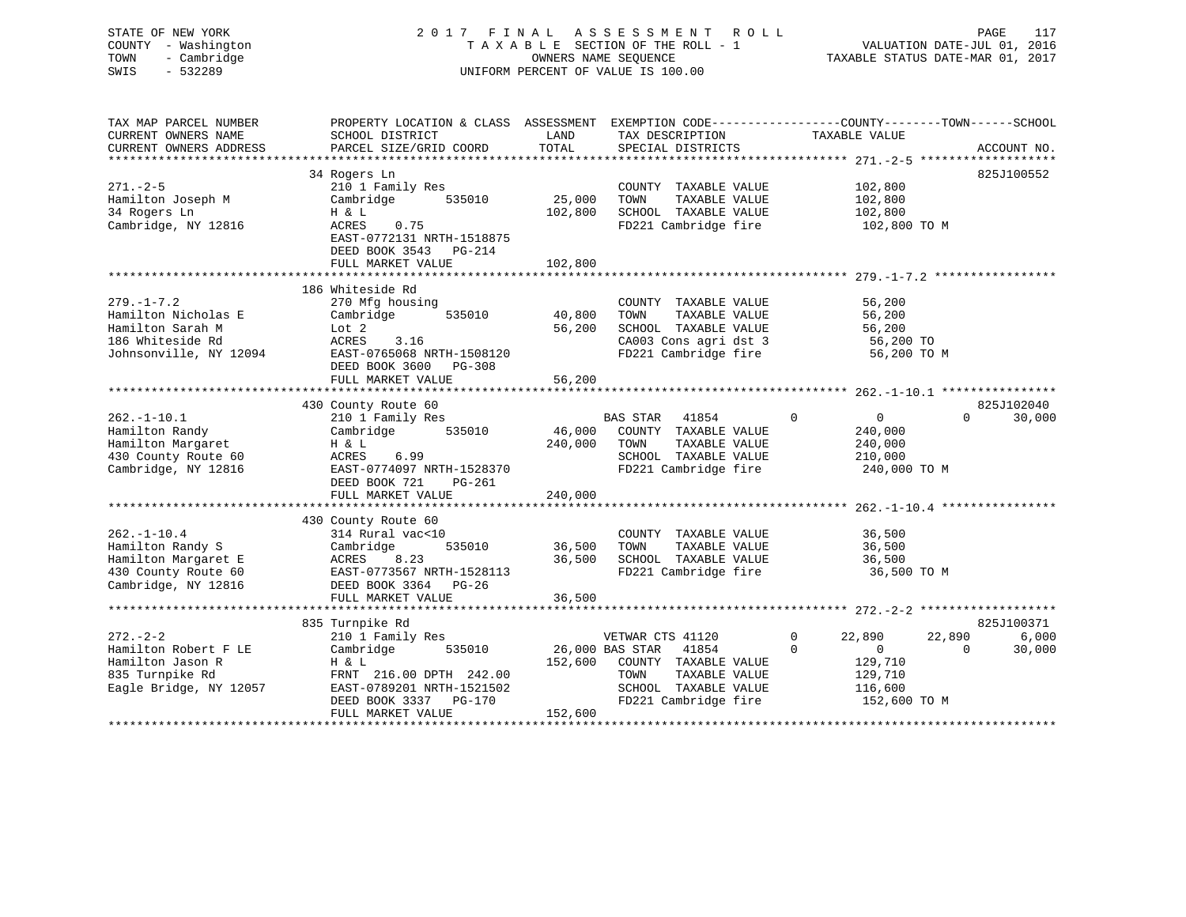STATE OF NEW YORK
COUNTY - Washington
TOWN - Cambridge
SWIS - 532289

2 0 1 7 F I N A L A S S E S S M E N T R O L L
T A X A B L E SECTION OF THE ROLL - 1
OWNERS NAME SEQUENCE
UNIFORM PERCENT OF VALUE IS 100.00

VALUATION DATE-JUL 01, 2016
TAXABLE STATUS DATE-MAR 01, 2017

| TAX MAP PARCEL NUMBER / CURRENT OWNERS NAME / CURRENT OWNERS ADDRESS | PROPERTY LOCATION & CLASS / SCHOOL DISTRICT / PARCEL SIZE/GRID COORD | ASSESSMENT LAND | TOTAL | EXEMPTION CODE / TAX DESCRIPTION / SPECIAL DISTRICTS | COUNTY TAXABLE VALUE | TOWN | SCHOOL | ACCOUNT NO. |
|---|---|---|---|---|---|---|---|---|
| **271.-2-5** | 34 Rogers Ln | | | | | | | 825J100552 |
| Hamilton Joseph M | 210 1 Family Res | | | COUNTY TAXABLE VALUE | 102,800 | | | |
| 34 Rogers Ln | Cambridge 535010 | 25,000 | | TOWN TAXABLE VALUE | 102,800 | | | |
| Cambridge, NY 12816 | H & L | | 102,800 | SCHOOL TAXABLE VALUE | 102,800 | | | |
| | ACRES 0.75 | | | FD221 Cambridge fire | 102,800 TO M | | | |
| | EAST-0772131 NRTH-1518875 | | | | | | | |
| | DEED BOOK 3543 PG-214 | | | | | | | |
| | FULL MARKET VALUE | | 102,800 | | | | | |
| **279.-1-7.2** | 186 Whiteside Rd | | | | | | | |
| Hamilton Nicholas E | 270 Mfg housing | | | COUNTY TAXABLE VALUE | 56,200 | | | |
| Hamilton Sarah M | Cambridge 535010 | 40,800 | | TOWN TAXABLE VALUE | 56,200 | | | |
| 186 Whiteside Rd | Lot 2 | | 56,200 | SCHOOL TAXABLE VALUE | 56,200 | | | |
| Johnsonville, NY 12094 | ACRES 3.16 | | | CA003 Cons agri dst 3 | 56,200 TO | | | |
| | EAST-0765068 NRTH-1508120 | | | FD221 Cambridge fire | 56,200 TO M | | | |
| | DEED BOOK 3600 PG-308 | | | | | | | |
| | FULL MARKET VALUE | | 56,200 | | | | | |
| **262.-1-10.1** | 430 County Route 60 | | | | | | | 825J102040 |
| Hamilton Randy | 210 1 Family Res | | | BAS STAR 41854 0 | 0 | 0 | 30,000 | |
| Hamilton Margaret | Cambridge 535010 | 46,000 | | COUNTY TAXABLE VALUE | 240,000 | | | |
| 430 County Route 60 | H & L | | 240,000 | TOWN TAXABLE VALUE | 240,000 | | | |
| Cambridge, NY 12816 | ACRES 6.99 | | | SCHOOL TAXABLE VALUE | 210,000 | | | |
| | EAST-0774097 NRTH-1528370 | | | FD221 Cambridge fire | 240,000 TO M | | | |
| | DEED BOOK 721 PG-261 | | | | | | | |
| | FULL MARKET VALUE | | 240,000 | | | | | |
| **262.-1-10.4** | 430 County Route 60 | | | | | | | |
| Hamilton Randy S | 314 Rural vac<10 | | | COUNTY TAXABLE VALUE | 36,500 | | | |
| Hamilton Margaret E | Cambridge 535010 | 36,500 | | TOWN TAXABLE VALUE | 36,500 | | | |
| 430 County Route 60 | ACRES 8.23 | | 36,500 | SCHOOL TAXABLE VALUE | 36,500 | | | |
| Cambridge, NY 12816 | EAST-0773567 NRTH-1528113 | | | FD221 Cambridge fire | 36,500 TO M | | | |
| | DEED BOOK 3364 PG-26 | | | | | | | |
| | FULL MARKET VALUE | | 36,500 | | | | | |
| **272.-2-2** | 835 Turnpike Rd | | | | | | | 825J100371 |
| Hamilton Robert F LE | 210 1 Family Res | | | VETWAR CTS 41120 0 | 22,890 | 22,890 | 6,000 | |
| Hamilton Jason R | Cambridge 535010 | 26,000 | | BAS STAR 41854 0 | 0 | 0 | 30,000 | |
| 835 Turnpike Rd | H & L | | 152,600 | COUNTY TAXABLE VALUE | 129,710 | | | |
| Eagle Bridge, NY 12057 | FRNT 216.00 DPTH 242.00 | | | TOWN TAXABLE VALUE | 129,710 | | | |
| | EAST-0789201 NRTH-1521502 | | | SCHOOL TAXABLE VALUE | 116,600 | | | |
| | DEED BOOK 3337 PG-170 | | | FD221 Cambridge fire | 152,600 TO M | | | |
| | FULL MARKET VALUE | | 152,600 | | | | | |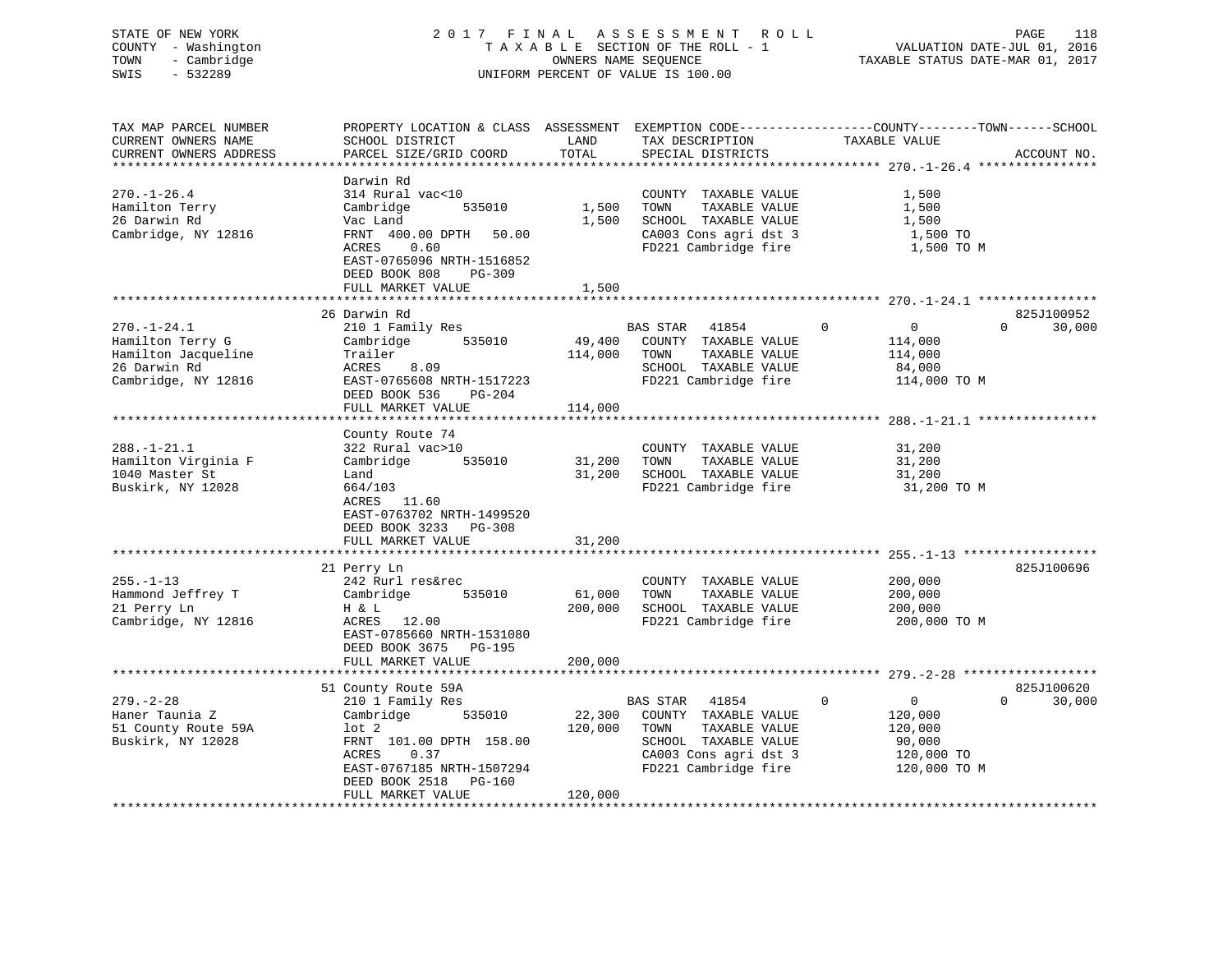STATE OF NEW YORK
COUNTY - Washington
TOWN - Cambridge
SWIS - 532289

# 2017 FINAL ASSESSMENT ROLL

TAXABLE SECTION OF THE ROLL - 1
OWNERS NAME SEQUENCE
UNIFORM PERCENT OF VALUE IS 100.00

VALUATION DATE-JUL 01, 2016
TAXABLE STATUS DATE-MAR 01, 2017

| TAX MAP PARCEL NUMBER / CURRENT OWNERS NAME / CURRENT OWNERS ADDRESS | PROPERTY LOCATION & CLASS / SCHOOL DISTRICT / PARCEL SIZE/GRID COORD | ASSESSMENT LAND / TOTAL | EXEMPTION CODE / TAX DESCRIPTION / SPECIAL DISTRICTS | COUNTY | TOWN | SCHOOL / TAXABLE VALUE | ACCOUNT NO. |
|---|---|---|---|---|---|---|---|
| **270.-1-26.4** | Darwin Rd | | | | | | |
| 270.-1-26.4 | 314 Rural vac<10 | | COUNTY TAXABLE VALUE | 1,500 | | | |
| Hamilton Terry | Cambridge 535010 | 1,500 | TOWN TAXABLE VALUE | | 1,500 | | |
| 26 Darwin Rd | Vac Land | 1,500 | SCHOOL TAXABLE VALUE | | | 1,500 | |
| Cambridge, NY 12816 | FRNT 400.00 DPTH 50.00 | | CA003 Cons agri dst 3 | 1,500 TO | | | |
| | ACRES 0.60 | | FD221 Cambridge fire | 1,500 TO M | | | |
| | EAST-0765096 NRTH-1516852 | | | | | | |
| | DEED BOOK 808 PG-309 | | | | | | |
| | FULL MARKET VALUE | 1,500 | | | | | |
| **270.-1-24.1** | 26 Darwin Rd | | | | | | 825J100952 |
| 270.-1-24.1 | 210 1 Family Res | | BAS STAR 41854 | 0 | 0 | 30,000 | |
| Hamilton Terry G | Cambridge 535010 | 49,400 | COUNTY TAXABLE VALUE | 114,000 | | | |
| Hamilton Jacqueline | Trailer | 114,000 | TOWN TAXABLE VALUE | | 114,000 | | |
| 26 Darwin Rd | ACRES 8.09 | | SCHOOL TAXABLE VALUE | | | 84,000 | |
| Cambridge, NY 12816 | EAST-0765608 NRTH-1517223 | | FD221 Cambridge fire | 114,000 TO M | | | |
| | DEED BOOK 536 PG-204 | | | | | | |
| | FULL MARKET VALUE | 114,000 | | | | | |
| **288.-1-21.1** | County Route 74 | | | | | | |
| 288.-1-21.1 | 322 Rural vac>10 | | COUNTY TAXABLE VALUE | 31,200 | | | |
| Hamilton Virginia F | Cambridge 535010 | 31,200 | TOWN TAXABLE VALUE | | 31,200 | | |
| 1040 Master St | Land | 31,200 | SCHOOL TAXABLE VALUE | | | 31,200 | |
| Buskirk, NY 12028 | 664/103 | | FD221 Cambridge fire | 31,200 TO M | | | |
| | ACRES 11.60 | | | | | | |
| | EAST-0763702 NRTH-1499520 | | | | | | |
| | DEED BOOK 3233 PG-308 | | | | | | |
| | FULL MARKET VALUE | 31,200 | | | | | |
| **255.-1-13** | 21 Perry Ln | | | | | | 825J100696 |
| 255.-1-13 | 242 Rurl res&rec | | COUNTY TAXABLE VALUE | 200,000 | | | |
| Hammond Jeffrey T | Cambridge 535010 | 61,000 | TOWN TAXABLE VALUE | | 200,000 | | |
| 21 Perry Ln | H & L | 200,000 | SCHOOL TAXABLE VALUE | | | 200,000 | |
| Cambridge, NY 12816 | ACRES 12.00 | | FD221 Cambridge fire | 200,000 TO M | | | |
| | EAST-0785660 NRTH-1531080 | | | | | | |
| | DEED BOOK 3675 PG-195 | | | | | | |
| | FULL MARKET VALUE | 200,000 | | | | | |
| **279.-2-28** | 51 County Route 59A | | | | | | 825J100620 |
| 279.-2-28 | 210 1 Family Res | | BAS STAR 41854 | 0 | 0 | 30,000 | |
| Haner Taunia Z | Cambridge 535010 | 22,300 | COUNTY TAXABLE VALUE | 120,000 | | | |
| 51 County Route 59A | lot 2 | 120,000 | TOWN TAXABLE VALUE | | 120,000 | | |
| Buskirk, NY 12028 | FRNT 101.00 DPTH 158.00 | | SCHOOL TAXABLE VALUE | | | 90,000 | |
| | ACRES 0.37 | | CA003 Cons agri dst 3 | 120,000 TO | | | |
| | EAST-0767185 NRTH-1507294 | | FD221 Cambridge fire | 120,000 TO M | | | |
| | DEED BOOK 2518 PG-160 | | | | | | |
| | FULL MARKET VALUE | 120,000 | | | | | |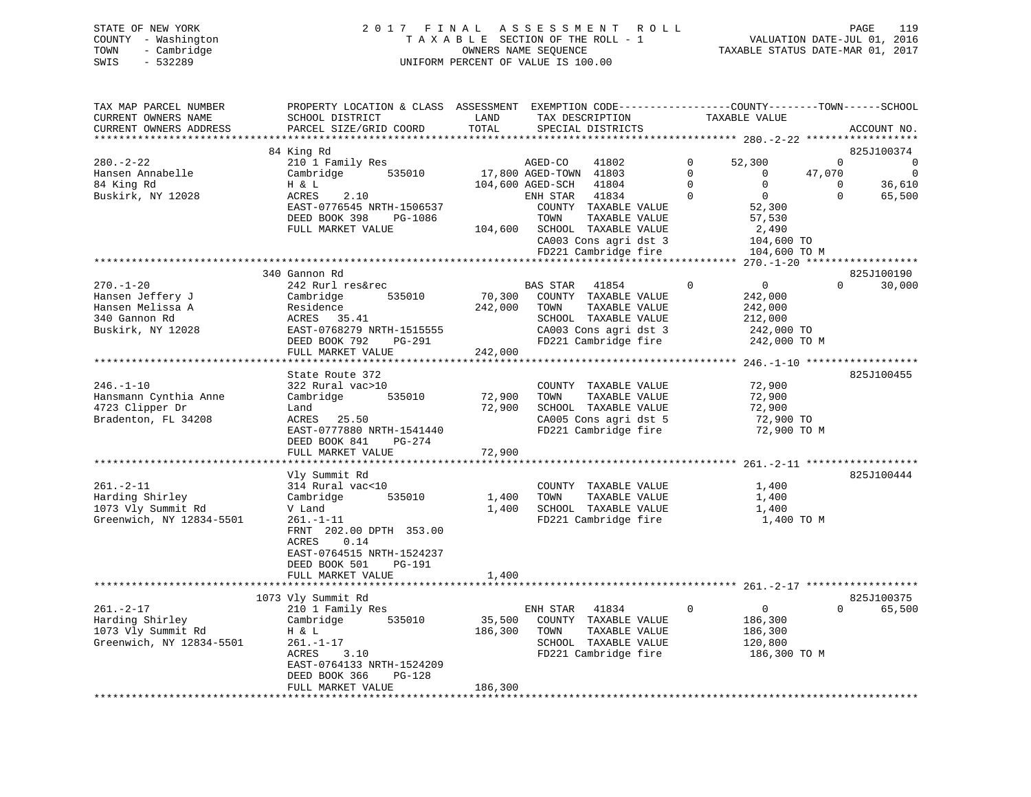STATE OF NEW YORK
COUNTY - Washington
TOWN - Cambridge
SWIS - 532289

2 0 1 7 F I N A L A S S E S S M E N T R O L L
T A X A B L E SECTION OF THE ROLL - 1
OWNERS NAME SEQUENCE
UNIFORM PERCENT OF VALUE IS 100.00

VALUATION DATE-JUL 01, 2016
TAXABLE STATUS DATE-MAR 01, 2017

```
TAX MAP PARCEL NUMBER          PROPERTY LOCATION & CLASS  ASSESSMENT  EXEMPTION CODE-----------------COUNTY--------TOWN------SCHOOL
CURRENT OWNERS NAME            SCHOOL DISTRICT               LAND      TAX DESCRIPTION            TAXABLE VALUE
CURRENT OWNERS ADDRESS         PARCEL SIZE/GRID COORD        TOTAL     SPECIAL DISTRICTS                                  ACCOUNT NO.
******************************************************************************************************* 280.-2-22 ******************
                               84 King Rd                                                                                825J100374
280.-2-22                      210 1 Family Res                  AGED-CO     41802         0      52,300          0            0
Hansen Annabelle               Cambridge        535010     17,800 AGED-TOWN  41803         0           0     47,070            0
84 King Rd                     H & L                      104,600 AGED-SCH   41804         0           0          0       36,610
Buskirk, NY 12028              ACRES     2.10                     ENH STAR   41834         0           0          0       65,500
                               EAST-0776545 NRTH-1506537          COUNTY  TAXABLE VALUE             52,300
                               DEED BOOK 398     PG-1086          TOWN    TAXABLE VALUE             57,530
                               FULL MARKET VALUE          104,600 SCHOOL  TAXABLE VALUE              2,490
                                                                  CA003 Cons agri dst 3            104,600 TO
                                                                  FD221 Cambridge fire             104,600 TO M
******************************************************************************************************* 270.-1-20 ******************
                               340 Gannon Rd                                                                             825J100190
270.-1-20                      242 Rurl res&rec                   BAS STAR   41854         0           0          0       30,000
Hansen Jeffery J               Cambridge        535010     70,300 COUNTY  TAXABLE VALUE            242,000
Hansen Melissa A               Residence                  242,000 TOWN    TAXABLE VALUE            242,000
340 Gannon Rd                  ACRES    35.41                     SCHOOL  TAXABLE VALUE            212,000
Buskirk, NY 12028              EAST-0768279 NRTH-1515555          CA003 Cons agri dst 3            242,000 TO
                               DEED BOOK 792     PG-291           FD221 Cambridge fire             242,000 TO M
                               FULL MARKET VALUE          242,000
******************************************************************************************************* 246.-1-10 ******************
                               State Route 372                                                                           825J100455
246.-1-10                      322 Rural vac>10                   COUNTY  TAXABLE VALUE             72,900
Hansmann Cynthia Anne          Cambridge        535010     72,900 TOWN    TAXABLE VALUE             72,900
4723 Clipper Dr                Land                        72,900 SCHOOL  TAXABLE VALUE             72,900
Bradenton, FL 34208            ACRES    25.50                     CA005 Cons agri dst 5             72,900 TO
                               EAST-0777880 NRTH-1541440          FD221 Cambridge fire              72,900 TO M
                               DEED BOOK 841     PG-274
                               FULL MARKET VALUE           72,900
******************************************************************************************************* 261.-2-11 ******************
                               Vly Summit Rd                                                                             825J100444
261.-2-11                      314 Rural vac<10                   COUNTY  TAXABLE VALUE              1,400
Harding Shirley                Cambridge        535010      1,400 TOWN    TAXABLE VALUE              1,400
1073 Vly Summit Rd             V Land                       1,400 SCHOOL  TAXABLE VALUE              1,400
Greenwich, NY 12834-5501       261.-1-11                          FD221 Cambridge fire               1,400 TO M
                               FRNT 202.00 DPTH 353.00
                               ACRES     0.14
                               EAST-0764515 NRTH-1524237
                               DEED BOOK 501     PG-191
                               FULL MARKET VALUE            1,400
******************************************************************************************************* 261.-2-17 ******************
                               1073 Vly Summit Rd                                                                        825J100375
261.-2-17                      210 1 Family Res                   ENH STAR   41834         0           0          0       65,500
Harding Shirley                Cambridge        535010     35,500 COUNTY  TAXABLE VALUE            186,300
1073 Vly Summit Rd             H & L                      186,300 TOWN    TAXABLE VALUE            186,300
Greenwich, NY 12834-5501       261.-1-17                          SCHOOL  TAXABLE VALUE            120,800
                               ACRES     3.10                     FD221 Cambridge fire             186,300 TO M
                               EAST-0764133 NRTH-1524209
                               DEED BOOK 366     PG-128
                               FULL MARKET VALUE          186,300
************************************************************************************************************************************
```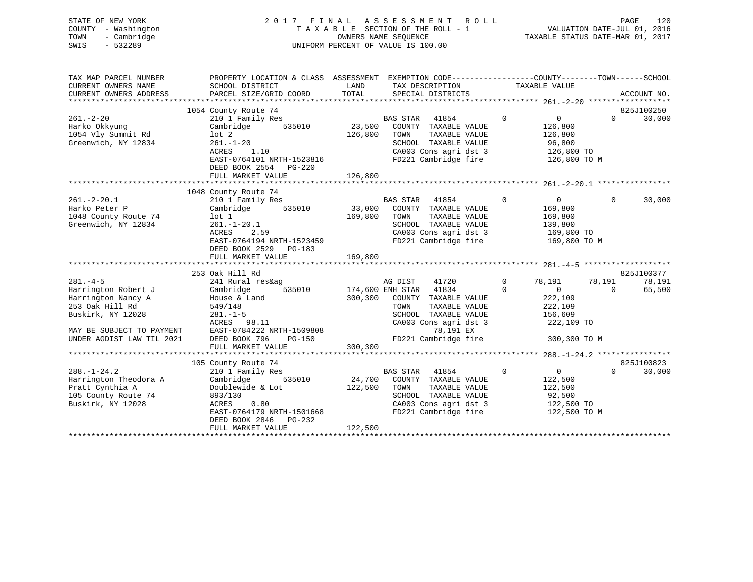STATE OF NEW YORK
COUNTY - Washington
TOWN - Cambridge
SWIS - 532289

2017 FINAL ASSESSMENT ROLL
TAXABLE SECTION OF THE ROLL - 1
OWNERS NAME SEQUENCE
UNIFORM PERCENT OF VALUE IS 100.00

VALUATION DATE-JUL 01, 2016
TAXABLE STATUS DATE-MAR 01, 2017

```
TAX MAP PARCEL NUMBER      PROPERTY LOCATION & CLASS  ASSESSMENT  EXEMPTION CODE-----------------COUNTY--------TOWN------SCHOOL
CURRENT OWNERS NAME        SCHOOL DISTRICT             LAND       TAX DESCRIPTION            TAXABLE VALUE
CURRENT OWNERS ADDRESS     PARCEL SIZE/GRID COORD      TOTAL      SPECIAL DISTRICTS                                      ACCOUNT NO.
******************************************************************************************************* 261.-2-20 ******************
                           1054 County Route 74                                                                          825J100250
261.-2-20                  210 1 Family Res                        BAS STAR   41854          0         0          0       30,000
Harko Okkyung              Cambridge        535010      23,500    COUNTY  TAXABLE VALUE            126,800
1054 Vly Summit Rd         lot 2                       126,800    TOWN    TAXABLE VALUE            126,800
Greenwich, NY 12834        261.-1-20                              SCHOOL  TAXABLE VALUE             96,800
                           ACRES    1.10                          CA003 Cons agri dst 3            126,800 TO
                           EAST-0764101 NRTH-1523816              FD221 Cambridge fire             126,800 TO M
                           DEED BOOK 2554   PG-220
                           FULL MARKET VALUE           126,800
******************************************************************************************************* 261.-2-20.1 ****************
                           1048 County Route 74
261.-2-20.1                210 1 Family Res                        BAS STAR   41854          0         0          0       30,000
Harko Peter P              Cambridge        535010      33,000    COUNTY  TAXABLE VALUE            169,800
1048 County Route 74       lot 1                       169,800    TOWN    TAXABLE VALUE            169,800
Greenwich, NY 12834        261.-1-20.1                            SCHOOL  TAXABLE VALUE            139,800
                           ACRES    2.59                          CA003 Cons agri dst 3            169,800 TO
                           EAST-0764194 NRTH-1523459              FD221 Cambridge fire             169,800 TO M
                           DEED BOOK 2529   PG-183
                           FULL MARKET VALUE           169,800
******************************************************************************************************* 281.-4-5 *******************
                           253 Oak Hill Rd                                                                               825J100377
281.-4-5                   241 Rural res&ag                        AG DIST    41720          0    78,191     78,191       78,191
Harrington Robert J        Cambridge        535010     174,600 ENH STAR   41834          0         0          0       65,500
Harrington Nancy A         House & Land                300,300    COUNTY  TAXABLE VALUE            222,109
253 Oak Hill Rd            549/148                                TOWN    TAXABLE VALUE            222,109
Buskirk, NY 12028          281.-1-5                               SCHOOL  TAXABLE VALUE            156,609
                           ACRES   98.11                          CA003 Cons agri dst 3            222,109 TO
MAY BE SUBJECT TO PAYMENT  EAST-0784222 NRTH-1509808                     78,191 EX
UNDER AGDIST LAW TIL 2021  DEED BOOK 796    PG-150                FD221 Cambridge fire             300,300 TO M
                           FULL MARKET VALUE           300,300
******************************************************************************************************* 288.-1-24.2 ****************
                           105 County Route 74                                                                           825J100823
288.-1-24.2                210 1 Family Res                        BAS STAR   41854          0         0          0       30,000
Harrington Theodora A      Cambridge        535010      24,700    COUNTY  TAXABLE VALUE            122,500
Pratt Cynthia A            Doublewide & Lot            122,500    TOWN    TAXABLE VALUE            122,500
105 County Route 74        893/130                                SCHOOL  TAXABLE VALUE             92,500
Buskirk, NY 12028          ACRES    0.80                          CA003 Cons agri dst 3            122,500 TO
                           EAST-0764179 NRTH-1501668              FD221 Cambridge fire             122,500 TO M
                           DEED BOOK 2846   PG-232
                           FULL MARKET VALUE           122,500
************************************************************************************************************************************
```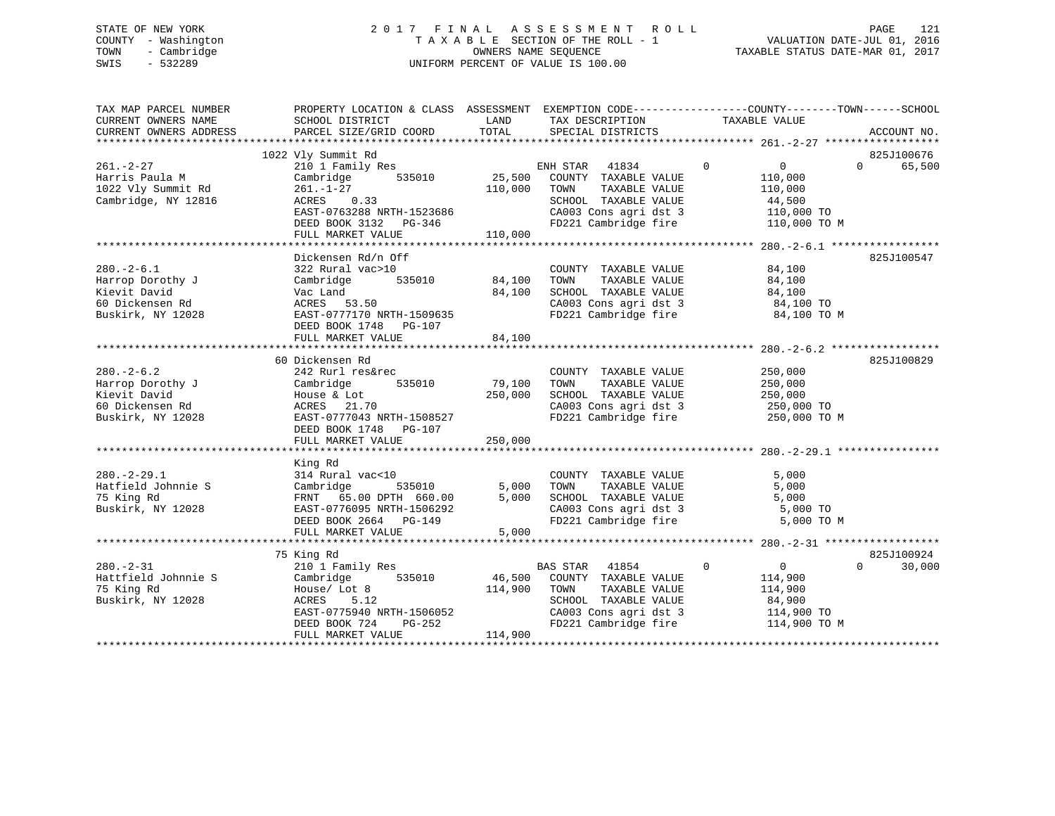STATE OF NEW YORK
COUNTY - Washington
TOWN - Cambridge
SWIS - 532289

2 0 1 7 F I N A L A S S E S S M E N T R O L L
T A X A B L E SECTION OF THE ROLL - 1
OWNERS NAME SEQUENCE
UNIFORM PERCENT OF VALUE IS 100.00

VALUATION DATE-JUL 01, 2016
TAXABLE STATUS DATE-MAR 01, 2017

```
TAX MAP PARCEL NUMBER          PROPERTY LOCATION & CLASS  ASSESSMENT  EXEMPTION CODE------------------COUNTY--------TOWN------SCHOOL
CURRENT OWNERS NAME            SCHOOL DISTRICT               LAND      TAX DESCRIPTION            TAXABLE VALUE
CURRENT OWNERS ADDRESS         PARCEL SIZE/GRID COORD        TOTAL     SPECIAL DISTRICTS                                     ACCOUNT NO.
******************************************************************************************************* 261.-2-27 ******************
                               1022 Vly Summit Rd                                                                            825J100676
261.-2-27                      210 1 Family Res                        ENH STAR   41834          0            0          0      65,500
Harris Paula M                 Cambridge        535010      25,500     COUNTY  TAXABLE VALUE             110,000
1022 Vly Summit Rd             261.-1-27                   110,000     TOWN    TAXABLE VALUE             110,000
Cambridge, NY 12816            ACRES    0.33                           SCHOOL  TAXABLE VALUE              44,500
                               EAST-0763288 NRTH-1523686               CA003 Cons agri dst 3             110,000 TO
                               DEED BOOK 3132   PG-346                 FD221 Cambridge fire              110,000 TO M
                               FULL MARKET VALUE           110,000
******************************************************************************************************* 280.-2-6.1 *****************
                               Dickensen Rd/n Off                                                                            825J100547
280.-2-6.1                     322 Rural vac>10                        COUNTY  TAXABLE VALUE              84,100
Harrop Dorothy J               Cambridge        535010      84,100     TOWN    TAXABLE VALUE              84,100
Kievit David                   Vac Land                     84,100     SCHOOL  TAXABLE VALUE              84,100
60 Dickensen Rd                ACRES   53.50                           CA003 Cons agri dst 3              84,100 TO
Buskirk, NY 12028              EAST-0777170 NRTH-1509635               FD221 Cambridge fire               84,100 TO M
                               DEED BOOK 1748   PG-107
                               FULL MARKET VALUE            84,100
******************************************************************************************************* 280.-2-6.2 *****************
                               60 Dickensen Rd                                                                               825J100829
280.-2-6.2                     242 Rurl res&rec                        COUNTY  TAXABLE VALUE             250,000
Harrop Dorothy J               Cambridge        535010      79,100     TOWN    TAXABLE VALUE             250,000
Kievit David                   House & Lot                 250,000     SCHOOL  TAXABLE VALUE             250,000
60 Dickensen Rd                ACRES   21.70                           CA003 Cons agri dst 3             250,000 TO
Buskirk, NY 12028              EAST-0777043 NRTH-1508527               FD221 Cambridge fire              250,000 TO M
                               DEED BOOK 1748   PG-107
                               FULL MARKET VALUE           250,000
******************************************************************************************************* 280.-2-29.1 ****************
                               King Rd
280.-2-29.1                    314 Rural vac<10                        COUNTY  TAXABLE VALUE               5,000
Hatfield Johnnie S             Cambridge        535010       5,000     TOWN    TAXABLE VALUE               5,000
75 King Rd                     FRNT   65.00 DPTH 660.00      5,000     SCHOOL  TAXABLE VALUE               5,000
Buskirk, NY 12028              EAST-0776095 NRTH-1506292               CA003 Cons agri dst 3               5,000 TO
                               DEED BOOK 2664   PG-149                 FD221 Cambridge fire                5,000 TO M
                               FULL MARKET VALUE             5,000
******************************************************************************************************* 280.-2-31 ******************
                               75 King Rd                                                                                    825J100924
280.-2-31                      210 1 Family Res                        BAS STAR   41854          0            0          0      30,000
Hattfield Johnnie S            Cambridge        535010      46,500     COUNTY  TAXABLE VALUE             114,900
75 King Rd                     House/ Lot 8                114,900     TOWN    TAXABLE VALUE             114,900
Buskirk, NY 12028              ACRES    5.12                           SCHOOL  TAXABLE VALUE              84,900
                               EAST-0775940 NRTH-1506052               CA003 Cons agri dst 3             114,900 TO
                               DEED BOOK 724    PG-252                 FD221 Cambridge fire              114,900 TO M
                               FULL MARKET VALUE           114,900
************************************************************************************************************************************
```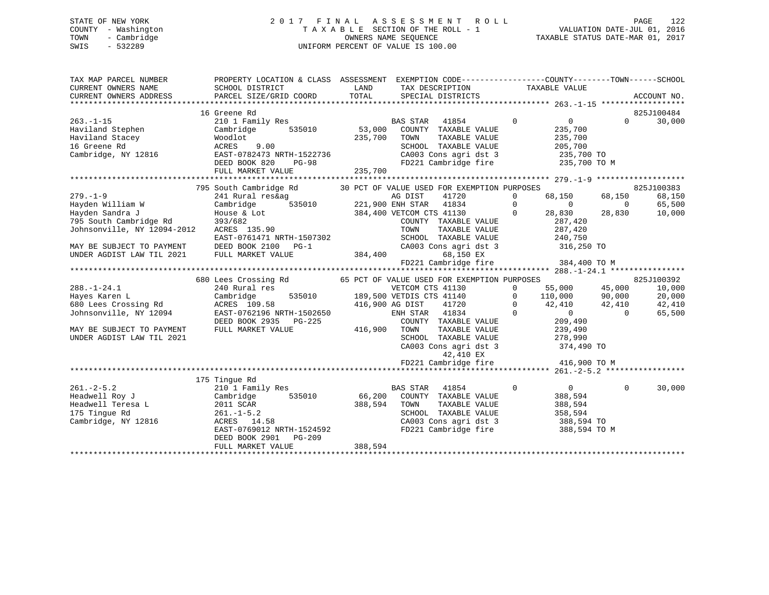STATE OF NEW YORK
COUNTY - Washington
TOWN - Cambridge
SWIS - 532289

2 0 1 7 F I N A L A S S E S S M E N T R O L L
T A X A B L E SECTION OF THE ROLL - 1
OWNERS NAME SEQUENCE
UNIFORM PERCENT OF VALUE IS 100.00

VALUATION DATE-JUL 01, 2016
TAXABLE STATUS DATE-MAR 01, 2017

```
TAX MAP PARCEL NUMBER          PROPERTY LOCATION & CLASS  ASSESSMENT  EXEMPTION CODE------------------COUNTY--------TOWN------SCHOOL
CURRENT OWNERS NAME            SCHOOL DISTRICT             LAND        TAX DESCRIPTION            TAXABLE VALUE
CURRENT OWNERS ADDRESS         PARCEL SIZE/GRID COORD      TOTAL       SPECIAL DISTRICTS                                      ACCOUNT NO.
******************************************************************************************************* 263.-1-15 ******************
                               16 Greene Rd                                                                               825J100484
263.-1-15                      210 1 Family Res                        BAS STAR   41854         0           0          0      30,000
Haviland Stephen               Cambridge       535010        53,000    COUNTY  TAXABLE VALUE          235,700
Haviland Stacey                Woodlot                      235,700    TOWN    TAXABLE VALUE          235,700
16 Greene Rd                   ACRES    9.00                           SCHOOL  TAXABLE VALUE          205,700
Cambridge, NY 12816            EAST-0782473 NRTH-1522736               CA003 Cons agri dst 3           235,700 TO
                               DEED BOOK 820    PG-98                  FD221 Cambridge fire            235,700 TO M
                               FULL MARKET VALUE            235,700
******************************************************************************************************* 279.-1-9 *******************
                               795 South Cambridge Rd      30 PCT OF VALUE USED FOR EXEMPTION PURPOSES                   825J100383
279.-1-9                       241 Rural res&ag                        AG DIST    41720         0      68,150     68,150      68,150
Hayden William W               Cambridge       535010       221,900 ENH STAR   41834         0           0          0      65,500
Hayden Sandra J                House & Lot                  384,400 VETCOM CTS 41130         0      28,830     28,830      10,000
795 South Cambridge Rd         393/682                                 COUNTY  TAXABLE VALUE          287,420
Johnsonville, NY 12094-2012    ACRES  135.90                           TOWN    TAXABLE VALUE          287,420
                               EAST-0761471 NRTH-1507302               SCHOOL  TAXABLE VALUE          240,750
MAY BE SUBJECT TO PAYMENT      DEED BOOK 2100   PG-1                   CA003 Cons agri dst 3           316,250 TO
UNDER AGDIST LAW TIL 2021      FULL MARKET VALUE            384,400          68,150 EX
                                                                       FD221 Cambridge fire            384,400 TO M
******************************************************************************************************* 288.-1-24.1 ****************
                               680 Lees Crossing Rd        65 PCT OF VALUE USED FOR EXEMPTION PURPOSES                   825J100392
288.-1-24.1                    240 Rural res                           VETCOM CTS 41130         0      55,000     45,000      10,000
Hayes Karen L                  Cambridge       535010       189,500 VETDIS CTS 41140         0     110,000     90,000      20,000
680 Lees Crossing Rd           ACRES  109.58                416,900 AG DIST    41720         0      42,410     42,410      42,410
Johnsonville, NY 12094         EAST-0762196 NRTH-1502650               ENH STAR   41834         0           0          0      65,500
                               DEED BOOK 2935   PG-225                 COUNTY  TAXABLE VALUE          209,490
MAY BE SUBJECT TO PAYMENT      FULL MARKET VALUE            416,900    TOWN    TAXABLE VALUE          239,490
UNDER AGDIST LAW TIL 2021                                              SCHOOL  TAXABLE VALUE          278,990
                                                                       CA003 Cons agri dst 3           374,490 TO
                                                                             42,410 EX
                                                                       FD221 Cambridge fire            416,900 TO M
******************************************************************************************************* 261.-2-5.2 *****************
                               175 Tingue Rd
261.-2-5.2                     210 1 Family Res                        BAS STAR   41854         0           0          0      30,000
Headwell Roy J                 Cambridge       535010        66,200    COUNTY  TAXABLE VALUE          388,594
Headwell Teresa L              2011 SCAR                    388,594    TOWN    TAXABLE VALUE          388,594
175 Tingue Rd                  261.-1-5.2                              SCHOOL  TAXABLE VALUE          358,594
Cambridge, NY 12816            ACRES   14.58                           CA003 Cons agri dst 3           388,594 TO
                               EAST-0769012 NRTH-1524592               FD221 Cambridge fire            388,594 TO M
                               DEED BOOK 2901   PG-209
                               FULL MARKET VALUE            388,594
************************************************************************************************************************************
```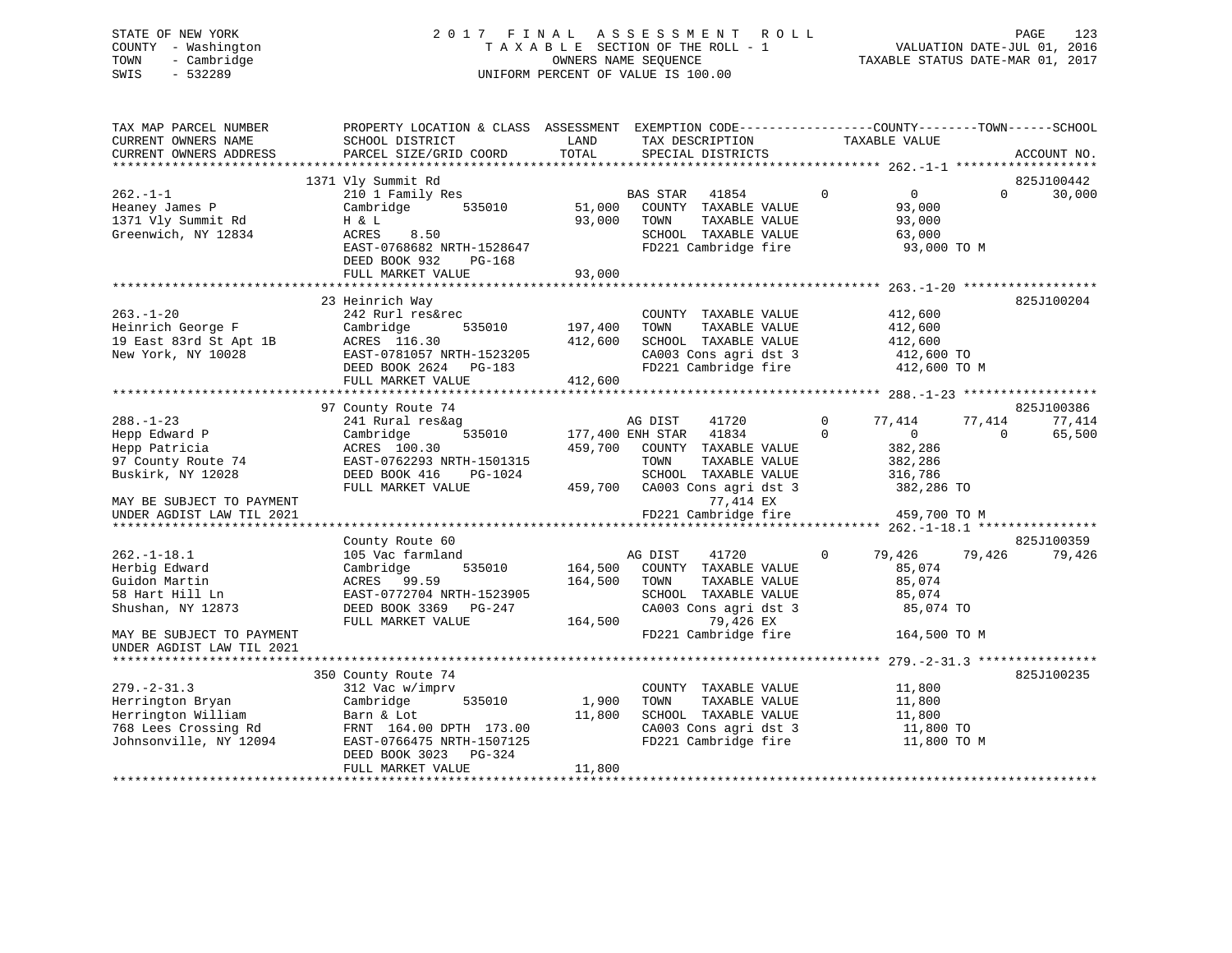STATE OF NEW YORK                    2 0 1 7   F I N A L   A S S E S S M E N T   R O L L
COUNTY - Washington                  T A X A B L E  SECTION OF THE ROLL - 1                VALUATION DATE-JUL 01, 2016
TOWN   - Cambridge                   OWNERS NAME SEQUENCE                                  TAXABLE STATUS DATE-MAR 01, 2017
SWIS   - 532289                      UNIFORM PERCENT OF VALUE IS 100.00

```
TAX MAP PARCEL NUMBER          PROPERTY LOCATION & CLASS  ASSESSMENT  EXEMPTION CODE------------------COUNTY--------TOWN------SCHOOL
CURRENT OWNERS NAME            SCHOOL DISTRICT               LAND      TAX DESCRIPTION             TAXABLE VALUE
CURRENT OWNERS ADDRESS         PARCEL SIZE/GRID COORD        TOTAL     SPECIAL DISTRICTS                                     ACCOUNT NO.
****************************************************************************************************** 262.-1-1 *******************
                               1371 Vly Summit Rd                                                                            825J100442
262.-1-1                       210 1 Family Res                        BAS STAR   41854         0          0          0      30,000
Heaney James P                 Cambridge        535010      51,000     COUNTY  TAXABLE VALUE              93,000
1371 Vly Summit Rd             H & L                        93,000     TOWN    TAXABLE VALUE              93,000
Greenwich, NY 12834            ACRES     8.50                          SCHOOL  TAXABLE VALUE              63,000
                               EAST-0768682 NRTH-1528647               FD221 Cambridge fire               93,000 TO M
                               DEED BOOK 932     PG-168
                               FULL MARKET VALUE            93,000
****************************************************************************************************** 263.-1-20 ******************
                               23 Heinrich Way                                                                               825J100204
263.-1-20                      242 Rurl res&rec                        COUNTY  TAXABLE VALUE             412,600
Heinrich George F              Cambridge        535010     197,400     TOWN    TAXABLE VALUE             412,600
19 East 83rd St Apt 1B         ACRES  116.30               412,600     SCHOOL  TAXABLE VALUE             412,600
New York, NY 10028             EAST-0781057 NRTH-1523205               CA003 Cons agri dst 3             412,600 TO
                               DEED BOOK 2624    PG-183                FD221 Cambridge fire              412,600 TO M
                               FULL MARKET VALUE           412,600
****************************************************************************************************** 288.-1-23 ******************
                               97 County Route 74                                                                            825J100386
288.-1-23                      241 Rural res&ag                        AG DIST    41720         0     77,414     77,414      77,414
Hepp Edward P                  Cambridge        535010     177,400 ENH STAR   41834         0          0          0      65,500
Hepp Patricia                  ACRES  100.30               459,700     COUNTY  TAXABLE VALUE             382,286
97 County Route 74             EAST-0762293 NRTH-1501315               TOWN    TAXABLE VALUE             382,286
Buskirk, NY 12028              DEED BOOK 416     PG-1024               SCHOOL  TAXABLE VALUE             316,786
                               FULL MARKET VALUE           459,700     CA003 Cons agri dst 3             382,286 TO
MAY BE SUBJECT TO PAYMENT                                                    77,414 EX
UNDER AGDIST LAW TIL 2021                                              FD221 Cambridge fire              459,700 TO M
****************************************************************************************************** 262.-1-18.1 ****************
                               County Route 60                                                                               825J100359
262.-1-18.1                    105 Vac farmland                        AG DIST    41720         0     79,426     79,426      79,426
Herbig Edward                  Cambridge        535010     164,500     COUNTY  TAXABLE VALUE              85,074
Guidon Martin                  ACRES   99.59               164,500     TOWN    TAXABLE VALUE              85,074
58 Hart Hill Ln                EAST-0772704 NRTH-1523905               SCHOOL  TAXABLE VALUE              85,074
Shushan, NY 12873              DEED BOOK 3369    PG-247                CA003 Cons agri dst 3              85,074 TO
                               FULL MARKET VALUE           164,500           79,426 EX
MAY BE SUBJECT TO PAYMENT                                              FD221 Cambridge fire              164,500 TO M
UNDER AGDIST LAW TIL 2021
****************************************************************************************************** 279.-2-31.3 ****************
                               350 County Route 74                                                                           825J100235
279.-2-31.3                    312 Vac w/imprv                         COUNTY  TAXABLE VALUE              11,800
Herrington Bryan               Cambridge        535010       1,900     TOWN    TAXABLE VALUE              11,800
Herrington William             Barn & Lot                   11,800     SCHOOL  TAXABLE VALUE              11,800
768 Lees Crossing Rd           FRNT  164.00 DPTH  173.00               CA003 Cons agri dst 3              11,800 TO
Johnsonville, NY 12094         EAST-0766475 NRTH-1507125               FD221 Cambridge fire               11,800 TO M
                               DEED BOOK 3023    PG-324
                               FULL MARKET VALUE            11,800
************************************************************************************************************************************
```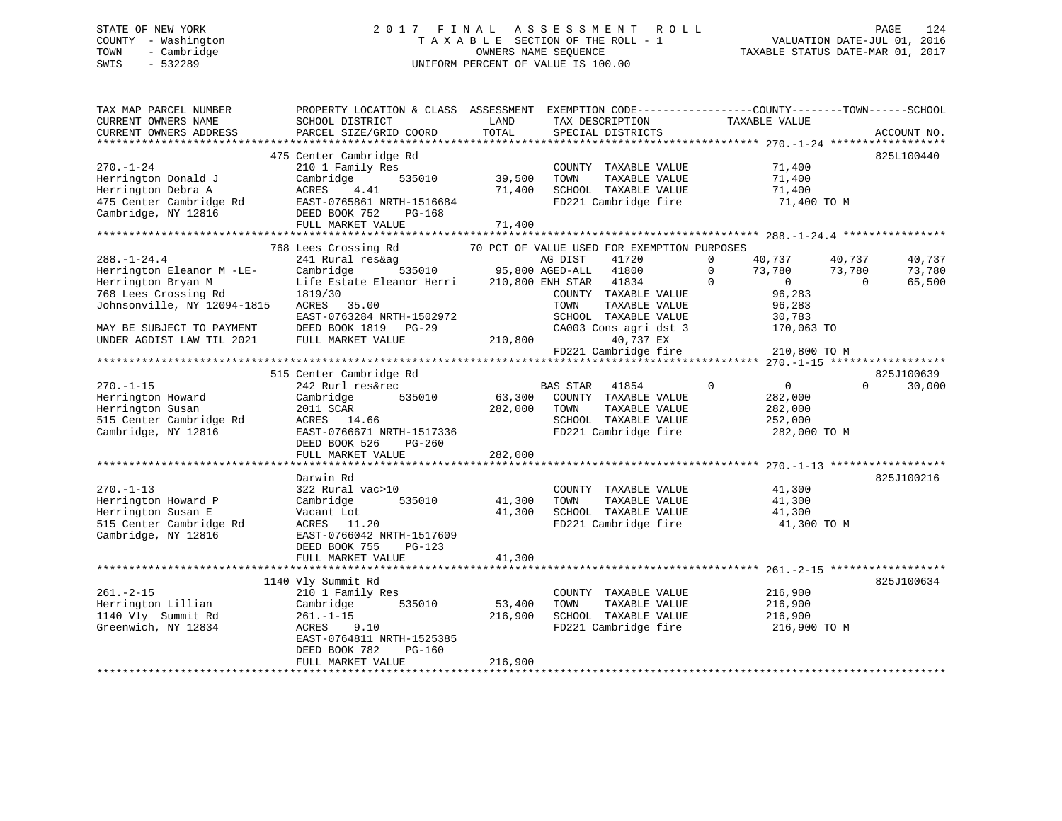STATE OF NEW YORK
COUNTY - Washington
TOWN - Cambridge
SWIS - 532289

2 0 1 7 F I N A L A S S E S S M E N T R O L L
T A X A B L E SECTION OF THE ROLL - 1
OWNERS NAME SEQUENCE
UNIFORM PERCENT OF VALUE IS 100.00

VALUATION DATE-JUL 01, 2016
TAXABLE STATUS DATE-MAR 01, 2017

```
TAX MAP PARCEL NUMBER          PROPERTY LOCATION & CLASS  ASSESSMENT  EXEMPTION CODE------------------COUNTY--------TOWN------SCHOOL
CURRENT OWNERS NAME            SCHOOL DISTRICT              LAND       TAX DESCRIPTION             TAXABLE VALUE
CURRENT OWNERS ADDRESS         PARCEL SIZE/GRID COORD       TOTAL      SPECIAL DISTRICTS                                       ACCOUNT NO.
******************************************************************************************************* 270.-1-24 ******************
                               475 Center Cambridge Rd                                                                         825L100440
270.-1-24                      210 1 Family Res                          COUNTY  TAXABLE VALUE            71,400
Herrington Donald J            Cambridge       535010      39,500        TOWN    TAXABLE VALUE            71,400
Herrington Debra A             ACRES    4.41               71,400        SCHOOL  TAXABLE VALUE            71,400
475 Center Cambridge Rd        EAST-0765861 NRTH-1516684                 FD221 Cambridge fire              71,400 TO M
Cambridge, NY 12816            DEED BOOK 752    PG-168
                               FULL MARKET VALUE           71,400
******************************************************************************************************* 288.-1-24.4 ****************
                               768 Lees Crossing Rd         70 PCT OF VALUE USED FOR EXEMPTION PURPOSES
288.-1-24.4                    241 Rural res&ag                          AG DIST     41720        0      40,737      40,737      40,737
Herrington Eleanor M -LE-      Cambridge       535010      95,800 AGED-ALL    41800        0      73,780      73,780      73,780
Herrington Bryan M             Life Estate Eleanor Herri  210,800 ENH STAR    41834        0           0           0      65,500
768 Lees Crossing Rd           1819/30                                   COUNTY  TAXABLE VALUE            96,283
Johnsonville, NY 12094-1815    ACRES   35.00                             TOWN    TAXABLE VALUE            96,283
                               EAST-0763284 NRTH-1502972                 SCHOOL  TAXABLE VALUE            30,783
MAY BE SUBJECT TO PAYMENT      DEED BOOK 1819   PG-29                    CA003 Cons agri dst 3            170,063 TO
UNDER AGDIST LAW TIL 2021      FULL MARKET VALUE          210,800               40,737 EX
                                                                         FD221 Cambridge fire             210,800 TO M
******************************************************************************************************* 270.-1-15 ******************
                               515 Center Cambridge Rd                                                                         825J100639
270.-1-15                      242 Rurl res&rec                          BAS STAR    41854        0           0           0      30,000
Herrington Howard              Cambridge       535010      63,300        COUNTY  TAXABLE VALUE           282,000
Herrington Susan               2011 SCAR                  282,000        TOWN    TAXABLE VALUE           282,000
515 Center Cambridge Rd        ACRES   14.66                             SCHOOL  TAXABLE VALUE           252,000
Cambridge, NY 12816            EAST-0766671 NRTH-1517336                 FD221 Cambridge fire             282,000 TO M
                               DEED BOOK 526    PG-260
                               FULL MARKET VALUE          282,000
******************************************************************************************************* 270.-1-13 ******************
                               Darwin Rd                                                                                       825J100216
270.-1-13                      322 Rural vac>10                          COUNTY  TAXABLE VALUE            41,300
Herrington Howard P            Cambridge       535010      41,300        TOWN    TAXABLE VALUE            41,300
Herrington Susan E             Vacant Lot                  41,300        SCHOOL  TAXABLE VALUE            41,300
515 Center Cambridge Rd        ACRES   11.20                             FD221 Cambridge fire              41,300 TO M
Cambridge, NY 12816            EAST-0766042 NRTH-1517609
                               DEED BOOK 755    PG-123
                               FULL MARKET VALUE           41,300
******************************************************************************************************* 261.-2-15 ******************
                               1140 Vly Summit Rd                                                                              825J100634
261.-2-15                      210 1 Family Res                          COUNTY  TAXABLE VALUE           216,900
Herrington Lillian             Cambridge       535010      53,400        TOWN    TAXABLE VALUE           216,900
1140 Vly  Summit Rd            261.-1-15                  216,900        SCHOOL  TAXABLE VALUE           216,900
Greenwich, NY 12834            ACRES    9.10                             FD221 Cambridge fire             216,900 TO M
                               EAST-0764811 NRTH-1525385
                               DEED BOOK 782    PG-160
                               FULL MARKET VALUE          216,900
************************************************************************************************************************************
```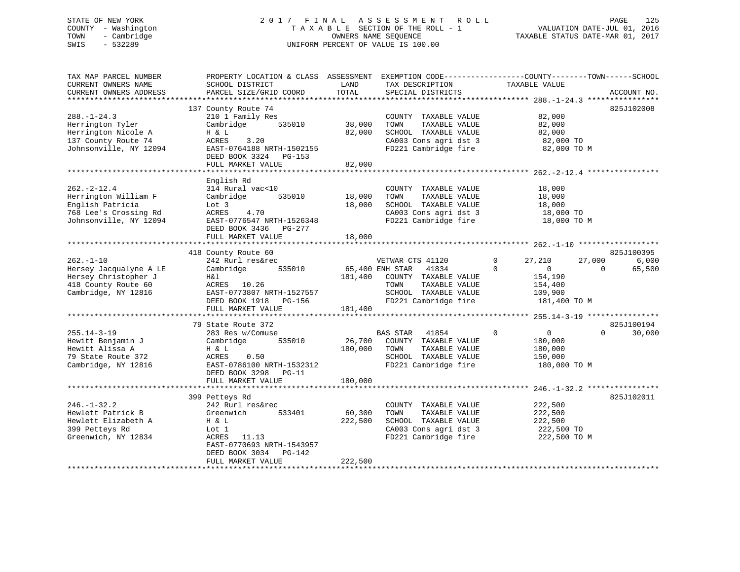STATE OF NEW YORK — 2017 FINAL ASSESSMENT ROLL
COUNTY - Washington — TAXABLE SECTION OF THE ROLL - 1 — VALUATION DATE-JUL 01, 2016
TOWN - Cambridge — OWNERS NAME SEQUENCE — TAXABLE STATUS DATE-MAR 01, 2017
SWIS - 532289 — UNIFORM PERCENT OF VALUE IS 100.00

| TAX MAP PARCEL NUMBER / CURRENT OWNERS NAME / CURRENT OWNERS ADDRESS | PROPERTY LOCATION & CLASS / SCHOOL DISTRICT / PARCEL SIZE/GRID COORD | ASSESSMENT LAND / TOTAL | EXEMPTION CODE / TAX DESCRIPTION / SPECIAL DISTRICTS | COUNTY TAXABLE VALUE | TOWN | SCHOOL | ACCOUNT NO. |
|---|---|---|---|---|---|---|---|
| **288.-1-24.3** | 137 County Route 74 | | | | | | 825J102008 |
| 288.-1-24.3 | 210 1 Family Res | | COUNTY TAXABLE VALUE | 82,000 | | | |
| Herrington Tyler | Cambridge 535010 | 38,000 | TOWN TAXABLE VALUE | 82,000 | | | |
| Herrington Nicole A | H & L | 82,000 | SCHOOL TAXABLE VALUE | 82,000 | | | |
| 137 County Route 74 | ACRES 3.20 | | CA003 Cons agri dst 3 | 82,000 TO | | | |
| Johnsonville, NY 12094 | EAST-0764188 NRTH-1502155 | | FD221 Cambridge fire | 82,000 TO M | | | |
| | DEED BOOK 3324 PG-153 | | | | | | |
| | FULL MARKET VALUE | 82,000 | | | | | |
| **262.-2-12.4** | English Rd | | | | | | |
| 262.-2-12.4 | 314 Rural vac<10 | | COUNTY TAXABLE VALUE | 18,000 | | | |
| Herrington William F | Cambridge 535010 | 18,000 | TOWN TAXABLE VALUE | 18,000 | | | |
| English Patricia | Lot 3 | 18,000 | SCHOOL TAXABLE VALUE | 18,000 | | | |
| 768 Lee's Crossing Rd | ACRES 4.70 | | CA003 Cons agri dst 3 | 18,000 TO | | | |
| Johnsonville, NY 12094 | EAST-0776547 NRTH-1526348 | | FD221 Cambridge fire | 18,000 TO M | | | |
| | DEED BOOK 3436 PG-277 | | | | | | |
| | FULL MARKET VALUE | 18,000 | | | | | |
| **262.-1-10** | 418 County Route 60 | | | | | | 825J100395 |
| 262.-1-10 | 242 Rurl res&rec | | VETWAR CTS 41120 0 | 27,210 | 27,000 | 6,000 | |
| Hersey Jacqualyne A LE | Cambridge 535010 | 65,400 | ENH STAR 41834 0 | 0 | 0 | 65,500 | |
| Hersey Christopher J | H&l | 181,400 | COUNTY TAXABLE VALUE | 154,190 | | | |
| 418 County Route 60 | ACRES 10.26 | | TOWN TAXABLE VALUE | 154,400 | | | |
| Cambridge, NY 12816 | EAST-0773807 NRTH-1527557 | | SCHOOL TAXABLE VALUE | 109,900 | | | |
| | DEED BOOK 1918 PG-156 | | FD221 Cambridge fire | 181,400 TO M | | | |
| | FULL MARKET VALUE | 181,400 | | | | | |
| **255.14-3-19** | 79 State Route 372 | | | | | | 825J100194 |
| 255.14-3-19 | 283 Res w/Comuse | | BAS STAR 41854 0 | 0 | 0 | 30,000 | |
| Hewitt Benjamin J | Cambridge 535010 | 26,700 | COUNTY TAXABLE VALUE | 180,000 | | | |
| Hewitt Alissa A | H & L | 180,000 | TOWN TAXABLE VALUE | 180,000 | | | |
| 79 State Route 372 | ACRES 0.50 | | SCHOOL TAXABLE VALUE | 150,000 | | | |
| Cambridge, NY 12816 | EAST-0786100 NRTH-1532312 | | FD221 Cambridge fire | 180,000 TO M | | | |
| | DEED BOOK 3298 PG-11 | | | | | | |
| | FULL MARKET VALUE | 180,000 | | | | | |
| **246.-1-32.2** | 399 Petteys Rd | | | | | | 825J102011 |
| 246.-1-32.2 | 242 Rurl res&rec | | COUNTY TAXABLE VALUE | 222,500 | | | |
| Hewlett Patrick B | Greenwich 533401 | 60,300 | TOWN TAXABLE VALUE | 222,500 | | | |
| Hewlett Elizabeth A | H & L | 222,500 | SCHOOL TAXABLE VALUE | 222,500 | | | |
| 399 Petteys Rd | Lot 1 | | CA003 Cons agri dst 3 | 222,500 TO | | | |
| Greenwich, NY 12834 | ACRES 11.13 | | FD221 Cambridge fire | 222,500 TO M | | | |
| | EAST-0770693 NRTH-1543957 | | | | | | |
| | DEED BOOK 3034 PG-142 | | | | | | |
| | FULL MARKET VALUE | 222,500 | | | | | |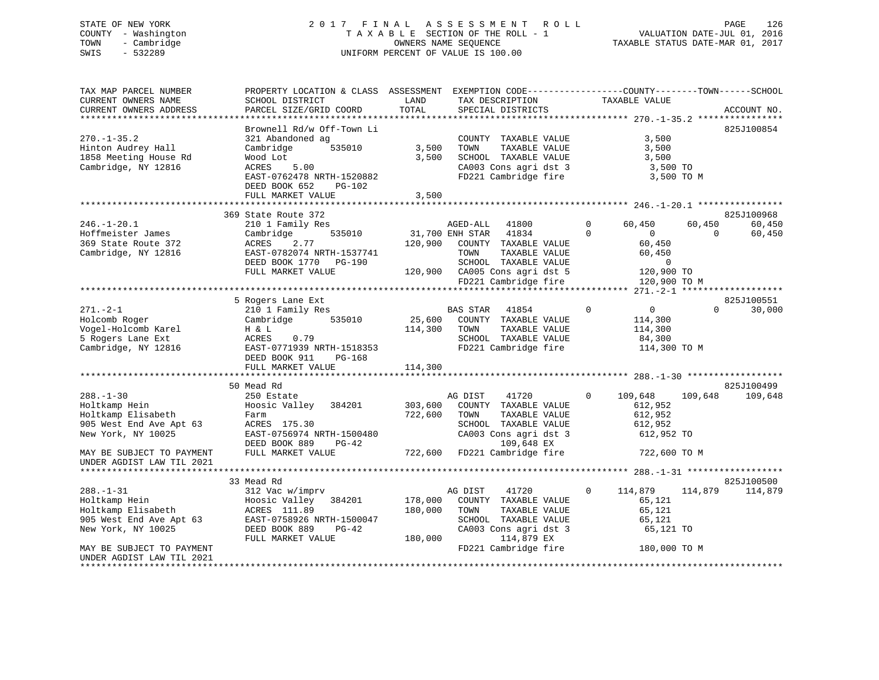STATE OF NEW YORK
COUNTY - Washington
TOWN - Cambridge
SWIS - 532289

2017 FINAL ASSESSMENT ROLL
TAXABLE SECTION OF THE ROLL - 1
OWNERS NAME SEQUENCE
UNIFORM PERCENT OF VALUE IS 100.00

VALUATION DATE-JUL 01, 2016
TAXABLE STATUS DATE-MAR 01, 2017

```
TAX MAP PARCEL NUMBER          PROPERTY LOCATION & CLASS  ASSESSMENT  EXEMPTION CODE------------------COUNTY--------TOWN------SCHOOL
CURRENT OWNERS NAME            SCHOOL DISTRICT              LAND        TAX DESCRIPTION              TAXABLE VALUE
CURRENT OWNERS ADDRESS         PARCEL SIZE/GRID COORD       TOTAL       SPECIAL DISTRICTS                                        ACCOUNT NO.
****************************************************************************************************** 270.-1-35.2 ****************
                               Brownell Rd/w Off-Town Li                                                                  825J100854
270.-1-35.2                    321 Abandoned ag                          COUNTY  TAXABLE VALUE            3,500
Hinton Audrey Hall             Cambridge       535010          3,500     TOWN    TAXABLE VALUE            3,500
1858 Meeting House Rd          Wood Lot                        3,500     SCHOOL  TAXABLE VALUE            3,500
Cambridge, NY 12816            ACRES    5.00                             CA003 Cons agri dst 3              3,500 TO
                               EAST-0762478 NRTH-1520882                 FD221 Cambridge fire               3,500 TO M
                               DEED BOOK 652    PG-102
                               FULL MARKET VALUE               3,500
****************************************************************************************************** 246.-1-20.1 ****************
                               369 State Route 372                                                                        825J100968
246.-1-20.1                    210 1 Family Res                          AGED-ALL   41800       0      60,450      60,450      60,450
Hoffmeister James              Cambridge       535010         31,700 ENH STAR   41834       0           0           0      60,450
369 State Route 372            ACRES    2.77                 120,900     COUNTY  TAXABLE VALUE           60,450
Cambridge, NY 12816            EAST-0782074 NRTH-1537741                 TOWN    TAXABLE VALUE           60,450
                               DEED BOOK 1770   PG-190                   SCHOOL  TAXABLE VALUE                0
                               FULL MARKET VALUE             120,900     CA005 Cons agri dst 5            120,900 TO
                                                                         FD221 Cambridge fire             120,900 TO M
****************************************************************************************************** 271.-2-1 *******************
                               5 Rogers Lane Ext                                                                          825J100551
271.-2-1                       210 1 Family Res                          BAS STAR   41854       0           0           0      30,000
Holcomb Roger                  Cambridge       535010         25,600     COUNTY  TAXABLE VALUE          114,300
Vogel-Holcomb Karel            H & L                         114,300     TOWN    TAXABLE VALUE          114,300
5 Rogers Lane Ext              ACRES    0.79                             SCHOOL  TAXABLE VALUE           84,300
Cambridge, NY 12816            EAST-0771939 NRTH-1518353                 FD221 Cambridge fire             114,300 TO M
                               DEED BOOK 911    PG-168
                               FULL MARKET VALUE             114,300
****************************************************************************************************** 288.-1-30 ******************
                               50 Mead Rd                                                                                 825J100499
288.-1-30                      250 Estate                                AG DIST    41720       0     109,648     109,648     109,648
Holtkamp Hein                  Hoosic Valley   384201        303,600     COUNTY  TAXABLE VALUE          612,952
Holtkamp Elisabeth             Farm                          722,600     TOWN    TAXABLE VALUE          612,952
905 West End Ave Apt 63        ACRES  175.30                             SCHOOL  TAXABLE VALUE          612,952
New York, NY 10025             EAST-0756974 NRTH-1500480                 CA003 Cons agri dst 3            612,952 TO
                               DEED BOOK 889    PG-42                          109,648 EX
MAY BE SUBJECT TO PAYMENT      FULL MARKET VALUE             722,600     FD221 Cambridge fire             722,600 TO M
UNDER AGDIST LAW TIL 2021
****************************************************************************************************** 288.-1-31 ******************
                               33 Mead Rd                                                                                 825J100500
288.-1-31                      312 Vac w/imprv                           AG DIST    41720       0     114,879     114,879     114,879
Holtkamp Hein                  Hoosic Valley   384201        178,000     COUNTY  TAXABLE VALUE           65,121
Holtkamp Elisabeth             ACRES  111.89                 180,000     TOWN    TAXABLE VALUE           65,121
905 West End Ave Apt 63        EAST-0758926 NRTH-1500047                 SCHOOL  TAXABLE VALUE           65,121
New York, NY 10025             DEED BOOK 889    PG-42                    CA003 Cons agri dst 3             65,121 TO
                               FULL MARKET VALUE             180,000           114,879 EX
MAY BE SUBJECT TO PAYMENT                                                FD221 Cambridge fire             180,000 TO M
UNDER AGDIST LAW TIL 2021
************************************************************************************************************************************
```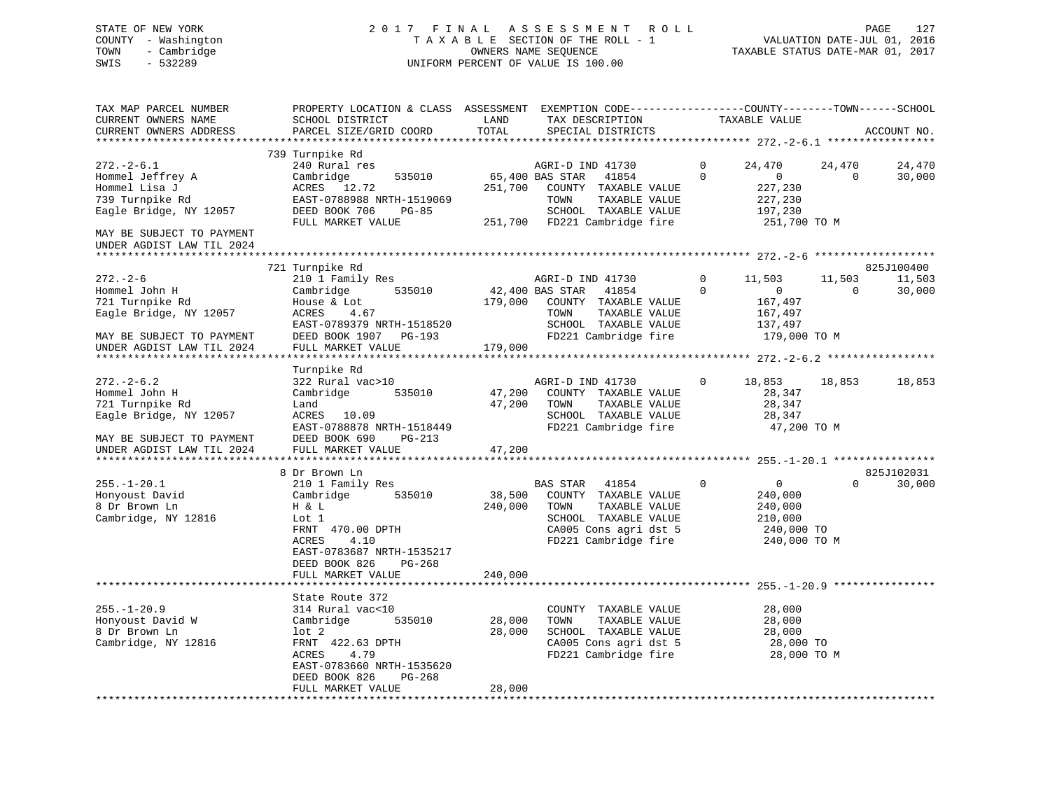STATE OF NEW YORK
COUNTY - Washington
TOWN - Cambridge
SWIS - 532289

2017 FINAL ASSESSMENT ROLL
TAXABLE SECTION OF THE ROLL - 1
OWNERS NAME SEQUENCE
UNIFORM PERCENT OF VALUE IS 100.00

VALUATION DATE-JUL 01, 2016
TAXABLE STATUS DATE-MAR 01, 2017

| TAX MAP PARCEL NUMBER / CURRENT OWNERS NAME / CURRENT OWNERS ADDRESS | PROPERTY LOCATION & CLASS / SCHOOL DISTRICT / PARCEL SIZE/GRID COORD | ASSESSMENT LAND | TOTAL | EXEMPTION CODE / TAX DESCRIPTION / SPECIAL DISTRICTS | | COUNTY TAXABLE VALUE | TOWN | SCHOOL | ACCOUNT NO. |
|---|---|---|---|---|---|---|---|---|---|
| **272.-2-6.1** | 739 Turnpike Rd | | | | | | | | |
| 272.-2-6.1 | 240 Rural res | | | AGRI-D IND 41730 | 0 | 24,470 | 24,470 | 24,470 | |
| Hommel Jeffrey A | Cambridge 535010 | 65,400 | | BAS STAR 41854 | 0 | 0 | 0 | 30,000 | |
| Hommel Lisa J | ACRES 12.72 | | 251,700 | COUNTY TAXABLE VALUE | | 227,230 | | | |
| 739 Turnpike Rd | EAST-0788988 NRTH-1519069 | | | TOWN TAXABLE VALUE | | 227,230 | | | |
| Eagle Bridge, NY 12057 | DEED BOOK 706 PG-85 | | | SCHOOL TAXABLE VALUE | | 197,230 | | | |
| | FULL MARKET VALUE | | 251,700 | FD221 Cambridge fire | | 251,700 TO M | | | |
| MAY BE SUBJECT TO PAYMENT UNDER AGDIST LAW TIL 2024 | | | | | | | | | |
| **272.-2-6** | 721 Turnpike Rd | | | | | | | | 825J100400 |
| 272.-2-6 | 210 1 Family Res | | | AGRI-D IND 41730 | 0 | 11,503 | 11,503 | 11,503 | |
| Hommel John H | Cambridge 535010 | 42,400 | | BAS STAR 41854 | 0 | 0 | 0 | 30,000 | |
| 721 Turnpike Rd | House & Lot | | 179,000 | COUNTY TAXABLE VALUE | | 167,497 | | | |
| Eagle Bridge, NY 12057 | ACRES 4.67 | | | TOWN TAXABLE VALUE | | 167,497 | | | |
| | EAST-0789379 NRTH-1518520 | | | SCHOOL TAXABLE VALUE | | 137,497 | | | |
| MAY BE SUBJECT TO PAYMENT | DEED BOOK 1907 PG-193 | | | FD221 Cambridge fire | | 179,000 TO M | | | |
| UNDER AGDIST LAW TIL 2024 | FULL MARKET VALUE | | 179,000 | | | | | | |
| **272.-2-6.2** | Turnpike Rd | | | | | | | | |
| 272.-2-6.2 | 322 Rural vac>10 | | | AGRI-D IND 41730 | 0 | 18,853 | 18,853 | 18,853 | |
| Hommel John H | Cambridge 535010 | 47,200 | | COUNTY TAXABLE VALUE | | 28,347 | | | |
| 721 Turnpike Rd | Land | | 47,200 | TOWN TAXABLE VALUE | | 28,347 | | | |
| Eagle Bridge, NY 12057 | ACRES 10.09 | | | SCHOOL TAXABLE VALUE | | 28,347 | | | |
| | EAST-0788878 NRTH-1518449 | | | FD221 Cambridge fire | | 47,200 TO M | | | |
| MAY BE SUBJECT TO PAYMENT | DEED BOOK 690 PG-213 | | | | | | | | |
| UNDER AGDIST LAW TIL 2024 | FULL MARKET VALUE | | 47,200 | | | | | | |
| **255.-1-20.1** | 8 Dr Brown Ln | | | | | | | | 825J102031 |
| 255.-1-20.1 | 210 1 Family Res | | | BAS STAR 41854 | 0 | 0 | 0 | 30,000 | |
| Honyoust David | Cambridge 535010 | 38,500 | | COUNTY TAXABLE VALUE | | 240,000 | | | |
| 8 Dr Brown Ln | H & L | | 240,000 | TOWN TAXABLE VALUE | | 240,000 | | | |
| Cambridge, NY 12816 | Lot 1 | | | SCHOOL TAXABLE VALUE | | 210,000 | | | |
| | FRNT 470.00 DPTH | | | CA005 Cons agri dst 5 | | 240,000 TO | | | |
| | ACRES 4.10 | | | FD221 Cambridge fire | | 240,000 TO M | | | |
| | EAST-0783687 NRTH-1535217 | | | | | | | | |
| | DEED BOOK 826 PG-268 | | | | | | | | |
| | FULL MARKET VALUE | | 240,000 | | | | | | |
| **255.-1-20.9** | State Route 372 | | | | | | | | |
| 255.-1-20.9 | 314 Rural vac<10 | | | COUNTY TAXABLE VALUE | | 28,000 | | | |
| Honyoust David W | Cambridge 535010 | 28,000 | | TOWN TAXABLE VALUE | | 28,000 | | | |
| 8 Dr Brown Ln | lot 2 | | 28,000 | SCHOOL TAXABLE VALUE | | 28,000 | | | |
| Cambridge, NY 12816 | FRNT 422.63 DPTH | | | CA005 Cons agri dst 5 | | 28,000 TO | | | |
| | ACRES 4.79 | | | FD221 Cambridge fire | | 28,000 TO M | | | |
| | EAST-0783660 NRTH-1535620 | | | | | | | | |
| | DEED BOOK 826 PG-268 | | | | | | | | |
| | FULL MARKET VALUE | | 28,000 | | | | | | |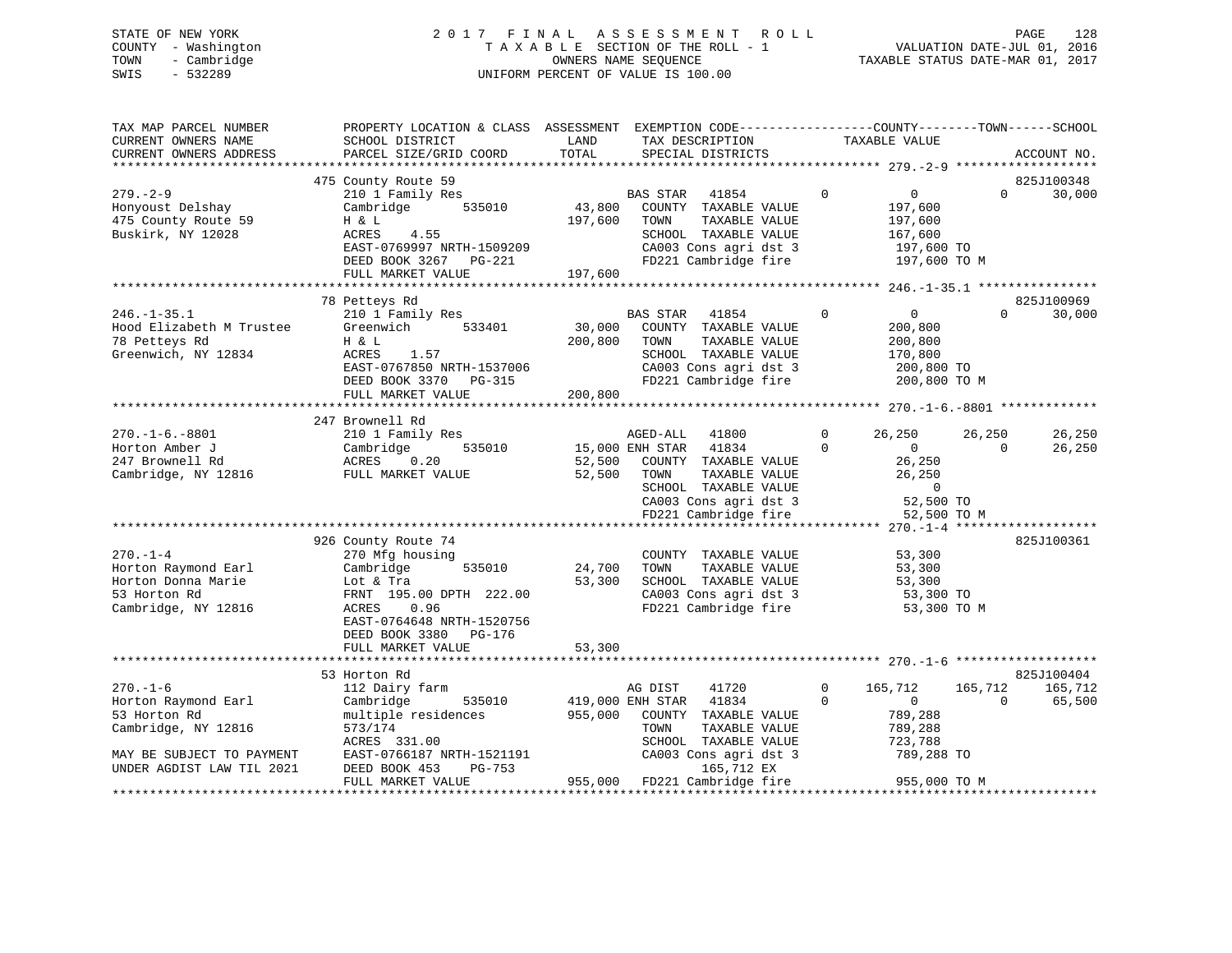STATE OF NEW YORK
COUNTY - Washington
TOWN - Cambridge
SWIS - 532289

2017 FINAL ASSESSMENT ROLL
TAXABLE SECTION OF THE ROLL - 1
OWNERS NAME SEQUENCE
UNIFORM PERCENT OF VALUE IS 100.00

VALUATION DATE-JUL 01, 2016
TAXABLE STATUS DATE-MAR 01, 2017

```
TAX MAP PARCEL NUMBER          PROPERTY LOCATION & CLASS  ASSESSMENT  EXEMPTION CODE------------------COUNTY--------TOWN------SCHOOL
CURRENT OWNERS NAME            SCHOOL DISTRICT               LAND      TAX DESCRIPTION              TAXABLE VALUE
CURRENT OWNERS ADDRESS         PARCEL SIZE/GRID COORD        TOTAL     SPECIAL DISTRICTS                                         ACCOUNT NO.
******************************************************************************************************* 279.-2-9 *******************
                               475 County Route 59                                                                           825J100348
279.-2-9                       210 1 Family Res                       BAS STAR   41854        0           0            0       30,000
Honyoust Delshay               Cambridge        535010      43,800    COUNTY  TAXABLE VALUE            197,600
475 County Route 59            H & L                       197,600    TOWN    TAXABLE VALUE            197,600
Buskirk, NY 12028              ACRES     4.55                         SCHOOL  TAXABLE VALUE            167,600
                               EAST-0769997 NRTH-1509209              CA003 Cons agri dst 3             197,600 TO
                               DEED BOOK 3267   PG-221                FD221 Cambridge fire              197,600 TO M
                               FULL MARKET VALUE           197,600
******************************************************************************************************* 246.-1-35.1 ****************
                               78 Petteys Rd                                                                                 825J100969
246.-1-35.1                    210 1 Family Res                       BAS STAR   41854        0           0            0       30,000
Hood Elizabeth M Trustee       Greenwich        533401      30,000    COUNTY  TAXABLE VALUE            200,800
78 Petteys Rd                  H & L                       200,800    TOWN    TAXABLE VALUE            200,800
Greenwich, NY 12834            ACRES     1.57                         SCHOOL  TAXABLE VALUE            170,800
                               EAST-0767850 NRTH-1537006              CA003 Cons agri dst 3             200,800 TO
                               DEED BOOK 3370   PG-315                FD221 Cambridge fire              200,800 TO M
                               FULL MARKET VALUE           200,800
******************************************************************************************************* 270.-1-6.-8801 *************
                               247 Brownell Rd
270.-1-6.-8801                 210 1 Family Res                       AGED-ALL   41800        0      26,250       26,250       26,250
Horton Amber J                 Cambridge        535010      15,000 ENH STAR   41834        0           0            0       26,250
247 Brownell Rd                ACRES     0.20               52,500    COUNTY  TAXABLE VALUE             26,250
Cambridge, NY 12816            FULL MARKET VALUE            52,500    TOWN    TAXABLE VALUE             26,250
                                                                      SCHOOL  TAXABLE VALUE                  0
                                                                      CA003 Cons agri dst 3              52,500 TO
                                                                      FD221 Cambridge fire               52,500 TO M
******************************************************************************************************* 270.-1-4 *******************
                               926 County Route 74                                                                           825J100361
270.-1-4                       270 Mfg housing                        COUNTY  TAXABLE VALUE             53,300
Horton Raymond Earl            Cambridge        535010      24,700    TOWN    TAXABLE VALUE             53,300
Horton Donna Marie             Lot & Tra                    53,300    SCHOOL  TAXABLE VALUE             53,300
53 Horton Rd                   FRNT 195.00 DPTH 222.00                CA003 Cons agri dst 3              53,300 TO
Cambridge, NY 12816            ACRES     0.96                         FD221 Cambridge fire               53,300 TO M
                               EAST-0764648 NRTH-1520756
                               DEED BOOK 3380   PG-176
                               FULL MARKET VALUE            53,300
******************************************************************************************************* 270.-1-6 *******************
                               53 Horton Rd                                                                                  825J100404
270.-1-6                       112 Dairy farm                         AG DIST    41720        0     165,712      165,712      165,712
Horton Raymond Earl            Cambridge        535010     419,000 ENH STAR   41834        0           0            0       65,500
53 Horton Rd                   multiple residences         955,000    COUNTY  TAXABLE VALUE            789,288
Cambridge, NY 12816            573/174                                TOWN    TAXABLE VALUE            789,288
                               ACRES  331.00                          SCHOOL  TAXABLE VALUE            723,788
MAY BE SUBJECT TO PAYMENT      EAST-0766187 NRTH-1521191              CA003 Cons agri dst 3             789,288 TO
UNDER AGDIST LAW TIL 2021      DEED BOOK 453    PG-753                        165,712 EX
                               FULL MARKET VALUE           955,000    FD221 Cambridge fire              955,000 TO M
************************************************************************************************************************************
```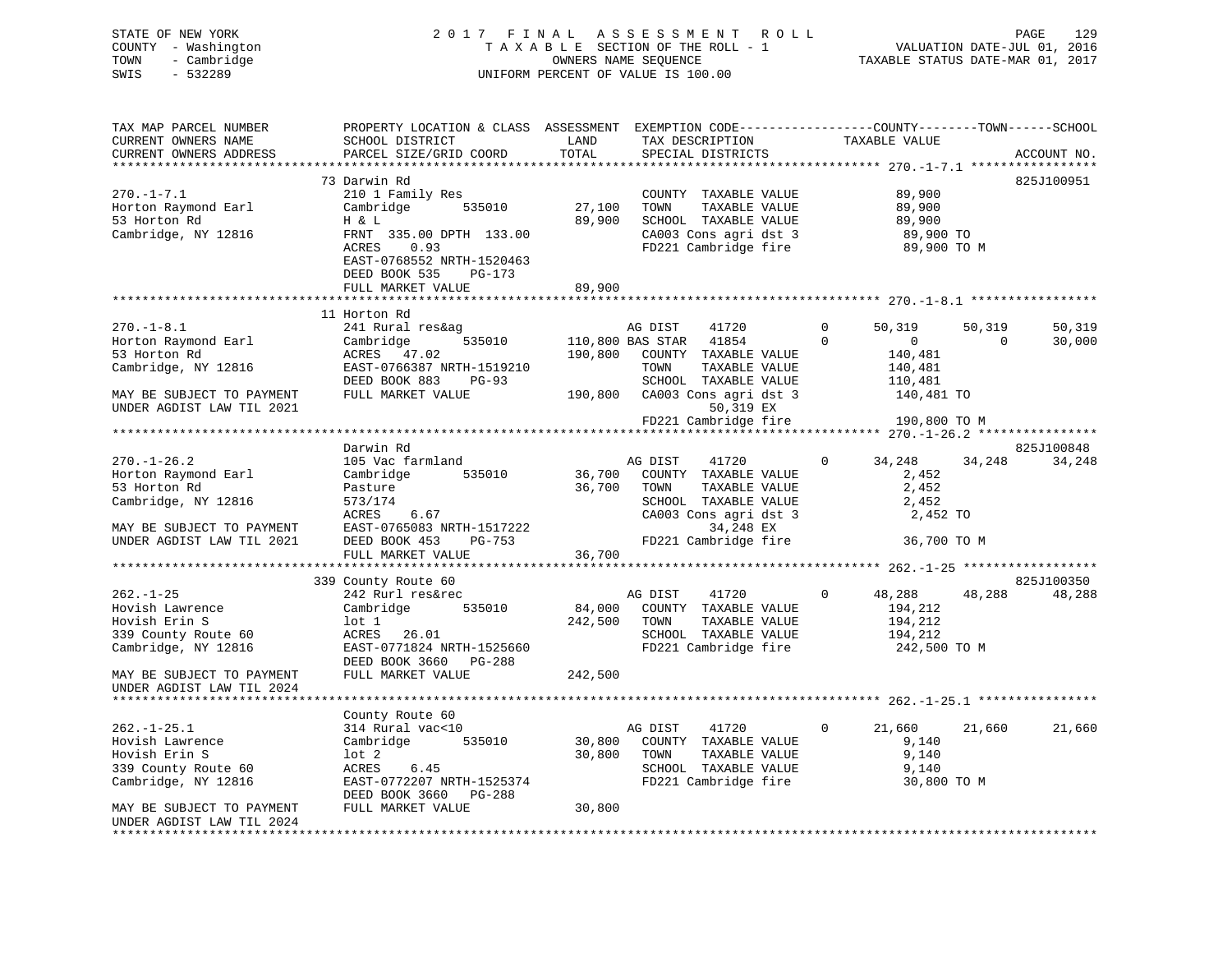STATE OF NEW YORK
COUNTY - Washington
TOWN - Cambridge
SWIS - 532289

2017 FINAL ASSESSMENT ROLL
TAXABLE SECTION OF THE ROLL - 1
OWNERS NAME SEQUENCE
UNIFORM PERCENT OF VALUE IS 100.00

VALUATION DATE-JUL 01, 2016
TAXABLE STATUS DATE-MAR 01, 2017

```
TAX MAP PARCEL NUMBER          PROPERTY LOCATION & CLASS  ASSESSMENT  EXEMPTION CODE------------------COUNTY--------TOWN------SCHOOL
CURRENT OWNERS NAME            SCHOOL DISTRICT              LAND      TAX DESCRIPTION              TAXABLE VALUE
CURRENT OWNERS ADDRESS         PARCEL SIZE/GRID COORD       TOTAL     SPECIAL DISTRICTS                                          ACCOUNT NO.
******************************************************************************************************* 270.-1-7.1 *****************
                               73 Darwin Rd                                                                                  825J100951
270.-1-7.1                     210 1 Family Res                        COUNTY  TAXABLE VALUE            89,900
Horton Raymond Earl            Cambridge        535010       27,100    TOWN    TAXABLE VALUE            89,900
53 Horton Rd                   H & L                         89,900    SCHOOL  TAXABLE VALUE            89,900
Cambridge, NY 12816            FRNT 335.00 DPTH 133.00                 CA003 Cons agri dst 3             89,900 TO
                               ACRES    0.93                           FD221 Cambridge fire              89,900 TO M
                               EAST-0768552 NRTH-1520463
                               DEED BOOK 535    PG-173
                               FULL MARKET VALUE             89,900
******************************************************************************************************* 270.-1-8.1 *****************
                               11 Horton Rd
270.-1-8.1                     241 Rural res&ag                        AG DIST     41720          0      50,319      50,319      50,319
Horton Raymond Earl            Cambridge        535010      110,800 BAS STAR   41854          0           0           0      30,000
53 Horton Rd                   ACRES   47.02                190,800    COUNTY  TAXABLE VALUE           140,481
Cambridge, NY 12816            EAST-0766387 NRTH-1519210               TOWN    TAXABLE VALUE           140,481
                               DEED BOOK 883    PG-93                  SCHOOL  TAXABLE VALUE           110,481
MAY BE SUBJECT TO PAYMENT      FULL MARKET VALUE            190,800    CA003 Cons agri dst 3            140,481 TO
UNDER AGDIST LAW TIL 2021                                                  50,319 EX
                                                                       FD221 Cambridge fire             190,800 TO M
******************************************************************************************************* 270.-1-26.2 ****************
                               Darwin Rd                                                                                     825J100848
270.-1-26.2                    105 Vac farmland                        AG DIST     41720          0      34,248      34,248      34,248
Horton Raymond Earl            Cambridge        535010       36,700    COUNTY  TAXABLE VALUE             2,452
53 Horton Rd                   Pasture                       36,700    TOWN    TAXABLE VALUE             2,452
Cambridge, NY 12816            573/174                                 SCHOOL  TAXABLE VALUE             2,452
                               ACRES    6.67                           CA003 Cons agri dst 3              2,452 TO
MAY BE SUBJECT TO PAYMENT      EAST-0765083 NRTH-1517222                   34,248 EX
UNDER AGDIST LAW TIL 2021      DEED BOOK 453    PG-753                 FD221 Cambridge fire              36,700 TO M
                               FULL MARKET VALUE             36,700
******************************************************************************************************* 262.-1-25 ******************
                               339 County Route 60                                                                           825J100350
262.-1-25                      242 Rurl res&rec                        AG DIST     41720          0      48,288      48,288      48,288
Hovish Lawrence                Cambridge        535010       84,000    COUNTY  TAXABLE VALUE           194,212
Hovish Erin S                  lot 1                        242,500    TOWN    TAXABLE VALUE           194,212
339 County Route 60            ACRES   26.01                           SCHOOL  TAXABLE VALUE           194,212
Cambridge, NY 12816            EAST-0771824 NRTH-1525660               FD221 Cambridge fire             242,500 TO M
                               DEED BOOK 3660   PG-288
MAY BE SUBJECT TO PAYMENT      FULL MARKET VALUE            242,500
UNDER AGDIST LAW TIL 2024
******************************************************************************************************* 262.-1-25.1 ****************
                               County Route 60
262.-1-25.1                    314 Rural vac<10                        AG DIST     41720          0      21,660      21,660      21,660
Hovish Lawrence                Cambridge        535010       30,800    COUNTY  TAXABLE VALUE             9,140
Hovish Erin S                  lot 2                         30,800    TOWN    TAXABLE VALUE             9,140
339 County Route 60            ACRES    6.45                           SCHOOL  TAXABLE VALUE             9,140
Cambridge, NY 12816            EAST-0772207 NRTH-1525374               FD221 Cambridge fire              30,800 TO M
                               DEED BOOK 3660   PG-288
MAY BE SUBJECT TO PAYMENT      FULL MARKET VALUE             30,800
UNDER AGDIST LAW TIL 2024
************************************************************************************************************************************
```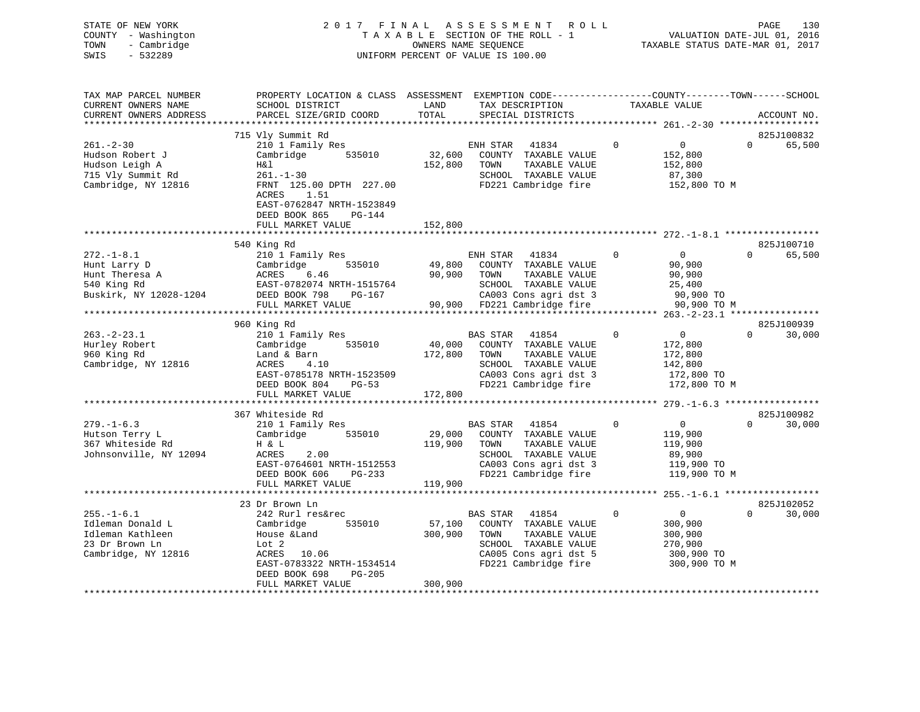STATE OF NEW YORK
COUNTY - Washington
TOWN - Cambridge
SWIS - 532289

2017 FINAL ASSESSMENT ROLL
TAXABLE SECTION OF THE ROLL - 1
OWNERS NAME SEQUENCE
UNIFORM PERCENT OF VALUE IS 100.00

VALUATION DATE-JUL 01, 2016
TAXABLE STATUS DATE-MAR 01, 2017

| TAX MAP PARCEL NUMBER / CURRENT OWNERS NAME / CURRENT OWNERS ADDRESS | PROPERTY LOCATION & CLASS / SCHOOL DISTRICT / PARCEL SIZE/GRID COORD | ASSESSMENT LAND / TOTAL | EXEMPTION CODE / TAX DESCRIPTION / SPECIAL DISTRICTS | COUNTY | TOWN | SCHOOL / TAXABLE VALUE | ACCOUNT NO. |
|---|---|---|---|---|---|---|---|
| 261.-2-30 | 715 Vly Summit Rd | | | | | | 825J100832 |
| Hudson Robert J | 210 1 Family Res | | ENH STAR 41834 | 0 | 0 | 65,500 | |
| Hudson Leigh A | Cambridge 535010 | 32,600 | COUNTY TAXABLE VALUE | 152,800 | | | |
| 715 Vly Summit Rd | H&l | 152,800 | TOWN TAXABLE VALUE | | 152,800 | | |
| Cambridge, NY 12816 | 261.-1-30 | | SCHOOL TAXABLE VALUE | | | 87,300 | |
| | FRNT 125.00 DPTH 227.00 | | FD221 Cambridge fire | 152,800 TO M | | | |
| | ACRES 1.51 | | | | | | |
| | EAST-0762847 NRTH-1523849 | | | | | | |
| | DEED BOOK 865 PG-144 | | | | | | |
| | FULL MARKET VALUE | 152,800 | | | | | |
| 272.-1-8.1 | 540 King Rd | | | | | | 825J100710 |
| Hunt Larry D | 210 1 Family Res | | ENH STAR 41834 | 0 | 0 | 65,500 | |
| Hunt Theresa A | Cambridge 535010 | 49,800 | COUNTY TAXABLE VALUE | 90,900 | | | |
| 540 King Rd | ACRES 6.46 | 90,900 | TOWN TAXABLE VALUE | | 90,900 | | |
| Buskirk, NY 12028-1204 | EAST-0782074 NRTH-1515764 | | SCHOOL TAXABLE VALUE | | | 25,400 | |
| | DEED BOOK 798 PG-167 | | CA003 Cons agri dst 3 | 90,900 TO | | | |
| | FULL MARKET VALUE | 90,900 | FD221 Cambridge fire | 90,900 TO M | | | |
| 263.-2-23.1 | 960 King Rd | | | | | | 825J100939 |
| Hurley Robert | 210 1 Family Res | | BAS STAR 41854 | 0 | 0 | 30,000 | |
| 960 King Rd | Cambridge 535010 | 40,000 | COUNTY TAXABLE VALUE | 172,800 | | | |
| Cambridge, NY 12816 | Land & Barn | 172,800 | TOWN TAXABLE VALUE | | 172,800 | | |
| | ACRES 4.10 | | SCHOOL TAXABLE VALUE | | | 142,800 | |
| | EAST-0785178 NRTH-1523509 | | CA003 Cons agri dst 3 | 172,800 TO | | | |
| | DEED BOOK 804 PG-53 | | FD221 Cambridge fire | 172,800 TO M | | | |
| | FULL MARKET VALUE | 172,800 | | | | | |
| 279.-1-6.3 | 367 Whiteside Rd | | | | | | 825J100982 |
| Hutson Terry L | 210 1 Family Res | | BAS STAR 41854 | 0 | 0 | 30,000 | |
| 367 Whiteside Rd | Cambridge 535010 | 29,000 | COUNTY TAXABLE VALUE | 119,900 | | | |
| Johnsonville, NY 12094 | H & L | 119,900 | TOWN TAXABLE VALUE | | 119,900 | | |
| | ACRES 2.00 | | SCHOOL TAXABLE VALUE | | | 89,900 | |
| | EAST-0764601 NRTH-1512553 | | CA003 Cons agri dst 3 | 119,900 TO | | | |
| | DEED BOOK 606 PG-233 | | FD221 Cambridge fire | 119,900 TO M | | | |
| | FULL MARKET VALUE | 119,900 | | | | | |
| 255.-1-6.1 | 23 Dr Brown Ln | | | | | | 825J102052 |
| Idleman Donald L | 242 Rurl res&rec | | BAS STAR 41854 | 0 | 0 | 30,000 | |
| Idleman Kathleen | Cambridge 535010 | 57,100 | COUNTY TAXABLE VALUE | 300,900 | | | |
| 23 Dr Brown Ln | House &Land | 300,900 | TOWN TAXABLE VALUE | | 300,900 | | |
| Cambridge, NY 12816 | Lot 2 | | SCHOOL TAXABLE VALUE | | | 270,900 | |
| | ACRES 10.06 | | CA005 Cons agri dst 5 | 300,900 TO | | | |
| | EAST-0783322 NRTH-1534514 | | FD221 Cambridge fire | 300,900 TO M | | | |
| | DEED BOOK 698 PG-205 | | | | | | |
| | FULL MARKET VALUE | 300,900 | | | | | |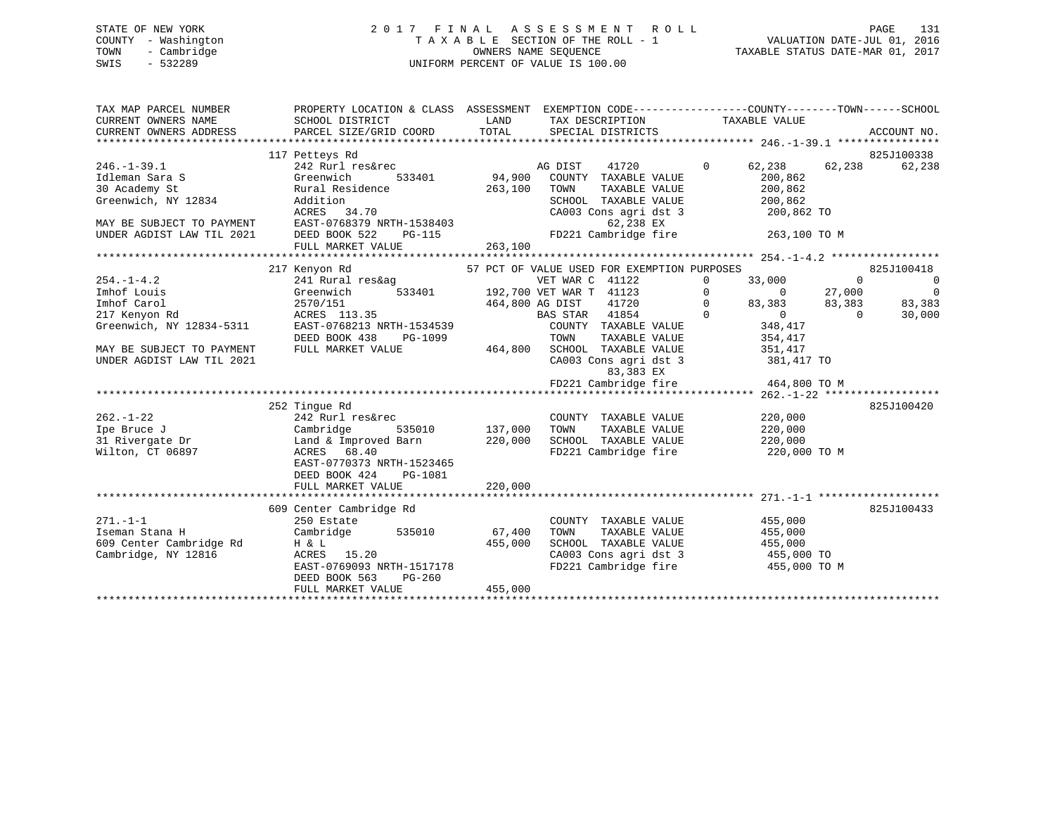STATE OF NEW YORK
COUNTY - Washington
TOWN - Cambridge
SWIS - 532289

2 0 1 7 F I N A L A S S E S S M E N T R O L L
T A X A B L E SECTION OF THE ROLL - 1
OWNERS NAME SEQUENCE
UNIFORM PERCENT OF VALUE IS 100.00

VALUATION DATE-JUL 01, 2016
TAXABLE STATUS DATE-MAR 01, 2017

```
TAX MAP PARCEL NUMBER          PROPERTY LOCATION & CLASS  ASSESSMENT  EXEMPTION CODE-----------------COUNTY--------TOWN------SCHOOL
CURRENT OWNERS NAME            SCHOOL DISTRICT              LAND      TAX DESCRIPTION              TAXABLE VALUE
CURRENT OWNERS ADDRESS         PARCEL SIZE/GRID COORD       TOTAL     SPECIAL DISTRICTS                                     ACCOUNT NO.
******************************************************************************************************* 246.-1-39.1 ****************
                               117 Petteys Rd                                                                                825J100338
246.-1-39.1                    242 Rurl res&rec                       AG DIST     41720        0      62,238      62,238      62,238
Idleman Sara S                 Greenwich       533401       94,900    COUNTY  TAXABLE VALUE            200,862
30 Academy St                  Rural Residence             263,100    TOWN    TAXABLE VALUE            200,862
Greenwich, NY 12834            Addition                               SCHOOL  TAXABLE VALUE            200,862
                               ACRES   34.70                          CA003 Cons agri dst 3             200,862 TO
MAY BE SUBJECT TO PAYMENT      EAST-0768379 NRTH-1538403                     62,238 EX
UNDER AGDIST LAW TIL 2021      DEED BOOK 522    PG-115                FD221 Cambridge fire              263,100 TO M
                               FULL MARKET VALUE           263,100
******************************************************************************************************* 254.-1-4.2 *****************
                               217 Kenyon Rd                 57 PCT OF VALUE USED FOR EXEMPTION PURPOSES                     825J100418
254.-1-4.2                     241 Rural res&ag                       VET WAR C  41122        0      33,000           0           0
Imhof Louis                    Greenwich       533401      192,700 VET WAR T  41123        0           0      27,000           0
Imhof Carol                    2570/151                    464,800 AG DIST    41720        0      83,383      83,383      83,383
217 Kenyon Rd                  ACRES  113.35                          BAS STAR   41854        0           0           0      30,000
Greenwich, NY 12834-5311       EAST-0768213 NRTH-1534539              COUNTY  TAXABLE VALUE            348,417
                               DEED BOOK 438    PG-1099               TOWN    TAXABLE VALUE            354,417
MAY BE SUBJECT TO PAYMENT      FULL MARKET VALUE           464,800    SCHOOL  TAXABLE VALUE            351,417
UNDER AGDIST LAW TIL 2021                                             CA003 Cons agri dst 3             381,417 TO
                                                                             83,383 EX
                                                                      FD221 Cambridge fire              464,800 TO M
******************************************************************************************************* 262.-1-22 ******************
                               252 Tingue Rd                                                                                 825J100420
262.-1-22                      242 Rurl res&rec                       COUNTY  TAXABLE VALUE            220,000
Ipe Bruce J                    Cambridge       535010      137,000    TOWN    TAXABLE VALUE            220,000
31 Rivergate Dr                Land & Improved Barn        220,000    SCHOOL  TAXABLE VALUE            220,000
Wilton, CT 06897               ACRES   68.40                          FD221 Cambridge fire              220,000 TO M
                               EAST-0770373 NRTH-1523465
                               DEED BOOK 424    PG-1081
                               FULL MARKET VALUE           220,000
******************************************************************************************************* 271.-1-1 *******************
                               609 Center Cambridge Rd                                                                       825J100433
271.-1-1                       250 Estate                             COUNTY  TAXABLE VALUE            455,000
Iseman Stana H                 Cambridge       535010       67,400    TOWN    TAXABLE VALUE            455,000
609 Center Cambridge Rd        H & L                       455,000    SCHOOL  TAXABLE VALUE            455,000
Cambridge, NY 12816            ACRES   15.20                          CA003 Cons agri dst 3             455,000 TO
                               EAST-0769093 NRTH-1517178              FD221 Cambridge fire              455,000 TO M
                               DEED BOOK 563    PG-260
                               FULL MARKET VALUE           455,000
************************************************************************************************************************************
```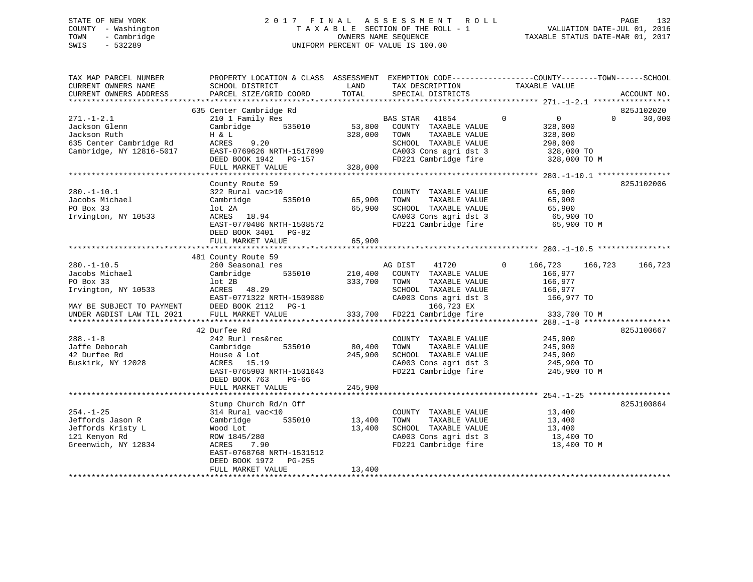STATE OF NEW YORK 2017 FINAL ASSESSMENT ROLL
COUNTY - Washington TAXABLE SECTION OF THE ROLL - 1 VALUATION DATE-JUL 01, 2016
TOWN - Cambridge OWNERS NAME SEQUENCE TAXABLE STATUS DATE-MAR 01, 2017
SWIS - 532289 UNIFORM PERCENT OF VALUE IS 100.00

```
TAX MAP PARCEL NUMBER          PROPERTY LOCATION & CLASS  ASSESSMENT  EXEMPTION CODE------------------COUNTY--------TOWN------SCHOOL
CURRENT OWNERS NAME            SCHOOL DISTRICT               LAND      TAX DESCRIPTION            TAXABLE VALUE
CURRENT OWNERS ADDRESS         PARCEL SIZE/GRID COORD        TOTAL     SPECIAL DISTRICTS                                     ACCOUNT NO.
******************************************************************************************************* 271.-1-2.1 *****************
                              635 Center Cambridge Rd                                                                        825J102020
271.-1-2.1                     210 1 Family Res                       BAS STAR   41854          0          0         0      30,000
Jackson Glenn                  Cambridge        535010       53,800   COUNTY  TAXABLE VALUE           328,000
Jackson Ruth                   H & L                        328,000   TOWN    TAXABLE VALUE           328,000
635 Center Cambridge Rd        ACRES    9.20                          SCHOOL  TAXABLE VALUE           298,000
Cambridge, NY 12816-5017       EAST-0769626 NRTH-1517699              CA003 Cons agri dst 3            328,000 TO
                               DEED BOOK 1942   PG-157                FD221 Cambridge fire             328,000 TO M
                               FULL MARKET VALUE            328,000
******************************************************************************************************* 280.-1-10.1 ****************
                               County Route 59                                                                               825J102006
280.-1-10.1                    322 Rural vac>10                       COUNTY  TAXABLE VALUE            65,900
Jacobs Michael                 Cambridge        535010       65,900   TOWN    TAXABLE VALUE            65,900
PO Box 33                      lot 2A                        65,900   SCHOOL  TAXABLE VALUE            65,900
Irvington, NY 10533            ACRES   18.94                          CA003 Cons agri dst 3             65,900 TO
                               EAST-0770486 NRTH-1508572              FD221 Cambridge fire              65,900 TO M
                               DEED BOOK 3401   PG-82
                               FULL MARKET VALUE             65,900
******************************************************************************************************* 280.-1-10.5 ****************
                              481 County Route 59
280.-1-10.5                    260 Seasonal res                       AG DIST    41720          0    166,723   166,723   166,723
Jacobs Michael                 Cambridge        535010      210,400   COUNTY  TAXABLE VALUE           166,977
PO Box 33                      lot 2B                       333,700   TOWN    TAXABLE VALUE           166,977
Irvington, NY 10533            ACRES   48.29                          SCHOOL  TAXABLE VALUE           166,977
                               EAST-0771322 NRTH-1509080              CA003 Cons agri dst 3            166,977 TO
MAY BE SUBJECT TO PAYMENT      DEED BOOK 2112   PG-1                       166,723 EX
UNDER AGDIST LAW TIL 2021      FULL MARKET VALUE            333,700   FD221 Cambridge fire             333,700 TO M
******************************************************************************************************* 288.-1-8 *******************
                               42 Durfee Rd                                                                                  825J100667
288.-1-8                       242 Rurl res&rec                       COUNTY  TAXABLE VALUE           245,900
Jaffe Deborah                  Cambridge        535010       80,400   TOWN    TAXABLE VALUE           245,900
42 Durfee Rd                   House & Lot                  245,900   SCHOOL  TAXABLE VALUE           245,900
Buskirk, NY 12028              ACRES   15.19                          CA003 Cons agri dst 3            245,900 TO
                               EAST-0765903 NRTH-1501643              FD221 Cambridge fire             245,900 TO M
                               DEED BOOK 763    PG-66
                               FULL MARKET VALUE            245,900
******************************************************************************************************* 254.-1-25 ******************
                               Stump Church Rd/n Off                                                                         825J100864
254.-1-25                      314 Rural vac<10                       COUNTY  TAXABLE VALUE            13,400
Jeffords Jason R               Cambridge        535010       13,400   TOWN    TAXABLE VALUE            13,400
Jeffords Kristy L              Wood Lot                      13,400   SCHOOL  TAXABLE VALUE            13,400
121 Kenyon Rd                  ROW 1845/280                           CA003 Cons agri dst 3             13,400 TO
Greenwich, NY 12834            ACRES    7.90                          FD221 Cambridge fire              13,400 TO M
                               EAST-0768768 NRTH-1531512
                               DEED BOOK 1972   PG-255
                               FULL MARKET VALUE             13,400
************************************************************************************************************************************
```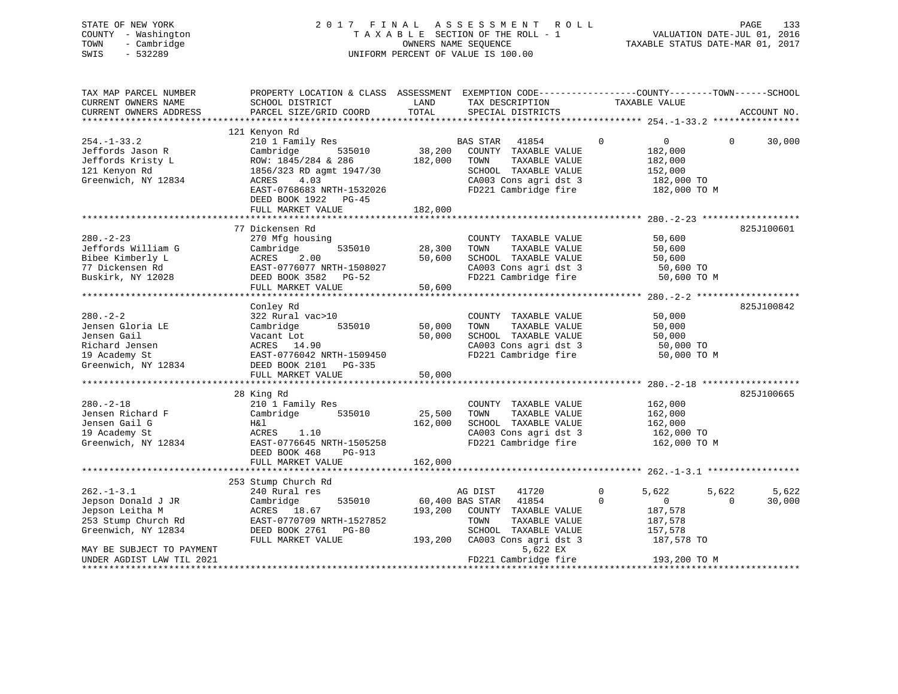STATE OF NEW YORK
COUNTY - Washington
TOWN - Cambridge
SWIS - 532289

2 0 1 7 F I N A L A S S E S S M E N T R O L L
T A X A B L E SECTION OF THE ROLL - 1
OWNERS NAME SEQUENCE
UNIFORM PERCENT OF VALUE IS 100.00

VALUATION DATE-JUL 01, 2016
TAXABLE STATUS DATE-MAR 01, 2017

```
TAX MAP PARCEL NUMBER          PROPERTY LOCATION & CLASS  ASSESSMENT  EXEMPTION CODE------------------COUNTY--------TOWN------SCHOOL
CURRENT OWNERS NAME            SCHOOL DISTRICT               LAND      TAX DESCRIPTION            TAXABLE VALUE
CURRENT OWNERS ADDRESS         PARCEL SIZE/GRID COORD        TOTAL     SPECIAL DISTRICTS                                      ACCOUNT NO.
******************************************************************************************************* 254.-1-33.2 ****************
                               121 Kenyon Rd
254.-1-33.2                    210 1 Family Res                    BAS STAR  41854          0          0          0     30,000
Jeffords Jason R               Cambridge        535010     38,200   COUNTY  TAXABLE VALUE        182,000
Jeffords Kristy L              ROW: 1845/284 & 286        182,000   TOWN    TAXABLE VALUE        182,000
121 Kenyon Rd                  1856/323 RD agmt 1947/30             SCHOOL  TAXABLE VALUE        152,000
Greenwich, NY 12834            ACRES    4.03                        CA003 Cons agri dst 3         182,000 TO
                               EAST-0768683 NRTH-1532026            FD221 Cambridge fire          182,000 TO M
                               DEED BOOK 1922   PG-45
                               FULL MARKET VALUE          182,000
******************************************************************************************************* 280.-2-23 ******************
                               77 Dickensen Rd                                                                    825J100601
280.-2-23                      270 Mfg housing                      COUNTY  TAXABLE VALUE         50,600
Jeffords William G             Cambridge        535010     28,300   TOWN    TAXABLE VALUE         50,600
Bibee Kimberly L               ACRES    2.00               50,600   SCHOOL  TAXABLE VALUE         50,600
77 Dickensen Rd                EAST-0776077 NRTH-1508027            CA003 Cons agri dst 3          50,600 TO
Buskirk, NY 12028              DEED BOOK 3582   PG-52               FD221 Cambridge fire           50,600 TO M
                               FULL MARKET VALUE           50,600
******************************************************************************************************* 280.-2-2 *******************
                               Conley Rd                                                                          825J100842
280.-2-2                       322 Rural vac>10                     COUNTY  TAXABLE VALUE         50,000
Jensen Gloria LE               Cambridge        535010     50,000   TOWN    TAXABLE VALUE         50,000
Jensen Gail                    Vacant Lot                  50,000   SCHOOL  TAXABLE VALUE         50,000
Richard Jensen                 ACRES   14.90                        CA003 Cons agri dst 3          50,000 TO
19 Academy St                  EAST-0776042 NRTH-1509450            FD221 Cambridge fire           50,000 TO M
Greenwich, NY 12834            DEED BOOK 2101   PG-335
                               FULL MARKET VALUE           50,000
******************************************************************************************************* 280.-2-18 ******************
                               28 King Rd                                                                         825J100665
280.-2-18                      210 1 Family Res                     COUNTY  TAXABLE VALUE        162,000
Jensen Richard F               Cambridge        535010     25,500   TOWN    TAXABLE VALUE        162,000
Jensen Gail G                  H&l                        162,000   SCHOOL  TAXABLE VALUE        162,000
19 Academy St                  ACRES    1.10                        CA003 Cons agri dst 3         162,000 TO
Greenwich, NY 12834            EAST-0776645 NRTH-1505258            FD221 Cambridge fire          162,000 TO M
                               DEED BOOK 468    PG-913
                               FULL MARKET VALUE          162,000
******************************************************************************************************* 262.-1-3.1 *****************
                               253 Stump Church Rd
262.-1-3.1                     240 Rural res                        AG DIST   41720         0      5,622      5,622      5,622
Jepson Donald J JR             Cambridge        535010     60,400 BAS STAR  41854          0          0          0     30,000
Jepson Leitha M                ACRES   18.67              193,200   COUNTY  TAXABLE VALUE        187,578
253 Stump Church Rd            EAST-0770709 NRTH-1527852            TOWN    TAXABLE VALUE        187,578
Greenwich, NY 12834            DEED BOOK 2761   PG-80               SCHOOL  TAXABLE VALUE        157,578
                               FULL MARKET VALUE          193,200   CA003 Cons agri dst 3         187,578 TO
MAY BE SUBJECT TO PAYMENT                                                     5,622 EX
UNDER AGDIST LAW TIL 2021                                           FD221 Cambridge fire          193,200 TO M
************************************************************************************************************************************
```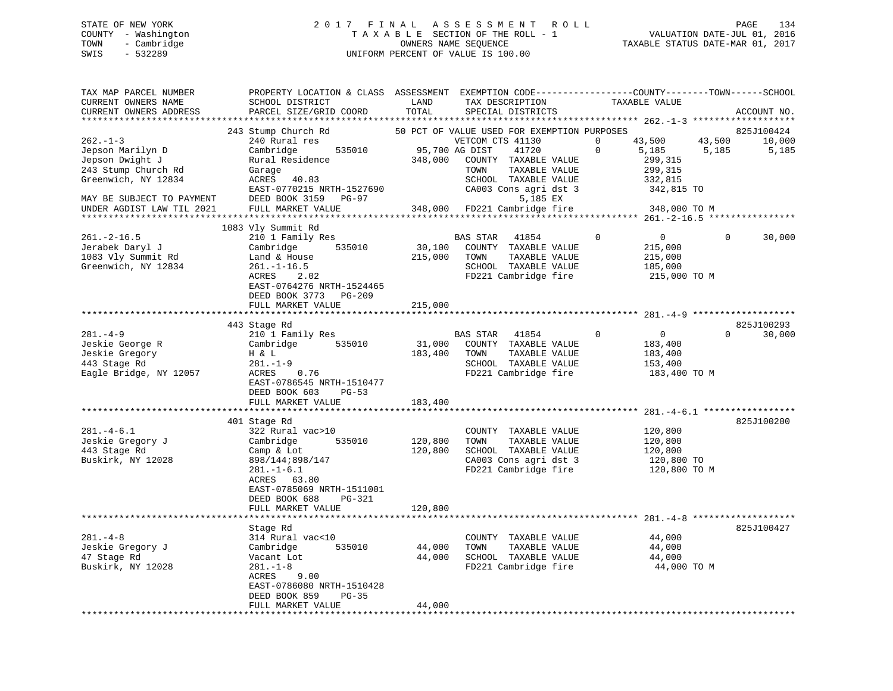STATE OF NEW YORK
COUNTY - Washington
TOWN - Cambridge
SWIS - 532289

# 2017 FINAL ASSESSMENT ROLL
TAXABLE SECTION OF THE ROLL - 1
OWNERS NAME SEQUENCE
UNIFORM PERCENT OF VALUE IS 100.00

VALUATION DATE-JUL 01, 2016
TAXABLE STATUS DATE-MAR 01, 2017

```
TAX MAP PARCEL NUMBER          PROPERTY LOCATION & CLASS  ASSESSMENT  EXEMPTION CODE------------------COUNTY--------TOWN------SCHOOL
CURRENT OWNERS NAME            SCHOOL DISTRICT               LAND      TAX DESCRIPTION             TAXABLE VALUE
CURRENT OWNERS ADDRESS         PARCEL SIZE/GRID COORD       TOTAL      SPECIAL DISTRICTS                                    ACCOUNT NO.
****************************************************************************************************** 262.-1-3 *******************
                               243 Stump Church Rd          50 PCT OF VALUE USED FOR EXEMPTION PURPOSES                     825J100424
262.-1-3                       240 Rural res                      VETCOM CTS 41130         0     43,500      43,500      10,000
Jepson Marilyn D               Cambridge      535010      95,700 AG DIST    41720          0      5,185       5,185       5,185
Jepson Dwight J                Rural Residence           348,000   COUNTY  TAXABLE VALUE         299,315
243 Stump Church Rd            Garage                              TOWN    TAXABLE VALUE         299,315
Greenwich, NY 12834            ACRES   40.83                       SCHOOL  TAXABLE VALUE         332,815
                               EAST-0770215 NRTH-1527690           CA003 Cons agri dst 3          342,815 TO
MAY BE SUBJECT TO PAYMENT      DEED BOOK 3159   PG-97                    5,185 EX
UNDER AGDIST LAW TIL 2021      FULL MARKET VALUE          348,000  FD221 Cambridge fire           348,000 TO M
****************************************************************************************************** 261.-2-16.5 ****************
                               1083 Vly Summit Rd
261.-2-16.5                    210 1 Family Res                    BAS STAR   41854        0          0           0      30,000
Jerabek Daryl J                Cambridge      535010      30,100   COUNTY  TAXABLE VALUE         215,000
1083 Vly Summit Rd             Land & House              215,000   TOWN    TAXABLE VALUE         215,000
Greenwich, NY 12834            261.-1-16.5                         SCHOOL  TAXABLE VALUE         185,000
                               ACRES    2.02                       FD221 Cambridge fire           215,000 TO M
                               EAST-0764276 NRTH-1524465
                               DEED BOOK 3773   PG-209
                               FULL MARKET VALUE          215,000
****************************************************************************************************** 281.-4-9 *******************
                               443 Stage Rd                                                                     825J100293
281.-4-9                       210 1 Family Res                    BAS STAR   41854        0          0           0      30,000
Jeskie George R                Cambridge      535010      31,000   COUNTY  TAXABLE VALUE         183,400
Jeskie Gregory                 H & L                     183,400   TOWN    TAXABLE VALUE         183,400
443 Stage Rd                   281.-1-9                            SCHOOL  TAXABLE VALUE         153,400
Eagle Bridge, NY 12057         ACRES    0.76                       FD221 Cambridge fire           183,400 TO M
                               EAST-0786545 NRTH-1510477
                               DEED BOOK 603    PG-53
                               FULL MARKET VALUE          183,400
****************************************************************************************************** 281.-4-6.1 *****************
                               401 Stage Rd                                                                     825J100200
281.-4-6.1                     322 Rural vac>10                    COUNTY  TAXABLE VALUE         120,800
Jeskie Gregory J               Cambridge      535010     120,800   TOWN    TAXABLE VALUE         120,800
443 Stage Rd                   Camp & Lot                120,800   SCHOOL  TAXABLE VALUE         120,800
Buskirk, NY 12028              898/144;898/147                     CA003 Cons agri dst 3          120,800 TO
                               281.-1-6.1                          FD221 Cambridge fire           120,800 TO M
                               ACRES   63.80
                               EAST-0785069 NRTH-1511001
                               DEED BOOK 688    PG-321
                               FULL MARKET VALUE          120,800
****************************************************************************************************** 281.-4-8 *******************
                               Stage Rd                                                                         825J100427
281.-4-8                       314 Rural vac<10                    COUNTY  TAXABLE VALUE          44,000
Jeskie Gregory J               Cambridge      535010      44,000   TOWN    TAXABLE VALUE          44,000
47 Stage Rd                    Vacant Lot                 44,000   SCHOOL  TAXABLE VALUE          44,000
Buskirk, NY 12028              281.-1-8                            FD221 Cambridge fire            44,000 TO M
                               ACRES    9.00
                               EAST-0786080 NRTH-1510428
                               DEED BOOK 859    PG-35
                               FULL MARKET VALUE           44,000
************************************************************************************************************************************
```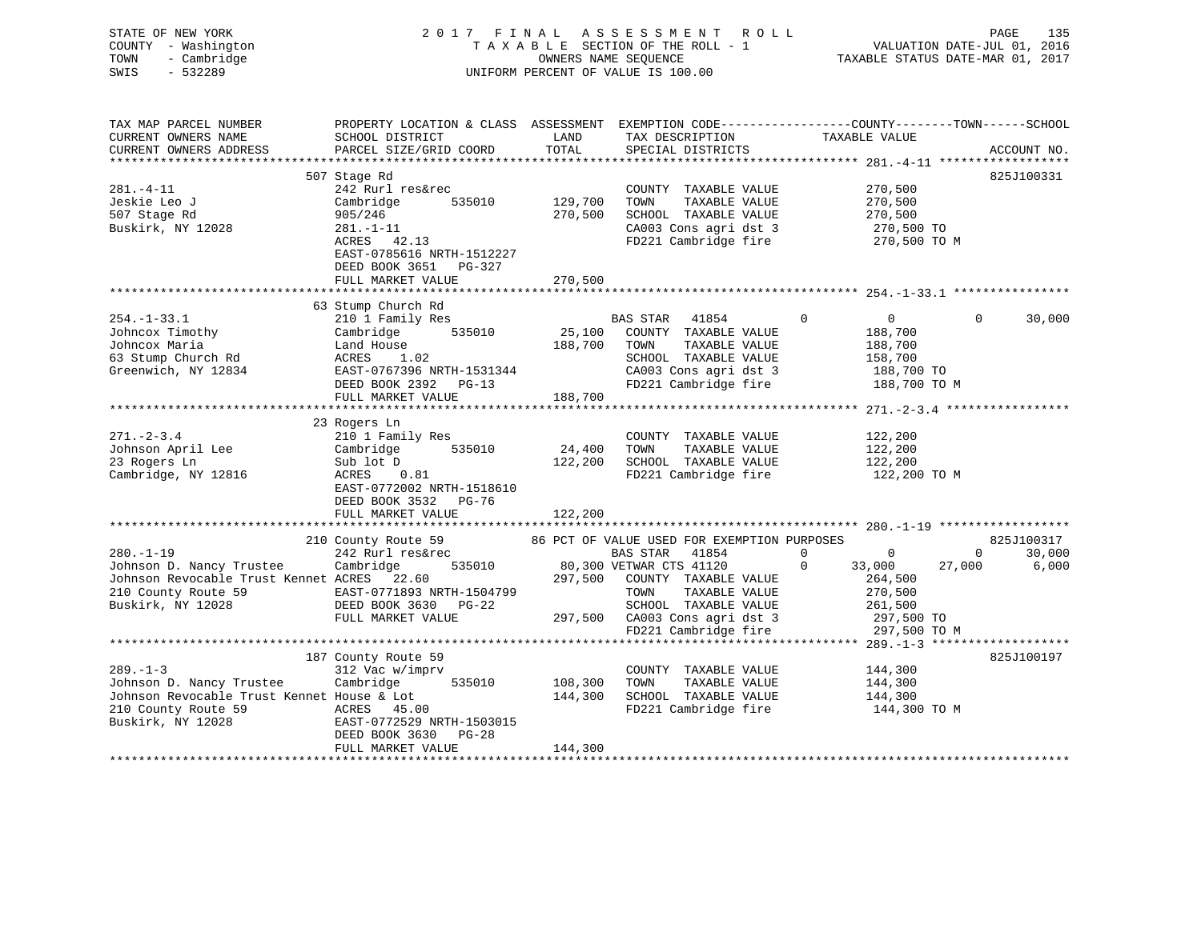STATE OF NEW YORK
COUNTY - Washington
TOWN - Cambridge
SWIS - 532289

2017 FINAL ASSESSMENT ROLL
TAXABLE SECTION OF THE ROLL - 1
OWNERS NAME SEQUENCE
UNIFORM PERCENT OF VALUE IS 100.00

VALUATION DATE-JUL 01, 2016
TAXABLE STATUS DATE-MAR 01, 2017

```
TAX MAP PARCEL NUMBER          PROPERTY LOCATION & CLASS  ASSESSMENT  EXEMPTION CODE------------------COUNTY--------TOWN------SCHOOL
CURRENT OWNERS NAME            SCHOOL DISTRICT               LAND      TAX DESCRIPTION            TAXABLE VALUE
CURRENT OWNERS ADDRESS         PARCEL SIZE/GRID COORD        TOTAL     SPECIAL DISTRICTS                                    ACCOUNT NO.
******************************************************************************************************* 281.-4-11 *****************
                               507 Stage Rd                                                                                 825J100331
281.-4-11                      242 Rurl res&rec                        COUNTY  TAXABLE VALUE          270,500
Jeskie Leo J                   Cambridge        535010      129,700    TOWN    TAXABLE VALUE          270,500
507 Stage Rd                   905/246                      270,500    SCHOOL  TAXABLE VALUE          270,500
Buskirk, NY 12028              281.-1-11                               CA003 Cons agri dst 3           270,500 TO
                               ACRES  42.13                            FD221 Cambridge fire            270,500 TO M
                               EAST-0785616 NRTH-1512227
                               DEED BOOK 3651   PG-327
                               FULL MARKET VALUE            270,500
******************************************************************************************************* 254.-1-33.1 ***************
                               63 Stump Church Rd
254.-1-33.1                    210 1 Family Res                        BAS STAR  41854          0           0             0      30,000
Johncox Timothy                Cambridge        535010       25,100    COUNTY  TAXABLE VALUE          188,700
Johncox Maria                  Land House                   188,700    TOWN    TAXABLE VALUE          188,700
63 Stump Church Rd             ACRES   1.02                            SCHOOL  TAXABLE VALUE          158,700
Greenwich, NY 12834            EAST-0767396 NRTH-1531344               CA003 Cons agri dst 3           188,700 TO
                               DEED BOOK 2392   PG-13                  FD221 Cambridge fire            188,700 TO M
                               FULL MARKET VALUE            188,700
******************************************************************************************************* 271.-2-3.4 ****************
                               23 Rogers Ln
271.-2-3.4                     210 1 Family Res                        COUNTY  TAXABLE VALUE          122,200
Johnson April Lee              Cambridge        535010       24,400    TOWN    TAXABLE VALUE          122,200
23 Rogers Ln                   Sub lot D                    122,200    SCHOOL  TAXABLE VALUE          122,200
Cambridge, NY 12816            ACRES   0.81                            FD221 Cambridge fire            122,200 TO M
                               EAST-0772002 NRTH-1518610
                               DEED BOOK 3532   PG-76
                               FULL MARKET VALUE            122,200
******************************************************************************************************* 280.-1-19 *****************
                               210 County Route 59         86 PCT OF VALUE USED FOR EXEMPTION PURPOSES                     825J100317
280.-1-19                      242 Rurl res&rec                        BAS STAR  41854          0           0             0      30,000
Johnson D. Nancy Trustee       Cambridge        535010       80,300 VETWAR CTS 41120           0      33,000        27,000       6,000
Johnson Revocable Trust Kennet ACRES  22.60                 297,500    COUNTY  TAXABLE VALUE          264,500
210 County Route 59            EAST-0771893 NRTH-1504799               TOWN    TAXABLE VALUE          270,500
Buskirk, NY 12028              DEED BOOK 3630   PG-22                  SCHOOL  TAXABLE VALUE          261,500
                               FULL MARKET VALUE            297,500    CA003 Cons agri dst 3           297,500 TO
                                                                       FD221 Cambridge fire            297,500 TO M
******************************************************************************************************* 289.-1-3 ******************
                               187 County Route 59                                                                          825J100197
289.-1-3                       312 Vac w/imprv                         COUNTY  TAXABLE VALUE          144,300
Johnson D. Nancy Trustee       Cambridge        535010      108,300    TOWN    TAXABLE VALUE          144,300
Johnson Revocable Trust Kennet House & Lot                  144,300    SCHOOL  TAXABLE VALUE          144,300
210 County Route 59            ACRES  45.00                            FD221 Cambridge fire            144,300 TO M
Buskirk, NY 12028              EAST-0772529 NRTH-1503015
                               DEED BOOK 3630   PG-28
                               FULL MARKET VALUE            144,300
************************************************************************************************************************************
```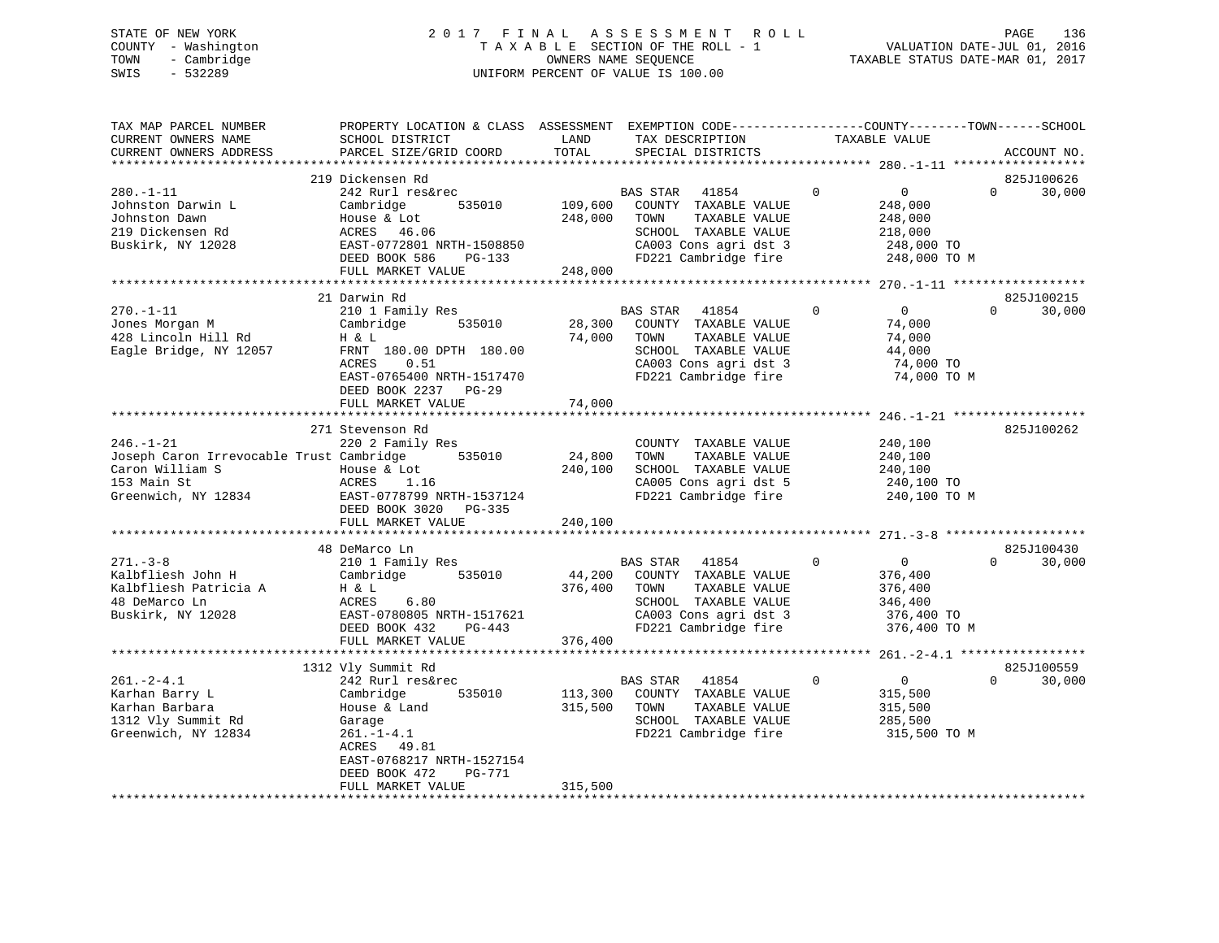STATE OF NEW YORK
COUNTY - Washington
TOWN - Cambridge
SWIS - 532289

2 0 1 7 F I N A L A S S E S S M E N T R O L L
T A X A B L E SECTION OF THE ROLL - 1
OWNERS NAME SEQUENCE
UNIFORM PERCENT OF VALUE IS 100.00

VALUATION DATE-JUL 01, 2016
TAXABLE STATUS DATE-MAR 01, 2017

```
TAX MAP PARCEL NUMBER          PROPERTY LOCATION & CLASS  ASSESSMENT  EXEMPTION CODE-----------------COUNTY--------TOWN------SCHOOL
CURRENT OWNERS NAME            SCHOOL DISTRICT               LAND      TAX DESCRIPTION            TAXABLE VALUE
CURRENT OWNERS ADDRESS         PARCEL SIZE/GRID COORD        TOTAL     SPECIAL DISTRICTS                                  ACCOUNT NO.
******************************************************************************************************* 280.-1-11 *****************
                          219 Dickensen Rd                                                                               825J100626
280.-1-11                      242 Rurl res&rec                  BAS STAR   41854          0           0            0      30,000
Johnston Darwin L              Cambridge          535010    109,600   COUNTY  TAXABLE VALUE            248,000
Johnston Dawn                  House & Lot                  248,000   TOWN    TAXABLE VALUE            248,000
219 Dickensen Rd               ACRES   46.06                          SCHOOL  TAXABLE VALUE            218,000
Buskirk, NY 12028              EAST-0772801 NRTH-1508850              CA003 Cons agri dst 3            248,000 TO
                               DEED BOOK 586    PG-133                FD221 Cambridge fire             248,000 TO M
                               FULL MARKET VALUE            248,000
******************************************************************************************************* 270.-1-11 *****************
                          21 Darwin Rd                                                                                   825J100215
270.-1-11                      210 1 Family Res                  BAS STAR   41854          0           0            0      30,000
Jones Morgan M                 Cambridge          535010     28,300   COUNTY  TAXABLE VALUE             74,000
428 Lincoln Hill Rd            H & L                         74,000   TOWN    TAXABLE VALUE             74,000
Eagle Bridge, NY 12057         FRNT 180.00 DPTH 180.00                SCHOOL  TAXABLE VALUE             44,000
                               ACRES    0.51                          CA003 Cons agri dst 3             74,000 TO
                               EAST-0765400 NRTH-1517470              FD221 Cambridge fire              74,000 TO M
                               DEED BOOK 2237   PG-29
                               FULL MARKET VALUE             74,000
******************************************************************************************************* 246.-1-21 *****************
                          271 Stevenson Rd                                                                               825J100262
246.-1-21                      220 2 Family Res                       COUNTY  TAXABLE VALUE            240,100
Joseph Caron Irrevocable Trust Cambridge          535010     24,800   TOWN    TAXABLE VALUE            240,100
Caron William S                House & Lot                  240,100   SCHOOL  TAXABLE VALUE            240,100
153 Main St                    ACRES    1.16                          CA005 Cons agri dst 5            240,100 TO
Greenwich, NY 12834            EAST-0778799 NRTH-1537124              FD221 Cambridge fire             240,100 TO M
                               DEED BOOK 3020   PG-335
                               FULL MARKET VALUE            240,100
******************************************************************************************************* 271.-3-8 ******************
                          48 DeMarco Ln                                                                                  825J100430
271.-3-8                       210 1 Family Res                  BAS STAR   41854          0           0            0      30,000
Kalbfliesh John H              Cambridge          535010     44,200   COUNTY  TAXABLE VALUE            376,400
Kalbfliesh Patricia A          H & L                        376,400   TOWN    TAXABLE VALUE            376,400
48 DeMarco Ln                  ACRES    6.80                          SCHOOL  TAXABLE VALUE            346,400
Buskirk, NY 12028              EAST-0780805 NRTH-1517621              CA003 Cons agri dst 3            376,400 TO
                               DEED BOOK 432    PG-443                FD221 Cambridge fire             376,400 TO M
                               FULL MARKET VALUE            376,400
******************************************************************************************************* 261.-2-4.1 ****************
                          1312 Vly Summit Rd                                                                             825J100559
261.-2-4.1                     242 Rurl res&rec                  BAS STAR   41854          0           0            0      30,000
Karhan Barry L                 Cambridge          535010    113,300   COUNTY  TAXABLE VALUE            315,500
Karhan Barbara                 House & Land                 315,500   TOWN    TAXABLE VALUE            315,500
1312 Vly Summit Rd             Garage                                 SCHOOL  TAXABLE VALUE            285,500
Greenwich, NY 12834            261.-1-4.1                             FD221 Cambridge fire             315,500 TO M
                               ACRES   49.81
                               EAST-0768217 NRTH-1527154
                               DEED BOOK 472    PG-771
                               FULL MARKET VALUE            315,500
************************************************************************************************************************************
```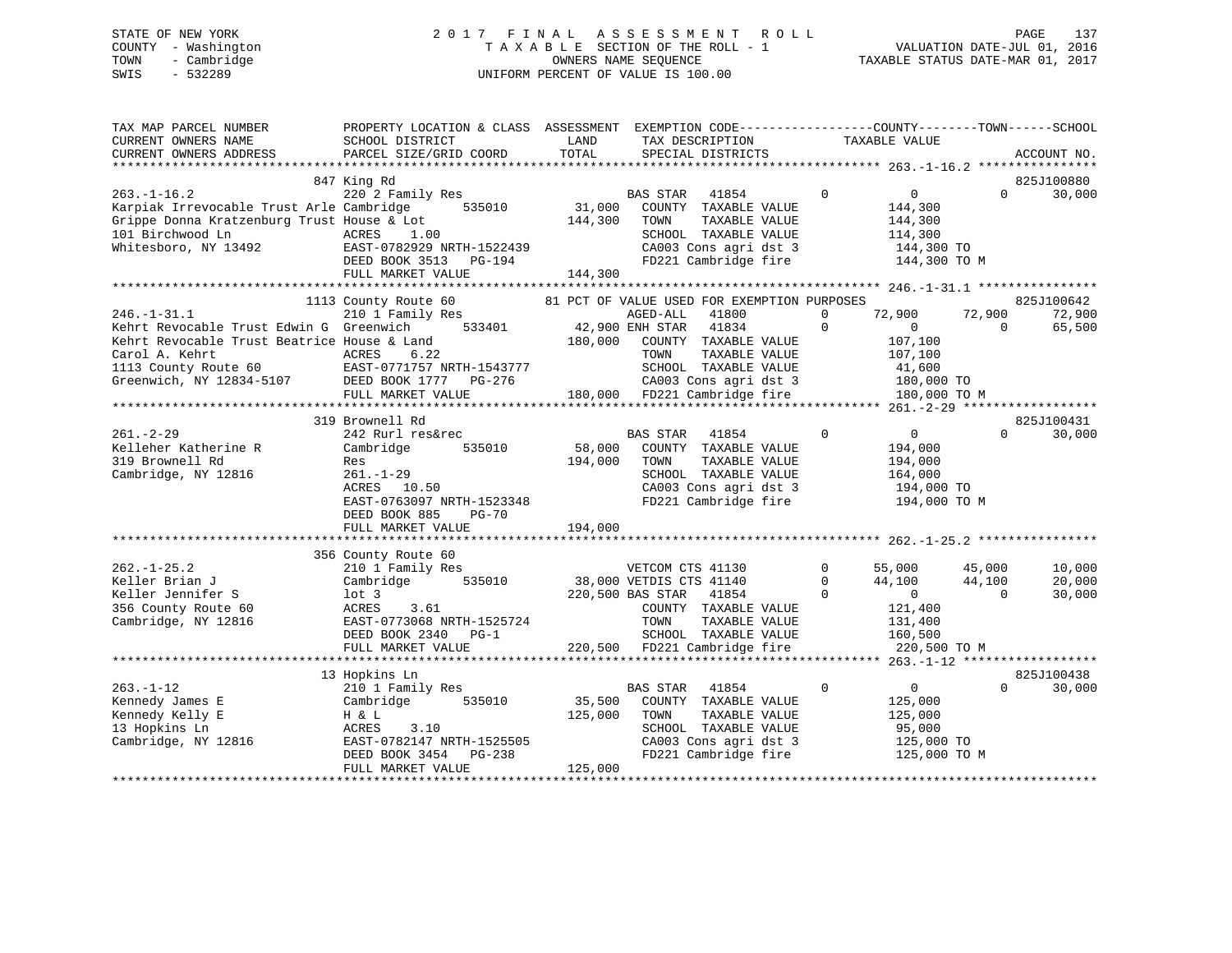STATE OF NEW YORK
COUNTY - Washington
TOWN - Cambridge
SWIS - 532289

# 2017 FINAL ASSESSMENT ROLL

TAXABLE SECTION OF THE ROLL - 1
OWNERS NAME SEQUENCE
UNIFORM PERCENT OF VALUE IS 100.00

VALUATION DATE-JUL 01, 2016
TAXABLE STATUS DATE-MAR 01, 2017

```
TAX MAP PARCEL NUMBER          PROPERTY LOCATION & CLASS  ASSESSMENT  EXEMPTION CODE------------------COUNTY--------TOWN------SCHOOL
CURRENT OWNERS NAME            SCHOOL DISTRICT               LAND      TAX DESCRIPTION              TAXABLE VALUE
CURRENT OWNERS ADDRESS         PARCEL SIZE/GRID COORD        TOTAL     SPECIAL DISTRICTS                                          ACCOUNT NO.
******************************************************************************************************* 263.-1-16.2 ****************
                          847 King Rd                                                                                     825J100880
263.-1-16.2                    220 2 Family Res                       BAS STAR   41854          0           0            0     30,000
Karpiak Irrevocable Trust Arle Cambridge        535010        31,000   COUNTY  TAXABLE VALUE             144,300
Grippe Donna Kratzenburg Trust House & Lot                   144,300   TOWN    TAXABLE VALUE             144,300
101 Birchwood Ln               ACRES    1.00                           SCHOOL  TAXABLE VALUE             114,300
Whitesboro, NY 13492           EAST-0782929 NRTH-1522439               CA003 Cons agri dst 3              144,300 TO
                               DEED BOOK 3513   PG-194                 FD221 Cambridge fire               144,300 TO M
                               FULL MARKET VALUE             144,300
******************************************************************************************************* 246.-1-31.1 ****************
                          1113 County Route 60          81 PCT OF VALUE USED FOR EXEMPTION PURPOSES                       825J100642
246.-1-31.1                    210 1 Family Res                       AGED-ALL   41800          0      72,900       72,900     72,900
Kehrt Revocable Trust Edwin G  Greenwich        533401        42,900 ENH STAR    41834          0           0            0     65,500
Kehrt Revocable Trust Beatrice House & Land                  180,000   COUNTY  TAXABLE VALUE             107,100
Carol A. Kehrt                 ACRES    6.22                           TOWN    TAXABLE VALUE             107,100
1113 County Route 60           EAST-0771757 NRTH-1543777               SCHOOL  TAXABLE VALUE              41,600
Greenwich, NY 12834-5107       DEED BOOK 1777   PG-276                 CA003 Cons agri dst 3              180,000 TO
                               FULL MARKET VALUE             180,000   FD221 Cambridge fire               180,000 TO M
******************************************************************************************************* 261.-2-29 ******************
                          319 Brownell Rd                                                                                 825J100431
261.-2-29                      242 Rurl res&rec                       BAS STAR   41854          0           0            0     30,000
Kelleher Katherine R           Cambridge        535010        58,000   COUNTY  TAXABLE VALUE             194,000
319 Brownell Rd                Res                           194,000   TOWN    TAXABLE VALUE             194,000
Cambridge, NY 12816            261.-1-29                               SCHOOL  TAXABLE VALUE             164,000
                               ACRES   10.50                           CA003 Cons agri dst 3              194,000 TO
                               EAST-0763097 NRTH-1523348               FD221 Cambridge fire               194,000 TO M
                               DEED BOOK 885    PG-70
                               FULL MARKET VALUE             194,000
******************************************************************************************************* 262.-1-25.2 ****************
                          356 County Route 60
262.-1-25.2                    210 1 Family Res                       VETCOM CTS 41130          0      55,000       45,000     10,000
Keller Brian J                 Cambridge        535010        38,000 VETDIS CTS 41140           0      44,100       44,100     20,000
Keller Jennifer S              lot 3                         220,500 BAS STAR    41854          0           0            0     30,000
356 County Route 60            ACRES    3.61                           COUNTY  TAXABLE VALUE             121,400
Cambridge, NY 12816            EAST-0773068 NRTH-1525724               TOWN    TAXABLE VALUE             131,400
                               DEED BOOK 2340   PG-1                   SCHOOL  TAXABLE VALUE             160,500
                               FULL MARKET VALUE             220,500   FD221 Cambridge fire               220,500 TO M
******************************************************************************************************* 263.-1-12 ******************
                          13 Hopkins Ln                                                                                   825J100438
263.-1-12                      210 1 Family Res                       BAS STAR   41854          0           0            0     30,000
Kennedy James E                Cambridge        535010        35,500   COUNTY  TAXABLE VALUE             125,000
Kennedy Kelly E                H & L                         125,000   TOWN    TAXABLE VALUE             125,000
13 Hopkins Ln                  ACRES    3.10                           SCHOOL  TAXABLE VALUE              95,000
Cambridge, NY 12816            EAST-0782147 NRTH-1525505               CA003 Cons agri dst 3              125,000 TO
                               DEED BOOK 3454   PG-238                 FD221 Cambridge fire               125,000 TO M
                               FULL MARKET VALUE             125,000
************************************************************************************************************************************
```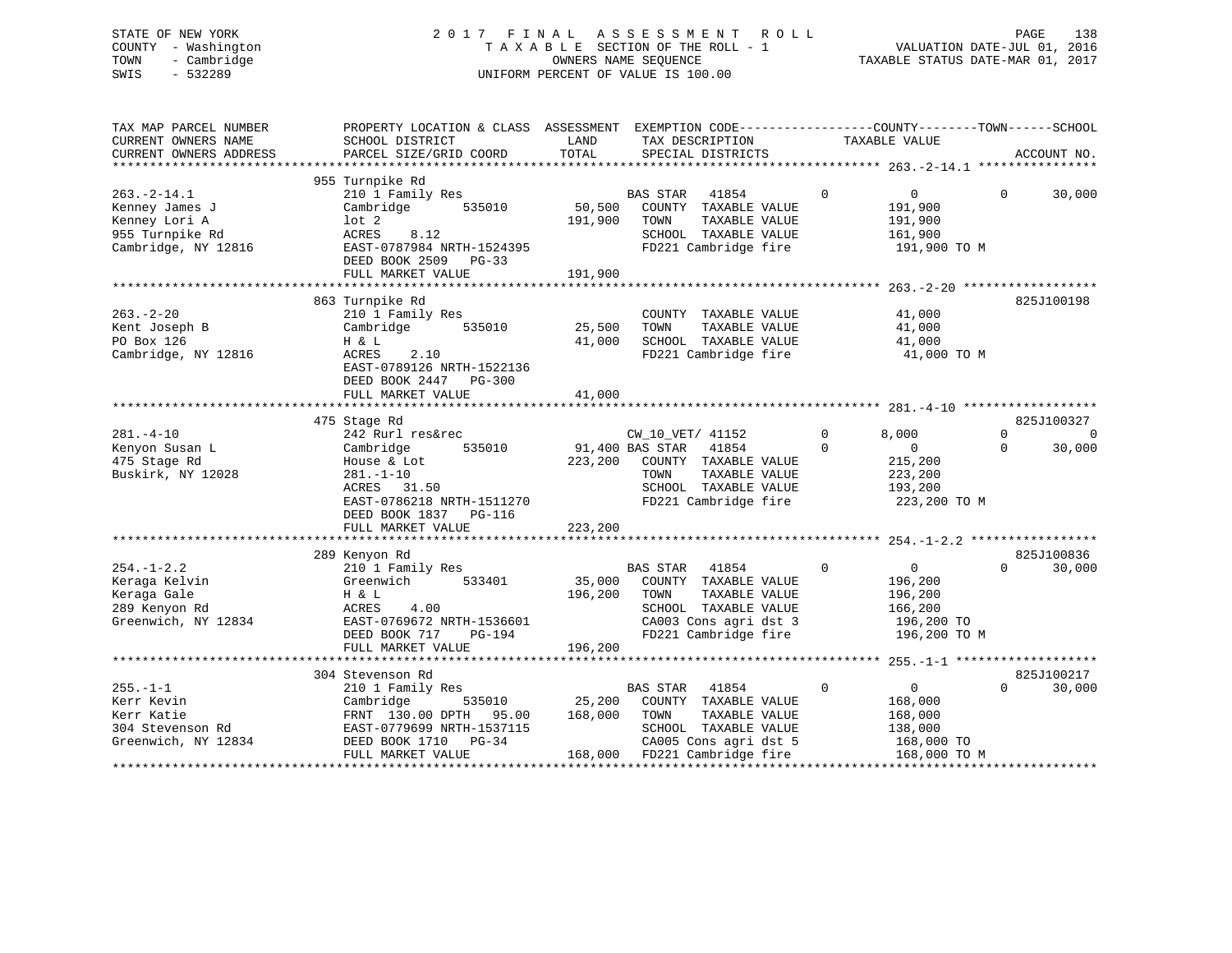STATE OF NEW YORK
COUNTY - Washington
TOWN - Cambridge
SWIS - 532289

2017 FINAL ASSESSMENT ROLL
TAXABLE SECTION OF THE ROLL - 1
OWNERS NAME SEQUENCE
UNIFORM PERCENT OF VALUE IS 100.00

VALUATION DATE-JUL 01, 2016
TAXABLE STATUS DATE-MAR 01, 2017

```
TAX MAP PARCEL NUMBER          PROPERTY LOCATION & CLASS  ASSESSMENT  EXEMPTION CODE------------------COUNTY--------TOWN------SCHOOL
CURRENT OWNERS NAME            SCHOOL DISTRICT               LAND      TAX DESCRIPTION            TAXABLE VALUE
CURRENT OWNERS ADDRESS         PARCEL SIZE/GRID COORD        TOTAL     SPECIAL DISTRICTS                                    ACCOUNT NO.
******************************************************************************************************* 263.-2-14.1 ****************
                               955 Turnpike Rd
263.-2-14.1                    210 1 Family Res                        BAS STAR   41854         0          0          0      30,000
Kenney James J                 Cambridge        535010       50,500    COUNTY  TAXABLE VALUE             191,900
Kenney Lori A                  lot 2                        191,900    TOWN    TAXABLE VALUE             191,900
955 Turnpike Rd                ACRES     8.12                          SCHOOL  TAXABLE VALUE             161,900
Cambridge, NY 12816            EAST-0787984 NRTH-1524395               FD221 Cambridge fire              191,900 TO M
                               DEED BOOK 2509   PG-33
                               FULL MARKET VALUE            191,900
******************************************************************************************************* 263.-2-20 ******************
                               863 Turnpike Rd                                                                        825J100198
263.-2-20                      210 1 Family Res                        COUNTY  TAXABLE VALUE              41,000
Kent Joseph B                  Cambridge        535010       25,500    TOWN    TAXABLE VALUE              41,000
PO Box 126                     H & L                         41,000    SCHOOL  TAXABLE VALUE              41,000
Cambridge, NY 12816            ACRES     2.10                          FD221 Cambridge fire               41,000 TO M
                               EAST-0789126 NRTH-1522136
                               DEED BOOK 2447   PG-300
                               FULL MARKET VALUE             41,000
******************************************************************************************************* 281.-4-10 ******************
                               475 Stage Rd                                                                           825J100327
281.-4-10                      242 Rurl res&rec                        CW_10_VET/ 41152         0      8,000          0           0
Kenyon Susan L                 Cambridge        535010       91,400 BAS STAR   41854         0          0          0      30,000
475 Stage Rd                   House & Lot                  223,200    COUNTY  TAXABLE VALUE             215,200
Buskirk, NY 12028              281.-1-10                               TOWN    TAXABLE VALUE             223,200
                               ACRES    31.50                          SCHOOL  TAXABLE VALUE             193,200
                               EAST-0786218 NRTH-1511270               FD221 Cambridge fire              223,200 TO M
                               DEED BOOK 1837   PG-116
                               FULL MARKET VALUE            223,200
******************************************************************************************************* 254.-1-2.2 *****************
                               289 Kenyon Rd                                                                          825J100836
254.-1-2.2                     210 1 Family Res                        BAS STAR   41854         0          0          0      30,000
Keraga Kelvin                  Greenwich        533401       35,000    COUNTY  TAXABLE VALUE             196,200
Keraga Gale                    H & L                        196,200    TOWN    TAXABLE VALUE             196,200
289 Kenyon Rd                  ACRES     4.00                          SCHOOL  TAXABLE VALUE             166,200
Greenwich, NY 12834            EAST-0769672 NRTH-1536601               CA003 Cons agri dst 3             196,200 TO
                               DEED BOOK 717    PG-194                 FD221 Cambridge fire              196,200 TO M
                               FULL MARKET VALUE            196,200
******************************************************************************************************* 255.-1-1 *******************
                               304 Stevenson Rd                                                                       825J100217
255.-1-1                       210 1 Family Res                        BAS STAR   41854         0          0          0      30,000
Kerr Kevin                     Cambridge        535010       25,200    COUNTY  TAXABLE VALUE             168,000
Kerr Katie                     FRNT 130.00 DPTH  95.00      168,000    TOWN    TAXABLE VALUE             168,000
304 Stevenson Rd               EAST-0779699 NRTH-1537115               SCHOOL  TAXABLE VALUE             138,000
Greenwich, NY 12834            DEED BOOK 1710   PG-34                  CA005 Cons agri dst 5             168,000 TO
                               FULL MARKET VALUE            168,000    FD221 Cambridge fire              168,000 TO M
************************************************************************************************************************************
```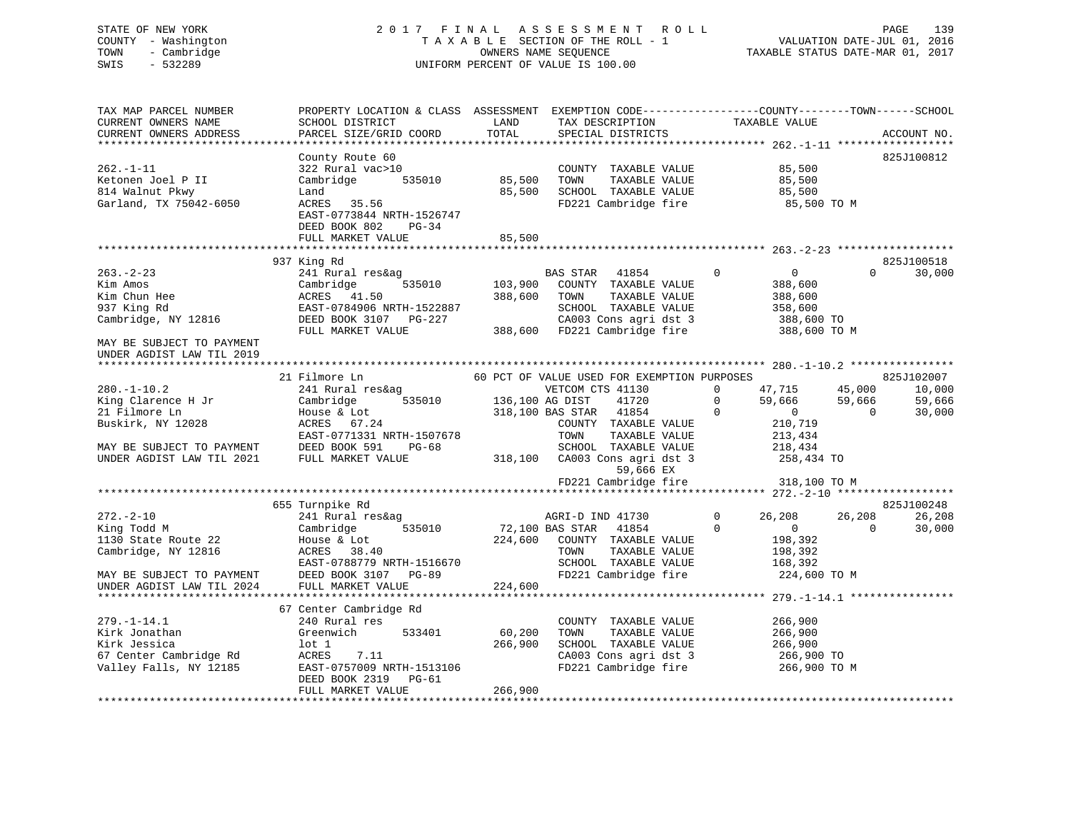STATE OF NEW YORK — 2017 FINAL ASSESSMENT ROLL
COUNTY - Washington — TAXABLE SECTION OF THE ROLL - 1 — VALUATION DATE-JUL 01, 2016
TOWN - Cambridge — OWNERS NAME SEQUENCE — TAXABLE STATUS DATE-MAR 01, 2017
SWIS - 532289 — UNIFORM PERCENT OF VALUE IS 100.00

| TAX MAP PARCEL NUMBER / CURRENT OWNERS NAME / CURRENT OWNERS ADDRESS | PROPERTY LOCATION & CLASS / SCHOOL DISTRICT / PARCEL SIZE/GRID COORD | ASSESSMENT LAND | TOTAL | EXEMPTION CODE / TAX DESCRIPTION / SPECIAL DISTRICTS | COUNTY TAXABLE VALUE | TOWN | SCHOOL | ACCOUNT NO. |
|---|---|---|---|---|---|---|---|---|
| **262.-1-11** | County Route 60 | | | | | | | 825J100812 |
| 262.-1-11 | 322 Rural vac>10 | | | COUNTY TAXABLE VALUE | 85,500 | | | |
| Ketonen Joel P II | Cambridge 535010 | 85,500 | | TOWN TAXABLE VALUE | 85,500 | | | |
| 814 Walnut Pkwy | Land | | 85,500 | SCHOOL TAXABLE VALUE | 85,500 | | | |
| Garland, TX 75042-6050 | ACRES 35.56 | | | FD221 Cambridge fire | 85,500 TO M | | | |
| | EAST-0773844 NRTH-1526747 | | | | | | | |
| | DEED BOOK 802 PG-34 | | | | | | | |
| | FULL MARKET VALUE | | 85,500 | | | | | |
| **263.-2-23** | 937 King Rd | | | | | | | 825J100518 |
| 263.-2-23 | 241 Rural res&ag | | | BAS STAR 41854 | 0 | 0 | 30,000 | |
| Kim Amos | Cambridge 535010 | 103,900 | | COUNTY TAXABLE VALUE | 388,600 | | | |
| Kim Chun Hee | ACRES 41.50 | | 388,600 | TOWN TAXABLE VALUE | 388,600 | | | |
| 937 King Rd | EAST-0784906 NRTH-1522887 | | | SCHOOL TAXABLE VALUE | 358,600 | | | |
| Cambridge, NY 12816 | DEED BOOK 3107 PG-227 | | | CA003 Cons agri dst 3 | 388,600 TO | | | |
| | FULL MARKET VALUE | | 388,600 | FD221 Cambridge fire | 388,600 TO M | | | |
| MAY BE SUBJECT TO PAYMENT UNDER AGDIST LAW TIL 2019 | | | | | | | | |
| **280.-1-10.2** | 21 Filmore Ln | | | 60 PCT OF VALUE USED FOR EXEMPTION PURPOSES | | | | 825J102007 |
| 280.-1-10.2 | 241 Rural res&ag | | | VETCOM CTS 41130 | 47,715 | 45,000 | 10,000 | |
| King Clarence H Jr | Cambridge 535010 | 136,100 | | AG DIST 41720 | 59,666 | 59,666 | 59,666 | |
| 21 Filmore Ln | House & Lot | | 318,100 | BAS STAR 41854 | 0 | 0 | 30,000 | |
| Buskirk, NY 12028 | ACRES 67.24 | | | COUNTY TAXABLE VALUE | 210,719 | | | |
| | EAST-0771331 NRTH-1507678 | | | TOWN TAXABLE VALUE | 213,434 | | | |
| MAY BE SUBJECT TO PAYMENT | DEED BOOK 591 PG-68 | | | SCHOOL TAXABLE VALUE | 218,434 | | | |
| UNDER AGDIST LAW TIL 2021 | FULL MARKET VALUE | | 318,100 | CA003 Cons agri dst 3 | 258,434 TO | | | |
| | | | | 59,666 EX | | | | |
| | | | | FD221 Cambridge fire | 318,100 TO M | | | |
| **272.-2-10** | 655 Turnpike Rd | | | | | | | 825J100248 |
| 272.-2-10 | 241 Rural res&ag | | | AGRI-D IND 41730 | 26,208 | 26,208 | 26,208 | |
| King Todd M | Cambridge 535010 | 72,100 | | BAS STAR 41854 | 0 | 0 | 30,000 | |
| 1130 State Route 22 | House & Lot | | 224,600 | COUNTY TAXABLE VALUE | 198,392 | | | |
| Cambridge, NY 12816 | ACRES 38.40 | | | TOWN TAXABLE VALUE | 198,392 | | | |
| | EAST-0788779 NRTH-1516670 | | | SCHOOL TAXABLE VALUE | 168,392 | | | |
| MAY BE SUBJECT TO PAYMENT | DEED BOOK 3107 PG-89 | | | FD221 Cambridge fire | 224,600 TO M | | | |
| UNDER AGDIST LAW TIL 2024 | FULL MARKET VALUE | | 224,600 | | | | | |
| **279.-1-14.1** | 67 Center Cambridge Rd | | | | | | | |
| 279.-1-14.1 | 240 Rural res | | | COUNTY TAXABLE VALUE | 266,900 | | | |
| Kirk Jonathan | Greenwich 533401 | 60,200 | | TOWN TAXABLE VALUE | 266,900 | | | |
| Kirk Jessica | lot 1 | | 266,900 | SCHOOL TAXABLE VALUE | 266,900 | | | |
| 67 Center Cambridge Rd | ACRES 7.11 | | | CA003 Cons agri dst 3 | 266,900 TO | | | |
| Valley Falls, NY 12185 | EAST-0757009 NRTH-1513106 | | | FD221 Cambridge fire | 266,900 TO M | | | |
| | DEED BOOK 2319 PG-61 | | | | | | | |
| | FULL MARKET VALUE | | 266,900 | | | | | |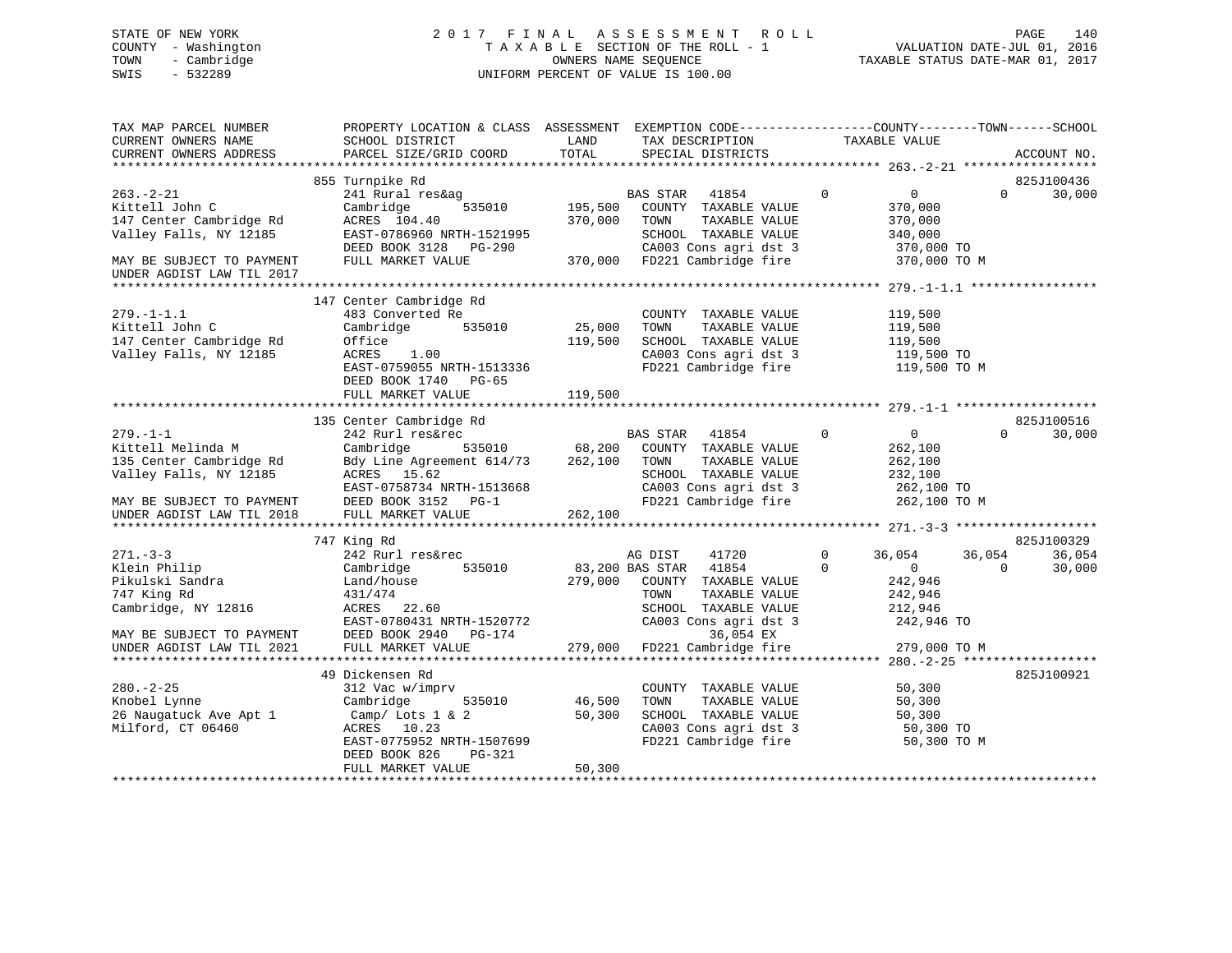STATE OF NEW YORK
COUNTY - Washington
TOWN - Cambridge
SWIS - 532289

2 0 1 7 F I N A L A S S E S S M E N T R O L L
T A X A B L E SECTION OF THE ROLL - 1
OWNERS NAME SEQUENCE
UNIFORM PERCENT OF VALUE IS 100.00

VALUATION DATE-JUL 01, 2016
TAXABLE STATUS DATE-MAR 01, 2017

```
TAX MAP PARCEL NUMBER          PROPERTY LOCATION & CLASS  ASSESSMENT  EXEMPTION CODE------------------COUNTY--------TOWN------SCHOOL
CURRENT OWNERS NAME            SCHOOL DISTRICT             LAND       TAX DESCRIPTION            TAXABLE VALUE
CURRENT OWNERS ADDRESS         PARCEL SIZE/GRID COORD      TOTAL      SPECIAL DISTRICTS                                      ACCOUNT NO.
******************************************************************************************************* 263.-2-21 ******************
                               855 Turnpike Rd                                                                              825J100436
263.-2-21                      241 Rural res&ag                   BAS STAR   41854          0           0           0       30,000
Kittell John C                 Cambridge        535010    195,500   COUNTY  TAXABLE VALUE          370,000
147 Center Cambridge Rd        ACRES  104.40              370,000   TOWN    TAXABLE VALUE          370,000
Valley Falls, NY 12185         EAST-0786960 NRTH-1521995            SCHOOL  TAXABLE VALUE          340,000
                               DEED BOOK 3128   PG-290              CA003 Cons agri dst 3           370,000 TO
MAY BE SUBJECT TO PAYMENT      FULL MARKET VALUE          370,000   FD221 Cambridge fire            370,000 TO M
UNDER AGDIST LAW TIL 2017
******************************************************************************************************* 279.-1-1.1 *****************
                               147 Center Cambridge Rd
279.-1-1.1                     483 Converted Re                     COUNTY  TAXABLE VALUE          119,500
Kittell John C                 Cambridge        535010     25,000   TOWN    TAXABLE VALUE          119,500
147 Center Cambridge Rd        Office                     119,500   SCHOOL  TAXABLE VALUE          119,500
Valley Falls, NY 12185         ACRES    1.00                        CA003 Cons agri dst 3           119,500 TO
                               EAST-0759055 NRTH-1513336            FD221 Cambridge fire            119,500 TO M
                               DEED BOOK 1740   PG-65
                               FULL MARKET VALUE          119,500
******************************************************************************************************* 279.-1-1 *******************
                               135 Center Cambridge Rd                                                                      825J100516
279.-1-1                       242 Rurl res&rec                   BAS STAR   41854          0           0           0       30,000
Kittell Melinda M              Cambridge        535010     68,200   COUNTY  TAXABLE VALUE          262,100
135 Center Cambridge Rd        Bdy Line Agreement 614/73  262,100   TOWN    TAXABLE VALUE          262,100
Valley Falls, NY 12185         ACRES   15.62                        SCHOOL  TAXABLE VALUE          232,100
                               EAST-0758734 NRTH-1513668            CA003 Cons agri dst 3           262,100 TO
MAY BE SUBJECT TO PAYMENT      DEED BOOK 3152   PG-1                FD221 Cambridge fire            262,100 TO M
UNDER AGDIST LAW TIL 2018      FULL MARKET VALUE          262,100
******************************************************************************************************* 271.-3-3 *******************
                               747 King Rd                                                                                  825J100329
271.-3-3                       242 Rurl res&rec                   AG DIST    41720          0      36,054      36,054       36,054
Klein Philip                   Cambridge        535010     83,200 BAS STAR   41854          0           0           0       30,000
Pikulski Sandra                Land/house                 279,000   COUNTY  TAXABLE VALUE          242,946
747 King Rd                    431/474                              TOWN    TAXABLE VALUE          242,946
Cambridge, NY 12816            ACRES   22.60                        SCHOOL  TAXABLE VALUE          212,946
                               EAST-0780431 NRTH-1520772            CA003 Cons agri dst 3           242,946 TO
MAY BE SUBJECT TO PAYMENT      DEED BOOK 2940   PG-174                     36,054 EX
UNDER AGDIST LAW TIL 2021      FULL MARKET VALUE          279,000   FD221 Cambridge fire            279,000 TO M
******************************************************************************************************* 280.-2-25 ******************
                               49 Dickensen Rd                                                                              825J100921
280.-2-25                      312 Vac w/imprv                      COUNTY  TAXABLE VALUE           50,300
Knobel Lynne                   Cambridge        535010     46,500   TOWN    TAXABLE VALUE           50,300
26 Naugatuck Ave Apt 1          Camp/ Lots 1 & 2           50,300   SCHOOL  TAXABLE VALUE           50,300
Milford, CT 06460              ACRES   10.23                        CA003 Cons agri dst 3            50,300 TO
                               EAST-0775952 NRTH-1507699            FD221 Cambridge fire             50,300 TO M
                               DEED BOOK 826    PG-321
                               FULL MARKET VALUE           50,300
************************************************************************************************************************************
```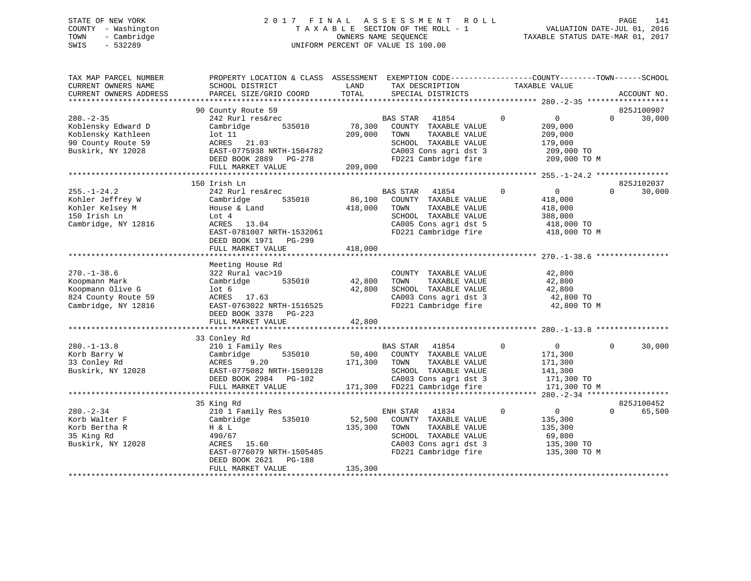STATE OF NEW YORK
COUNTY - Washington
TOWN - Cambridge
SWIS - 532289

2 0 1 7 F I N A L A S S E S S M E N T R O L L
T A X A B L E SECTION OF THE ROLL - 1
OWNERS NAME SEQUENCE
UNIFORM PERCENT OF VALUE IS 100.00

VALUATION DATE-JUL 01, 2016
TAXABLE STATUS DATE-MAR 01, 2017

```
TAX MAP PARCEL NUMBER          PROPERTY LOCATION & CLASS  ASSESSMENT  EXEMPTION CODE------------------COUNTY--------TOWN------SCHOOL
CURRENT OWNERS NAME            SCHOOL DISTRICT               LAND      TAX DESCRIPTION            TAXABLE VALUE
CURRENT OWNERS ADDRESS         PARCEL SIZE/GRID COORD        TOTAL     SPECIAL DISTRICTS                                     ACCOUNT NO.
******************************************************************************************************* 280.-2-35 ******************
                               90 County Route 59                                                                          825J100907
280.-2-35                      242 Rurl res&rec                     BAS STAR   41854        0          0          0       30,000
Koblensky Edward D             Cambridge        535010      78,300   COUNTY  TAXABLE VALUE         209,000
Koblensky Kathleen             lot 11                      209,000   TOWN    TAXABLE VALUE         209,000
90 County Route 59             ACRES   21.03                         SCHOOL  TAXABLE VALUE         179,000
Buskirk, NY 12028              EAST-0775938 NRTH-1504782             CA003 Cons agri dst 3          209,000 TO
                               DEED BOOK 2889   PG-278               FD221 Cambridge fire           209,000 TO M
                               FULL MARKET VALUE           209,000
******************************************************************************************************* 255.-1-24.2 ****************
                               150 Irish Ln                                                                                825J102037
255.-1-24.2                    242 Rurl res&rec                     BAS STAR   41854        0          0          0       30,000
Kohler Jeffrey W               Cambridge        535010      86,100   COUNTY  TAXABLE VALUE         418,000
Kohler Kelsey M                House & Land                418,000   TOWN    TAXABLE VALUE         418,000
150 Irish Ln                   Lot 4                                 SCHOOL  TAXABLE VALUE         388,000
Cambridge, NY 12816            ACRES   13.04                         CA005 Cons agri dst 5          418,000 TO
                               EAST-0781007 NRTH-1532061             FD221 Cambridge fire           418,000 TO M
                               DEED BOOK 1971   PG-299
                               FULL MARKET VALUE           418,000
******************************************************************************************************* 270.-1-38.6 ****************
                               Meeting House Rd
270.-1-38.6                    322 Rural vac>10                      COUNTY  TAXABLE VALUE          42,800
Koopmann Mark                  Cambridge        535010      42,800   TOWN    TAXABLE VALUE          42,800
Koopmann Olive G               lot 6                        42,800   SCHOOL  TAXABLE VALUE          42,800
824 County Route 59            ACRES   17.63                         CA003 Cons agri dst 3           42,800 TO
Cambridge, NY 12816            EAST-0763022 NRTH-1516525             FD221 Cambridge fire            42,800 TO M
                               DEED BOOK 3378   PG-223
                               FULL MARKET VALUE            42,800
******************************************************************************************************* 280.-1-13.8 ****************
                               33 Conley Rd
280.-1-13.8                    210 1 Family Res                     BAS STAR   41854        0          0          0       30,000
Korb Barry W                   Cambridge        535010      50,400   COUNTY  TAXABLE VALUE         171,300
33 Conley Rd                   ACRES    9.20               171,300   TOWN    TAXABLE VALUE         171,300
Buskirk, NY 12028              EAST-0775082 NRTH-1509128             SCHOOL  TAXABLE VALUE         141,300
                               DEED BOOK 2984   PG-102               CA003 Cons agri dst 3          171,300 TO
                               FULL MARKET VALUE           171,300   FD221 Cambridge fire           171,300 TO M
******************************************************************************************************* 280.-2-34 ******************
                               35 King Rd                                                                                  825J100452
280.-2-34                      210 1 Family Res                     ENH STAR   41834        0          0          0       65,500
Korb Walter F                  Cambridge        535010      52,500   COUNTY  TAXABLE VALUE         135,300
Korb Bertha R                  H & L                       135,300   TOWN    TAXABLE VALUE         135,300
35 King Rd                     490/67                                SCHOOL  TAXABLE VALUE          69,800
Buskirk, NY 12028              ACRES   15.60                         CA003 Cons agri dst 3          135,300 TO
                               EAST-0776079 NRTH-1505485             FD221 Cambridge fire           135,300 TO M
                               DEED BOOK 2621   PG-188
                               FULL MARKET VALUE           135,300
************************************************************************************************************************************
```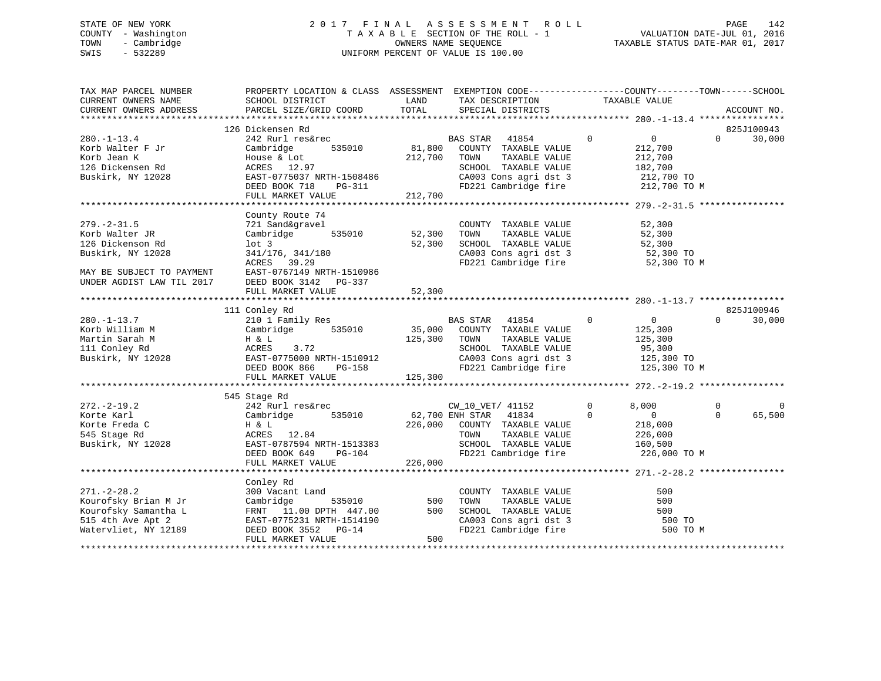STATE OF NEW YORK — 2017 FINAL ASSESSMENT ROLL
COUNTY - Washington — TAXABLE SECTION OF THE ROLL - 1 — VALUATION DATE-JUL 01, 2016
TOWN - Cambridge — OWNERS NAME SEQUENCE — TAXABLE STATUS DATE-MAR 01, 2017
SWIS - 532289 — UNIFORM PERCENT OF VALUE IS 100.00

```
TAX MAP PARCEL NUMBER          PROPERTY LOCATION & CLASS  ASSESSMENT  EXEMPTION CODE-----------------COUNTY--------TOWN------SCHOOL
CURRENT OWNERS NAME            SCHOOL DISTRICT               LAND      TAX DESCRIPTION             TAXABLE VALUE
CURRENT OWNERS ADDRESS         PARCEL SIZE/GRID COORD        TOTAL     SPECIAL DISTRICTS                                    ACCOUNT NO.
*********************************************************************************************************** 280.-1-13.4 ****************
                               126 Dickensen Rd                                                                          825J100943
280.-1-13.4                    242 Rurl res&rec                        BAS STAR   41854           0           0          0      30,000
Korb Walter F Jr               Cambridge        535010       81,800   COUNTY  TAXABLE VALUE            212,700
Korb Jean K                    House & Lot                  212,700   TOWN    TAXABLE VALUE            212,700
126 Dickensen Rd               ACRES   12.97                          SCHOOL  TAXABLE VALUE            182,700
Buskirk, NY 12028              EAST-0775037 NRTH-1508486              CA003 Cons agri dst 3             212,700 TO
                               DEED BOOK 718    PG-311                FD221 Cambridge fire              212,700 TO M
                               FULL MARKET VALUE            212,700
*********************************************************************************************************** 279.-2-31.5 ****************
                               County Route 74
279.-2-31.5                    721 Sand&gravel                        COUNTY  TAXABLE VALUE             52,300
Korb Walter JR                 Cambridge        535010       52,300   TOWN    TAXABLE VALUE             52,300
126 Dickenson Rd               lot 3                         52,300   SCHOOL  TAXABLE VALUE             52,300
Buskirk, NY 12028              341/176, 341/180                       CA003 Cons agri dst 3              52,300 TO
                               ACRES   39.29                          FD221 Cambridge fire               52,300 TO M
MAY BE SUBJECT TO PAYMENT      EAST-0767149 NRTH-1510986
UNDER AGDIST LAW TIL 2017      DEED BOOK 3142   PG-337
                               FULL MARKET VALUE             52,300
*********************************************************************************************************** 280.-1-13.7 ****************
                               111 Conley Rd                                                                             825J100946
280.-1-13.7                    210 1 Family Res                        BAS STAR   41854           0           0          0      30,000
Korb William M                 Cambridge        535010       35,000   COUNTY  TAXABLE VALUE            125,300
Martin Sarah M                 H & L                        125,300   TOWN    TAXABLE VALUE            125,300
111 Conley Rd                  ACRES    3.72                          SCHOOL  TAXABLE VALUE             95,300
Buskirk, NY 12028              EAST-0775000 NRTH-1510912              CA003 Cons agri dst 3             125,300 TO
                               DEED BOOK 866    PG-158                FD221 Cambridge fire              125,300 TO M
                               FULL MARKET VALUE            125,300
*********************************************************************************************************** 272.-2-19.2 ****************
                               545 Stage Rd
272.-2-19.2                    242 Rurl res&rec                        CW_10_VET/ 41152           0       8,000          0           0
Korte Karl                     Cambridge        535010       62,700 ENH STAR   41834           0           0          0      65,500
Korte Freda C                  H & L                        226,000   COUNTY  TAXABLE VALUE            218,000
545 Stage Rd                   ACRES   12.84                          TOWN    TAXABLE VALUE            226,000
Buskirk, NY 12028              EAST-0787594 NRTH-1513383              SCHOOL  TAXABLE VALUE            160,500
                               DEED BOOK 649    PG-104                FD221 Cambridge fire              226,000 TO M
                               FULL MARKET VALUE            226,000
*********************************************************************************************************** 271.-2-28.2 ****************
                               Conley Rd
271.-2-28.2                    300 Vacant Land                        COUNTY  TAXABLE VALUE                500
Kourofsky Brian M Jr           Cambridge        535010          500   TOWN    TAXABLE VALUE                500
Kourofsky Samantha L           FRNT   11.00 DPTH  447.00        500   SCHOOL  TAXABLE VALUE                500
515 4th Ave Apt 2              EAST-0775231 NRTH-1514190              CA003 Cons agri dst 3                 500 TO
Watervliet, NY 12189           DEED BOOK 3552   PG-14                 FD221 Cambridge fire                  500 TO M
                               FULL MARKET VALUE                500
************************************************************************************************************************************
```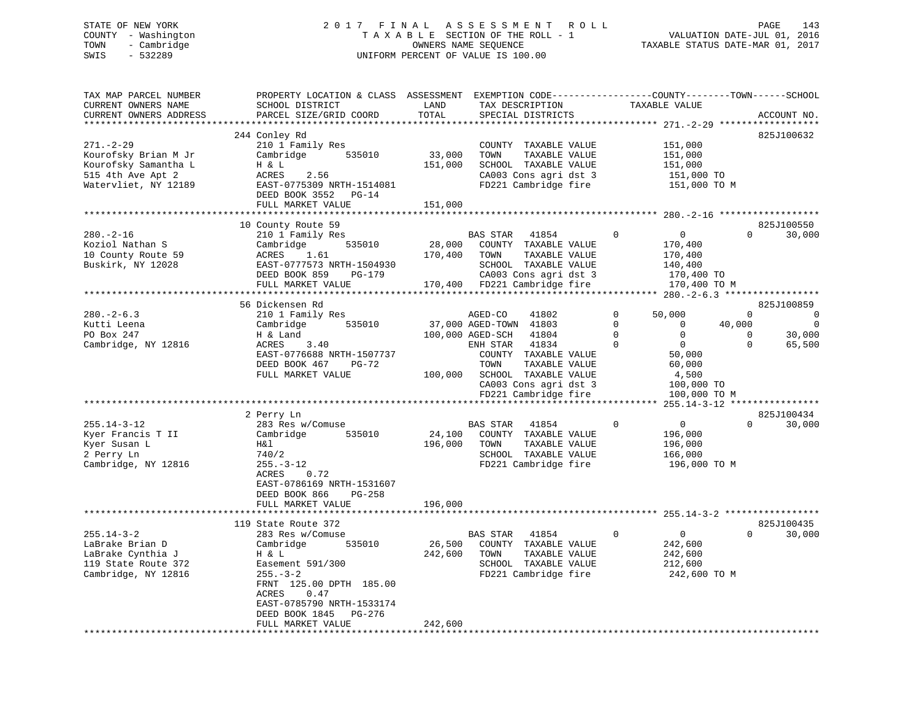STATE OF NEW YORK | 2017 FINAL ASSESSMENT ROLL | VALUATION DATE-JUL 01, 2016
COUNTY - Washington | TAXABLE SECTION OF THE ROLL - 1 | TAXABLE STATUS DATE-MAR 01, 2017
TOWN - Cambridge | OWNERS NAME SEQUENCE
SWIS - 532289 | UNIFORM PERCENT OF VALUE IS 100.00

```
TAX MAP PARCEL NUMBER          PROPERTY LOCATION & CLASS  ASSESSMENT  EXEMPTION CODE------------------COUNTY--------TOWN------SCHOOL
CURRENT OWNERS NAME            SCHOOL DISTRICT               LAND      TAX DESCRIPTION            TAXABLE VALUE
CURRENT OWNERS ADDRESS         PARCEL SIZE/GRID COORD        TOTAL     SPECIAL DISTRICTS                                      ACCOUNT NO.
*********************************************************************************************** 271.-2-29 ******************
                               244 Conley Rd                                                                              825J100632
271.-2-29                      210 1 Family Res                        COUNTY  TAXABLE VALUE            151,000
Kourofsky Brian M Jr           Cambridge        535010      33,000     TOWN    TAXABLE VALUE            151,000
Kourofsky Samantha L           H & L                       151,000     SCHOOL  TAXABLE VALUE            151,000
515 4th Ave Apt 2              ACRES     2.56                          CA003 Cons agri dst 3             151,000 TO
Watervliet, NY 12189           EAST-0775309 NRTH-1514081               FD221 Cambridge fire              151,000 TO M
                               DEED BOOK 3552   PG-14
                               FULL MARKET VALUE           151,000
*********************************************************************************************** 280.-2-16 ******************
                               10 County Route 59                                                                         825J100550
280.-2-16                      210 1 Family Res                        BAS STAR   41854          0            0          0     30,000
Koziol Nathan S                Cambridge        535010      28,000     COUNTY  TAXABLE VALUE            170,400
10 County Route 59             ACRES     1.61              170,400     TOWN    TAXABLE VALUE            170,400
Buskirk, NY 12028              EAST-0777573 NRTH-1504930               SCHOOL  TAXABLE VALUE            140,400
                               DEED BOOK 859    PG-179                 CA003 Cons agri dst 3             170,400 TO
                               FULL MARKET VALUE           170,400     FD221 Cambridge fire              170,400 TO M
*********************************************************************************************** 280.-2-6.3 *****************
                               56 Dickensen Rd                                                                            825J100859
280.-2-6.3                     210 1 Family Res                        AGED-CO    41802          0       50,000          0          0
Kutti Leena                    Cambridge        535010      37,000     AGED-TOWN  41803          0            0     40,000          0
PO Box 247                     H & Land                    100,000     AGED-SCH   41804          0            0          0     30,000
Cambridge, NY 12816            ACRES     3.40                          ENH STAR   41834          0            0          0     65,500
                               EAST-0776688 NRTH-1507737               COUNTY  TAXABLE VALUE             50,000
                               DEED BOOK 467    PG-72                  TOWN    TAXABLE VALUE             60,000
                               FULL MARKET VALUE           100,000     SCHOOL  TAXABLE VALUE              4,500
                                                                       CA003 Cons agri dst 3             100,000 TO
                                                                       FD221 Cambridge fire              100,000 TO M
*********************************************************************************************** 255.14-3-12 ****************
                               2 Perry Ln                                                                                 825J100434
255.14-3-12                    283 Res w/Comuse                        BAS STAR   41854          0            0          0     30,000
Kyer Francis T II              Cambridge        535010      24,100     COUNTY  TAXABLE VALUE            196,000
Kyer Susan L                   H&l                         196,000     TOWN    TAXABLE VALUE            196,000
2 Perry Ln                     740/2                                   SCHOOL  TAXABLE VALUE            166,000
Cambridge, NY 12816            255.-3-12                               FD221 Cambridge fire              196,000 TO M
                               ACRES     0.72
                               EAST-0786169 NRTH-1531607
                               DEED BOOK 866    PG-258
                               FULL MARKET VALUE           196,000
*********************************************************************************************** 255.14-3-2 *****************
                               119 State Route 372                                                                        825J100435
255.14-3-2                     283 Res w/Comuse                        BAS STAR   41854          0            0          0     30,000
LaBrake Brian D                Cambridge        535010      26,500     COUNTY  TAXABLE VALUE            242,600
LaBrake Cynthia J              H & L                       242,600     TOWN    TAXABLE VALUE            242,600
119 State Route 372            Easement 591/300                        SCHOOL  TAXABLE VALUE            212,600
Cambridge, NY 12816            255.-3-2                                FD221 Cambridge fire              242,600 TO M
                               FRNT 125.00 DPTH 185.00
                               ACRES     0.47
                               EAST-0785790 NRTH-1533174
                               DEED BOOK 1845   PG-276
                               FULL MARKET VALUE           242,600
********************************************************************************************************************************
```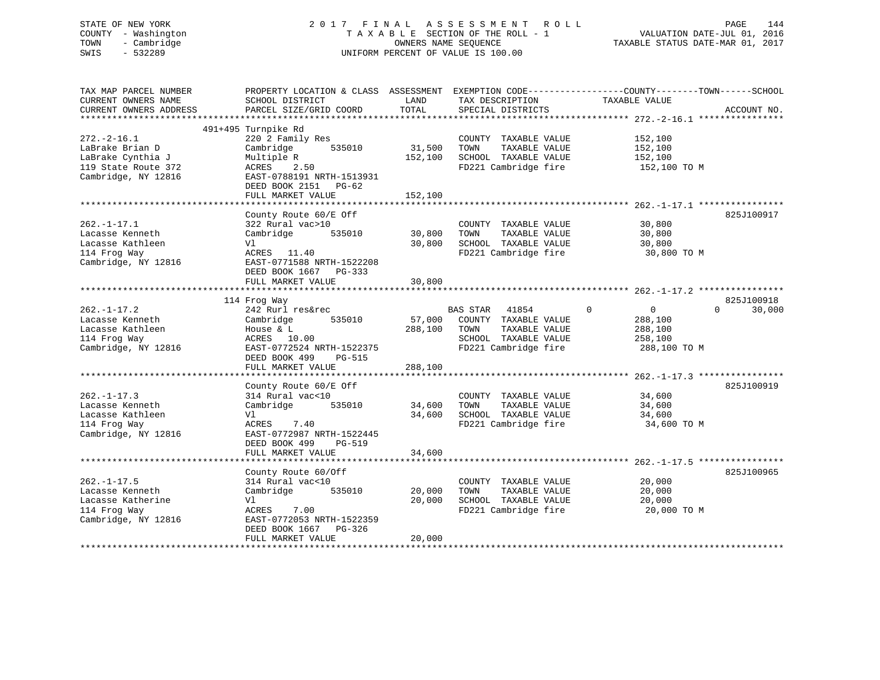STATE OF NEW YORK — 2017 FINAL ASSESSMENT ROLL
COUNTY - Washington — TAXABLE SECTION OF THE ROLL - 1 — VALUATION DATE-JUL 01, 2016
TOWN - Cambridge — OWNERS NAME SEQUENCE — TAXABLE STATUS DATE-MAR 01, 2017
SWIS - 532289 — UNIFORM PERCENT OF VALUE IS 100.00

| TAX MAP PARCEL NUMBER / CURRENT OWNERS NAME / CURRENT OWNERS ADDRESS | PROPERTY LOCATION & CLASS / SCHOOL DISTRICT / PARCEL SIZE/GRID COORD | ASSESSMENT LAND | TOTAL | EXEMPTION CODE / TAX DESCRIPTION / SPECIAL DISTRICTS | COUNTY TAXABLE VALUE | TOWN | SCHOOL | ACCOUNT NO. |
|---|---|---|---|---|---|---|---|---|
| **272.-2-16.1** | 491+495 Turnpike Rd | | | | | | | |
| LaBrake Brian D | 220 2 Family Res | | | COUNTY TAXABLE VALUE | 152,100 | | | |
| LaBrake Cynthia J | Cambridge 535010 | 31,500 | | TOWN TAXABLE VALUE | 152,100 | | | |
| 119 State Route 372 | Multiple R | | 152,100 | SCHOOL TAXABLE VALUE | 152,100 | | | |
| Cambridge, NY 12816 | ACRES 2.50 | | | FD221 Cambridge fire | 152,100 TO M | | | |
| | EAST-0788191 NRTH-1513931 | | | | | | | |
| | DEED BOOK 2151 PG-62 | | | | | | | |
| | FULL MARKET VALUE | | 152,100 | | | | | |
| **262.-1-17.1** | County Route 60/E Off | | | | | | | 825J100917 |
| Lacasse Kenneth | 322 Rural vac>10 | | | COUNTY TAXABLE VALUE | 30,800 | | | |
| Lacasse Kathleen | Cambridge 535010 | 30,800 | | TOWN TAXABLE VALUE | 30,800 | | | |
| 114 Frog Way | Vl | | 30,800 | SCHOOL TAXABLE VALUE | 30,800 | | | |
| Cambridge, NY 12816 | ACRES 11.40 | | | FD221 Cambridge fire | 30,800 TO M | | | |
| | EAST-0771588 NRTH-1522208 | | | | | | | |
| | DEED BOOK 1667 PG-333 | | | | | | | |
| | FULL MARKET VALUE | | 30,800 | | | | | |
| **262.-1-17.2** | 114 Frog Way | | | | | | | 825J100918 |
| Lacasse Kenneth | 242 Rurl res&rec | | | BAS STAR 41854 | 0 | 0 | 30,000 | |
| Lacasse Kathleen | Cambridge 535010 | 57,000 | | COUNTY TAXABLE VALUE | 288,100 | | | |
| 114 Frog Way | House & L | | 288,100 | TOWN TAXABLE VALUE | 288,100 | | | |
| Cambridge, NY 12816 | ACRES 10.00 | | | SCHOOL TAXABLE VALUE | 258,100 | | | |
| | EAST-0772524 NRTH-1522375 | | | FD221 Cambridge fire | 288,100 TO M | | | |
| | DEED BOOK 499 PG-515 | | | | | | | |
| | FULL MARKET VALUE | | 288,100 | | | | | |
| **262.-1-17.3** | County Route 60/E Off | | | | | | | 825J100919 |
| Lacasse Kenneth | 314 Rural vac<10 | | | COUNTY TAXABLE VALUE | 34,600 | | | |
| Lacasse Kathleen | Cambridge 535010 | 34,600 | | TOWN TAXABLE VALUE | 34,600 | | | |
| 114 Frog Way | Vl | | 34,600 | SCHOOL TAXABLE VALUE | 34,600 | | | |
| Cambridge, NY 12816 | ACRES 7.40 | | | FD221 Cambridge fire | 34,600 TO M | | | |
| | EAST-0772987 NRTH-1522445 | | | | | | | |
| | DEED BOOK 499 PG-519 | | | | | | | |
| | FULL MARKET VALUE | | 34,600 | | | | | |
| **262.-1-17.5** | County Route 60/Off | | | | | | | 825J100965 |
| Lacasse Kenneth | 314 Rural vac<10 | | | COUNTY TAXABLE VALUE | 20,000 | | | |
| Lacasse Katherine | Cambridge 535010 | 20,000 | | TOWN TAXABLE VALUE | 20,000 | | | |
| 114 Frog Way | Vl | | 20,000 | SCHOOL TAXABLE VALUE | 20,000 | | | |
| Cambridge, NY 12816 | ACRES 7.00 | | | FD221 Cambridge fire | 20,000 TO M | | | |
| | EAST-0772053 NRTH-1522359 | | | | | | | |
| | DEED BOOK 1667 PG-326 | | | | | | | |
| | FULL MARKET VALUE | | 20,000 | | | | | |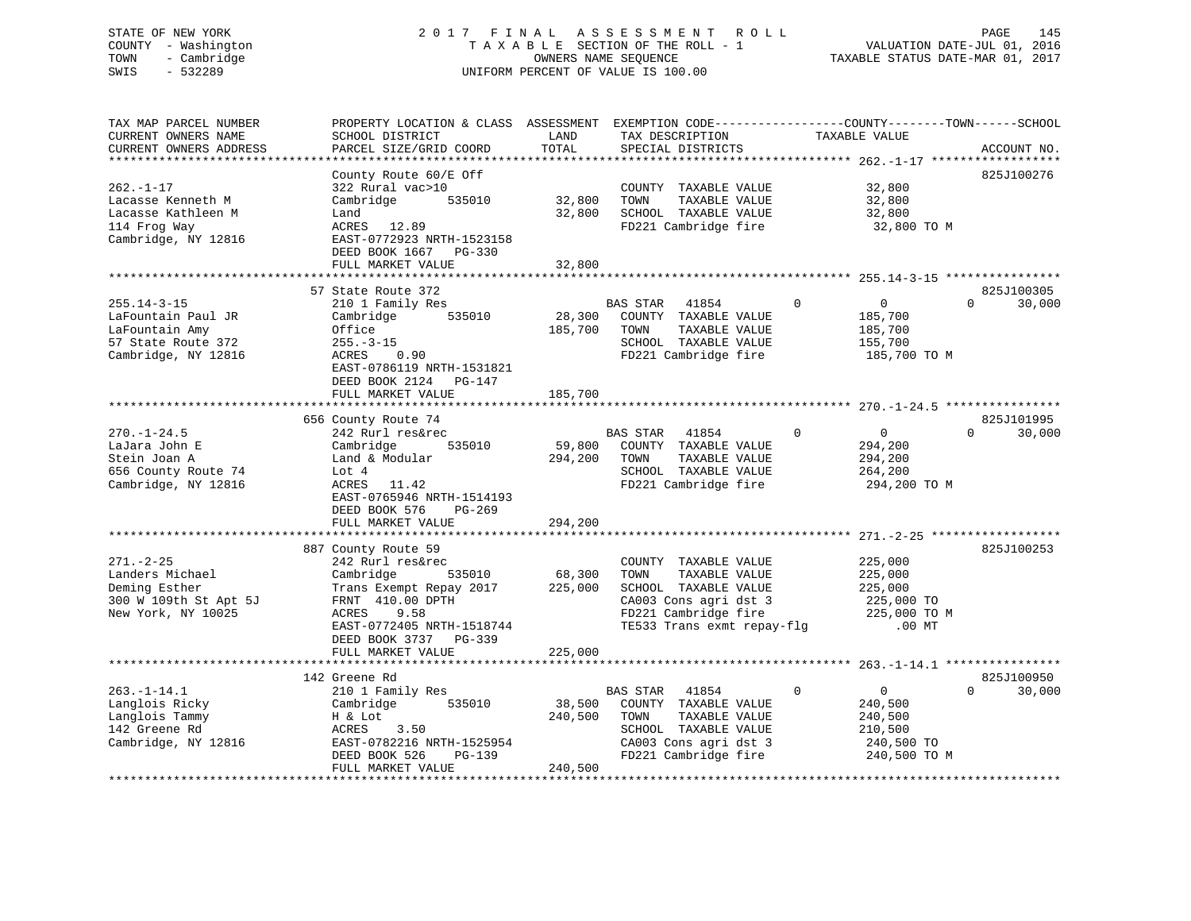```
STATE OF NEW YORK              2 0 1 7   F I N A L   A S S E S S M E N T   R O L L                              PAGE    145
COUNTY  - Washington                  T A X A B L E SECTION OF THE ROLL - 1                        VALUATION DATE-JUL 01, 2016
TOWN    - Cambridge                              OWNERS NAME SEQUENCE                          TAXABLE STATUS DATE-MAR 01, 2017
SWIS    - 532289                          UNIFORM PERCENT OF VALUE IS 100.00

TAX MAP PARCEL NUMBER          PROPERTY LOCATION & CLASS  ASSESSMENT  EXEMPTION CODE------------------COUNTY--------TOWN------SCHOOL
CURRENT OWNERS NAME            SCHOOL DISTRICT               LAND      TAX DESCRIPTION            TAXABLE VALUE
CURRENT OWNERS ADDRESS         PARCEL SIZE/GRID COORD        TOTAL     SPECIAL DISTRICTS                                    ACCOUNT NO.
******************************************************************************************************* 262.-1-17 ******************
                               County Route 60/E Off                                                                        825J100276
262.-1-17                      322 Rural vac>10                        COUNTY  TAXABLE VALUE             32,800
Lacasse Kenneth M              Cambridge       535010       32,800     TOWN    TAXABLE VALUE             32,800
Lacasse Kathleen M             Land                         32,800     SCHOOL  TAXABLE VALUE             32,800
114 Frog Way                   ACRES   12.89                           FD221 Cambridge fire               32,800 TO M
Cambridge, NY 12816            EAST-0772923 NRTH-1523158
                               DEED BOOK 1667   PG-330
                               FULL MARKET VALUE            32,800
******************************************************************************************************* 255.14-3-15 ****************
                               57 State Route 372                                                                           825J100305
255.14-3-15                    210 1 Family Res                        BAS STAR   41854          0          0          0      30,000
LaFountain Paul JR             Cambridge       535010       28,300     COUNTY  TAXABLE VALUE            185,700
LaFountain Amy                 Office                      185,700     TOWN    TAXABLE VALUE            185,700
57 State Route 372             255.-3-15                               SCHOOL  TAXABLE VALUE            155,700
Cambridge, NY 12816            ACRES    0.90                           FD221 Cambridge fire              185,700 TO M
                               EAST-0786119 NRTH-1531821
                               DEED BOOK 2124   PG-147
                               FULL MARKET VALUE           185,700
******************************************************************************************************* 270.-1-24.5 ****************
                               656 County Route 74                                                                          825J101995
270.-1-24.5                    242 Rurl res&rec                        BAS STAR   41854          0          0          0      30,000
LaJara John E                  Cambridge       535010       59,800     COUNTY  TAXABLE VALUE            294,200
Stein Joan A                   Land & Modular              294,200     TOWN    TAXABLE VALUE            294,200
656 County Route 74            Lot 4                                   SCHOOL  TAXABLE VALUE            264,200
Cambridge, NY 12816            ACRES   11.42                           FD221 Cambridge fire              294,200 TO M
                               EAST-0765946 NRTH-1514193
                               DEED BOOK 576    PG-269
                               FULL MARKET VALUE           294,200
******************************************************************************************************* 271.-2-25 ******************
                               887 County Route 59                                                                          825J100253
271.-2-25                      242 Rurl res&rec                        COUNTY  TAXABLE VALUE            225,000
Landers Michael                Cambridge       535010       68,300     TOWN    TAXABLE VALUE            225,000
Deming Esther                  Trans Exempt Repay 2017     225,000     SCHOOL  TAXABLE VALUE            225,000
300 W 109th St Apt 5J          FRNT  410.00 DPTH                       CA003 Cons agri dst 3             225,000 TO
New York, NY 10025             ACRES    9.58                           FD221 Cambridge fire              225,000 TO M
                               EAST-0772405 NRTH-1518744               TE533 Trans exmt repay-flg            .00 MT
                               DEED BOOK 3737   PG-339
                               FULL MARKET VALUE           225,000
******************************************************************************************************* 263.-1-14.1 ****************
                               142 Greene Rd                                                                                825J100950
263.-1-14.1                    210 1 Family Res                        BAS STAR   41854          0          0          0      30,000
Langlois Ricky                 Cambridge       535010       38,500     COUNTY  TAXABLE VALUE            240,500
Langlois Tammy                 H & Lot                     240,500     TOWN    TAXABLE VALUE            240,500
142 Greene Rd                  ACRES    3.50                           SCHOOL  TAXABLE VALUE            210,500
Cambridge, NY 12816            EAST-0782216 NRTH-1525954               CA003 Cons agri dst 3             240,500 TO
                               DEED BOOK 526    PG-139                 FD221 Cambridge fire              240,500 TO M
                               FULL MARKET VALUE           240,500
************************************************************************************************************************************
```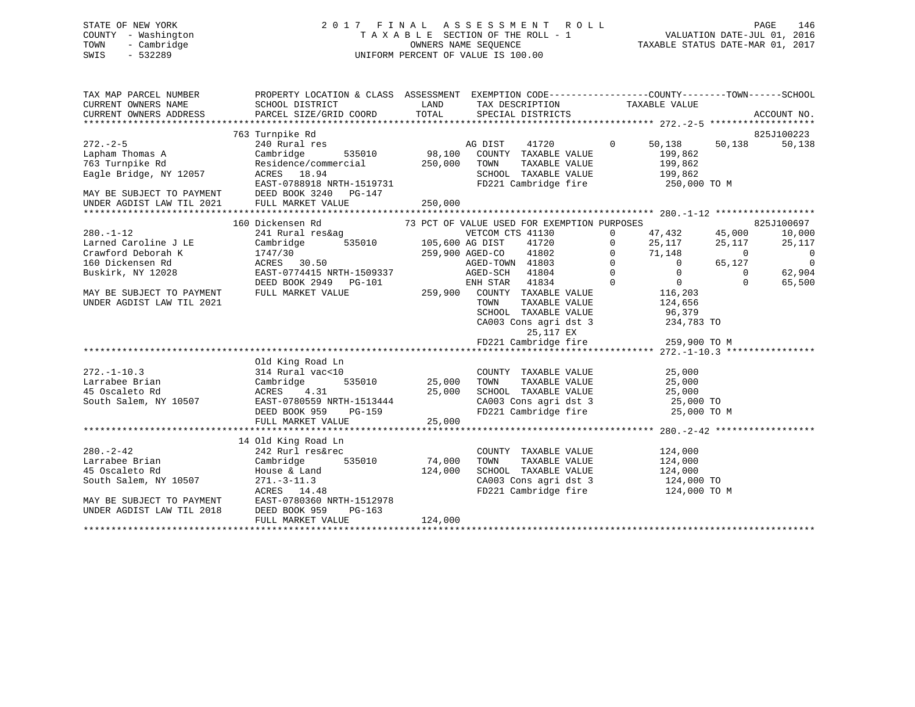STATE OF NEW YORK
COUNTY - Washington
TOWN - Cambridge
SWIS - 532289

2 0 1 7 F I N A L A S S E S S M E N T R O L L
T A X A B L E SECTION OF THE ROLL - 1
OWNERS NAME SEQUENCE
UNIFORM PERCENT OF VALUE IS 100.00

VALUATION DATE-JUL 01, 2016
TAXABLE STATUS DATE-MAR 01, 2017

```
TAX MAP PARCEL NUMBER          PROPERTY LOCATION & CLASS  ASSESSMENT  EXEMPTION CODE------------------COUNTY--------TOWN------SCHOOL
CURRENT OWNERS NAME            SCHOOL DISTRICT               LAND      TAX DESCRIPTION              TAXABLE VALUE
CURRENT OWNERS ADDRESS         PARCEL SIZE/GRID COORD        TOTAL     SPECIAL DISTRICTS                                      ACCOUNT NO.
******************************************************************************************************* 272.-2-5 *******************
                               763 Turnpike Rd                                                                             825J100223
272.-2-5                       240 Rural res                          AG DIST     41720        0     50,138     50,138     50,138
Lapham Thomas A                Cambridge       535010       98,100    COUNTY  TAXABLE VALUE           199,862
763 Turnpike Rd                Residence/commercial        250,000    TOWN    TAXABLE VALUE           199,862
Eagle Bridge, NY 12057         ACRES   18.94                          SCHOOL  TAXABLE VALUE           199,862
                               EAST-0788918 NRTH-1519731              FD221 Cambridge fire            250,000 TO M
MAY BE SUBJECT TO PAYMENT      DEED BOOK 3240   PG-147
UNDER AGDIST LAW TIL 2021      FULL MARKET VALUE           250,000
******************************************************************************************************* 280.-1-12 ******************
                               160 Dickensen Rd              73 PCT OF VALUE USED FOR EXEMPTION PURPOSES                   825J100697
280.-1-12                      241 Rural res&ag                       VETCOM CTS 41130     0      47,432     45,000     10,000
Larned Caroline J LE           Cambridge       535010      105,600 AG DIST      41720      0      25,117     25,117     25,117
Crawford Deborah K             1747/30                     259,900 AGED-CO      41802      0      71,148          0          0
160 Dickensen Rd               ACRES   30.50                          AGED-TOWN  41803      0           0     65,127          0
Buskirk, NY 12028              EAST-0774415 NRTH-1509337              AGED-SCH   41804      0           0          0     62,904
                               DEED BOOK 2949   PG-101                ENH STAR   41834      0           0          0     65,500
MAY BE SUBJECT TO PAYMENT      FULL MARKET VALUE           259,900    COUNTY  TAXABLE VALUE           116,203
UNDER AGDIST LAW TIL 2021                                             TOWN    TAXABLE VALUE           124,656
                                                                      SCHOOL  TAXABLE VALUE            96,379
                                                                      CA003 Cons agri dst 3           234,783 TO
                                                                            25,117 EX
                                                                      FD221 Cambridge fire            259,900 TO M
******************************************************************************************************* 272.-1-10.3 ****************
                               Old King Road Ln
272.-1-10.3                    314 Rural vac<10                       COUNTY  TAXABLE VALUE            25,000
Larrabee Brian                 Cambridge       535010       25,000    TOWN    TAXABLE VALUE            25,000
45 Oscaleto Rd                 ACRES    4.31                25,000    SCHOOL  TAXABLE VALUE            25,000
South Salem, NY 10507          EAST-0780559 NRTH-1513444              CA003 Cons agri dst 3            25,000 TO
                               DEED BOOK 959    PG-159                FD221 Cambridge fire             25,000 TO M
                               FULL MARKET VALUE            25,000
******************************************************************************************************* 280.-2-42 ******************
                               14 Old King Road Ln
280.-2-42                      242 Rurl res&rec                       COUNTY  TAXABLE VALUE           124,000
Larrabee Brian                 Cambridge       535010       74,000    TOWN    TAXABLE VALUE           124,000
45 Oscaleto Rd                 House & Land                124,000    SCHOOL  TAXABLE VALUE           124,000
South Salem, NY 10507          271.-3-11.3                            CA003 Cons agri dst 3           124,000 TO
                               ACRES   14.48                          FD221 Cambridge fire            124,000 TO M
MAY BE SUBJECT TO PAYMENT      EAST-0780360 NRTH-1512978
UNDER AGDIST LAW TIL 2018      DEED BOOK 959    PG-163
                               FULL MARKET VALUE           124,000
************************************************************************************************************************************
```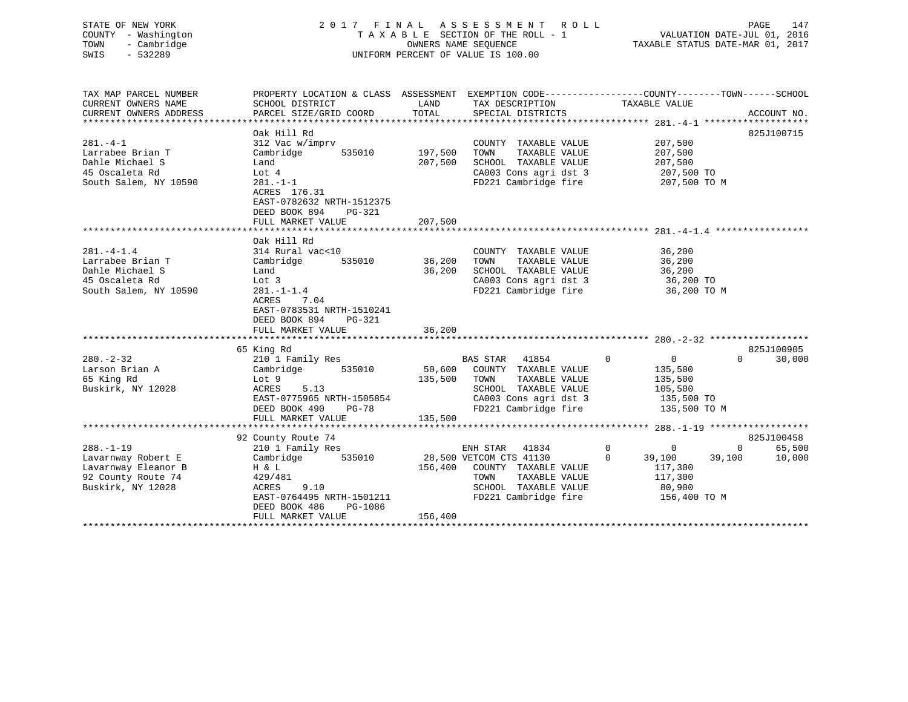STATE OF NEW YORK — COUNTY - Washington — TOWN - Cambridge — SWIS - 532289

# 2017 FINAL ASSESSMENT ROLL

TAXABLE SECTION OF THE ROLL - 1
OWNERS NAME SEQUENCE
UNIFORM PERCENT OF VALUE IS 100.00

VALUATION DATE-JUL 01, 2016
TAXABLE STATUS DATE-MAR 01, 2017

| TAX MAP PARCEL NUMBER / CURRENT OWNERS NAME / CURRENT OWNERS ADDRESS | PROPERTY LOCATION & CLASS / SCHOOL DISTRICT / PARCEL SIZE/GRID COORD | ASSESSMENT LAND | TOTAL | EXEMPTION CODE / TAX DESCRIPTION / SPECIAL DISTRICTS | COUNTY TAXABLE VALUE | TOWN | SCHOOL | ACCOUNT NO. |
|---|---|---|---|---|---|---|---|---|
| **281.-4-1** | Oak Hill Rd | | | | | | | 825J100715 |
| Larrabee Brian T | 312 Vac w/imprv | | | COUNTY TAXABLE VALUE | 207,500 | | | |
| Dahle Michael S | Cambridge 535010 | 197,500 | | TOWN TAXABLE VALUE | 207,500 | | | |
| 45 Oscaleta Rd | Land | | 207,500 | SCHOOL TAXABLE VALUE | 207,500 | | | |
| South Salem, NY 10590 | Lot 4 | | | CA003 Cons agri dst 3 | 207,500 TO | | | |
| | 281.-1-1 | | | FD221 Cambridge fire | 207,500 TO M | | | |
| | ACRES 176.31 | | | | | | | |
| | EAST-0782632 NRTH-1512375 | | | | | | | |
| | DEED BOOK 894 PG-321 | | | | | | | |
| | FULL MARKET VALUE | | 207,500 | | | | | |
| **281.-4-1.4** | Oak Hill Rd | | | | | | | |
| Larrabee Brian T | 314 Rural vac<10 | | | COUNTY TAXABLE VALUE | 36,200 | | | |
| Dahle Michael S | Cambridge 535010 | 36,200 | | TOWN TAXABLE VALUE | 36,200 | | | |
| 45 Oscaleta Rd | Land | | 36,200 | SCHOOL TAXABLE VALUE | 36,200 | | | |
| South Salem, NY 10590 | Lot 3 | | | CA003 Cons agri dst 3 | 36,200 TO | | | |
| | 281.-1-1.4 | | | FD221 Cambridge fire | 36,200 TO M | | | |
| | ACRES 7.04 | | | | | | | |
| | EAST-0783531 NRTH-1510241 | | | | | | | |
| | DEED BOOK 894 PG-321 | | | | | | | |
| | FULL MARKET VALUE | | 36,200 | | | | | |
| **280.-2-32** | 65 King Rd | | | | | | | 825J100905 |
| Larson Brian A | 210 1 Family Res | | | BAS STAR 41854 | 0 | 0 | 30,000 | |
| 65 King Rd | Cambridge 535010 | 50,600 | | COUNTY TAXABLE VALUE | 135,500 | | | |
| Buskirk, NY 12028 | Lot 9 | | 135,500 | TOWN TAXABLE VALUE | 135,500 | | | |
| | ACRES 5.13 | | | SCHOOL TAXABLE VALUE | 105,500 | | | |
| | EAST-0775965 NRTH-1505854 | | | CA003 Cons agri dst 3 | 135,500 TO | | | |
| | DEED BOOK 490 PG-78 | | | FD221 Cambridge fire | 135,500 TO M | | | |
| | FULL MARKET VALUE | | 135,500 | | | | | |
| **288.-1-19** | 92 County Route 74 | | | | | | | 825J100458 |
| Lavarnway Robert E | 210 1 Family Res | | | ENH STAR 41834 | 0 | 0 | 65,500 | |
| Lavarnway Eleanor B | Cambridge 535010 | 28,500 | | VETCOM CTS 41130 | 39,100 | 39,100 | 10,000 | |
| 92 County Route 74 | H & L | | 156,400 | COUNTY TAXABLE VALUE | 117,300 | | | |
| Buskirk, NY 12028 | 429/481 | | | TOWN TAXABLE VALUE | 117,300 | | | |
| | ACRES 9.10 | | | SCHOOL TAXABLE VALUE | 80,900 | | | |
| | EAST-0764495 NRTH-1501211 | | | FD221 Cambridge fire | 156,400 TO M | | | |
| | DEED BOOK 486 PG-1086 | | | | | | | |
| | FULL MARKET VALUE | | 156,400 | | | | | |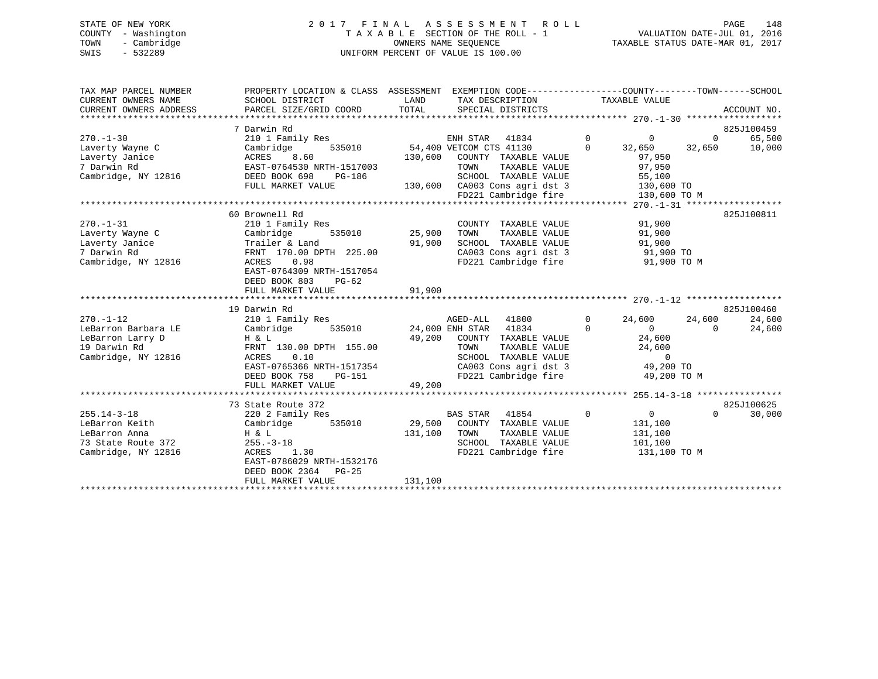STATE OF NEW YORK
COUNTY - Washington
TOWN - Cambridge
SWIS - 532289

2017 FINAL ASSESSMENT ROLL
TAXABLE SECTION OF THE ROLL - 1
OWNERS NAME SEQUENCE
UNIFORM PERCENT OF VALUE IS 100.00

VALUATION DATE-JUL 01, 2016
TAXABLE STATUS DATE-MAR 01, 2017

```
TAX MAP PARCEL NUMBER          PROPERTY LOCATION & CLASS  ASSESSMENT  EXEMPTION CODE------------------COUNTY--------TOWN------SCHOOL
CURRENT OWNERS NAME            SCHOOL DISTRICT             LAND       TAX DESCRIPTION               TAXABLE VALUE
CURRENT OWNERS ADDRESS         PARCEL SIZE/GRID COORD      TOTAL      SPECIAL DISTRICTS                                      ACCOUNT NO.
*********************************************************************************************** 270.-1-30 ******************
                               7 Darwin Rd                                                                                825J100459
270.-1-30                      210 1 Family Res                       ENH STAR   41834         0          0           0       65,500
Laverty Wayne C                Cambridge        535010      54,400 VETCOM CTS 41130            0     32,650      32,650       10,000
Laverty Janice                 ACRES     8.60              130,600    COUNTY  TAXABLE VALUE          97,950
7 Darwin Rd                    EAST-0764530 NRTH-1517003              TOWN    TAXABLE VALUE          97,950
Cambridge, NY 12816            DEED BOOK 698    PG-186                SCHOOL  TAXABLE VALUE          55,100
                               FULL MARKET VALUE            130,600   CA003 Cons agri dst 3         130,600 TO
                                                                      FD221 Cambridge fire          130,600 TO M
*********************************************************************************************** 270.-1-31 ******************
                               60 Brownell Rd                                                                             825J100811
270.-1-31                      210 1 Family Res                       COUNTY  TAXABLE VALUE          91,900
Laverty Wayne C                Cambridge        535010      25,900    TOWN    TAXABLE VALUE          91,900
Laverty Janice                 Trailer & Land               91,900    SCHOOL  TAXABLE VALUE          91,900
7 Darwin Rd                    FRNT 170.00 DPTH 225.00                CA003 Cons agri dst 3          91,900 TO
Cambridge, NY 12816            ACRES     0.98                         FD221 Cambridge fire           91,900 TO M
                               EAST-0764309 NRTH-1517054
                               DEED BOOK 803    PG-62
                               FULL MARKET VALUE             91,900
*********************************************************************************************** 270.-1-12 ******************
                               19 Darwin Rd                                                                               825J100460
270.-1-12                      210 1 Family Res                       AGED-ALL   41800         0     24,600      24,600       24,600
LeBarron Barbara LE            Cambridge        535010      24,000 ENH STAR  41834             0          0           0       24,600
LeBarron Larry D               H & L                        49,200    COUNTY  TAXABLE VALUE          24,600
19 Darwin Rd                   FRNT 130.00 DPTH 155.00                TOWN    TAXABLE VALUE          24,600
Cambridge, NY 12816            ACRES     0.10                         SCHOOL  TAXABLE VALUE               0
                               EAST-0765366 NRTH-1517354              CA003 Cons agri dst 3          49,200 TO
                               DEED BOOK 758    PG-151                FD221 Cambridge fire           49,200 TO M
                               FULL MARKET VALUE             49,200
*********************************************************************************************** 255.14-3-18 ****************
                               73 State Route 372                                                                         825J100625
255.14-3-18                    220 2 Family Res                       BAS STAR   41854         0          0           0       30,000
LeBarron Keith                 Cambridge        535010      29,500    COUNTY  TAXABLE VALUE         131,100
LeBarron Anna                  H & L                       131,100    TOWN    TAXABLE VALUE         131,100
73 State Route 372             255.-3-18                              SCHOOL  TAXABLE VALUE         101,100
Cambridge, NY 12816            ACRES     1.30                         FD221 Cambridge fire          131,100 TO M
                               EAST-0786029 NRTH-1532176
                               DEED BOOK 2364   PG-25
                               FULL MARKET VALUE            131,100
******************************************************************************************************************************
```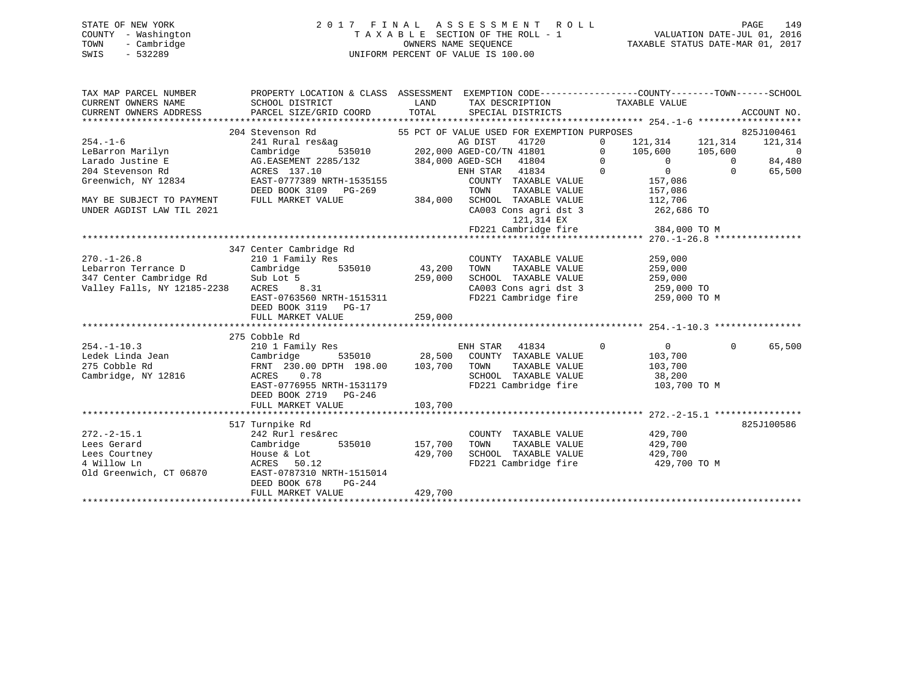STATE OF NEW YORK
COUNTY - Washington
TOWN - Cambridge
SWIS - 532289

# 2017 FINAL ASSESSMENT ROLL
TAXABLE SECTION OF THE ROLL - 1
OWNERS NAME SEQUENCE
UNIFORM PERCENT OF VALUE IS 100.00

VALUATION DATE-JUL 01, 2016
TAXABLE STATUS DATE-MAR 01, 2017

```
TAX MAP PARCEL NUMBER          PROPERTY LOCATION & CLASS  ASSESSMENT  EXEMPTION CODE------------------COUNTY--------TOWN------SCHOOL
CURRENT OWNERS NAME            SCHOOL DISTRICT              LAND      TAX DESCRIPTION              TAXABLE VALUE
CURRENT OWNERS ADDRESS         PARCEL SIZE/GRID COORD       TOTAL     SPECIAL DISTRICTS                                          ACCOUNT NO.
*********************************************************************************************** 254.-1-6 *******************
                    204 Stevenson Rd              55 PCT OF VALUE USED FOR EXEMPTION PURPOSES                               825J100461
254.-1-6                       241 Rural res&ag                  AG DIST     41720        0    121,314    121,314    121,314
LeBarron Marilyn               Cambridge      535010    202,000 AGED-CO/TN 41801         0    105,600    105,600          0
Larado Justine E               AG.EASEMENT 2285/132     384,000 AGED-SCH   41804         0          0          0     84,480
204 Stevenson Rd               ACRES 137.10                     ENH STAR   41834         0          0          0     65,500
Greenwich, NY 12834            EAST-0777389 NRTH-1535155         COUNTY  TAXABLE VALUE            157,086
                               DEED BOOK 3109   PG-269           TOWN    TAXABLE VALUE            157,086
MAY BE SUBJECT TO PAYMENT      FULL MARKET VALUE        384,000  SCHOOL  TAXABLE VALUE            112,706
UNDER AGDIST LAW TIL 2021                                        CA003 Cons agri dst 3             262,686 TO
                                                                       121,314 EX
                                                                 FD221 Cambridge fire              384,000 TO M
*********************************************************************************************** 270.-1-26.8 ****************
                    347 Center Cambridge Rd
270.-1-26.8                    210 1 Family Res                  COUNTY  TAXABLE VALUE            259,000
Lebarron Terrance D            Cambridge      535010     43,200  TOWN    TAXABLE VALUE            259,000
347 Center Cambridge Rd        Sub Lot 5                259,000  SCHOOL  TAXABLE VALUE            259,000
Valley Falls, NY 12185-2238    ACRES    8.31                     CA003 Cons agri dst 3             259,000 TO
                               EAST-0763560 NRTH-1515311         FD221 Cambridge fire              259,000 TO M
                               DEED BOOK 3119   PG-17
                               FULL MARKET VALUE        259,000
*********************************************************************************************** 254.-1-10.3 ****************
                    275 Cobble Rd
254.-1-10.3                    210 1 Family Res                  ENH STAR   41834        0          0          0     65,500
Ledek Linda Jean               Cambridge      535010     28,500  COUNTY  TAXABLE VALUE            103,700
275 Cobble Rd                  FRNT 230.00 DPTH 198.00  103,700  TOWN    TAXABLE VALUE            103,700
Cambridge, NY 12816            ACRES    0.78                     SCHOOL  TAXABLE VALUE             38,200
                               EAST-0776955 NRTH-1531179         FD221 Cambridge fire              103,700 TO M
                               DEED BOOK 2719   PG-246
                               FULL MARKET VALUE        103,700
*********************************************************************************************** 272.-2-15.1 ****************
                    517 Turnpike Rd                                                                                 825J100586
272.-2-15.1                    242 Rurl res&rec                  COUNTY  TAXABLE VALUE            429,700
Lees Gerard                    Cambridge      535010    157,700  TOWN    TAXABLE VALUE            429,700
Lees Courtney                  House & Lot              429,700  SCHOOL  TAXABLE VALUE            429,700
4 Willow Ln                    ACRES   50.12                     FD221 Cambridge fire              429,700 TO M
Old Greenwich, CT 06870        EAST-0787310 NRTH-1515014
                               DEED BOOK 678    PG-244
                               FULL MARKET VALUE        429,700
********************************************************************************************************************************
```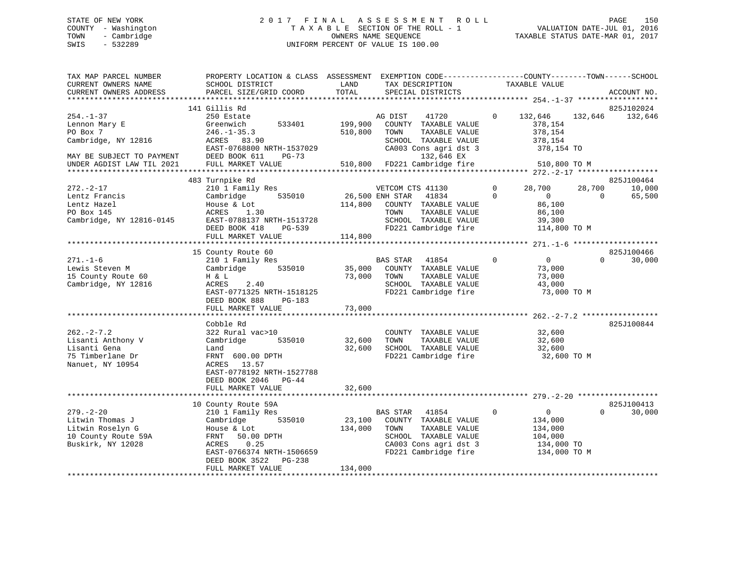STATE OF NEW YORK
COUNTY - Washington
TOWN - Cambridge
SWIS - 532289

2017 FINAL ASSESSMENT ROLL
TAXABLE SECTION OF THE ROLL - 1
OWNERS NAME SEQUENCE
UNIFORM PERCENT OF VALUE IS 100.00

VALUATION DATE-JUL 01, 2016
TAXABLE STATUS DATE-MAR 01, 2017

```
TAX MAP PARCEL NUMBER          PROPERTY LOCATION & CLASS  ASSESSMENT  EXEMPTION CODE-----------------COUNTY--------TOWN------SCHOOL
CURRENT OWNERS NAME            SCHOOL DISTRICT              LAND      TAX DESCRIPTION            TAXABLE VALUE
CURRENT OWNERS ADDRESS         PARCEL SIZE/GRID COORD       TOTAL     SPECIAL DISTRICTS                                    ACCOUNT NO.
****************************************************************************************************** 254.-1-37 ******************
                               141 Gillis Rd                                                                            825J102024
254.-1-37                      250 Estate                          AG DIST    41720        0    132,646    132,646    132,646
Lennon Mary E                  Greenwich       533401   199,900    COUNTY  TAXABLE VALUE          378,154
PO Box 7                       246.-1-35.3              510,800    TOWN    TAXABLE VALUE          378,154
Cambridge, NY 12816            ACRES   83.90                       SCHOOL  TAXABLE VALUE          378,154
                               EAST-0768800 NRTH-1537029           CA003 Cons agri dst 3          378,154 TO
MAY BE SUBJECT TO PAYMENT      DEED BOOK 611    PG-73                    132,646 EX
UNDER AGDIST LAW TIL 2021      FULL MARKET VALUE        510,800    FD221 Cambridge fire           510,800 TO M
****************************************************************************************************** 272.-2-17 ******************
                               483 Turnpike Rd                                                                          825J100464
272.-2-17                      210 1 Family Res                    VETCOM CTS 41130        0     28,700     28,700     10,000
Lentz Francis                  Cambridge       535010    26,500 ENH STAR   41834        0          0          0     65,500
Lentz Hazel                    House & Lot              114,800    COUNTY  TAXABLE VALUE           86,100
PO Box 145                     ACRES    1.30                       TOWN    TAXABLE VALUE           86,100
Cambridge, NY 12816-0145       EAST-0788137 NRTH-1513728           SCHOOL  TAXABLE VALUE           39,300
                               DEED BOOK 418    PG-539             FD221 Cambridge fire           114,800 TO M
                               FULL MARKET VALUE        114,800
****************************************************************************************************** 271.-1-6 *******************
                               15 County Route 60                                                                       825J100466
271.-1-6                       210 1 Family Res                    BAS STAR   41854        0          0          0     30,000
Lewis Steven M                 Cambridge       535010    35,000    COUNTY  TAXABLE VALUE           73,000
15 County Route 60             H & L                     73,000    TOWN    TAXABLE VALUE           73,000
Cambridge, NY 12816            ACRES    2.40                       SCHOOL  TAXABLE VALUE           43,000
                               EAST-0771325 NRTH-1518125           FD221 Cambridge fire            73,000 TO M
                               DEED BOOK 888    PG-183
                               FULL MARKET VALUE         73,000
****************************************************************************************************** 262.-2-7.2 *****************
                               Cobble Rd                                                                                825J100844
262.-2-7.2                     322 Rural vac>10                    COUNTY  TAXABLE VALUE           32,600
Lisanti Anthony V              Cambridge       535010    32,600    TOWN    TAXABLE VALUE           32,600
Lisanti Gena                   Land                      32,600    SCHOOL  TAXABLE VALUE           32,600
75 Timberlane Dr               FRNT  600.00 DPTH                   FD221 Cambridge fire            32,600 TO M
Nanuet, NY 10954               ACRES   13.57
                               EAST-0778192 NRTH-1527788
                               DEED BOOK 2046   PG-44
                               FULL MARKET VALUE         32,600
****************************************************************************************************** 279.-2-20 ******************
                               10 County Route 59A                                                                      825J100413
279.-2-20                      210 1 Family Res                    BAS STAR   41854        0          0          0     30,000
Litwin Thomas J                Cambridge       535010    23,100    COUNTY  TAXABLE VALUE          134,000
Litwin Roselyn G               House & Lot              134,000    TOWN    TAXABLE VALUE          134,000
10 County Route 59A            FRNT   50.00 DPTH                   SCHOOL  TAXABLE VALUE          104,000
Buskirk, NY 12028              ACRES    0.25                       CA003 Cons agri dst 3          134,000 TO
                               EAST-0766374 NRTH-1506659           FD221 Cambridge fire           134,000 TO M
                               DEED BOOK 3522   PG-238
                               FULL MARKET VALUE        134,000
************************************************************************************************************************************
```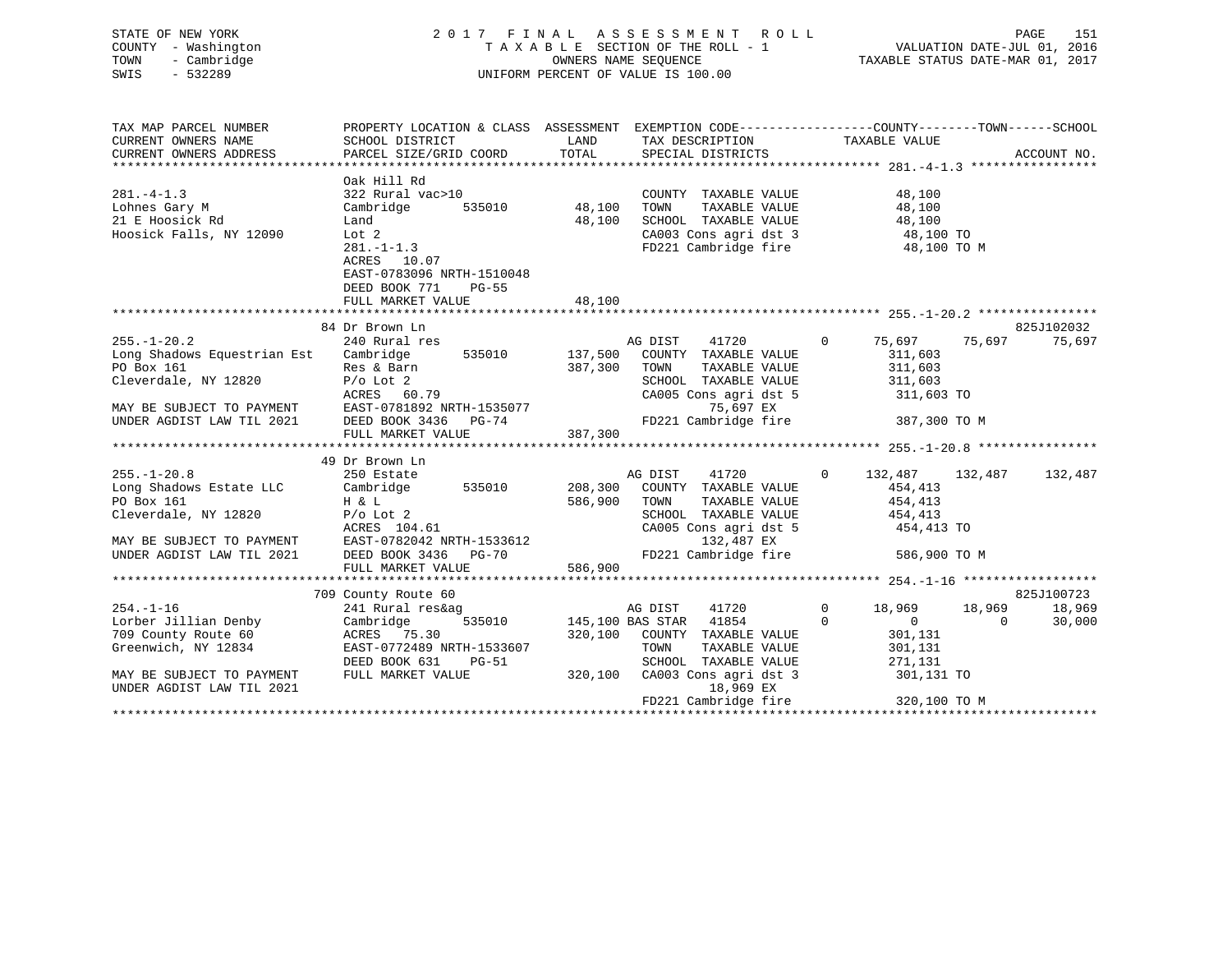STATE OF NEW YORK
COUNTY - Washington
TOWN - Cambridge
SWIS - 532289

2 0 1 7 F I N A L A S S E S S M E N T R O L L
T A X A B L E SECTION OF THE ROLL - 1
OWNERS NAME SEQUENCE
UNIFORM PERCENT OF VALUE IS 100.00

VALUATION DATE-JUL 01, 2016
TAXABLE STATUS DATE-MAR 01, 2017

```
TAX MAP PARCEL NUMBER          PROPERTY LOCATION & CLASS  ASSESSMENT  EXEMPTION CODE-----------------COUNTY--------TOWN------SCHOOL
CURRENT OWNERS NAME            SCHOOL DISTRICT               LAND      TAX DESCRIPTION            TAXABLE VALUE
CURRENT OWNERS ADDRESS         PARCEL SIZE/GRID COORD        TOTAL     SPECIAL DISTRICTS                                   ACCOUNT NO.
******************************************************************************************************* 281.-4-1.3 *****************
                               Oak Hill Rd
281.-4-1.3                     322 Rural vac>10                         COUNTY  TAXABLE VALUE           48,100
Lohnes Gary M                  Cambridge       535010       48,100      TOWN    TAXABLE VALUE           48,100
21 E Hoosick Rd                Land                         48,100      SCHOOL  TAXABLE VALUE           48,100
Hoosick Falls, NY 12090        Lot 2                                    CA003 Cons agri dst 3            48,100 TO
                               281.-1-1.3                               FD221 Cambridge fire             48,100 TO M
                               ACRES  10.07
                               EAST-0783096 NRTH-1510048
                               DEED BOOK 771    PG-55
                               FULL MARKET VALUE            48,100
******************************************************************************************************* 255.-1-20.2 ****************
                               84 Dr Brown Ln                                                                          825J102032
255.-1-20.2                    240 Rural res                            AG DIST    41720       0     75,697     75,697     75,697
Long Shadows Equestrian Est    Cambridge       535010      137,500      COUNTY  TAXABLE VALUE          311,603
PO Box 161                     Res & Barn                  387,300      TOWN    TAXABLE VALUE          311,603
Cleverdale, NY 12820           P/o Lot 2                                SCHOOL  TAXABLE VALUE          311,603
                               ACRES  60.79                             CA005 Cons agri dst 5           311,603 TO
MAY BE SUBJECT TO PAYMENT      EAST-0781892 NRTH-1535077                      75,697 EX
UNDER AGDIST LAW TIL 2021      DEED BOOK 3436   PG-74                   FD221 Cambridge fire            387,300 TO M
                               FULL MARKET VALUE           387,300
******************************************************************************************************* 255.-1-20.8 ****************
                               49 Dr Brown Ln
255.-1-20.8                    250 Estate                               AG DIST    41720       0    132,487    132,487    132,487
Long Shadows Estate LLC        Cambridge       535010      208,300      COUNTY  TAXABLE VALUE          454,413
PO Box 161                     H & L                       586,900      TOWN    TAXABLE VALUE          454,413
Cleverdale, NY 12820           P/o Lot 2                                SCHOOL  TAXABLE VALUE          454,413
                               ACRES 104.61                             CA005 Cons agri dst 5           454,413 TO
MAY BE SUBJECT TO PAYMENT      EAST-0782042 NRTH-1533612                     132,487 EX
UNDER AGDIST LAW TIL 2021      DEED BOOK 3436   PG-70                   FD221 Cambridge fire            586,900 TO M
                               FULL MARKET VALUE           586,900
******************************************************************************************************* 254.-1-16 ******************
                               709 County Route 60                                                                     825J100723
254.-1-16                      241 Rural res&ag                         AG DIST    41720       0     18,969     18,969     18,969
Lorber Jillian Denby           Cambridge       535010      145,100 BAS STAR   41854       0          0          0     30,000
709 County Route 60            ACRES  75.30                320,100      COUNTY  TAXABLE VALUE          301,131
Greenwich, NY 12834            EAST-0772489 NRTH-1533607                TOWN    TAXABLE VALUE          301,131
                               DEED BOOK 631    PG-51                   SCHOOL  TAXABLE VALUE          271,131
MAY BE SUBJECT TO PAYMENT      FULL MARKET VALUE           320,100      CA003 Cons agri dst 3           301,131 TO
UNDER AGDIST LAW TIL 2021                                                     18,969 EX
                                                                        FD221 Cambridge fire            320,100 TO M
************************************************************************************************************************************
```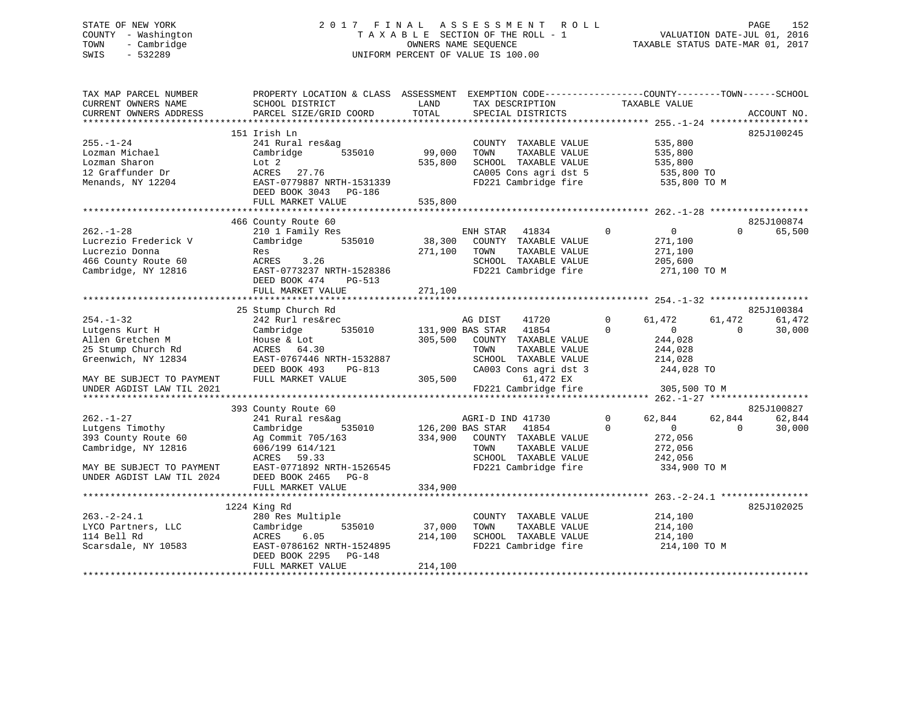STATE OF NEW YORK
COUNTY - Washington
TOWN - Cambridge
SWIS - 532289

2017 FINAL ASSESSMENT ROLL
TAXABLE SECTION OF THE ROLL - 1
OWNERS NAME SEQUENCE
UNIFORM PERCENT OF VALUE IS 100.00

VALUATION DATE-JUL 01, 2016
TAXABLE STATUS DATE-MAR 01, 2017

```
TAX MAP PARCEL NUMBER          PROPERTY LOCATION & CLASS  ASSESSMENT  EXEMPTION CODE------------------COUNTY--------TOWN------SCHOOL
CURRENT OWNERS NAME            SCHOOL DISTRICT               LAND      TAX DESCRIPTION             TAXABLE VALUE
CURRENT OWNERS ADDRESS         PARCEL SIZE/GRID COORD        TOTAL     SPECIAL DISTRICTS                                    ACCOUNT NO.
******************************************************************************************************* 255.-1-24 ******************
                               151 Irish Ln                                                                                825J100245
255.-1-24                      241 Rural res&ag                        COUNTY  TAXABLE VALUE            535,800
Lozman Michael                 Cambridge       535010       99,000     TOWN    TAXABLE VALUE            535,800
Lozman Sharon                  Lot 2                       535,800     SCHOOL  TAXABLE VALUE            535,800
12 Graffunder Dr               ACRES   27.76                           CA005 Cons agri dst 5             535,800 TO
Menands, NY 12204              EAST-0779887 NRTH-1531339               FD221 Cambridge fire              535,800 TO M
                               DEED BOOK 3043   PG-186
                               FULL MARKET VALUE           535,800
******************************************************************************************************* 262.-1-28 ******************
                               466 County Route 60                                                                         825J100874
262.-1-28                      210 1 Family Res                        ENH STAR    41834          0           0           0      65,500
Lucrezio Frederick V           Cambridge       535010       38,300     COUNTY  TAXABLE VALUE            271,100
Lucrezio Donna                 Res                         271,100     TOWN    TAXABLE VALUE            271,100
466 County Route 60            ACRES    3.26                           SCHOOL  TAXABLE VALUE            205,600
Cambridge, NY 12816            EAST-0773237 NRTH-1528386               FD221 Cambridge fire              271,100 TO M
                               DEED BOOK 474    PG-513
                               FULL MARKET VALUE           271,100
******************************************************************************************************* 254.-1-32 ******************
                               25 Stump Church Rd                                                                          825J100384
254.-1-32                      242 Rurl res&rec                        AG DIST     41720          0      61,472      61,472      61,472
Lutgens Kurt H                 Cambridge       535010      131,900 BAS STAR    41854          0           0           0      30,000
Allen Gretchen M               House & Lot                 305,500     COUNTY  TAXABLE VALUE            244,028
25 Stump Church Rd             ACRES   64.30                           TOWN    TAXABLE VALUE            244,028
Greenwich, NY 12834            EAST-0767446 NRTH-1532887               SCHOOL  TAXABLE VALUE            214,028
                               DEED BOOK 493    PG-813                 CA003 Cons agri dst 3             244,028 TO
MAY BE SUBJECT TO PAYMENT      FULL MARKET VALUE           305,500          61,472 EX
UNDER AGDIST LAW TIL 2021                                              FD221 Cambridge fire              305,500 TO M
******************************************************************************************************* 262.-1-27 ******************
                               393 County Route 60                                                                         825J100827
262.-1-27                      241 Rural res&ag                        AGRI-D IND 41730           0      62,844      62,844      62,844
Lutgens Timothy                Cambridge       535010      126,200 BAS STAR    41854          0           0           0      30,000
393 County Route 60            Ag Commit 705/163           334,900     COUNTY  TAXABLE VALUE            272,056
Cambridge, NY 12816            606/199 614/121                         TOWN    TAXABLE VALUE            272,056
                               ACRES   59.33                           SCHOOL  TAXABLE VALUE            242,056
MAY BE SUBJECT TO PAYMENT      EAST-0771892 NRTH-1526545               FD221 Cambridge fire              334,900 TO M
UNDER AGDIST LAW TIL 2024      DEED BOOK 2465   PG-8
                               FULL MARKET VALUE           334,900
******************************************************************************************************* 263.-2-24.1 ****************
                               1224 King Rd                                                                                825J102025
263.-2-24.1                    280 Res Multiple                        COUNTY  TAXABLE VALUE            214,100
LYCO Partners, LLC             Cambridge       535010       37,000     TOWN    TAXABLE VALUE            214,100
114 Bell Rd                    ACRES    6.05               214,100     SCHOOL  TAXABLE VALUE            214,100
Scarsdale, NY 10583            EAST-0786162 NRTH-1524895               FD221 Cambridge fire              214,100 TO M
                               DEED BOOK 2295   PG-148
                               FULL MARKET VALUE           214,100
************************************************************************************************************************************
```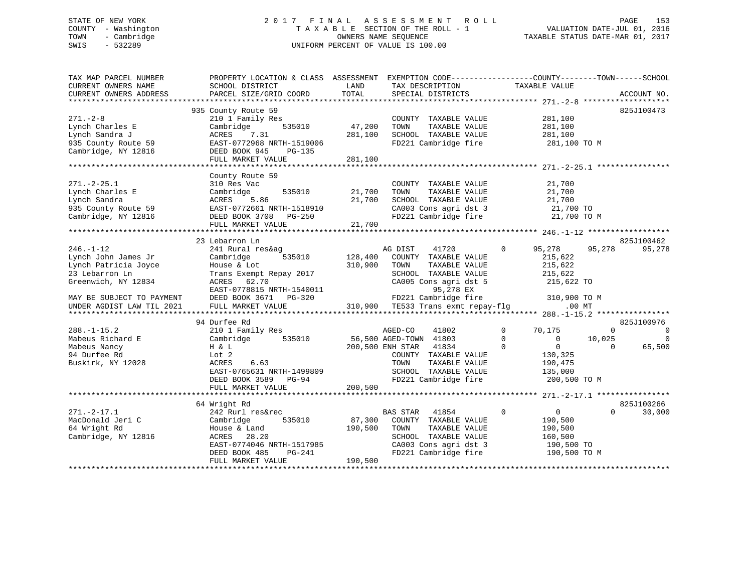STATE OF NEW YORK
COUNTY - Washington
TOWN - Cambridge
SWIS - 532289

2017 FINAL ASSESSMENT ROLL
TAXABLE SECTION OF THE ROLL - 1
OWNERS NAME SEQUENCE
UNIFORM PERCENT OF VALUE IS 100.00

VALUATION DATE-JUL 01, 2016
TAXABLE STATUS DATE-MAR 01, 2017

```
TAX MAP PARCEL NUMBER          PROPERTY LOCATION & CLASS  ASSESSMENT  EXEMPTION CODE------------------COUNTY--------TOWN------SCHOOL
CURRENT OWNERS NAME            SCHOOL DISTRICT               LAND      TAX DESCRIPTION              TAXABLE VALUE
CURRENT OWNERS ADDRESS         PARCEL SIZE/GRID COORD        TOTAL     SPECIAL DISTRICTS                                        ACCOUNT NO.
******************************************************************************************************* 271.-2-8 *******************
                               935 County Route 59                                                                          825J100473
271.-2-8                       210 1 Family Res                        COUNTY  TAXABLE VALUE           281,100
Lynch Charles E                Cambridge      535010        47,200     TOWN    TAXABLE VALUE           281,100
Lynch Sandra J                 ACRES    7.31               281,100     SCHOOL  TAXABLE VALUE           281,100
935 County Route 59            EAST-0772968 NRTH-1519006               FD221 Cambridge fire             281,100 TO M
Cambridge, NY 12816            DEED BOOK 945    PG-135
                               FULL MARKET VALUE           281,100
******************************************************************************************************* 271.-2-25.1 ****************
                               County Route 59
271.-2-25.1                    310 Res Vac                             COUNTY  TAXABLE VALUE            21,700
Lynch Charles E                Cambridge      535010        21,700     TOWN    TAXABLE VALUE            21,700
Lynch Sandra                   ACRES    5.86                21,700     SCHOOL  TAXABLE VALUE            21,700
935 County Route 59            EAST-0772661 NRTH-1518910               CA003 Cons agri dst 3             21,700 TO
Cambridge, NY 12816            DEED BOOK 3708   PG-250                 FD221 Cambridge fire              21,700 TO M
                               FULL MARKET VALUE            21,700
******************************************************************************************************* 246.-1-12 ******************
                               23 Lebarron Ln                                                                               825J100462
246.-1-12                      241 Rural res&ag                        AG DIST    41720         0       95,278     95,278     95,278
Lynch John James Jr            Cambridge      535010       128,400     COUNTY  TAXABLE VALUE           215,622
Lynch Patricia Joyce           House & Lot                 310,900     TOWN    TAXABLE VALUE           215,622
23 Lebarron Ln                 Trans Exempt Repay 2017                 SCHOOL  TAXABLE VALUE           215,622
Greenwich, NY 12834            ACRES   62.70                           CA005 Cons agri dst 5            215,622 TO
                               EAST-0778815 NRTH-1540011                    95,278 EX
MAY BE SUBJECT TO PAYMENT      DEED BOOK 3671   PG-320                 FD221 Cambridge fire             310,900 TO M
UNDER AGDIST LAW TIL 2021      FULL MARKET VALUE           310,900     TE533 Trans exmt repay-flg           .00 MT
******************************************************************************************************* 288.-1-15.2 ****************
                               94 Durfee Rd                                                                                 825J100976
288.-1-15.2                    210 1 Family Res                        AGED-CO    41802         0       70,175          0          0
Mabeus Richard E               Cambridge      535010        56,500     AGED-TOWN  41803         0            0     10,025          0
Mabeus Nancy                   H & L                       200,500     ENH STAR   41834         0            0          0     65,500
94 Durfee Rd                   Lot 2                                   COUNTY  TAXABLE VALUE           130,325
Buskirk, NY 12028              ACRES    6.63                           TOWN    TAXABLE VALUE           190,475
                               EAST-0765631 NRTH-1499809               SCHOOL  TAXABLE VALUE           135,000
                               DEED BOOK 3589   PG-94                  FD221 Cambridge fire             200,500 TO M
                               FULL MARKET VALUE           200,500
******************************************************************************************************* 271.-2-17.1 ****************
                               64 Wright Rd                                                                                 825J100266
271.-2-17.1                    242 Rurl res&rec                        BAS STAR   41854         0            0          0     30,000
MacDonald Jeri C               Cambridge      535010        87,300     COUNTY  TAXABLE VALUE           190,500
64 Wright Rd                   House & Land                190,500     TOWN    TAXABLE VALUE           190,500
Cambridge, NY 12816            ACRES   28.20                           SCHOOL  TAXABLE VALUE           160,500
                               EAST-0774046 NRTH-1517985               CA003 Cons agri dst 3            190,500 TO
                               DEED BOOK 485    PG-241                 FD221 Cambridge fire             190,500 TO M
                               FULL MARKET VALUE           190,500
************************************************************************************************************************************
```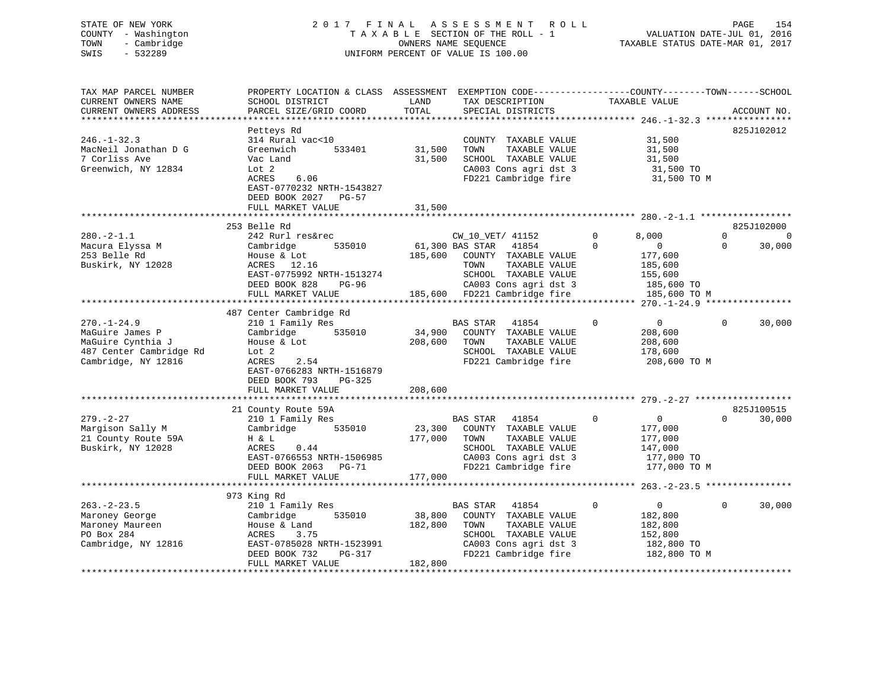STATE OF NEW YORK
COUNTY - Washington
TOWN - Cambridge
SWIS - 532289

2 0 1 7 F I N A L A S S E S S M E N T R O L L
T A X A B L E SECTION OF THE ROLL - 1
OWNERS NAME SEQUENCE
UNIFORM PERCENT OF VALUE IS 100.00

VALUATION DATE-JUL 01, 2016
TAXABLE STATUS DATE-MAR 01, 2017

```
TAX MAP PARCEL NUMBER          PROPERTY LOCATION & CLASS  ASSESSMENT  EXEMPTION CODE------------------COUNTY--------TOWN------SCHOOL
CURRENT OWNERS NAME            SCHOOL DISTRICT              LAND      TAX DESCRIPTION            TAXABLE VALUE
CURRENT OWNERS ADDRESS         PARCEL SIZE/GRID COORD      TOTAL      SPECIAL DISTRICTS                                    ACCOUNT NO.
******************************************************************************************************* 246.-1-32.3 ****************
                               Petteys Rd                                                                              825J102012
246.-1-32.3                    314 Rural vac<10                       COUNTY  TAXABLE VALUE             31,500
MacNeil Jonathan D G           Greenwich         533401     31,500    TOWN    TAXABLE VALUE             31,500
7 Corliss Ave                  Vac Land                     31,500    SCHOOL  TAXABLE VALUE             31,500
Greenwich, NY 12834            Lot 2                                  CA003 Cons agri dst 3              31,500 TO
                               ACRES    6.06                          FD221 Cambridge fire               31,500 TO M
                               EAST-0770232 NRTH-1543827
                               DEED BOOK 2027   PG-57
                               FULL MARKET VALUE            31,500
******************************************************************************************************* 280.-2-1.1 *****************
                               253 Belle Rd                                                                            825J102000
280.-2-1.1                     242 Rurl res&rec                       CW_10_VET/ 41152          0        8,000          0           0
Macura Elyssa M                Cambridge         535010     61,300 BAS STAR    41854           0            0          0      30,000
253 Belle Rd                   House & Lot                 185,600    COUNTY  TAXABLE VALUE            177,600
Buskirk, NY 12028              ACRES   12.16                          TOWN    TAXABLE VALUE            185,600
                               EAST-0775992 NRTH-1513274              SCHOOL  TAXABLE VALUE            155,600
                               DEED BOOK 828    PG-96                 CA003 Cons agri dst 3             185,600 TO
                               FULL MARKET VALUE           185,600    FD221 Cambridge fire              185,600 TO M
******************************************************************************************************* 270.-1-24.9 ****************
                               487 Center Cambridge Rd
270.-1-24.9                    210 1 Family Res                       BAS STAR    41854           0            0          0      30,000
MaGuire James P                Cambridge         535010     34,900    COUNTY  TAXABLE VALUE            208,600
MaGuire Cynthia J              House & Lot                 208,600    TOWN    TAXABLE VALUE            208,600
487 Center Cambridge Rd        Lot 2                                  SCHOOL  TAXABLE VALUE            178,600
Cambridge, NY 12816            ACRES    2.54                          FD221 Cambridge fire              208,600 TO M
                               EAST-0766283 NRTH-1516879
                               DEED BOOK 793    PG-325
                               FULL MARKET VALUE           208,600
******************************************************************************************************* 279.-2-27 ******************
                               21 County Route 59A                                                                     825J100515
279.-2-27                      210 1 Family Res                       BAS STAR    41854           0            0          0      30,000
Margison Sally M               Cambridge         535010     23,300    COUNTY  TAXABLE VALUE            177,000
21 County Route 59A            H & L                       177,000    TOWN    TAXABLE VALUE            177,000
Buskirk, NY 12028              ACRES    0.44                          SCHOOL  TAXABLE VALUE            147,000
                               EAST-0766553 NRTH-1506985              CA003 Cons agri dst 3             177,000 TO
                               DEED BOOK 2063   PG-71                 FD221 Cambridge fire              177,000 TO M
                               FULL MARKET VALUE           177,000
******************************************************************************************************* 263.-2-23.5 ****************
                               973 King Rd
263.-2-23.5                    210 1 Family Res                       BAS STAR    41854           0            0          0      30,000
Maroney George                 Cambridge         535010     38,800    COUNTY  TAXABLE VALUE            182,800
Maroney Maureen                House & Land                182,800    TOWN    TAXABLE VALUE            182,800
PO Box 284                     ACRES    3.75                          SCHOOL  TAXABLE VALUE            152,800
Cambridge, NY 12816            EAST-0785028 NRTH-1523991              CA003 Cons agri dst 3             182,800 TO
                               DEED BOOK 732    PG-317                FD221 Cambridge fire              182,800 TO M
                               FULL MARKET VALUE           182,800
************************************************************************************************************************************
```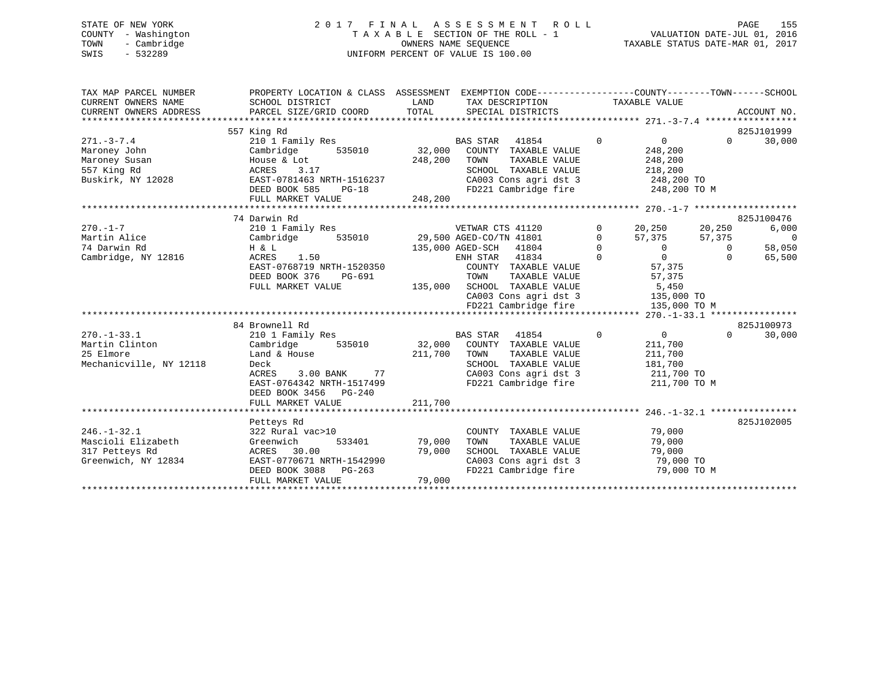STATE OF NEW YORK
COUNTY - Washington
TOWN - Cambridge
SWIS - 532289

2017 FINAL ASSESSMENT ROLL
TAXABLE SECTION OF THE ROLL - 1
OWNERS NAME SEQUENCE
UNIFORM PERCENT OF VALUE IS 100.00

VALUATION DATE-JUL 01, 2016
TAXABLE STATUS DATE-MAR 01, 2017

```
TAX MAP PARCEL NUMBER     PROPERTY LOCATION & CLASS  ASSESSMENT  EXEMPTION CODE-----------------COUNTY--------TOWN------SCHOOL
CURRENT OWNERS NAME       SCHOOL DISTRICT               LAND      TAX DESCRIPTION             TAXABLE VALUE
CURRENT OWNERS ADDRESS    PARCEL SIZE/GRID COORD        TOTAL     SPECIAL DISTRICTS                                     ACCOUNT NO.
******************************************************************************************************* 271.-3-7.4 *****************
                          557 King Rd                                                                                 825J101999
271.-3-7.4                210 1 Family Res                        BAS STAR   41854         0           0           0       30,000
Maroney John              Cambridge        535010       32,000    COUNTY  TAXABLE VALUE            248,200
Maroney Susan             House & Lot                  248,200    TOWN    TAXABLE VALUE            248,200
557 King Rd               ACRES     3.17                          SCHOOL  TAXABLE VALUE            218,200
Buskirk, NY 12028         EAST-0781463 NRTH-1516237               CA003 Cons agri dst 3            248,200 TO
                          DEED BOOK 585     PG-18                 FD221 Cambridge fire             248,200 TO M
                          FULL MARKET VALUE            248,200
******************************************************************************************************* 270.-1-7 *******************
                          74 Darwin Rd                                                                                825J100476
270.-1-7                  210 1 Family Res                        VETWAR CTS 41120         0      20,250      20,250        6,000
Martin Alice              Cambridge        535010       29,500 AGED-CO/TN 41801         0      57,375      57,375            0
74 Darwin Rd              H & L                        135,000 AGED-SCH   41804         0           0           0       58,050
Cambridge, NY 12816       ACRES     1.50                          ENH STAR   41834         0           0           0       65,500
                          EAST-0768719 NRTH-1520350               COUNTY  TAXABLE VALUE             57,375
                          DEED BOOK 376     PG-691                TOWN    TAXABLE VALUE             57,375
                          FULL MARKET VALUE            135,000    SCHOOL  TAXABLE VALUE              5,450
                                                                  CA003 Cons agri dst 3            135,000 TO
                                                                  FD221 Cambridge fire             135,000 TO M
******************************************************************************************************* 270.-1-33.1 ****************
                          84 Brownell Rd                                                                              825J100973
270.-1-33.1               210 1 Family Res                        BAS STAR   41854         0           0           0       30,000
Martin Clinton            Cambridge        535010       32,000    COUNTY  TAXABLE VALUE            211,700
25 Elmore                 Land & House                 211,700    TOWN    TAXABLE VALUE            211,700
Mechanicville, NY 12118   Deck                                    SCHOOL  TAXABLE VALUE            181,700
                          ACRES     3.00 BANK     77              CA003 Cons agri dst 3            211,700 TO
                          EAST-0764342 NRTH-1517499               FD221 Cambridge fire             211,700 TO M
                          DEED BOOK 3456    PG-240
                          FULL MARKET VALUE            211,700
******************************************************************************************************* 246.-1-32.1 ****************
                          Petteys Rd                                                                                  825J102005
246.-1-32.1               322 Rural vac>10                        COUNTY  TAXABLE VALUE             79,000
Mascioli Elizabeth        Greenwich        533401       79,000    TOWN    TAXABLE VALUE             79,000
317 Petteys Rd            ACRES    30.00                79,000    SCHOOL  TAXABLE VALUE             79,000
Greenwich, NY 12834       EAST-0770671 NRTH-1542990               CA003 Cons agri dst 3             79,000 TO
                          DEED BOOK 3088    PG-263                FD221 Cambridge fire              79,000 TO M
                          FULL MARKET VALUE             79,000
************************************************************************************************************************************
```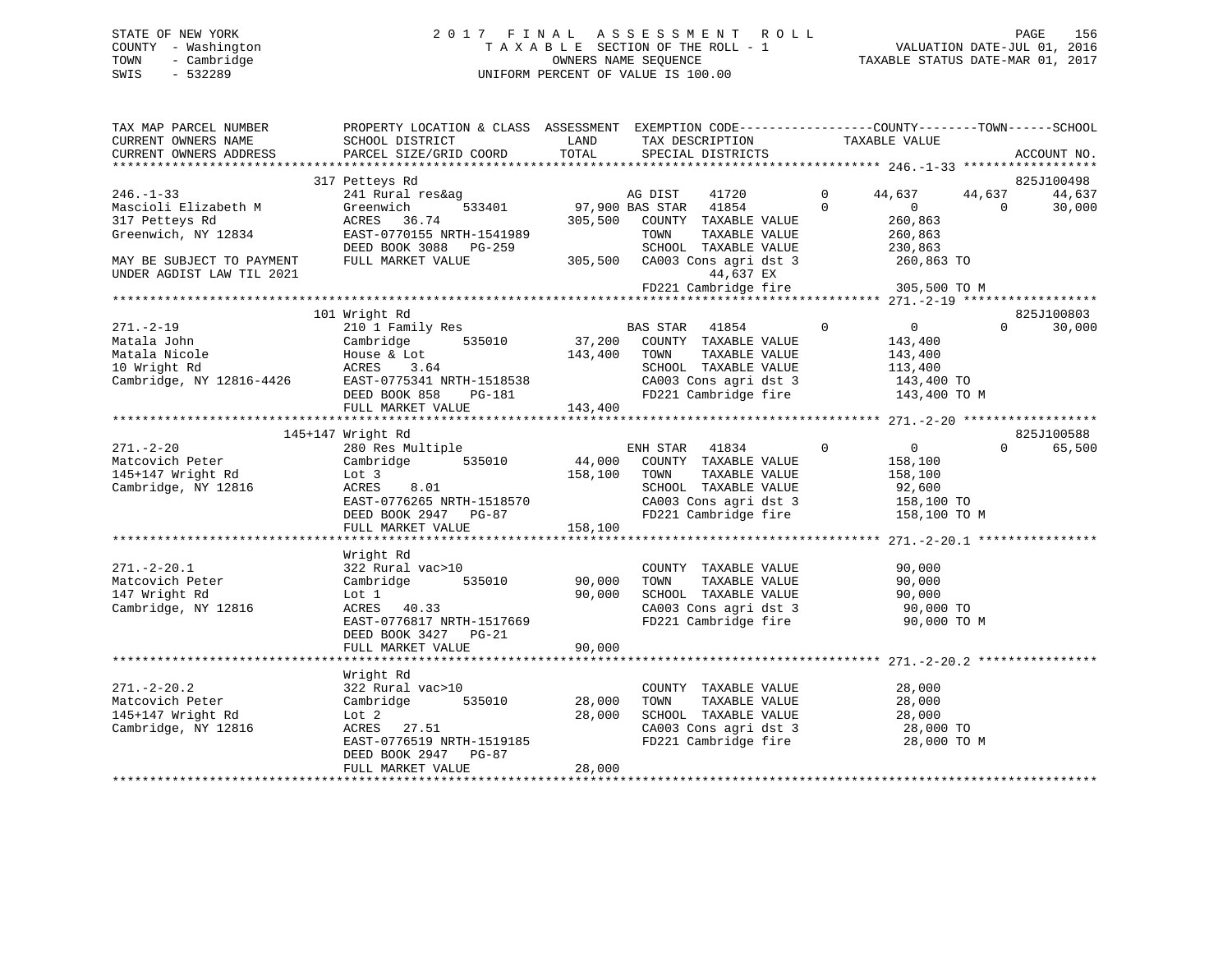STATE OF NEW YORK
COUNTY - Washington
TOWN - Cambridge
SWIS - 532289

2017 FINAL ASSESSMENT ROLL
TAXABLE SECTION OF THE ROLL - 1
OWNERS NAME SEQUENCE
UNIFORM PERCENT OF VALUE IS 100.00

VALUATION DATE-JUL 01, 2016
TAXABLE STATUS DATE-MAR 01, 2017

```
TAX MAP PARCEL NUMBER          PROPERTY LOCATION & CLASS  ASSESSMENT  EXEMPTION CODE-----------------COUNTY--------TOWN------SCHOOL
CURRENT OWNERS NAME            SCHOOL DISTRICT               LAND      TAX DESCRIPTION            TAXABLE VALUE
CURRENT OWNERS ADDRESS         PARCEL SIZE/GRID COORD        TOTAL     SPECIAL DISTRICTS                                    ACCOUNT NO.
******************************************************************************************************* 246.-1-33 ******************
                               317 Petteys Rd                                                                               825J100498
246.-1-33                      241 Rural res&ag                      AG DIST    41720        0     44,637      44,637      44,637
Mascioli Elizabeth M           Greenwich      533401         97,900 BAS STAR   41854        0          0           0      30,000
317 Petteys Rd                 ACRES   36.74                305,500   COUNTY  TAXABLE VALUE             260,863
Greenwich, NY 12834            EAST-0770155 NRTH-1541989               TOWN    TAXABLE VALUE             260,863
                               DEED BOOK 3088   PG-259                 SCHOOL  TAXABLE VALUE             230,863
MAY BE SUBJECT TO PAYMENT      FULL MARKET VALUE            305,500   CA003 Cons agri dst 3              260,863 TO
UNDER AGDIST LAW TIL 2021                                                  44,637 EX
                                                                      FD221 Cambridge fire               305,500 TO M
******************************************************************************************************* 271.-2-19 ******************
                               101 Wright Rd                                                                                825J100803
271.-2-19                      210 1 Family Res                       BAS STAR   41854        0          0           0      30,000
Matala John                    Cambridge      535010         37,200   COUNTY  TAXABLE VALUE             143,400
Matala Nicole                  House & Lot                  143,400   TOWN    TAXABLE VALUE             143,400
10 Wright Rd                   ACRES    3.64                          SCHOOL  TAXABLE VALUE             113,400
Cambridge, NY 12816-4426       EAST-0775341 NRTH-1518538              CA003 Cons agri dst 3              143,400 TO
                               DEED BOOK 858    PG-181                FD221 Cambridge fire               143,400 TO M
                               FULL MARKET VALUE            143,400
******************************************************************************************************* 271.-2-20 ******************
                               145+147 Wright Rd                                                                            825J100588
271.-2-20                      280 Res Multiple                       ENH STAR   41834        0          0           0      65,500
Matcovich Peter                Cambridge      535010         44,000   COUNTY  TAXABLE VALUE             158,100
145+147 Wright Rd              Lot 3                        158,100   TOWN    TAXABLE VALUE             158,100
Cambridge, NY 12816            ACRES    8.01                          SCHOOL  TAXABLE VALUE              92,600
                               EAST-0776265 NRTH-1518570              CA003 Cons agri dst 3              158,100 TO
                               DEED BOOK 2947   PG-87                 FD221 Cambridge fire               158,100 TO M
                               FULL MARKET VALUE            158,100
******************************************************************************************************* 271.-2-20.1 ****************
                               Wright Rd
271.-2-20.1                    322 Rural vac>10                       COUNTY  TAXABLE VALUE              90,000
Matcovich Peter                Cambridge      535010         90,000   TOWN    TAXABLE VALUE              90,000
147 Wright Rd                  Lot 1                         90,000   SCHOOL  TAXABLE VALUE              90,000
Cambridge, NY 12816            ACRES   40.33                          CA003 Cons agri dst 3               90,000 TO
                               EAST-0776817 NRTH-1517669              FD221 Cambridge fire                90,000 TO M
                               DEED BOOK 3427   PG-21
                               FULL MARKET VALUE             90,000
******************************************************************************************************* 271.-2-20.2 ****************
                               Wright Rd
271.-2-20.2                    322 Rural vac>10                       COUNTY  TAXABLE VALUE              28,000
Matcovich Peter                Cambridge      535010         28,000   TOWN    TAXABLE VALUE              28,000
145+147 Wright Rd              Lot 2                         28,000   SCHOOL  TAXABLE VALUE              28,000
Cambridge, NY 12816            ACRES   27.51                          CA003 Cons agri dst 3               28,000 TO
                               EAST-0776519 NRTH-1519185              FD221 Cambridge fire                28,000 TO M
                               DEED BOOK 2947   PG-87
                               FULL MARKET VALUE             28,000
************************************************************************************************************************************
```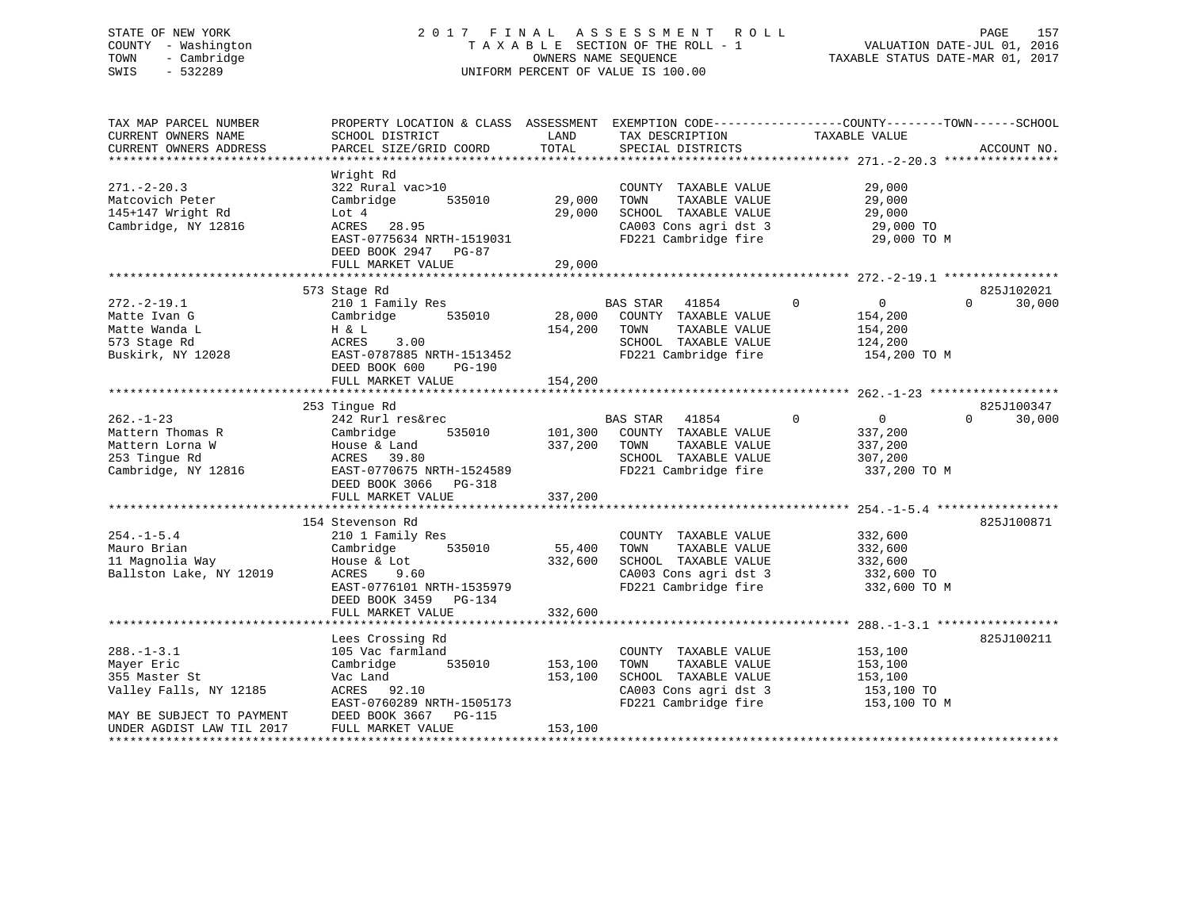STATE OF NEW YORK
COUNTY - Washington
TOWN - Cambridge
SWIS - 532289

2017 FINAL ASSESSMENT ROLL
TAXABLE SECTION OF THE ROLL - 1
OWNERS NAME SEQUENCE
UNIFORM PERCENT OF VALUE IS 100.00

VALUATION DATE-JUL 01, 2016
TAXABLE STATUS DATE-MAR 01, 2017

```
TAX MAP PARCEL NUMBER          PROPERTY LOCATION & CLASS  ASSESSMENT  EXEMPTION CODE-----------------COUNTY--------TOWN------SCHOOL
CURRENT OWNERS NAME            SCHOOL DISTRICT             LAND       TAX DESCRIPTION              TAXABLE VALUE
CURRENT OWNERS ADDRESS         PARCEL SIZE/GRID COORD      TOTAL      SPECIAL DISTRICTS                                  ACCOUNT NO.
*********************************************************************************************** 271.-2-20.3 ****************
                               Wright Rd
271.-2-20.3                    322 Rural vac>10                        COUNTY  TAXABLE VALUE             29,000
Matcovich Peter                Cambridge       535010       29,000     TOWN    TAXABLE VALUE             29,000
145+147 Wright Rd              Lot 4                        29,000     SCHOOL  TAXABLE VALUE             29,000
Cambridge, NY 12816            ACRES   28.95                           CA003 Cons agri dst 3              29,000 TO
                               EAST-0775634 NRTH-1519031               FD221 Cambridge fire               29,000 TO M
                               DEED BOOK 2947   PG-87
                               FULL MARKET VALUE            29,000
*********************************************************************************************** 272.-2-19.1 ****************
                               573 Stage Rd                                                                          825J102021
272.-2-19.1                    210 1 Family Res                        BAS STAR   41854        0          0          0     30,000
Matte Ivan G                   Cambridge       535010       28,000     COUNTY  TAXABLE VALUE            154,200
Matte Wanda L                  H & L                       154,200     TOWN    TAXABLE VALUE            154,200
573 Stage Rd                   ACRES    3.00                           SCHOOL  TAXABLE VALUE            124,200
Buskirk, NY 12028              EAST-0787885 NRTH-1513452               FD221 Cambridge fire              154,200 TO M
                               DEED BOOK 600    PG-190
                               FULL MARKET VALUE           154,200
*********************************************************************************************** 262.-1-23 ******************
                               253 Tingue Rd                                                                         825J100347
262.-1-23                      242 Rurl res&rec                        BAS STAR   41854        0          0          0     30,000
Mattern Thomas R               Cambridge       535010      101,300     COUNTY  TAXABLE VALUE            337,200
Mattern Lorna W                House & Land                337,200     TOWN    TAXABLE VALUE            337,200
253 Tingue Rd                  ACRES   39.80                           SCHOOL  TAXABLE VALUE            307,200
Cambridge, NY 12816            EAST-0770675 NRTH-1524589               FD221 Cambridge fire              337,200 TO M
                               DEED BOOK 3066   PG-318
                               FULL MARKET VALUE           337,200
*********************************************************************************************** 254.-1-5.4 *****************
                               154 Stevenson Rd                                                                      825J100871
254.-1-5.4                     210 1 Family Res                        COUNTY  TAXABLE VALUE            332,600
Mauro Brian                    Cambridge       535010       55,400     TOWN    TAXABLE VALUE            332,600
11 Magnolia Way                House & Lot                 332,600     SCHOOL  TAXABLE VALUE            332,600
Ballston Lake, NY 12019        ACRES    9.60                           CA003 Cons agri dst 3             332,600 TO
                               EAST-0776101 NRTH-1535979               FD221 Cambridge fire              332,600 TO M
                               DEED BOOK 3459   PG-134
                               FULL MARKET VALUE           332,600
*********************************************************************************************** 288.-1-3.1 *****************
                               Lees Crossing Rd                                                                      825J100211
288.-1-3.1                     105 Vac farmland                        COUNTY  TAXABLE VALUE            153,100
Mayer Eric                     Cambridge       535010      153,100     TOWN    TAXABLE VALUE            153,100
355 Master St                  Vac Land                    153,100     SCHOOL  TAXABLE VALUE            153,100
Valley Falls, NY 12185         ACRES   92.10                           CA003 Cons agri dst 3             153,100 TO
                               EAST-0760289 NRTH-1505173               FD221 Cambridge fire              153,100 TO M
MAY BE SUBJECT TO PAYMENT      DEED BOOK 3667   PG-115
UNDER AGDIST LAW TIL 2017      FULL MARKET VALUE           153,100
******************************************************************************************************************************
```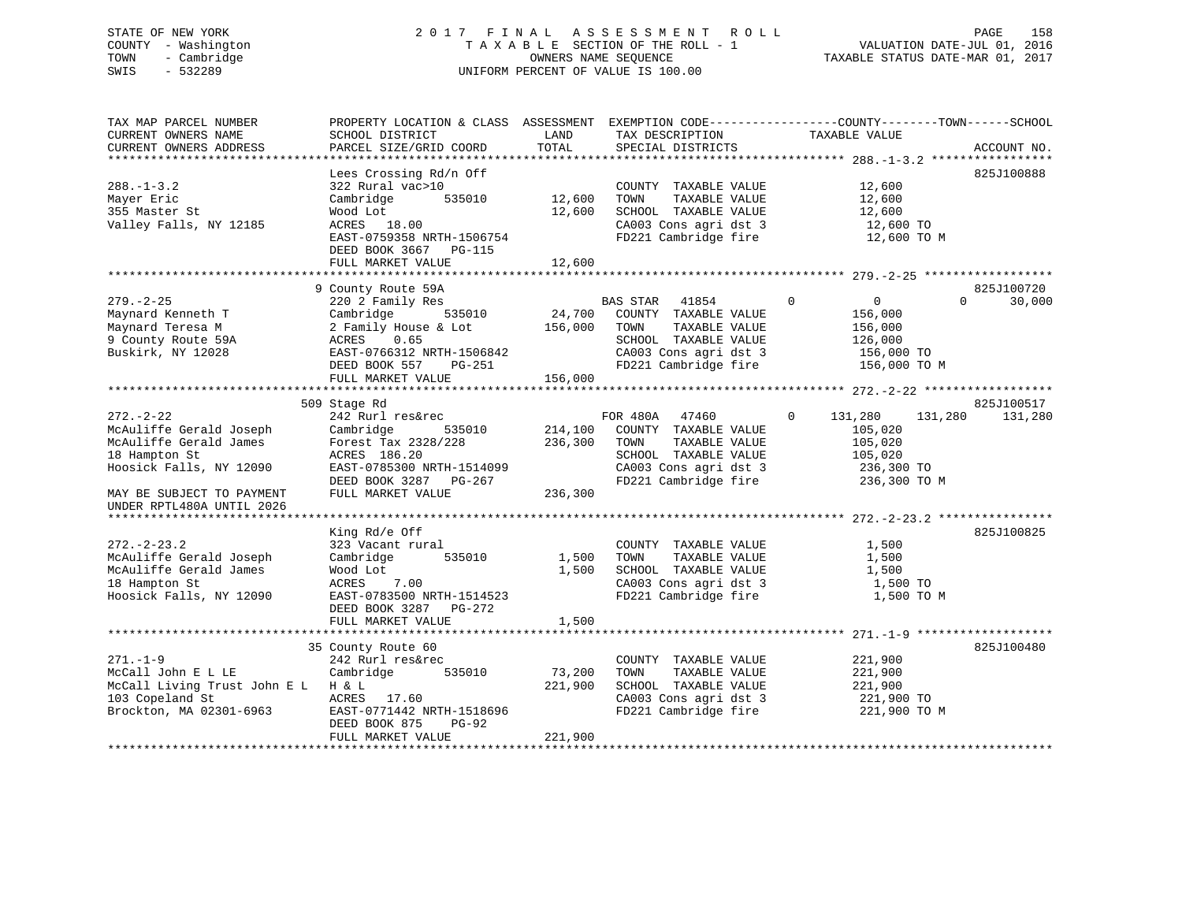STATE OF NEW YORK
COUNTY - Washington
TOWN - Cambridge
SWIS - 532289

2 0 1 7 F I N A L A S S E S S M E N T R O L L
T A X A B L E SECTION OF THE ROLL - 1
OWNERS NAME SEQUENCE
UNIFORM PERCENT OF VALUE IS 100.00

VALUATION DATE-JUL 01, 2016
TAXABLE STATUS DATE-MAR 01, 2017

```
TAX MAP PARCEL NUMBER          PROPERTY LOCATION & CLASS  ASSESSMENT  EXEMPTION CODE------------------COUNTY--------TOWN------SCHOOL
CURRENT OWNERS NAME            SCHOOL DISTRICT               LAND      TAX DESCRIPTION            TAXABLE VALUE
CURRENT OWNERS ADDRESS         PARCEL SIZE/GRID COORD        TOTAL     SPECIAL DISTRICTS                                     ACCOUNT NO.
******************************************************************************************************* 288.-1-3.2 *****************
                               Lees Crossing Rd/n Off                                                                       825J100888
288.-1-3.2                     322 Rural vac>10                        COUNTY  TAXABLE VALUE             12,600
Mayer Eric                     Cambridge        535010        12,600   TOWN    TAXABLE VALUE             12,600
355 Master St                  Wood Lot                       12,600   SCHOOL  TAXABLE VALUE             12,600
Valley Falls, NY 12185         ACRES  18.00                            CA003 Cons agri dst 3              12,600 TO
                               EAST-0759358 NRTH-1506754               FD221 Cambridge fire               12,600 TO M
                               DEED BOOK 3667   PG-115
                               FULL MARKET VALUE              12,600
******************************************************************************************************* 279.-2-25 ******************
                             9 County Route 59A                                                                             825J100720
279.-2-25                      220 2 Family Res                   BAS STAR   41854         0           0             0      30,000
Maynard Kenneth T              Cambridge        535010        24,700   COUNTY  TAXABLE VALUE            156,000
Maynard Teresa M               2 Family House & Lot          156,000   TOWN    TAXABLE VALUE            156,000
9 County Route 59A             ACRES   0.65                            SCHOOL  TAXABLE VALUE            126,000
Buskirk, NY 12028              EAST-0766312 NRTH-1506842               CA003 Cons agri dst 3             156,000 TO
                               DEED BOOK 557    PG-251                 FD221 Cambridge fire              156,000 TO M
                               FULL MARKET VALUE             156,000
******************************************************************************************************* 272.-2-22 ******************
                           509 Stage Rd                                                                                     825J100517
272.-2-22                      242 Rurl res&rec                   FOR 480A   47460         0     131,280       131,280     131,280
McAuliffe Gerald Joseph        Cambridge        535010       214,100   COUNTY  TAXABLE VALUE            105,020
McAuliffe Gerald James         Forest Tax 2328/228           236,300   TOWN    TAXABLE VALUE            105,020
18 Hampton St                  ACRES 186.20                            SCHOOL  TAXABLE VALUE            105,020
Hoosick Falls, NY 12090        EAST-0785300 NRTH-1514099               CA003 Cons agri dst 3             236,300 TO
                               DEED BOOK 3287   PG-267                 FD221 Cambridge fire              236,300 TO M
MAY BE SUBJECT TO PAYMENT      FULL MARKET VALUE             236,300
UNDER RPTL480A UNTIL 2026
******************************************************************************************************* 272.-2-23.2 ****************
                               King Rd/e Off                                                                                825J100825
272.-2-23.2                    323 Vacant rural                        COUNTY  TAXABLE VALUE              1,500
McAuliffe Gerald Joseph        Cambridge        535010         1,500   TOWN    TAXABLE VALUE              1,500
McAuliffe Gerald James         Wood Lot                        1,500   SCHOOL  TAXABLE VALUE              1,500
18 Hampton St                  ACRES   7.00                            CA003 Cons agri dst 3               1,500 TO
Hoosick Falls, NY 12090        EAST-0783500 NRTH-1514523               FD221 Cambridge fire                1,500 TO M
                               DEED BOOK 3287   PG-272
                               FULL MARKET VALUE               1,500
******************************************************************************************************* 271.-1-9 *******************
                            35 County Route 60                                                                              825J100480
271.-1-9                       242 Rurl res&rec                        COUNTY  TAXABLE VALUE            221,900
McCall John E L LE             Cambridge        535010        73,200   TOWN    TAXABLE VALUE            221,900
McCall Living Trust John E L   H & L                         221,900   SCHOOL  TAXABLE VALUE            221,900
103 Copeland St                ACRES  17.60                            CA003 Cons agri dst 3             221,900 TO
Brockton, MA 02301-6963        EAST-0771442 NRTH-1518696               FD221 Cambridge fire              221,900 TO M
                               DEED BOOK 875    PG-92
                               FULL MARKET VALUE             221,900
************************************************************************************************************************************
```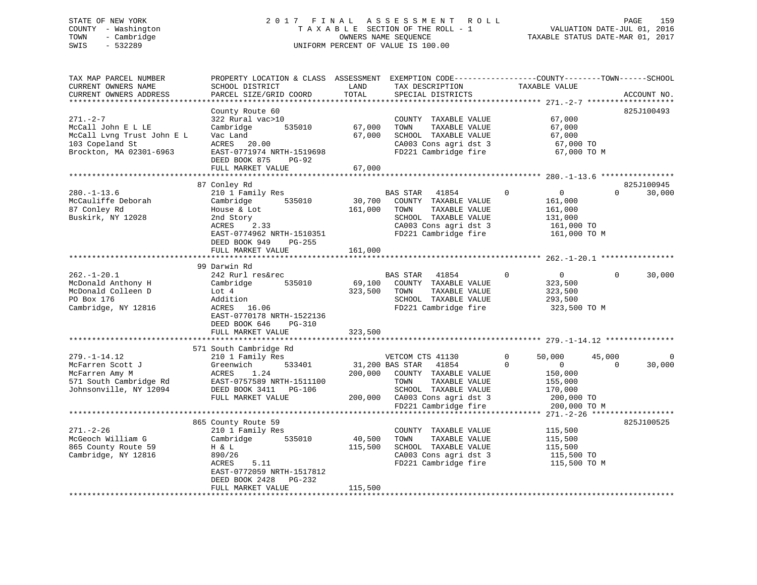STATE OF NEW YORK
COUNTY - Washington
TOWN - Cambridge
SWIS - 532289

2 0 1 7 F I N A L A S S E S S M E N T R O L L
T A X A B L E SECTION OF THE ROLL - 1
OWNERS NAME SEQUENCE
UNIFORM PERCENT OF VALUE IS 100.00

VALUATION DATE-JUL 01, 2016
TAXABLE STATUS DATE-MAR 01, 2017

| TAX MAP PARCEL NUMBER / CURRENT OWNERS NAME / CURRENT OWNERS ADDRESS | PROPERTY LOCATION & CLASS / SCHOOL DISTRICT / PARCEL SIZE/GRID COORD | ASSESSMENT LAND | TOTAL | EXEMPTION CODE / TAX DESCRIPTION / SPECIAL DISTRICTS | COUNTY TAXABLE VALUE | TOWN | SCHOOL | ACCOUNT NO. |
|---|---|---|---|---|---|---|---|---|
| **271.-2-7** | County Route 60 | | | | | | | 825J100493 |
| McCall John E L LE | 322 Rural vac>10 | | | COUNTY TAXABLE VALUE | 67,000 | | | |
| McCall Lvng Trust John E L | Cambridge 535010 | 67,000 | | TOWN TAXABLE VALUE | 67,000 | | | |
| 103 Copeland St | Vac Land | | 67,000 | SCHOOL TAXABLE VALUE | 67,000 | | | |
| Brockton, MA 02301-6963 | ACRES 20.00 | | | CA003 Cons agri dst 3 | 67,000 TO | | | |
| | EAST-0771974 NRTH-1519698 | | | FD221 Cambridge fire | 67,000 TO M | | | |
| | DEED BOOK 875 PG-92 | | | | | | | |
| | FULL MARKET VALUE | | 67,000 | | | | | |
| **280.-1-13.6** | 87 Conley Rd | | | | | | | 825J100945 |
| McCauliffe Deborah | 210 1 Family Res | | | BAS STAR 41854 0 | 0 | 0 | 30,000 | |
| 87 Conley Rd | Cambridge 535010 | 30,700 | | COUNTY TAXABLE VALUE | 161,000 | | | |
| Buskirk, NY 12028 | House & Lot | | 161,000 | TOWN TAXABLE VALUE | 161,000 | | | |
| | 2nd Story | | | SCHOOL TAXABLE VALUE | 131,000 | | | |
| | ACRES 2.33 | | | CA003 Cons agri dst 3 | 161,000 TO | | | |
| | EAST-0774962 NRTH-1510351 | | | FD221 Cambridge fire | 161,000 TO M | | | |
| | DEED BOOK 949 PG-255 | | | | | | | |
| | FULL MARKET VALUE | | 161,000 | | | | | |
| **262.-1-20.1** | 99 Darwin Rd | | | | | | | |
| McDonald Anthony H | 242 Rurl res&rec | | | BAS STAR 41854 0 | 0 | 0 | 30,000 | |
| McDonald Colleen D | Cambridge 535010 | 69,100 | | COUNTY TAXABLE VALUE | 323,500 | | | |
| PO Box 176 | Lot 4 | | 323,500 | TOWN TAXABLE VALUE | 323,500 | | | |
| Cambridge, NY 12816 | Addition | | | SCHOOL TAXABLE VALUE | 293,500 | | | |
| | ACRES 16.06 | | | FD221 Cambridge fire | 323,500 TO M | | | |
| | EAST-0770178 NRTH-1522136 | | | | | | | |
| | DEED BOOK 646 PG-310 | | | | | | | |
| | FULL MARKET VALUE | | 323,500 | | | | | |
| **279.-1-14.12** | 571 South Cambridge Rd | | | | | | | |
| McFarren Scott J | 210 1 Family Res | | | VETCOM CTS 41130 0 | 50,000 | 45,000 | 0 | |
| McFarren Amy M | Greenwich 533401 | 31,200 | | BAS STAR 41854 0 | 0 | 0 | 30,000 | |
| 571 South Cambridge Rd | ACRES 1.24 | | 200,000 | COUNTY TAXABLE VALUE | 150,000 | | | |
| Johnsonville, NY 12094 | EAST-0757589 NRTH-1511100 | | | TOWN TAXABLE VALUE | 155,000 | | | |
| | DEED BOOK 3411 PG-106 | | | SCHOOL TAXABLE VALUE | 170,000 | | | |
| | FULL MARKET VALUE | | 200,000 | CA003 Cons agri dst 3 | 200,000 TO | | | |
| | | | | FD221 Cambridge fire | 200,000 TO M | | | |
| **271.-2-26** | 865 County Route 59 | | | | | | | 825J100525 |
| McGeoch William G | 210 1 Family Res | | | COUNTY TAXABLE VALUE | 115,500 | | | |
| 865 County Route 59 | Cambridge 535010 | 40,500 | | TOWN TAXABLE VALUE | 115,500 | | | |
| Cambridge, NY 12816 | H & L | | 115,500 | SCHOOL TAXABLE VALUE | 115,500 | | | |
| | 890/26 | | | CA003 Cons agri dst 3 | 115,500 TO | | | |
| | ACRES 5.11 | | | FD221 Cambridge fire | 115,500 TO M | | | |
| | EAST-0772059 NRTH-1517812 | | | | | | | |
| | DEED BOOK 2428 PG-232 | | | | | | | |
| | FULL MARKET VALUE | | 115,500 | | | | | |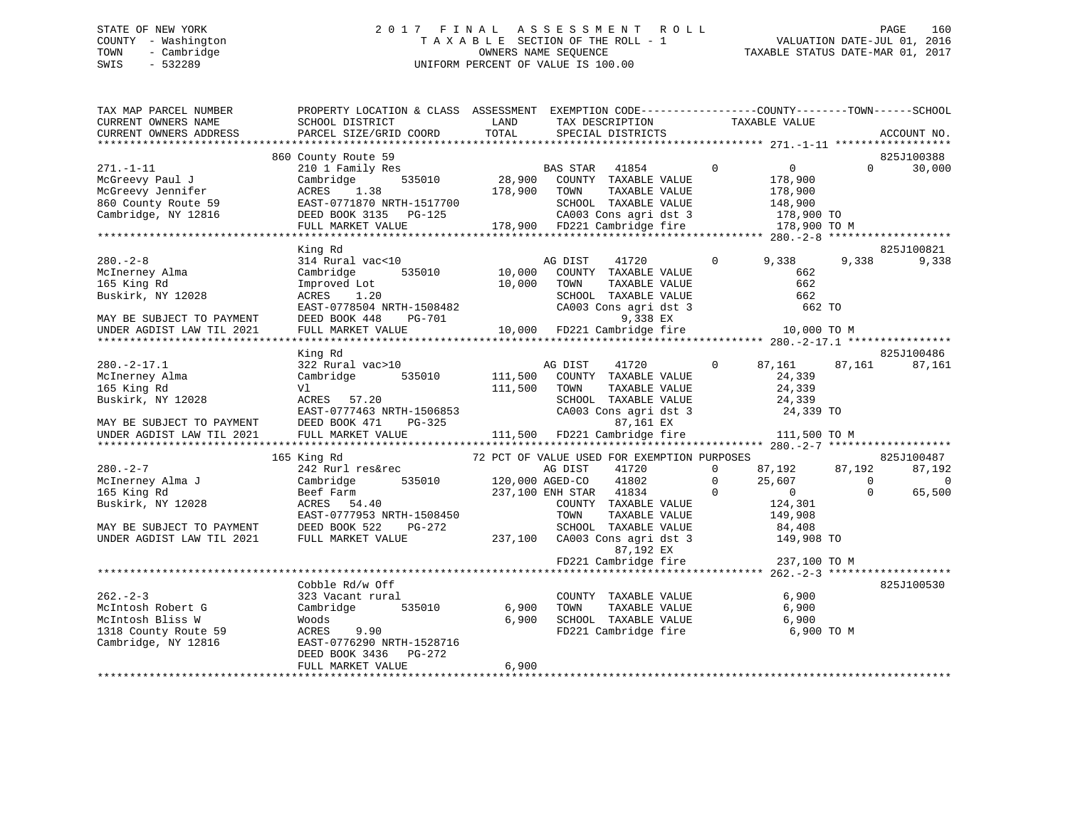STATE OF NEW YORK | COUNTY - Washington | TOWN - Cambridge | SWIS - 532289

# 2017 FINAL ASSESSMENT ROLL

TAXABLE SECTION OF THE ROLL - 1
OWNERS NAME SEQUENCE
UNIFORM PERCENT OF VALUE IS 100.00

VALUATION DATE-JUL 01, 2016
TAXABLE STATUS DATE-MAR 01, 2017

```
TAX MAP PARCEL NUMBER          PROPERTY LOCATION & CLASS  ASSESSMENT  EXEMPTION CODE------------------COUNTY--------TOWN------SCHOOL
CURRENT OWNERS NAME            SCHOOL DISTRICT              LAND      TAX DESCRIPTION            TAXABLE VALUE
CURRENT OWNERS ADDRESS         PARCEL SIZE/GRID COORD       TOTAL     SPECIAL DISTRICTS                                      ACCOUNT NO.
*********************************************************************************************** 271.-1-11 ******************
                         860 County Route 59                                                                          825J100388
271.-1-11                      210 1 Family Res                        BAS STAR   41854        0          0           0     30,000
McGreevy Paul J                Cambridge        535010       28,900    COUNTY  TAXABLE VALUE          178,900
McGreevy Jennifer              ACRES    1.38                178,900    TOWN    TAXABLE VALUE          178,900
860 County Route 59            EAST-0771870 NRTH-1517700               SCHOOL  TAXABLE VALUE          148,900
Cambridge, NY 12816            DEED BOOK 3135   PG-125                 CA003 Cons agri dst 3          178,900 TO
                               FULL MARKET VALUE           178,900    FD221 Cambridge fire           178,900 TO M
*********************************************************************************************** 280.-2-8 *******************
                               King Rd                                                                                825J100821
280.-2-8                       314 Rural vac<10                        AG DIST    41720        0      9,338       9,338     9,338
McInerney Alma                 Cambridge        535010       10,000    COUNTY  TAXABLE VALUE              662
165 King Rd                    Improved Lot                 10,000    TOWN    TAXABLE VALUE              662
Buskirk, NY 12028              ACRES    1.20                          SCHOOL  TAXABLE VALUE              662
                               EAST-0778504 NRTH-1508482               CA003 Cons agri dst 3              662 TO
MAY BE SUBJECT TO PAYMENT      DEED BOOK 448    PG-701                       9,338 EX
UNDER AGDIST LAW TIL 2021      FULL MARKET VALUE            10,000    FD221 Cambridge fire            10,000 TO M
*********************************************************************************************** 280.-2-17.1 ****************
                               King Rd                                                                                825J100486
280.-2-17.1                    322 Rural vac>10                        AG DIST    41720        0     87,161      87,161    87,161
McInerney Alma                 Cambridge        535010      111,500    COUNTY  TAXABLE VALUE           24,339
165 King Rd                    Vl                          111,500    TOWN    TAXABLE VALUE           24,339
Buskirk, NY 12028              ACRES   57.20                          SCHOOL  TAXABLE VALUE           24,339
                               EAST-0777463 NRTH-1506853               CA003 Cons agri dst 3           24,339 TO
MAY BE SUBJECT TO PAYMENT      DEED BOOK 471    PG-325                      87,161 EX
UNDER AGDIST LAW TIL 2021      FULL MARKET VALUE           111,500    FD221 Cambridge fire           111,500 TO M
*********************************************************************************************** 280.-2-7 *******************
                         165 King Rd                    72 PCT OF VALUE USED FOR EXEMPTION PURPOSES                   825J100487
280.-2-7                       242 Rurl res&rec                        AG DIST    41720        0     87,192      87,192    87,192
McInerney Alma J               Cambridge        535010      120,000 AGED-CO    41802        0     25,607           0         0
165 King Rd                    Beef Farm                   237,100 ENH STAR   41834        0          0           0    65,500
Buskirk, NY 12028              ACRES   54.40                          COUNTY  TAXABLE VALUE          124,301
                               EAST-0777953 NRTH-1508450               TOWN    TAXABLE VALUE          149,908
MAY BE SUBJECT TO PAYMENT      DEED BOOK 522    PG-272                 SCHOOL  TAXABLE VALUE           84,408
UNDER AGDIST LAW TIL 2021      FULL MARKET VALUE           237,100    CA003 Cons agri dst 3          149,908 TO
                                                                             87,192 EX
                                                                       FD221 Cambridge fire           237,100 TO M
*********************************************************************************************** 262.-2-3 *******************
                               Cobble Rd/w Off                                                                        825J100530
262.-2-3                       323 Vacant rural                        COUNTY  TAXABLE VALUE            6,900
McIntosh Robert G              Cambridge        535010        6,900    TOWN    TAXABLE VALUE            6,900
McIntosh Bliss W               Woods                         6,900    SCHOOL  TAXABLE VALUE            6,900
1318 County Route 59           ACRES    9.90                          FD221 Cambridge fire             6,900 TO M
Cambridge, NY 12816            EAST-0776290 NRTH-1528716
                               DEED BOOK 3436   PG-272
                               FULL MARKET VALUE             6,900
******************************************************************************************************************************
```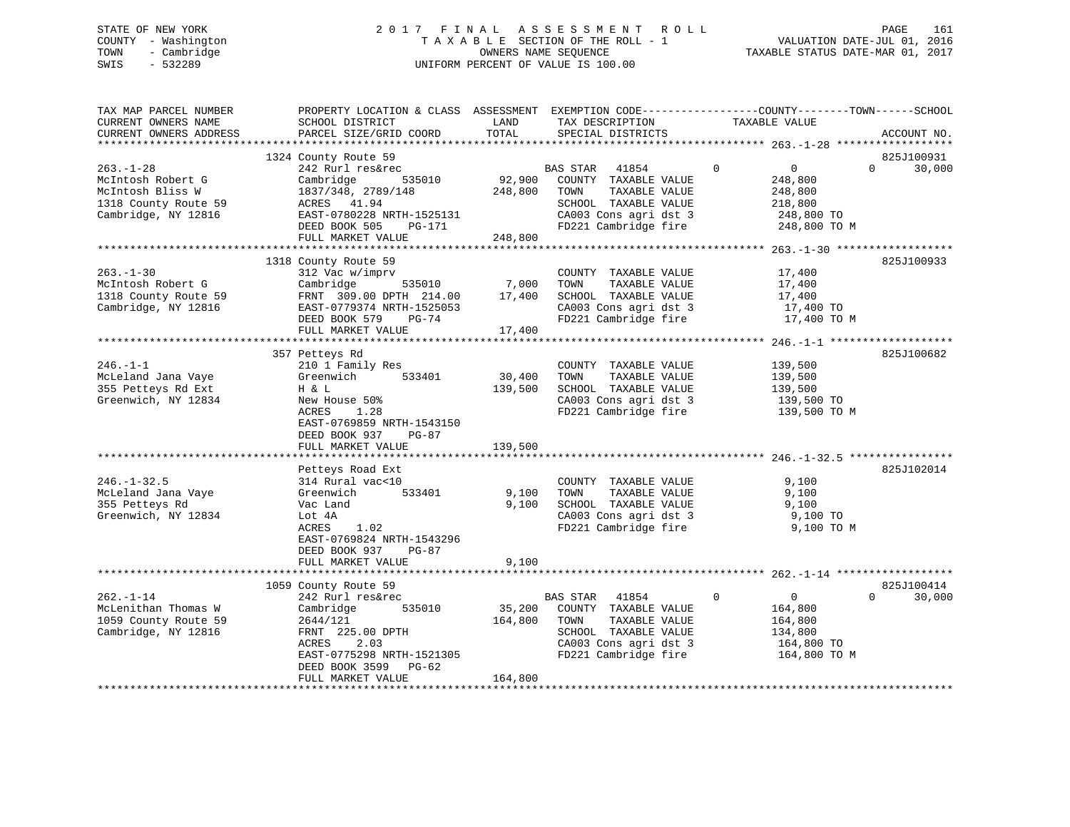STATE OF NEW YORK
COUNTY - Washington
TOWN - Cambridge
SWIS - 532289

2017 FINAL ASSESSMENT ROLL
TAXABLE SECTION OF THE ROLL - 1
OWNERS NAME SEQUENCE
UNIFORM PERCENT OF VALUE IS 100.00

VALUATION DATE-JUL 01, 2016
TAXABLE STATUS DATE-MAR 01, 2017

```
TAX MAP PARCEL NUMBER          PROPERTY LOCATION & CLASS  ASSESSMENT  EXEMPTION CODE------------------COUNTY--------TOWN------SCHOOL
CURRENT OWNERS NAME            SCHOOL DISTRICT             LAND       TAX DESCRIPTION              TAXABLE VALUE
CURRENT OWNERS ADDRESS         PARCEL SIZE/GRID COORD      TOTAL      SPECIAL DISTRICTS                                    ACCOUNT NO.
************************************************************************************************ 263.-1-28 ******************
                               1324 County Route 59                                                                         825J100931
263.-1-28                      242 Rurl res&rec                       BAS STAR   41854        0          0           0      30,000
McIntosh Robert G              Cambridge        535010      92,900    COUNTY  TAXABLE VALUE           248,800
McIntosh Bliss W               1837/348, 2789/148         248,800     TOWN    TAXABLE VALUE           248,800
1318 County Route 59           ACRES  41.94                           SCHOOL  TAXABLE VALUE           218,800
Cambridge, NY 12816            EAST-0780228 NRTH-1525131              CA003 Cons agri dst 3           248,800 TO
                               DEED BOOK 505    PG-171                FD221 Cambridge fire            248,800 TO M
                               FULL MARKET VALUE          248,800
************************************************************************************************ 263.-1-30 ******************
                               1318 County Route 59                                                                         825J100933
263.-1-30                      312 Vac w/imprv                        COUNTY  TAXABLE VALUE            17,400
McIntosh Robert G              Cambridge        535010       7,000    TOWN    TAXABLE VALUE            17,400
1318 County Route 59           FRNT  309.00 DPTH  214.00     17,400   SCHOOL  TAXABLE VALUE            17,400
Cambridge, NY 12816            EAST-0779374 NRTH-1525053              CA003 Cons agri dst 3            17,400 TO
                               DEED BOOK 579    PG-74                 FD221 Cambridge fire             17,400 TO M
                               FULL MARKET VALUE           17,400
************************************************************************************************ 246.-1-1 *******************
                               357 Petteys Rd                                                                               825J100682
246.-1-1                       210 1 Family Res                       COUNTY  TAXABLE VALUE           139,500
McLeland Jana Vaye             Greenwich        533401      30,400    TOWN    TAXABLE VALUE           139,500
355 Petteys Rd Ext             H & L                       139,500    SCHOOL  TAXABLE VALUE           139,500
Greenwich, NY 12834            New House 50%                          CA003 Cons agri dst 3           139,500 TO
                               ACRES   1.28                           FD221 Cambridge fire            139,500 TO M
                               EAST-0769859 NRTH-1543150
                               DEED BOOK 937    PG-87
                               FULL MARKET VALUE          139,500
************************************************************************************************ 246.-1-32.5 ****************
                               Petteys Road Ext                                                                             825J102014
246.-1-32.5                    314 Rural vac<10                       COUNTY  TAXABLE VALUE             9,100
McLeland Jana Vaye             Greenwich        533401       9,100    TOWN    TAXABLE VALUE             9,100
355 Petteys Rd                 Vac Land                      9,100    SCHOOL  TAXABLE VALUE             9,100
Greenwich, NY 12834            Lot 4A                                 CA003 Cons agri dst 3             9,100 TO
                               ACRES   1.02                           FD221 Cambridge fire              9,100 TO M
                               EAST-0769824 NRTH-1543296
                               DEED BOOK 937    PG-87
                               FULL MARKET VALUE            9,100
************************************************************************************************ 262.-1-14 ******************
                               1059 County Route 59                                                                         825J100414
262.-1-14                      242 Rurl res&rec                       BAS STAR   41854        0          0           0      30,000
McLenithan Thomas W            Cambridge        535010      35,200    COUNTY  TAXABLE VALUE           164,800
1059 County Route 59           2644/121                    164,800    TOWN    TAXABLE VALUE           164,800
Cambridge, NY 12816            FRNT  225.00 DPTH                      SCHOOL  TAXABLE VALUE           134,800
                               ACRES   2.03                           CA003 Cons agri dst 3           164,800 TO
                               EAST-0775298 NRTH-1521305              FD221 Cambridge fire            164,800 TO M
                               DEED BOOK 3599   PG-62
                               FULL MARKET VALUE          164,800
******************************************************************************************************************************
```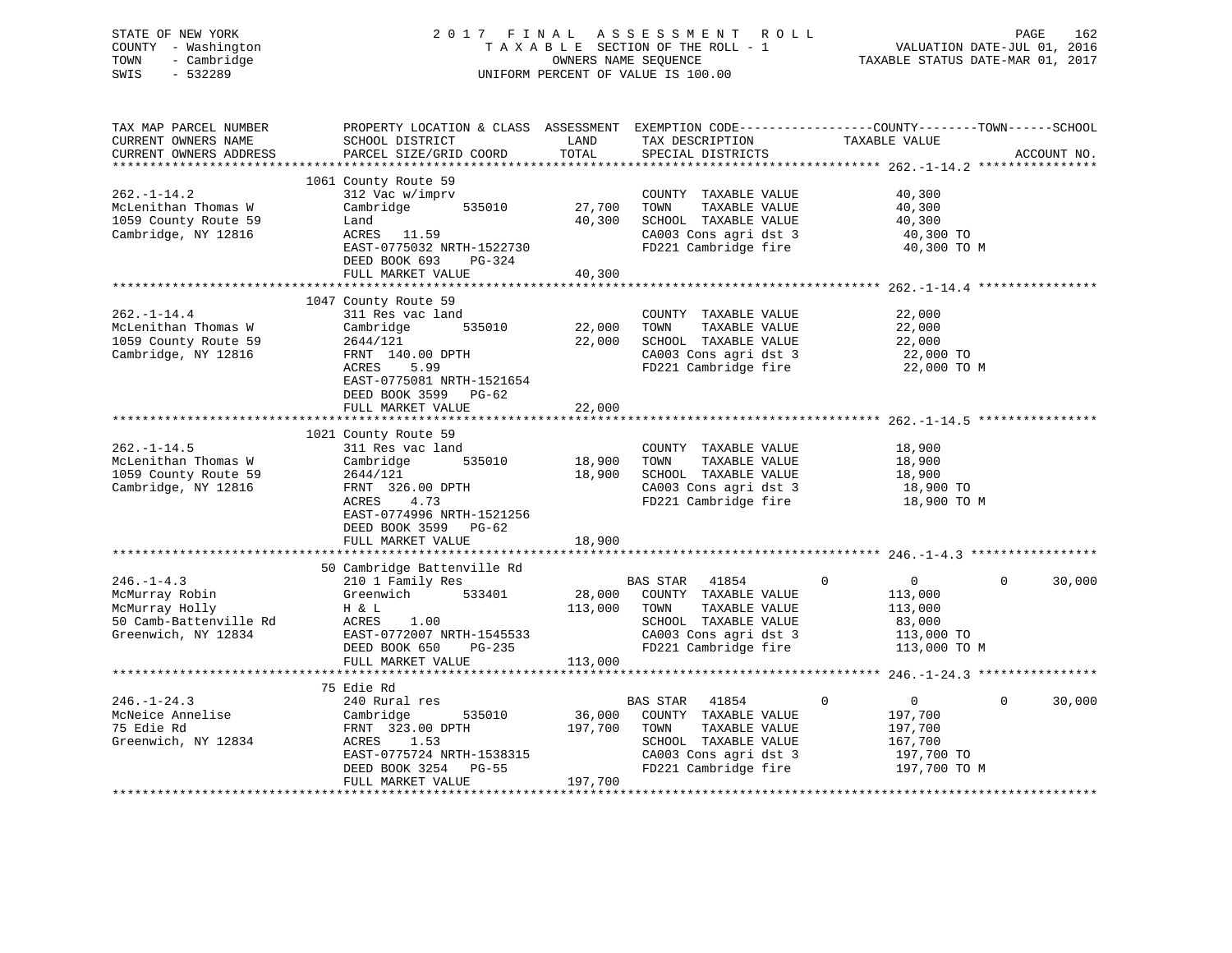STATE OF NEW YORK
COUNTY - Washington
TOWN - Cambridge
SWIS - 532289

2017 FINAL ASSESSMENT ROLL
TAXABLE SECTION OF THE ROLL - 1
OWNERS NAME SEQUENCE
UNIFORM PERCENT OF VALUE IS 100.00

VALUATION DATE-JUL 01, 2016
TAXABLE STATUS DATE-MAR 01, 2017

```
TAX MAP PARCEL NUMBER          PROPERTY LOCATION & CLASS  ASSESSMENT  EXEMPTION CODE-----------------COUNTY--------TOWN------SCHOOL
CURRENT OWNERS NAME            SCHOOL DISTRICT               LAND       TAX DESCRIPTION            TAXABLE VALUE
CURRENT OWNERS ADDRESS         PARCEL SIZE/GRID COORD        TOTAL      SPECIAL DISTRICTS                                  ACCOUNT NO.
******************************************************************************************************* 262.-1-14.2 ****************
                               1061 County Route 59
262.-1-14.2                    312 Vac w/imprv                          COUNTY  TAXABLE VALUE           40,300
McLenithan Thomas W            Cambridge       535010       27,700      TOWN    TAXABLE VALUE           40,300
1059 County Route 59           Land                         40,300      SCHOOL  TAXABLE VALUE           40,300
Cambridge, NY 12816            ACRES   11.59                            CA003 Cons agri dst 3            40,300 TO
                               EAST-0775032 NRTH-1522730                FD221 Cambridge fire             40,300 TO M
                               DEED BOOK 693    PG-324
                               FULL MARKET VALUE            40,300
******************************************************************************************************* 262.-1-14.4 ****************
                               1047 County Route 59
262.-1-14.4                    311 Res vac land                         COUNTY  TAXABLE VALUE           22,000
McLenithan Thomas W            Cambridge       535010       22,000      TOWN    TAXABLE VALUE           22,000
1059 County Route 59           2644/121                     22,000      SCHOOL  TAXABLE VALUE           22,000
Cambridge, NY 12816            FRNT 140.00 DPTH                         CA003 Cons agri dst 3            22,000 TO
                               ACRES    5.99                            FD221 Cambridge fire             22,000 TO M
                               EAST-0775081 NRTH-1521654
                               DEED BOOK 3599   PG-62
                               FULL MARKET VALUE            22,000
******************************************************************************************************* 262.-1-14.5 ****************
                               1021 County Route 59
262.-1-14.5                    311 Res vac land                         COUNTY  TAXABLE VALUE           18,900
McLenithan Thomas W            Cambridge       535010       18,900      TOWN    TAXABLE VALUE           18,900
1059 County Route 59           2644/121                     18,900      SCHOOL  TAXABLE VALUE           18,900
Cambridge, NY 12816            FRNT 326.00 DPTH                         CA003 Cons agri dst 3            18,900 TO
                               ACRES    4.73                            FD221 Cambridge fire             18,900 TO M
                               EAST-0774996 NRTH-1521256
                               DEED BOOK 3599   PG-62
                               FULL MARKET VALUE            18,900
******************************************************************************************************* 246.-1-4.3 *****************
                               50 Cambridge Battenville Rd
246.-1-4.3                     210 1 Family Res                         BAS STAR   41854         0           0            0       30,000
McMurray Robin                 Greenwich       533401       28,000      COUNTY  TAXABLE VALUE          113,000
McMurray Holly                 H & L                       113,000      TOWN    TAXABLE VALUE          113,000
50 Camb-Battenville Rd         ACRES    1.00                            SCHOOL  TAXABLE VALUE           83,000
Greenwich, NY 12834            EAST-0772007 NRTH-1545533                CA003 Cons agri dst 3           113,000 TO
                               DEED BOOK 650    PG-235                  FD221 Cambridge fire            113,000 TO M
                               FULL MARKET VALUE           113,000
******************************************************************************************************* 246.-1-24.3 ****************
                               75 Edie Rd
246.-1-24.3                    240 Rural res                            BAS STAR   41854         0           0            0       30,000
McNeice Annelise               Cambridge       535010       36,000      COUNTY  TAXABLE VALUE          197,700
75 Edie Rd                     FRNT 323.00 DPTH            197,700      TOWN    TAXABLE VALUE          197,700
Greenwich, NY 12834            ACRES    1.53                            SCHOOL  TAXABLE VALUE          167,700
                               EAST-0775724 NRTH-1538315                CA003 Cons agri dst 3           197,700 TO
                               DEED BOOK 3254   PG-55                   FD221 Cambridge fire            197,700 TO M
                               FULL MARKET VALUE           197,700
************************************************************************************************************************************
```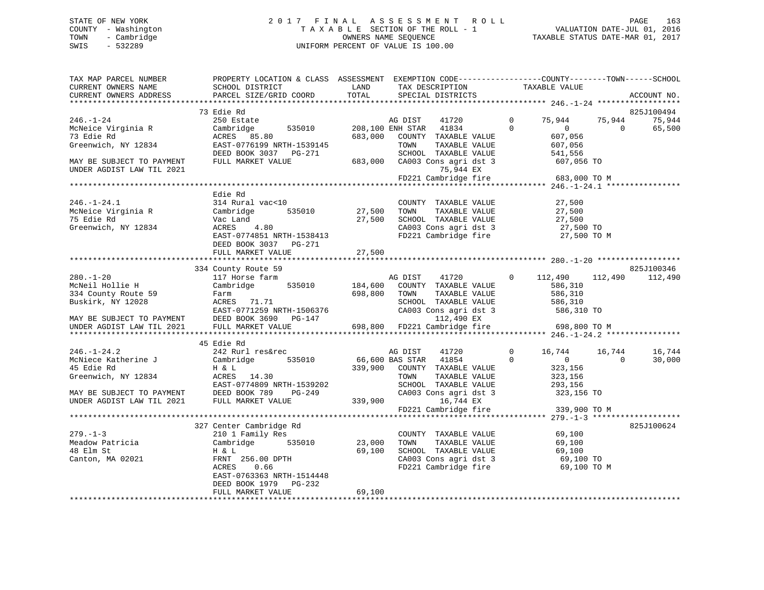STATE OF NEW YORK
COUNTY - Washington
TOWN - Cambridge
SWIS - 532289

# 2017 FINAL ASSESSMENT ROLL

TAXABLE SECTION OF THE ROLL - 1
OWNERS NAME SEQUENCE
UNIFORM PERCENT OF VALUE IS 100.00

VALUATION DATE-JUL 01, 2016
TAXABLE STATUS DATE-MAR 01, 2017

```
TAX MAP PARCEL NUMBER          PROPERTY LOCATION & CLASS  ASSESSMENT  EXEMPTION CODE-----------------COUNTY--------TOWN------SCHOOL
CURRENT OWNERS NAME            SCHOOL DISTRICT              LAND      TAX DESCRIPTION             TAXABLE VALUE
CURRENT OWNERS ADDRESS         PARCEL SIZE/GRID COORD       TOTAL     SPECIAL DISTRICTS                                        ACCOUNT NO.
******************************************************************************************************* 246.-1-24 ******************
                               73 Edie Rd                                                                                   825J100494
246.-1-24                      250 Estate                          AG DIST    41720        0      75,944     75,944      75,944
McNeice Virginia R             Cambridge       535010     208,100 ENH STAR    41834        0           0          0      65,500
73 Edie Rd                     ACRES  85.80               683,000   COUNTY  TAXABLE VALUE          607,056
Greenwich, NY 12834            EAST-0776199 NRTH-1539145            TOWN    TAXABLE VALUE          607,056
                               DEED BOOK 3037   PG-271              SCHOOL  TAXABLE VALUE          541,556
MAY BE SUBJECT TO PAYMENT      FULL MARKET VALUE          683,000   CA003 Cons agri dst 3           607,056 TO
UNDER AGDIST LAW TIL 2021                                                  75,944 EX
                                                                    FD221 Cambridge fire            683,000 TO M
******************************************************************************************************* 246.-1-24.1 ****************
                               Edie Rd
246.-1-24.1                    314 Rural vac<10                     COUNTY  TAXABLE VALUE           27,500
McNeice Virginia R             Cambridge       535010      27,500   TOWN    TAXABLE VALUE           27,500
75 Edie Rd                     Vac Land                    27,500   SCHOOL  TAXABLE VALUE           27,500
Greenwich, NY 12834            ACRES   4.80                         CA003 Cons agri dst 3            27,500 TO
                               EAST-0774851 NRTH-1538413            FD221 Cambridge fire             27,500 TO M
                               DEED BOOK 3037   PG-271
                               FULL MARKET VALUE           27,500
******************************************************************************************************* 280.-1-20 ******************
                               334 County Route 59                                                                          825J100346
280.-1-20                      117 Horse farm                       AG DIST    41720        0     112,490    112,490     112,490
McNeil Hollie H                Cambridge       535010     184,600   COUNTY  TAXABLE VALUE          586,310
334 County Route 59            Farm                       698,800   TOWN    TAXABLE VALUE          586,310
Buskirk, NY 12028              ACRES  71.71                         SCHOOL  TAXABLE VALUE          586,310
                               EAST-0771259 NRTH-1506376            CA003 Cons agri dst 3           586,310 TO
MAY BE SUBJECT TO PAYMENT      DEED BOOK 3690   PG-147                     112,490 EX
UNDER AGDIST LAW TIL 2021      FULL MARKET VALUE          698,800   FD221 Cambridge fire            698,800 TO M
******************************************************************************************************* 246.-1-24.2 ****************
                               45 Edie Rd
246.-1-24.2                    242 Rurl res&rec                     AG DIST    41720        0      16,744     16,744      16,744
McNiece Katherine J            Cambridge       535010      66,600 BAS STAR    41854        0           0          0      30,000
45 Edie Rd                     H & L                      339,900   COUNTY  TAXABLE VALUE          323,156
Greenwich, NY 12834            ACRES  14.30                         TOWN    TAXABLE VALUE          323,156
                               EAST-0774809 NRTH-1539202            SCHOOL  TAXABLE VALUE          293,156
MAY BE SUBJECT TO PAYMENT      DEED BOOK 789    PG-249              CA003 Cons agri dst 3           323,156 TO
UNDER AGDIST LAW TIL 2021      FULL MARKET VALUE          339,900          16,744 EX
                                                                    FD221 Cambridge fire            339,900 TO M
******************************************************************************************************* 279.-1-3 *******************
                               327 Center Cambridge Rd                                                                      825J100624
279.-1-3                       210 1 Family Res                     COUNTY  TAXABLE VALUE           69,100
Meadow Patricia                Cambridge       535010      23,000   TOWN    TAXABLE VALUE           69,100
48 Elm St                      H & L                       69,100   SCHOOL  TAXABLE VALUE           69,100
Canton, MA 02021               FRNT 256.00 DPTH                     CA003 Cons agri dst 3            69,100 TO
                               ACRES   0.66                         FD221 Cambridge fire             69,100 TO M
                               EAST-0763363 NRTH-1514448
                               DEED BOOK 1979   PG-232
                               FULL MARKET VALUE           69,100
************************************************************************************************************************************
```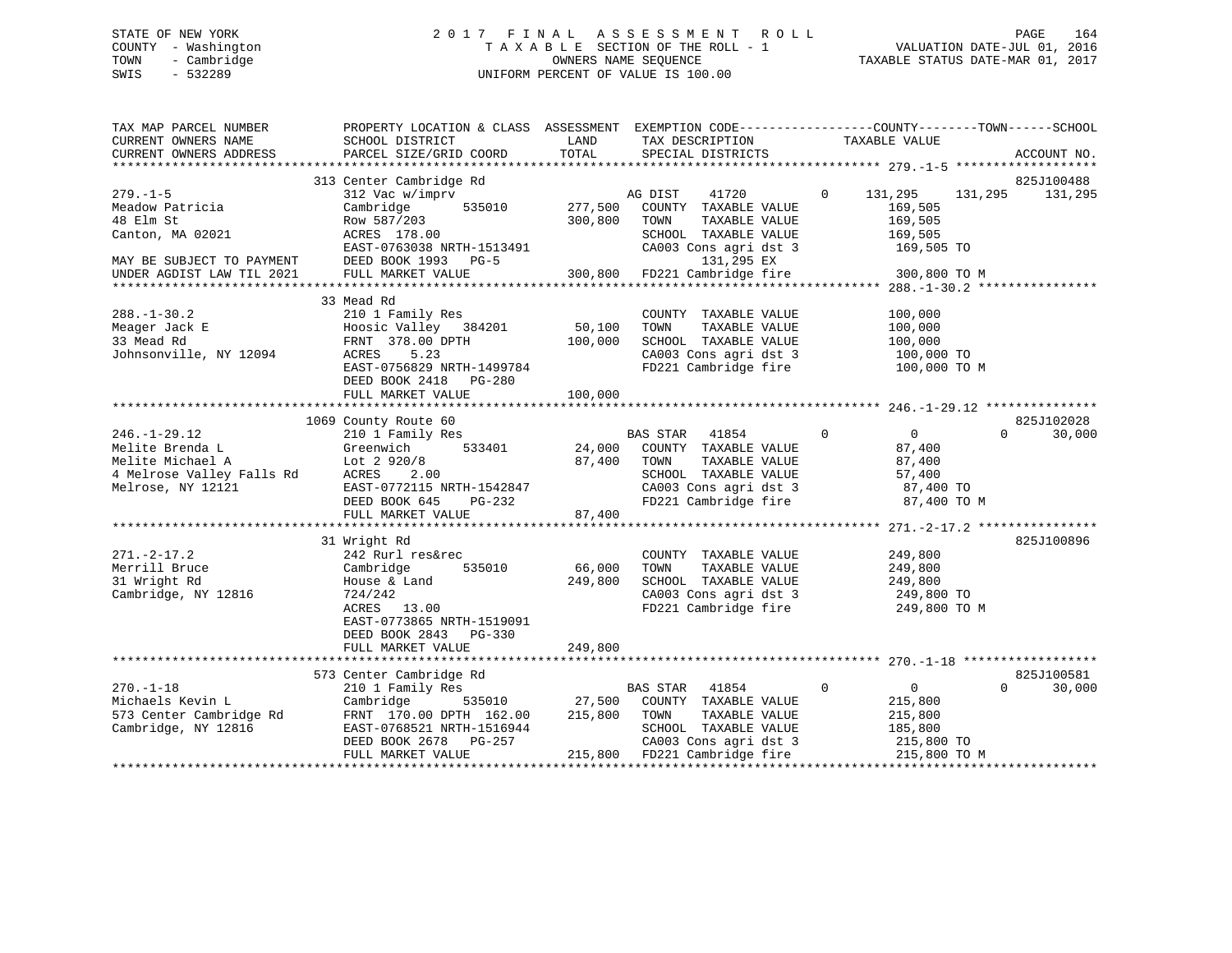STATE OF NEW YORK
COUNTY - Washington
TOWN - Cambridge
SWIS - 532289

# 2017 FINAL ASSESSMENT ROLL
TAXABLE SECTION OF THE ROLL - 1
OWNERS NAME SEQUENCE
UNIFORM PERCENT OF VALUE IS 100.00

VALUATION DATE-JUL 01, 2016
TAXABLE STATUS DATE-MAR 01, 2017

| TAX MAP PARCEL NUMBER / CURRENT OWNERS NAME / CURRENT OWNERS ADDRESS | PROPERTY LOCATION & CLASS / SCHOOL DISTRICT / PARCEL SIZE/GRID COORD | LAND / TOTAL | EXEMPTION CODE / TAX DESCRIPTION / SPECIAL DISTRICTS | COUNTY | TOWN | SCHOOL | ACCOUNT NO. |
|---|---|---|---|---|---|---|---|
| **279.-1-5** | 313 Center Cambridge Rd | | | | | | 825J100488 |
| Meadow Patricia | 312 Vac w/imprv | | AG DIST 41720 0 | 131,295 | 131,295 | 131,295 | |
| 48 Elm St | Cambridge 535010 | 277,500 | COUNTY TAXABLE VALUE | 169,505 | | | |
| Canton, MA 02021 | Row 587/203 | 300,800 | TOWN TAXABLE VALUE | 169,505 | | | |
| | ACRES 178.00 | | SCHOOL TAXABLE VALUE | 169,505 | | | |
| | EAST-0763038 NRTH-1513491 | | CA003 Cons agri dst 3 | 169,505 TO | | | |
| MAY BE SUBJECT TO PAYMENT | DEED BOOK 1993 PG-5 | | 131,295 EX | | | | |
| UNDER AGDIST LAW TIL 2021 | FULL MARKET VALUE | 300,800 | FD221 Cambridge fire | 300,800 TO M | | | |
| **288.-1-30.2** | 33 Mead Rd | | | | | | |
| Meager Jack E | 210 1 Family Res | | COUNTY TAXABLE VALUE | 100,000 | | | |
| 33 Mead Rd | Hoosic Valley 384201 | 50,100 | TOWN TAXABLE VALUE | 100,000 | | | |
| Johnsonville, NY 12094 | FRNT 378.00 DPTH | 100,000 | SCHOOL TAXABLE VALUE | 100,000 | | | |
| | ACRES 5.23 | | CA003 Cons agri dst 3 | 100,000 TO | | | |
| | EAST-0756829 NRTH-1499784 | | FD221 Cambridge fire | 100,000 TO M | | | |
| | DEED BOOK 2418 PG-280 | | | | | | |
| | FULL MARKET VALUE | 100,000 | | | | | |
| **246.-1-29.12** | 1069 County Route 60 | | | | | | 825J102028 |
| Melite Brenda L | 210 1 Family Res | | BAS STAR 41854 0 | 0 | 0 | 30,000 | |
| Melite Michael A | Greenwich 533401 | 24,000 | COUNTY TAXABLE VALUE | 87,400 | | | |
| 4 Melrose Valley Falls Rd | Lot 2 920/8 | 87,400 | TOWN TAXABLE VALUE | 87,400 | | | |
| Melrose, NY 12121 | ACRES 2.00 | | SCHOOL TAXABLE VALUE | 57,400 | | | |
| | EAST-0772115 NRTH-1542847 | | CA003 Cons agri dst 3 | 87,400 TO | | | |
| | DEED BOOK 645 PG-232 | | FD221 Cambridge fire | 87,400 TO M | | | |
| | FULL MARKET VALUE | 87,400 | | | | | |
| **271.-2-17.2** | 31 Wright Rd | | | | | | 825J100896 |
| Merrill Bruce | 242 Rurl res&rec | | COUNTY TAXABLE VALUE | 249,800 | | | |
| 31 Wright Rd | Cambridge 535010 | 66,000 | TOWN TAXABLE VALUE | 249,800 | | | |
| Cambridge, NY 12816 | House & Land | 249,800 | SCHOOL TAXABLE VALUE | 249,800 | | | |
| | 724/242 | | CA003 Cons agri dst 3 | 249,800 TO | | | |
| | ACRES 13.00 | | FD221 Cambridge fire | 249,800 TO M | | | |
| | EAST-0773865 NRTH-1519091 | | | | | | |
| | DEED BOOK 2843 PG-330 | | | | | | |
| | FULL MARKET VALUE | 249,800 | | | | | |
| **270.-1-18** | 573 Center Cambridge Rd | | | | | | 825J100581 |
| Michaels Kevin L | 210 1 Family Res | | BAS STAR 41854 0 | 0 | 0 | 30,000 | |
| 573 Center Cambridge Rd | Cambridge 535010 | 27,500 | COUNTY TAXABLE VALUE | 215,800 | | | |
| Cambridge, NY 12816 | FRNT 170.00 DPTH 162.00 | 215,800 | TOWN TAXABLE VALUE | 215,800 | | | |
| | EAST-0768521 NRTH-1516944 | | SCHOOL TAXABLE VALUE | 185,800 | | | |
| | DEED BOOK 2678 PG-257 | | CA003 Cons agri dst 3 | 215,800 TO | | | |
| | FULL MARKET VALUE | 215,800 | FD221 Cambridge fire | 215,800 TO M | | | |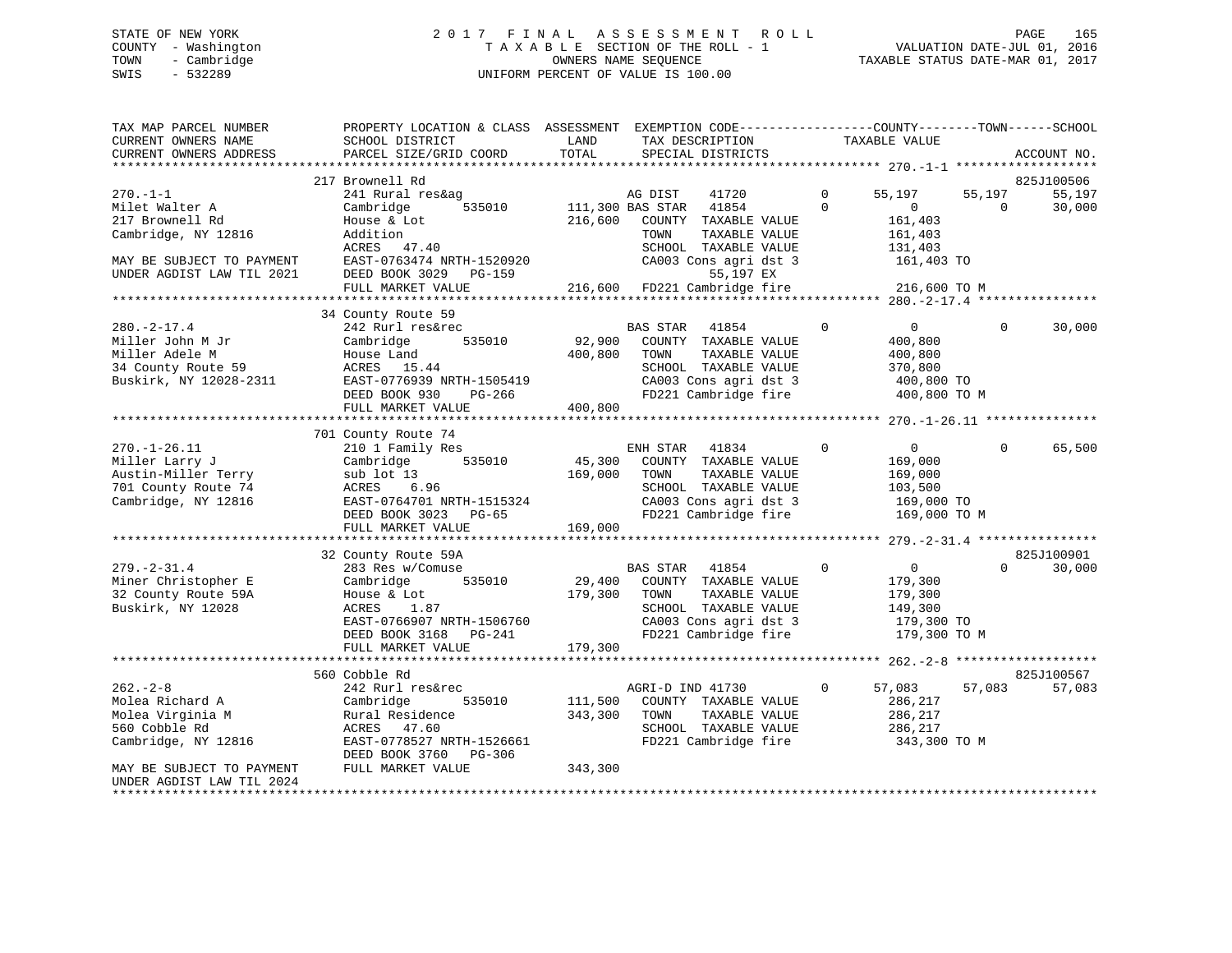STATE OF NEW YORK 2 0 1 7 F I N A L A S S E S S M E N T R O L L
COUNTY - Washington T A X A B L E SECTION OF THE ROLL - 1 VALUATION DATE-JUL 01, 2016
TOWN - Cambridge OWNERS NAME SEQUENCE TAXABLE STATUS DATE-MAR 01, 2017
SWIS - 532289 UNIFORM PERCENT OF VALUE IS 100.00

```
TAX MAP PARCEL NUMBER          PROPERTY LOCATION & CLASS  ASSESSMENT  EXEMPTION CODE------------------COUNTY--------TOWN------SCHOOL
CURRENT OWNERS NAME            SCHOOL DISTRICT              LAND      TAX DESCRIPTION            TAXABLE VALUE
CURRENT OWNERS ADDRESS         PARCEL SIZE/GRID COORD       TOTAL     SPECIAL DISTRICTS                                    ACCOUNT NO.
******************************************************************************************************* 270.-1-1 *******************
                               217 Brownell Rd                                                                          825J100506
270.-1-1                       241 Rural res&ag                       AG DIST     41720        0      55,197     55,197     55,197
Milet Walter A                 Cambridge        535010      111,300 BAS STAR    41854        0           0          0     30,000
217 Brownell Rd                House & Lot                  216,600   COUNTY  TAXABLE VALUE           161,403
Cambridge, NY 12816            Addition                               TOWN    TAXABLE VALUE           161,403
                               ACRES   47.40                          SCHOOL  TAXABLE VALUE           131,403
MAY BE SUBJECT TO PAYMENT      EAST-0763474 NRTH-1520920              CA003 Cons agri dst 3           161,403 TO
UNDER AGDIST LAW TIL 2021      DEED BOOK 3029   PG-159                       55,197 EX
                               FULL MARKET VALUE            216,600   FD221 Cambridge fire            216,600 TO M
******************************************************************************************************* 280.-2-17.4 ****************
                               34 County Route 59
280.-2-17.4                    242 Rurl res&rec                       BAS STAR    41854        0           0          0     30,000
Miller John M Jr               Cambridge        535010       92,900   COUNTY  TAXABLE VALUE           400,800
Miller Adele M                 House Land                   400,800   TOWN    TAXABLE VALUE           400,800
34 County Route 59             ACRES   15.44                          SCHOOL  TAXABLE VALUE           370,800
Buskirk, NY 12028-2311         EAST-0776939 NRTH-1505419              CA003 Cons agri dst 3           400,800 TO
                               DEED BOOK 930    PG-266                FD221 Cambridge fire            400,800 TO M
                               FULL MARKET VALUE            400,800
******************************************************************************************************* 270.-1-26.11 ***************
                               701 County Route 74
270.-1-26.11                   210 1 Family Res                       ENH STAR    41834        0           0          0     65,500
Miller Larry J                 Cambridge        535010       45,300   COUNTY  TAXABLE VALUE           169,000
Austin-Miller Terry            sub lot 13                   169,000   TOWN    TAXABLE VALUE           169,000
701 County Route 74            ACRES    6.96                          SCHOOL  TAXABLE VALUE           103,500
Cambridge, NY 12816            EAST-0764701 NRTH-1515324              CA003 Cons agri dst 3           169,000 TO
                               DEED BOOK 3023   PG-65                 FD221 Cambridge fire            169,000 TO M
                               FULL MARKET VALUE            169,000
******************************************************************************************************* 279.-2-31.4 ****************
                               32 County Route 59A                                                                      825J100901
279.-2-31.4                    283 Res w/Comuse                       BAS STAR    41854        0           0          0     30,000
Miner Christopher E            Cambridge        535010       29,400   COUNTY  TAXABLE VALUE           179,300
32 County Route 59A            House & Lot                  179,300   TOWN    TAXABLE VALUE           179,300
Buskirk, NY 12028              ACRES    1.87                          SCHOOL  TAXABLE VALUE           149,300
                               EAST-0766907 NRTH-1506760              CA003 Cons agri dst 3           179,300 TO
                               DEED BOOK 3168   PG-241                FD221 Cambridge fire            179,300 TO M
                               FULL MARKET VALUE            179,300
******************************************************************************************************* 262.-2-8 *******************
                               560 Cobble Rd                                                                            825J100567
262.-2-8                       242 Rurl res&rec                       AGRI-D IND 41730         0      57,083     57,083     57,083
Molea Richard A                Cambridge        535010      111,500   COUNTY  TAXABLE VALUE           286,217
Molea Virginia M               Rural Residence              343,300   TOWN    TAXABLE VALUE           286,217
560 Cobble Rd                  ACRES   47.60                          SCHOOL  TAXABLE VALUE           286,217
Cambridge, NY 12816            EAST-0778527 NRTH-1526661              FD221 Cambridge fire            343,300 TO M
                               DEED BOOK 3760   PG-306
MAY BE SUBJECT TO PAYMENT      FULL MARKET VALUE            343,300
UNDER AGDIST LAW TIL 2024
************************************************************************************************************************************
```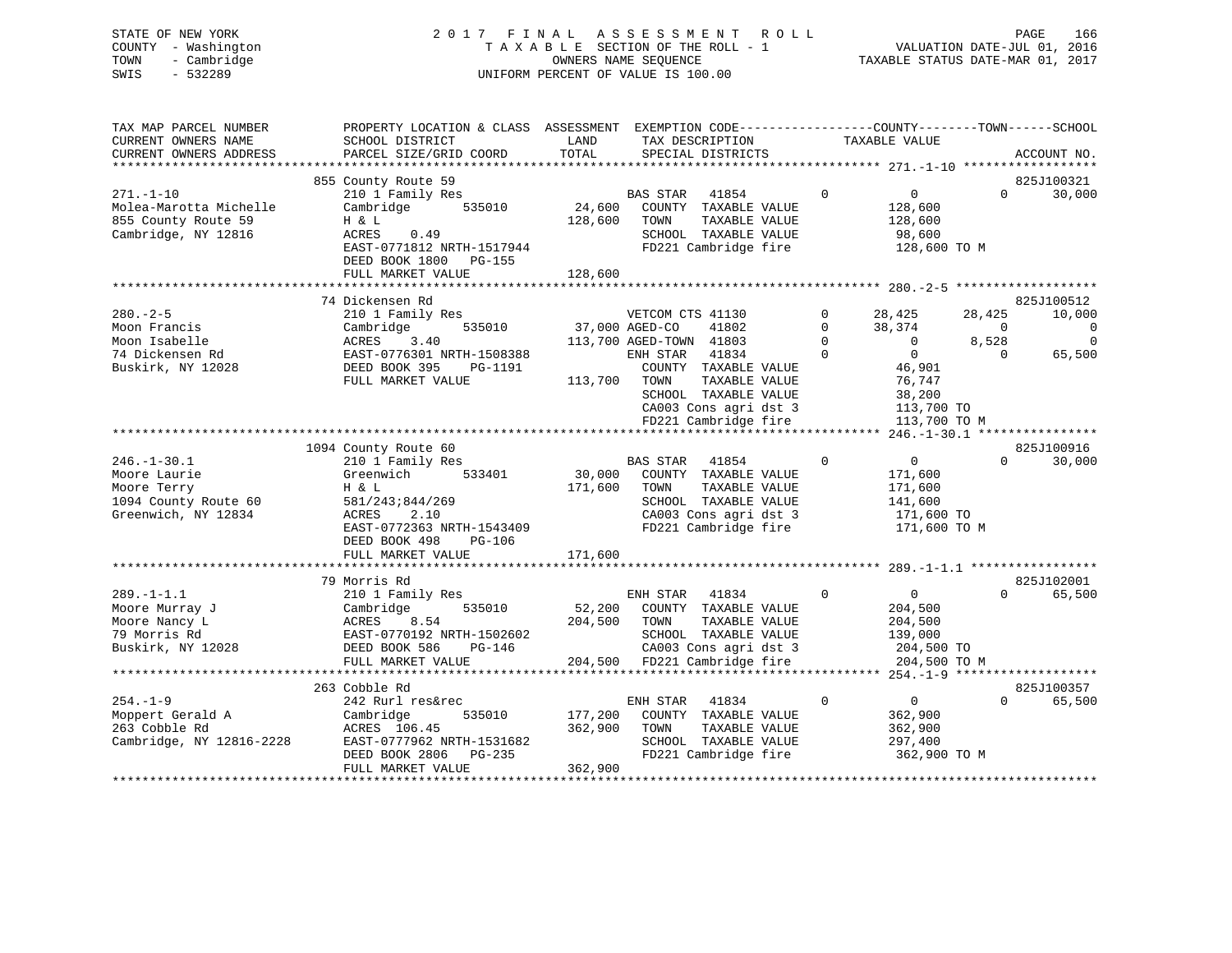STATE OF NEW YORK
COUNTY - Washington
TOWN - Cambridge
SWIS - 532289

2017 FINAL ASSESSMENT ROLL
TAXABLE SECTION OF THE ROLL - 1
OWNERS NAME SEQUENCE
UNIFORM PERCENT OF VALUE IS 100.00

VALUATION DATE-JUL 01, 2016
TAXABLE STATUS DATE-MAR 01, 2017

| TAX MAP PARCEL NUMBER / CURRENT OWNERS NAME / CURRENT OWNERS ADDRESS | PROPERTY LOCATION & CLASS / SCHOOL DISTRICT / PARCEL SIZE/GRID COORD | ASSESSMENT LAND / TOTAL | EXEMPTION CODE / TAX DESCRIPTION / SPECIAL DISTRICTS | | COUNTY TAXABLE VALUE | TOWN | SCHOOL | ACCOUNT NO. |
|---|---|---|---|---|---|---|---|---|
| | 855 County Route 59 | | | | | | | 825J100321 |
| 271.-1-10 | 210 1 Family Res | | BAS STAR 41854 | 0 | 0 | 0 | 30,000 | |
| Molea-Marotta Michelle | Cambridge 535010 | 24,600 | COUNTY TAXABLE VALUE | | 128,600 | | | |
| 855 County Route 59 | H & L | 128,600 | TOWN TAXABLE VALUE | | 128,600 | | | |
| Cambridge, NY 12816 | ACRES 0.49 | | SCHOOL TAXABLE VALUE | | 98,600 | | | |
| | EAST-0771812 NRTH-1517944 | | FD221 Cambridge fire | | 128,600 TO M | | | |
| | DEED BOOK 1800 PG-155 | | | | | | | |
| | FULL MARKET VALUE | 128,600 | | | | | | |
| | 74 Dickensen Rd | | | | | | | 825J100512 |
| 280.-2-5 | 210 1 Family Res | | VETCOM CTS 41130 | 0 | 28,425 | 28,425 | 10,000 | |
| Moon Francis | Cambridge 535010 | 37,000 | AGED-CO 41802 | 0 | 38,374 | 0 | 0 | |
| Moon Isabelle | ACRES 3.40 | 113,700 | AGED-TOWN 41803 | 0 | 0 | 8,528 | 0 | |
| 74 Dickensen Rd | EAST-0776301 NRTH-1508388 | | ENH STAR 41834 | 0 | 0 | 0 | 65,500 | |
| Buskirk, NY 12028 | DEED BOOK 395 PG-1191 | | COUNTY TAXABLE VALUE | | 46,901 | | | |
| | FULL MARKET VALUE | 113,700 | TOWN TAXABLE VALUE | | 76,747 | | | |
| | | | SCHOOL TAXABLE VALUE | | 38,200 | | | |
| | | | CA003 Cons agri dst 3 | | 113,700 TO | | | |
| | | | FD221 Cambridge fire | | 113,700 TO M | | | |
| | 1094 County Route 60 | | | | | | | 825J100916 |
| 246.-1-30.1 | 210 1 Family Res | | BAS STAR 41854 | 0 | 0 | 0 | 30,000 | |
| Moore Laurie | Greenwich 533401 | 30,000 | COUNTY TAXABLE VALUE | | 171,600 | | | |
| Moore Terry | H & L | 171,600 | TOWN TAXABLE VALUE | | 171,600 | | | |
| 1094 County Route 60 | 581/243;844/269 | | SCHOOL TAXABLE VALUE | | 141,600 | | | |
| Greenwich, NY 12834 | ACRES 2.10 | | CA003 Cons agri dst 3 | | 171,600 TO | | | |
| | EAST-0772363 NRTH-1543409 | | FD221 Cambridge fire | | 171,600 TO M | | | |
| | DEED BOOK 498 PG-106 | | | | | | | |
| | FULL MARKET VALUE | 171,600 | | | | | | |
| | 79 Morris Rd | | | | | | | 825J102001 |
| 289.-1-1.1 | 210 1 Family Res | | ENH STAR 41834 | 0 | 0 | 0 | 65,500 | |
| Moore Murray J | Cambridge 535010 | 52,200 | COUNTY TAXABLE VALUE | | 204,500 | | | |
| Moore Nancy L | ACRES 8.54 | 204,500 | TOWN TAXABLE VALUE | | 204,500 | | | |
| 79 Morris Rd | EAST-0770192 NRTH-1502602 | | SCHOOL TAXABLE VALUE | | 139,000 | | | |
| Buskirk, NY 12028 | DEED BOOK 586 PG-146 | | CA003 Cons agri dst 3 | | 204,500 TO | | | |
| | FULL MARKET VALUE | 204,500 | FD221 Cambridge fire | | 204,500 TO M | | | |
| | 263 Cobble Rd | | | | | | | 825J100357 |
| 254.-1-9 | 242 Rurl res&rec | | ENH STAR 41834 | 0 | 0 | 0 | 65,500 | |
| Moppert Gerald A | Cambridge 535010 | 177,200 | COUNTY TAXABLE VALUE | | 362,900 | | | |
| 263 Cobble Rd | ACRES 106.45 | 362,900 | TOWN TAXABLE VALUE | | 362,900 | | | |
| Cambridge, NY 12816-2228 | EAST-0777962 NRTH-1531682 | | SCHOOL TAXABLE VALUE | | 297,400 | | | |
| | DEED BOOK 2806 PG-235 | | FD221 Cambridge fire | | 362,900 TO M | | | |
| | FULL MARKET VALUE | 362,900 | | | | | | |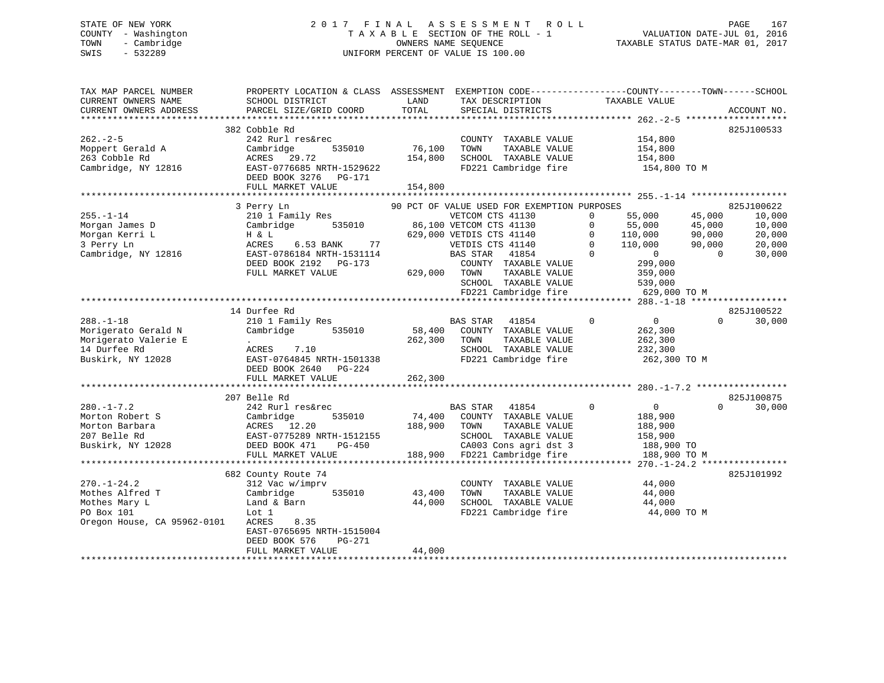STATE OF NEW YORK
COUNTY - Washington
TOWN - Cambridge
SWIS - 532289

2017 FINAL ASSESSMENT ROLL
TAXABLE SECTION OF THE ROLL - 1
OWNERS NAME SEQUENCE
UNIFORM PERCENT OF VALUE IS 100.00

VALUATION DATE-JUL 01, 2016
TAXABLE STATUS DATE-MAR 01, 2017

```
TAX MAP PARCEL NUMBER          PROPERTY LOCATION & CLASS  ASSESSMENT  EXEMPTION CODE-----------------COUNTY--------TOWN------SCHOOL
CURRENT OWNERS NAME            SCHOOL DISTRICT                LAND      TAX DESCRIPTION              TAXABLE VALUE
CURRENT OWNERS ADDRESS         PARCEL SIZE/GRID COORD         TOTAL     SPECIAL DISTRICTS                                    ACCOUNT NO.
******************************************************************************************************* 262.-2-5 ******************
                               382 Cobble Rd                                                                                825J100533
262.-2-5                       242 Rurl res&rec                          COUNTY  TAXABLE VALUE             154,800
Moppert Gerald A               Cambridge        535010        76,100     TOWN    TAXABLE VALUE             154,800
263 Cobble Rd                  ACRES  29.72                  154,800     SCHOOL  TAXABLE VALUE             154,800
Cambridge, NY 12816            EAST-0776685 NRTH-1529622                 FD221 Cambridge fire              154,800 TO M
                               DEED BOOK 3276   PG-171
                               FULL MARKET VALUE             154,800
******************************************************************************************************* 255.-1-14 *****************
                               3 Perry Ln                 90 PCT OF VALUE USED FOR EXEMPTION PURPOSES                       825J100622
255.-1-14                      210 1 Family Res                   VETCOM CTS 41130          0      55,000      45,000       10,000
Morgan James D                 Cambridge        535010        86,100 VETCOM CTS 41130       0      55,000      45,000       10,000
Morgan Kerri L                 H & L                         629,000 VETDIS CTS 41140       0     110,000      90,000       20,000
3 Perry Ln                     ACRES    6.53 BANK     77             VETDIS CTS 41140       0     110,000      90,000       20,000
Cambridge, NY 12816            EAST-0786184 NRTH-1531114             BAS STAR   41854       0           0           0       30,000
                               DEED BOOK 2192   PG-173                COUNTY  TAXABLE VALUE          299,000
                               FULL MARKET VALUE             629,000  TOWN    TAXABLE VALUE          359,000
                                                                      SCHOOL  TAXABLE VALUE          539,000
                                                                      FD221 Cambridge fire           629,000 TO M
******************************************************************************************************* 288.-1-18 *****************
                               14 Durfee Rd                                                                                 825J100522
288.-1-18                      210 1 Family Res                   BAS STAR   41854          0           0           0       30,000
Morigerato Gerald N            Cambridge        535010        58,400  COUNTY  TAXABLE VALUE          262,300
Morigerato Valerie E           .                             262,300  TOWN    TAXABLE VALUE          262,300
14 Durfee Rd                   ACRES    7.10                          SCHOOL  TAXABLE VALUE          232,300
Buskirk, NY 12028              EAST-0764845 NRTH-1501338              FD221 Cambridge fire           262,300 TO M
                               DEED BOOK 2640   PG-224
                               FULL MARKET VALUE             262,300
******************************************************************************************************* 280.-1-7.2 ****************
                               207 Belle Rd                                                                                 825J100875
280.-1-7.2                     242 Rurl res&rec                   BAS STAR   41854          0           0           0       30,000
Morton Robert S                Cambridge        535010        74,400  COUNTY  TAXABLE VALUE          188,900
Morton Barbara                 ACRES  12.20                  188,900  TOWN    TAXABLE VALUE          188,900
207 Belle Rd                   EAST-0775289 NRTH-1512155              SCHOOL  TAXABLE VALUE          158,900
Buskirk, NY 12028              DEED BOOK 471    PG-450                CA003 Cons agri dst 3          188,900 TO
                               FULL MARKET VALUE             188,900  FD221 Cambridge fire           188,900 TO M
******************************************************************************************************* 270.-1-24.2 ***************
                               682 County Route 74                                                                          825J101992
270.-1-24.2                    312 Vac w/imprv                        COUNTY  TAXABLE VALUE           44,000
Mothes Alfred T                Cambridge        535010        43,400  TOWN    TAXABLE VALUE           44,000
Mothes Mary L                  Land & Barn                    44,000  SCHOOL  TAXABLE VALUE           44,000
PO Box 101                     Lot 1                                  FD221 Cambridge fire            44,000 TO M
Oregon House, CA 95962-0101    ACRES    8.35
                               EAST-0765695 NRTH-1515004
                               DEED BOOK 576    PG-271
                               FULL MARKET VALUE              44,000
************************************************************************************************************************************
```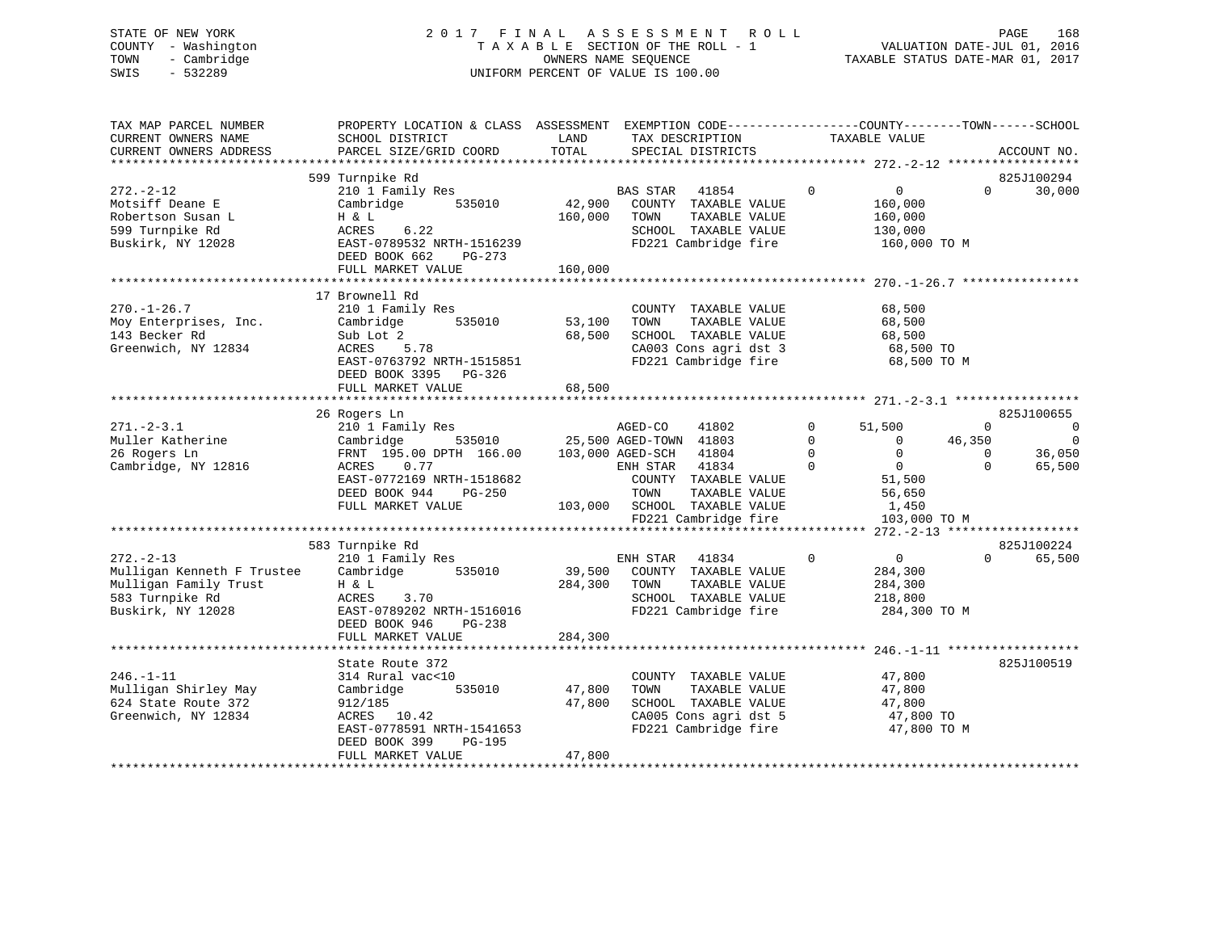STATE OF NEW YORK
COUNTY - Washington
TOWN - Cambridge
SWIS - 532289

2017 FINAL ASSESSMENT ROLL
TAXABLE SECTION OF THE ROLL - 1
OWNERS NAME SEQUENCE
UNIFORM PERCENT OF VALUE IS 100.00

VALUATION DATE-JUL 01, 2016
TAXABLE STATUS DATE-MAR 01, 2017

```
TAX MAP PARCEL NUMBER          PROPERTY LOCATION & CLASS  ASSESSMENT  EXEMPTION CODE------------------COUNTY--------TOWN------SCHOOL
CURRENT OWNERS NAME            SCHOOL DISTRICT               LAND      TAX DESCRIPTION            TAXABLE VALUE
CURRENT OWNERS ADDRESS         PARCEL SIZE/GRID COORD        TOTAL     SPECIAL DISTRICTS                                        ACCOUNT NO.
******************************************************************************************************* 272.-2-12 ******************
                               599 Turnpike Rd                                                                                  825J100294
272.-2-12                      210 1 Family Res                        BAS STAR   41854          0           0            0       30,000
Motsiff Deane E                Cambridge         535010      42,900    COUNTY  TAXABLE VALUE            160,000
Robertson Susan L              H & L                        160,000    TOWN    TAXABLE VALUE            160,000
599 Turnpike Rd                ACRES    6.22                           SCHOOL  TAXABLE VALUE            130,000
Buskirk, NY 12028              EAST-0789532 NRTH-1516239               FD221 Cambridge fire              160,000 TO M
                               DEED BOOK 662    PG-273
                               FULL MARKET VALUE            160,000
******************************************************************************************************* 270.-1-26.7 ****************
                               17 Brownell Rd
270.-1-26.7                    210 1 Family Res                        COUNTY  TAXABLE VALUE             68,500
Moy Enterprises, Inc.          Cambridge         535010      53,100    TOWN    TAXABLE VALUE             68,500
143 Becker Rd                  Sub Lot 2                     68,500    SCHOOL  TAXABLE VALUE             68,500
Greenwich, NY 12834            ACRES    5.78                           CA003 Cons agri dst 3              68,500 TO
                               EAST-0763792 NRTH-1515851               FD221 Cambridge fire               68,500 TO M
                               DEED BOOK 3395   PG-326
                               FULL MARKET VALUE             68,500
******************************************************************************************************* 271.-2-3.1 *****************
                               26 Rogers Ln                                                                                     825J100655
271.-2-3.1                     210 1 Family Res                        AGED-CO    41802          0      51,500            0            0
Muller Katherine               Cambridge         535010      25,500 AGED-TOWN  41803          0           0       46,350            0
26 Rogers Ln                   FRNT 195.00 DPTH 166.00      103,000 AGED-SCH   41804          0           0            0       36,050
Cambridge, NY 12816            ACRES    0.77                           ENH STAR   41834          0           0            0       65,500
                               EAST-0772169 NRTH-1518682               COUNTY  TAXABLE VALUE             51,500
                               DEED BOOK 944    PG-250                 TOWN    TAXABLE VALUE             56,650
                               FULL MARKET VALUE            103,000    SCHOOL  TAXABLE VALUE              1,450
                                                                       FD221 Cambridge fire              103,000 TO M
******************************************************************************************************* 272.-2-13 ******************
                               583 Turnpike Rd                                                                                  825J100224
272.-2-13                      210 1 Family Res                        ENH STAR   41834          0           0            0       65,500
Mulligan Kenneth F Trustee     Cambridge         535010      39,500    COUNTY  TAXABLE VALUE            284,300
Mulligan Family Trust          H & L                        284,300    TOWN    TAXABLE VALUE            284,300
583 Turnpike Rd                ACRES    3.70                           SCHOOL  TAXABLE VALUE            218,800
Buskirk, NY 12028              EAST-0789202 NRTH-1516016               FD221 Cambridge fire              284,300 TO M
                               DEED BOOK 946    PG-238
                               FULL MARKET VALUE            284,300
******************************************************************************************************* 246.-1-11 ******************
                               State Route 372                                                                                  825J100519
246.-1-11                      314 Rural vac<10                        COUNTY  TAXABLE VALUE             47,800
Mulligan Shirley May           Cambridge         535010      47,800    TOWN    TAXABLE VALUE             47,800
624 State Route 372            912/185                       47,800    SCHOOL  TAXABLE VALUE             47,800
Greenwich, NY 12834            ACRES   10.42                           CA005 Cons agri dst 5              47,800 TO
                               EAST-0778591 NRTH-1541653               FD221 Cambridge fire               47,800 TO M
                               DEED BOOK 399    PG-195
                               FULL MARKET VALUE             47,800
************************************************************************************************************************************
```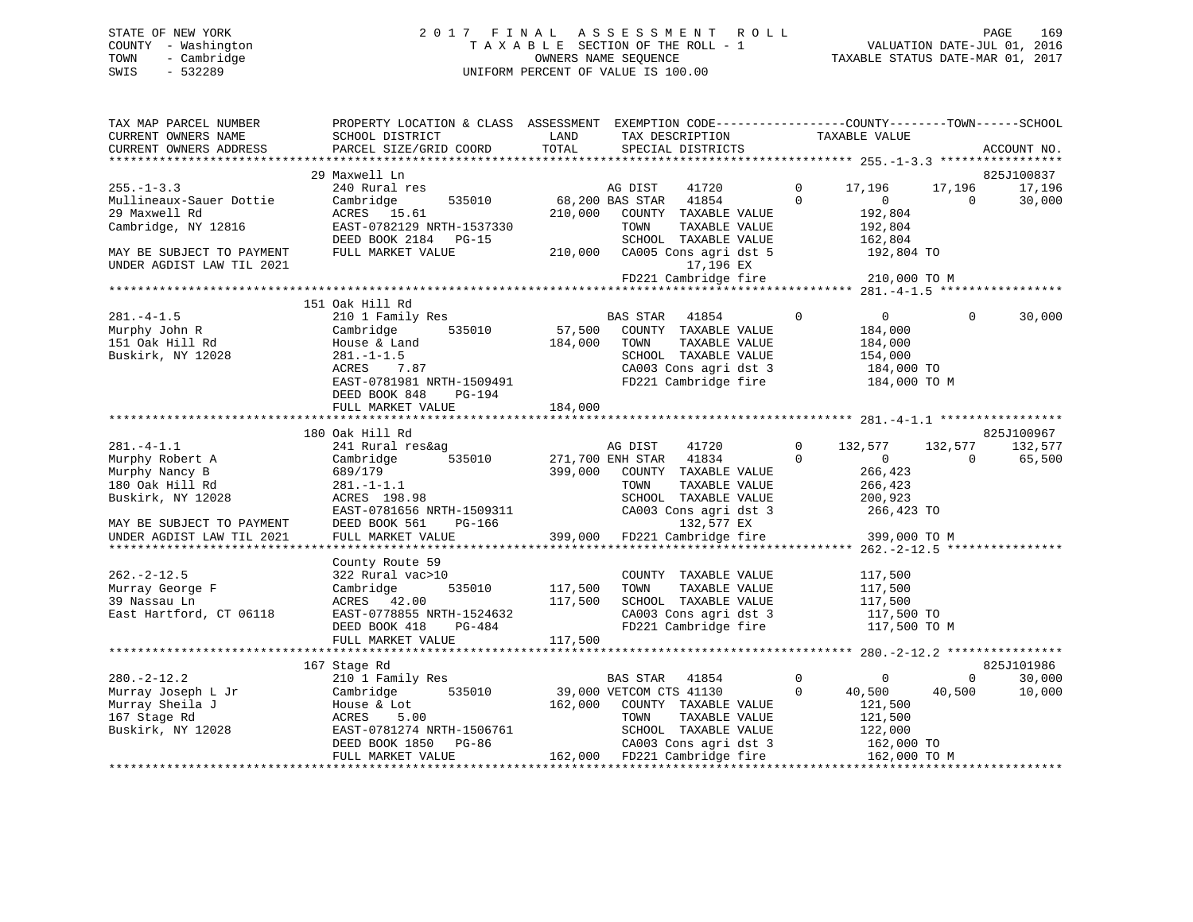STATE OF NEW YORK
COUNTY - Washington
TOWN - Cambridge
SWIS - 532289

2 0 1 7 F I N A L A S S E S S M E N T R O L L
T A X A B L E SECTION OF THE ROLL - 1
OWNERS NAME SEQUENCE
UNIFORM PERCENT OF VALUE IS 100.00

VALUATION DATE-JUL 01, 2016
TAXABLE STATUS DATE-MAR 01, 2017

```
TAX MAP PARCEL NUMBER          PROPERTY LOCATION & CLASS  ASSESSMENT  EXEMPTION CODE------------------COUNTY--------TOWN------SCHOOL
CURRENT OWNERS NAME            SCHOOL DISTRICT             LAND        TAX DESCRIPTION              TAXABLE VALUE
CURRENT OWNERS ADDRESS         PARCEL SIZE/GRID COORD      TOTAL       SPECIAL DISTRICTS                                             ACCOUNT NO.
********************************************************************************************* 255.-1-3.3 *****************
                               29 Maxwell Ln                                                                                825J100837
255.-1-3.3                     240 Rural res                          AG DIST     41720         0      17,196     17,196     17,196
Mullineaux-Sauer Dottie        Cambridge       535010      68,200 BAS STAR    41854         0           0          0     30,000
29 Maxwell Rd                  ACRES  15.61                210,000    COUNTY  TAXABLE VALUE           192,804
Cambridge, NY 12816            EAST-0782129 NRTH-1537330              TOWN    TAXABLE VALUE           192,804
                               DEED BOOK 2184   PG-15                 SCHOOL  TAXABLE VALUE           162,804
MAY BE SUBJECT TO PAYMENT      FULL MARKET VALUE           210,000    CA005 Cons agri dst 5            192,804 TO
UNDER AGDIST LAW TIL 2021                                                  17,196 EX
                                                                      FD221 Cambridge fire             210,000 TO M
********************************************************************************************* 281.-4-1.5 *****************
                               151 Oak Hill Rd
281.-4-1.5                     210 1 Family Res                       BAS STAR    41854         0           0          0     30,000
Murphy John R                  Cambridge       535010      57,500     COUNTY  TAXABLE VALUE           184,000
151 Oak Hill Rd                House & Land                184,000    TOWN    TAXABLE VALUE           184,000
Buskirk, NY 12028              281.-1-1.5                             SCHOOL  TAXABLE VALUE           154,000
                               ACRES    7.87                          CA003 Cons agri dst 3            184,000 TO
                               EAST-0781981 NRTH-1509491              FD221 Cambridge fire             184,000 TO M
                               DEED BOOK 848    PG-194
                               FULL MARKET VALUE           184,000
********************************************************************************************* 281.-4-1.1 *****************
                               180 Oak Hill Rd                                                                              825J100967
281.-4-1.1                     241 Rural res&ag                       AG DIST     41720         0     132,577    132,577    132,577
Murphy Robert A                Cambridge       535010     271,700 ENH STAR    41834         0           0          0     65,500
Murphy Nancy B                 689/179                     399,000    COUNTY  TAXABLE VALUE           266,423
180 Oak Hill Rd                281.-1-1.1                             TOWN    TAXABLE VALUE           266,423
Buskirk, NY 12028              ACRES 198.98                           SCHOOL  TAXABLE VALUE           200,923
                               EAST-0781656 NRTH-1509311              CA003 Cons agri dst 3            266,423 TO
MAY BE SUBJECT TO PAYMENT      DEED BOOK 561    PG-166                     132,577 EX
UNDER AGDIST LAW TIL 2021      FULL MARKET VALUE           399,000    FD221 Cambridge fire             399,000 TO M
********************************************************************************************* 262.-2-12.5 ****************
                               County Route 59
262.-2-12.5                    322 Rural vac>10                       COUNTY  TAXABLE VALUE           117,500
Murray George F                Cambridge       535010     117,500     TOWN    TAXABLE VALUE           117,500
39 Nassau Ln                   ACRES  42.00                117,500    SCHOOL  TAXABLE VALUE           117,500
East Hartford, CT 06118        EAST-0778855 NRTH-1524632              CA003 Cons agri dst 3            117,500 TO
                               DEED BOOK 418    PG-484                FD221 Cambridge fire             117,500 TO M
                               FULL MARKET VALUE           117,500
********************************************************************************************* 280.-2-12.2 ****************
                               167 Stage Rd                                                                                 825J101986
280.-2-12.2                    210 1 Family Res                       BAS STAR    41854         0           0          0     30,000
Murray Joseph L Jr             Cambridge       535010      39,000 VETCOM CTS 41130         0      40,500     40,500     10,000
Murray Sheila J                House & Lot                 162,000    COUNTY  TAXABLE VALUE           121,500
167 Stage Rd                   ACRES    5.00                          TOWN    TAXABLE VALUE           121,500
Buskirk, NY 12028              EAST-0781274 NRTH-1506761              SCHOOL  TAXABLE VALUE           122,000
                               DEED BOOK 1850   PG-86                 CA003 Cons agri dst 3            162,000 TO
                               FULL MARKET VALUE           162,000    FD221 Cambridge fire             162,000 TO M
****************************************************************************************************************************
```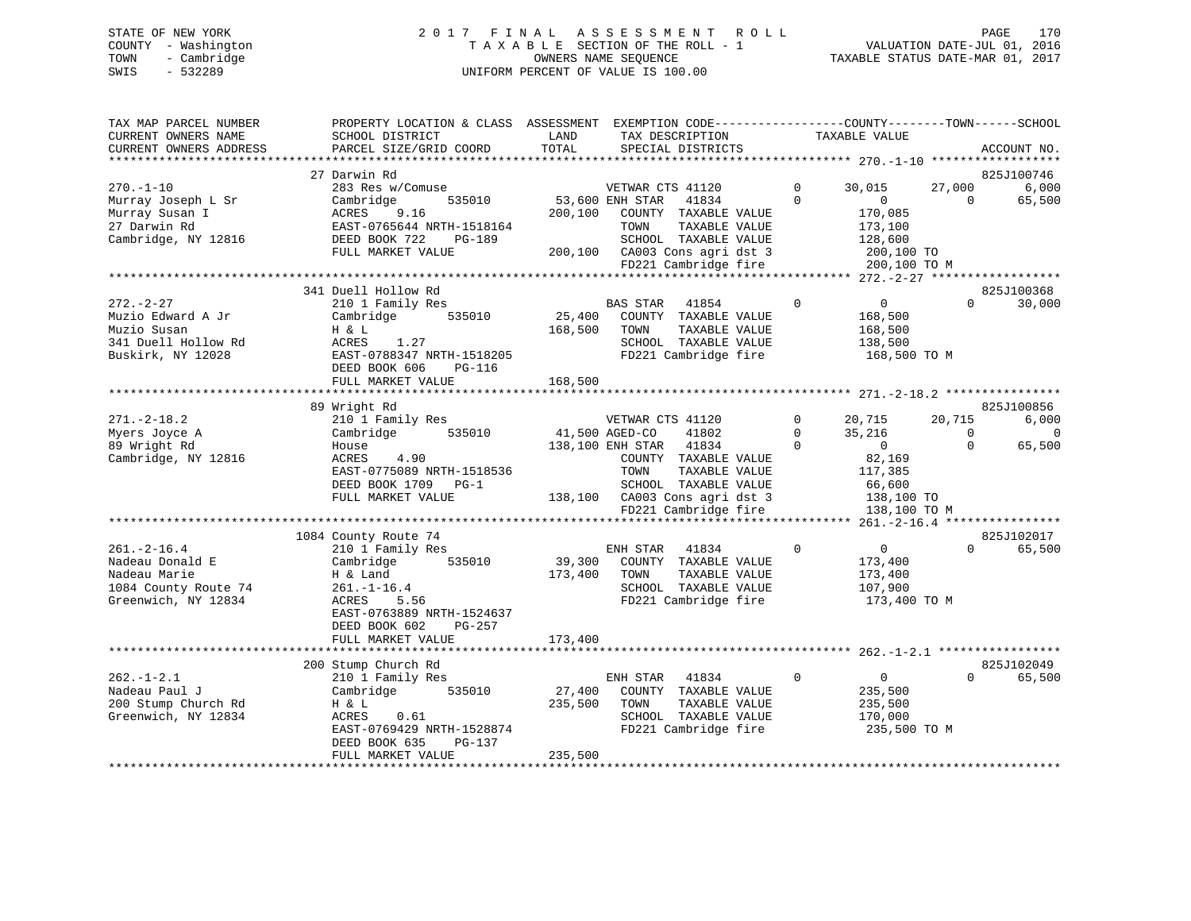STATE OF NEW YORK — COUNTY - Washington — TOWN - Cambridge — SWIS - 532289

# 2017 FINAL ASSESSMENT ROLL

TAXABLE SECTION OF THE ROLL - 1
OWNERS NAME SEQUENCE
UNIFORM PERCENT OF VALUE IS 100.00

VALUATION DATE-JUL 01, 2016
TAXABLE STATUS DATE-MAR 01, 2017

| TAX MAP PARCEL NUMBER / CURRENT OWNERS NAME / CURRENT OWNERS ADDRESS | PROPERTY LOCATION & CLASS / SCHOOL DISTRICT / PARCEL SIZE/GRID COORD | ASSESSMENT LAND / TOTAL | EXEMPTION CODE / TAX DESCRIPTION / SPECIAL DISTRICTS | | COUNTY TAXABLE VALUE | TOWN | SCHOOL | ACCOUNT NO. |
|---|---|---|---|---|---|---|---|---|
| **270.-1-10** | 27 Darwin Rd | | | | | | | 825J100746 |
| 270.-1-10 | 283 Res w/Comuse | | VETWAR CTS 41120 | 0 | 30,015 | 27,000 | 6,000 | |
| Murray Joseph L Sr | Cambridge 535010 | 53,600 | ENH STAR 41834 | 0 | 0 | 0 | 65,500 | |
| Murray Susan I | ACRES 9.16 | 200,100 | COUNTY TAXABLE VALUE | | 170,085 | | | |
| 27 Darwin Rd | EAST-0765644 NRTH-1518164 | | TOWN TAXABLE VALUE | | 173,100 | | | |
| Cambridge, NY 12816 | DEED BOOK 722 PG-189 | | SCHOOL TAXABLE VALUE | | 128,600 | | | |
| | FULL MARKET VALUE | 200,100 | CA003 Cons agri dst 3 | | 200,100 TO | | | |
| | | | FD221 Cambridge fire | | 200,100 TO M | | | |
| **272.-2-27** | 341 Duell Hollow Rd | | | | | | | 825J100368 |
| 272.-2-27 | 210 1 Family Res | | BAS STAR 41854 | 0 | 0 | 0 | 30,000 | |
| Muzio Edward A Jr | Cambridge 535010 | 25,400 | COUNTY TAXABLE VALUE | | 168,500 | | | |
| Muzio Susan | H & L | 168,500 | TOWN TAXABLE VALUE | | 168,500 | | | |
| 341 Duell Hollow Rd | ACRES 1.27 | | SCHOOL TAXABLE VALUE | | 138,500 | | | |
| Buskirk, NY 12028 | EAST-0788347 NRTH-1518205 | | FD221 Cambridge fire | | 168,500 TO M | | | |
| | DEED BOOK 606 PG-116 | | | | | | | |
| | FULL MARKET VALUE | 168,500 | | | | | | |
| **271.-2-18.2** | 89 Wright Rd | | | | | | | 825J100856 |
| 271.-2-18.2 | 210 1 Family Res | | VETWAR CTS 41120 | 0 | 20,715 | 20,715 | 6,000 | |
| Myers Joyce A | Cambridge 535010 | 41,500 | AGED-CO 41802 | 0 | 35,216 | 0 | 0 | |
| 89 Wright Rd | House | 138,100 | ENH STAR 41834 | 0 | 0 | 0 | 65,500 | |
| Cambridge, NY 12816 | ACRES 4.90 | | COUNTY TAXABLE VALUE | | 82,169 | | | |
| | EAST-0775089 NRTH-1518536 | | TOWN TAXABLE VALUE | | 117,385 | | | |
| | DEED BOOK 1709 PG-1 | | SCHOOL TAXABLE VALUE | | 66,600 | | | |
| | FULL MARKET VALUE | 138,100 | CA003 Cons agri dst 3 | | 138,100 TO | | | |
| | | | FD221 Cambridge fire | | 138,100 TO M | | | |
| **261.-2-16.4** | 1084 County Route 74 | | | | | | | 825J102017 |
| 261.-2-16.4 | 210 1 Family Res | | ENH STAR 41834 | 0 | 0 | 0 | 65,500 | |
| Nadeau Donald E | Cambridge 535010 | 39,300 | COUNTY TAXABLE VALUE | | 173,400 | | | |
| Nadeau Marie | H & Land | 173,400 | TOWN TAXABLE VALUE | | 173,400 | | | |
| 1084 County Route 74 | 261.-1-16.4 | | SCHOOL TAXABLE VALUE | | 107,900 | | | |
| Greenwich, NY 12834 | ACRES 5.56 | | FD221 Cambridge fire | | 173,400 TO M | | | |
| | EAST-0763889 NRTH-1524637 | | | | | | | |
| | DEED BOOK 602 PG-257 | | | | | | | |
| | FULL MARKET VALUE | 173,400 | | | | | | |
| **262.-1-2.1** | 200 Stump Church Rd | | | | | | | 825J102049 |
| 262.-1-2.1 | 210 1 Family Res | | ENH STAR 41834 | 0 | 0 | 0 | 65,500 | |
| Nadeau Paul J | Cambridge 535010 | 27,400 | COUNTY TAXABLE VALUE | | 235,500 | | | |
| 200 Stump Church Rd | H & L | 235,500 | TOWN TAXABLE VALUE | | 235,500 | | | |
| Greenwich, NY 12834 | ACRES 0.61 | | SCHOOL TAXABLE VALUE | | 170,000 | | | |
| | EAST-0769429 NRTH-1528874 | | FD221 Cambridge fire | | 235,500 TO M | | | |
| | DEED BOOK 635 PG-137 | | | | | | | |
| | FULL MARKET VALUE | 235,500 | | | | | | |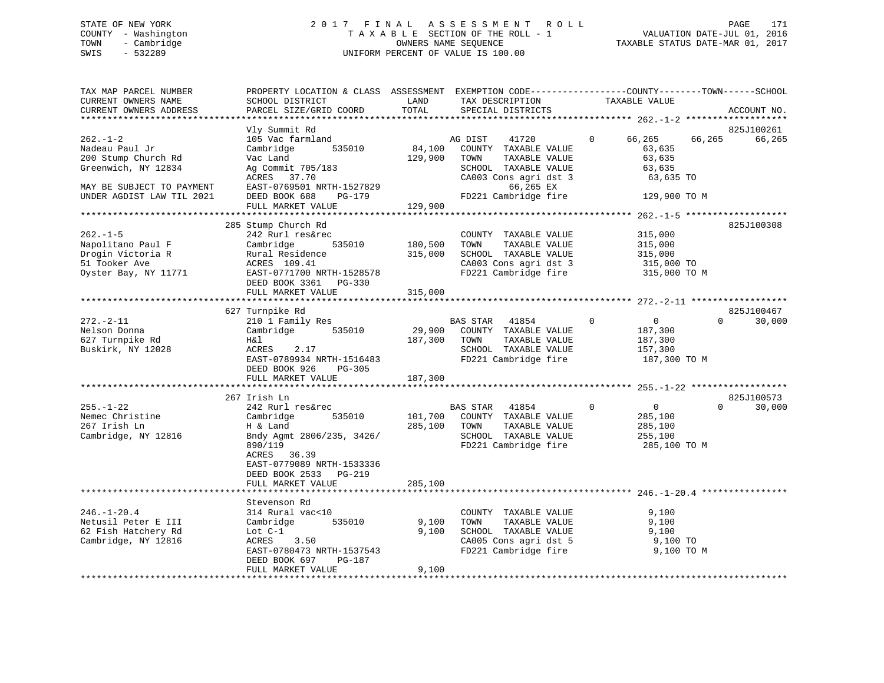STATE OF NEW YORK
COUNTY - Washington
TOWN - Cambridge
SWIS - 532289

2 0 1 7 F I N A L A S S E S S M E N T R O L L
T A X A B L E SECTION OF THE ROLL - 1
OWNERS NAME SEQUENCE
UNIFORM PERCENT OF VALUE IS 100.00

VALUATION DATE-JUL 01, 2016
TAXABLE STATUS DATE-MAR 01, 2017

```
TAX MAP PARCEL NUMBER          PROPERTY LOCATION & CLASS  ASSESSMENT  EXEMPTION CODE------------------COUNTY--------TOWN------SCHOOL
CURRENT OWNERS NAME            SCHOOL DISTRICT               LAND      TAX DESCRIPTION              TAXABLE VALUE
CURRENT OWNERS ADDRESS         PARCEL SIZE/GRID COORD        TOTAL     SPECIAL DISTRICTS                                    ACCOUNT NO.
******************************************************************************************************* 262.-1-2 ******************
                               Vly Summit Rd                                                                           825J100261
262.-1-2                       105 Vac farmland                    AG DIST    41720       0     66,265      66,265      66,265
Nadeau Paul Jr                 Cambridge        535010      84,100   COUNTY  TAXABLE VALUE           63,635
200 Stump Church Rd            Vac Land                    129,900   TOWN    TAXABLE VALUE           63,635
Greenwich, NY 12834            Ag Commit 705/183                     SCHOOL  TAXABLE VALUE           63,635
                               ACRES   37.70                         CA003 Cons agri dst 3            63,635 TO
MAY BE SUBJECT TO PAYMENT      EAST-0769501 NRTH-1527829                   66,265 EX
UNDER AGDIST LAW TIL 2021      DEED BOOK 688     PG-179              FD221 Cambridge fire            129,900 TO M
                               FULL MARKET VALUE           129,900
******************************************************************************************************* 262.-1-5 ******************
                               285 Stump Church Rd                                                                     825J100308
262.-1-5                       242 Rurl res&rec                      COUNTY  TAXABLE VALUE          315,000
Napolitano Paul F              Cambridge        535010     180,500   TOWN    TAXABLE VALUE          315,000
Drogin Victoria R              Rural Residence             315,000   SCHOOL  TAXABLE VALUE          315,000
51 Tooker Ave                  ACRES  109.41                         CA003 Cons agri dst 3           315,000 TO
Oyster Bay, NY 11771           EAST-0771700 NRTH-1528578             FD221 Cambridge fire            315,000 TO M
                               DEED BOOK 3361    PG-330
                               FULL MARKET VALUE           315,000
******************************************************************************************************* 272.-2-11 *****************
                               627 Turnpike Rd                                                                         825J100467
272.-2-11                      210 1 Family Res                    BAS STAR   41854       0          0           0      30,000
Nelson Donna                   Cambridge        535010      29,900   COUNTY  TAXABLE VALUE          187,300
627 Turnpike Rd                H&l                         187,300   TOWN    TAXABLE VALUE          187,300
Buskirk, NY 12028              ACRES    2.17                         SCHOOL  TAXABLE VALUE          157,300
                               EAST-0789934 NRTH-1516483             FD221 Cambridge fire            187,300 TO M
                               DEED BOOK 926     PG-305
                               FULL MARKET VALUE           187,300
******************************************************************************************************* 255.-1-22 *****************
                               267 Irish Ln                                                                            825J100573
255.-1-22                      242 Rurl res&rec                    BAS STAR   41854       0          0           0      30,000
Nemec Christine                Cambridge        535010     101,700   COUNTY  TAXABLE VALUE          285,100
267 Irish Ln                   H & Land                    285,100   TOWN    TAXABLE VALUE          285,100
Cambridge, NY 12816            Bndy Agmt 2806/235, 3426/             SCHOOL  TAXABLE VALUE          255,100
                               890/119                               FD221 Cambridge fire            285,100 TO M
                               ACRES   36.39
                               EAST-0779089 NRTH-1533336
                               DEED BOOK 2533    PG-219
                               FULL MARKET VALUE           285,100
******************************************************************************************************* 246.-1-20.4 ***************
                               Stevenson Rd
246.-1-20.4                    314 Rural vac<10                      COUNTY  TAXABLE VALUE            9,100
Netusil Peter E III            Cambridge        535010       9,100   TOWN    TAXABLE VALUE            9,100
62 Fish Hatchery Rd            Lot C-1                       9,100   SCHOOL  TAXABLE VALUE            9,100
Cambridge, NY 12816            ACRES    3.50                         CA005 Cons agri dst 5             9,100 TO
                               EAST-0780473 NRTH-1537543             FD221 Cambridge fire              9,100 TO M
                               DEED BOOK 697     PG-187
                               FULL MARKET VALUE             9,100
************************************************************************************************************************************
```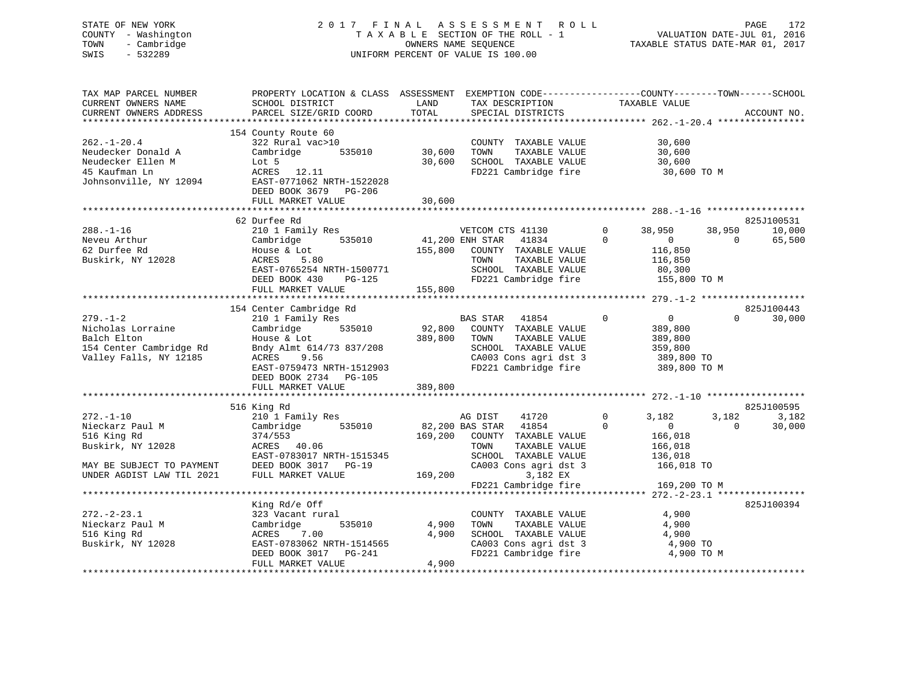STATE OF NEW YORK 2 0 1 7 F I N A L A S S E S S M E N T R O L L PAGE 172
COUNTY - Washington T A X A B L E SECTION OF THE ROLL - 1 VALUATION DATE-JUL 01, 2016
TOWN - Cambridge OWNERS NAME SEQUENCE TAXABLE STATUS DATE-MAR 01, 2017
SWIS - 532289 UNIFORM PERCENT OF VALUE IS 100.00

```
TAX MAP PARCEL NUMBER          PROPERTY LOCATION & CLASS  ASSESSMENT  EXEMPTION CODE------------------COUNTY--------TOWN------SCHOOL
CURRENT OWNERS NAME            SCHOOL DISTRICT               LAND      TAX DESCRIPTION            TAXABLE VALUE
CURRENT OWNERS ADDRESS         PARCEL SIZE/GRID COORD        TOTAL     SPECIAL DISTRICTS                                  ACCOUNT NO.
******************************************************************************************************* 262.-1-20.4 ****************
                               154 County Route 60
262.-1-20.4                    322 Rural vac>10                         COUNTY  TAXABLE VALUE          30,600
Neudecker Donald A             Cambridge       535010        30,600     TOWN    TAXABLE VALUE          30,600
Neudecker Ellen M              Lot 5                         30,600     SCHOOL  TAXABLE VALUE          30,600
45 Kaufman Ln                  ACRES   12.11                            FD221 Cambridge fire            30,600 TO M
Johnsonville, NY 12094         EAST-0771062 NRTH-1522028
                               DEED BOOK 3679   PG-206
                               FULL MARKET VALUE             30,600
******************************************************************************************************* 288.-1-16 ******************
                               62 Durfee Rd                                                                               825J100531
288.-1-16                      210 1 Family Res                  VETCOM CTS 41130        0     38,950      38,950      10,000
Neveu Arthur                   Cambridge       535010        41,200 ENH STAR   41834        0          0           0      65,500
62 Durfee Rd                   House & Lot                  155,800     COUNTY  TAXABLE VALUE         116,850
Buskirk, NY 12028              ACRES    5.80                            TOWN    TAXABLE VALUE         116,850
                               EAST-0765254 NRTH-1500771                SCHOOL  TAXABLE VALUE          80,300
                               DEED BOOK 430    PG-125                  FD221 Cambridge fire           155,800 TO M
                               FULL MARKET VALUE            155,800
******************************************************************************************************* 279.-1-2 *******************
                               154 Center Cambridge Rd                                                                    825J100443
279.-1-2                       210 1 Family Res                  BAS STAR   41854        0          0           0      30,000
Nicholas Lorraine              Cambridge       535010        92,800     COUNTY  TAXABLE VALUE         389,800
Balch Elton                    House & Lot                  389,800     TOWN    TAXABLE VALUE         389,800
154 Center Cambridge Rd        Bndy Almt 614/73 837/208                 SCHOOL  TAXABLE VALUE         359,800
Valley Falls, NY 12185         ACRES    9.56                            CA003 Cons agri dst 3          389,800 TO
                               EAST-0759473 NRTH-1512903                FD221 Cambridge fire           389,800 TO M
                               DEED BOOK 2734   PG-105
                               FULL MARKET VALUE            389,800
******************************************************************************************************* 272.-1-10 ******************
                               516 King Rd                                                                                825J100595
272.-1-10                      210 1 Family Res                  AG DIST    41720        0      3,182       3,182       3,182
Nieckarz Paul M                Cambridge       535010        82,200 BAS STAR   41854        0          0           0      30,000
516 King Rd                    374/553                      169,200     COUNTY  TAXABLE VALUE         166,018
Buskirk, NY 12028              ACRES   40.06                            TOWN    TAXABLE VALUE         166,018
                               EAST-0783017 NRTH-1515345                SCHOOL  TAXABLE VALUE         136,018
MAY BE SUBJECT TO PAYMENT      DEED BOOK 3017   PG-19                   CA003 Cons agri dst 3          166,018 TO
UNDER AGDIST LAW TIL 2021      FULL MARKET VALUE            169,200          3,182 EX
                                                                        FD221 Cambridge fire           169,200 TO M
******************************************************************************************************* 272.-2-23.1 ****************
                               King Rd/e Off                                                                              825J100394
272.-2-23.1                    323 Vacant rural                         COUNTY  TAXABLE VALUE           4,900
Nieckarz Paul M                Cambridge       535010         4,900     TOWN    TAXABLE VALUE           4,900
516 King Rd                    ACRES    7.00                  4,900     SCHOOL  TAXABLE VALUE           4,900
Buskirk, NY 12028              EAST-0783062 NRTH-1514565                CA003 Cons agri dst 3            4,900 TO
                               DEED BOOK 3017   PG-241                  FD221 Cambridge fire             4,900 TO M
                               FULL MARKET VALUE              4,900
************************************************************************************************************************************
```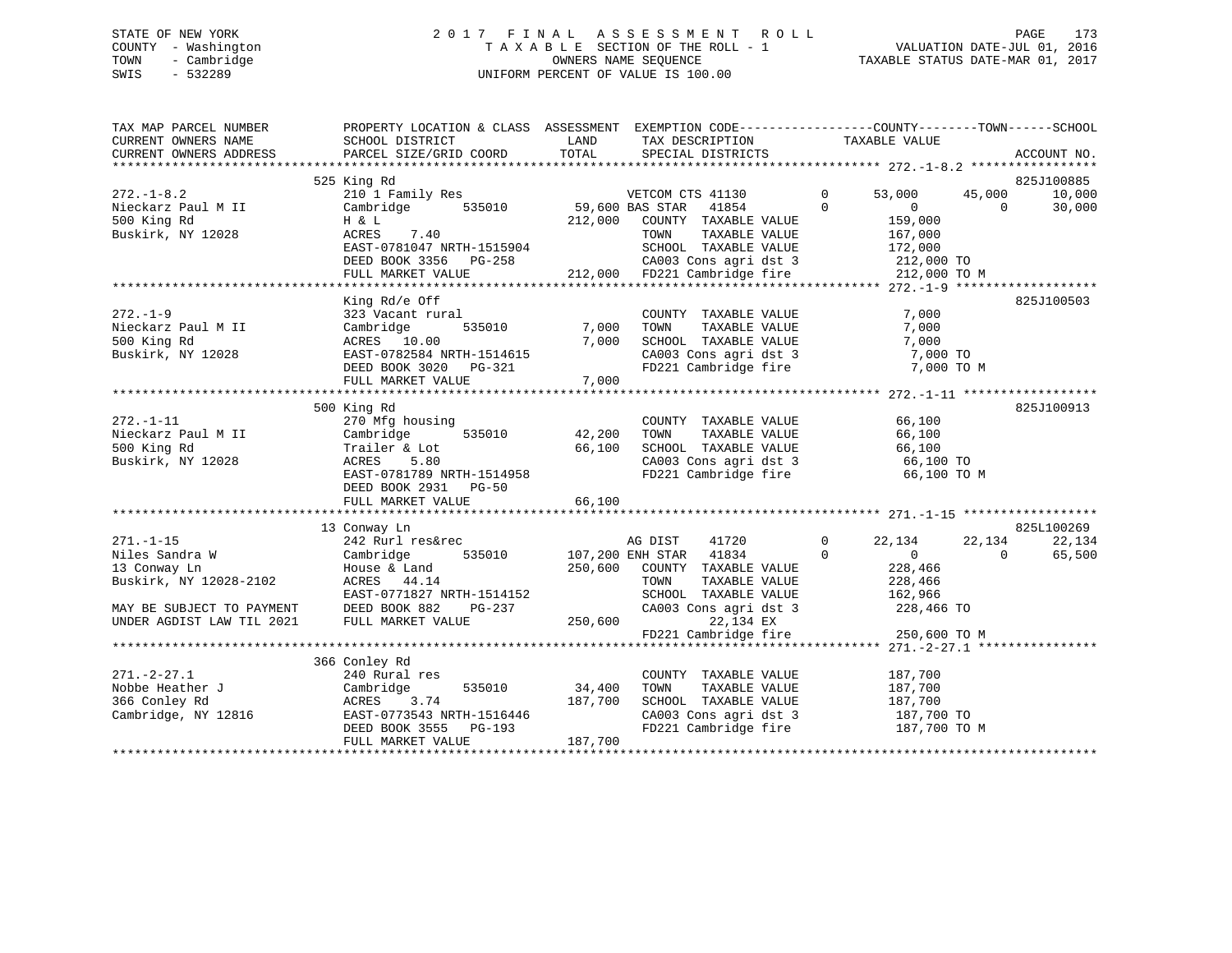STATE OF NEW YORK
COUNTY - Washington
TOWN - Cambridge
SWIS - 532289

2 0 1 7 F I N A L A S S E S S M E N T R O L L
T A X A B L E SECTION OF THE ROLL - 1
OWNERS NAME SEQUENCE
UNIFORM PERCENT OF VALUE IS 100.00

VALUATION DATE-JUL 01, 2016
TAXABLE STATUS DATE-MAR 01, 2017

```
TAX MAP PARCEL NUMBER          PROPERTY LOCATION & CLASS  ASSESSMENT  EXEMPTION CODE------------------COUNTY--------TOWN------SCHOOL
CURRENT OWNERS NAME            SCHOOL DISTRICT               LAND      TAX DESCRIPTION            TAXABLE VALUE
CURRENT OWNERS ADDRESS         PARCEL SIZE/GRID COORD        TOTAL     SPECIAL DISTRICTS                                  ACCOUNT NO.
******************************************************************************************************* 272.-1-8.2 *****************
                               525 King Rd                                                                              825J100885
272.-1-8.2                     210 1 Family Res                      VETCOM CTS 41130        0      53,000     45,000     10,000
Nieckarz Paul M II             Cambridge        535010    59,600 BAS STAR   41854        0           0          0     30,000
500 King Rd                    H & L                     212,000   COUNTY  TAXABLE VALUE          159,000
Buskirk, NY 12028              ACRES    7.40                       TOWN    TAXABLE VALUE          167,000
                               EAST-0781047 NRTH-1515904           SCHOOL  TAXABLE VALUE          172,000
                               DEED BOOK 3356   PG-258             CA003 Cons agri dst 3          212,000 TO
                               FULL MARKET VALUE         212,000   FD221 Cambridge fire           212,000 TO M
******************************************************************************************************* 272.-1-9 *******************
                               King Rd/e Off                                                                            825J100503
272.-1-9                       323 Vacant rural                      COUNTY  TAXABLE VALUE            7,000
Nieckarz Paul M II             Cambridge        535010     7,000   TOWN    TAXABLE VALUE            7,000
500 King Rd                    ACRES   10.00                7,000   SCHOOL  TAXABLE VALUE            7,000
Buskirk, NY 12028              EAST-0782584 NRTH-1514615           CA003 Cons agri dst 3            7,000 TO
                               DEED BOOK 3020   PG-321             FD221 Cambridge fire             7,000 TO M
                               FULL MARKET VALUE           7,000
******************************************************************************************************* 272.-1-11 ******************
                               500 King Rd                                                                              825J100913
272.-1-11                      270 Mfg housing                       COUNTY  TAXABLE VALUE           66,100
Nieckarz Paul M II             Cambridge        535010    42,200   TOWN    TAXABLE VALUE           66,100
500 King Rd                    Trailer & Lot              66,100   SCHOOL  TAXABLE VALUE           66,100
Buskirk, NY 12028              ACRES    5.80                       CA003 Cons agri dst 3           66,100 TO
                               EAST-0781789 NRTH-1514958           FD221 Cambridge fire            66,100 TO M
                               DEED BOOK 2931   PG-50
                               FULL MARKET VALUE          66,100
******************************************************************************************************* 271.-1-15 ******************
                               13 Conway Ln                                                                             825L100269
271.-1-15                      242 Rurl res&rec                      AG DIST    41720        0      22,134     22,134     22,134
Niles Sandra W                 Cambridge        535010   107,200 ENH STAR   41834        0           0          0     65,500
13 Conway Ln                   House & Land              250,600   COUNTY  TAXABLE VALUE          228,466
Buskirk, NY 12028-2102         ACRES   44.14                       TOWN    TAXABLE VALUE          228,466
                               EAST-0771827 NRTH-1514152           SCHOOL  TAXABLE VALUE          162,966
MAY BE SUBJECT TO PAYMENT      DEED BOOK 882    PG-237             CA003 Cons agri dst 3          228,466 TO
UNDER AGDIST LAW TIL 2021      FULL MARKET VALUE         250,600            22,134 EX
                                                                   FD221 Cambridge fire           250,600 TO M
******************************************************************************************************* 271.-2-27.1 ****************
                               366 Conley Rd
271.-2-27.1                    240 Rural res                         COUNTY  TAXABLE VALUE          187,700
Nobbe Heather J                Cambridge        535010    34,400   TOWN    TAXABLE VALUE          187,700
366 Conley Rd                  ACRES    3.74             187,700   SCHOOL  TAXABLE VALUE          187,700
Cambridge, NY 12816            EAST-0773543 NRTH-1516446           CA003 Cons agri dst 3          187,700 TO
                               DEED BOOK 3555   PG-193             FD221 Cambridge fire           187,700 TO M
                               FULL MARKET VALUE         187,700
************************************************************************************************************************************
```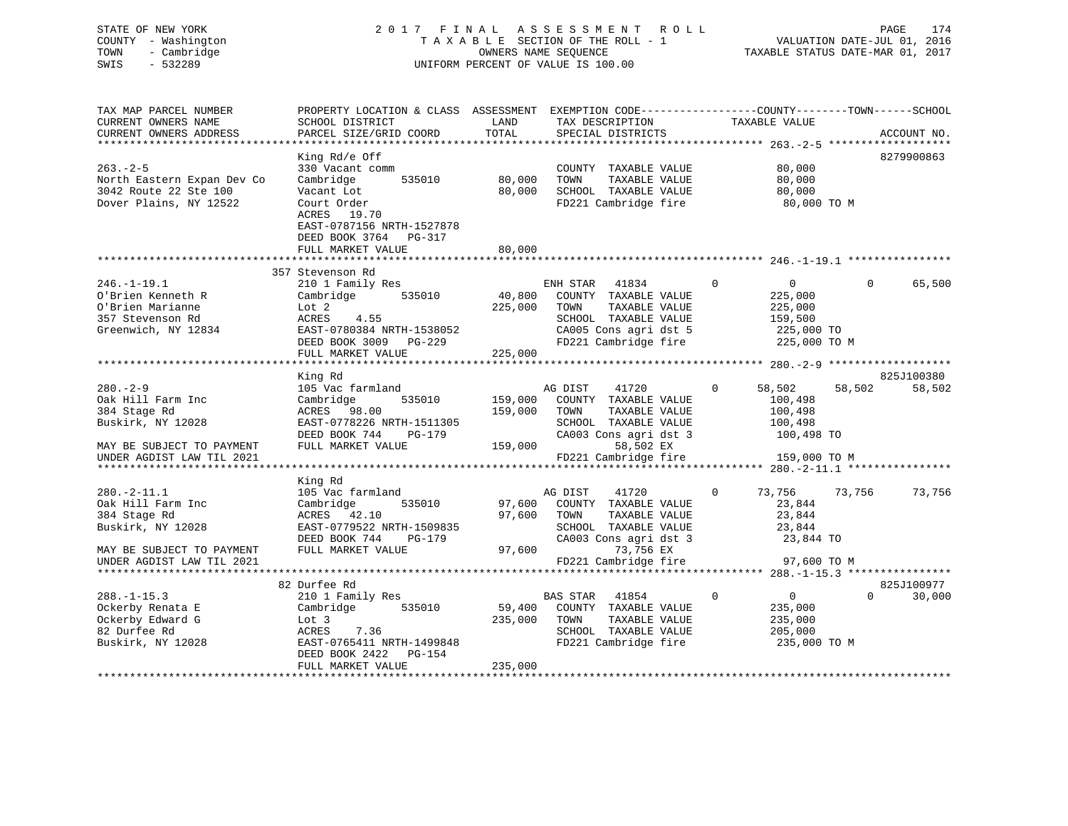STATE OF NEW YORK — 2017 FINAL ASSESSMENT ROLL — PAGE 174
COUNTY - Washington — TAXABLE SECTION OF THE ROLL - 1 — VALUATION DATE-JUL 01, 2016
TOWN - Cambridge — OWNERS NAME SEQUENCE — TAXABLE STATUS DATE-MAR 01, 2017
SWIS - 532289 — UNIFORM PERCENT OF VALUE IS 100.00

| TAX MAP PARCEL NUMBER / CURRENT OWNERS NAME / CURRENT OWNERS ADDRESS | PROPERTY LOCATION & CLASS / SCHOOL DISTRICT / PARCEL SIZE/GRID COORD | ASSESSMENT LAND | TOTAL | EXEMPTION CODE / TAX DESCRIPTION / SPECIAL DISTRICTS | COUNTY TAXABLE VALUE | TOWN | SCHOOL | ACCOUNT NO. |
|---|---|---|---|---|---|---|---|---|
| **263.-2-5** | King Rd/e Off | | | | | | | 8279900863 |
| North Eastern Expan Dev Co | 330 Vacant comm | | | COUNTY TAXABLE VALUE | 80,000 | | | |
| 3042 Route 22 Ste 100 | Cambridge 535010 | 80,000 | | TOWN TAXABLE VALUE | 80,000 | | | |
| Dover Plains, NY 12522 | Vacant Lot | | 80,000 | SCHOOL TAXABLE VALUE | 80,000 | | | |
| | Court Order | | | FD221 Cambridge fire | 80,000 TO M | | | |
| | ACRES 19.70 | | | | | | | |
| | EAST-0787156 NRTH-1527878 | | | | | | | |
| | DEED BOOK 3764 PG-317 | | | | | | | |
| | FULL MARKET VALUE | | 80,000 | | | | | |
| **246.-1-19.1** | 357 Stevenson Rd | | | | | | | |
| O'Brien Kenneth R | 210 1 Family Res | | | ENH STAR 41834 0 | 0 | 0 | 65,500 | |
| O'Brien Marianne | Cambridge 535010 | 40,800 | | COUNTY TAXABLE VALUE | 225,000 | | | |
| 357 Stevenson Rd | Lot 2 | | 225,000 | TOWN TAXABLE VALUE | 225,000 | | | |
| Greenwich, NY 12834 | ACRES 4.55 | | | SCHOOL TAXABLE VALUE | 159,500 | | | |
| | EAST-0780384 NRTH-1538052 | | | CA005 Cons agri dst 5 | 225,000 TO | | | |
| | DEED BOOK 3009 PG-229 | | | FD221 Cambridge fire | 225,000 TO M | | | |
| | FULL MARKET VALUE | | 225,000 | | | | | |
| **280.-2-9** | King Rd | | | | | | | 825J100380 |
| Oak Hill Farm Inc | 105 Vac farmland | | | AG DIST 41720 0 | 58,502 | 58,502 | 58,502 | |
| 384 Stage Rd | Cambridge 535010 | 159,000 | | COUNTY TAXABLE VALUE | 100,498 | | | |
| Buskirk, NY 12028 | ACRES 98.00 | | 159,000 | TOWN TAXABLE VALUE | 100,498 | | | |
| | EAST-0778226 NRTH-1511305 | | | SCHOOL TAXABLE VALUE | 100,498 | | | |
| | DEED BOOK 744 PG-179 | | | CA003 Cons agri dst 3 | 100,498 TO | | | |
| MAY BE SUBJECT TO PAYMENT | FULL MARKET VALUE | | 159,000 | 58,502 EX | | | | |
| UNDER AGDIST LAW TIL 2021 | | | | FD221 Cambridge fire | 159,000 TO M | | | |
| **280.-2-11.1** | King Rd | | | | | | | |
| Oak Hill Farm Inc | 105 Vac farmland | | | AG DIST 41720 0 | 73,756 | 73,756 | 73,756 | |
| 384 Stage Rd | Cambridge 535010 | 97,600 | | COUNTY TAXABLE VALUE | 23,844 | | | |
| Buskirk, NY 12028 | ACRES 42.10 | | 97,600 | TOWN TAXABLE VALUE | 23,844 | | | |
| | EAST-0779522 NRTH-1509835 | | | SCHOOL TAXABLE VALUE | 23,844 | | | |
| | DEED BOOK 744 PG-179 | | | CA003 Cons agri dst 3 | 23,844 TO | | | |
| MAY BE SUBJECT TO PAYMENT | FULL MARKET VALUE | | 97,600 | 73,756 EX | | | | |
| UNDER AGDIST LAW TIL 2021 | | | | FD221 Cambridge fire | 97,600 TO M | | | |
| **288.-1-15.3** | 82 Durfee Rd | | | | | | | 825J100977 |
| Ockerby Renata E | 210 1 Family Res | | | BAS STAR 41854 0 | 0 | 0 | 30,000 | |
| Ockerby Edward G | Cambridge 535010 | 59,400 | | COUNTY TAXABLE VALUE | 235,000 | | | |
| 82 Durfee Rd | Lot 3 | | 235,000 | TOWN TAXABLE VALUE | 235,000 | | | |
| Buskirk, NY 12028 | ACRES 7.36 | | | SCHOOL TAXABLE VALUE | 205,000 | | | |
| | EAST-0765411 NRTH-1499848 | | | FD221 Cambridge fire | 235,000 TO M | | | |
| | DEED BOOK 2422 PG-154 | | | | | | | |
| | FULL MARKET VALUE | | 235,000 | | | | | |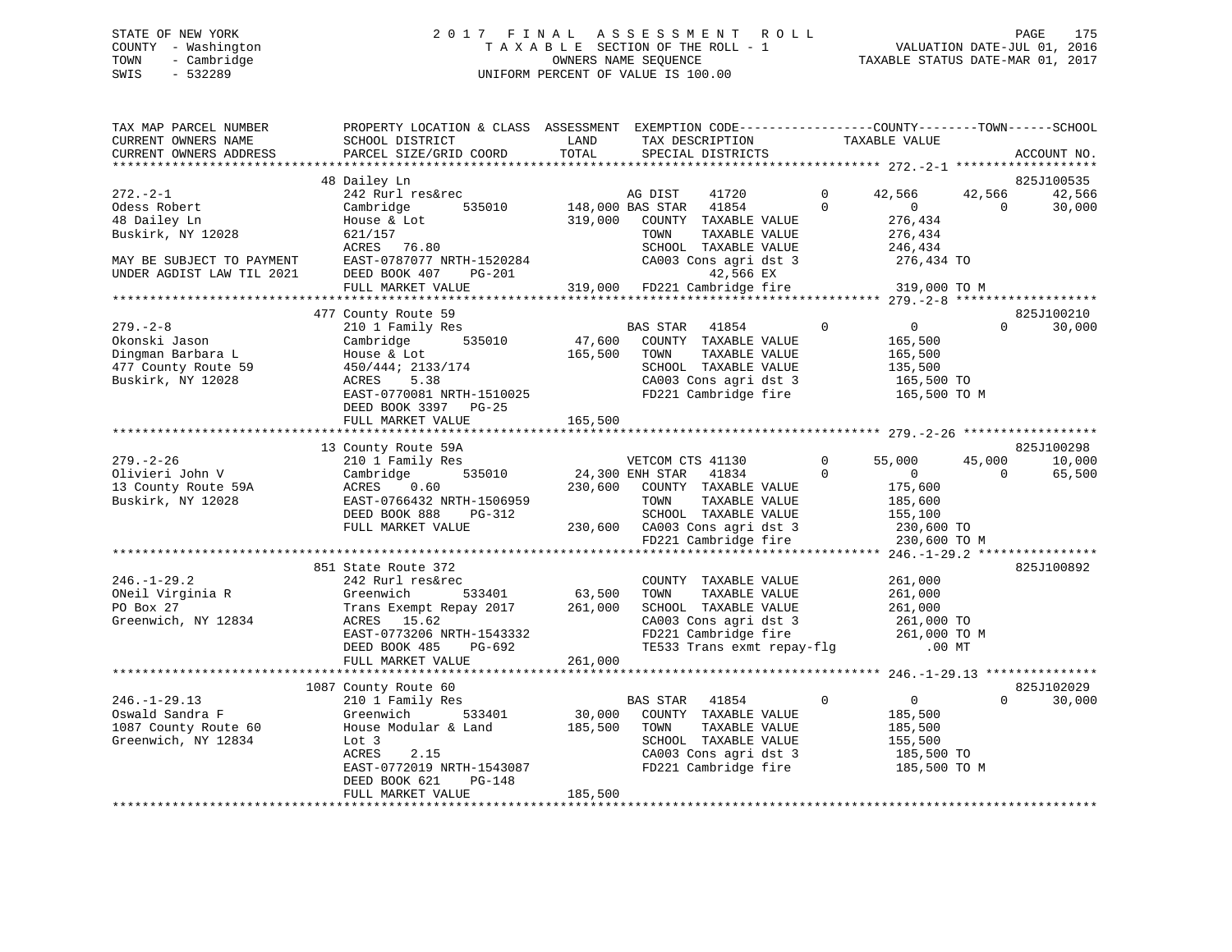STATE OF NEW YORK 2017 FINAL ASSESSMENT ROLL
COUNTY - Washington TAXABLE SECTION OF THE ROLL - 1 VALUATION DATE-JUL 01, 2016
TOWN - Cambridge OWNERS NAME SEQUENCE TAXABLE STATUS DATE-MAR 01, 2017
SWIS - 532289 UNIFORM PERCENT OF VALUE IS 100.00

```
TAX MAP PARCEL NUMBER          PROPERTY LOCATION & CLASS  ASSESSMENT  EXEMPTION CODE------------------COUNTY--------TOWN------SCHOOL
CURRENT OWNERS NAME            SCHOOL DISTRICT              LAND       TAX DESCRIPTION              TAXABLE VALUE
CURRENT OWNERS ADDRESS         PARCEL SIZE/GRID COORD       TOTAL      SPECIAL DISTRICTS                                       ACCOUNT NO.
******************************************************************************************************* 272.-2-1 *******************
                     48 Dailey Ln                                                                                            825J100535
272.-2-1                       242 Rurl res&rec                        AG DIST     41720          0      42,566      42,566      42,566
Odess Robert                   Cambridge       535010       148,000 BAS STAR    41854          0           0           0      30,000
48 Dailey Ln                   House & Lot                  319,000    COUNTY  TAXABLE VALUE            276,434
Buskirk, NY 12028              621/157                                 TOWN    TAXABLE VALUE            276,434
                               ACRES   76.80                           SCHOOL  TAXABLE VALUE            246,434
MAY BE SUBJECT TO PAYMENT      EAST-0787077 NRTH-1520284               CA003 Cons agri dst 3            276,434 TO
UNDER AGDIST LAW TIL 2021      DEED BOOK 407    PG-201                        42,566 EX
                               FULL MARKET VALUE            319,000    FD221 Cambridge fire             319,000 TO M
******************************************************************************************************* 279.-2-8 *******************
                     477 County Route 59                                                                                     825J100210
279.-2-8                       210 1 Family Res                        BAS STAR    41854          0           0           0      30,000
Okonski Jason                  Cambridge       535010        47,600    COUNTY  TAXABLE VALUE            165,500
Dingman Barbara L              House & Lot                  165,500    TOWN    TAXABLE VALUE            165,500
477 County Route 59            450/444; 2133/174                       SCHOOL  TAXABLE VALUE            135,500
Buskirk, NY 12028              ACRES    5.38                           CA003 Cons agri dst 3            165,500 TO
                               EAST-0770081 NRTH-1510025               FD221 Cambridge fire             165,500 TO M
                               DEED BOOK 3397   PG-25
                               FULL MARKET VALUE            165,500
******************************************************************************************************* 279.-2-26 ******************
                     13 County Route 59A                                                                                     825J100298
279.-2-26                      210 1 Family Res                        VETCOM CTS 41130           0      55,000      45,000      10,000
Olivieri John V                Cambridge       535010        24,300 ENH STAR    41834          0           0           0      65,500
13 County Route 59A            ACRES    0.60                230,600    COUNTY  TAXABLE VALUE            175,600
Buskirk, NY 12028              EAST-0766432 NRTH-1506959               TOWN    TAXABLE VALUE            185,600
                               DEED BOOK 888    PG-312                 SCHOOL  TAXABLE VALUE            155,100
                               FULL MARKET VALUE            230,600    CA003 Cons agri dst 3            230,600 TO
                                                                       FD221 Cambridge fire             230,600 TO M
******************************************************************************************************* 246.-1-29.2 ****************
                     851 State Route 372                                                                                     825J100892
246.-1-29.2                    242 Rurl res&rec                        COUNTY  TAXABLE VALUE            261,000
ONeil Virginia R               Greenwich       533401        63,500    TOWN    TAXABLE VALUE            261,000
PO Box 27                      Trans Exempt Repay 2017      261,000    SCHOOL  TAXABLE VALUE            261,000
Greenwich, NY 12834            ACRES   15.62                           CA003 Cons agri dst 3            261,000 TO
                               EAST-0773206 NRTH-1543332               FD221 Cambridge fire             261,000 TO M
                               DEED BOOK 485    PG-692                 TE533 Trans exmt repay-flg            .00 MT
                               FULL MARKET VALUE            261,000
******************************************************************************************************* 246.-1-29.13 ***************
                     1087 County Route 60                                                                                    825J102029
246.-1-29.13                   210 1 Family Res                        BAS STAR    41854          0           0           0      30,000
Oswald Sandra F                Greenwich       533401        30,000    COUNTY  TAXABLE VALUE            185,500
1087 County Route 60           House Modular & Land         185,500    TOWN    TAXABLE VALUE            185,500
Greenwich, NY 12834            Lot 3                                   SCHOOL  TAXABLE VALUE            155,500
                               ACRES    2.15                           CA003 Cons agri dst 3            185,500 TO
                               EAST-0772019 NRTH-1543087               FD221 Cambridge fire             185,500 TO M
                               DEED BOOK 621    PG-148
                               FULL MARKET VALUE            185,500
************************************************************************************************************************************
```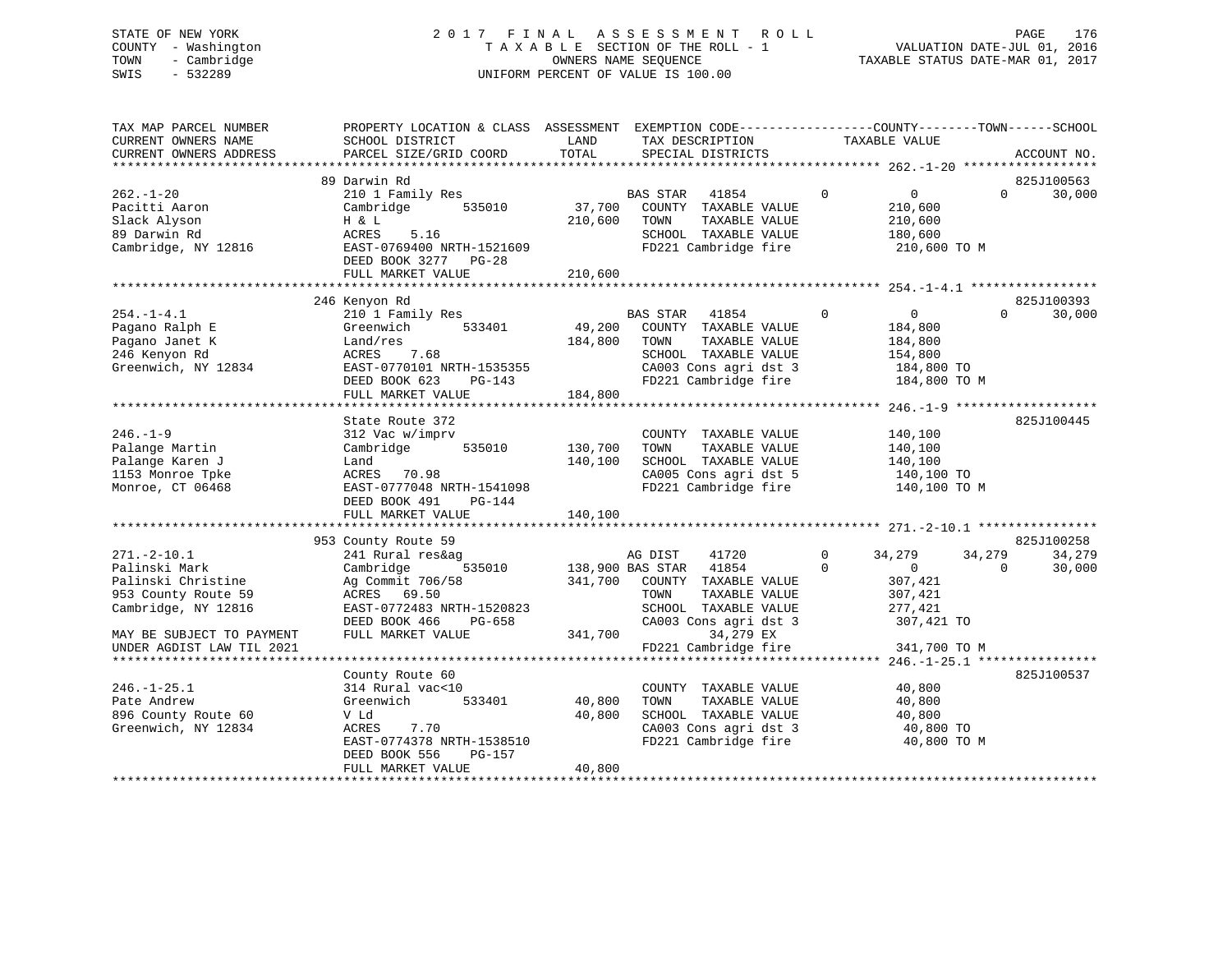STATE OF NEW YORK
COUNTY - Washington
TOWN - Cambridge
SWIS - 532289

2017 FINAL ASSESSMENT ROLL
TAXABLE SECTION OF THE ROLL - 1
OWNERS NAME SEQUENCE
UNIFORM PERCENT OF VALUE IS 100.00

VALUATION DATE-JUL 01, 2016
TAXABLE STATUS DATE-MAR 01, 2017

| TAX MAP PARCEL NUMBER / CURRENT OWNERS NAME / CURRENT OWNERS ADDRESS | PROPERTY LOCATION & CLASS / SCHOOL DISTRICT / PARCEL SIZE/GRID COORD | ASSESSMENT LAND | TOTAL | EXEMPTION CODE / TAX DESCRIPTION / SPECIAL DISTRICTS | COUNTY TAXABLE VALUE | TOWN | SCHOOL | ACCOUNT NO. |
|---|---|---|---|---|---|---|---|---|
| 262.-1-20 | 89 Darwin Rd | | | | | | | 825J100563 |
| 262.-1-20 | 210 1 Family Res | | | BAS STAR 41854 0 | 0 | 0 | 30,000 | |
| Pacitti Aaron | Cambridge 535010 | 37,700 | | COUNTY TAXABLE VALUE | 210,600 | | | |
| Slack Alyson | H & L | | 210,600 | TOWN TAXABLE VALUE | 210,600 | | | |
| 89 Darwin Rd | ACRES 5.16 | | | SCHOOL TAXABLE VALUE | 180,600 | | | |
| Cambridge, NY 12816 | EAST-0769400 NRTH-1521609 | | | FD221 Cambridge fire | 210,600 TO M | | | |
| | DEED BOOK 3277 PG-28 | | | | | | | |
| | FULL MARKET VALUE | | 210,600 | | | | | |
| 254.-1-4.1 | 246 Kenyon Rd | | | | | | | 825J100393 |
| 254.-1-4.1 | 210 1 Family Res | | | BAS STAR 41854 0 | 0 | 0 | 30,000 | |
| Pagano Ralph E | Greenwich 533401 | 49,200 | | COUNTY TAXABLE VALUE | 184,800 | | | |
| Pagano Janet K | Land/res | | 184,800 | TOWN TAXABLE VALUE | 184,800 | | | |
| 246 Kenyon Rd | ACRES 7.68 | | | SCHOOL TAXABLE VALUE | 154,800 | | | |
| Greenwich, NY 12834 | EAST-0770101 NRTH-1535355 | | | CA003 Cons agri dst 3 | 184,800 TO | | | |
| | DEED BOOK 623 PG-143 | | | FD221 Cambridge fire | 184,800 TO M | | | |
| | FULL MARKET VALUE | | 184,800 | | | | | |
| 246.-1-9 | State Route 372 | | | | | | | 825J100445 |
| 246.-1-9 | 312 Vac w/imprv | | | COUNTY TAXABLE VALUE | 140,100 | | | |
| Palange Martin | Cambridge 535010 | 130,700 | | TOWN TAXABLE VALUE | 140,100 | | | |
| Palange Karen J | Land | | 140,100 | SCHOOL TAXABLE VALUE | 140,100 | | | |
| 1153 Monroe Tpke | ACRES 70.98 | | | CA005 Cons agri dst 5 | 140,100 TO | | | |
| Monroe, CT 06468 | EAST-0777048 NRTH-1541098 | | | FD221 Cambridge fire | 140,100 TO M | | | |
| | DEED BOOK 491 PG-144 | | | | | | | |
| | FULL MARKET VALUE | | 140,100 | | | | | |
| 271.-2-10.1 | 953 County Route 59 | | | | | | | 825J100258 |
| 271.-2-10.1 | 241 Rural res&ag | | | AG DIST 41720 0 | 34,279 | 34,279 | 34,279 | |
| Palinski Mark | Cambridge 535010 | 138,900 | | BAS STAR 41854 0 | 0 | 0 | 30,000 | |
| Palinski Christine | Ag Commit 706/58 | | 341,700 | COUNTY TAXABLE VALUE | 307,421 | | | |
| 953 County Route 59 | ACRES 69.50 | | | TOWN TAXABLE VALUE | 307,421 | | | |
| Cambridge, NY 12816 | EAST-0772483 NRTH-1520823 | | | SCHOOL TAXABLE VALUE | 277,421 | | | |
| | DEED BOOK 466 PG-658 | | | CA003 Cons agri dst 3 | 307,421 TO | | | |
| MAY BE SUBJECT TO PAYMENT | FULL MARKET VALUE | | 341,700 | 34,279 EX | | | | |
| UNDER AGDIST LAW TIL 2021 | | | | FD221 Cambridge fire | 341,700 TO M | | | |
| 246.-1-25.1 | County Route 60 | | | | | | | 825J100537 |
| 246.-1-25.1 | 314 Rural vac<10 | | | COUNTY TAXABLE VALUE | 40,800 | | | |
| Pate Andrew | Greenwich 533401 | 40,800 | | TOWN TAXABLE VALUE | 40,800 | | | |
| 896 County Route 60 | V Ld | | 40,800 | SCHOOL TAXABLE VALUE | 40,800 | | | |
| Greenwich, NY 12834 | ACRES 7.70 | | | CA003 Cons agri dst 3 | 40,800 TO | | | |
| | EAST-0774378 NRTH-1538510 | | | FD221 Cambridge fire | 40,800 TO M | | | |
| | DEED BOOK 556 PG-157 | | | | | | | |
| | FULL MARKET VALUE | | 40,800 | | | | | |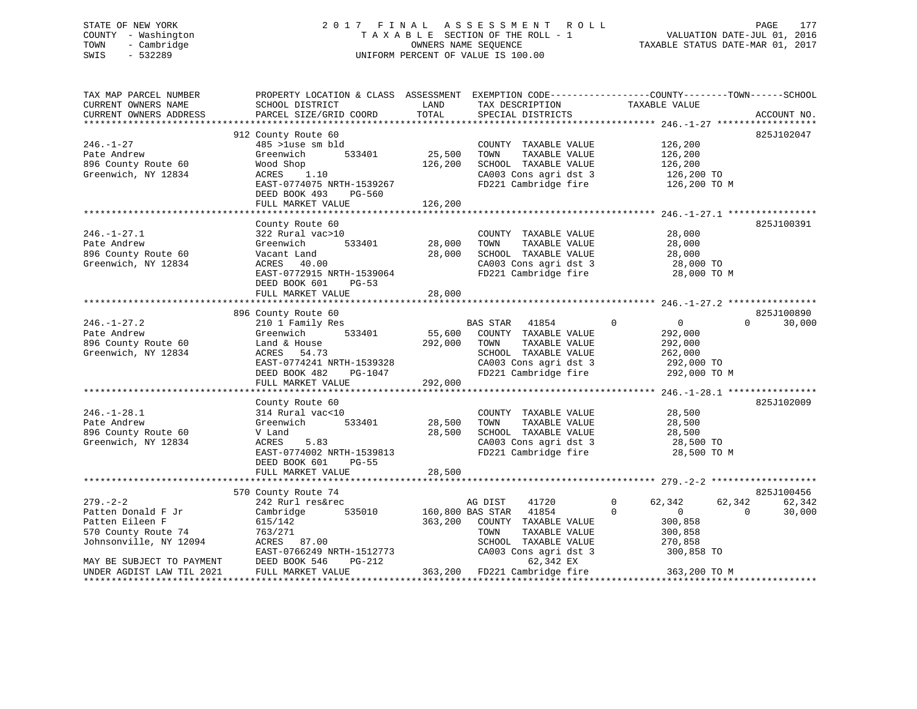STATE OF NEW YORK
COUNTY - Washington
TOWN - Cambridge
SWIS - 532289

# 2017 FINAL ASSESSMENT ROLL

TAXABLE SECTION OF THE ROLL - 1
OWNERS NAME SEQUENCE
UNIFORM PERCENT OF VALUE IS 100.00

VALUATION DATE-JUL 01, 2016
TAXABLE STATUS DATE-MAR 01, 2017

| TAX MAP PARCEL NUMBER / CURRENT OWNERS NAME / CURRENT OWNERS ADDRESS | PROPERTY LOCATION & CLASS / SCHOOL DISTRICT / PARCEL SIZE/GRID COORD | ASSESSMENT LAND / TOTAL | EXEMPTION CODE / TAX DESCRIPTION / SPECIAL DISTRICTS | COUNTY | TOWN | SCHOOL / TAXABLE VALUE | ACCOUNT NO. |
|---|---|---|---|---|---|---|---|
| **246.-1-27** | 912 County Route 60 | | | | | | 825J102047 |
| | 485 >1use sm bld | | COUNTY TAXABLE VALUE | 126,200 | | | |
| Pate Andrew | Greenwich 533401 | 25,500 | TOWN TAXABLE VALUE | 126,200 | | | |
| 896 County Route 60 | Wood Shop | 126,200 | SCHOOL TAXABLE VALUE | 126,200 | | | |
| Greenwich, NY 12834 | ACRES 1.10 | | CA003 Cons agri dst 3 | 126,200 TO | | | |
| | EAST-0774075 NRTH-1539267 | | FD221 Cambridge fire | 126,200 TO M | | | |
| | DEED BOOK 493 PG-560 | | | | | | |
| | FULL MARKET VALUE | 126,200 | | | | | |
| **246.-1-27.1** | County Route 60 | | | | | | 825J100391 |
| | 322 Rural vac>10 | | COUNTY TAXABLE VALUE | 28,000 | | | |
| Pate Andrew | Greenwich 533401 | 28,000 | TOWN TAXABLE VALUE | 28,000 | | | |
| 896 County Route 60 | Vacant Land | 28,000 | SCHOOL TAXABLE VALUE | 28,000 | | | |
| Greenwich, NY 12834 | ACRES 40.00 | | CA003 Cons agri dst 3 | 28,000 TO | | | |
| | EAST-0772915 NRTH-1539064 | | FD221 Cambridge fire | 28,000 TO M | | | |
| | DEED BOOK 601 PG-53 | | | | | | |
| | FULL MARKET VALUE | 28,000 | | | | | |
| **246.-1-27.2** | 896 County Route 60 | | | | | | 825J100890 |
| | 210 1 Family Res | | BAS STAR 41854 | 0 | 0 | 0 30,000 | |
| Pate Andrew | Greenwich 533401 | 55,600 | COUNTY TAXABLE VALUE | 292,000 | | | |
| 896 County Route 60 | Land & House | 292,000 | TOWN TAXABLE VALUE | 292,000 | | | |
| Greenwich, NY 12834 | ACRES 54.73 | | SCHOOL TAXABLE VALUE | 262,000 | | | |
| | EAST-0774241 NRTH-1539328 | | CA003 Cons agri dst 3 | 292,000 TO | | | |
| | DEED BOOK 482 PG-1047 | | FD221 Cambridge fire | 292,000 TO M | | | |
| | FULL MARKET VALUE | 292,000 | | | | | |
| **246.-1-28.1** | County Route 60 | | | | | | 825J102009 |
| | 314 Rural vac<10 | | COUNTY TAXABLE VALUE | 28,500 | | | |
| Pate Andrew | Greenwich 533401 | 28,500 | TOWN TAXABLE VALUE | 28,500 | | | |
| 896 County Route 60 | V Land | 28,500 | SCHOOL TAXABLE VALUE | 28,500 | | | |
| Greenwich, NY 12834 | ACRES 5.83 | | CA003 Cons agri dst 3 | 28,500 TO | | | |
| | EAST-0774002 NRTH-1539813 | | FD221 Cambridge fire | 28,500 TO M | | | |
| | DEED BOOK 601 PG-55 | | | | | | |
| | FULL MARKET VALUE | 28,500 | | | | | |
| **279.-2-2** | 570 County Route 74 | | | | | | 825J100456 |
| | 242 Rurl res&rec | | AG DIST 41720 0 | 62,342 | 62,342 | 62,342 | |
| Patten Donald F Jr | Cambridge 535010 | 160,800 | BAS STAR 41854 0 | 0 | 0 | 30,000 | |
| Patten Eileen F | 615/142 | 363,200 | COUNTY TAXABLE VALUE | 300,858 | | | |
| 570 County Route 74 | 763/271 | | TOWN TAXABLE VALUE | 300,858 | | | |
| Johnsonville, NY 12094 | ACRES 87.00 | | SCHOOL TAXABLE VALUE | 270,858 | | | |
| | EAST-0766249 NRTH-1512773 | | CA003 Cons agri dst 3 | 300,858 TO | | | |
| MAY BE SUBJECT TO PAYMENT | DEED BOOK 546 PG-212 | | 62,342 EX | | | | |
| UNDER AGDIST LAW TIL 2021 | FULL MARKET VALUE | 363,200 | FD221 Cambridge fire | 363,200 TO M | | | |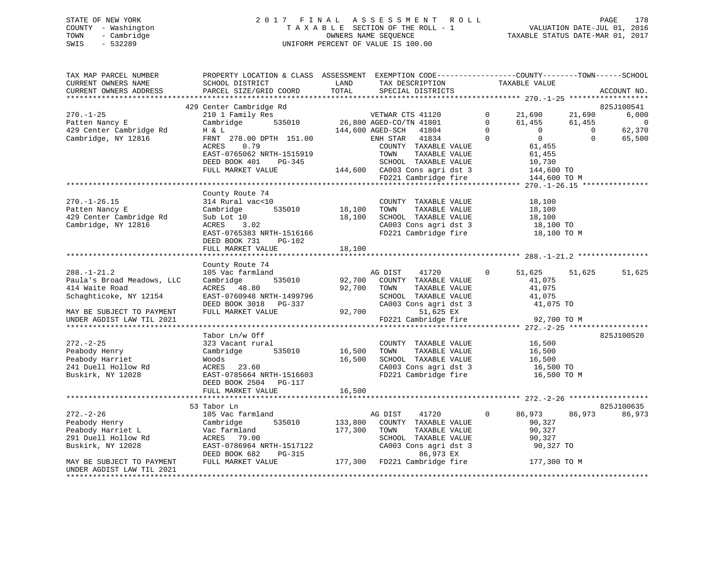STATE OF NEW YORK
COUNTY - Washington
TOWN - Cambridge
SWIS - 532289

# 2017 FINAL ASSESSMENT ROLL

TAXABLE SECTION OF THE ROLL - 1
OWNERS NAME SEQUENCE
UNIFORM PERCENT OF VALUE IS 100.00

VALUATION DATE-JUL 01, 2016
TAXABLE STATUS DATE-MAR 01, 2017

| TAX MAP PARCEL NUMBER / CURRENT OWNERS NAME / CURRENT OWNERS ADDRESS | PROPERTY LOCATION & CLASS / SCHOOL DISTRICT / PARCEL SIZE/GRID COORD | ASSESSMENT LAND | TOTAL | EXEMPTION CODE / TAX DESCRIPTION / SPECIAL DISTRICTS | | COUNTY TAXABLE VALUE | TOWN | SCHOOL | ACCOUNT NO. |
|---|---|---|---|---|---|---|---|---|---|
| **270.-1-25** | 429 Center Cambridge Rd | | | | | | | | 825J100541 |
| Patten Nancy E | 210 1 Family Res | | | VETWAR CTS 41120 | 0 | 21,690 | 21,690 | 6,000 | |
| 429 Center Cambridge Rd | Cambridge 535010 | 26,800 | | AGED-CO/TN 41801 | 0 | 61,455 | 61,455 | 0 | |
| Cambridge, NY 12816 | H & L | | 144,600 | AGED-SCH 41804 | 0 | 0 | 0 | 62,370 | |
| | FRNT 278.00 DPTH 151.00 | | | ENH STAR 41834 | 0 | 0 | 0 | 65,500 | |
| | ACRES 0.79 | | | COUNTY TAXABLE VALUE | | 61,455 | | | |
| | EAST-0765062 NRTH-1515919 | | | TOWN TAXABLE VALUE | | 61,455 | | | |
| | DEED BOOK 401 PG-345 | | | SCHOOL TAXABLE VALUE | | 10,730 | | | |
| | FULL MARKET VALUE | | 144,600 | CA003 Cons agri dst 3 | | 144,600 TO | | | |
| | | | | FD221 Cambridge fire | | 144,600 TO M | | | |
| **270.-1-26.15** | County Route 74 | | | | | | | | |
| Patten Nancy E | 314 Rural vac<10 | | | COUNTY TAXABLE VALUE | | 18,100 | | | |
| 429 Center Cambridge Rd | Cambridge 535010 | 18,100 | | TOWN TAXABLE VALUE | | 18,100 | | | |
| Cambridge, NY 12816 | Sub Lot 10 | | 18,100 | SCHOOL TAXABLE VALUE | | 18,100 | | | |
| | ACRES 3.02 | | | CA003 Cons agri dst 3 | | 18,100 TO | | | |
| | EAST-0765383 NRTH-1516166 | | | FD221 Cambridge fire | | 18,100 TO M | | | |
| | DEED BOOK 731 PG-102 | | | | | | | | |
| | FULL MARKET VALUE | | 18,100 | | | | | | |
| **288.-1-21.2** | County Route 74 | | | | | | | | |
| Paula's Broad Meadows, LLC | 105 Vac farmland | | | AG DIST 41720 | 0 | 51,625 | 51,625 | 51,625 | |
| 414 Waite Road | Cambridge 535010 | 92,700 | | COUNTY TAXABLE VALUE | | 41,075 | | | |
| Schaghticoke, NY 12154 | ACRES 48.80 | | 92,700 | TOWN TAXABLE VALUE | | 41,075 | | | |
| | EAST-0760948 NRTH-1499796 | | | SCHOOL TAXABLE VALUE | | 41,075 | | | |
| | DEED BOOK 3018 PG-337 | | | CA003 Cons agri dst 3 | | 41,075 TO | | | |
| MAY BE SUBJECT TO PAYMENT | FULL MARKET VALUE | | 92,700 | 51,625 EX | | | | | |
| UNDER AGDIST LAW TIL 2021 | | | | FD221 Cambridge fire | | 92,700 TO M | | | |
| **272.-2-25** | Tabor Ln/w Off | | | | | | | | 825J100520 |
| Peabody Henry | 323 Vacant rural | | | COUNTY TAXABLE VALUE | | 16,500 | | | |
| Peabody Harriet | Cambridge 535010 | 16,500 | | TOWN TAXABLE VALUE | | 16,500 | | | |
| 241 Duell Hollow Rd | Woods | | 16,500 | SCHOOL TAXABLE VALUE | | 16,500 | | | |
| Buskirk, NY 12028 | ACRES 23.60 | | | CA003 Cons agri dst 3 | | 16,500 TO | | | |
| | EAST-0785664 NRTH-1516603 | | | FD221 Cambridge fire | | 16,500 TO M | | | |
| | DEED BOOK 2504 PG-117 | | | | | | | | |
| | FULL MARKET VALUE | | 16,500 | | | | | | |
| **272.-2-26** | 53 Tabor Ln | | | | | | | | 825J100635 |
| Peabody Henry | 105 Vac farmland | | | AG DIST 41720 | 0 | 86,973 | 86,973 | 86,973 | |
| Peabody Harriet L | Cambridge 535010 | 133,800 | | COUNTY TAXABLE VALUE | | 90,327 | | | |
| 291 Duell Hollow Rd | Vac farmland | | 177,300 | TOWN TAXABLE VALUE | | 90,327 | | | |
| Buskirk, NY 12028 | ACRES 79.00 | | | SCHOOL TAXABLE VALUE | | 90,327 | | | |
| | EAST-0786964 NRTH-1517122 | | | CA003 Cons agri dst 3 | | 90,327 TO | | | |
| | DEED BOOK 682 PG-315 | | | 86,973 EX | | | | | |
| MAY BE SUBJECT TO PAYMENT | FULL MARKET VALUE | | 177,300 | FD221 Cambridge fire | | 177,300 TO M | | | |
| UNDER AGDIST LAW TIL 2021 | | | | | | | | | |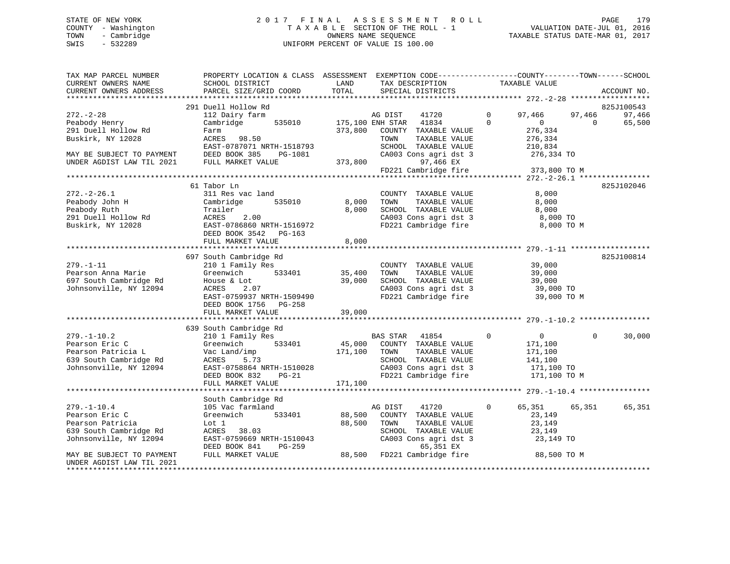STATE OF NEW YORK
COUNTY - Washington
TOWN - Cambridge
SWIS - 532289

2 0 1 7 F I N A L A S S E S S M E N T R O L L
T A X A B L E SECTION OF THE ROLL - 1
OWNERS NAME SEQUENCE
UNIFORM PERCENT OF VALUE IS 100.00

VALUATION DATE-JUL 01, 2016
TAXABLE STATUS DATE-MAR 01, 2017

```
TAX MAP PARCEL NUMBER          PROPERTY LOCATION & CLASS  ASSESSMENT  EXEMPTION CODE------------------COUNTY--------TOWN------SCHOOL
CURRENT OWNERS NAME            SCHOOL DISTRICT              LAND      TAX DESCRIPTION              TAXABLE VALUE
CURRENT OWNERS ADDRESS         PARCEL SIZE/GRID COORD       TOTAL     SPECIAL DISTRICTS                                        ACCOUNT NO.
*********************************************************************************************** 272.-2-28 ******************
                               291 Duell Hollow Rd                                                                         825J100543
272.-2-28                      112 Dairy farm                        AG DIST     41720        0      97,466     97,466      97,466
Peabody Henry                  Cambridge       535010    175,100 ENH STAR   41834        0           0          0      65,500
291 Duell Hollow Rd            Farm                       373,800   COUNTY  TAXABLE VALUE            276,334
Buskirk, NY 12028              ACRES   98.50                        TOWN    TAXABLE VALUE            276,334
                               EAST-0787071 NRTH-1518793            SCHOOL  TAXABLE VALUE            210,834
MAY BE SUBJECT TO PAYMENT      DEED BOOK 385    PG-1081             CA003 Cons agri dst 3             276,334 TO
UNDER AGDIST LAW TIL 2021      FULL MARKET VALUE          373,800           97,466 EX
                                                                    FD221 Cambridge fire              373,800 TO M
*********************************************************************************************** 272.-2-26.1 ****************
                               61 Tabor Ln                                                                                 825J102046
272.-2-26.1                    311 Res vac land                     COUNTY  TAXABLE VALUE              8,000
Peabody John H                 Cambridge       535010       8,000   TOWN    TAXABLE VALUE              8,000
Peabody Ruth                   Trailer                      8,000   SCHOOL  TAXABLE VALUE              8,000
291 Duell Hollow Rd            ACRES    2.00                        CA003 Cons agri dst 3               8,000 TO
Buskirk, NY 12028              EAST-0786860 NRTH-1516972            FD221 Cambridge fire                8,000 TO M
                               DEED BOOK 3542   PG-163
                               FULL MARKET VALUE            8,000
*********************************************************************************************** 279.-1-11 ******************
                               697 South Cambridge Rd                                                                      825J100814
279.-1-11                      210 1 Family Res                     COUNTY  TAXABLE VALUE             39,000
Pearson Anna Marie             Greenwich       533401      35,400   TOWN    TAXABLE VALUE             39,000
697 South Cambridge Rd         House & Lot                 39,000   SCHOOL  TAXABLE VALUE             39,000
Johnsonville, NY 12094         ACRES    2.07                        CA003 Cons agri dst 3              39,000 TO
                               EAST-0759937 NRTH-1509490            FD221 Cambridge fire               39,000 TO M
                               DEED BOOK 1756   PG-258
                               FULL MARKET VALUE           39,000
*********************************************************************************************** 279.-1-10.2 ****************
                               639 South Cambridge Rd
279.-1-10.2                    210 1 Family Res                     BAS STAR    41854        0           0          0      30,000
Pearson Eric C                 Greenwich       533401      45,000   COUNTY  TAXABLE VALUE            171,100
Pearson Patricia L             Vac Land/imp               171,100   TOWN    TAXABLE VALUE            171,100
639 South Cambridge Rd         ACRES    5.73                        SCHOOL  TAXABLE VALUE            141,100
Johnsonville, NY 12094         EAST-0758864 NRTH-1510028            CA003 Cons agri dst 3             171,100 TO
                               DEED BOOK 832    PG-21               FD221 Cambridge fire              171,100 TO M
                               FULL MARKET VALUE          171,100
*********************************************************************************************** 279.-1-10.4 ****************
                               South Cambridge Rd
279.-1-10.4                    105 Vac farmland                     AG DIST     41720        0      65,351     65,351      65,351
Pearson Eric C                 Greenwich       533401      88,500   COUNTY  TAXABLE VALUE             23,149
Pearson Patricia               Lot 1                       88,500   TOWN    TAXABLE VALUE             23,149
639 South Cambridge Rd         ACRES   38.03                        SCHOOL  TAXABLE VALUE             23,149
Johnsonville, NY 12094         EAST-0759669 NRTH-1510043            CA003 Cons agri dst 3              23,149 TO
                               DEED BOOK 841    PG-259                      65,351 EX
MAY BE SUBJECT TO PAYMENT      FULL MARKET VALUE           88,500   FD221 Cambridge fire               88,500 TO M
UNDER AGDIST LAW TIL 2021
****************************************************************************************************************************
```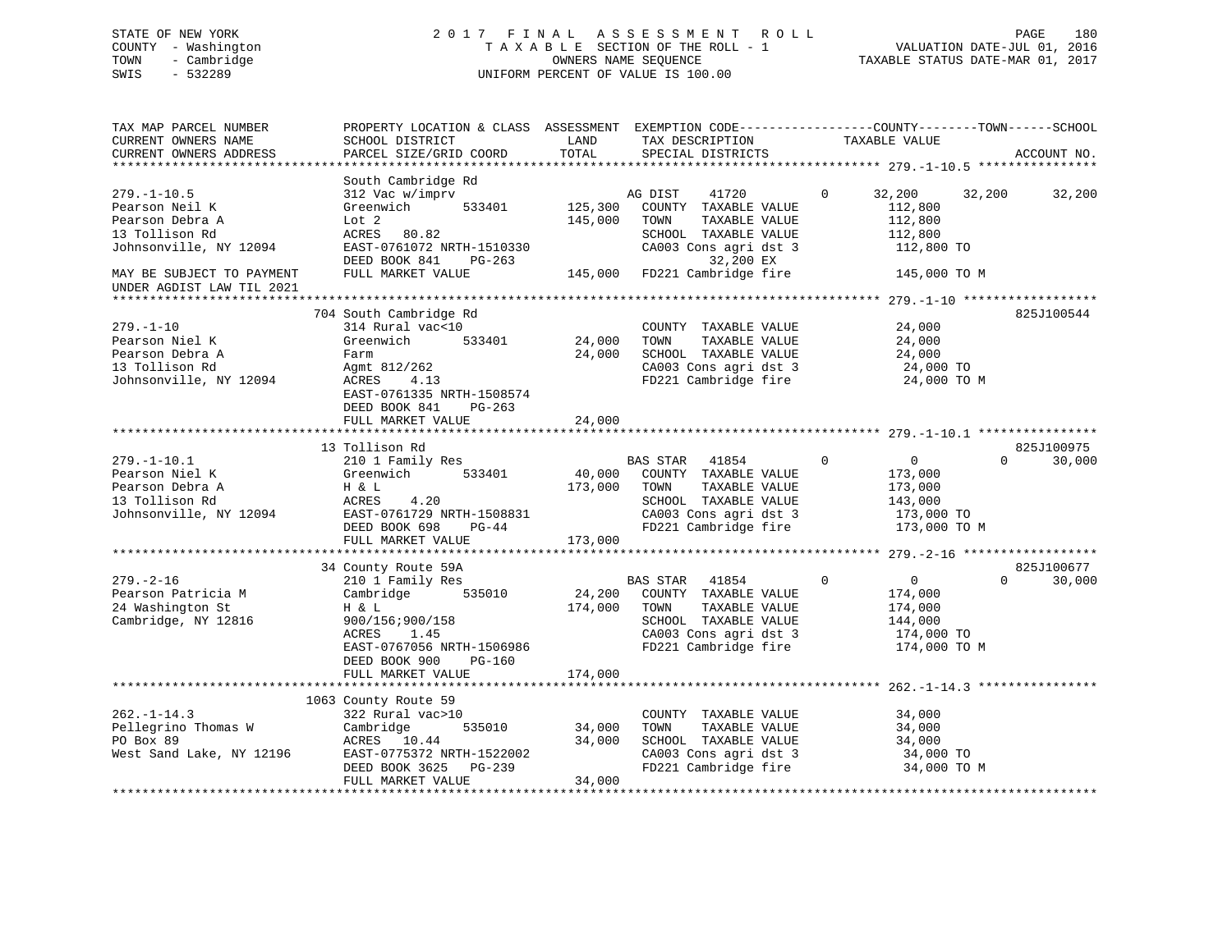STATE OF NEW YORK
COUNTY - Washington
TOWN - Cambridge
SWIS - 532289

2 0 1 7 F I N A L A S S E S S M E N T R O L L
T A X A B L E SECTION OF THE ROLL - 1
OWNERS NAME SEQUENCE
UNIFORM PERCENT OF VALUE IS 100.00

VALUATION DATE-JUL 01, 2016
TAXABLE STATUS DATE-MAR 01, 2017

```
TAX MAP PARCEL NUMBER          PROPERTY LOCATION & CLASS  ASSESSMENT  EXEMPTION CODE------------------COUNTY--------TOWN------SCHOOL
CURRENT OWNERS NAME            SCHOOL DISTRICT               LAND      TAX DESCRIPTION            TAXABLE VALUE
CURRENT OWNERS ADDRESS         PARCEL SIZE/GRID COORD        TOTAL     SPECIAL DISTRICTS                                    ACCOUNT NO.
******************************************************************************************************* 279.-1-10.5 ****************
                               South Cambridge Rd
279.-1-10.5                    312 Vac w/imprv                        AG DIST     41720         0      32,200     32,200     32,200
Pearson Neil K                 Greenwich        533401       125,300   COUNTY  TAXABLE VALUE            112,800
Pearson Debra A                Lot 2                         145,000   TOWN    TAXABLE VALUE            112,800
13 Tollison Rd                 ACRES   80.82                            SCHOOL  TAXABLE VALUE            112,800
Johnsonville, NY 12094         EAST-0761072 NRTH-1510330                CA003 Cons agri dst 3             112,800 TO
                               DEED BOOK 841     PG-263                         32,200 EX
MAY BE SUBJECT TO PAYMENT      FULL MARKET VALUE             145,000   FD221 Cambridge fire              145,000 TO M
UNDER AGDIST LAW TIL 2021
******************************************************************************************************* 279.-1-10 ******************
                               704 South Cambridge Rd                                                                825J100544
279.-1-10                      314 Rural vac<10                         COUNTY  TAXABLE VALUE             24,000
Pearson Niel K                 Greenwich        533401        24,000   TOWN    TAXABLE VALUE             24,000
Pearson Debra A                Farm                           24,000   SCHOOL  TAXABLE VALUE             24,000
13 Tollison Rd                 Agmt 812/262                             CA003 Cons agri dst 3              24,000 TO
Johnsonville, NY 12094         ACRES    4.13                            FD221 Cambridge fire               24,000 TO M
                               EAST-0761335 NRTH-1508574
                               DEED BOOK 841     PG-263
                               FULL MARKET VALUE              24,000
******************************************************************************************************* 279.-1-10.1 ****************
                               13 Tollison Rd                                                                        825J100975
279.-1-10.1                    210 1 Family Res                       BAS STAR    41854         0           0          0     30,000
Pearson Niel K                 Greenwich        533401        40,000   COUNTY  TAXABLE VALUE            173,000
Pearson Debra A                H & L                         173,000   TOWN    TAXABLE VALUE            173,000
13 Tollison Rd                 ACRES    4.20                            SCHOOL  TAXABLE VALUE            143,000
Johnsonville, NY 12094         EAST-0761729 NRTH-1508831                CA003 Cons agri dst 3             173,000 TO
                               DEED BOOK 698     PG-44                  FD221 Cambridge fire              173,000 TO M
                               FULL MARKET VALUE             173,000
******************************************************************************************************* 279.-2-16 ******************
                               34 County Route 59A                                                                   825J100677
279.-2-16                      210 1 Family Res                       BAS STAR    41854         0           0          0     30,000
Pearson Patricia M             Cambridge        535010        24,200   COUNTY  TAXABLE VALUE            174,000
24 Washington St               H & L                         174,000   TOWN    TAXABLE VALUE            174,000
Cambridge, NY 12816            900/156;900/158                          SCHOOL  TAXABLE VALUE            144,000
                               ACRES    1.45                            CA003 Cons agri dst 3             174,000 TO
                               EAST-0767056 NRTH-1506986                FD221 Cambridge fire              174,000 TO M
                               DEED BOOK 900     PG-160
                               FULL MARKET VALUE             174,000
******************************************************************************************************* 262.-1-14.3 ****************
                               1063 County Route 59
262.-1-14.3                    322 Rural vac>10                         COUNTY  TAXABLE VALUE             34,000
Pellegrino Thomas W            Cambridge        535010        34,000   TOWN    TAXABLE VALUE             34,000
PO Box 89                      ACRES   10.44                  34,000   SCHOOL  TAXABLE VALUE             34,000
West Sand Lake, NY 12196       EAST-0775372 NRTH-1522002                CA003 Cons agri dst 3              34,000 TO
                               DEED BOOK 3625    PG-239                 FD221 Cambridge fire               34,000 TO M
                               FULL MARKET VALUE              34,000
************************************************************************************************************************************
```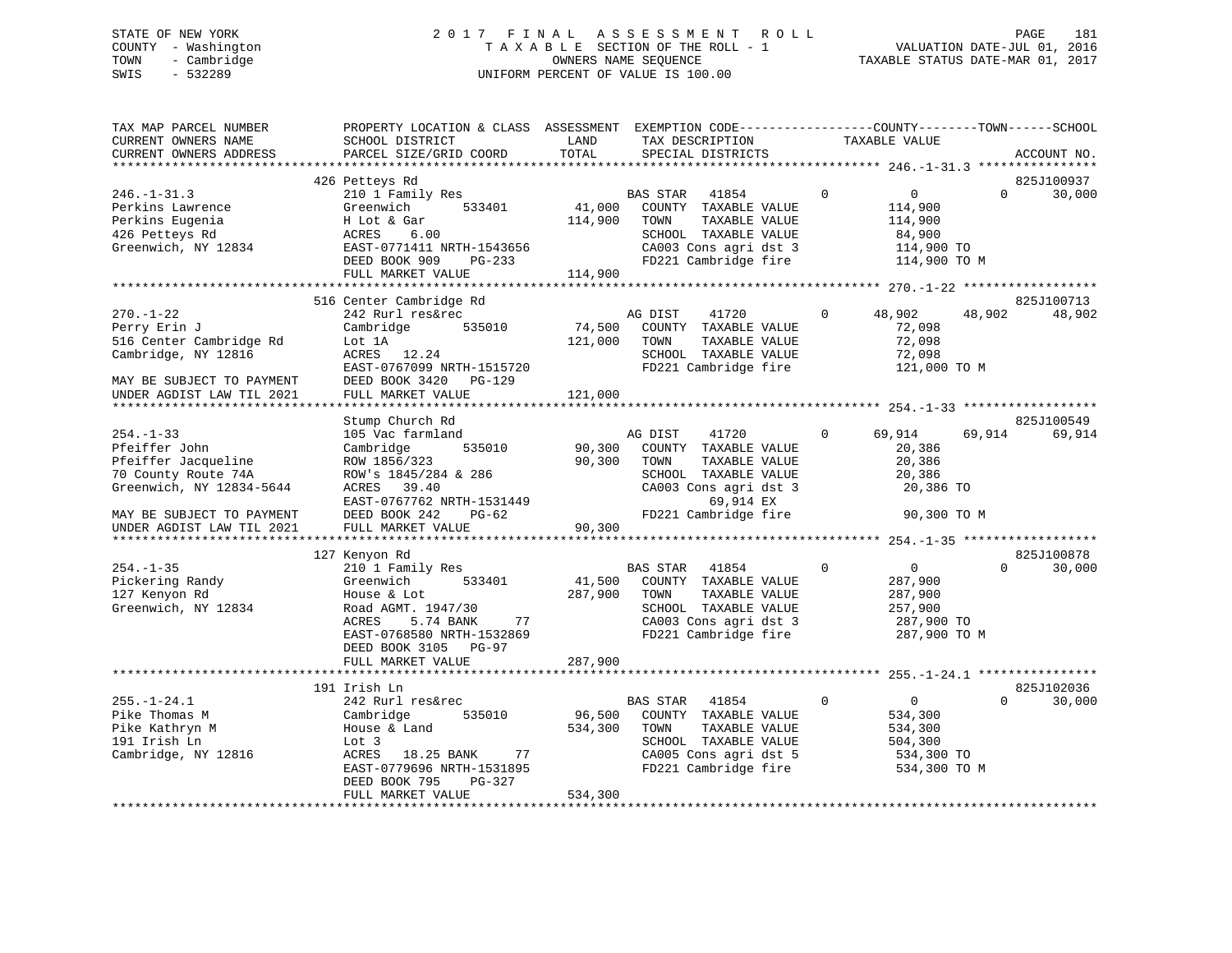STATE OF NEW YORK
COUNTY - Washington
TOWN - Cambridge
SWIS - 532289

2 0 1 7 F I N A L A S S E S S M E N T R O L L
T A X A B L E SECTION OF THE ROLL - 1
OWNERS NAME SEQUENCE
UNIFORM PERCENT OF VALUE IS 100.00

VALUATION DATE-JUL 01, 2016
TAXABLE STATUS DATE-MAR 01, 2017

```
TAX MAP PARCEL NUMBER          PROPERTY LOCATION & CLASS  ASSESSMENT  EXEMPTION CODE------------------COUNTY--------TOWN------SCHOOL
CURRENT OWNERS NAME            SCHOOL DISTRICT              LAND      TAX DESCRIPTION            TAXABLE VALUE
CURRENT OWNERS ADDRESS         PARCEL SIZE/GRID COORD       TOTAL     SPECIAL DISTRICTS                                       ACCOUNT NO.
*********************************************************************************************************** 246.-1-31.3 ****************
                               426 Petteys Rd                                                                                825J100937
246.-1-31.3                    210 1 Family Res                       BAS STAR   41854        0          0            0      30,000
Perkins Lawrence               Greenwich        533401       41,000   COUNTY  TAXABLE VALUE          114,900
Perkins Eugenia                H Lot & Gar                  114,900   TOWN     TAXABLE VALUE          114,900
426 Petteys Rd                 ACRES    6.00                          SCHOOL  TAXABLE VALUE           84,900
Greenwich, NY 12834            EAST-0771411 NRTH-1543656              CA003 Cons agri dst 3          114,900 TO
                               DEED BOOK 909    PG-233                FD221 Cambridge fire           114,900 TO M
                               FULL MARKET VALUE            114,900
*********************************************************************************************************** 270.-1-22 ******************
                               516 Center Cambridge Rd                                                                       825J100713
270.-1-22                      242 Rurl res&rec                       AG DIST    41720        0     48,902       48,902      48,902
Perry Erin J                   Cambridge        535010       74,500   COUNTY  TAXABLE VALUE           72,098
516 Center Cambridge Rd        Lot 1A                       121,000   TOWN     TAXABLE VALUE           72,098
Cambridge, NY 12816            ACRES   12.24                          SCHOOL  TAXABLE VALUE           72,098
                               EAST-0767099 NRTH-1515720              FD221 Cambridge fire           121,000 TO M
MAY BE SUBJECT TO PAYMENT      DEED BOOK 3420   PG-129
UNDER AGDIST LAW TIL 2021      FULL MARKET VALUE            121,000
*********************************************************************************************************** 254.-1-33 ******************
                               Stump Church Rd                                                                               825J100549
254.-1-33                      105 Vac farmland                       AG DIST    41720        0     69,914       69,914      69,914
Pfeiffer John                  Cambridge        535010       90,300   COUNTY  TAXABLE VALUE           20,386
Pfeiffer Jacqueline            ROW 1856/323                  90,300   TOWN     TAXABLE VALUE           20,386
70 County Route 74A            ROW's 1845/284 & 286                   SCHOOL  TAXABLE VALUE           20,386
Greenwich, NY 12834-5644       ACRES   39.40                          CA003 Cons agri dst 3           20,386 TO
                               EAST-0767762 NRTH-1531449                      69,914 EX
MAY BE SUBJECT TO PAYMENT      DEED BOOK 242    PG-62                 FD221 Cambridge fire            90,300 TO M
UNDER AGDIST LAW TIL 2021      FULL MARKET VALUE             90,300
*********************************************************************************************************** 254.-1-35 ******************
                               127 Kenyon Rd                                                                                 825J100878
254.-1-35                      210 1 Family Res                       BAS STAR   41854        0          0            0      30,000
Pickering Randy                Greenwich        533401       41,500   COUNTY  TAXABLE VALUE          287,900
127 Kenyon Rd                  House & Lot                  287,900   TOWN     TAXABLE VALUE          287,900
Greenwich, NY 12834            Road AGMT. 1947/30                     SCHOOL  TAXABLE VALUE          257,900
                               ACRES    5.74 BANK     77              CA003 Cons agri dst 3          287,900 TO
                               EAST-0768580 NRTH-1532869              FD221 Cambridge fire           287,900 TO M
                               DEED BOOK 3105   PG-97
                               FULL MARKET VALUE            287,900
*********************************************************************************************************** 255.-1-24.1 ****************
                               191 Irish Ln                                                                                  825J102036
255.-1-24.1                    242 Rurl res&rec                       BAS STAR   41854        0          0            0      30,000
Pike Thomas M                  Cambridge        535010       96,500   COUNTY  TAXABLE VALUE          534,300
Pike Kathryn M                 House & Land                 534,300   TOWN     TAXABLE VALUE          534,300
191 Irish Ln                   Lot 3                                  SCHOOL  TAXABLE VALUE          504,300
Cambridge, NY 12816            ACRES   18.25 BANK     77              CA005 Cons agri dst 5          534,300 TO
                               EAST-0779696 NRTH-1531895              FD221 Cambridge fire           534,300 TO M
                               DEED BOOK 795    PG-327
                               FULL MARKET VALUE            534,300
***************************************************************************************************************************************
```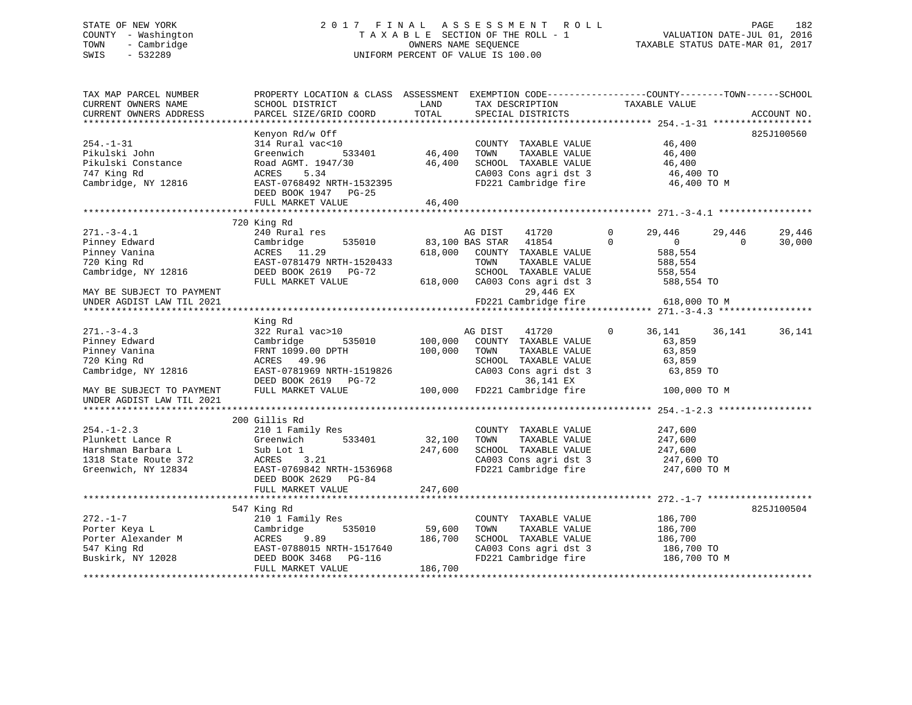STATE OF NEW YORK
COUNTY - Washington
TOWN - Cambridge
SWIS - 532289

2017 FINAL ASSESSMENT ROLL
TAXABLE SECTION OF THE ROLL - 1
OWNERS NAME SEQUENCE
UNIFORM PERCENT OF VALUE IS 100.00

VALUATION DATE-JUL 01, 2016
TAXABLE STATUS DATE-MAR 01, 2017

```
TAX MAP PARCEL NUMBER          PROPERTY LOCATION & CLASS  ASSESSMENT  EXEMPTION CODE------------------COUNTY--------TOWN------SCHOOL
CURRENT OWNERS NAME            SCHOOL DISTRICT               LAND      TAX DESCRIPTION            TAXABLE VALUE
CURRENT OWNERS ADDRESS         PARCEL SIZE/GRID COORD        TOTAL     SPECIAL DISTRICTS                                      ACCOUNT NO.
******************************************************************************************************* 254.-1-31 ******************
                               Kenyon Rd/w Off                                                                              825J100560
254.-1-31                      314 Rural vac<10                        COUNTY  TAXABLE VALUE              46,400
Pikulski John                  Greenwich       533401       46,400     TOWN    TAXABLE VALUE              46,400
Pikulski Constance             Road AGMT. 1947/30           46,400     SCHOOL  TAXABLE VALUE              46,400
747 King Rd                    ACRES     5.34                          CA003 Cons agri dst 3               46,400 TO
Cambridge, NY 12816            EAST-0768492 NRTH-1532395               FD221 Cambridge fire                46,400 TO M
                               DEED BOOK 1947    PG-25
                               FULL MARKET VALUE            46,400
******************************************************************************************************* 271.-3-4.1 *****************
                               720 King Rd
271.-3-4.1                     240 Rural res                           AG DIST     41720          0       29,446     29,446     29,446
Pinney Edward                  Cambridge       535010       83,100 BAS STAR    41854          0            0          0     30,000
Pinney Vanina                  ACRES    11.29              618,000     COUNTY  TAXABLE VALUE             588,554
720 King Rd                    EAST-0781479 NRTH-1520433               TOWN    TAXABLE VALUE             588,554
Cambridge, NY 12816            DEED BOOK 2619    PG-72                 SCHOOL  TAXABLE VALUE             558,554
                               FULL MARKET VALUE           618,000     CA003 Cons agri dst 3              588,554 TO
MAY BE SUBJECT TO PAYMENT                                                       29,446 EX
UNDER AGDIST LAW TIL 2021                                              FD221 Cambridge fire               618,000 TO M
******************************************************************************************************* 271.-3-4.3 *****************
                               King Rd
271.-3-4.3                     322 Rural vac>10                        AG DIST     41720          0       36,141     36,141     36,141
Pinney Edward                  Cambridge       535010      100,000     COUNTY  TAXABLE VALUE              63,859
Pinney Vanina                  FRNT 1099.00 DPTH           100,000     TOWN    TAXABLE VALUE              63,859
720 King Rd                    ACRES    49.96                          SCHOOL  TAXABLE VALUE              63,859
Cambridge, NY 12816            EAST-0781969 NRTH-1519826               CA003 Cons agri dst 3               63,859 TO
                               DEED BOOK 2619    PG-72                          36,141 EX
MAY BE SUBJECT TO PAYMENT      FULL MARKET VALUE           100,000     FD221 Cambridge fire               100,000 TO M
UNDER AGDIST LAW TIL 2021
******************************************************************************************************* 254.-1-2.3 *****************
                               200 Gillis Rd
254.-1-2.3                     210 1 Family Res                        COUNTY  TAXABLE VALUE             247,600
Plunkett Lance R               Greenwich       533401       32,100     TOWN    TAXABLE VALUE             247,600
Harshman Barbara L             Sub Lot 1                   247,600     SCHOOL  TAXABLE VALUE             247,600
1318 State Route 372           ACRES     3.21                          CA003 Cons agri dst 3              247,600 TO
Greenwich, NY 12834            EAST-0769842 NRTH-1536968               FD221 Cambridge fire               247,600 TO M
                               DEED BOOK 2629    PG-84
                               FULL MARKET VALUE           247,600
******************************************************************************************************* 272.-1-7 *******************
                               547 King Rd                                                                                  825J100504
272.-1-7                       210 1 Family Res                        COUNTY  TAXABLE VALUE             186,700
Porter Keya L                  Cambridge       535010       59,600     TOWN    TAXABLE VALUE             186,700
Porter Alexander M             ACRES     9.89              186,700     SCHOOL  TAXABLE VALUE             186,700
547 King Rd                    EAST-0788015 NRTH-1517640               CA003 Cons agri dst 3              186,700 TO
Buskirk, NY 12028              DEED BOOK 3468    PG-116                FD221 Cambridge fire               186,700 TO M
                               FULL MARKET VALUE           186,700
************************************************************************************************************************************
```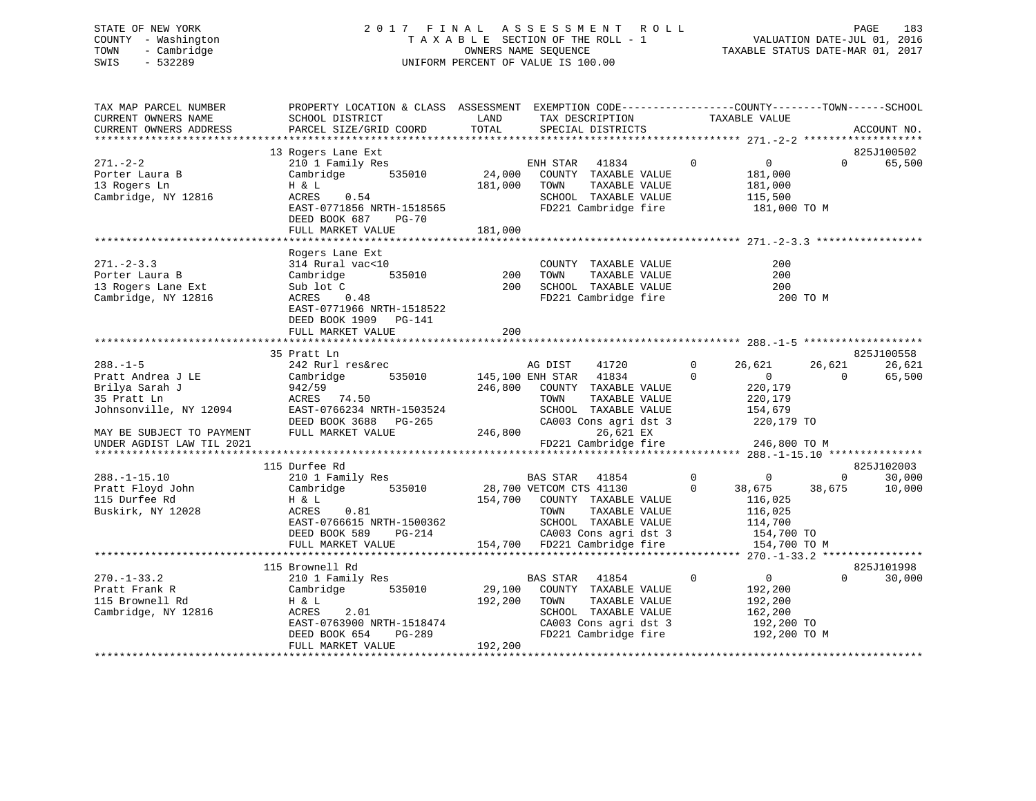STATE OF NEW YORK
COUNTY - Washington
TOWN - Cambridge
SWIS - 532289

2017 FINAL ASSESSMENT ROLL
TAXABLE SECTION OF THE ROLL - 1
OWNERS NAME SEQUENCE
UNIFORM PERCENT OF VALUE IS 100.00

VALUATION DATE-JUL 01, 2016
TAXABLE STATUS DATE-MAR 01, 2017

```
TAX MAP PARCEL NUMBER          PROPERTY LOCATION & CLASS  ASSESSMENT  EXEMPTION CODE-----------------COUNTY--------TOWN------SCHOOL
CURRENT OWNERS NAME            SCHOOL DISTRICT               LAND      TAX DESCRIPTION            TAXABLE VALUE
CURRENT OWNERS ADDRESS         PARCEL SIZE/GRID COORD        TOTAL     SPECIAL DISTRICTS                                   ACCOUNT NO.
*********************************************************************************************** 271.-2-2 *******************
                               13 Rogers Lane Ext                                                                         825J100502
271.-2-2                       210 1 Family Res                      ENH STAR   41834        0          0           0       65,500
Porter Laura B                 Cambridge       535010        24,000    COUNTY  TAXABLE VALUE          181,000
13 Rogers Ln                   H & L                        181,000    TOWN    TAXABLE VALUE          181,000
Cambridge, NY 12816            ACRES     0.54                          SCHOOL  TAXABLE VALUE          115,500
                               EAST-0771856 NRTH-1518565               FD221 Cambridge fire            181,000 TO M
                               DEED BOOK 687    PG-70
                               FULL MARKET VALUE            181,000
*********************************************************************************************** 271.-2-3.3 *****************
                               Rogers Lane Ext
271.-2-3.3                     314 Rural vac<10                        COUNTY  TAXABLE VALUE              200
Porter Laura B                 Cambridge       535010           200    TOWN    TAXABLE VALUE              200
13 Rogers Lane Ext             Sub lot C                        200    SCHOOL  TAXABLE VALUE              200
Cambridge, NY 12816            ACRES     0.48                          FD221 Cambridge fire                200 TO M
                               EAST-0771966 NRTH-1518522
                               DEED BOOK 1909   PG-141
                               FULL MARKET VALUE                200
*********************************************************************************************** 288.-1-5 *******************
                               35 Pratt Ln                                                                                825J100558
288.-1-5                       242 Rurl res&rec                      AG DIST    41720        0     26,621      26,621       26,621
Pratt Andrea J LE              Cambridge       535010       145,100 ENH STAR   41834        0          0           0       65,500
Brilya Sarah J                 942/59                       246,800    COUNTY  TAXABLE VALUE          220,179
35 Pratt Ln                    ACRES    74.50                          TOWN    TAXABLE VALUE          220,179
Johnsonville, NY 12094         EAST-0766234 NRTH-1503524               SCHOOL  TAXABLE VALUE          154,679
                               DEED BOOK 3688   PG-265                 CA003 Cons agri dst 3           220,179 TO
MAY BE SUBJECT TO PAYMENT      FULL MARKET VALUE            246,800        26,621 EX
UNDER AGDIST LAW TIL 2021                                              FD221 Cambridge fire            246,800 TO M
*********************************************************************************************** 288.-1-15.10 ***************
                               115 Durfee Rd                                                                              825J102003
288.-1-15.10                   210 1 Family Res                      BAS STAR   41854        0          0           0       30,000
Pratt Floyd John               Cambridge       535010        28,700 VETCOM CTS 41130        0     38,675      38,675       10,000
115 Durfee Rd                  H & L                        154,700    COUNTY  TAXABLE VALUE          116,025
Buskirk, NY 12028              ACRES     0.81                          TOWN    TAXABLE VALUE          116,025
                               EAST-0766615 NRTH-1500362               SCHOOL  TAXABLE VALUE          114,700
                               DEED BOOK 589    PG-214                 CA003 Cons agri dst 3           154,700 TO
                               FULL MARKET VALUE            154,700    FD221 Cambridge fire            154,700 TO M
*********************************************************************************************** 270.-1-33.2 ****************
                               115 Brownell Rd                                                                            825J101998
270.-1-33.2                    210 1 Family Res                      BAS STAR   41854        0          0           0       30,000
Pratt Frank R                  Cambridge       535010        29,100    COUNTY  TAXABLE VALUE          192,200
115 Brownell Rd                H & L                        192,200    TOWN    TAXABLE VALUE          192,200
Cambridge, NY 12816            ACRES     2.01                          SCHOOL  TAXABLE VALUE          162,200
                               EAST-0763900 NRTH-1518474               CA003 Cons agri dst 3           192,200 TO
                               DEED BOOK 654    PG-289                 FD221 Cambridge fire            192,200 TO M
                               FULL MARKET VALUE            192,200
****************************************************************************************************************************
```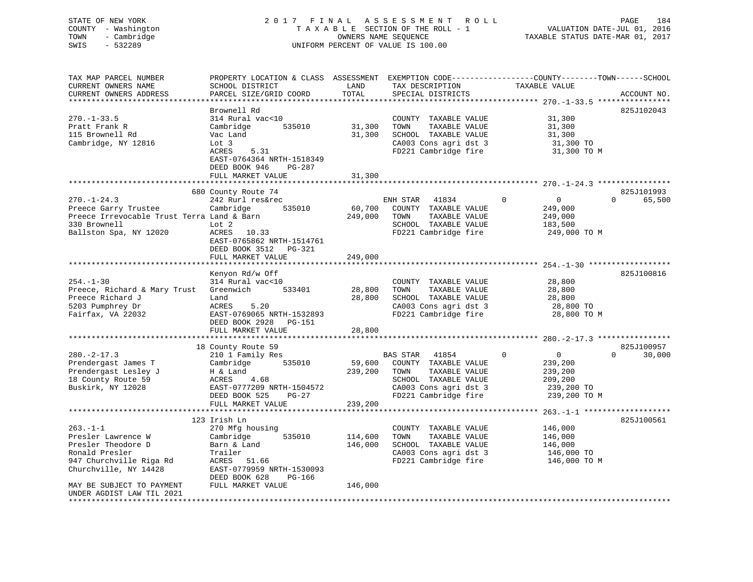STATE OF NEW YORK
COUNTY - Washington
TOWN - Cambridge
SWIS - 532289

2 0 1 7 F I N A L A S S E S S M E N T R O L L
T A X A B L E SECTION OF THE ROLL - 1
OWNERS NAME SEQUENCE
UNIFORM PERCENT OF VALUE IS 100.00

VALUATION DATE-JUL 01, 2016
TAXABLE STATUS DATE-MAR 01, 2017

| TAX MAP PARCEL NUMBER / CURRENT OWNERS NAME / CURRENT OWNERS ADDRESS | PROPERTY LOCATION & CLASS / SCHOOL DISTRICT / PARCEL SIZE/GRID COORD | ASSESSMENT LAND | TOTAL | EXEMPTION CODE / TAX DESCRIPTION / SPECIAL DISTRICTS | COUNTY / TOWN / SCHOOL TAXABLE VALUE | ACCOUNT NO. |
|---|---|---|---|---|---|---|
| 270.-1-33.5 | Brownell Rd | | | | | 825J102043 |
| 270.-1-33.5 | 314 Rural vac<10 | | | COUNTY TAXABLE VALUE | 31,300 | |
| Pratt Frank R | Cambridge 535010 | 31,300 | | TOWN TAXABLE VALUE | 31,300 | |
| 115 Brownell Rd | Vac Land | | 31,300 | SCHOOL TAXABLE VALUE | 31,300 | |
| Cambridge, NY 12816 | Lot 3 | | | CA003 Cons agri dst 3 | 31,300 TO | |
| | ACRES 5.31 | | | FD221 Cambridge fire | 31,300 TO M | |
| | EAST-0764364 NRTH-1518349 | | | | | |
| | DEED BOOK 946 PG-287 | | | | | |
| | FULL MARKET VALUE | | 31,300 | | | |
| 270.-1-24.3 | 680 County Route 74 | | | | | 825J101993 |
| 270.-1-24.3 | 242 Rurl res&rec | | | ENH STAR 41834 | 0 / 0 / 65,500 | |
| Preece Garry Trustee | Cambridge 535010 | 60,700 | | COUNTY TAXABLE VALUE | 249,000 | |
| Preece Irrevocable Trust Terra | Land & Barn | | 249,000 | TOWN TAXABLE VALUE | 249,000 | |
| 330 Brownell | Lot 2 | | | SCHOOL TAXABLE VALUE | 183,500 | |
| Ballston Spa, NY 12020 | ACRES 10.33 | | | FD221 Cambridge fire | 249,000 TO M | |
| | EAST-0765862 NRTH-1514761 | | | | | |
| | DEED BOOK 3512 PG-321 | | | | | |
| | FULL MARKET VALUE | | 249,000 | | | |
| 254.-1-30 | Kenyon Rd/w Off | | | | | 825J100816 |
| 254.-1-30 | 314 Rural vac<10 | | | COUNTY TAXABLE VALUE | 28,800 | |
| Preece, Richard & Mary Trust | Greenwich 533401 | 28,800 | | TOWN TAXABLE VALUE | 28,800 | |
| Preece Richard J | Land | | 28,800 | SCHOOL TAXABLE VALUE | 28,800 | |
| 5203 Pumphrey Dr | ACRES 5.20 | | | CA003 Cons agri dst 3 | 28,800 TO | |
| Fairfax, VA 22032 | EAST-0769065 NRTH-1532893 | | | FD221 Cambridge fire | 28,800 TO M | |
| | DEED BOOK 2928 PG-151 | | | | | |
| | FULL MARKET VALUE | | 28,800 | | | |
| 280.-2-17.3 | 18 County Route 59 | | | | | 825J100957 |
| 280.-2-17.3 | 210 1 Family Res | | | BAS STAR 41854 | 0 / 0 / 30,000 | |
| Prendergast James T | Cambridge 535010 | 59,600 | | COUNTY TAXABLE VALUE | 239,200 | |
| Prendergast Lesley J | H & Land | | 239,200 | TOWN TAXABLE VALUE | 239,200 | |
| 18 County Route 59 | ACRES 4.68 | | | SCHOOL TAXABLE VALUE | 209,200 | |
| Buskirk, NY 12028 | EAST-0777209 NRTH-1504572 | | | CA003 Cons agri dst 3 | 239,200 TO | |
| | DEED BOOK 525 PG-27 | | | FD221 Cambridge fire | 239,200 TO M | |
| | FULL MARKET VALUE | | 239,200 | | | |
| 263.-1-1 | 123 Irish Ln | | | | | 825J100561 |
| 263.-1-1 | 270 Mfg housing | | | COUNTY TAXABLE VALUE | 146,000 | |
| Presler Lawrence W | Cambridge 535010 | 114,600 | | TOWN TAXABLE VALUE | 146,000 | |
| Presler Theodore D | Barn & Land | | 146,000 | SCHOOL TAXABLE VALUE | 146,000 | |
| Ronald Presler | Trailer | | | CA003 Cons agri dst 3 | 146,000 TO | |
| 947 Churchville Riga Rd | ACRES 51.66 | | | FD221 Cambridge fire | 146,000 TO M | |
| Churchville, NY 14428 | EAST-0779959 NRTH-1530093 | | | | | |
| | DEED BOOK 628 PG-166 | | | | | |
| MAY BE SUBJECT TO PAYMENT UNDER AGDIST LAW TIL 2021 | FULL MARKET VALUE | | 146,000 | | | |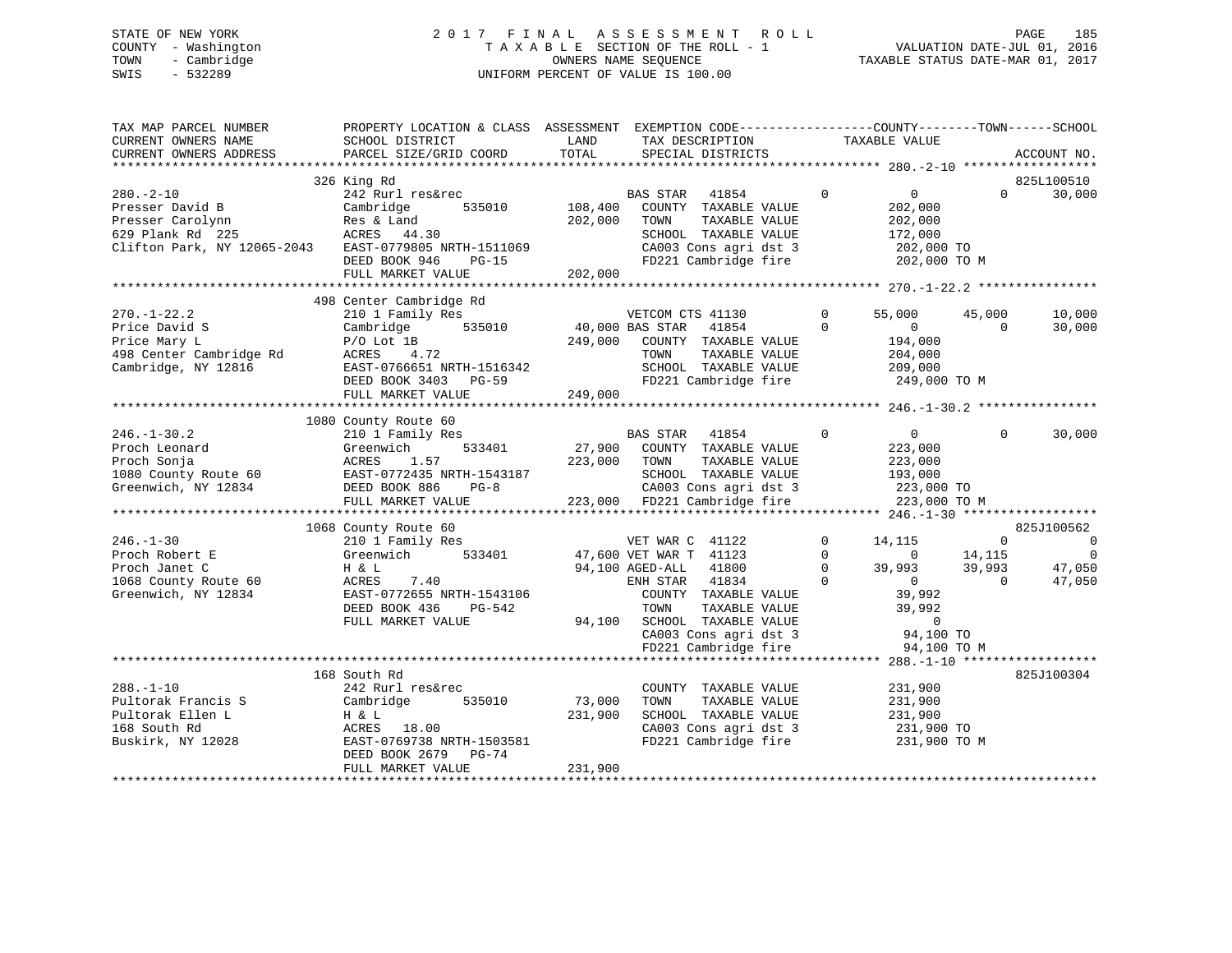STATE OF NEW YORK
COUNTY - Washington
TOWN - Cambridge
SWIS - 532289

2017 FINAL ASSESSMENT ROLL
TAXABLE SECTION OF THE ROLL - 1
OWNERS NAME SEQUENCE
UNIFORM PERCENT OF VALUE IS 100.00

VALUATION DATE-JUL 01, 2016
TAXABLE STATUS DATE-MAR 01, 2017

```
TAX MAP PARCEL NUMBER          PROPERTY LOCATION & CLASS  ASSESSMENT  EXEMPTION CODE------------------COUNTY--------TOWN------SCHOOL
CURRENT OWNERS NAME            SCHOOL DISTRICT               LAND      TAX DESCRIPTION             TAXABLE VALUE
CURRENT OWNERS ADDRESS         PARCEL SIZE/GRID COORD        TOTAL     SPECIAL DISTRICTS                                      ACCOUNT NO.
******************************************************************************************************* 280.-2-10 ******************
                               326 King Rd                                                                                825L100510
280.-2-10                      242 Rurl res&rec                        BAS STAR   41854         0          0            0       30,000
Presser David B                Cambridge      535010       108,400     COUNTY  TAXABLE VALUE             202,000
Presser Carolynn               Res & Land                  202,000     TOWN    TAXABLE VALUE             202,000
629 Plank Rd  225              ACRES   44.30                           SCHOOL  TAXABLE VALUE             172,000
Clifton Park, NY 12065-2043    EAST-0779805 NRTH-1511069               CA003 Cons agri dst 3              202,000 TO
                               DEED BOOK 946    PG-15                  FD221 Cambridge fire               202,000 TO M
                               FULL MARKET VALUE           202,000
******************************************************************************************************* 270.-1-22.2 ****************
                               498 Center Cambridge Rd
270.-1-22.2                    210 1 Family Res                        VETCOM CTS 41130         0     55,000       45,000       10,000
Price David S                  Cambridge      535010        40,000 BAS STAR   41854         0          0            0       30,000
Price Mary L                   P/O Lot 1B                  249,000     COUNTY  TAXABLE VALUE             194,000
498 Center Cambridge Rd        ACRES    4.72                           TOWN    TAXABLE VALUE             204,000
Cambridge, NY 12816            EAST-0766651 NRTH-1516342               SCHOOL  TAXABLE VALUE             209,000
                               DEED BOOK 3403   PG-59                  FD221 Cambridge fire               249,000 TO M
                               FULL MARKET VALUE           249,000
******************************************************************************************************* 246.-1-30.2 ****************
                               1080 County Route 60
246.-1-30.2                    210 1 Family Res                        BAS STAR   41854         0          0            0       30,000
Proch Leonard                  Greenwich      533401        27,900     COUNTY  TAXABLE VALUE             223,000
Proch Sonja                    ACRES    1.57               223,000     TOWN    TAXABLE VALUE             223,000
1080 County Route 60           EAST-0772435 NRTH-1543187               SCHOOL  TAXABLE VALUE             193,000
Greenwich, NY 12834            DEED BOOK 886    PG-8                   CA003 Cons agri dst 3              223,000 TO
                               FULL MARKET VALUE           223,000     FD221 Cambridge fire               223,000 TO M
******************************************************************************************************* 246.-1-30 ******************
                               1068 County Route 60                                                                       825J100562
246.-1-30                      210 1 Family Res                        VET WAR C  41122         0     14,115            0            0
Proch Robert E                 Greenwich      533401        47,600 VET WAR T  41123         0          0       14,115            0
Proch Janet C                  H & L                        94,100 AGED-ALL   41800         0     39,993       39,993       47,050
1068 County Route 60           ACRES    7.40                           ENH STAR   41834         0          0            0       47,050
Greenwich, NY 12834            EAST-0772655 NRTH-1543106               COUNTY  TAXABLE VALUE              39,992
                               DEED BOOK 436    PG-542                 TOWN    TAXABLE VALUE              39,992
                               FULL MARKET VALUE            94,100     SCHOOL  TAXABLE VALUE                   0
                                                                       CA003 Cons agri dst 3               94,100 TO
                                                                       FD221 Cambridge fire                94,100 TO M
******************************************************************************************************* 288.-1-10 ******************
                               168 South Rd                                                                               825J100304
288.-1-10                      242 Rurl res&rec                        COUNTY  TAXABLE VALUE             231,900
Pultorak Francis S             Cambridge      535010        73,000     TOWN    TAXABLE VALUE             231,900
Pultorak Ellen L               H & L                       231,900     SCHOOL  TAXABLE VALUE             231,900
168 South Rd                   ACRES   18.00                           CA003 Cons agri dst 3              231,900 TO
Buskirk, NY 12028              EAST-0769738 NRTH-1503581               FD221 Cambridge fire               231,900 TO M
                               DEED BOOK 2679   PG-74
                               FULL MARKET VALUE           231,900
************************************************************************************************************************************
```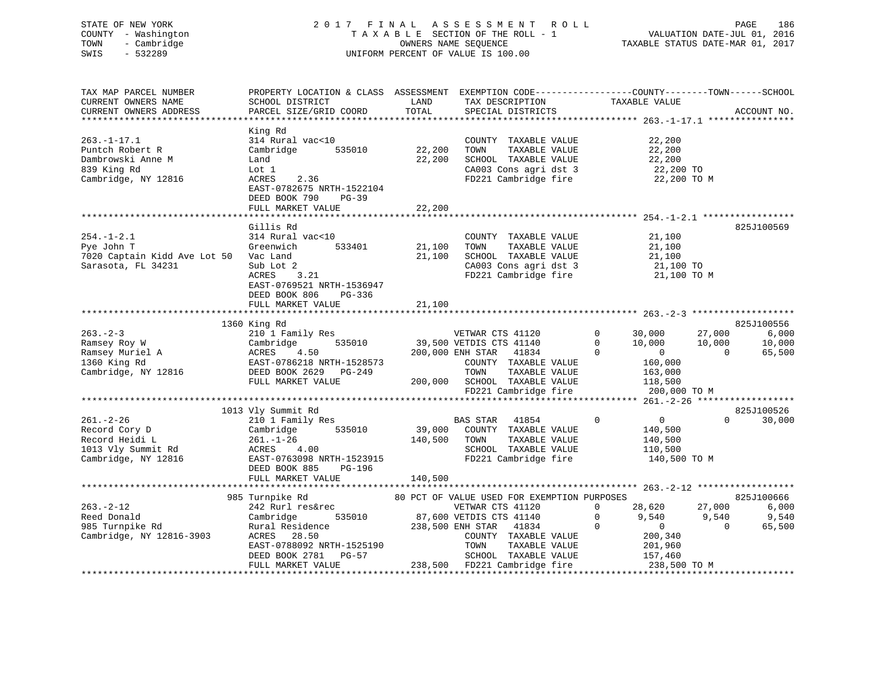STATE OF NEW YORK  
COUNTY - Washington  
TOWN - Cambridge  
SWIS - 532289

2 0 1 7 F I N A L A S S E S S M E N T R O L L  
T A X A B L E SECTION OF THE ROLL - 1  
OWNERS NAME SEQUENCE  
UNIFORM PERCENT OF VALUE IS 100.00

VALUATION DATE-JUL 01, 2016  
TAXABLE STATUS DATE-MAR 01, 2017

```
TAX MAP PARCEL NUMBER          PROPERTY LOCATION & CLASS  ASSESSMENT  EXEMPTION CODE------------------COUNTY--------TOWN------SCHOOL
CURRENT OWNERS NAME            SCHOOL DISTRICT              LAND      TAX DESCRIPTION            TAXABLE VALUE
CURRENT OWNERS ADDRESS         PARCEL SIZE/GRID COORD       TOTAL     SPECIAL DISTRICTS                                      ACCOUNT NO.
******************************************************************************************************* 263.-1-17.1 ****************
                               King Rd
263.-1-17.1                    314 Rural vac<10                       COUNTY  TAXABLE VALUE            22,200
Puntch Robert R                Cambridge       535010       22,200    TOWN    TAXABLE VALUE            22,200
Dambrowski Anne M              Land                         22,200    SCHOOL  TAXABLE VALUE            22,200
839 King Rd                    Lot 1                                  CA003 Cons agri dst 3             22,200 TO
Cambridge, NY 12816            ACRES    2.36                          FD221 Cambridge fire              22,200 TO M
                               EAST-0782675 NRTH-1522104
                               DEED BOOK 790    PG-39
                               FULL MARKET VALUE            22,200
******************************************************************************************************* 254.-1-2.1 *****************
                               Gillis Rd                                                                             825J100569
254.-1-2.1                     314 Rural vac<10                       COUNTY  TAXABLE VALUE            21,100
Pye John T                     Greenwich       533401       21,100    TOWN    TAXABLE VALUE            21,100
7020 Captain Kidd Ave Lot 50   Vac Land                     21,100    SCHOOL  TAXABLE VALUE            21,100
Sarasota, FL 34231             Sub Lot 2                              CA003 Cons agri dst 3             21,100 TO
                               ACRES    3.21                          FD221 Cambridge fire              21,100 TO M
                               EAST-0769521 NRTH-1536947
                               DEED BOOK 806    PG-336
                               FULL MARKET VALUE            21,100
******************************************************************************************************* 263.-2-3 *******************
                          1360 King Rd                                                                               825J100556
263.-2-3                       210 1 Family Res                       VETWAR CTS 41120        0     30,000     27,000      6,000
Ramsey Roy W                   Cambridge       535010       39,500 VETDIS CTS 41140        0     10,000     10,000     10,000
Ramsey Muriel A                ACRES    4.50               200,000 ENH STAR   41834        0          0          0     65,500
1360 King Rd                   EAST-0786218 NRTH-1528573              COUNTY  TAXABLE VALUE           160,000
Cambridge, NY 12816            DEED BOOK 2629   PG-249                TOWN    TAXABLE VALUE           163,000
                               FULL MARKET VALUE           200,000    SCHOOL  TAXABLE VALUE           118,500
                                                                      FD221 Cambridge fire             200,000 TO M
******************************************************************************************************* 261.-2-26 ******************
                          1013 Vly Summit Rd                                                                         825J100526
261.-2-26                      210 1 Family Res                       BAS STAR   41854        0          0          0     30,000
Record Cory D                  Cambridge       535010       39,000    COUNTY  TAXABLE VALUE           140,500
Record Heidi L                 261.-1-26                   140,500    TOWN    TAXABLE VALUE           140,500
1013 Vly Summit Rd             ACRES    4.00                          SCHOOL  TAXABLE VALUE           110,500
Cambridge, NY 12816            EAST-0763098 NRTH-1523915              FD221 Cambridge fire             140,500 TO M
                               DEED BOOK 885    PG-196
                               FULL MARKET VALUE           140,500
******************************************************************************************************* 263.-2-12 ******************
                           985 Turnpike Rd                80 PCT OF VALUE USED FOR EXEMPTION PURPOSES                825J100666
263.-2-12                      242 Rurl res&rec                       VETWAR CTS 41120        0     28,620     27,000      6,000
Reed Donald                    Cambridge       535010       87,600 VETDIS CTS 41140        0      9,540      9,540      9,540
985 Turnpike Rd                Rural Residence             238,500 ENH STAR   41834        0          0          0     65,500
Cambridge, NY 12816-3903       ACRES   28.50                          COUNTY  TAXABLE VALUE           200,340
                               EAST-0788092 NRTH-1525190              TOWN    TAXABLE VALUE           201,960
                               DEED BOOK 2781   PG-57                 SCHOOL  TAXABLE VALUE           157,460
                               FULL MARKET VALUE           238,500    FD221 Cambridge fire             238,500 TO M
************************************************************************************************************************************
```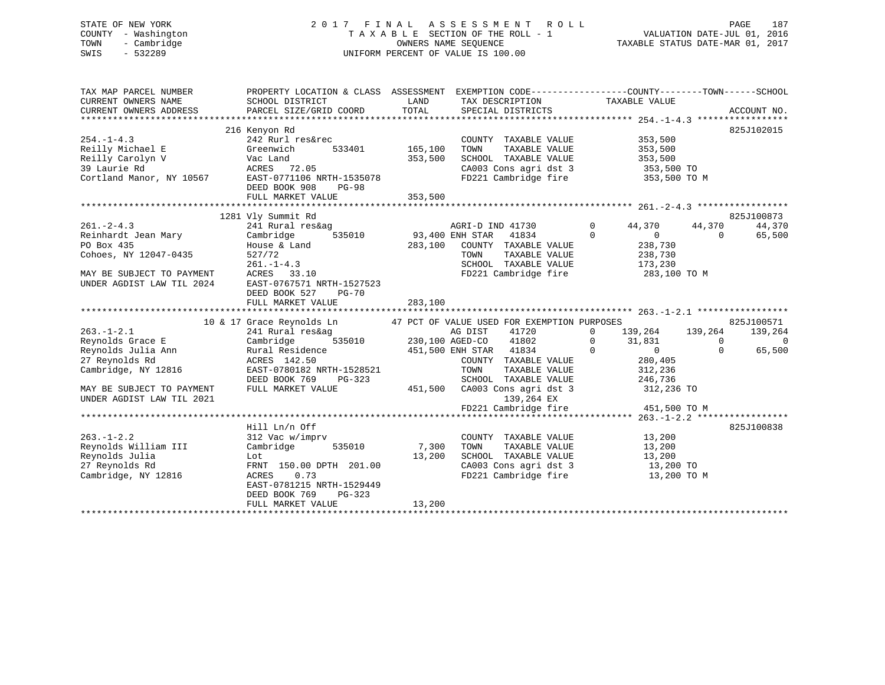STATE OF NEW YORK
COUNTY - Washington
TOWN - Cambridge
SWIS - 532289

# 2017 FINAL ASSESSMENT ROLL

TAXABLE SECTION OF THE ROLL - 1
OWNERS NAME SEQUENCE
UNIFORM PERCENT OF VALUE IS 100.00

VALUATION DATE-JUL 01, 2016
TAXABLE STATUS DATE-MAR 01, 2017

```
TAX MAP PARCEL NUMBER          PROPERTY LOCATION & CLASS  ASSESSMENT  EXEMPTION CODE------------------COUNTY--------TOWN------SCHOOL
CURRENT OWNERS NAME            SCHOOL DISTRICT             LAND        TAX DESCRIPTION             TAXABLE VALUE
CURRENT OWNERS ADDRESS         PARCEL SIZE/GRID COORD      TOTAL       SPECIAL DISTRICTS                                         ACCOUNT NO.
******************************************************************************************************* 254.-1-4.3 *****************
                               216 Kenyon Rd                                                                                825J102015
254.-1-4.3                     242 Rurl res&rec                        COUNTY  TAXABLE VALUE          353,500
Reilly Michael E               Greenwich       533401      165,100    TOWN    TAXABLE VALUE          353,500
Reilly Carolyn V               Vac Land                    353,500    SCHOOL  TAXABLE VALUE          353,500
39 Laurie Rd                   ACRES   72.05                          CA003 Cons agri dst 3           353,500 TO
Cortland Manor, NY 10567       EAST-0771106 NRTH-1535078              FD221 Cambridge fire            353,500 TO M
                               DEED BOOK 908    PG-98
                               FULL MARKET VALUE           353,500
******************************************************************************************************* 261.-2-4.3 *****************
                               1281 Vly Summit Rd                                                                           825J100873
261.-2-4.3                     241 Rural res&ag                        AGRI-D IND 41730          0     44,370      44,370      44,370
Reinhardt Jean Mary            Cambridge       535010       93,400 ENH STAR   41834           0          0           0      65,500
PO Box 435                     House & Land                283,100    COUNTY  TAXABLE VALUE          238,730
Cohoes, NY 12047-0435          527/72                                 TOWN    TAXABLE VALUE          238,730
                               261.-1-4.3                             SCHOOL  TAXABLE VALUE          173,230
MAY BE SUBJECT TO PAYMENT      ACRES   33.10                          FD221 Cambridge fire            283,100 TO M
UNDER AGDIST LAW TIL 2024      EAST-0767571 NRTH-1527523
                               DEED BOOK 527    PG-70
                               FULL MARKET VALUE           283,100
******************************************************************************************************* 263.-1-2.1 *****************
                          10 & 17 Grace Reynolds Ln       47 PCT OF VALUE USED FOR EXEMPTION PURPOSES                      825J100571
263.-1-2.1                     241 Rural res&ag                        AG DIST    41720           0    139,264     139,264     139,264
Reynolds Grace E               Cambridge       535010      230,100 AGED-CO    41802           0     31,831           0           0
Reynolds Julia Ann             Rural Residence             451,500 ENH STAR   41834           0          0           0      65,500
27 Reynolds Rd                 ACRES  142.50                          COUNTY  TAXABLE VALUE          280,405
Cambridge, NY 12816            EAST-0780182 NRTH-1528521              TOWN    TAXABLE VALUE          312,236
                               DEED BOOK 769    PG-323                SCHOOL  TAXABLE VALUE          246,736
MAY BE SUBJECT TO PAYMENT      FULL MARKET VALUE           451,500    CA003 Cons agri dst 3           312,236 TO
UNDER AGDIST LAW TIL 2021                                                   139,264 EX
                                                                      FD221 Cambridge fire            451,500 TO M
******************************************************************************************************* 263.-1-2.2 *****************
                               Hill Ln/n Off                                                                                825J100838
263.-1-2.2                     312 Vac w/imprv                         COUNTY  TAXABLE VALUE           13,200
Reynolds William III           Cambridge       535010        7,300    TOWN    TAXABLE VALUE           13,200
Reynolds Julia                 Lot                          13,200    SCHOOL  TAXABLE VALUE           13,200
27 Reynolds Rd                 FRNT 150.00 DPTH 201.00                CA003 Cons agri dst 3            13,200 TO
Cambridge, NY 12816            ACRES    0.73                          FD221 Cambridge fire             13,200 TO M
                               EAST-0781215 NRTH-1529449
                               DEED BOOK 769    PG-323
                               FULL MARKET VALUE            13,200
************************************************************************************************************************************
```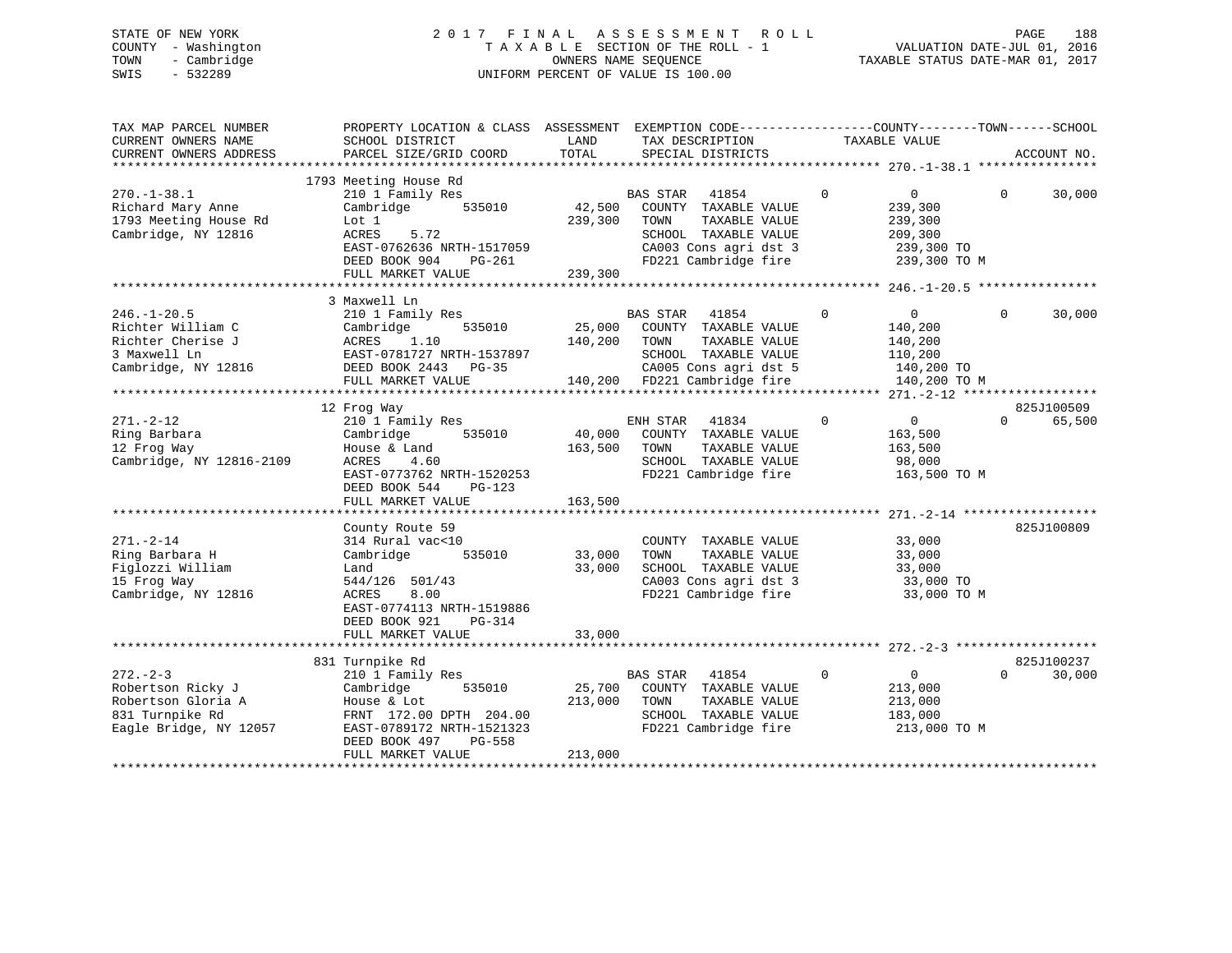STATE OF NEW YORK
COUNTY - Washington
TOWN - Cambridge
SWIS - 532289

2 0 1 7 F I N A L A S S E S S M E N T R O L L
T A X A B L E SECTION OF THE ROLL - 1
OWNERS NAME SEQUENCE
UNIFORM PERCENT OF VALUE IS 100.00

VALUATION DATE-JUL 01, 2016
TAXABLE STATUS DATE-MAR 01, 2017

```
TAX MAP PARCEL NUMBER          PROPERTY LOCATION & CLASS  ASSESSMENT  EXEMPTION CODE-----------------COUNTY--------TOWN------SCHOOL
CURRENT OWNERS NAME            SCHOOL DISTRICT              LAND      TAX DESCRIPTION            TAXABLE VALUE
CURRENT OWNERS ADDRESS         PARCEL SIZE/GRID COORD       TOTAL     SPECIAL DISTRICTS                                    ACCOUNT NO.
******************************************************************************************************* 270.-1-38.1 ****************
                               1793 Meeting House Rd
270.-1-38.1                    210 1 Family Res                       BAS STAR   41854        0           0            0      30,000
Richard Mary Anne              Cambridge       535010       42,500    COUNTY  TAXABLE VALUE          239,300
1793 Meeting House Rd          Lot 1                       239,300    TOWN    TAXABLE VALUE          239,300
Cambridge, NY 12816            ACRES     5.72                         SCHOOL  TAXABLE VALUE          209,300
                               EAST-0762636 NRTH-1517059              CA003 Cons agri dst 3           239,300 TO
                               DEED BOOK 904    PG-261                FD221 Cambridge fire            239,300 TO M
                               FULL MARKET VALUE           239,300
******************************************************************************************************* 246.-1-20.5 ****************
                               3 Maxwell Ln
246.-1-20.5                    210 1 Family Res                       BAS STAR   41854        0           0            0      30,000
Richter William C              Cambridge       535010       25,000    COUNTY  TAXABLE VALUE          140,200
Richter Cherise J              ACRES     1.10              140,200    TOWN    TAXABLE VALUE          140,200
3 Maxwell Ln                   EAST-0781727 NRTH-1537897              SCHOOL  TAXABLE VALUE          110,200
Cambridge, NY 12816            DEED BOOK 2443   PG-35                 CA005 Cons agri dst 5           140,200 TO
                               FULL MARKET VALUE           140,200    FD221 Cambridge fire            140,200 TO M
******************************************************************************************************* 271.-2-12 ******************
                               12 Frog Way                                                                            825J100509
271.-2-12                      210 1 Family Res                       ENH STAR   41834        0           0            0      65,500
Ring Barbara                   Cambridge       535010       40,000    COUNTY  TAXABLE VALUE          163,500
12 Frog Way                    House & Land                163,500    TOWN    TAXABLE VALUE          163,500
Cambridge, NY 12816-2109       ACRES     4.60                         SCHOOL  TAXABLE VALUE           98,000
                               EAST-0773762 NRTH-1520253              FD221 Cambridge fire            163,500 TO M
                               DEED BOOK 544    PG-123
                               FULL MARKET VALUE           163,500
******************************************************************************************************* 271.-2-14 ******************
                               County Route 59                                                                        825J100809
271.-2-14                      314 Rural vac<10                       COUNTY  TAXABLE VALUE           33,000
Ring Barbara H                 Cambridge       535010       33,000    TOWN    TAXABLE VALUE           33,000
Figlozzi William               Land                         33,000    SCHOOL  TAXABLE VALUE           33,000
15 Frog Way                    544/126  501/43                        CA003 Cons agri dst 3            33,000 TO
Cambridge, NY 12816            ACRES     8.00                         FD221 Cambridge fire             33,000 TO M
                               EAST-0774113 NRTH-1519886
                               DEED BOOK 921    PG-314
                               FULL MARKET VALUE            33,000
******************************************************************************************************* 272.-2-3 *******************
                               831 Turnpike Rd                                                                        825J100237
272.-2-3                       210 1 Family Res                       BAS STAR   41854        0           0            0      30,000
Robertson Ricky J              Cambridge       535010       25,700    COUNTY  TAXABLE VALUE          213,000
Robertson Gloria A             House & Lot                 213,000    TOWN    TAXABLE VALUE          213,000
831 Turnpike Rd                FRNT 172.00 DPTH 204.00                SCHOOL  TAXABLE VALUE          183,000
Eagle Bridge, NY 12057         EAST-0789172 NRTH-1521323              FD221 Cambridge fire            213,000 TO M
                               DEED BOOK 497    PG-558
                               FULL MARKET VALUE           213,000
************************************************************************************************************************************
```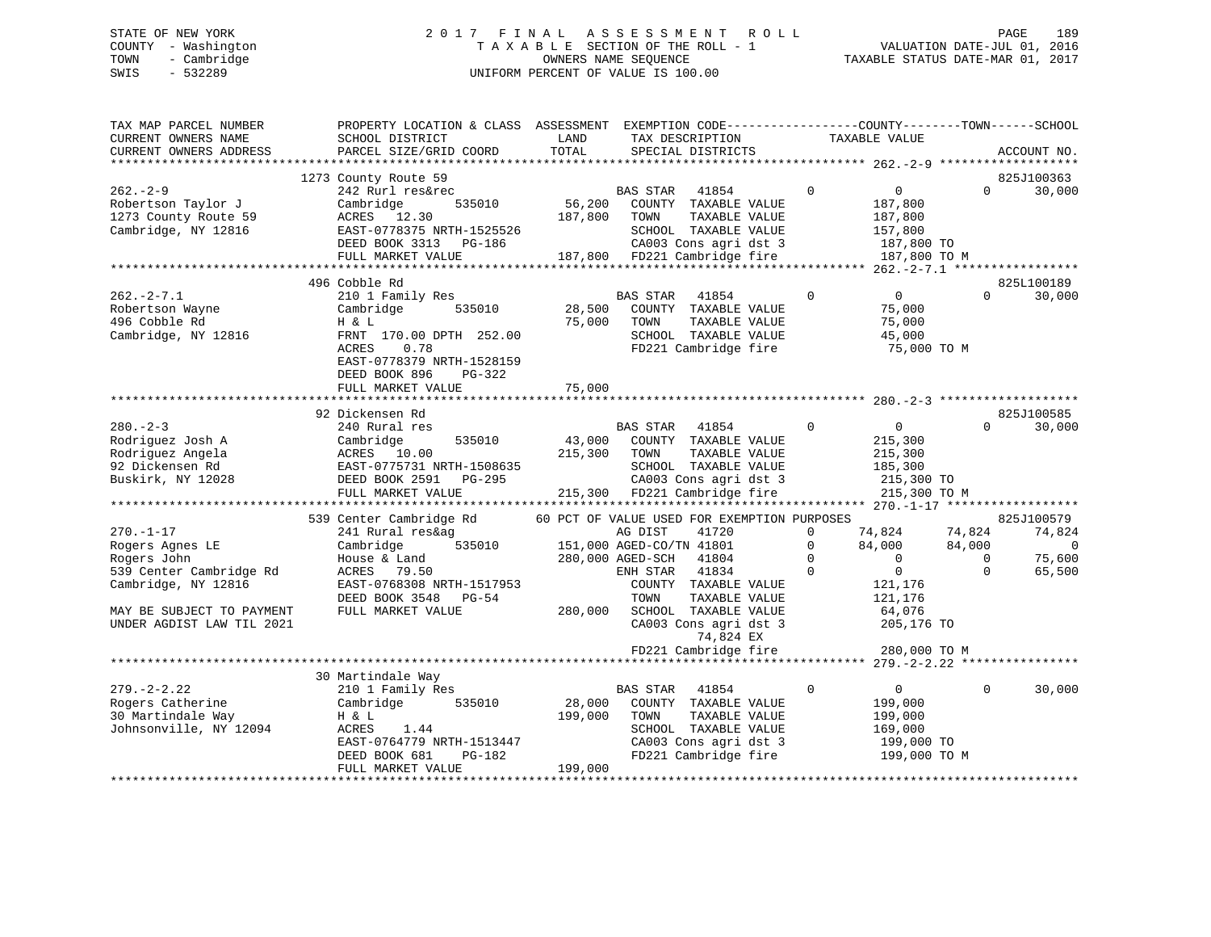STATE OF NEW YORK
COUNTY - Washington
TOWN - Cambridge
SWIS - 532289

2 0 1 7 F I N A L A S S E S S M E N T R O L L
T A X A B L E SECTION OF THE ROLL - 1
OWNERS NAME SEQUENCE
UNIFORM PERCENT OF VALUE IS 100.00

VALUATION DATE-JUL 01, 2016
TAXABLE STATUS DATE-MAR 01, 2017

```
TAX MAP PARCEL NUMBER          PROPERTY LOCATION & CLASS  ASSESSMENT  EXEMPTION CODE------------------COUNTY--------TOWN------SCHOOL
CURRENT OWNERS NAME            SCHOOL DISTRICT              LAND       TAX DESCRIPTION            TAXABLE VALUE
CURRENT OWNERS ADDRESS         PARCEL SIZE/GRID COORD       TOTAL      SPECIAL DISTRICTS                                      ACCOUNT NO.
******************************************************************************************************* 262.-2-9 *******************
                        1273 County Route 59                                                                           825J100363
262.-2-9                       242 Rurl res&rec                    BAS STAR   41854          0          0            0     30,000
Robertson Taylor J             Cambridge       535010     56,200   COUNTY  TAXABLE VALUE            187,800
1273 County Route 59           ACRES   12.30             187,800   TOWN    TAXABLE VALUE            187,800
Cambridge, NY 12816            EAST-0778375 NRTH-1525526           SCHOOL  TAXABLE VALUE            157,800
                               DEED BOOK 3313   PG-186             CA003 Cons agri dst 3            187,800 TO
                               FULL MARKET VALUE         187,800   FD221 Cambridge fire             187,800 TO M
******************************************************************************************************* 262.-2-7.1 *****************
                        496 Cobble Rd                                                                                  825L100189
262.-2-7.1                     210 1 Family Res                    BAS STAR   41854          0          0            0     30,000
Robertson Wayne                Cambridge       535010     28,500   COUNTY  TAXABLE VALUE             75,000
496 Cobble Rd                  H & L                      75,000   TOWN    TAXABLE VALUE             75,000
Cambridge, NY 12816            FRNT 170.00 DPTH 252.00             SCHOOL  TAXABLE VALUE             45,000
                               ACRES    0.78                       FD221 Cambridge fire              75,000 TO M
                               EAST-0778379 NRTH-1528159
                               DEED BOOK 896    PG-322
                               FULL MARKET VALUE          75,000
******************************************************************************************************* 280.-2-3 *******************
                        92 Dickensen Rd                                                                                825J100585
280.-2-3                       240 Rural res                       BAS STAR   41854          0          0            0     30,000
Rodriguez Josh A               Cambridge       535010     43,000   COUNTY  TAXABLE VALUE            215,300
Rodriguez Angela               ACRES   10.00             215,300   TOWN    TAXABLE VALUE            215,300
92 Dickensen Rd                EAST-0775731 NRTH-1508635           SCHOOL  TAXABLE VALUE            185,300
Buskirk, NY 12028              DEED BOOK 2591   PG-295             CA003 Cons agri dst 3            215,300 TO
                               FULL MARKET VALUE         215,300   FD221 Cambridge fire             215,300 TO M
******************************************************************************************************* 270.-1-17 ******************
                        539 Center Cambridge Rd        60 PCT OF VALUE USED FOR EXEMPTION PURPOSES                     825J100579
270.-1-17                      241 Rural res&ag                    AG DIST    41720          0     74,824       74,824     74,824
Rogers Agnes LE                Cambridge       535010    151,000 AGED-CO/TN 41801            0     84,000       84,000          0
Rogers John                    House & Land              280,000 AGED-SCH   41804            0          0            0     75,600
539 Center Cambridge Rd        ACRES   79.50                      ENH STAR   41834            0          0            0     65,500
Cambridge, NY 12816            EAST-0768308 NRTH-1517953           COUNTY  TAXABLE VALUE            121,176
                               DEED BOOK 3548   PG-54              TOWN    TAXABLE VALUE            121,176
MAY BE SUBJECT TO PAYMENT      FULL MARKET VALUE         280,000   SCHOOL  TAXABLE VALUE             64,076
UNDER AGDIST LAW TIL 2021                                          CA003 Cons agri dst 3            205,176 TO
                                                                          74,824 EX
                                                                   FD221 Cambridge fire             280,000 TO M
******************************************************************************************************* 279.-2-2.22 ****************
                        30 Martindale Way
279.-2-2.22                    210 1 Family Res                    BAS STAR   41854          0          0            0     30,000
Rogers Catherine               Cambridge       535010     28,000   COUNTY  TAXABLE VALUE            199,000
30 Martindale Way              H & L                     199,000   TOWN    TAXABLE VALUE            199,000
Johnsonville, NY 12094         ACRES    1.44                       SCHOOL  TAXABLE VALUE            169,000
                               EAST-0764779 NRTH-1513447           CA003 Cons agri dst 3            199,000 TO
                               DEED BOOK 681    PG-182             FD221 Cambridge fire             199,000 TO M
                               FULL MARKET VALUE         199,000
************************************************************************************************************************************
```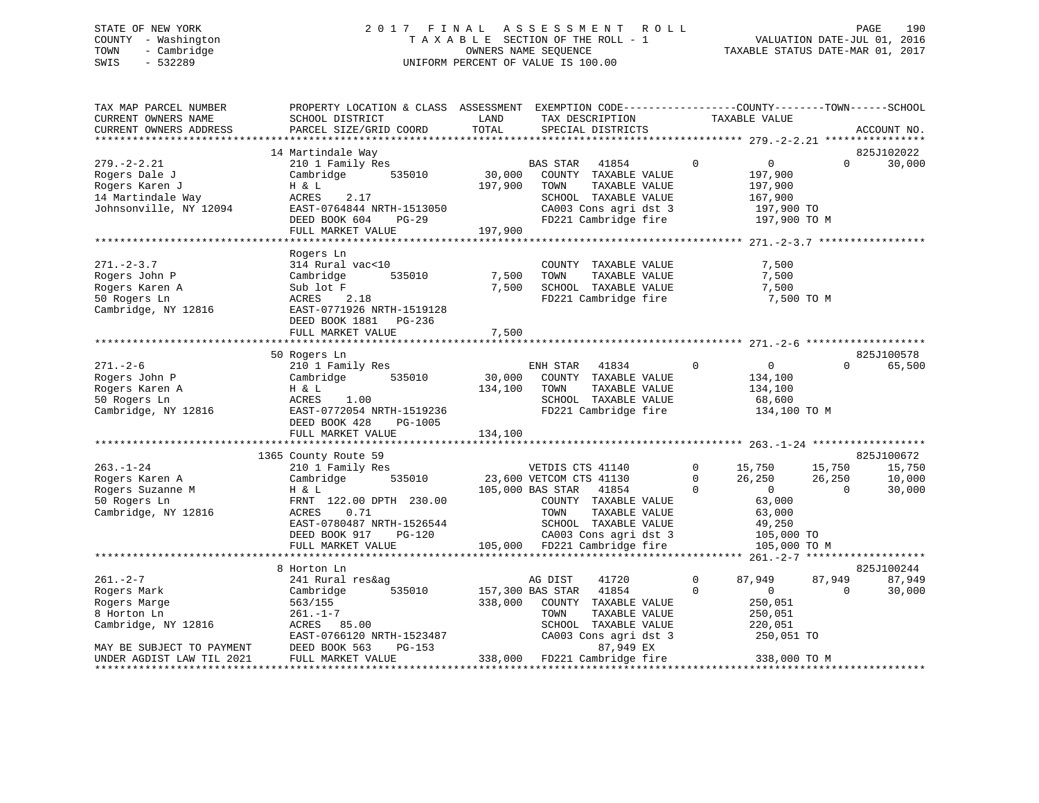STATE OF NEW YORK
COUNTY - Washington
TOWN - Cambridge
SWIS - 532289

2 0 1 7 F I N A L A S S E S S M E N T R O L L
T A X A B L E SECTION OF THE ROLL - 1
OWNERS NAME SEQUENCE
UNIFORM PERCENT OF VALUE IS 100.00

VALUATION DATE-JUL 01, 2016
TAXABLE STATUS DATE-MAR 01, 2017

```
TAX MAP PARCEL NUMBER     PROPERTY LOCATION & CLASS  ASSESSMENT  EXEMPTION CODE------------------COUNTY--------TOWN------SCHOOL
CURRENT OWNERS NAME       SCHOOL DISTRICT             LAND        TAX DESCRIPTION              TAXABLE VALUE
CURRENT OWNERS ADDRESS    PARCEL SIZE/GRID COORD      TOTAL       SPECIAL DISTRICTS                                        ACCOUNT NO.
****************************************************************************************************** 279.-2-2.21 ****************
                          14 Martindale Way                                                                               825J102022
279.-2-2.21               210 1 Family Res                        BAS STAR   41854          0           0            0      30,000
Rogers Dale J             Cambridge        535010      30,000     COUNTY  TAXABLE VALUE             197,900
Rogers Karen J            H & L                       197,900     TOWN    TAXABLE VALUE             197,900
14 Martindale Way         ACRES     2.17                          SCHOOL  TAXABLE VALUE             167,900
Johnsonville, NY 12094    EAST-0764844 NRTH-1513050               CA003 Cons agri dst 3              197,900 TO
                          DEED BOOK 604     PG-29                 FD221 Cambridge fire               197,900 TO M
                          FULL MARKET VALUE           197,900
****************************************************************************************************** 271.-2-3.7 *****************
                          Rogers Ln
271.-2-3.7                314 Rural vac<10                        COUNTY  TAXABLE VALUE               7,500
Rogers John P             Cambridge        535010       7,500     TOWN    TAXABLE VALUE               7,500
Rogers Karen A            Sub lot F                     7,500     SCHOOL  TAXABLE VALUE               7,500
50 Rogers Ln              ACRES     2.18                          FD221 Cambridge fire                 7,500 TO M
Cambridge, NY 12816       EAST-0771926 NRTH-1519128
                          DEED BOOK 1881    PG-236
                          FULL MARKET VALUE             7,500
****************************************************************************************************** 271.-2-6 *******************
                          50 Rogers Ln                                                                                    825J100578
271.-2-6                  210 1 Family Res                        ENH STAR   41834          0           0            0      65,500
Rogers John P             Cambridge        535010      30,000     COUNTY  TAXABLE VALUE             134,100
Rogers Karen A            H & L                       134,100     TOWN    TAXABLE VALUE             134,100
50 Rogers Ln              ACRES     1.00                          SCHOOL  TAXABLE VALUE              68,600
Cambridge, NY 12816       EAST-0772054 NRTH-1519236               FD221 Cambridge fire               134,100 TO M
                          DEED BOOK 428     PG-1005
                          FULL MARKET VALUE           134,100
****************************************************************************************************** 263.-1-24 ******************
                          1365 County Route 59                                                                            825J100672
263.-1-24                 210 1 Family Res                        VETDIS CTS 41140          0      15,750       15,750      15,750
Rogers Karen A            Cambridge        535010      23,600 VETCOM CTS 41130              0      26,250       26,250      10,000
Rogers Suzanne M          H & L                       105,000 BAS STAR   41854              0           0            0      30,000
50 Rogers Ln              FRNT 122.00 DPTH 230.00                 COUNTY  TAXABLE VALUE              63,000
Cambridge, NY 12816       ACRES     0.71                          TOWN    TAXABLE VALUE              63,000
                          EAST-0780487 NRTH-1526544               SCHOOL  TAXABLE VALUE              49,250
                          DEED BOOK 917     PG-120                CA003 Cons agri dst 3              105,000 TO
                          FULL MARKET VALUE           105,000     FD221 Cambridge fire               105,000 TO M
****************************************************************************************************** 261.-2-7 *******************
                          8 Horton Ln                                                                                     825J100244
261.-2-7                  241 Rural res&ag                        AG DIST    41720          0      87,949       87,949      87,949
Rogers Mark               Cambridge        535010     157,300 BAS STAR   41854              0           0            0      30,000
Rogers Marge              563/155                     338,000     COUNTY  TAXABLE VALUE             250,051
8 Horton Ln               261.-1-7                                TOWN    TAXABLE VALUE             250,051
Cambridge, NY 12816       ACRES    85.00                          SCHOOL  TAXABLE VALUE             220,051
                          EAST-0766120 NRTH-1523487               CA003 Cons agri dst 3              250,051 TO
MAY BE SUBJECT TO PAYMENT DEED BOOK 563     PG-153                          87,949 EX
UNDER AGDIST LAW TIL 2021 FULL MARKET VALUE           338,000     FD221 Cambridge fire               338,000 TO M
************************************************************************************************************************************
```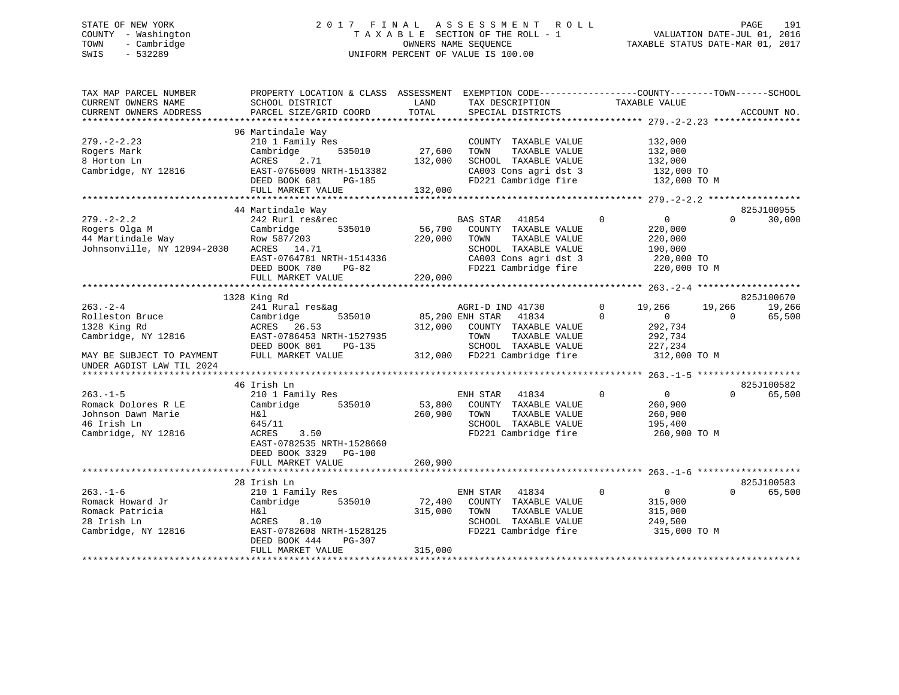STATE OF NEW YORK
COUNTY - Washington
TOWN - Cambridge
SWIS - 532289

2017 FINAL ASSESSMENT ROLL
TAXABLE SECTION OF THE ROLL - 1
OWNERS NAME SEQUENCE
UNIFORM PERCENT OF VALUE IS 100.00

VALUATION DATE-JUL 01, 2016
TAXABLE STATUS DATE-MAR 01, 2017

| TAX MAP PARCEL NUMBER / CURRENT OWNERS NAME / CURRENT OWNERS ADDRESS | PROPERTY LOCATION & CLASS / SCHOOL DISTRICT / PARCEL SIZE/GRID COORD | ASSESSMENT LAND | TOTAL | EXEMPTION CODE / TAX DESCRIPTION / SPECIAL DISTRICTS | | COUNTY | TOWN | SCHOOL / ACCOUNT NO. |
|---|---|---|---|---|---|---|---|---|
| **279.-2-2.23** | 96 Martindale Way | | | | | | | |
| 279.-2-2.23 | 210 1 Family Res | | | COUNTY TAXABLE VALUE | | 132,000 | | |
| Rogers Mark | Cambridge 535010 | 27,600 | | TOWN TAXABLE VALUE | | 132,000 | | |
| 8 Horton Ln | ACRES 2.71 | | 132,000 | SCHOOL TAXABLE VALUE | | 132,000 | | |
| Cambridge, NY 12816 | EAST-0765009 NRTH-1513382 | | | CA003 Cons agri dst 3 | | 132,000 TO | | |
| | DEED BOOK 681 PG-185 | | | FD221 Cambridge fire | | 132,000 TO M | | |
| | FULL MARKET VALUE | | 132,000 | | | | | |
| **279.-2-2.2** | 44 Martindale Way | | | | | | | 825J100955 |
| 279.-2-2.2 | 242 Rurl res&rec | | | BAS STAR 41854 | 0 | 0 | 0 | 30,000 |
| Rogers Olga M | Cambridge 535010 | 56,700 | | COUNTY TAXABLE VALUE | | 220,000 | | |
| 44 Martindale Way | Row 587/203 | | 220,000 | TOWN TAXABLE VALUE | | 220,000 | | |
| Johnsonville, NY 12094-2030 | ACRES 14.71 | | | SCHOOL TAXABLE VALUE | | 190,000 | | |
| | EAST-0764781 NRTH-1514336 | | | CA003 Cons agri dst 3 | | 220,000 TO | | |
| | DEED BOOK 780 PG-82 | | | FD221 Cambridge fire | | 220,000 TO M | | |
| | FULL MARKET VALUE | | 220,000 | | | | | |
| **263.-2-4** | 1328 King Rd | | | | | | | 825J100670 |
| 263.-2-4 | 241 Rural res&ag | | | AGRI-D IND 41730 | 0 | 19,266 | 19,266 | 19,266 |
| Rolleston Bruce | Cambridge 535010 | 85,200 | | ENH STAR 41834 | 0 | 0 | 0 | 65,500 |
| 1328 King Rd | ACRES 26.53 | | 312,000 | COUNTY TAXABLE VALUE | | 292,734 | | |
| Cambridge, NY 12816 | EAST-0786453 NRTH-1527935 | | | TOWN TAXABLE VALUE | | 292,734 | | |
| | DEED BOOK 801 PG-135 | | | SCHOOL TAXABLE VALUE | | 227,234 | | |
| MAY BE SUBJECT TO PAYMENT | FULL MARKET VALUE | | 312,000 | FD221 Cambridge fire | | 312,000 TO M | | |
| UNDER AGDIST LAW TIL 2024 | | | | | | | | |
| **263.-1-5** | 46 Irish Ln | | | | | | | 825J100582 |
| 263.-1-5 | 210 1 Family Res | | | ENH STAR 41834 | 0 | 0 | 0 | 65,500 |
| Romack Dolores R LE | Cambridge 535010 | 53,800 | | COUNTY TAXABLE VALUE | | 260,900 | | |
| Johnson Dawn Marie | H&l | | 260,900 | TOWN TAXABLE VALUE | | 260,900 | | |
| 46 Irish Ln | 645/11 | | | SCHOOL TAXABLE VALUE | | 195,400 | | |
| Cambridge, NY 12816 | ACRES 3.50 | | | FD221 Cambridge fire | | 260,900 TO M | | |
| | EAST-0782535 NRTH-1528660 | | | | | | | |
| | DEED BOOK 3329 PG-100 | | | | | | | |
| | FULL MARKET VALUE | | 260,900 | | | | | |
| **263.-1-6** | 28 Irish Ln | | | | | | | 825J100583 |
| 263.-1-6 | 210 1 Family Res | | | ENH STAR 41834 | 0 | 0 | 0 | 65,500 |
| Romack Howard Jr | Cambridge 535010 | 72,400 | | COUNTY TAXABLE VALUE | | 315,000 | | |
| Romack Patricia | H&l | | 315,000 | TOWN TAXABLE VALUE | | 315,000 | | |
| 28 Irish Ln | ACRES 8.10 | | | SCHOOL TAXABLE VALUE | | 249,500 | | |
| Cambridge, NY 12816 | EAST-0782608 NRTH-1528125 | | | FD221 Cambridge fire | | 315,000 TO M | | |
| | DEED BOOK 444 PG-307 | | | | | | | |
| | FULL MARKET VALUE | | 315,000 | | | | | |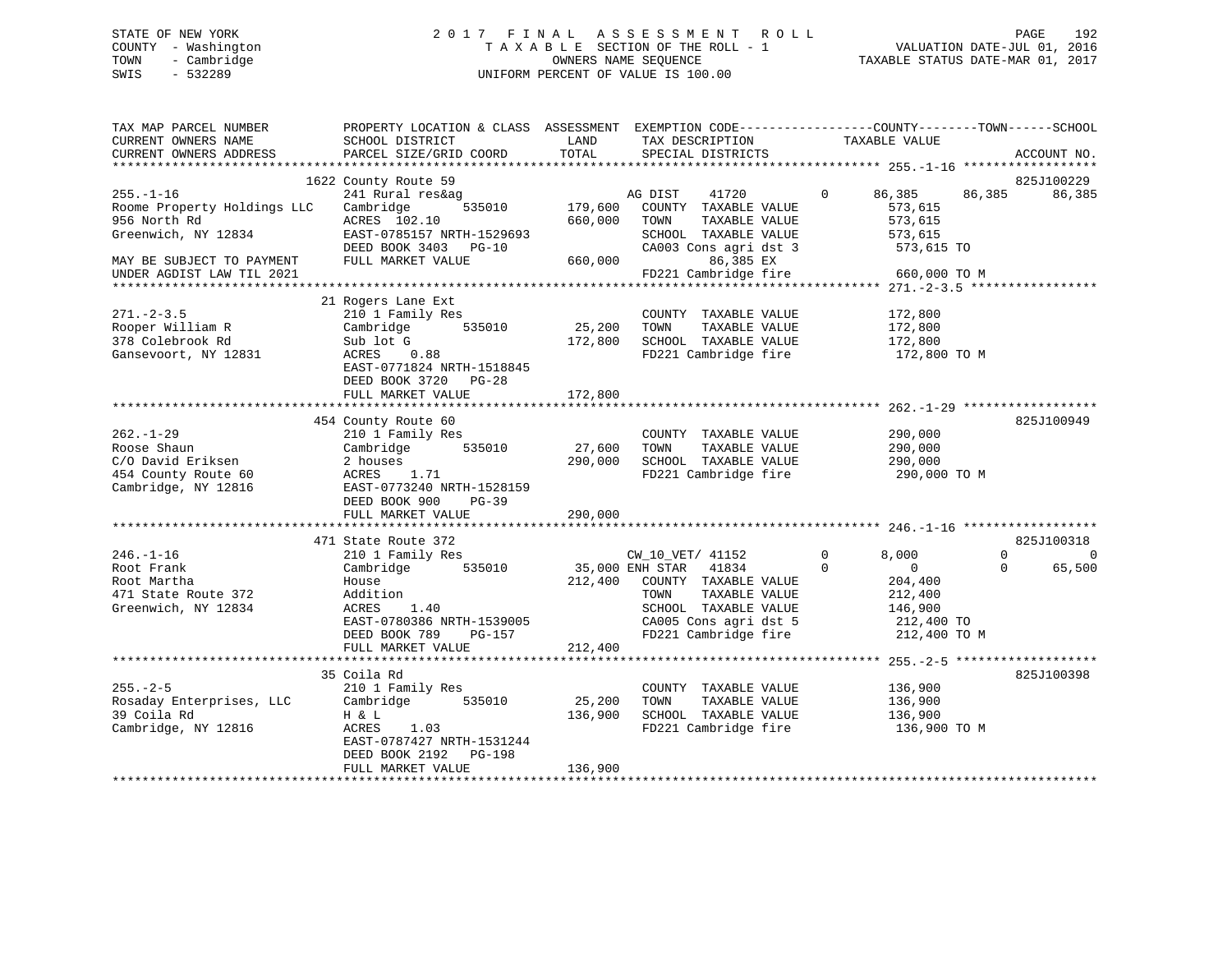STATE OF NEW YORK
COUNTY - Washington
TOWN - Cambridge
SWIS - 532289

2017 FINAL ASSESSMENT ROLL
TAXABLE SECTION OF THE ROLL - 1
OWNERS NAME SEQUENCE
UNIFORM PERCENT OF VALUE IS 100.00

VALUATION DATE-JUL 01, 2016
TAXABLE STATUS DATE-MAR 01, 2017

```
TAX MAP PARCEL NUMBER          PROPERTY LOCATION & CLASS  ASSESSMENT  EXEMPTION CODE------------------COUNTY--------TOWN------SCHOOL
CURRENT OWNERS NAME            SCHOOL DISTRICT               LAND      TAX DESCRIPTION            TAXABLE VALUE
CURRENT OWNERS ADDRESS         PARCEL SIZE/GRID COORD       TOTAL      SPECIAL DISTRICTS                                    ACCOUNT NO.
******************************************************************************************************* 255.-1-16 ******************
                          1622 County Route 59                                                                        825J100229
255.-1-16                      241 Rural res&ag                   AG DIST    41720          0     86,385     86,385     86,385
Roome Property Holdings LLC    Cambridge       535010     179,600   COUNTY  TAXABLE VALUE           573,615
956 North Rd                   ACRES  102.10              660,000   TOWN    TAXABLE VALUE           573,615
Greenwich, NY 12834            EAST-0785157 NRTH-1529693            SCHOOL  TAXABLE VALUE           573,615
                               DEED BOOK 3403   PG-10               CA003 Cons agri dst 3            573,615 TO
MAY BE SUBJECT TO PAYMENT      FULL MARKET VALUE          660,000          86,385 EX
UNDER AGDIST LAW TIL 2021                                           FD221 Cambridge fire             660,000 TO M
******************************************************************************************************* 271.-2-3.5 *****************
                          21 Rogers Lane Ext
271.-2-3.5                     210 1 Family Res                     COUNTY  TAXABLE VALUE           172,800
Rooper William R               Cambridge       535010      25,200   TOWN    TAXABLE VALUE           172,800
378 Colebrook Rd               Sub lot G                  172,800   SCHOOL  TAXABLE VALUE           172,800
Gansevoort, NY 12831           ACRES    0.88                        FD221 Cambridge fire             172,800 TO M
                               EAST-0771824 NRTH-1518845
                               DEED BOOK 3720   PG-28
                               FULL MARKET VALUE          172,800
******************************************************************************************************* 262.-1-29 ******************
                          454 County Route 60                                                                         825J100949
262.-1-29                      210 1 Family Res                     COUNTY  TAXABLE VALUE           290,000
Roose Shaun                    Cambridge       535010      27,600   TOWN    TAXABLE VALUE           290,000
C/O David Eriksen              2 houses                   290,000   SCHOOL  TAXABLE VALUE           290,000
454 County Route 60            ACRES    1.71                        FD221 Cambridge fire             290,000 TO M
Cambridge, NY 12816            EAST-0773240 NRTH-1528159
                               DEED BOOK 900    PG-39
                               FULL MARKET VALUE          290,000
******************************************************************************************************* 246.-1-16 ******************
                          471 State Route 372                                                                         825J100318
246.-1-16                      210 1 Family Res                   CW_10_VET/ 41152          0      8,000          0          0
Root Frank                     Cambridge       535010      35,000 ENH STAR   41834          0          0          0     65,500
Root Martha                    House                      212,400   COUNTY  TAXABLE VALUE           204,400
471 State Route 372            Addition                             TOWN    TAXABLE VALUE           212,400
Greenwich, NY 12834            ACRES    1.40                        SCHOOL  TAXABLE VALUE           146,900
                               EAST-0780386 NRTH-1539005            CA005 Cons agri dst 5            212,400 TO
                               DEED BOOK 789    PG-157              FD221 Cambridge fire             212,400 TO M
                               FULL MARKET VALUE          212,400
******************************************************************************************************* 255.-2-5 *******************
                          35 Coila Rd                                                                                 825J100398
255.-2-5                       210 1 Family Res                     COUNTY  TAXABLE VALUE           136,900
Rosaday Enterprises, LLC       Cambridge       535010      25,200   TOWN    TAXABLE VALUE           136,900
39 Coila Rd                    H & L                      136,900   SCHOOL  TAXABLE VALUE           136,900
Cambridge, NY 12816            ACRES    1.03                        FD221 Cambridge fire             136,900 TO M
                               EAST-0787427 NRTH-1531244
                               DEED BOOK 2192   PG-198
                               FULL MARKET VALUE          136,900
************************************************************************************************************************************
```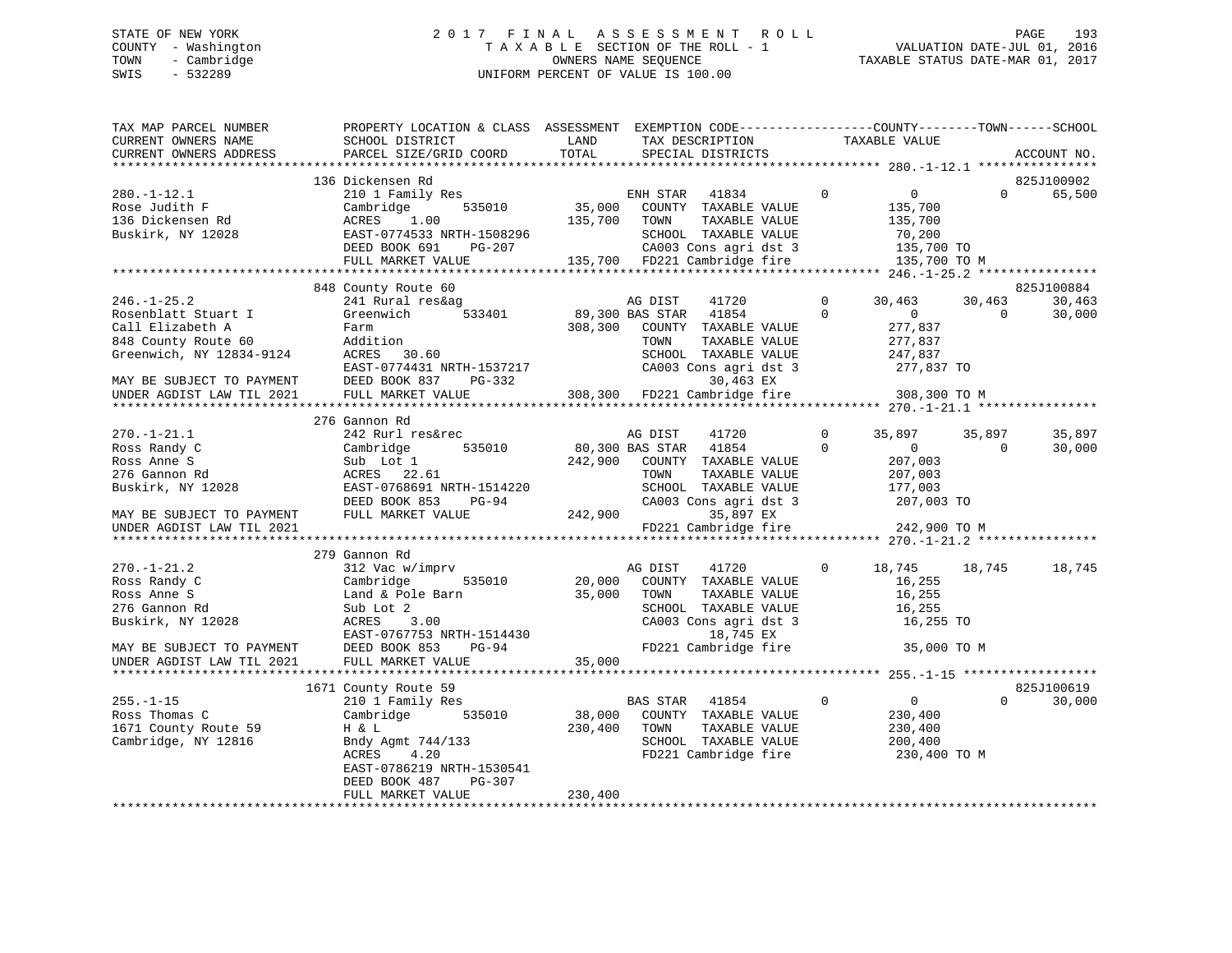STATE OF NEW YORK
COUNTY - Washington
TOWN - Cambridge
SWIS - 532289

2017 FINAL ASSESSMENT ROLL
TAXABLE SECTION OF THE ROLL - 1
OWNERS NAME SEQUENCE
UNIFORM PERCENT OF VALUE IS 100.00

VALUATION DATE-JUL 01, 2016
TAXABLE STATUS DATE-MAR 01, 2017

| TAX MAP PARCEL NUMBER / CURRENT OWNERS NAME / CURRENT OWNERS ADDRESS | PROPERTY LOCATION & CLASS / SCHOOL DISTRICT / PARCEL SIZE/GRID COORD | ASSESSMENT LAND | TOTAL | EXEMPTION CODE / TAX DESCRIPTION / SPECIAL DISTRICTS | | COUNTY | TOWN | SCHOOL / TAXABLE VALUE | ACCOUNT NO. |
|---|---|---|---|---|---|---|---|---|---|
| | 136 Dickensen Rd | | | | | | | | 825J100902 |
| 280.-1-12.1 | 210 1 Family Res | | | ENH STAR 41834 | 0 | 0 | 0 | 65,500 | |
| Rose Judith F | Cambridge 535010 | 35,000 | | COUNTY TAXABLE VALUE | | 135,700 | | | |
| 136 Dickensen Rd | ACRES 1.00 | | 135,700 | TOWN TAXABLE VALUE | | 135,700 | | | |
| Buskirk, NY 12028 | EAST-0774533 NRTH-1508296 | | | SCHOOL TAXABLE VALUE | | 70,200 | | | |
| | DEED BOOK 691 PG-207 | | | CA003 Cons agri dst 3 | | 135,700 TO | | | |
| | FULL MARKET VALUE | | 135,700 | FD221 Cambridge fire | | 135,700 TO M | | | |
| | 848 County Route 60 | | | | | | | | 825J100884 |
| 246.-1-25.2 | 241 Rural res&ag | | | AG DIST 41720 | 0 | 30,463 | 30,463 | 30,463 | |
| Rosenblatt Stuart I | Greenwich 533401 | 89,300 | | BAS STAR 41854 | 0 | 0 | 0 | 30,000 | |
| Call Elizabeth A | Farm | | 308,300 | COUNTY TAXABLE VALUE | | 277,837 | | | |
| 848 County Route 60 | Addition | | | TOWN TAXABLE VALUE | | 277,837 | | | |
| Greenwich, NY 12834-9124 | ACRES 30.60 | | | SCHOOL TAXABLE VALUE | | 247,837 | | | |
| | EAST-0774431 NRTH-1537217 | | | CA003 Cons agri dst 3 | | 277,837 TO | | | |
| MAY BE SUBJECT TO PAYMENT | DEED BOOK 837 PG-332 | | | 30,463 EX | | | | | |
| UNDER AGDIST LAW TIL 2021 | FULL MARKET VALUE | | 308,300 | FD221 Cambridge fire | | 308,300 TO M | | | |
| | 276 Gannon Rd | | | | | | | | |
| 270.-1-21.1 | 242 Rurl res&rec | | | AG DIST 41720 | 0 | 35,897 | 35,897 | 35,897 | |
| Ross Randy C | Cambridge 535010 | 80,300 | | BAS STAR 41854 | 0 | 0 | 0 | 30,000 | |
| Ross Anne S | Sub Lot 1 | | 242,900 | COUNTY TAXABLE VALUE | | 207,003 | | | |
| 276 Gannon Rd | ACRES 22.61 | | | TOWN TAXABLE VALUE | | 207,003 | | | |
| Buskirk, NY 12028 | EAST-0768691 NRTH-1514220 | | | SCHOOL TAXABLE VALUE | | 177,003 | | | |
| | DEED BOOK 853 PG-94 | | | CA003 Cons agri dst 3 | | 207,003 TO | | | |
| MAY BE SUBJECT TO PAYMENT | FULL MARKET VALUE | | 242,900 | 35,897 EX | | | | | |
| UNDER AGDIST LAW TIL 2021 | | | | FD221 Cambridge fire | | 242,900 TO M | | | |
| | 279 Gannon Rd | | | | | | | | |
| 270.-1-21.2 | 312 Vac w/imprv | | | AG DIST 41720 | 0 | 18,745 | 18,745 | 18,745 | |
| Ross Randy C | Cambridge 535010 | 20,000 | | COUNTY TAXABLE VALUE | | 16,255 | | | |
| Ross Anne S | Land & Pole Barn | | 35,000 | TOWN TAXABLE VALUE | | 16,255 | | | |
| 276 Gannon Rd | Sub Lot 2 | | | SCHOOL TAXABLE VALUE | | 16,255 | | | |
| Buskirk, NY 12028 | ACRES 3.00 | | | CA003 Cons agri dst 3 | | 16,255 TO | | | |
| | EAST-0767753 NRTH-1514430 | | | 18,745 EX | | | | | |
| MAY BE SUBJECT TO PAYMENT | DEED BOOK 853 PG-94 | | | FD221 Cambridge fire | | 35,000 TO M | | | |
| UNDER AGDIST LAW TIL 2021 | FULL MARKET VALUE | | 35,000 | | | | | | |
| | 1671 County Route 59 | | | | | | | | 825J100619 |
| 255.-1-15 | 210 1 Family Res | | | BAS STAR 41854 | 0 | 0 | 0 | 30,000 | |
| Ross Thomas C | Cambridge 535010 | 38,000 | | COUNTY TAXABLE VALUE | | 230,400 | | | |
| 1671 County Route 59 | H & L | | 230,400 | TOWN TAXABLE VALUE | | 230,400 | | | |
| Cambridge, NY 12816 | Bndy Agmt 744/133 | | | SCHOOL TAXABLE VALUE | | 200,400 | | | |
| | ACRES 4.20 | | | FD221 Cambridge fire | | 230,400 TO M | | | |
| | EAST-0786219 NRTH-1530541 | | | | | | | | |
| | DEED BOOK 487 PG-307 | | | | | | | | |
| | FULL MARKET VALUE | | 230,400 | | | | | | |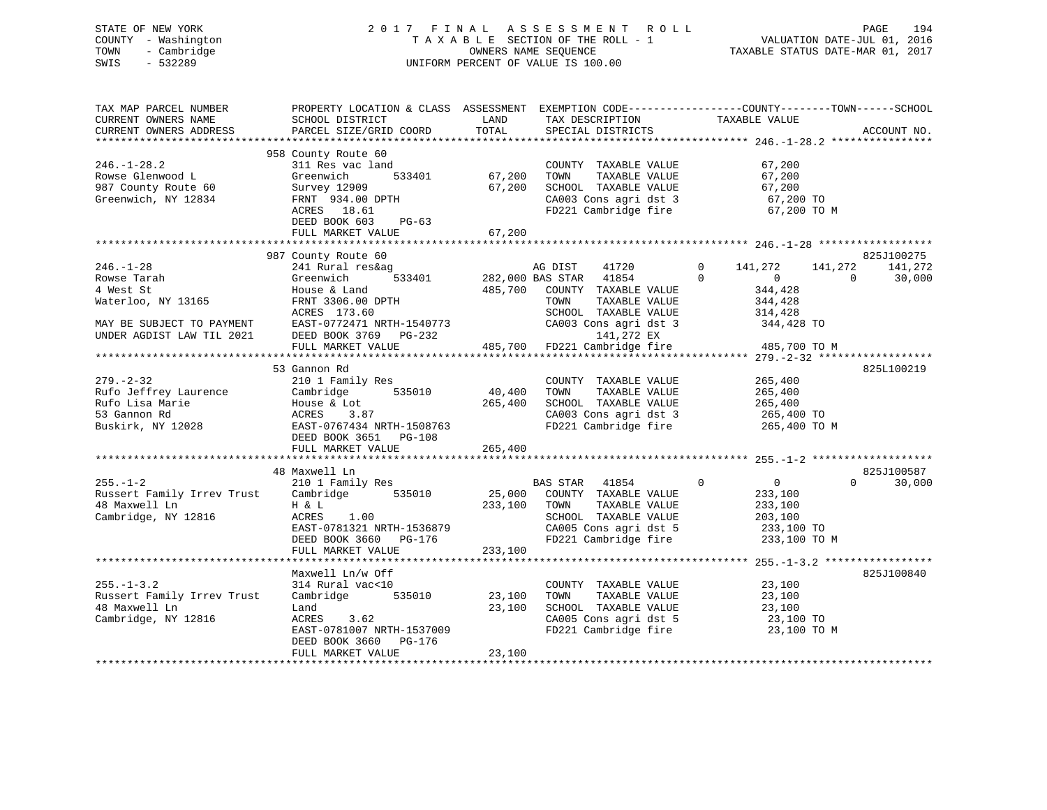STATE OF NEW YORK
COUNTY - Washington
TOWN - Cambridge
SWIS - 532289

2 0 1 7 F I N A L A S S E S S M E N T R O L L
T A X A B L E SECTION OF THE ROLL - 1
OWNERS NAME SEQUENCE
UNIFORM PERCENT OF VALUE IS 100.00

VALUATION DATE-JUL 01, 2016
TAXABLE STATUS DATE-MAR 01, 2017

```
TAX MAP PARCEL NUMBER          PROPERTY LOCATION & CLASS  ASSESSMENT  EXEMPTION CODE------------------COUNTY--------TOWN------SCHOOL
CURRENT OWNERS NAME            SCHOOL DISTRICT              LAND      TAX DESCRIPTION              TAXABLE VALUE
CURRENT OWNERS ADDRESS         PARCEL SIZE/GRID COORD       TOTAL     SPECIAL DISTRICTS                                    ACCOUNT NO.
*********************************************************************************************** 246.-1-28.2 ****************
                               958 County Route 60
246.-1-28.2                    311 Res vac land                       COUNTY  TAXABLE VALUE              67,200
Rowse Glenwood L               Greenwich      533401       67,200     TOWN    TAXABLE VALUE              67,200
987 County Route 60            Survey 12909                67,200     SCHOOL  TAXABLE VALUE              67,200
Greenwich, NY 12834            FRNT 934.00 DPTH                       CA003 Cons agri dst 3               67,200 TO
                               ACRES  18.61                           FD221 Cambridge fire                67,200 TO M
                               DEED BOOK 603    PG-63
                               FULL MARKET VALUE           67,200
*********************************************************************************************** 246.-1-28 ******************
                               987 County Route 60                                                                  825J100275
246.-1-28                      241 Rural res&ag                       AG DIST     41720        0     141,272     141,272     141,272
Rowse Tarah                    Greenwich      533401      282,000 BAS STAR    41854        0           0           0      30,000
4 West St                      House & Land               485,700     COUNTY  TAXABLE VALUE             344,428
Waterloo, NY 13165             FRNT 3306.00 DPTH                      TOWN    TAXABLE VALUE             344,428
                               ACRES 173.60                           SCHOOL  TAXABLE VALUE             314,428
MAY BE SUBJECT TO PAYMENT      EAST-0772471 NRTH-1540773              CA003 Cons agri dst 3              344,428 TO
UNDER AGDIST LAW TIL 2021      DEED BOOK 3769   PG-232                      141,272 EX
                               FULL MARKET VALUE          485,700     FD221 Cambridge fire               485,700 TO M
*********************************************************************************************** 279.-2-32 ******************
                               53 Gannon Rd                                                                         825L100219
279.-2-32                      210 1 Family Res                       COUNTY  TAXABLE VALUE             265,400
Rufo Jeffrey Laurence          Cambridge      535010       40,400     TOWN    TAXABLE VALUE             265,400
Rufo Lisa Marie                House & Lot                265,400     SCHOOL  TAXABLE VALUE             265,400
53 Gannon Rd                   ACRES    3.87                          CA003 Cons agri dst 3              265,400 TO
Buskirk, NY 12028              EAST-0767434 NRTH-1508763              FD221 Cambridge fire               265,400 TO M
                               DEED BOOK 3651   PG-108
                               FULL MARKET VALUE          265,400
*********************************************************************************************** 255.-1-2 *******************
                               48 Maxwell Ln                                                                        825J100587
255.-1-2                       210 1 Family Res                       BAS STAR    41854        0           0           0      30,000
Russert Family Irrev Trust     Cambridge      535010       25,000     COUNTY  TAXABLE VALUE             233,100
48 Maxwell Ln                  H & L                      233,100     TOWN    TAXABLE VALUE             233,100
Cambridge, NY 12816            ACRES    1.00                          SCHOOL  TAXABLE VALUE             203,100
                               EAST-0781321 NRTH-1536879              CA005 Cons agri dst 5              233,100 TO
                               DEED BOOK 3660   PG-176                FD221 Cambridge fire               233,100 TO M
                               FULL MARKET VALUE          233,100
*********************************************************************************************** 255.-1-3.2 *****************
                               Maxwell Ln/w Off                                                                     825J100840
255.-1-3.2                     314 Rural vac<10                       COUNTY  TAXABLE VALUE              23,100
Russert Family Irrev Trust     Cambridge      535010       23,100     TOWN    TAXABLE VALUE              23,100
48 Maxwell Ln                  Land                        23,100     SCHOOL  TAXABLE VALUE              23,100
Cambridge, NY 12816            ACRES    3.62                          CA005 Cons agri dst 5               23,100 TO
                               EAST-0781007 NRTH-1537009              FD221 Cambridge fire                23,100 TO M
                               DEED BOOK 3660   PG-176
                               FULL MARKET VALUE           23,100
****************************************************************************************************************************
```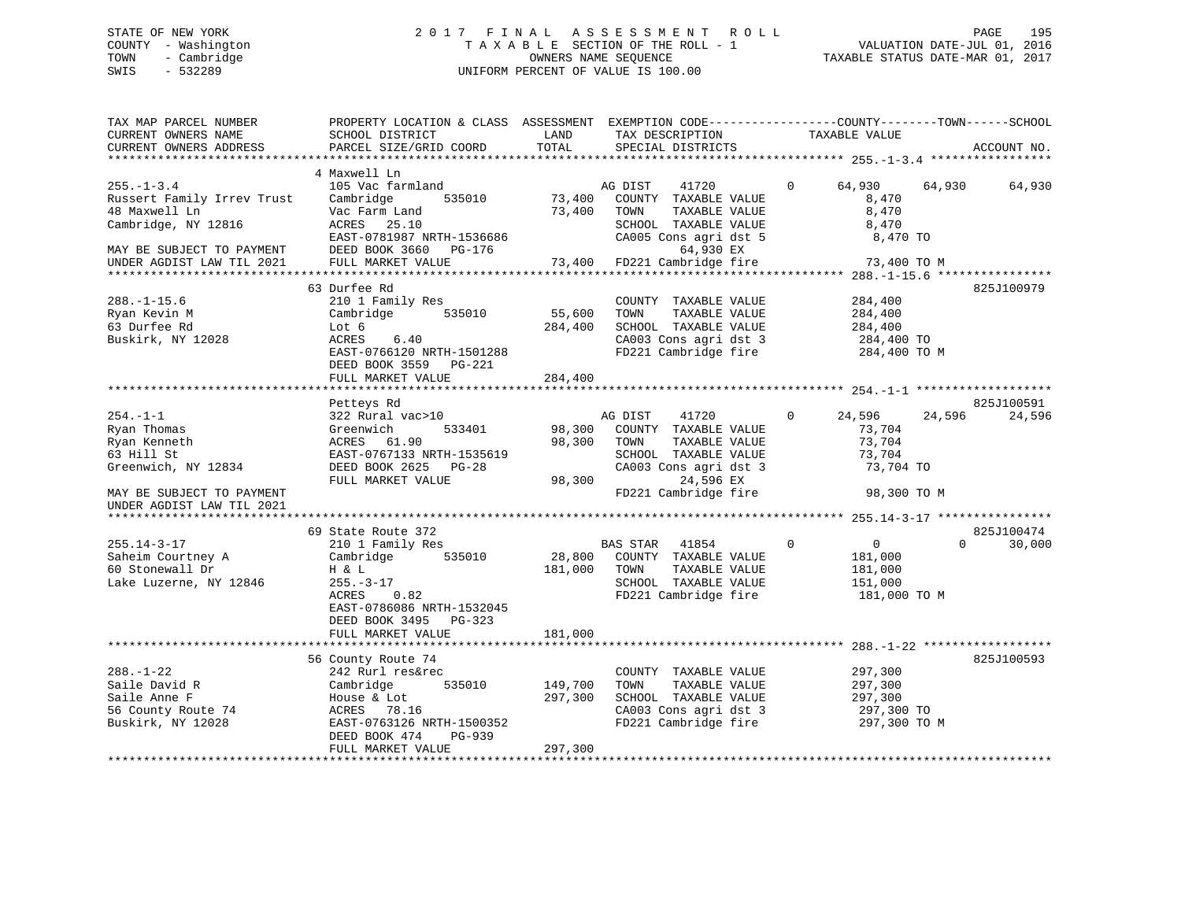STATE OF NEW YORK
COUNTY - Washington
TOWN - Cambridge
SWIS - 532289

2017 FINAL ASSESSMENT ROLL
TAXABLE SECTION OF THE ROLL - 1
OWNERS NAME SEQUENCE
UNIFORM PERCENT OF VALUE IS 100.00

VALUATION DATE-JUL 01, 2016
TAXABLE STATUS DATE-MAR 01, 2017

```
TAX MAP PARCEL NUMBER          PROPERTY LOCATION & CLASS  ASSESSMENT  EXEMPTION CODE------------------COUNTY--------TOWN------SCHOOL
CURRENT OWNERS NAME            SCHOOL DISTRICT               LAND      TAX DESCRIPTION              TAXABLE VALUE
CURRENT OWNERS ADDRESS         PARCEL SIZE/GRID COORD        TOTAL     SPECIAL DISTRICTS                                        ACCOUNT NO.
******************************************************************************************************* 255.-1-3.4 *****************
                               4 Maxwell Ln
255.-1-3.4                     105 Vac farmland                         AG DIST    41720        0     64,930     64,930     64,930
Russert Family Irrev Trust     Cambridge       535010       73,400     COUNTY  TAXABLE VALUE            8,470
48 Maxwell Ln                  Vac Farm Land                73,400     TOWN    TAXABLE VALUE            8,470
Cambridge, NY 12816            ACRES   25.10                           SCHOOL  TAXABLE VALUE            8,470
                               EAST-0781987 NRTH-1536686               CA005 Cons agri dst 5              8,470 TO
MAY BE SUBJECT TO PAYMENT      DEED BOOK 3660   PG-176                          64,930 EX
UNDER AGDIST LAW TIL 2021      FULL MARKET VALUE            73,400     FD221 Cambridge fire              73,400 TO M
******************************************************************************************************* 288.-1-15.6 ****************
                               63 Durfee Rd                                                                          825J100979
288.-1-15.6                    210 1 Family Res                         COUNTY  TAXABLE VALUE          284,400
Ryan Kevin M                   Cambridge       535010       55,600     TOWN    TAXABLE VALUE          284,400
63 Durfee Rd                   Lot 6                       284,400     SCHOOL  TAXABLE VALUE          284,400
Buskirk, NY 12028              ACRES    6.40                           CA003 Cons agri dst 3            284,400 TO
                               EAST-0766120 NRTH-1501288               FD221 Cambridge fire             284,400 TO M
                               DEED BOOK 3559   PG-221
                               FULL MARKET VALUE           284,400
******************************************************************************************************* 254.-1-1 *******************
                               Petteys Rd                                                                            825J100591
254.-1-1                       322 Rural vac>10                         AG DIST    41720        0     24,596     24,596     24,596
Ryan Thomas                    Greenwich       533401       98,300     COUNTY  TAXABLE VALUE           73,704
Ryan Kenneth                   ACRES   61.90                98,300     TOWN    TAXABLE VALUE           73,704
63 Hill St                     EAST-0767133 NRTH-1535619               SCHOOL  TAXABLE VALUE           73,704
Greenwich, NY 12834            DEED BOOK 2625   PG-28                  CA003 Cons agri dst 3             73,704 TO
                               FULL MARKET VALUE            98,300              24,596 EX
MAY BE SUBJECT TO PAYMENT                                              FD221 Cambridge fire              98,300 TO M
UNDER AGDIST LAW TIL 2021
******************************************************************************************************* 255.14-3-17 ****************
                               69 State Route 372                                                                    825J100474
255.14-3-17                    210 1 Family Res                         BAS STAR   41854        0          0          0     30,000
Saheim Courtney A              Cambridge       535010       28,800     COUNTY  TAXABLE VALUE          181,000
60 Stonewall Dr                H & L                       181,000     TOWN    TAXABLE VALUE          181,000
Lake Luzerne, NY 12846         255.-3-17                               SCHOOL  TAXABLE VALUE          151,000
                               ACRES    0.82                           FD221 Cambridge fire             181,000 TO M
                               EAST-0786086 NRTH-1532045
                               DEED BOOK 3495   PG-323
                               FULL MARKET VALUE           181,000
******************************************************************************************************* 288.-1-22 ******************
                               56 County Route 74                                                                    825J100593
288.-1-22                      242 Rurl res&rec                         COUNTY  TAXABLE VALUE          297,300
Saile David R                  Cambridge       535010      149,700     TOWN    TAXABLE VALUE          297,300
Saile Anne F                   House & Lot                 297,300     SCHOOL  TAXABLE VALUE          297,300
56 County Route 74             ACRES   78.16                           CA003 Cons agri dst 3            297,300 TO
Buskirk, NY 12028              EAST-0763126 NRTH-1500352               FD221 Cambridge fire             297,300 TO M
                               DEED BOOK 474    PG-939
                               FULL MARKET VALUE           297,300
************************************************************************************************************************************
```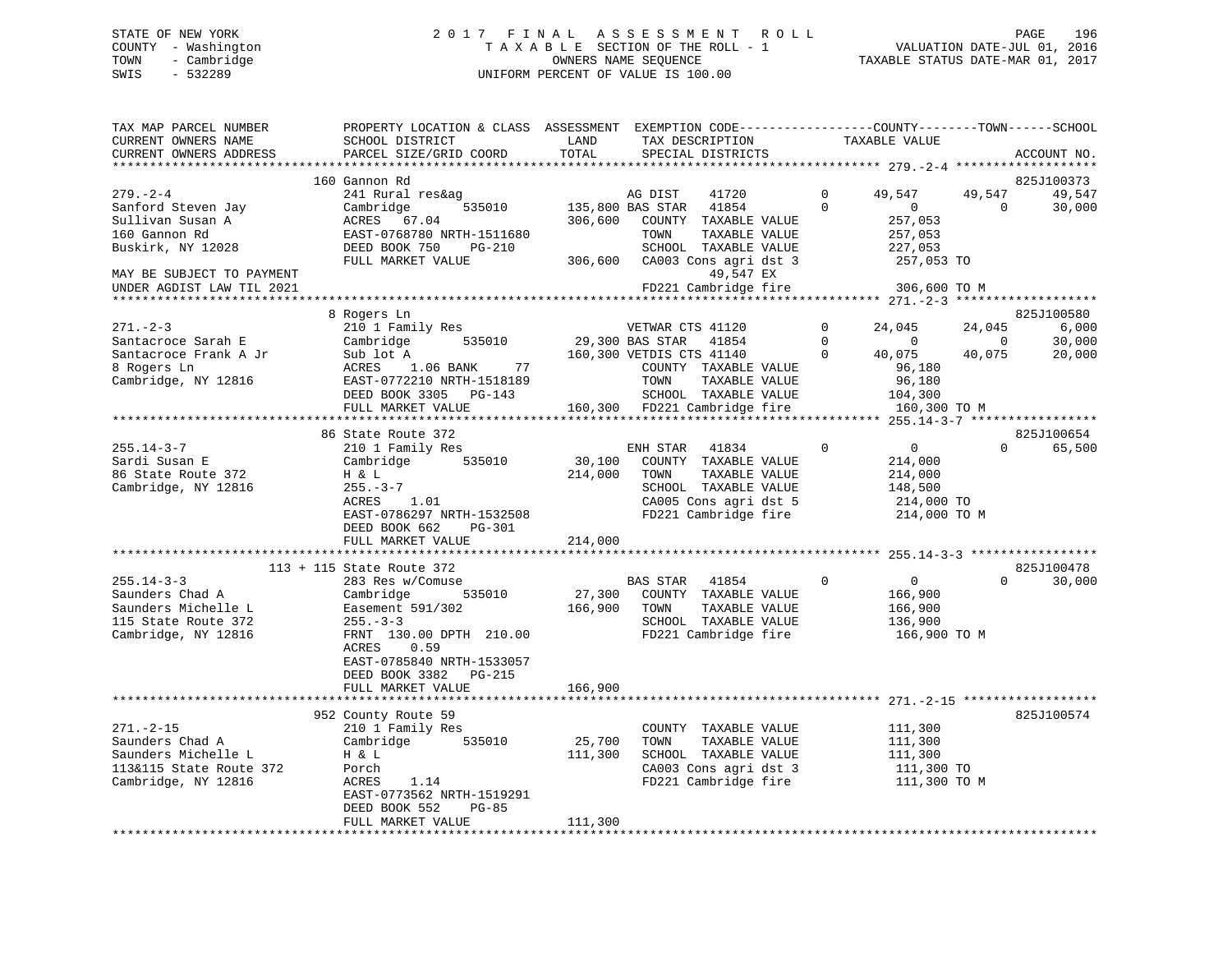STATE OF NEW YORK
COUNTY - Washington
TOWN - Cambridge
SWIS - 532289

2017 FINAL ASSESSMENT ROLL
TAXABLE SECTION OF THE ROLL - 1
OWNERS NAME SEQUENCE
UNIFORM PERCENT OF VALUE IS 100.00

VALUATION DATE-JUL 01, 2016
TAXABLE STATUS DATE-MAR 01, 2017

```
TAX MAP PARCEL NUMBER          PROPERTY LOCATION & CLASS  ASSESSMENT  EXEMPTION CODE-----------------COUNTY--------TOWN------SCHOOL
CURRENT OWNERS NAME            SCHOOL DISTRICT               LAND      TAX DESCRIPTION              TAXABLE VALUE
CURRENT OWNERS ADDRESS         PARCEL SIZE/GRID COORD        TOTAL     SPECIAL DISTRICTS                                   ACCOUNT NO.
*********************************************************************************************** 279.-2-4 *******************
                   160 Gannon Rd                                                                                     825J100373
279.-2-4                       241 Rural res&ag                        AG DIST     41720        0      49,547     49,547     49,547
Sanford Steven Jay             Cambridge       535010      135,800 BAS STAR    41854        0           0          0     30,000
Sullivan Susan A               ACRES   67.04               306,600    COUNTY  TAXABLE VALUE            257,053
160 Gannon Rd                  EAST-0768780 NRTH-1511680              TOWN    TAXABLE VALUE            257,053
Buskirk, NY 12028              DEED BOOK 750    PG-210                SCHOOL  TAXABLE VALUE            227,053
                               FULL MARKET VALUE           306,600    CA003 Cons agri dst 3             257,053 TO
MAY BE SUBJECT TO PAYMENT                                                    49,547 EX
UNDER AGDIST LAW TIL 2021                                             FD221 Cambridge fire              306,600 TO M
*********************************************************************************************** 271.-2-3 *******************
                   8 Rogers Ln                                                                                       825J100580
271.-2-3                       210 1 Family Res                        VETWAR CTS 41120         0      24,045     24,045      6,000
Santacroce Sarah E             Cambridge       535010       29,300 BAS STAR    41854        0           0          0     30,000
Santacroce Frank A Jr          Sub lot A                   160,300 VETDIS CTS 41140         0      40,075     40,075     20,000
8 Rogers Ln                    ACRES    1.06 BANK     77              COUNTY  TAXABLE VALUE             96,180
Cambridge, NY 12816            EAST-0772210 NRTH-1518189              TOWN    TAXABLE VALUE             96,180
                               DEED BOOK 3305   PG-143                SCHOOL  TAXABLE VALUE            104,300
                               FULL MARKET VALUE           160,300    FD221 Cambridge fire              160,300 TO M
*********************************************************************************************** 255.14-3-7 *****************
                   86 State Route 372                                                                                825J100654
255.14-3-7                     210 1 Family Res                        ENH STAR    41834        0           0          0     65,500
Sardi Susan E                  Cambridge       535010       30,100    COUNTY  TAXABLE VALUE            214,000
86 State Route 372             H & L                       214,000    TOWN    TAXABLE VALUE            214,000
Cambridge, NY 12816            255.-3-7                               SCHOOL  TAXABLE VALUE            148,500
                               ACRES    1.01                          CA005 Cons agri dst 5             214,000 TO
                               EAST-0786297 NRTH-1532508              FD221 Cambridge fire              214,000 TO M
                               DEED BOOK 662    PG-301
                               FULL MARKET VALUE           214,000
*********************************************************************************************** 255.14-3-3 *****************
                   113 + 115 State Route 372                                                                         825J100478
255.14-3-3                     283 Res w/Comuse                        BAS STAR    41854        0           0          0     30,000
Saunders Chad A                Cambridge       535010       27,300    COUNTY  TAXABLE VALUE            166,900
Saunders Michelle L            Easement 591/302            166,900    TOWN    TAXABLE VALUE            166,900
115 State Route 372            255.-3-3                               SCHOOL  TAXABLE VALUE            136,900
Cambridge, NY 12816            FRNT 130.00 DPTH 210.00                FD221 Cambridge fire              166,900 TO M
                               ACRES    0.59
                               EAST-0785840 NRTH-1533057
                               DEED BOOK 3382   PG-215
                               FULL MARKET VALUE           166,900
*********************************************************************************************** 271.-2-15 ******************
                   952 County Route 59                                                                               825J100574
271.-2-15                      210 1 Family Res                       COUNTY  TAXABLE VALUE            111,300
Saunders Chad A                Cambridge       535010       25,700    TOWN    TAXABLE VALUE            111,300
Saunders Michelle L            H & L                       111,300    SCHOOL  TAXABLE VALUE            111,300
113&115 State Route 372        Porch                                  CA003 Cons agri dst 3             111,300 TO
Cambridge, NY 12816            ACRES    1.14                          FD221 Cambridge fire              111,300 TO M
                               EAST-0773562 NRTH-1519291
                               DEED BOOK 552    PG-85
                               FULL MARKET VALUE           111,300
********************************************************************************************************************************
```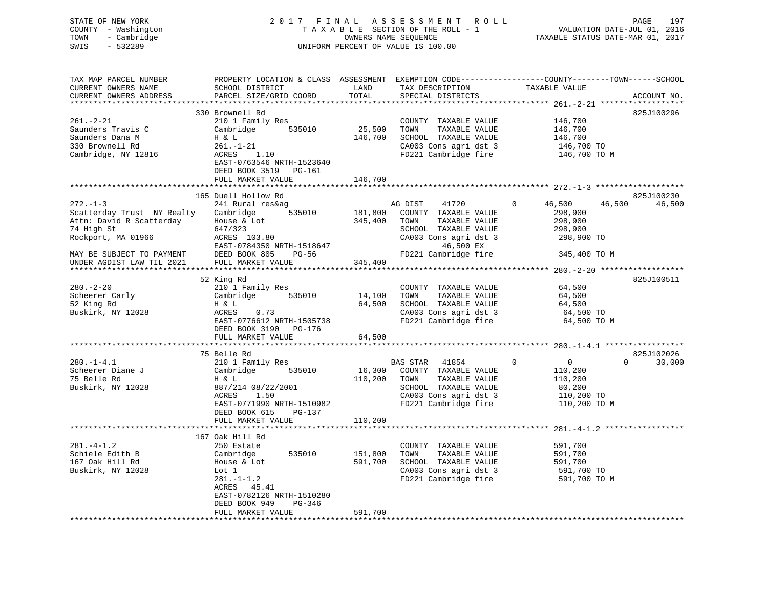STATE OF NEW YORK
COUNTY - Washington
TOWN - Cambridge
SWIS - 532289

2017 FINAL ASSESSMENT ROLL
TAXABLE SECTION OF THE ROLL - 1
OWNERS NAME SEQUENCE
UNIFORM PERCENT OF VALUE IS 100.00

VALUATION DATE-JUL 01, 2016
TAXABLE STATUS DATE-MAR 01, 2017

```
TAX MAP PARCEL NUMBER          PROPERTY LOCATION & CLASS  ASSESSMENT  EXEMPTION CODE------------------COUNTY--------TOWN------SCHOOL
CURRENT OWNERS NAME            SCHOOL DISTRICT               LAND      TAX DESCRIPTION              TAXABLE VALUE
CURRENT OWNERS ADDRESS         PARCEL SIZE/GRID COORD        TOTAL     SPECIAL DISTRICTS                                        ACCOUNT NO.
******************************************************************************************************* 261.-2-21 ******************
                            330 Brownell Rd                                                                                825J100296
261.-2-21                      210 1 Family Res                        COUNTY  TAXABLE VALUE          146,700
Saunders Travis C              Cambridge       535010        25,500    TOWN     TAXABLE VALUE          146,700
Saunders Dana M                H & L                        146,700    SCHOOL  TAXABLE VALUE          146,700
330 Brownell Rd                261.-1-21                               CA003 Cons agri dst 3           146,700 TO
Cambridge, NY 12816            ACRES     1.10                          FD221 Cambridge fire            146,700 TO M
                               EAST-0763546 NRTH-1523640
                               DEED BOOK 3519   PG-161
                               FULL MARKET VALUE             146,700
******************************************************************************************************* 272.-1-3 *******************
                            165 Duell Hollow Rd                                                                            825J100230
272.-1-3                       241 Rural res&ag                        AG DIST     41720         0      46,500     46,500      46,500
Scatterday Trust  NY Realty    Cambridge       535010       181,800    COUNTY  TAXABLE VALUE          298,900
Attn: David R Scatterday       House & Lot                  345,400    TOWN     TAXABLE VALUE          298,900
74 High St                     647/323                                 SCHOOL  TAXABLE VALUE          298,900
Rockport, MA 01966             ACRES   103.80                          CA003 Cons agri dst 3           298,900 TO
                               EAST-0784350 NRTH-1518647                    46,500 EX
MAY BE SUBJECT TO PAYMENT      DEED BOOK 805    PG-56                  FD221 Cambridge fire            345,400 TO M
UNDER AGDIST LAW TIL 2021      FULL MARKET VALUE             345,400
******************************************************************************************************* 280.-2-20 ******************
                            52 King Rd                                                                                     825J100511
280.-2-20                      210 1 Family Res                        COUNTY  TAXABLE VALUE           64,500
Scheerer Carly                 Cambridge       535010        14,100    TOWN     TAXABLE VALUE           64,500
52 King Rd                     H & L                         64,500    SCHOOL  TAXABLE VALUE           64,500
Buskirk, NY 12028              ACRES     0.73                          CA003 Cons agri dst 3            64,500 TO
                               EAST-0776612 NRTH-1505738               FD221 Cambridge fire             64,500 TO M
                               DEED BOOK 3190   PG-176
                               FULL MARKET VALUE              64,500
******************************************************************************************************* 280.-1-4.1 *****************
                            75 Belle Rd                                                                                    825J102026
280.-1-4.1                     210 1 Family Res                        BAS STAR    41854         0           0          0      30,000
Scheerer Diane J               Cambridge       535010        16,300    COUNTY  TAXABLE VALUE          110,200
75 Belle Rd                    H & L                        110,200    TOWN     TAXABLE VALUE          110,200
Buskirk, NY 12028              887/214 08/22/2001                      SCHOOL  TAXABLE VALUE           80,200
                               ACRES     1.50                          CA003 Cons agri dst 3           110,200 TO
                               EAST-0771990 NRTH-1510982               FD221 Cambridge fire            110,200 TO M
                               DEED BOOK 615    PG-137
                               FULL MARKET VALUE             110,200
******************************************************************************************************* 281.-4-1.2 *****************
                            167 Oak Hill Rd
281.-4-1.2                     250 Estate                              COUNTY  TAXABLE VALUE          591,700
Schiele Edith B                Cambridge       535010       151,800    TOWN     TAXABLE VALUE          591,700
167 Oak Hill Rd                House & Lot                  591,700    SCHOOL  TAXABLE VALUE          591,700
Buskirk, NY 12028              Lot 1                                   CA003 Cons agri dst 3           591,700 TO
                               281.-1-1.2                              FD221 Cambridge fire            591,700 TO M
                               ACRES    45.41
                               EAST-0782126 NRTH-1510280
                               DEED BOOK 949    PG-346
                               FULL MARKET VALUE             591,700
************************************************************************************************************************************
```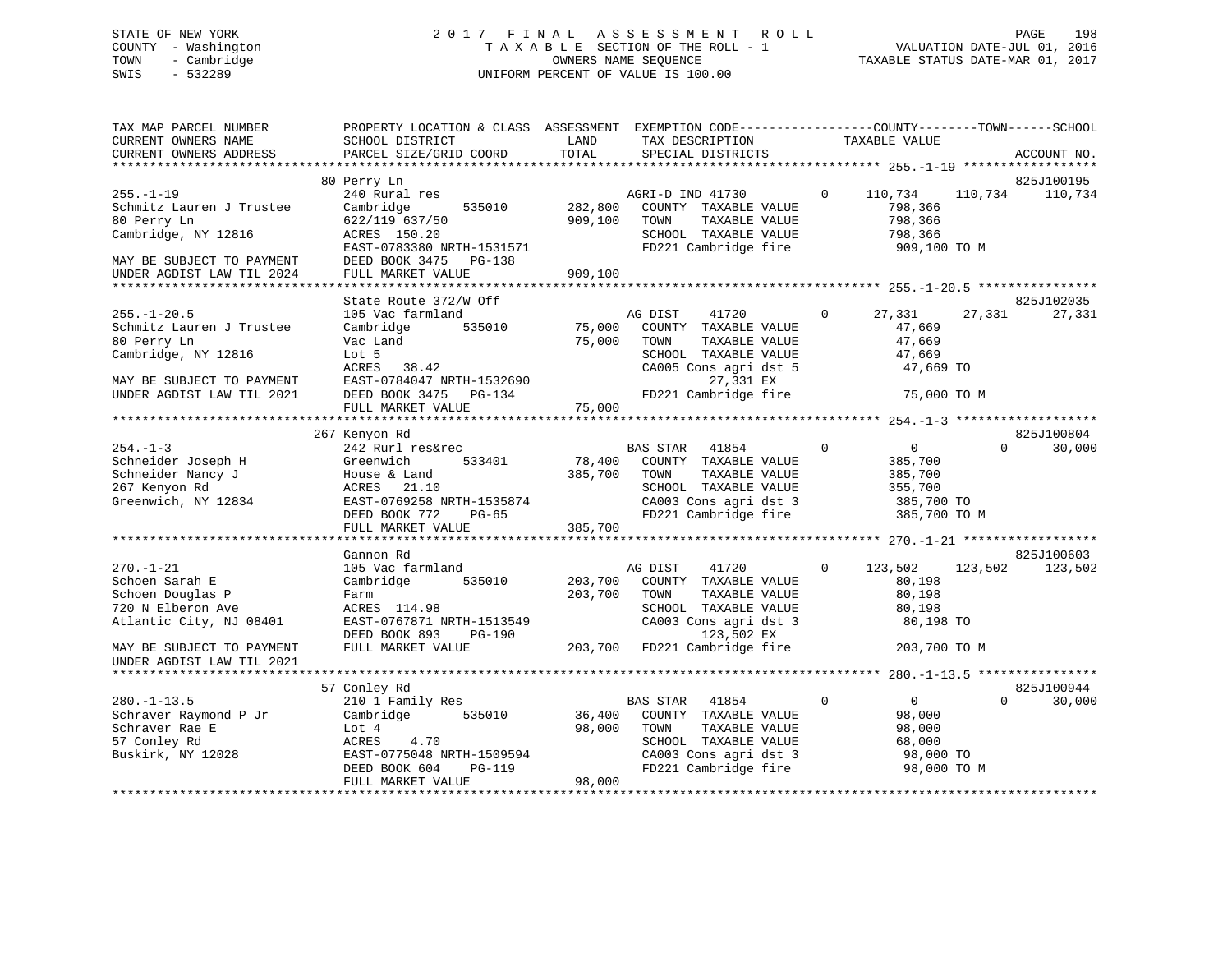STATE OF NEW YORK
COUNTY - Washington
TOWN - Cambridge
SWIS - 532289

2017 FINAL ASSESSMENT ROLL
TAXABLE SECTION OF THE ROLL - 1
OWNERS NAME SEQUENCE
UNIFORM PERCENT OF VALUE IS 100.00

VALUATION DATE-JUL 01, 2016
TAXABLE STATUS DATE-MAR 01, 2017

```
TAX MAP PARCEL NUMBER          PROPERTY LOCATION & CLASS  ASSESSMENT  EXEMPTION CODE-----------------COUNTY--------TOWN------SCHOOL
CURRENT OWNERS NAME            SCHOOL DISTRICT              LAND       TAX DESCRIPTION            TAXABLE VALUE
CURRENT OWNERS ADDRESS         PARCEL SIZE/GRID COORD       TOTAL      SPECIAL DISTRICTS                                     ACCOUNT NO.
******************************************************************************************** 255.-1-19 ******************
                               80 Perry Ln                                                                              825J100195
255.-1-19                      240 Rural res                           AGRI-D IND 41730      0    110,734    110,734     110,734
Schmitz Lauren J Trustee       Cambridge       535010       282,800    COUNTY  TAXABLE VALUE          798,366
80 Perry Ln                    622/119 637/50               909,100    TOWN    TAXABLE VALUE          798,366
Cambridge, NY 12816            ACRES  150.20                           SCHOOL  TAXABLE VALUE          798,366
                               EAST-0783380 NRTH-1531571               FD221 Cambridge fire          909,100 TO M
MAY BE SUBJECT TO PAYMENT      DEED BOOK 3475   PG-138
UNDER AGDIST LAW TIL 2024      FULL MARKET VALUE            909,100
******************************************************************************************** 255.-1-20.5 ****************
                               State Route 372/W Off                                                                    825J102035
255.-1-20.5                    105 Vac farmland                        AG DIST     41720     0     27,331     27,331      27,331
Schmitz Lauren J Trustee       Cambridge       535010        75,000    COUNTY  TAXABLE VALUE           47,669
80 Perry Ln                    Vac Land                      75,000    TOWN    TAXABLE VALUE           47,669
Cambridge, NY 12816            Lot 5                                   SCHOOL  TAXABLE VALUE           47,669
                               ACRES   38.42                           CA005 Cons agri dst 5           47,669 TO
MAY BE SUBJECT TO PAYMENT      EAST-0784047 NRTH-1532690                     27,331 EX
UNDER AGDIST LAW TIL 2021      DEED BOOK 3475   PG-134                 FD221 Cambridge fire           75,000 TO M
                               FULL MARKET VALUE             75,000
******************************************************************************************** 254.-1-3 *******************
                               267 Kenyon Rd                                                                            825J100804
254.-1-3                       242 Rurl res&rec                        BAS STAR    41854     0          0          0      30,000
Schneider Joseph H             Greenwich       533401        78,400    COUNTY  TAXABLE VALUE          385,700
Schneider Nancy J              House & Land                 385,700    TOWN    TAXABLE VALUE          385,700
267 Kenyon Rd                  ACRES   21.10                           SCHOOL  TAXABLE VALUE          355,700
Greenwich, NY 12834            EAST-0769258 NRTH-1535874               CA003 Cons agri dst 3          385,700 TO
                               DEED BOOK 772    PG-65                  FD221 Cambridge fire          385,700 TO M
                               FULL MARKET VALUE            385,700
******************************************************************************************** 270.-1-21 ******************
                               Gannon Rd                                                                                825J100603
270.-1-21                      105 Vac farmland                        AG DIST     41720     0    123,502    123,502     123,502
Schoen Sarah E                 Cambridge       535010       203,700    COUNTY  TAXABLE VALUE           80,198
Schoen Douglas P               Farm                         203,700    TOWN    TAXABLE VALUE           80,198
720 N Elberon Ave              ACRES  114.98                           SCHOOL  TAXABLE VALUE           80,198
Atlantic City, NJ 08401        EAST-0767871 NRTH-1513549               CA003 Cons agri dst 3           80,198 TO
                               DEED BOOK 893    PG-190                       123,502 EX
MAY BE SUBJECT TO PAYMENT      FULL MARKET VALUE            203,700    FD221 Cambridge fire          203,700 TO M
UNDER AGDIST LAW TIL 2021
******************************************************************************************** 280.-1-13.5 ****************
                               57 Conley Rd                                                                             825J100944
280.-1-13.5                    210 1 Family Res                        BAS STAR    41854     0          0          0      30,000
Schraver Raymond P Jr          Cambridge       535010        36,400    COUNTY  TAXABLE VALUE           98,000
Schraver Rae E                 Lot 4                         98,000    TOWN    TAXABLE VALUE           98,000
57 Conley Rd                   ACRES    4.70                           SCHOOL  TAXABLE VALUE           68,000
Buskirk, NY 12028              EAST-0775048 NRTH-1509594               CA003 Cons agri dst 3           98,000 TO
                               DEED BOOK 604    PG-119                 FD221 Cambridge fire           98,000 TO M
                               FULL MARKET VALUE             98,000
****************************************************************************************************************************
```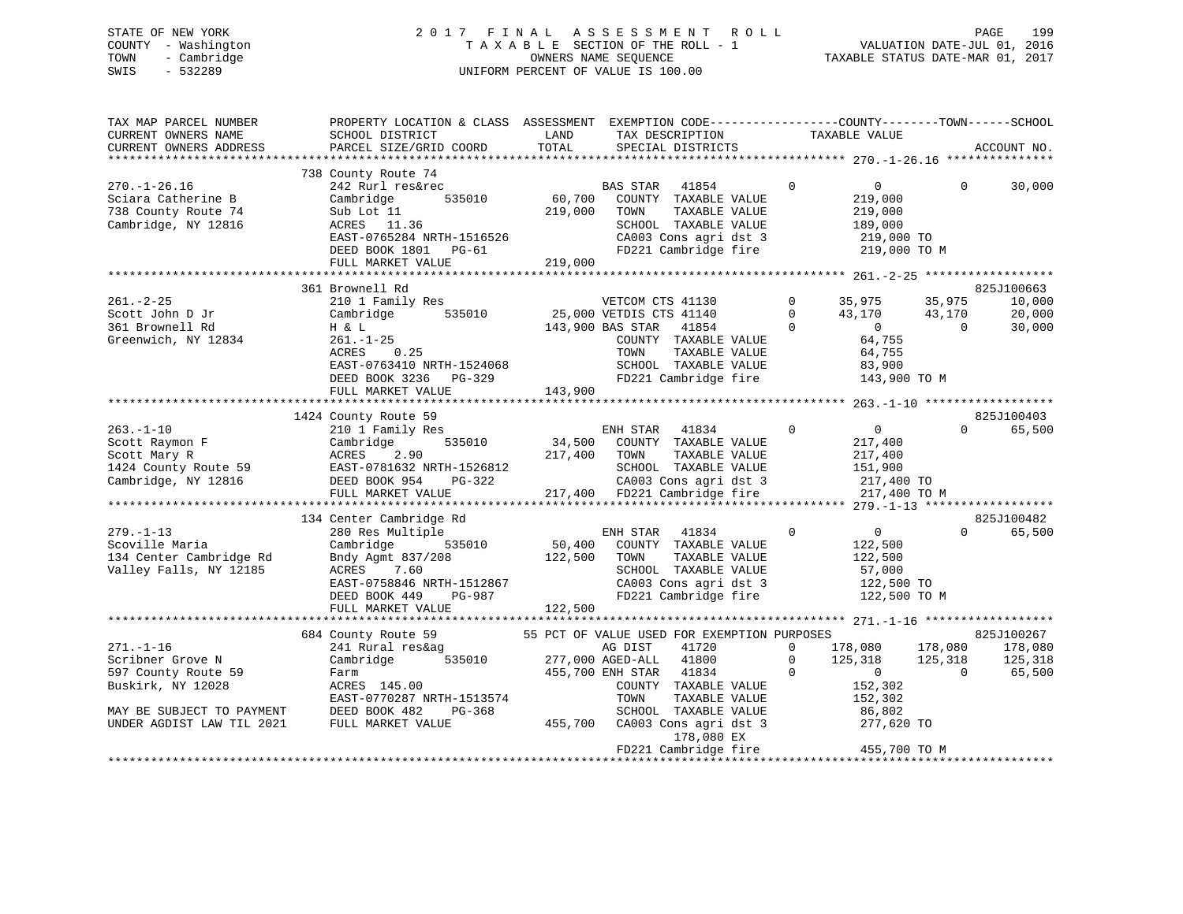STATE OF NEW YORK
COUNTY - Washington
TOWN - Cambridge
SWIS - 532289

2 0 1 7 F I N A L A S S E S S M E N T R O L L
T A X A B L E SECTION OF THE ROLL - 1
OWNERS NAME SEQUENCE
UNIFORM PERCENT OF VALUE IS 100.00

VALUATION DATE-JUL 01, 2016
TAXABLE STATUS DATE-MAR 01, 2017

```
TAX MAP PARCEL NUMBER          PROPERTY LOCATION & CLASS  ASSESSMENT  EXEMPTION CODE------------------COUNTY--------TOWN------SCHOOL
CURRENT OWNERS NAME            SCHOOL DISTRICT               LAND      TAX DESCRIPTION            TAXABLE VALUE
CURRENT OWNERS ADDRESS         PARCEL SIZE/GRID COORD        TOTAL     SPECIAL DISTRICTS                                    ACCOUNT NO.
******************************************************************************************************* 270.-1-26.16 ***************
                               738 County Route 74
270.-1-26.16                   242 Rurl res&rec                      BAS STAR   41854          0          0            0     30,000
Sciara Catherine B             Cambridge       535010       60,700   COUNTY  TAXABLE VALUE           219,000
738 County Route 74            Sub Lot 11                  219,000   TOWN    TAXABLE VALUE           219,000
Cambridge, NY 12816            ACRES  11.36                          SCHOOL  TAXABLE VALUE           189,000
                               EAST-0765284 NRTH-1516526             CA003 Cons agri dst 3            219,000 TO
                               DEED BOOK 1801   PG-61                FD221 Cambridge fire             219,000 TO M
                               FULL MARKET VALUE           219,000
******************************************************************************************************* 261.-2-25 ******************
                               361 Brownell Rd                                                                         825J100663
261.-2-25                      210 1 Family Res                      VETCOM CTS 41130          0     35,975       35,975     10,000
Scott John D Jr                Cambridge       535010       25,000   VETDIS CTS 41140          0     43,170       43,170     20,000
361 Brownell Rd                H & L                       143,900   BAS STAR   41854          0          0            0     30,000
Greenwich, NY 12834            261.-1-25                             COUNTY  TAXABLE VALUE            64,755
                               ACRES    0.25                         TOWN    TAXABLE VALUE            64,755
                               EAST-0763410 NRTH-1524068             SCHOOL  TAXABLE VALUE            83,900
                               DEED BOOK 3236   PG-329               FD221 Cambridge fire             143,900 TO M
                               FULL MARKET VALUE           143,900
******************************************************************************************************* 263.-1-10 ******************
                               1424 County Route 59                                                                    825J100403
263.-1-10                      210 1 Family Res                      ENH STAR   41834          0          0            0     65,500
Scott Raymon F                 Cambridge       535010       34,500   COUNTY  TAXABLE VALUE           217,400
Scott Mary R                   ACRES    2.90               217,400   TOWN    TAXABLE VALUE           217,400
1424 County Route 59           EAST-0781632 NRTH-1526812             SCHOOL  TAXABLE VALUE           151,900
Cambridge, NY 12816            DEED BOOK 954    PG-322               CA003 Cons agri dst 3            217,400 TO
                               FULL MARKET VALUE           217,400   FD221 Cambridge fire             217,400 TO M
******************************************************************************************************* 279.-1-13 ******************
                               134 Center Cambridge Rd                                                                 825J100482
279.-1-13                      280 Res Multiple                      ENH STAR   41834          0          0            0     65,500
Scoville Maria                 Cambridge       535010       50,400   COUNTY  TAXABLE VALUE           122,500
134 Center Cambridge Rd        Bndy Agmt 837/208           122,500   TOWN    TAXABLE VALUE           122,500
Valley Falls, NY 12185         ACRES    7.60                         SCHOOL  TAXABLE VALUE            57,000
                               EAST-0758846 NRTH-1512867             CA003 Cons agri dst 3            122,500 TO
                               DEED BOOK 449    PG-987               FD221 Cambridge fire             122,500 TO M
                               FULL MARKET VALUE           122,500
******************************************************************************************************* 271.-1-16 ******************
                               684 County Route 59         55 PCT OF VALUE USED FOR EXEMPTION PURPOSES                 825J100267
271.-1-16                      241 Rural res&ag                      AG DIST    41720          0    178,080      178,080    178,080
Scribner Grove N               Cambridge       535010      277,000   AGED-ALL   41800          0    125,318      125,318    125,318
597 County Route 59            Farm                        455,700   ENH STAR   41834          0          0            0     65,500
Buskirk, NY 12028              ACRES  145.00                         COUNTY  TAXABLE VALUE           152,302
                               EAST-0770287 NRTH-1513574             TOWN    TAXABLE VALUE           152,302
MAY BE SUBJECT TO PAYMENT      DEED BOOK 482    PG-368               SCHOOL  TAXABLE VALUE            86,802
UNDER AGDIST LAW TIL 2021      FULL MARKET VALUE           455,700   CA003 Cons agri dst 3            277,620 TO
                                                                           178,080 EX
                                                                     FD221 Cambridge fire             455,700 TO M
************************************************************************************************************************************
```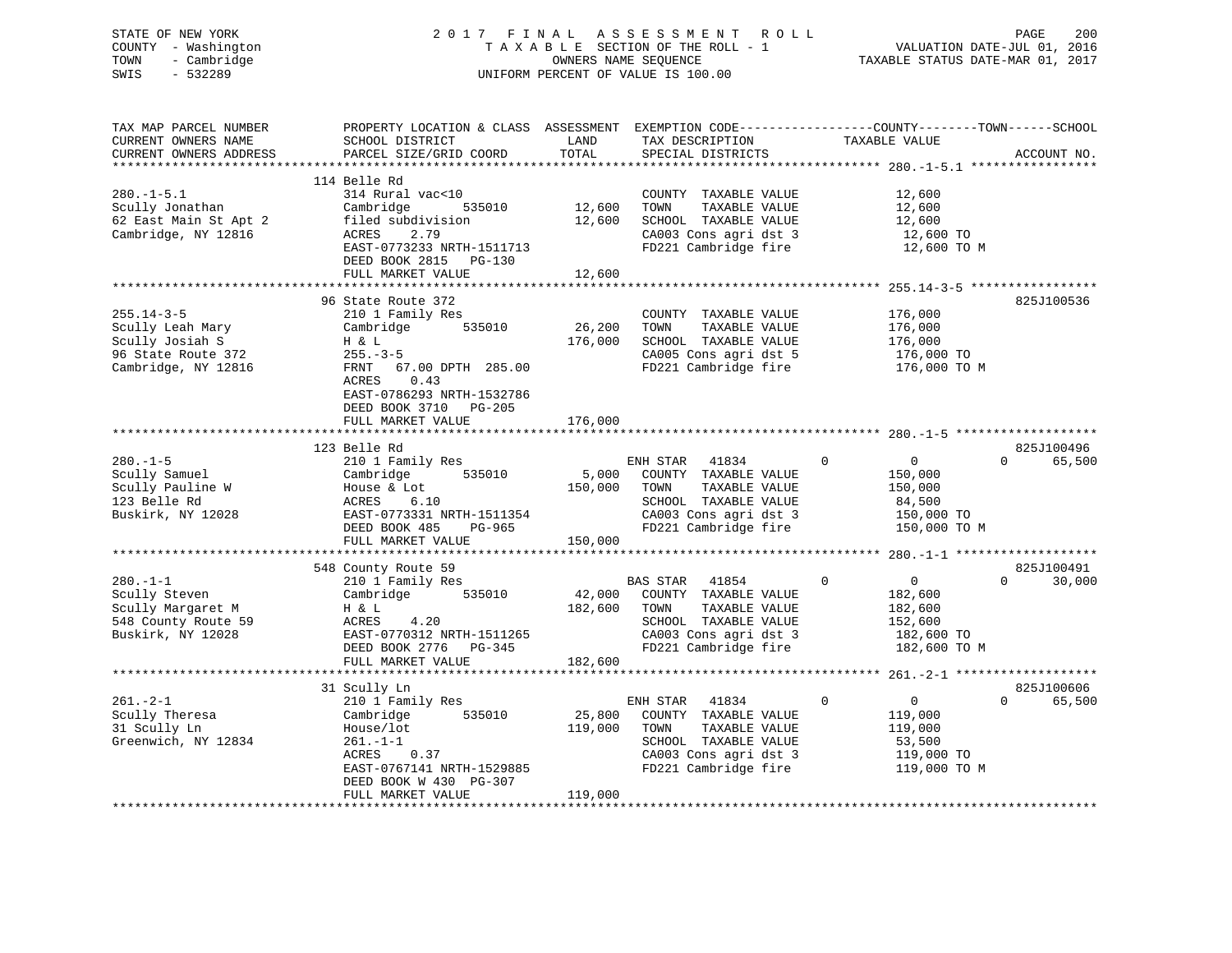STATE OF NEW YORK
COUNTY - Washington
TOWN - Cambridge
SWIS - 532289

2017 FINAL ASSESSMENT ROLL
TAXABLE SECTION OF THE ROLL - 1
OWNERS NAME SEQUENCE
UNIFORM PERCENT OF VALUE IS 100.00

VALUATION DATE-JUL 01, 2016
TAXABLE STATUS DATE-MAR 01, 2017

| TAX MAP PARCEL NUMBER / CURRENT OWNERS NAME / CURRENT OWNERS ADDRESS | PROPERTY LOCATION & CLASS / SCHOOL DISTRICT / PARCEL SIZE/GRID COORD | ASSESSMENT LAND | TOTAL | EXEMPTION CODE / TAX DESCRIPTION / SPECIAL DISTRICTS | COUNTY | TOWN | SCHOOL / TAXABLE VALUE | ACCOUNT NO. |
|---|---|---|---|---|---|---|---|---|
| **280.-1-5.1** | 114 Belle Rd | | | | | | | |
| 280.-1-5.1 | 314 Rural vac<10 | | | COUNTY TAXABLE VALUE | | | 12,600 | |
| Scully Jonathan | Cambridge 535010 | 12,600 | | TOWN TAXABLE VALUE | | | 12,600 | |
| 62 East Main St Apt 2 | filed subdivision | | 12,600 | SCHOOL TAXABLE VALUE | | | 12,600 | |
| Cambridge, NY 12816 | ACRES 2.79 | | | CA003 Cons agri dst 3 | | | 12,600 TO | |
| | EAST-0773233 NRTH-1511713 | | | FD221 Cambridge fire | | | 12,600 TO M | |
| | DEED BOOK 2815 PG-130 | | | | | | | |
| | FULL MARKET VALUE | | 12,600 | | | | | |
| **255.14-3-5** | 96 State Route 372 | | | | | | | 825J100536 |
| 255.14-3-5 | 210 1 Family Res | | | COUNTY TAXABLE VALUE | | | 176,000 | |
| Scully Leah Mary | Cambridge 535010 | 26,200 | | TOWN TAXABLE VALUE | | | 176,000 | |
| Scully Josiah S | H & L | | 176,000 | SCHOOL TAXABLE VALUE | | | 176,000 | |
| 96 State Route 372 | 255.-3-5 | | | CA005 Cons agri dst 5 | | | 176,000 TO | |
| Cambridge, NY 12816 | FRNT 67.00 DPTH 285.00 | | | FD221 Cambridge fire | | | 176,000 TO M | |
| | ACRES 0.43 | | | | | | | |
| | EAST-0786293 NRTH-1532786 | | | | | | | |
| | DEED BOOK 3710 PG-205 | | | | | | | |
| | FULL MARKET VALUE | | 176,000 | | | | | |
| **280.-1-5** | 123 Belle Rd | | | | | | | 825J100496 |
| 280.-1-5 | 210 1 Family Res | | | ENH STAR 41834 | 0 | 0 | 0 | 65,500 |
| Scully Samuel | Cambridge 535010 | 5,000 | | COUNTY TAXABLE VALUE | | | 150,000 | |
| Scully Pauline W | House & Lot | | 150,000 | TOWN TAXABLE VALUE | | | 150,000 | |
| 123 Belle Rd | ACRES 6.10 | | | SCHOOL TAXABLE VALUE | | | 84,500 | |
| Buskirk, NY 12028 | EAST-0773331 NRTH-1511354 | | | CA003 Cons agri dst 3 | | | 150,000 TO | |
| | DEED BOOK 485 PG-965 | | | FD221 Cambridge fire | | | 150,000 TO M | |
| | FULL MARKET VALUE | | 150,000 | | | | | |
| **280.-1-1** | 548 County Route 59 | | | | | | | 825J100491 |
| 280.-1-1 | 210 1 Family Res | | | BAS STAR 41854 | 0 | 0 | 0 | 30,000 |
| Scully Steven | Cambridge 535010 | 42,000 | | COUNTY TAXABLE VALUE | | | 182,600 | |
| Scully Margaret M | H & L | | 182,600 | TOWN TAXABLE VALUE | | | 182,600 | |
| 548 County Route 59 | ACRES 4.20 | | | SCHOOL TAXABLE VALUE | | | 152,600 | |
| Buskirk, NY 12028 | EAST-0770312 NRTH-1511265 | | | CA003 Cons agri dst 3 | | | 182,600 TO | |
| | DEED BOOK 2776 PG-345 | | | FD221 Cambridge fire | | | 182,600 TO M | |
| | FULL MARKET VALUE | | 182,600 | | | | | |
| **261.-2-1** | 31 Scully Ln | | | | | | | 825J100606 |
| 261.-2-1 | 210 1 Family Res | | | ENH STAR 41834 | 0 | 0 | 0 | 65,500 |
| Scully Theresa | Cambridge 535010 | 25,800 | | COUNTY TAXABLE VALUE | | | 119,000 | |
| 31 Scully Ln | House/lot | | 119,000 | TOWN TAXABLE VALUE | | | 119,000 | |
| Greenwich, NY 12834 | 261.-1-1 | | | SCHOOL TAXABLE VALUE | | | 53,500 | |
| | ACRES 0.37 | | | CA003 Cons agri dst 3 | | | 119,000 TO | |
| | EAST-0767141 NRTH-1529885 | | | FD221 Cambridge fire | | | 119,000 TO M | |
| | DEED BOOK W 430 PG-307 | | | | | | | |
| | FULL MARKET VALUE | | 119,000 | | | | | |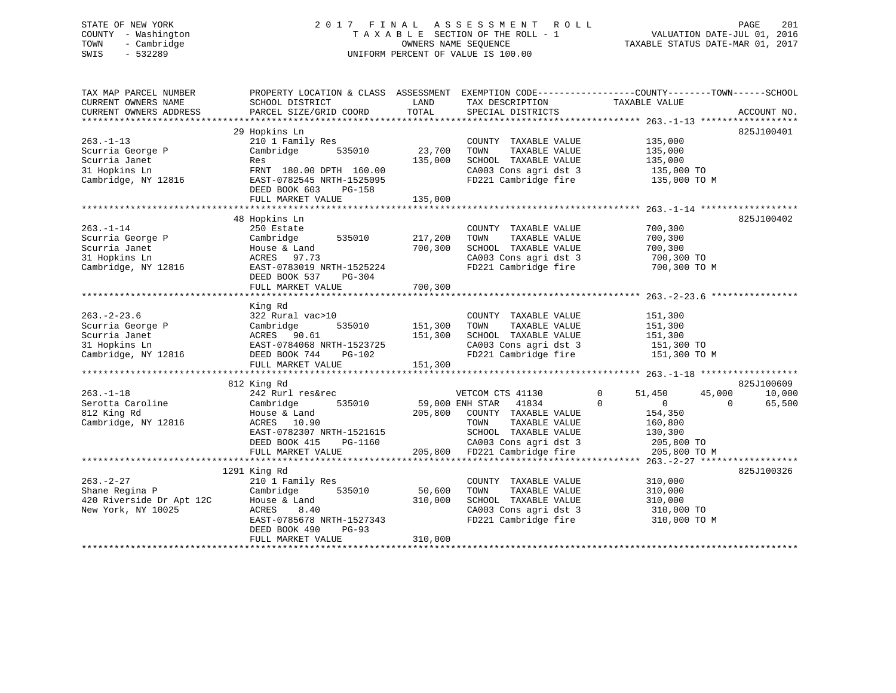STATE OF NEW YORK
COUNTY - Washington
TOWN - Cambridge
SWIS - 532289

2017 FINAL ASSESSMENT ROLL
TAXABLE SECTION OF THE ROLL - 1
OWNERS NAME SEQUENCE
UNIFORM PERCENT OF VALUE IS 100.00

VALUATION DATE-JUL 01, 2016
TAXABLE STATUS DATE-MAR 01, 2017

```
TAX MAP PARCEL NUMBER     PROPERTY LOCATION & CLASS  ASSESSMENT  EXEMPTION CODE------------------COUNTY--------TOWN------SCHOOL
CURRENT OWNERS NAME       SCHOOL DISTRICT               LAND      TAX DESCRIPTION            TAXABLE VALUE
CURRENT OWNERS ADDRESS    PARCEL SIZE/GRID COORD        TOTAL     SPECIAL DISTRICTS                                          ACCOUNT NO.
******************************************************************************************************* 263.-1-13 ******************
                          29 Hopkins Ln                                                                                    825J100401
263.-1-13                 210 1 Family Res                        COUNTY  TAXABLE VALUE             135,000
Scurria George P          Cambridge      535010       23,700      TOWN    TAXABLE VALUE             135,000
Scurria Janet             Res                        135,000      SCHOOL  TAXABLE VALUE             135,000
31 Hopkins Ln             FRNT 180.00 DPTH 160.00                 CA003 Cons agri dst 3              135,000 TO
Cambridge, NY 12816       EAST-0782545 NRTH-1525095               FD221 Cambridge fire               135,000 TO M
                          DEED BOOK 603    PG-158
                          FULL MARKET VALUE          135,000
******************************************************************************************************* 263.-1-14 ******************
                          48 Hopkins Ln                                                                                    825J100402
263.-1-14                 250 Estate                              COUNTY  TAXABLE VALUE             700,300
Scurria George P          Cambridge      535010      217,200      TOWN    TAXABLE VALUE             700,300
Scurria Janet             House & Land               700,300      SCHOOL  TAXABLE VALUE             700,300
31 Hopkins Ln             ACRES  97.73                            CA003 Cons agri dst 3              700,300 TO
Cambridge, NY 12816       EAST-0783019 NRTH-1525224               FD221 Cambridge fire               700,300 TO M
                          DEED BOOK 537    PG-304
                          FULL MARKET VALUE          700,300
******************************************************************************************************* 263.-2-23.6 ****************
                          King Rd
263.-2-23.6               322 Rural vac>10                        COUNTY  TAXABLE VALUE             151,300
Scurria George P          Cambridge      535010      151,300      TOWN    TAXABLE VALUE             151,300
Scurria Janet             ACRES  90.61               151,300      SCHOOL  TAXABLE VALUE             151,300
31 Hopkins Ln             EAST-0784068 NRTH-1523725               CA003 Cons agri dst 3              151,300 TO
Cambridge, NY 12816       DEED BOOK 744    PG-102                 FD221 Cambridge fire               151,300 TO M
                          FULL MARKET VALUE          151,300
******************************************************************************************************* 263.-1-18 ******************
                          812 King Rd                                                                                      825J100609
263.-1-18                 242 Rurl res&rec                     VETCOM CTS 41130         0      51,450      45,000      10,000
Serotta Caroline          Cambridge      535010       59,000 ENH STAR   41834           0           0           0      65,500
812 King Rd               House & Land               205,800      COUNTY  TAXABLE VALUE             154,350
Cambridge, NY 12816       ACRES  10.90                            TOWN    TAXABLE VALUE             160,800
                          EAST-0782307 NRTH-1521615               SCHOOL  TAXABLE VALUE             130,300
                          DEED BOOK 415    PG-1160                CA003 Cons agri dst 3              205,800 TO
                          FULL MARKET VALUE          205,800      FD221 Cambridge fire               205,800 TO M
******************************************************************************************************* 263.-2-27 ******************
                          1291 King Rd                                                                                     825J100326
263.-2-27                 210 1 Family Res                        COUNTY  TAXABLE VALUE             310,000
Shane Regina P            Cambridge      535010       50,600      TOWN    TAXABLE VALUE             310,000
420 Riverside Dr Apt 12C  House & Land               310,000      SCHOOL  TAXABLE VALUE             310,000
New York, NY 10025        ACRES   8.40                            CA003 Cons agri dst 3              310,000 TO
                          EAST-0785678 NRTH-1527343               FD221 Cambridge fire               310,000 TO M
                          DEED BOOK 490    PG-93
                          FULL MARKET VALUE          310,000
************************************************************************************************************************************
```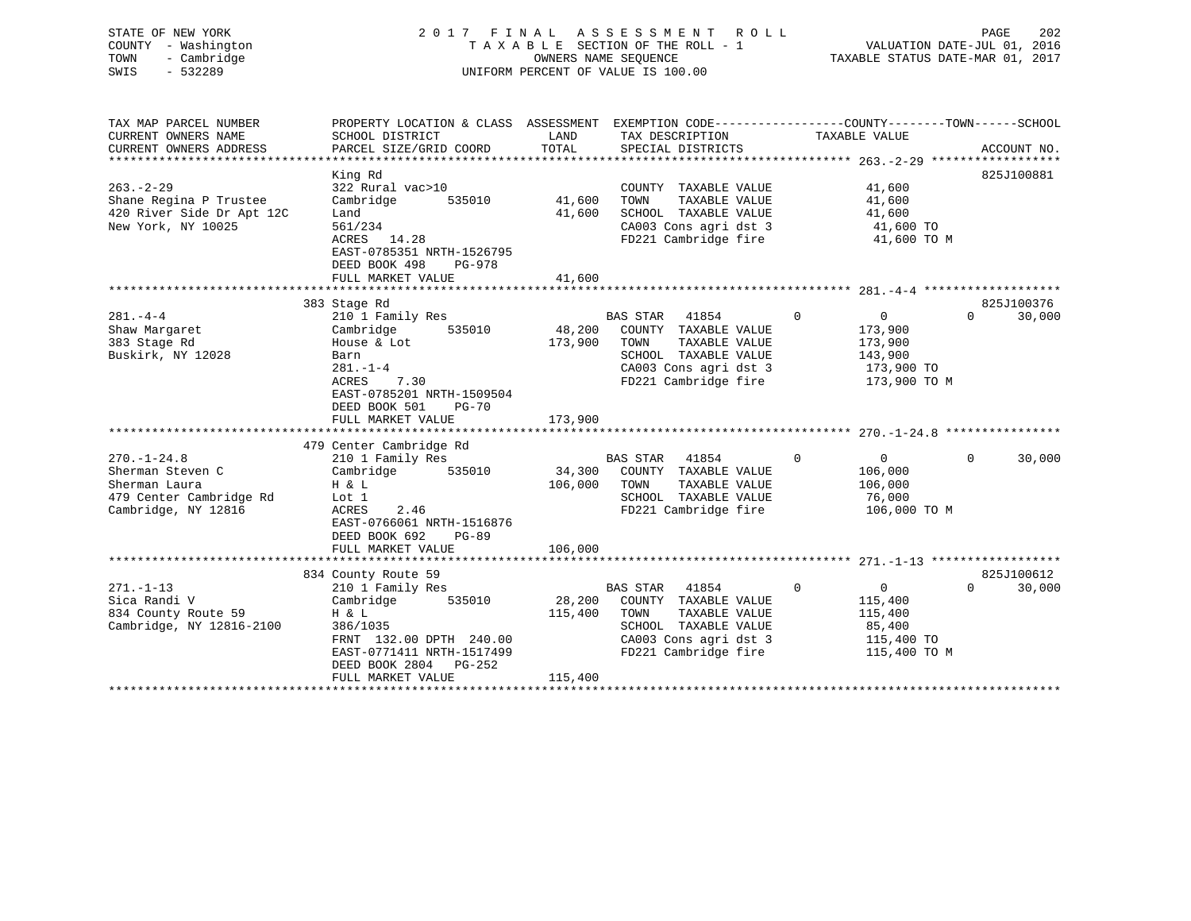STATE OF NEW YORK
COUNTY - Washington
TOWN - Cambridge
SWIS - 532289

2017 FINAL ASSESSMENT ROLL
TAXABLE SECTION OF THE ROLL - 1
OWNERS NAME SEQUENCE
UNIFORM PERCENT OF VALUE IS 100.00

VALUATION DATE-JUL 01, 2016
TAXABLE STATUS DATE-MAR 01, 2017

| TAX MAP PARCEL NUMBER / CURRENT OWNERS NAME / CURRENT OWNERS ADDRESS | PROPERTY LOCATION & CLASS / SCHOOL DISTRICT / PARCEL SIZE/GRID COORD | ASSESSMENT LAND | TOTAL | EXEMPTION CODE / TAX DESCRIPTION / SPECIAL DISTRICTS | COUNTY | TOWN | SCHOOL / TAXABLE VALUE | ACCOUNT NO. |
|---|---|---|---|---|---|---|---|---|
| **263.-2-29** | King Rd | | | | | | | 825J100881 |
| Shane Regina P Trustee | 322 Rural vac>10 | | | COUNTY TAXABLE VALUE | 41,600 | | | |
| 420 River Side Dr Apt 12C | Cambridge 535010 | 41,600 | | TOWN TAXABLE VALUE | | 41,600 | | |
| New York, NY 10025 | Land | | 41,600 | SCHOOL TAXABLE VALUE | | | 41,600 | |
| | 561/234 | | | CA003 Cons agri dst 3 | 41,600 TO | | | |
| | ACRES 14.28 | | | FD221 Cambridge fire | 41,600 TO M | | | |
| | EAST-0785351 NRTH-1526795 | | | | | | | |
| | DEED BOOK 498 PG-978 | | | | | | | |
| | FULL MARKET VALUE | | 41,600 | | | | | |
| **281.-4-4** | 383 Stage Rd | | | | | | | 825J100376 |
| Shaw Margaret | 210 1 Family Res | | | BAS STAR 41854 | 0 | 0 | 0 30,000 | |
| 383 Stage Rd | Cambridge 535010 | 48,200 | | COUNTY TAXABLE VALUE | 173,900 | | | |
| Buskirk, NY 12028 | House & Lot | | 173,900 | TOWN TAXABLE VALUE | | 173,900 | | |
| | Barn | | | SCHOOL TAXABLE VALUE | | | 143,900 | |
| | 281.-1-4 | | | CA003 Cons agri dst 3 | 173,900 TO | | | |
| | ACRES 7.30 | | | FD221 Cambridge fire | 173,900 TO M | | | |
| | EAST-0785201 NRTH-1509504 | | | | | | | |
| | DEED BOOK 501 PG-70 | | | | | | | |
| | FULL MARKET VALUE | | 173,900 | | | | | |
| **270.-1-24.8** | 479 Center Cambridge Rd | | | | | | | |
| Sherman Steven C | 210 1 Family Res | | | BAS STAR 41854 | 0 | 0 | 0 30,000 | |
| Sherman Laura | Cambridge 535010 | 34,300 | | COUNTY TAXABLE VALUE | 106,000 | | | |
| 479 Center Cambridge Rd | H & L | | 106,000 | TOWN TAXABLE VALUE | | 106,000 | | |
| Cambridge, NY 12816 | Lot 1 | | | SCHOOL TAXABLE VALUE | | | 76,000 | |
| | ACRES 2.46 | | | FD221 Cambridge fire | 106,000 TO M | | | |
| | EAST-0766061 NRTH-1516876 | | | | | | | |
| | DEED BOOK 692 PG-89 | | | | | | | |
| | FULL MARKET VALUE | | 106,000 | | | | | |
| **271.-1-13** | 834 County Route 59 | | | | | | | 825J100612 |
| Sica Randi V | 210 1 Family Res | | | BAS STAR 41854 | 0 | 0 | 0 30,000 | |
| 834 County Route 59 | Cambridge 535010 | 28,200 | | COUNTY TAXABLE VALUE | 115,400 | | | |
| Cambridge, NY 12816-2100 | H & L | | 115,400 | TOWN TAXABLE VALUE | | 115,400 | | |
| | 386/1035 | | | SCHOOL TAXABLE VALUE | | | 85,400 | |
| | FRNT 132.00 DPTH 240.00 | | | CA003 Cons agri dst 3 | 115,400 TO | | | |
| | EAST-0771411 NRTH-1517499 | | | FD221 Cambridge fire | 115,400 TO M | | | |
| | DEED BOOK 2804 PG-252 | | | | | | | |
| | FULL MARKET VALUE | | 115,400 | | | | | |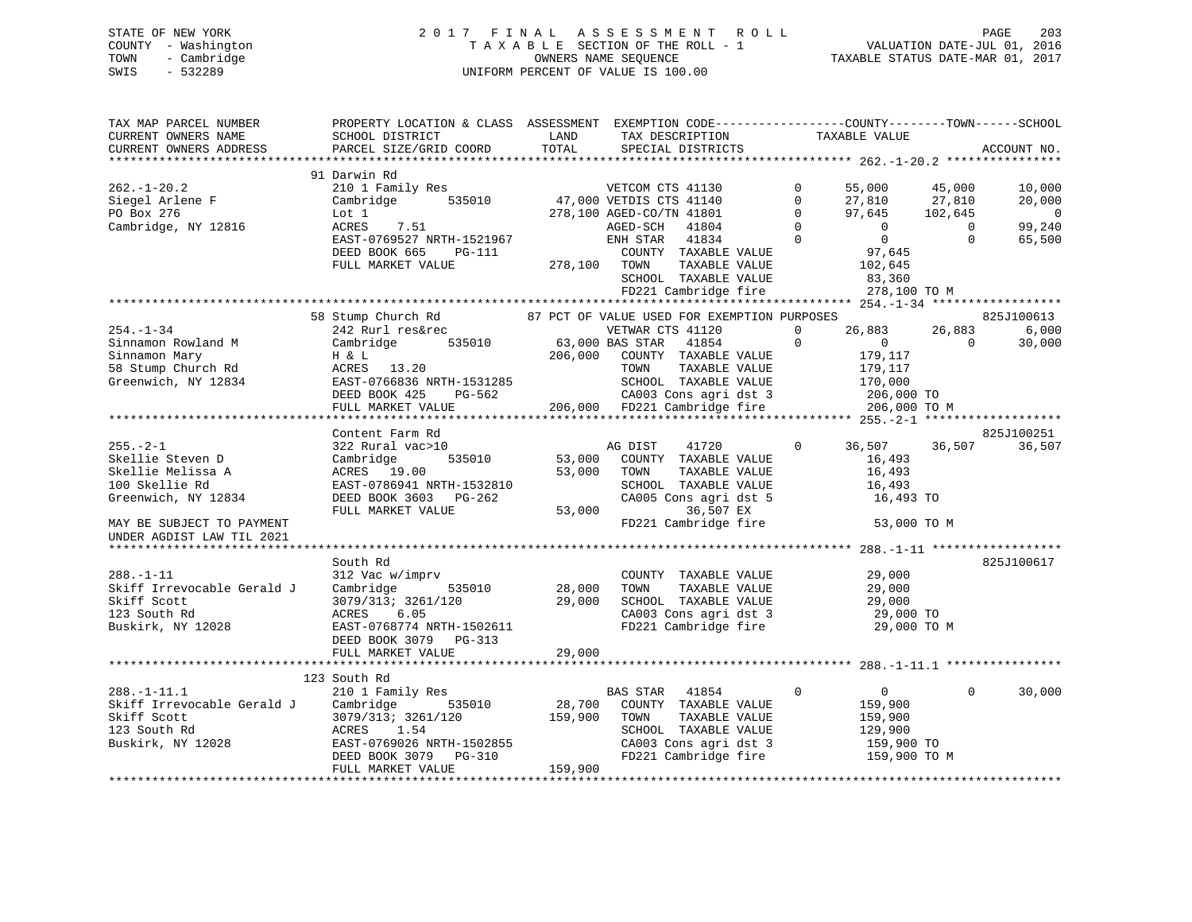STATE OF NEW YORK
COUNTY - Washington
TOWN - Cambridge
SWIS - 532289

2017 FINAL ASSESSMENT ROLL
TAXABLE SECTION OF THE ROLL - 1
OWNERS NAME SEQUENCE
UNIFORM PERCENT OF VALUE IS 100.00

VALUATION DATE-JUL 01, 2016
TAXABLE STATUS DATE-MAR 01, 2017

```
TAX MAP PARCEL NUMBER      PROPERTY LOCATION & CLASS  ASSESSMENT  EXEMPTION CODE-----------------COUNTY--------TOWN------SCHOOL
CURRENT OWNERS NAME        SCHOOL DISTRICT              LAND      TAX DESCRIPTION            TAXABLE VALUE
CURRENT OWNERS ADDRESS     PARCEL SIZE/GRID COORD       TOTAL     SPECIAL DISTRICTS                                      ACCOUNT NO.
******************************************************************************************* 262.-1-20.2 ****************
                           91 Darwin Rd
262.-1-20.2                210 1 Family Res                  VETCOM CTS 41130       0     55,000     45,000     10,000
Siegel Arlene F            Cambridge       535010     47,000 VETDIS CTS 41140       0     27,810     27,810     20,000
PO Box 276                 Lot 1                     278,100 AGED-CO/TN 41801       0     97,645    102,645          0
Cambridge, NY 12816        ACRES     7.51                    AGED-SCH   41804       0          0          0     99,240
                           EAST-0769527 NRTH-1521967         ENH STAR   41834       0          0          0     65,500
                           DEED BOOK 665     PG-111          COUNTY  TAXABLE VALUE            97,645
                           FULL MARKET VALUE         278,100 TOWN    TAXABLE VALUE           102,645
                                                             SCHOOL  TAXABLE VALUE            83,360
                                                             FD221 Cambridge fire            278,100 TO M
******************************************************************************************* 254.-1-34 ******************
                           58 Stump Church Rd          87 PCT OF VALUE USED FOR EXEMPTION PURPOSES                825J100613
254.-1-34                  242 Rurl res&rec                  VETWAR CTS 41120       0     26,883     26,883      6,000
Sinnamon Rowland M         Cambridge       535010     63,000 BAS STAR   41854       0          0          0     30,000
Sinnamon Mary              H & L                     206,000 COUNTY  TAXABLE VALUE           179,117
58 Stump Church Rd         ACRES    13.20                    TOWN    TAXABLE VALUE           179,117
Greenwich, NY 12834        EAST-0766836 NRTH-1531285         SCHOOL  TAXABLE VALUE           170,000
                           DEED BOOK 425     PG-562          CA003 Cons agri dst 3           206,000 TO
                           FULL MARKET VALUE         206,000 FD221 Cambridge fire            206,000 TO M
******************************************************************************************* 255.-2-1 *******************
                           Content Farm Rd                                                                   825J100251
255.-2-1                   322 Rural vac>10                  AG DIST    41720       0     36,507     36,507     36,507
Skellie Steven D           Cambridge       535010     53,000 COUNTY  TAXABLE VALUE            16,493
Skellie Melissa A          ACRES    19.00             53,000 TOWN    TAXABLE VALUE            16,493
100 Skellie Rd             EAST-0786941 NRTH-1532810         SCHOOL  TAXABLE VALUE            16,493
Greenwich, NY 12834        DEED BOOK 3603    PG-262          CA005 Cons agri dst 5            16,493 TO
                           FULL MARKET VALUE          53,000         36,507 EX
MAY BE SUBJECT TO PAYMENT                                    FD221 Cambridge fire             53,000 TO M
UNDER AGDIST LAW TIL 2021
******************************************************************************************* 288.-1-11 ******************
                           South Rd                                                                          825J100617
288.-1-11                  312 Vac w/imprv                   COUNTY  TAXABLE VALUE            29,000
Skiff Irrevocable Gerald J Cambridge       535010     28,000 TOWN    TAXABLE VALUE            29,000
Skiff Scott                3079/313; 3261/120         29,000 SCHOOL  TAXABLE VALUE            29,000
123 South Rd               ACRES     6.05                    CA003 Cons agri dst 3            29,000 TO
Buskirk, NY 12028          EAST-0768774 NRTH-1502611         FD221 Cambridge fire             29,000 TO M
                           DEED BOOK 3079    PG-313
                           FULL MARKET VALUE          29,000
******************************************************************************************* 288.-1-11.1 ****************
                           123 South Rd
288.-1-11.1                210 1 Family Res                  BAS STAR   41854       0          0          0     30,000
Skiff Irrevocable Gerald J Cambridge       535010     28,700 COUNTY  TAXABLE VALUE           159,900
Skiff Scott                3079/313; 3261/120        159,900 TOWN    TAXABLE VALUE           159,900
123 South Rd               ACRES     1.54                    SCHOOL  TAXABLE VALUE           129,900
Buskirk, NY 12028          EAST-0769026 NRTH-1502855         CA003 Cons agri dst 3           159,900 TO
                           DEED BOOK 3079    PG-310          FD221 Cambridge fire            159,900 TO M
                           FULL MARKET VALUE         159,900
*************************************************************************************************************************
```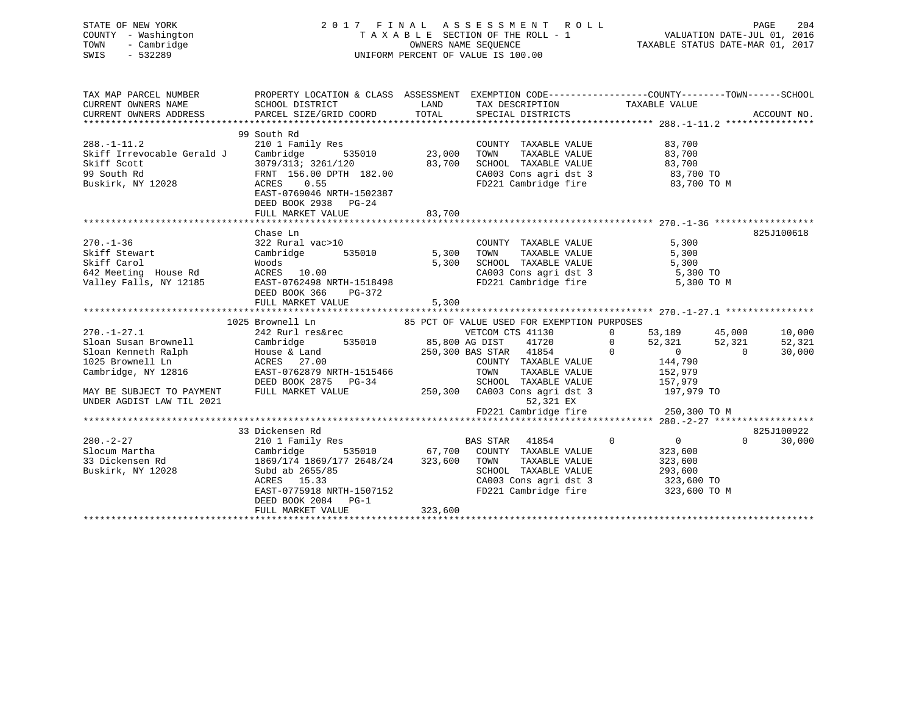STATE OF NEW YORK
COUNTY - Washington
TOWN - Cambridge
SWIS - 532289

# 2017 FINAL ASSESSMENT ROLL

TAXABLE SECTION OF THE ROLL - 1
OWNERS NAME SEQUENCE
UNIFORM PERCENT OF VALUE IS 100.00

VALUATION DATE-JUL 01, 2016
TAXABLE STATUS DATE-MAR 01, 2017

```
TAX MAP PARCEL NUMBER          PROPERTY LOCATION & CLASS  ASSESSMENT  EXEMPTION CODE-----------------COUNTY--------TOWN------SCHOOL
CURRENT OWNERS NAME            SCHOOL DISTRICT              LAND      TAX DESCRIPTION           TAXABLE VALUE
CURRENT OWNERS ADDRESS         PARCEL SIZE/GRID COORD       TOTAL     SPECIAL DISTRICTS                                   ACCOUNT NO.
******************************************************************************************************* 288.-1-11.2 ****************
                               99 South Rd
288.-1-11.2                    210 1 Family Res                       COUNTY  TAXABLE VALUE           83,700
Skiff Irrevocable Gerald J     Cambridge       535010        23,000   TOWN    TAXABLE VALUE           83,700
Skiff Scott                    3079/313; 3261/120            83,700   SCHOOL  TAXABLE VALUE           83,700
99 South Rd                    FRNT 156.00 DPTH 182.00               CA003 Cons agri dst 3             83,700 TO
Buskirk, NY 12028              ACRES    0.55                          FD221 Cambridge fire              83,700 TO M
                               EAST-0769046 NRTH-1502387
                               DEED BOOK 2938   PG-24
                               FULL MARKET VALUE             83,700
******************************************************************************************************* 270.-1-36 ******************
                               Chase Ln                                                                          825J100618
270.-1-36                      322 Rural vac>10                       COUNTY  TAXABLE VALUE            5,300
Skiff Stewart                  Cambridge       535010         5,300   TOWN    TAXABLE VALUE            5,300
Skiff Carol                    Woods                          5,300   SCHOOL  TAXABLE VALUE            5,300
642 Meeting  House Rd          ACRES   10.00                          CA003 Cons agri dst 3              5,300 TO
Valley Falls, NY 12185         EAST-0762498 NRTH-1518498              FD221 Cambridge fire               5,300 TO M
                               DEED BOOK 366    PG-372
                               FULL MARKET VALUE              5,300
******************************************************************************************************* 270.-1-27.1 ****************
                               1025 Brownell Ln              85 PCT OF VALUE USED FOR EXEMPTION PURPOSES
270.-1-27.1                    242 Rurl res&rec                   VETCOM CTS 41130       0      53,189     45,000     10,000
Sloan Susan Brownell           Cambridge       535010        85,800 AG DIST    41720       0      52,321     52,321     52,321
Sloan Kenneth Ralph            House & Land                 250,300 BAS STAR   41854       0           0          0     30,000
1025 Brownell Ln               ACRES   27.00                          COUNTY  TAXABLE VALUE          144,790
Cambridge, NY 12816            EAST-0762879 NRTH-1515466              TOWN    TAXABLE VALUE          152,979
                               DEED BOOK 2875   PG-34                 SCHOOL  TAXABLE VALUE          157,979
MAY BE SUBJECT TO PAYMENT      FULL MARKET VALUE            250,300   CA003 Cons agri dst 3           197,979 TO
UNDER AGDIST LAW TIL 2021                                                    52,321 EX
                                                                      FD221 Cambridge fire            250,300 TO M
******************************************************************************************************* 280.-2-27 ******************
                               33 Dickensen Rd                                                                   825J100922
280.-2-27                      210 1 Family Res                   BAS STAR   41854       0           0          0     30,000
Slocum Martha                  Cambridge       535010        67,700   COUNTY  TAXABLE VALUE          323,600
33 Dickensen Rd                1869/174 1869/177 2648/24    323,600   TOWN    TAXABLE VALUE          323,600
Buskirk, NY 12028              Subd ab 2655/85                        SCHOOL  TAXABLE VALUE          293,600
                               ACRES   15.33                          CA003 Cons agri dst 3           323,600 TO
                               EAST-0775918 NRTH-1507152              FD221 Cambridge fire            323,600 TO M
                               DEED BOOK 2084   PG-1
                               FULL MARKET VALUE            323,600
************************************************************************************************************************************
```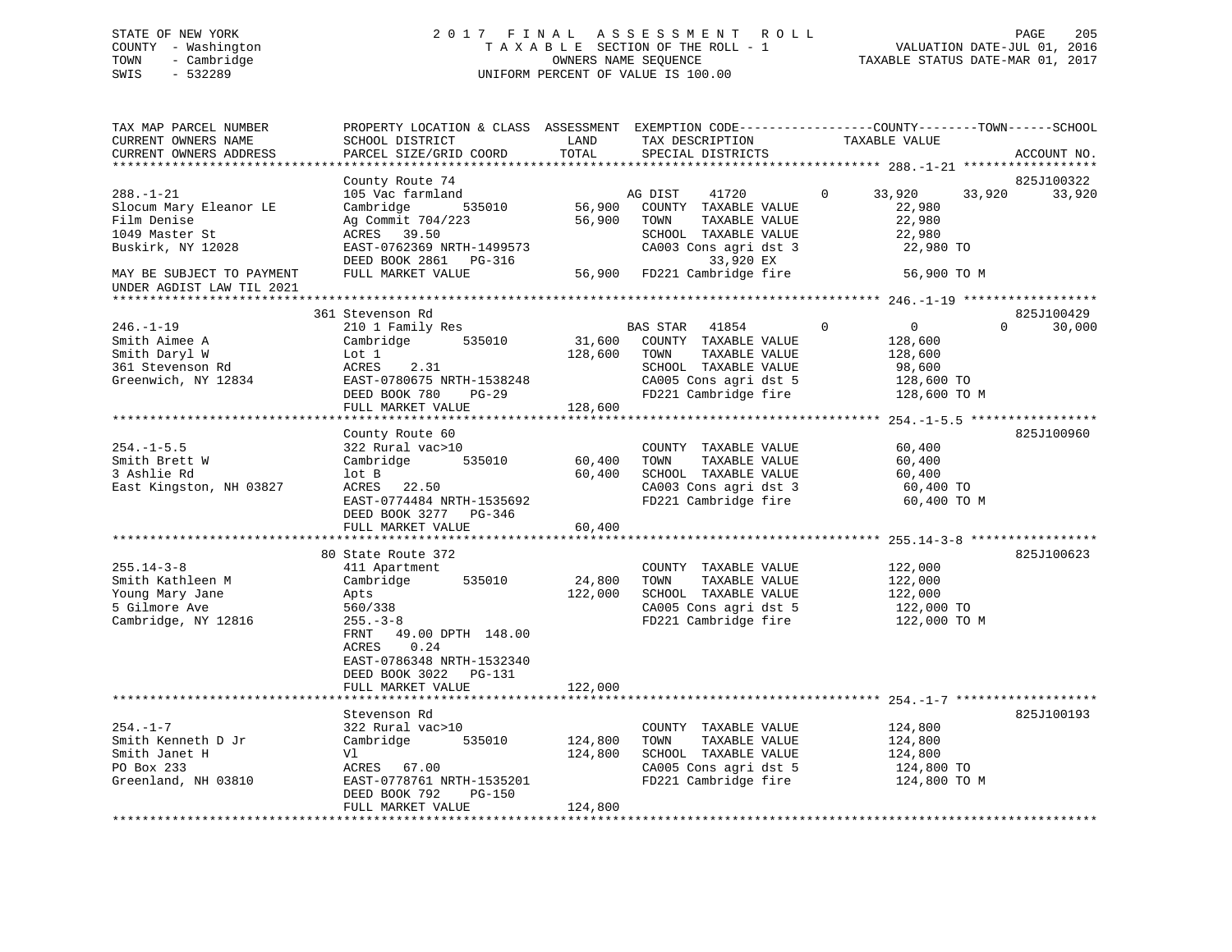STATE OF NEW YORK — 2017 FINAL ASSESSMENT ROLL
COUNTY - Washington — TAXABLE SECTION OF THE ROLL - 1 — VALUATION DATE-JUL 01, 2016
TOWN - Cambridge — OWNERS NAME SEQUENCE — TAXABLE STATUS DATE-MAR 01, 2017
SWIS - 532289 — UNIFORM PERCENT OF VALUE IS 100.00

| TAX MAP PARCEL NUMBER / CURRENT OWNERS NAME / CURRENT OWNERS ADDRESS | PROPERTY LOCATION & CLASS / SCHOOL DISTRICT / PARCEL SIZE/GRID COORD | ASSESSMENT LAND | TOTAL | EXEMPTION CODE / TAX DESCRIPTION / SPECIAL DISTRICTS | COUNTY TAXABLE VALUE | TOWN | SCHOOL | ACCOUNT NO. |
|---|---|---|---|---|---|---|---|---|
| **288.-1-21** | County Route 74 | | | | | | | 825J100322 |
| Slocum Mary Eleanor LE | 105 Vac farmland | | | AG DIST 41720 0 | 33,920 | 33,920 | 33,920 | |
| Film Denise | Cambridge 535010 | 56,900 | | COUNTY TAXABLE VALUE | 22,980 | | | |
| 1049 Master St | Ag Commit 704/223 | | 56,900 | TOWN TAXABLE VALUE | 22,980 | | | |
| Buskirk, NY 12028 | ACRES 39.50 | | | SCHOOL TAXABLE VALUE | 22,980 | | | |
| | EAST-0762369 NRTH-1499573 | | | CA003 Cons agri dst 3 | 22,980 TO | | | |
| | DEED BOOK 2861 PG-316 | | | 33,920 EX | | | | |
| MAY BE SUBJECT TO PAYMENT UNDER AGDIST LAW TIL 2021 | FULL MARKET VALUE | | 56,900 | FD221 Cambridge fire | 56,900 TO M | | | |
| **246.-1-19** | 361 Stevenson Rd | | | | | | | 825J100429 |
| Smith Aimee A | 210 1 Family Res | | | BAS STAR 41854 0 | 0 | 0 | 30,000 | |
| Smith Daryl W | Cambridge 535010 | 31,600 | | COUNTY TAXABLE VALUE | 128,600 | | | |
| 361 Stevenson Rd | Lot 1 | | 128,600 | TOWN TAXABLE VALUE | 128,600 | | | |
| Greenwich, NY 12834 | ACRES 2.31 | | | SCHOOL TAXABLE VALUE | 98,600 | | | |
| | EAST-0780675 NRTH-1538248 | | | CA005 Cons agri dst 5 | 128,600 TO | | | |
| | DEED BOOK 780 PG-29 | | | FD221 Cambridge fire | 128,600 TO M | | | |
| | FULL MARKET VALUE | | 128,600 | | | | | |
| **254.-1-5.5** | County Route 60 | | | | | | | 825J100960 |
| Smith Brett W | 322 Rural vac>10 | | | COUNTY TAXABLE VALUE | 60,400 | | | |
| 3 Ashlie Rd | Cambridge 535010 | 60,400 | | TOWN TAXABLE VALUE | 60,400 | | | |
| East Kingston, NH 03827 | lot B | | 60,400 | SCHOOL TAXABLE VALUE | 60,400 | | | |
| | ACRES 22.50 | | | CA003 Cons agri dst 3 | 60,400 TO | | | |
| | EAST-0774484 NRTH-1535692 | | | FD221 Cambridge fire | 60,400 TO M | | | |
| | DEED BOOK 3277 PG-346 | | | | | | | |
| | FULL MARKET VALUE | | 60,400 | | | | | |
| **255.14-3-8** | 80 State Route 372 | | | | | | | 825J100623 |
| Smith Kathleen M | 411 Apartment | | | COUNTY TAXABLE VALUE | 122,000 | | | |
| Young Mary Jane | Cambridge 535010 | 24,800 | | TOWN TAXABLE VALUE | 122,000 | | | |
| 5 Gilmore Ave | Apts | | 122,000 | SCHOOL TAXABLE VALUE | 122,000 | | | |
| Cambridge, NY 12816 | 560/338 | | | CA005 Cons agri dst 5 | 122,000 TO | | | |
| | 255.-3-8 | | | FD221 Cambridge fire | 122,000 TO M | | | |
| | FRNT 49.00 DPTH 148.00 | | | | | | | |
| | ACRES 0.24 | | | | | | | |
| | EAST-0786348 NRTH-1532340 | | | | | | | |
| | DEED BOOK 3022 PG-131 | | | | | | | |
| | FULL MARKET VALUE | | 122,000 | | | | | |
| **254.-1-7** | Stevenson Rd | | | | | | | 825J100193 |
| Smith Kenneth D Jr | 322 Rural vac>10 | | | COUNTY TAXABLE VALUE | 124,800 | | | |
| Smith Janet H | Cambridge 535010 | 124,800 | | TOWN TAXABLE VALUE | 124,800 | | | |
| PO Box 233 | Vl | | 124,800 | SCHOOL TAXABLE VALUE | 124,800 | | | |
| Greenland, NH 03810 | ACRES 67.00 | | | CA005 Cons agri dst 5 | 124,800 TO | | | |
| | EAST-0778761 NRTH-1535201 | | | FD221 Cambridge fire | 124,800 TO M | | | |
| | DEED BOOK 792 PG-150 | | | | | | | |
| | FULL MARKET VALUE | | 124,800 | | | | | |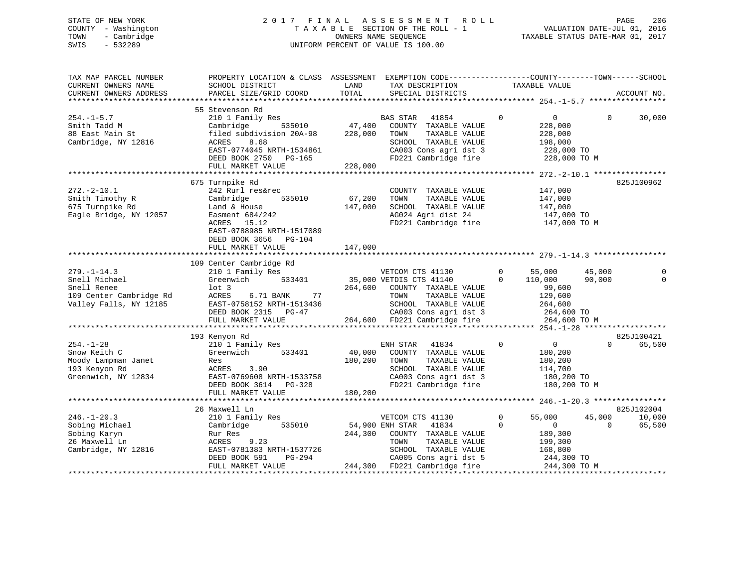STATE OF NEW YORK
COUNTY - Washington
TOWN - Cambridge
SWIS - 532289

2017 FINAL ASSESSMENT ROLL
TAXABLE SECTION OF THE ROLL - 1
OWNERS NAME SEQUENCE
UNIFORM PERCENT OF VALUE IS 100.00

VALUATION DATE-JUL 01, 2016
TAXABLE STATUS DATE-MAR 01, 2017

```
TAX MAP PARCEL NUMBER          PROPERTY LOCATION & CLASS  ASSESSMENT  EXEMPTION CODE------------------COUNTY--------TOWN------SCHOOL
CURRENT OWNERS NAME            SCHOOL DISTRICT             LAND       TAX DESCRIPTION              TAXABLE VALUE
CURRENT OWNERS ADDRESS         PARCEL SIZE/GRID COORD      TOTAL      SPECIAL DISTRICTS                                         ACCOUNT NO.
******************************************************************************************************* 254.-1-5.7 *****************
                               55 Stevenson Rd
254.-1-5.7                     210 1 Family Res                       BAS STAR  41854          0          0          0      30,000
Smith Tadd M                   Cambridge        535010      47,400    COUNTY  TAXABLE VALUE              228,000
88 East Main St                filed subdivision 20A-98    228,000    TOWN    TAXABLE VALUE              228,000
Cambridge, NY 12816            ACRES    8.68                          SCHOOL  TAXABLE VALUE              198,000
                               EAST-0774045 NRTH-1534861              CA003 Cons agri dst 3              228,000 TO
                               DEED BOOK 2750   PG-165                FD221 Cambridge fire               228,000 TO M
                               FULL MARKET VALUE           228,000
******************************************************************************************************* 272.-2-10.1 ****************
                               675 Turnpike Rd                                                                        825J100962
272.-2-10.1                    242 Rurl res&rec                       COUNTY  TAXABLE VALUE              147,000
Smith Timothy R                Cambridge        535010      67,200    TOWN    TAXABLE VALUE              147,000
675 Turnpike Rd                Land & House                147,000    SCHOOL  TAXABLE VALUE              147,000
Eagle Bridge, NY 12057         Easment 684/242                        AG024 Agri dist 24                 147,000 TO
                               ACRES   15.12                          FD221 Cambridge fire               147,000 TO M
                               EAST-0788985 NRTH-1517089
                               DEED BOOK 3656   PG-104
                               FULL MARKET VALUE           147,000
******************************************************************************************************* 279.-1-14.3 ****************
                               109 Center Cambridge Rd
279.-1-14.3                    210 1 Family Res                       VETCOM CTS 41130        0     55,000     45,000          0
Snell Michael                  Greenwich        533401      35,000 VETDIS CTS 41140       0    110,000     90,000          0
Snell Renee                    lot 3                       264,600    COUNTY  TAXABLE VALUE               99,600
109 Center Cambridge Rd        ACRES    6.71 BANK     77              TOWN    TAXABLE VALUE              129,600
Valley Falls, NY 12185         EAST-0758152 NRTH-1513436              SCHOOL  TAXABLE VALUE              264,600
                               DEED BOOK 2315   PG-47                 CA003 Cons agri dst 3              264,600 TO
                               FULL MARKET VALUE           264,600    FD221 Cambridge fire               264,600 TO M
******************************************************************************************************* 254.-1-28 ******************
                               193 Kenyon Rd                                                                          825J100421
254.-1-28                      210 1 Family Res                       ENH STAR  41834          0          0          0      65,500
Snow Keith C                   Greenwich        533401      40,000    COUNTY  TAXABLE VALUE              180,200
Moody Lampman Janet            Res                         180,200    TOWN    TAXABLE VALUE              180,200
193 Kenyon Rd                  ACRES    3.90                          SCHOOL  TAXABLE VALUE              114,700
Greenwich, NY 12834            EAST-0769608 NRTH-1533758              CA003 Cons agri dst 3              180,200 TO
                               DEED BOOK 3614   PG-328                FD221 Cambridge fire               180,200 TO M
                               FULL MARKET VALUE           180,200
******************************************************************************************************* 246.-1-20.3 ****************
                               26 Maxwell Ln                                                                          825J102004
246.-1-20.3                    210 1 Family Res                       VETCOM CTS 41130        0     55,000     45,000     10,000
Sobing Michael                 Cambridge        535010      54,900 ENH STAR  41834        0          0          0      65,500
Sobing Karyn                   Rur Res                     244,300    COUNTY  TAXABLE VALUE              189,300
26 Maxwell Ln                  ACRES    9.23                          TOWN    TAXABLE VALUE              199,300
Cambridge, NY 12816            EAST-0781383 NRTH-1537726              SCHOOL  TAXABLE VALUE              168,800
                               DEED BOOK 591    PG-294                CA005 Cons agri dst 5              244,300 TO
                               FULL MARKET VALUE           244,300    FD221 Cambridge fire               244,300 TO M
************************************************************************************************************************************
```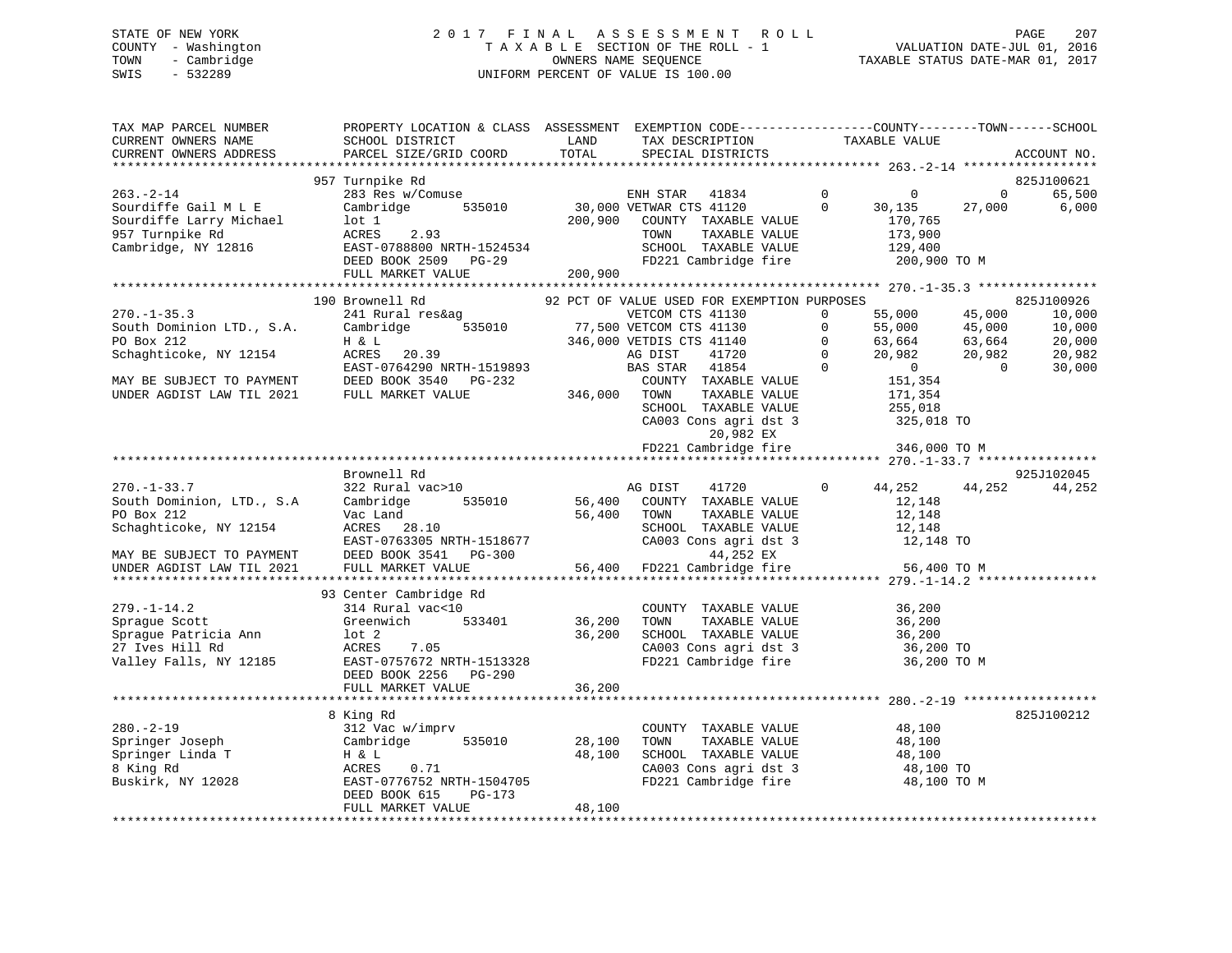STATE OF NEW YORK
COUNTY - Washington
TOWN - Cambridge
SWIS - 532289

2 0 1 7 F I N A L A S S E S S M E N T R O L L
T A X A B L E SECTION OF THE ROLL - 1
OWNERS NAME SEQUENCE
UNIFORM PERCENT OF VALUE IS 100.00

VALUATION DATE-JUL 01, 2016
TAXABLE STATUS DATE-MAR 01, 2017

```
TAX MAP PARCEL NUMBER          PROPERTY LOCATION & CLASS  ASSESSMENT  EXEMPTION CODE------------------COUNTY--------TOWN------SCHOOL
CURRENT OWNERS NAME            SCHOOL DISTRICT               LAND      TAX DESCRIPTION             TAXABLE VALUE
CURRENT OWNERS ADDRESS         PARCEL SIZE/GRID COORD       TOTAL      SPECIAL DISTRICTS                                        ACCOUNT NO.
******************************************************************************************************* 263.-2-14 ******************
                               957 Turnpike Rd                                                                              825J100621
263.-2-14                      283 Res w/Comuse                    ENH STAR   41834        0          0           0        65,500
Sourdiffe Gail M L E           Cambridge         535010       30,000 VETWAR CTS 41120        0     30,135      27,000         6,000
Sourdiffe Larry Michael        lot 1                         200,900    COUNTY  TAXABLE VALUE        170,765
957 Turnpike Rd                ACRES     2.93                           TOWN    TAXABLE VALUE        173,900
Cambridge, NY 12816            EAST-0788800 NRTH-1524534                SCHOOL  TAXABLE VALUE        129,400
                               DEED BOOK 2509   PG-29                   FD221 Cambridge fire          200,900 TO M
                               FULL MARKET VALUE             200,900
******************************************************************************************************* 270.-1-35.3 ****************
                               190 Brownell Rd               92 PCT OF VALUE USED FOR EXEMPTION PURPOSES                    825J100926
270.-1-35.3                    241 Rural res&ag                    VETCOM CTS 41130        0     55,000      45,000        10,000
South Dominion LTD., S.A.      Cambridge         535010       77,500 VETCOM CTS 41130        0     55,000      45,000        10,000
PO Box 212                     H & L                         346,000 VETDIS CTS 41140        0     63,664      63,664        20,000
Schaghticoke, NY 12154         ACRES    20.39                      AG DIST    41720        0     20,982      20,982        20,982
                               EAST-0764290 NRTH-1519893           BAS STAR   41854        0          0           0        30,000
MAY BE SUBJECT TO PAYMENT      DEED BOOK 3540   PG-232                  COUNTY  TAXABLE VALUE        151,354
UNDER AGDIST LAW TIL 2021      FULL MARKET VALUE             346,000    TOWN    TAXABLE VALUE        171,354
                                                                        SCHOOL  TAXABLE VALUE        255,018
                                                                        CA003 Cons agri dst 3         325,018 TO
                                                                              20,982 EX
                                                                        FD221 Cambridge fire          346,000 TO M
******************************************************************************************************* 270.-1-33.7 ****************
                               Brownell Rd                                                                                  925J102045
270.-1-33.7                    322 Rural vac>10                    AG DIST    41720        0     44,252      44,252        44,252
South Dominion, LTD., S.A      Cambridge         535010       56,400    COUNTY  TAXABLE VALUE         12,148
PO Box 212                     Vac Land                       56,400    TOWN    TAXABLE VALUE         12,148
Schaghticoke, NY 12154         ACRES    28.10                           SCHOOL  TAXABLE VALUE         12,148
                               EAST-0763305 NRTH-1518677                CA003 Cons agri dst 3          12,148 TO
MAY BE SUBJECT TO PAYMENT      DEED BOOK 3541   PG-300                        44,252 EX
UNDER AGDIST LAW TIL 2021      FULL MARKET VALUE              56,400    FD221 Cambridge fire           56,400 TO M
******************************************************************************************************* 279.-1-14.2 ****************
                               93 Center Cambridge Rd
279.-1-14.2                    314 Rural vac<10                         COUNTY  TAXABLE VALUE         36,200
Sprague Scott                  Greenwich         533401       36,200    TOWN    TAXABLE VALUE         36,200
Sprague Patricia Ann           lot 2                          36,200    SCHOOL  TAXABLE VALUE         36,200
27 Ives Hill Rd                ACRES     7.05                           CA003 Cons agri dst 3          36,200 TO
Valley Falls, NY 12185         EAST-0757672 NRTH-1513328                FD221 Cambridge fire           36,200 TO M
                               DEED BOOK 2256   PG-290
                               FULL MARKET VALUE              36,200
******************************************************************************************************* 280.-2-19 ******************
                               8 King Rd                                                                                    825J100212
280.-2-19                      312 Vac w/imprv                          COUNTY  TAXABLE VALUE         48,100
Springer Joseph                Cambridge         535010       28,100    TOWN    TAXABLE VALUE         48,100
Springer Linda T               H & L                          48,100    SCHOOL  TAXABLE VALUE         48,100
8 King Rd                      ACRES     0.71                           CA003 Cons agri dst 3          48,100 TO
Buskirk, NY 12028              EAST-0776752 NRTH-1504705                FD221 Cambridge fire           48,100 TO M
                               DEED BOOK 615    PG-173
                               FULL MARKET VALUE              48,100
************************************************************************************************************************************
```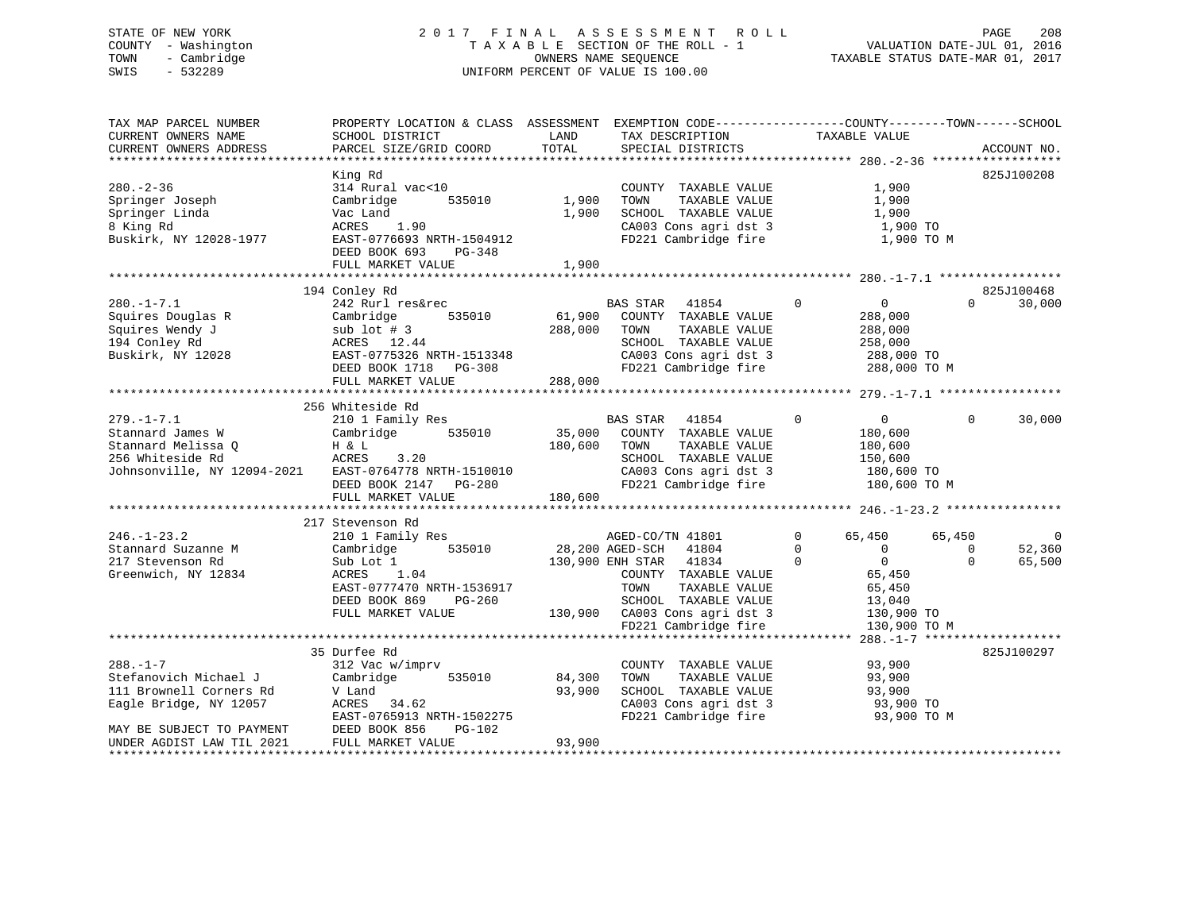STATE OF NEW YORK
COUNTY - Washington
TOWN - Cambridge
SWIS - 532289

2017 FINAL ASSESSMENT ROLL
TAXABLE SECTION OF THE ROLL - 1
OWNERS NAME SEQUENCE
UNIFORM PERCENT OF VALUE IS 100.00

VALUATION DATE-JUL 01, 2016
TAXABLE STATUS DATE-MAR 01, 2017

```
TAX MAP PARCEL NUMBER          PROPERTY LOCATION & CLASS  ASSESSMENT  EXEMPTION CODE-----------------COUNTY--------TOWN------SCHOOL
CURRENT OWNERS NAME            SCHOOL DISTRICT               LAND      TAX DESCRIPTION            TAXABLE VALUE
CURRENT OWNERS ADDRESS         PARCEL SIZE/GRID COORD        TOTAL     SPECIAL DISTRICTS                                      ACCOUNT NO.
******************************************************************************************************* 280.-2-36 ******************
                               King Rd                                                                                    825J100208
280.-2-36                      314 Rural vac<10                        COUNTY  TAXABLE VALUE              1,900
Springer Joseph                Cambridge       535010       1,900      TOWN    TAXABLE VALUE              1,900
Springer Linda                 Vac Land                     1,900      SCHOOL  TAXABLE VALUE              1,900
8 King Rd                      ACRES    1.90                           CA003 Cons agri dst 3               1,900 TO
Buskirk, NY 12028-1977         EAST-0776693 NRTH-1504912               FD221 Cambridge fire                1,900 TO M
                               DEED BOOK 693    PG-348
                               FULL MARKET VALUE            1,900
******************************************************************************************************* 280.-1-7.1 *****************
                           194 Conley Rd                                                                                  825J100468
280.-1-7.1                     242 Rurl res&rec                    BAS STAR   41854         0          0            0       30,000
Squires Douglas R              Cambridge       535010      61,900      COUNTY  TAXABLE VALUE            288,000
Squires Wendy J                sub lot # 3               288,000      TOWN    TAXABLE VALUE            288,000
194 Conley Rd                  ACRES   12.44                           SCHOOL  TAXABLE VALUE            258,000
Buskirk, NY 12028              EAST-0775326 NRTH-1513348               CA003 Cons agri dst 3             288,000 TO
                               DEED BOOK 1718   PG-308                 FD221 Cambridge fire              288,000 TO M
                               FULL MARKET VALUE          288,000
******************************************************************************************************* 279.-1-7.1 *****************
                           256 Whiteside Rd
279.-1-7.1                     210 1 Family Res                    BAS STAR   41854         0          0            0       30,000
Stannard James W               Cambridge       535010      35,000      COUNTY  TAXABLE VALUE            180,600
Stannard Melissa Q             H & L                     180,600      TOWN    TAXABLE VALUE            180,600
256 Whiteside Rd               ACRES    3.20                           SCHOOL  TAXABLE VALUE            150,600
Johnsonville, NY 12094-2021    EAST-0764778 NRTH-1510010               CA003 Cons agri dst 3             180,600 TO
                               DEED BOOK 2147   PG-280                 FD221 Cambridge fire              180,600 TO M
                               FULL MARKET VALUE          180,600
******************************************************************************************************* 246.-1-23.2 ****************
                           217 Stevenson Rd
246.-1-23.2                    210 1 Family Res                    AGED-CO/TN 41801         0     65,450       65,450            0
Stannard Suzanne M             Cambridge       535010      28,200 AGED-SCH   41804         0          0            0       52,360
217 Stevenson Rd               Sub Lot 1                 130,900 ENH STAR   41834         0          0            0       65,500
Greenwich, NY 12834            ACRES    1.04                           COUNTY  TAXABLE VALUE             65,450
                               EAST-0777470 NRTH-1536917               TOWN    TAXABLE VALUE             65,450
                               DEED BOOK 869    PG-260                 SCHOOL  TAXABLE VALUE             13,040
                               FULL MARKET VALUE          130,900      CA003 Cons agri dst 3             130,900 TO
                                                                       FD221 Cambridge fire              130,900 TO M
******************************************************************************************************* 288.-1-7 *******************
                            35 Durfee Rd                                                                                  825J100297
288.-1-7                       312 Vac w/imprv                         COUNTY  TAXABLE VALUE             93,900
Stefanovich Michael J          Cambridge       535010      84,300      TOWN    TAXABLE VALUE             93,900
111 Brownell Corners Rd        V Land                      93,900      SCHOOL  TAXABLE VALUE             93,900
Eagle Bridge, NY 12057         ACRES   34.62                           CA003 Cons agri dst 3              93,900 TO
                               EAST-0765913 NRTH-1502275               FD221 Cambridge fire               93,900 TO M
MAY BE SUBJECT TO PAYMENT      DEED BOOK 856    PG-102
UNDER AGDIST LAW TIL 2021      FULL MARKET VALUE           93,900
************************************************************************************************************************************
```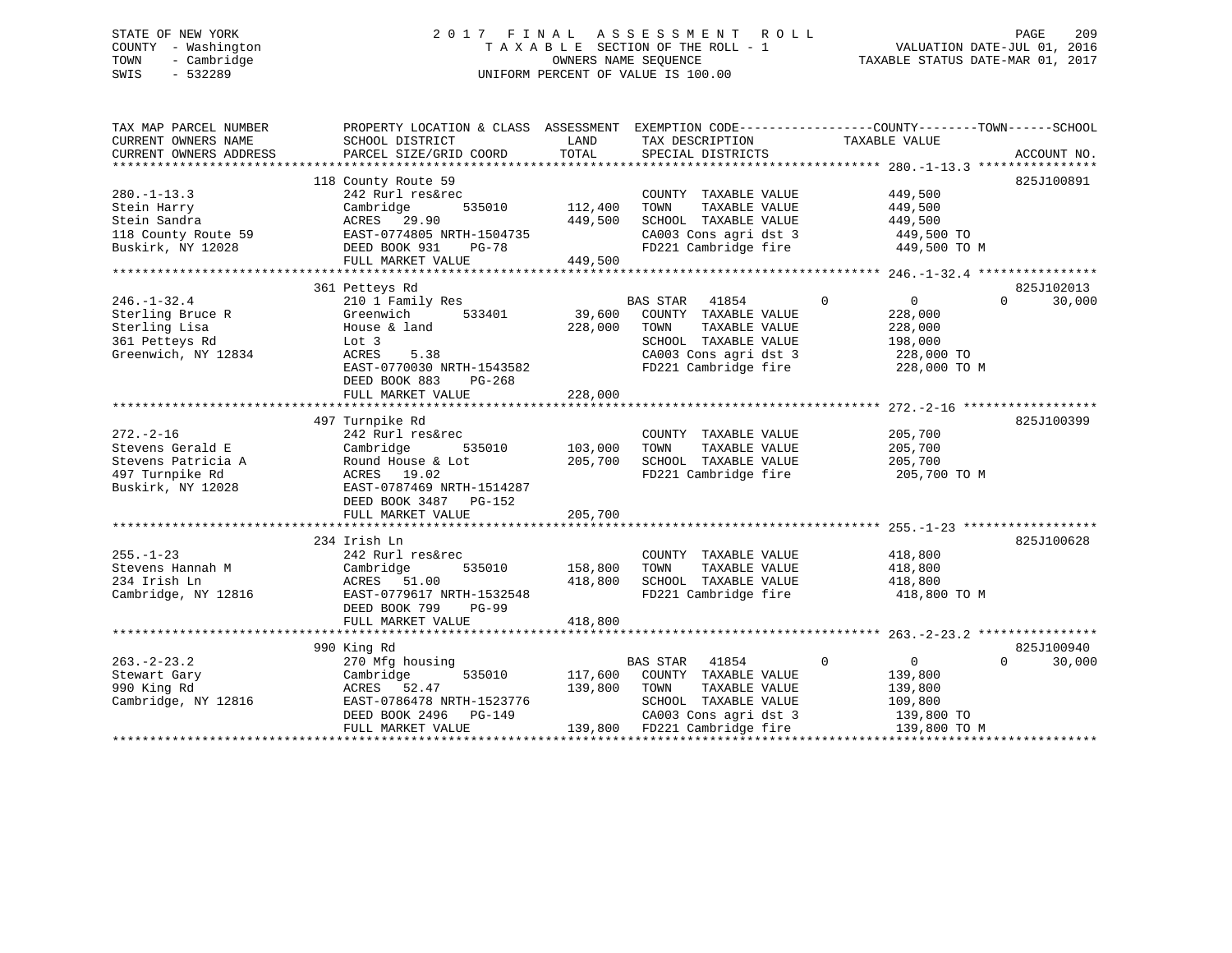STATE OF NEW YORK
COUNTY - Washington
TOWN - Cambridge
SWIS - 532289

# 2017 FINAL ASSESSMENT ROLL
TAXABLE SECTION OF THE ROLL - 1
OWNERS NAME SEQUENCE
UNIFORM PERCENT OF VALUE IS 100.00

VALUATION DATE-JUL 01, 2016
TAXABLE STATUS DATE-MAR 01, 2017

| TAX MAP PARCEL NUMBER / CURRENT OWNERS NAME / CURRENT OWNERS ADDRESS | PROPERTY LOCATION & CLASS / SCHOOL DISTRICT / PARCEL SIZE/GRID COORD | ASSESSMENT LAND / TOTAL | EXEMPTION CODE / TAX DESCRIPTION / SPECIAL DISTRICTS | COUNTY | TOWN | SCHOOL / TAXABLE VALUE | ACCOUNT NO. |
|---|---|---|---|---|---|---|---|
| **280.-1-13.3** | 118 County Route 59 | | | | | | 825J100891 |
| 280.-1-13.3 | 242 Rurl res&rec | | COUNTY TAXABLE VALUE | | | 449,500 | |
| Stein Harry | Cambridge 535010 | 112,400 | TOWN TAXABLE VALUE | | | 449,500 | |
| Stein Sandra | ACRES 29.90 | 449,500 | SCHOOL TAXABLE VALUE | | | 449,500 | |
| 118 County Route 59 | EAST-0774805 NRTH-1504735 | | CA003 Cons agri dst 3 | | | 449,500 TO | |
| Buskirk, NY 12028 | DEED BOOK 931 PG-78 | | FD221 Cambridge fire | | | 449,500 TO M | |
| | FULL MARKET VALUE | 449,500 | | | | | |
| **246.-1-32.4** | 361 Petteys Rd | | | | | | 825J102013 |
| 246.-1-32.4 | 210 1 Family Res | | BAS STAR 41854 | 0 | 0 | 0 30,000 | |
| Sterling Bruce R | Greenwich 533401 | 39,600 | COUNTY TAXABLE VALUE | | | 228,000 | |
| Sterling Lisa | House & land | 228,000 | TOWN TAXABLE VALUE | | | 228,000 | |
| 361 Petteys Rd | Lot 3 | | SCHOOL TAXABLE VALUE | | | 198,000 | |
| Greenwich, NY 12834 | ACRES 5.38 | | CA003 Cons agri dst 3 | | | 228,000 TO | |
| | EAST-0770030 NRTH-1543582 | | FD221 Cambridge fire | | | 228,000 TO M | |
| | DEED BOOK 883 PG-268 | | | | | | |
| | FULL MARKET VALUE | 228,000 | | | | | |
| **272.-2-16** | 497 Turnpike Rd | | | | | | 825J100399 |
| 272.-2-16 | 242 Rurl res&rec | | COUNTY TAXABLE VALUE | | | 205,700 | |
| Stevens Gerald E | Cambridge 535010 | 103,000 | TOWN TAXABLE VALUE | | | 205,700 | |
| Stevens Patricia A | Round House & Lot | 205,700 | SCHOOL TAXABLE VALUE | | | 205,700 | |
| 497 Turnpike Rd | ACRES 19.02 | | FD221 Cambridge fire | | | 205,700 TO M | |
| Buskirk, NY 12028 | EAST-0787469 NRTH-1514287 | | | | | | |
| | DEED BOOK 3487 PG-152 | | | | | | |
| | FULL MARKET VALUE | 205,700 | | | | | |
| **255.-1-23** | 234 Irish Ln | | | | | | 825J100628 |
| 255.-1-23 | 242 Rurl res&rec | | COUNTY TAXABLE VALUE | | | 418,800 | |
| Stevens Hannah M | Cambridge 535010 | 158,800 | TOWN TAXABLE VALUE | | | 418,800 | |
| 234 Irish Ln | ACRES 51.00 | 418,800 | SCHOOL TAXABLE VALUE | | | 418,800 | |
| Cambridge, NY 12816 | EAST-0779617 NRTH-1532548 | | FD221 Cambridge fire | | | 418,800 TO M | |
| | DEED BOOK 799 PG-99 | | | | | | |
| | FULL MARKET VALUE | 418,800 | | | | | |
| **263.-2-23.2** | 990 King Rd | | | | | | 825J100940 |
| 263.-2-23.2 | 270 Mfg housing | | BAS STAR 41854 | 0 | 0 | 0 30,000 | |
| Stewart Gary | Cambridge 535010 | 117,600 | COUNTY TAXABLE VALUE | | | 139,800 | |
| 990 King Rd | ACRES 52.47 | 139,800 | TOWN TAXABLE VALUE | | | 139,800 | |
| Cambridge, NY 12816 | EAST-0786478 NRTH-1523776 | | SCHOOL TAXABLE VALUE | | | 109,800 | |
| | DEED BOOK 2496 PG-149 | | CA003 Cons agri dst 3 | | | 139,800 TO | |
| | FULL MARKET VALUE | 139,800 | FD221 Cambridge fire | | | 139,800 TO M | |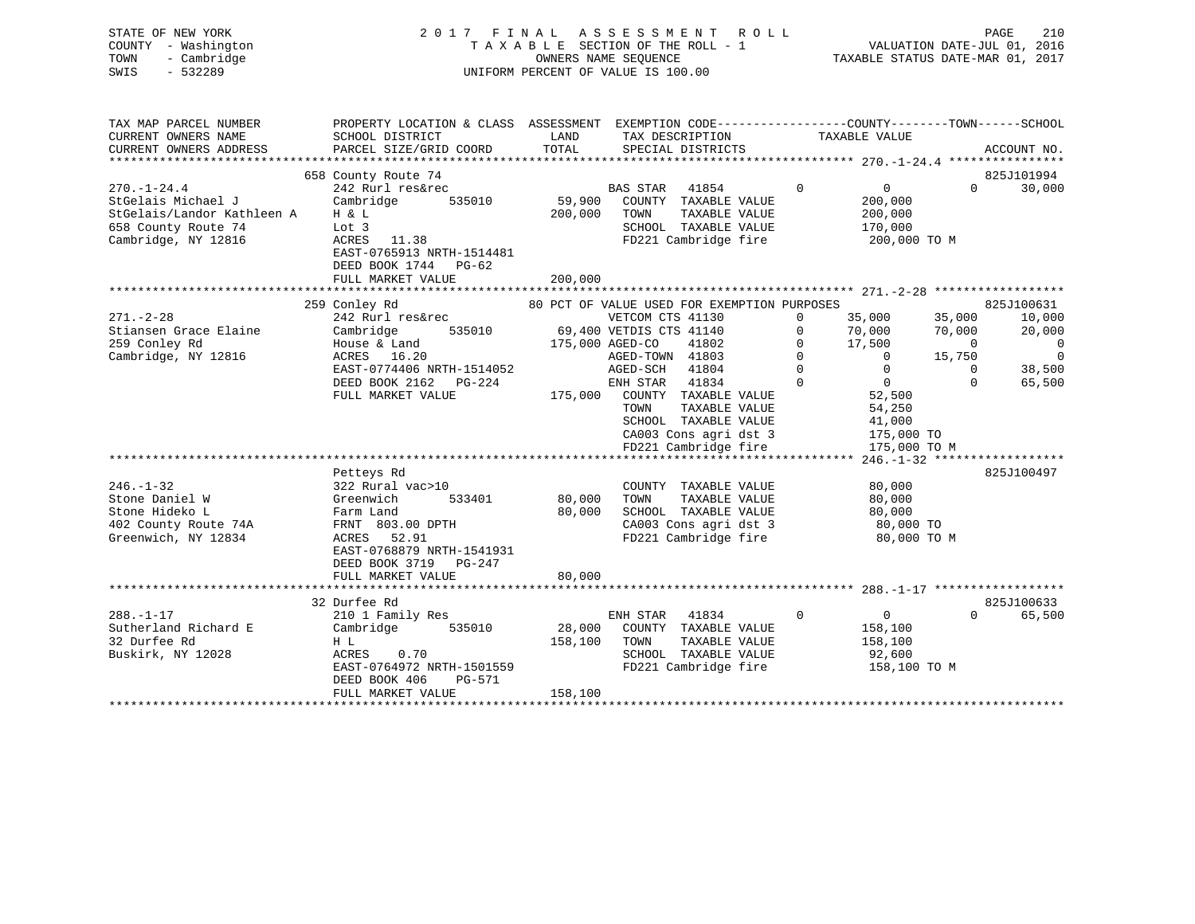STATE OF NEW YORK
COUNTY - Washington
TOWN - Cambridge
SWIS - 532289

# 2017 FINAL ASSESSMENT ROLL

TAXABLE SECTION OF THE ROLL - 1
OWNERS NAME SEQUENCE
UNIFORM PERCENT OF VALUE IS 100.00

VALUATION DATE-JUL 01, 2016
TAXABLE STATUS DATE-MAR 01, 2017

| TAX MAP PARCEL NUMBER / CURRENT OWNERS NAME / CURRENT OWNERS ADDRESS | PROPERTY LOCATION & CLASS / SCHOOL DISTRICT / PARCEL SIZE/GRID COORD | ASSESSMENT LAND / TOTAL | EXEMPTION CODE / TAX DESCRIPTION / SPECIAL DISTRICTS | | COUNTY TAXABLE VALUE | TOWN | SCHOOL | ACCOUNT NO. |
|---|---|---|---|---|---|---|---|---|
| **270.-1-24.4** | 658 County Route 74 | | | | | | | 825J101994 |
| 270.-1-24.4 | 242 Rurl res&rec | | BAS STAR 41854 | 0 | 0 | 0 | 30,000 | |
| StGelais Michael J | Cambridge 535010 | 59,900 | COUNTY TAXABLE VALUE | | 200,000 | | | |
| StGelais/Landor Kathleen A | H & L | 200,000 | TOWN TAXABLE VALUE | | 200,000 | | | |
| 658 County Route 74 | Lot 3 | | SCHOOL TAXABLE VALUE | | 170,000 | | | |
| Cambridge, NY 12816 | ACRES 11.38 | | FD221 Cambridge fire | | 200,000 TO M | | | |
| | EAST-0765913 NRTH-1514481 | | | | | | | |
| | DEED BOOK 1744 PG-62 | | | | | | | |
| | FULL MARKET VALUE | 200,000 | | | | | | |
| **271.-2-28** | 259 Conley Rd | | 80 PCT OF VALUE USED FOR EXEMPTION PURPOSES | | | | | 825J100631 |
| 271.-2-28 | 242 Rurl res&rec | | VETCOM CTS 41130 | 0 | 35,000 | 35,000 | 10,000 | |
| Stiansen Grace Elaine | Cambridge 535010 | 69,400 | VETDIS CTS 41140 | 0 | 70,000 | 70,000 | 20,000 | |
| 259 Conley Rd | House & Land | 175,000 | AGED-CO 41802 | 0 | 17,500 | 0 | 0 | |
| Cambridge, NY 12816 | ACRES 16.20 | | AGED-TOWN 41803 | 0 | 0 | 15,750 | 0 | |
| | EAST-0774406 NRTH-1514052 | | AGED-SCH 41804 | 0 | 0 | 0 | 38,500 | |
| | DEED BOOK 2162 PG-224 | | ENH STAR 41834 | 0 | 0 | 0 | 65,500 | |
| | FULL MARKET VALUE | 175,000 | COUNTY TAXABLE VALUE | | 52,500 | | | |
| | | | TOWN TAXABLE VALUE | | 54,250 | | | |
| | | | SCHOOL TAXABLE VALUE | | 41,000 | | | |
| | | | CA003 Cons agri dst 3 | | 175,000 TO | | | |
| | | | FD221 Cambridge fire | | 175,000 TO M | | | |
| **246.-1-32** | Petteys Rd | | | | | | | 825J100497 |
| 246.-1-32 | 322 Rural vac>10 | | COUNTY TAXABLE VALUE | | 80,000 | | | |
| Stone Daniel W | Greenwich 533401 | 80,000 | TOWN TAXABLE VALUE | | 80,000 | | | |
| Stone Hideko L | Farm Land | 80,000 | SCHOOL TAXABLE VALUE | | 80,000 | | | |
| 402 County Route 74A | FRNT 803.00 DPTH | | CA003 Cons agri dst 3 | | 80,000 TO | | | |
| Greenwich, NY 12834 | ACRES 52.91 | | FD221 Cambridge fire | | 80,000 TO M | | | |
| | EAST-0768879 NRTH-1541931 | | | | | | | |
| | DEED BOOK 3719 PG-247 | | | | | | | |
| | FULL MARKET VALUE | 80,000 | | | | | | |
| **288.-1-17** | 32 Durfee Rd | | | | | | | 825J100633 |
| 288.-1-17 | 210 1 Family Res | | ENH STAR 41834 | 0 | 0 | 0 | 65,500 | |
| Sutherland Richard E | Cambridge 535010 | 28,000 | COUNTY TAXABLE VALUE | | 158,100 | | | |
| 32 Durfee Rd | H L | 158,100 | TOWN TAXABLE VALUE | | 158,100 | | | |
| Buskirk, NY 12028 | ACRES 0.70 | | SCHOOL TAXABLE VALUE | | 92,600 | | | |
| | EAST-0764972 NRTH-1501559 | | FD221 Cambridge fire | | 158,100 TO M | | | |
| | DEED BOOK 406 PG-571 | | | | | | | |
| | FULL MARKET VALUE | 158,100 | | | | | | |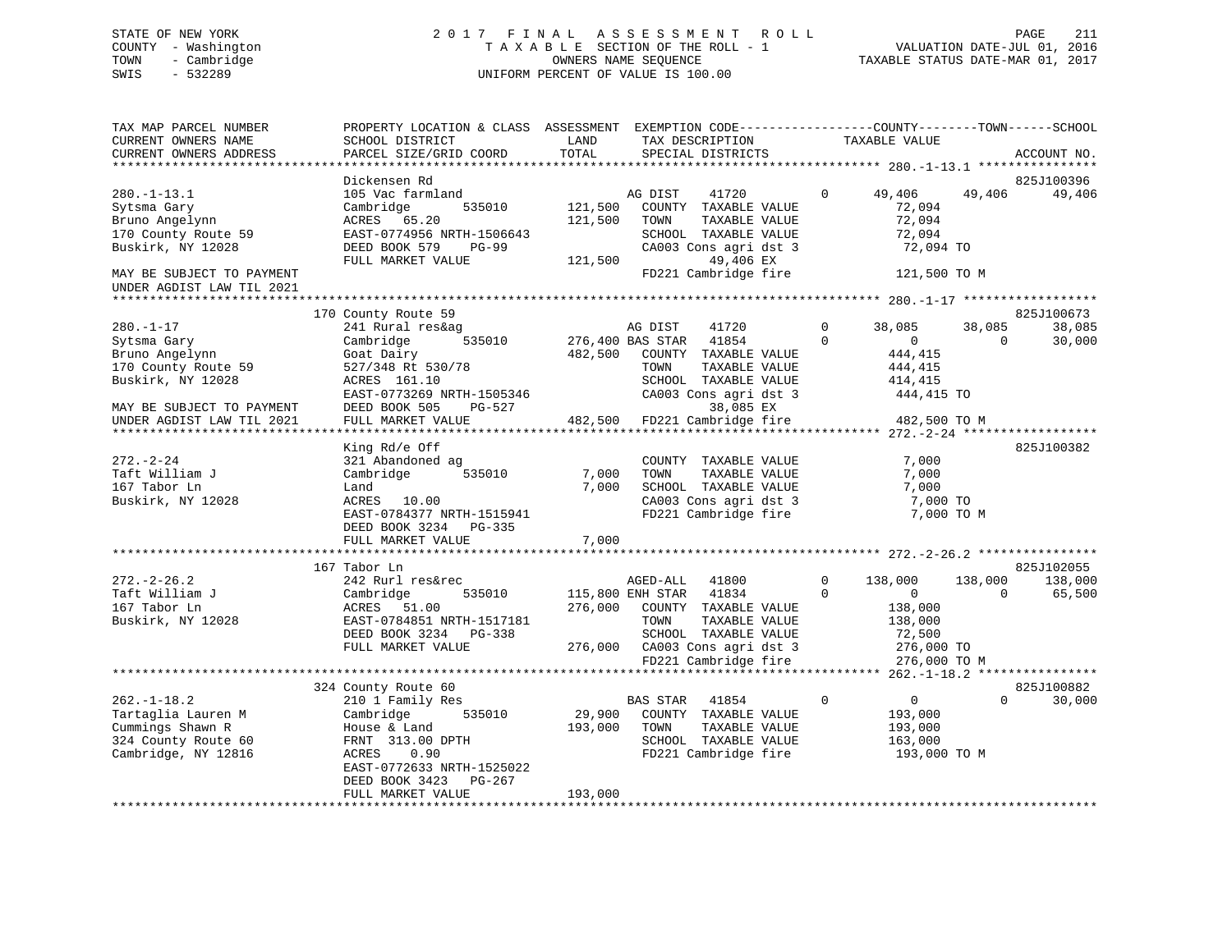STATE OF NEW YORK
COUNTY - Washington
TOWN - Cambridge
SWIS - 532289

2 0 1 7 F I N A L A S S E S S M E N T R O L L
T A X A B L E SECTION OF THE ROLL - 1
OWNERS NAME SEQUENCE
UNIFORM PERCENT OF VALUE IS 100.00

VALUATION DATE-JUL 01, 2016
TAXABLE STATUS DATE-MAR 01, 2017

```
TAX MAP PARCEL NUMBER          PROPERTY LOCATION & CLASS  ASSESSMENT  EXEMPTION CODE------------------COUNTY--------TOWN------SCHOOL
CURRENT OWNERS NAME            SCHOOL DISTRICT              LAND      TAX DESCRIPTION            TAXABLE VALUE
CURRENT OWNERS ADDRESS         PARCEL SIZE/GRID COORD       TOTAL     SPECIAL DISTRICTS                                       ACCOUNT NO.
******************************************************************************************************* 280.-1-13.1 ****************
                               Dickensen Rd                                                                               825J100396
280.-1-13.1                    105 Vac farmland                       AG DIST     41720         0      49,406     49,406     49,406
Sytsma Gary                    Cambridge        535010       121,500   COUNTY  TAXABLE VALUE            72,094
Bruno Angelynn                 ACRES  65.20                  121,500   TOWN    TAXABLE VALUE            72,094
170 County Route 59            EAST-0774956 NRTH-1506643               SCHOOL  TAXABLE VALUE            72,094
Buskirk, NY 12028              DEED BOOK 579    PG-99                  CA003 Cons agri dst 3             72,094 TO
                               FULL MARKET VALUE             121,500          49,406 EX
MAY BE SUBJECT TO PAYMENT                                               FD221 Cambridge fire            121,500 TO M
UNDER AGDIST LAW TIL 2021
******************************************************************************************************* 280.-1-17 ******************
                               170 County Route 59                                                                        825J100673
280.-1-17                      241 Rural res&ag                       AG DIST     41720         0      38,085     38,085     38,085
Sytsma Gary                    Cambridge        535010       276,400 BAS STAR     41854         0           0          0     30,000
Bruno Angelynn                 Goat Dairy                    482,500   COUNTY  TAXABLE VALUE           444,415
170 County Route 59            527/348 Rt 530/78                       TOWN    TAXABLE VALUE           444,415
Buskirk, NY 12028              ACRES 161.10                            SCHOOL  TAXABLE VALUE           414,415
                               EAST-0773269 NRTH-1505346               CA003 Cons agri dst 3            444,415 TO
MAY BE SUBJECT TO PAYMENT      DEED BOOK 505    PG-527                        38,085 EX
UNDER AGDIST LAW TIL 2021      FULL MARKET VALUE             482,500   FD221 Cambridge fire            482,500 TO M
******************************************************************************************************* 272.-2-24 ******************
                               King Rd/e Off                                                                              825J100382
272.-2-24                      321 Abandoned ag                       COUNTY  TAXABLE VALUE             7,000
Taft William J                 Cambridge        535010         7,000   TOWN    TAXABLE VALUE             7,000
167 Tabor Ln                   Land                            7,000   SCHOOL  TAXABLE VALUE             7,000
Buskirk, NY 12028              ACRES  10.00                            CA003 Cons agri dst 3              7,000 TO
                               EAST-0784377 NRTH-1515941               FD221 Cambridge fire               7,000 TO M
                               DEED BOOK 3234   PG-335
                               FULL MARKET VALUE               7,000
******************************************************************************************************* 272.-2-26.2 ****************
                               167 Tabor Ln                                                                               825J102055
272.-2-26.2                    242 Rurl res&rec                       AGED-ALL    41800         0     138,000    138,000    138,000
Taft William J                 Cambridge        535010       115,800 ENH STAR     41834         0           0          0     65,500
167 Tabor Ln                   ACRES  51.00                  276,000   COUNTY  TAXABLE VALUE           138,000
Buskirk, NY 12028              EAST-0784851 NRTH-1517181               TOWN    TAXABLE VALUE           138,000
                               DEED BOOK 3234   PG-338                 SCHOOL  TAXABLE VALUE            72,500
                               FULL MARKET VALUE             276,000   CA003 Cons agri dst 3            276,000 TO
                                                                       FD221 Cambridge fire            276,000 TO M
******************************************************************************************************* 262.-1-18.2 ****************
                               324 County Route 60                                                                        825J100882
262.-1-18.2                    210 1 Family Res                       BAS STAR    41854         0           0          0     30,000
Tartaglia Lauren M             Cambridge        535010        29,900   COUNTY  TAXABLE VALUE           193,000
Cummings Shawn R               House & Land                  193,000   TOWN    TAXABLE VALUE           193,000
324 County Route 60            FRNT 313.00 DPTH                        SCHOOL  TAXABLE VALUE           163,000
Cambridge, NY 12816            ACRES   0.90                            FD221 Cambridge fire            193,000 TO M
                               EAST-0772633 NRTH-1525022
                               DEED BOOK 3423   PG-267
                               FULL MARKET VALUE             193,000
************************************************************************************************************************************
```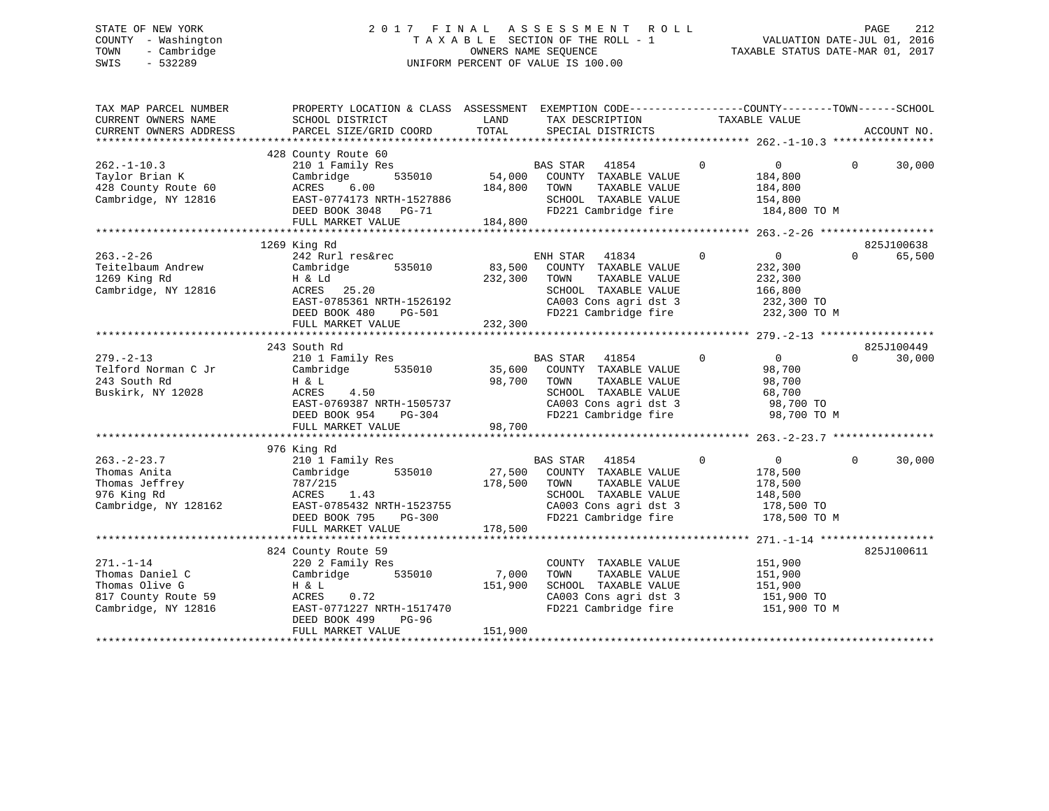STATE OF NEW YORK
COUNTY - Washington
TOWN - Cambridge
SWIS - 532289

# 2017 FINAL ASSESSMENT ROLL
TAXABLE SECTION OF THE ROLL - 1
OWNERS NAME SEQUENCE
UNIFORM PERCENT OF VALUE IS 100.00

VALUATION DATE-JUL 01, 2016
TAXABLE STATUS DATE-MAR 01, 2017

| TAX MAP PARCEL NUMBER / CURRENT OWNERS NAME / CURRENT OWNERS ADDRESS | PROPERTY LOCATION & CLASS / SCHOOL DISTRICT / PARCEL SIZE/GRID COORD | ASSESSMENT LAND / TOTAL | EXEMPTION CODE / TAX DESCRIPTION / SPECIAL DISTRICTS | COUNTY | TOWN | SCHOOL | TAXABLE VALUE | ACCOUNT NO. |
|---|---|---|---|---|---|---|---|---|
| 262.-1-10.3 | 428 County Route 60 | | | | | | | |
| 262.-1-10.3 | 210 1 Family Res | | BAS STAR 41854 | 0 | 0 | 30,000 | | |
| Taylor Brian K | Cambridge 535010 | 54,000 | COUNTY TAXABLE VALUE | | | | 184,800 | |
| 428 County Route 60 | ACRES 6.00 | 184,800 | TOWN TAXABLE VALUE | | | | 184,800 | |
| Cambridge, NY 12816 | EAST-0774173 NRTH-1527886 | | SCHOOL TAXABLE VALUE | | | | 154,800 | |
| | DEED BOOK 3048 PG-71 | | FD221 Cambridge fire | | | | 184,800 TO M | |
| | FULL MARKET VALUE | 184,800 | | | | | | |
| 263.-2-26 | 1269 King Rd | | | | | | | 825J100638 |
| 263.-2-26 | 242 Rurl res&rec | | ENH STAR 41834 | 0 | 0 | 65,500 | | |
| Teitelbaum Andrew | Cambridge 535010 | 83,500 | COUNTY TAXABLE VALUE | | | | 232,300 | |
| 1269 King Rd | H & Ld | 232,300 | TOWN TAXABLE VALUE | | | | 232,300 | |
| Cambridge, NY 12816 | ACRES 25.20 | | SCHOOL TAXABLE VALUE | | | | 166,800 | |
| | EAST-0785361 NRTH-1526192 | | CA003 Cons agri dst 3 | | | | 232,300 TO | |
| | DEED BOOK 480 PG-501 | | FD221 Cambridge fire | | | | 232,300 TO M | |
| | FULL MARKET VALUE | 232,300 | | | | | | |
| 279.-2-13 | 243 South Rd | | | | | | | 825J100449 |
| 279.-2-13 | 210 1 Family Res | | BAS STAR 41854 | 0 | 0 | 30,000 | | |
| Telford Norman C Jr | Cambridge 535010 | 35,600 | COUNTY TAXABLE VALUE | | | | 98,700 | |
| 243 South Rd | H & L | 98,700 | TOWN TAXABLE VALUE | | | | 98,700 | |
| Buskirk, NY 12028 | ACRES 4.50 | | SCHOOL TAXABLE VALUE | | | | 68,700 | |
| | EAST-0769387 NRTH-1505737 | | CA003 Cons agri dst 3 | | | | 98,700 TO | |
| | DEED BOOK 954 PG-304 | | FD221 Cambridge fire | | | | 98,700 TO M | |
| | FULL MARKET VALUE | 98,700 | | | | | | |
| 263.-2-23.7 | 976 King Rd | | | | | | | |
| 263.-2-23.7 | 210 1 Family Res | | BAS STAR 41854 | 0 | 0 | 30,000 | | |
| Thomas Anita | Cambridge 535010 | 27,500 | COUNTY TAXABLE VALUE | | | | 178,500 | |
| Thomas Jeffrey | 787/215 | 178,500 | TOWN TAXABLE VALUE | | | | 178,500 | |
| 976 King Rd | ACRES 1.43 | | SCHOOL TAXABLE VALUE | | | | 148,500 | |
| Cambridge, NY 128162 | EAST-0785432 NRTH-1523755 | | CA003 Cons agri dst 3 | | | | 178,500 TO | |
| | DEED BOOK 795 PG-300 | | FD221 Cambridge fire | | | | 178,500 TO M | |
| | FULL MARKET VALUE | 178,500 | | | | | | |
| 271.-1-14 | 824 County Route 59 | | | | | | | 825J100611 |
| 271.-1-14 | 220 2 Family Res | | COUNTY TAXABLE VALUE | | | | 151,900 | |
| Thomas Daniel C | Cambridge 535010 | 7,000 | TOWN TAXABLE VALUE | | | | 151,900 | |
| Thomas Olive G | H & L | 151,900 | SCHOOL TAXABLE VALUE | | | | 151,900 | |
| 817 County Route 59 | ACRES 0.72 | | CA003 Cons agri dst 3 | | | | 151,900 TO | |
| Cambridge, NY 12816 | EAST-0771227 NRTH-1517470 | | FD221 Cambridge fire | | | | 151,900 TO M | |
| | DEED BOOK 499 PG-96 | | | | | | | |
| | FULL MARKET VALUE | 151,900 | | | | | | |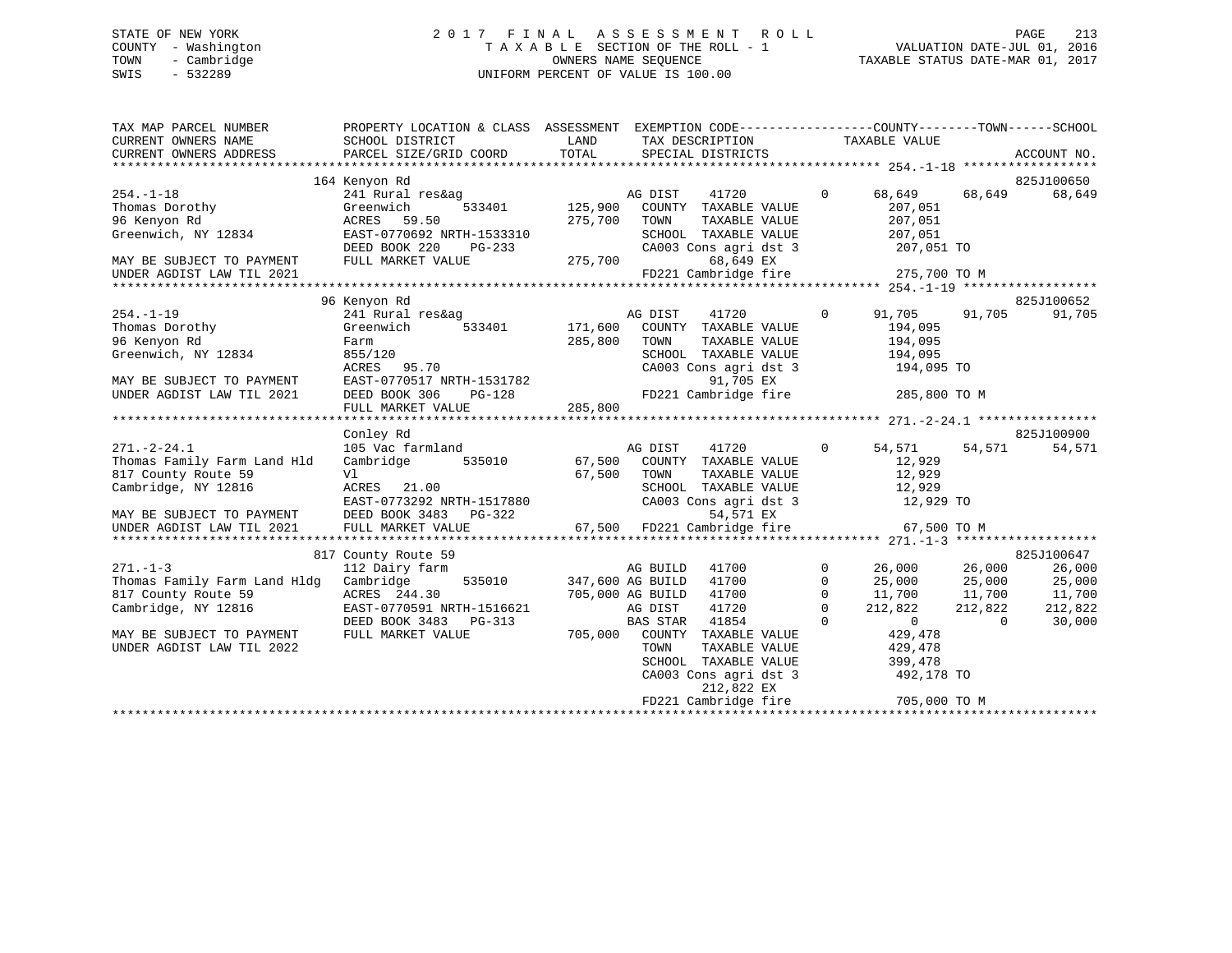STATE OF NEW YORK
COUNTY - Washington
TOWN - Cambridge
SWIS - 532289

# 2017 FINAL ASSESSMENT ROLL
TAXABLE SECTION OF THE ROLL - 1
OWNERS NAME SEQUENCE
UNIFORM PERCENT OF VALUE IS 100.00

VALUATION DATE-JUL 01, 2016
TAXABLE STATUS DATE-MAR 01, 2017

```
TAX MAP PARCEL NUMBER          PROPERTY LOCATION & CLASS  ASSESSMENT  EXEMPTION CODE------------------COUNTY--------TOWN------SCHOOL
CURRENT OWNERS NAME            SCHOOL DISTRICT              LAND      TAX DESCRIPTION              TAXABLE VALUE
CURRENT OWNERS ADDRESS         PARCEL SIZE/GRID COORD       TOTAL     SPECIAL DISTRICTS                                          ACCOUNT NO.
******************************************************************************************************* 254.-1-18 ******************
                               164 Kenyon Rd                                                                                  825J100650
254.-1-18                      241 Rural res&ag                       AG DIST    41720          0     68,649      68,649      68,649
Thomas Dorothy                 Greenwich        533401       125,900   COUNTY  TAXABLE VALUE           207,051
96 Kenyon Rd                   ACRES  59.50                  275,700   TOWN    TAXABLE VALUE           207,051
Greenwich, NY 12834            EAST-0770692 NRTH-1533310               SCHOOL  TAXABLE VALUE           207,051
                               DEED BOOK 220    PG-233                 CA003 Cons agri dst 3           207,051 TO
MAY BE SUBJECT TO PAYMENT      FULL MARKET VALUE             275,700           68,649 EX
UNDER AGDIST LAW TIL 2021                                              FD221 Cambridge fire            275,700 TO M
******************************************************************************************************* 254.-1-19 ******************
                               96 Kenyon Rd                                                                                   825J100652
254.-1-19                      241 Rural res&ag                       AG DIST    41720          0     91,705      91,705      91,705
Thomas Dorothy                 Greenwich        533401       171,600   COUNTY  TAXABLE VALUE           194,095
96 Kenyon Rd                   Farm                          285,800   TOWN    TAXABLE VALUE           194,095
Greenwich, NY 12834            855/120                                 SCHOOL  TAXABLE VALUE           194,095
                               ACRES  95.70                            CA003 Cons agri dst 3           194,095 TO
MAY BE SUBJECT TO PAYMENT      EAST-0770517 NRTH-1531782                       91,705 EX
UNDER AGDIST LAW TIL 2021      DEED BOOK 306    PG-128                 FD221 Cambridge fire            285,800 TO M
                               FULL MARKET VALUE             285,800
******************************************************************************************************* 271.-2-24.1 ****************
                               Conley Rd                                                                                      825J100900
271.-2-24.1                    105 Vac farmland                       AG DIST    41720          0     54,571      54,571      54,571
Thomas Family Farm Land Hld    Cambridge        535010        67,500   COUNTY  TAXABLE VALUE            12,929
817 County Route 59            Vl                             67,500   TOWN    TAXABLE VALUE            12,929
Cambridge, NY 12816            ACRES  21.00                            SCHOOL  TAXABLE VALUE            12,929
                               EAST-0773292 NRTH-1517880               CA003 Cons agri dst 3            12,929 TO
MAY BE SUBJECT TO PAYMENT      DEED BOOK 3483   PG-322                         54,571 EX
UNDER AGDIST LAW TIL 2021      FULL MARKET VALUE              67,500   FD221 Cambridge fire             67,500 TO M
******************************************************************************************************* 271.-1-3 *******************
                               817 County Route 59                                                                            825J100647
271.-1-3                       112 Dairy farm                         AG BUILD   41700          0     26,000      26,000      26,000
Thomas Family Farm Land Hldg   Cambridge        535010       347,600 AG BUILD   41700          0     25,000      25,000      25,000
817 County Route 59            ACRES 244.30                  705,000 AG BUILD   41700          0     11,700      11,700      11,700
Cambridge, NY 12816            EAST-0770591 NRTH-1516621              AG DIST    41720          0    212,822     212,822     212,822
                               DEED BOOK 3483   PG-313                BAS STAR   41854          0          0           0      30,000
MAY BE SUBJECT TO PAYMENT      FULL MARKET VALUE             705,000   COUNTY  TAXABLE VALUE           429,478
UNDER AGDIST LAW TIL 2022                                              TOWN    TAXABLE VALUE           429,478
                                                                       SCHOOL  TAXABLE VALUE           399,478
                                                                       CA003 Cons agri dst 3           492,178 TO
                                                                               212,822 EX
                                                                       FD221 Cambridge fire            705,000 TO M
************************************************************************************************************************************
```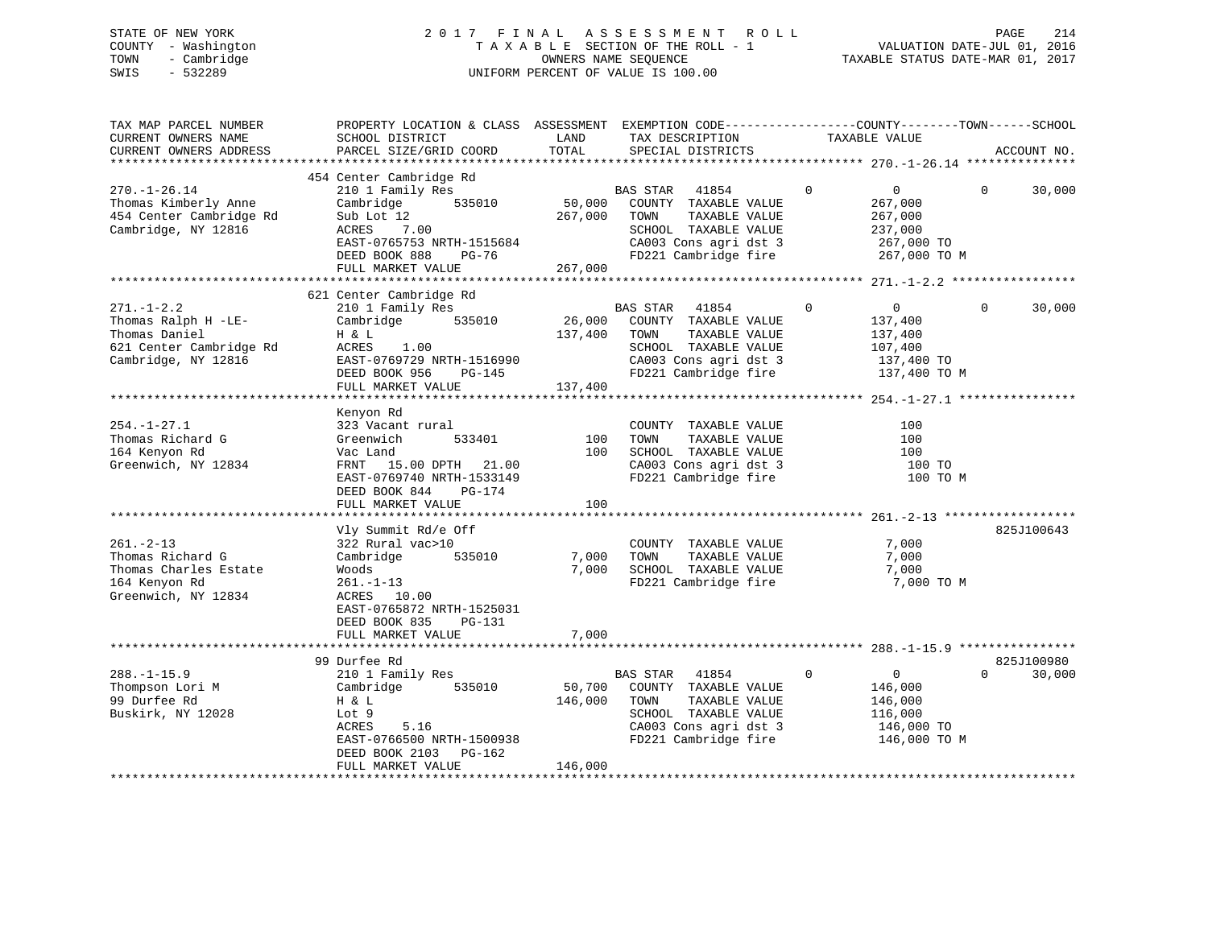STATE OF NEW YORK
COUNTY - Washington
TOWN - Cambridge
SWIS - 532289

2017 FINAL ASSESSMENT ROLL
TAXABLE SECTION OF THE ROLL - 1
OWNERS NAME SEQUENCE
UNIFORM PERCENT OF VALUE IS 100.00

VALUATION DATE-JUL 01, 2016
TAXABLE STATUS DATE-MAR 01, 2017

```
TAX MAP PARCEL NUMBER          PROPERTY LOCATION & CLASS  ASSESSMENT  EXEMPTION CODE------------------COUNTY--------TOWN------SCHOOL
CURRENT OWNERS NAME            SCHOOL DISTRICT              LAND      TAX DESCRIPTION           TAXABLE VALUE
CURRENT OWNERS ADDRESS         PARCEL SIZE/GRID COORD       TOTAL     SPECIAL DISTRICTS                                    ACCOUNT NO.
******************************************************************************************************* 270.-1-26.14 ***************
                               454 Center Cambridge Rd
270.-1-26.14                   210 1 Family Res                       BAS STAR   41854          0           0         0      30,000
Thomas Kimberly Anne           Cambridge       535010        50,000   COUNTY  TAXABLE VALUE             267,000
454 Center Cambridge Rd        Sub Lot 12                   267,000   TOWN    TAXABLE VALUE             267,000
Cambridge, NY 12816            ACRES    7.00                          SCHOOL  TAXABLE VALUE             237,000
                               EAST-0765753 NRTH-1515684              CA003 Cons agri dst 3             267,000 TO
                               DEED BOOK 888    PG-76                 FD221 Cambridge fire              267,000 TO M
                               FULL MARKET VALUE            267,000
******************************************************************************************************* 271.-1-2.2 *****************
                               621 Center Cambridge Rd
271.-1-2.2                     210 1 Family Res                       BAS STAR   41854          0           0         0      30,000
Thomas Ralph H -LE-            Cambridge       535010        26,000   COUNTY  TAXABLE VALUE             137,400
Thomas Daniel                  H & L                        137,400   TOWN    TAXABLE VALUE             137,400
621 Center Cambridge Rd        ACRES    1.00                          SCHOOL  TAXABLE VALUE             107,400
Cambridge, NY 12816            EAST-0769729 NRTH-1516990              CA003 Cons agri dst 3             137,400 TO
                               DEED BOOK 956    PG-145                FD221 Cambridge fire              137,400 TO M
                               FULL MARKET VALUE            137,400
******************************************************************************************************* 254.-1-27.1 ****************
                               Kenyon Rd
254.-1-27.1                    323 Vacant rural                       COUNTY  TAXABLE VALUE                 100
Thomas Richard G               Greenwich       533401           100   TOWN    TAXABLE VALUE                 100
164 Kenyon Rd                  Vac Land                         100   SCHOOL  TAXABLE VALUE                 100
Greenwich, NY 12834            FRNT   15.00 DPTH   21.00              CA003 Cons agri dst 3                 100 TO
                               EAST-0769740 NRTH-1533149              FD221 Cambridge fire                  100 TO M
                               DEED BOOK 844    PG-174
                               FULL MARKET VALUE                100
******************************************************************************************************* 261.-2-13 ******************
                               Vly Summit Rd/e Off                                                                  825J100643
261.-2-13                      322 Rural vac>10                       COUNTY  TAXABLE VALUE               7,000
Thomas Richard G               Cambridge       535010         7,000   TOWN    TAXABLE VALUE               7,000
Thomas Charles Estate          Woods                          7,000   SCHOOL  TAXABLE VALUE               7,000
164 Kenyon Rd                  261.-1-13                              FD221 Cambridge fire                7,000 TO M
Greenwich, NY 12834            ACRES   10.00
                               EAST-0765872 NRTH-1525031
                               DEED BOOK 835    PG-131
                               FULL MARKET VALUE              7,000
******************************************************************************************************* 288.-1-15.9 ****************
                               99 Durfee Rd                                                                         825J100980
288.-1-15.9                    210 1 Family Res                       BAS STAR   41854          0           0         0      30,000
Thompson Lori M                Cambridge       535010        50,700   COUNTY  TAXABLE VALUE             146,000
99 Durfee Rd                   H & L                        146,000   TOWN    TAXABLE VALUE             146,000
Buskirk, NY 12028              Lot 9                                  SCHOOL  TAXABLE VALUE             116,000
                               ACRES    5.16                          CA003 Cons agri dst 3             146,000 TO
                               EAST-0766500 NRTH-1500938              FD221 Cambridge fire              146,000 TO M
                               DEED BOOK 2103   PG-162
                               FULL MARKET VALUE            146,000
************************************************************************************************************************************
```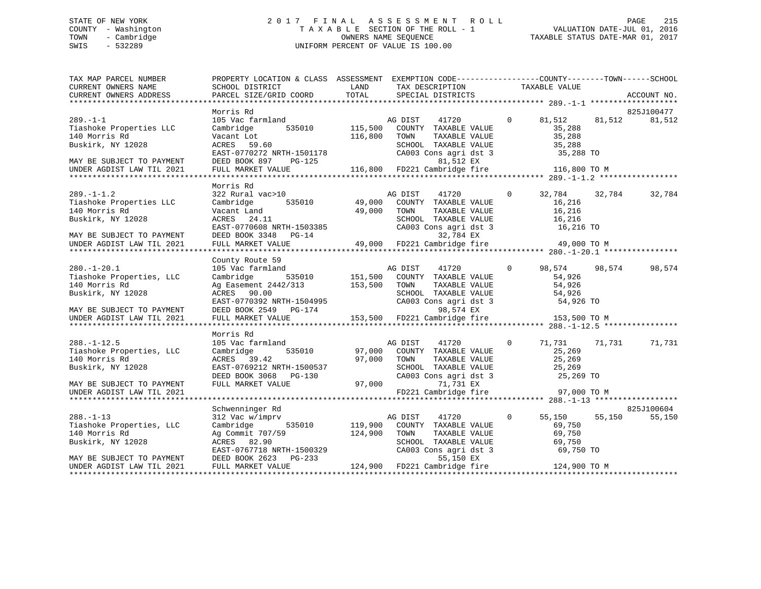STATE OF NEW YORK
COUNTY - Washington
TOWN - Cambridge
SWIS - 532289

2017 FINAL ASSESSMENT ROLL
TAXABLE SECTION OF THE ROLL - 1
OWNERS NAME SEQUENCE
UNIFORM PERCENT OF VALUE IS 100.00

VALUATION DATE-JUL 01, 2016
TAXABLE STATUS DATE-MAR 01, 2017

```
TAX MAP PARCEL NUMBER          PROPERTY LOCATION & CLASS  ASSESSMENT  EXEMPTION CODE-----------------COUNTY--------TOWN------SCHOOL
CURRENT OWNERS NAME            SCHOOL DISTRICT               LAND      TAX DESCRIPTION            TAXABLE VALUE
CURRENT OWNERS ADDRESS         PARCEL SIZE/GRID COORD        TOTAL     SPECIAL DISTRICTS                                    ACCOUNT NO.
******************************************************************************************************* 289.-1-1 *******************
                               Morris Rd                                                                                 825J100477
289.-1-1                       105 Vac farmland                       AG DIST     41720          0       81,512      81,512      81,512
Tiashoke Properties LLC        Cambridge        535010      115,500   COUNTY  TAXABLE VALUE              35,288
140 Morris Rd                  Vacant Lot                   116,800   TOWN    TAXABLE VALUE              35,288
Buskirk, NY 12028              ACRES   59.60                          SCHOOL  TAXABLE VALUE              35,288
                               EAST-0770272 NRTH-1501178              CA003 Cons agri dst 3               35,288 TO
MAY BE SUBJECT TO PAYMENT      DEED BOOK 897     PG-125                       81,512 EX
UNDER AGDIST LAW TIL 2021      FULL MARKET VALUE            116,800   FD221 Cambridge fire               116,800 TO M
******************************************************************************************************* 289.-1-1.2 *****************
                               Morris Rd
289.-1-1.2                     322 Rural vac>10                       AG DIST     41720          0       32,784      32,784      32,784
Tiashoke Properties LLC        Cambridge        535010       49,000   COUNTY  TAXABLE VALUE              16,216
140 Morris Rd                  Vacant Land                   49,000   TOWN    TAXABLE VALUE              16,216
Buskirk, NY 12028              ACRES   24.11                          SCHOOL  TAXABLE VALUE              16,216
                               EAST-0770608 NRTH-1503385              CA003 Cons agri dst 3               16,216 TO
MAY BE SUBJECT TO PAYMENT      DEED BOOK 3348    PG-14                        32,784 EX
UNDER AGDIST LAW TIL 2021      FULL MARKET VALUE             49,000   FD221 Cambridge fire                49,000 TO M
******************************************************************************************************* 280.-1-20.1 ****************
                               County Route 59
280.-1-20.1                    105 Vac farmland                       AG DIST     41720          0       98,574      98,574      98,574
Tiashoke Properties, LLC       Cambridge        535010      151,500   COUNTY  TAXABLE VALUE              54,926
140 Morris Rd                  Ag Easement 2442/313         153,500   TOWN    TAXABLE VALUE              54,926
Buskirk, NY 12028              ACRES   90.00                          SCHOOL  TAXABLE VALUE              54,926
                               EAST-0770392 NRTH-1504995              CA003 Cons agri dst 3               54,926 TO
MAY BE SUBJECT TO PAYMENT      DEED BOOK 2549    PG-174                       98,574 EX
UNDER AGDIST LAW TIL 2021      FULL MARKET VALUE            153,500   FD221 Cambridge fire               153,500 TO M
******************************************************************************************************* 288.-1-12.5 ****************
                               Morris Rd
288.-1-12.5                    105 Vac farmland                       AG DIST     41720          0       71,731      71,731      71,731
Tiashoke Properties, LLC       Cambridge        535010       97,000   COUNTY  TAXABLE VALUE              25,269
140 Morris Rd                  ACRES   39.42                 97,000   TOWN    TAXABLE VALUE              25,269
Buskirk, NY 12028              EAST-0769212 NRTH-1500537              SCHOOL  TAXABLE VALUE              25,269
                               DEED BOOK 3068    PG-130               CA003 Cons agri dst 3               25,269 TO
MAY BE SUBJECT TO PAYMENT      FULL MARKET VALUE             97,000           71,731 EX
UNDER AGDIST LAW TIL 2021                                             FD221 Cambridge fire                97,000 TO M
******************************************************************************************************* 288.-1-13 ******************
                               Schwenninger Rd                                                                           825J100604
288.-1-13                      312 Vac w/imprv                        AG DIST     41720          0       55,150      55,150      55,150
Tiashoke Properties, LLC       Cambridge        535010      119,900   COUNTY  TAXABLE VALUE              69,750
140 Morris Rd                  Ag Commit 707/59             124,900   TOWN    TAXABLE VALUE              69,750
Buskirk, NY 12028              ACRES   82.90                          SCHOOL  TAXABLE VALUE              69,750
                               EAST-0767718 NRTH-1500329              CA003 Cons agri dst 3               69,750 TO
MAY BE SUBJECT TO PAYMENT      DEED BOOK 2623    PG-233                       55,150 EX
UNDER AGDIST LAW TIL 2021      FULL MARKET VALUE            124,900   FD221 Cambridge fire               124,900 TO M
************************************************************************************************************************************
```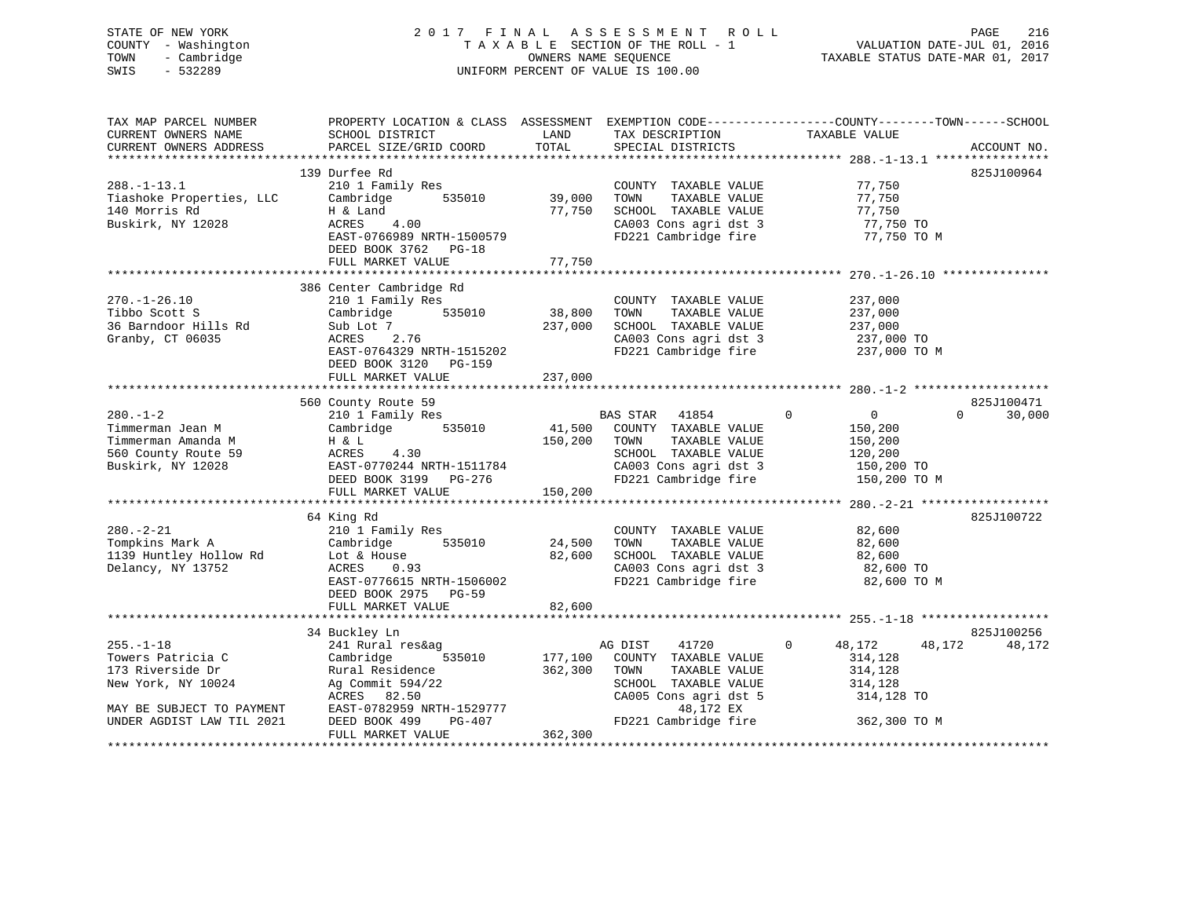STATE OF NEW YORK
COUNTY - Washington
TOWN - Cambridge
SWIS - 532289

2 0 1 7 F I N A L A S S E S S M E N T R O L L
T A X A B L E SECTION OF THE ROLL - 1
OWNERS NAME SEQUENCE
UNIFORM PERCENT OF VALUE IS 100.00

VALUATION DATE-JUL 01, 2016
TAXABLE STATUS DATE-MAR 01, 2017

| TAX MAP PARCEL NUMBER / CURRENT OWNERS NAME / CURRENT OWNERS ADDRESS | PROPERTY LOCATION & CLASS / SCHOOL DISTRICT / PARCEL SIZE/GRID COORD | ASSESSMENT LAND | TOTAL | EXEMPTION CODE / TAX DESCRIPTION / SPECIAL DISTRICTS | COUNTY TAXABLE VALUE | TOWN | SCHOOL | ACCOUNT NO. |
|---|---|---|---|---|---|---|---|---|
| 288.-1-13.1 | 139 Durfee Rd | | | | | | | 825J100964 |
| | 210 1 Family Res | | | COUNTY TAXABLE VALUE | 77,750 | | | |
| Tiashoke Properties, LLC | Cambridge 535010 | 39,000 | | TOWN TAXABLE VALUE | 77,750 | | | |
| 140 Morris Rd | H & Land | | 77,750 | SCHOOL TAXABLE VALUE | 77,750 | | | |
| Buskirk, NY 12028 | ACRES 4.00 | | | CA003 Cons agri dst 3 | 77,750 TO | | | |
| | EAST-0766989 NRTH-1500579 | | | FD221 Cambridge fire | 77,750 TO M | | | |
| | DEED BOOK 3762 PG-18 | | | | | | | |
| | FULL MARKET VALUE | | 77,750 | | | | | |
| 270.-1-26.10 | 386 Center Cambridge Rd | | | | | | | |
| | 210 1 Family Res | | | COUNTY TAXABLE VALUE | 237,000 | | | |
| Tibbo Scott S | Cambridge 535010 | 38,800 | | TOWN TAXABLE VALUE | 237,000 | | | |
| 36 Barndoor Hills Rd | Sub Lot 7 | | 237,000 | SCHOOL TAXABLE VALUE | 237,000 | | | |
| Granby, CT 06035 | ACRES 2.76 | | | CA003 Cons agri dst 3 | 237,000 TO | | | |
| | EAST-0764329 NRTH-1515202 | | | FD221 Cambridge fire | 237,000 TO M | | | |
| | DEED BOOK 3120 PG-159 | | | | | | | |
| | FULL MARKET VALUE | | 237,000 | | | | | |
| 280.-1-2 | 560 County Route 59 | | | | | | | 825J100471 |
| | 210 1 Family Res | | | BAS STAR 41854 | 0 | 0 | 30,000 | |
| Timmerman Jean M | Cambridge 535010 | 41,500 | | COUNTY TAXABLE VALUE | 150,200 | | | |
| Timmerman Amanda M | H & L | | 150,200 | TOWN TAXABLE VALUE | 150,200 | | | |
| 560 County Route 59 | ACRES 4.30 | | | SCHOOL TAXABLE VALUE | 120,200 | | | |
| Buskirk, NY 12028 | EAST-0770244 NRTH-1511784 | | | CA003 Cons agri dst 3 | 150,200 TO | | | |
| | DEED BOOK 3199 PG-276 | | | FD221 Cambridge fire | 150,200 TO M | | | |
| | FULL MARKET VALUE | | 150,200 | | | | | |
| 280.-2-21 | 64 King Rd | | | | | | | 825J100722 |
| | 210 1 Family Res | | | COUNTY TAXABLE VALUE | 82,600 | | | |
| Tompkins Mark A | Cambridge 535010 | 24,500 | | TOWN TAXABLE VALUE | 82,600 | | | |
| 1139 Huntley Hollow Rd | Lot & House | | 82,600 | SCHOOL TAXABLE VALUE | 82,600 | | | |
| Delancy, NY 13752 | ACRES 0.93 | | | CA003 Cons agri dst 3 | 82,600 TO | | | |
| | EAST-0776615 NRTH-1506002 | | | FD221 Cambridge fire | 82,600 TO M | | | |
| | DEED BOOK 2975 PG-59 | | | | | | | |
| | FULL MARKET VALUE | | 82,600 | | | | | |
| 255.-1-18 | 34 Buckley Ln | | | | | | | 825J100256 |
| | 241 Rural res&ag | | | AG DIST 41720 | 48,172 | 48,172 | 48,172 | |
| Towers Patricia C | Cambridge 535010 | 177,100 | | COUNTY TAXABLE VALUE | 314,128 | | | |
| 173 Riverside Dr | Rural Residence | | 362,300 | TOWN TAXABLE VALUE | 314,128 | | | |
| New York, NY 10024 | Ag Commit 594/22 | | | SCHOOL TAXABLE VALUE | 314,128 | | | |
| | ACRES 82.50 | | | CA005 Cons agri dst 5 | 314,128 TO | | | |
| MAY BE SUBJECT TO PAYMENT | EAST-0782959 NRTH-1529777 | | | 48,172 EX | | | | |
| UNDER AGDIST LAW TIL 2021 | DEED BOOK 499 PG-407 | | | FD221 Cambridge fire | 362,300 TO M | | | |
| | FULL MARKET VALUE | | 362,300 | | | | | |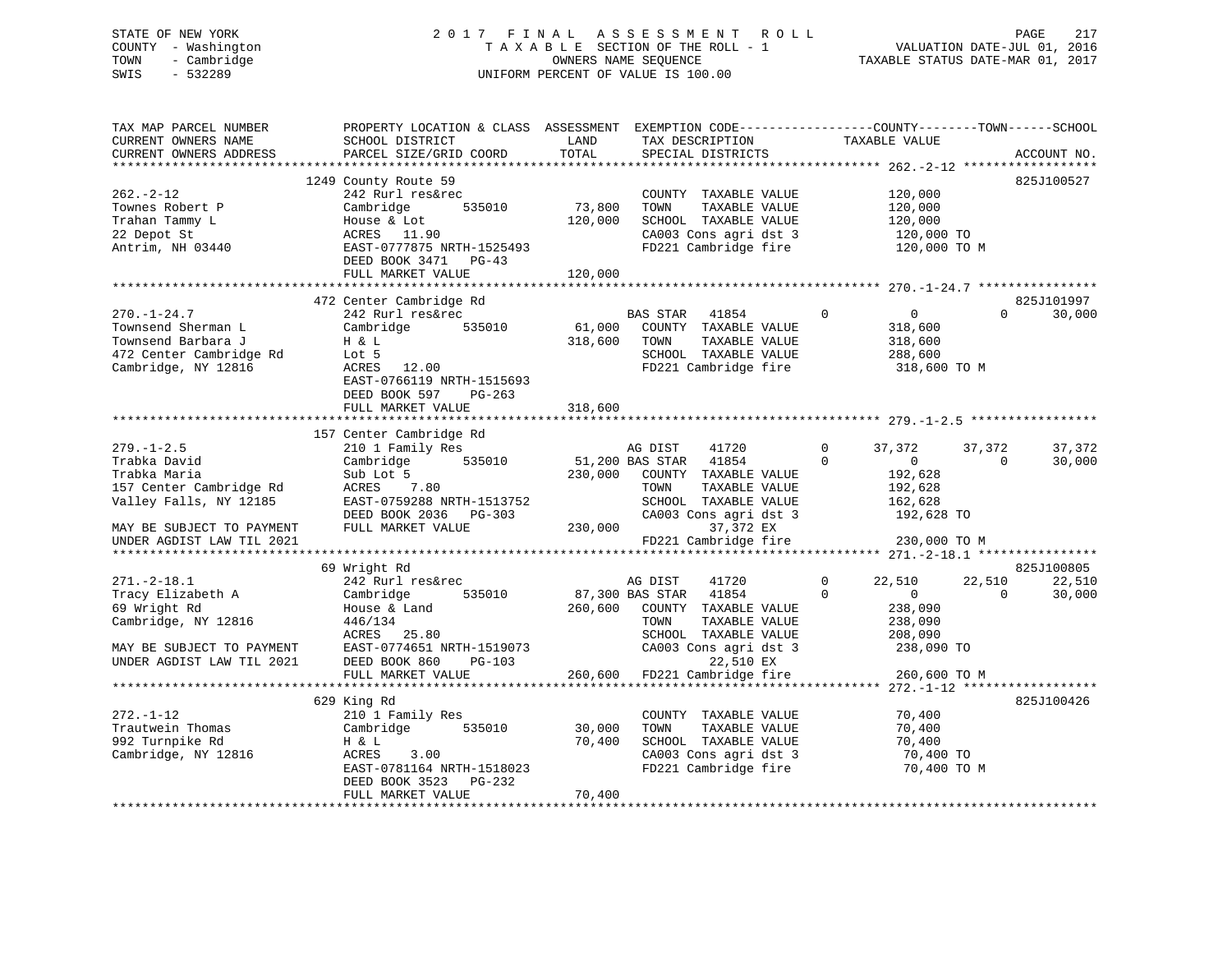STATE OF NEW YORK
COUNTY - Washington
TOWN - Cambridge
SWIS - 532289

2017 FINAL ASSESSMENT ROLL
TAXABLE SECTION OF THE ROLL - 1
OWNERS NAME SEQUENCE
UNIFORM PERCENT OF VALUE IS 100.00

VALUATION DATE-JUL 01, 2016
TAXABLE STATUS DATE-MAR 01, 2017

```
TAX MAP PARCEL NUMBER          PROPERTY LOCATION & CLASS  ASSESSMENT  EXEMPTION CODE-----------------COUNTY--------TOWN------SCHOOL
CURRENT OWNERS NAME            SCHOOL DISTRICT               LAND      TAX DESCRIPTION            TAXABLE VALUE
CURRENT OWNERS ADDRESS         PARCEL SIZE/GRID COORD        TOTAL     SPECIAL DISTRICTS                                    ACCOUNT NO.
******************************************************************************************************* 262.-2-12 ******************
                               1249 County Route 59                                                                    825J100527
262.-2-12                      242 Rurl res&rec                        COUNTY  TAXABLE VALUE          120,000
Townes Robert P                Cambridge        535010      73,800     TOWN    TAXABLE VALUE          120,000
Trahan Tammy L                 House & Lot                 120,000     SCHOOL  TAXABLE VALUE          120,000
22 Depot St                    ACRES   11.90                           CA003 Cons agri dst 3           120,000 TO
Antrim, NH 03440               EAST-0777875 NRTH-1525493               FD221 Cambridge fire            120,000 TO M
                               DEED BOOK 3471   PG-43
                               FULL MARKET VALUE           120,000
******************************************************************************************************* 270.-1-24.7 ****************
                               472 Center Cambridge Rd                                                                 825J101997
270.-1-24.7                    242 Rurl res&rec                        BAS STAR   41854        0           0           0      30,000
Townsend Sherman L             Cambridge        535010      61,000     COUNTY  TAXABLE VALUE          318,600
Townsend Barbara J             H & L                       318,600     TOWN    TAXABLE VALUE          318,600
472 Center Cambridge Rd        Lot 5                                   SCHOOL  TAXABLE VALUE          288,600
Cambridge, NY 12816            ACRES   12.00                           FD221 Cambridge fire            318,600 TO M
                               EAST-0766119 NRTH-1515693
                               DEED BOOK 597    PG-263
                               FULL MARKET VALUE           318,600
******************************************************************************************************* 279.-1-2.5 *****************
                               157 Center Cambridge Rd
279.-1-2.5                     210 1 Family Res                        AG DIST    41720        0      37,372      37,372      37,372
Trabka David                   Cambridge        535010      51,200 BAS STAR   41854        0           0           0      30,000
Trabka Maria                   Sub Lot 5                   230,000     COUNTY  TAXABLE VALUE          192,628
157 Center Cambridge Rd        ACRES    7.80                           TOWN    TAXABLE VALUE          192,628
Valley Falls, NY 12185         EAST-0759288 NRTH-1513752               SCHOOL  TAXABLE VALUE          162,628
                               DEED BOOK 2036   PG-303                 CA003 Cons agri dst 3           192,628 TO
MAY BE SUBJECT TO PAYMENT      FULL MARKET VALUE           230,000            37,372 EX
UNDER AGDIST LAW TIL 2021                                              FD221 Cambridge fire            230,000 TO M
******************************************************************************************************* 271.-2-18.1 ****************
                               69 Wright Rd                                                                            825J100805
271.-2-18.1                    242 Rurl res&rec                        AG DIST    41720        0      22,510      22,510      22,510
Tracy Elizabeth A              Cambridge        535010      87,300 BAS STAR   41854        0           0           0      30,000
69 Wright Rd                   House & Land                260,600     COUNTY  TAXABLE VALUE          238,090
Cambridge, NY 12816            446/134                                 TOWN    TAXABLE VALUE          238,090
                               ACRES   25.80                           SCHOOL  TAXABLE VALUE          208,090
MAY BE SUBJECT TO PAYMENT      EAST-0774651 NRTH-1519073               CA003 Cons agri dst 3           238,090 TO
UNDER AGDIST LAW TIL 2021      DEED BOOK 860    PG-103                        22,510 EX
                               FULL MARKET VALUE           260,600     FD221 Cambridge fire            260,600 TO M
******************************************************************************************************* 272.-1-12 ******************
                               629 King Rd                                                                             825J100426
272.-1-12                      210 1 Family Res                        COUNTY  TAXABLE VALUE           70,400
Trautwein Thomas               Cambridge        535010      30,000     TOWN    TAXABLE VALUE           70,400
992 Turnpike Rd                H & L                        70,400     SCHOOL  TAXABLE VALUE           70,400
Cambridge, NY 12816            ACRES    3.00                           CA003 Cons agri dst 3            70,400 TO
                               EAST-0781164 NRTH-1518023               FD221 Cambridge fire             70,400 TO M
                               DEED BOOK 3523   PG-232
                               FULL MARKET VALUE            70,400
************************************************************************************************************************************
```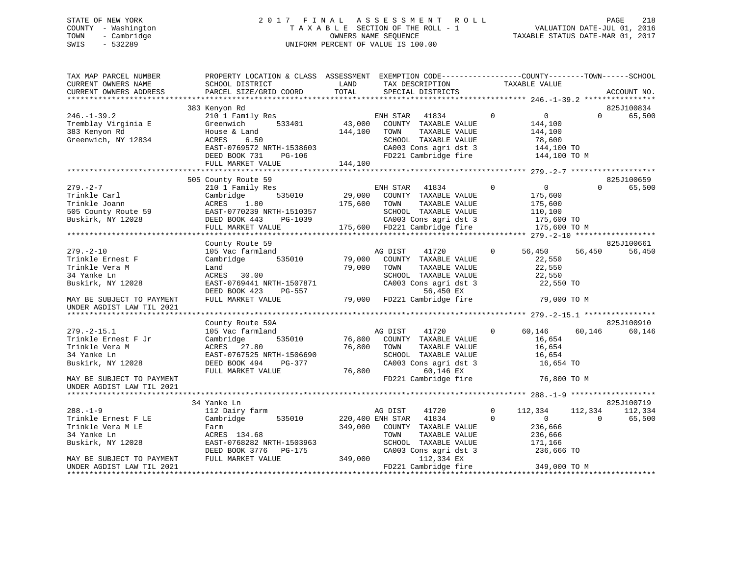STATE OF NEW YORK
COUNTY - Washington
TOWN - Cambridge
SWIS - 532289

2017 FINAL ASSESSMENT ROLL
TAXABLE SECTION OF THE ROLL - 1
OWNERS NAME SEQUENCE
UNIFORM PERCENT OF VALUE IS 100.00

VALUATION DATE-JUL 01, 2016
TAXABLE STATUS DATE-MAR 01, 2017

```
TAX MAP PARCEL NUMBER          PROPERTY LOCATION & CLASS  ASSESSMENT  EXEMPTION CODE------------------COUNTY--------TOWN------SCHOOL
CURRENT OWNERS NAME            SCHOOL DISTRICT             LAND       TAX DESCRIPTION            TAXABLE VALUE
CURRENT OWNERS ADDRESS         PARCEL SIZE/GRID COORD      TOTAL      SPECIAL DISTRICTS                                        ACCOUNT NO.
*************************************************************************************************** 246.-1-39.2 ****************
                               383 Kenyon Rd                                                                             825J100834
246.-1-39.2                    210 1 Family Res                       ENH STAR    41834         0           0            0      65,500
Tremblay Virginia E            Greenwich        533401       43,000   COUNTY  TAXABLE VALUE               144,100
383 Kenyon Rd                  House & Land                  144,100  TOWN    TAXABLE VALUE               144,100
Greenwich, NY 12834            ACRES    6.50                          SCHOOL  TAXABLE VALUE                78,600
                               EAST-0769572 NRTH-1538603              CA003 Cons agri dst 3               144,100 TO
                               DEED BOOK 731    PG-106                FD221 Cambridge fire                144,100 TO M
                               FULL MARKET VALUE             144,100
******************************************************************************************************** 279.-2-7 *******************
                               505 County Route 59                                                                       825J100659
279.-2-7                       210 1 Family Res                       ENH STAR    41834         0           0            0      65,500
Trinkle Carl                   Cambridge        535010       29,000   COUNTY  TAXABLE VALUE               175,600
Trinkle Joann                  ACRES    1.80                 175,600  TOWN    TAXABLE VALUE               175,600
505 County Route 59            EAST-0770239 NRTH-1510357              SCHOOL  TAXABLE VALUE               110,100
Buskirk, NY 12028              DEED BOOK 443    PG-1039               CA003 Cons agri dst 3               175,600 TO
                               FULL MARKET VALUE             175,600  FD221 Cambridge fire                175,600 TO M
******************************************************************************************************** 279.-2-10 ******************
                               County Route 59                                                                           825J100661
279.-2-10                      105 Vac farmland                       AG DIST     41720         0      56,450       56,450      56,450
Trinkle Ernest F               Cambridge        535010       79,000   COUNTY  TAXABLE VALUE                22,550
Trinkle Vera M                 Land                           79,000  TOWN    TAXABLE VALUE                22,550
34 Yanke Ln                    ACRES   30.00                          SCHOOL  TAXABLE VALUE                22,550
Buskirk, NY 12028              EAST-0769441 NRTH-1507871              CA003 Cons agri dst 3                22,550 TO
                               DEED BOOK 423    PG-557                        56,450 EX
MAY BE SUBJECT TO PAYMENT      FULL MARKET VALUE              79,000  FD221 Cambridge fire                 79,000 TO M
UNDER AGDIST LAW TIL 2021
******************************************************************************************************** 279.-2-15.1 ****************
                               County Route 59A                                                                          825J100910
279.-2-15.1                    105 Vac farmland                       AG DIST     41720         0      60,146       60,146      60,146
Trinkle Ernest F Jr            Cambridge        535010       76,800   COUNTY  TAXABLE VALUE                16,654
Trinkle Vera M                 ACRES   27.80                  76,800  TOWN    TAXABLE VALUE                16,654
34 Yanke Ln                    EAST-0767525 NRTH-1506690              SCHOOL  TAXABLE VALUE                16,654
Buskirk, NY 12028              DEED BOOK 494    PG-377                CA003 Cons agri dst 3                16,654 TO
                               FULL MARKET VALUE              76,800          60,146 EX
MAY BE SUBJECT TO PAYMENT                                             FD221 Cambridge fire                 76,800 TO M
UNDER AGDIST LAW TIL 2021
******************************************************************************************************** 288.-1-9 *******************
                               34 Yanke Ln                                                                               825J100719
288.-1-9                       112 Dairy farm                         AG DIST     41720         0     112,334      112,334     112,334
Trinkle Ernest F LE            Cambridge        535010      220,400 ENH STAR    41834         0           0            0      65,500
Trinkle Vera M LE              Farm                          349,000  COUNTY  TAXABLE VALUE               236,666
34 Yanke Ln                    ACRES  134.68                          TOWN    TAXABLE VALUE               236,666
Buskirk, NY 12028              EAST-0768282 NRTH-1503963              SCHOOL  TAXABLE VALUE               171,166
                               DEED BOOK 3776   PG-175                CA003 Cons agri dst 3               236,666 TO
MAY BE SUBJECT TO PAYMENT      FULL MARKET VALUE             349,000         112,334 EX
UNDER AGDIST LAW TIL 2021                                             FD221 Cambridge fire                349,000 TO M
************************************************************************************************************************************
```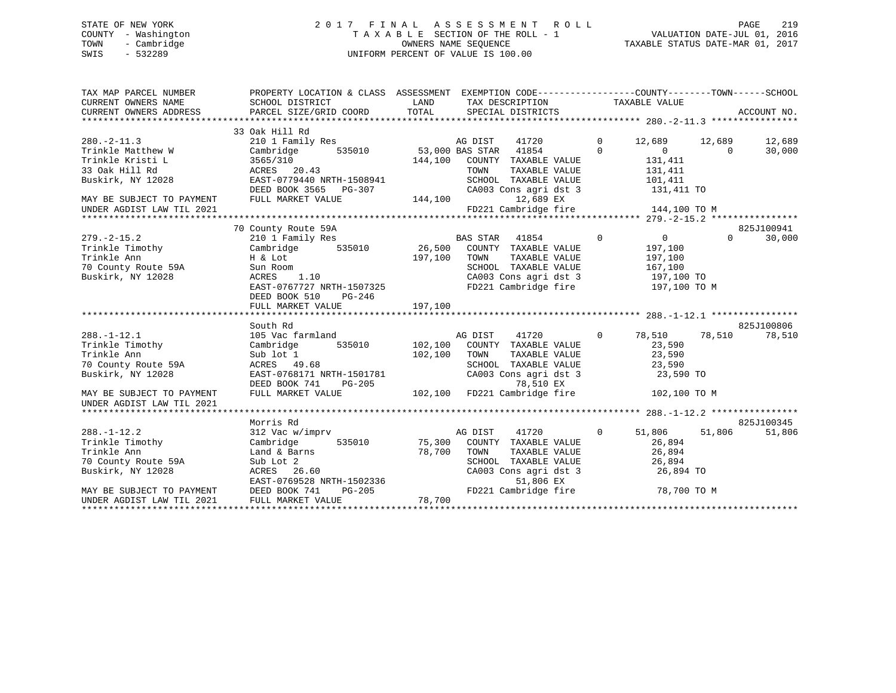STATE OF NEW YORK
COUNTY - Washington
TOWN - Cambridge
SWIS - 532289

# 2017 FINAL ASSESSMENT ROLL
TAXABLE SECTION OF THE ROLL - 1
OWNERS NAME SEQUENCE
UNIFORM PERCENT OF VALUE IS 100.00

VALUATION DATE-JUL 01, 2016
TAXABLE STATUS DATE-MAR 01, 2017

```
TAX MAP PARCEL NUMBER          PROPERTY LOCATION & CLASS  ASSESSMENT  EXEMPTION CODE-----------------COUNTY--------TOWN------SCHOOL
CURRENT OWNERS NAME            SCHOOL DISTRICT              LAND      TAX DESCRIPTION               TAXABLE VALUE
CURRENT OWNERS ADDRESS         PARCEL SIZE/GRID COORD       TOTAL     SPECIAL DISTRICTS                                   ACCOUNT NO.
******************************************************************************************** 280.-2-11.3 ****************
                               33 Oak Hill Rd
280.-2-11.3                    210 1 Family Res                       AG DIST    41720        0     12,689     12,689     12,689
Trinkle Matthew W              Cambridge      535010      53,000 BAS STAR   41854        0          0          0     30,000
Trinkle Kristi L               3565/310                  144,100    COUNTY  TAXABLE VALUE         131,411
33 Oak Hill Rd                 ACRES   20.43                        TOWN    TAXABLE VALUE         131,411
Buskirk, NY 12028              EAST-0779440 NRTH-1508941            SCHOOL  TAXABLE VALUE         101,411
                               DEED BOOK 3565   PG-307              CA003 Cons agri dst 3          131,411 TO
MAY BE SUBJECT TO PAYMENT      FULL MARKET VALUE         144,100           12,689 EX
UNDER AGDIST LAW TIL 2021                                           FD221 Cambridge fire           144,100 TO M
******************************************************************************************** 279.-2-15.2 ****************
                               70 County Route 59A                                                                825J100941
279.-2-15.2                    210 1 Family Res                       BAS STAR   41854        0          0          0     30,000
Trinkle Timothy                Cambridge      535010      26,500    COUNTY  TAXABLE VALUE         197,100
Trinkle Ann                    H & Lot                   197,100    TOWN    TAXABLE VALUE         197,100
70 County Route 59A            Sun Room                             SCHOOL  TAXABLE VALUE         167,100
Buskirk, NY 12028              ACRES    1.10                        CA003 Cons agri dst 3          197,100 TO
                               EAST-0767727 NRTH-1507325            FD221 Cambridge fire           197,100 TO M
                               DEED BOOK 510    PG-246
                               FULL MARKET VALUE         197,100
******************************************************************************************** 288.-1-12.1 ****************
                               South Rd                                                                           825J100806
288.-1-12.1                    105 Vac farmland                       AG DIST    41720        0     78,510     78,510     78,510
Trinkle Timothy                Cambridge      535010     102,100    COUNTY  TAXABLE VALUE          23,590
Trinkle Ann                    Sub lot 1                 102,100    TOWN    TAXABLE VALUE          23,590
70 County Route 59A            ACRES   49.68                        SCHOOL  TAXABLE VALUE          23,590
Buskirk, NY 12028              EAST-0768171 NRTH-1501781            CA003 Cons agri dst 3           23,590 TO
                               DEED BOOK 741    PG-205                     78,510 EX
MAY BE SUBJECT TO PAYMENT      FULL MARKET VALUE         102,100    FD221 Cambridge fire           102,100 TO M
UNDER AGDIST LAW TIL 2021
******************************************************************************************** 288.-1-12.2 ****************
                               Morris Rd                                                                          825J100345
288.-1-12.2                    312 Vac w/imprv                        AG DIST    41720        0     51,806     51,806     51,806
Trinkle Timothy                Cambridge      535010      75,300    COUNTY  TAXABLE VALUE          26,894
Trinkle Ann                    Land & Barns               78,700    TOWN    TAXABLE VALUE          26,894
70 County Route 59A            Sub Lot 2                            SCHOOL  TAXABLE VALUE          26,894
Buskirk, NY 12028              ACRES   26.60                        CA003 Cons agri dst 3           26,894 TO
                               EAST-0769528 NRTH-1502336                   51,806 EX
MAY BE SUBJECT TO PAYMENT      DEED BOOK 741    PG-205              FD221 Cambridge fire            78,700 TO M
UNDER AGDIST LAW TIL 2021      FULL MARKET VALUE          78,700
****************************************************************************************************************************
```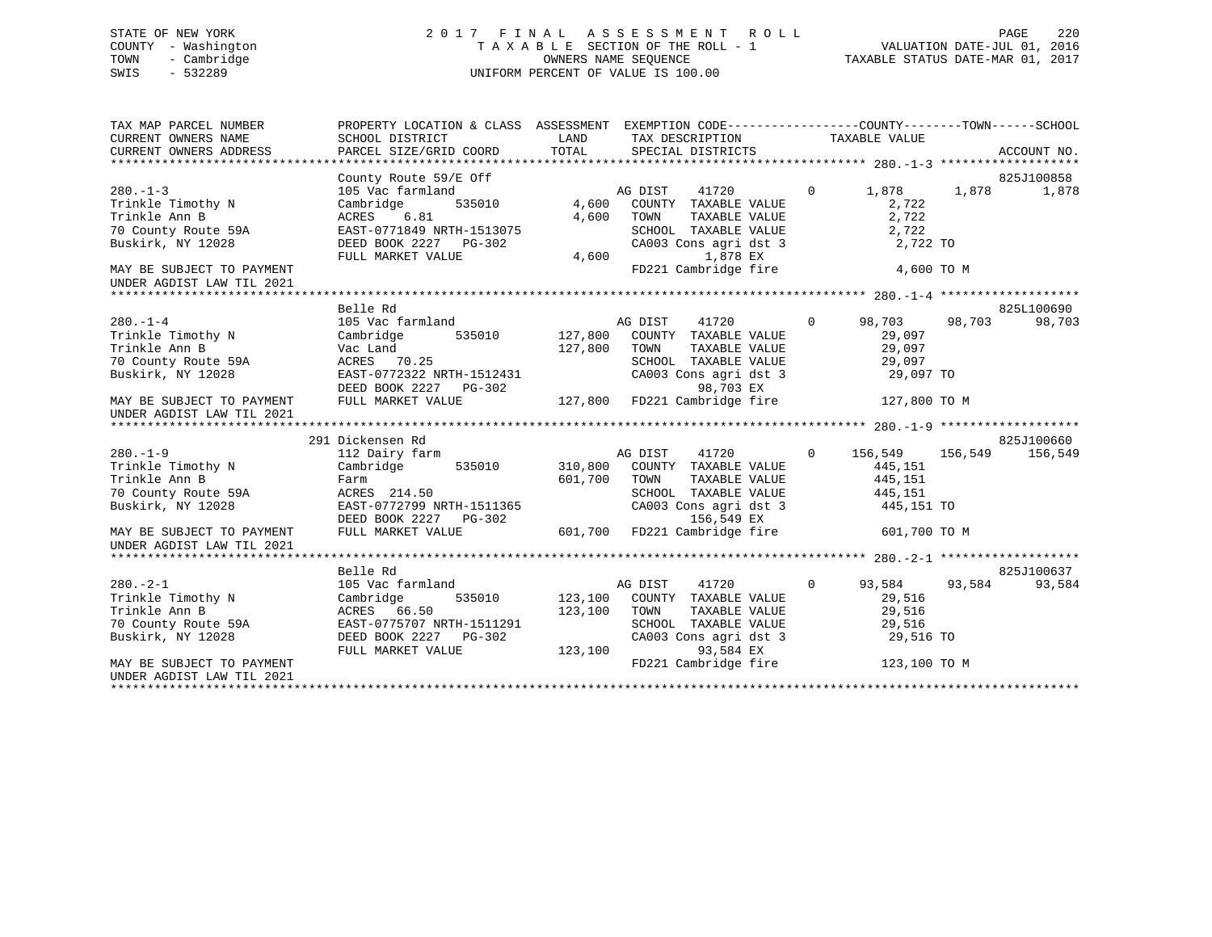STATE OF NEW YORK
COUNTY - Washington
TOWN - Cambridge
SWIS - 532289

2 0 1 7 F I N A L A S S E S S M E N T R O L L
T A X A B L E SECTION OF THE ROLL - 1
OWNERS NAME SEQUENCE
UNIFORM PERCENT OF VALUE IS 100.00

VALUATION DATE-JUL 01, 2016
TAXABLE STATUS DATE-MAR 01, 2017

```
TAX MAP PARCEL NUMBER          PROPERTY LOCATION & CLASS  ASSESSMENT  EXEMPTION CODE------------------COUNTY--------TOWN------SCHOOL
CURRENT OWNERS NAME            SCHOOL DISTRICT               LAND      TAX DESCRIPTION            TAXABLE VALUE
CURRENT OWNERS ADDRESS         PARCEL SIZE/GRID COORD        TOTAL     SPECIAL DISTRICTS                                  ACCOUNT NO.
******************************************************************************************************* 280.-1-3 *******************
                               County Route 59/E Off                                                                   825J100858
280.-1-3                       105 Vac farmland                       AG DIST    41720          0       1,878      1,878      1,878
Trinkle Timothy N              Cambridge       535010         4,600   COUNTY  TAXABLE VALUE             2,722
Trinkle Ann B                  ACRES    6.81                  4,600   TOWN    TAXABLE VALUE             2,722
70 County Route 59A            EAST-0771849 NRTH-1513075              SCHOOL  TAXABLE VALUE             2,722
Buskirk, NY 12028              DEED BOOK 2227   PG-302                CA003 Cons agri dst 3              2,722 TO
                               FULL MARKET VALUE              4,600          1,878 EX
MAY BE SUBJECT TO PAYMENT                                             FD221 Cambridge fire               4,600 TO M
UNDER AGDIST LAW TIL 2021
******************************************************************************************************* 280.-1-4 *******************
                               Belle Rd                                                                                825L100690
280.-1-4                       105 Vac farmland                       AG DIST    41720          0      98,703     98,703     98,703
Trinkle Timothy N              Cambridge       535010       127,800   COUNTY  TAXABLE VALUE            29,097
Trinkle Ann B                  Vac Land                     127,800   TOWN    TAXABLE VALUE            29,097
70 County Route 59A            ACRES   70.25                          SCHOOL  TAXABLE VALUE            29,097
Buskirk, NY 12028              EAST-0772322 NRTH-1512431              CA003 Cons agri dst 3             29,097 TO
                               DEED BOOK 2227   PG-302                      98,703 EX
MAY BE SUBJECT TO PAYMENT      FULL MARKET VALUE            127,800   FD221 Cambridge fire             127,800 TO M
UNDER AGDIST LAW TIL 2021
******************************************************************************************************* 280.-1-9 *******************
                               291 Dickensen Rd                                                                        825J100660
280.-1-9                       112 Dairy farm                         AG DIST    41720          0     156,549    156,549    156,549
Trinkle Timothy N              Cambridge       535010       310,800   COUNTY  TAXABLE VALUE           445,151
Trinkle Ann B                  Farm                         601,700   TOWN    TAXABLE VALUE           445,151
70 County Route 59A            ACRES  214.50                          SCHOOL  TAXABLE VALUE           445,151
Buskirk, NY 12028              EAST-0772799 NRTH-1511365              CA003 Cons agri dst 3            445,151 TO
                               DEED BOOK 2227   PG-302                     156,549 EX
MAY BE SUBJECT TO PAYMENT      FULL MARKET VALUE            601,700   FD221 Cambridge fire             601,700 TO M
UNDER AGDIST LAW TIL 2021
******************************************************************************************************* 280.-2-1 *******************
                               Belle Rd                                                                                825J100637
280.-2-1                       105 Vac farmland                       AG DIST    41720          0      93,584     93,584     93,584
Trinkle Timothy N              Cambridge       535010       123,100   COUNTY  TAXABLE VALUE            29,516
Trinkle Ann B                  ACRES   66.50                123,100   TOWN    TAXABLE VALUE            29,516
70 County Route 59A            EAST-0775707 NRTH-1511291              SCHOOL  TAXABLE VALUE            29,516
Buskirk, NY 12028              DEED BOOK 2227   PG-302                CA003 Cons agri dst 3             29,516 TO
                               FULL MARKET VALUE            123,100         93,584 EX
MAY BE SUBJECT TO PAYMENT                                             FD221 Cambridge fire             123,100 TO M
UNDER AGDIST LAW TIL 2021
************************************************************************************************************************************
```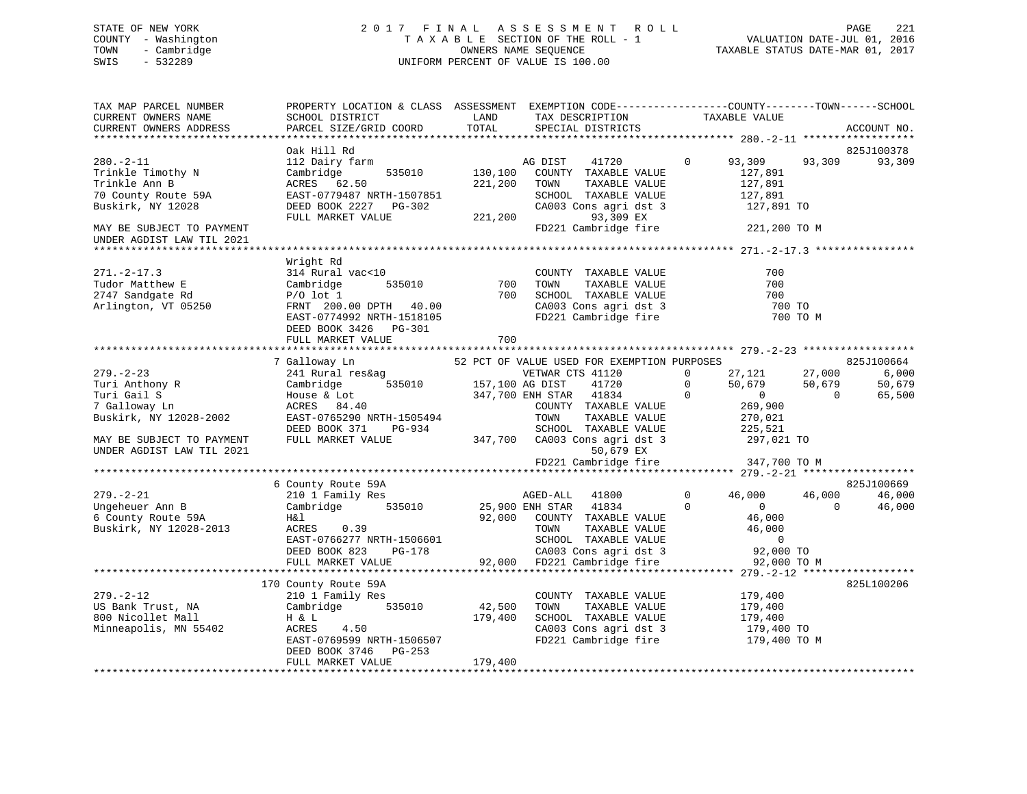STATE OF NEW YORK
COUNTY - Washington
TOWN - Cambridge
SWIS - 532289

2 0 1 7 F I N A L A S S E S S M E N T R O L L
T A X A B L E SECTION OF THE ROLL - 1
OWNERS NAME SEQUENCE
UNIFORM PERCENT OF VALUE IS 100.00

VALUATION DATE-JUL 01, 2016
TAXABLE STATUS DATE-MAR 01, 2017

```
TAX MAP PARCEL NUMBER          PROPERTY LOCATION & CLASS  ASSESSMENT  EXEMPTION CODE------------------COUNTY--------TOWN------SCHOOL
CURRENT OWNERS NAME            SCHOOL DISTRICT              LAND      TAX DESCRIPTION            TAXABLE VALUE
CURRENT OWNERS ADDRESS         PARCEL SIZE/GRID COORD       TOTAL     SPECIAL DISTRICTS                                    ACCOUNT NO.
******************************************************************************************************* 280.-2-11 ******************
                               Oak Hill Rd                                                                                825J100378
280.-2-11                      112 Dairy farm                     AG DIST   41720          0     93,309     93,309      93,309
Trinkle Timothy N              Cambridge      535010     130,100   COUNTY  TAXABLE VALUE          127,891
Trinkle Ann B                  ACRES  62.50              221,200   TOWN    TAXABLE VALUE          127,891
70 County Route 59A            EAST-0779487 NRTH-1507851           SCHOOL  TAXABLE VALUE          127,891
Buskirk, NY 12028              DEED BOOK 2227   PG-302             CA003 Cons agri dst 3          127,891 TO
                               FULL MARKET VALUE         221,200          93,309 EX
MAY BE SUBJECT TO PAYMENT                                          FD221 Cambridge fire           221,200 TO M
UNDER AGDIST LAW TIL 2021
******************************************************************************************************* 271.-2-17.3 ****************
                               Wright Rd
271.-2-17.3                    314 Rural vac<10                    COUNTY  TAXABLE VALUE              700
Tudor Matthew E                Cambridge      535010         700   TOWN    TAXABLE VALUE              700
2747 Sandgate Rd               P/O lot 1                     700   SCHOOL  TAXABLE VALUE              700
Arlington, VT 05250            FRNT 200.00 DPTH  40.00             CA003 Cons agri dst 3              700 TO
                               EAST-0774992 NRTH-1518105           FD221 Cambridge fire               700 TO M
                               DEED BOOK 3426   PG-301
                               FULL MARKET VALUE             700
******************************************************************************************************* 279.-2-23 ******************
                               7 Galloway Ln              52 PCT OF VALUE USED FOR EXEMPTION PURPOSES                     825J100664
279.-2-23                      241 Rural res&ag                   VETWAR CTS 41120         0     27,121     27,000       6,000
Turi Anthony R                 Cambridge      535010     157,100 AG DIST    41720         0     50,679     50,679      50,679
Turi Gail S                    House & Lot               347,700 ENH STAR   41834         0          0          0      65,500
7 Galloway Ln                  ACRES  84.40                        COUNTY  TAXABLE VALUE          269,900
Buskirk, NY 12028-2002         EAST-0765290 NRTH-1505494           TOWN    TAXABLE VALUE          270,021
                               DEED BOOK 371    PG-934             SCHOOL  TAXABLE VALUE          225,521
MAY BE SUBJECT TO PAYMENT      FULL MARKET VALUE         347,700   CA003 Cons agri dst 3          297,021 TO
UNDER AGDIST LAW TIL 2021                                                 50,679 EX
                                                                   FD221 Cambridge fire           347,700 TO M
******************************************************************************************************* 279.-2-21 ******************
                               6 County Route 59A                                                                         825J100669
279.-2-21                      210 1 Family Res                   AGED-ALL   41800         0     46,000     46,000      46,000
Ungeheuer Ann B                Cambridge      535010      25,900 ENH STAR   41834         0          0          0      46,000
6 County Route 59A             H&l                        92,000   COUNTY  TAXABLE VALUE           46,000
Buskirk, NY 12028-2013         ACRES   0.39                        TOWN    TAXABLE VALUE           46,000
                               EAST-0766277 NRTH-1506601           SCHOOL  TAXABLE VALUE                0
                               DEED BOOK 823    PG-178             CA003 Cons agri dst 3           92,000 TO
                               FULL MARKET VALUE          92,000   FD221 Cambridge fire            92,000 TO M
******************************************************************************************************* 279.-2-12 ******************
                               170 County Route 59A                                                                       825L100206
279.-2-12                      210 1 Family Res                    COUNTY  TAXABLE VALUE          179,400
US Bank Trust, NA              Cambridge      535010      42,500   TOWN    TAXABLE VALUE          179,400
800 Nicollet Mall              H & L                     179,400   SCHOOL  TAXABLE VALUE          179,400
Minneapolis, MN 55402          ACRES   4.50                        CA003 Cons agri dst 3          179,400 TO
                               EAST-0769599 NRTH-1506507           FD221 Cambridge fire           179,400 TO M
                               DEED BOOK 3746   PG-253
                               FULL MARKET VALUE         179,400
************************************************************************************************************************************
```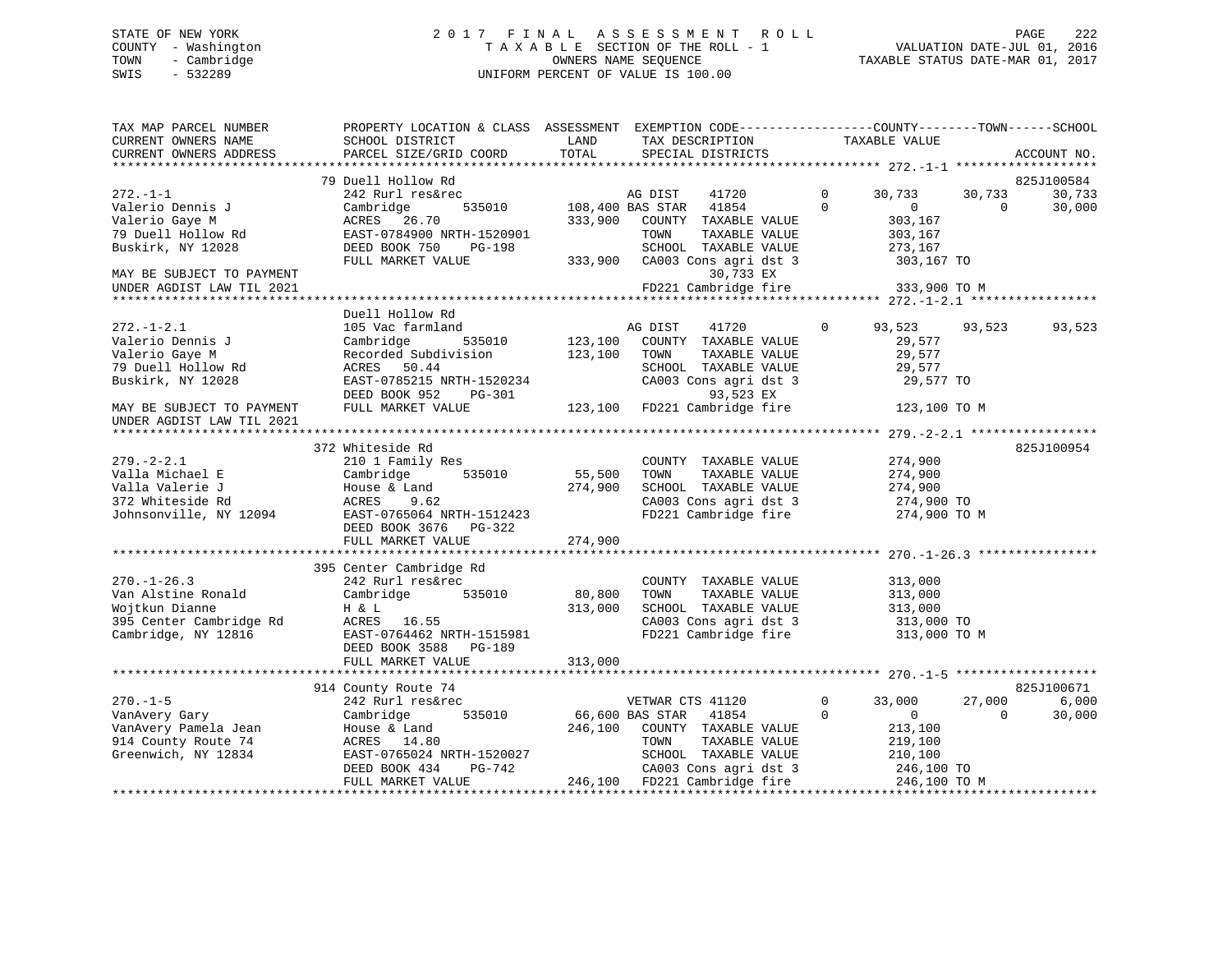STATE OF NEW YORK
COUNTY - Washington
TOWN - Cambridge
SWIS - 532289

# 2017 FINAL ASSESSMENT ROLL

TAXABLE SECTION OF THE ROLL - 1
OWNERS NAME SEQUENCE
UNIFORM PERCENT OF VALUE IS 100.00

VALUATION DATE-JUL 01, 2016
TAXABLE STATUS DATE-MAR 01, 2017

```
TAX MAP PARCEL NUMBER          PROPERTY LOCATION & CLASS  ASSESSMENT  EXEMPTION CODE------------------COUNTY--------TOWN------SCHOOL
CURRENT OWNERS NAME            SCHOOL DISTRICT             LAND        TAX DESCRIPTION              TAXABLE VALUE
CURRENT OWNERS ADDRESS         PARCEL SIZE/GRID COORD      TOTAL       SPECIAL DISTRICTS                                        ACCOUNT NO.
******************************************************************************************************** 272.-1-1 *******************
                               79 Duell Hollow Rd                                                                            825J100584
272.-1-1                       242 Rurl res&rec                    AG DIST    41720         0      30,733     30,733      30,733
Valerio Dennis J               Cambridge        535010    108,400 BAS STAR   41854         0           0          0      30,000
Valerio Gaye M                 ACRES   26.70               333,900   COUNTY  TAXABLE VALUE           303,167
79 Duell Hollow Rd             EAST-0784900 NRTH-1520901             TOWN    TAXABLE VALUE           303,167
Buskirk, NY 12028              DEED BOOK 750    PG-198               SCHOOL  TAXABLE VALUE           273,167
                               FULL MARKET VALUE           333,900   CA003 Cons agri dst 3            303,167 TO
MAY BE SUBJECT TO PAYMENT                                                 30,733 EX
UNDER AGDIST LAW TIL 2021                                            FD221 Cambridge fire             333,900 TO M
******************************************************************************************************** 272.-1-2.1 *****************
                               Duell Hollow Rd
272.-1-2.1                     105 Vac farmland                    AG DIST    41720         0      93,523     93,523      93,523
Valerio Dennis J               Cambridge        535010    123,100   COUNTY  TAXABLE VALUE            29,577
Valerio Gaye M                 Recorded Subdivision        123,100   TOWN    TAXABLE VALUE            29,577
79 Duell Hollow Rd             ACRES   50.44                         SCHOOL  TAXABLE VALUE            29,577
Buskirk, NY 12028              EAST-0785215 NRTH-1520234             CA003 Cons agri dst 3             29,577 TO
                               DEED BOOK 952    PG-301                    93,523 EX
MAY BE SUBJECT TO PAYMENT      FULL MARKET VALUE           123,100   FD221 Cambridge fire             123,100 TO M
UNDER AGDIST LAW TIL 2021
******************************************************************************************************** 279.-2-2.1 *****************
                               372 Whiteside Rd                                                                              825J100954
279.-2-2.1                     210 1 Family Res                      COUNTY  TAXABLE VALUE           274,900
Valla Michael E                Cambridge        535010     55,500   TOWN    TAXABLE VALUE           274,900
Valla Valerie J                House & Land                274,900   SCHOOL  TAXABLE VALUE           274,900
372 Whiteside Rd               ACRES    9.62                         CA003 Cons agri dst 3            274,900 TO
Johnsonville, NY 12094         EAST-0765064 NRTH-1512423             FD221 Cambridge fire             274,900 TO M
                               DEED BOOK 3676   PG-322
                               FULL MARKET VALUE           274,900
******************************************************************************************************** 270.-1-26.3 ****************
                               395 Center Cambridge Rd
270.-1-26.3                    242 Rurl res&rec                      COUNTY  TAXABLE VALUE           313,000
Van Alstine Ronald             Cambridge        535010     80,800   TOWN    TAXABLE VALUE           313,000
Wojtkun Dianne                 H & L                       313,000   SCHOOL  TAXABLE VALUE           313,000
395 Center Cambridge Rd        ACRES   16.55                         CA003 Cons agri dst 3            313,000 TO
Cambridge, NY 12816            EAST-0764462 NRTH-1515981             FD221 Cambridge fire             313,000 TO M
                               DEED BOOK 3588   PG-189
                               FULL MARKET VALUE           313,000
******************************************************************************************************** 270.-1-5 *******************
                               914 County Route 74                                                                           825J100671
270.-1-5                       242 Rurl res&rec                    VETWAR CTS 41120         0      33,000     27,000       6,000
VanAvery Gary                  Cambridge        535010     66,600 BAS STAR   41854         0           0          0      30,000
VanAvery Pamela Jean           House & Land                246,100   COUNTY  TAXABLE VALUE           213,100
914 County Route 74            ACRES   14.80                         TOWN    TAXABLE VALUE           219,100
Greenwich, NY 12834            EAST-0765024 NRTH-1520027             SCHOOL  TAXABLE VALUE           210,100
                               DEED BOOK 434    PG-742               CA003 Cons agri dst 3            246,100 TO
                               FULL MARKET VALUE           246,100   FD221 Cambridge fire             246,100 TO M
************************************************************************************************************************************
```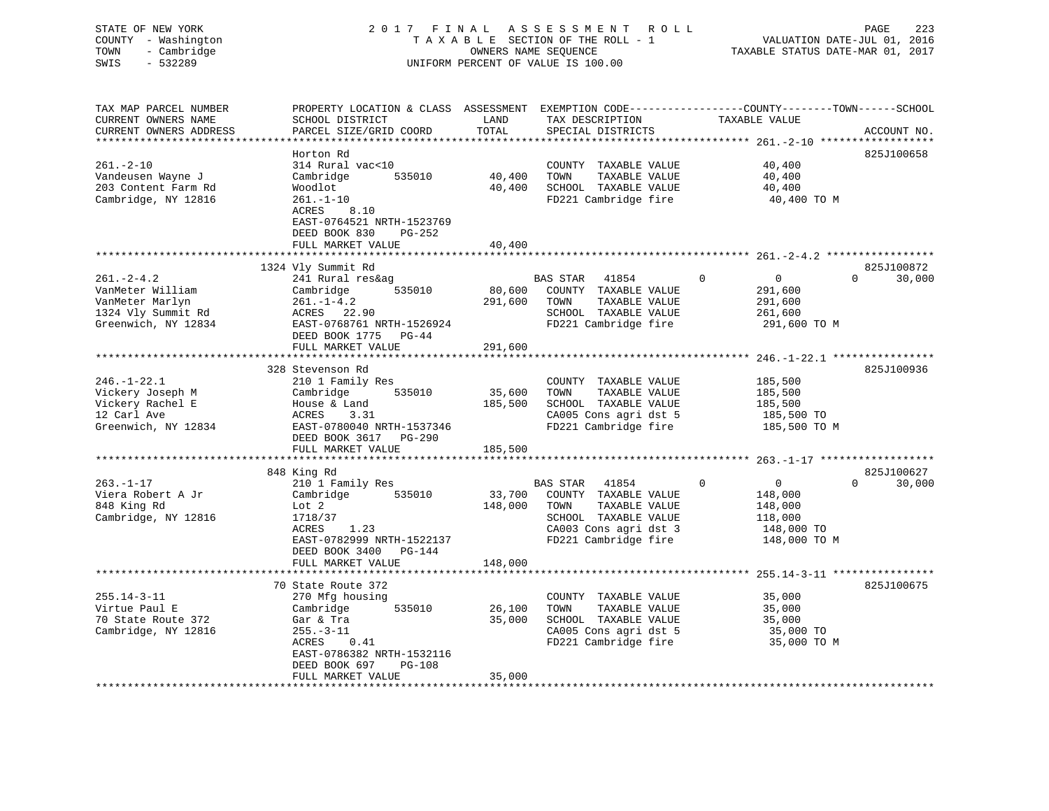STATE OF NEW YORK | COUNTY - Washington | TOWN - Cambridge | SWIS - 532289

# 2017 FINAL ASSESSMENT ROLL

TAXABLE SECTION OF THE ROLL - 1
OWNERS NAME SEQUENCE
UNIFORM PERCENT OF VALUE IS 100.00

VALUATION DATE-JUL 01, 2016
TAXABLE STATUS DATE-MAR 01, 2017

| TAX MAP PARCEL NUMBER / CURRENT OWNERS NAME / CURRENT OWNERS ADDRESS | PROPERTY LOCATION & CLASS / SCHOOL DISTRICT / PARCEL SIZE/GRID COORD | ASSESSMENT LAND | TOTAL | EXEMPTION CODE / TAX DESCRIPTION / SPECIAL DISTRICTS | COUNTY | TOWN | SCHOOL TAXABLE VALUE | ACCOUNT NO. |
|---|---|---|---|---|---|---|---|---|
| **261.-2-10** | Horton Rd | | | | | | | 825J100658 |
| 261.-2-10 | 314 Rural vac<10 | | | COUNTY TAXABLE VALUE | 40,400 | | | |
| Vandeusen Wayne J | Cambridge 535010 | 40,400 | | TOWN TAXABLE VALUE | | 40,400 | | |
| 203 Content Farm Rd | Woodlot | | 40,400 | SCHOOL TAXABLE VALUE | | | 40,400 | |
| Cambridge, NY 12816 | 261.-1-10 | | | FD221 Cambridge fire | 40,400 TO M | | | |
| | ACRES 8.10 | | | | | | | |
| | EAST-0764521 NRTH-1523769 | | | | | | | |
| | DEED BOOK 830 PG-252 | | | | | | | |
| | FULL MARKET VALUE | | 40,400 | | | | | |
| **261.-2-4.2** | 1324 Vly Summit Rd | | | | | | | 825J100872 |
| 261.-2-4.2 | 241 Rural res&ag | | | BAS STAR 41854 | 0 | 0 | 30,000 | |
| VanMeter William | Cambridge 535010 | 80,600 | | COUNTY TAXABLE VALUE | 291,600 | | | |
| VanMeter Marlyn | 261.-1-4.2 | | 291,600 | TOWN TAXABLE VALUE | | 291,600 | | |
| 1324 Vly Summit Rd | ACRES 22.90 | | | SCHOOL TAXABLE VALUE | | | 261,600 | |
| Greenwich, NY 12834 | EAST-0768761 NRTH-1526924 | | | FD221 Cambridge fire | 291,600 TO M | | | |
| | DEED BOOK 1775 PG-44 | | | | | | | |
| | FULL MARKET VALUE | | 291,600 | | | | | |
| **246.-1-22.1** | 328 Stevenson Rd | | | | | | | 825J100936 |
| 246.-1-22.1 | 210 1 Family Res | | | COUNTY TAXABLE VALUE | 185,500 | | | |
| Vickery Joseph M | Cambridge 535010 | 35,600 | | TOWN TAXABLE VALUE | | 185,500 | | |
| Vickery Rachel E | House & Land | | 185,500 | SCHOOL TAXABLE VALUE | | | 185,500 | |
| 12 Carl Ave | ACRES 3.31 | | | CA005 Cons agri dst 5 | 185,500 TO | | | |
| Greenwich, NY 12834 | EAST-0780040 NRTH-1537346 | | | FD221 Cambridge fire | 185,500 TO M | | | |
| | DEED BOOK 3617 PG-290 | | | | | | | |
| | FULL MARKET VALUE | | 185,500 | | | | | |
| **263.-1-17** | 848 King Rd | | | | | | | 825J100627 |
| 263.-1-17 | 210 1 Family Res | | | BAS STAR 41854 | 0 | 0 | 30,000 | |
| Viera Robert A Jr | Cambridge 535010 | 33,700 | | COUNTY TAXABLE VALUE | 148,000 | | | |
| 848 King Rd | Lot 2 | | 148,000 | TOWN TAXABLE VALUE | | 148,000 | | |
| Cambridge, NY 12816 | 1718/37 | | | SCHOOL TAXABLE VALUE | | | 118,000 | |
| | ACRES 1.23 | | | CA003 Cons agri dst 3 | 148,000 TO | | | |
| | EAST-0782999 NRTH-1522137 | | | FD221 Cambridge fire | 148,000 TO M | | | |
| | DEED BOOK 3400 PG-144 | | | | | | | |
| | FULL MARKET VALUE | | 148,000 | | | | | |
| **255.14-3-11** | 70 State Route 372 | | | | | | | 825J100675 |
| 255.14-3-11 | 270 Mfg housing | | | COUNTY TAXABLE VALUE | 35,000 | | | |
| Virtue Paul E | Cambridge 535010 | 26,100 | | TOWN TAXABLE VALUE | | 35,000 | | |
| 70 State Route 372 | Gar & Tra | | 35,000 | SCHOOL TAXABLE VALUE | | | 35,000 | |
| Cambridge, NY 12816 | 255.-3-11 | | | CA005 Cons agri dst 5 | 35,000 TO | | | |
| | ACRES 0.41 | | | FD221 Cambridge fire | 35,000 TO M | | | |
| | EAST-0786382 NRTH-1532116 | | | | | | | |
| | DEED BOOK 697 PG-108 | | | | | | | |
| | FULL MARKET VALUE | | 35,000 | | | | | |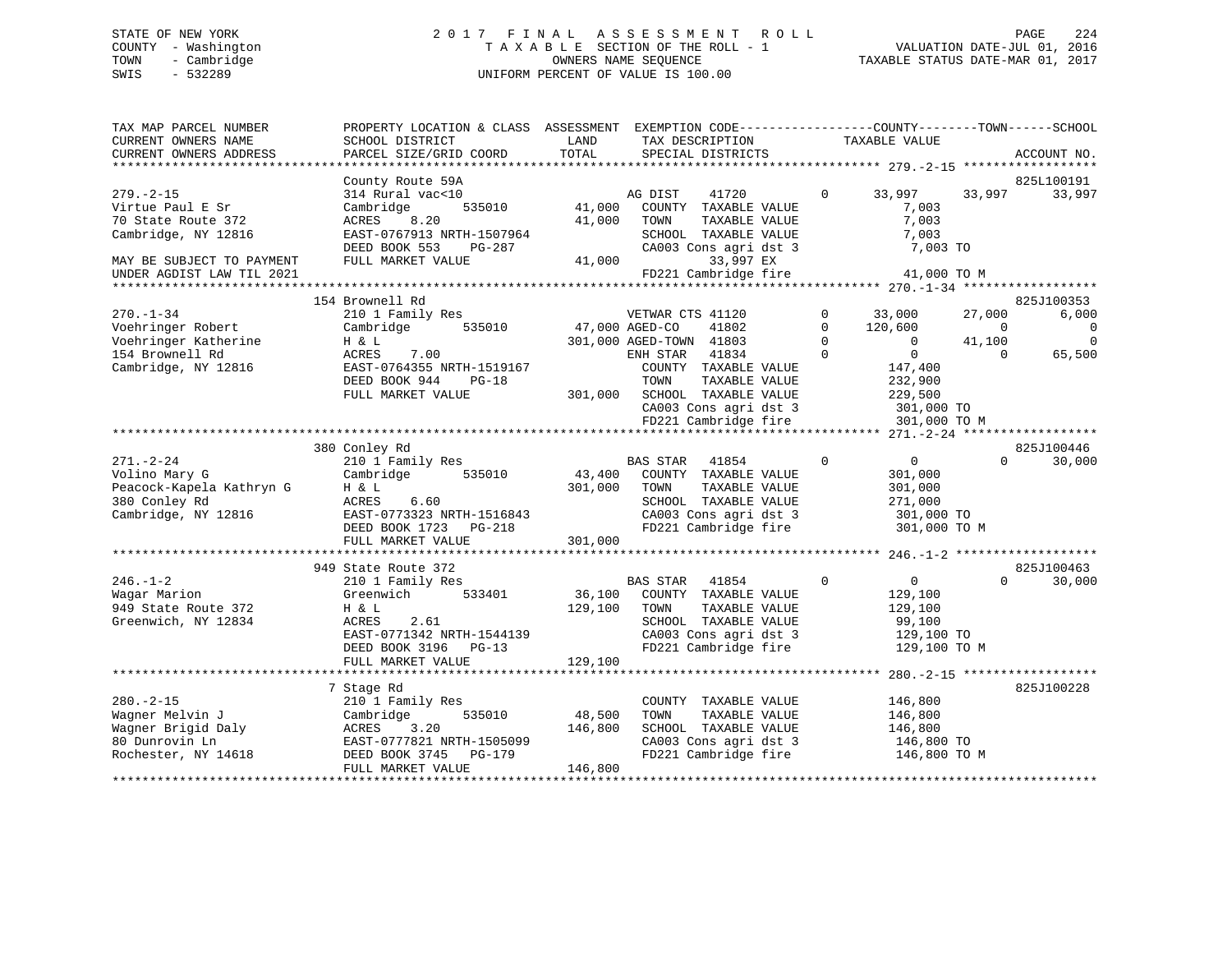STATE OF NEW YORK
COUNTY - Washington
TOWN - Cambridge
SWIS - 532289

2 0 1 7 F I N A L A S S E S S M E N T R O L L
T A X A B L E SECTION OF THE ROLL - 1
OWNERS NAME SEQUENCE
UNIFORM PERCENT OF VALUE IS 100.00

VALUATION DATE-JUL 01, 2016
TAXABLE STATUS DATE-MAR 01, 2017

```
TAX MAP PARCEL NUMBER          PROPERTY LOCATION & CLASS  ASSESSMENT  EXEMPTION CODE------------------COUNTY--------TOWN------SCHOOL
CURRENT OWNERS NAME            SCHOOL DISTRICT               LAND      TAX DESCRIPTION            TAXABLE VALUE
CURRENT OWNERS ADDRESS         PARCEL SIZE/GRID COORD        TOTAL     SPECIAL DISTRICTS                                  ACCOUNT NO.
******************************************************************************************************* 279.-2-15 ******************
                               County Route 59A                                                                        825L100191
279.-2-15                      314 Rural vac<10                      AG DIST    41720        0     33,997      33,997      33,997
Virtue Paul E Sr               Cambridge       535010      41,000    COUNTY  TAXABLE VALUE            7,003
70 State Route 372             ACRES    8.20               41,000    TOWN    TAXABLE VALUE            7,003
Cambridge, NY 12816            EAST-0767913 NRTH-1507964             SCHOOL  TAXABLE VALUE            7,003
                               DEED BOOK 553    PG-287               CA003 Cons agri dst 3             7,003 TO
MAY BE SUBJECT TO PAYMENT      FULL MARKET VALUE           41,000            33,997 EX
UNDER AGDIST LAW TIL 2021                                            FD221 Cambridge fire             41,000 TO M
******************************************************************************************************* 270.-1-34 ******************
                               154 Brownell Rd                                                                         825J100353
270.-1-34                      210 1 Family Res                      VETWAR CTS 41120        0     33,000      27,000       6,000
Voehringer Robert              Cambridge       535010      47,000 AGED-CO      41802        0    120,600           0           0
Voehringer Katherine           H & L                      301,000 AGED-TOWN  41803        0          0      41,100           0
154 Brownell Rd                ACRES    7.00                         ENH STAR   41834        0          0           0      65,500
Cambridge, NY 12816            EAST-0764355 NRTH-1519167             COUNTY  TAXABLE VALUE          147,400
                               DEED BOOK 944    PG-18                TOWN    TAXABLE VALUE          232,900
                               FULL MARKET VALUE          301,000    SCHOOL  TAXABLE VALUE          229,500
                                                                     CA003 Cons agri dst 3           301,000 TO
                                                                     FD221 Cambridge fire            301,000 TO M
******************************************************************************************************* 271.-2-24 ******************
                               380 Conley Rd                                                                           825J100446
271.-2-24                      210 1 Family Res                      BAS STAR   41854        0          0           0      30,000
Volino Mary G                  Cambridge       535010      43,400    COUNTY  TAXABLE VALUE          301,000
Peacock-Kapela Kathryn G       H & L                      301,000    TOWN    TAXABLE VALUE          301,000
380 Conley Rd                  ACRES    6.60                         SCHOOL  TAXABLE VALUE          271,000
Cambridge, NY 12816            EAST-0773323 NRTH-1516843             CA003 Cons agri dst 3           301,000 TO
                               DEED BOOK 1723   PG-218               FD221 Cambridge fire            301,000 TO M
                               FULL MARKET VALUE          301,000
******************************************************************************************************* 246.-1-2 *******************
                               949 State Route 372                                                                     825J100463
246.-1-2                       210 1 Family Res                      BAS STAR   41854        0          0           0      30,000
Wagar Marion                   Greenwich       533401      36,100    COUNTY  TAXABLE VALUE          129,100
949 State Route 372            H & L                      129,100    TOWN    TAXABLE VALUE          129,100
Greenwich, NY 12834            ACRES    2.61                         SCHOOL  TAXABLE VALUE           99,100
                               EAST-0771342 NRTH-1544139             CA003 Cons agri dst 3           129,100 TO
                               DEED BOOK 3196   PG-13                FD221 Cambridge fire            129,100 TO M
                               FULL MARKET VALUE          129,100
******************************************************************************************************* 280.-2-15 ******************
                               7 Stage Rd                                                                              825J100228
280.-2-15                      210 1 Family Res                      COUNTY  TAXABLE VALUE          146,800
Wagner Melvin J                Cambridge       535010      48,500    TOWN    TAXABLE VALUE          146,800
Wagner Brigid Daly             ACRES    3.20              146,800    SCHOOL  TAXABLE VALUE          146,800
80 Dunrovin Ln                 EAST-0777821 NRTH-1505099             CA003 Cons agri dst 3           146,800 TO
Rochester, NY 14618            DEED BOOK 3745   PG-179               FD221 Cambridge fire            146,800 TO M
                               FULL MARKET VALUE          146,800
************************************************************************************************************************************
```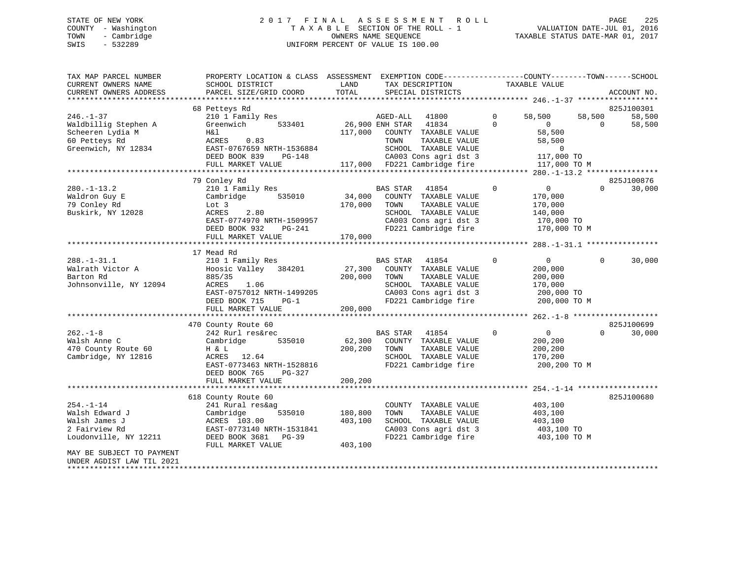STATE OF NEW YORK
COUNTY - Washington
TOWN - Cambridge
SWIS - 532289

2017 FINAL ASSESSMENT ROLL
TAXABLE SECTION OF THE ROLL - 1
OWNERS NAME SEQUENCE
UNIFORM PERCENT OF VALUE IS 100.00

VALUATION DATE-JUL 01, 2016
TAXABLE STATUS DATE-MAR 01, 2017

```
TAX MAP PARCEL NUMBER          PROPERTY LOCATION & CLASS  ASSESSMENT  EXEMPTION CODE------------------COUNTY--------TOWN------SCHOOL
CURRENT OWNERS NAME            SCHOOL DISTRICT               LAND      TAX DESCRIPTION             TAXABLE VALUE
CURRENT OWNERS ADDRESS         PARCEL SIZE/GRID COORD        TOTAL     SPECIAL DISTRICTS                                      ACCOUNT NO.
******************************************************************************************************* 246.-1-37 ******************
                               68 Petteys Rd                                                                                825J100301
246.-1-37                      210 1 Family Res                     AGED-ALL   41800        0      58,500      58,500      58,500
Waldbillig Stephen A           Greenwich        533401      26,900 ENH STAR   41834        0           0           0      58,500
Scheeren Lydia M               H&l                         117,000   COUNTY  TAXABLE VALUE            58,500
60 Petteys Rd                  ACRES     0.83                        TOWN    TAXABLE VALUE            58,500
Greenwich, NY 12834            EAST-0767659 NRTH-1536884             SCHOOL  TAXABLE VALUE                 0
                               DEED BOOK 839     PG-148              CA003 Cons agri dst 3           117,000 TO
                               FULL MARKET VALUE           117,000   FD221 Cambridge fire            117,000 TO M
******************************************************************************************************* 280.-1-13.2 ****************
                               79 Conley Rd                                                                                 825J100876
280.-1-13.2                    210 1 Family Res                     BAS STAR   41854        0           0           0      30,000
Waldron Guy E                  Cambridge        535010      34,000   COUNTY  TAXABLE VALUE           170,000
79 Conley Rd                   Lot 3                       170,000   TOWN    TAXABLE VALUE           170,000
Buskirk, NY 12028              ACRES     2.80                        SCHOOL  TAXABLE VALUE           140,000
                               EAST-0774970 NRTH-1509957             CA003 Cons agri dst 3           170,000 TO
                               DEED BOOK 932     PG-241              FD221 Cambridge fire            170,000 TO M
                               FULL MARKET VALUE           170,000
******************************************************************************************************* 288.-1-31.1 ****************
                               17 Mead Rd
288.-1-31.1                    210 1 Family Res                     BAS STAR   41854        0           0           0      30,000
Walrath Victor A               Hoosic Valley   384201       27,300   COUNTY  TAXABLE VALUE           200,000
Barton Rd                      885/35                      200,000   TOWN    TAXABLE VALUE           200,000
Johnsonville, NY 12094         ACRES     1.06                        SCHOOL  TAXABLE VALUE           170,000
                               EAST-0757012 NRTH-1499205             CA003 Cons agri dst 3           200,000 TO
                               DEED BOOK 715     PG-1                FD221 Cambridge fire            200,000 TO M
                               FULL MARKET VALUE           200,000
******************************************************************************************************* 262.-1-8 *******************
                               470 County Route 60                                                                          825J100699
262.-1-8                       242 Rurl res&rec                     BAS STAR   41854        0           0           0      30,000
Walsh Anne C                   Cambridge        535010      62,300   COUNTY  TAXABLE VALUE           200,200
470 County Route 60            H & L                       200,200   TOWN    TAXABLE VALUE           200,200
Cambridge, NY 12816            ACRES    12.64                        SCHOOL  TAXABLE VALUE           170,200
                               EAST-0773463 NRTH-1528816             FD221 Cambridge fire            200,200 TO M
                               DEED BOOK 765     PG-327
                               FULL MARKET VALUE           200,200
******************************************************************************************************* 254.-1-14 ******************
                               618 County Route 60                                                                          825J100680
254.-1-14                      241 Rural res&ag                      COUNTY  TAXABLE VALUE           403,100
Walsh Edward J                 Cambridge        535010     180,800   TOWN    TAXABLE VALUE           403,100
Walsh James J                  ACRES  103.00               403,100   SCHOOL  TAXABLE VALUE           403,100
2 Fairview Rd                  EAST-0773140 NRTH-1531841             CA003 Cons agri dst 3           403,100 TO
Loudonville, NY 12211          DEED BOOK 3681    PG-39               FD221 Cambridge fire            403,100 TO M
                               FULL MARKET VALUE           403,100
MAY BE SUBJECT TO PAYMENT
UNDER AGDIST LAW TIL 2021
************************************************************************************************************************************
```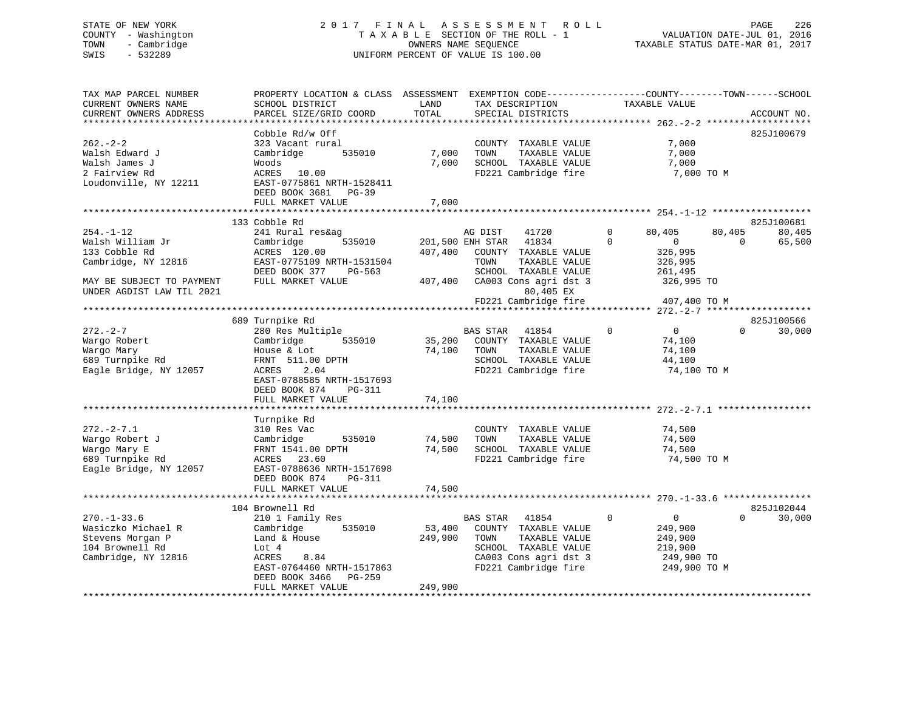STATE OF NEW YORK
COUNTY - Washington
TOWN - Cambridge
SWIS - 532289

2017 FINAL ASSESSMENT ROLL
TAXABLE SECTION OF THE ROLL - 1
OWNERS NAME SEQUENCE
UNIFORM PERCENT OF VALUE IS 100.00

VALUATION DATE-JUL 01, 2016
TAXABLE STATUS DATE-MAR 01, 2017

```
TAX MAP PARCEL NUMBER          PROPERTY LOCATION & CLASS  ASSESSMENT  EXEMPTION CODE------------------COUNTY--------TOWN------SCHOOL
CURRENT OWNERS NAME            SCHOOL DISTRICT             LAND       TAX DESCRIPTION            TAXABLE VALUE
CURRENT OWNERS ADDRESS         PARCEL SIZE/GRID COORD      TOTAL      SPECIAL DISTRICTS                                      ACCOUNT NO.
*********************************************************************************************** 262.-2-2 *******************
                               Cobble Rd/w Off                                                                          825J100679
262.-2-2                       323 Vacant rural                        COUNTY  TAXABLE VALUE              7,000
Walsh Edward J                 Cambridge        535010        7,000    TOWN    TAXABLE VALUE              7,000
Walsh James J                  Woods                          7,000    SCHOOL  TAXABLE VALUE              7,000
2 Fairview Rd                  ACRES   10.00                           FD221 Cambridge fire               7,000 TO M
Loudonville, NY 12211          EAST-0775861 NRTH-1528411
                               DEED BOOK 3681   PG-39
                               FULL MARKET VALUE              7,000
*********************************************************************************************** 254.-1-12 ******************
                               133 Cobble Rd                                                                            825J100681
254.-1-12                      241 Rural res&ag                   AG DIST     41720         0     80,405      80,405      80,405
Walsh William Jr               Cambridge        535010      201,500 ENH STAR  41834         0          0           0      65,500
133 Cobble Rd                  ACRES  120.00                407,400   COUNTY  TAXABLE VALUE            326,995
Cambridge, NY 12816            EAST-0775109 NRTH-1531504              TOWN    TAXABLE VALUE            326,995
                               DEED BOOK 377    PG-563                SCHOOL  TAXABLE VALUE            261,495
MAY BE SUBJECT TO PAYMENT      FULL MARKET VALUE            407,400   CA003 Cons agri dst 3            326,995 TO
UNDER AGDIST LAW TIL 2021                                                   80,405 EX
                                                                      FD221 Cambridge fire             407,400 TO M
*********************************************************************************************** 272.-2-7 *******************
                               689 Turnpike Rd                                                                          825J100566
272.-2-7                       280 Res Multiple                   BAS STAR    41854         0          0           0      30,000
Wargo Robert                   Cambridge        535010       35,200   COUNTY  TAXABLE VALUE             74,100
Wargo Mary                     House & Lot                   74,100   TOWN    TAXABLE VALUE             74,100
689 Turnpike Rd                FRNT  511.00 DPTH                      SCHOOL  TAXABLE VALUE             44,100
Eagle Bridge, NY 12057         ACRES    2.04                          FD221 Cambridge fire              74,100 TO M
                               EAST-0788585 NRTH-1517693
                               DEED BOOK 874    PG-311
                               FULL MARKET VALUE             74,100
*********************************************************************************************** 272.-2-7.1 *****************
                               Turnpike Rd
272.-2-7.1                     310 Res Vac                            COUNTY  TAXABLE VALUE             74,500
Wargo Robert J                 Cambridge        535010       74,500   TOWN    TAXABLE VALUE             74,500
Wargo Mary E                   FRNT 1541.00 DPTH             74,500   SCHOOL  TAXABLE VALUE             74,500
689 Turnpike Rd                ACRES   23.60                          FD221 Cambridge fire              74,500 TO M
Eagle Bridge, NY 12057         EAST-0788636 NRTH-1517698
                               DEED BOOK 874    PG-311
                               FULL MARKET VALUE             74,500
*********************************************************************************************** 270.-1-33.6 ****************
                               104 Brownell Rd                                                                          825J102044
270.-1-33.6                    210 1 Family Res                   BAS STAR    41854         0          0           0      30,000
Wasiczko Michael R             Cambridge        535010       53,400   COUNTY  TAXABLE VALUE            249,900
Stevens Morgan P               Land & House                 249,900   TOWN    TAXABLE VALUE            249,900
104 Brownell Rd                Lot 4                                  SCHOOL  TAXABLE VALUE            219,900
Cambridge, NY 12816            ACRES    8.84                          CA003 Cons agri dst 3            249,900 TO
                               EAST-0764460 NRTH-1517863              FD221 Cambridge fire             249,900 TO M
                               DEED BOOK 3466   PG-259
                               FULL MARKET VALUE            249,900
******************************************************************************************************************************
```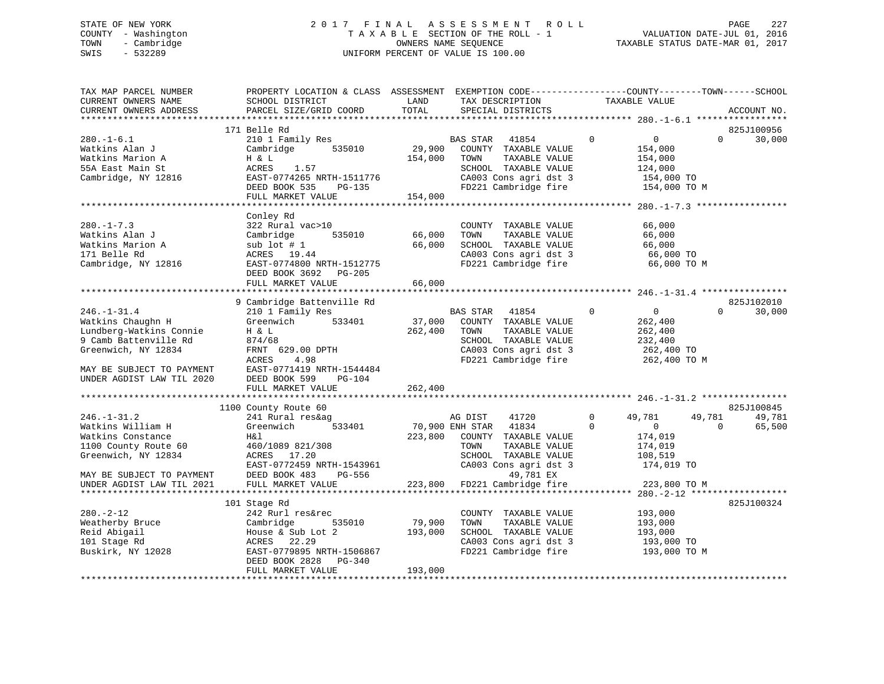STATE OF NEW YORK
COUNTY - Washington
TOWN - Cambridge
SWIS - 532289

2 0 1 7 F I N A L A S S E S S M E N T R O L L
T A X A B L E SECTION OF THE ROLL - 1
OWNERS NAME SEQUENCE
UNIFORM PERCENT OF VALUE IS 100.00

VALUATION DATE-JUL 01, 2016
TAXABLE STATUS DATE-MAR 01, 2017

```
TAX MAP PARCEL NUMBER          PROPERTY LOCATION & CLASS  ASSESSMENT  EXEMPTION CODE-----------------COUNTY--------TOWN------SCHOOL
CURRENT OWNERS NAME            SCHOOL DISTRICT              LAND      TAX DESCRIPTION              TAXABLE VALUE
CURRENT OWNERS ADDRESS         PARCEL SIZE/GRID COORD       TOTAL     SPECIAL DISTRICTS                                    ACCOUNT NO.
******************************************************************************************************* 280.-1-6.1 *****************
                               171 Belle Rd                                                                             825J100956
280.-1-6.1                     210 1 Family Res                       BAS STAR   41854          0          0          0     30,000
Watkins Alan J                 Cambridge       535010       29,900    COUNTY  TAXABLE VALUE          154,000
Watkins Marion A               H & L                       154,000    TOWN    TAXABLE VALUE          154,000
55A East Main St               ACRES    1.57                          SCHOOL  TAXABLE VALUE          124,000
Cambridge, NY 12816            EAST-0774265 NRTH-1511776              CA003 Cons agri dst 3           154,000 TO
                               DEED BOOK 535    PG-135                FD221 Cambridge fire            154,000 TO M
                               FULL MARKET VALUE           154,000
******************************************************************************************************* 280.-1-7.3 *****************
                               Conley Rd
280.-1-7.3                     322 Rural vac>10                       COUNTY  TAXABLE VALUE           66,000
Watkins Alan J                 Cambridge       535010       66,000    TOWN    TAXABLE VALUE           66,000
Watkins Marion A               sub lot # 1                  66,000    SCHOOL  TAXABLE VALUE           66,000
171 Belle Rd                   ACRES   19.44                          CA003 Cons agri dst 3            66,000 TO
Cambridge, NY 12816            EAST-0774800 NRTH-1512775              FD221 Cambridge fire             66,000 TO M
                               DEED BOOK 3692   PG-205
                               FULL MARKET VALUE            66,000
******************************************************************************************************* 246.-1-31.4 ****************
                               9 Cambridge Battenville Rd                                                               825J102010
246.-1-31.4                    210 1 Family Res                       BAS STAR   41854          0          0          0     30,000
Watkins Chaughn H              Greenwich       533401       37,000    COUNTY  TAXABLE VALUE          262,400
Lundberg-Watkins Connie        H & L                       262,400    TOWN    TAXABLE VALUE          262,400
9 Camb Battenville Rd          874/68                                 SCHOOL  TAXABLE VALUE          232,400
Greenwich, NY 12834            FRNT 629.00 DPTH                       CA003 Cons agri dst 3           262,400 TO
                               ACRES    4.98                          FD221 Cambridge fire            262,400 TO M
MAY BE SUBJECT TO PAYMENT      EAST-0771419 NRTH-1544484
UNDER AGDIST LAW TIL 2020      DEED BOOK 599    PG-104
                               FULL MARKET VALUE           262,400
******************************************************************************************************* 246.-1-31.2 ****************
                               1100 County Route 60                                                                     825J100845
246.-1-31.2                    241 Rural res&ag                       AG DIST    41720          0     49,781     49,781     49,781
Watkins William H              Greenwich       533401       70,900 ENH STAR   41834          0          0          0     65,500
Watkins Constance              H&l                         223,800    COUNTY  TAXABLE VALUE          174,019
1100 County Route 60           460/1089 821/308                       TOWN    TAXABLE VALUE          174,019
Greenwich, NY 12834            ACRES   17.20                          SCHOOL  TAXABLE VALUE          108,519
                               EAST-0772459 NRTH-1543961              CA003 Cons agri dst 3           174,019 TO
MAY BE SUBJECT TO PAYMENT      DEED BOOK 483    PG-556                     49,781 EX
UNDER AGDIST LAW TIL 2021      FULL MARKET VALUE           223,800    FD221 Cambridge fire            223,800 TO M
******************************************************************************************************* 280.-2-12 ******************
                               101 Stage Rd                                                                             825J100324
280.-2-12                      242 Rurl res&rec                       COUNTY  TAXABLE VALUE          193,000
Weatherby Bruce                Cambridge       535010       79,900    TOWN    TAXABLE VALUE          193,000
Reid Abigail                   House & Sub Lot 2           193,000    SCHOOL  TAXABLE VALUE          193,000
101 Stage Rd                   ACRES   22.29                          CA003 Cons agri dst 3           193,000 TO
Buskirk, NY 12028              EAST-0779895 NRTH-1506867              FD221 Cambridge fire            193,000 TO M
                               DEED BOOK 2828   PG-340
                               FULL MARKET VALUE           193,000
************************************************************************************************************************************
```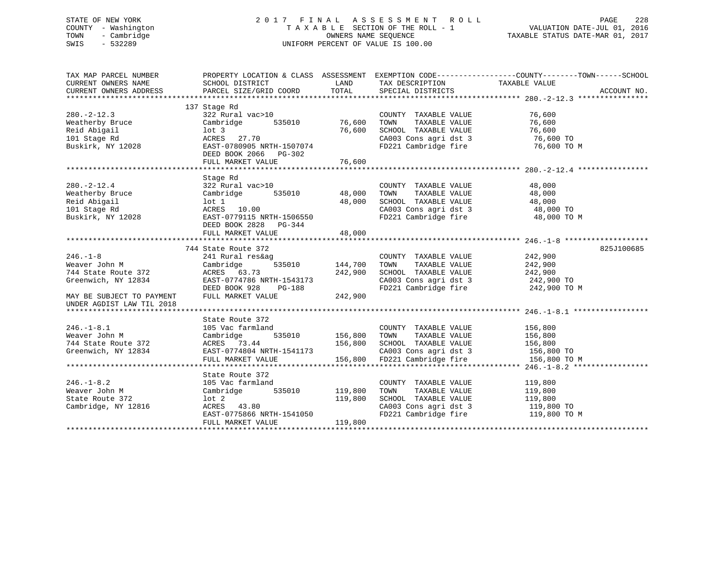STATE OF NEW YORK
COUNTY - Washington
TOWN - Cambridge
SWIS - 532289

# 2017 FINAL ASSESSMENT ROLL

TAXABLE SECTION OF THE ROLL - 1
OWNERS NAME SEQUENCE
UNIFORM PERCENT OF VALUE IS 100.00

VALUATION DATE-JUL 01, 2016
TAXABLE STATUS DATE-MAR 01, 2017

| TAX MAP PARCEL NUMBER / CURRENT OWNERS NAME / CURRENT OWNERS ADDRESS | PROPERTY LOCATION & CLASS / SCHOOL DISTRICT / PARCEL SIZE/GRID COORD | ASSESSMENT LAND | TOTAL | EXEMPTION CODE / TAX DESCRIPTION / SPECIAL DISTRICTS | TAXABLE VALUE (COUNTY / TOWN / SCHOOL) | ACCOUNT NO. |
|---|---|---|---|---|---|---|
| **280.-2-12.3** | 137 Stage Rd | | | | | |
| 280.-2-12.3 | 322 Rural vac>10 | | | COUNTY TAXABLE VALUE | 76,600 | |
| Weatherby Bruce | Cambridge 535010 | 76,600 | | TOWN TAXABLE VALUE | 76,600 | |
| Reid Abigail | lot 3 | | 76,600 | SCHOOL TAXABLE VALUE | 76,600 | |
| 101 Stage Rd | ACRES 27.70 | | | CA003 Cons agri dst 3 | 76,600 TO | |
| Buskirk, NY 12028 | EAST-0780905 NRTH-1507074 | | | FD221 Cambridge fire | 76,600 TO M | |
| | DEED BOOK 2066 PG-302 | | | | | |
| | FULL MARKET VALUE | | 76,600 | | | |
| **280.-2-12.4** | Stage Rd | | | | | |
| 280.-2-12.4 | 322 Rural vac>10 | | | COUNTY TAXABLE VALUE | 48,000 | |
| Weatherby Bruce | Cambridge 535010 | 48,000 | | TOWN TAXABLE VALUE | 48,000 | |
| Reid Abigail | lot 1 | | 48,000 | SCHOOL TAXABLE VALUE | 48,000 | |
| 101 Stage Rd | ACRES 10.00 | | | CA003 Cons agri dst 3 | 48,000 TO | |
| Buskirk, NY 12028 | EAST-0779115 NRTH-1506550 | | | FD221 Cambridge fire | 48,000 TO M | |
| | DEED BOOK 2828 PG-344 | | | | | |
| | FULL MARKET VALUE | | 48,000 | | | |
| **246.-1-8** | 744 State Route 372 | | | | | 825J100685 |
| 246.-1-8 | 241 Rural res&ag | | | COUNTY TAXABLE VALUE | 242,900 | |
| Weaver John M | Cambridge 535010 | 144,700 | | TOWN TAXABLE VALUE | 242,900 | |
| 744 State Route 372 | ACRES 63.73 | | 242,900 | SCHOOL TAXABLE VALUE | 242,900 | |
| Greenwich, NY 12834 | EAST-0774786 NRTH-1543173 | | | CA003 Cons agri dst 3 | 242,900 TO | |
| | DEED BOOK 928 PG-188 | | | FD221 Cambridge fire | 242,900 TO M | |
| MAY BE SUBJECT TO PAYMENT UNDER AGDIST LAW TIL 2018 | FULL MARKET VALUE | | 242,900 | | | |
| **246.-1-8.1** | State Route 372 | | | | | |
| 246.-1-8.1 | 105 Vac farmland | | | COUNTY TAXABLE VALUE | 156,800 | |
| Weaver John M | Cambridge 535010 | 156,800 | | TOWN TAXABLE VALUE | 156,800 | |
| 744 State Route 372 | ACRES 73.44 | | 156,800 | SCHOOL TAXABLE VALUE | 156,800 | |
| Greenwich, NY 12834 | EAST-0774804 NRTH-1541173 | | | CA003 Cons agri dst 3 | 156,800 TO | |
| | FULL MARKET VALUE | | 156,800 | FD221 Cambridge fire | 156,800 TO M | |
| **246.-1-8.2** | State Route 372 | | | | | |
| 246.-1-8.2 | 105 Vac farmland | | | COUNTY TAXABLE VALUE | 119,800 | |
| Weaver John M | Cambridge 535010 | 119,800 | | TOWN TAXABLE VALUE | 119,800 | |
| State Route 372 | lot 2 | | 119,800 | SCHOOL TAXABLE VALUE | 119,800 | |
| Cambridge, NY 12816 | ACRES 43.80 | | | CA003 Cons agri dst 3 | 119,800 TO | |
| | EAST-0775866 NRTH-1541050 | | | FD221 Cambridge fire | 119,800 TO M | |
| | FULL MARKET VALUE | | 119,800 | | | |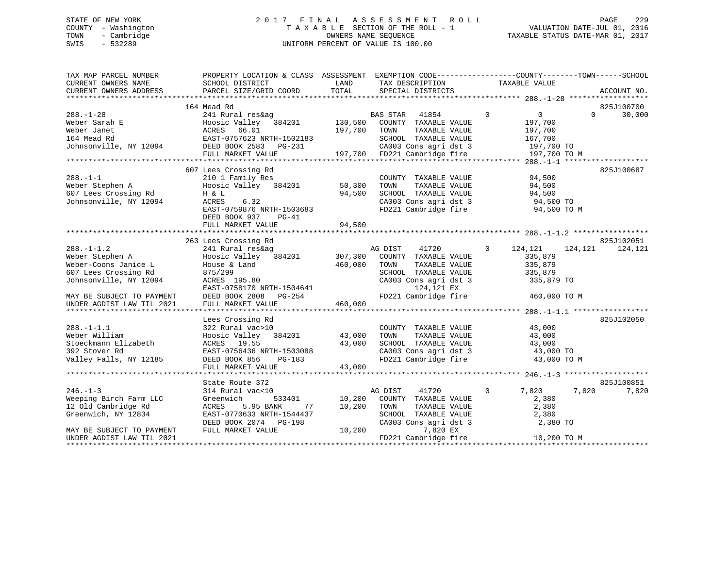STATE OF NEW YORK | COUNTY - Washington | TOWN - Cambridge | SWIS - 532289

# 2017 FINAL ASSESSMENT ROLL
TAXABLE SECTION OF THE ROLL - 1
OWNERS NAME SEQUENCE
UNIFORM PERCENT OF VALUE IS 100.00

VALUATION DATE-JUL 01, 2016
TAXABLE STATUS DATE-MAR 01, 2017

```
TAX MAP PARCEL NUMBER          PROPERTY LOCATION & CLASS  ASSESSMENT  EXEMPTION CODE------------------COUNTY--------TOWN------SCHOOL
CURRENT OWNERS NAME            SCHOOL DISTRICT              LAND      TAX DESCRIPTION             TAXABLE VALUE
CURRENT OWNERS ADDRESS         PARCEL SIZE/GRID COORD       TOTAL     SPECIAL DISTRICTS                                      ACCOUNT NO.
******************************************************************************************************* 288.-1-28 *****************
                               164 Mead Rd                                                                                825J100700
288.-1-28                      241 Rural res&ag                      BAS STAR   41854          0          0          0     30,000
Weber Sarah E                  Hoosic Valley   384201     130,500    COUNTY  TAXABLE VALUE          197,700
Weber Janet                    ACRES   66.01              197,700    TOWN    TAXABLE VALUE          197,700
164 Mead Rd                    EAST-0757623 NRTH-1502183             SCHOOL  TAXABLE VALUE          167,700
Johnsonville, NY 12094         DEED BOOK 2583   PG-231               CA003 Cons agri dst 3           197,700 TO
                               FULL MARKET VALUE          197,700    FD221 Cambridge fire            197,700 TO M
******************************************************************************************************* 288.-1-1 ******************
                               607 Lees Crossing Rd                                                                       825J100687
288.-1-1                       210 1 Family Res                      COUNTY  TAXABLE VALUE           94,500
Weber Stephen A                Hoosic Valley   384201      50,300    TOWN    TAXABLE VALUE           94,500
607 Lees Crossing Rd           H & L                       94,500    SCHOOL  TAXABLE VALUE           94,500
Johnsonville, NY 12094         ACRES    6.32                         CA003 Cons agri dst 3            94,500 TO
                               EAST-0759876 NRTH-1503683             FD221 Cambridge fire             94,500 TO M
                               DEED BOOK 937    PG-41
                               FULL MARKET VALUE           94,500
******************************************************************************************************* 288.-1-1.2 ****************
                               263 Lees Crossing Rd                                                                       825J102051
288.-1-1.2                     241 Rural res&ag                      AG DIST    41720          0    124,121    124,121    124,121
Weber Stephen A                Hoosic Valley   384201     307,300    COUNTY  TAXABLE VALUE          335,879
Weber-Coons Janice L           House & Land               460,000    TOWN    TAXABLE VALUE          335,879
607 Lees Crossing Rd           875/299                               SCHOOL  TAXABLE VALUE          335,879
Johnsonville, NY 12094         ACRES  195.80                         CA003 Cons agri dst 3           335,879 TO
                               EAST-0758170 NRTH-1504641                  124,121 EX
MAY BE SUBJECT TO PAYMENT      DEED BOOK 2808   PG-254               FD221 Cambridge fire            460,000 TO M
UNDER AGDIST LAW TIL 2021      FULL MARKET VALUE          460,000
******************************************************************************************************* 288.-1-1.1 ****************
                               Lees Crossing Rd                                                                           825J102050
288.-1-1.1                     322 Rural vac>10                      COUNTY  TAXABLE VALUE           43,000
Weber William                  Hoosic Valley   384201      43,000    TOWN    TAXABLE VALUE           43,000
Stoeckmann Elizabeth           ACRES   19.55               43,000    SCHOOL  TAXABLE VALUE           43,000
392 Stover Rd                  EAST-0756436 NRTH-1503088             CA003 Cons agri dst 3            43,000 TO
Valley Falls, NY 12185         DEED BOOK 856    PG-183               FD221 Cambridge fire             43,000 TO M
                               FULL MARKET VALUE           43,000
******************************************************************************************************* 246.-1-3 ******************
                               State Route 372                                                                            825J100851
246.-1-3                       314 Rural vac<10                      AG DIST    41720          0      7,820      7,820      7,820
Weeping Birch Farm LLC         Greenwich       533401      10,200    COUNTY  TAXABLE VALUE            2,380
12 Old Cambridge Rd            ACRES    5.95 BANK     77   10,200    TOWN    TAXABLE VALUE            2,380
Greenwich, NY 12834            EAST-0770633 NRTH-1544437             SCHOOL  TAXABLE VALUE            2,380
                               DEED BOOK 2074   PG-198               CA003 Cons agri dst 3             2,380 TO
MAY BE SUBJECT TO PAYMENT      FULL MARKET VALUE           10,200          7,820 EX
UNDER AGDIST LAW TIL 2021                                            FD221 Cambridge fire             10,200 TO M
************************************************************************************************************************************
```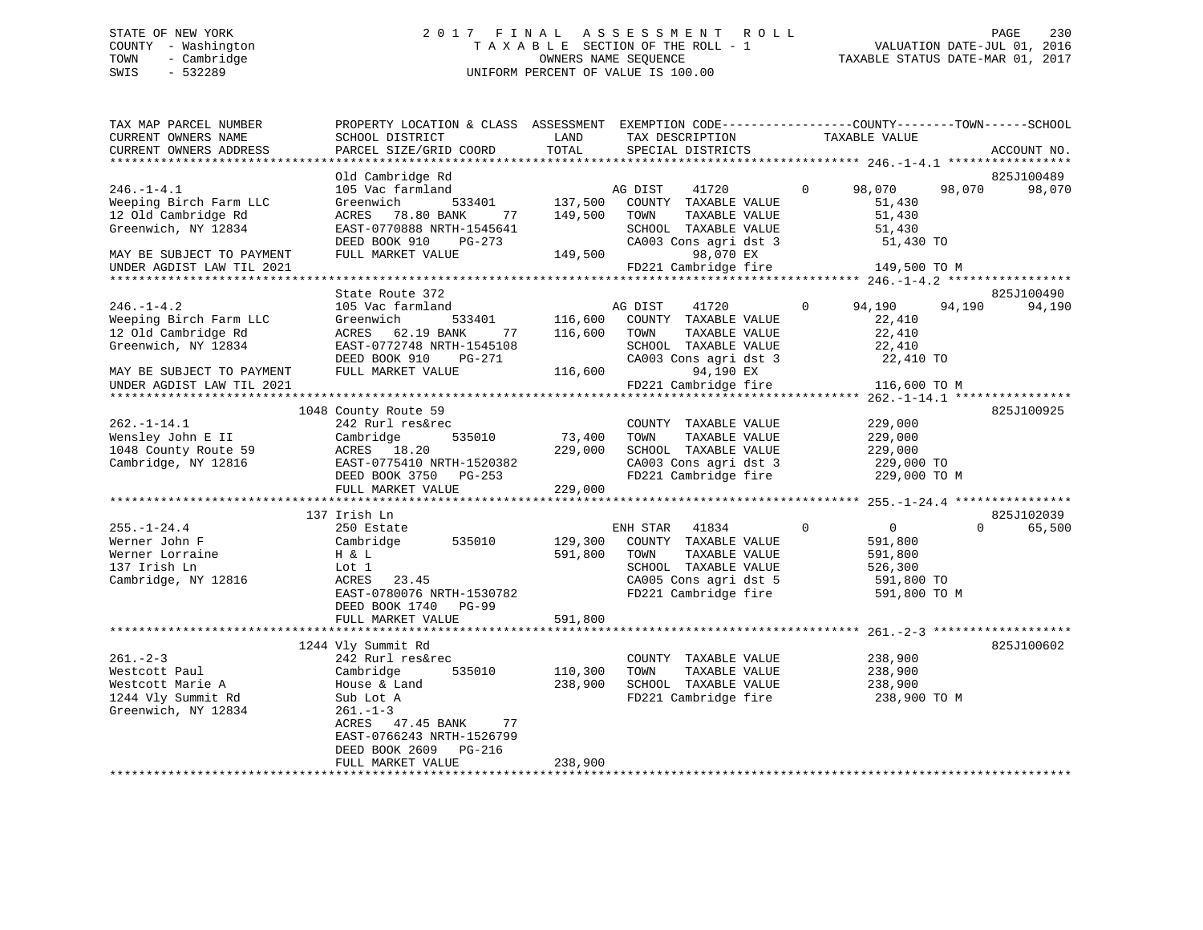STATE OF NEW YORK
COUNTY - Washington
TOWN - Cambridge
SWIS - 532289

# 2017 FINAL ASSESSMENT ROLL
TAXABLE SECTION OF THE ROLL - 1
OWNERS NAME SEQUENCE
UNIFORM PERCENT OF VALUE IS 100.00

VALUATION DATE-JUL 01, 2016
TAXABLE STATUS DATE-MAR 01, 2017

```
TAX MAP PARCEL NUMBER          PROPERTY LOCATION & CLASS  ASSESSMENT  EXEMPTION CODE------------------COUNTY--------TOWN------SCHOOL
CURRENT OWNERS NAME            SCHOOL DISTRICT              LAND       TAX DESCRIPTION             TAXABLE VALUE
CURRENT OWNERS ADDRESS         PARCEL SIZE/GRID COORD       TOTAL      SPECIAL DISTRICTS                                       ACCOUNT NO.
******************************************************************************************************* 246.-1-4.1 *****************
                               Old Cambridge Rd                                                                            825J100489
246.-1-4.1                     105 Vac farmland                   AG DIST    41720         0      98,070     98,070      98,070
Weeping Birch Farm LLC         Greenwich      533401     137,500   COUNTY  TAXABLE VALUE           51,430
12 Old Cambridge Rd            ACRES  78.80 BANK     77  149,500   TOWN    TAXABLE VALUE           51,430
Greenwich, NY 12834            EAST-0770888 NRTH-1545641           SCHOOL  TAXABLE VALUE           51,430
                               DEED BOOK 910    PG-273             CA003 Cons agri dst 3            51,430 TO
MAY BE SUBJECT TO PAYMENT      FULL MARKET VALUE         149,500          98,070 EX
UNDER AGDIST LAW TIL 2021                                          FD221 Cambridge fire            149,500 TO M
******************************************************************************************************* 246.-1-4.2 *****************
                               State Route 372                                                                             825J100490
246.-1-4.2                     105 Vac farmland                   AG DIST    41720         0      94,190     94,190      94,190
Weeping Birch Farm LLC         Greenwich      533401     116,600   COUNTY  TAXABLE VALUE           22,410
12 Old Cambridge Rd            ACRES  62.19 BANK     77  116,600   TOWN    TAXABLE VALUE           22,410
Greenwich, NY 12834            EAST-0772748 NRTH-1545108           SCHOOL  TAXABLE VALUE           22,410
                               DEED BOOK 910    PG-271             CA003 Cons agri dst 3            22,410 TO
MAY BE SUBJECT TO PAYMENT      FULL MARKET VALUE         116,600          94,190 EX
UNDER AGDIST LAW TIL 2021                                          FD221 Cambridge fire            116,600 TO M
******************************************************************************************************* 262.-1-14.1 ****************
                          1048 County Route 59                                                                             825J100925
262.-1-14.1                    242 Rurl res&rec                    COUNTY  TAXABLE VALUE          229,000
Wensley John E II              Cambridge      535010      73,400   TOWN    TAXABLE VALUE          229,000
1048 County Route 59           ACRES  18.20              229,000   SCHOOL  TAXABLE VALUE          229,000
Cambridge, NY 12816            EAST-0775410 NRTH-1520382           CA003 Cons agri dst 3           229,000 TO
                               DEED BOOK 3750   PG-253             FD221 Cambridge fire            229,000 TO M
                               FULL MARKET VALUE         229,000
******************************************************************************************************* 255.-1-24.4 ****************
                           137 Irish Ln                                                                                    825J102039
255.-1-24.4                    250 Estate                          ENH STAR   41834        0           0          0      65,500
Werner John F                  Cambridge      535010     129,300   COUNTY  TAXABLE VALUE          591,800
Werner Lorraine                H & L                     591,800   TOWN    TAXABLE VALUE          591,800
137 Irish Ln                   Lot 1                               SCHOOL  TAXABLE VALUE          526,300
Cambridge, NY 12816            ACRES  23.45                        CA005 Cons agri dst 5           591,800 TO
                               EAST-0780076 NRTH-1530782           FD221 Cambridge fire            591,800 TO M
                               DEED BOOK 1740   PG-99
                               FULL MARKET VALUE         591,800
******************************************************************************************************* 261.-2-3 *******************
                          1244 Vly Summit Rd                                                                               825J100602
261.-2-3                       242 Rurl res&rec                    COUNTY  TAXABLE VALUE          238,900
Westcott Paul                  Cambridge      535010     110,300   TOWN    TAXABLE VALUE          238,900
Westcott Marie A               House & Land              238,900   SCHOOL  TAXABLE VALUE          238,900
1244 Vly Summit Rd             Sub Lot A                           FD221 Cambridge fire            238,900 TO M
Greenwich, NY 12834            261.-1-3
                               ACRES  47.45 BANK     77
                               EAST-0766243 NRTH-1526799
                               DEED BOOK 2609   PG-216
                               FULL MARKET VALUE         238,900
************************************************************************************************************************************
```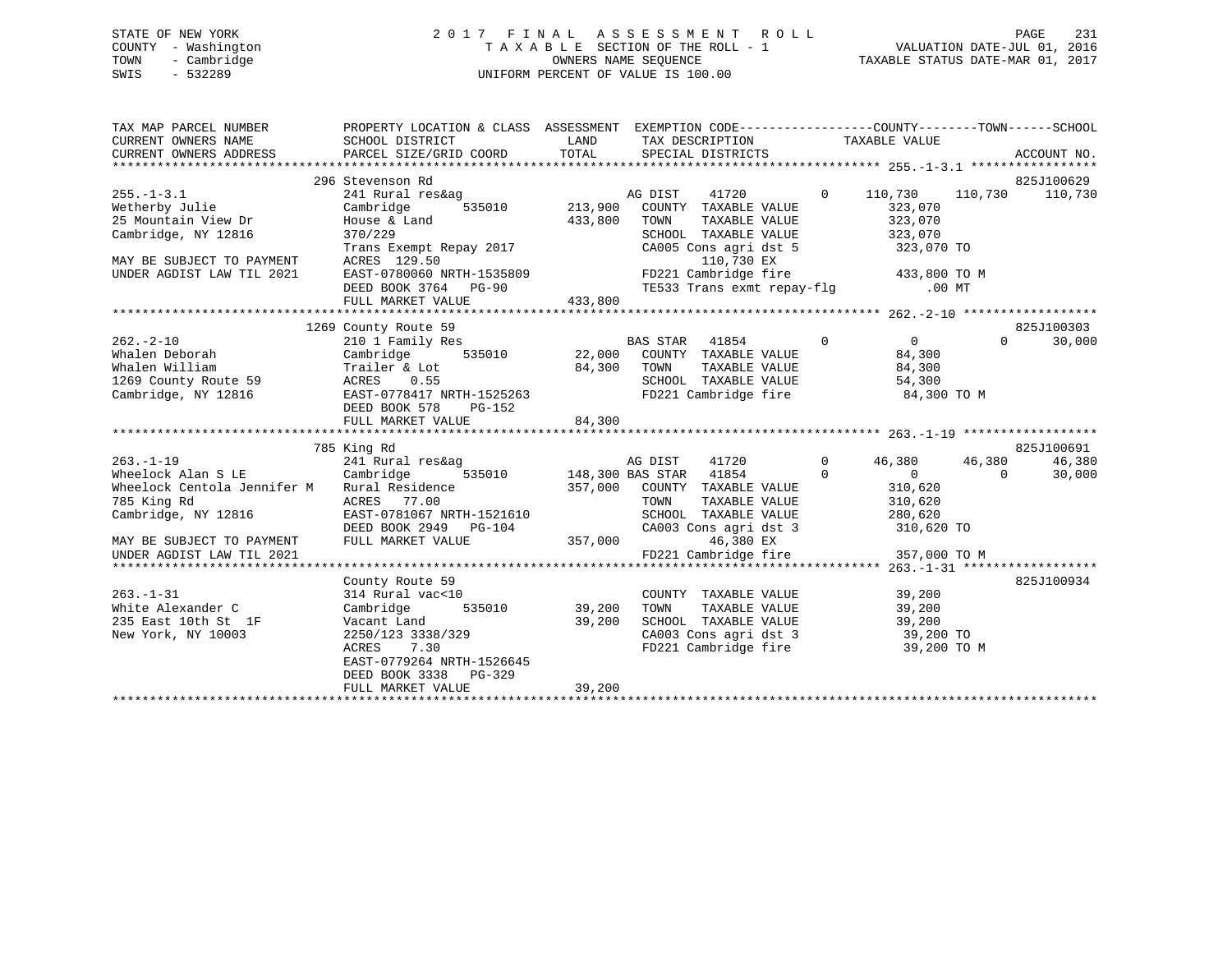STATE OF NEW YORK
COUNTY - Washington
TOWN - Cambridge
SWIS - 532289

# 2017 FINAL ASSESSMENT ROLL

TAXABLE SECTION OF THE ROLL - 1
OWNERS NAME SEQUENCE
UNIFORM PERCENT OF VALUE IS 100.00

VALUATION DATE-JUL 01, 2016
TAXABLE STATUS DATE-MAR 01, 2017

| TAX MAP PARCEL NUMBER / CURRENT OWNERS NAME / CURRENT OWNERS ADDRESS | PROPERTY LOCATION & CLASS / SCHOOL DISTRICT / PARCEL SIZE/GRID COORD | ASSESSMENT LAND / TOTAL | EXEMPTION CODE / TAX DESCRIPTION / SPECIAL DISTRICTS | COUNTY | TOWN | SCHOOL | ACCOUNT NO. |
|---|---|---|---|---|---|---|---|
| **255.-1-3.1** | 296 Stevenson Rd | | | | | | 825J100629 |
| Wetherby Julie | 241 Rural res&ag | | AG DIST 41720 0 | 110,730 | 110,730 | 110,730 | |
| 25 Mountain View Dr | Cambridge 535010 | 213,900 | COUNTY TAXABLE VALUE | 323,070 | | | |
| Cambridge, NY 12816 | House & Land | 433,800 | TOWN TAXABLE VALUE | | 323,070 | | |
| | 370/229 | | SCHOOL TAXABLE VALUE | | | 323,070 | |
| | Trans Exempt Repay 2017 | | CA005 Cons agri dst 5 | 323,070 TO | | | |
| MAY BE SUBJECT TO PAYMENT | ACRES 129.50 | | 110,730 EX | | | | |
| UNDER AGDIST LAW TIL 2021 | EAST-0780060 NRTH-1535809 | | FD221 Cambridge fire | 433,800 TO M | | | |
| | DEED BOOK 3764 PG-90 | | TE533 Trans exmt repay-flg | .00 MT | | | |
| | FULL MARKET VALUE | 433,800 | | | | | |
| **262.-2-10** | 1269 County Route 59 | | | | | | 825J100303 |
| Whalen Deborah | 210 1 Family Res | | BAS STAR 41854 0 | 0 | 0 | 30,000 | |
| Whalen William | Cambridge 535010 | 22,000 | COUNTY TAXABLE VALUE | 84,300 | | | |
| 1269 County Route 59 | Trailer & Lot | 84,300 | TOWN TAXABLE VALUE | | 84,300 | | |
| Cambridge, NY 12816 | ACRES 0.55 | | SCHOOL TAXABLE VALUE | | | 54,300 | |
| | EAST-0778417 NRTH-1525263 | | FD221 Cambridge fire | 84,300 TO M | | | |
| | DEED BOOK 578 PG-152 | | | | | | |
| | FULL MARKET VALUE | 84,300 | | | | | |
| **263.-1-19** | 785 King Rd | | | | | | 825J100691 |
| Wheelock Alan S LE | 241 Rural res&ag | | AG DIST 41720 0 | 46,380 | 46,380 | 46,380 | |
| Wheelock Centola Jennifer M | Cambridge 535010 | 148,300 | BAS STAR 41854 0 | 0 | 0 | 30,000 | |
| 785 King Rd | Rural Residence | 357,000 | COUNTY TAXABLE VALUE | 310,620 | | | |
| Cambridge, NY 12816 | ACRES 77.00 | | TOWN TAXABLE VALUE | | 310,620 | | |
| | EAST-0781067 NRTH-1521610 | | SCHOOL TAXABLE VALUE | | | 280,620 | |
| | DEED BOOK 2949 PG-104 | | CA003 Cons agri dst 3 | 310,620 TO | | | |
| MAY BE SUBJECT TO PAYMENT | FULL MARKET VALUE | 357,000 | 46,380 EX | | | | |
| UNDER AGDIST LAW TIL 2021 | | | FD221 Cambridge fire | 357,000 TO M | | | |
| **263.-1-31** | County Route 59 | | | | | | 825J100934 |
| White Alexander C | 314 Rural vac<10 | | COUNTY TAXABLE VALUE | 39,200 | | | |
| 235 East 10th St 1F | Cambridge 535010 | 39,200 | TOWN TAXABLE VALUE | | 39,200 | | |
| New York, NY 10003 | Vacant Land | 39,200 | SCHOOL TAXABLE VALUE | | | 39,200 | |
| | 2250/123 3338/329 | | CA003 Cons agri dst 3 | 39,200 TO | | | |
| | ACRES 7.30 | | FD221 Cambridge fire | 39,200 TO M | | | |
| | EAST-0779264 NRTH-1526645 | | | | | | |
| | DEED BOOK 3338 PG-329 | | | | | | |
| | FULL MARKET VALUE | 39,200 | | | | | |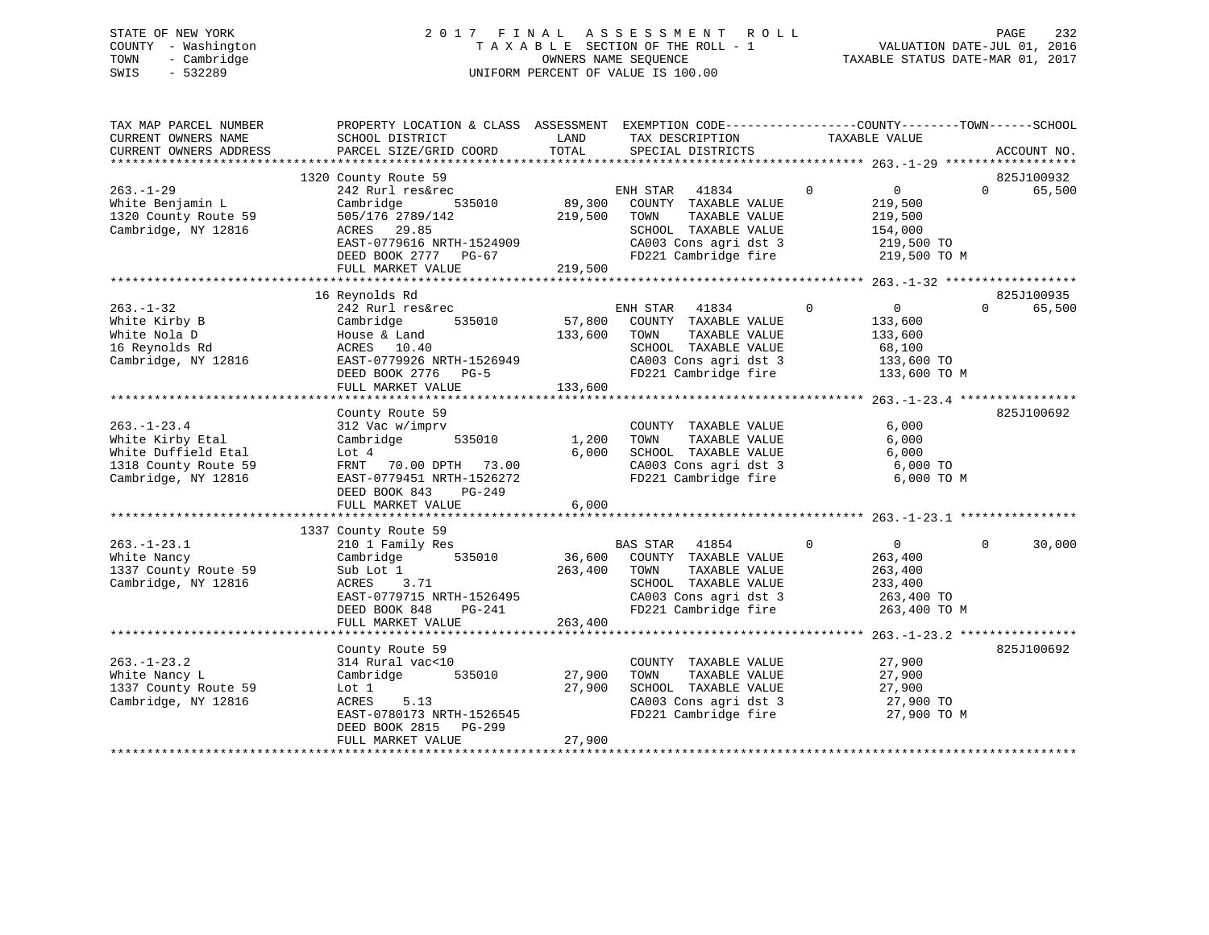STATE OF NEW YORK
COUNTY - Washington
TOWN - Cambridge
SWIS - 532289

# 2017 FINAL ASSESSMENT ROLL
TAXABLE SECTION OF THE ROLL - 1
OWNERS NAME SEQUENCE
UNIFORM PERCENT OF VALUE IS 100.00

VALUATION DATE-JUL 01, 2016
TAXABLE STATUS DATE-MAR 01, 2017

| TAX MAP PARCEL NUMBER / CURRENT OWNERS NAME / CURRENT OWNERS ADDRESS | PROPERTY LOCATION & CLASS / SCHOOL DISTRICT / PARCEL SIZE/GRID COORD | ASSESSMENT LAND | TOTAL | EXEMPTION CODE / TAX DESCRIPTION / SPECIAL DISTRICTS | COUNTY | TOWN | SCHOOL | TAXABLE VALUE / ACCOUNT NO. |
|---|---|---|---|---|---|---|---|---|
| 263.-1-29 | 1320 County Route 59 | | | | | | | 825J100932 |
| 263.-1-29 | 242 Rurl res&rec | | | ENH STAR 41834 | 0 | 0 | 0 | 65,500 |
| White Benjamin L | Cambridge 535010 | 89,300 | | COUNTY TAXABLE VALUE | | | | 219,500 |
| 1320 County Route 59 | 505/176 2789/142 | | 219,500 | TOWN TAXABLE VALUE | | | | 219,500 |
| Cambridge, NY 12816 | ACRES 29.85 | | | SCHOOL TAXABLE VALUE | | | | 154,000 |
| | EAST-0779616 NRTH-1524909 | | | CA003 Cons agri dst 3 | | | | 219,500 TO |
| | DEED BOOK 2777 PG-67 | | | FD221 Cambridge fire | | | | 219,500 TO M |
| | FULL MARKET VALUE | | 219,500 | | | | | |
| 263.-1-32 | 16 Reynolds Rd | | | | | | | 825J100935 |
| 263.-1-32 | 242 Rurl res&rec | | | ENH STAR 41834 | 0 | 0 | 0 | 65,500 |
| White Kirby B | Cambridge 535010 | 57,800 | | COUNTY TAXABLE VALUE | | | | 133,600 |
| White Nola D | House & Land | | 133,600 | TOWN TAXABLE VALUE | | | | 133,600 |
| 16 Reynolds Rd | ACRES 10.40 | | | SCHOOL TAXABLE VALUE | | | | 68,100 |
| Cambridge, NY 12816 | EAST-0779926 NRTH-1526949 | | | CA003 Cons agri dst 3 | | | | 133,600 TO |
| | DEED BOOK 2776 PG-5 | | | FD221 Cambridge fire | | | | 133,600 TO M |
| | FULL MARKET VALUE | | 133,600 | | | | | |
| 263.-1-23.4 | County Route 59 | | | | | | | 825J100692 |
| 263.-1-23.4 | 312 Vac w/imprv | | | COUNTY TAXABLE VALUE | | | | 6,000 |
| White Kirby Etal | Cambridge 535010 | 1,200 | | TOWN TAXABLE VALUE | | | | 6,000 |
| White Duffield Etal | Lot 4 | | 6,000 | SCHOOL TAXABLE VALUE | | | | 6,000 |
| 1318 County Route 59 | FRNT 70.00 DPTH 73.00 | | | CA003 Cons agri dst 3 | | | | 6,000 TO |
| Cambridge, NY 12816 | EAST-0779451 NRTH-1526272 | | | FD221 Cambridge fire | | | | 6,000 TO M |
| | DEED BOOK 843 PG-249 | | | | | | | |
| | FULL MARKET VALUE | | 6,000 | | | | | |
| 263.-1-23.1 | 1337 County Route 59 | | | | | | | |
| 263.-1-23.1 | 210 1 Family Res | | | BAS STAR 41854 | 0 | 0 | 0 | 30,000 |
| White Nancy | Cambridge 535010 | 36,600 | | COUNTY TAXABLE VALUE | | | | 263,400 |
| 1337 County Route 59 | Sub Lot 1 | | 263,400 | TOWN TAXABLE VALUE | | | | 263,400 |
| Cambridge, NY 12816 | ACRES 3.71 | | | SCHOOL TAXABLE VALUE | | | | 233,400 |
| | EAST-0779715 NRTH-1526495 | | | CA003 Cons agri dst 3 | | | | 263,400 TO |
| | DEED BOOK 848 PG-241 | | | FD221 Cambridge fire | | | | 263,400 TO M |
| | FULL MARKET VALUE | | 263,400 | | | | | |
| 263.-1-23.2 | County Route 59 | | | | | | | 825J100692 |
| 263.-1-23.2 | 314 Rural vac<10 | | | COUNTY TAXABLE VALUE | | | | 27,900 |
| White Nancy L | Cambridge 535010 | 27,900 | | TOWN TAXABLE VALUE | | | | 27,900 |
| 1337 County Route 59 | Lot 1 | | 27,900 | SCHOOL TAXABLE VALUE | | | | 27,900 |
| Cambridge, NY 12816 | ACRES 5.13 | | | CA003 Cons agri dst 3 | | | | 27,900 TO |
| | EAST-0780173 NRTH-1526545 | | | FD221 Cambridge fire | | | | 27,900 TO M |
| | DEED BOOK 2815 PG-299 | | | | | | | |
| | FULL MARKET VALUE | | 27,900 | | | | | |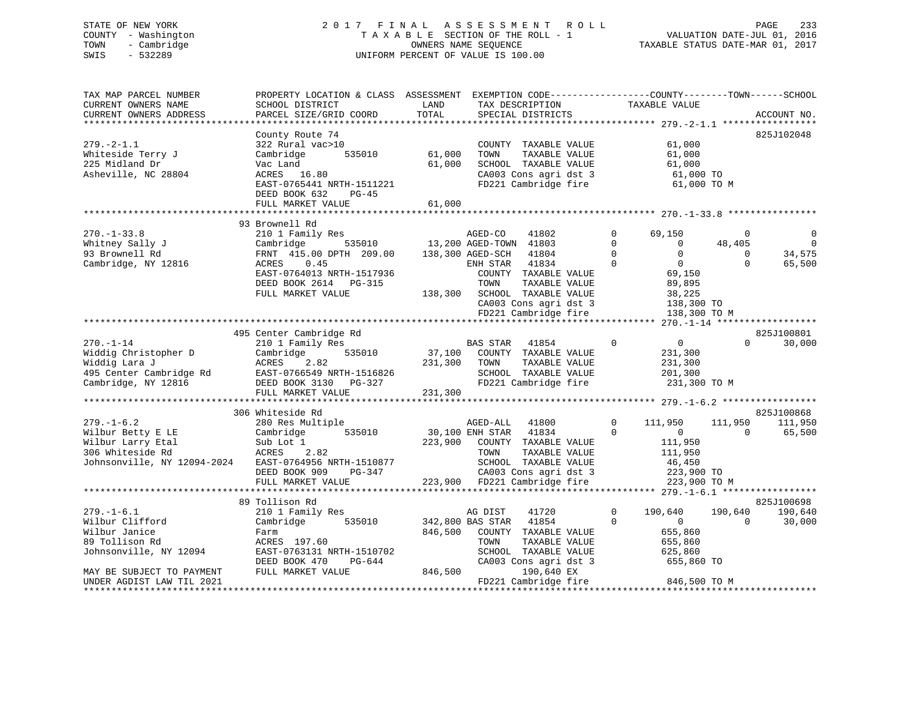STATE OF NEW YORK
COUNTY - Washington
TOWN - Cambridge
SWIS - 532289

2 0 1 7 F I N A L A S S E S S M E N T R O L L
T A X A B L E SECTION OF THE ROLL - 1
OWNERS NAME SEQUENCE
UNIFORM PERCENT OF VALUE IS 100.00

VALUATION DATE-JUL 01, 2016
TAXABLE STATUS DATE-MAR 01, 2017

```
TAX MAP PARCEL NUMBER          PROPERTY LOCATION & CLASS  ASSESSMENT  EXEMPTION CODE------------------COUNTY--------TOWN------SCHOOL
CURRENT OWNERS NAME            SCHOOL DISTRICT               LAND      TAX DESCRIPTION              TAXABLE VALUE
CURRENT OWNERS ADDRESS         PARCEL SIZE/GRID COORD        TOTAL     SPECIAL DISTRICTS                                          ACCOUNT NO.
******************************************************************************************************* 279.-2-1.1 *****************
                               County Route 74                                                                              825J102048
279.-2-1.1                     322 Rural vac>10                          COUNTY  TAXABLE VALUE              61,000
Whiteside Terry J              Cambridge        535010         61,000    TOWN    TAXABLE VALUE              61,000
225 Midland Dr                 Vac Land                        61,000    SCHOOL  TAXABLE VALUE              61,000
Asheville, NC 28804            ACRES   16.80                             CA003 Cons agri dst 3               61,000 TO
                               EAST-0765441 NRTH-1511221                 FD221 Cambridge fire                61,000 TO M
                               DEED BOOK 632     PG-45
                               FULL MARKET VALUE               61,000
******************************************************************************************************* 270.-1-33.8 ****************
                               93 Brownell Rd
270.-1-33.8                    210 1 Family Res                          AGED-CO     41802            0      69,150          0           0
Whitney Sally J                Cambridge        535010         13,200 AGED-TOWN  41803            0           0     48,405           0
93 Brownell Rd                 FRNT 415.00 DPTH 209.00        138,300 AGED-SCH   41804            0           0          0      34,575
Cambridge, NY 12816            ACRES    0.45                             ENH STAR    41834            0           0          0      65,500
                               EAST-0764013 NRTH-1517936                 COUNTY  TAXABLE VALUE              69,150
                               DEED BOOK 2614    PG-315                  TOWN    TAXABLE VALUE              89,895
                               FULL MARKET VALUE              138,300    SCHOOL  TAXABLE VALUE              38,225
                                                                         CA003 Cons agri dst 3              138,300 TO
                                                                         FD221 Cambridge fire               138,300 TO M
******************************************************************************************************* 270.-1-14 ******************
                               495 Center Cambridge Rd                                                                      825J100801
270.-1-14                      210 1 Family Res                          BAS STAR    41854            0           0          0      30,000
Widdig Christopher D           Cambridge        535010         37,100    COUNTY  TAXABLE VALUE             231,300
Widdig Lara J                  ACRES    2.82                  231,300    TOWN    TAXABLE VALUE             231,300
495 Center Cambridge Rd        EAST-0766549 NRTH-1516826                 SCHOOL  TAXABLE VALUE             201,300
Cambridge, NY 12816            DEED BOOK 3130    PG-327                  FD221 Cambridge fire               231,300 TO M
                               FULL MARKET VALUE              231,300
******************************************************************************************************* 279.-1-6.2 *****************
                               306 Whiteside Rd                                                                             825J100868
279.-1-6.2                     280 Res Multiple                          AGED-ALL    41800            0     111,950    111,950     111,950
Wilbur Betty E LE              Cambridge        535010         30,100 ENH STAR    41834            0           0          0      65,500
Wilbur Larry Etal              Sub Lot 1                      223,900    COUNTY  TAXABLE VALUE             111,950
306 Whiteside Rd               ACRES    2.82                             TOWN    TAXABLE VALUE             111,950
Johnsonville, NY 12094-2024    EAST-0764956 NRTH-1510877                 SCHOOL  TAXABLE VALUE              46,450
                               DEED BOOK 909     PG-347                  CA003 Cons agri dst 3              223,900 TO
                               FULL MARKET VALUE              223,900    FD221 Cambridge fire               223,900 TO M
******************************************************************************************************* 279.-1-6.1 *****************
                               89 Tollison Rd                                                                               825J100698
279.-1-6.1                     210 1 Family Res                          AG DIST     41720            0     190,640    190,640     190,640
Wilbur Clifford                Cambridge        535010        342,800 BAS STAR    41854            0           0          0      30,000
Wilbur Janice                  Farm                           846,500    COUNTY  TAXABLE VALUE             655,860
89 Tollison Rd                 ACRES  197.60                             TOWN    TAXABLE VALUE             655,860
Johnsonville, NY 12094         EAST-0763131 NRTH-1510702                 SCHOOL  TAXABLE VALUE             625,860
                               DEED BOOK 470     PG-644                  CA003 Cons agri dst 3              655,860 TO
MAY BE SUBJECT TO PAYMENT      FULL MARKET VALUE              846,500         190,640 EX
UNDER AGDIST LAW TIL 2021                                                FD221 Cambridge fire               846,500 TO M
************************************************************************************************************************************
```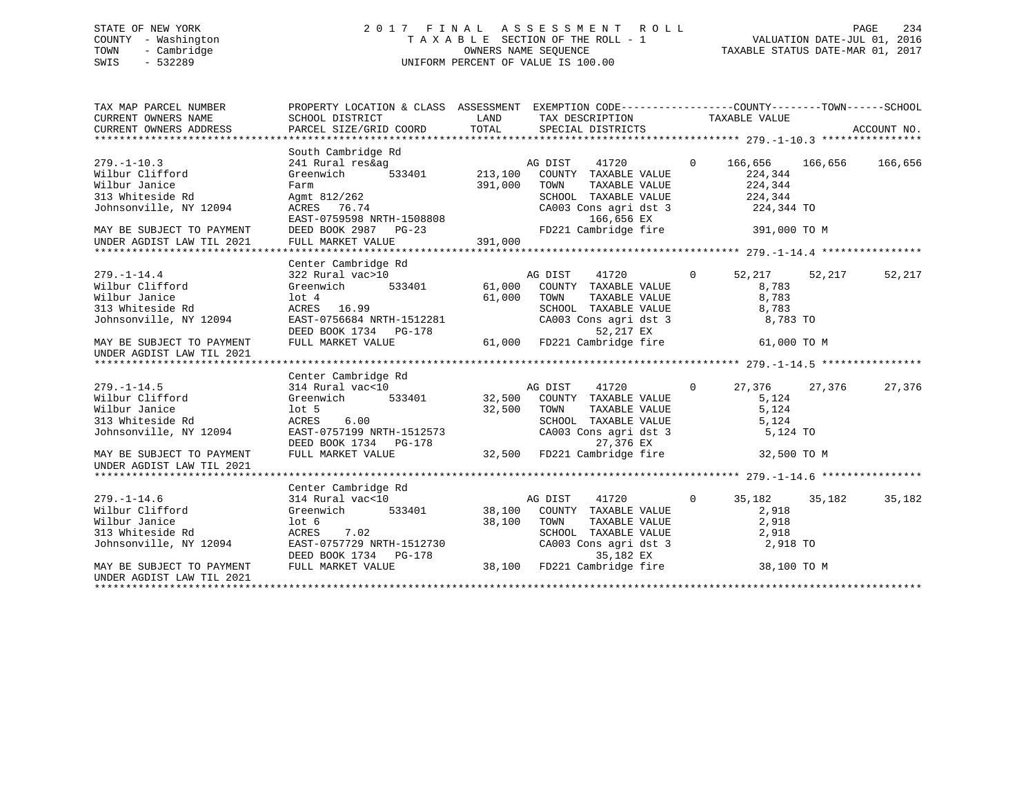STATE OF NEW YORK
COUNTY - Washington
TOWN - Cambridge
SWIS - 532289

2 0 1 7 F I N A L A S S E S S M E N T R O L L
T A X A B L E SECTION OF THE ROLL - 1
OWNERS NAME SEQUENCE
UNIFORM PERCENT OF VALUE IS 100.00

VALUATION DATE-JUL 01, 2016
TAXABLE STATUS DATE-MAR 01, 2017

```
TAX MAP PARCEL NUMBER      PROPERTY LOCATION & CLASS  ASSESSMENT  EXEMPTION CODE-----------------COUNTY--------TOWN------SCHOOL
CURRENT OWNERS NAME        SCHOOL DISTRICT              LAND      TAX DESCRIPTION             TAXABLE VALUE
CURRENT OWNERS ADDRESS     PARCEL SIZE/GRID COORD       TOTAL     SPECIAL DISTRICTS                                       ACCOUNT NO.
******************************************************************************************** 279.-1-10.3 ****************
                           South Cambridge Rd
279.-1-10.3                241 Rural res&ag                   AG DIST     41720        0     166,656    166,656    166,656
Wilbur Clifford            Greenwich        533401    213,100   COUNTY  TAXABLE VALUE           224,344
Wilbur Janice              Farm                       391,000   TOWN    TAXABLE VALUE           224,344
313 Whiteside Rd           Agmt 812/262                         SCHOOL  TAXABLE VALUE           224,344
Johnsonville, NY 12094     ACRES  76.74                         CA003 Cons agri dst 3            224,344 TO
                           EAST-0759598 NRTH-1508808                   166,656 EX
MAY BE SUBJECT TO PAYMENT  DEED BOOK 2987   PG-23               FD221 Cambridge fire             391,000 TO M
UNDER AGDIST LAW TIL 2021  FULL MARKET VALUE          391,000
******************************************************************************************** 279.-1-14.4 ****************
                           Center Cambridge Rd
279.-1-14.4                322 Rural vac>10                   AG DIST     41720        0      52,217     52,217     52,217
Wilbur Clifford            Greenwich        533401     61,000   COUNTY  TAXABLE VALUE             8,783
Wilbur Janice              lot 4                       61,000   TOWN    TAXABLE VALUE             8,783
313 Whiteside Rd           ACRES  16.99                         SCHOOL  TAXABLE VALUE             8,783
Johnsonville, NY 12094     EAST-0756684 NRTH-1512281            CA003 Cons agri dst 3              8,783 TO
                           DEED BOOK 1734   PG-178                      52,217 EX
MAY BE SUBJECT TO PAYMENT  FULL MARKET VALUE           61,000   FD221 Cambridge fire              61,000 TO M
UNDER AGDIST LAW TIL 2021
******************************************************************************************** 279.-1-14.5 ****************
                           Center Cambridge Rd
279.-1-14.5                314 Rural vac<10                   AG DIST     41720        0      27,376     27,376     27,376
Wilbur Clifford            Greenwich        533401     32,500   COUNTY  TAXABLE VALUE             5,124
Wilbur Janice              lot 5                       32,500   TOWN    TAXABLE VALUE             5,124
313 Whiteside Rd           ACRES   6.00                         SCHOOL  TAXABLE VALUE             5,124
Johnsonville, NY 12094     EAST-0757199 NRTH-1512573            CA003 Cons agri dst 3              5,124 TO
                           DEED BOOK 1734   PG-178                      27,376 EX
MAY BE SUBJECT TO PAYMENT  FULL MARKET VALUE           32,500   FD221 Cambridge fire              32,500 TO M
UNDER AGDIST LAW TIL 2021
******************************************************************************************** 279.-1-14.6 ****************
                           Center Cambridge Rd
279.-1-14.6                314 Rural vac<10                   AG DIST     41720        0      35,182     35,182     35,182
Wilbur Clifford            Greenwich        533401     38,100   COUNTY  TAXABLE VALUE             2,918
Wilbur Janice              lot 6                       38,100   TOWN    TAXABLE VALUE             2,918
313 Whiteside Rd           ACRES   7.02                         SCHOOL  TAXABLE VALUE             2,918
Johnsonville, NY 12094     EAST-0757729 NRTH-1512730            CA003 Cons agri dst 3              2,918 TO
                           DEED BOOK 1734   PG-178                      35,182 EX
MAY BE SUBJECT TO PAYMENT  FULL MARKET VALUE           38,100   FD221 Cambridge fire              38,100 TO M
UNDER AGDIST LAW TIL 2021
***************************************************************************************************************************
```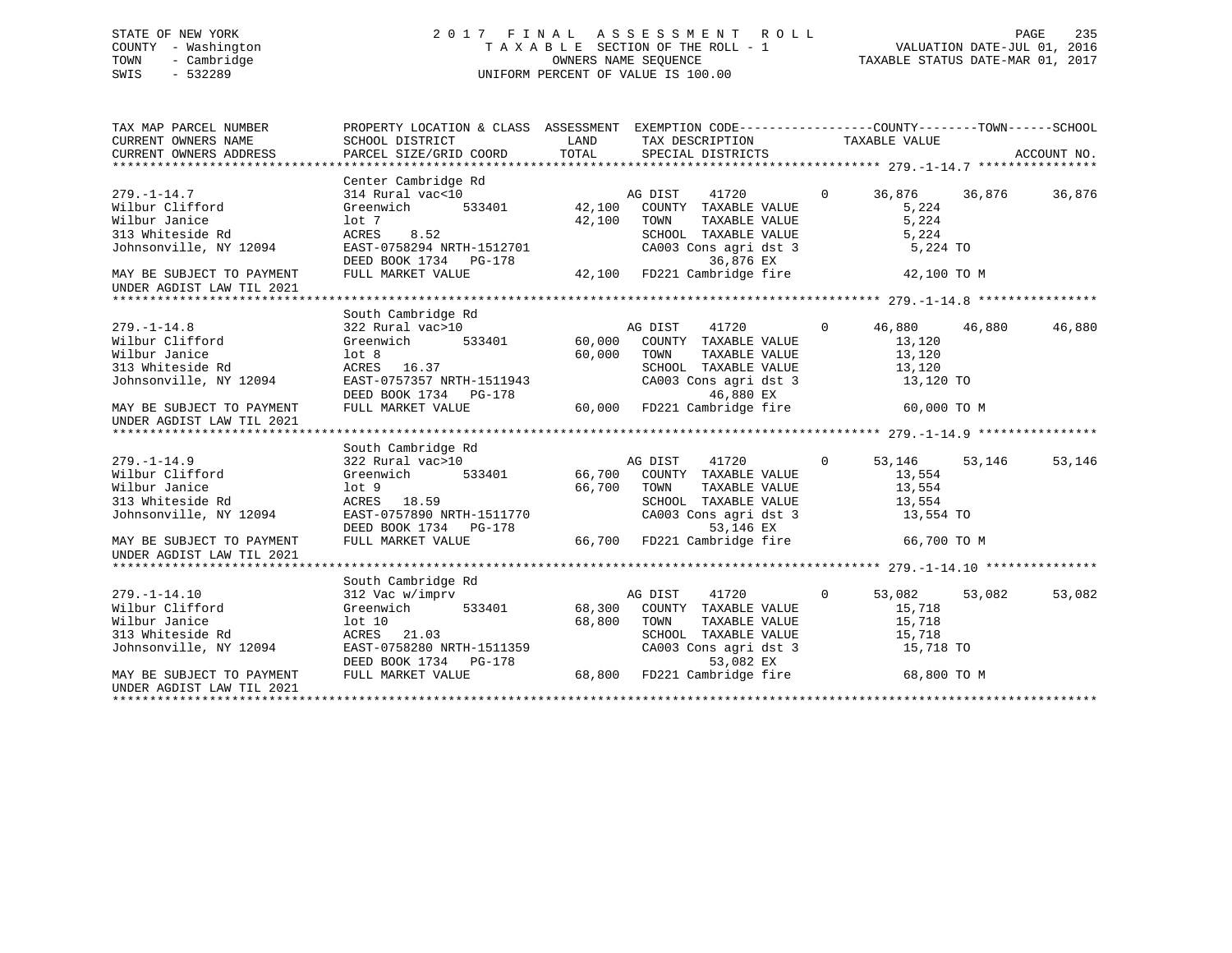STATE OF NEW YORK
COUNTY - Washington
TOWN - Cambridge
SWIS - 532289

2017 FINAL ASSESSMENT ROLL
TAXABLE SECTION OF THE ROLL - 1
OWNERS NAME SEQUENCE
UNIFORM PERCENT OF VALUE IS 100.00

VALUATION DATE-JUL 01, 2016
TAXABLE STATUS DATE-MAR 01, 2017

| TAX MAP PARCEL NUMBER / CURRENT OWNERS NAME / CURRENT OWNERS ADDRESS | PROPERTY LOCATION & CLASS / SCHOOL DISTRICT / PARCEL SIZE/GRID COORD | ASSESSMENT LAND / TOTAL | EXEMPTION CODE / TAX DESCRIPTION / SPECIAL DISTRICTS | COUNTY TAXABLE VALUE | TOWN | SCHOOL / ACCOUNT NO. |
|---|---|---|---|---|---|---|
| **279.-1-14.7** | Center Cambridge Rd | | | | | |
| 279.-1-14.7 | 314 Rural vac<10 | | AG DIST 41720 0 | 36,876 | 36,876 | 36,876 |
| Wilbur Clifford | Greenwich 533401 | 42,100 | COUNTY TAXABLE VALUE | 5,224 | | |
| Wilbur Janice | lot 7 | 42,100 | TOWN TAXABLE VALUE | 5,224 | | |
| 313 Whiteside Rd | ACRES 8.52 | | SCHOOL TAXABLE VALUE | 5,224 | | |
| Johnsonville, NY 12094 | EAST-0758294 NRTH-1512701 | | CA003 Cons agri dst 3 | 5,224 TO | | |
| | DEED BOOK 1734 PG-178 | | 36,876 EX | | | |
| MAY BE SUBJECT TO PAYMENT UNDER AGDIST LAW TIL 2021 | FULL MARKET VALUE | 42,100 | FD221 Cambridge fire | 42,100 TO M | | |
| **279.-1-14.8** | South Cambridge Rd | | | | | |
| 279.-1-14.8 | 322 Rural vac>10 | | AG DIST 41720 0 | 46,880 | 46,880 | 46,880 |
| Wilbur Clifford | Greenwich 533401 | 60,000 | COUNTY TAXABLE VALUE | 13,120 | | |
| Wilbur Janice | lot 8 | 60,000 | TOWN TAXABLE VALUE | 13,120 | | |
| 313 Whiteside Rd | ACRES 16.37 | | SCHOOL TAXABLE VALUE | 13,120 | | |
| Johnsonville, NY 12094 | EAST-0757357 NRTH-1511943 | | CA003 Cons agri dst 3 | 13,120 TO | | |
| | DEED BOOK 1734 PG-178 | | 46,880 EX | | | |
| MAY BE SUBJECT TO PAYMENT UNDER AGDIST LAW TIL 2021 | FULL MARKET VALUE | 60,000 | FD221 Cambridge fire | 60,000 TO M | | |
| **279.-1-14.9** | South Cambridge Rd | | | | | |
| 279.-1-14.9 | 322 Rural vac>10 | | AG DIST 41720 0 | 53,146 | 53,146 | 53,146 |
| Wilbur Clifford | Greenwich 533401 | 66,700 | COUNTY TAXABLE VALUE | 13,554 | | |
| Wilbur Janice | lot 9 | 66,700 | TOWN TAXABLE VALUE | 13,554 | | |
| 313 Whiteside Rd | ACRES 18.59 | | SCHOOL TAXABLE VALUE | 13,554 | | |
| Johnsonville, NY 12094 | EAST-0757890 NRTH-1511770 | | CA003 Cons agri dst 3 | 13,554 TO | | |
| | DEED BOOK 1734 PG-178 | | 53,146 EX | | | |
| MAY BE SUBJECT TO PAYMENT UNDER AGDIST LAW TIL 2021 | FULL MARKET VALUE | 66,700 | FD221 Cambridge fire | 66,700 TO M | | |
| **279.-1-14.10** | South Cambridge Rd | | | | | |
| 279.-1-14.10 | 312 Vac w/imprv | | AG DIST 41720 0 | 53,082 | 53,082 | 53,082 |
| Wilbur Clifford | Greenwich 533401 | 68,300 | COUNTY TAXABLE VALUE | 15,718 | | |
| Wilbur Janice | lot 10 | 68,800 | TOWN TAXABLE VALUE | 15,718 | | |
| 313 Whiteside Rd | ACRES 21.03 | | SCHOOL TAXABLE VALUE | 15,718 | | |
| Johnsonville, NY 12094 | EAST-0758280 NRTH-1511359 | | CA003 Cons agri dst 3 | 15,718 TO | | |
| | DEED BOOK 1734 PG-178 | | 53,082 EX | | | |
| MAY BE SUBJECT TO PAYMENT UNDER AGDIST LAW TIL 2021 | FULL MARKET VALUE | 68,800 | FD221 Cambridge fire | 68,800 TO M | | |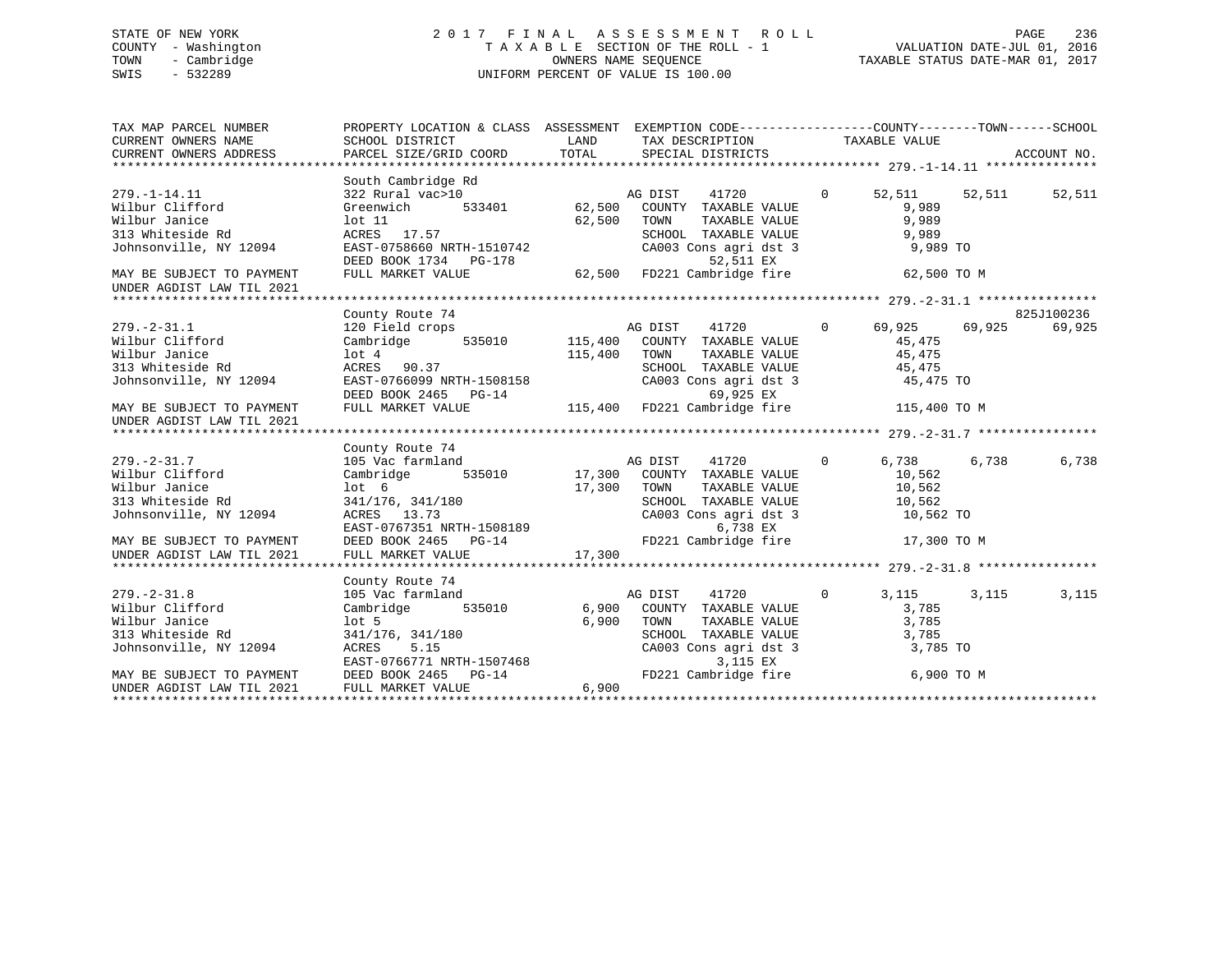STATE OF NEW YORK
COUNTY - Washington
TOWN - Cambridge
SWIS - 532289

# 2017 FINAL ASSESSMENT ROLL

TAXABLE SECTION OF THE ROLL - 1
OWNERS NAME SEQUENCE
UNIFORM PERCENT OF VALUE IS 100.00

VALUATION DATE-JUL 01, 2016
TAXABLE STATUS DATE-MAR 01, 2017

```
TAX MAP PARCEL NUMBER          PROPERTY LOCATION & CLASS  ASSESSMENT  EXEMPTION CODE-----------------COUNTY--------TOWN------SCHOOL
CURRENT OWNERS NAME            SCHOOL DISTRICT              LAND      TAX DESCRIPTION             TAXABLE VALUE
CURRENT OWNERS ADDRESS         PARCEL SIZE/GRID COORD       TOTAL     SPECIAL DISTRICTS                                   ACCOUNT NO.
******************************************************************************************* 279.-1-14.11 ***************
                               South Cambridge Rd
279.-1-14.11                   322 Rural vac>10                       AG DIST      41720         0      52,511     52,511     52,511
Wilbur Clifford                Greenwich        533401      62,500    COUNTY  TAXABLE VALUE              9,989
Wilbur Janice                  lot 11                       62,500    TOWN    TAXABLE VALUE              9,989
313 Whiteside Rd               ACRES   17.57                          SCHOOL  TAXABLE VALUE              9,989
Johnsonville, NY 12094         EAST-0758660 NRTH-1510742              CA003 Cons agri dst 3               9,989 TO
                               DEED BOOK 1734   PG-178                         52,511 EX
MAY BE SUBJECT TO PAYMENT      FULL MARKET VALUE            62,500    FD221 Cambridge fire              62,500 TO M
UNDER AGDIST LAW TIL 2021
******************************************************************************************* 279.-2-31.1 ****************
                               County Route 74                                                                  825J100236
279.-2-31.1                    120 Field crops                        AG DIST      41720         0      69,925     69,925     69,925
Wilbur Clifford                Cambridge        535010     115,400    COUNTY  TAXABLE VALUE             45,475
Wilbur Janice                  lot 4                       115,400    TOWN    TAXABLE VALUE             45,475
313 Whiteside Rd               ACRES   90.37                          SCHOOL  TAXABLE VALUE             45,475
Johnsonville, NY 12094         EAST-0766099 NRTH-1508158              CA003 Cons agri dst 3              45,475 TO
                               DEED BOOK 2465   PG-14                          69,925 EX
MAY BE SUBJECT TO PAYMENT      FULL MARKET VALUE           115,400    FD221 Cambridge fire             115,400 TO M
UNDER AGDIST LAW TIL 2021
******************************************************************************************* 279.-2-31.7 ****************
                               County Route 74
279.-2-31.7                    105 Vac farmland                       AG DIST      41720         0       6,738      6,738      6,738
Wilbur Clifford                Cambridge        535010      17,300    COUNTY  TAXABLE VALUE             10,562
Wilbur Janice                  lot  6                       17,300    TOWN    TAXABLE VALUE             10,562
313 Whiteside Rd               341/176, 341/180                       SCHOOL  TAXABLE VALUE             10,562
Johnsonville, NY 12094         ACRES   13.73                          CA003 Cons agri dst 3              10,562 TO
                               EAST-0767351 NRTH-1508189                        6,738 EX
MAY BE SUBJECT TO PAYMENT      DEED BOOK 2465   PG-14                 FD221 Cambridge fire              17,300 TO M
UNDER AGDIST LAW TIL 2021      FULL MARKET VALUE            17,300
******************************************************************************************* 279.-2-31.8 ****************
                               County Route 74
279.-2-31.8                    105 Vac farmland                       AG DIST      41720         0       3,115      3,115      3,115
Wilbur Clifford                Cambridge        535010       6,900    COUNTY  TAXABLE VALUE              3,785
Wilbur Janice                  lot 5                         6,900    TOWN    TAXABLE VALUE              3,785
313 Whiteside Rd               341/176, 341/180                       SCHOOL  TAXABLE VALUE              3,785
Johnsonville, NY 12094         ACRES    5.15                          CA003 Cons agri dst 3               3,785 TO
                               EAST-0766771 NRTH-1507468                        3,115 EX
MAY BE SUBJECT TO PAYMENT      DEED BOOK 2465   PG-14                 FD221 Cambridge fire               6,900 TO M
UNDER AGDIST LAW TIL 2021      FULL MARKET VALUE             6,900
**************************************************************************************************************************
```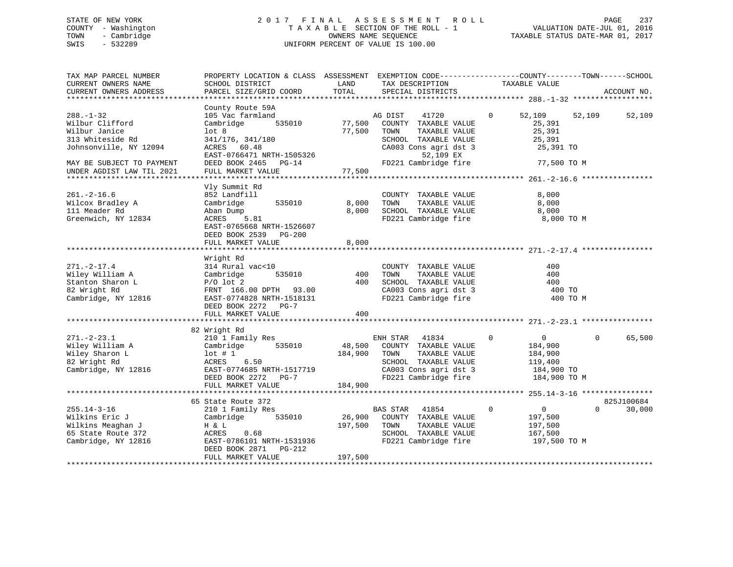STATE OF NEW YORK — COUNTY - Washington — TOWN - Cambridge — SWIS - 532289

# 2017 FINAL ASSESSMENT ROLL

TAXABLE SECTION OF THE ROLL - 1
OWNERS NAME SEQUENCE
UNIFORM PERCENT OF VALUE IS 100.00

VALUATION DATE-JUL 01, 2016
TAXABLE STATUS DATE-MAR 01, 2017

| TAX MAP PARCEL NUMBER / CURRENT OWNERS NAME / CURRENT OWNERS ADDRESS | PROPERTY LOCATION & CLASS / SCHOOL DISTRICT / PARCEL SIZE/GRID COORD | ASSESSMENT LAND | TOTAL | EXEMPTION CODE / TAX DESCRIPTION / SPECIAL DISTRICTS | COUNTY TAXABLE VALUE | TOWN | SCHOOL | ACCOUNT NO. |
|---|---|---|---|---|---|---|---|---|
| **288.-1-32** | County Route 59A | | | | | | | |
| | 105 Vac farmland | | | AG DIST 41720 0 | 52,109 | 52,109 | 52,109 | |
| Wilbur Clifford | Cambridge 535010 | 77,500 | | COUNTY TAXABLE VALUE | 25,391 | | | |
| Wilbur Janice | lot 8 | | 77,500 | TOWN TAXABLE VALUE | 25,391 | | | |
| 313 Whiteside Rd | 341/176, 341/180 | | | SCHOOL TAXABLE VALUE | 25,391 | | | |
| Johnsonville, NY 12094 | ACRES 60.48 | | | CA003 Cons agri dst 3 | 25,391 TO | | | |
| | EAST-0766471 NRTH-1505326 | | | 52,109 EX | | | | |
| MAY BE SUBJECT TO PAYMENT | DEED BOOK 2465 PG-14 | | | FD221 Cambridge fire | 77,500 TO M | | | |
| UNDER AGDIST LAW TIL 2021 | FULL MARKET VALUE | | 77,500 | | | | | |
| **261.-2-16.6** | Vly Summit Rd | | | | | | | |
| | 852 Landfill | | | COUNTY TAXABLE VALUE | 8,000 | | | |
| Wilcox Bradley A | Cambridge 535010 | 8,000 | | TOWN TAXABLE VALUE | 8,000 | | | |
| 111 Meader Rd | Aban Dump | | 8,000 | SCHOOL TAXABLE VALUE | 8,000 | | | |
| Greenwich, NY 12834 | ACRES 5.81 | | | FD221 Cambridge fire | 8,000 TO M | | | |
| | EAST-0765668 NRTH-1526607 | | | | | | | |
| | DEED BOOK 2539 PG-200 | | | | | | | |
| | FULL MARKET VALUE | | 8,000 | | | | | |
| **271.-2-17.4** | Wright Rd | | | | | | | |
| | 314 Rural vac<10 | | | COUNTY TAXABLE VALUE | 400 | | | |
| Wiley William A | Cambridge 535010 | 400 | | TOWN TAXABLE VALUE | 400 | | | |
| Stanton Sharon L | P/O lot 2 | | 400 | SCHOOL TAXABLE VALUE | 400 | | | |
| 82 Wright Rd | FRNT 166.00 DPTH 93.00 | | | CA003 Cons agri dst 3 | 400 TO | | | |
| Cambridge, NY 12816 | EAST-0774828 NRTH-1518131 | | | FD221 Cambridge fire | 400 TO M | | | |
| | DEED BOOK 2272 PG-7 | | | | | | | |
| | FULL MARKET VALUE | | 400 | | | | | |
| **271.-2-23.1** | 82 Wright Rd | | | | | | | |
| | 210 1 Family Res | | | ENH STAR 41834 0 | 0 | 0 | 65,500 | |
| Wiley William A | Cambridge 535010 | 48,500 | | COUNTY TAXABLE VALUE | 184,900 | | | |
| Wiley Sharon L | lot # 1 | | 184,900 | TOWN TAXABLE VALUE | 184,900 | | | |
| 82 Wright Rd | ACRES 6.50 | | | SCHOOL TAXABLE VALUE | 119,400 | | | |
| Cambridge, NY 12816 | EAST-0774685 NRTH-1517719 | | | CA003 Cons agri dst 3 | 184,900 TO | | | |
| | DEED BOOK 2272 PG-7 | | | FD221 Cambridge fire | 184,900 TO M | | | |
| | FULL MARKET VALUE | | 184,900 | | | | | |
| **255.14-3-16** | 65 State Route 372 | | | | | | | 825J100684 |
| | 210 1 Family Res | | | BAS STAR 41854 0 | 0 | 0 | 30,000 | |
| Wilkins Eric J | Cambridge 535010 | 26,900 | | COUNTY TAXABLE VALUE | 197,500 | | | |
| Wilkins Meaghan J | H & L | | 197,500 | TOWN TAXABLE VALUE | 197,500 | | | |
| 65 State Route 372 | ACRES 0.68 | | | SCHOOL TAXABLE VALUE | 167,500 | | | |
| Cambridge, NY 12816 | EAST-0786101 NRTH-1531936 | | | FD221 Cambridge fire | 197,500 TO M | | | |
| | DEED BOOK 2871 PG-212 | | | | | | | |
| | FULL MARKET VALUE | | 197,500 | | | | | |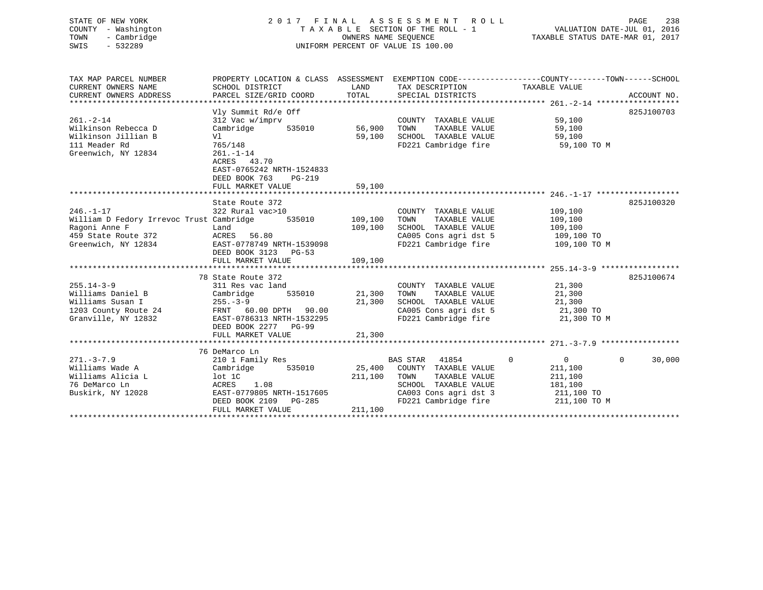STATE OF NEW YORK
COUNTY - Washington
TOWN - Cambridge
SWIS - 532289

2017 FINAL ASSESSMENT ROLL
TAXABLE SECTION OF THE ROLL - 1
OWNERS NAME SEQUENCE
UNIFORM PERCENT OF VALUE IS 100.00

VALUATION DATE-JUL 01, 2016
TAXABLE STATUS DATE-MAR 01, 2017

| TAX MAP PARCEL NUMBER / CURRENT OWNERS NAME / CURRENT OWNERS ADDRESS | PROPERTY LOCATION & CLASS / SCHOOL DISTRICT / PARCEL SIZE/GRID COORD | ASSESSMENT LAND | TOTAL | EXEMPTION CODE / TAX DESCRIPTION / SPECIAL DISTRICTS | COUNTY TAXABLE VALUE | TOWN | SCHOOL | ACCOUNT NO. |
|---|---|---|---|---|---|---|---|---|
| 261.-2-14 | Vly Summit Rd/e Off | | | | | | | 825J100703 |
| | 312 Vac w/imprv | | | COUNTY TAXABLE VALUE | 59,100 | | | |
| Wilkinson Rebecca D | Cambridge 535010 | 56,900 | | TOWN TAXABLE VALUE | 59,100 | | | |
| Wilkinson Jillian B | Vl | | 59,100 | SCHOOL TAXABLE VALUE | 59,100 | | | |
| 111 Meader Rd | 765/148 | | | FD221 Cambridge fire | 59,100 TO M | | | |
| Greenwich, NY 12834 | 261.-1-14 | | | | | | | |
| | ACRES 43.70 | | | | | | | |
| | EAST-0765242 NRTH-1524833 | | | | | | | |
| | DEED BOOK 763 PG-219 | | | | | | | |
| | FULL MARKET VALUE | | 59,100 | | | | | |
| 246.-1-17 | State Route 372 | | | | | | | 825J100320 |
| | 322 Rural vac>10 | | | COUNTY TAXABLE VALUE | 109,100 | | | |
| William D Fedory Irrevoc Trust | Cambridge 535010 | 109,100 | | TOWN TAXABLE VALUE | 109,100 | | | |
| Ragoni Anne F | Land | | 109,100 | SCHOOL TAXABLE VALUE | 109,100 | | | |
| 459 State Route 372 | ACRES 56.80 | | | CA005 Cons agri dst 5 | 109,100 TO | | | |
| Greenwich, NY 12834 | EAST-0778749 NRTH-1539098 | | | FD221 Cambridge fire | 109,100 TO M | | | |
| | DEED BOOK 3123 PG-53 | | | | | | | |
| | FULL MARKET VALUE | | 109,100 | | | | | |
| 255.14-3-9 | 78 State Route 372 | | | | | | | 825J100674 |
| | 311 Res vac land | | | COUNTY TAXABLE VALUE | 21,300 | | | |
| Williams Daniel B | Cambridge 535010 | 21,300 | | TOWN TAXABLE VALUE | 21,300 | | | |
| Williams Susan I | 255.-3-9 | | 21,300 | SCHOOL TAXABLE VALUE | 21,300 | | | |
| 1203 County Route 24 | FRNT 60.00 DPTH 90.00 | | | CA005 Cons agri dst 5 | 21,300 TO | | | |
| Granville, NY 12832 | EAST-0786313 NRTH-1532295 | | | FD221 Cambridge fire | 21,300 TO M | | | |
| | DEED BOOK 2277 PG-99 | | | | | | | |
| | FULL MARKET VALUE | | 21,300 | | | | | |
| 271.-3-7.9 | 76 DeMarco Ln | | | | | | | |
| | 210 1 Family Res | | | BAS STAR 41854 | 0 | 0 | 0 | 30,000 |
| Williams Wade A | Cambridge 535010 | 25,400 | | COUNTY TAXABLE VALUE | 211,100 | | | |
| Williams Alicia L | lot 1C | | 211,100 | TOWN TAXABLE VALUE | 211,100 | | | |
| 76 DeMarco Ln | ACRES 1.08 | | | SCHOOL TAXABLE VALUE | 181,100 | | | |
| Buskirk, NY 12028 | EAST-0779805 NRTH-1517605 | | | CA003 Cons agri dst 3 | 211,100 TO | | | |
| | DEED BOOK 2109 PG-285 | | | FD221 Cambridge fire | 211,100 TO M | | | |
| | FULL MARKET VALUE | | 211,100 | | | | | |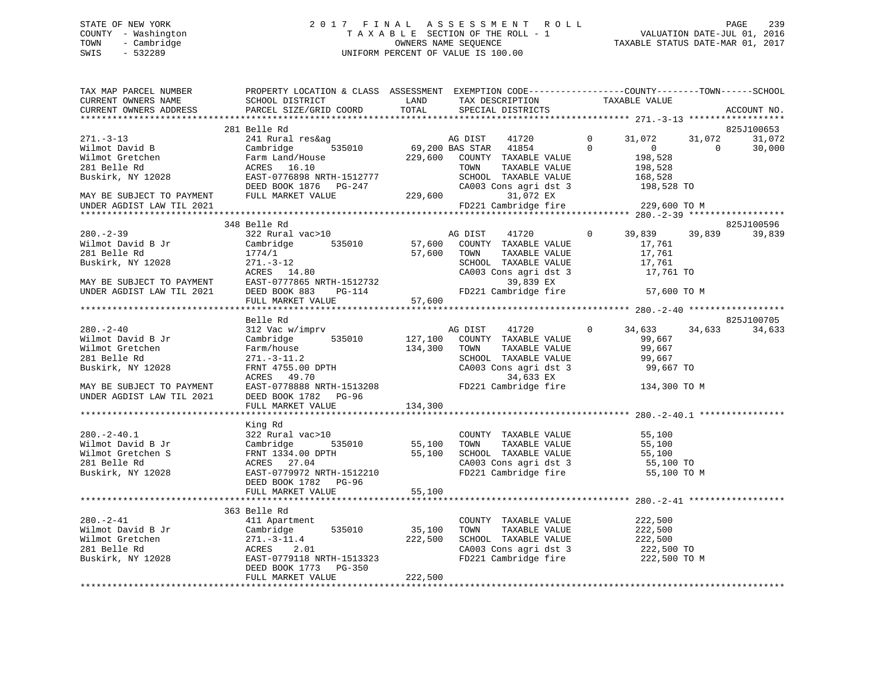STATE OF NEW YORK
COUNTY - Washington
TOWN - Cambridge
SWIS - 532289

2 0 1 7 F I N A L A S S E S S M E N T R O L L
T A X A B L E SECTION OF THE ROLL - 1
OWNERS NAME SEQUENCE
UNIFORM PERCENT OF VALUE IS 100.00

VALUATION DATE-JUL 01, 2016
TAXABLE STATUS DATE-MAR 01, 2017

```
TAX MAP PARCEL NUMBER          PROPERTY LOCATION & CLASS  ASSESSMENT  EXEMPTION CODE------------------COUNTY--------TOWN------SCHOOL
CURRENT OWNERS NAME            SCHOOL DISTRICT               LAND      TAX DESCRIPTION            TAXABLE VALUE
CURRENT OWNERS ADDRESS         PARCEL SIZE/GRID COORD        TOTAL     SPECIAL DISTRICTS                                      ACCOUNT NO.
******************************************************************************************************* 271.-3-13 ******************
                               281 Belle Rd                                                                             825J100653
271.-3-13                      241 Rural res&ag                     AG DIST     41720          0     31,072     31,072     31,072
Wilmot David B                 Cambridge        535010       69,200 BAS STAR    41854          0          0          0     30,000
Wilmot Gretchen                Farm Land/House              229,600   COUNTY  TAXABLE VALUE          198,528
281 Belle Rd                   ACRES   16.10                          TOWN    TAXABLE VALUE          198,528
Buskirk, NY 12028              EAST-0776898 NRTH-1512777              SCHOOL  TAXABLE VALUE          168,528
                               DEED BOOK 1876   PG-247                CA003 Cons agri dst 3           198,528 TO
MAY BE SUBJECT TO PAYMENT      FULL MARKET VALUE            229,600          31,072 EX
UNDER AGDIST LAW TIL 2021                                             FD221 Cambridge fire            229,600 TO M
******************************************************************************************************* 280.-2-39 ******************
                               348 Belle Rd                                                                             825J100596
280.-2-39                      322 Rural vac>10                     AG DIST     41720          0     39,839     39,839     39,839
Wilmot David B Jr              Cambridge        535010       57,600   COUNTY  TAXABLE VALUE           17,761
281 Belle Rd                   1774/1                        57,600   TOWN    TAXABLE VALUE           17,761
Buskirk, NY 12028              271.-3-12                              SCHOOL  TAXABLE VALUE           17,761
                               ACRES   14.80                          CA003 Cons agri dst 3            17,761 TO
MAY BE SUBJECT TO PAYMENT      EAST-0777865 NRTH-1512732                     39,839 EX
UNDER AGDIST LAW TIL 2021      DEED BOOK 883    PG-114                FD221 Cambridge fire             57,600 TO M
                               FULL MARKET VALUE             57,600
******************************************************************************************************* 280.-2-40 ******************
                               Belle Rd                                                                                 825J100705
280.-2-40                      312 Vac w/imprv                      AG DIST     41720          0     34,633     34,633     34,633
Wilmot David B Jr              Cambridge        535010      127,100   COUNTY  TAXABLE VALUE           99,667
Wilmot Gretchen                Farm/house                   134,300   TOWN    TAXABLE VALUE           99,667
281 Belle Rd                   271.-3-11.2                            SCHOOL  TAXABLE VALUE           99,667
Buskirk, NY 12028              FRNT 4755.00 DPTH                      CA003 Cons agri dst 3            99,667 TO
                               ACRES   49.70                                 34,633 EX
MAY BE SUBJECT TO PAYMENT      EAST-0778888 NRTH-1513208              FD221 Cambridge fire            134,300 TO M
UNDER AGDIST LAW TIL 2021      DEED BOOK 1782   PG-96
                               FULL MARKET VALUE            134,300
******************************************************************************************************* 280.-2-40.1 ****************
                               King Rd
280.-2-40.1                    322 Rural vac>10                       COUNTY  TAXABLE VALUE           55,100
Wilmot David B Jr              Cambridge        535010       55,100   TOWN    TAXABLE VALUE           55,100
Wilmot Gretchen S              FRNT 1334.00 DPTH             55,100   SCHOOL  TAXABLE VALUE           55,100
281 Belle Rd                   ACRES   27.04                          CA003 Cons agri dst 3            55,100 TO
Buskirk, NY 12028              EAST-0779972 NRTH-1512210              FD221 Cambridge fire             55,100 TO M
                               DEED BOOK 1782   PG-96
                               FULL MARKET VALUE             55,100
******************************************************************************************************* 280.-2-41 ******************
                               363 Belle Rd
280.-2-41                      411 Apartment                          COUNTY  TAXABLE VALUE          222,500
Wilmot David B Jr              Cambridge        535010       35,100   TOWN    TAXABLE VALUE          222,500
Wilmot Gretchen                271.-3-11.4                  222,500   SCHOOL  TAXABLE VALUE          222,500
281 Belle Rd                   ACRES    2.01                          CA003 Cons agri dst 3           222,500 TO
Buskirk, NY 12028              EAST-0779118 NRTH-1513323              FD221 Cambridge fire            222,500 TO M
                               DEED BOOK 1773   PG-350
                               FULL MARKET VALUE            222,500
************************************************************************************************************************************
```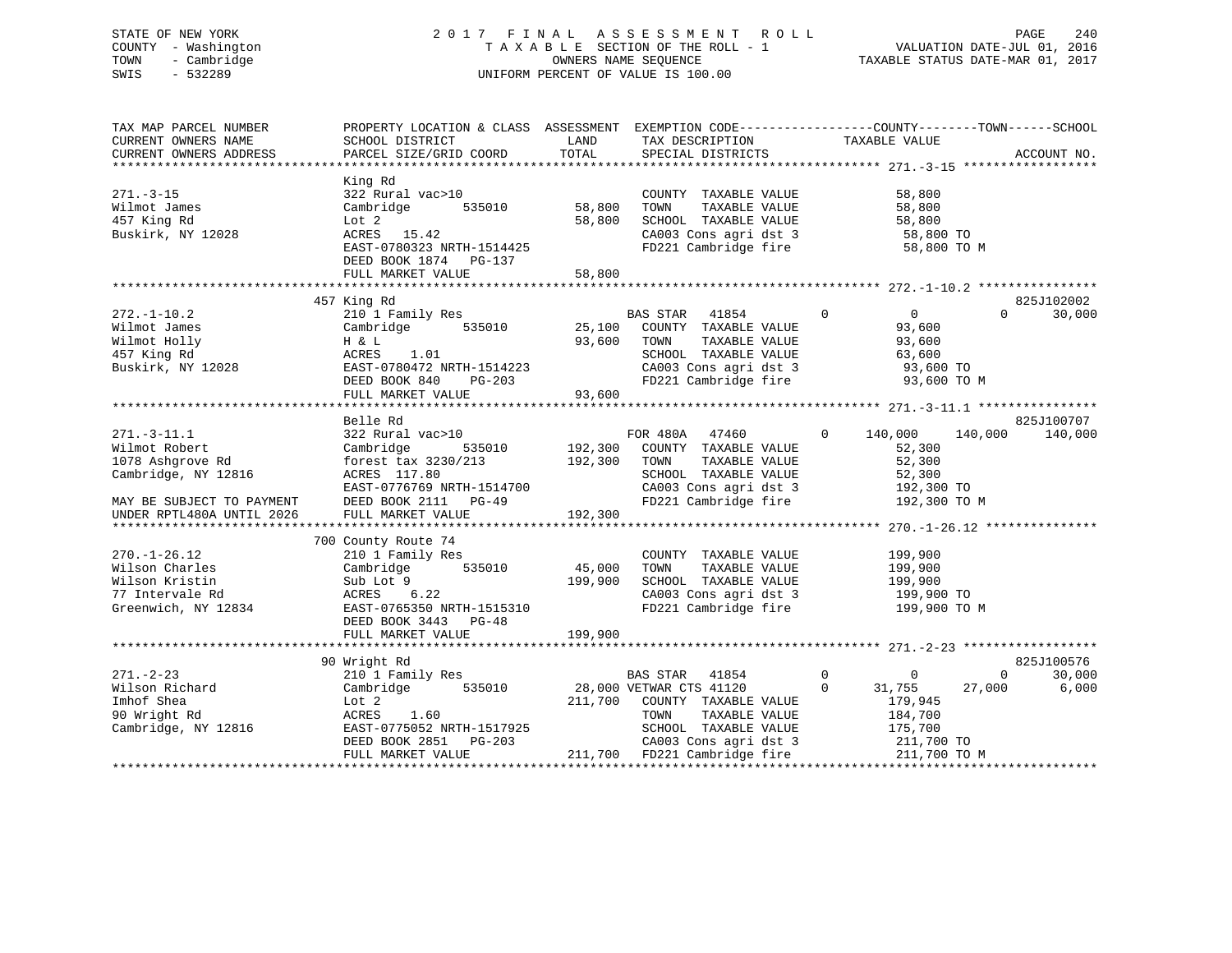STATE OF NEW YORK
COUNTY - Washington
TOWN - Cambridge
SWIS - 532289

2 0 1 7 F I N A L A S S E S S M E N T R O L L
T A X A B L E SECTION OF THE ROLL - 1
OWNERS NAME SEQUENCE
UNIFORM PERCENT OF VALUE IS 100.00

VALUATION DATE-JUL 01, 2016
TAXABLE STATUS DATE-MAR 01, 2017

```
TAX MAP PARCEL NUMBER          PROPERTY LOCATION & CLASS  ASSESSMENT  EXEMPTION CODE-----------------COUNTY--------TOWN------SCHOOL
CURRENT OWNERS NAME            SCHOOL DISTRICT               LAND      TAX DESCRIPTION              TAXABLE VALUE
CURRENT OWNERS ADDRESS         PARCEL SIZE/GRID COORD        TOTAL     SPECIAL DISTRICTS                                       ACCOUNT NO.
******************************************************************************************************* 271.-3-15 ******************
                               King Rd
271.-3-15                      322 Rural vac>10                        COUNTY  TAXABLE VALUE            58,800
Wilmot James                   Cambridge        535010       58,800    TOWN    TAXABLE VALUE            58,800
457 King Rd                    Lot 2                         58,800    SCHOOL  TAXABLE VALUE            58,800
Buskirk, NY 12028              ACRES   15.42                           CA003 Cons agri dst 3             58,800 TO
                               EAST-0780323 NRTH-1514425               FD221 Cambridge fire              58,800 TO M
                               DEED BOOK 1874   PG-137
                               FULL MARKET VALUE             58,800
******************************************************************************************************* 272.-1-10.2 ****************
                               457 King Rd                                                                                825J102002
272.-1-10.2                    210 1 Family Res                        BAS STAR   41854         0           0          0       30,000
Wilmot James                   Cambridge        535010       25,100    COUNTY  TAXABLE VALUE            93,600
Wilmot Holly                   H & L                         93,600    TOWN    TAXABLE VALUE            93,600
457 King Rd                    ACRES    1.01                           SCHOOL  TAXABLE VALUE            63,600
Buskirk, NY 12028              EAST-0780472 NRTH-1514223               CA003 Cons agri dst 3             93,600 TO
                               DEED BOOK 840    PG-203                 FD221 Cambridge fire              93,600 TO M
                               FULL MARKET VALUE             93,600
******************************************************************************************************* 271.-3-11.1 ****************
                               Belle Rd                                                                                   825J100707
271.-3-11.1                    322 Rural vac>10                        FOR 480A   47460         0     140,000    140,000      140,000
Wilmot Robert                  Cambridge        535010      192,300    COUNTY  TAXABLE VALUE            52,300
1078 Ashgrove Rd               forest tax 3230/213          192,300    TOWN    TAXABLE VALUE            52,300
Cambridge, NY 12816            ACRES  117.80                           SCHOOL  TAXABLE VALUE            52,300
                               EAST-0776769 NRTH-1514700               CA003 Cons agri dst 3            192,300 TO
MAY BE SUBJECT TO PAYMENT      DEED BOOK 2111   PG-49                  FD221 Cambridge fire             192,300 TO M
UNDER RPTL480A UNTIL 2026      FULL MARKET VALUE            192,300
******************************************************************************************************* 270.-1-26.12 ***************
                               700 County Route 74
270.-1-26.12                   210 1 Family Res                        COUNTY  TAXABLE VALUE           199,900
Wilson Charles                 Cambridge        535010       45,000    TOWN    TAXABLE VALUE           199,900
Wilson Kristin                 Sub Lot 9                    199,900    SCHOOL  TAXABLE VALUE           199,900
77 Intervale Rd                ACRES    6.22                           CA003 Cons agri dst 3            199,900 TO
Greenwich, NY 12834            EAST-0765350 NRTH-1515310               FD221 Cambridge fire             199,900 TO M
                               DEED BOOK 3443   PG-48
                               FULL MARKET VALUE            199,900
******************************************************************************************************* 271.-2-23 ******************
                               90 Wright Rd                                                                               825J100576
271.-2-23                      210 1 Family Res                        BAS STAR   41854         0           0          0       30,000
Wilson Richard                 Cambridge        535010       28,000 VETWAR CTS 41120          0      31,755     27,000        6,000
Imhof Shea                     Lot 2                        211,700    COUNTY  TAXABLE VALUE           179,945
90 Wright Rd                   ACRES    1.60                           TOWN    TAXABLE VALUE           184,700
Cambridge, NY 12816            EAST-0775052 NRTH-1517925               SCHOOL  TAXABLE VALUE           175,700
                               DEED BOOK 2851   PG-203                 CA003 Cons agri dst 3            211,700 TO
                               FULL MARKET VALUE            211,700    FD221 Cambridge fire             211,700 TO M
************************************************************************************************************************************
```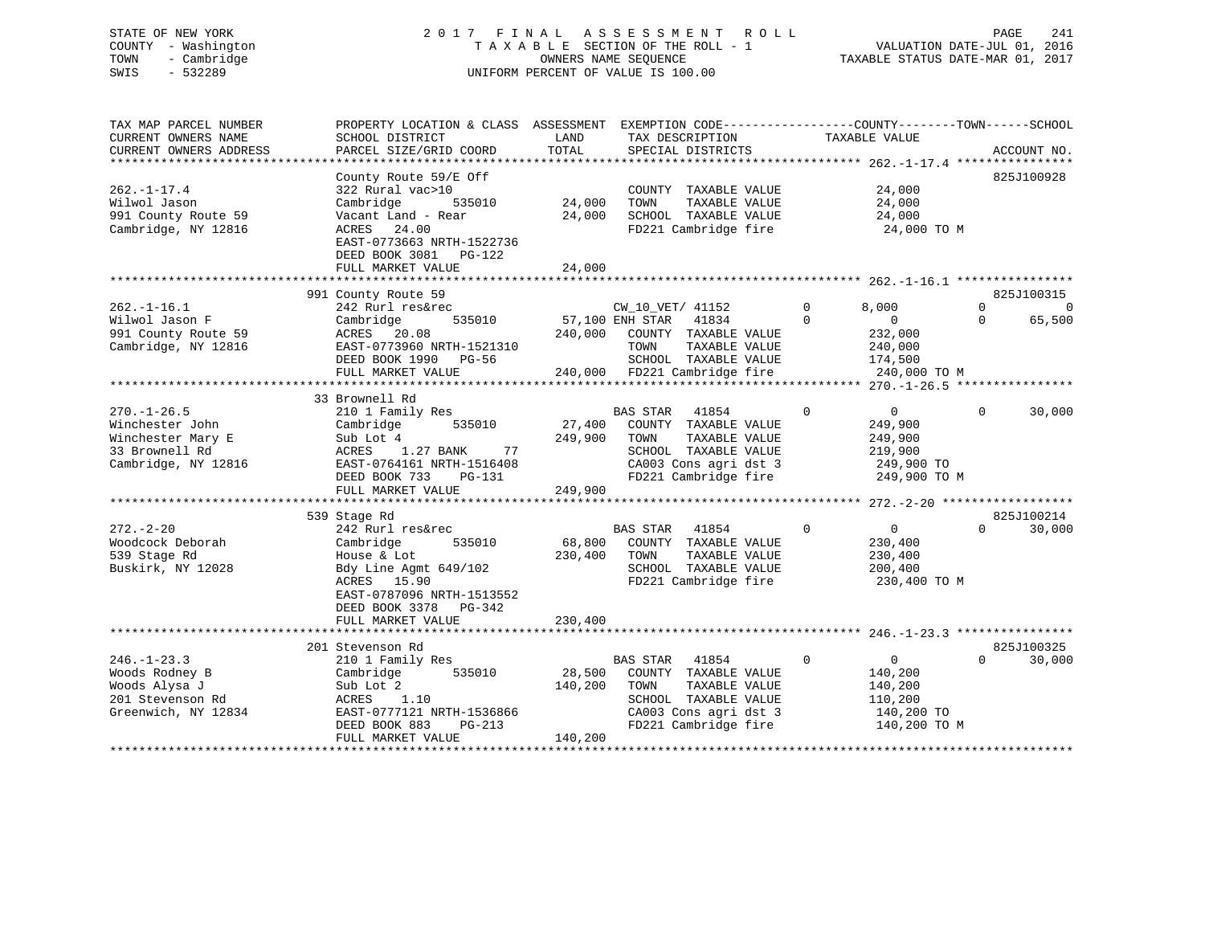STATE OF NEW YORK
COUNTY - Washington
TOWN - Cambridge
SWIS - 532289

2 0 1 7 F I N A L A S S E S S M E N T R O L L
T A X A B L E SECTION OF THE ROLL - 1
OWNERS NAME SEQUENCE
UNIFORM PERCENT OF VALUE IS 100.00

VALUATION DATE-JUL 01, 2016
TAXABLE STATUS DATE-MAR 01, 2017

```
TAX MAP PARCEL NUMBER      PROPERTY LOCATION & CLASS  ASSESSMENT  EXEMPTION CODE-----------------COUNTY--------TOWN------SCHOOL
CURRENT OWNERS NAME        SCHOOL DISTRICT             LAND       TAX DESCRIPTION              TAXABLE VALUE
CURRENT OWNERS ADDRESS     PARCEL SIZE/GRID COORD      TOTAL      SPECIAL DISTRICTS                                   ACCOUNT NO.
******************************************************************************************************* 262.-1-17.4 ****************
                           County Route 59/E Off                                                                      825J100928
262.-1-17.4                322 Rural vac>10                       COUNTY  TAXABLE VALUE          24,000
Wilwol Jason               Cambridge       535010      24,000     TOWN    TAXABLE VALUE          24,000
991 County Route 59        Vacant Land - Rear          24,000     SCHOOL  TAXABLE VALUE          24,000
Cambridge, NY 12816        ACRES   24.00                          FD221 Cambridge fire           24,000 TO M
                           EAST-0773663 NRTH-1522736
                           DEED BOOK 3081   PG-122
                           FULL MARKET VALUE           24,000
******************************************************************************************************* 262.-1-16.1 ****************
                           991 County Route 59                                                                        825J100315
262.-1-16.1                242 Rurl res&rec                       CW_10_VET/ 41152         0        8,000          0            0
Wilwol Jason F             Cambridge       535010      57,100 ENH STAR   41834           0            0          0       65,500
991 County Route 59        ACRES   20.08              240,000     COUNTY  TAXABLE VALUE         232,000
Cambridge, NY 12816        EAST-0773960 NRTH-1521310              TOWN    TAXABLE VALUE         240,000
                           DEED BOOK 1990   PG-56                 SCHOOL  TAXABLE VALUE         174,500
                           FULL MARKET VALUE          240,000     FD221 Cambridge fire          240,000 TO M
******************************************************************************************************* 270.-1-26.5 ****************
                           33 Brownell Rd
270.-1-26.5                210 1 Family Res                       BAS STAR   41854           0            0          0       30,000
Winchester John            Cambridge       535010      27,400     COUNTY  TAXABLE VALUE         249,900
Winchester Mary E          Sub Lot 4                  249,900     TOWN    TAXABLE VALUE         249,900
33 Brownell Rd             ACRES    1.27 BANK     77              SCHOOL  TAXABLE VALUE         219,900
Cambridge, NY 12816        EAST-0764161 NRTH-1516408              CA003 Cons agri dst 3         249,900 TO
                           DEED BOOK 733    PG-131                FD221 Cambridge fire          249,900 TO M
                           FULL MARKET VALUE          249,900
******************************************************************************************************* 272.-2-20 ******************
                           539 Stage Rd                                                                               825J100214
272.-2-20                  242 Rurl res&rec                       BAS STAR   41854           0            0          0       30,000
Woodcock Deborah           Cambridge       535010      68,800     COUNTY  TAXABLE VALUE         230,400
539 Stage Rd               House & Lot                230,400     TOWN    TAXABLE VALUE         230,400
Buskirk, NY 12028          Bdy Line Agmt 649/102                  SCHOOL  TAXABLE VALUE         200,400
                           ACRES   15.90                          FD221 Cambridge fire          230,400 TO M
                           EAST-0787096 NRTH-1513552
                           DEED BOOK 3378   PG-342
                           FULL MARKET VALUE          230,400
******************************************************************************************************* 246.-1-23.3 ****************
                           201 Stevenson Rd                                                                           825J100325
246.-1-23.3                210 1 Family Res                       BAS STAR   41854           0            0          0       30,000
Woods Rodney B             Cambridge       535010      28,500     COUNTY  TAXABLE VALUE         140,200
Woods Alysa J              Sub Lot 2                  140,200     TOWN    TAXABLE VALUE         140,200
201 Stevenson Rd           ACRES    1.10                          SCHOOL  TAXABLE VALUE         110,200
Greenwich, NY 12834        EAST-0777121 NRTH-1536866              CA003 Cons agri dst 3         140,200 TO
                           DEED BOOK 883    PG-213                FD221 Cambridge fire          140,200 TO M
                           FULL MARKET VALUE          140,200
************************************************************************************************************************************
```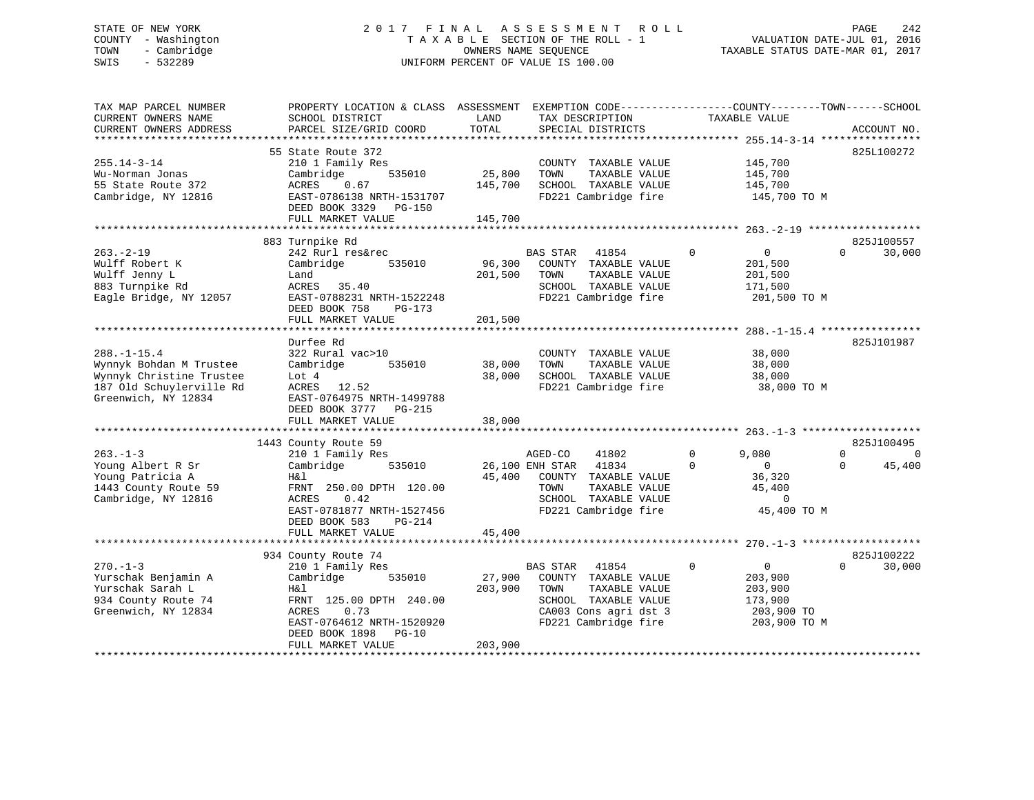STATE OF NEW YORK
COUNTY - Washington
TOWN - Cambridge
SWIS - 532289

2 0 1 7 F I N A L A S S E S S M E N T R O L L
T A X A B L E SECTION OF THE ROLL - 1
OWNERS NAME SEQUENCE
UNIFORM PERCENT OF VALUE IS 100.00

VALUATION DATE-JUL 01, 2016
TAXABLE STATUS DATE-MAR 01, 2017

```
TAX MAP PARCEL NUMBER          PROPERTY LOCATION & CLASS  ASSESSMENT  EXEMPTION CODE-----------------COUNTY--------TOWN------SCHOOL
CURRENT OWNERS NAME            SCHOOL DISTRICT               LAND      TAX DESCRIPTION             TAXABLE VALUE
CURRENT OWNERS ADDRESS         PARCEL SIZE/GRID COORD        TOTAL     SPECIAL DISTRICTS                                   ACCOUNT NO.
******************************************************************************************************* 255.14-3-14 ****************
                               55 State Route 372                                                                  825L100272
255.14-3-14                    210 1 Family Res                        COUNTY  TAXABLE VALUE             145,700
Wu-Norman Jonas                Cambridge        535010       25,800    TOWN    TAXABLE VALUE             145,700
55 State Route 372             ACRES    0.67                145,700    SCHOOL  TAXABLE VALUE             145,700
Cambridge, NY 12816            EAST-0786138 NRTH-1531707               FD221 Cambridge fire               145,700 TO M
                               DEED BOOK 3329   PG-150
                               FULL MARKET VALUE            145,700
******************************************************************************************************* 263.-2-19 ******************
                               883 Turnpike Rd                                                                     825J100557
263.-2-19                      242 Rurl res&rec                        BAS STAR   41854          0          0            0     30,000
Wulff Robert K                 Cambridge        535010       96,300    COUNTY  TAXABLE VALUE             201,500
Wulff Jenny L                  Land                         201,500    TOWN    TAXABLE VALUE             201,500
883 Turnpike Rd                ACRES   35.40                           SCHOOL  TAXABLE VALUE             171,500
Eagle Bridge, NY 12057         EAST-0788231 NRTH-1522248               FD221 Cambridge fire               201,500 TO M
                               DEED BOOK 758    PG-173
                               FULL MARKET VALUE            201,500
******************************************************************************************************* 288.-1-15.4 ****************
                               Durfee Rd                                                                           825J101987
288.-1-15.4                    322 Rural vac>10                        COUNTY  TAXABLE VALUE              38,000
Wynnyk Bohdan M Trustee        Cambridge        535010       38,000    TOWN    TAXABLE VALUE              38,000
Wynnyk Christine Trustee       Lot 4                         38,000    SCHOOL  TAXABLE VALUE              38,000
187 Old Schuylerville Rd       ACRES   12.52                           FD221 Cambridge fire                38,000 TO M
Greenwich, NY 12834            EAST-0764975 NRTH-1499788
                               DEED BOOK 3777   PG-215
                               FULL MARKET VALUE             38,000
******************************************************************************************************* 263.-1-3 *******************
                               1443 County Route 59                                                                825J100495
263.-1-3                       210 1 Family Res                        AGED-CO    41802          0      9,080            0          0
Young Albert R Sr              Cambridge        535010       26,100 ENH STAR   41834          0          0            0     45,400
Young Patricia A               H&l                           45,400    COUNTY  TAXABLE VALUE              36,320
1443 County Route 59           FRNT  250.00 DPTH 120.00                TOWN    TAXABLE VALUE              45,400
Cambridge, NY 12816            ACRES    0.42                           SCHOOL  TAXABLE VALUE                   0
                               EAST-0781877 NRTH-1527456               FD221 Cambridge fire                45,400 TO M
                               DEED BOOK 583    PG-214
                               FULL MARKET VALUE             45,400
******************************************************************************************************* 270.-1-3 *******************
                               934 County Route 74                                                                 825J100222
270.-1-3                       210 1 Family Res                        BAS STAR   41854          0          0            0     30,000
Yurschak Benjamin A            Cambridge        535010       27,900    COUNTY  TAXABLE VALUE             203,900
Yurschak Sarah L               H&l                          203,900    TOWN    TAXABLE VALUE             203,900
934 County Route 74            FRNT  125.00 DPTH 240.00                SCHOOL  TAXABLE VALUE             173,900
Greenwich, NY 12834            ACRES    0.73                           CA003 Cons agri dst 3              203,900 TO
                               EAST-0764612 NRTH-1520920               FD221 Cambridge fire               203,900 TO M
                               DEED BOOK 1898   PG-10
                               FULL MARKET VALUE            203,900
************************************************************************************************************************************
```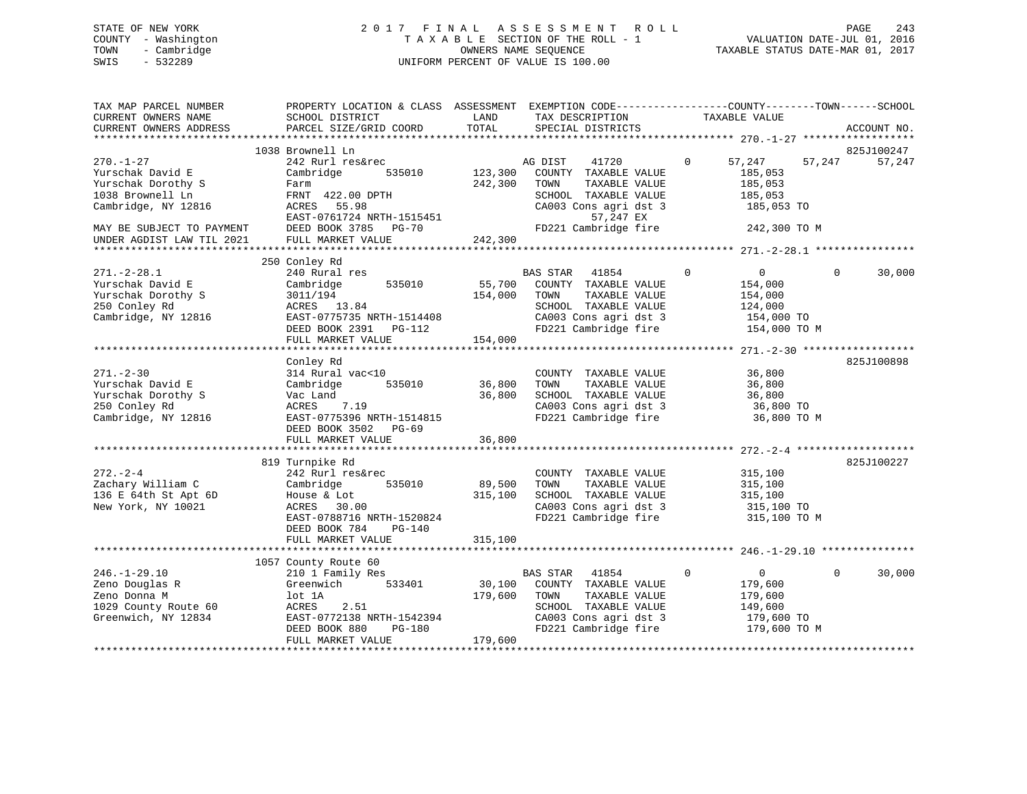STATE OF NEW YORK
COUNTY - Washington
TOWN - Cambridge
SWIS - 532289

2 0 1 7 F I N A L A S S E S S M E N T R O L L
T A X A B L E SECTION OF THE ROLL - 1
OWNERS NAME SEQUENCE
UNIFORM PERCENT OF VALUE IS 100.00

VALUATION DATE-JUL 01, 2016
TAXABLE STATUS DATE-MAR 01, 2017

```
TAX MAP PARCEL NUMBER          PROPERTY LOCATION & CLASS  ASSESSMENT  EXEMPTION CODE------------------COUNTY--------TOWN------SCHOOL
CURRENT OWNERS NAME            SCHOOL DISTRICT               LAND      TAX DESCRIPTION             TAXABLE VALUE
CURRENT OWNERS ADDRESS         PARCEL SIZE/GRID COORD        TOTAL     SPECIAL DISTRICTS                                     ACCOUNT NO.
******************************************************************************************************* 270.-1-27 *****************
                        1038 Brownell Ln                                                                                   825J100247
270.-1-27                      242 Rurl res&rec                         AG DIST    41720         0     57,247     57,247     57,247
Yurschak David E               Cambridge      535010       123,300   COUNTY  TAXABLE VALUE             185,053
Yurschak Dorothy S             Farm                        242,300   TOWN    TAXABLE VALUE             185,053
1038 Brownell Ln               FRNT 422.00 DPTH                       SCHOOL  TAXABLE VALUE             185,053
Cambridge, NY 12816            ACRES  55.98                           CA003 Cons agri dst 3             185,053 TO
                               EAST-0761724 NRTH-1515451                         57,247 EX
MAY BE SUBJECT TO PAYMENT      DEED BOOK 3785   PG-70                 FD221 Cambridge fire              242,300 TO M
UNDER AGDIST LAW TIL 2021      FULL MARKET VALUE           242,300
******************************************************************************************************* 271.-2-28.1 ***************
                        250 Conley Rd
271.-2-28.1                    240 Rural res                            BAS STAR   41854         0          0          0     30,000
Yurschak David E               Cambridge      535010        55,700   COUNTY  TAXABLE VALUE             154,000
Yurschak Dorothy S             3011/194                    154,000   TOWN    TAXABLE VALUE             154,000
250 Conley Rd                  ACRES  13.84                           SCHOOL  TAXABLE VALUE             124,000
Cambridge, NY 12816            EAST-0775735 NRTH-1514408              CA003 Cons agri dst 3             154,000 TO
                               DEED BOOK 2391   PG-112                FD221 Cambridge fire              154,000 TO M
                               FULL MARKET VALUE           154,000
******************************************************************************************************* 271.-2-30 *****************
                               Conley Rd                                                                                   825J100898
271.-2-30                      314 Rural vac<10                       COUNTY  TAXABLE VALUE              36,800
Yurschak David E               Cambridge      535010        36,800   TOWN    TAXABLE VALUE              36,800
Yurschak Dorothy S             Vac Land                     36,800   SCHOOL  TAXABLE VALUE              36,800
250 Conley Rd                  ACRES   7.19                           CA003 Cons agri dst 3              36,800 TO
Cambridge, NY 12816            EAST-0775396 NRTH-1514815              FD221 Cambridge fire               36,800 TO M
                               DEED BOOK 3502   PG-69
                               FULL MARKET VALUE            36,800
******************************************************************************************************* 272.-2-4 ******************
                        819 Turnpike Rd                                                                                    825J100227
272.-2-4                       242 Rurl res&rec                       COUNTY  TAXABLE VALUE             315,100
Zachary William C              Cambridge      535010        89,500   TOWN    TAXABLE VALUE             315,100
136 E 64th St Apt 6D           House & Lot                 315,100   SCHOOL  TAXABLE VALUE             315,100
New York, NY 10021             ACRES  30.00                           CA003 Cons agri dst 3             315,100 TO
                               EAST-0788716 NRTH-1520824              FD221 Cambridge fire              315,100 TO M
                               DEED BOOK 784    PG-140
                               FULL MARKET VALUE           315,100
******************************************************************************************************* 246.-1-29.10 **************
                       1057 County Route 60
246.-1-29.10                   210 1 Family Res                         BAS STAR   41854         0          0          0     30,000
Zeno Douglas R                 Greenwich      533401        30,100   COUNTY  TAXABLE VALUE             179,600
Zeno Donna M                   lot 1A                      179,600   TOWN    TAXABLE VALUE             179,600
1029 County Route 60           ACRES   2.51                           SCHOOL  TAXABLE VALUE             149,600
Greenwich, NY 12834            EAST-0772138 NRTH-1542394              CA003 Cons agri dst 3             179,600 TO
                               DEED BOOK 880    PG-180                FD221 Cambridge fire              179,600 TO M
                               FULL MARKET VALUE           179,600
************************************************************************************************************************************
```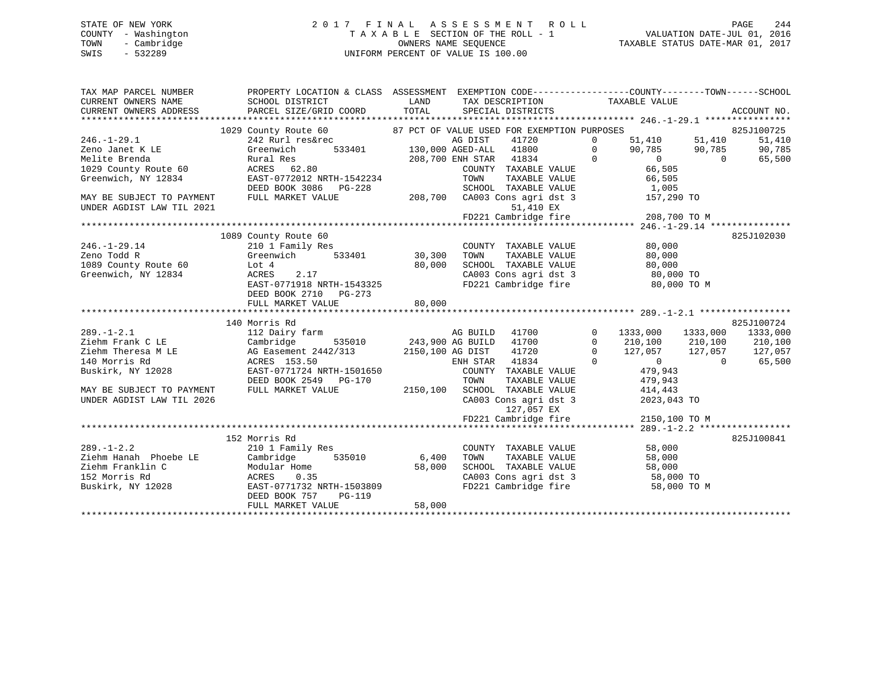STATE OF NEW YORK
COUNTY - Washington
TOWN - Cambridge
SWIS - 532289

2017 FINAL ASSESSMENT ROLL
TAXABLE SECTION OF THE ROLL - 1
OWNERS NAME SEQUENCE
UNIFORM PERCENT OF VALUE IS 100.00

VALUATION DATE-JUL 01, 2016
TAXABLE STATUS DATE-MAR 01, 2017

```
TAX MAP PARCEL NUMBER          PROPERTY LOCATION & CLASS  ASSESSMENT  EXEMPTION CODE------------------COUNTY--------TOWN------SCHOOL
CURRENT OWNERS NAME            SCHOOL DISTRICT              LAND        TAX DESCRIPTION             TAXABLE VALUE
CURRENT OWNERS ADDRESS         PARCEL SIZE/GRID COORD       TOTAL       SPECIAL DISTRICTS                                          ACCOUNT NO.
******************************************************************************************************* 246.-1-29.1 ****************
                           1029 County Route 60              87 PCT OF VALUE USED FOR EXEMPTION PURPOSES                          825J100725
246.-1-29.1                 242 Rurl res&rec                   AG DIST    41720         0      51,410     51,410     51,410
Zeno Janet K LE             Greenwich      533401      130,000 AGED-ALL  41800         0      90,785     90,785     90,785
Melite Brenda               Rural Res                  208,700 ENH STAR  41834         0           0          0     65,500
1029 County Route 60        ACRES   62.80                      COUNTY  TAXABLE VALUE            66,505
Greenwich, NY 12834         EAST-0772012 NRTH-1542234          TOWN    TAXABLE VALUE            66,505
                            DEED BOOK 3086   PG-228            SCHOOL  TAXABLE VALUE             1,005
MAY BE SUBJECT TO PAYMENT   FULL MARKET VALUE          208,700  CA003 Cons agri dst 3           157,290 TO
UNDER AGDIST LAW TIL 2021                                              51,410 EX
                                                                FD221 Cambridge fire            208,700 TO M
******************************************************************************************************* 246.-1-29.14 ***************
                           1089 County Route 60                                                                          825J102030
246.-1-29.14                210 1 Family Res                   COUNTY  TAXABLE VALUE            80,000
Zeno Todd R                 Greenwich      533401       30,300 TOWN    TAXABLE VALUE            80,000
1089 County Route 60        Lot 4                       80,000 SCHOOL  TAXABLE VALUE            80,000
Greenwich, NY 12834         ACRES    2.17                      CA003 Cons agri dst 3             80,000 TO
                            EAST-0771918 NRTH-1543325          FD221 Cambridge fire              80,000 TO M
                            DEED BOOK 2710   PG-273
                            FULL MARKET VALUE           80,000
******************************************************************************************************* 289.-1-2.1 *****************
                           140 Morris Rd                                                                                 825J100724
289.-1-2.1                  112 Dairy farm                     AG BUILD  41700         0    1333,000   1333,000   1333,000
Ziehm Frank C LE            Cambridge      535010      243,900 AG BUILD  41700         0     210,100    210,100    210,100
Ziehm Theresa M LE          AG Easement 2442/313      2150,100 AG DIST   41720         0     127,057    127,057    127,057
140 Morris Rd               ACRES  153.50                      ENH STAR  41834         0           0          0     65,500
Buskirk, NY 12028           EAST-0771724 NRTH-1501650          COUNTY  TAXABLE VALUE           479,943
                            DEED BOOK 2549   PG-170            TOWN    TAXABLE VALUE           479,943
MAY BE SUBJECT TO PAYMENT   FULL MARKET VALUE         2150,100 SCHOOL  TAXABLE VALUE           414,443
UNDER AGDIST LAW TIL 2026                                      CA003 Cons agri dst 3          2023,043 TO
                                                                      127,057 EX
                                                                FD221 Cambridge fire           2150,100 TO M
******************************************************************************************************* 289.-1-2.2 *****************
                           152 Morris Rd                                                                                 825J100841
289.-1-2.2                  210 1 Family Res                   COUNTY  TAXABLE VALUE            58,000
Ziehm Hanah  Phoebe LE      Cambridge      535010        6,400 TOWN    TAXABLE VALUE            58,000
Ziehm Franklin C            Modular Home                58,000 SCHOOL  TAXABLE VALUE            58,000
152 Morris Rd               ACRES    0.35                      CA003 Cons agri dst 3             58,000 TO
Buskirk, NY 12028           EAST-0771732 NRTH-1503809          FD221 Cambridge fire              58,000 TO M
                            DEED BOOK 757    PG-119
                            FULL MARKET VALUE           58,000
************************************************************************************************************************************
```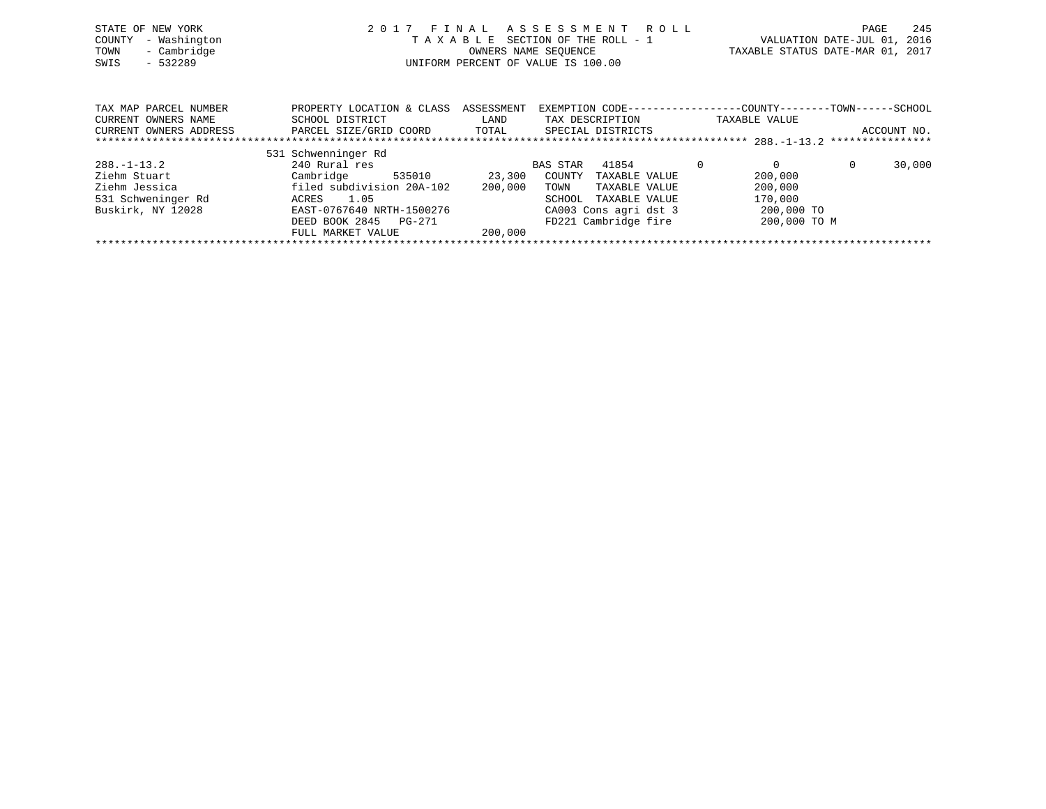STATE OF NEW YORK
COUNTY - Washington
TOWN - Cambridge
SWIS - 532289

2 0 1 7 F I N A L A S S E S S M E N T R O L L
T A X A B L E SECTION OF THE ROLL - 1
OWNERS NAME SEQUENCE
UNIFORM PERCENT OF VALUE IS 100.00

VALUATION DATE-JUL 01, 2016
TAXABLE STATUS DATE-MAR 01, 2017

| TAX MAP PARCEL NUMBER / CURRENT OWNERS NAME / CURRENT OWNERS ADDRESS | PROPERTY LOCATION & CLASS / SCHOOL DISTRICT / PARCEL SIZE/GRID COORD | ASSESSMENT LAND / TOTAL | EXEMPTION CODE / TAX DESCRIPTION / SPECIAL DISTRICTS | COUNTY | TOWN | SCHOOL | ACCOUNT NO. |
|---|---|---|---|---|---|---|---|
| 288.-1-13.2 | 531 Schwenninger Rd | | | | | | |
| 288.-1-13.2 | 240 Rural res | | BAS STAR 41854 | 0 | 0 | 30,000 | |
| Ziehm Stuart | Cambridge 535010 | 23,300 | COUNTY TAXABLE VALUE | 200,000 | | | |
| Ziehm Jessica | filed subdivision 20A-102 | 200,000 | TOWN TAXABLE VALUE | | 200,000 | | |
| 531 Schweninger Rd | ACRES 1.05 | | SCHOOL TAXABLE VALUE | | | 170,000 | |
| Buskirk, NY 12028 | EAST-0767640 NRTH-1500276 | | CA003 Cons agri dst 3 | 200,000 TO | | | |
| | DEED BOOK 2845 PG-271 | | FD221 Cambridge fire | 200,000 TO M | | | |
| | FULL MARKET VALUE | 200,000 | | | | | |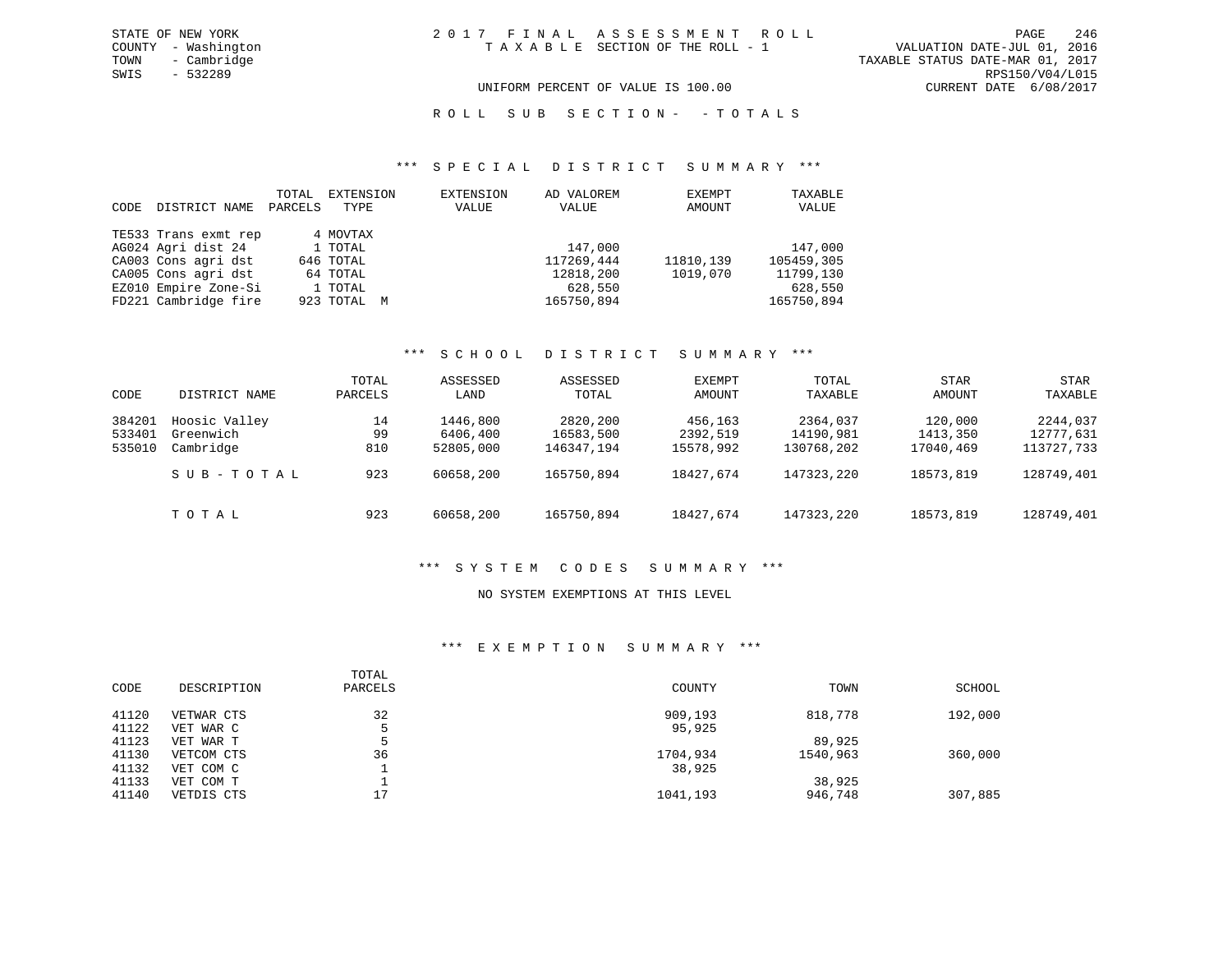STATE OF NEW YORK
COUNTY - Washington
TOWN - Cambridge
SWIS - 532289

2 0 1 7 F I N A L A S S E S S M E N T R O L L
T A X A B L E SECTION OF THE ROLL - 1

VALUATION DATE-JUL 01, 2016
TAXABLE STATUS DATE-MAR 01, 2017
RPS150/V04/L015
CURRENT DATE 6/08/2017

UNIFORM PERCENT OF VALUE IS 100.00

R O L L S U B S E C T I O N - - T O T A L S

### *** S P E C I A L D I S T R I C T S U M M A R Y ***

| CODE | DISTRICT NAME | TOTAL PARCELS | EXTENSION TYPE | EXTENSION VALUE | AD VALOREM VALUE | EXEMPT AMOUNT | TAXABLE VALUE |
|---|---|---|---|---|---|---|---|
| TE533 | Trans exmt rep | 4 | MOVTAX | | | | |
| AG024 | Agri dist 24 | 1 | TOTAL | | 147,000 | | 147,000 |
| CA003 | Cons agri dst | 646 | TOTAL | | 117269,444 | 11810,139 | 105459,305 |
| CA005 | Cons agri dst | 64 | TOTAL | | 12818,200 | 1019,070 | 11799,130 |
| EZ010 | Empire Zone-Si | 1 | TOTAL | | 628,550 | | 628,550 |
| FD221 | Cambridge fire | 923 | TOTAL M | | 165750,894 | | 165750,894 |

### *** S C H O O L D I S T R I C T S U M M A R Y ***

| CODE | DISTRICT NAME | TOTAL PARCELS | ASSESSED LAND | ASSESSED TOTAL | EXEMPT AMOUNT | TOTAL TAXABLE | STAR AMOUNT | STAR TAXABLE |
|---|---|---|---|---|---|---|---|---|
| 384201 | Hoosic Valley | 14 | 1446,800 | 2820,200 | 456,163 | 2364,037 | 120,000 | 2244,037 |
| 533401 | Greenwich | 99 | 6406,400 | 16583,500 | 2392,519 | 14190,981 | 1413,350 | 12777,631 |
| 535010 | Cambridge | 810 | 52805,000 | 146347,194 | 15578,992 | 130768,202 | 17040,469 | 113727,733 |
| | S U B - T O T A L | 923 | 60658,200 | 165750,894 | 18427,674 | 147323,220 | 18573,819 | 128749,401 |
| | T O T A L | 923 | 60658,200 | 165750,894 | 18427,674 | 147323,220 | 18573,819 | 128749,401 |

### *** S Y S T E M C O D E S S U M M A R Y ***

NO SYSTEM EXEMPTIONS AT THIS LEVEL

### *** E X E M P T I O N S U M M A R Y ***

| CODE | DESCRIPTION | TOTAL PARCELS | COUNTY | TOWN | SCHOOL |
|---|---|---|---|---|---|
| 41120 | VETWAR CTS | 32 | 909,193 | 818,778 | 192,000 |
| 41122 | VET WAR C | 5 | 95,925 | | |
| 41123 | VET WAR T | 5 | | 89,925 | |
| 41130 | VETCOM CTS | 36 | 1704,934 | 1540,963 | 360,000 |
| 41132 | VET COM C | 1 | 38,925 | | |
| 41133 | VET COM T | 1 | | 38,925 | |
| 41140 | VETDIS CTS | 17 | 1041,193 | 946,748 | 307,885 |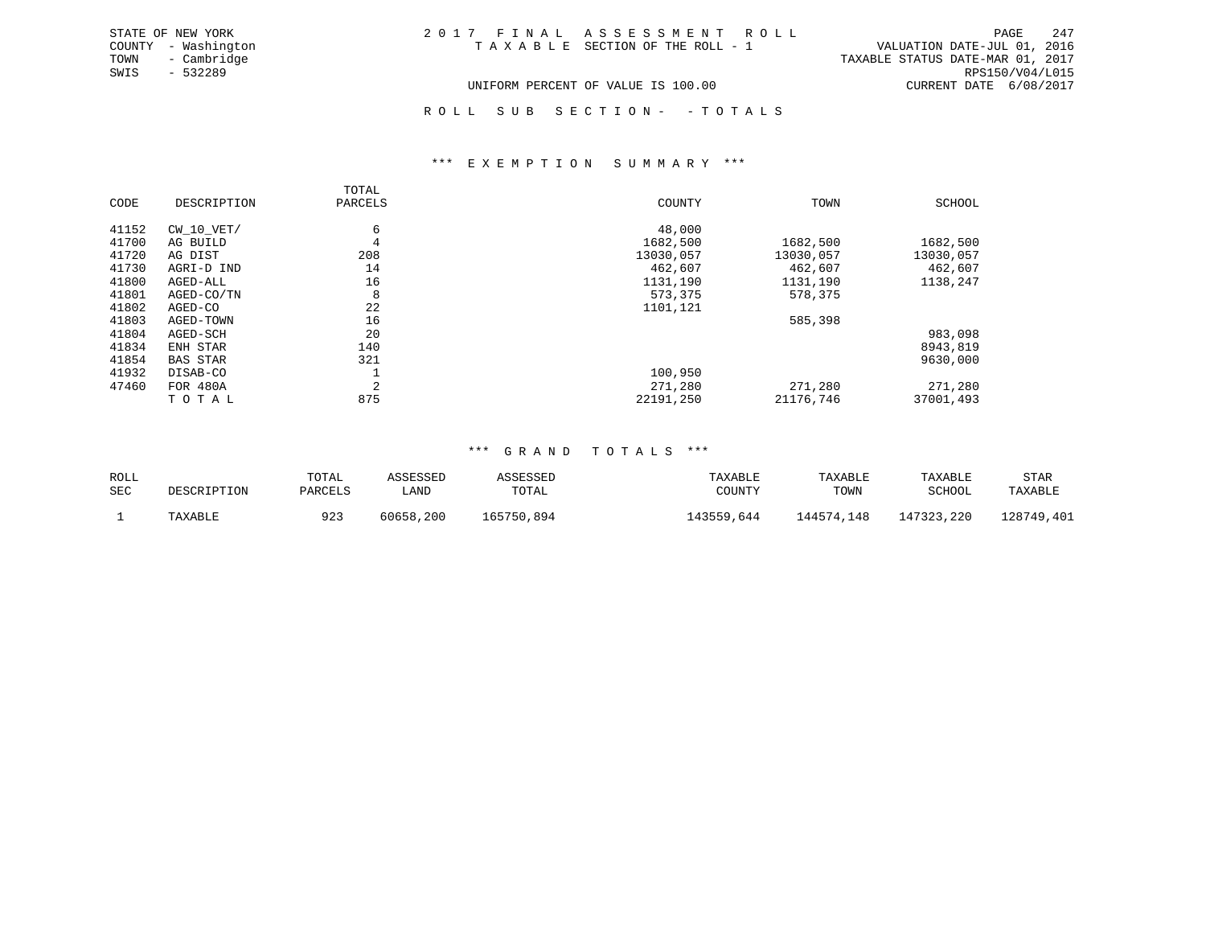STATE OF NEW YORK
COUNTY - Washington
TOWN - Cambridge
SWIS - 532289

# 2 0 1 7 F I N A L A S S E S S M E N T R O L L

T A X A B L E SECTION OF THE ROLL - 1

VALUATION DATE-JUL 01, 2016
TAXABLE STATUS DATE-MAR 01, 2017
RPS150/V04/L015
CURRENT DATE 6/08/2017

UNIFORM PERCENT OF VALUE IS 100.00

## R O L L S U B S E C T I O N - - T O T A L S

### *** E X E M P T I O N S U M M A R Y ***

| CODE | DESCRIPTION | TOTAL PARCELS | COUNTY | TOWN | SCHOOL |
|---|---|---|---|---|---|
| 41152 | CW_10_VET/ | 6 | 48,000 | | |
| 41700 | AG BUILD | 4 | 1682,500 | 1682,500 | 1682,500 |
| 41720 | AG DIST | 208 | 13030,057 | 13030,057 | 13030,057 |
| 41730 | AGRI-D IND | 14 | 462,607 | 462,607 | 462,607 |
| 41800 | AGED-ALL | 16 | 1131,190 | 1131,190 | 1138,247 |
| 41801 | AGED-CO/TN | 8 | 573,375 | 578,375 | |
| 41802 | AGED-CO | 22 | 1101,121 | | |
| 41803 | AGED-TOWN | 16 | | 585,398 | |
| 41804 | AGED-SCH | 20 | | | 983,098 |
| 41834 | ENH STAR | 140 | | | 8943,819 |
| 41854 | BAS STAR | 321 | | | 9630,000 |
| 41932 | DISAB-CO | 1 | 100,950 | | |
| 47460 | FOR 480A | 2 | 271,280 | 271,280 | 271,280 |
| | T O T A L | 875 | 22191,250 | 21176,746 | 37001,493 |

### *** G R A N D T O T A L S ***

| ROLL SEC | DESCRIPTION | TOTAL PARCELS | ASSESSED LAND | ASSESSED TOTAL | TAXABLE COUNTY | TAXABLE TOWN | TAXABLE SCHOOL | STAR TAXABLE |
|---|---|---|---|---|---|---|---|---|
| 1 | TAXABLE | 923 | 60658,200 | 165750,894 | 143559,644 | 144574,148 | 147323,220 | 128749,401 |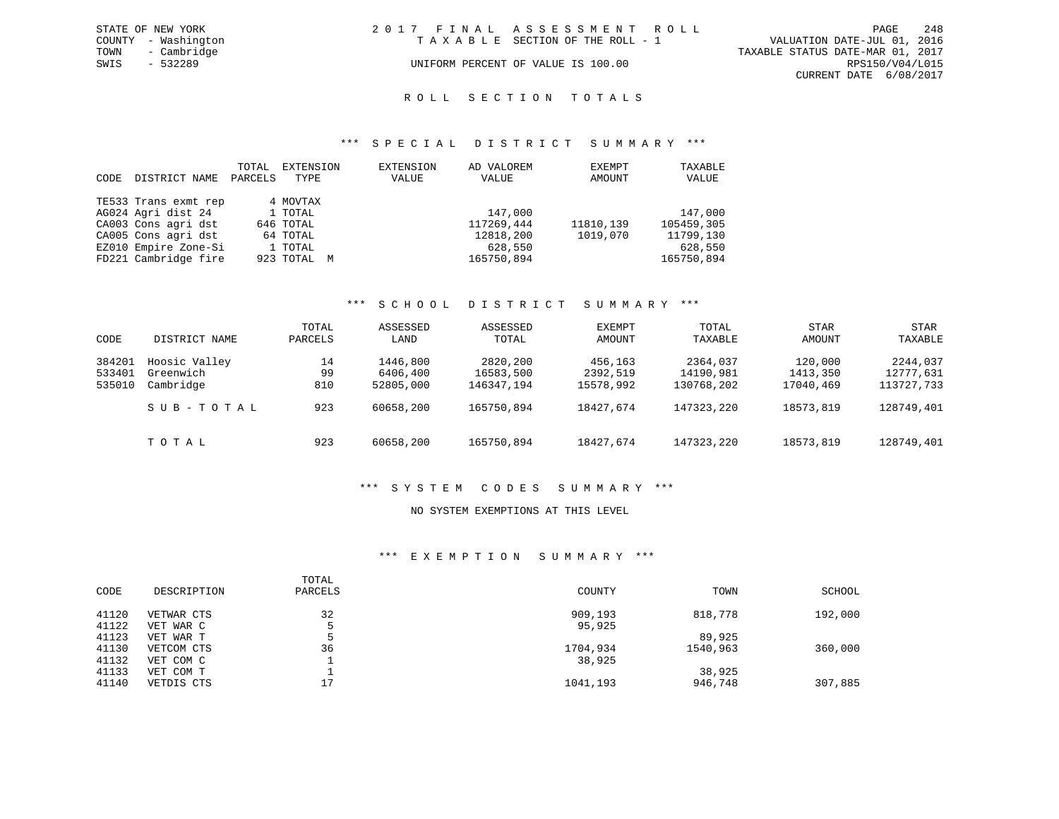STATE OF NEW YORK
COUNTY - Washington
TOWN - Cambridge
SWIS - 532289

# 2017 FINAL ASSESSMENT ROLL

TAXABLE SECTION OF THE ROLL - 1

UNIFORM PERCENT OF VALUE IS 100.00

VALUATION DATE-JUL 01, 2016
TAXABLE STATUS DATE-MAR 01, 2017
RPS150/V04/L015
CURRENT DATE 6/08/2017

## ROLL SECTION TOTALS

### *** SPECIAL DISTRICT SUMMARY ***

| CODE | DISTRICT NAME | TOTAL PARCELS | EXTENSION TYPE | EXTENSION VALUE | AD VALOREM VALUE | EXEMPT AMOUNT | TAXABLE VALUE |
|---|---|---|---|---|---|---|---|
| TE533 | Trans exmt rep | 4 | MOVTAX | | | | |
| AG024 | Agri dist 24 | 1 | TOTAL | | 147,000 | | 147,000 |
| CA003 | Cons agri dst | 646 | TOTAL | | 117269,444 | 11810,139 | 105459,305 |
| CA005 | Cons agri dst | 64 | TOTAL | | 12818,200 | 1019,070 | 11799,130 |
| EZ010 | Empire Zone-Si | 1 | TOTAL | | 628,550 | | 628,550 |
| FD221 | Cambridge fire | 923 | TOTAL M | | 165750,894 | | 165750,894 |

### *** SCHOOL DISTRICT SUMMARY ***

| CODE | DISTRICT NAME | TOTAL PARCELS | ASSESSED LAND | ASSESSED TOTAL | EXEMPT AMOUNT | TOTAL TAXABLE | STAR AMOUNT | STAR TAXABLE |
|---|---|---|---|---|---|---|---|---|
| 384201 | Hoosic Valley | 14 | 1446,800 | 2820,200 | 456,163 | 2364,037 | 120,000 | 2244,037 |
| 533401 | Greenwich | 99 | 6406,400 | 16583,500 | 2392,519 | 14190,981 | 1413,350 | 12777,631 |
| 535010 | Cambridge | 810 | 52805,000 | 146347,194 | 15578,992 | 130768,202 | 17040,469 | 113727,733 |
| | SUB-TOTAL | 923 | 60658,200 | 165750,894 | 18427,674 | 147323,220 | 18573,819 | 128749,401 |
| | TOTAL | 923 | 60658,200 | 165750,894 | 18427,674 | 147323,220 | 18573,819 | 128749,401 |

### *** SYSTEM CODES SUMMARY ***

NO SYSTEM EXEMPTIONS AT THIS LEVEL

### *** EXEMPTION SUMMARY ***

| CODE | DESCRIPTION | TOTAL PARCELS | COUNTY | TOWN | SCHOOL |
|---|---|---|---|---|---|
| 41120 | VETWAR CTS | 32 | 909,193 | 818,778 | 192,000 |
| 41122 | VET WAR C | 5 | 95,925 | | |
| 41123 | VET WAR T | 5 | | 89,925 | |
| 41130 | VETCOM CTS | 36 | 1704,934 | 1540,963 | 360,000 |
| 41132 | VET COM C | 1 | 38,925 | | |
| 41133 | VET COM T | 1 | | 38,925 | |
| 41140 | VETDIS CTS | 17 | 1041,193 | 946,748 | 307,885 |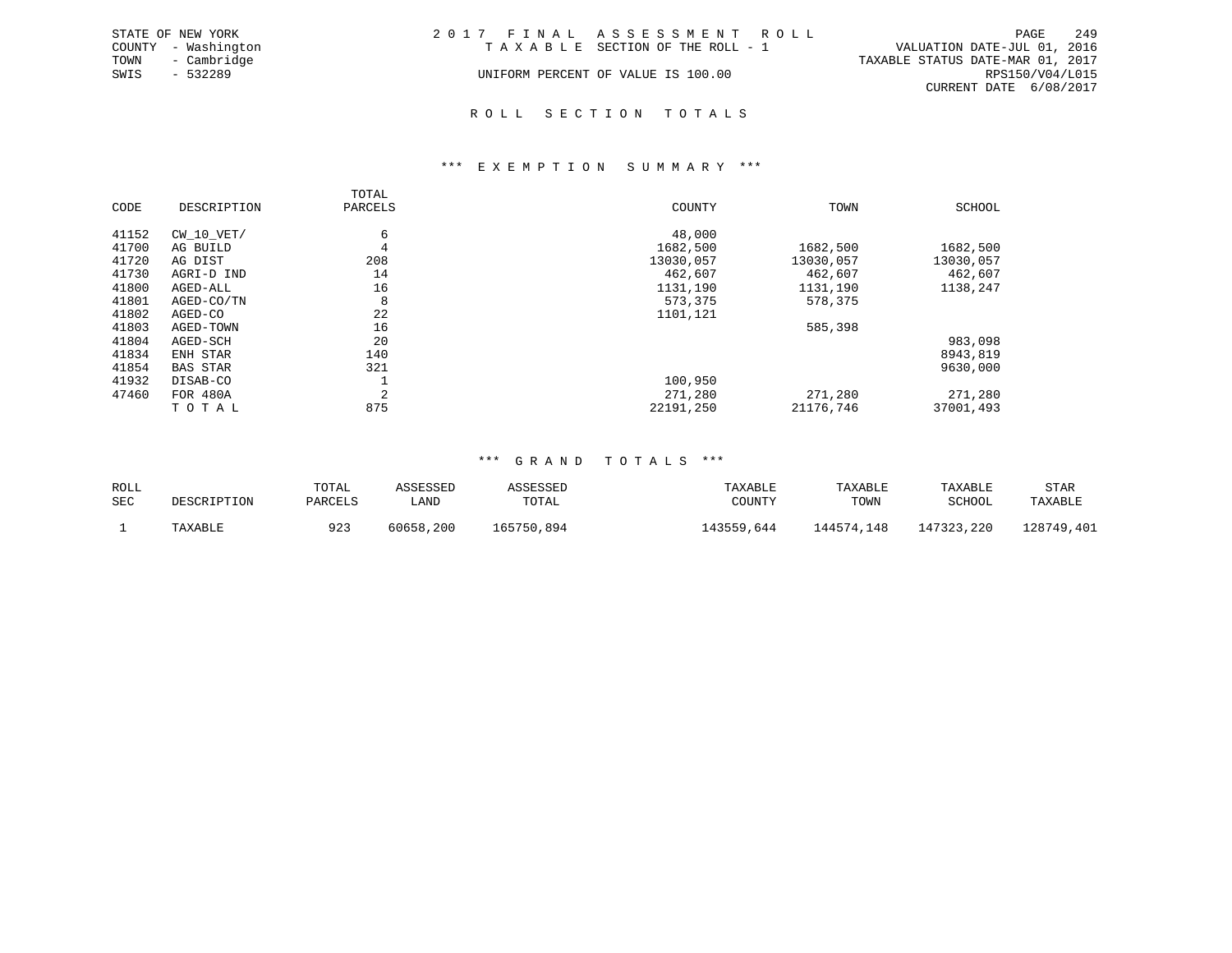STATE OF NEW YORK
COUNTY - Washington
TOWN - Cambridge
SWIS - 532289

2 0 1 7 F I N A L A S S E S S M E N T R O L L
T A X A B L E SECTION OF THE ROLL - 1
UNIFORM PERCENT OF VALUE IS 100.00

VALUATION DATE-JUL 01, 2016
TAXABLE STATUS DATE-MAR 01, 2017
RPS150/V04/L015
CURRENT DATE 6/08/2017

## R O L L S E C T I O N T O T A L S

### *** E X E M P T I O N S U M M A R Y ***

| CODE | DESCRIPTION | TOTAL PARCELS | COUNTY | TOWN | SCHOOL |
|---|---|---|---|---|---|
| 41152 | CW_10_VET/ | 6 | 48,000 | | |
| 41700 | AG BUILD | 4 | 1682,500 | 1682,500 | 1682,500 |
| 41720 | AG DIST | 208 | 13030,057 | 13030,057 | 13030,057 |
| 41730 | AGRI-D IND | 14 | 462,607 | 462,607 | 462,607 |
| 41800 | AGED-ALL | 16 | 1131,190 | 1131,190 | 1138,247 |
| 41801 | AGED-CO/TN | 8 | 573,375 | 578,375 | |
| 41802 | AGED-CO | 22 | 1101,121 | | |
| 41803 | AGED-TOWN | 16 | | 585,398 | |
| 41804 | AGED-SCH | 20 | | | 983,098 |
| 41834 | ENH STAR | 140 | | | 8943,819 |
| 41854 | BAS STAR | 321 | | | 9630,000 |
| 41932 | DISAB-CO | 1 | 100,950 | | |
| 47460 | FOR 480A | 2 | 271,280 | 271,280 | 271,280 |
| | T O T A L | 875 | 22191,250 | 21176,746 | 37001,493 |

### *** G R A N D T O T A L S ***

| ROLL SEC | DESCRIPTION | TOTAL PARCELS | ASSESSED LAND | ASSESSED TOTAL | TAXABLE COUNTY | TAXABLE TOWN | TAXABLE SCHOOL | STAR TAXABLE |
|---|---|---|---|---|---|---|---|---|
| 1 | TAXABLE | 923 | 60658,200 | 165750,894 | 143559,644 | 144574,148 | 147323,220 | 128749,401 |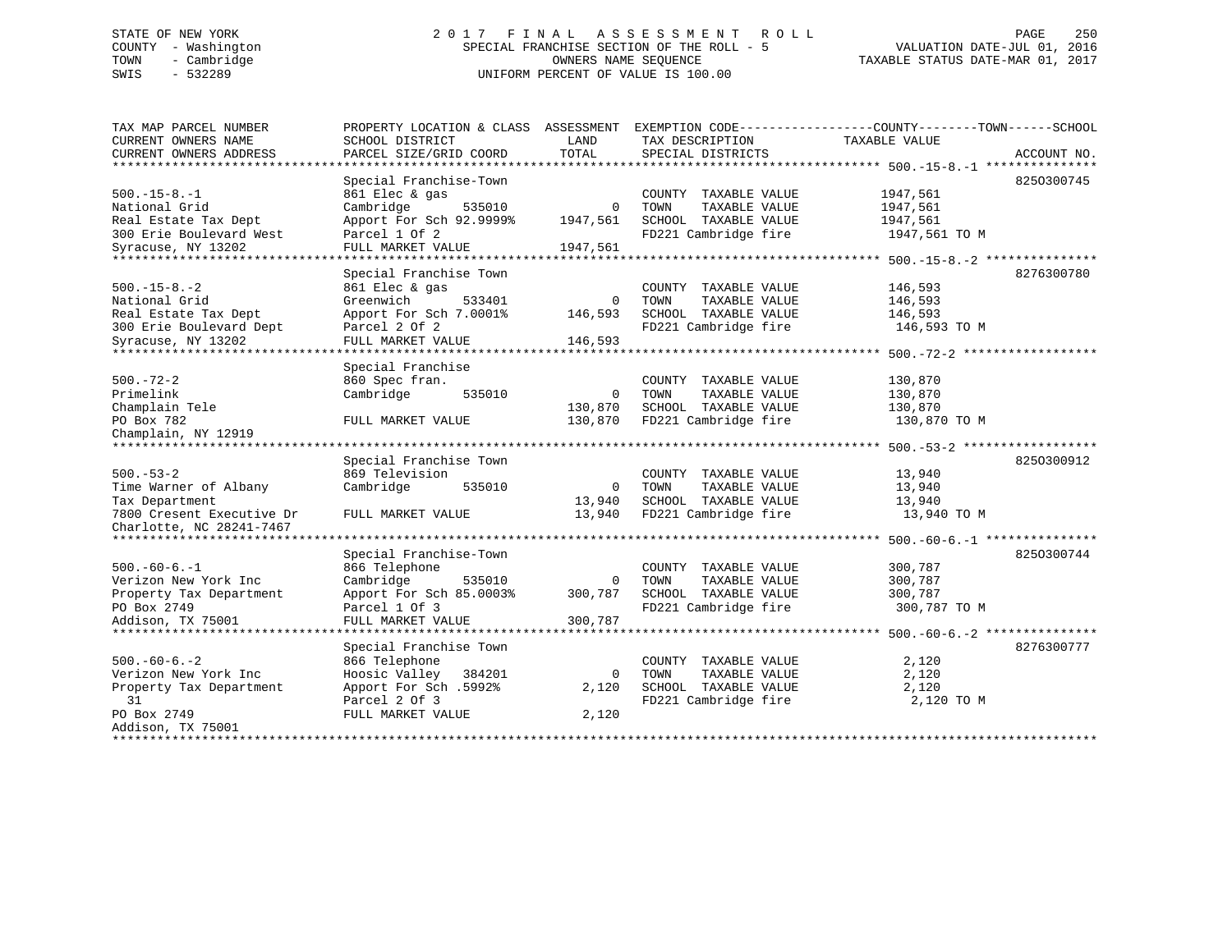STATE OF NEW YORK
COUNTY - Washington
TOWN - Cambridge
SWIS - 532289

# 2017 FINAL ASSESSMENT ROLL
SPECIAL FRANCHISE SECTION OF THE ROLL - 5
OWNERS NAME SEQUENCE
UNIFORM PERCENT OF VALUE IS 100.00

VALUATION DATE-JUL 01, 2016
TAXABLE STATUS DATE-MAR 01, 2017

| TAX MAP PARCEL NUMBER / CURRENT OWNERS NAME / CURRENT OWNERS ADDRESS | PROPERTY LOCATION & CLASS / SCHOOL DISTRICT / PARCEL SIZE/GRID COORD | ASSESSMENT LAND | ASSESSMENT TOTAL | EXEMPTION CODE / TAX DESCRIPTION / SPECIAL DISTRICTS | TAXABLE VALUE (COUNTY / TOWN / SCHOOL) | ACCOUNT NO. |
|---|---|---|---|---|---|---|
| 500.-15-8.-1 | Special Franchise-Town | | | | | 8250300745 |
| National Grid | 861 Elec & gas | | | COUNTY TAXABLE VALUE | 1947,561 | |
| Real Estate Tax Dept | Cambridge 535010 | 0 | | TOWN TAXABLE VALUE | 1947,561 | |
| 300 Erie Boulevard West | Apport For Sch 92.9999% | | 1947,561 | SCHOOL TAXABLE VALUE | 1947,561 | |
| Syracuse, NY 13202 | Parcel 1 Of 2 | | | FD221 Cambridge fire | 1947,561 TO M | |
| | FULL MARKET VALUE | | 1947,561 | | | |
| 500.-15-8.-2 | Special Franchise Town | | | | | 8276300780 |
| National Grid | 861 Elec & gas | | | COUNTY TAXABLE VALUE | 146,593 | |
| Real Estate Tax Dept | Greenwich 533401 | 0 | | TOWN TAXABLE VALUE | 146,593 | |
| 300 Erie Boulevard Dept | Apport For Sch 7.0001% | | 146,593 | SCHOOL TAXABLE VALUE | 146,593 | |
| Syracuse, NY 13202 | Parcel 2 Of 2 | | | FD221 Cambridge fire | 146,593 TO M | |
| | FULL MARKET VALUE | | 146,593 | | | |
| 500.-72-2 | Special Franchise | | | | | |
| Primelink | 860 Spec fran. | | | COUNTY TAXABLE VALUE | 130,870 | |
| Champlain Tele | Cambridge 535010 | 0 | | TOWN TAXABLE VALUE | 130,870 | |
| PO Box 782 | | | 130,870 | SCHOOL TAXABLE VALUE | 130,870 | |
| Champlain, NY 12919 | FULL MARKET VALUE | | 130,870 | FD221 Cambridge fire | 130,870 TO M | |
| 500.-53-2 | Special Franchise Town | | | | | 8250300912 |
| Time Warner of Albany | 869 Television | | | COUNTY TAXABLE VALUE | 13,940 | |
| Tax Department | Cambridge 535010 | 0 | | TOWN TAXABLE VALUE | 13,940 | |
| 7800 Cresent Executive Dr | | | 13,940 | SCHOOL TAXABLE VALUE | 13,940 | |
| Charlotte, NC 28241-7467 | FULL MARKET VALUE | | 13,940 | FD221 Cambridge fire | 13,940 TO M | |
| 500.-60-6.-1 | Special Franchise-Town | | | | | 8250300744 |
| Verizon New York Inc | 866 Telephone | | | COUNTY TAXABLE VALUE | 300,787 | |
| Property Tax Department | Cambridge 535010 | 0 | | TOWN TAXABLE VALUE | 300,787 | |
| PO Box 2749 | Apport For Sch 85.0003% | | 300,787 | SCHOOL TAXABLE VALUE | 300,787 | |
| Addison, TX 75001 | Parcel 1 Of 3 | | | FD221 Cambridge fire | 300,787 TO M | |
| | FULL MARKET VALUE | | 300,787 | | | |
| 500.-60-6.-2 | Special Franchise Town | | | | | 8276300777 |
| Verizon New York Inc | 866 Telephone | | | COUNTY TAXABLE VALUE | 2,120 | |
| Property Tax Department | Hoosic Valley 384201 | 0 | | TOWN TAXABLE VALUE | 2,120 | |
| 31 | Apport For Sch .5992% | | 2,120 | SCHOOL TAXABLE VALUE | 2,120 | |
| PO Box 2749 | Parcel 2 Of 3 | | | FD221 Cambridge fire | 2,120 TO M | |
| Addison, TX 75001 | FULL MARKET VALUE | | 2,120 | | | |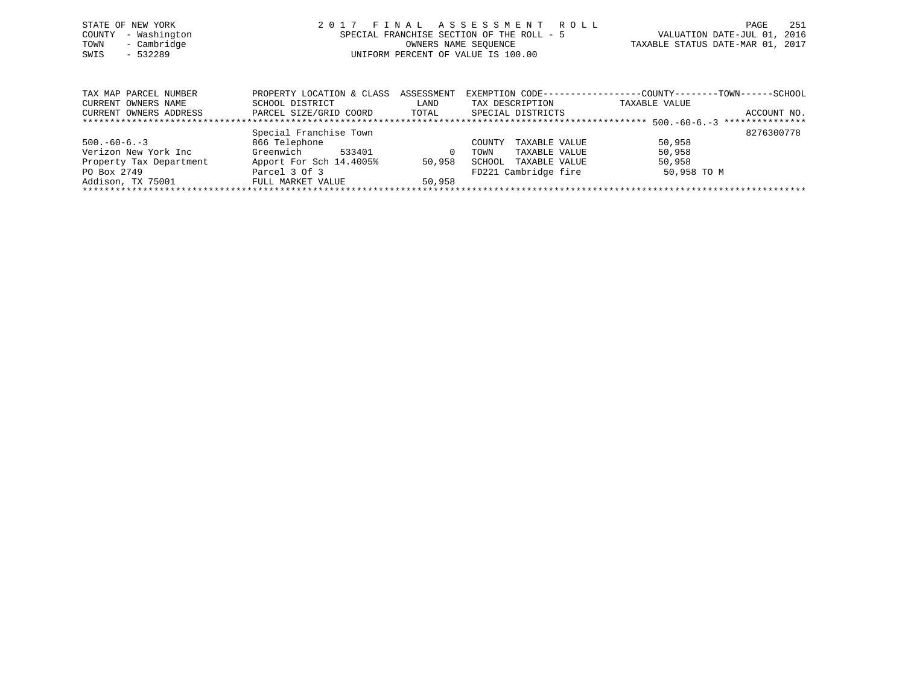STATE OF NEW YORK
COUNTY - Washington
TOWN - Cambridge
SWIS - 532289

# 2017 FINAL ASSESSMENT ROLL

SPECIAL FRANCHISE SECTION OF THE ROLL - 5
OWNERS NAME SEQUENCE
UNIFORM PERCENT OF VALUE IS 100.00

VALUATION DATE-JUL 01, 2016
TAXABLE STATUS DATE-MAR 01, 2017

| TAX MAP PARCEL NUMBER / CURRENT OWNERS NAME / CURRENT OWNERS ADDRESS | PROPERTY LOCATION & CLASS / SCHOOL DISTRICT / PARCEL SIZE/GRID COORD | ASSESSMENT LAND / TOTAL | EXEMPTION CODE / TAX DESCRIPTION / SPECIAL DISTRICTS | COUNTY--------TOWN------SCHOOL TAXABLE VALUE | ACCOUNT NO. |
|---|---|---|---|---|---|
| 500.-60-6.-3 | | | | | |
| | Special Franchise Town | | | | 8276300778 |
| 500.-60-6.-3 | 866 Telephone | | COUNTY TAXABLE VALUE | 50,958 | |
| Verizon New York Inc | Greenwich 533401 | 0 | TOWN TAXABLE VALUE | 50,958 | |
| Property Tax Department | Apport For Sch 14.4005% | 50,958 | SCHOOL TAXABLE VALUE | 50,958 | |
| PO Box 2749 | Parcel 3 Of 3 | | FD221 Cambridge fire | 50,958 TO M | |
| Addison, TX 75001 | FULL MARKET VALUE | 50,958 | | | |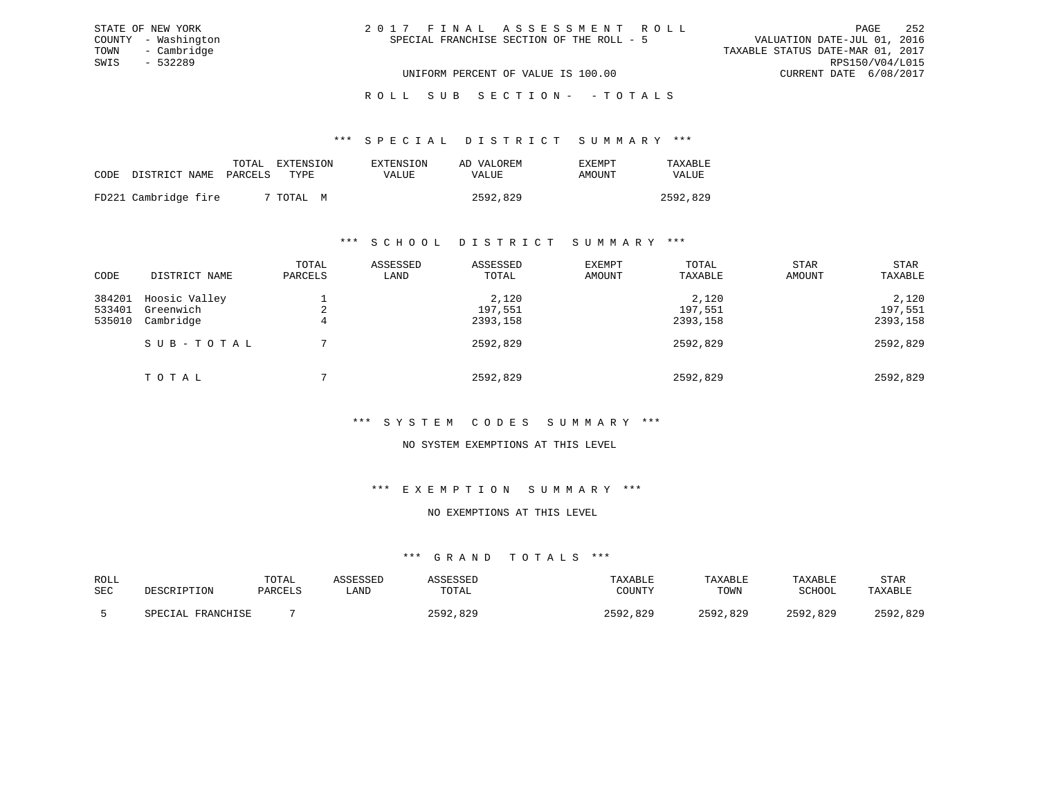STATE OF NEW YORK
COUNTY - Washington
TOWN - Cambridge
SWIS - 532289

2 0 1 7 F I N A L A S S E S S M E N T R O L L
SPECIAL FRANCHISE SECTION OF THE ROLL - 5

VALUATION DATE-JUL 01, 2016
TAXABLE STATUS DATE-MAR 01, 2017
RPS150/V04/L015
CURRENT DATE 6/08/2017

UNIFORM PERCENT OF VALUE IS 100.00

R O L L S U B S E C T I O N - - T O T A L S

*** S P E C I A L D I S T R I C T S U M M A R Y ***

| CODE | DISTRICT NAME | TOTAL PARCELS | EXTENSION TYPE | EXTENSION VALUE | AD VALOREM VALUE | EXEMPT AMOUNT | TAXABLE VALUE |
|---|---|---|---|---|---|---|---|
| FD221 | Cambridge fire | 7 | TOTAL M | | 2592,829 | | 2592,829 |

*** S C H O O L D I S T R I C T S U M M A R Y ***

| CODE | DISTRICT NAME | TOTAL PARCELS | ASSESSED LAND | ASSESSED TOTAL | EXEMPT AMOUNT | TOTAL TAXABLE | STAR AMOUNT | STAR TAXABLE |
|---|---|---|---|---|---|---|---|---|
| 384201 | Hoosic Valley | 1 | | 2,120 | | 2,120 | | 2,120 |
| 533401 | Greenwich | 2 | | 197,551 | | 197,551 | | 197,551 |
| 535010 | Cambridge | 4 | | 2393,158 | | 2393,158 | | 2393,158 |
| | S U B - T O T A L | 7 | | 2592,829 | | 2592,829 | | 2592,829 |
| | T O T A L | 7 | | 2592,829 | | 2592,829 | | 2592,829 |

*** S Y S T E M C O D E S S U M M A R Y ***

NO SYSTEM EXEMPTIONS AT THIS LEVEL

*** E X E M P T I O N S U M M A R Y ***

NO EXEMPTIONS AT THIS LEVEL

*** G R A N D T O T A L S ***

| ROLL SEC | DESCRIPTION | TOTAL PARCELS | ASSESSED LAND | ASSESSED TOTAL | TAXABLE COUNTY | TAXABLE TOWN | TAXABLE SCHOOL | STAR TAXABLE |
|---|---|---|---|---|---|---|---|---|
| 5 | SPECIAL FRANCHISE | 7 | | 2592,829 | 2592,829 | 2592,829 | 2592,829 | 2592,829 |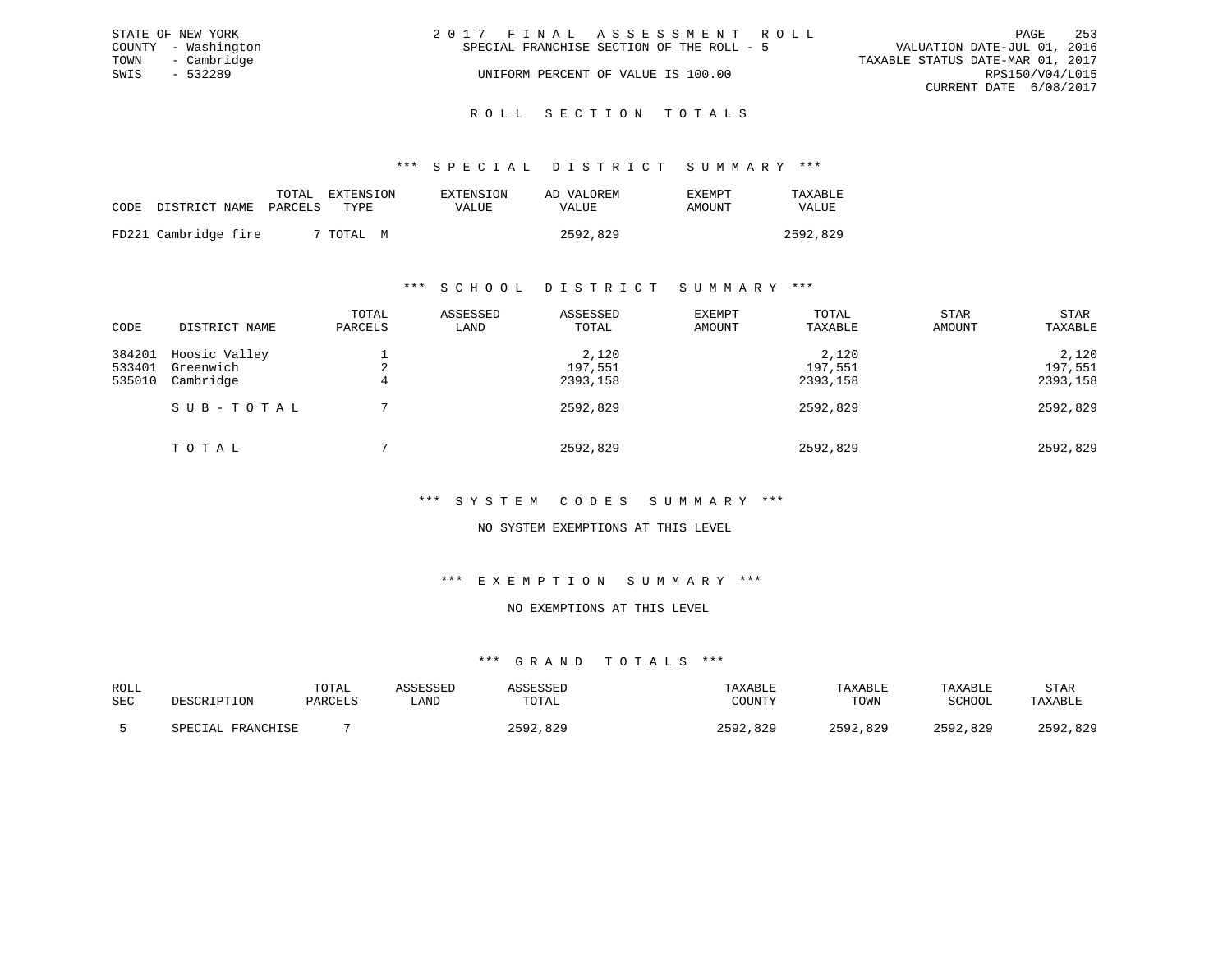STATE OF NEW YORK
COUNTY - Washington
TOWN - Cambridge
SWIS - 532289

# 2 0 1 7 F I N A L A S S E S S M E N T R O L L

SPECIAL FRANCHISE SECTION OF THE ROLL - 5

UNIFORM PERCENT OF VALUE IS 100.00

VALUATION DATE-JUL 01, 2016
TAXABLE STATUS DATE-MAR 01, 2017
RPS150/V04/L015
CURRENT DATE 6/08/2017

## R O L L S E C T I O N T O T A L S

### *** S P E C I A L D I S T R I C T S U M M A R Y ***

| CODE | DISTRICT NAME | TOTAL PARCELS | EXTENSION TYPE | EXTENSION VALUE | AD VALOREM VALUE | EXEMPT AMOUNT | TAXABLE VALUE |
|---|---|---|---|---|---|---|---|
| FD221 | Cambridge fire | 7 | TOTAL M | | 2592,829 | | 2592,829 |

### *** S C H O O L D I S T R I C T S U M M A R Y ***

| CODE | DISTRICT NAME | TOTAL PARCELS | ASSESSED LAND | ASSESSED TOTAL | EXEMPT AMOUNT | TOTAL TAXABLE | STAR AMOUNT | STAR TAXABLE |
|---|---|---|---|---|---|---|---|---|
| 384201 | Hoosic Valley | 1 | | 2,120 | | 2,120 | | 2,120 |
| 533401 | Greenwich | 2 | | 197,551 | | 197,551 | | 197,551 |
| 535010 | Cambridge | 4 | | 2393,158 | | 2393,158 | | 2393,158 |
| | S U B - T O T A L | 7 | | 2592,829 | | 2592,829 | | 2592,829 |
| | T O T A L | 7 | | 2592,829 | | 2592,829 | | 2592,829 |

### *** S Y S T E M C O D E S S U M M A R Y ***

NO SYSTEM EXEMPTIONS AT THIS LEVEL

### *** E X E M P T I O N S U M M A R Y ***

NO EXEMPTIONS AT THIS LEVEL

### *** G R A N D T O T A L S ***

| ROLL SEC | DESCRIPTION | TOTAL PARCELS | ASSESSED LAND | ASSESSED TOTAL | TAXABLE COUNTY | TAXABLE TOWN | TAXABLE SCHOOL | STAR TAXABLE |
|---|---|---|---|---|---|---|---|---|
| 5 | SPECIAL FRANCHISE | 7 | | 2592,829 | 2592,829 | 2592,829 | 2592,829 | 2592,829 |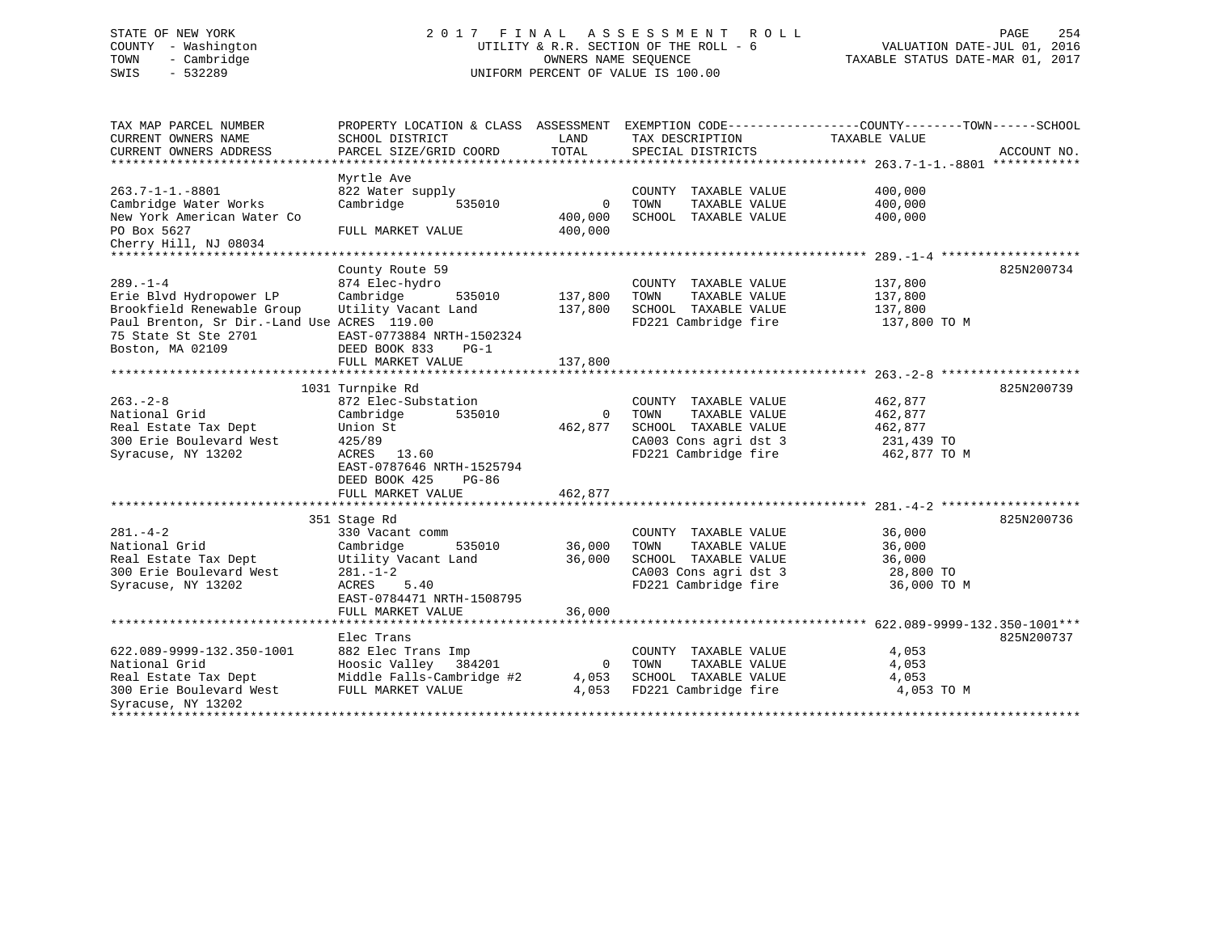STATE OF NEW YORK
COUNTY - Washington
TOWN - Cambridge
SWIS - 532289

2 0 1 7 F I N A L A S S E S S M E N T R O L L
UTILITY & R.R. SECTION OF THE ROLL - 6
OWNERS NAME SEQUENCE
UNIFORM PERCENT OF VALUE IS 100.00

VALUATION DATE-JUL 01, 2016
TAXABLE STATUS DATE-MAR 01, 2017

```
TAX MAP PARCEL NUMBER          PROPERTY LOCATION & CLASS  ASSESSMENT  EXEMPTION CODE-----------------COUNTY--------TOWN------SCHOOL
CURRENT OWNERS NAME            SCHOOL DISTRICT               LAND      TAX DESCRIPTION             TAXABLE VALUE
CURRENT OWNERS ADDRESS         PARCEL SIZE/GRID COORD        TOTAL     SPECIAL DISTRICTS                                    ACCOUNT NO.
******************************************************************************************************* 263.7-1-1.-8801 ************
                               Myrtle Ave
263.7-1-1.-8801                822 Water supply                        COUNTY  TAXABLE VALUE         400,000
Cambridge Water Works          Cambridge       535010          0       TOWN    TAXABLE VALUE         400,000
New York American Water Co                               400,000       SCHOOL  TAXABLE VALUE         400,000
PO Box 5627                    FULL MARKET VALUE         400,000
Cherry Hill, NJ 08034
******************************************************************************************************* 289.-1-4 *******************
                               County Route 59                                                                           825N200734
289.-1-4                       874 Elec-hydro                          COUNTY  TAXABLE VALUE         137,800
Erie Blvd Hydropower LP        Cambridge       535010    137,800       TOWN    TAXABLE VALUE         137,800
Brookfield Renewable Group     Utility Vacant Land       137,800       SCHOOL  TAXABLE VALUE         137,800
Paul Brenton, Sr Dir.-Land Use ACRES 119.00                            FD221 Cambridge fire           137,800 TO M
75 State St Ste 2701           EAST-0773884 NRTH-1502324
Boston, MA 02109               DEED BOOK 833    PG-1
                               FULL MARKET VALUE         137,800
******************************************************************************************************* 263.-2-8 *******************
                            1031 Turnpike Rd                                                                             825N200739
263.-2-8                       872 Elec-Substation                     COUNTY  TAXABLE VALUE         462,877
National Grid                  Cambridge       535010          0       TOWN    TAXABLE VALUE         462,877
Real Estate Tax Dept           Union St                  462,877       SCHOOL  TAXABLE VALUE         462,877
300 Erie Boulevard West        425/89                                  CA003 Cons agri dst 3          231,439 TO
Syracuse, NY 13202             ACRES  13.60                            FD221 Cambridge fire           462,877 TO M
                               EAST-0787646 NRTH-1525794
                               DEED BOOK 425    PG-86
                               FULL MARKET VALUE         462,877
******************************************************************************************************* 281.-4-2 *******************
                               351 Stage Rd                                                                              825N200736
281.-4-2                       330 Vacant comm                         COUNTY  TAXABLE VALUE          36,000
National Grid                  Cambridge       535010     36,000       TOWN    TAXABLE VALUE          36,000
Real Estate Tax Dept           Utility Vacant Land        36,000       SCHOOL  TAXABLE VALUE          36,000
300 Erie Boulevard West        281.-1-2                                CA003 Cons agri dst 3           28,800 TO
Syracuse, NY 13202             ACRES   5.40                            FD221 Cambridge fire            36,000 TO M
                               EAST-0784471 NRTH-1508795
                               FULL MARKET VALUE          36,000
******************************************************************************************************* 622.089-9999-132.350-1001***
                               Elec Trans                                                                                825N200737
622.089-9999-132.350-1001      882 Elec Trans Imp                      COUNTY  TAXABLE VALUE           4,053
National Grid                  Hoosic Valley   384201          0       TOWN    TAXABLE VALUE           4,053
Real Estate Tax Dept           Middle Falls-Cambridge #2   4,053       SCHOOL  TAXABLE VALUE           4,053
300 Erie Boulevard West        FULL MARKET VALUE           4,053       FD221 Cambridge fire             4,053 TO M
Syracuse, NY 13202
************************************************************************************************************************************
```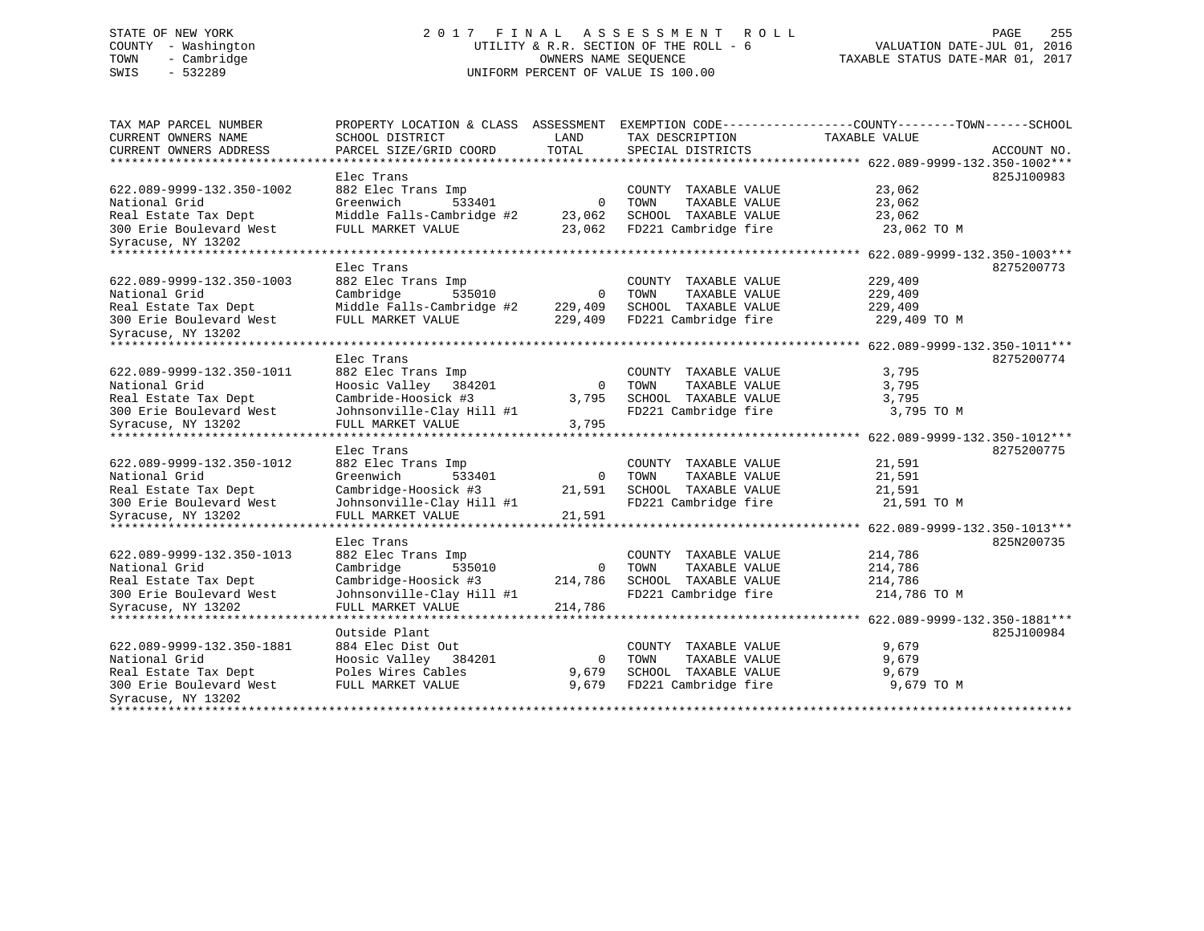STATE OF NEW YORK
COUNTY - Washington
TOWN - Cambridge
SWIS - 532289

2 0 1 7 F I N A L A S S E S S M E N T R O L L
UTILITY & R.R. SECTION OF THE ROLL - 6
OWNERS NAME SEQUENCE
UNIFORM PERCENT OF VALUE IS 100.00

VALUATION DATE-JUL 01, 2016
TAXABLE STATUS DATE-MAR 01, 2017

| TAX MAP PARCEL NUMBER / CURRENT OWNERS NAME / CURRENT OWNERS ADDRESS | PROPERTY LOCATION & CLASS / SCHOOL DISTRICT / PARCEL SIZE/GRID COORD | ASSESSMENT LAND / TOTAL | EXEMPTION CODE / TAX DESCRIPTION / SPECIAL DISTRICTS | COUNTY / TOWN / SCHOOL TAXABLE VALUE | ACCOUNT NO. |
|---|---|---|---|---|---|
| **622.089-9999-132.350-1002** | Elec Trans | | | | 825J100983 |
| 622.089-9999-132.350-1002 | 882 Elec Trans Imp | | COUNTY TAXABLE VALUE | 23,062 | |
| National Grid | Greenwich 533401 | 0 | TOWN TAXABLE VALUE | 23,062 | |
| Real Estate Tax Dept | Middle Falls-Cambridge #2 | 23,062 | SCHOOL TAXABLE VALUE | 23,062 | |
| 300 Erie Boulevard West | FULL MARKET VALUE | 23,062 | FD221 Cambridge fire | 23,062 TO M | |
| Syracuse, NY 13202 | | | | | |
| **622.089-9999-132.350-1003** | Elec Trans | | | | 8275200773 |
| 622.089-9999-132.350-1003 | 882 Elec Trans Imp | | COUNTY TAXABLE VALUE | 229,409 | |
| National Grid | Cambridge 535010 | 0 | TOWN TAXABLE VALUE | 229,409 | |
| Real Estate Tax Dept | Middle Falls-Cambridge #2 | 229,409 | SCHOOL TAXABLE VALUE | 229,409 | |
| 300 Erie Boulevard West | FULL MARKET VALUE | 229,409 | FD221 Cambridge fire | 229,409 TO M | |
| Syracuse, NY 13202 | | | | | |
| **622.089-9999-132.350-1011** | Elec Trans | | | | 8275200774 |
| 622.089-9999-132.350-1011 | 882 Elec Trans Imp | | COUNTY TAXABLE VALUE | 3,795 | |
| National Grid | Hoosic Valley 384201 | 0 | TOWN TAXABLE VALUE | 3,795 | |
| Real Estate Tax Dept | Cambride-Hoosick #3 | 3,795 | SCHOOL TAXABLE VALUE | 3,795 | |
| 300 Erie Boulevard West | Johnsonville-Clay Hill #1 | | FD221 Cambridge fire | 3,795 TO M | |
| Syracuse, NY 13202 | FULL MARKET VALUE | 3,795 | | | |
| **622.089-9999-132.350-1012** | Elec Trans | | | | 8275200775 |
| 622.089-9999-132.350-1012 | 882 Elec Trans Imp | | COUNTY TAXABLE VALUE | 21,591 | |
| National Grid | Greenwich 533401 | 0 | TOWN TAXABLE VALUE | 21,591 | |
| Real Estate Tax Dept | Cambridge-Hoosick #3 | 21,591 | SCHOOL TAXABLE VALUE | 21,591 | |
| 300 Erie Boulevard West | Johnsonville-Clay Hill #1 | | FD221 Cambridge fire | 21,591 TO M | |
| Syracuse, NY 13202 | FULL MARKET VALUE | 21,591 | | | |
| **622.089-9999-132.350-1013** | Elec Trans | | | | 825N200735 |
| 622.089-9999-132.350-1013 | 882 Elec Trans Imp | | COUNTY TAXABLE VALUE | 214,786 | |
| National Grid | Cambridge 535010 | 0 | TOWN TAXABLE VALUE | 214,786 | |
| Real Estate Tax Dept | Cambridge-Hoosick #3 | 214,786 | SCHOOL TAXABLE VALUE | 214,786 | |
| 300 Erie Boulevard West | Johnsonville-Clay Hill #1 | | FD221 Cambridge fire | 214,786 TO M | |
| Syracuse, NY 13202 | FULL MARKET VALUE | 214,786 | | | |
| **622.089-9999-132.350-1881** | Outside Plant | | | | 825J100984 |
| 622.089-9999-132.350-1881 | 884 Elec Dist Out | | COUNTY TAXABLE VALUE | 9,679 | |
| National Grid | Hoosic Valley 384201 | 0 | TOWN TAXABLE VALUE | 9,679 | |
| Real Estate Tax Dept | Poles Wires Cables | 9,679 | SCHOOL TAXABLE VALUE | 9,679 | |
| 300 Erie Boulevard West | FULL MARKET VALUE | 9,679 | FD221 Cambridge fire | 9,679 TO M | |
| Syracuse, NY 13202 | | | | | |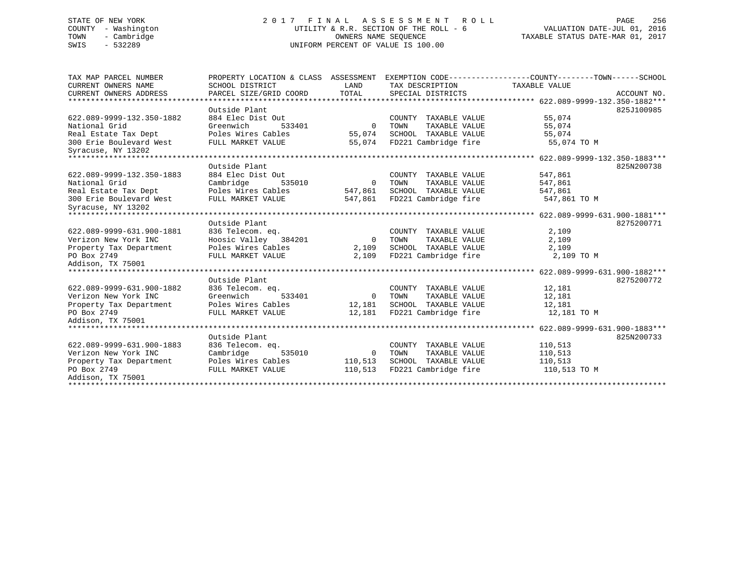STATE OF NEW YORK
COUNTY - Washington
TOWN - Cambridge
SWIS - 532289

2 0 1 7 F I N A L A S S E S S M E N T R O L L
UTILITY & R.R. SECTION OF THE ROLL - 6
OWNERS NAME SEQUENCE
UNIFORM PERCENT OF VALUE IS 100.00

VALUATION DATE-JUL 01, 2016
TAXABLE STATUS DATE-MAR 01, 2017

| TAX MAP PARCEL NUMBER / CURRENT OWNERS NAME / CURRENT OWNERS ADDRESS | PROPERTY LOCATION & CLASS / SCHOOL DISTRICT / PARCEL SIZE/GRID COORD | ASSESSMENT LAND / TOTAL | EXEMPTION CODE / TAX DESCRIPTION / SPECIAL DISTRICTS | TAXABLE VALUE (COUNTY / TOWN / SCHOOL) | ACCOUNT NO. |
|---|---|---|---|---|---|
| **622.089-9999-132.350-1882** | Outside Plant | | | | 825J100985 |
| 622.089-9999-132.350-1882 | 884 Elec Dist Out | | COUNTY TAXABLE VALUE | 55,074 | |
| National Grid | Greenwich 533401 | 0 | TOWN TAXABLE VALUE | 55,074 | |
| Real Estate Tax Dept | Poles Wires Cables | 55,074 | SCHOOL TAXABLE VALUE | 55,074 | |
| 300 Erie Boulevard West | FULL MARKET VALUE | 55,074 | FD221 Cambridge fire | 55,074 TO M | |
| Syracuse, NY 13202 | | | | | |
| **622.089-9999-132.350-1883** | Outside Plant | | | | 825N200738 |
| 622.089-9999-132.350-1883 | 884 Elec Dist Out | | COUNTY TAXABLE VALUE | 547,861 | |
| National Grid | Cambridge 535010 | 0 | TOWN TAXABLE VALUE | 547,861 | |
| Real Estate Tax Dept | Poles Wires Cables | 547,861 | SCHOOL TAXABLE VALUE | 547,861 | |
| 300 Erie Boulevard West | FULL MARKET VALUE | 547,861 | FD221 Cambridge fire | 547,861 TO M | |
| Syracuse, NY 13202 | | | | | |
| **622.089-9999-631.900-1881** | Outside Plant | | | | 8275200771 |
| 622.089-9999-631.900-1881 | 836 Telecom. eq. | | COUNTY TAXABLE VALUE | 2,109 | |
| Verizon New York INC | Hoosic Valley 384201 | 0 | TOWN TAXABLE VALUE | 2,109 | |
| Property Tax Department | Poles Wires Cables | 2,109 | SCHOOL TAXABLE VALUE | 2,109 | |
| PO Box 2749 | FULL MARKET VALUE | 2,109 | FD221 Cambridge fire | 2,109 TO M | |
| Addison, TX 75001 | | | | | |
| **622.089-9999-631.900-1882** | Outside Plant | | | | 8275200772 |
| 622.089-9999-631.900-1882 | 836 Telecom. eq. | | COUNTY TAXABLE VALUE | 12,181 | |
| Verizon New York INC | Greenwich 533401 | 0 | TOWN TAXABLE VALUE | 12,181 | |
| Property Tax Department | Poles Wires Cables | 12,181 | SCHOOL TAXABLE VALUE | 12,181 | |
| PO Box 2749 | FULL MARKET VALUE | 12,181 | FD221 Cambridge fire | 12,181 TO M | |
| Addison, TX 75001 | | | | | |
| **622.089-9999-631.900-1883** | Outside Plant | | | | 825N200733 |
| 622.089-9999-631.900-1883 | 836 Telecom. eq. | | COUNTY TAXABLE VALUE | 110,513 | |
| Verizon New York INC | Cambridge 535010 | 0 | TOWN TAXABLE VALUE | 110,513 | |
| Property Tax Department | Poles Wires Cables | 110,513 | SCHOOL TAXABLE VALUE | 110,513 | |
| PO Box 2749 | FULL MARKET VALUE | 110,513 | FD221 Cambridge fire | 110,513 TO M | |
| Addison, TX 75001 | | | | | |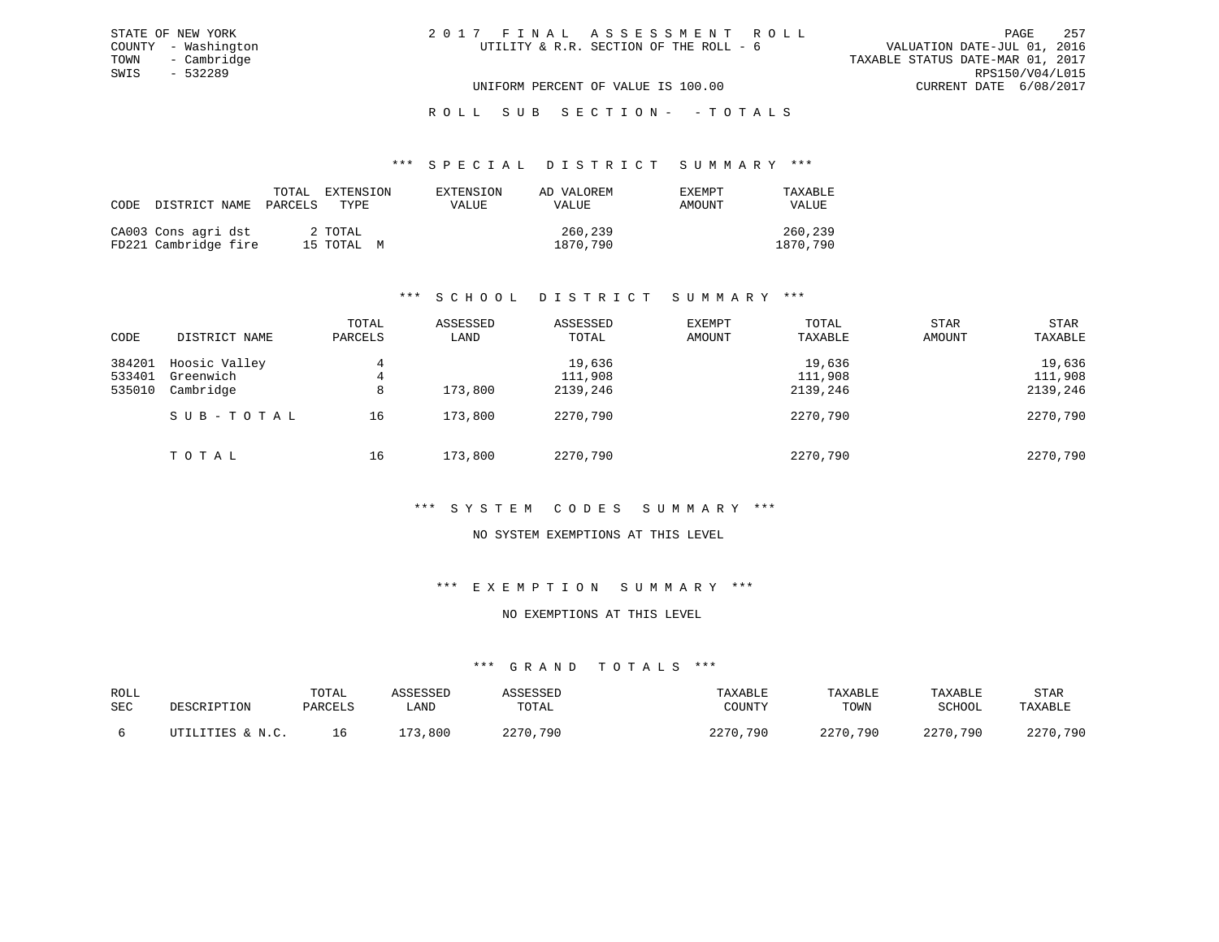STATE OF NEW YORK
COUNTY - Washington
TOWN - Cambridge
SWIS - 532289

2 0 1 7 F I N A L A S S E S S M E N T R O L L
UTILITY & R.R. SECTION OF THE ROLL - 6

VALUATION DATE-JUL 01, 2016
TAXABLE STATUS DATE-MAR 01, 2017
RPS150/V04/L015
CURRENT DATE 6/08/2017

UNIFORM PERCENT OF VALUE IS 100.00

R O L L S U B S E C T I O N - - T O T A L S

### *** S P E C I A L D I S T R I C T S U M M A R Y ***

| CODE | DISTRICT NAME | TOTAL PARCELS | EXTENSION TYPE | EXTENSION VALUE | AD VALOREM VALUE | EXEMPT AMOUNT | TAXABLE VALUE |
|---|---|---|---|---|---|---|---|
| CA003 | Cons agri dst | 2 | TOTAL | | 260,239 | | 260,239 |
| FD221 | Cambridge fire | 15 | TOTAL M | | 1870,790 | | 1870,790 |

### *** S C H O O L D I S T R I C T S U M M A R Y ***

| CODE | DISTRICT NAME | TOTAL PARCELS | ASSESSED LAND | ASSESSED TOTAL | EXEMPT AMOUNT | TOTAL TAXABLE | STAR AMOUNT | STAR TAXABLE |
|---|---|---|---|---|---|---|---|---|
| 384201 | Hoosic Valley | 4 | | 19,636 | | 19,636 | | 19,636 |
| 533401 | Greenwich | 4 | | 111,908 | | 111,908 | | 111,908 |
| 535010 | Cambridge | 8 | 173,800 | 2139,246 | | 2139,246 | | 2139,246 |
| | S U B - T O T A L | 16 | 173,800 | 2270,790 | | 2270,790 | | 2270,790 |
| | T O T A L | 16 | 173,800 | 2270,790 | | 2270,790 | | 2270,790 |

### *** S Y S T E M C O D E S S U M M A R Y ***

NO SYSTEM EXEMPTIONS AT THIS LEVEL

### *** E X E M P T I O N S U M M A R Y ***

NO EXEMPTIONS AT THIS LEVEL

### *** G R A N D T O T A L S ***

| ROLL SEC | DESCRIPTION | TOTAL PARCELS | ASSESSED LAND | ASSESSED TOTAL | TAXABLE COUNTY | TAXABLE TOWN | TAXABLE SCHOOL | STAR TAXABLE |
|---|---|---|---|---|---|---|---|---|
| 6 | UTILITIES & N.C. | 16 | 173,800 | 2270,790 | 2270,790 | 2270,790 | 2270,790 | 2270,790 |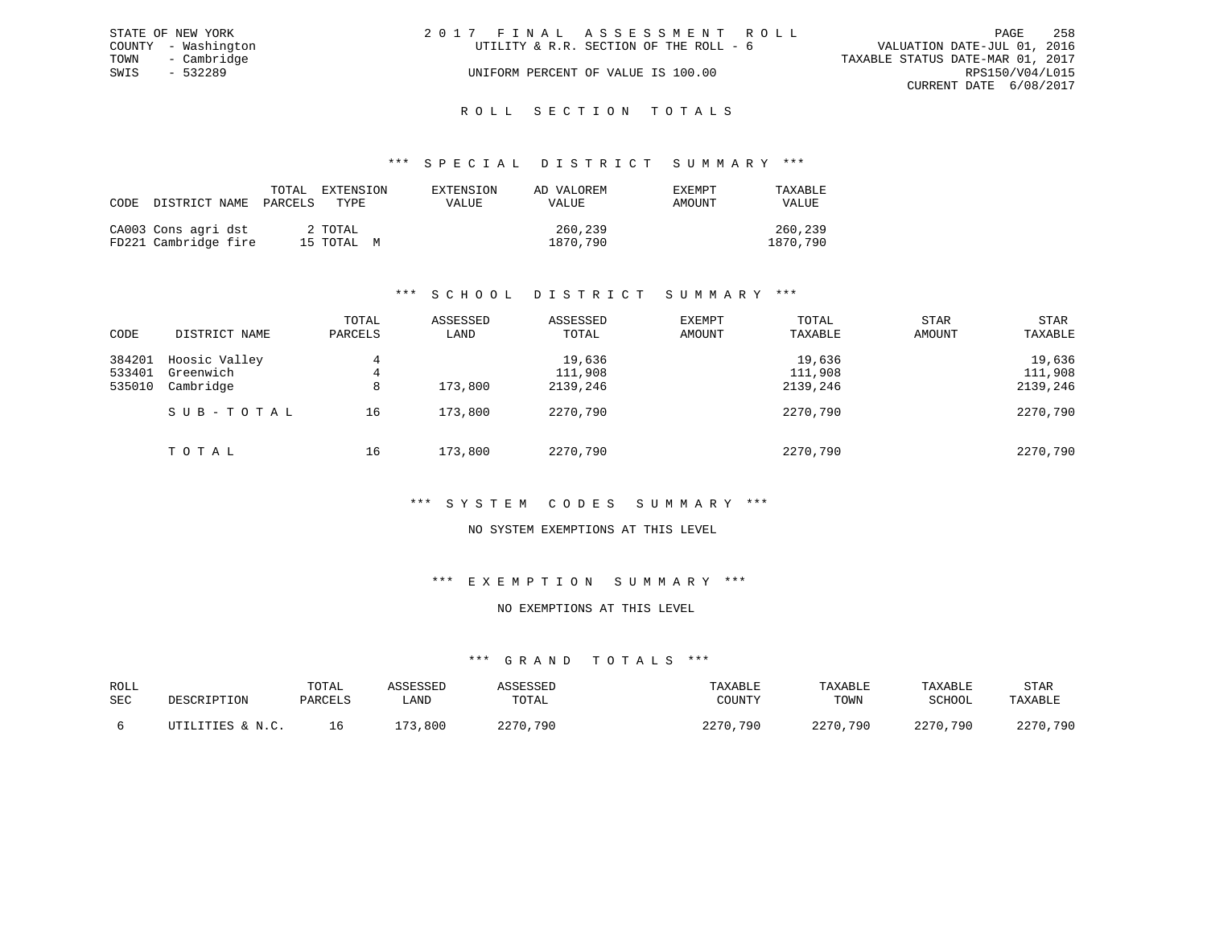STATE OF NEW YORK
COUNTY - Washington
TOWN - Cambridge
SWIS - 532289

2 0 1 7 F I N A L A S S E S S M E N T R O L L
UTILITY & R.R. SECTION OF THE ROLL - 6
UNIFORM PERCENT OF VALUE IS 100.00

VALUATION DATE-JUL 01, 2016
TAXABLE STATUS DATE-MAR 01, 2017
RPS150/V04/L015
CURRENT DATE 6/08/2017

## R O L L S E C T I O N T O T A L S

### *** S P E C I A L D I S T R I C T S U M M A R Y ***

| CODE | DISTRICT NAME | TOTAL PARCELS | EXTENSION TYPE | EXTENSION VALUE | AD VALOREM VALUE | EXEMPT AMOUNT | TAXABLE VALUE |
|---|---|---|---|---|---|---|---|
| CA003 | Cons agri dst | 2 | TOTAL | | 260,239 | | 260,239 |
| FD221 | Cambridge fire | 15 | TOTAL M | | 1870,790 | | 1870,790 |

### *** S C H O O L D I S T R I C T S U M M A R Y ***

| CODE | DISTRICT NAME | TOTAL PARCELS | ASSESSED LAND | ASSESSED TOTAL | EXEMPT AMOUNT | TOTAL TAXABLE | STAR AMOUNT | STAR TAXABLE |
|---|---|---|---|---|---|---|---|---|
| 384201 | Hoosic Valley | 4 | | 19,636 | | 19,636 | | 19,636 |
| 533401 | Greenwich | 4 | | 111,908 | | 111,908 | | 111,908 |
| 535010 | Cambridge | 8 | 173,800 | 2139,246 | | 2139,246 | | 2139,246 |
| | S U B - T O T A L | 16 | 173,800 | 2270,790 | | 2270,790 | | 2270,790 |
| | T O T A L | 16 | 173,800 | 2270,790 | | 2270,790 | | 2270,790 |

### *** S Y S T E M C O D E S S U M M A R Y ***

NO SYSTEM EXEMPTIONS AT THIS LEVEL

### *** E X E M P T I O N S U M M A R Y ***

NO EXEMPTIONS AT THIS LEVEL

### *** G R A N D T O T A L S ***

| ROLL SEC | DESCRIPTION | TOTAL PARCELS | ASSESSED LAND | ASSESSED TOTAL | TAXABLE COUNTY | TAXABLE TOWN | TAXABLE SCHOOL | STAR TAXABLE |
|---|---|---|---|---|---|---|---|---|
| 6 | UTILITIES & N.C. | 16 | 173,800 | 2270,790 | 2270,790 | 2270,790 | 2270,790 | 2270,790 |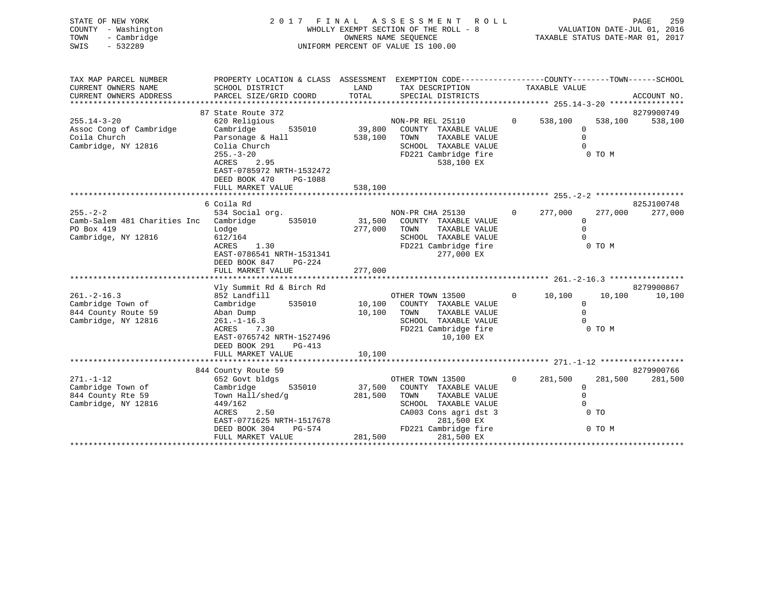STATE OF NEW YORK
COUNTY - Washington
TOWN - Cambridge
SWIS - 532289

2 0 1 7 F I N A L A S S E S S M E N T R O L L
WHOLLY EXEMPT SECTION OF THE ROLL - 8
OWNERS NAME SEQUENCE
UNIFORM PERCENT OF VALUE IS 100.00

VALUATION DATE-JUL 01, 2016
TAXABLE STATUS DATE-MAR 01, 2017

```
TAX MAP PARCEL NUMBER          PROPERTY LOCATION & CLASS  ASSESSMENT  EXEMPTION CODE------------------COUNTY--------TOWN------SCHOOL
CURRENT OWNERS NAME            SCHOOL DISTRICT               LAND      TAX DESCRIPTION            TAXABLE VALUE
CURRENT OWNERS ADDRESS         PARCEL SIZE/GRID COORD        TOTAL     SPECIAL DISTRICTS                                      ACCOUNT NO.
******************************************************************************************************* 255.14-3-20 ****************
                               87 State Route 372                                                                           8279900749
255.14-3-20                    620 Religious                           NON-PR REL 25110        0      538,100     538,100     538,100
Assoc Cong of Cambridge        Cambridge        535010     39,800     COUNTY  TAXABLE VALUE                 0
Coila Church                   Parsonage & Hall           538,100     TOWN    TAXABLE VALUE                 0
Cambridge, NY 12816            Colia Church                           SCHOOL  TAXABLE VALUE                 0
                               255.-3-20                              FD221 Cambridge fire                  0 TO M
                               ACRES    2.95                                  538,100 EX
                               EAST-0785972 NRTH-1532472
                               DEED BOOK 470    PG-1088
                               FULL MARKET VALUE          538,100
******************************************************************************************************* 255.-2-2 *******************
                               6 Coila Rd                                                                                   825J100748
255.-2-2                       534 Social org.                         NON-PR CHA 25130        0      277,000     277,000     277,000
Camb-Salem 481 Charities Inc   Cambridge        535010     31,500     COUNTY  TAXABLE VALUE                 0
PO Box 419                     Lodge                      277,000     TOWN    TAXABLE VALUE                 0
Cambridge, NY 12816            612/164                                SCHOOL  TAXABLE VALUE                 0
                               ACRES    1.30                          FD221 Cambridge fire                  0 TO M
                               EAST-0786541 NRTH-1531341                      277,000 EX
                               DEED BOOK 847    PG-224
                               FULL MARKET VALUE          277,000
******************************************************************************************************* 261.-2-16.3 ****************
                               Vly Summit Rd & Birch Rd                                                                     8279900867
261.-2-16.3                    852 Landfill                            OTHER TOWN 13500        0       10,100      10,100      10,100
Cambridge Town of              Cambridge        535010     10,100     COUNTY  TAXABLE VALUE                 0
844 County Route 59            Aban Dump                   10,100     TOWN    TAXABLE VALUE                 0
Cambridge, NY 12816            261.-1-16.3                            SCHOOL  TAXABLE VALUE                 0
                               ACRES    7.30                          FD221 Cambridge fire                  0 TO M
                               EAST-0765742 NRTH-1527496                       10,100 EX
                               DEED BOOK 291    PG-413
                               FULL MARKET VALUE           10,100
******************************************************************************************************* 271.-1-12 ******************
                               844 County Route 59                                                                          8279900766
271.-1-12                      652 Govt bldgs                          OTHER TOWN 13500        0      281,500     281,500     281,500
Cambridge Town of              Cambridge        535010     37,500     COUNTY  TAXABLE VALUE                 0
844 County Rte 59              Town Hall/shed/g           281,500     TOWN    TAXABLE VALUE                 0
Cambridge, NY 12816            449/162                                SCHOOL  TAXABLE VALUE                 0
                               ACRES    2.50                          CA003 Cons agri dst 3                 0 TO
                               EAST-0771625 NRTH-1517678                      281,500 EX
                               DEED BOOK 304    PG-574                FD221 Cambridge fire                  0 TO M
                               FULL MARKET VALUE          281,500             281,500 EX
************************************************************************************************************************************
```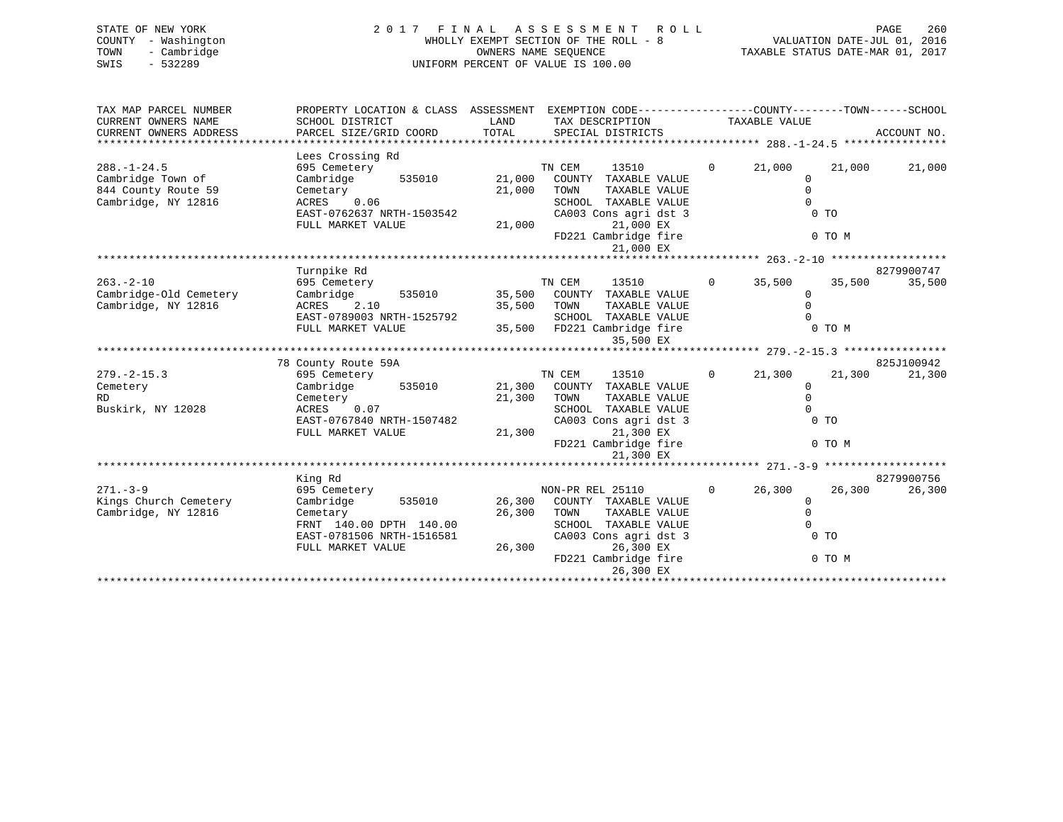STATE OF NEW YORK
COUNTY - Washington
TOWN - Cambridge
SWIS - 532289

# 2017 FINAL ASSESSMENT ROLL

WHOLLY EXEMPT SECTION OF THE ROLL - 8
OWNERS NAME SEQUENCE
UNIFORM PERCENT OF VALUE IS 100.00

VALUATION DATE-JUL 01, 2016
TAXABLE STATUS DATE-MAR 01, 2017

```
TAX MAP PARCEL NUMBER          PROPERTY LOCATION & CLASS  ASSESSMENT  EXEMPTION CODE-----------------COUNTY--------TOWN------SCHOOL
CURRENT OWNERS NAME            SCHOOL DISTRICT             LAND       TAX DESCRIPTION              TAXABLE VALUE
CURRENT OWNERS ADDRESS         PARCEL SIZE/GRID COORD      TOTAL      SPECIAL DISTRICTS                                    ACCOUNT NO.
******************************************************************************************** 288.-1-24.5 ****************
                               Lees Crossing Rd
288.-1-24.5                    695 Cemetery                            TN CEM      13510        0      21,000     21,000     21,000
Cambridge Town of              Cambridge       535010       21,000    COUNTY  TAXABLE VALUE                0
844 County Route 59            Cemetary                     21,000    TOWN    TAXABLE VALUE                0
Cambridge, NY 12816            ACRES    0.06                          SCHOOL  TAXABLE VALUE                0
                               EAST-0762637 NRTH-1503542              CA003 Cons agri dst 3                  0 TO
                               FULL MARKET VALUE            21,000          21,000 EX
                                                                      FD221 Cambridge fire                   0 TO M
                                                                            21,000 EX
******************************************************************************************** 263.-2-10 ******************
                               Turnpike Rd                                                                         8279900747
263.-2-10                      695 Cemetery                            TN CEM      13510        0      35,500     35,500     35,500
Cambridge-Old Cemetery         Cambridge       535010       35,500    COUNTY  TAXABLE VALUE                0
Cambridge, NY 12816            ACRES    2.10                35,500    TOWN    TAXABLE VALUE                0
                               EAST-0789003 NRTH-1525792              SCHOOL  TAXABLE VALUE                0
                               FULL MARKET VALUE            35,500    FD221 Cambridge fire                   0 TO M
                                                                            35,500 EX
******************************************************************************************** 279.-2-15.3 ****************
                               78 County Route 59A                                                                 825J100942
279.-2-15.3                    695 Cemetery                            TN CEM      13510        0      21,300     21,300     21,300
Cemetery                       Cambridge       535010       21,300    COUNTY  TAXABLE VALUE                0
RD                             Cemetery                     21,300    TOWN    TAXABLE VALUE                0
Buskirk, NY 12028              ACRES    0.07                          SCHOOL  TAXABLE VALUE                0
                               EAST-0767840 NRTH-1507482              CA003 Cons agri dst 3                  0 TO
                               FULL MARKET VALUE            21,300          21,300 EX
                                                                      FD221 Cambridge fire                   0 TO M
                                                                            21,300 EX
******************************************************************************************** 271.-3-9 *******************
                               King Rd                                                                             8279900756
271.-3-9                       695 Cemetery                            NON-PR REL 25110         0      26,300     26,300     26,300
Kings Church Cemetery          Cambridge       535010       26,300    COUNTY  TAXABLE VALUE                0
Cambridge, NY 12816            Cemetary                     26,300    TOWN    TAXABLE VALUE                0
                               FRNT  140.00 DPTH  140.00              SCHOOL  TAXABLE VALUE                0
                               EAST-0781506 NRTH-1516581              CA003 Cons agri dst 3                  0 TO
                               FULL MARKET VALUE            26,300          26,300 EX
                                                                      FD221 Cambridge fire                   0 TO M
                                                                            26,300 EX
****************************************************************************************************************************
```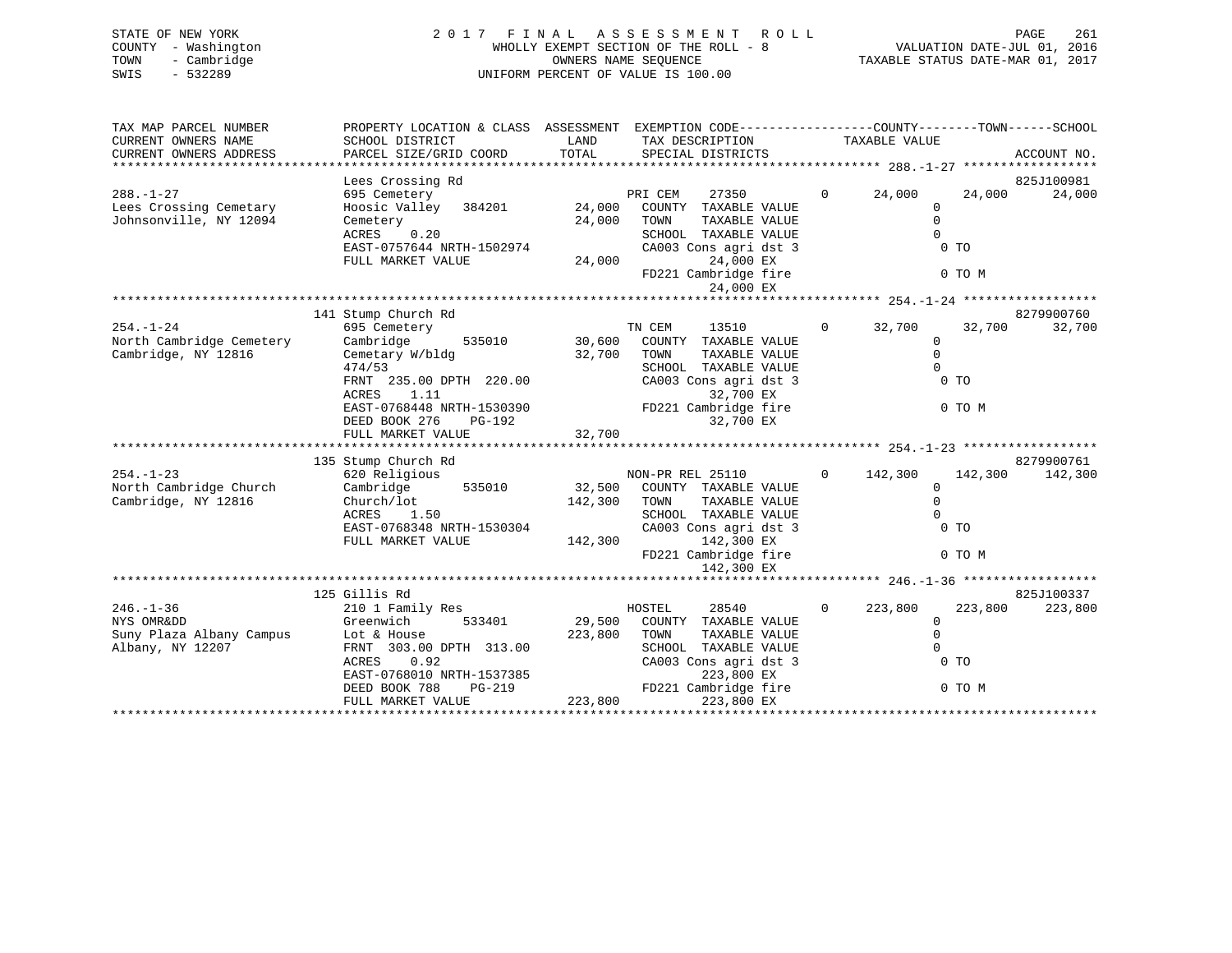STATE OF NEW YORK
COUNTY - Washington
TOWN - Cambridge
SWIS - 532289

2 0 1 7 F I N A L A S S E S S M E N T R O L L
WHOLLY EXEMPT SECTION OF THE ROLL - 8
OWNERS NAME SEQUENCE
UNIFORM PERCENT OF VALUE IS 100.00

VALUATION DATE-JUL 01, 2016
TAXABLE STATUS DATE-MAR 01, 2017

```
TAX MAP PARCEL NUMBER          PROPERTY LOCATION & CLASS  ASSESSMENT  EXEMPTION CODE-----------------COUNTY--------TOWN------SCHOOL
CURRENT OWNERS NAME            SCHOOL DISTRICT               LAND      TAX DESCRIPTION               TAXABLE VALUE
CURRENT OWNERS ADDRESS         PARCEL SIZE/GRID COORD        TOTAL     SPECIAL DISTRICTS                                        ACCOUNT NO.
****************************************************************************************************** 288.-1-27 ******************
                               Lees Crossing Rd                                                                             825J100981
288.-1-27                      695 Cemetery                            PRI CEM     27350          0     24,000     24,000     24,000
Lees Crossing Cemetary         Hoosic Valley   384201        24,000    COUNTY  TAXABLE VALUE                 0
Johnsonville, NY 12094         Cemetery                      24,000    TOWN    TAXABLE VALUE                 0
                               ACRES     0.20                          SCHOOL  TAXABLE VALUE                 0
                               EAST-0757644 NRTH-1502974               CA003 Cons agri dst 3                  0 TO
                               FULL MARKET VALUE             24,000          24,000 EX
                                                                       FD221 Cambridge fire                   0 TO M
                                                                             24,000 EX
****************************************************************************************************** 254.-1-24 ******************
                               141 Stump Church Rd                                                                          8279900760
254.-1-24                      695 Cemetery                            TN CEM      13510          0     32,700     32,700     32,700
North Cambridge Cemetery       Cambridge       535010        30,600    COUNTY  TAXABLE VALUE                 0
Cambridge, NY 12816            Cemetary W/bldg               32,700    TOWN    TAXABLE VALUE                 0
                               474/53                                  SCHOOL  TAXABLE VALUE                 0
                               FRNT  235.00 DPTH  220.00               CA003 Cons agri dst 3                  0 TO
                               ACRES     1.11                                32,700 EX
                               EAST-0768448 NRTH-1530390               FD221 Cambridge fire                   0 TO M
                               DEED BOOK 276     PG-192                      32,700 EX
                               FULL MARKET VALUE             32,700
****************************************************************************************************** 254.-1-23 ******************
                               135 Stump Church Rd                                                                          8279900761
254.-1-23                      620 Religious                           NON-PR REL 25110           0    142,300    142,300    142,300
North Cambridge Church         Cambridge       535010        32,500    COUNTY  TAXABLE VALUE                 0
Cambridge, NY 12816            Church/lot                   142,300    TOWN    TAXABLE VALUE                 0
                               ACRES     1.50                          SCHOOL  TAXABLE VALUE                 0
                               EAST-0768348 NRTH-1530304               CA003 Cons agri dst 3                  0 TO
                               FULL MARKET VALUE            142,300         142,300 EX
                                                                       FD221 Cambridge fire                   0 TO M
                                                                            142,300 EX
****************************************************************************************************** 246.-1-36 ******************
                               125 Gillis Rd                                                                                825J100337
246.-1-36                      210 1 Family Res                        HOSTEL      28540          0    223,800    223,800    223,800
NYS OMR&DD                     Greenwich       533401        29,500    COUNTY  TAXABLE VALUE                 0
Suny Plaza Albany Campus       Lot & House                  223,800    TOWN    TAXABLE VALUE                 0
Albany, NY 12207               FRNT  303.00 DPTH  313.00               SCHOOL  TAXABLE VALUE                 0
                               ACRES     0.92                          CA003 Cons agri dst 3                  0 TO
                               EAST-0768010 NRTH-1537385                    223,800 EX
                               DEED BOOK 788     PG-219                FD221 Cambridge fire                   0 TO M
                               FULL MARKET VALUE            223,800         223,800 EX
************************************************************************************************************************************
```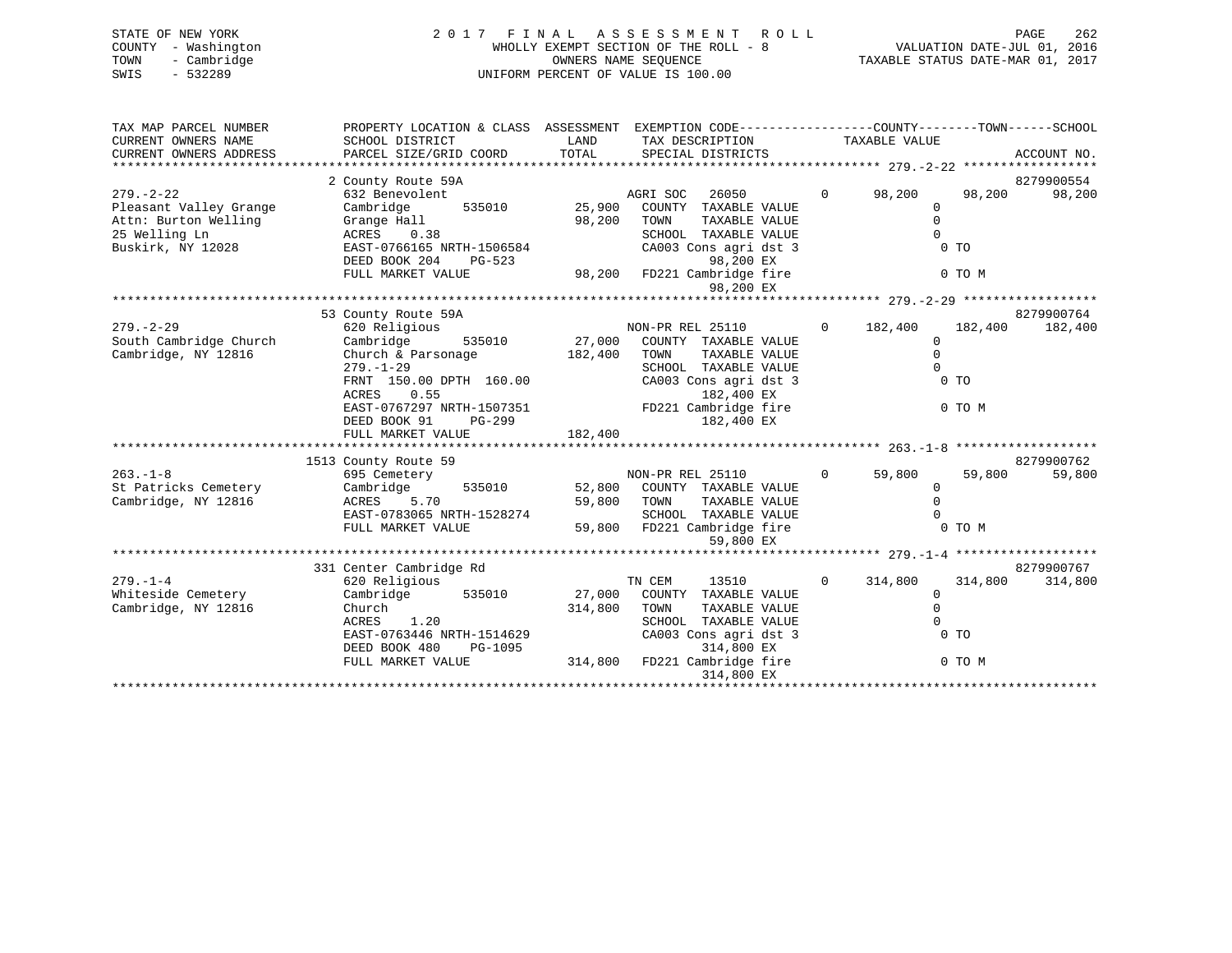STATE OF NEW YORK
COUNTY - Washington
TOWN - Cambridge
SWIS - 532289

# 2017 FINAL ASSESSMENT ROLL

WHOLLY EXEMPT SECTION OF THE ROLL - 8
OWNERS NAME SEQUENCE
UNIFORM PERCENT OF VALUE IS 100.00

VALUATION DATE-JUL 01, 2016
TAXABLE STATUS DATE-MAR 01, 2017

```
TAX MAP PARCEL NUMBER        PROPERTY LOCATION & CLASS  ASSESSMENT  EXEMPTION CODE------------------COUNTY--------TOWN------SCHOOL
CURRENT OWNERS NAME          SCHOOL DISTRICT               LAND      TAX DESCRIPTION              TAXABLE VALUE
CURRENT OWNERS ADDRESS       PARCEL SIZE/GRID COORD        TOTAL     SPECIAL DISTRICTS                                    ACCOUNT NO.
******************************************************************************************************* 279.-2-22 ******************
                           2 County Route 59A                                                                            8279900554
279.-2-22                  632 Benevolent                       AGRI SOC   26050         0      98,200     98,200     98,200
Pleasant Valley Grange     Cambridge        535010        25,900  COUNTY  TAXABLE VALUE               0
Attn: Burton Welling       Grange Hall                    98,200  TOWN    TAXABLE VALUE               0
25 Welling Ln              ACRES     0.38                         SCHOOL  TAXABLE VALUE               0
Buskirk, NY 12028          EAST-0766165 NRTH-1506584              CA003 Cons agri dst 3                0 TO
                           DEED BOOK 204    PG-523                         98,200 EX
                           FULL MARKET VALUE              98,200  FD221 Cambridge fire                 0 TO M
                                                                           98,200 EX
******************************************************************************************************* 279.-2-29 ******************
                           53 County Route 59A                                                                           8279900764
279.-2-29                  620 Religious                        NON-PR REL 25110         0     182,400    182,400    182,400
South Cambridge Church     Cambridge        535010        27,000  COUNTY  TAXABLE VALUE               0
Cambridge, NY 12816        Church & Parsonage            182,400  TOWN    TAXABLE VALUE               0
                           279.-1-29                              SCHOOL  TAXABLE VALUE               0
                           FRNT 150.00 DPTH 160.00                CA003 Cons agri dst 3                0 TO
                           ACRES     0.55                                  182,400 EX
                           EAST-0767297 NRTH-1507351              FD221 Cambridge fire                 0 TO M
                           DEED BOOK 91     PG-299                         182,400 EX
                           FULL MARKET VALUE             182,400
******************************************************************************************************* 263.-1-8 *******************
                           1513 County Route 59                                                                          8279900762
263.-1-8                   695 Cemetery                         NON-PR REL 25110         0      59,800     59,800     59,800
St Patricks Cemetery       Cambridge        535010        52,800  COUNTY  TAXABLE VALUE               0
Cambridge, NY 12816        ACRES     5.70                 59,800  TOWN    TAXABLE VALUE               0
                           EAST-0783065 NRTH-1528274              SCHOOL  TAXABLE VALUE               0
                           FULL MARKET VALUE              59,800  FD221 Cambridge fire                 0 TO M
                                                                           59,800 EX
******************************************************************************************************* 279.-1-4 *******************
                           331 Center Cambridge Rd                                                                       8279900767
279.-1-4                   620 Religious                        TN CEM     13510         0     314,800    314,800    314,800
Whiteside Cemetery         Cambridge        535010        27,000  COUNTY  TAXABLE VALUE               0
Cambridge, NY 12816        Church                        314,800  TOWN    TAXABLE VALUE               0
                           ACRES     1.20                         SCHOOL  TAXABLE VALUE               0
                           EAST-0763446 NRTH-1514629              CA003 Cons agri dst 3                0 TO
                           DEED BOOK 480    PG-1095                        314,800 EX
                           FULL MARKET VALUE             314,800  FD221 Cambridge fire                 0 TO M
                                                                           314,800 EX
************************************************************************************************************************************
```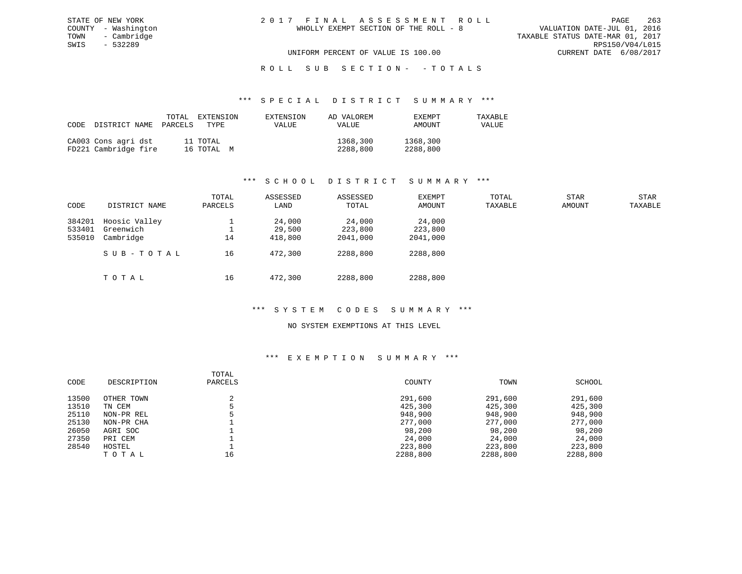STATE OF NEW YORK
COUNTY - Washington
TOWN - Cambridge
SWIS - 532289

# 2017 FINAL ASSESSMENT ROLL

WHOLLY EXEMPT SECTION OF THE ROLL - 8

UNIFORM PERCENT OF VALUE IS 100.00

VALUATION DATE-JUL 01, 2016
TAXABLE STATUS DATE-MAR 01, 2017
RPS150/V04/L015
CURRENT DATE 6/08/2017

## ROLL SUB SECTION- - TOTALS

### *** SPECIAL DISTRICT SUMMARY ***

| CODE | DISTRICT NAME | TOTAL PARCELS | EXTENSION TYPE | EXTENSION VALUE | AD VALOREM VALUE | EXEMPT AMOUNT | TAXABLE VALUE |
|---|---|---|---|---|---|---|---|
| CA003 | Cons agri dst | 11 | TOTAL | | 1368,300 | 1368,300 | |
| FD221 | Cambridge fire | 16 | TOTAL M | | 2288,800 | 2288,800 | |

### *** SCHOOL DISTRICT SUMMARY ***

| CODE | DISTRICT NAME | TOTAL PARCELS | ASSESSED LAND | ASSESSED TOTAL | EXEMPT AMOUNT | TOTAL TAXABLE | STAR AMOUNT | STAR TAXABLE |
|---|---|---|---|---|---|---|---|---|
| 384201 | Hoosic Valley | 1 | 24,000 | 24,000 | 24,000 | | | |
| 533401 | Greenwich | 1 | 29,500 | 223,800 | 223,800 | | | |
| 535010 | Cambridge | 14 | 418,800 | 2041,000 | 2041,000 | | | |
| | SUB-TOTAL | 16 | 472,300 | 2288,800 | 2288,800 | | | |
| | TOTAL | 16 | 472,300 | 2288,800 | 2288,800 | | | |

### *** SYSTEM CODES SUMMARY ***

NO SYSTEM EXEMPTIONS AT THIS LEVEL

### *** EXEMPTION SUMMARY ***

| CODE | DESCRIPTION | TOTAL PARCELS | COUNTY | TOWN | SCHOOL |
|---|---|---|---|---|---|
| 13500 | OTHER TOWN | 2 | 291,600 | 291,600 | 291,600 |
| 13510 | TN CEM | 5 | 425,300 | 425,300 | 425,300 |
| 25110 | NON-PR REL | 5 | 948,900 | 948,900 | 948,900 |
| 25130 | NON-PR CHA | 1 | 277,000 | 277,000 | 277,000 |
| 26050 | AGRI SOC | 1 | 98,200 | 98,200 | 98,200 |
| 27350 | PRI CEM | 1 | 24,000 | 24,000 | 24,000 |
| 28540 | HOSTEL | 1 | 223,800 | 223,800 | 223,800 |
| | TOTAL | 16 | 2288,800 | 2288,800 | 2288,800 |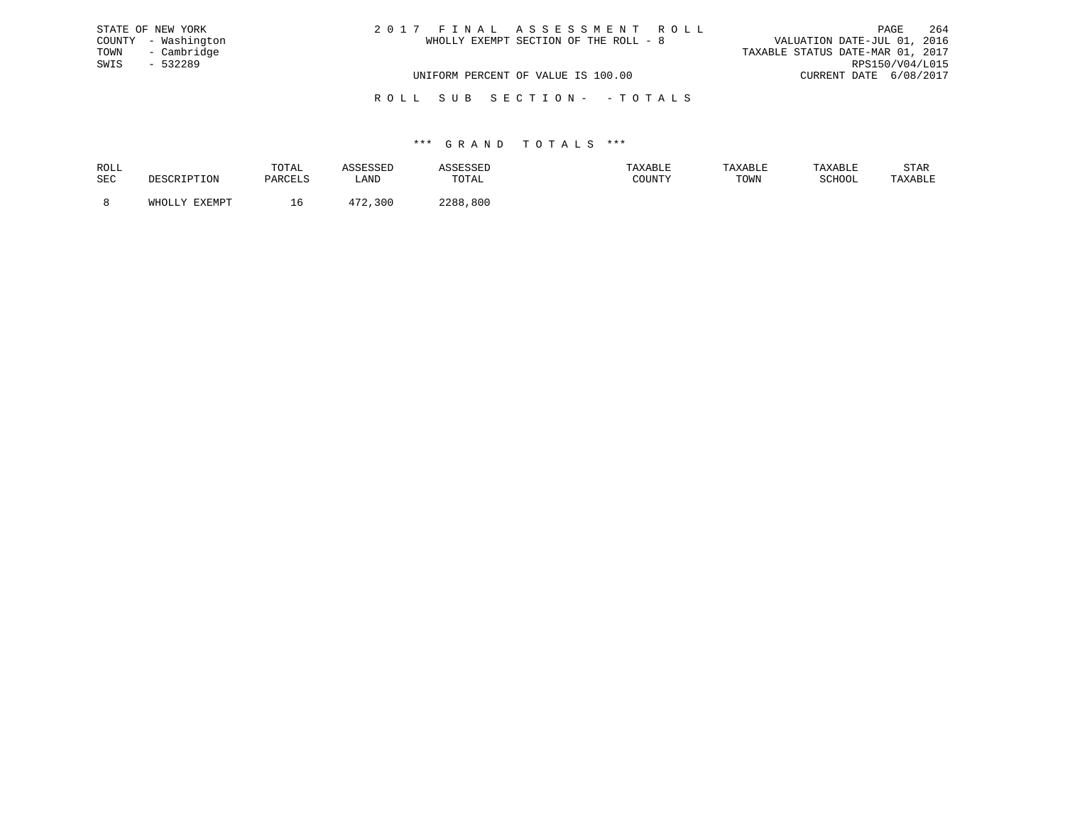STATE OF NEW YORK
COUNTY - Washington
TOWN - Cambridge
SWIS - 532289

2 0 1 7 F I N A L A S S E S S M E N T R O L L
WHOLLY EXEMPT SECTION OF THE ROLL - 8

VALUATION DATE-JUL 01, 2016
TAXABLE STATUS DATE-MAR 01, 2017
RPS150/V04/L015
CURRENT DATE 6/08/2017

UNIFORM PERCENT OF VALUE IS 100.00

R O L L S U B S E C T I O N - - T O T A L S

\*\*\* G R A N D T O T A L S \*\*\*

| ROLL SEC | DESCRIPTION | TOTAL PARCELS | ASSESSED LAND | ASSESSED TOTAL | TAXABLE COUNTY | TAXABLE TOWN | TAXABLE SCHOOL | STAR TAXABLE |
|---|---|---|---|---|---|---|---|---|
| 8 | WHOLLY EXEMPT | 16 | 472,300 | 2288,800 | | | | |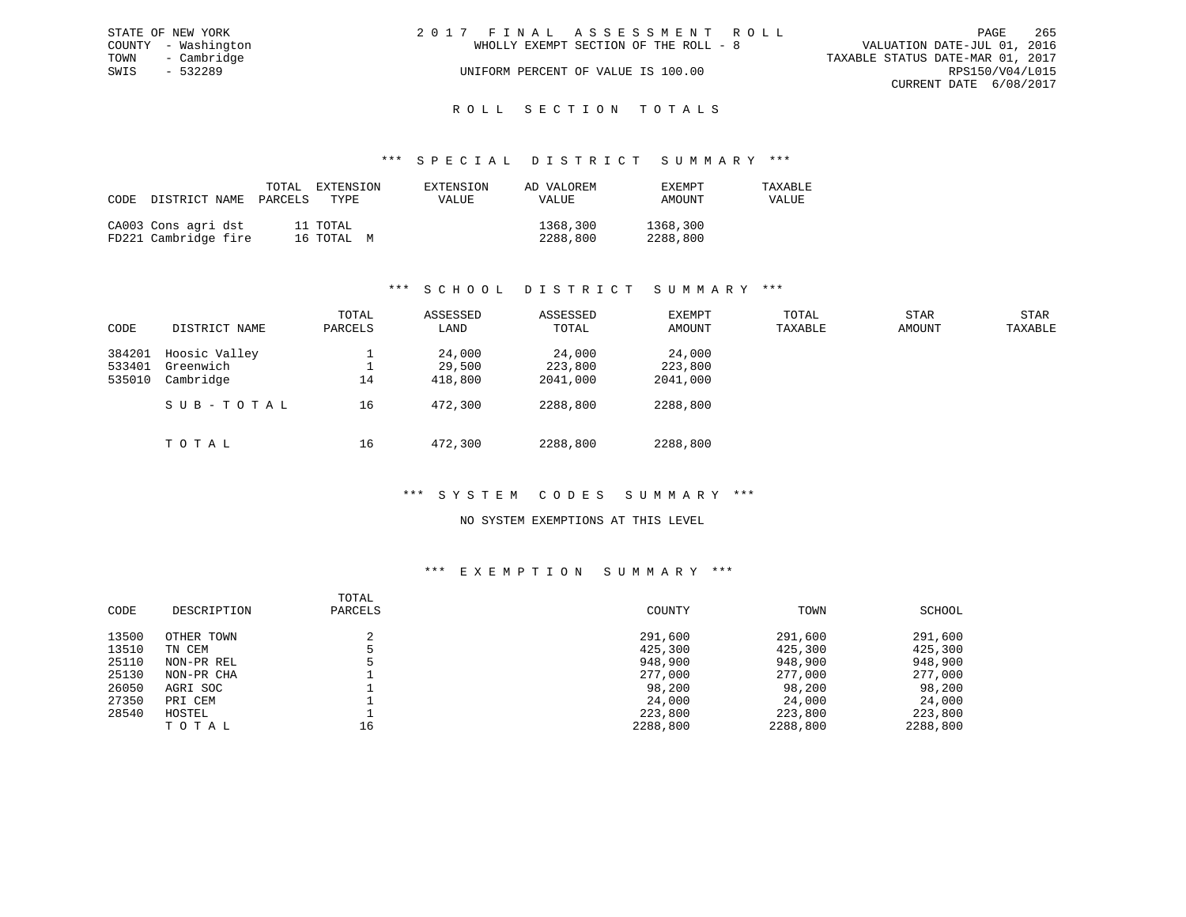STATE OF NEW YORK
COUNTY - Washington
TOWN - Cambridge
SWIS - 532289

2 0 1 7 F I N A L A S S E S S M E N T R O L L
WHOLLY EXEMPT SECTION OF THE ROLL - 8
UNIFORM PERCENT OF VALUE IS 100.00

VALUATION DATE-JUL 01, 2016
TAXABLE STATUS DATE-MAR 01, 2017
RPS150/V04/L015
CURRENT DATE 6/08/2017

## R O L L S E C T I O N T O T A L S

### *** S P E C I A L D I S T R I C T S U M M A R Y ***

| CODE | DISTRICT NAME | TOTAL PARCELS | EXTENSION TYPE | EXTENSION VALUE | AD VALOREM VALUE | EXEMPT AMOUNT | TAXABLE VALUE |
|---|---|---|---|---|---|---|---|
| CA003 | Cons agri dst | 11 | TOTAL | | 1368,300 | 1368,300 | |
| FD221 | Cambridge fire | 16 | TOTAL M | | 2288,800 | 2288,800 | |

### *** S C H O O L D I S T R I C T S U M M A R Y ***

| CODE | DISTRICT NAME | TOTAL PARCELS | ASSESSED LAND | ASSESSED TOTAL | EXEMPT AMOUNT | TOTAL TAXABLE | STAR AMOUNT | STAR TAXABLE |
|---|---|---|---|---|---|---|---|---|
| 384201 | Hoosic Valley | 1 | 24,000 | 24,000 | 24,000 | | | |
| 533401 | Greenwich | 1 | 29,500 | 223,800 | 223,800 | | | |
| 535010 | Cambridge | 14 | 418,800 | 2041,000 | 2041,000 | | | |
| | S U B - T O T A L | 16 | 472,300 | 2288,800 | 2288,800 | | | |
| | T O T A L | 16 | 472,300 | 2288,800 | 2288,800 | | | |

### *** S Y S T E M C O D E S S U M M A R Y ***

NO SYSTEM EXEMPTIONS AT THIS LEVEL

### *** E X E M P T I O N S U M M A R Y ***

| CODE | DESCRIPTION | TOTAL PARCELS | COUNTY | TOWN | SCHOOL |
|---|---|---|---|---|---|
| 13500 | OTHER TOWN | 2 | 291,600 | 291,600 | 291,600 |
| 13510 | TN CEM | 5 | 425,300 | 425,300 | 425,300 |
| 25110 | NON-PR REL | 5 | 948,900 | 948,900 | 948,900 |
| 25130 | NON-PR CHA | 1 | 277,000 | 277,000 | 277,000 |
| 26050 | AGRI SOC | 1 | 98,200 | 98,200 | 98,200 |
| 27350 | PRI CEM | 1 | 24,000 | 24,000 | 24,000 |
| 28540 | HOSTEL | 1 | 223,800 | 223,800 | 223,800 |
| | T O T A L | 16 | 2288,800 | 2288,800 | 2288,800 |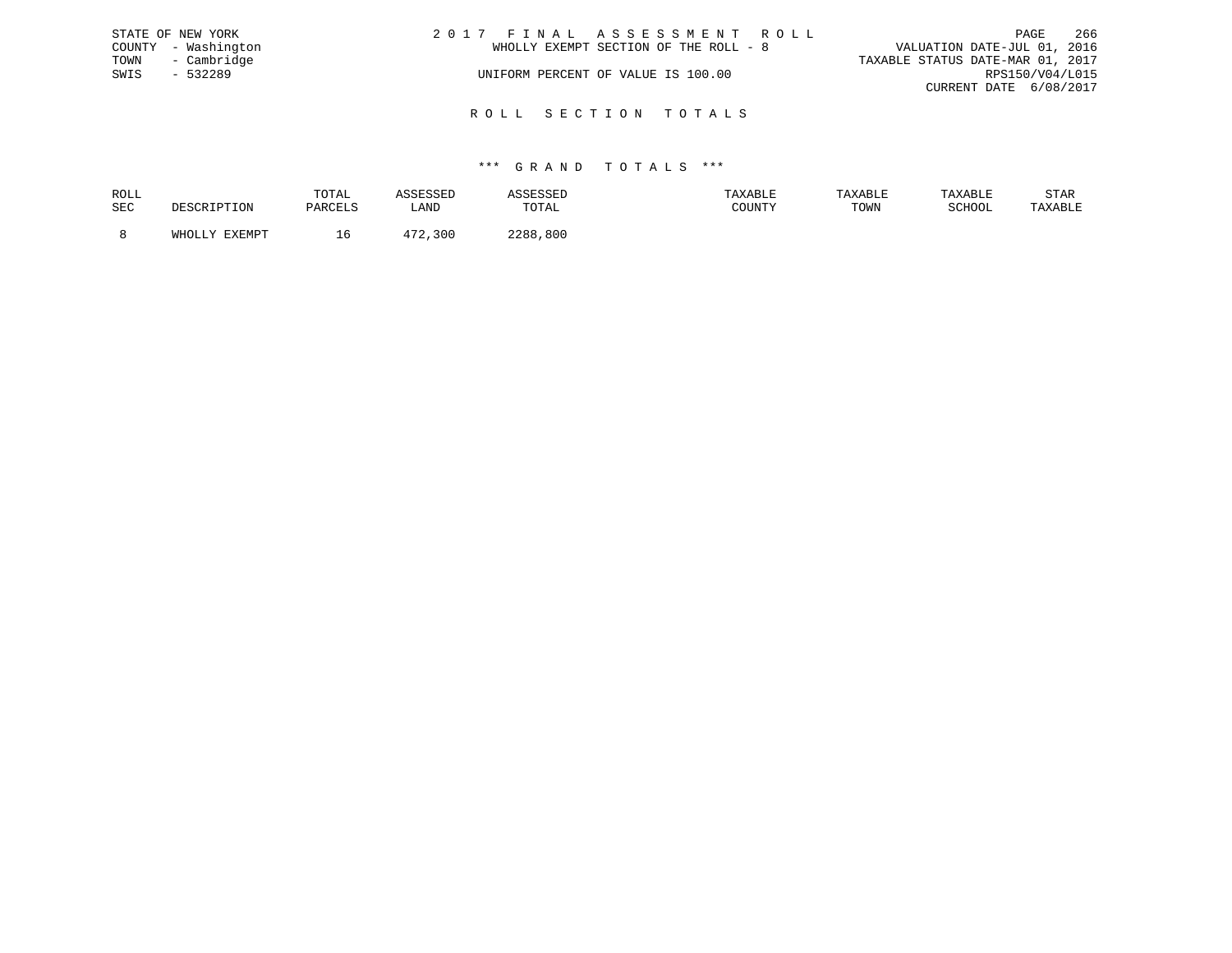STATE OF NEW YORK
COUNTY - Washington
TOWN - Cambridge
SWIS - 532289

2 0 1 7 F I N A L A S S E S S M E N T R O L L
WHOLLY EXEMPT SECTION OF THE ROLL - 8

UNIFORM PERCENT OF VALUE IS 100.00

VALUATION DATE-JUL 01, 2016
TAXABLE STATUS DATE-MAR 01, 2017
RPS150/V04/L015
CURRENT DATE 6/08/2017

R O L L S E C T I O N T O T A L S

*** G R A N D T O T A L S ***

| ROLL SEC | DESCRIPTION | TOTAL PARCELS | ASSESSED LAND | ASSESSED TOTAL | TAXABLE COUNTY | TAXABLE TOWN | TAXABLE SCHOOL | STAR TAXABLE |
|---|---|---|---|---|---|---|---|---|
| 8 | WHOLLY EXEMPT | 16 | 472,300 | 2288,800 | | | | |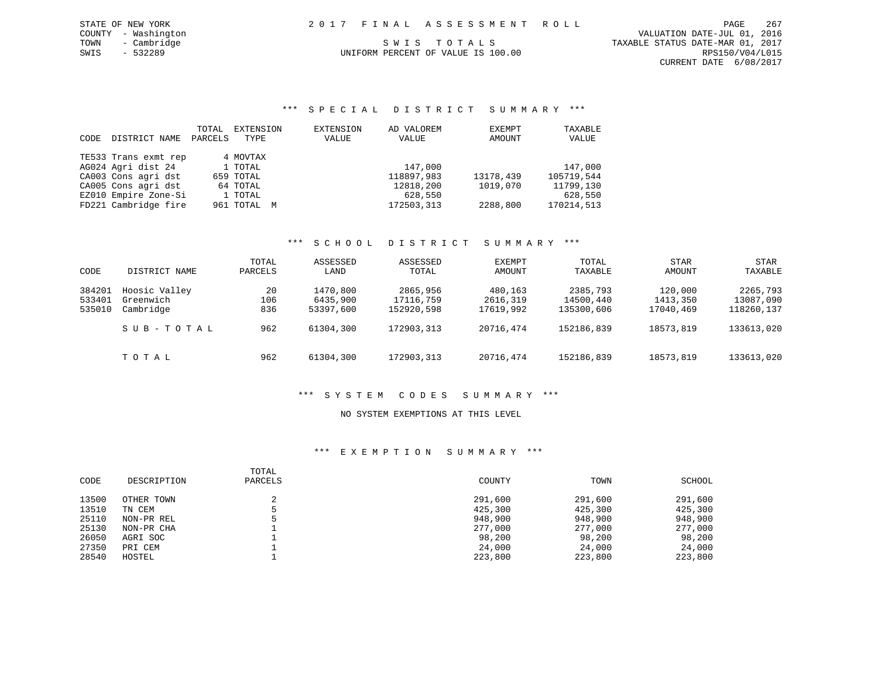STATE OF NEW YORK
COUNTY - Washington
TOWN - Cambridge
SWIS - 532289

2 0 1 7 F I N A L A S S E S S M E N T R O L L

S W I S T O T A L S

UNIFORM PERCENT OF VALUE IS 100.00

VALUATION DATE-JUL 01, 2016
TAXABLE STATUS DATE-MAR 01, 2017
RPS150/V04/L015
CURRENT DATE 6/08/2017

### *** S P E C I A L D I S T R I C T S U M M A R Y ***

| CODE | DISTRICT NAME | TOTAL PARCELS | EXTENSION TYPE | EXTENSION VALUE | AD VALOREM VALUE | EXEMPT AMOUNT | TAXABLE VALUE |
|---|---|---|---|---|---|---|---|
| TE533 | Trans exmt rep | 4 | MOVTAX | | | | |
| AG024 | Agri dist 24 | 1 | TOTAL | | 147,000 | | 147,000 |
| CA003 | Cons agri dst | 659 | TOTAL | | 118897,983 | 13178,439 | 105719,544 |
| CA005 | Cons agri dst | 64 | TOTAL | | 12818,200 | 1019,070 | 11799,130 |
| EZ010 | Empire Zone-Si | 1 | TOTAL | | 628,550 | | 628,550 |
| FD221 | Cambridge fire | 961 | TOTAL M | | 172503,313 | 2288,800 | 170214,513 |

### *** S C H O O L D I S T R I C T S U M M A R Y ***

| CODE | DISTRICT NAME | TOTAL PARCELS | ASSESSED LAND | ASSESSED TOTAL | EXEMPT AMOUNT | TOTAL TAXABLE | STAR AMOUNT | STAR TAXABLE |
|---|---|---|---|---|---|---|---|---|
| 384201 | Hoosic Valley | 20 | 1470,800 | 2865,956 | 480,163 | 2385,793 | 120,000 | 2265,793 |
| 533401 | Greenwich | 106 | 6435,900 | 17116,759 | 2616,319 | 14500,440 | 1413,350 | 13087,090 |
| 535010 | Cambridge | 836 | 53397,600 | 152920,598 | 17619,992 | 135300,606 | 17040,469 | 118260,137 |
| | S U B - T O T A L | 962 | 61304,300 | 172903,313 | 20716,474 | 152186,839 | 18573,819 | 133613,020 |
| | T O T A L | 962 | 61304,300 | 172903,313 | 20716,474 | 152186,839 | 18573,819 | 133613,020 |

### *** S Y S T E M C O D E S S U M M A R Y ***

NO SYSTEM EXEMPTIONS AT THIS LEVEL

### *** E X E M P T I O N S U M M A R Y ***

| CODE | DESCRIPTION | TOTAL PARCELS | COUNTY | TOWN | SCHOOL |
|---|---|---|---|---|---|
| 13500 | OTHER TOWN | 2 | 291,600 | 291,600 | 291,600 |
| 13510 | TN CEM | 5 | 425,300 | 425,300 | 425,300 |
| 25110 | NON-PR REL | 5 | 948,900 | 948,900 | 948,900 |
| 25130 | NON-PR CHA | 1 | 277,000 | 277,000 | 277,000 |
| 26050 | AGRI SOC | 1 | 98,200 | 98,200 | 98,200 |
| 27350 | PRI CEM | 1 | 24,000 | 24,000 | 24,000 |
| 28540 | HOSTEL | 1 | 223,800 | 223,800 | 223,800 |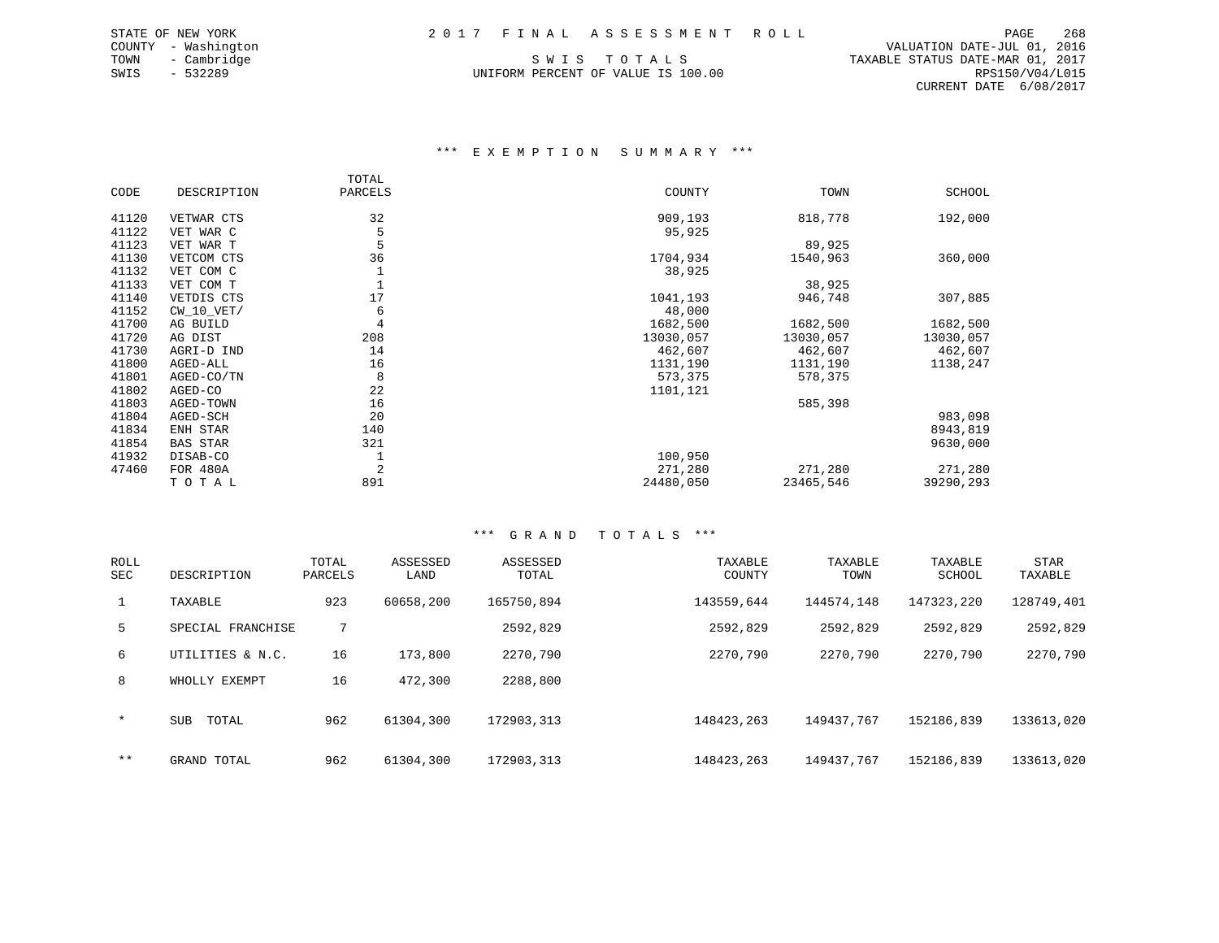STATE OF NEW YORK
COUNTY - Washington
TOWN - Cambridge
SWIS - 532289

2 0 1 7 F I N A L A S S E S S M E N T R O L L

S W I S T O T A L S

UNIFORM PERCENT OF VALUE IS 100.00

VALUATION DATE-JUL 01, 2016
TAXABLE STATUS DATE-MAR 01, 2017
RPS150/V04/L015
CURRENT DATE 6/08/2017

## *** E X E M P T I O N S U M M A R Y ***

| CODE | DESCRIPTION | TOTAL PARCELS | COUNTY | TOWN | SCHOOL |
|---|---|---|---|---|---|
| 41120 | VETWAR CTS | 32 | 909,193 | 818,778 | 192,000 |
| 41122 | VET WAR C | 5 | 95,925 | | |
| 41123 | VET WAR T | 5 | | 89,925 | |
| 41130 | VETCOM CTS | 36 | 1704,934 | 1540,963 | 360,000 |
| 41132 | VET COM C | 1 | 38,925 | | |
| 41133 | VET COM T | 1 | | 38,925 | |
| 41140 | VETDIS CTS | 17 | 1041,193 | 946,748 | 307,885 |
| 41152 | CW_10_VET/ | 6 | 48,000 | | |
| 41700 | AG BUILD | 4 | 1682,500 | 1682,500 | 1682,500 |
| 41720 | AG DIST | 208 | 13030,057 | 13030,057 | 13030,057 |
| 41730 | AGRI-D IND | 14 | 462,607 | 462,607 | 462,607 |
| 41800 | AGED-ALL | 16 | 1131,190 | 1131,190 | 1138,247 |
| 41801 | AGED-CO/TN | 8 | 573,375 | 578,375 | |
| 41802 | AGED-CO | 22 | 1101,121 | | |
| 41803 | AGED-TOWN | 16 | | 585,398 | |
| 41804 | AGED-SCH | 20 | | | 983,098 |
| 41834 | ENH STAR | 140 | | | 8943,819 |
| 41854 | BAS STAR | 321 | | | 9630,000 |
| 41932 | DISAB-CO | 1 | 100,950 | | |
| 47460 | FOR 480A | 2 | 271,280 | 271,280 | 271,280 |
| | T O T A L | 891 | 24480,050 | 23465,546 | 39290,293 |

## *** G R A N D T O T A L S ***

| ROLL SEC | DESCRIPTION | TOTAL PARCELS | ASSESSED LAND | ASSESSED TOTAL | TAXABLE COUNTY | TAXABLE TOWN | TAXABLE SCHOOL | STAR TAXABLE |
|---|---|---|---|---|---|---|---|---|
| 1 | TAXABLE | 923 | 60658,200 | 165750,894 | 143559,644 | 144574,148 | 147323,220 | 128749,401 |
| 5 | SPECIAL FRANCHISE | 7 | | 2592,829 | 2592,829 | 2592,829 | 2592,829 | 2592,829 |
| 6 | UTILITIES & N.C. | 16 | 173,800 | 2270,790 | 2270,790 | 2270,790 | 2270,790 | 2270,790 |
| 8 | WHOLLY EXEMPT | 16 | 472,300 | 2288,800 | | | | |
| * | SUB TOTAL | 962 | 61304,300 | 172903,313 | 148423,263 | 149437,767 | 152186,839 | 133613,020 |
| ** | GRAND TOTAL | 962 | 61304,300 | 172903,313 | 148423,263 | 149437,767 | 152186,839 | 133613,020 |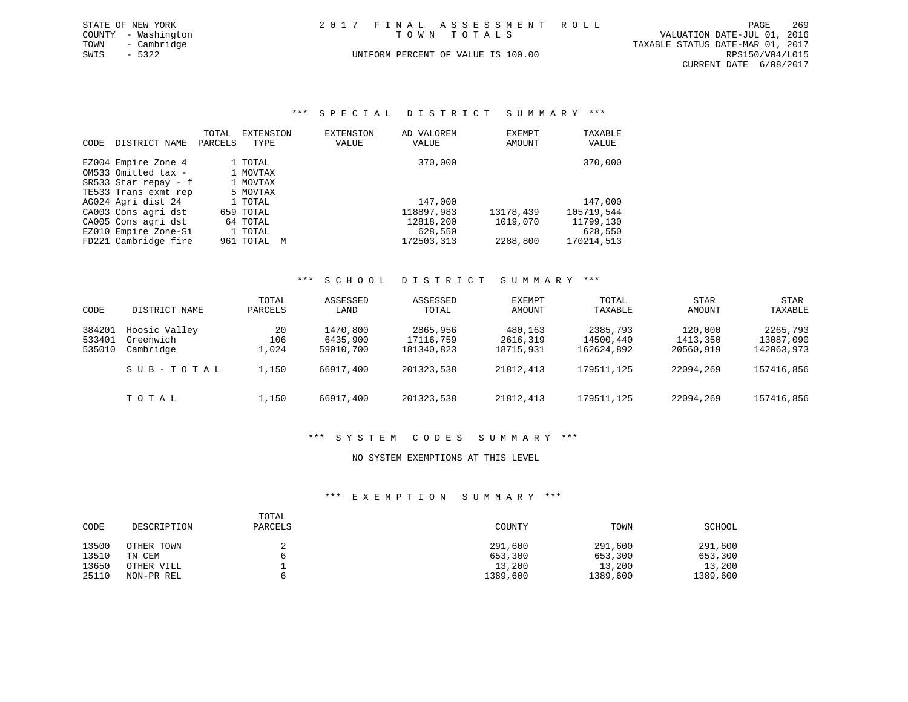STATE OF NEW YORK
COUNTY - Washington
TOWN - Cambridge
SWIS - 5322

2 0 1 7 F I N A L A S S E S S M E N T R O L L
T O W N T O T A L S
UNIFORM PERCENT OF VALUE IS 100.00

VALUATION DATE-JUL 01, 2016
TAXABLE STATUS DATE-MAR 01, 2017
RPS150/V04/L015
CURRENT DATE 6/08/2017

### *** S P E C I A L D I S T R I C T S U M M A R Y ***

| CODE | DISTRICT NAME | TOTAL PARCELS | EXTENSION TYPE | EXTENSION VALUE | AD VALOREM VALUE | EXEMPT AMOUNT | TAXABLE VALUE |
|---|---|---|---|---|---|---|---|
| EZ004 | Empire Zone 4 | 1 | TOTAL | | 370,000 | | 370,000 |
| OM533 | Omitted tax - | 1 | MOVTAX | | | | |
| SR533 | Star repay - f | 1 | MOVTAX | | | | |
| TE533 | Trans exmt rep | 5 | MOVTAX | | | | |
| AG024 | Agri dist 24 | 1 | TOTAL | | 147,000 | | 147,000 |
| CA003 | Cons agri dst | 659 | TOTAL | | 118897,983 | 13178,439 | 105719,544 |
| CA005 | Cons agri dst | 64 | TOTAL | | 12818,200 | 1019,070 | 11799,130 |
| EZ010 | Empire Zone-Si | 1 | TOTAL | | 628,550 | | 628,550 |
| FD221 | Cambridge fire | 961 | TOTAL M | | 172503,313 | 2288,800 | 170214,513 |

### *** S C H O O L D I S T R I C T S U M M A R Y ***

| CODE | DISTRICT NAME | TOTAL PARCELS | ASSESSED LAND | ASSESSED TOTAL | EXEMPT AMOUNT | TOTAL TAXABLE | STAR AMOUNT | STAR TAXABLE |
|---|---|---|---|---|---|---|---|---|
| 384201 | Hoosic Valley | 20 | 1470,800 | 2865,956 | 480,163 | 2385,793 | 120,000 | 2265,793 |
| 533401 | Greenwich | 106 | 6435,900 | 17116,759 | 2616,319 | 14500,440 | 1413,350 | 13087,090 |
| 535010 | Cambridge | 1,024 | 59010,700 | 181340,823 | 18715,931 | 162624,892 | 20560,919 | 142063,973 |
| | S U B - T O T A L | 1,150 | 66917,400 | 201323,538 | 21812,413 | 179511,125 | 22094,269 | 157416,856 |
| | T O T A L | 1,150 | 66917,400 | 201323,538 | 21812,413 | 179511,125 | 22094,269 | 157416,856 |

### *** S Y S T E M C O D E S S U M M A R Y ***

NO SYSTEM EXEMPTIONS AT THIS LEVEL

### *** E X E M P T I O N S U M M A R Y ***

| CODE | DESCRIPTION | TOTAL PARCELS | COUNTY | TOWN | SCHOOL |
|---|---|---|---|---|---|
| 13500 | OTHER TOWN | 2 | 291,600 | 291,600 | 291,600 |
| 13510 | TN CEM | 6 | 653,300 | 653,300 | 653,300 |
| 13650 | OTHER VILL | 1 | 13,200 | 13,200 | 13,200 |
| 25110 | NON-PR REL | 6 | 1389,600 | 1389,600 | 1389,600 |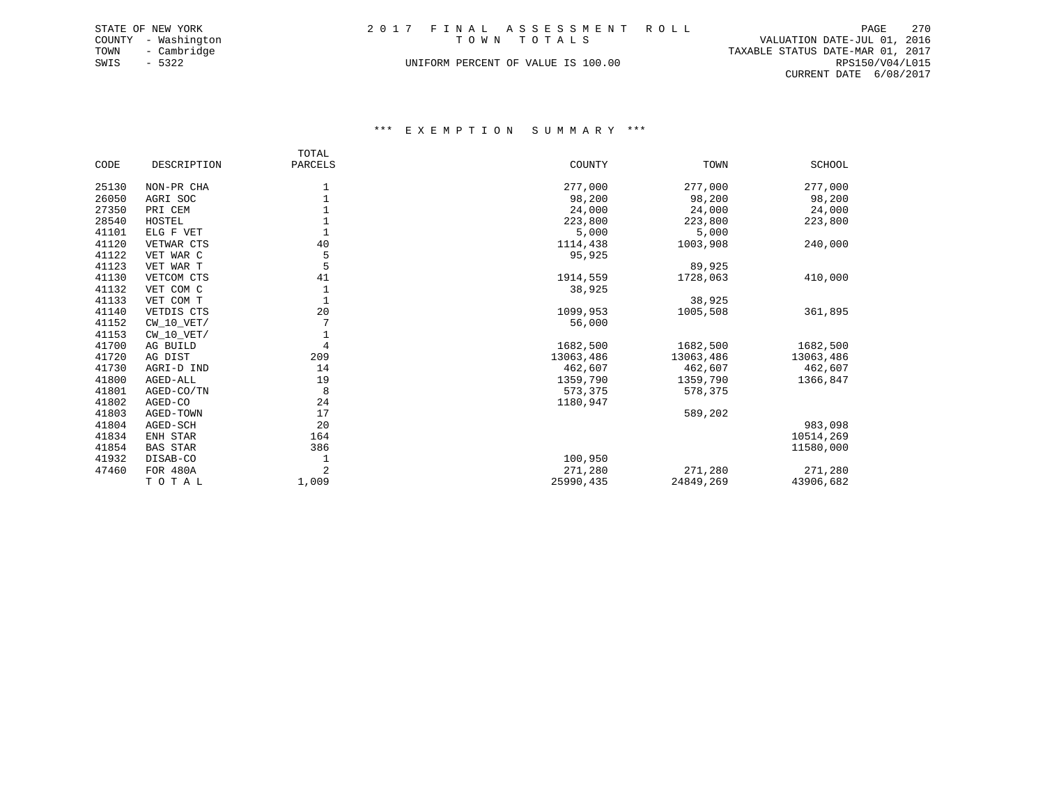STATE OF NEW YORK
COUNTY - Washington
TOWN - Cambridge
SWIS - 5322

2 0 1 7 F I N A L A S S E S S M E N T R O L L
T O W N T O T A L S
UNIFORM PERCENT OF VALUE IS 100.00

VALUATION DATE-JUL 01, 2016
TAXABLE STATUS DATE-MAR 01, 2017
RPS150/V04/L015
CURRENT DATE 6/08/2017

## *** E X E M P T I O N S U M M A R Y ***

| CODE | DESCRIPTION | TOTAL PARCELS | COUNTY | TOWN | SCHOOL |
|---|---|---|---|---|---|
| 25130 | NON-PR CHA | 1 | 277,000 | 277,000 | 277,000 |
| 26050 | AGRI SOC | 1 | 98,200 | 98,200 | 98,200 |
| 27350 | PRI CEM | 1 | 24,000 | 24,000 | 24,000 |
| 28540 | HOSTEL | 1 | 223,800 | 223,800 | 223,800 |
| 41101 | ELG F VET | 1 | 5,000 | 5,000 | |
| 41120 | VETWAR CTS | 40 | 1114,438 | 1003,908 | 240,000 |
| 41122 | VET WAR C | 5 | 95,925 | | |
| 41123 | VET WAR T | 5 | | 89,925 | |
| 41130 | VETCOM CTS | 41 | 1914,559 | 1728,063 | 410,000 |
| 41132 | VET COM C | 1 | 38,925 | | |
| 41133 | VET COM T | 1 | | 38,925 | |
| 41140 | VETDIS CTS | 20 | 1099,953 | 1005,508 | 361,895 |
| 41152 | CW_10_VET/ | 7 | 56,000 | | |
| 41153 | CW_10_VET/ | 1 | | | |
| 41700 | AG BUILD | 4 | 1682,500 | 1682,500 | 1682,500 |
| 41720 | AG DIST | 209 | 13063,486 | 13063,486 | 13063,486 |
| 41730 | AGRI-D IND | 14 | 462,607 | 462,607 | 462,607 |
| 41800 | AGED-ALL | 19 | 1359,790 | 1359,790 | 1366,847 |
| 41801 | AGED-CO/TN | 8 | 573,375 | 578,375 | |
| 41802 | AGED-CO | 24 | 1180,947 | | |
| 41803 | AGED-TOWN | 17 | | 589,202 | |
| 41804 | AGED-SCH | 20 | | | 983,098 |
| 41834 | ENH STAR | 164 | | | 10514,269 |
| 41854 | BAS STAR | 386 | | | 11580,000 |
| 41932 | DISAB-CO | 1 | 100,950 | | |
| 47460 | FOR 480A | 2 | 271,280 | 271,280 | 271,280 |
| | T O T A L | 1,009 | 25990,435 | 24849,269 | 43906,682 |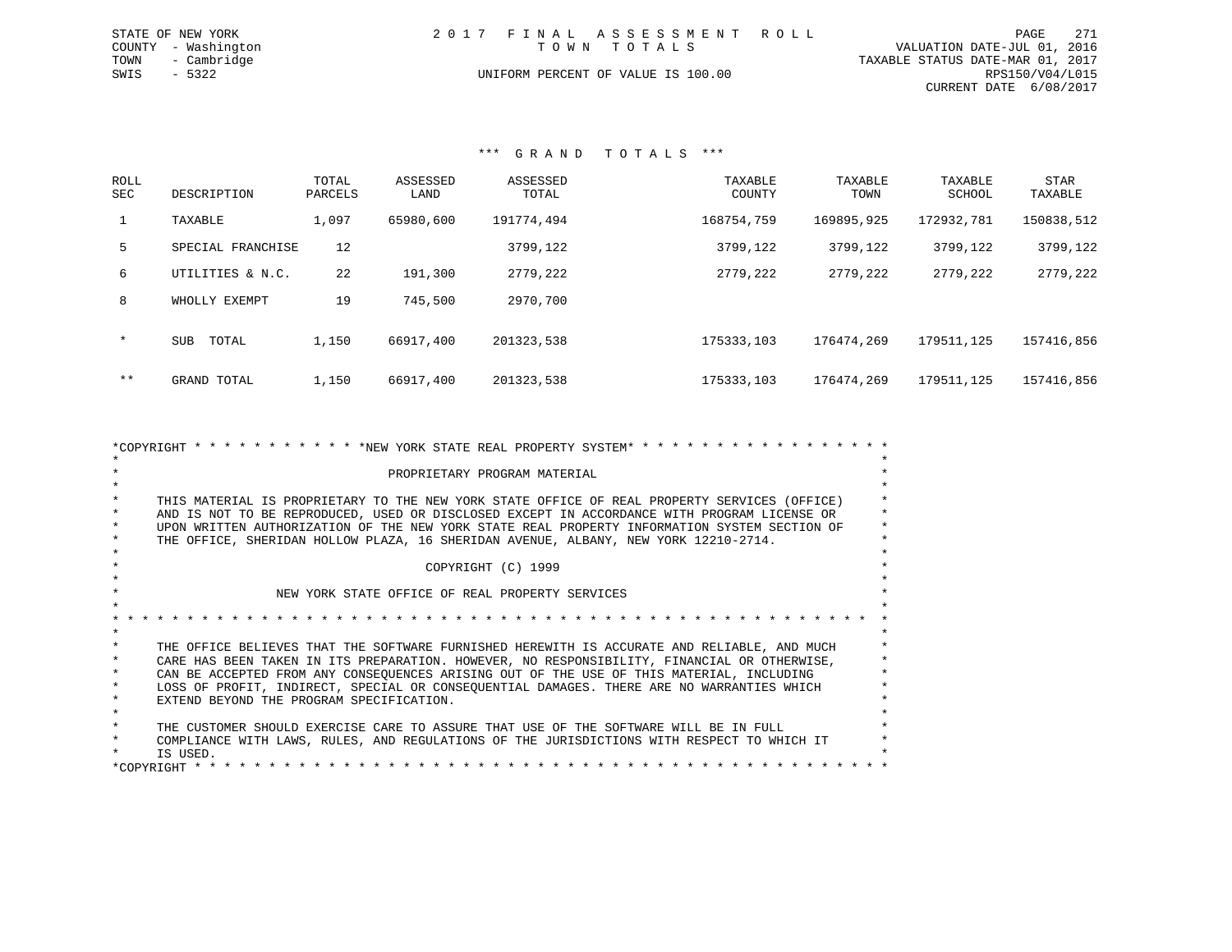STATE OF NEW YORK
COUNTY - Washington
TOWN - Cambridge
SWIS - 5322

2 0 1 7 F I N A L A S S E S S M E N T R O L L
T O W N T O T A L S
UNIFORM PERCENT OF VALUE IS 100.00

VALUATION DATE-JUL 01, 2016
TAXABLE STATUS DATE-MAR 01, 2017
RPS150/V04/L015
CURRENT DATE 6/08/2017

### *** G R A N D T O T A L S ***

| ROLL SEC | DESCRIPTION | TOTAL PARCELS | ASSESSED LAND | ASSESSED TOTAL | TAXABLE COUNTY | TAXABLE TOWN | TAXABLE SCHOOL | STAR TAXABLE |
|---|---|---|---|---|---|---|---|---|
| 1 | TAXABLE | 1,097 | 65980,600 | 191774,494 | 168754,759 | 169895,925 | 172932,781 | 150838,512 |
| 5 | SPECIAL FRANCHISE | 12 | | 3799,122 | 3799,122 | 3799,122 | 3799,122 | 3799,122 |
| 6 | UTILITIES & N.C. | 22 | 191,300 | 2779,222 | 2779,222 | 2779,222 | 2779,222 | 2779,222 |
| 8 | WHOLLY EXEMPT | 19 | 745,500 | 2970,700 | | | | |
| * | SUB TOTAL | 1,150 | 66917,400 | 201323,538 | 175333,103 | 176474,269 | 179511,125 | 157416,856 |
| ** | GRAND TOTAL | 1,150 | 66917,400 | 201323,538 | 175333,103 | 176474,269 | 179511,125 | 157416,856 |

```
*COPYRIGHT * * * * * * * * * * * *NEW YORK STATE REAL PROPERTY SYSTEM* * * * * * * * * * * * * * * * * *
*                                                                                                      *
*                                  PROPRIETARY PROGRAM MATERIAL                                        *
*                                                                                                      *
*     THIS MATERIAL IS PROPRIETARY TO THE NEW YORK STATE OFFICE OF REAL PROPERTY SERVICES (OFFICE)     *
*     AND IS NOT TO BE REPRODUCED, USED OR DISCLOSED EXCEPT IN ACCORDANCE WITH PROGRAM LICENSE OR      *
*     UPON WRITTEN AUTHORIZATION OF THE NEW YORK STATE REAL PROPERTY INFORMATION SYSTEM SECTION OF     *
*     THE OFFICE, SHERIDAN HOLLOW PLAZA, 16 SHERIDAN AVENUE, ALBANY, NEW YORK 12210-2714.              *
*                                                                                                      *
*                                       COPYRIGHT (C) 1999                                             *
*                                                                                                      *
*                     NEW YORK STATE OFFICE OF REAL PROPERTY SERVICES                                  *
*                                                                                                      *
* * * * * * * * * * * * * * * * * * * * * * * * * * * * * * * * * * * * * * * * * * * * * * * * * * *
*                                                                                                      *
*     THE OFFICE BELIEVES THAT THE SOFTWARE FURNISHED HEREWITH IS ACCURATE AND RELIABLE, AND MUCH      *
*     CARE HAS BEEN TAKEN IN ITS PREPARATION. HOWEVER, NO RESPONSIBILITY, FINANCIAL OR OTHERWISE,      *
*     CAN BE ACCEPTED FROM ANY CONSEQUENCES ARISING OUT OF THE USE OF THIS MATERIAL, INCLUDING         *
*     LOSS OF PROFIT, INDIRECT, SPECIAL OR CONSEQUENTIAL DAMAGES. THERE ARE NO WARRANTIES WHICH        *
*     EXTEND BEYOND THE PROGRAM SPECIFICATION.                                                         *
*                                                                                                      *
*     THE CUSTOMER SHOULD EXERCISE CARE TO ASSURE THAT USE OF THE SOFTWARE WILL BE IN FULL             *
*     COMPLIANCE WITH LAWS, RULES, AND REGULATIONS OF THE JURISDICTIONS WITH RESPECT TO WHICH IT       *
*     IS USED.                                                                                         *
*COPYRIGHT * * * * * * * * * * * * * * * * * * * * * * * * * * * * * * * * * * * * * * * * * * * * * *
```